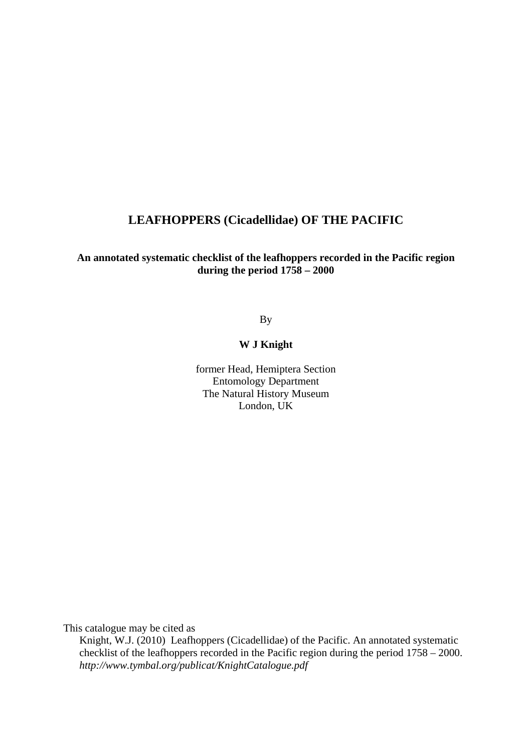# LEAFHOPPERS (Cicadellidae) OF THE PACIFIC

**An annotated systematic checklist of the leafhoppers recorded in the Pacific region during the period 1758 – 2000**

By

**W J Knight**

former Head, Hemiptera Section
Entomology Department
The Natural History Museum
London, UK

This catalogue may be cited as

Knight, W.J. (2010) Leafhoppers (Cicadellidae) of the Pacific. An annotated systematic checklist of the leafhoppers recorded in the Pacific region during the period 1758 – 2000. *http://www.tymbal.org/publicat/KnightCatalogue.pdf*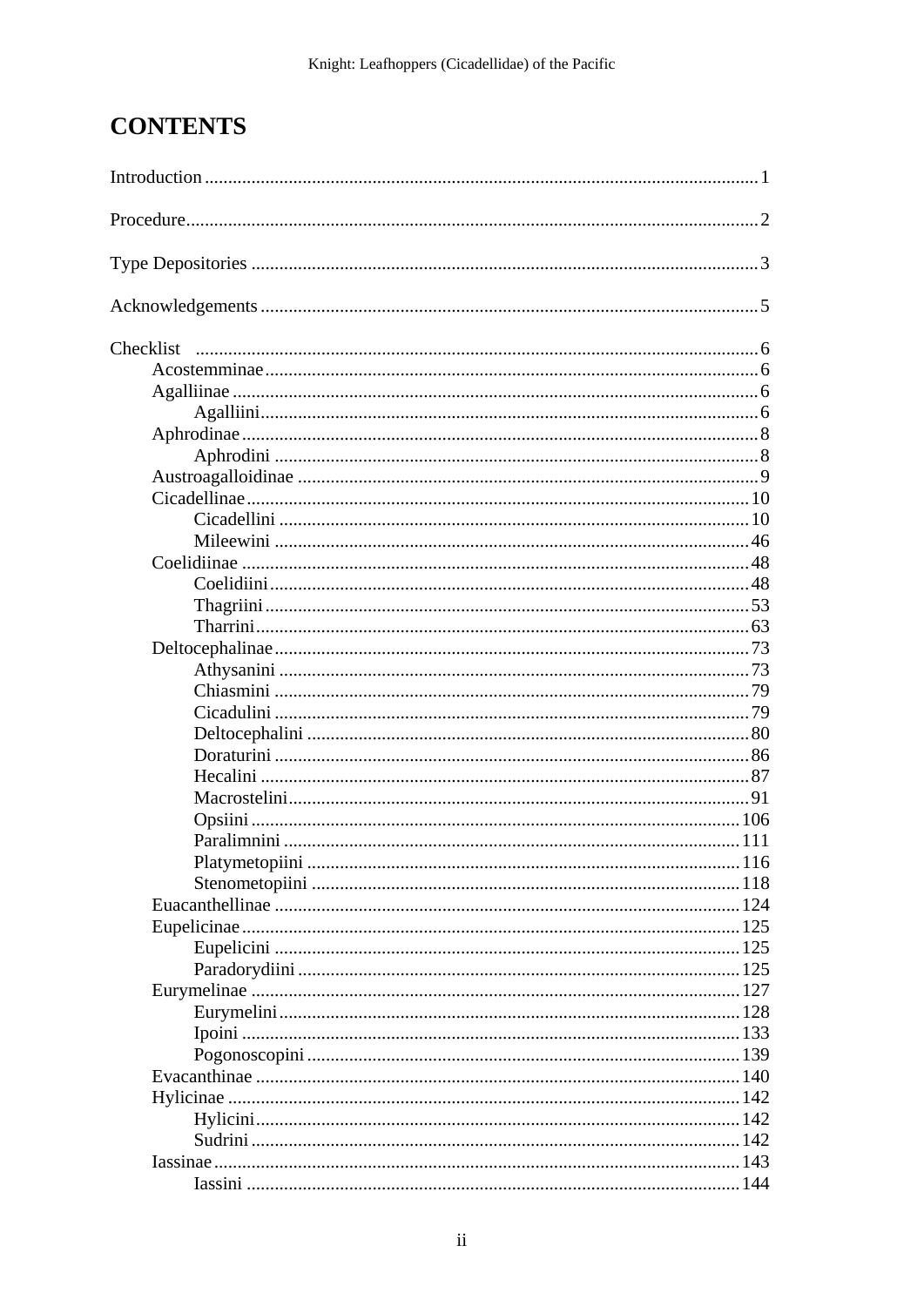# CONTENTS

Introduction .......... 1

Procedure .......... 2

Type Depositories .......... 3

Acknowledgements .......... 5

Checklist .......... 6
- Acostemminae .......... 6
- Agalliinae .......... 6
  - Agalliini .......... 6
- Aphrodinae .......... 8
  - Aphrodini .......... 8
- Austroagalloidinae .......... 9
- Cicadellinae .......... 10
  - Cicadellini .......... 10
  - Mileewini .......... 46
- Coelidiinae .......... 48
  - Coelidiini .......... 48
  - Thagriini .......... 53
  - Tharrini .......... 63
- Deltocephalinae .......... 73
  - Athysanini .......... 73
  - Chiasmini .......... 79
  - Cicadulini .......... 79
  - Deltocephalini .......... 80
  - Doraturini .......... 86
  - Hecalini .......... 87
  - Macrostelini .......... 91
  - Opsiini .......... 106
  - Paralimnini .......... 111
  - Platymetopiini .......... 116
  - Stenometopiini .......... 118
- Euacanthellinae .......... 124
- Eupelicinae .......... 125
  - Eupelicini .......... 125
  - Paradorydiini .......... 125
- Eurymelinae .......... 127
  - Eurymelini .......... 128
  - Ipoini .......... 133
  - Pogonoscopini .......... 139
- Evacanthinae .......... 140
- Hylicinae .......... 142
  - Hylicini .......... 142
  - Sudrini .......... 142
- Iassinae .......... 143
  - Iassini .......... 144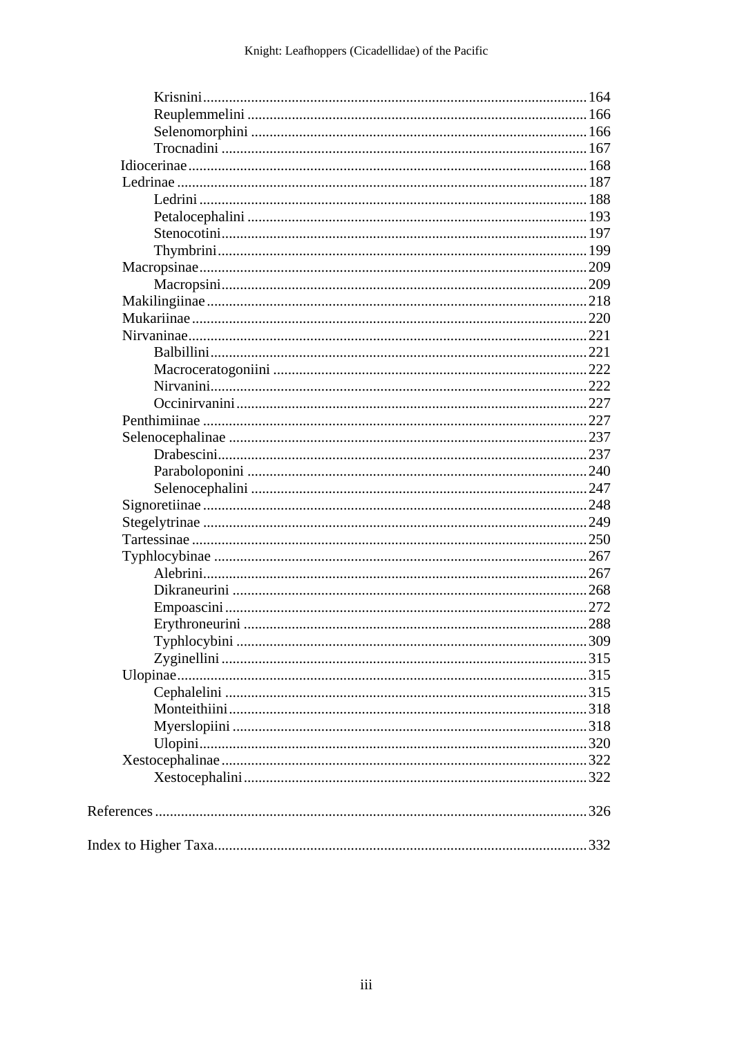- Krisnini ........ 164
- Reuplemmelini ........ 166
- Selenomorphini ........ 166
- Trocnadini ........ 167

Idiocerinae ........ 168

Ledrinae ........ 187

- Ledrini ........ 188
- Petalocephalini ........ 193
- Stenocotini ........ 197
- Thymbrini ........ 199

Macropsinae ........ 209

- Macropsini ........ 209

Makilingiinae ........ 218

Mukariinae ........ 220

Nirvaninae ........ 221

- Balbillini ........ 221
- Macroceratogoniini ........ 222
- Nirvanini ........ 222
- Occinirvanini ........ 227

Penthimiinae ........ 227

Selenocephalinae ........ 237

- Drabescini ........ 237
- Paraboloponini ........ 240
- Selenocephalini ........ 247

Signoretiinae ........ 248

Stegelytrinae ........ 249

Tartessinae ........ 250

Typhlocybinae ........ 267

- Alebrini ........ 267
- Dikraneurini ........ 268
- Empoascini ........ 272
- Erythroneurini ........ 288
- Typhlocybini ........ 309
- Zyginellini ........ 315

Ulopinae ........ 315

- Cephalelini ........ 315
- Monteithiini ........ 318
- Myerslopiini ........ 318
- Ulopini ........ 320

Xestocephalinae ........ 322

- Xestocephalini ........ 322

References ........ 326

Index to Higher Taxa ........ 332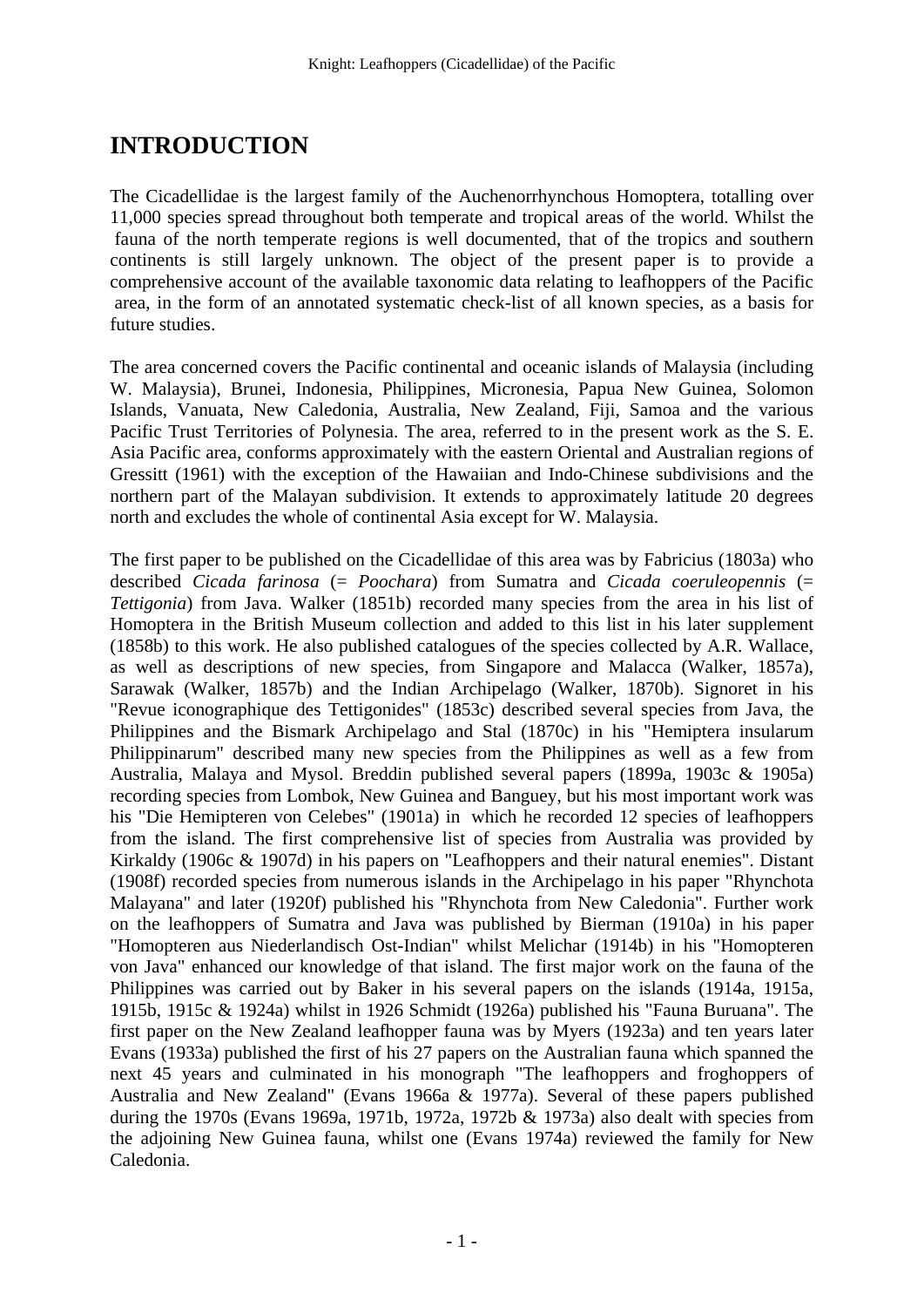# INTRODUCTION

The Cicadellidae is the largest family of the Auchenorrhynchous Homoptera, totalling over 11,000 species spread throughout both temperate and tropical areas of the world. Whilst the fauna of the north temperate regions is well documented, that of the tropics and southern continents is still largely unknown. The object of the present paper is to provide a comprehensive account of the available taxonomic data relating to leafhoppers of the Pacific area, in the form of an annotated systematic check-list of all known species, as a basis for future studies.

The area concerned covers the Pacific continental and oceanic islands of Malaysia (including W. Malaysia), Brunei, Indonesia, Philippines, Micronesia, Papua New Guinea, Solomon Islands, Vanuata, New Caledonia, Australia, New Zealand, Fiji, Samoa and the various Pacific Trust Territories of Polynesia. The area, referred to in the present work as the S. E. Asia Pacific area, conforms approximately with the eastern Oriental and Australian regions of Gressitt (1961) with the exception of the Hawaiian and Indo-Chinese subdivisions and the northern part of the Malayan subdivision. It extends to approximately latitude 20 degrees north and excludes the whole of continental Asia except for W. Malaysia.

The first paper to be published on the Cicadellidae of this area was by Fabricius (1803a) who described *Cicada farinosa* (= *Poochara*) from Sumatra and *Cicada coeruleopennis* (= *Tettigonia*) from Java. Walker (1851b) recorded many species from the area in his list of Homoptera in the British Museum collection and added to this list in his later supplement (1858b) to this work. He also published catalogues of the species collected by A.R. Wallace, as well as descriptions of new species, from Singapore and Malacca (Walker, 1857a), Sarawak (Walker, 1857b) and the Indian Archipelago (Walker, 1870b). Signoret in his "Revue iconographique des Tettigonides" (1853c) described several species from Java, the Philippines and the Bismark Archipelago and Stal (1870c) in his "Hemiptera insularum Philippinarum" described many new species from the Philippines as well as a few from Australia, Malaya and Mysol. Breddin published several papers (1899a, 1903c & 1905a) recording species from Lombok, New Guinea and Banguey, but his most important work was his "Die Hemipteren von Celebes" (1901a) in which he recorded 12 species of leafhoppers from the island. The first comprehensive list of species from Australia was provided by Kirkaldy (1906c & 1907d) in his papers on "Leafhoppers and their natural enemies". Distant (1908f) recorded species from numerous islands in the Archipelago in his paper "Rhynchota Malayana" and later (1920f) published his "Rhynchota from New Caledonia". Further work on the leafhoppers of Sumatra and Java was published by Bierman (1910a) in his paper "Homopteren aus Niederlandisch Ost-Indian" whilst Melichar (1914b) in his "Homopteren von Java" enhanced our knowledge of that island. The first major work on the fauna of the Philippines was carried out by Baker in his several papers on the islands (1914a, 1915a, 1915b, 1915c & 1924a) whilst in 1926 Schmidt (1926a) published his "Fauna Buruana". The first paper on the New Zealand leafhopper fauna was by Myers (1923a) and ten years later Evans (1933a) published the first of his 27 papers on the Australian fauna which spanned the next 45 years and culminated in his monograph "The leafhoppers and froghoppers of Australia and New Zealand" (Evans 1966a & 1977a). Several of these papers published during the 1970s (Evans 1969a, 1971b, 1972a, 1972b & 1973a) also dealt with species from the adjoining New Guinea fauna, whilst one (Evans 1974a) reviewed the family for New Caledonia.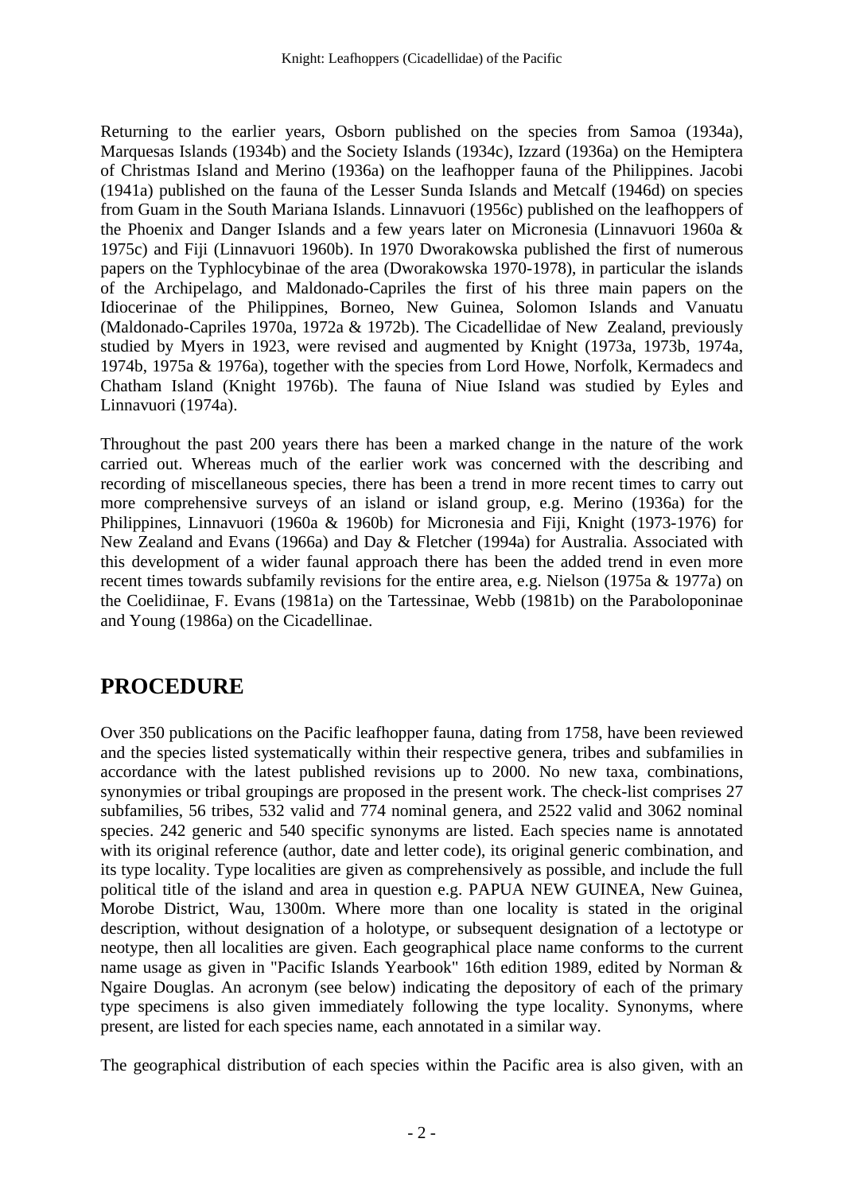Returning to the earlier years, Osborn published on the species from Samoa (1934a), Marquesas Islands (1934b) and the Society Islands (1934c), Izzard (1936a) on the Hemiptera of Christmas Island and Merino (1936a) on the leafhopper fauna of the Philippines. Jacobi (1941a) published on the fauna of the Lesser Sunda Islands and Metcalf (1946d) on species from Guam in the South Mariana Islands. Linnavuori (1956c) published on the leafhoppers of the Phoenix and Danger Islands and a few years later on Micronesia (Linnavuori 1960a & 1975c) and Fiji (Linnavuori 1960b). In 1970 Dworakowska published the first of numerous papers on the Typhlocybinae of the area (Dworakowska 1970-1978), in particular the islands of the Archipelago, and Maldonado-Capriles the first of his three main papers on the Idiocerinae of the Philippines, Borneo, New Guinea, Solomon Islands and Vanuatu (Maldonado-Capriles 1970a, 1972a & 1972b). The Cicadellidae of New Zealand, previously studied by Myers in 1923, were revised and augmented by Knight (1973a, 1973b, 1974a, 1974b, 1975a & 1976a), together with the species from Lord Howe, Norfolk, Kermadecs and Chatham Island (Knight 1976b). The fauna of Niue Island was studied by Eyles and Linnavuori (1974a).

Throughout the past 200 years there has been a marked change in the nature of the work carried out. Whereas much of the earlier work was concerned with the describing and recording of miscellaneous species, there has been a trend in more recent times to carry out more comprehensive surveys of an island or island group, e.g. Merino (1936a) for the Philippines, Linnavuori (1960a & 1960b) for Micronesia and Fiji, Knight (1973-1976) for New Zealand and Evans (1966a) and Day & Fletcher (1994a) for Australia. Associated with this development of a wider faunal approach there has been the added trend in even more recent times towards subfamily revisions for the entire area, e.g. Nielson (1975a & 1977a) on the Coelidiinae, F. Evans (1981a) on the Tartessinae, Webb (1981b) on the Paraboloponinae and Young (1986a) on the Cicadellinae.

## PROCEDURE

Over 350 publications on the Pacific leafhopper fauna, dating from 1758, have been reviewed and the species listed systematically within their respective genera, tribes and subfamilies in accordance with the latest published revisions up to 2000. No new taxa, combinations, synonymies or tribal groupings are proposed in the present work. The check-list comprises 27 subfamilies, 56 tribes, 532 valid and 774 nominal genera, and 2522 valid and 3062 nominal species. 242 generic and 540 specific synonyms are listed. Each species name is annotated with its original reference (author, date and letter code), its original generic combination, and its type locality. Type localities are given as comprehensively as possible, and include the full political title of the island and area in question e.g. PAPUA NEW GUINEA, New Guinea, Morobe District, Wau, 1300m. Where more than one locality is stated in the original description, without designation of a holotype, or subsequent designation of a lectotype or neotype, then all localities are given. Each geographical place name conforms to the current name usage as given in "Pacific Islands Yearbook" 16th edition 1989, edited by Norman & Ngaire Douglas. An acronym (see below) indicating the depository of each of the primary type specimens is also given immediately following the type locality. Synonyms, where present, are listed for each species name, each annotated in a similar way.

The geographical distribution of each species within the Pacific area is also given, with an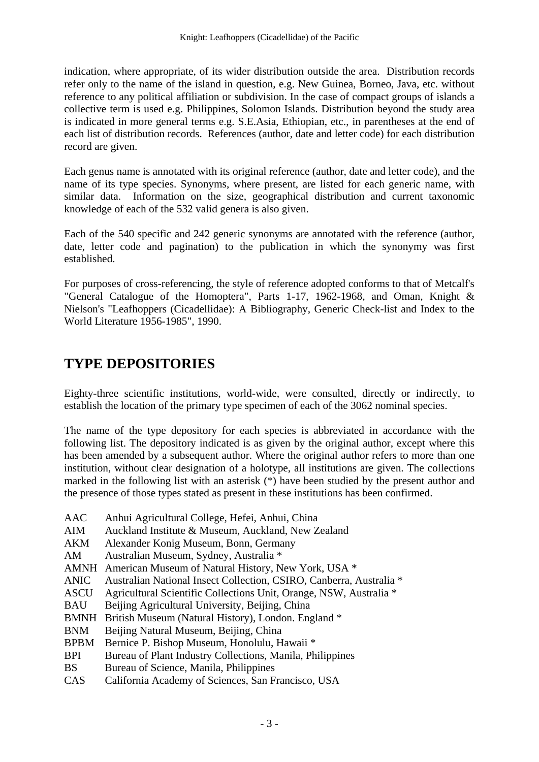indication, where appropriate, of its wider distribution outside the area. Distribution records refer only to the name of the island in question, e.g. New Guinea, Borneo, Java, etc. without reference to any political affiliation or subdivision. In the case of compact groups of islands a collective term is used e.g. Philippines, Solomon Islands. Distribution beyond the study area is indicated in more general terms e.g. S.E.Asia, Ethiopian, etc., in parentheses at the end of each list of distribution records. References (author, date and letter code) for each distribution record are given.

Each genus name is annotated with its original reference (author, date and letter code), and the name of its type species. Synonyms, where present, are listed for each generic name, with similar data. Information on the size, geographical distribution and current taxonomic knowledge of each of the 532 valid genera is also given.

Each of the 540 specific and 242 generic synonyms are annotated with the reference (author, date, letter code and pagination) to the publication in which the synonymy was first established.

For purposes of cross-referencing, the style of reference adopted conforms to that of Metcalf's "General Catalogue of the Homoptera", Parts 1-17, 1962-1968, and Oman, Knight & Nielson's "Leafhoppers (Cicadellidae): A Bibliography, Generic Check-list and Index to the World Literature 1956-1985", 1990.

## TYPE DEPOSITORIES

Eighty-three scientific institutions, world-wide, were consulted, directly or indirectly, to establish the location of the primary type specimen of each of the 3062 nominal species.

The name of the type depository for each species is abbreviated in accordance with the following list. The depository indicated is as given by the original author, except where this has been amended by a subsequent author. Where the original author refers to more than one institution, without clear designation of a holotype, all institutions are given. The collections marked in the following list with an asterisk (*) have been studied by the present author and the presence of those types stated as present in these institutions has been confirmed.

AAC Anhui Agricultural College, Hefei, Anhui, China
AIM Auckland Institute & Museum, Auckland, New Zealand
AKM Alexander Konig Museum, Bonn, Germany
AM Australian Museum, Sydney, Australia *
AMNH American Museum of Natural History, New York, USA *
ANIC Australian National Insect Collection, CSIRO, Canberra, Australia *
ASCU Agricultural Scientific Collections Unit, Orange, NSW, Australia *
BAU Beijing Agricultural University, Beijing, China
BMNH British Museum (Natural History), London. England *
BNM Beijing Natural Museum, Beijing, China
BPBM Bernice P. Bishop Museum, Honolulu, Hawaii *
BPI Bureau of Plant Industry Collections, Manila, Philippines
BS Bureau of Science, Manila, Philippines
CAS California Academy of Sciences, San Francisco, USA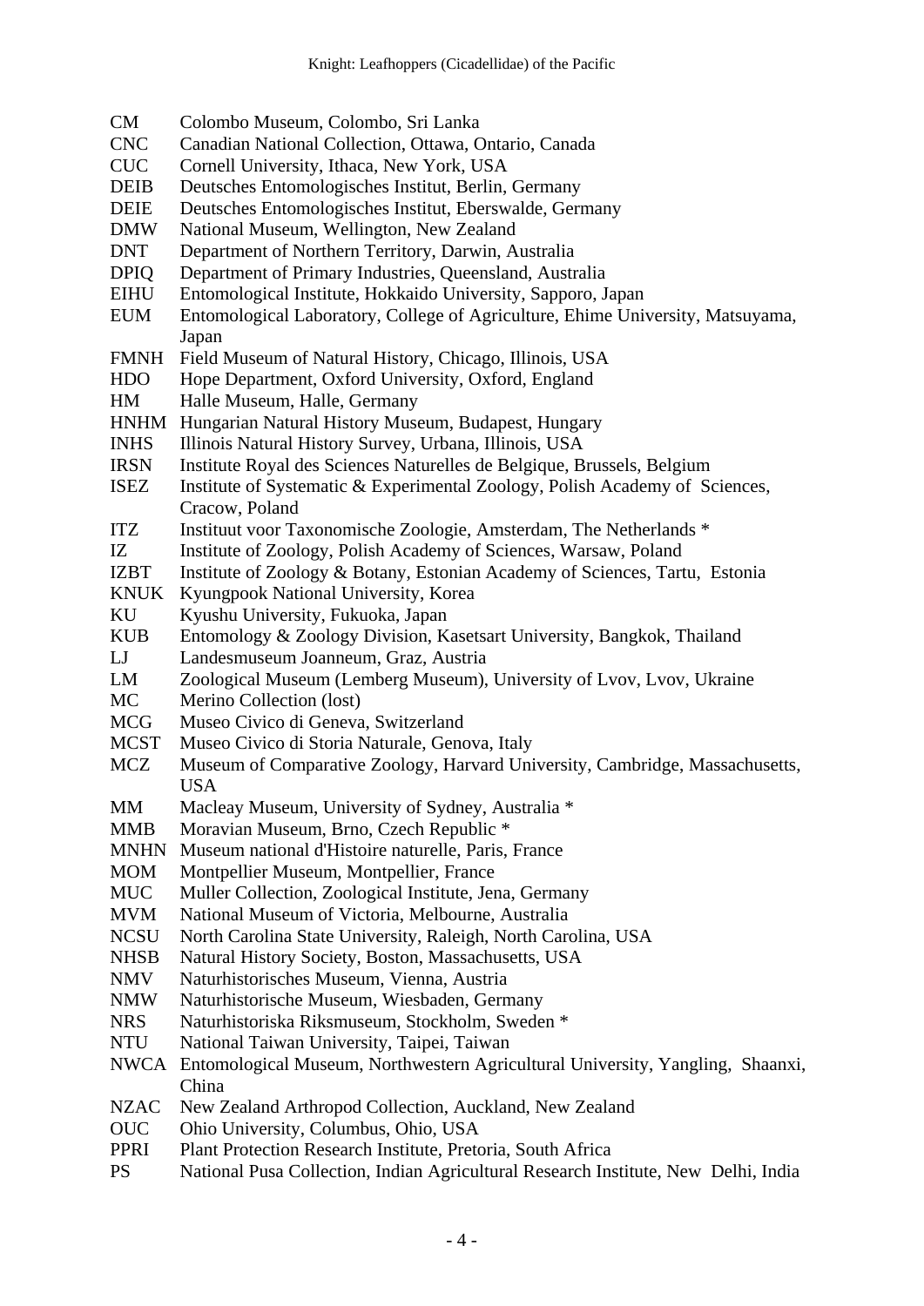| | |
|---|---|
| CM | Colombo Museum, Colombo, Sri Lanka |
| CNC | Canadian National Collection, Ottawa, Ontario, Canada |
| CUC | Cornell University, Ithaca, New York, USA |
| DEIB | Deutsches Entomologisches Institut, Berlin, Germany |
| DEIE | Deutsches Entomologisches Institut, Eberswalde, Germany |
| DMW | National Museum, Wellington, New Zealand |
| DNT | Department of Northern Territory, Darwin, Australia |
| DPIQ | Department of Primary Industries, Queensland, Australia |
| EIHU | Entomological Institute, Hokkaido University, Sapporo, Japan |
| EUM | Entomological Laboratory, College of Agriculture, Ehime University, Matsuyama, Japan |
| FMNH | Field Museum of Natural History, Chicago, Illinois, USA |
| HDO | Hope Department, Oxford University, Oxford, England |
| HM | Halle Museum, Halle, Germany |
| HNHM | Hungarian Natural History Museum, Budapest, Hungary |
| INHS | Illinois Natural History Survey, Urbana, Illinois, USA |
| IRSN | Institute Royal des Sciences Naturelles de Belgique, Brussels, Belgium |
| ISEZ | Institute of Systematic & Experimental Zoology, Polish Academy of Sciences, Cracow, Poland |
| ITZ | Instituut voor Taxonomische Zoologie, Amsterdam, The Netherlands * |
| IZ | Institute of Zoology, Polish Academy of Sciences, Warsaw, Poland |
| IZBT | Institute of Zoology & Botany, Estonian Academy of Sciences, Tartu, Estonia |
| KNUK | Kyungpook National University, Korea |
| KU | Kyushu University, Fukuoka, Japan |
| KUB | Entomology & Zoology Division, Kasetsart University, Bangkok, Thailand |
| LJ | Landesmuseum Joanneum, Graz, Austria |
| LM | Zoological Museum (Lemberg Museum), University of Lvov, Lvov, Ukraine |
| MC | Merino Collection (lost) |
| MCG | Museo Civico di Geneva, Switzerland |
| MCST | Museo Civico di Storia Naturale, Genova, Italy |
| MCZ | Museum of Comparative Zoology, Harvard University, Cambridge, Massachusetts, USA |
| MM | Macleay Museum, University of Sydney, Australia * |
| MMB | Moravian Museum, Brno, Czech Republic * |
| MNHN | Museum national d'Histoire naturelle, Paris, France |
| MOM | Montpellier Museum, Montpellier, France |
| MUC | Muller Collection, Zoological Institute, Jena, Germany |
| MVM | National Museum of Victoria, Melbourne, Australia |
| NCSU | North Carolina State University, Raleigh, North Carolina, USA |
| NHSB | Natural History Society, Boston, Massachusetts, USA |
| NMV | Naturhistorisches Museum, Vienna, Austria |
| NMW | Naturhistorische Museum, Wiesbaden, Germany |
| NRS | Naturhistoriska Riksmuseum, Stockholm, Sweden * |
| NTU | National Taiwan University, Taipei, Taiwan |
| NWCA | Entomological Museum, Northwestern Agricultural University, Yangling, Shaanxi, China |
| NZAC | New Zealand Arthropod Collection, Auckland, New Zealand |
| OUC | Ohio University, Columbus, Ohio, USA |
| PPRI | Plant Protection Research Institute, Pretoria, South Africa |
| PS | National Pusa Collection, Indian Agricultural Research Institute, New Delhi, India |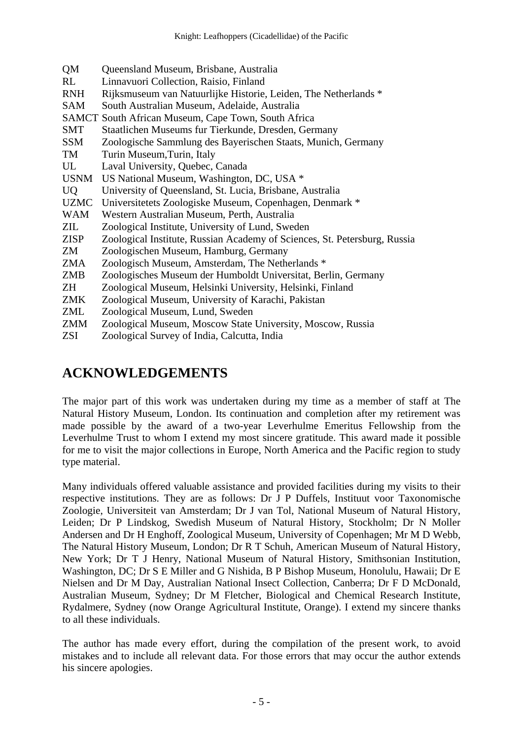QM Queensland Museum, Brisbane, Australia
RL Linnavuori Collection, Raisio, Finland
RNH Rijksmuseum van Natuurlijke Historie, Leiden, The Netherlands *
SAM South Australian Museum, Adelaide, Australia
SAMCT South African Museum, Cape Town, South Africa
SMT Staatlichen Museums fur Tierkunde, Dresden, Germany
SSM Zoologische Sammlung des Bayerischen Staats, Munich, Germany
TM Turin Museum,Turin, Italy
UL Laval University, Quebec, Canada
USNM US National Museum, Washington, DC, USA *
UQ University of Queensland, St. Lucia, Brisbane, Australia
UZMC Universitetets Zoologiske Museum, Copenhagen, Denmark *
WAM Western Australian Museum, Perth, Australia
ZIL Zoological Institute, University of Lund, Sweden
ZISP Zoological Institute, Russian Academy of Sciences, St. Petersburg, Russia
ZM Zoologischen Museum, Hamburg, Germany
ZMA Zoologisch Museum, Amsterdam, The Netherlands *
ZMB Zoologisches Museum der Humboldt Universitat, Berlin, Germany
ZH Zoological Museum, Helsinki University, Helsinki, Finland
ZMK Zoological Museum, University of Karachi, Pakistan
ZML Zoological Museum, Lund, Sweden
ZMM Zoological Museum, Moscow State University, Moscow, Russia
ZSI Zoological Survey of India, Calcutta, India

## ACKNOWLEDGEMENTS

The major part of this work was undertaken during my time as a member of staff at The Natural History Museum, London. Its continuation and completion after my retirement was made possible by the award of a two-year Leverhulme Emeritus Fellowship from the Leverhulme Trust to whom I extend my most sincere gratitude. This award made it possible for me to visit the major collections in Europe, North America and the Pacific region to study type material.

Many individuals offered valuable assistance and provided facilities during my visits to their respective institutions. They are as follows: Dr J P Duffels, Instituut voor Taxonomische Zoologie, Universiteit van Amsterdam; Dr J van Tol, National Museum of Natural History, Leiden; Dr P Lindskog, Swedish Museum of Natural History, Stockholm; Dr N Moller Andersen and Dr H Enghoff, Zoological Museum, University of Copenhagen; Mr M D Webb, The Natural History Museum, London; Dr R T Schuh, American Museum of Natural History, New York; Dr T J Henry, National Museum of Natural History, Smithsonian Institution, Washington, DC; Dr S E Miller and G Nishida, B P Bishop Museum, Honolulu, Hawaii; Dr E Nielsen and Dr M Day, Australian National Insect Collection, Canberra; Dr F D McDonald, Australian Museum, Sydney; Dr M Fletcher, Biological and Chemical Research Institute, Rydalmere, Sydney (now Orange Agricultural Institute, Orange). I extend my sincere thanks to all these individuals.

The author has made every effort, during the compilation of the present work, to avoid mistakes and to include all relevant data. For those errors that may occur the author extends his sincere apologies.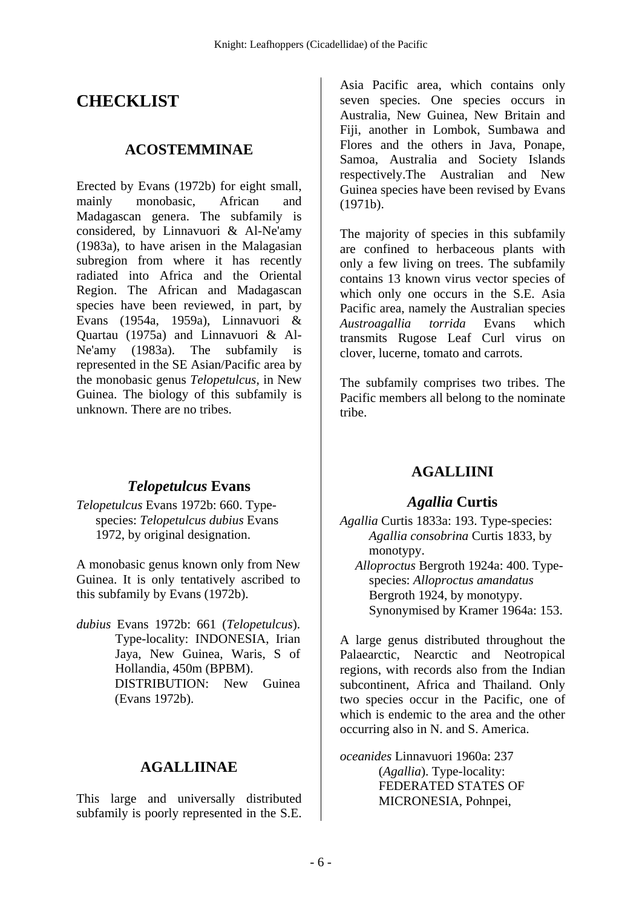# CHECKLIST

## ACOSTEMMINAE

Erected by Evans (1972b) for eight small, mainly monobasic, African and Madagascan genera. The subfamily is considered, by Linnavuori & Al-Ne'amy (1983a), to have arisen in the Malagasian subregion from where it has recently radiated into Africa and the Oriental Region. The African and Madagascan species have been reviewed, in part, by Evans (1954a, 1959a), Linnavuori & Quartau (1975a) and Linnavuori & Al-Ne'amy (1983a). The subfamily is represented in the SE Asian/Pacific area by the monobasic genus *Telopetulcus*, in New Guinea. The biology of this subfamily is unknown. There are no tribes.

### *Telopetulcus* Evans

*Telopetulcus* Evans 1972b: 660. Type-species: *Telopetulcus dubius* Evans 1972, by original designation.

A monobasic genus known only from New Guinea. It is only tentatively ascribed to this subfamily by Evans (1972b).

*dubius* Evans 1972b: 661 (*Telopetulcus*). Type-locality: INDONESIA, Irian Jaya, New Guinea, Waris, S of Hollandia, 450m (BPBM). DISTRIBUTION: New Guinea (Evans 1972b).

## AGALLIINAE

This large and universally distributed subfamily is poorly represented in the S.E. Asia Pacific area, which contains only seven species. One species occurs in Australia, New Guinea, New Britain and Fiji, another in Lombok, Sumbawa and Flores and the others in Java, Ponape, Samoa, Australia and Society Islands respectively.The Australian and New Guinea species have been revised by Evans (1971b).

The majority of species in this subfamily are confined to herbaceous plants with only a few living on trees. The subfamily contains 13 known virus vector species of which only one occurs in the S.E. Asia Pacific area, namely the Australian species *Austroagallia torrida* Evans which transmits Rugose Leaf Curl virus on clover, lucerne, tomato and carrots.

The subfamily comprises two tribes. The Pacific members all belong to the nominate tribe.

## AGALLIINI

### *Agallia* Curtis

*Agallia* Curtis 1833a: 193. Type-species: *Agallia consobrina* Curtis 1833, by monotypy.
*Alloproctus* Bergroth 1924a: 400. Type-species: *Alloproctus amandatus* Bergroth 1924, by monotypy. Synonymised by Kramer 1964a: 153.

A large genus distributed throughout the Palaearctic, Nearctic and Neotropical regions, with records also from the Indian subcontinent, Africa and Thailand. Only two species occur in the Pacific, one of which is endemic to the area and the other occurring also in N. and S. America.

*oceanides* Linnavuori 1960a: 237 (*Agallia*). Type-locality: FEDERATED STATES OF MICRONESIA, Pohnpei,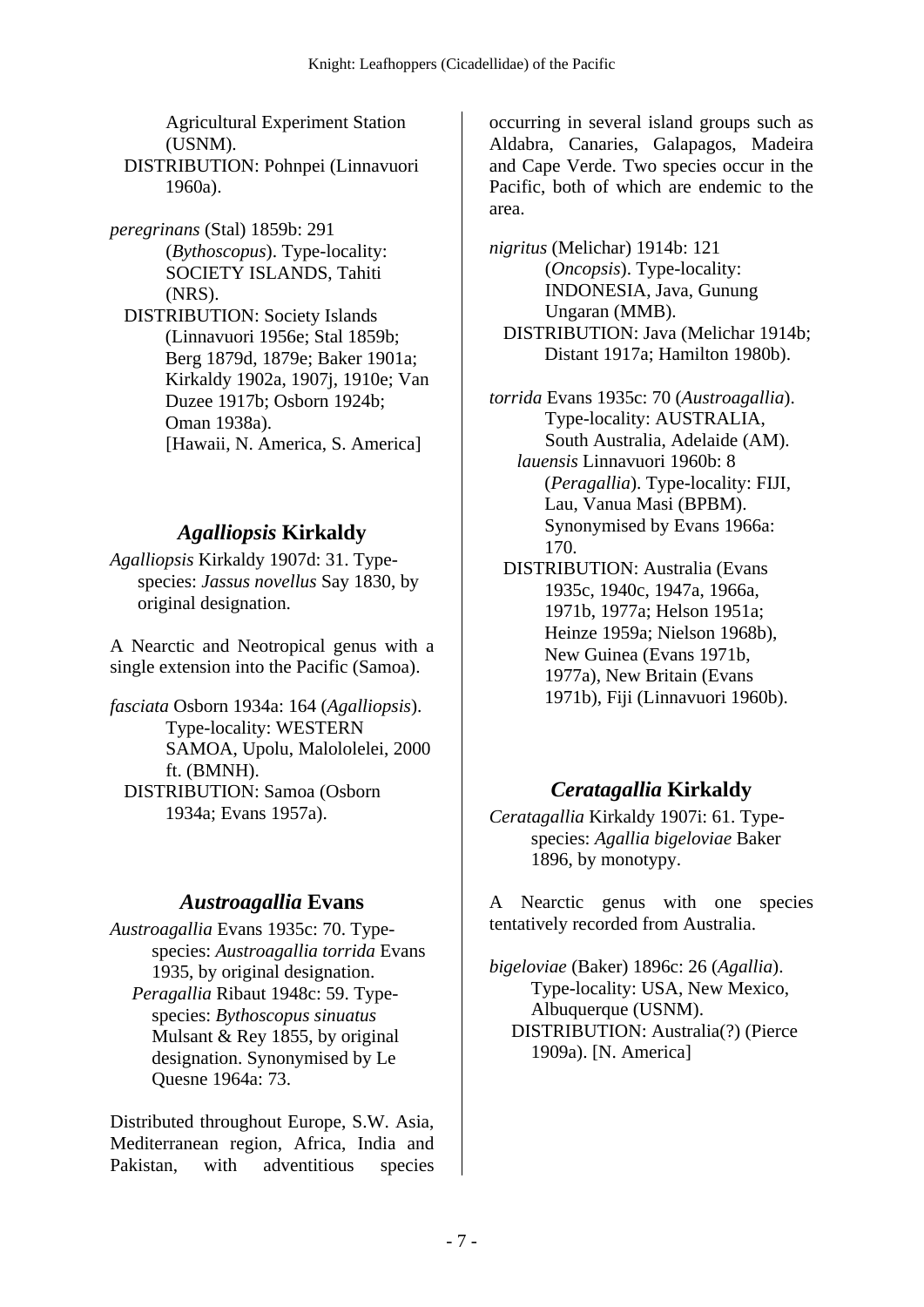Agricultural Experiment Station (USNM).
DISTRIBUTION: Pohnpei (Linnavuori 1960a).

*peregrinans* (Stal) 1859b: 291 (*Bythoscopus*). Type-locality: SOCIETY ISLANDS, Tahiti (NRS).
DISTRIBUTION: Society Islands (Linnavuori 1956e; Stal 1859b; Berg 1879d, 1879e; Baker 1901a; Kirkaldy 1902a, 1907j, 1910e; Van Duzee 1917b; Osborn 1924b; Oman 1938a). [Hawaii, N. America, S. America]

## *Agalliopsis* Kirkaldy

*Agalliopsis* Kirkaldy 1907d: 31. Type-species: *Jassus novellus* Say 1830, by original designation.

A Nearctic and Neotropical genus with a single extension into the Pacific (Samoa).

*fasciata* Osborn 1934a: 164 (*Agalliopsis*). Type-locality: WESTERN SAMOA, Upolu, Malololelei, 2000 ft. (BMNH).
DISTRIBUTION: Samoa (Osborn 1934a; Evans 1957a).

## *Austroagallia* Evans

*Austroagallia* Evans 1935c: 70. Type-species: *Austroagallia torrida* Evans 1935, by original designation.
*Peragallia* Ribaut 1948c: 59. Type-species: *Bythoscopus sinuatus* Mulsant & Rey 1855, by original designation. Synonymised by Le Quesne 1964a: 73.

Distributed throughout Europe, S.W. Asia, Mediterranean region, Africa, India and Pakistan, with adventitious species occurring in several island groups such as Aldabra, Canaries, Galapagos, Madeira and Cape Verde. Two species occur in the Pacific, both of which are endemic to the area.

*nigritus* (Melichar) 1914b: 121 (*Oncopsis*). Type-locality: INDONESIA, Java, Gunung Ungaran (MMB).
DISTRIBUTION: Java (Melichar 1914b; Distant 1917a; Hamilton 1980b).

*torrida* Evans 1935c: 70 (*Austroagallia*). Type-locality: AUSTRALIA, South Australia, Adelaide (AM).
*lauensis* Linnavuori 1960b: 8 (*Peragallia*). Type-locality: FIJI, Lau, Vanua Masi (BPBM). Synonymised by Evans 1966a: 170.
DISTRIBUTION: Australia (Evans 1935c, 1940c, 1947a, 1966a, 1971b, 1977a; Helson 1951a; Heinze 1959a; Nielson 1968b), New Guinea (Evans 1971b, 1977a), New Britain (Evans 1971b), Fiji (Linnavuori 1960b).

## *Ceratagallia* Kirkaldy

*Ceratagallia* Kirkaldy 1907i: 61. Type-species: *Agallia bigeloviae* Baker 1896, by monotypy.

A Nearctic genus with one species tentatively recorded from Australia.

*bigeloviae* (Baker) 1896c: 26 (*Agallia*). Type-locality: USA, New Mexico, Albuquerque (USNM).
DISTRIBUTION: Australia(?) (Pierce 1909a). [N. America]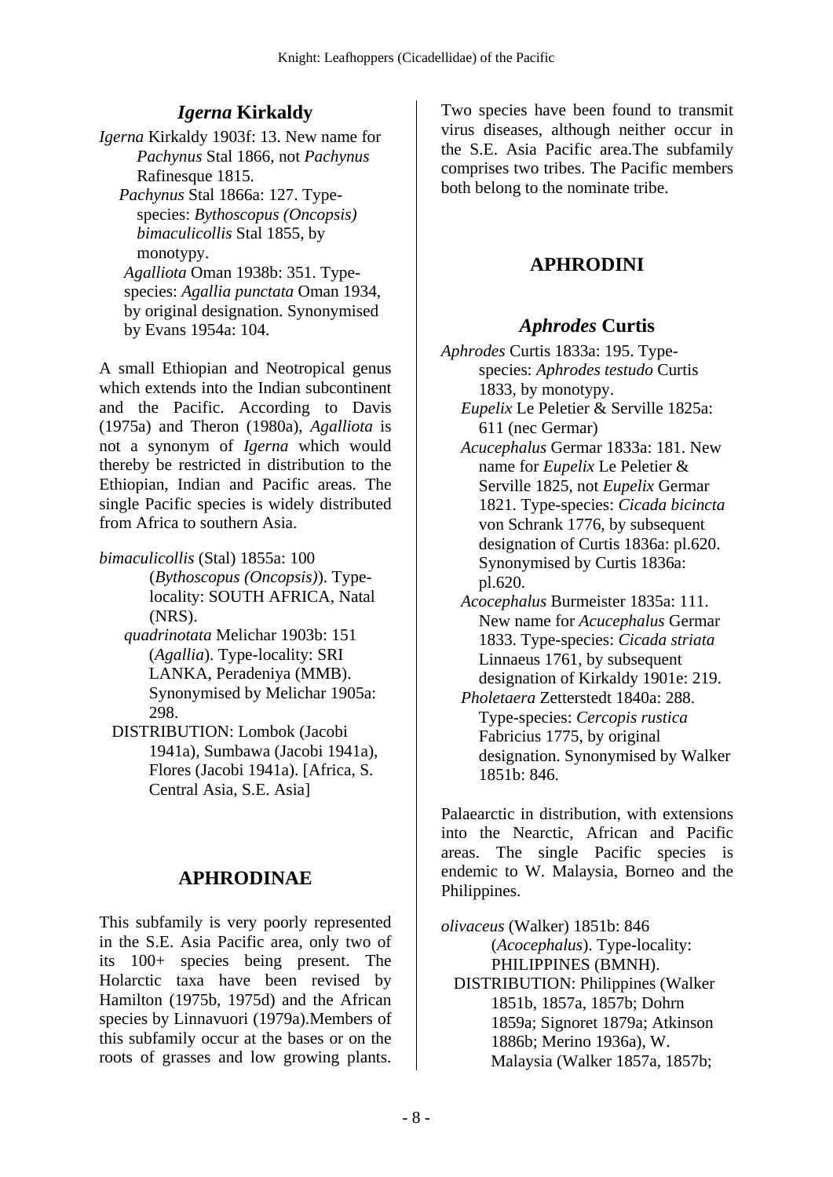## *Igerna* Kirkaldy

*Igerna* Kirkaldy 1903f: 13. New name for *Pachynus* Stal 1866, not *Pachynus* Rafinesque 1815.
*Pachynus* Stal 1866a: 127. Type-species: *Bythoscopus (Oncopsis) bimaculicollis* Stal 1855, by monotypy.
*Agalliota* Oman 1938b: 351. Type-species: *Agallia punctata* Oman 1934, by original designation. Synonymised by Evans 1954a: 104.

A small Ethiopian and Neotropical genus which extends into the Indian subcontinent and the Pacific. According to Davis (1975a) and Theron (1980a), *Agalliota* is not a synonym of *Igerna* which would thereby be restricted in distribution to the Ethiopian, Indian and Pacific areas. The single Pacific species is widely distributed from Africa to southern Asia.

*bimaculicollis* (Stal) 1855a: 100 (*Bythoscopus (Oncopsis)*). Type-locality: SOUTH AFRICA, Natal (NRS).
*quadrinotata* Melichar 1903b: 151 (*Agallia*). Type-locality: SRI LANKA, Peradeniya (MMB). Synonymised by Melichar 1905a: 298.
DISTRIBUTION: Lombok (Jacobi 1941a), Sumbawa (Jacobi 1941a), Flores (Jacobi 1941a). [Africa, S. Central Asia, S.E. Asia]

# APHRODINAE

This subfamily is very poorly represented in the S.E. Asia Pacific area, only two of its 100+ species being present. The Holarctic taxa have been revised by Hamilton (1975b, 1975d) and the African species by Linnavuori (1979a).Members of this subfamily occur at the bases or on the roots of grasses and low growing plants. Two species have been found to transmit virus diseases, although neither occur in the S.E. Asia Pacific area.The subfamily comprises two tribes. The Pacific members both belong to the nominate tribe.

## APHRODINI

## *Aphrodes* Curtis

*Aphrodes* Curtis 1833a: 195. Type-species: *Aphrodes testudo* Curtis 1833, by monotypy.
*Eupelix* Le Peletier & Serville 1825a: 611 (nec Germar)
*Acucephalus* Germar 1833a: 181. New name for *Eupelix* Le Peletier & Serville 1825, not *Eupelix* Germar 1821. Type-species: *Cicada bicincta* von Schrank 1776, by subsequent designation of Curtis 1836a: pl.620. Synonymised by Curtis 1836a: pl.620.
*Acocephalus* Burmeister 1835a: 111. New name for *Acucephalus* Germar 1833. Type-species: *Cicada striata* Linnaeus 1761, by subsequent designation of Kirkaldy 1901e: 219.
*Pholetaera* Zetterstedt 1840a: 288. Type-species: *Cercopis rustica* Fabricius 1775, by original designation. Synonymised by Walker 1851b: 846.

Palaearctic in distribution, with extensions into the Nearctic, African and Pacific areas. The single Pacific species is endemic to W. Malaysia, Borneo and the Philippines.

*olivaceus* (Walker) 1851b: 846 (*Acocephalus*). Type-locality: PHILIPPINES (BMNH).
DISTRIBUTION: Philippines (Walker 1851b, 1857a, 1857b; Dohrn 1859a; Signoret 1879a; Atkinson 1886b; Merino 1936a), W. Malaysia (Walker 1857a, 1857b;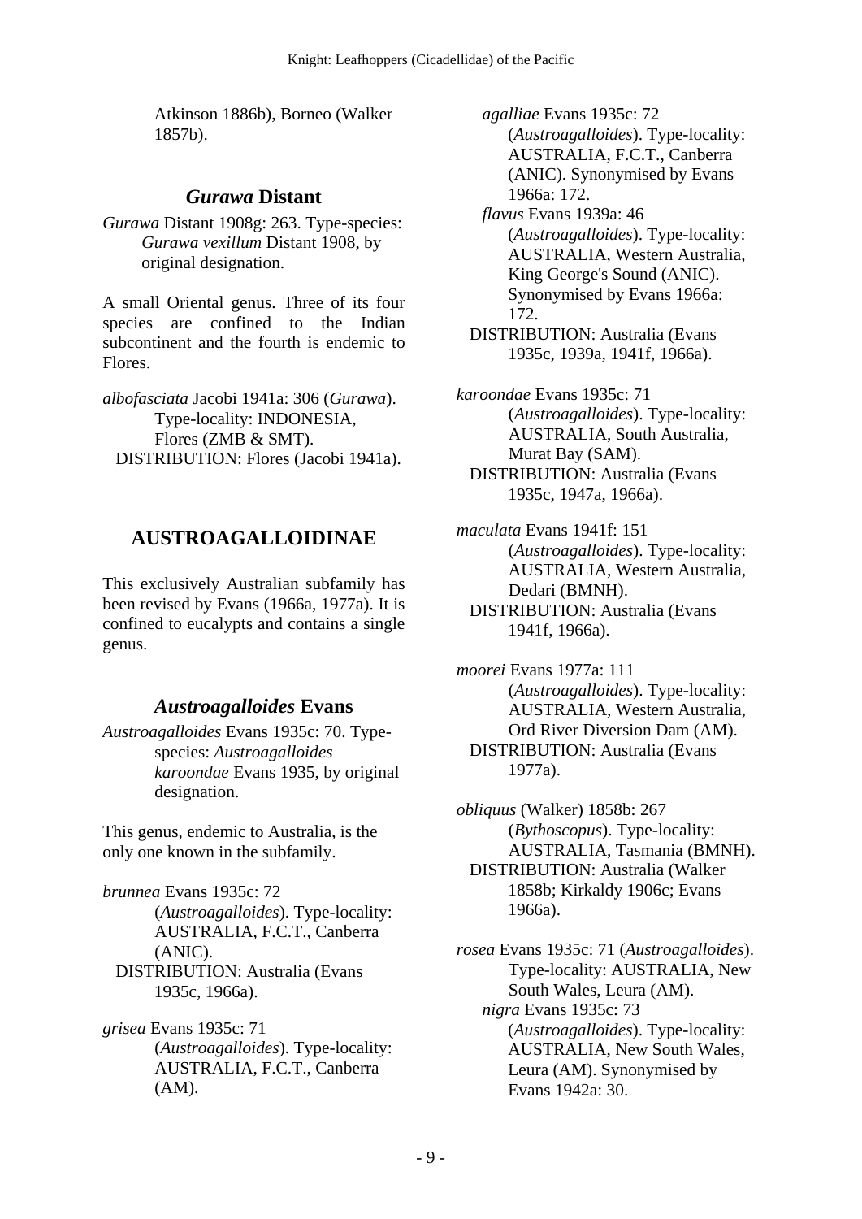Atkinson 1886b), Borneo (Walker 1857b).

## *Gurawa* Distant

*Gurawa* Distant 1908g: 263. Type-species: *Gurawa vexillum* Distant 1908, by original designation.

A small Oriental genus. Three of its four species are confined to the Indian subcontinent and the fourth is endemic to Flores.

*albofasciata* Jacobi 1941a: 306 (*Gurawa*). Type-locality: INDONESIA, Flores (ZMB & SMT).
DISTRIBUTION: Flores (Jacobi 1941a).

# AUSTROAGALLOIDINAE

This exclusively Australian subfamily has been revised by Evans (1966a, 1977a). It is confined to eucalypts and contains a single genus.

## *Austroagalloides* Evans

*Austroagalloides* Evans 1935c: 70. Type-species: *Austroagalloides karoondae* Evans 1935, by original designation.

This genus, endemic to Australia, is the only one known in the subfamily.

*brunnea* Evans 1935c: 72 (*Austroagalloides*). Type-locality: AUSTRALIA, F.C.T., Canberra (ANIC).
DISTRIBUTION: Australia (Evans 1935c, 1966a).

*grisea* Evans 1935c: 71 (*Austroagalloides*). Type-locality: AUSTRALIA, F.C.T., Canberra (AM).
*agalliae* Evans 1935c: 72 (*Austroagalloides*). Type-locality: AUSTRALIA, F.C.T., Canberra (ANIC). Synonymised by Evans 1966a: 172.
*flavus* Evans 1939a: 46 (*Austroagalloides*). Type-locality: AUSTRALIA, Western Australia, King George's Sound (ANIC). Synonymised by Evans 1966a: 172.
DISTRIBUTION: Australia (Evans 1935c, 1939a, 1941f, 1966a).

*karoondae* Evans 1935c: 71 (*Austroagalloides*). Type-locality: AUSTRALIA, South Australia, Murat Bay (SAM).
DISTRIBUTION: Australia (Evans 1935c, 1947a, 1966a).

*maculata* Evans 1941f: 151 (*Austroagalloides*). Type-locality: AUSTRALIA, Western Australia, Dedari (BMNH).
DISTRIBUTION: Australia (Evans 1941f, 1966a).

*moorei* Evans 1977a: 111 (*Austroagalloides*). Type-locality: AUSTRALIA, Western Australia, Ord River Diversion Dam (AM).
DISTRIBUTION: Australia (Evans 1977a).

*obliquus* (Walker) 1858b: 267 (*Bythoscopus*). Type-locality: AUSTRALIA, Tasmania (BMNH).
DISTRIBUTION: Australia (Walker 1858b; Kirkaldy 1906c; Evans 1966a).

*rosea* Evans 1935c: 71 (*Austroagalloides*). Type-locality: AUSTRALIA, New South Wales, Leura (AM).
*nigra* Evans 1935c: 73 (*Austroagalloides*). Type-locality: AUSTRALIA, New South Wales, Leura (AM). Synonymised by Evans 1942a: 30.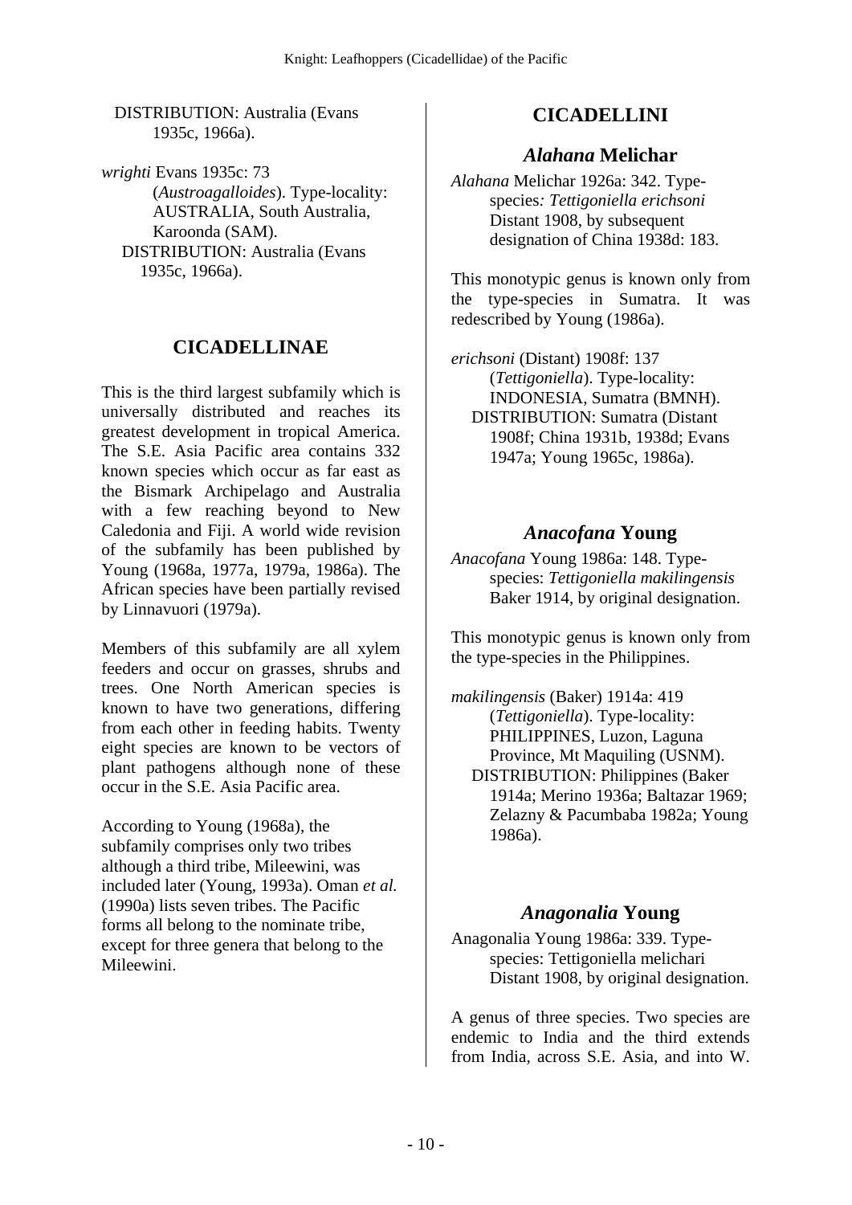DISTRIBUTION: Australia (Evans 1935c, 1966a).

*wrighti* Evans 1935c: 73 (*Austroagalloides*). Type-locality: AUSTRALIA, South Australia, Karoonda (SAM).
DISTRIBUTION: Australia (Evans 1935c, 1966a).

## CICADELLINAE

This is the third largest subfamily which is universally distributed and reaches its greatest development in tropical America. The S.E. Asia Pacific area contains 332 known species which occur as far east as the Bismark Archipelago and Australia with a few reaching beyond to New Caledonia and Fiji. A world wide revision of the subfamily has been published by Young (1968a, 1977a, 1979a, 1986a). The African species have been partially revised by Linnavuori (1979a).

Members of this subfamily are all xylem feeders and occur on grasses, shrubs and trees. One North American species is known to have two generations, differing from each other in feeding habits. Twenty eight species are known to be vectors of plant pathogens although none of these occur in the S.E. Asia Pacific area.

According to Young (1968a), the subfamily comprises only two tribes although a third tribe, Mileewini, was included later (Young, 1993a). Oman *et al.* (1990a) lists seven tribes. The Pacific forms all belong to the nominate tribe, except for three genera that belong to the Mileewini.

## CICADELLINI

### *Alahana* Melichar

*Alahana* Melichar 1926a: 342. Type-species*: Tettigoniella erichsoni* Distant 1908, by subsequent designation of China 1938d: 183.

This monotypic genus is known only from the type-species in Sumatra. It was redescribed by Young (1986a).

*erichsoni* (Distant) 1908f: 137 (*Tettigoniella*). Type-locality: INDONESIA, Sumatra (BMNH).
DISTRIBUTION: Sumatra (Distant 1908f; China 1931b, 1938d; Evans 1947a; Young 1965c, 1986a).

### *Anacofana* Young

*Anacofana* Young 1986a: 148. Type-species: *Tettigoniella makilingensis* Baker 1914, by original designation.

This monotypic genus is known only from the type-species in the Philippines.

*makilingensis* (Baker) 1914a: 419 (*Tettigoniella*). Type-locality: PHILIPPINES, Luzon, Laguna Province, Mt Maquiling (USNM).
DISTRIBUTION: Philippines (Baker 1914a; Merino 1936a; Baltazar 1969; Zelazny & Pacumbaba 1982a; Young 1986a).

### *Anagonalia* Young

Anagonalia Young 1986a: 339. Type-species: Tettigoniella melichari Distant 1908, by original designation.

A genus of three species. Two species are endemic to India and the third extends from India, across S.E. Asia, and into W.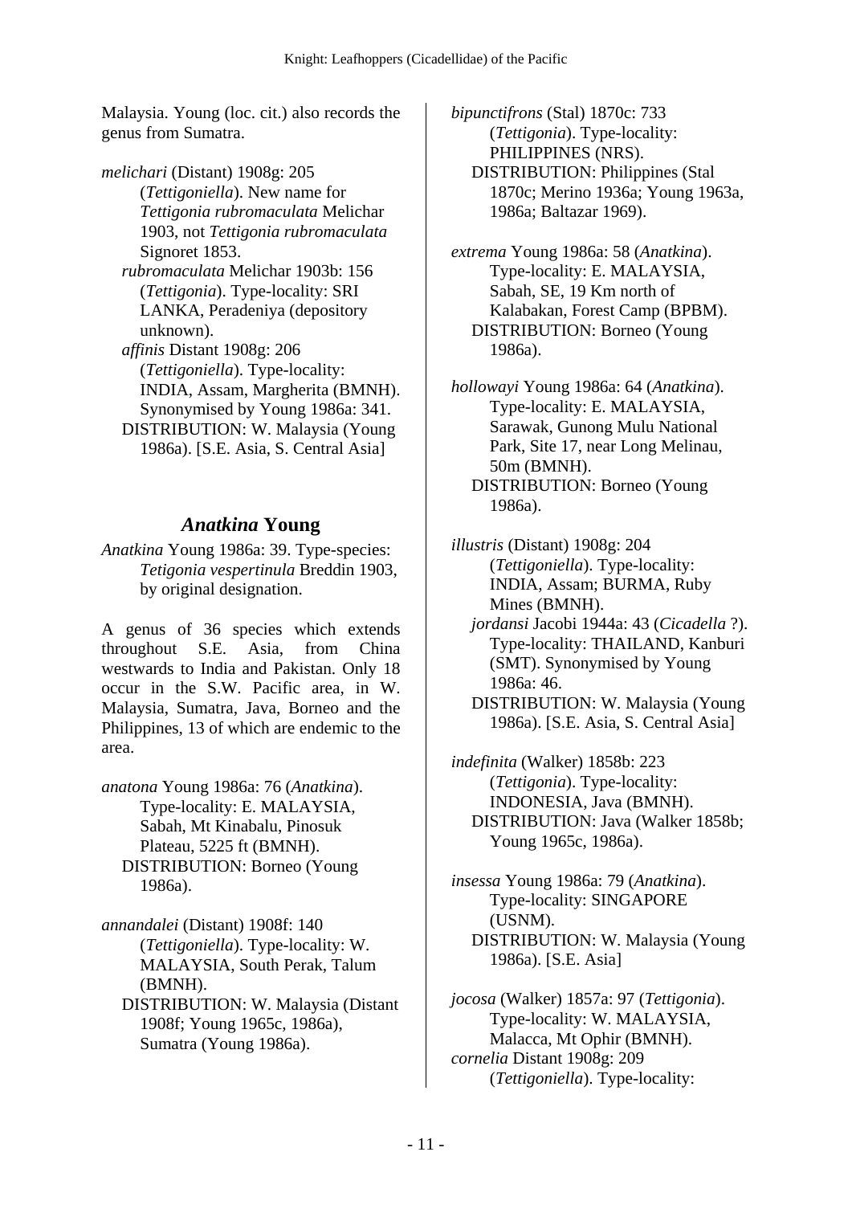Malaysia. Young (loc. cit.) also records the genus from Sumatra.

*melichari* (Distant) 1908g: 205 (*Tettigoniella*). New name for *Tettigonia rubromaculata* Melichar 1903, not *Tettigonia rubromaculata* Signoret 1853.
*rubromaculata* Melichar 1903b: 156 (*Tettigonia*). Type-locality: SRI LANKA, Peradeniya (depository unknown).
*affinis* Distant 1908g: 206 (*Tettigoniella*). Type-locality: INDIA, Assam, Margherita (BMNH). Synonymised by Young 1986a: 341.
DISTRIBUTION: W. Malaysia (Young 1986a). [S.E. Asia, S. Central Asia]

## *Anatkina* Young

*Anatkina* Young 1986a: 39. Type-species: *Tetigonia vespertinula* Breddin 1903, by original designation.

A genus of 36 species which extends throughout S.E. Asia, from China westwards to India and Pakistan. Only 18 occur in the S.W. Pacific area, in W. Malaysia, Sumatra, Java, Borneo and the Philippines, 13 of which are endemic to the area.

*anatona* Young 1986a: 76 (*Anatkina*). Type-locality: E. MALAYSIA, Sabah, Mt Kinabalu, Pinosuk Plateau, 5225 ft (BMNH).
DISTRIBUTION: Borneo (Young 1986a).

*annandalei* (Distant) 1908f: 140 (*Tettigoniella*). Type-locality: W. MALAYSIA, South Perak, Talum (BMNH).
DISTRIBUTION: W. Malaysia (Distant 1908f; Young 1965c, 1986a), Sumatra (Young 1986a).

*bipunctifrons* (Stal) 1870c: 733 (*Tettigonia*). Type-locality: PHILIPPINES (NRS).
DISTRIBUTION: Philippines (Stal 1870c; Merino 1936a; Young 1963a, 1986a; Baltazar 1969).

*extrema* Young 1986a: 58 (*Anatkina*). Type-locality: E. MALAYSIA, Sabah, SE, 19 Km north of Kalabakan, Forest Camp (BPBM).
DISTRIBUTION: Borneo (Young 1986a).

*hollowayi* Young 1986a: 64 (*Anatkina*). Type-locality: E. MALAYSIA, Sarawak, Gunong Mulu National Park, Site 17, near Long Melinau, 50m (BMNH).
DISTRIBUTION: Borneo (Young 1986a).

*illustris* (Distant) 1908g: 204 (*Tettigoniella*). Type-locality: INDIA, Assam; BURMA, Ruby Mines (BMNH).
*jordansi* Jacobi 1944a: 43 (*Cicadella* ?). Type-locality: THAILAND, Kanburi (SMT). Synonymised by Young 1986a: 46.
DISTRIBUTION: W. Malaysia (Young 1986a). [S.E. Asia, S. Central Asia]

*indefinita* (Walker) 1858b: 223 (*Tettigonia*). Type-locality: INDONESIA, Java (BMNH).
DISTRIBUTION: Java (Walker 1858b; Young 1965c, 1986a).

*insessa* Young 1986a: 79 (*Anatkina*). Type-locality: SINGAPORE (USNM).
DISTRIBUTION: W. Malaysia (Young 1986a). [S.E. Asia]

*jocosa* (Walker) 1857a: 97 (*Tettigonia*). Type-locality: W. MALAYSIA, Malacca, Mt Ophir (BMNH).
*cornelia* Distant 1908g: 209 (*Tettigoniella*). Type-locality: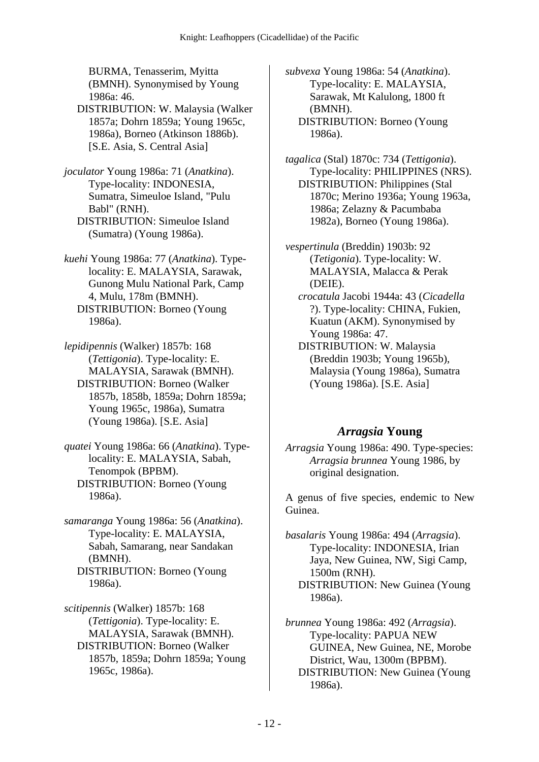BURMA, Tenasserim, Myitta (BMNH). Synonymised by Young 1986a: 46.
DISTRIBUTION: W. Malaysia (Walker 1857a; Dohrn 1859a; Young 1965c, 1986a), Borneo (Atkinson 1886b). [S.E. Asia, S. Central Asia]

*joculator* Young 1986a: 71 (*Anatkina*). Type-locality: INDONESIA, Sumatra, Simeuloe Island, "Pulu Babl" (RNH).
DISTRIBUTION: Simeuloe Island (Sumatra) (Young 1986a).

*kuehi* Young 1986a: 77 (*Anatkina*). Type-locality: E. MALAYSIA, Sarawak, Gunong Mulu National Park, Camp 4, Mulu, 178m (BMNH).
DISTRIBUTION: Borneo (Young 1986a).

*lepidipennis* (Walker) 1857b: 168 (*Tettigonia*). Type-locality: E. MALAYSIA, Sarawak (BMNH).
DISTRIBUTION: Borneo (Walker 1857b, 1858b, 1859a; Dohrn 1859a; Young 1965c, 1986a), Sumatra (Young 1986a). [S.E. Asia]

*quatei* Young 1986a: 66 (*Anatkina*). Type-locality: E. MALAYSIA, Sabah, Tenompok (BPBM).
DISTRIBUTION: Borneo (Young 1986a).

*samaranga* Young 1986a: 56 (*Anatkina*). Type-locality: E. MALAYSIA, Sabah, Samarang, near Sandakan (BMNH).
DISTRIBUTION: Borneo (Young 1986a).

*scitipennis* (Walker) 1857b: 168 (*Tettigonia*). Type-locality: E. MALAYSIA, Sarawak (BMNH).
DISTRIBUTION: Borneo (Walker 1857b, 1859a; Dohrn 1859a; Young 1965c, 1986a).

*subvexa* Young 1986a: 54 (*Anatkina*). Type-locality: E. MALAYSIA, Sarawak, Mt Kalulong, 1800 ft (BMNH).
DISTRIBUTION: Borneo (Young 1986a).

*tagalica* (Stal) 1870c: 734 (*Tettigonia*). Type-locality: PHILIPPINES (NRS).
DISTRIBUTION: Philippines (Stal 1870c; Merino 1936a; Young 1963a, 1986a; Zelazny & Pacumbaba 1982a), Borneo (Young 1986a).

*vespertinula* (Breddin) 1903b: 92 (*Tetigonia*). Type-locality: W. MALAYSIA, Malacca & Perak (DEIE).
*crocatula* Jacobi 1944a: 43 (*Cicadella* ?). Type-locality: CHINA, Fukien, Kuatun (AKM). Synonymised by Young 1986a: 47.
DISTRIBUTION: W. Malaysia (Breddin 1903b; Young 1965b), Malaysia (Young 1986a), Sumatra (Young 1986a). [S.E. Asia]

## *Arragsia* Young

*Arragsia* Young 1986a: 490. Type-species: *Arragsia brunnea* Young 1986, by original designation.

A genus of five species, endemic to New Guinea.

*basalaris* Young 1986a: 494 (*Arragsia*). Type-locality: INDONESIA, Irian Jaya, New Guinea, NW, Sigi Camp, 1500m (RNH).
DISTRIBUTION: New Guinea (Young 1986a).

*brunnea* Young 1986a: 492 (*Arragsia*). Type-locality: PAPUA NEW GUINEA, New Guinea, NE, Morobe District, Wau, 1300m (BPBM).
DISTRIBUTION: New Guinea (Young 1986a).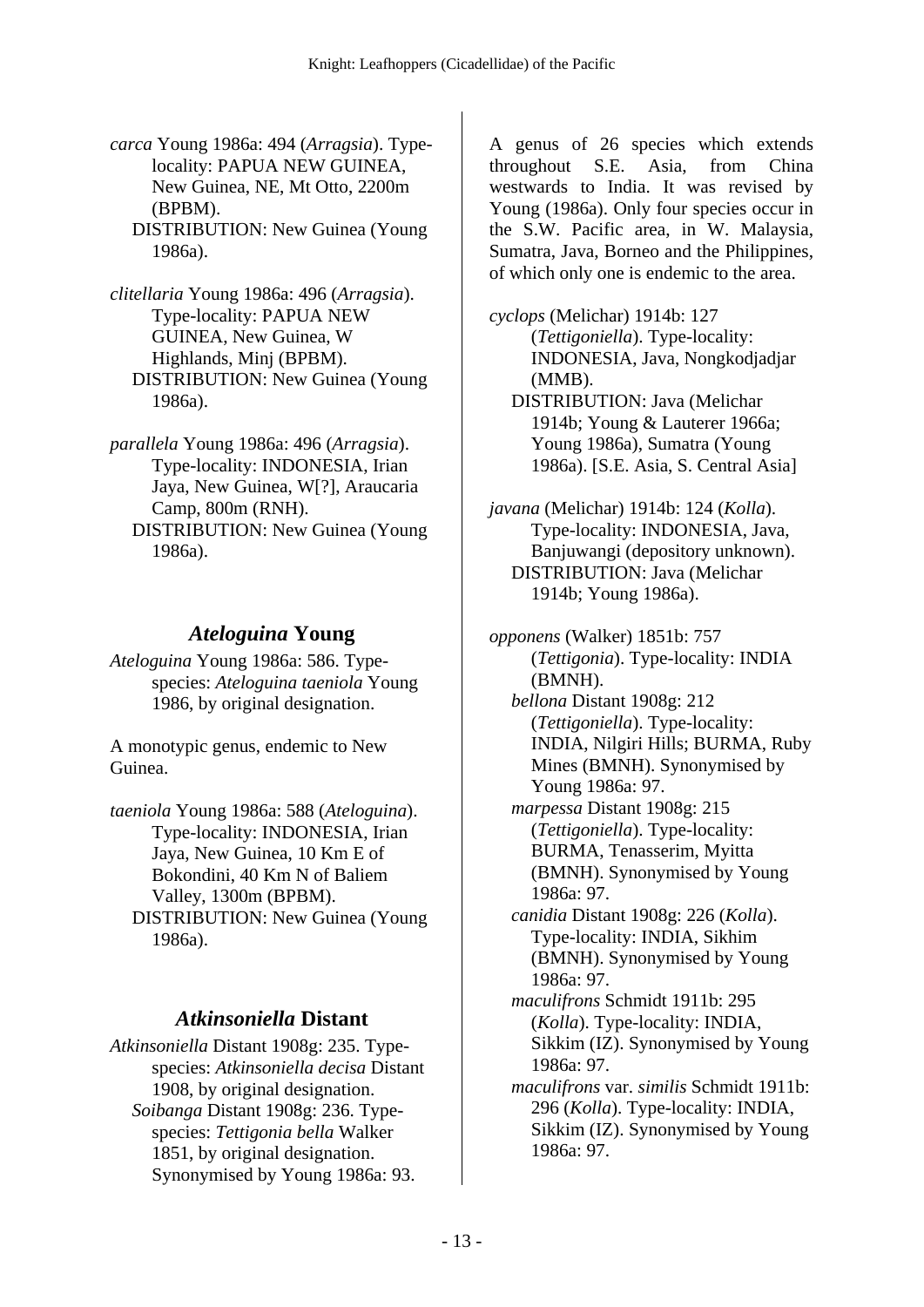*carca* Young 1986a: 494 (*Arragsia*). Type-locality: PAPUA NEW GUINEA, New Guinea, NE, Mt Otto, 2200m (BPBM).
DISTRIBUTION: New Guinea (Young 1986a).

*clitellaria* Young 1986a: 496 (*Arragsia*). Type-locality: PAPUA NEW GUINEA, New Guinea, W Highlands, Minj (BPBM).
DISTRIBUTION: New Guinea (Young 1986a).

*parallela* Young 1986a: 496 (*Arragsia*). Type-locality: INDONESIA, Irian Jaya, New Guinea, W[?], Araucaria Camp, 800m (RNH).
DISTRIBUTION: New Guinea (Young 1986a).

## *Ateloguina* Young

*Ateloguina* Young 1986a: 586. Type-species: *Ateloguina taeniola* Young 1986, by original designation.

A monotypic genus, endemic to New Guinea.

*taeniola* Young 1986a: 588 (*Ateloguina*). Type-locality: INDONESIA, Irian Jaya, New Guinea, 10 Km E of Bokondini, 40 Km N of Baliem Valley, 1300m (BPBM).
DISTRIBUTION: New Guinea (Young 1986a).

## *Atkinsoniella* Distant

*Atkinsoniella* Distant 1908g: 235. Type-species: *Atkinsoniella decisa* Distant 1908, by original designation.
*Soibanga* Distant 1908g: 236. Type-species: *Tettigonia bella* Walker 1851, by original designation. Synonymised by Young 1986a: 93.

A genus of 26 species which extends throughout S.E. Asia, from China westwards to India. It was revised by Young (1986a). Only four species occur in the S.W. Pacific area, in W. Malaysia, Sumatra, Java, Borneo and the Philippines, of which only one is endemic to the area.

*cyclops* (Melichar) 1914b: 127 (*Tettigoniella*). Type-locality: INDONESIA, Java, Nongkodjadjar (MMB).
DISTRIBUTION: Java (Melichar 1914b; Young & Lauterer 1966a; Young 1986a), Sumatra (Young 1986a). [S.E. Asia, S. Central Asia]

*javana* (Melichar) 1914b: 124 (*Kolla*). Type-locality: INDONESIA, Java, Banjuwangi (depository unknown).
DISTRIBUTION: Java (Melichar 1914b; Young 1986a).

*opponens* (Walker) 1851b: 757 (*Tettigonia*). Type-locality: INDIA (BMNH).
*bellona* Distant 1908g: 212 (*Tettigoniella*). Type-locality: INDIA, Nilgiri Hills; BURMA, Ruby Mines (BMNH). Synonymised by Young 1986a: 97.
*marpessa* Distant 1908g: 215 (*Tettigoniella*). Type-locality: BURMA, Tenasserim, Myitta (BMNH). Synonymised by Young 1986a: 97.
*canidia* Distant 1908g: 226 (*Kolla*). Type-locality: INDIA, Sikhim (BMNH). Synonymised by Young 1986a: 97.
*maculifrons* Schmidt 1911b: 295 (*Kolla*). Type-locality: INDIA, Sikkim (IZ). Synonymised by Young 1986a: 97.
*maculifrons* var. *similis* Schmidt 1911b: 296 (*Kolla*). Type-locality: INDIA, Sikkim (IZ). Synonymised by Young 1986a: 97.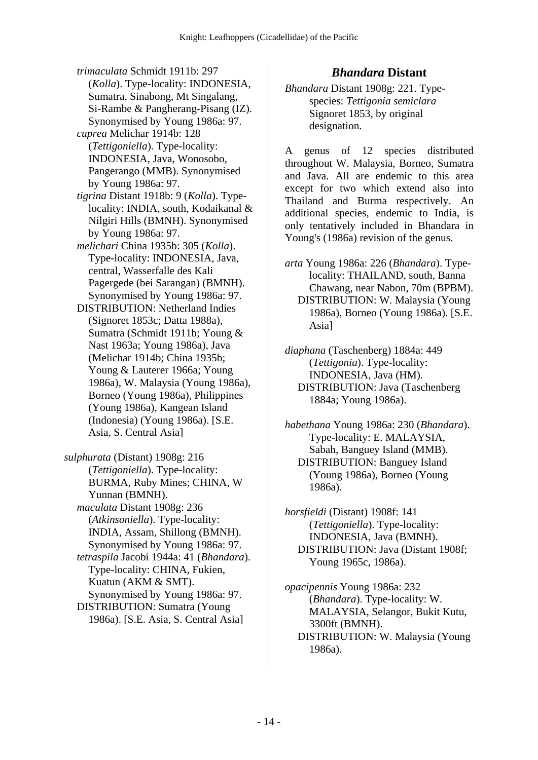*trimaculata* Schmidt 1911b: 297 (*Kolla*). Type-locality: INDONESIA, Sumatra, Sinabong, Mt Singalang, Si-Rambe & Pangherang-Pisang (IZ). Synonymised by Young 1986a: 97.

*cuprea* Melichar 1914b: 128 (*Tettigoniella*). Type-locality: INDONESIA, Java, Wonosobo, Pangerango (MMB). Synonymised by Young 1986a: 97.

*tigrina* Distant 1918b: 9 (*Kolla*). Type-locality: INDIA, south, Kodaikanal & Nilgiri Hills (BMNH). Synonymised by Young 1986a: 97.

*melichari* China 1935b: 305 (*Kolla*). Type-locality: INDONESIA, Java, central, Wasserfalle des Kali Pagergede (bei Sarangan) (BMNH). Synonymised by Young 1986a: 97.

DISTRIBUTION: Netherland Indies (Signoret 1853c; Datta 1988a), Sumatra (Schmidt 1911b; Young & Nast 1963a; Young 1986a), Java (Melichar 1914b; China 1935b; Young & Lauterer 1966a; Young 1986a), W. Malaysia (Young 1986a), Borneo (Young 1986a), Philippines (Young 1986a), Kangean Island (Indonesia) (Young 1986a). [S.E. Asia, S. Central Asia]

*sulphurata* (Distant) 1908g: 216 (*Tettigoniella*). Type-locality: BURMA, Ruby Mines; CHINA, W Yunnan (BMNH).

*maculata* Distant 1908g: 236 (*Atkinsoniella*). Type-locality: INDIA, Assam, Shillong (BMNH). Synonymised by Young 1986a: 97.

*tetraspila* Jacobi 1944a: 41 (*Bhandara*). Type-locality: CHINA, Fukien, Kuatun (AKM & SMT). Synonymised by Young 1986a: 97.

DISTRIBUTION: Sumatra (Young 1986a). [S.E. Asia, S. Central Asia]

## *Bhandara* Distant

*Bhandara* Distant 1908g: 221. Type-species: *Tettigonia semiclara* Signoret 1853, by original designation.

A genus of 12 species distributed throughout W. Malaysia, Borneo, Sumatra and Java. All are endemic to this area except for two which extend also into Thailand and Burma respectively. An additional species, endemic to India, is only tentatively included in Bhandara in Young's (1986a) revision of the genus.

*arta* Young 1986a: 226 (*Bhandara*). Type-locality: THAILAND, south, Banna Chawang, near Nabon, 70m (BPBM).

DISTRIBUTION: W. Malaysia (Young 1986a), Borneo (Young 1986a). [S.E. Asia]

*diaphana* (Taschenberg) 1884a: 449 (*Tettigonia*). Type-locality: INDONESIA, Java (HM).

DISTRIBUTION: Java (Taschenberg 1884a; Young 1986a).

*habethana* Young 1986a: 230 (*Bhandara*). Type-locality: E. MALAYSIA, Sabah, Banguey Island (MMB).

DISTRIBUTION: Banguey Island (Young 1986a), Borneo (Young 1986a).

*horsfieldi* (Distant) 1908f: 141 (*Tettigoniella*). Type-locality: INDONESIA, Java (BMNH).

DISTRIBUTION: Java (Distant 1908f; Young 1965c, 1986a).

*opacipennis* Young 1986a: 232 (*Bhandara*). Type-locality: W. MALAYSIA, Selangor, Bukit Kutu, 3300ft (BMNH).

DISTRIBUTION: W. Malaysia (Young 1986a).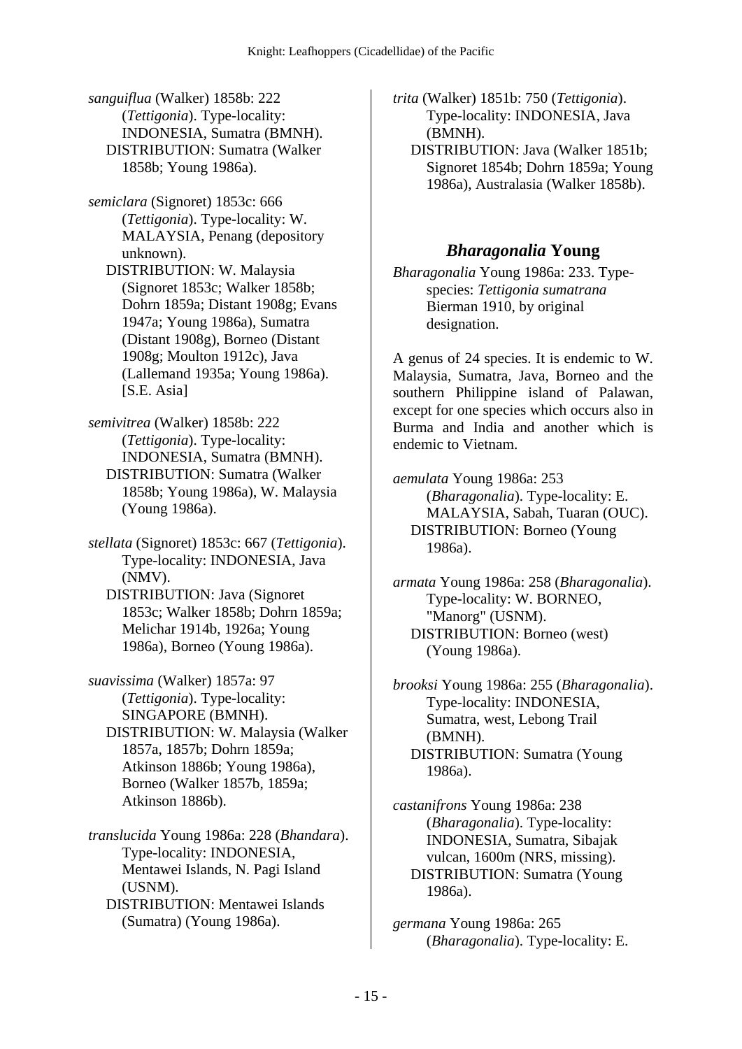*sanguiflua* (Walker) 1858b: 222 (*Tettigonia*). Type-locality: INDONESIA, Sumatra (BMNH).
DISTRIBUTION: Sumatra (Walker 1858b; Young 1986a).

*semiclara* (Signoret) 1853c: 666 (*Tettigonia*). Type-locality: W. MALAYSIA, Penang (depository unknown).
DISTRIBUTION: W. Malaysia (Signoret 1853c; Walker 1858b; Dohrn 1859a; Distant 1908g; Evans 1947a; Young 1986a), Sumatra (Distant 1908g), Borneo (Distant 1908g; Moulton 1912c), Java (Lallemand 1935a; Young 1986a). [S.E. Asia]

*semivitrea* (Walker) 1858b: 222 (*Tettigonia*). Type-locality: INDONESIA, Sumatra (BMNH).
DISTRIBUTION: Sumatra (Walker 1858b; Young 1986a), W. Malaysia (Young 1986a).

*stellata* (Signoret) 1853c: 667 (*Tettigonia*). Type-locality: INDONESIA, Java (NMV).
DISTRIBUTION: Java (Signoret 1853c; Walker 1858b; Dohrn 1859a; Melichar 1914b, 1926a; Young 1986a), Borneo (Young 1986a).

*suavissima* (Walker) 1857a: 97 (*Tettigonia*). Type-locality: SINGAPORE (BMNH).
DISTRIBUTION: W. Malaysia (Walker 1857a, 1857b; Dohrn 1859a; Atkinson 1886b; Young 1986a), Borneo (Walker 1857b, 1859a; Atkinson 1886b).

*translucida* Young 1986a: 228 (*Bhandara*). Type-locality: INDONESIA, Mentawei Islands, N. Pagi Island (USNM).
DISTRIBUTION: Mentawei Islands (Sumatra) (Young 1986a).

*trita* (Walker) 1851b: 750 (*Tettigonia*). Type-locality: INDONESIA, Java (BMNH).
DISTRIBUTION: Java (Walker 1851b; Signoret 1854b; Dohrn 1859a; Young 1986a), Australasia (Walker 1858b).

## *Bharagonalia* Young

*Bharagonalia* Young 1986a: 233. Type-species: *Tettigonia sumatrana* Bierman 1910, by original designation.

A genus of 24 species. It is endemic to W. Malaysia, Sumatra, Java, Borneo and the southern Philippine island of Palawan, except for one species which occurs also in Burma and India and another which is endemic to Vietnam.

*aemulata* Young 1986a: 253 (*Bharagonalia*). Type-locality: E. MALAYSIA, Sabah, Tuaran (OUC).
DISTRIBUTION: Borneo (Young 1986a).

*armata* Young 1986a: 258 (*Bharagonalia*). Type-locality: W. BORNEO, "Manorg" (USNM).
DISTRIBUTION: Borneo (west) (Young 1986a).

*brooksi* Young 1986a: 255 (*Bharagonalia*). Type-locality: INDONESIA, Sumatra, west, Lebong Trail (BMNH).
DISTRIBUTION: Sumatra (Young 1986a).

*castanifrons* Young 1986a: 238 (*Bharagonalia*). Type-locality: INDONESIA, Sumatra, Sibajak vulcan, 1600m (NRS, missing).
DISTRIBUTION: Sumatra (Young 1986a).

*germana* Young 1986a: 265 (*Bharagonalia*). Type-locality: E.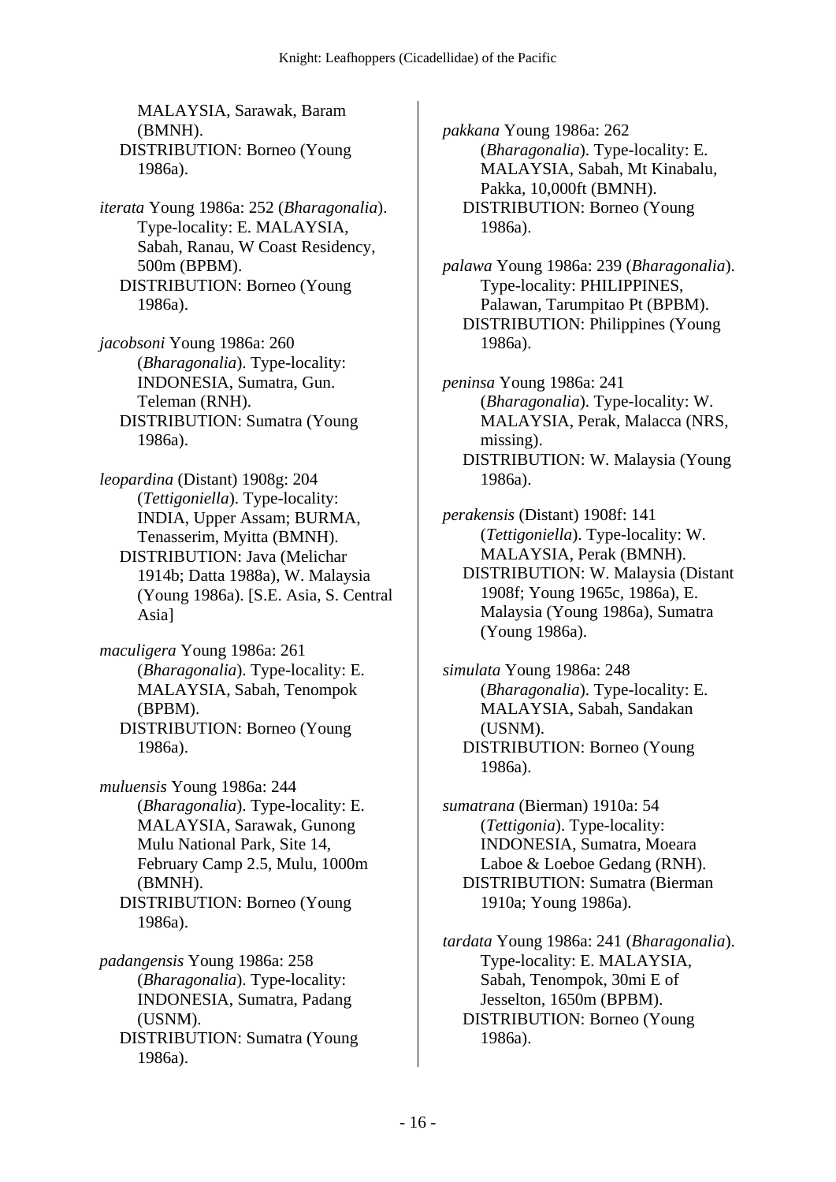MALAYSIA, Sarawak, Baram (BMNH).
DISTRIBUTION: Borneo (Young 1986a).

*iterata* Young 1986a: 252 (*Bharagonalia*). Type-locality: E. MALAYSIA, Sabah, Ranau, W Coast Residency, 500m (BPBM).
DISTRIBUTION: Borneo (Young 1986a).

*jacobsoni* Young 1986a: 260 (*Bharagonalia*). Type-locality: INDONESIA, Sumatra, Gun. Teleman (RNH).
DISTRIBUTION: Sumatra (Young 1986a).

*leopardina* (Distant) 1908g: 204 (*Tettigoniella*). Type-locality: INDIA, Upper Assam; BURMA, Tenasserim, Myitta (BMNH).
DISTRIBUTION: Java (Melichar 1914b; Datta 1988a), W. Malaysia (Young 1986a). [S.E. Asia, S. Central Asia]

*maculigera* Young 1986a: 261 (*Bharagonalia*). Type-locality: E. MALAYSIA, Sabah, Tenompok (BPBM).
DISTRIBUTION: Borneo (Young 1986a).

*muluensis* Young 1986a: 244 (*Bharagonalia*). Type-locality: E. MALAYSIA, Sarawak, Gunong Mulu National Park, Site 14, February Camp 2.5, Mulu, 1000m (BMNH).
DISTRIBUTION: Borneo (Young 1986a).

*padangensis* Young 1986a: 258 (*Bharagonalia*). Type-locality: INDONESIA, Sumatra, Padang (USNM).
DISTRIBUTION: Sumatra (Young 1986a).

*pakkana* Young 1986a: 262 (*Bharagonalia*). Type-locality: E. MALAYSIA, Sabah, Mt Kinabalu, Pakka, 10,000ft (BMNH).
DISTRIBUTION: Borneo (Young 1986a).

*palawa* Young 1986a: 239 (*Bharagonalia*). Type-locality: PHILIPPINES, Palawan, Tarumpitao Pt (BPBM).
DISTRIBUTION: Philippines (Young 1986a).

*peninsa* Young 1986a: 241 (*Bharagonalia*). Type-locality: W. MALAYSIA, Perak, Malacca (NRS, missing).
DISTRIBUTION: W. Malaysia (Young 1986a).

*perakensis* (Distant) 1908f: 141 (*Tettigoniella*). Type-locality: W. MALAYSIA, Perak (BMNH).
DISTRIBUTION: W. Malaysia (Distant 1908f; Young 1965c, 1986a), E. Malaysia (Young 1986a), Sumatra (Young 1986a).

*simulata* Young 1986a: 248 (*Bharagonalia*). Type-locality: E. MALAYSIA, Sabah, Sandakan (USNM).
DISTRIBUTION: Borneo (Young 1986a).

*sumatrana* (Bierman) 1910a: 54 (*Tettigonia*). Type-locality: INDONESIA, Sumatra, Moeara Laboe & Loeboe Gedang (RNH).
DISTRIBUTION: Sumatra (Bierman 1910a; Young 1986a).

*tardata* Young 1986a: 241 (*Bharagonalia*). Type-locality: E. MALAYSIA, Sabah, Tenompok, 30mi E of Jesselton, 1650m (BPBM).
DISTRIBUTION: Borneo (Young 1986a).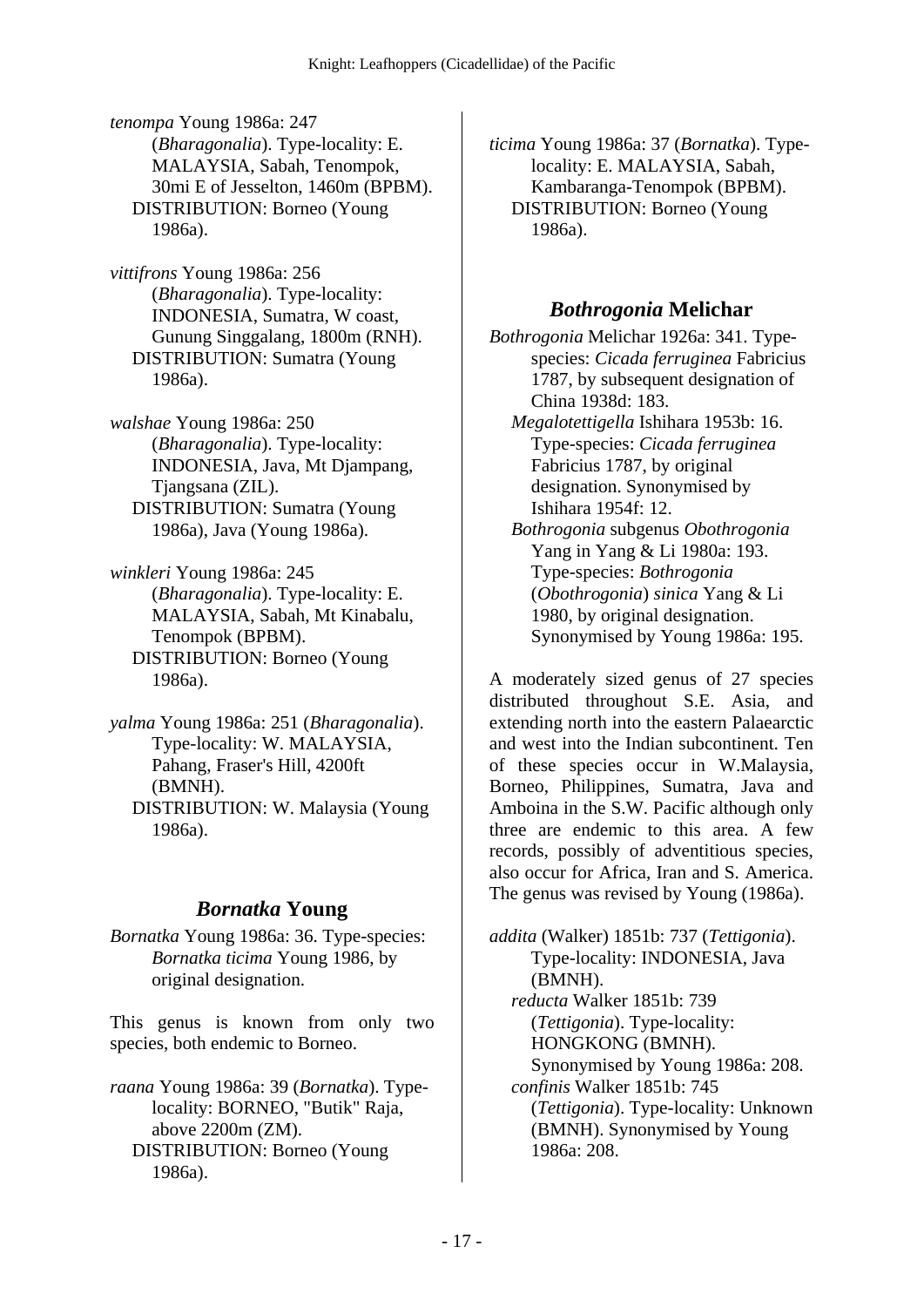*tenompa* Young 1986a: 247 (*Bharagonalia*). Type-locality: E. MALAYSIA, Sabah, Tenompok, 30mi E of Jesselton, 1460m (BPBM).
DISTRIBUTION: Borneo (Young 1986a).

*vittifrons* Young 1986a: 256 (*Bharagonalia*). Type-locality: INDONESIA, Sumatra, W coast, Gunung Singgalang, 1800m (RNH).
DISTRIBUTION: Sumatra (Young 1986a).

*walshae* Young 1986a: 250 (*Bharagonalia*). Type-locality: INDONESIA, Java, Mt Djampang, Tjangsana (ZIL).
DISTRIBUTION: Sumatra (Young 1986a), Java (Young 1986a).

*winkleri* Young 1986a: 245 (*Bharagonalia*). Type-locality: E. MALAYSIA, Sabah, Mt Kinabalu, Tenompok (BPBM).
DISTRIBUTION: Borneo (Young 1986a).

*yalma* Young 1986a: 251 (*Bharagonalia*). Type-locality: W. MALAYSIA, Pahang, Fraser's Hill, 4200ft (BMNH).
DISTRIBUTION: W. Malaysia (Young 1986a).

## *Bornatka* Young

*Bornatka* Young 1986a: 36. Type-species: *Bornatka ticima* Young 1986, by original designation.

This genus is known from only two species, both endemic to Borneo.

*raana* Young 1986a: 39 (*Bornatka*). Type-locality: BORNEO, "Butik" Raja, above 2200m (ZM).
DISTRIBUTION: Borneo (Young 1986a).

*ticima* Young 1986a: 37 (*Bornatka*). Type-locality: E. MALAYSIA, Sabah, Kambaranga-Tenompok (BPBM).
DISTRIBUTION: Borneo (Young 1986a).

## *Bothrogonia* Melichar

*Bothrogonia* Melichar 1926a: 341. Type-species: *Cicada ferruginea* Fabricius 1787, by subsequent designation of China 1938d: 183.
*Megalotettigella* Ishihara 1953b: 16. Type-species: *Cicada ferruginea* Fabricius 1787, by original designation. Synonymised by Ishihara 1954f: 12.
*Bothrogonia* subgenus *Obothrogonia* Yang in Yang & Li 1980a: 193. Type-species: *Bothrogonia* (*Obothrogonia*) *sinica* Yang & Li 1980, by original designation. Synonymised by Young 1986a: 195.

A moderately sized genus of 27 species distributed throughout S.E. Asia, and extending north into the eastern Palaearctic and west into the Indian subcontinent. Ten of these species occur in W.Malaysia, Borneo, Philippines, Sumatra, Java and Amboina in the S.W. Pacific although only three are endemic to this area. A few records, possibly of adventitious species, also occur for Africa, Iran and S. America. The genus was revised by Young (1986a).

*addita* (Walker) 1851b: 737 (*Tettigonia*). Type-locality: INDONESIA, Java (BMNH).
*reducta* Walker 1851b: 739 (*Tettigonia*). Type-locality: HONGKONG (BMNH). Synonymised by Young 1986a: 208.
*confinis* Walker 1851b: 745 (*Tettigonia*). Type-locality: Unknown (BMNH). Synonymised by Young 1986a: 208.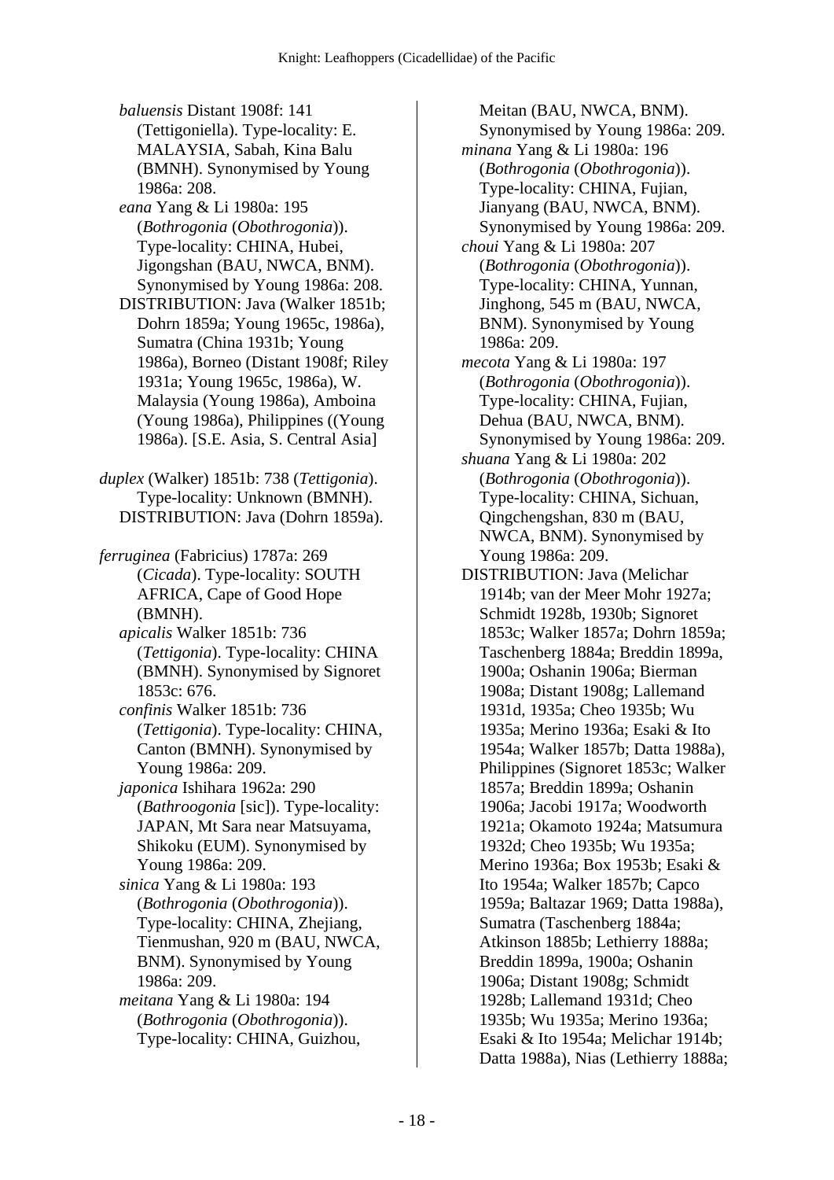*baluensis* Distant 1908f: 141 (Tettigoniella). Type-locality: E. MALAYSIA, Sabah, Kina Balu (BMNH). Synonymised by Young 1986a: 208.

*eana* Yang & Li 1980a: 195 (*Bothrogonia* (*Obothrogonia*)). Type-locality: CHINA, Hubei, Jigongshan (BAU, NWCA, BNM). Synonymised by Young 1986a: 208.

DISTRIBUTION: Java (Walker 1851b; Dohrn 1859a; Young 1965c, 1986a), Sumatra (China 1931b; Young 1986a), Borneo (Distant 1908f; Riley 1931a; Young 1965c, 1986a), W. Malaysia (Young 1986a), Amboina (Young 1986a), Philippines ((Young 1986a). [S.E. Asia, S. Central Asia]

*duplex* (Walker) 1851b: 738 (*Tettigonia*). Type-locality: Unknown (BMNH).
DISTRIBUTION: Java (Dohrn 1859a).

*ferruginea* (Fabricius) 1787a: 269 (*Cicada*). Type-locality: SOUTH AFRICA, Cape of Good Hope (BMNH).

*apicalis* Walker 1851b: 736 (*Tettigonia*). Type-locality: CHINA (BMNH). Synonymised by Signoret 1853c: 676.

*confinis* Walker 1851b: 736 (*Tettigonia*). Type-locality: CHINA, Canton (BMNH). Synonymised by Young 1986a: 209.

*japonica* Ishihara 1962a: 290 (*Bathroogonia* [sic]). Type-locality: JAPAN, Mt Sara near Matsuyama, Shikoku (EUM). Synonymised by Young 1986a: 209.

*sinica* Yang & Li 1980a: 193 (*Bothrogonia* (*Obothrogonia*)). Type-locality: CHINA, Zhejiang, Tienmushan, 920 m (BAU, NWCA, BNM). Synonymised by Young 1986a: 209.

*meitana* Yang & Li 1980a: 194 (*Bothrogonia* (*Obothrogonia*)). Type-locality: CHINA, Guizhou, Meitan (BAU, NWCA, BNM). Synonymised by Young 1986a: 209.

*minana* Yang & Li 1980a: 196 (*Bothrogonia* (*Obothrogonia*)). Type-locality: CHINA, Fujian, Jianyang (BAU, NWCA, BNM). Synonymised by Young 1986a: 209.

*choui* Yang & Li 1980a: 207 (*Bothrogonia* (*Obothrogonia*)). Type-locality: CHINA, Yunnan, Jinghong, 545 m (BAU, NWCA, BNM). Synonymised by Young 1986a: 209.

*mecota* Yang & Li 1980a: 197 (*Bothrogonia* (*Obothrogonia*)). Type-locality: CHINA, Fujian, Dehua (BAU, NWCA, BNM). Synonymised by Young 1986a: 209.

*shuana* Yang & Li 1980a: 202 (*Bothrogonia* (*Obothrogonia*)). Type-locality: CHINA, Sichuan, Qingchengshan, 830 m (BAU, NWCA, BNM). Synonymised by Young 1986a: 209.

DISTRIBUTION: Java (Melichar 1914b; van der Meer Mohr 1927a; Schmidt 1928b, 1930b; Signoret 1853c; Walker 1857a; Dohrn 1859a; Taschenberg 1884a; Breddin 1899a, 1900a; Oshanin 1906a; Bierman 1908a; Distant 1908g; Lallemand 1931d, 1935a; Cheo 1935b; Wu 1935a; Merino 1936a; Esaki & Ito 1954a; Walker 1857b; Datta 1988a), Philippines (Signoret 1853c; Walker 1857a; Breddin 1899a; Oshanin 1906a; Jacobi 1917a; Woodworth 1921a; Okamoto 1924a; Matsumura 1932d; Cheo 1935b; Wu 1935a; Merino 1936a; Box 1953b; Esaki & Ito 1954a; Walker 1857b; Capco 1959a; Baltazar 1969; Datta 1988a), Sumatra (Taschenberg 1884a; Atkinson 1885b; Lethierry 1888a; Breddin 1899a, 1900a; Oshanin 1906a; Distant 1908g; Schmidt 1928b; Lallemand 1931d; Cheo 1935b; Wu 1935a; Merino 1936a; Esaki & Ito 1954a; Melichar 1914b; Datta 1988a), Nias (Lethierry 1888a;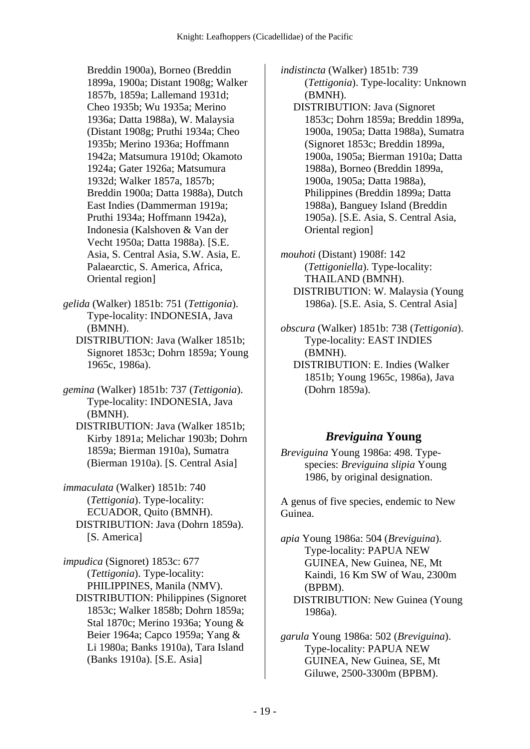Breddin 1900a), Borneo (Breddin 1899a, 1900a; Distant 1908g; Walker 1857b, 1859a; Lallemand 1931d; Cheo 1935b; Wu 1935a; Merino 1936a; Datta 1988a), W. Malaysia (Distant 1908g; Pruthi 1934a; Cheo 1935b; Merino 1936a; Hoffmann 1942a; Matsumura 1910d; Okamoto 1924a; Gater 1926a; Matsumura 1932d; Walker 1857a, 1857b; Breddin 1900a; Datta 1988a), Dutch East Indies (Dammerman 1919a; Pruthi 1934a; Hoffmann 1942a), Indonesia (Kalshoven & Van der Vecht 1950a; Datta 1988a). [S.E. Asia, S. Central Asia, S.W. Asia, E. Palaearctic, S. America, Africa, Oriental region]

*gelida* (Walker) 1851b: 751 (*Tettigonia*). Type-locality: INDONESIA, Java (BMNH).
DISTRIBUTION: Java (Walker 1851b; Signoret 1853c; Dohrn 1859a; Young 1965c, 1986a).

*gemina* (Walker) 1851b: 737 (*Tettigonia*). Type-locality: INDONESIA, Java (BMNH).
DISTRIBUTION: Java (Walker 1851b; Kirby 1891a; Melichar 1903b; Dohrn 1859a; Bierman 1910a), Sumatra (Bierman 1910a). [S. Central Asia]

*immaculata* (Walker) 1851b: 740 (*Tettigonia*). Type-locality: ECUADOR, Quito (BMNH).
DISTRIBUTION: Java (Dohrn 1859a). [S. America]

*impudica* (Signoret) 1853c: 677 (*Tettigonia*). Type-locality: PHILIPPINES, Manila (NMV).
DISTRIBUTION: Philippines (Signoret 1853c; Walker 1858b; Dohrn 1859a; Stal 1870c; Merino 1936a; Young & Beier 1964a; Capco 1959a; Yang & Li 1980a; Banks 1910a), Tara Island (Banks 1910a). [S.E. Asia]

*indistincta* (Walker) 1851b: 739 (*Tettigonia*). Type-locality: Unknown (BMNH).
DISTRIBUTION: Java (Signoret 1853c; Dohrn 1859a; Breddin 1899a, 1900a, 1905a; Datta 1988a), Sumatra (Signoret 1853c; Breddin 1899a, 1900a, 1905a; Bierman 1910a; Datta 1988a), Borneo (Breddin 1899a, 1900a, 1905a; Datta 1988a), Philippines (Breddin 1899a; Datta 1988a), Banguey Island (Breddin 1905a). [S.E. Asia, S. Central Asia, Oriental region]

*mouhoti* (Distant) 1908f: 142 (*Tettigoniella*). Type-locality: THAILAND (BMNH).
DISTRIBUTION: W. Malaysia (Young 1986a). [S.E. Asia, S. Central Asia]

*obscura* (Walker) 1851b: 738 (*Tettigonia*). Type-locality: EAST INDIES (BMNH).
DISTRIBUTION: E. Indies (Walker 1851b; Young 1965c, 1986a), Java (Dohrn 1859a).

## *Breviguina* Young

*Breviguina* Young 1986a: 498. Type-species: *Breviguina slipia* Young 1986, by original designation.

A genus of five species, endemic to New Guinea.

*apia* Young 1986a: 504 (*Breviguina*). Type-locality: PAPUA NEW GUINEA, New Guinea, NE, Mt Kaindi, 16 Km SW of Wau, 2300m (BPBM).
DISTRIBUTION: New Guinea (Young 1986a).

*garula* Young 1986a: 502 (*Breviguina*). Type-locality: PAPUA NEW GUINEA, New Guinea, SE, Mt Giluwe, 2500-3300m (BPBM).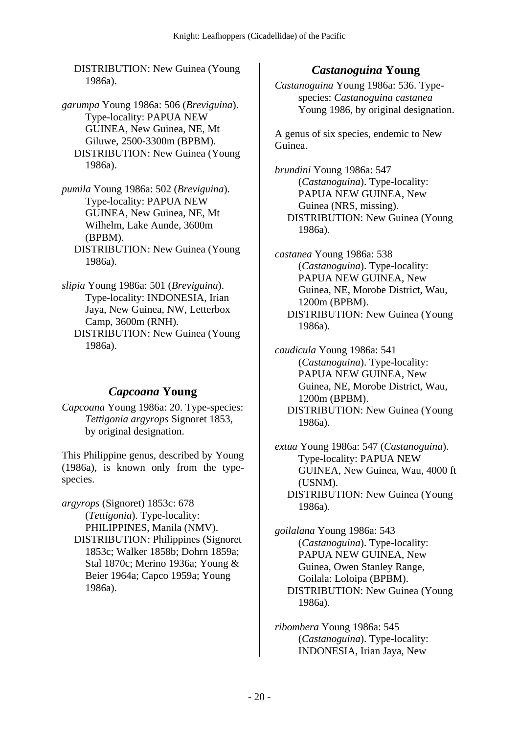DISTRIBUTION: New Guinea (Young 1986a).

*garumpa* Young 1986a: 506 (*Breviguina*). Type-locality: PAPUA NEW GUINEA, New Guinea, NE, Mt Giluwe, 2500-3300m (BPBM).
DISTRIBUTION: New Guinea (Young 1986a).

*pumila* Young 1986a: 502 (*Breviguina*). Type-locality: PAPUA NEW GUINEA, New Guinea, NE, Mt Wilhelm, Lake Aunde, 3600m (BPBM).
DISTRIBUTION: New Guinea (Young 1986a).

*slipia* Young 1986a: 501 (*Breviguina*). Type-locality: INDONESIA, Irian Jaya, New Guinea, NW, Letterbox Camp, 3600m (RNH).
DISTRIBUTION: New Guinea (Young 1986a).

## *Capcoana* Young

*Capcoana* Young 1986a: 20. Type-species: *Tettigonia argyrops* Signoret 1853, by original designation.

This Philippine genus, described by Young (1986a), is known only from the type-species.

*argyrops* (Signoret) 1853c: 678 (*Tettigonia*). Type-locality: PHILIPPINES, Manila (NMV).
DISTRIBUTION: Philippines (Signoret 1853c; Walker 1858b; Dohrn 1859a; Stal 1870c; Merino 1936a; Young & Beier 1964a; Capco 1959a; Young 1986a).

## *Castanoguina* Young

*Castanoguina* Young 1986a: 536. Type-species: *Castanoguina castanea* Young 1986, by original designation.

A genus of six species, endemic to New Guinea.

*brundini* Young 1986a: 547 (*Castanoguina*). Type-locality: PAPUA NEW GUINEA, New Guinea (NRS, missing).
DISTRIBUTION: New Guinea (Young 1986a).

*castanea* Young 1986a: 538 (*Castanoguina*). Type-locality: PAPUA NEW GUINEA, New Guinea, NE, Morobe District, Wau, 1200m (BPBM).
DISTRIBUTION: New Guinea (Young 1986a).

*caudicula* Young 1986a: 541 (*Castanoguina*). Type-locality: PAPUA NEW GUINEA, New Guinea, NE, Morobe District, Wau, 1200m (BPBM).
DISTRIBUTION: New Guinea (Young 1986a).

*extua* Young 1986a: 547 (*Castanoguina*). Type-locality: PAPUA NEW GUINEA, New Guinea, Wau, 4000 ft (USNM).
DISTRIBUTION: New Guinea (Young 1986a).

*goilalana* Young 1986a: 543 (*Castanoguina*). Type-locality: PAPUA NEW GUINEA, New Guinea, Owen Stanley Range, Goilala: Loloipa (BPBM).
DISTRIBUTION: New Guinea (Young 1986a).

*ribombera* Young 1986a: 545 (*Castanoguina*). Type-locality: INDONESIA, Irian Jaya, New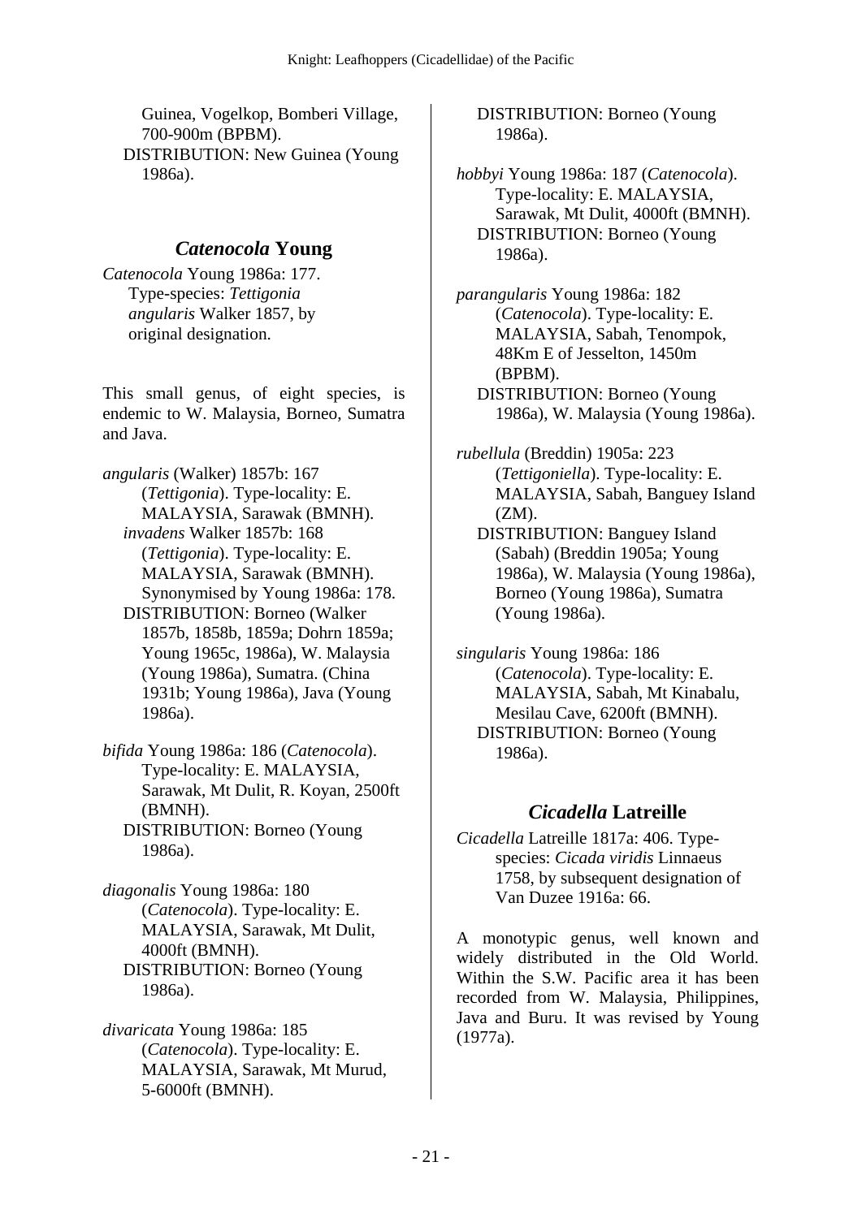Guinea, Vogelkop, Bomberi Village, 700-900m (BPBM).
DISTRIBUTION: New Guinea (Young 1986a).

## *Catenocola* Young

*Catenocola* Young 1986a: 177. Type-species: *Tettigonia angularis* Walker 1857, by original designation.

This small genus, of eight species, is endemic to W. Malaysia, Borneo, Sumatra and Java.

*angularis* (Walker) 1857b: 167 (*Tettigonia*). Type-locality: E. MALAYSIA, Sarawak (BMNH).
*invadens* Walker 1857b: 168 (*Tettigonia*). Type-locality: E. MALAYSIA, Sarawak (BMNH). Synonymised by Young 1986a: 178.
DISTRIBUTION: Borneo (Walker 1857b, 1858b, 1859a; Dohrn 1859a; Young 1965c, 1986a), W. Malaysia (Young 1986a), Sumatra. (China 1931b; Young 1986a), Java (Young 1986a).

*bifida* Young 1986a: 186 (*Catenocola*). Type-locality: E. MALAYSIA, Sarawak, Mt Dulit, R. Koyan, 2500ft (BMNH).
DISTRIBUTION: Borneo (Young 1986a).

*diagonalis* Young 1986a: 180 (*Catenocola*). Type-locality: E. MALAYSIA, Sarawak, Mt Dulit, 4000ft (BMNH).
DISTRIBUTION: Borneo (Young 1986a).

*divaricata* Young 1986a: 185 (*Catenocola*). Type-locality: E. MALAYSIA, Sarawak, Mt Murud, 5-6000ft (BMNH).
DISTRIBUTION: Borneo (Young 1986a).

*hobbyi* Young 1986a: 187 (*Catenocola*). Type-locality: E. MALAYSIA, Sarawak, Mt Dulit, 4000ft (BMNH).
DISTRIBUTION: Borneo (Young 1986a).

*parangularis* Young 1986a: 182 (*Catenocola*). Type-locality: E. MALAYSIA, Sabah, Tenompok, 48Km E of Jesselton, 1450m (BPBM).
DISTRIBUTION: Borneo (Young 1986a), W. Malaysia (Young 1986a).

*rubellula* (Breddin) 1905a: 223 (*Tettigoniella*). Type-locality: E. MALAYSIA, Sabah, Banguey Island (ZM).
DISTRIBUTION: Banguey Island (Sabah) (Breddin 1905a; Young 1986a), W. Malaysia (Young 1986a), Borneo (Young 1986a), Sumatra (Young 1986a).

*singularis* Young 1986a: 186 (*Catenocola*). Type-locality: E. MALAYSIA, Sabah, Mt Kinabalu, Mesilau Cave, 6200ft (BMNH).
DISTRIBUTION: Borneo (Young 1986a).

## *Cicadella* Latreille

*Cicadella* Latreille 1817a: 406. Type-species: *Cicada viridis* Linnaeus 1758, by subsequent designation of Van Duzee 1916a: 66.

A monotypic genus, well known and widely distributed in the Old World. Within the S.W. Pacific area it has been recorded from W. Malaysia, Philippines, Java and Buru. It was revised by Young (1977a).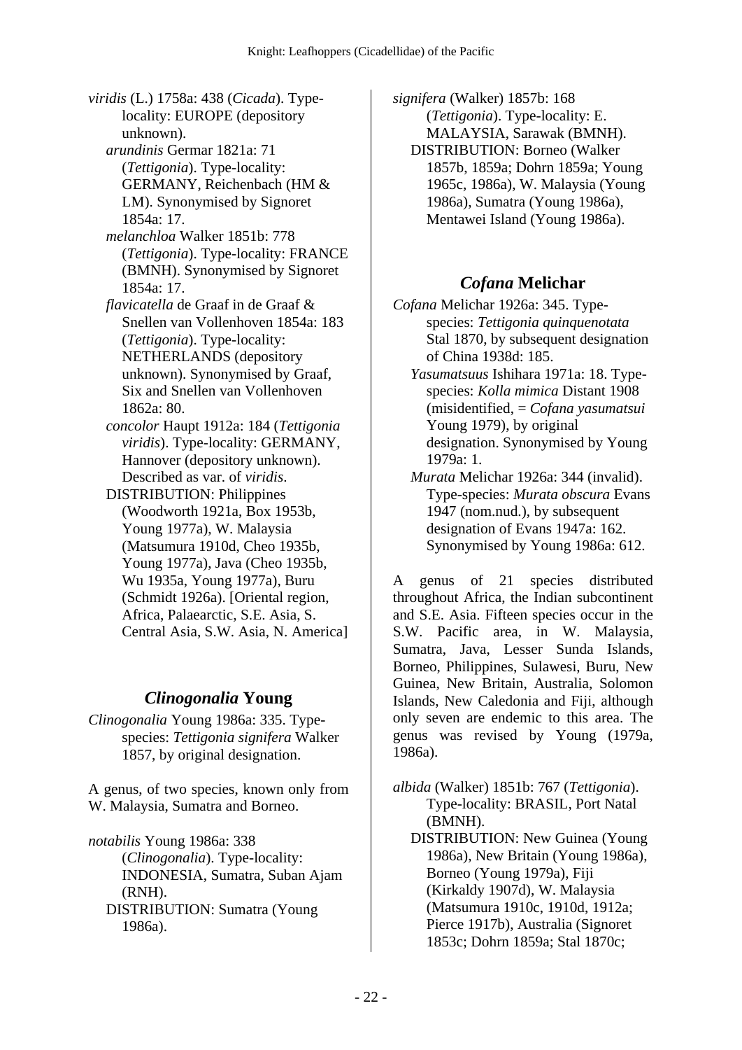*viridis* (L.) 1758a: 438 (*Cicada*). Type-locality: EUROPE (depository unknown).

*arundinis* Germar 1821a: 71 (*Tettigonia*). Type-locality: GERMANY, Reichenbach (HM & LM). Synonymised by Signoret 1854a: 17.

*melanchloa* Walker 1851b: 778 (*Tettigonia*). Type-locality: FRANCE (BMNH). Synonymised by Signoret 1854a: 17.

*flavicatella* de Graaf in de Graaf & Snellen van Vollenhoven 1854a: 183 (*Tettigonia*). Type-locality: NETHERLANDS (depository unknown). Synonymised by Graaf, Six and Snellen van Vollenhoven 1862a: 80.

*concolor* Haupt 1912a: 184 (*Tettigonia viridis*). Type-locality: GERMANY, Hannover (depository unknown). Described as var. of *viridis*.

DISTRIBUTION: Philippines (Woodworth 1921a, Box 1953b, Young 1977a), W. Malaysia (Matsumura 1910d, Cheo 1935b, Young 1977a), Java (Cheo 1935b, Wu 1935a, Young 1977a), Buru (Schmidt 1926a). [Oriental region, Africa, Palaearctic, S.E. Asia, S. Central Asia, S.W. Asia, N. America]

## *Clinogonalia* Young

*Clinogonalia* Young 1986a: 335. Type-species: *Tettigonia signifera* Walker 1857, by original designation.

A genus, of two species, known only from W. Malaysia, Sumatra and Borneo.

*notabilis* Young 1986a: 338 (*Clinogonalia*). Type-locality: INDONESIA, Sumatra, Suban Ajam (RNH).

DISTRIBUTION: Sumatra (Young 1986a).

*signifera* (Walker) 1857b: 168 (*Tettigonia*). Type-locality: E. MALAYSIA, Sarawak (BMNH).

DISTRIBUTION: Borneo (Walker 1857b, 1859a; Dohrn 1859a; Young 1965c, 1986a), W. Malaysia (Young 1986a), Sumatra (Young 1986a), Mentawei Island (Young 1986a).

## *Cofana* Melichar

*Cofana* Melichar 1926a: 345. Type-species: *Tettigonia quinquenotata* Stal 1870, by subsequent designation of China 1938d: 185.

*Yasumatsuus* Ishihara 1971a: 18. Type-species: *Kolla mimica* Distant 1908 (misidentified, = *Cofana yasumatsui* Young 1979), by original designation. Synonymised by Young 1979a: 1.

*Murata* Melichar 1926a: 344 (invalid). Type-species: *Murata obscura* Evans 1947 (nom.nud.), by subsequent designation of Evans 1947a: 162. Synonymised by Young 1986a: 612.

A genus of 21 species distributed throughout Africa, the Indian subcontinent and S.E. Asia. Fifteen species occur in the S.W. Pacific area, in W. Malaysia, Sumatra, Java, Lesser Sunda Islands, Borneo, Philippines, Sulawesi, Buru, New Guinea, New Britain, Australia, Solomon Islands, New Caledonia and Fiji, although only seven are endemic to this area. The genus was revised by Young (1979a, 1986a).

*albida* (Walker) 1851b: 767 (*Tettigonia*). Type-locality: BRASIL, Port Natal (BMNH).

DISTRIBUTION: New Guinea (Young 1986a), New Britain (Young 1986a), Borneo (Young 1979a), Fiji (Kirkaldy 1907d), W. Malaysia (Matsumura 1910c, 1910d, 1912a; Pierce 1917b), Australia (Signoret 1853c; Dohrn 1859a; Stal 1870c;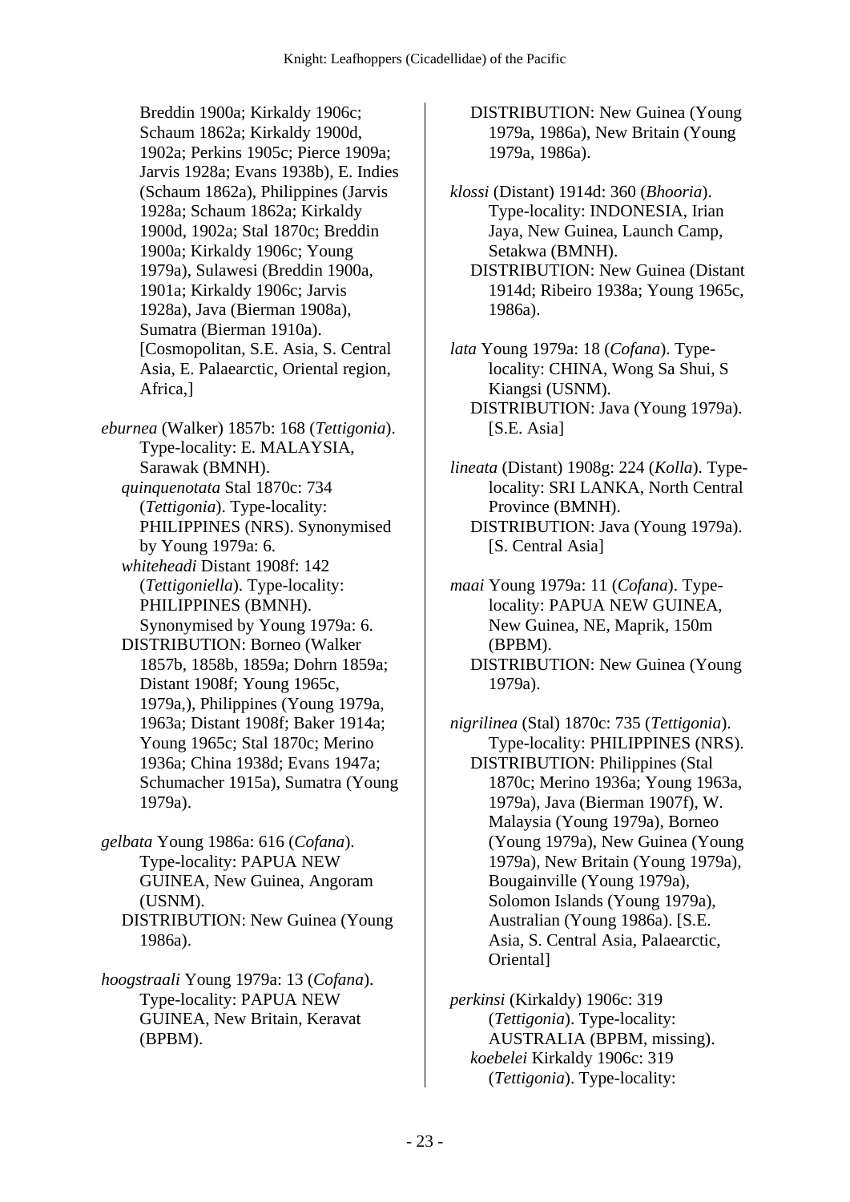Breddin 1900a; Kirkaldy 1906c; Schaum 1862a; Kirkaldy 1900d, 1902a; Perkins 1905c; Pierce 1909a; Jarvis 1928a; Evans 1938b), E. Indies (Schaum 1862a), Philippines (Jarvis 1928a; Schaum 1862a; Kirkaldy 1900d, 1902a; Stal 1870c; Breddin 1900a; Kirkaldy 1906c; Young 1979a), Sulawesi (Breddin 1900a, 1901a; Kirkaldy 1906c; Jarvis 1928a), Java (Bierman 1908a), Sumatra (Bierman 1910a). [Cosmopolitan, S.E. Asia, S. Central Asia, E. Palaearctic, Oriental region, Africa,]

*eburnea* (Walker) 1857b: 168 (*Tettigonia*). Type-locality: E. MALAYSIA, Sarawak (BMNH).
*quinquenotata* Stal 1870c: 734 (*Tettigonia*). Type-locality: PHILIPPINES (NRS). Synonymised by Young 1979a: 6.
*whiteheadi* Distant 1908f: 142 (*Tettigoniella*). Type-locality: PHILIPPINES (BMNH). Synonymised by Young 1979a: 6.
DISTRIBUTION: Borneo (Walker 1857b, 1858b, 1859a; Dohrn 1859a; Distant 1908f; Young 1965c, 1979a,), Philippines (Young 1979a, 1963a; Distant 1908f; Baker 1914a; Young 1965c; Stal 1870c; Merino 1936a; China 1938d; Evans 1947a; Schumacher 1915a), Sumatra (Young 1979a).

*gelbata* Young 1986a: 616 (*Cofana*). Type-locality: PAPUA NEW GUINEA, New Guinea, Angoram (USNM).
DISTRIBUTION: New Guinea (Young 1986a).

*hoogstraali* Young 1979a: 13 (*Cofana*). Type-locality: PAPUA NEW GUINEA, New Britain, Keravat (BPBM).
DISTRIBUTION: New Guinea (Young 1979a, 1986a), New Britain (Young 1979a, 1986a).

*klossi* (Distant) 1914d: 360 (*Bhooria*). Type-locality: INDONESIA, Irian Jaya, New Guinea, Launch Camp, Setakwa (BMNH).
DISTRIBUTION: New Guinea (Distant 1914d; Ribeiro 1938a; Young 1965c, 1986a).

*lata* Young 1979a: 18 (*Cofana*). Type-locality: CHINA, Wong Sa Shui, S Kiangsi (USNM).
DISTRIBUTION: Java (Young 1979a). [S.E. Asia]

*lineata* (Distant) 1908g: 224 (*Kolla*). Type-locality: SRI LANKA, North Central Province (BMNH).
DISTRIBUTION: Java (Young 1979a). [S. Central Asia]

*maai* Young 1979a: 11 (*Cofana*). Type-locality: PAPUA NEW GUINEA, New Guinea, NE, Maprik, 150m (BPBM).
DISTRIBUTION: New Guinea (Young 1979a).

*nigrilinea* (Stal) 1870c: 735 (*Tettigonia*). Type-locality: PHILIPPINES (NRS).
DISTRIBUTION: Philippines (Stal 1870c; Merino 1936a; Young 1963a, 1979a), Java (Bierman 1907f), W. Malaysia (Young 1979a), Borneo (Young 1979a), New Guinea (Young 1979a), New Britain (Young 1979a), Bougainville (Young 1979a), Solomon Islands (Young 1979a), Australian (Young 1986a). [S.E. Asia, S. Central Asia, Palaearctic, Oriental]

*perkinsi* (Kirkaldy) 1906c: 319 (*Tettigonia*). Type-locality: AUSTRALIA (BPBM, missing).
*koebelei* Kirkaldy 1906c: 319 (*Tettigonia*). Type-locality: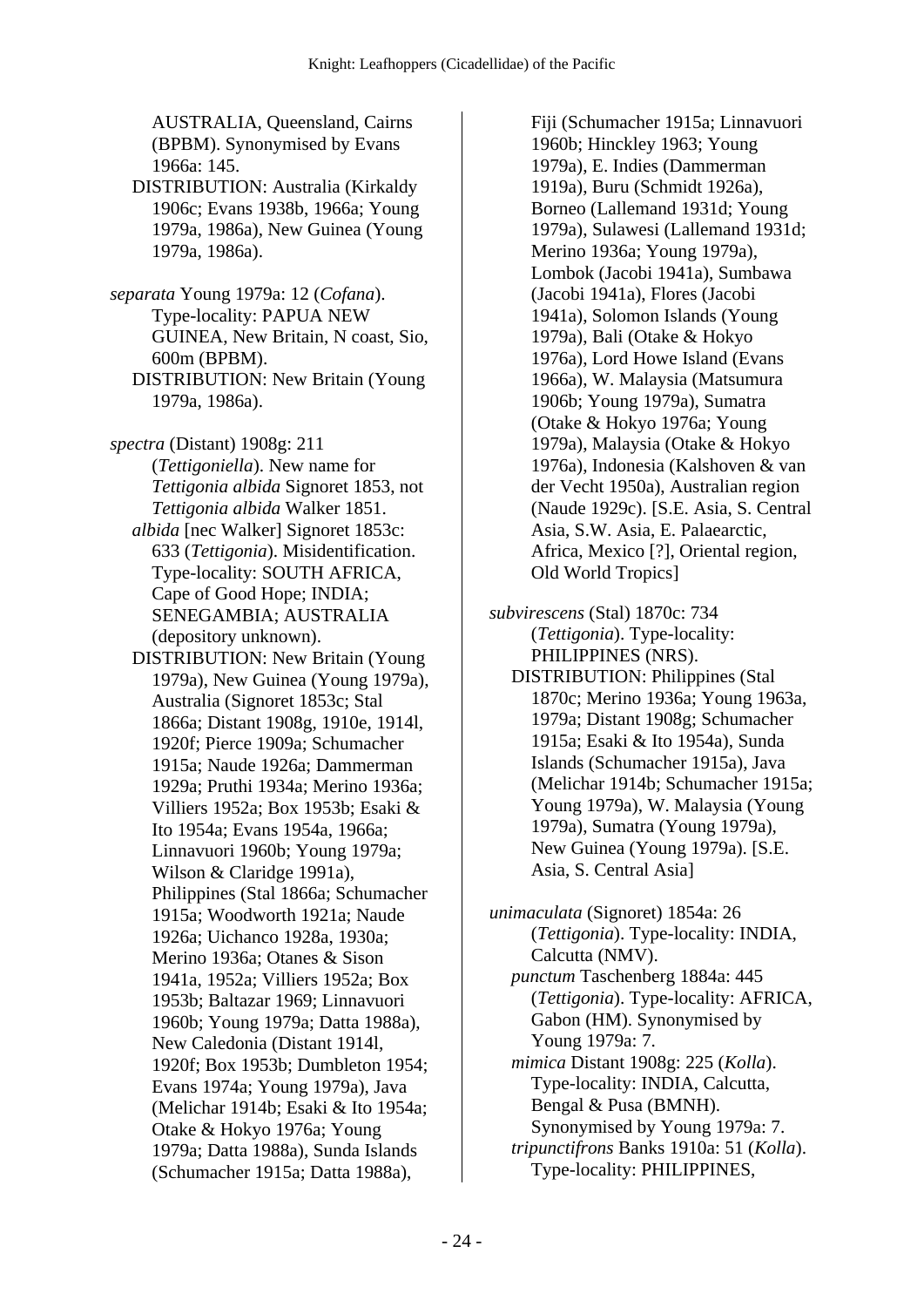AUSTRALIA, Queensland, Cairns (BPBM). Synonymised by Evans 1966a: 145.

DISTRIBUTION: Australia (Kirkaldy 1906c; Evans 1938b, 1966a; Young 1979a, 1986a), New Guinea (Young 1979a, 1986a).

*separata* Young 1979a: 12 (*Cofana*). Type-locality: PAPUA NEW GUINEA, New Britain, N coast, Sio, 600m (BPBM).

DISTRIBUTION: New Britain (Young 1979a, 1986a).

*spectra* (Distant) 1908g: 211 (*Tettigoniella*). New name for *Tettigonia albida* Signoret 1853, not *Tettigonia albida* Walker 1851.

*albida* [nec Walker] Signoret 1853c: 633 (*Tettigonia*). Misidentification. Type-locality: SOUTH AFRICA, Cape of Good Hope; INDIA; SENEGAMBIA; AUSTRALIA (depository unknown).

DISTRIBUTION: New Britain (Young 1979a), New Guinea (Young 1979a), Australia (Signoret 1853c; Stal 1866a; Distant 1908g, 1910e, 1914l, 1920f; Pierce 1909a; Schumacher 1915a; Naude 1926a; Dammerman 1929a; Pruthi 1934a; Merino 1936a; Villiers 1952a; Box 1953b; Esaki & Ito 1954a; Evans 1954a, 1966a; Linnavuori 1960b; Young 1979a; Wilson & Claridge 1991a), Philippines (Stal 1866a; Schumacher 1915a; Woodworth 1921a; Naude 1926a; Uichanco 1928a, 1930a; Merino 1936a; Otanes & Sison 1941a, 1952a; Villiers 1952a; Box 1953b; Baltazar 1969; Linnavuori 1960b; Young 1979a; Datta 1988a), New Caledonia (Distant 1914l, 1920f; Box 1953b; Dumbleton 1954; Evans 1974a; Young 1979a), Java (Melichar 1914b; Esaki & Ito 1954a; Otake & Hokyo 1976a; Young 1979a; Datta 1988a), Sunda Islands (Schumacher 1915a; Datta 1988a), Fiji (Schumacher 1915a; Linnavuori 1960b; Hinckley 1963; Young 1979a), E. Indies (Dammerman 1919a), Buru (Schmidt 1926a), Borneo (Lallemand 1931d; Young 1979a), Sulawesi (Lallemand 1931d; Merino 1936a; Young 1979a), Lombok (Jacobi 1941a), Sumbawa (Jacobi 1941a), Flores (Jacobi 1941a), Solomon Islands (Young 1979a), Bali (Otake & Hokyo 1976a), Lord Howe Island (Evans 1966a), W. Malaysia (Matsumura 1906b; Young 1979a), Sumatra (Otake & Hokyo 1976a; Young 1979a), Malaysia (Otake & Hokyo 1976a), Indonesia (Kalshoven & van der Vecht 1950a), Australian region (Naude 1929c). [S.E. Asia, S. Central Asia, S.W. Asia, E. Palaearctic, Africa, Mexico [?], Oriental region, Old World Tropics]

*subvirescens* (Stal) 1870c: 734 (*Tettigonia*). Type-locality: PHILIPPINES (NRS).

DISTRIBUTION: Philippines (Stal 1870c; Merino 1936a; Young 1963a, 1979a; Distant 1908g; Schumacher 1915a; Esaki & Ito 1954a), Sunda Islands (Schumacher 1915a), Java (Melichar 1914b; Schumacher 1915a; Young 1979a), W. Malaysia (Young 1979a), Sumatra (Young 1979a), New Guinea (Young 1979a). [S.E. Asia, S. Central Asia]

*unimaculata* (Signoret) 1854a: 26 (*Tettigonia*). Type-locality: INDIA, Calcutta (NMV).

*punctum* Taschenberg 1884a: 445 (*Tettigonia*). Type-locality: AFRICA, Gabon (HM). Synonymised by Young 1979a: 7.

*mimica* Distant 1908g: 225 (*Kolla*). Type-locality: INDIA, Calcutta, Bengal & Pusa (BMNH). Synonymised by Young 1979a: 7.

*tripunctifrons* Banks 1910a: 51 (*Kolla*). Type-locality: PHILIPPINES,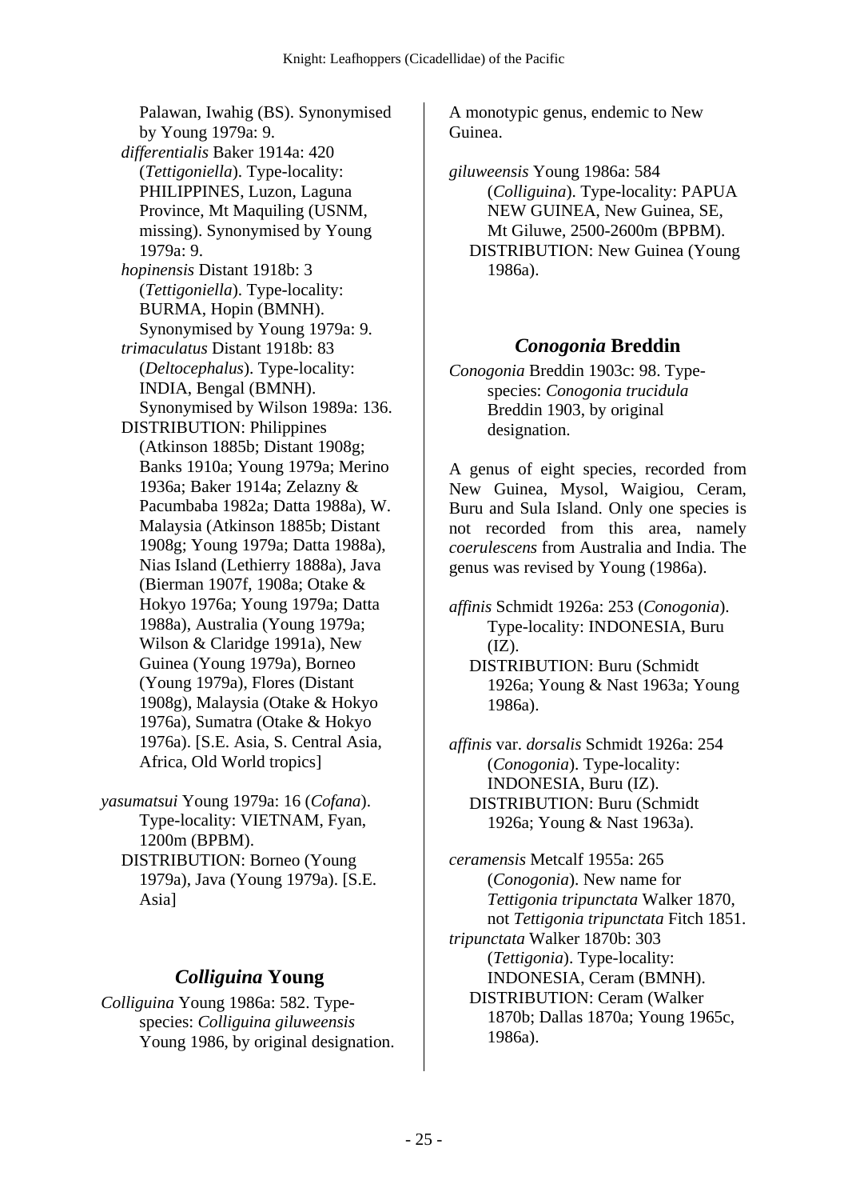Palawan, Iwahig (BS). Synonymised by Young 1979a: 9.

*differentialis* Baker 1914a: 420 (*Tettigoniella*). Type-locality: PHILIPPINES, Luzon, Laguna Province, Mt Maquiling (USNM, missing). Synonymised by Young 1979a: 9.

*hopinensis* Distant 1918b: 3 (*Tettigoniella*). Type-locality: BURMA, Hopin (BMNH). Synonymised by Young 1979a: 9.

*trimaculatus* Distant 1918b: 83 (*Deltocephalus*). Type-locality: INDIA, Bengal (BMNH). Synonymised by Wilson 1989a: 136.

DISTRIBUTION: Philippines (Atkinson 1885b; Distant 1908g; Banks 1910a; Young 1979a; Merino 1936a; Baker 1914a; Zelazny & Pacumbaba 1982a; Datta 1988a), W. Malaysia (Atkinson 1885b; Distant 1908g; Young 1979a; Datta 1988a), Nias Island (Lethierry 1888a), Java (Bierman 1907f, 1908a; Otake & Hokyo 1976a; Young 1979a; Datta 1988a), Australia (Young 1979a; Wilson & Claridge 1991a), New Guinea (Young 1979a), Borneo (Young 1979a), Flores (Distant 1908g), Malaysia (Otake & Hokyo 1976a), Sumatra (Otake & Hokyo 1976a). [S.E. Asia, S. Central Asia, Africa, Old World tropics]

*yasumatsui* Young 1979a: 16 (*Cofana*). Type-locality: VIETNAM, Fyan, 1200m (BPBM).

DISTRIBUTION: Borneo (Young 1979a), Java (Young 1979a). [S.E. Asia]

## *Colliguina* Young

*Colliguina* Young 1986a: 582. Type-species: *Colliguina giluweensis* Young 1986, by original designation.

A monotypic genus, endemic to New Guinea.

*giluweensis* Young 1986a: 584 (*Colliguina*). Type-locality: PAPUA NEW GUINEA, New Guinea, SE, Mt Giluwe, 2500-2600m (BPBM).

DISTRIBUTION: New Guinea (Young 1986a).

## *Conogonia* Breddin

*Conogonia* Breddin 1903c: 98. Type-species: *Conogonia trucidula* Breddin 1903, by original designation.

A genus of eight species, recorded from New Guinea, Mysol, Waigiou, Ceram, Buru and Sula Island. Only one species is not recorded from this area, namely *coerulescens* from Australia and India. The genus was revised by Young (1986a).

*affinis* Schmidt 1926a: 253 (*Conogonia*). Type-locality: INDONESIA, Buru (IZ).

DISTRIBUTION: Buru (Schmidt 1926a; Young & Nast 1963a; Young 1986a).

*affinis* var. *dorsalis* Schmidt 1926a: 254 (*Conogonia*). Type-locality: INDONESIA, Buru (IZ).

DISTRIBUTION: Buru (Schmidt 1926a; Young & Nast 1963a).

*ceramensis* Metcalf 1955a: 265 (*Conogonia*). New name for *Tettigonia tripunctata* Walker 1870, not *Tettigonia tripunctata* Fitch 1851.

*tripunctata* Walker 1870b: 303 (*Tettigonia*). Type-locality: INDONESIA, Ceram (BMNH).

DISTRIBUTION: Ceram (Walker 1870b; Dallas 1870a; Young 1965c, 1986a).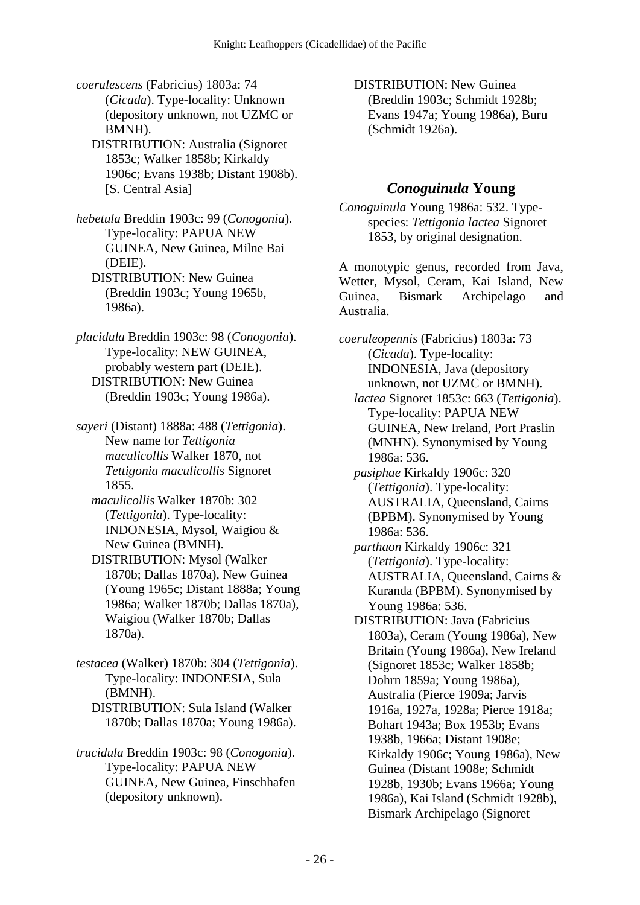*coerulescens* (Fabricius) 1803a: 74 (*Cicada*). Type-locality: Unknown (depository unknown, not UZMC or BMNH).
DISTRIBUTION: Australia (Signoret 1853c; Walker 1858b; Kirkaldy 1906c; Evans 1938b; Distant 1908b). [S. Central Asia]

*hebetula* Breddin 1903c: 99 (*Conogonia*). Type-locality: PAPUA NEW GUINEA, New Guinea, Milne Bai (DEIE).
DISTRIBUTION: New Guinea (Breddin 1903c; Young 1965b, 1986a).

*placidula* Breddin 1903c: 98 (*Conogonia*). Type-locality: NEW GUINEA, probably western part (DEIE).
DISTRIBUTION: New Guinea (Breddin 1903c; Young 1986a).

*sayeri* (Distant) 1888a: 488 (*Tettigonia*). New name for *Tettigonia maculicollis* Walker 1870, not *Tettigonia maculicollis* Signoret 1855.
*maculicollis* Walker 1870b: 302 (*Tettigonia*). Type-locality: INDONESIA, Mysol, Waigiou & New Guinea (BMNH).
DISTRIBUTION: Mysol (Walker 1870b; Dallas 1870a), New Guinea (Young 1965c; Distant 1888a; Young 1986a; Walker 1870b; Dallas 1870a), Waigiou (Walker 1870b; Dallas 1870a).

*testacea* (Walker) 1870b: 304 (*Tettigonia*). Type-locality: INDONESIA, Sula (BMNH).
DISTRIBUTION: Sula Island (Walker 1870b; Dallas 1870a; Young 1986a).

*trucidula* Breddin 1903c: 98 (*Conogonia*). Type-locality: PAPUA NEW GUINEA, New Guinea, Finschhafen (depository unknown).
DISTRIBUTION: New Guinea (Breddin 1903c; Schmidt 1928b; Evans 1947a; Young 1986a), Buru (Schmidt 1926a).

## *Conoguinula* Young

*Conoguinula* Young 1986a: 532. Type-species: *Tettigonia lactea* Signoret 1853, by original designation.

A monotypic genus, recorded from Java, Wetter, Mysol, Ceram, Kai Island, New Guinea, Bismark Archipelago and Australia.

*coeruleopennis* (Fabricius) 1803a: 73 (*Cicada*). Type-locality: INDONESIA, Java (depository unknown, not UZMC or BMNH).
*lactea* Signoret 1853c: 663 (*Tettigonia*). Type-locality: PAPUA NEW GUINEA, New Ireland, Port Praslin (MNHN). Synonymised by Young 1986a: 536.
*pasiphae* Kirkaldy 1906c: 320 (*Tettigonia*). Type-locality: AUSTRALIA, Queensland, Cairns (BPBM). Synonymised by Young 1986a: 536.
*parthaon* Kirkaldy 1906c: 321 (*Tettigonia*). Type-locality: AUSTRALIA, Queensland, Cairns & Kuranda (BPBM). Synonymised by Young 1986a: 536.
DISTRIBUTION: Java (Fabricius 1803a), Ceram (Young 1986a), New Britain (Young 1986a), New Ireland (Signoret 1853c; Walker 1858b; Dohrn 1859a; Young 1986a), Australia (Pierce 1909a; Jarvis 1916a, 1927a, 1928a; Pierce 1918a; Bohart 1943a; Box 1953b; Evans 1938b, 1966a; Distant 1908e; Kirkaldy 1906c; Young 1986a), New Guinea (Distant 1908e; Schmidt 1928b, 1930b; Evans 1966a; Young 1986a), Kai Island (Schmidt 1928b), Bismark Archipelago (Signoret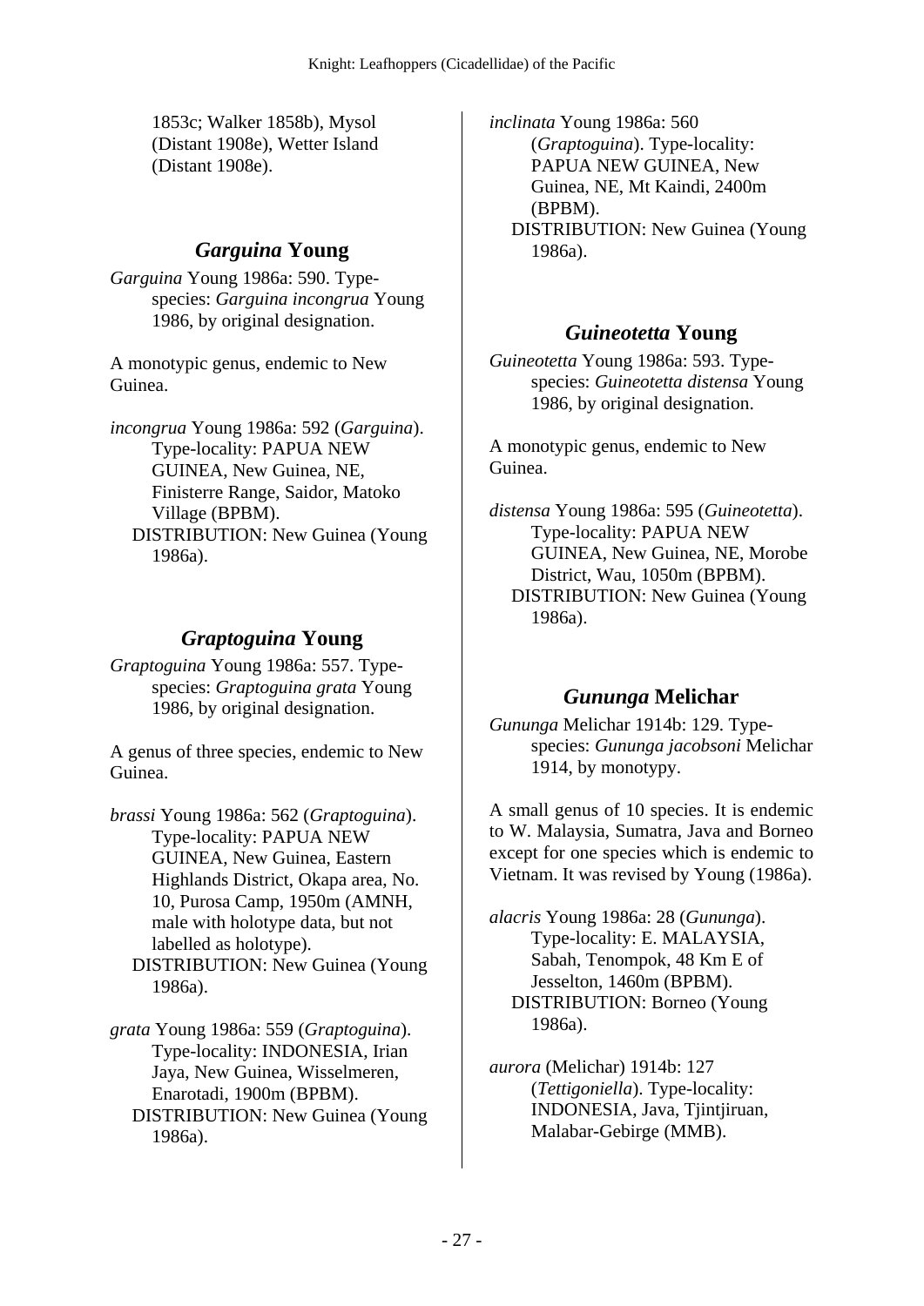1853c; Walker 1858b), Mysol (Distant 1908e), Wetter Island (Distant 1908e).

## *Garguina* Young

*Garguina* Young 1986a: 590. Type-species: *Garguina incongrua* Young 1986, by original designation.

A monotypic genus, endemic to New Guinea.

*incongrua* Young 1986a: 592 (*Garguina*). Type-locality: PAPUA NEW GUINEA, New Guinea, NE, Finisterre Range, Saidor, Matoko Village (BPBM).
DISTRIBUTION: New Guinea (Young 1986a).

## *Graptoguina* Young

*Graptoguina* Young 1986a: 557. Type-species: *Graptoguina grata* Young 1986, by original designation.

A genus of three species, endemic to New Guinea.

*brassi* Young 1986a: 562 (*Graptoguina*). Type-locality: PAPUA NEW GUINEA, New Guinea, Eastern Highlands District, Okapa area, No. 10, Purosa Camp, 1950m (AMNH, male with holotype data, but not labelled as holotype).
DISTRIBUTION: New Guinea (Young 1986a).

*grata* Young 1986a: 559 (*Graptoguina*). Type-locality: INDONESIA, Irian Jaya, New Guinea, Wisselmeren, Enarotadi, 1900m (BPBM).
DISTRIBUTION: New Guinea (Young 1986a).

*inclinata* Young 1986a: 560 (*Graptoguina*). Type-locality: PAPUA NEW GUINEA, New Guinea, NE, Mt Kaindi, 2400m (BPBM).
DISTRIBUTION: New Guinea (Young 1986a).

## *Guineotetta* Young

*Guineotetta* Young 1986a: 593. Type-species: *Guineotetta distensa* Young 1986, by original designation.

A monotypic genus, endemic to New Guinea.

*distensa* Young 1986a: 595 (*Guineotetta*). Type-locality: PAPUA NEW GUINEA, New Guinea, NE, Morobe District, Wau, 1050m (BPBM).
DISTRIBUTION: New Guinea (Young 1986a).

## *Gununga* Melichar

*Gununga* Melichar 1914b: 129. Type-species: *Gununga jacobsoni* Melichar 1914, by monotypy.

A small genus of 10 species. It is endemic to W. Malaysia, Sumatra, Java and Borneo except for one species which is endemic to Vietnam. It was revised by Young (1986a).

*alacris* Young 1986a: 28 (*Gununga*). Type-locality: E. MALAYSIA, Sabah, Tenompok, 48 Km E of Jesselton, 1460m (BPBM).
DISTRIBUTION: Borneo (Young 1986a).

*aurora* (Melichar) 1914b: 127 (*Tettigoniella*). Type-locality: INDONESIA, Java, Tjintjiruan, Malabar-Gebirge (MMB).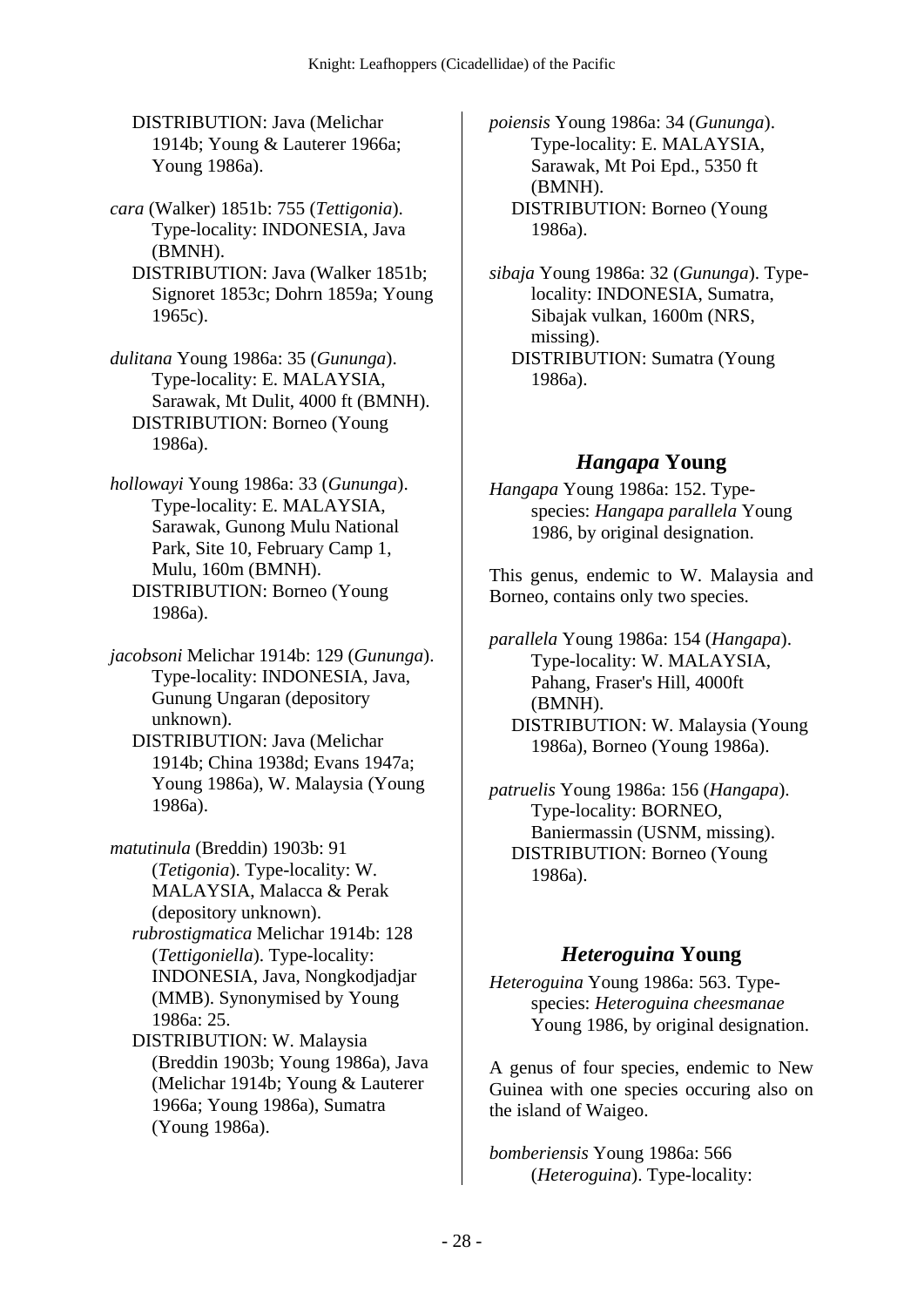DISTRIBUTION: Java (Melichar 1914b; Young & Lauterer 1966a; Young 1986a).

*cara* (Walker) 1851b: 755 (*Tettigonia*). Type-locality: INDONESIA, Java (BMNH).
DISTRIBUTION: Java (Walker 1851b; Signoret 1853c; Dohrn 1859a; Young 1965c).

*dulitana* Young 1986a: 35 (*Gununga*). Type-locality: E. MALAYSIA, Sarawak, Mt Dulit, 4000 ft (BMNH).
DISTRIBUTION: Borneo (Young 1986a).

*hollowayi* Young 1986a: 33 (*Gununga*). Type-locality: E. MALAYSIA, Sarawak, Gunong Mulu National Park, Site 10, February Camp 1, Mulu, 160m (BMNH).
DISTRIBUTION: Borneo (Young 1986a).

*jacobsoni* Melichar 1914b: 129 (*Gununga*). Type-locality: INDONESIA, Java, Gunung Ungaran (depository unknown).
DISTRIBUTION: Java (Melichar 1914b; China 1938d; Evans 1947a; Young 1986a), W. Malaysia (Young 1986a).

*matutinula* (Breddin) 1903b: 91 (*Tetigonia*). Type-locality: W. MALAYSIA, Malacca & Perak (depository unknown).
*rubrostigmatica* Melichar 1914b: 128 (*Tettigoniella*). Type-locality: INDONESIA, Java, Nongkodjadjar (MMB). Synonymised by Young 1986a: 25.
DISTRIBUTION: W. Malaysia (Breddin 1903b; Young 1986a), Java (Melichar 1914b; Young & Lauterer 1966a; Young 1986a), Sumatra (Young 1986a).

*poiensis* Young 1986a: 34 (*Gununga*). Type-locality: E. MALAYSIA, Sarawak, Mt Poi Epd., 5350 ft (BMNH).
DISTRIBUTION: Borneo (Young 1986a).

*sibaja* Young 1986a: 32 (*Gununga*). Type-locality: INDONESIA, Sumatra, Sibajak vulkan, 1600m (NRS, missing).
DISTRIBUTION: Sumatra (Young 1986a).

## *Hangapa* Young

*Hangapa* Young 1986a: 152. Type-species: *Hangapa parallela* Young 1986, by original designation.

This genus, endemic to W. Malaysia and Borneo, contains only two species.

*parallela* Young 1986a: 154 (*Hangapa*). Type-locality: W. MALAYSIA, Pahang, Fraser's Hill, 4000ft (BMNH).
DISTRIBUTION: W. Malaysia (Young 1986a), Borneo (Young 1986a).

*patruelis* Young 1986a: 156 (*Hangapa*). Type-locality: BORNEO, Baniermassin (USNM, missing).
DISTRIBUTION: Borneo (Young 1986a).

## *Heteroguina* Young

*Heteroguina* Young 1986a: 563. Type-species: *Heteroguina cheesmanae* Young 1986, by original designation.

A genus of four species, endemic to New Guinea with one species occuring also on the island of Waigeo.

*bomberiensis* Young 1986a: 566 (*Heteroguina*). Type-locality: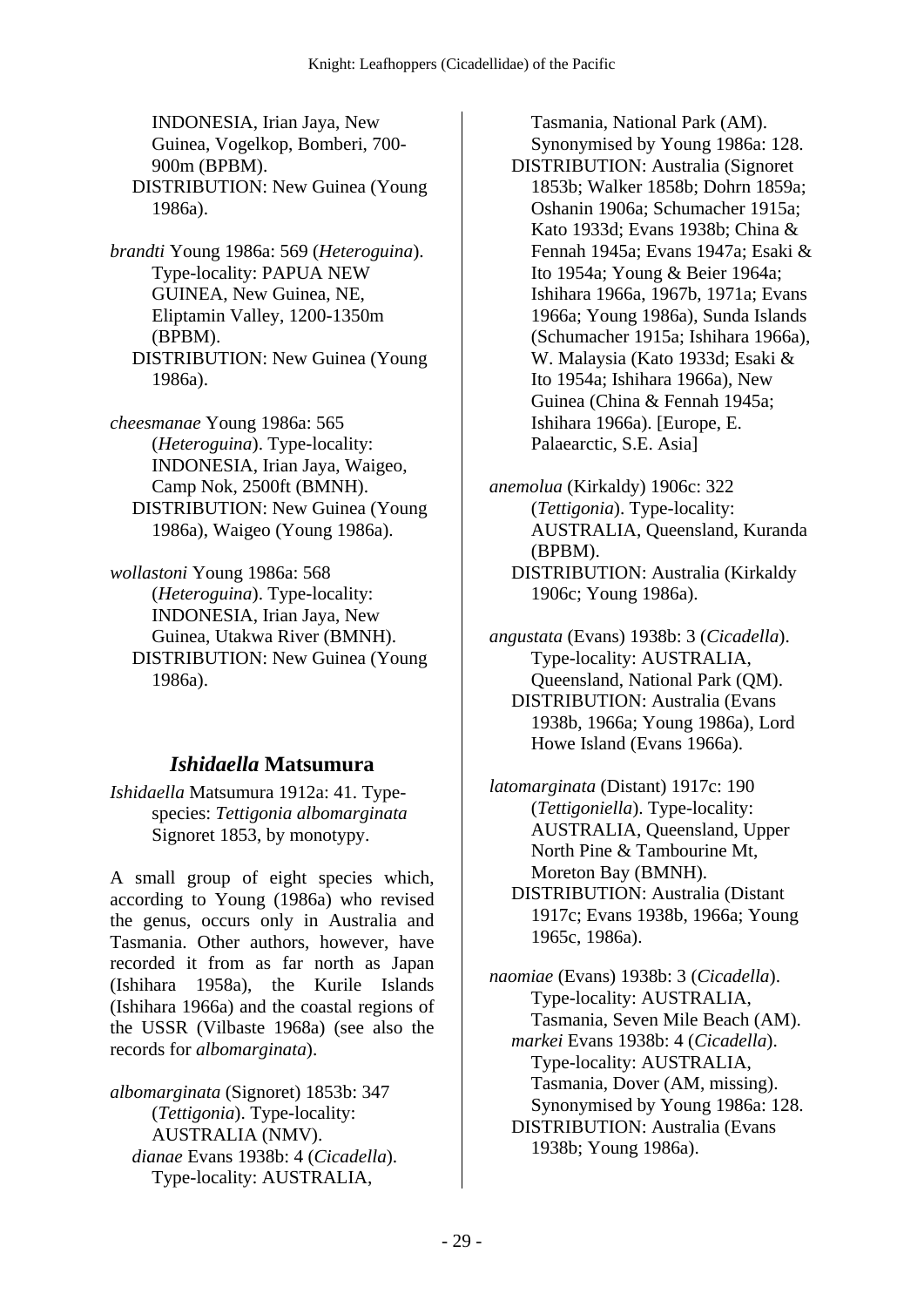INDONESIA, Irian Jaya, New Guinea, Vogelkop, Bomberi, 700-900m (BPBM).
DISTRIBUTION: New Guinea (Young 1986a).

*brandti* Young 1986a: 569 (*Heteroguina*). Type-locality: PAPUA NEW GUINEA, New Guinea, NE, Eliptamin Valley, 1200-1350m (BPBM).
DISTRIBUTION: New Guinea (Young 1986a).

*cheesmanae* Young 1986a: 565 (*Heteroguina*). Type-locality: INDONESIA, Irian Jaya, Waigeo, Camp Nok, 2500ft (BMNH).
DISTRIBUTION: New Guinea (Young 1986a), Waigeo (Young 1986a).

*wollastoni* Young 1986a: 568 (*Heteroguina*). Type-locality: INDONESIA, Irian Jaya, New Guinea, Utakwa River (BMNH).
DISTRIBUTION: New Guinea (Young 1986a).

## *Ishidaella* Matsumura

*Ishidaella* Matsumura 1912a: 41. Type-species: *Tettigonia albomarginata* Signoret 1853, by monotypy.

A small group of eight species which, according to Young (1986a) who revised the genus, occurs only in Australia and Tasmania. Other authors, however, have recorded it from as far north as Japan (Ishihara 1958a), the Kurile Islands (Ishihara 1966a) and the coastal regions of the USSR (Vilbaste 1968a) (see also the records for *albomarginata*).

*albomarginata* (Signoret) 1853b: 347 (*Tettigonia*). Type-locality: AUSTRALIA (NMV).
*dianae* Evans 1938b: 4 (*Cicadella*). Type-locality: AUSTRALIA, Tasmania, National Park (AM). Synonymised by Young 1986a: 128.
DISTRIBUTION: Australia (Signoret 1853b; Walker 1858b; Dohrn 1859a; Oshanin 1906a; Schumacher 1915a; Kato 1933d; Evans 1938b; China & Fennah 1945a; Evans 1947a; Esaki & Ito 1954a; Young & Beier 1964a; Ishihara 1966a, 1967b, 1971a; Evans 1966a; Young 1986a), Sunda Islands (Schumacher 1915a; Ishihara 1966a), W. Malaysia (Kato 1933d; Esaki & Ito 1954a; Ishihara 1966a), New Guinea (China & Fennah 1945a; Ishihara 1966a). [Europe, E. Palaearctic, S.E. Asia]

*anemolua* (Kirkaldy) 1906c: 322 (*Tettigonia*). Type-locality: AUSTRALIA, Queensland, Kuranda (BPBM).
DISTRIBUTION: Australia (Kirkaldy 1906c; Young 1986a).

*angustata* (Evans) 1938b: 3 (*Cicadella*). Type-locality: AUSTRALIA, Queensland, National Park (QM).
DISTRIBUTION: Australia (Evans 1938b, 1966a; Young 1986a), Lord Howe Island (Evans 1966a).

*latomarginata* (Distant) 1917c: 190 (*Tettigoniella*). Type-locality: AUSTRALIA, Queensland, Upper North Pine & Tambourine Mt, Moreton Bay (BMNH).
DISTRIBUTION: Australia (Distant 1917c; Evans 1938b, 1966a; Young 1965c, 1986a).

*naomiae* (Evans) 1938b: 3 (*Cicadella*). Type-locality: AUSTRALIA, Tasmania, Seven Mile Beach (AM).
*markei* Evans 1938b: 4 (*Cicadella*). Type-locality: AUSTRALIA, Tasmania, Dover (AM, missing). Synonymised by Young 1986a: 128.
DISTRIBUTION: Australia (Evans 1938b; Young 1986a).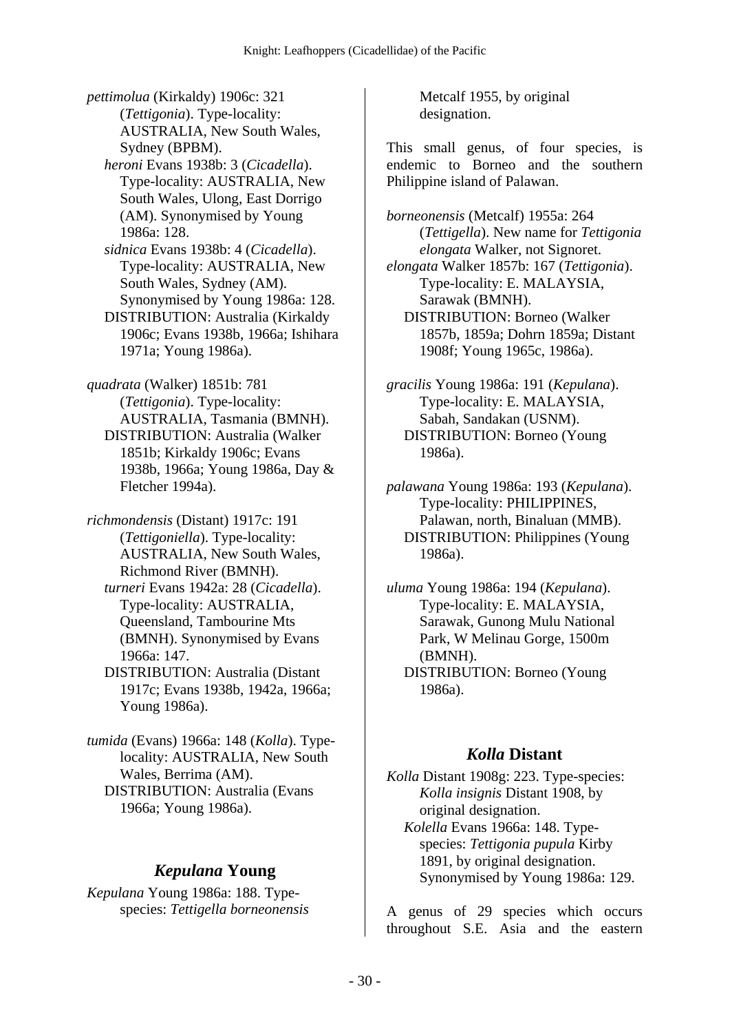*pettimolua* (Kirkaldy) 1906c: 321 (*Tettigonia*). Type-locality: AUSTRALIA, New South Wales, Sydney (BPBM).

*heroni* Evans 1938b: 3 (*Cicadella*). Type-locality: AUSTRALIA, New South Wales, Ulong, East Dorrigo (AM). Synonymised by Young 1986a: 128.

*sidnica* Evans 1938b: 4 (*Cicadella*). Type-locality: AUSTRALIA, New South Wales, Sydney (AM). Synonymised by Young 1986a: 128.

DISTRIBUTION: Australia (Kirkaldy 1906c; Evans 1938b, 1966a; Ishihara 1971a; Young 1986a).

*quadrata* (Walker) 1851b: 781 (*Tettigonia*). Type-locality: AUSTRALIA, Tasmania (BMNH).

DISTRIBUTION: Australia (Walker 1851b; Kirkaldy 1906c; Evans 1938b, 1966a; Young 1986a, Day & Fletcher 1994a).

*richmondensis* (Distant) 1917c: 191 (*Tettigoniella*). Type-locality: AUSTRALIA, New South Wales, Richmond River (BMNH).

*turneri* Evans 1942a: 28 (*Cicadella*). Type-locality: AUSTRALIA, Queensland, Tambourine Mts (BMNH). Synonymised by Evans 1966a: 147.

DISTRIBUTION: Australia (Distant 1917c; Evans 1938b, 1942a, 1966a; Young 1986a).

*tumida* (Evans) 1966a: 148 (*Kolla*). Type-locality: AUSTRALIA, New South Wales, Berrima (AM).

DISTRIBUTION: Australia (Evans 1966a; Young 1986a).

## *Kepulana* Young

*Kepulana* Young 1986a: 188. Type-species: *Tettigella borneonensis* Metcalf 1955, by original designation.

This small genus, of four species, is endemic to Borneo and the southern Philippine island of Palawan.

*borneonensis* (Metcalf) 1955a: 264 (*Tettigella*). New name for *Tettigonia elongata* Walker, not Signoret.

*elongata* Walker 1857b: 167 (*Tettigonia*). Type-locality: E. MALAYSIA, Sarawak (BMNH).

DISTRIBUTION: Borneo (Walker 1857b, 1859a; Dohrn 1859a; Distant 1908f; Young 1965c, 1986a).

*gracilis* Young 1986a: 191 (*Kepulana*). Type-locality: E. MALAYSIA, Sabah, Sandakan (USNM).

DISTRIBUTION: Borneo (Young 1986a).

*palawana* Young 1986a: 193 (*Kepulana*). Type-locality: PHILIPPINES, Palawan, north, Binaluan (MMB).

DISTRIBUTION: Philippines (Young 1986a).

*uluma* Young 1986a: 194 (*Kepulana*). Type-locality: E. MALAYSIA, Sarawak, Gunong Mulu National Park, W Melinau Gorge, 1500m (BMNH).

DISTRIBUTION: Borneo (Young 1986a).

## *Kolla* Distant

*Kolla* Distant 1908g: 223. Type-species: *Kolla insignis* Distant 1908, by original designation.

*Kolella* Evans 1966a: 148. Type-species: *Tettigonia pupula* Kirby 1891, by original designation. Synonymised by Young 1986a: 129.

A genus of 29 species which occurs throughout S.E. Asia and the eastern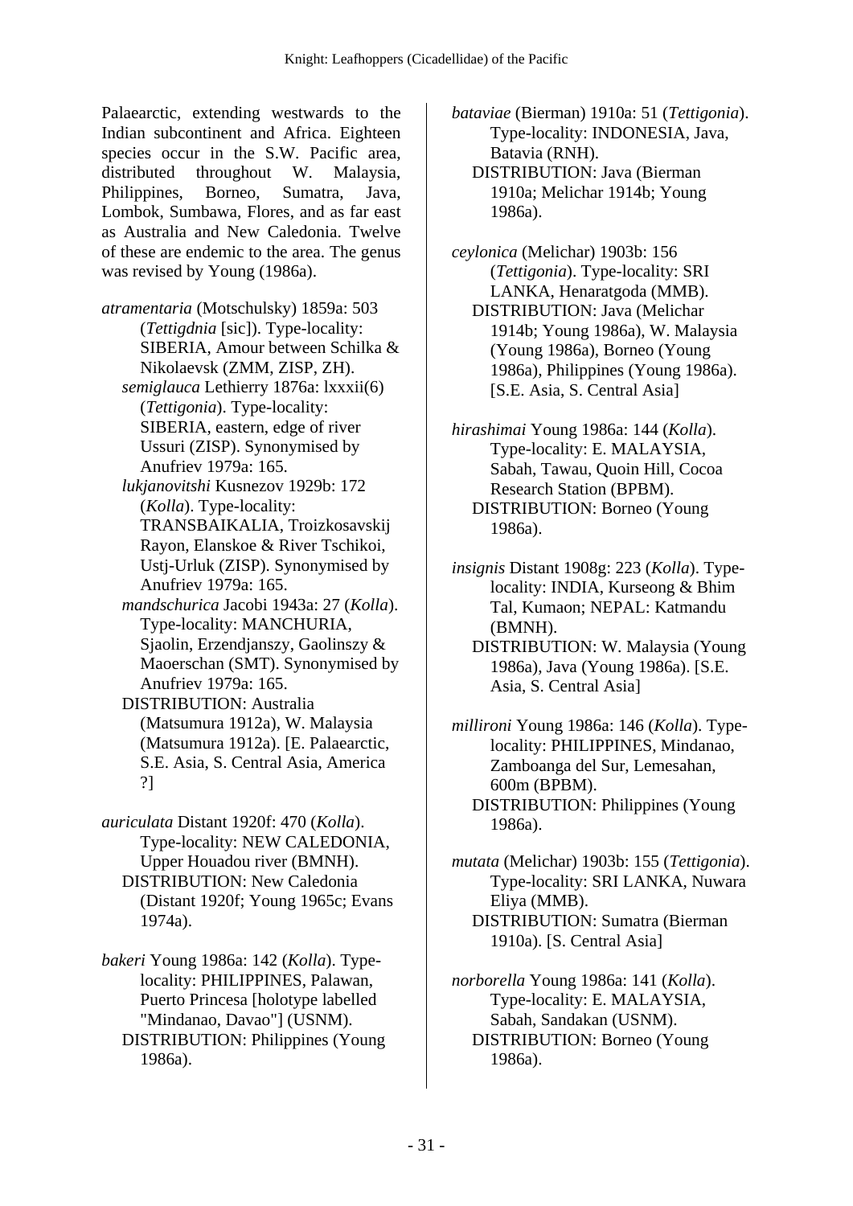Palaearctic, extending westwards to the Indian subcontinent and Africa. Eighteen species occur in the S.W. Pacific area, distributed throughout W. Malaysia, Philippines, Borneo, Sumatra, Java, Lombok, Sumbawa, Flores, and as far east as Australia and New Caledonia. Twelve of these are endemic to the area. The genus was revised by Young (1986a).

*atramentaria* (Motschulsky) 1859a: 503 (*Tettigdnia* [sic]). Type-locality: SIBERIA, Amour between Schilka & Nikolaevsk (ZMM, ZISP, ZH).
*semiglauca* Lethierry 1876a: lxxxii(6) (*Tettigonia*). Type-locality: SIBERIA, eastern, edge of river Ussuri (ZISP). Synonymised by Anufriev 1979a: 165.
*lukjanovitshi* Kusnezov 1929b: 172 (*Kolla*). Type-locality: TRANSBAIKALIA, Troizkosavskij Rayon, Elanskoe & River Tschikoi, Ustj-Urluk (ZISP). Synonymised by Anufriev 1979a: 165.
*mandschurica* Jacobi 1943a: 27 (*Kolla*). Type-locality: MANCHURIA, Sjaolin, Erzendjanszy, Gaolinszy & Maoerschan (SMT). Synonymised by Anufriev 1979a: 165.
DISTRIBUTION: Australia (Matsumura 1912a), W. Malaysia (Matsumura 1912a). [E. Palaearctic, S.E. Asia, S. Central Asia, America ?]

*auriculata* Distant 1920f: 470 (*Kolla*). Type-locality: NEW CALEDONIA, Upper Houadou river (BMNH).
DISTRIBUTION: New Caledonia (Distant 1920f; Young 1965c; Evans 1974a).

*bakeri* Young 1986a: 142 (*Kolla*). Type-locality: PHILIPPINES, Palawan, Puerto Princesa [holotype labelled "Mindanao, Davao"] (USNM).
DISTRIBUTION: Philippines (Young 1986a).

*bataviae* (Bierman) 1910a: 51 (*Tettigonia*). Type-locality: INDONESIA, Java, Batavia (RNH).
DISTRIBUTION: Java (Bierman 1910a; Melichar 1914b; Young 1986a).

*ceylonica* (Melichar) 1903b: 156 (*Tettigonia*). Type-locality: SRI LANKA, Henaratgoda (MMB).
DISTRIBUTION: Java (Melichar 1914b; Young 1986a), W. Malaysia (Young 1986a), Borneo (Young 1986a), Philippines (Young 1986a). [S.E. Asia, S. Central Asia]

*hirashimai* Young 1986a: 144 (*Kolla*). Type-locality: E. MALAYSIA, Sabah, Tawau, Quoin Hill, Cocoa Research Station (BPBM).
DISTRIBUTION: Borneo (Young 1986a).

*insignis* Distant 1908g: 223 (*Kolla*). Type-locality: INDIA, Kurseong & Bhim Tal, Kumaon; NEPAL: Katmandu (BMNH).
DISTRIBUTION: W. Malaysia (Young 1986a), Java (Young 1986a). [S.E. Asia, S. Central Asia]

*millironi* Young 1986a: 146 (*Kolla*). Type-locality: PHILIPPINES, Mindanao, Zamboanga del Sur, Lemesahan, 600m (BPBM).
DISTRIBUTION: Philippines (Young 1986a).

*mutata* (Melichar) 1903b: 155 (*Tettigonia*). Type-locality: SRI LANKA, Nuwara Eliya (MMB).
DISTRIBUTION: Sumatra (Bierman 1910a). [S. Central Asia]

*norborella* Young 1986a: 141 (*Kolla*). Type-locality: E. MALAYSIA, Sabah, Sandakan (USNM).
DISTRIBUTION: Borneo (Young 1986a).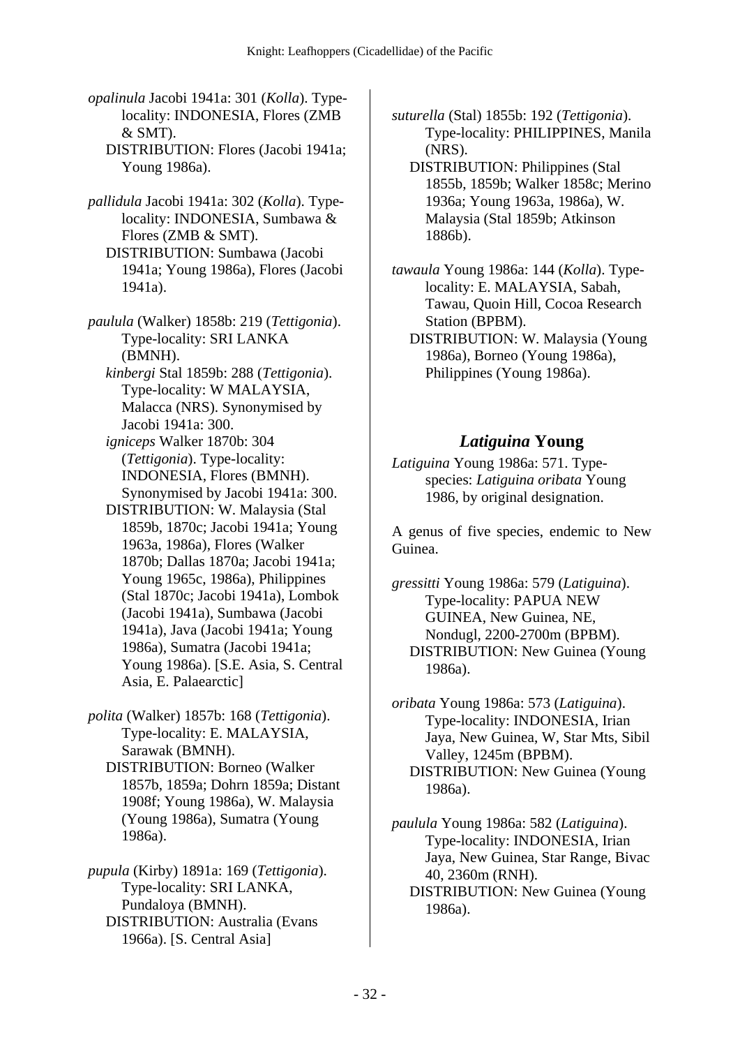*opalinula* Jacobi 1941a: 301 (*Kolla*). Type-locality: INDONESIA, Flores (ZMB & SMT).
DISTRIBUTION: Flores (Jacobi 1941a; Young 1986a).

*pallidula* Jacobi 1941a: 302 (*Kolla*). Type-locality: INDONESIA, Sumbawa & Flores (ZMB & SMT).
DISTRIBUTION: Sumbawa (Jacobi 1941a; Young 1986a), Flores (Jacobi 1941a).

*paulula* (Walker) 1858b: 219 (*Tettigonia*). Type-locality: SRI LANKA (BMNH).
*kinbergi* Stal 1859b: 288 (*Tettigonia*). Type-locality: W MALAYSIA, Malacca (NRS). Synonymised by Jacobi 1941a: 300.
*igniceps* Walker 1870b: 304 (*Tettigonia*). Type-locality: INDONESIA, Flores (BMNH). Synonymised by Jacobi 1941a: 300.
DISTRIBUTION: W. Malaysia (Stal 1859b, 1870c; Jacobi 1941a; Young 1963a, 1986a), Flores (Walker 1870b; Dallas 1870a; Jacobi 1941a; Young 1965c, 1986a), Philippines (Stal 1870c; Jacobi 1941a), Lombok (Jacobi 1941a), Sumbawa (Jacobi 1941a), Java (Jacobi 1941a; Young 1986a), Sumatra (Jacobi 1941a; Young 1986a). [S.E. Asia, S. Central Asia, E. Palaearctic]

*polita* (Walker) 1857b: 168 (*Tettigonia*). Type-locality: E. MALAYSIA, Sarawak (BMNH).
DISTRIBUTION: Borneo (Walker 1857b, 1859a; Dohrn 1859a; Distant 1908f; Young 1986a), W. Malaysia (Young 1986a), Sumatra (Young 1986a).

*pupula* (Kirby) 1891a: 169 (*Tettigonia*). Type-locality: SRI LANKA, Pundaloya (BMNH).
DISTRIBUTION: Australia (Evans 1966a). [S. Central Asia]

*suturella* (Stal) 1855b: 192 (*Tettigonia*). Type-locality: PHILIPPINES, Manila (NRS).
DISTRIBUTION: Philippines (Stal 1855b, 1859b; Walker 1858c; Merino 1936a; Young 1963a, 1986a), W. Malaysia (Stal 1859b; Atkinson 1886b).

*tawaula* Young 1986a: 144 (*Kolla*). Type-locality: E. MALAYSIA, Sabah, Tawau, Quoin Hill, Cocoa Research Station (BPBM).
DISTRIBUTION: W. Malaysia (Young 1986a), Borneo (Young 1986a), Philippines (Young 1986a).

## *Latiguina* Young

*Latiguina* Young 1986a: 571. Type-species: *Latiguina oribata* Young 1986, by original designation.

A genus of five species, endemic to New Guinea.

*gressitti* Young 1986a: 579 (*Latiguina*). Type-locality: PAPUA NEW GUINEA, New Guinea, NE, Nondugl, 2200-2700m (BPBM).
DISTRIBUTION: New Guinea (Young 1986a).

*oribata* Young 1986a: 573 (*Latiguina*). Type-locality: INDONESIA, Irian Jaya, New Guinea, W, Star Mts, Sibil Valley, 1245m (BPBM).
DISTRIBUTION: New Guinea (Young 1986a).

*paulula* Young 1986a: 582 (*Latiguina*). Type-locality: INDONESIA, Irian Jaya, New Guinea, Star Range, Bivac 40, 2360m (RNH).
DISTRIBUTION: New Guinea (Young 1986a).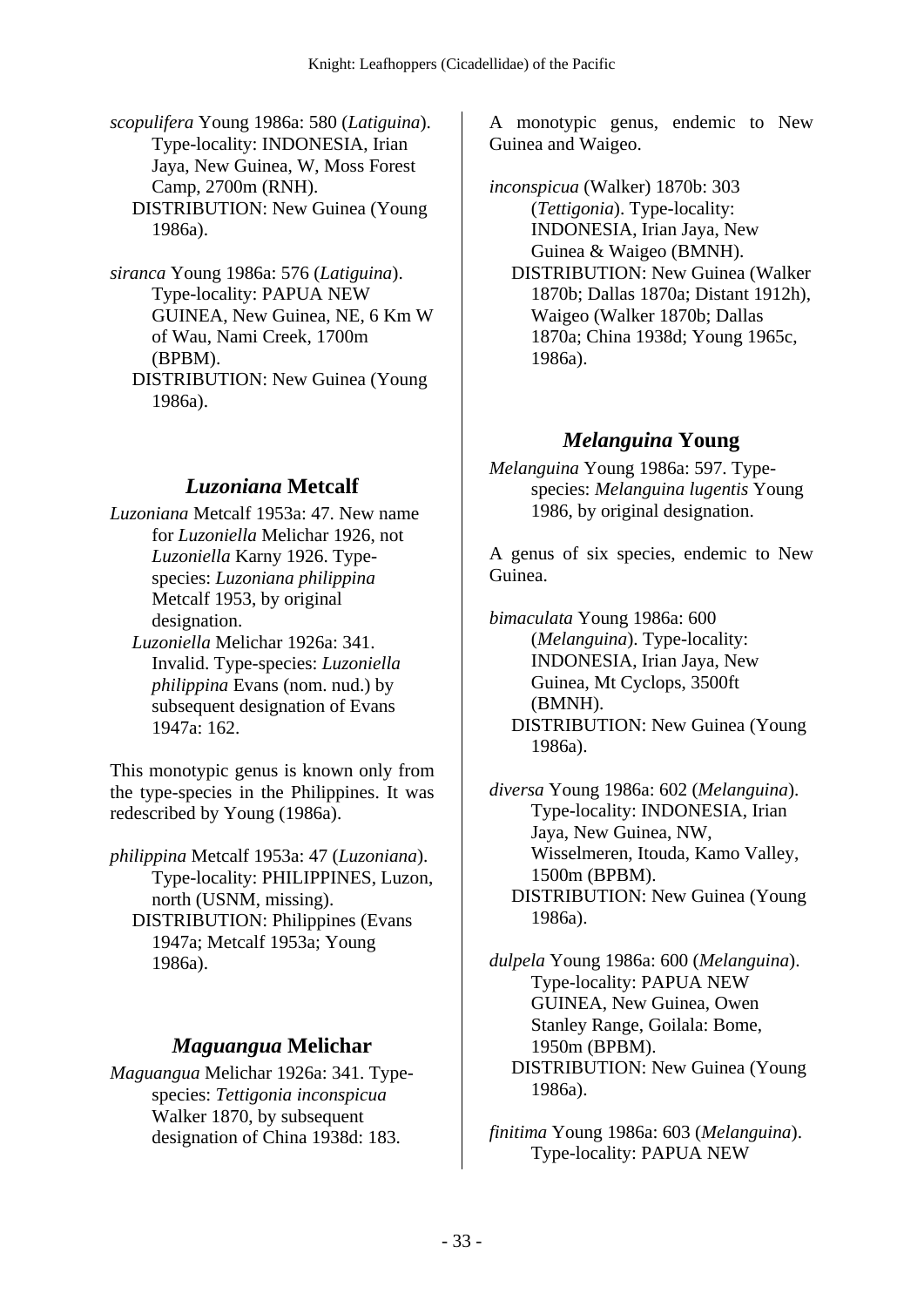*scopulifera* Young 1986a: 580 (*Latiguina*). Type-locality: INDONESIA, Irian Jaya, New Guinea, W, Moss Forest Camp, 2700m (RNH).
DISTRIBUTION: New Guinea (Young 1986a).

*siranca* Young 1986a: 576 (*Latiguina*). Type-locality: PAPUA NEW GUINEA, New Guinea, NE, 6 Km W of Wau, Nami Creek, 1700m (BPBM).
DISTRIBUTION: New Guinea (Young 1986a).

## *Luzoniana* Metcalf

*Luzoniana* Metcalf 1953a: 47. New name for *Luzoniella* Melichar 1926, not *Luzoniella* Karny 1926. Type-species: *Luzoniana philippina* Metcalf 1953, by original designation.
*Luzoniella* Melichar 1926a: 341. Invalid. Type-species: *Luzoniella philippina* Evans (nom. nud.) by subsequent designation of Evans 1947a: 162.

This monotypic genus is known only from the type-species in the Philippines. It was redescribed by Young (1986a).

*philippina* Metcalf 1953a: 47 (*Luzoniana*). Type-locality: PHILIPPINES, Luzon, north (USNM, missing).
DISTRIBUTION: Philippines (Evans 1947a; Metcalf 1953a; Young 1986a).

## *Maguangua* Melichar

*Maguangua* Melichar 1926a: 341. Type-species: *Tettigonia inconspicua* Walker 1870, by subsequent designation of China 1938d: 183.

A monotypic genus, endemic to New Guinea and Waigeo.

*inconspicua* (Walker) 1870b: 303 (*Tettigonia*). Type-locality: INDONESIA, Irian Jaya, New Guinea & Waigeo (BMNH).
DISTRIBUTION: New Guinea (Walker 1870b; Dallas 1870a; Distant 1912h), Waigeo (Walker 1870b; Dallas 1870a; China 1938d; Young 1965c, 1986a).

## *Melanguina* Young

*Melanguina* Young 1986a: 597. Type-species: *Melanguina lugentis* Young 1986, by original designation.

A genus of six species, endemic to New Guinea.

*bimaculata* Young 1986a: 600 (*Melanguina*). Type-locality: INDONESIA, Irian Jaya, New Guinea, Mt Cyclops, 3500ft (BMNH).
DISTRIBUTION: New Guinea (Young 1986a).

*diversa* Young 1986a: 602 (*Melanguina*). Type-locality: INDONESIA, Irian Jaya, New Guinea, NW, Wisselmeren, Itouda, Kamo Valley, 1500m (BPBM).
DISTRIBUTION: New Guinea (Young 1986a).

*dulpela* Young 1986a: 600 (*Melanguina*). Type-locality: PAPUA NEW GUINEA, New Guinea, Owen Stanley Range, Goilala: Bome, 1950m (BPBM).
DISTRIBUTION: New Guinea (Young 1986a).

*finitima* Young 1986a: 603 (*Melanguina*). Type-locality: PAPUA NEW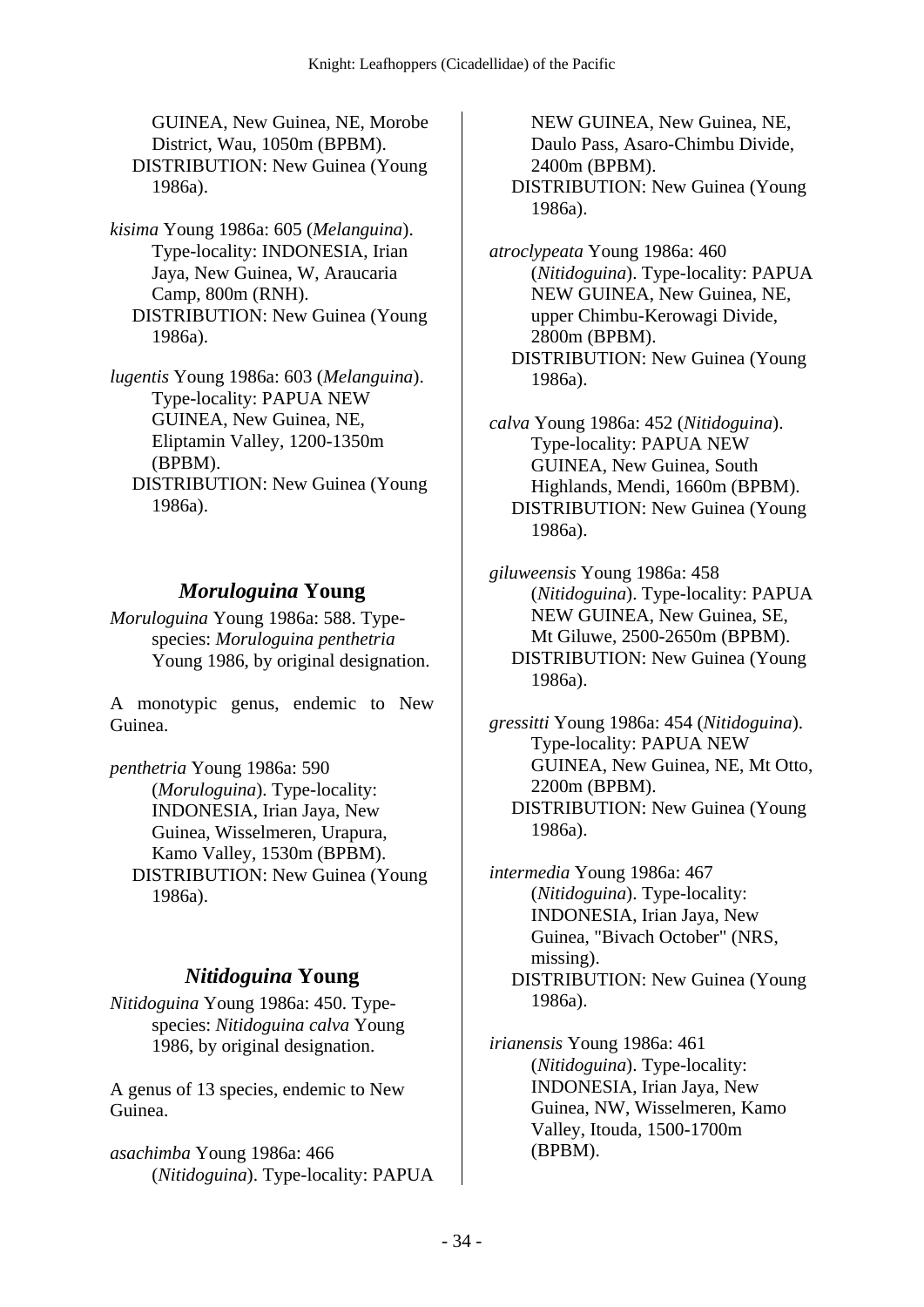GUINEA, New Guinea, NE, Morobe District, Wau, 1050m (BPBM).
DISTRIBUTION: New Guinea (Young 1986a).

*kisima* Young 1986a: 605 (*Melanguina*). Type-locality: INDONESIA, Irian Jaya, New Guinea, W, Araucaria Camp, 800m (RNH).
DISTRIBUTION: New Guinea (Young 1986a).

*lugentis* Young 1986a: 603 (*Melanguina*). Type-locality: PAPUA NEW GUINEA, New Guinea, NE, Eliptamin Valley, 1200-1350m (BPBM).
DISTRIBUTION: New Guinea (Young 1986a).

## *Moruloguina* Young

*Moruloguina* Young 1986a: 588. Type-species: *Moruloguina penthetria* Young 1986, by original designation.

A monotypic genus, endemic to New Guinea.

*penthetria* Young 1986a: 590 (*Moruloguina*). Type-locality: INDONESIA, Irian Jaya, New Guinea, Wisselmeren, Urapura, Kamo Valley, 1530m (BPBM).
DISTRIBUTION: New Guinea (Young 1986a).

## *Nitidoguina* Young

*Nitidoguina* Young 1986a: 450. Type-species: *Nitidoguina calva* Young 1986, by original designation.

A genus of 13 species, endemic to New Guinea.

*asachimba* Young 1986a: 466 (*Nitidoguina*). Type-locality: PAPUA NEW GUINEA, New Guinea, NE, Daulo Pass, Asaro-Chimbu Divide, 2400m (BPBM).
DISTRIBUTION: New Guinea (Young 1986a).

*atroclypeata* Young 1986a: 460 (*Nitidoguina*). Type-locality: PAPUA NEW GUINEA, New Guinea, NE, upper Chimbu-Kerowagi Divide, 2800m (BPBM).
DISTRIBUTION: New Guinea (Young 1986a).

*calva* Young 1986a: 452 (*Nitidoguina*). Type-locality: PAPUA NEW GUINEA, New Guinea, South Highlands, Mendi, 1660m (BPBM).
DISTRIBUTION: New Guinea (Young 1986a).

*giluweensis* Young 1986a: 458 (*Nitidoguina*). Type-locality: PAPUA NEW GUINEA, New Guinea, SE, Mt Giluwe, 2500-2650m (BPBM).
DISTRIBUTION: New Guinea (Young 1986a).

*gressitti* Young 1986a: 454 (*Nitidoguina*). Type-locality: PAPUA NEW GUINEA, New Guinea, NE, Mt Otto, 2200m (BPBM).
DISTRIBUTION: New Guinea (Young 1986a).

*intermedia* Young 1986a: 467 (*Nitidoguina*). Type-locality: INDONESIA, Irian Jaya, New Guinea, "Bivach October" (NRS, missing).
DISTRIBUTION: New Guinea (Young 1986a).

*irianensis* Young 1986a: 461 (*Nitidoguina*). Type-locality: INDONESIA, Irian Jaya, New Guinea, NW, Wisselmeren, Kamo Valley, Itouda, 1500-1700m (BPBM).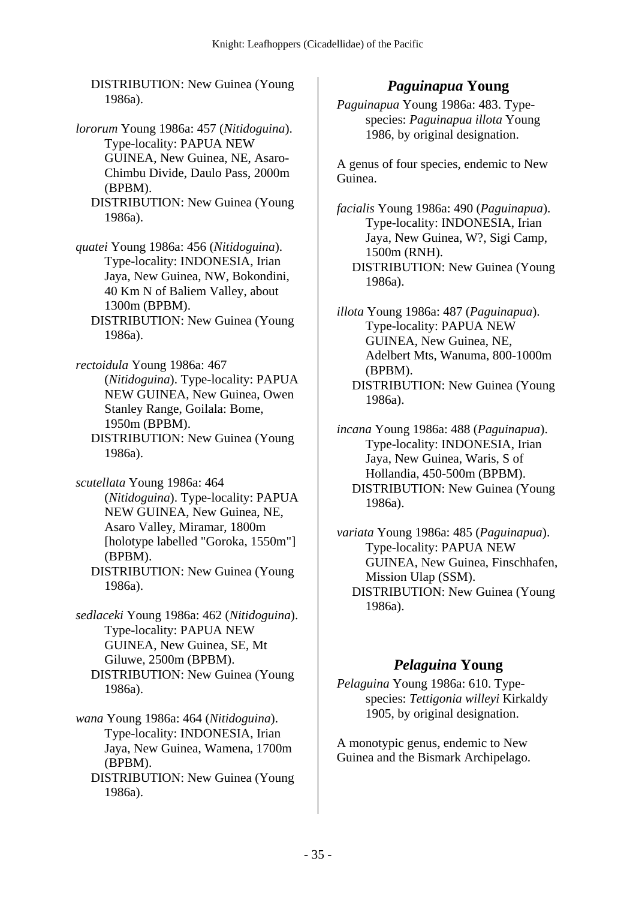DISTRIBUTION: New Guinea (Young 1986a).

*lororum* Young 1986a: 457 (*Nitidoguina*). Type-locality: PAPUA NEW GUINEA, New Guinea, NE, Asaro-Chimbu Divide, Daulo Pass, 2000m (BPBM).
DISTRIBUTION: New Guinea (Young 1986a).

*quatei* Young 1986a: 456 (*Nitidoguina*). Type-locality: INDONESIA, Irian Jaya, New Guinea, NW, Bokondini, 40 Km N of Baliem Valley, about 1300m (BPBM).
DISTRIBUTION: New Guinea (Young 1986a).

*rectoidula* Young 1986a: 467 (*Nitidoguina*). Type-locality: PAPUA NEW GUINEA, New Guinea, Owen Stanley Range, Goilala: Bome, 1950m (BPBM).
DISTRIBUTION: New Guinea (Young 1986a).

*scutellata* Young 1986a: 464 (*Nitidoguina*). Type-locality: PAPUA NEW GUINEA, New Guinea, NE, Asaro Valley, Miramar, 1800m [holotype labelled "Goroka, 1550m"] (BPBM).
DISTRIBUTION: New Guinea (Young 1986a).

*sedlaceki* Young 1986a: 462 (*Nitidoguina*). Type-locality: PAPUA NEW GUINEA, New Guinea, SE, Mt Giluwe, 2500m (BPBM).
DISTRIBUTION: New Guinea (Young 1986a).

*wana* Young 1986a: 464 (*Nitidoguina*). Type-locality: INDONESIA, Irian Jaya, New Guinea, Wamena, 1700m (BPBM).
DISTRIBUTION: New Guinea (Young 1986a).

## *Paguinapua* Young

*Paguinapua* Young 1986a: 483. Type-species: *Paguinapua illota* Young 1986, by original designation.

A genus of four species, endemic to New Guinea.

*facialis* Young 1986a: 490 (*Paguinapua*). Type-locality: INDONESIA, Irian Jaya, New Guinea, W?, Sigi Camp, 1500m (RNH).
DISTRIBUTION: New Guinea (Young 1986a).

*illota* Young 1986a: 487 (*Paguinapua*). Type-locality: PAPUA NEW GUINEA, New Guinea, NE, Adelbert Mts, Wanuma, 800-1000m (BPBM).
DISTRIBUTION: New Guinea (Young 1986a).

*incana* Young 1986a: 488 (*Paguinapua*). Type-locality: INDONESIA, Irian Jaya, New Guinea, Waris, S of Hollandia, 450-500m (BPBM).
DISTRIBUTION: New Guinea (Young 1986a).

*variata* Young 1986a: 485 (*Paguinapua*). Type-locality: PAPUA NEW GUINEA, New Guinea, Finschhafen, Mission Ulap (SSM).
DISTRIBUTION: New Guinea (Young 1986a).

## *Pelaguina* Young

*Pelaguina* Young 1986a: 610. Type-species: *Tettigonia willeyi* Kirkaldy 1905, by original designation.

A monotypic genus, endemic to New Guinea and the Bismark Archipelago.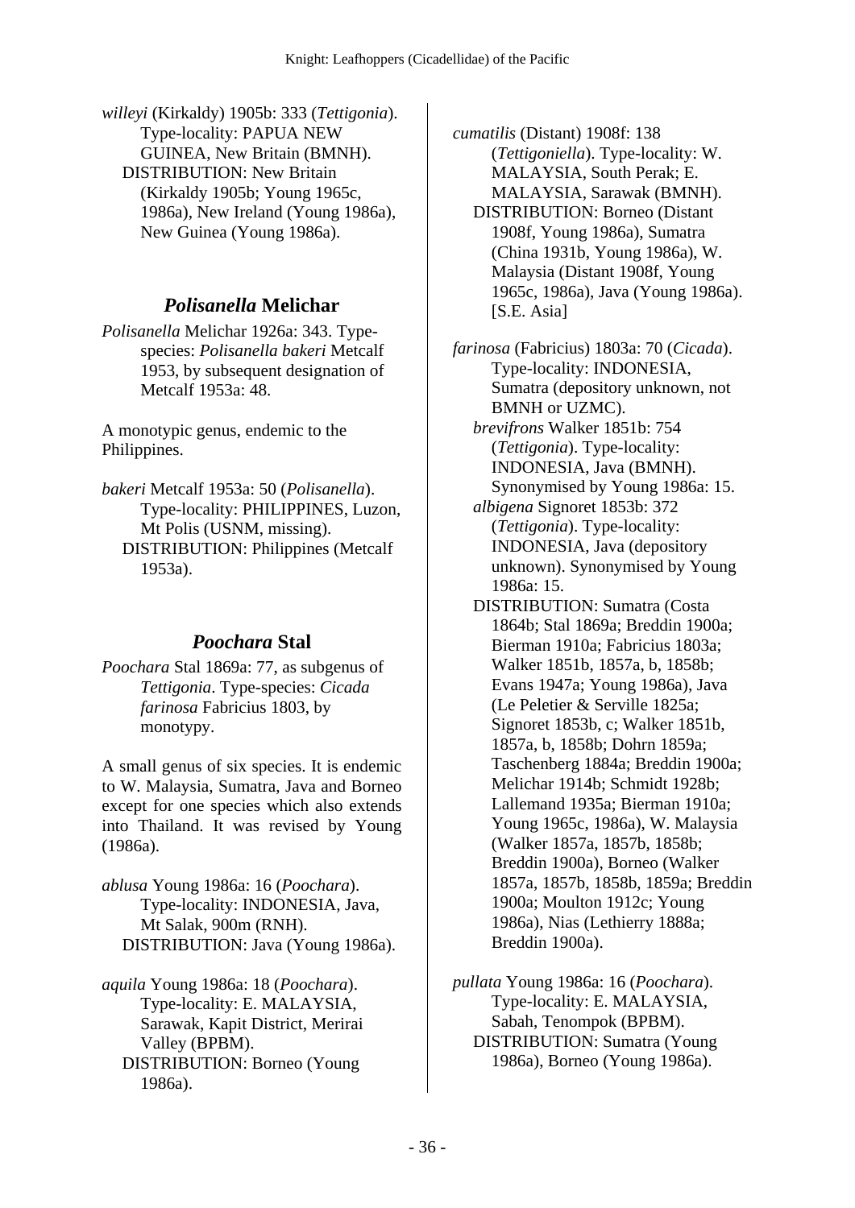*willeyi* (Kirkaldy) 1905b: 333 (*Tettigonia*). Type-locality: PAPUA NEW GUINEA, New Britain (BMNH).
DISTRIBUTION: New Britain (Kirkaldy 1905b; Young 1965c, 1986a), New Ireland (Young 1986a), New Guinea (Young 1986a).

## *Polisanella* Melichar

*Polisanella* Melichar 1926a: 343. Type-species: *Polisanella bakeri* Metcalf 1953, by subsequent designation of Metcalf 1953a: 48.

A monotypic genus, endemic to the Philippines.

*bakeri* Metcalf 1953a: 50 (*Polisanella*). Type-locality: PHILIPPINES, Luzon, Mt Polis (USNM, missing).
DISTRIBUTION: Philippines (Metcalf 1953a).

## *Poochara* Stal

*Poochara* Stal 1869a: 77, as subgenus of *Tettigonia*. Type-species: *Cicada farinosa* Fabricius 1803, by monotypy.

A small genus of six species. It is endemic to W. Malaysia, Sumatra, Java and Borneo except for one species which also extends into Thailand. It was revised by Young (1986a).

*ablusa* Young 1986a: 16 (*Poochara*). Type-locality: INDONESIA, Java, Mt Salak, 900m (RNH).
DISTRIBUTION: Java (Young 1986a).

*aquila* Young 1986a: 18 (*Poochara*). Type-locality: E. MALAYSIA, Sarawak, Kapit District, Merirai Valley (BPBM).
DISTRIBUTION: Borneo (Young 1986a).

*cumatilis* (Distant) 1908f: 138 (*Tettigoniella*). Type-locality: W. MALAYSIA, South Perak; E. MALAYSIA, Sarawak (BMNH).
DISTRIBUTION: Borneo (Distant 1908f, Young 1986a), Sumatra (China 1931b, Young 1986a), W. Malaysia (Distant 1908f, Young 1965c, 1986a), Java (Young 1986a). [S.E. Asia]

*farinosa* (Fabricius) 1803a: 70 (*Cicada*). Type-locality: INDONESIA, Sumatra (depository unknown, not BMNH or UZMC).
*brevifrons* Walker 1851b: 754 (*Tettigonia*). Type-locality: INDONESIA, Java (BMNH). Synonymised by Young 1986a: 15.
*albigena* Signoret 1853b: 372 (*Tettigonia*). Type-locality: INDONESIA, Java (depository unknown). Synonymised by Young 1986a: 15.
DISTRIBUTION: Sumatra (Costa 1864b; Stal 1869a; Breddin 1900a; Bierman 1910a; Fabricius 1803a; Walker 1851b, 1857a, b, 1858b; Evans 1947a; Young 1986a), Java (Le Peletier & Serville 1825a; Signoret 1853b, c; Walker 1851b, 1857a, b, 1858b; Dohrn 1859a; Taschenberg 1884a; Breddin 1900a; Melichar 1914b; Schmidt 1928b; Lallemand 1935a; Bierman 1910a; Young 1965c, 1986a), W. Malaysia (Walker 1857a, 1857b, 1858b; Breddin 1900a), Borneo (Walker 1857a, 1857b, 1858b, 1859a; Breddin 1900a; Moulton 1912c; Young 1986a), Nias (Lethierry 1888a; Breddin 1900a).

*pullata* Young 1986a: 16 (*Poochara*). Type-locality: E. MALAYSIA, Sabah, Tenompok (BPBM).
DISTRIBUTION: Sumatra (Young 1986a), Borneo (Young 1986a).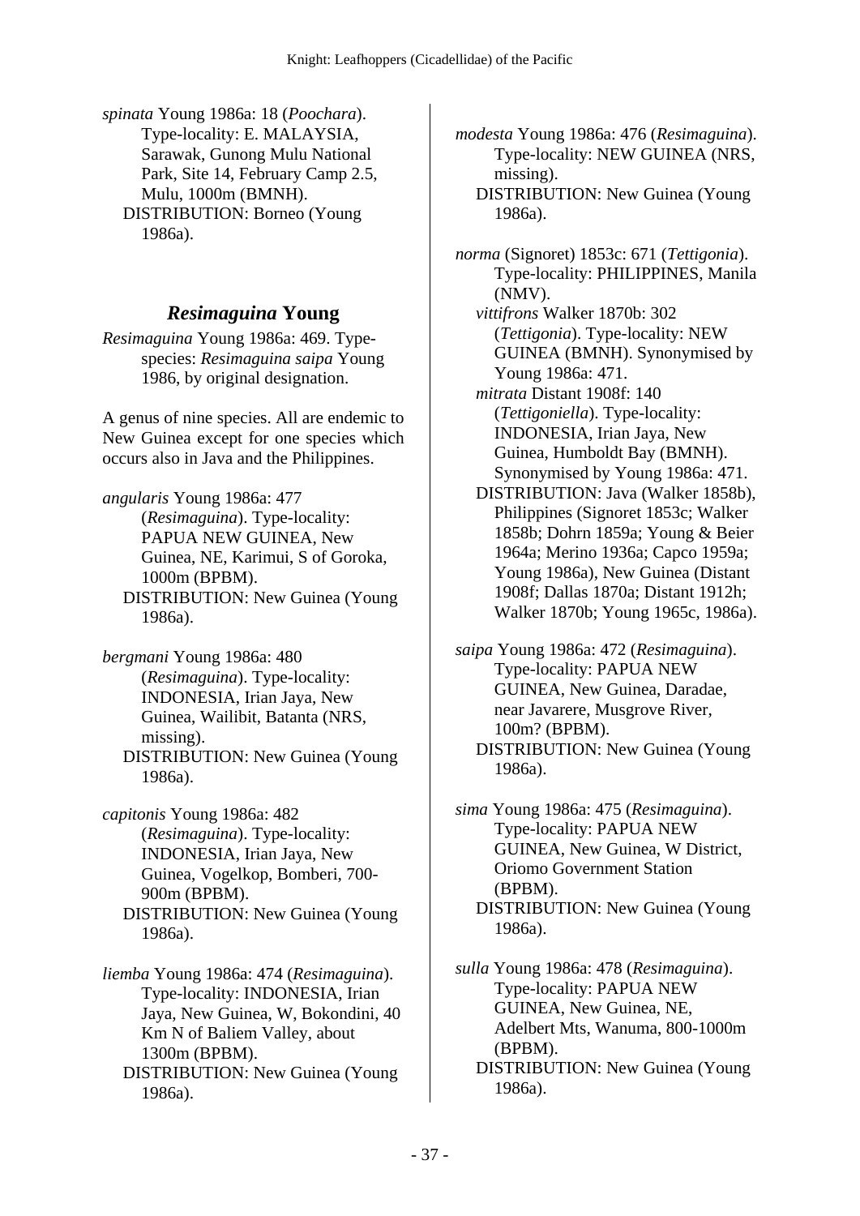*spinata* Young 1986a: 18 (*Poochara*). Type-locality: E. MALAYSIA, Sarawak, Gunong Mulu National Park, Site 14, February Camp 2.5, Mulu, 1000m (BMNH).
DISTRIBUTION: Borneo (Young 1986a).

## *Resimaguina* Young

*Resimaguina* Young 1986a: 469. Type-species: *Resimaguina saipa* Young 1986, by original designation.

A genus of nine species. All are endemic to New Guinea except for one species which occurs also in Java and the Philippines.

*angularis* Young 1986a: 477 (*Resimaguina*). Type-locality: PAPUA NEW GUINEA, New Guinea, NE, Karimui, S of Goroka, 1000m (BPBM).
DISTRIBUTION: New Guinea (Young 1986a).

*bergmani* Young 1986a: 480 (*Resimaguina*). Type-locality: INDONESIA, Irian Jaya, New Guinea, Wailibit, Batanta (NRS, missing).
DISTRIBUTION: New Guinea (Young 1986a).

*capitonis* Young 1986a: 482 (*Resimaguina*). Type-locality: INDONESIA, Irian Jaya, New Guinea, Vogelkop, Bomberi, 700-900m (BPBM).
DISTRIBUTION: New Guinea (Young 1986a).

*liemba* Young 1986a: 474 (*Resimaguina*). Type-locality: INDONESIA, Irian Jaya, New Guinea, W, Bokondini, 40 Km N of Baliem Valley, about 1300m (BPBM).
DISTRIBUTION: New Guinea (Young 1986a).

*modesta* Young 1986a: 476 (*Resimaguina*). Type-locality: NEW GUINEA (NRS, missing).
DISTRIBUTION: New Guinea (Young 1986a).

*norma* (Signoret) 1853c: 671 (*Tettigonia*). Type-locality: PHILIPPINES, Manila (NMV).
*vittifrons* Walker 1870b: 302 (*Tettigonia*). Type-locality: NEW GUINEA (BMNH). Synonymised by Young 1986a: 471.
*mitrata* Distant 1908f: 140 (*Tettigoniella*). Type-locality: INDONESIA, Irian Jaya, New Guinea, Humboldt Bay (BMNH). Synonymised by Young 1986a: 471.
DISTRIBUTION: Java (Walker 1858b), Philippines (Signoret 1853c; Walker 1858b; Dohrn 1859a; Young & Beier 1964a; Merino 1936a; Capco 1959a; Young 1986a), New Guinea (Distant 1908f; Dallas 1870a; Distant 1912h; Walker 1870b; Young 1965c, 1986a).

*saipa* Young 1986a: 472 (*Resimaguina*). Type-locality: PAPUA NEW GUINEA, New Guinea, Daradae, near Javarere, Musgrove River, 100m? (BPBM).
DISTRIBUTION: New Guinea (Young 1986a).

*sima* Young 1986a: 475 (*Resimaguina*). Type-locality: PAPUA NEW GUINEA, New Guinea, W District, Oriomo Government Station (BPBM).
DISTRIBUTION: New Guinea (Young 1986a).

*sulla* Young 1986a: 478 (*Resimaguina*). Type-locality: PAPUA NEW GUINEA, New Guinea, NE, Adelbert Mts, Wanuma, 800-1000m (BPBM).
DISTRIBUTION: New Guinea (Young 1986a).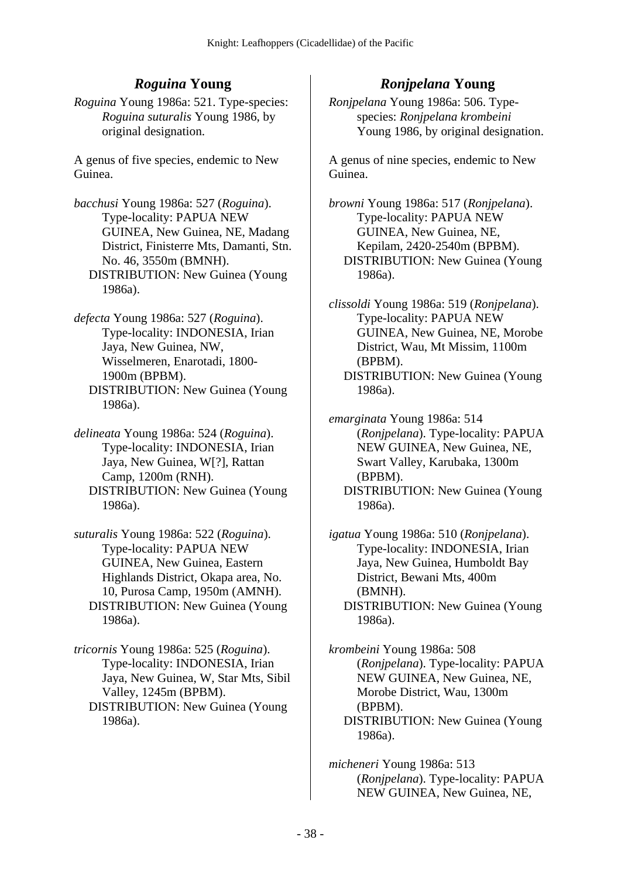## *Roguina* Young

*Roguina* Young 1986a: 521. Type-species: *Roguina suturalis* Young 1986, by original designation.

A genus of five species, endemic to New Guinea.

*bacchusi* Young 1986a: 527 (*Roguina*). Type-locality: PAPUA NEW GUINEA, New Guinea, NE, Madang District, Finisterre Mts, Damanti, Stn. No. 46, 3550m (BMNH).
DISTRIBUTION: New Guinea (Young 1986a).

*defecta* Young 1986a: 527 (*Roguina*). Type-locality: INDONESIA, Irian Jaya, New Guinea, NW, Wisselmeren, Enarotadi, 1800-1900m (BPBM).
DISTRIBUTION: New Guinea (Young 1986a).

*delineata* Young 1986a: 524 (*Roguina*). Type-locality: INDONESIA, Irian Jaya, New Guinea, W[?], Rattan Camp, 1200m (RNH).
DISTRIBUTION: New Guinea (Young 1986a).

*suturalis* Young 1986a: 522 (*Roguina*). Type-locality: PAPUA NEW GUINEA, New Guinea, Eastern Highlands District, Okapa area, No. 10, Purosa Camp, 1950m (AMNH).
DISTRIBUTION: New Guinea (Young 1986a).

*tricornis* Young 1986a: 525 (*Roguina*). Type-locality: INDONESIA, Irian Jaya, New Guinea, W, Star Mts, Sibil Valley, 1245m (BPBM).
DISTRIBUTION: New Guinea (Young 1986a).

## *Ronjpelana* Young

*Ronjpelana* Young 1986a: 506. Type-species: *Ronjpelana krombeini* Young 1986, by original designation.

A genus of nine species, endemic to New Guinea.

*browni* Young 1986a: 517 (*Ronjpelana*). Type-locality: PAPUA NEW GUINEA, New Guinea, NE, Kepilam, 2420-2540m (BPBM).
DISTRIBUTION: New Guinea (Young 1986a).

*clissoldi* Young 1986a: 519 (*Ronjpelana*). Type-locality: PAPUA NEW GUINEA, New Guinea, NE, Morobe District, Wau, Mt Missim, 1100m (BPBM).
DISTRIBUTION: New Guinea (Young 1986a).

*emarginata* Young 1986a: 514 (*Ronjpelana*). Type-locality: PAPUA NEW GUINEA, New Guinea, NE, Swart Valley, Karubaka, 1300m (BPBM).
DISTRIBUTION: New Guinea (Young 1986a).

*igatua* Young 1986a: 510 (*Ronjpelana*). Type-locality: INDONESIA, Irian Jaya, New Guinea, Humboldt Bay District, Bewani Mts, 400m (BMNH).
DISTRIBUTION: New Guinea (Young 1986a).

*krombeini* Young 1986a: 508 (*Ronjpelana*). Type-locality: PAPUA NEW GUINEA, New Guinea, NE, Morobe District, Wau, 1300m (BPBM).
DISTRIBUTION: New Guinea (Young 1986a).

*micheneri* Young 1986a: 513 (*Ronjpelana*). Type-locality: PAPUA NEW GUINEA, New Guinea, NE,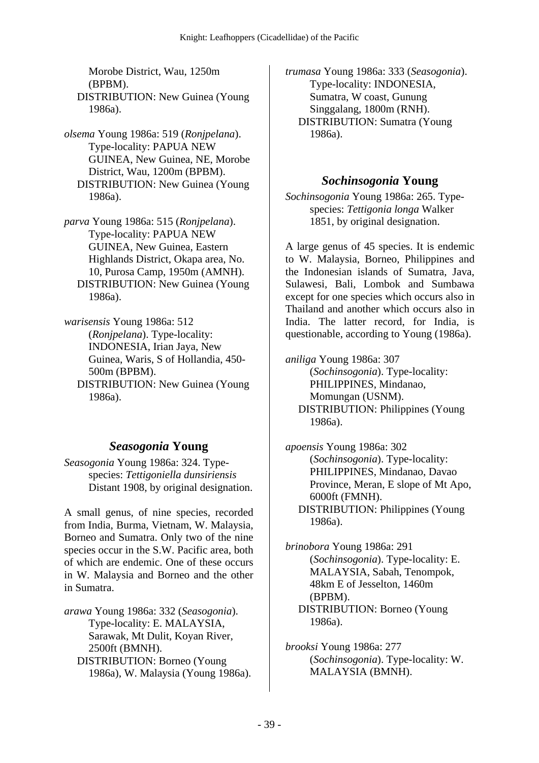Morobe District, Wau, 1250m (BPBM).
DISTRIBUTION: New Guinea (Young 1986a).

*olsema* Young 1986a: 519 (*Ronjpelana*). Type-locality: PAPUA NEW GUINEA, New Guinea, NE, Morobe District, Wau, 1200m (BPBM).
DISTRIBUTION: New Guinea (Young 1986a).

*parva* Young 1986a: 515 (*Ronjpelana*). Type-locality: PAPUA NEW GUINEA, New Guinea, Eastern Highlands District, Okapa area, No. 10, Purosa Camp, 1950m (AMNH).
DISTRIBUTION: New Guinea (Young 1986a).

*warisensis* Young 1986a: 512 (*Ronjpelana*). Type-locality: INDONESIA, Irian Jaya, New Guinea, Waris, S of Hollandia, 450-500m (BPBM).
DISTRIBUTION: New Guinea (Young 1986a).

## *Seasogonia* Young

*Seasogonia* Young 1986a: 324. Type-species: *Tettigoniella dunsiriensis* Distant 1908, by original designation.

A small genus, of nine species, recorded from India, Burma, Vietnam, W. Malaysia, Borneo and Sumatra. Only two of the nine species occur in the S.W. Pacific area, both of which are endemic. One of these occurs in W. Malaysia and Borneo and the other in Sumatra.

*arawa* Young 1986a: 332 (*Seasogonia*). Type-locality: E. MALAYSIA, Sarawak, Mt Dulit, Koyan River, 2500ft (BMNH).
DISTRIBUTION: Borneo (Young 1986a), W. Malaysia (Young 1986a).

*trumasa* Young 1986a: 333 (*Seasogonia*). Type-locality: INDONESIA, Sumatra, W coast, Gunung Singgalang, 1800m (RNH).
DISTRIBUTION: Sumatra (Young 1986a).

## *Sochinsogonia* Young

*Sochinsogonia* Young 1986a: 265. Type-species: *Tettigonia longa* Walker 1851, by original designation.

A large genus of 45 species. It is endemic to W. Malaysia, Borneo, Philippines and the Indonesian islands of Sumatra, Java, Sulawesi, Bali, Lombok and Sumbawa except for one species which occurs also in Thailand and another which occurs also in India. The latter record, for India, is questionable, according to Young (1986a).

*aniliga* Young 1986a: 307 (*Sochinsogonia*). Type-locality: PHILIPPINES, Mindanao, Momungan (USNM).
DISTRIBUTION: Philippines (Young 1986a).

*apoensis* Young 1986a: 302 (*Sochinsogonia*). Type-locality: PHILIPPINES, Mindanao, Davao Province, Meran, E slope of Mt Apo, 6000ft (FMNH).
DISTRIBUTION: Philippines (Young 1986a).

*brinobora* Young 1986a: 291 (*Sochinsogonia*). Type-locality: E. MALAYSIA, Sabah, Tenompok, 48km E of Jesselton, 1460m (BPBM).
DISTRIBUTION: Borneo (Young 1986a).

*brooksi* Young 1986a: 277 (*Sochinsogonia*). Type-locality: W. MALAYSIA (BMNH).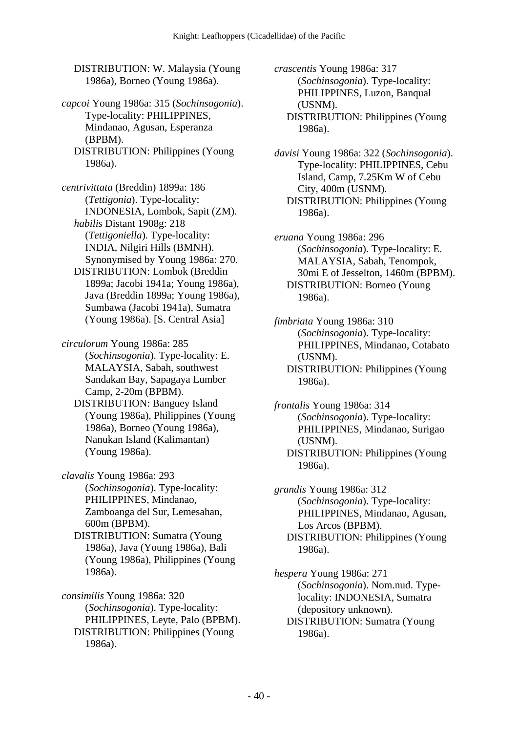DISTRIBUTION: W. Malaysia (Young 1986a), Borneo (Young 1986a).

*capcoi* Young 1986a: 315 (*Sochinsogonia*). Type-locality: PHILIPPINES, Mindanao, Agusan, Esperanza (BPBM).
DISTRIBUTION: Philippines (Young 1986a).

*centrivittata* (Breddin) 1899a: 186 (*Tettigonia*). Type-locality: INDONESIA, Lombok, Sapit (ZM).
*habilis* Distant 1908g: 218 (*Tettigoniella*). Type-locality: INDIA, Nilgiri Hills (BMNH). Synonymised by Young 1986a: 270.
DISTRIBUTION: Lombok (Breddin 1899a; Jacobi 1941a; Young 1986a), Java (Breddin 1899a; Young 1986a), Sumbawa (Jacobi 1941a), Sumatra (Young 1986a). [S. Central Asia]

*circulorum* Young 1986a: 285 (*Sochinsogonia*). Type-locality: E. MALAYSIA, Sabah, southwest Sandakan Bay, Sapagaya Lumber Camp, 2-20m (BPBM).
DISTRIBUTION: Banguey Island (Young 1986a), Philippines (Young 1986a), Borneo (Young 1986a), Nanukan Island (Kalimantan) (Young 1986a).

*clavalis* Young 1986a: 293 (*Sochinsogonia*). Type-locality: PHILIPPINES, Mindanao, Zamboanga del Sur, Lemesahan, 600m (BPBM).
DISTRIBUTION: Sumatra (Young 1986a), Java (Young 1986a), Bali (Young 1986a), Philippines (Young 1986a).

*consimilis* Young 1986a: 320 (*Sochinsogonia*). Type-locality: PHILIPPINES, Leyte, Palo (BPBM).
DISTRIBUTION: Philippines (Young 1986a).

*crascentis* Young 1986a: 317 (*Sochinsogonia*). Type-locality: PHILIPPINES, Luzon, Banqual (USNM).
DISTRIBUTION: Philippines (Young 1986a).

*davisi* Young 1986a: 322 (*Sochinsogonia*). Type-locality: PHILIPPINES, Cebu Island, Camp, 7.25Km W of Cebu City, 400m (USNM).
DISTRIBUTION: Philippines (Young 1986a).

*eruana* Young 1986a: 296 (*Sochinsogonia*). Type-locality: E. MALAYSIA, Sabah, Tenompok, 30mi E of Jesselton, 1460m (BPBM).
DISTRIBUTION: Borneo (Young 1986a).

*fimbriata* Young 1986a: 310 (*Sochinsogonia*). Type-locality: PHILIPPINES, Mindanao, Cotabato (USNM).
DISTRIBUTION: Philippines (Young 1986a).

*frontalis* Young 1986a: 314 (*Sochinsogonia*). Type-locality: PHILIPPINES, Mindanao, Surigao (USNM).
DISTRIBUTION: Philippines (Young 1986a).

*grandis* Young 1986a: 312 (*Sochinsogonia*). Type-locality: PHILIPPINES, Mindanao, Agusan, Los Arcos (BPBM).
DISTRIBUTION: Philippines (Young 1986a).

*hespera* Young 1986a: 271 (*Sochinsogonia*). Nom.nud. Type-locality: INDONESIA, Sumatra (depository unknown).
DISTRIBUTION: Sumatra (Young 1986a).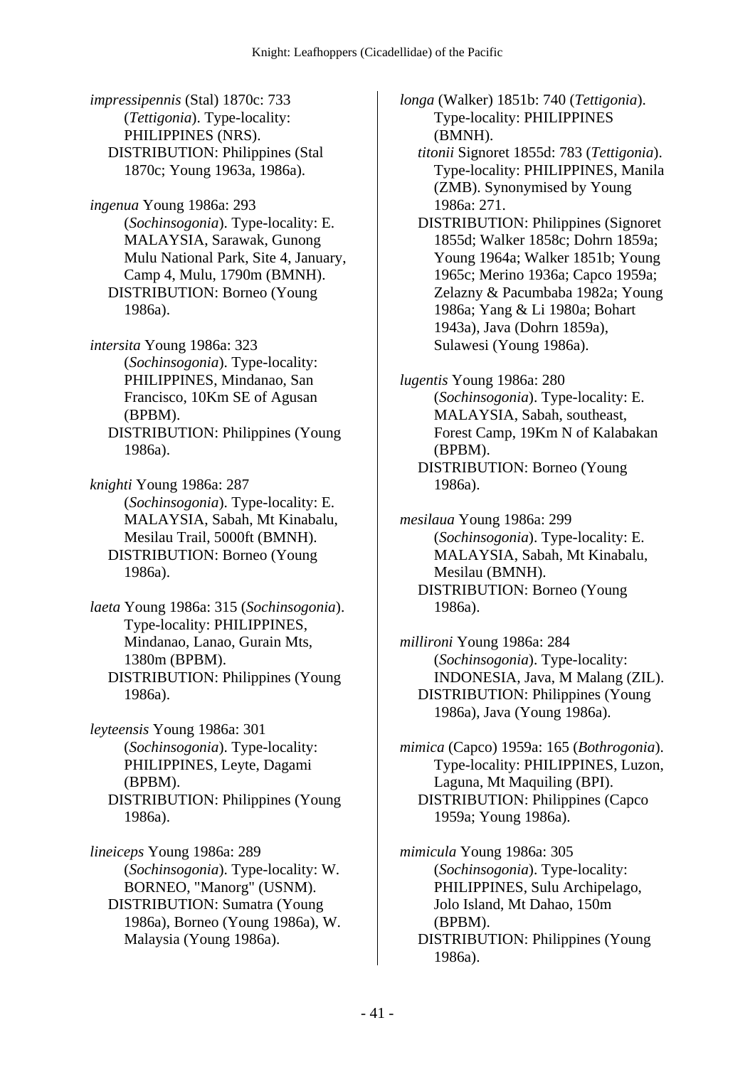*impressipennis* (Stal) 1870c: 733 (*Tettigonia*). Type-locality: PHILIPPINES (NRS).
DISTRIBUTION: Philippines (Stal 1870c; Young 1963a, 1986a).

*ingenua* Young 1986a: 293 (*Sochinsogonia*). Type-locality: E. MALAYSIA, Sarawak, Gunong Mulu National Park, Site 4, January, Camp 4, Mulu, 1790m (BMNH).
DISTRIBUTION: Borneo (Young 1986a).

*intersita* Young 1986a: 323 (*Sochinsogonia*). Type-locality: PHILIPPINES, Mindanao, San Francisco, 10Km SE of Agusan (BPBM).
DISTRIBUTION: Philippines (Young 1986a).

*knighti* Young 1986a: 287 (*Sochinsogonia*). Type-locality: E. MALAYSIA, Sabah, Mt Kinabalu, Mesilau Trail, 5000ft (BMNH).
DISTRIBUTION: Borneo (Young 1986a).

*laeta* Young 1986a: 315 (*Sochinsogonia*). Type-locality: PHILIPPINES, Mindanao, Lanao, Gurain Mts, 1380m (BPBM).
DISTRIBUTION: Philippines (Young 1986a).

*leyteensis* Young 1986a: 301 (*Sochinsogonia*). Type-locality: PHILIPPINES, Leyte, Dagami (BPBM).
DISTRIBUTION: Philippines (Young 1986a).

*lineiceps* Young 1986a: 289 (*Sochinsogonia*). Type-locality: W. BORNEO, "Manorg" (USNM).
DISTRIBUTION: Sumatra (Young 1986a), Borneo (Young 1986a), W. Malaysia (Young 1986a).

*longa* (Walker) 1851b: 740 (*Tettigonia*). Type-locality: PHILIPPINES (BMNH).
*titonii* Signoret 1855d: 783 (*Tettigonia*). Type-locality: PHILIPPINES, Manila (ZMB). Synonymised by Young 1986a: 271.
DISTRIBUTION: Philippines (Signoret 1855d; Walker 1858c; Dohrn 1859a; Young 1964a; Walker 1851b; Young 1965c; Merino 1936a; Capco 1959a; Zelazny & Pacumbaba 1982a; Young 1986a; Yang & Li 1980a; Bohart 1943a), Java (Dohrn 1859a), Sulawesi (Young 1986a).

*lugentis* Young 1986a: 280 (*Sochinsogonia*). Type-locality: E. MALAYSIA, Sabah, southeast, Forest Camp, 19Km N of Kalabakan (BPBM).
DISTRIBUTION: Borneo (Young 1986a).

*mesilaua* Young 1986a: 299 (*Sochinsogonia*). Type-locality: E. MALAYSIA, Sabah, Mt Kinabalu, Mesilau (BMNH).
DISTRIBUTION: Borneo (Young 1986a).

*millironi* Young 1986a: 284 (*Sochinsogonia*). Type-locality: INDONESIA, Java, M Malang (ZIL).
DISTRIBUTION: Philippines (Young 1986a), Java (Young 1986a).

*mimica* (Capco) 1959a: 165 (*Bothrogonia*). Type-locality: PHILIPPINES, Luzon, Laguna, Mt Maquiling (BPI).
DISTRIBUTION: Philippines (Capco 1959a; Young 1986a).

*mimicula* Young 1986a: 305 (*Sochinsogonia*). Type-locality: PHILIPPINES, Sulu Archipelago, Jolo Island, Mt Dahao, 150m (BPBM).
DISTRIBUTION: Philippines (Young 1986a).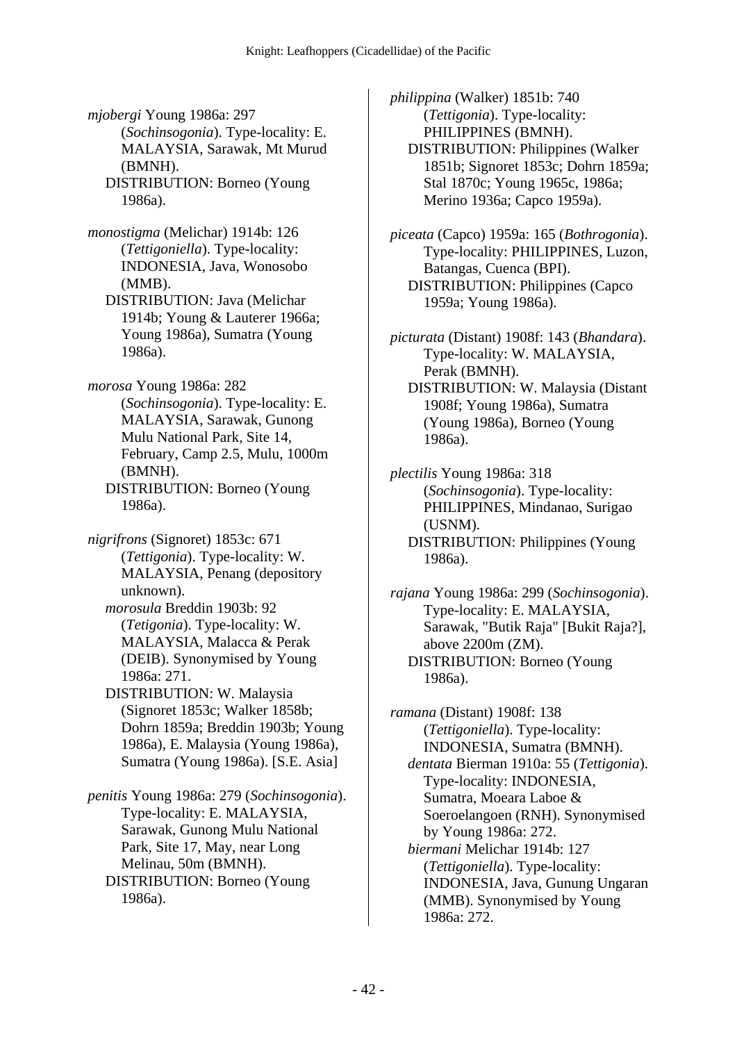*mjobergi* Young 1986a: 297 (*Sochinsogonia*). Type-locality: E. MALAYSIA, Sarawak, Mt Murud (BMNH).
DISTRIBUTION: Borneo (Young 1986a).

*monostigma* (Melichar) 1914b: 126 (*Tettigoniella*). Type-locality: INDONESIA, Java, Wonosobo (MMB).
DISTRIBUTION: Java (Melichar 1914b; Young & Lauterer 1966a; Young 1986a), Sumatra (Young 1986a).

*morosa* Young 1986a: 282 (*Sochinsogonia*). Type-locality: E. MALAYSIA, Sarawak, Gunong Mulu National Park, Site 14, February, Camp 2.5, Mulu, 1000m (BMNH).
DISTRIBUTION: Borneo (Young 1986a).

*nigrifrons* (Signoret) 1853c: 671 (*Tettigonia*). Type-locality: W. MALAYSIA, Penang (depository unknown).
*morosula* Breddin 1903b: 92 (*Tetigonia*). Type-locality: W. MALAYSIA, Malacca & Perak (DEIB). Synonymised by Young 1986a: 271.
DISTRIBUTION: W. Malaysia (Signoret 1853c; Walker 1858b; Dohrn 1859a; Breddin 1903b; Young 1986a), E. Malaysia (Young 1986a), Sumatra (Young 1986a). [S.E. Asia]

*penitis* Young 1986a: 279 (*Sochinsogonia*). Type-locality: E. MALAYSIA, Sarawak, Gunong Mulu National Park, Site 17, May, near Long Melinau, 50m (BMNH).
DISTRIBUTION: Borneo (Young 1986a).

*philippina* (Walker) 1851b: 740 (*Tettigonia*). Type-locality: PHILIPPINES (BMNH).
DISTRIBUTION: Philippines (Walker 1851b; Signoret 1853c; Dohrn 1859a; Stal 1870c; Young 1965c, 1986a; Merino 1936a; Capco 1959a).

*piceata* (Capco) 1959a: 165 (*Bothrogonia*). Type-locality: PHILIPPINES, Luzon, Batangas, Cuenca (BPI).
DISTRIBUTION: Philippines (Capco 1959a; Young 1986a).

*picturata* (Distant) 1908f: 143 (*Bhandara*). Type-locality: W. MALAYSIA, Perak (BMNH).
DISTRIBUTION: W. Malaysia (Distant 1908f; Young 1986a), Sumatra (Young 1986a), Borneo (Young 1986a).

*plectilis* Young 1986a: 318 (*Sochinsogonia*). Type-locality: PHILIPPINES, Mindanao, Surigao (USNM).
DISTRIBUTION: Philippines (Young 1986a).

*rajana* Young 1986a: 299 (*Sochinsogonia*). Type-locality: E. MALAYSIA, Sarawak, "Butik Raja" [Bukit Raja?], above 2200m (ZM).
DISTRIBUTION: Borneo (Young 1986a).

*ramana* (Distant) 1908f: 138 (*Tettigoniella*). Type-locality: INDONESIA, Sumatra (BMNH).
*dentata* Bierman 1910a: 55 (*Tettigonia*). Type-locality: INDONESIA, Sumatra, Moeara Laboe & Soeroelangoen (RNH). Synonymised by Young 1986a: 272.
*biermani* Melichar 1914b: 127 (*Tettigoniella*). Type-locality: INDONESIA, Java, Gunung Ungaran (MMB). Synonymised by Young 1986a: 272.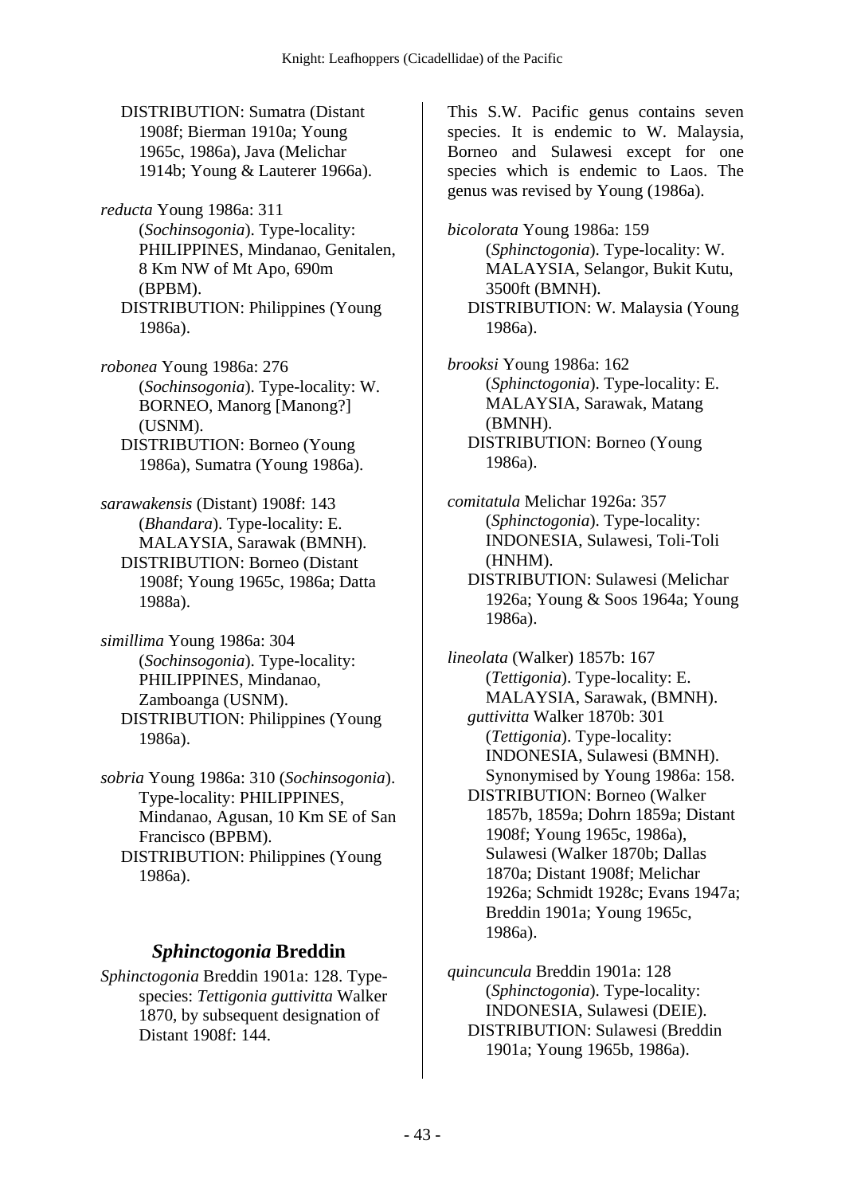DISTRIBUTION: Sumatra (Distant 1908f; Bierman 1910a; Young 1965c, 1986a), Java (Melichar 1914b; Young & Lauterer 1966a).

*reducta* Young 1986a: 311 (*Sochinsogonia*). Type-locality: PHILIPPINES, Mindanao, Genitalen, 8 Km NW of Mt Apo, 690m (BPBM).
DISTRIBUTION: Philippines (Young 1986a).

*robonea* Young 1986a: 276 (*Sochinsogonia*). Type-locality: W. BORNEO, Manorg [Manong?] (USNM).
DISTRIBUTION: Borneo (Young 1986a), Sumatra (Young 1986a).

*sarawakensis* (Distant) 1908f: 143 (*Bhandara*). Type-locality: E. MALAYSIA, Sarawak (BMNH).
DISTRIBUTION: Borneo (Distant 1908f; Young 1965c, 1986a; Datta 1988a).

*simillima* Young 1986a: 304 (*Sochinsogonia*). Type-locality: PHILIPPINES, Mindanao, Zamboanga (USNM).
DISTRIBUTION: Philippines (Young 1986a).

*sobria* Young 1986a: 310 (*Sochinsogonia*). Type-locality: PHILIPPINES, Mindanao, Agusan, 10 Km SE of San Francisco (BPBM).
DISTRIBUTION: Philippines (Young 1986a).

## *Sphinctogonia* Breddin

*Sphinctogonia* Breddin 1901a: 128. Type-species: *Tettigonia guttivitta* Walker 1870, by subsequent designation of Distant 1908f: 144.

This S.W. Pacific genus contains seven species. It is endemic to W. Malaysia, Borneo and Sulawesi except for one species which is endemic to Laos. The genus was revised by Young (1986a).

*bicolorata* Young 1986a: 159 (*Sphinctogonia*). Type-locality: W. MALAYSIA, Selangor, Bukit Kutu, 3500ft (BMNH).
DISTRIBUTION: W. Malaysia (Young 1986a).

*brooksi* Young 1986a: 162 (*Sphinctogonia*). Type-locality: E. MALAYSIA, Sarawak, Matang (BMNH).
DISTRIBUTION: Borneo (Young 1986a).

*comitatula* Melichar 1926a: 357 (*Sphinctogonia*). Type-locality: INDONESIA, Sulawesi, Toli-Toli (HNHM).
DISTRIBUTION: Sulawesi (Melichar 1926a; Young & Soos 1964a; Young 1986a).

*lineolata* (Walker) 1857b: 167 (*Tettigonia*). Type-locality: E. MALAYSIA, Sarawak, (BMNH).
*guttivitta* Walker 1870b: 301 (*Tettigonia*). Type-locality: INDONESIA, Sulawesi (BMNH). Synonymised by Young 1986a: 158.
DISTRIBUTION: Borneo (Walker 1857b, 1859a; Dohrn 1859a; Distant 1908f; Young 1965c, 1986a), Sulawesi (Walker 1870b; Dallas 1870a; Distant 1908f; Melichar 1926a; Schmidt 1928c; Evans 1947a; Breddin 1901a; Young 1965c, 1986a).

*quincuncula* Breddin 1901a: 128 (*Sphinctogonia*). Type-locality: INDONESIA, Sulawesi (DEIE).
DISTRIBUTION: Sulawesi (Breddin 1901a; Young 1965b, 1986a).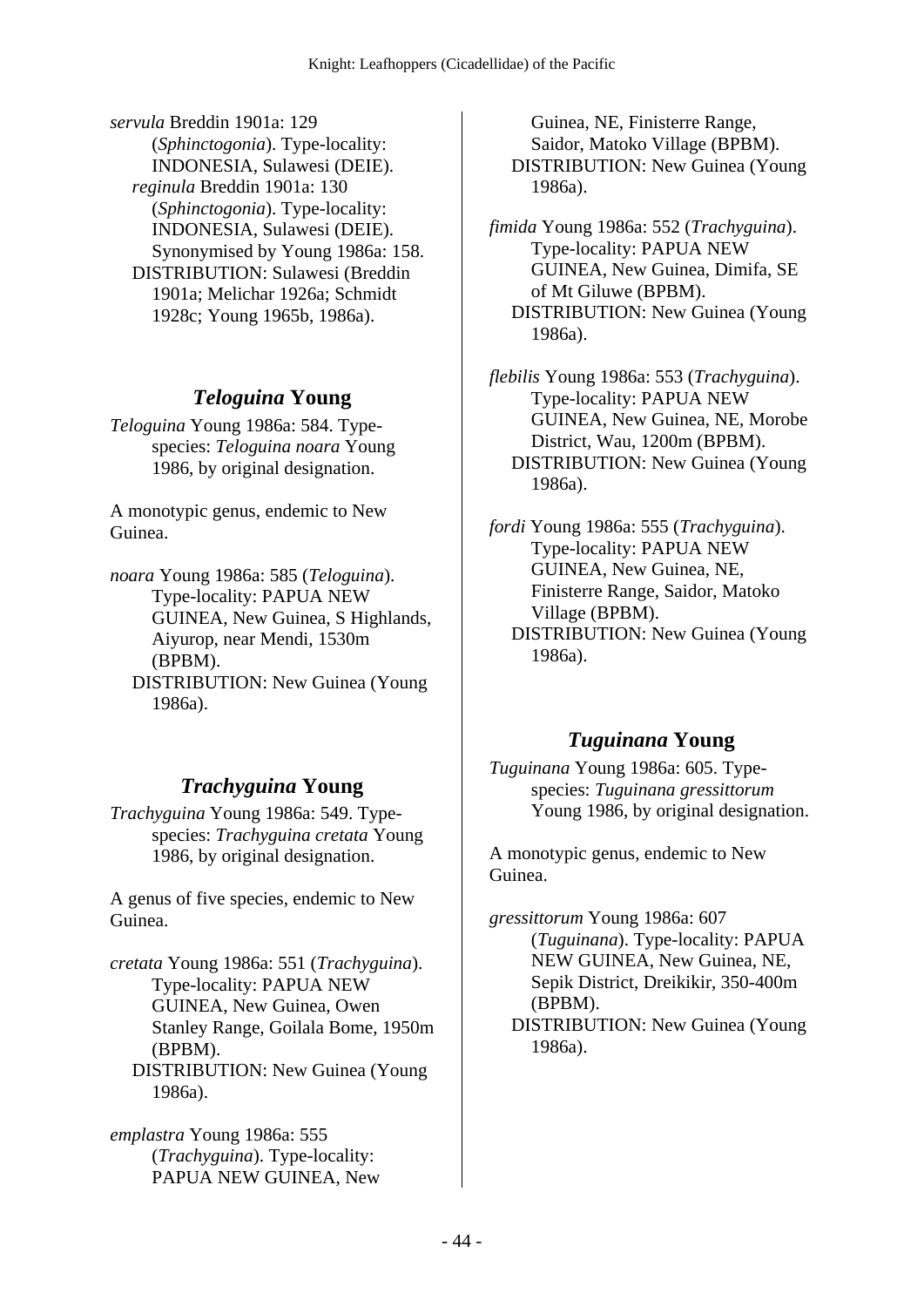*servula* Breddin 1901a: 129 (*Sphinctogonia*). Type-locality: INDONESIA, Sulawesi (DEIE).
*reginula* Breddin 1901a: 130 (*Sphinctogonia*). Type-locality: INDONESIA, Sulawesi (DEIE). Synonymised by Young 1986a: 158.
DISTRIBUTION: Sulawesi (Breddin 1901a; Melichar 1926a; Schmidt 1928c; Young 1965b, 1986a).

## *Teloguina* Young

*Teloguina* Young 1986a: 584. Type-species: *Teloguina noara* Young 1986, by original designation.

A monotypic genus, endemic to New Guinea.

*noara* Young 1986a: 585 (*Teloguina*). Type-locality: PAPUA NEW GUINEA, New Guinea, S Highlands, Aiyurop, near Mendi, 1530m (BPBM).
DISTRIBUTION: New Guinea (Young 1986a).

## *Trachyguina* Young

*Trachyguina* Young 1986a: 549. Type-species: *Trachyguina cretata* Young 1986, by original designation.

A genus of five species, endemic to New Guinea.

*cretata* Young 1986a: 551 (*Trachyguina*). Type-locality: PAPUA NEW GUINEA, New Guinea, Owen Stanley Range, Goilala Bome, 1950m (BPBM).
DISTRIBUTION: New Guinea (Young 1986a).

*emplastra* Young 1986a: 555 (*Trachyguina*). Type-locality: PAPUA NEW GUINEA, New Guinea, NE, Finisterre Range, Saidor, Matoko Village (BPBM).
DISTRIBUTION: New Guinea (Young 1986a).

*fimida* Young 1986a: 552 (*Trachyguina*). Type-locality: PAPUA NEW GUINEA, New Guinea, Dimifa, SE of Mt Giluwe (BPBM).
DISTRIBUTION: New Guinea (Young 1986a).

*flebilis* Young 1986a: 553 (*Trachyguina*). Type-locality: PAPUA NEW GUINEA, New Guinea, NE, Morobe District, Wau, 1200m (BPBM).
DISTRIBUTION: New Guinea (Young 1986a).

*fordi* Young 1986a: 555 (*Trachyguina*). Type-locality: PAPUA NEW GUINEA, New Guinea, NE, Finisterre Range, Saidor, Matoko Village (BPBM).
DISTRIBUTION: New Guinea (Young 1986a).

## *Tuguinana* Young

*Tuguinana* Young 1986a: 605. Type-species: *Tuguinana gressittorum* Young 1986, by original designation.

A monotypic genus, endemic to New Guinea.

*gressittorum* Young 1986a: 607 (*Tuguinana*). Type-locality: PAPUA NEW GUINEA, New Guinea, NE, Sepik District, Dreikikir, 350-400m (BPBM).
DISTRIBUTION: New Guinea (Young 1986a).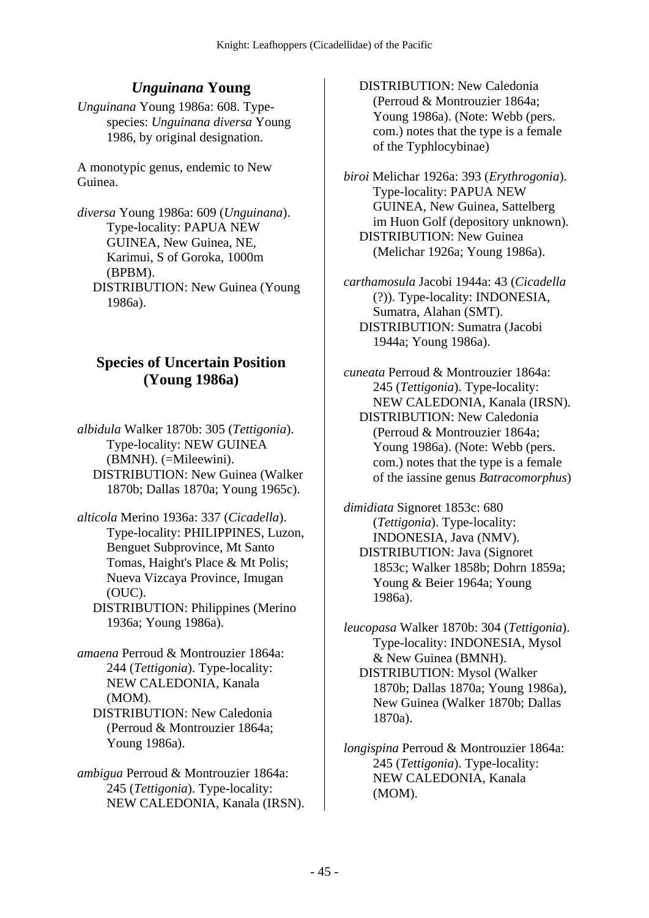## *Unguinana* Young

*Unguinana* Young 1986a: 608. Type-species: *Unguinana diversa* Young 1986, by original designation.

A monotypic genus, endemic to New Guinea.

*diversa* Young 1986a: 609 (*Unguinana*). Type-locality: PAPUA NEW GUINEA, New Guinea, NE, Karimui, S of Goroka, 1000m (BPBM).
DISTRIBUTION: New Guinea (Young 1986a).

## Species of Uncertain Position (Young 1986a)

*albidula* Walker 1870b: 305 (*Tettigonia*). Type-locality: NEW GUINEA (BMNH). (=Mileewini).
DISTRIBUTION: New Guinea (Walker 1870b; Dallas 1870a; Young 1965c).

*alticola* Merino 1936a: 337 (*Cicadella*). Type-locality: PHILIPPINES, Luzon, Benguet Subprovince, Mt Santo Tomas, Haight's Place & Mt Polis; Nueva Vizcaya Province, Imugan (OUC).
DISTRIBUTION: Philippines (Merino 1936a; Young 1986a).

*amaena* Perroud & Montrouzier 1864a: 244 (*Tettigonia*). Type-locality: NEW CALEDONIA, Kanala (MOM).
DISTRIBUTION: New Caledonia (Perroud & Montrouzier 1864a; Young 1986a).

*ambigua* Perroud & Montrouzier 1864a: 245 (*Tettigonia*). Type-locality: NEW CALEDONIA, Kanala (IRSN).
DISTRIBUTION: New Caledonia (Perroud & Montrouzier 1864a; Young 1986a). (Note: Webb (pers. com.) notes that the type is a female of the Typhlocybinae)

*biroi* Melichar 1926a: 393 (*Erythrogonia*). Type-locality: PAPUA NEW GUINEA, New Guinea, Sattelberg im Huon Golf (depository unknown).
DISTRIBUTION: New Guinea (Melichar 1926a; Young 1986a).

*carthamosula* Jacobi 1944a: 43 (*Cicadella* (?)). Type-locality: INDONESIA, Sumatra, Alahan (SMT).
DISTRIBUTION: Sumatra (Jacobi 1944a; Young 1986a).

*cuneata* Perroud & Montrouzier 1864a: 245 (*Tettigonia*). Type-locality: NEW CALEDONIA, Kanala (IRSN).
DISTRIBUTION: New Caledonia (Perroud & Montrouzier 1864a; Young 1986a). (Note: Webb (pers. com.) notes that the type is a female of the iassine genus *Batracomorphus*)

*dimidiata* Signoret 1853c: 680 (*Tettigonia*). Type-locality: INDONESIA, Java (NMV).
DISTRIBUTION: Java (Signoret 1853c; Walker 1858b; Dohrn 1859a; Young & Beier 1964a; Young 1986a).

*leucopasa* Walker 1870b: 304 (*Tettigonia*). Type-locality: INDONESIA, Mysol & New Guinea (BMNH).
DISTRIBUTION: Mysol (Walker 1870b; Dallas 1870a; Young 1986a), New Guinea (Walker 1870b; Dallas 1870a).

*longispina* Perroud & Montrouzier 1864a: 245 (*Tettigonia*). Type-locality: NEW CALEDONIA, Kanala (MOM).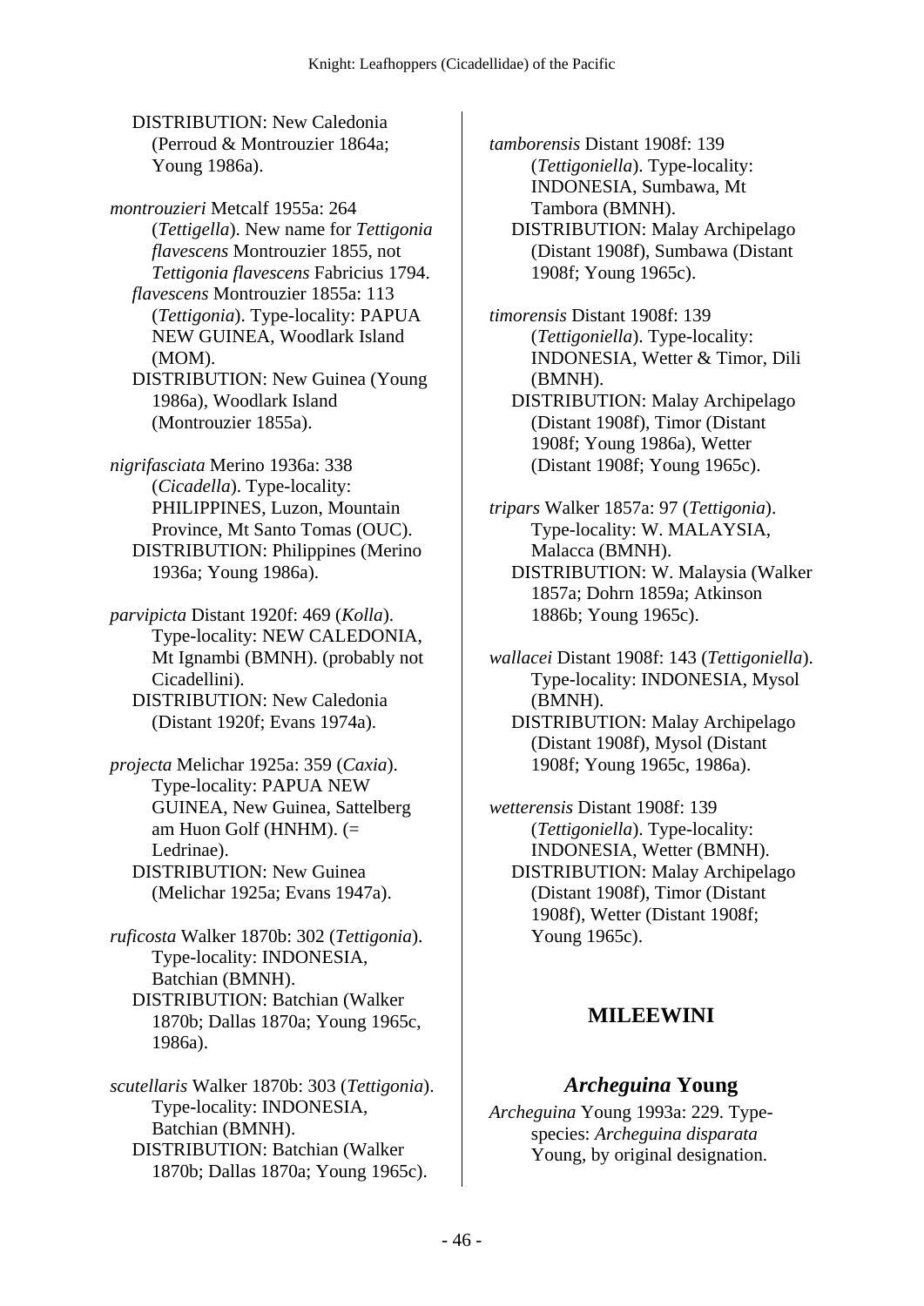DISTRIBUTION: New Caledonia (Perroud & Montrouzier 1864a; Young 1986a).

*montrouzieri* Metcalf 1955a: 264 (*Tettigella*). New name for *Tettigonia flavescens* Montrouzier 1855, not *Tettigonia flavescens* Fabricius 1794.
*flavescens* Montrouzier 1855a: 113 (*Tettigonia*). Type-locality: PAPUA NEW GUINEA, Woodlark Island (MOM).
DISTRIBUTION: New Guinea (Young 1986a), Woodlark Island (Montrouzier 1855a).

*nigrifasciata* Merino 1936a: 338 (*Cicadella*). Type-locality: PHILIPPINES, Luzon, Mountain Province, Mt Santo Tomas (OUC).
DISTRIBUTION: Philippines (Merino 1936a; Young 1986a).

*parvipicta* Distant 1920f: 469 (*Kolla*). Type-locality: NEW CALEDONIA, Mt Ignambi (BMNH). (probably not Cicadellini).
DISTRIBUTION: New Caledonia (Distant 1920f; Evans 1974a).

*projecta* Melichar 1925a: 359 (*Caxia*). Type-locality: PAPUA NEW GUINEA, New Guinea, Sattelberg am Huon Golf (HNHM). (= Ledrinae).
DISTRIBUTION: New Guinea (Melichar 1925a; Evans 1947a).

*ruficosta* Walker 1870b: 302 (*Tettigonia*). Type-locality: INDONESIA, Batchian (BMNH).
DISTRIBUTION: Batchian (Walker 1870b; Dallas 1870a; Young 1965c, 1986a).

*scutellaris* Walker 1870b: 303 (*Tettigonia*). Type-locality: INDONESIA, Batchian (BMNH).
DISTRIBUTION: Batchian (Walker 1870b; Dallas 1870a; Young 1965c).

*tamborensis* Distant 1908f: 139 (*Tettigoniella*). Type-locality: INDONESIA, Sumbawa, Mt Tambora (BMNH).
DISTRIBUTION: Malay Archipelago (Distant 1908f), Sumbawa (Distant 1908f; Young 1965c).

*timorensis* Distant 1908f: 139 (*Tettigoniella*). Type-locality: INDONESIA, Wetter & Timor, Dili (BMNH).
DISTRIBUTION: Malay Archipelago (Distant 1908f), Timor (Distant 1908f; Young 1986a), Wetter (Distant 1908f; Young 1965c).

*tripars* Walker 1857a: 97 (*Tettigonia*). Type-locality: W. MALAYSIA, Malacca (BMNH).
DISTRIBUTION: W. Malaysia (Walker 1857a; Dohrn 1859a; Atkinson 1886b; Young 1965c).

*wallacei* Distant 1908f: 143 (*Tettigoniella*). Type-locality: INDONESIA, Mysol (BMNH).
DISTRIBUTION: Malay Archipelago (Distant 1908f), Mysol (Distant 1908f; Young 1965c, 1986a).

*wetterensis* Distant 1908f: 139 (*Tettigoniella*). Type-locality: INDONESIA, Wetter (BMNH).
DISTRIBUTION: Malay Archipelago (Distant 1908f), Timor (Distant 1908f), Wetter (Distant 1908f; Young 1965c).

## MILEEWINI

### *Archeguina* Young

*Archeguina* Young 1993a: 229. Type-species: *Archeguina disparata* Young, by original designation.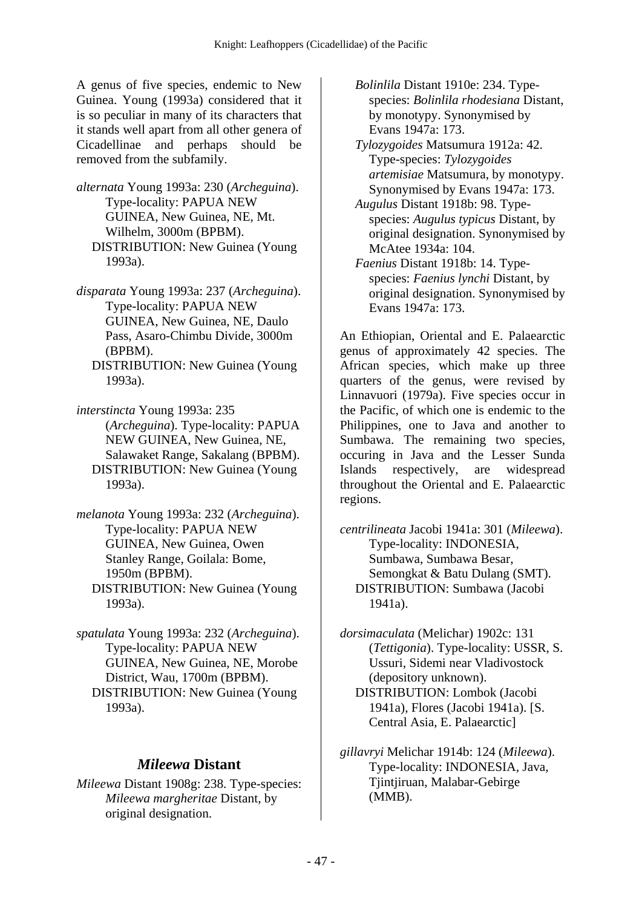A genus of five species, endemic to New Guinea. Young (1993a) considered that it is so peculiar in many of its characters that it stands well apart from all other genera of Cicadellinae and perhaps should be removed from the subfamily.

*alternata* Young 1993a: 230 (*Archeguina*). Type-locality: PAPUA NEW GUINEA, New Guinea, NE, Mt. Wilhelm, 3000m (BPBM).
DISTRIBUTION: New Guinea (Young 1993a).

*disparata* Young 1993a: 237 (*Archeguina*). Type-locality: PAPUA NEW GUINEA, New Guinea, NE, Daulo Pass, Asaro-Chimbu Divide, 3000m (BPBM).
DISTRIBUTION: New Guinea (Young 1993a).

*interstincta* Young 1993a: 235 (*Archeguina*). Type-locality: PAPUA NEW GUINEA, New Guinea, NE, Salawaket Range, Sakalang (BPBM).
DISTRIBUTION: New Guinea (Young 1993a).

*melanota* Young 1993a: 232 (*Archeguina*). Type-locality: PAPUA NEW GUINEA, New Guinea, Owen Stanley Range, Goilala: Bome, 1950m (BPBM).
DISTRIBUTION: New Guinea (Young 1993a).

*spatulata* Young 1993a: 232 (*Archeguina*). Type-locality: PAPUA NEW GUINEA, New Guinea, NE, Morobe District, Wau, 1700m (BPBM).
DISTRIBUTION: New Guinea (Young 1993a).

## *Mileewa* Distant

*Mileewa* Distant 1908g: 238. Type-species: *Mileewa margheritae* Distant, by original designation.

*Bolinlila* Distant 1910e: 234. Type-species: *Bolinlila rhodesiana* Distant, by monotypy. Synonymised by Evans 1947a: 173.

*Tylozygoides* Matsumura 1912a: 42. Type-species: *Tylozygoides artemisiae* Matsumura, by monotypy. Synonymised by Evans 1947a: 173.

*Augulus* Distant 1918b: 98. Type-species: *Augulus typicus* Distant, by original designation. Synonymised by McAtee 1934a: 104.

*Faenius* Distant 1918b: 14. Type-species: *Faenius lynchi* Distant, by original designation. Synonymised by Evans 1947a: 173.

An Ethiopian, Oriental and E. Palaearctic genus of approximately 42 species. The African species, which make up three quarters of the genus, were revised by Linnavuori (1979a). Five species occur in the Pacific, of which one is endemic to the Philippines, one to Java and another to Sumbawa. The remaining two species, occuring in Java and the Lesser Sunda Islands respectively, are widespread throughout the Oriental and E. Palaearctic regions.

*centrilineata* Jacobi 1941a: 301 (*Mileewa*). Type-locality: INDONESIA, Sumbawa, Sumbawa Besar, Semongkat & Batu Dulang (SMT).
DISTRIBUTION: Sumbawa (Jacobi 1941a).

*dorsimaculata* (Melichar) 1902c: 131 (*Tettigonia*). Type-locality: USSR, S. Ussuri, Sidemi near Vladivostock (depository unknown).
DISTRIBUTION: Lombok (Jacobi 1941a), Flores (Jacobi 1941a). [S. Central Asia, E. Palaearctic]

*gillavryi* Melichar 1914b: 124 (*Mileewa*). Type-locality: INDONESIA, Java, Tjintjiruan, Malabar-Gebirge (MMB).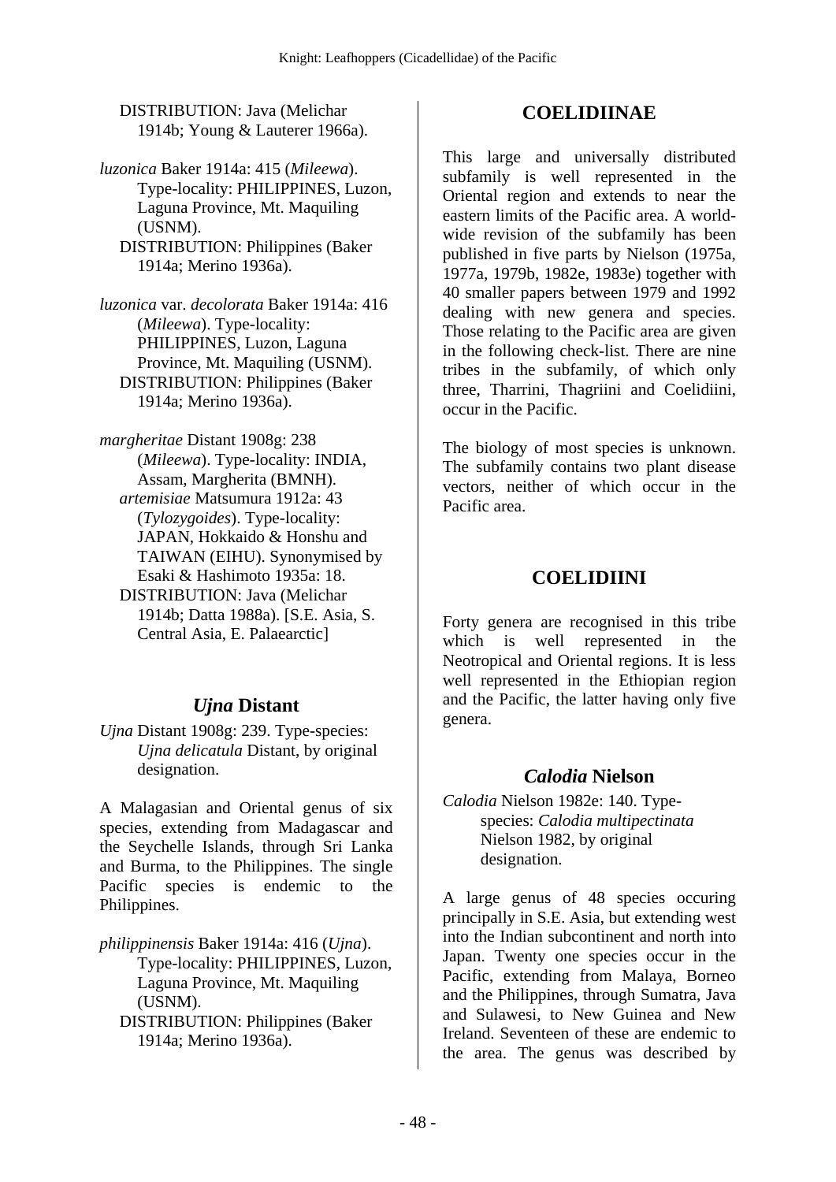DISTRIBUTION: Java (Melichar 1914b; Young & Lauterer 1966a).

*luzonica* Baker 1914a: 415 (*Mileewa*). Type-locality: PHILIPPINES, Luzon, Laguna Province, Mt. Maquiling (USNM).
DISTRIBUTION: Philippines (Baker 1914a; Merino 1936a).

*luzonica* var. *decolorata* Baker 1914a: 416 (*Mileewa*). Type-locality: PHILIPPINES, Luzon, Laguna Province, Mt. Maquiling (USNM).
DISTRIBUTION: Philippines (Baker 1914a; Merino 1936a).

*margheritae* Distant 1908g: 238 (*Mileewa*). Type-locality: INDIA, Assam, Margherita (BMNH).
*artemisiae* Matsumura 1912a: 43 (*Tylozygoides*). Type-locality: JAPAN, Hokkaido & Honshu and TAIWAN (EIHU). Synonymised by Esaki & Hashimoto 1935a: 18.
DISTRIBUTION: Java (Melichar 1914b; Datta 1988a). [S.E. Asia, S. Central Asia, E. Palaearctic]

### *Ujna* Distant

*Ujna* Distant 1908g: 239. Type-species: *Ujna delicatula* Distant, by original designation.

A Malagasian and Oriental genus of six species, extending from Madagascar and the Seychelle Islands, through Sri Lanka and Burma, to the Philippines. The single Pacific species is endemic to the Philippines.

*philippinensis* Baker 1914a: 416 (*Ujna*). Type-locality: PHILIPPINES, Luzon, Laguna Province, Mt. Maquiling (USNM).
DISTRIBUTION: Philippines (Baker 1914a; Merino 1936a).

## COELIDIINAE

This large and universally distributed subfamily is well represented in the Oriental region and extends to near the eastern limits of the Pacific area. A world-wide revision of the subfamily has been published in five parts by Nielson (1975a, 1977a, 1979b, 1982e, 1983e) together with 40 smaller papers between 1979 and 1992 dealing with new genera and species. Those relating to the Pacific area are given in the following check-list. There are nine tribes in the subfamily, of which only three, Tharrini, Thagriini and Coelidiini, occur in the Pacific.

The biology of most species is unknown. The subfamily contains two plant disease vectors, neither of which occur in the Pacific area.

## COELIDIINI

Forty genera are recognised in this tribe which is well represented in the Neotropical and Oriental regions. It is less well represented in the Ethiopian region and the Pacific, the latter having only five genera.

### *Calodia* Nielson

*Calodia* Nielson 1982e: 140. Type-species: *Calodia multipectinata* Nielson 1982, by original designation.

A large genus of 48 species occuring principally in S.E. Asia, but extending west into the Indian subcontinent and north into Japan. Twenty one species occur in the Pacific, extending from Malaya, Borneo and the Philippines, through Sumatra, Java and Sulawesi, to New Guinea and New Ireland. Seventeen of these are endemic to the area. The genus was described by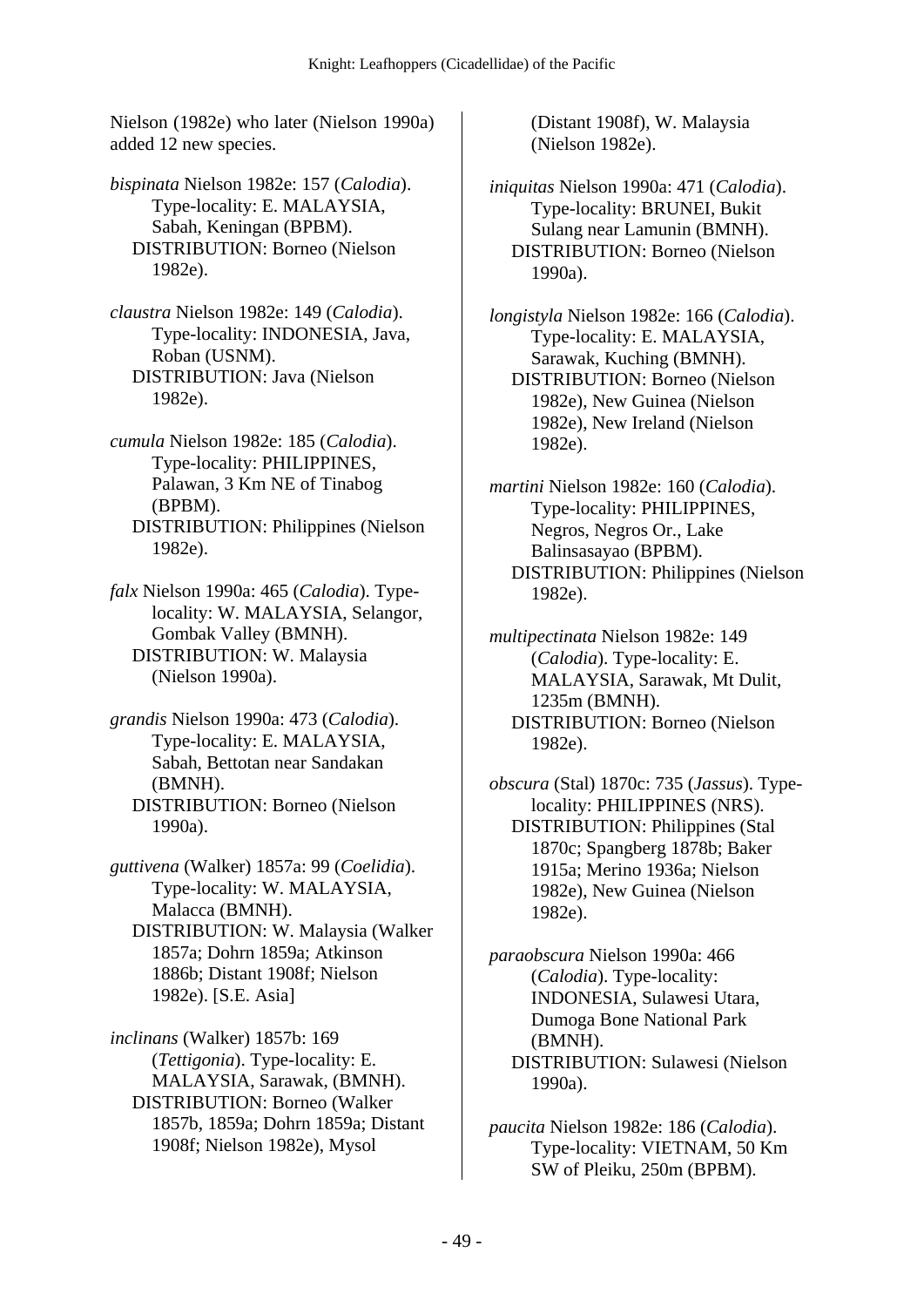Nielson (1982e) who later (Nielson 1990a) added 12 new species.

*bispinata* Nielson 1982e: 157 (*Calodia*). Type-locality: E. MALAYSIA, Sabah, Keningan (BPBM).
DISTRIBUTION: Borneo (Nielson 1982e).

*claustra* Nielson 1982e: 149 (*Calodia*). Type-locality: INDONESIA, Java, Roban (USNM).
DISTRIBUTION: Java (Nielson 1982e).

*cumula* Nielson 1982e: 185 (*Calodia*). Type-locality: PHILIPPINES, Palawan, 3 Km NE of Tinabog (BPBM).
DISTRIBUTION: Philippines (Nielson 1982e).

*falx* Nielson 1990a: 465 (*Calodia*). Type-locality: W. MALAYSIA, Selangor, Gombak Valley (BMNH).
DISTRIBUTION: W. Malaysia (Nielson 1990a).

*grandis* Nielson 1990a: 473 (*Calodia*). Type-locality: E. MALAYSIA, Sabah, Bettotan near Sandakan (BMNH).
DISTRIBUTION: Borneo (Nielson 1990a).

*guttivena* (Walker) 1857a: 99 (*Coelidia*). Type-locality: W. MALAYSIA, Malacca (BMNH).
DISTRIBUTION: W. Malaysia (Walker 1857a; Dohrn 1859a; Atkinson 1886b; Distant 1908f; Nielson 1982e). [S.E. Asia]

*inclinans* (Walker) 1857b: 169 (*Tettigonia*). Type-locality: E. MALAYSIA, Sarawak, (BMNH).
DISTRIBUTION: Borneo (Walker 1857b, 1859a; Dohrn 1859a; Distant 1908f; Nielson 1982e), Mysol (Distant 1908f), W. Malaysia (Nielson 1982e).

*iniquitas* Nielson 1990a: 471 (*Calodia*). Type-locality: BRUNEI, Bukit Sulang near Lamunin (BMNH).
DISTRIBUTION: Borneo (Nielson 1990a).

*longistyla* Nielson 1982e: 166 (*Calodia*). Type-locality: E. MALAYSIA, Sarawak, Kuching (BMNH).
DISTRIBUTION: Borneo (Nielson 1982e), New Guinea (Nielson 1982e), New Ireland (Nielson 1982e).

*martini* Nielson 1982e: 160 (*Calodia*). Type-locality: PHILIPPINES, Negros, Negros Or., Lake Balinsasayao (BPBM).
DISTRIBUTION: Philippines (Nielson 1982e).

*multipectinata* Nielson 1982e: 149 (*Calodia*). Type-locality: E. MALAYSIA, Sarawak, Mt Dulit, 1235m (BMNH).
DISTRIBUTION: Borneo (Nielson 1982e).

*obscura* (Stal) 1870c: 735 (*Jassus*). Type-locality: PHILIPPINES (NRS).
DISTRIBUTION: Philippines (Stal 1870c; Spangberg 1878b; Baker 1915a; Merino 1936a; Nielson 1982e), New Guinea (Nielson 1982e).

*paraobscura* Nielson 1990a: 466 (*Calodia*). Type-locality: INDONESIA, Sulawesi Utara, Dumoga Bone National Park (BMNH).
DISTRIBUTION: Sulawesi (Nielson 1990a).

*paucita* Nielson 1982e: 186 (*Calodia*). Type-locality: VIETNAM, 50 Km SW of Pleiku, 250m (BPBM).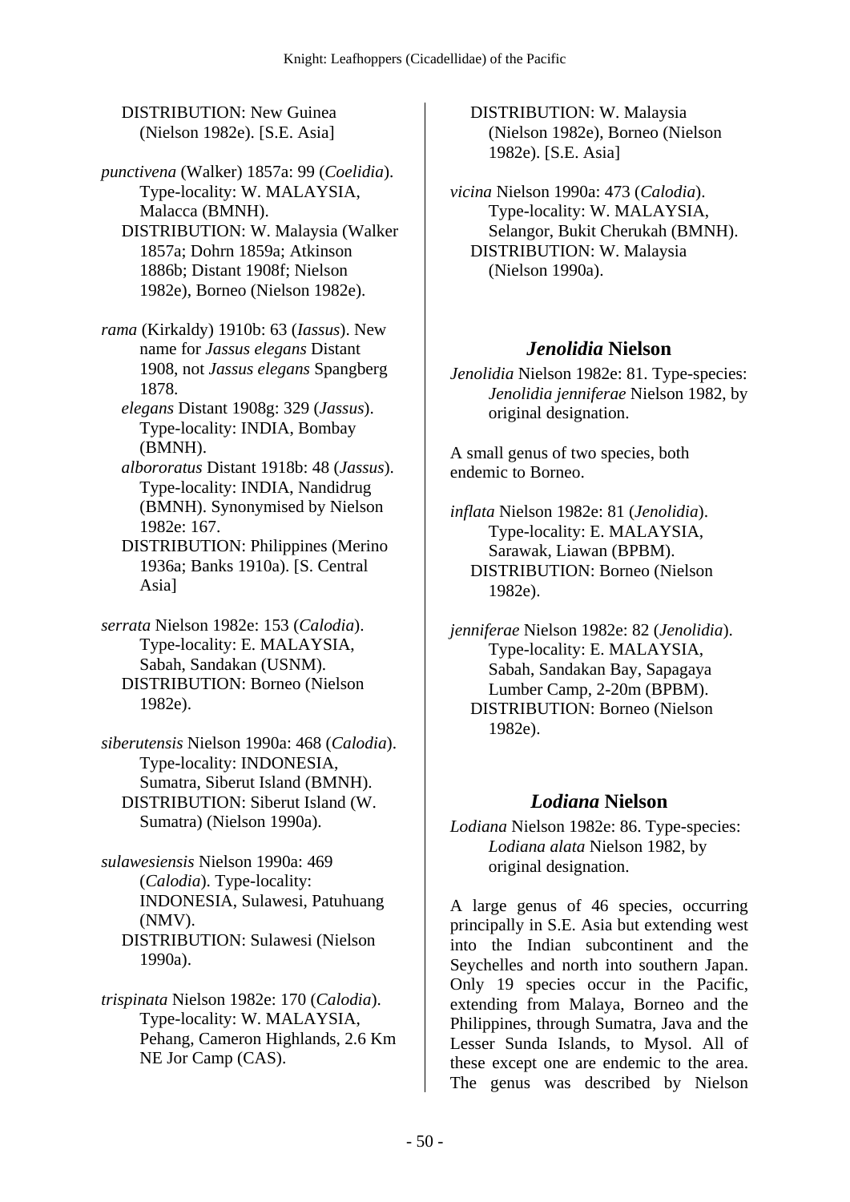DISTRIBUTION: New Guinea (Nielson 1982e). [S.E. Asia]

*punctivena* (Walker) 1857a: 99 (*Coelidia*). Type-locality: W. MALAYSIA, Malacca (BMNH).
DISTRIBUTION: W. Malaysia (Walker 1857a; Dohrn 1859a; Atkinson 1886b; Distant 1908f; Nielson 1982e), Borneo (Nielson 1982e).

*rama* (Kirkaldy) 1910b: 63 (*Iassus*). New name for *Jassus elegans* Distant 1908, not *Jassus elegans* Spangberg 1878.
*elegans* Distant 1908g: 329 (*Jassus*). Type-locality: INDIA, Bombay (BMNH).
*albororatus* Distant 1918b: 48 (*Jassus*). Type-locality: INDIA, Nandidrug (BMNH). Synonymised by Nielson 1982e: 167.
DISTRIBUTION: Philippines (Merino 1936a; Banks 1910a). [S. Central Asia]

*serrata* Nielson 1982e: 153 (*Calodia*). Type-locality: E. MALAYSIA, Sabah, Sandakan (USNM).
DISTRIBUTION: Borneo (Nielson 1982e).

*siberutensis* Nielson 1990a: 468 (*Calodia*). Type-locality: INDONESIA, Sumatra, Siberut Island (BMNH).
DISTRIBUTION: Siberut Island (W. Sumatra) (Nielson 1990a).

*sulawesiensis* Nielson 1990a: 469 (*Calodia*). Type-locality: INDONESIA, Sulawesi, Patuhuang (NMV).
DISTRIBUTION: Sulawesi (Nielson 1990a).

*trispinata* Nielson 1982e: 170 (*Calodia*). Type-locality: W. MALAYSIA, Pehang, Cameron Highlands, 2.6 Km NE Jor Camp (CAS).
DISTRIBUTION: W. Malaysia (Nielson 1982e), Borneo (Nielson 1982e). [S.E. Asia]

*vicina* Nielson 1990a: 473 (*Calodia*). Type-locality: W. MALAYSIA, Selangor, Bukit Cherukah (BMNH).
DISTRIBUTION: W. Malaysia (Nielson 1990a).

## *Jenolidia* Nielson

*Jenolidia* Nielson 1982e: 81. Type-species: *Jenolidia jenniferae* Nielson 1982, by original designation.

A small genus of two species, both endemic to Borneo.

*inflata* Nielson 1982e: 81 (*Jenolidia*). Type-locality: E. MALAYSIA, Sarawak, Liawan (BPBM).
DISTRIBUTION: Borneo (Nielson 1982e).

*jenniferae* Nielson 1982e: 82 (*Jenolidia*). Type-locality: E. MALAYSIA, Sabah, Sandakan Bay, Sapagaya Lumber Camp, 2-20m (BPBM).
DISTRIBUTION: Borneo (Nielson 1982e).

## *Lodiana* Nielson

*Lodiana* Nielson 1982e: 86. Type-species: *Lodiana alata* Nielson 1982, by original designation.

A large genus of 46 species, occurring principally in S.E. Asia but extending west into the Indian subcontinent and the Seychelles and north into southern Japan. Only 19 species occur in the Pacific, extending from Malaya, Borneo and the Philippines, through Sumatra, Java and the Lesser Sunda Islands, to Mysol. All of these except one are endemic to the area. The genus was described by Nielson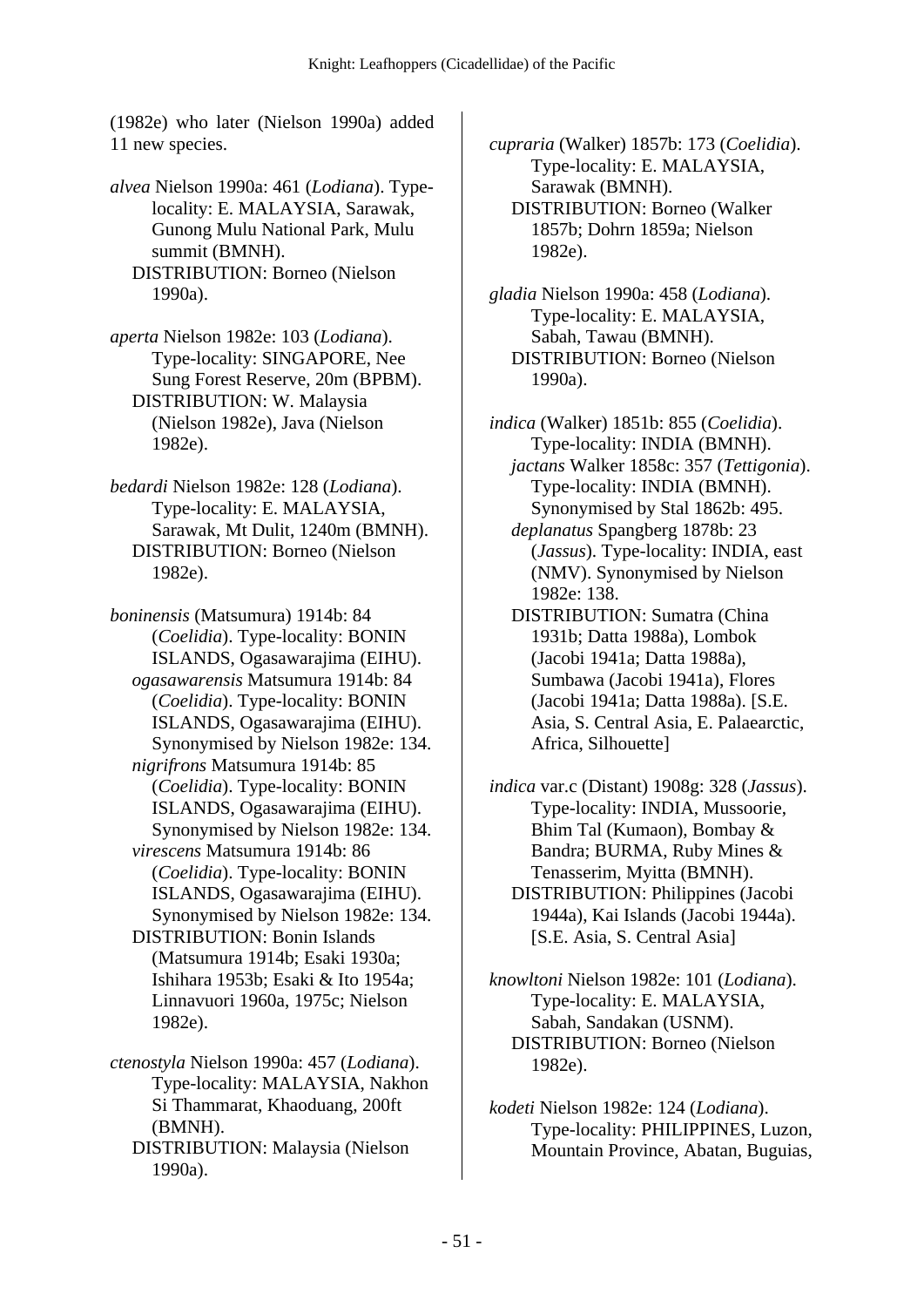(1982e) who later (Nielson 1990a) added 11 new species.

*alvea* Nielson 1990a: 461 (*Lodiana*). Type-locality: E. MALAYSIA, Sarawak, Gunong Mulu National Park, Mulu summit (BMNH).
DISTRIBUTION: Borneo (Nielson 1990a).

*aperta* Nielson 1982e: 103 (*Lodiana*). Type-locality: SINGAPORE, Nee Sung Forest Reserve, 20m (BPBM).
DISTRIBUTION: W. Malaysia (Nielson 1982e), Java (Nielson 1982e).

*bedardi* Nielson 1982e: 128 (*Lodiana*). Type-locality: E. MALAYSIA, Sarawak, Mt Dulit, 1240m (BMNH).
DISTRIBUTION: Borneo (Nielson 1982e).

*boninensis* (Matsumura) 1914b: 84 (*Coelidia*). Type-locality: BONIN ISLANDS, Ogasawarajima (EIHU).
*ogasawarensis* Matsumura 1914b: 84 (*Coelidia*). Type-locality: BONIN ISLANDS, Ogasawarajima (EIHU). Synonymised by Nielson 1982e: 134.
*nigrifrons* Matsumura 1914b: 85 (*Coelidia*). Type-locality: BONIN ISLANDS, Ogasawarajima (EIHU). Synonymised by Nielson 1982e: 134.
*virescens* Matsumura 1914b: 86 (*Coelidia*). Type-locality: BONIN ISLANDS, Ogasawarajima (EIHU). Synonymised by Nielson 1982e: 134.
DISTRIBUTION: Bonin Islands (Matsumura 1914b; Esaki 1930a; Ishihara 1953b; Esaki & Ito 1954a; Linnavuori 1960a, 1975c; Nielson 1982e).

*ctenostyla* Nielson 1990a: 457 (*Lodiana*). Type-locality: MALAYSIA, Nakhon Si Thammarat, Khaoduang, 200ft (BMNH).
DISTRIBUTION: Malaysia (Nielson 1990a).

*cupraria* (Walker) 1857b: 173 (*Coelidia*). Type-locality: E. MALAYSIA, Sarawak (BMNH).
DISTRIBUTION: Borneo (Walker 1857b; Dohrn 1859a; Nielson 1982e).

*gladia* Nielson 1990a: 458 (*Lodiana*). Type-locality: E. MALAYSIA, Sabah, Tawau (BMNH).
DISTRIBUTION: Borneo (Nielson 1990a).

*indica* (Walker) 1851b: 855 (*Coelidia*). Type-locality: INDIA (BMNH).
*jactans* Walker 1858c: 357 (*Tettigonia*). Type-locality: INDIA (BMNH). Synonymised by Stal 1862b: 495.
*deplanatus* Spangberg 1878b: 23 (*Jassus*). Type-locality: INDIA, east (NMV). Synonymised by Nielson 1982e: 138.
DISTRIBUTION: Sumatra (China 1931b; Datta 1988a), Lombok (Jacobi 1941a; Datta 1988a), Sumbawa (Jacobi 1941a), Flores (Jacobi 1941a; Datta 1988a). [S.E. Asia, S. Central Asia, E. Palaearctic, Africa, Silhouette]

*indica* var.c (Distant) 1908g: 328 (*Jassus*). Type-locality: INDIA, Mussoorie, Bhim Tal (Kumaon), Bombay & Bandra; BURMA, Ruby Mines & Tenasserim, Myitta (BMNH).
DISTRIBUTION: Philippines (Jacobi 1944a), Kai Islands (Jacobi 1944a). [S.E. Asia, S. Central Asia]

*knowltoni* Nielson 1982e: 101 (*Lodiana*). Type-locality: E. MALAYSIA, Sabah, Sandakan (USNM).
DISTRIBUTION: Borneo (Nielson 1982e).

*kodeti* Nielson 1982e: 124 (*Lodiana*). Type-locality: PHILIPPINES, Luzon, Mountain Province, Abatan, Buguias,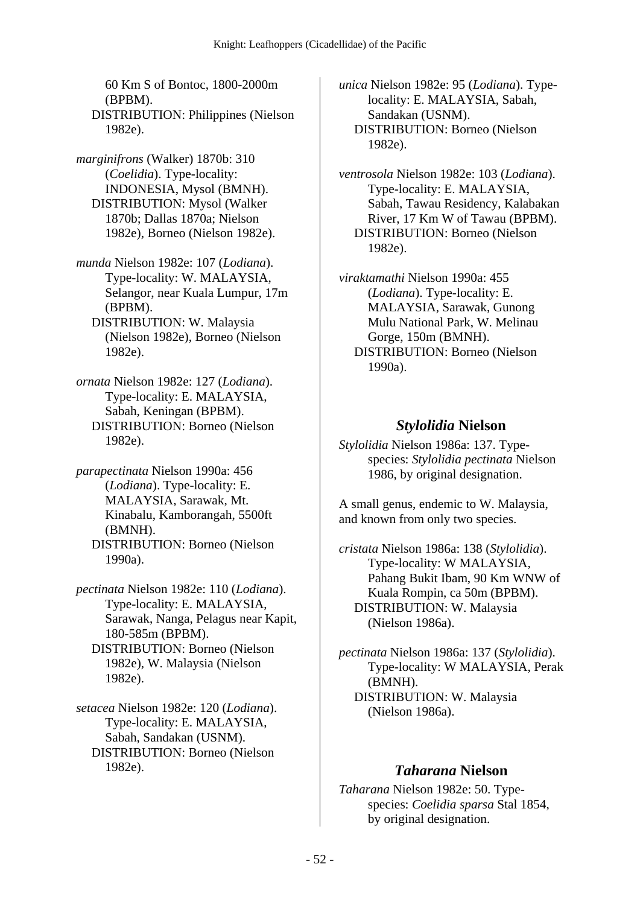60 Km S of Bontoc, 1800-2000m (BPBM).
DISTRIBUTION: Philippines (Nielson 1982e).

*marginifrons* (Walker) 1870b: 310 (*Coelidia*). Type-locality: INDONESIA, Mysol (BMNH).
DISTRIBUTION: Mysol (Walker 1870b; Dallas 1870a; Nielson 1982e), Borneo (Nielson 1982e).

*munda* Nielson 1982e: 107 (*Lodiana*). Type-locality: W. MALAYSIA, Selangor, near Kuala Lumpur, 17m (BPBM).
DISTRIBUTION: W. Malaysia (Nielson 1982e), Borneo (Nielson 1982e).

*ornata* Nielson 1982e: 127 (*Lodiana*). Type-locality: E. MALAYSIA, Sabah, Keningan (BPBM).
DISTRIBUTION: Borneo (Nielson 1982e).

*parapectinata* Nielson 1990a: 456 (*Lodiana*). Type-locality: E. MALAYSIA, Sarawak, Mt. Kinabalu, Kamborangah, 5500ft (BMNH).
DISTRIBUTION: Borneo (Nielson 1990a).

*pectinata* Nielson 1982e: 110 (*Lodiana*). Type-locality: E. MALAYSIA, Sarawak, Nanga, Pelagus near Kapit, 180-585m (BPBM).
DISTRIBUTION: Borneo (Nielson 1982e), W. Malaysia (Nielson 1982e).

*setacea* Nielson 1982e: 120 (*Lodiana*). Type-locality: E. MALAYSIA, Sabah, Sandakan (USNM).
DISTRIBUTION: Borneo (Nielson 1982e).

*unica* Nielson 1982e: 95 (*Lodiana*). Type-locality: E. MALAYSIA, Sabah, Sandakan (USNM).
DISTRIBUTION: Borneo (Nielson 1982e).

*ventrosola* Nielson 1982e: 103 (*Lodiana*). Type-locality: E. MALAYSIA, Sabah, Tawau Residency, Kalabakan River, 17 Km W of Tawau (BPBM).
DISTRIBUTION: Borneo (Nielson 1982e).

*viraktamathi* Nielson 1990a: 455 (*Lodiana*). Type-locality: E. MALAYSIA, Sarawak, Gunong Mulu National Park, W. Melinau Gorge, 150m (BMNH).
DISTRIBUTION: Borneo (Nielson 1990a).

## *Stylolidia* Nielson

*Stylolidia* Nielson 1986a: 137. Type-species: *Stylolidia pectinata* Nielson 1986, by original designation.

A small genus, endemic to W. Malaysia, and known from only two species.

*cristata* Nielson 1986a: 138 (*Stylolidia*). Type-locality: W MALAYSIA, Pahang Bukit Ibam, 90 Km WNW of Kuala Rompin, ca 50m (BPBM).
DISTRIBUTION: W. Malaysia (Nielson 1986a).

*pectinata* Nielson 1986a: 137 (*Stylolidia*). Type-locality: W MALAYSIA, Perak (BMNH).
DISTRIBUTION: W. Malaysia (Nielson 1986a).

## *Taharana* Nielson

*Taharana* Nielson 1982e: 50. Type-species: *Coelidia sparsa* Stal 1854, by original designation.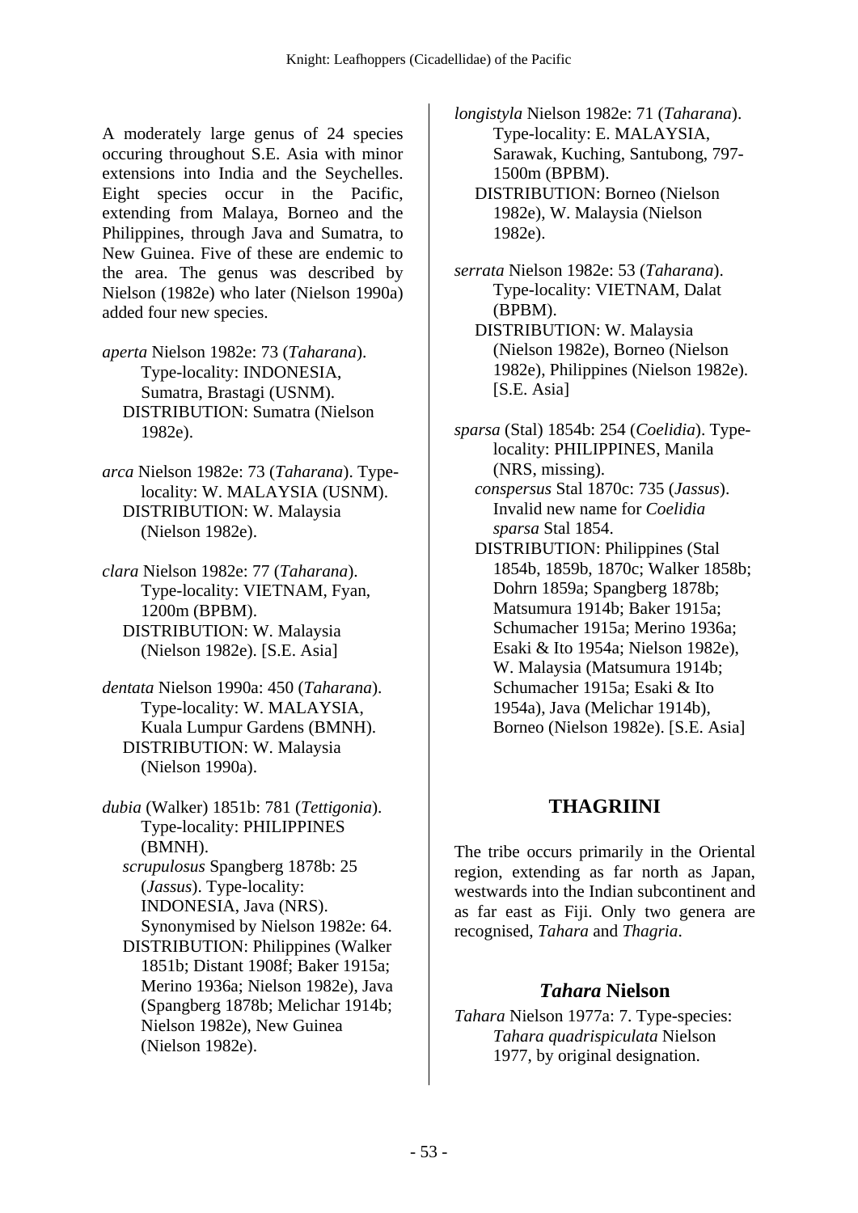A moderately large genus of 24 species occuring throughout S.E. Asia with minor extensions into India and the Seychelles. Eight species occur in the Pacific, extending from Malaya, Borneo and the Philippines, through Java and Sumatra, to New Guinea. Five of these are endemic to the area. The genus was described by Nielson (1982e) who later (Nielson 1990a) added four new species.

*aperta* Nielson 1982e: 73 (*Taharana*). Type-locality: INDONESIA, Sumatra, Brastagi (USNM).
DISTRIBUTION: Sumatra (Nielson 1982e).

*arca* Nielson 1982e: 73 (*Taharana*). Type-locality: W. MALAYSIA (USNM).
DISTRIBUTION: W. Malaysia (Nielson 1982e).

*clara* Nielson 1982e: 77 (*Taharana*). Type-locality: VIETNAM, Fyan, 1200m (BPBM).
DISTRIBUTION: W. Malaysia (Nielson 1982e). [S.E. Asia]

*dentata* Nielson 1990a: 450 (*Taharana*). Type-locality: W. MALAYSIA, Kuala Lumpur Gardens (BMNH).
DISTRIBUTION: W. Malaysia (Nielson 1990a).

*dubia* (Walker) 1851b: 781 (*Tettigonia*). Type-locality: PHILIPPINES (BMNH).
*scrupulosus* Spangberg 1878b: 25 (*Jassus*). Type-locality: INDONESIA, Java (NRS). Synonymised by Nielson 1982e: 64.
DISTRIBUTION: Philippines (Walker 1851b; Distant 1908f; Baker 1915a; Merino 1936a; Nielson 1982e), Java (Spangberg 1878b; Melichar 1914b; Nielson 1982e), New Guinea (Nielson 1982e).

*longistyla* Nielson 1982e: 71 (*Taharana*). Type-locality: E. MALAYSIA, Sarawak, Kuching, Santubong, 797-1500m (BPBM).
DISTRIBUTION: Borneo (Nielson 1982e), W. Malaysia (Nielson 1982e).

*serrata* Nielson 1982e: 53 (*Taharana*). Type-locality: VIETNAM, Dalat (BPBM).
DISTRIBUTION: W. Malaysia (Nielson 1982e), Borneo (Nielson 1982e), Philippines (Nielson 1982e). [S.E. Asia]

*sparsa* (Stal) 1854b: 254 (*Coelidia*). Type-locality: PHILIPPINES, Manila (NRS, missing).
*conspersus* Stal 1870c: 735 (*Jassus*). Invalid new name for *Coelidia sparsa* Stal 1854.
DISTRIBUTION: Philippines (Stal 1854b, 1859b, 1870c; Walker 1858b; Dohrn 1859a; Spangberg 1878b; Matsumura 1914b; Baker 1915a; Schumacher 1915a; Merino 1936a; Esaki & Ito 1954a; Nielson 1982e), W. Malaysia (Matsumura 1914b; Schumacher 1915a; Esaki & Ito 1954a), Java (Melichar 1914b), Borneo (Nielson 1982e). [S.E. Asia]

## THAGRIINI

The tribe occurs primarily in the Oriental region, extending as far north as Japan, westwards into the Indian subcontinent and as far east as Fiji. Only two genera are recognised, *Tahara* and *Thagria*.

### *Tahara* Nielson

*Tahara* Nielson 1977a: 7. Type-species: *Tahara quadrispiculata* Nielson 1977, by original designation.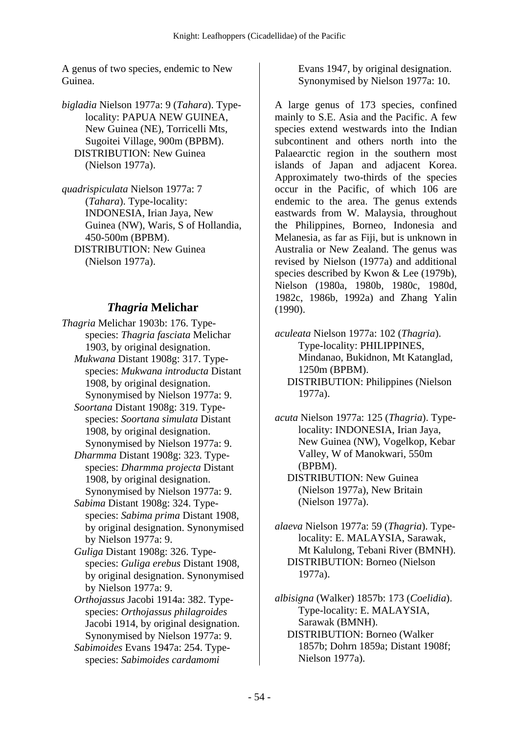A genus of two species, endemic to New Guinea.

*bigladia* Nielson 1977a: 9 (*Tahara*). Type-locality: PAPUA NEW GUINEA, New Guinea (NE), Torricelli Mts, Sugoitei Village, 900m (BPBM).
DISTRIBUTION: New Guinea (Nielson 1977a).

*quadrispiculata* Nielson 1977a: 7 (*Tahara*). Type-locality: INDONESIA, Irian Jaya, New Guinea (NW), Waris, S of Hollandia, 450-500m (BPBM).
DISTRIBUTION: New Guinea (Nielson 1977a).

## *Thagria* Melichar

*Thagria* Melichar 1903b: 176. Type-species: *Thagria fasciata* Melichar 1903, by original designation.
*Mukwana* Distant 1908g: 317. Type-species: *Mukwana introducta* Distant 1908, by original designation. Synonymised by Nielson 1977a: 9.
*Soortana* Distant 1908g: 319. Type-species: *Soortana simulata* Distant 1908, by original designation. Synonymised by Nielson 1977a: 9.
*Dharmma* Distant 1908g: 323. Type-species: *Dharmma projecta* Distant 1908, by original designation. Synonymised by Nielson 1977a: 9.
*Sabima* Distant 1908g: 324. Type-species: *Sabima prima* Distant 1908, by original designation. Synonymised by Nielson 1977a: 9.
*Guliga* Distant 1908g: 326. Type-species: *Guliga erebus* Distant 1908, by original designation. Synonymised by Nielson 1977a: 9.
*Orthojassus* Jacobi 1914a: 382. Type-species: *Orthojassus philagroides* Jacobi 1914, by original designation. Synonymised by Nielson 1977a: 9.
*Sabimoides* Evans 1947a: 254. Type-species: *Sabimoides cardamomi* Evans 1947, by original designation. Synonymised by Nielson 1977a: 10.

A large genus of 173 species, confined mainly to S.E. Asia and the Pacific. A few species extend westwards into the Indian subcontinent and others north into the Palaearctic region in the southern most islands of Japan and adjacent Korea. Approximately two-thirds of the species occur in the Pacific, of which 106 are endemic to the area. The genus extends eastwards from W. Malaysia, throughout the Philippines, Borneo, Indonesia and Melanesia, as far as Fiji, but is unknown in Australia or New Zealand. The genus was revised by Nielson (1977a) and additional species described by Kwon & Lee (1979b), Nielson (1980a, 1980b, 1980c, 1980d, 1982c, 1986b, 1992a) and Zhang Yalin (1990).

*aculeata* Nielson 1977a: 102 (*Thagria*). Type-locality: PHILIPPINES, Mindanao, Bukidnon, Mt Katanglad, 1250m (BPBM).
DISTRIBUTION: Philippines (Nielson 1977a).

*acuta* Nielson 1977a: 125 (*Thagria*). Type-locality: INDONESIA, Irian Jaya, New Guinea (NW), Vogelkop, Kebar Valley, W of Manokwari, 550m (BPBM).
DISTRIBUTION: New Guinea (Nielson 1977a), New Britain (Nielson 1977a).

*alaeva* Nielson 1977a: 59 (*Thagria*). Type-locality: E. MALAYSIA, Sarawak, Mt Kalulong, Tebani River (BMNH).
DISTRIBUTION: Borneo (Nielson 1977a).

*albisigna* (Walker) 1857b: 173 (*Coelidia*). Type-locality: E. MALAYSIA, Sarawak (BMNH).
DISTRIBUTION: Borneo (Walker 1857b; Dohrn 1859a; Distant 1908f; Nielson 1977a).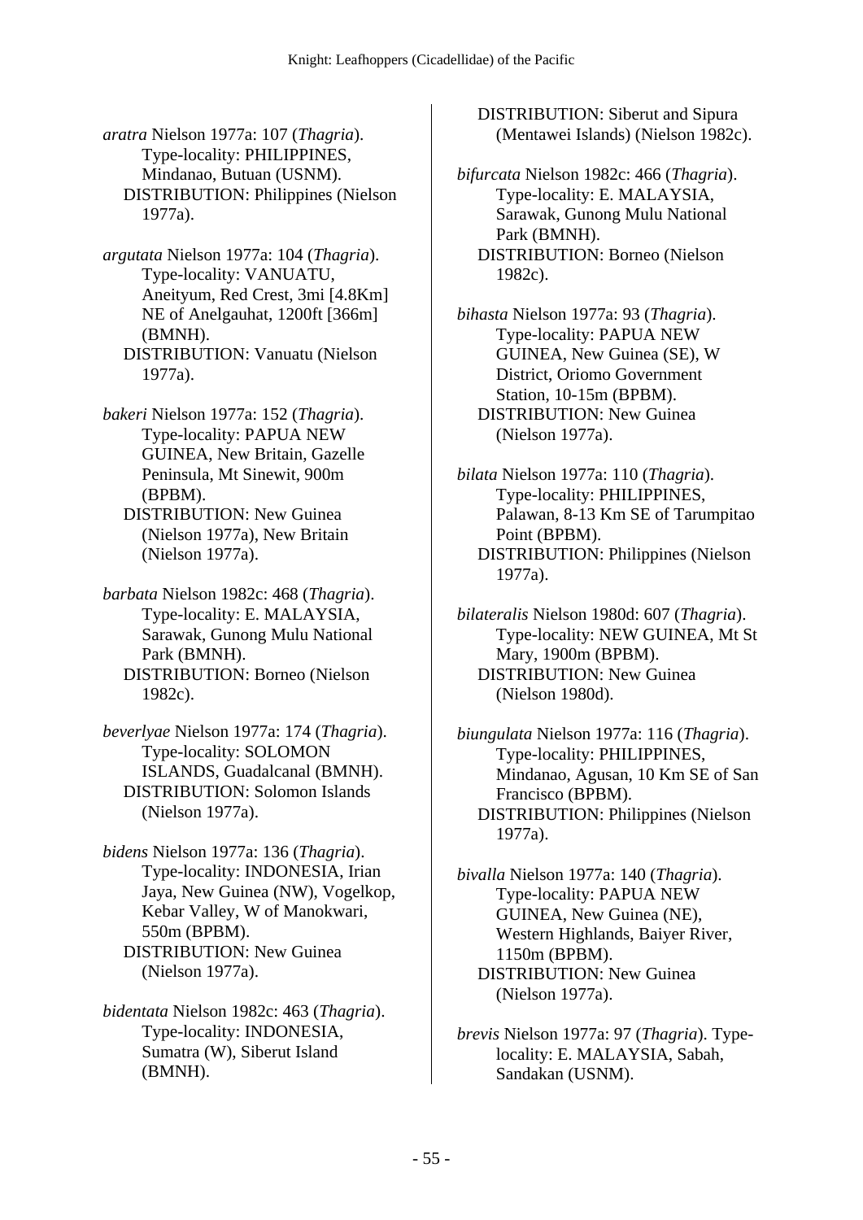*aratra* Nielson 1977a: 107 (*Thagria*). Type-locality: PHILIPPINES, Mindanao, Butuan (USNM).
DISTRIBUTION: Philippines (Nielson 1977a).

*argutata* Nielson 1977a: 104 (*Thagria*). Type-locality: VANUATU, Aneityum, Red Crest, 3mi [4.8Km] NE of Anelgauhat, 1200ft [366m] (BMNH).
DISTRIBUTION: Vanuatu (Nielson 1977a).

*bakeri* Nielson 1977a: 152 (*Thagria*). Type-locality: PAPUA NEW GUINEA, New Britain, Gazelle Peninsula, Mt Sinewit, 900m (BPBM).
DISTRIBUTION: New Guinea (Nielson 1977a), New Britain (Nielson 1977a).

*barbata* Nielson 1982c: 468 (*Thagria*). Type-locality: E. MALAYSIA, Sarawak, Gunong Mulu National Park (BMNH).
DISTRIBUTION: Borneo (Nielson 1982c).

*beverlyae* Nielson 1977a: 174 (*Thagria*). Type-locality: SOLOMON ISLANDS, Guadalcanal (BMNH).
DISTRIBUTION: Solomon Islands (Nielson 1977a).

*bidens* Nielson 1977a: 136 (*Thagria*). Type-locality: INDONESIA, Irian Jaya, New Guinea (NW), Vogelkop, Kebar Valley, W of Manokwari, 550m (BPBM).
DISTRIBUTION: New Guinea (Nielson 1977a).

*bidentata* Nielson 1982c: 463 (*Thagria*). Type-locality: INDONESIA, Sumatra (W), Siberut Island (BMNH).
DISTRIBUTION: Siberut and Sipura (Mentawei Islands) (Nielson 1982c).

*bifurcata* Nielson 1982c: 466 (*Thagria*). Type-locality: E. MALAYSIA, Sarawak, Gunong Mulu National Park (BMNH).
DISTRIBUTION: Borneo (Nielson 1982c).

*bihasta* Nielson 1977a: 93 (*Thagria*). Type-locality: PAPUA NEW GUINEA, New Guinea (SE), W District, Oriomo Government Station, 10-15m (BPBM).
DISTRIBUTION: New Guinea (Nielson 1977a).

*bilata* Nielson 1977a: 110 (*Thagria*). Type-locality: PHILIPPINES, Palawan, 8-13 Km SE of Tarumpitao Point (BPBM).
DISTRIBUTION: Philippines (Nielson 1977a).

*bilateralis* Nielson 1980d: 607 (*Thagria*). Type-locality: NEW GUINEA, Mt St Mary, 1900m (BPBM).
DISTRIBUTION: New Guinea (Nielson 1980d).

*biungulata* Nielson 1977a: 116 (*Thagria*). Type-locality: PHILIPPINES, Mindanao, Agusan, 10 Km SE of San Francisco (BPBM).
DISTRIBUTION: Philippines (Nielson 1977a).

*bivalla* Nielson 1977a: 140 (*Thagria*). Type-locality: PAPUA NEW GUINEA, New Guinea (NE), Western Highlands, Baiyer River, 1150m (BPBM).
DISTRIBUTION: New Guinea (Nielson 1977a).

*brevis* Nielson 1977a: 97 (*Thagria*). Type-locality: E. MALAYSIA, Sabah, Sandakan (USNM).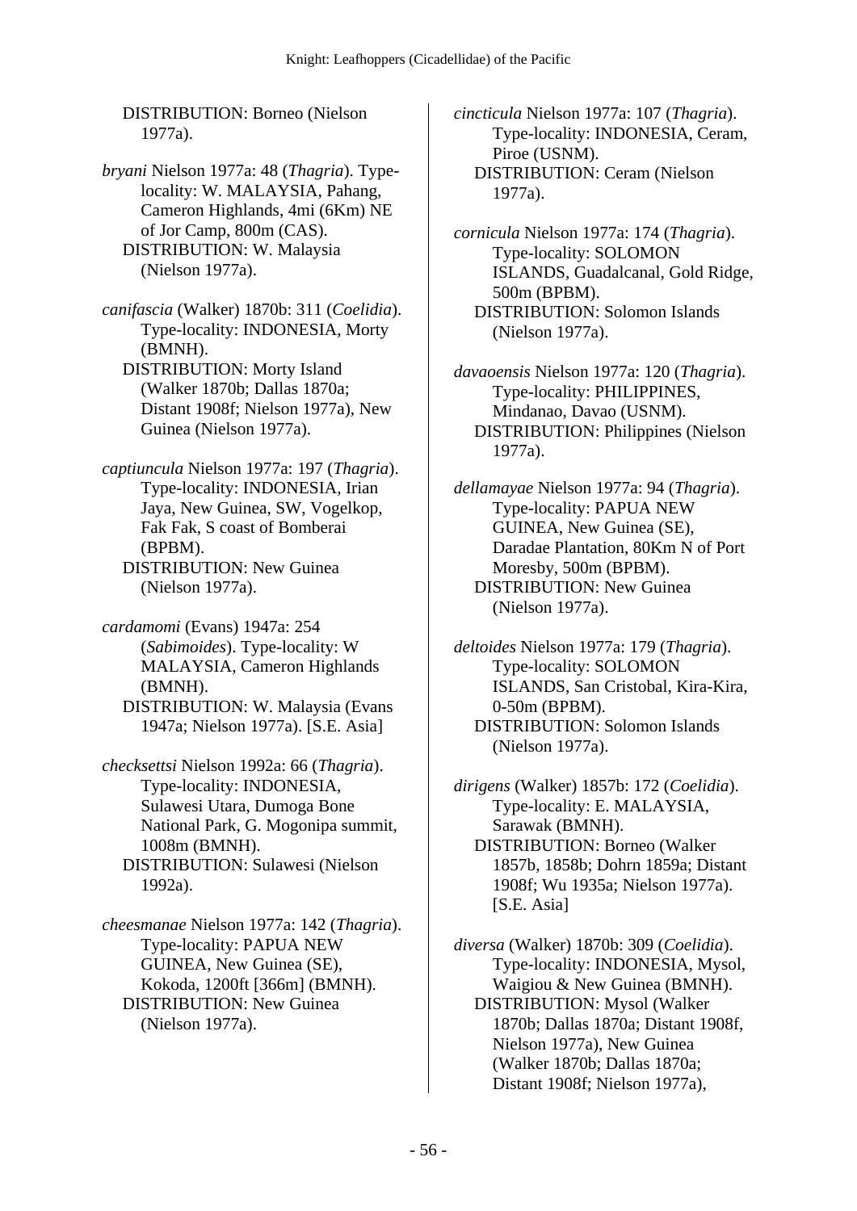DISTRIBUTION: Borneo (Nielson 1977a).

*bryani* Nielson 1977a: 48 (*Thagria*). Type-locality: W. MALAYSIA, Pahang, Cameron Highlands, 4mi (6Km) NE of Jor Camp, 800m (CAS).
DISTRIBUTION: W. Malaysia (Nielson 1977a).

*canifascia* (Walker) 1870b: 311 (*Coelidia*). Type-locality: INDONESIA, Morty (BMNH).
DISTRIBUTION: Morty Island (Walker 1870b; Dallas 1870a; Distant 1908f; Nielson 1977a), New Guinea (Nielson 1977a).

*captiuncula* Nielson 1977a: 197 (*Thagria*). Type-locality: INDONESIA, Irian Jaya, New Guinea, SW, Vogelkop, Fak Fak, S coast of Bomberai (BPBM).
DISTRIBUTION: New Guinea (Nielson 1977a).

*cardamomi* (Evans) 1947a: 254 (*Sabimoides*). Type-locality: W MALAYSIA, Cameron Highlands (BMNH).
DISTRIBUTION: W. Malaysia (Evans 1947a; Nielson 1977a). [S.E. Asia]

*checksettsi* Nielson 1992a: 66 (*Thagria*). Type-locality: INDONESIA, Sulawesi Utara, Dumoga Bone National Park, G. Mogonipa summit, 1008m (BMNH).
DISTRIBUTION: Sulawesi (Nielson 1992a).

*cheesmanae* Nielson 1977a: 142 (*Thagria*). Type-locality: PAPUA NEW GUINEA, New Guinea (SE), Kokoda, 1200ft [366m] (BMNH).
DISTRIBUTION: New Guinea (Nielson 1977a).

*cincticula* Nielson 1977a: 107 (*Thagria*). Type-locality: INDONESIA, Ceram, Piroe (USNM).
DISTRIBUTION: Ceram (Nielson 1977a).

*cornicula* Nielson 1977a: 174 (*Thagria*). Type-locality: SOLOMON ISLANDS, Guadalcanal, Gold Ridge, 500m (BPBM).
DISTRIBUTION: Solomon Islands (Nielson 1977a).

*davaoensis* Nielson 1977a: 120 (*Thagria*). Type-locality: PHILIPPINES, Mindanao, Davao (USNM).
DISTRIBUTION: Philippines (Nielson 1977a).

*dellamayae* Nielson 1977a: 94 (*Thagria*). Type-locality: PAPUA NEW GUINEA, New Guinea (SE), Daradae Plantation, 80Km N of Port Moresby, 500m (BPBM).
DISTRIBUTION: New Guinea (Nielson 1977a).

*deltoides* Nielson 1977a: 179 (*Thagria*). Type-locality: SOLOMON ISLANDS, San Cristobal, Kira-Kira, 0-50m (BPBM).
DISTRIBUTION: Solomon Islands (Nielson 1977a).

*dirigens* (Walker) 1857b: 172 (*Coelidia*). Type-locality: E. MALAYSIA, Sarawak (BMNH).
DISTRIBUTION: Borneo (Walker 1857b, 1858b; Dohrn 1859a; Distant 1908f; Wu 1935a; Nielson 1977a). [S.E. Asia]

*diversa* (Walker) 1870b: 309 (*Coelidia*). Type-locality: INDONESIA, Mysol, Waigiou & New Guinea (BMNH).
DISTRIBUTION: Mysol (Walker 1870b; Dallas 1870a; Distant 1908f, Nielson 1977a), New Guinea (Walker 1870b; Dallas 1870a; Distant 1908f; Nielson 1977a),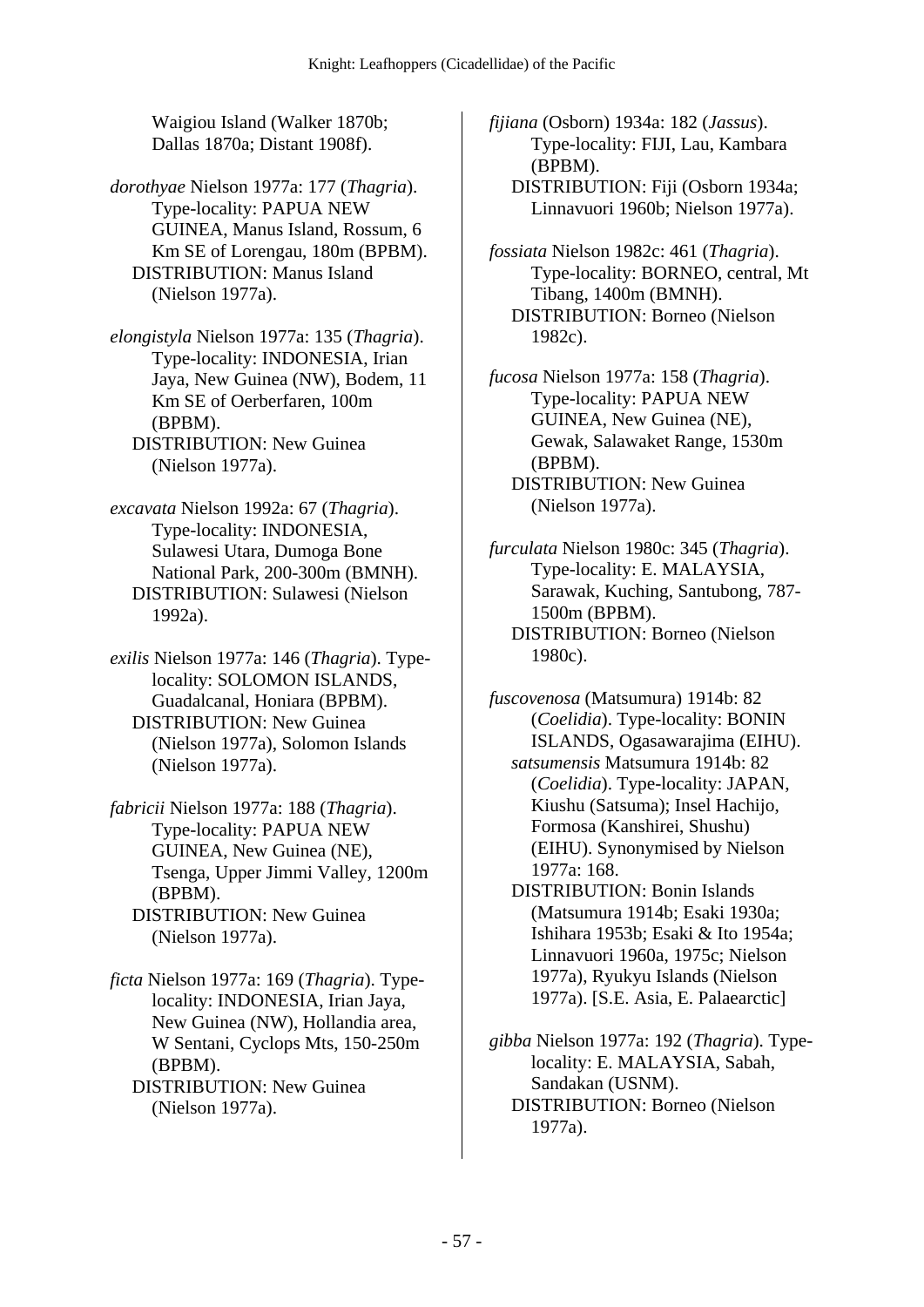Waigiou Island (Walker 1870b; Dallas 1870a; Distant 1908f).

*dorothyae* Nielson 1977a: 177 (*Thagria*). Type-locality: PAPUA NEW GUINEA, Manus Island, Rossum, 6 Km SE of Lorengau, 180m (BPBM).
DISTRIBUTION: Manus Island (Nielson 1977a).

*elongistyla* Nielson 1977a: 135 (*Thagria*). Type-locality: INDONESIA, Irian Jaya, New Guinea (NW), Bodem, 11 Km SE of Oerberfaren, 100m (BPBM).
DISTRIBUTION: New Guinea (Nielson 1977a).

*excavata* Nielson 1992a: 67 (*Thagria*). Type-locality: INDONESIA, Sulawesi Utara, Dumoga Bone National Park, 200-300m (BMNH).
DISTRIBUTION: Sulawesi (Nielson 1992a).

*exilis* Nielson 1977a: 146 (*Thagria*). Type-locality: SOLOMON ISLANDS, Guadalcanal, Honiara (BPBM).
DISTRIBUTION: New Guinea (Nielson 1977a), Solomon Islands (Nielson 1977a).

*fabricii* Nielson 1977a: 188 (*Thagria*). Type-locality: PAPUA NEW GUINEA, New Guinea (NE), Tsenga, Upper Jimmi Valley, 1200m (BPBM).
DISTRIBUTION: New Guinea (Nielson 1977a).

*ficta* Nielson 1977a: 169 (*Thagria*). Type-locality: INDONESIA, Irian Jaya, New Guinea (NW), Hollandia area, W Sentani, Cyclops Mts, 150-250m (BPBM).
DISTRIBUTION: New Guinea (Nielson 1977a).

*fijiana* (Osborn) 1934a: 182 (*Jassus*). Type-locality: FIJI, Lau, Kambara (BPBM).
DISTRIBUTION: Fiji (Osborn 1934a; Linnavuori 1960b; Nielson 1977a).

*fossiata* Nielson 1982c: 461 (*Thagria*). Type-locality: BORNEO, central, Mt Tibang, 1400m (BMNH).
DISTRIBUTION: Borneo (Nielson 1982c).

*fucosa* Nielson 1977a: 158 (*Thagria*). Type-locality: PAPUA NEW GUINEA, New Guinea (NE), Gewak, Salawaket Range, 1530m (BPBM).
DISTRIBUTION: New Guinea (Nielson 1977a).

*furculata* Nielson 1980c: 345 (*Thagria*). Type-locality: E. MALAYSIA, Sarawak, Kuching, Santubong, 787-1500m (BPBM).
DISTRIBUTION: Borneo (Nielson 1980c).

*fuscovenosa* (Matsumura) 1914b: 82 (*Coelidia*). Type-locality: BONIN ISLANDS, Ogasawarajima (EIHU).
*satsumensis* Matsumura 1914b: 82 (*Coelidia*). Type-locality: JAPAN, Kiushu (Satsuma); Insel Hachijo, Formosa (Kanshirei, Shushu) (EIHU). Synonymised by Nielson 1977a: 168.
DISTRIBUTION: Bonin Islands (Matsumura 1914b; Esaki 1930a; Ishihara 1953b; Esaki & Ito 1954a; Linnavuori 1960a, 1975c; Nielson 1977a), Ryukyu Islands (Nielson 1977a). [S.E. Asia, E. Palaearctic]

*gibba* Nielson 1977a: 192 (*Thagria*). Type-locality: E. MALAYSIA, Sabah, Sandakan (USNM).
DISTRIBUTION: Borneo (Nielson 1977a).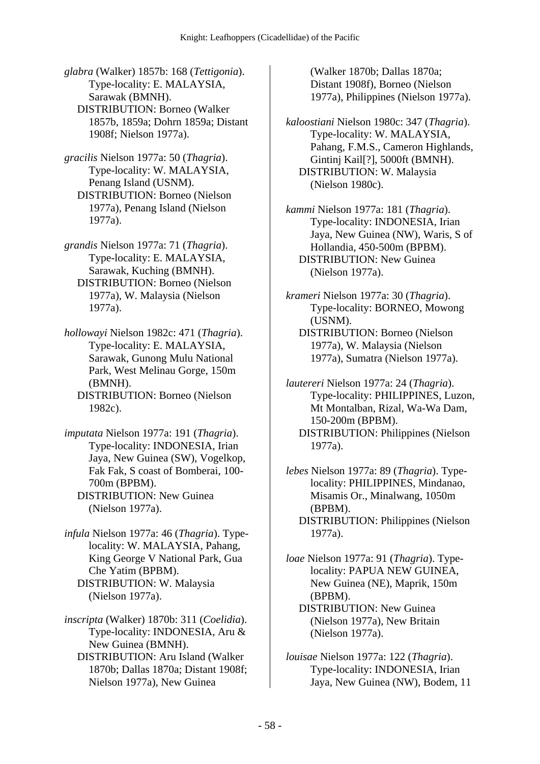*glabra* (Walker) 1857b: 168 (*Tettigonia*). Type-locality: E. MALAYSIA, Sarawak (BMNH).
DISTRIBUTION: Borneo (Walker 1857b, 1859a; Dohrn 1859a; Distant 1908f; Nielson 1977a).

*gracilis* Nielson 1977a: 50 (*Thagria*). Type-locality: W. MALAYSIA, Penang Island (USNM).
DISTRIBUTION: Borneo (Nielson 1977a), Penang Island (Nielson 1977a).

*grandis* Nielson 1977a: 71 (*Thagria*). Type-locality: E. MALAYSIA, Sarawak, Kuching (BMNH).
DISTRIBUTION: Borneo (Nielson 1977a), W. Malaysia (Nielson 1977a).

*hollowayi* Nielson 1982c: 471 (*Thagria*). Type-locality: E. MALAYSIA, Sarawak, Gunong Mulu National Park, West Melinau Gorge, 150m (BMNH).
DISTRIBUTION: Borneo (Nielson 1982c).

*imputata* Nielson 1977a: 191 (*Thagria*). Type-locality: INDONESIA, Irian Jaya, New Guinea (SW), Vogelkop, Fak Fak, S coast of Bomberai, 100-700m (BPBM).
DISTRIBUTION: New Guinea (Nielson 1977a).

*infula* Nielson 1977a: 46 (*Thagria*). Type-locality: W. MALAYSIA, Pahang, King George V National Park, Gua Che Yatim (BPBM).
DISTRIBUTION: W. Malaysia (Nielson 1977a).

*inscripta* (Walker) 1870b: 311 (*Coelidia*). Type-locality: INDONESIA, Aru & New Guinea (BMNH).
DISTRIBUTION: Aru Island (Walker 1870b; Dallas 1870a; Distant 1908f; Nielson 1977a), New Guinea (Walker 1870b; Dallas 1870a; Distant 1908f), Borneo (Nielson 1977a), Philippines (Nielson 1977a).

*kaloostiani* Nielson 1980c: 347 (*Thagria*). Type-locality: W. MALAYSIA, Pahang, F.M.S., Cameron Highlands, Gintinj Kail[?], 5000ft (BMNH).
DISTRIBUTION: W. Malaysia (Nielson 1980c).

*kammi* Nielson 1977a: 181 (*Thagria*). Type-locality: INDONESIA, Irian Jaya, New Guinea (NW), Waris, S of Hollandia, 450-500m (BPBM).
DISTRIBUTION: New Guinea (Nielson 1977a).

*krameri* Nielson 1977a: 30 (*Thagria*). Type-locality: BORNEO, Mowong (USNM).
DISTRIBUTION: Borneo (Nielson 1977a), W. Malaysia (Nielson 1977a), Sumatra (Nielson 1977a).

*lautereri* Nielson 1977a: 24 (*Thagria*). Type-locality: PHILIPPINES, Luzon, Mt Montalban, Rizal, Wa-Wa Dam, 150-200m (BPBM).
DISTRIBUTION: Philippines (Nielson 1977a).

*lebes* Nielson 1977a: 89 (*Thagria*). Type-locality: PHILIPPINES, Mindanao, Misamis Or., Minalwang, 1050m (BPBM).
DISTRIBUTION: Philippines (Nielson 1977a).

*loae* Nielson 1977a: 91 (*Thagria*). Type-locality: PAPUA NEW GUINEA, New Guinea (NE), Maprik, 150m (BPBM).
DISTRIBUTION: New Guinea (Nielson 1977a), New Britain (Nielson 1977a).

*louisae* Nielson 1977a: 122 (*Thagria*). Type-locality: INDONESIA, Irian Jaya, New Guinea (NW), Bodem, 11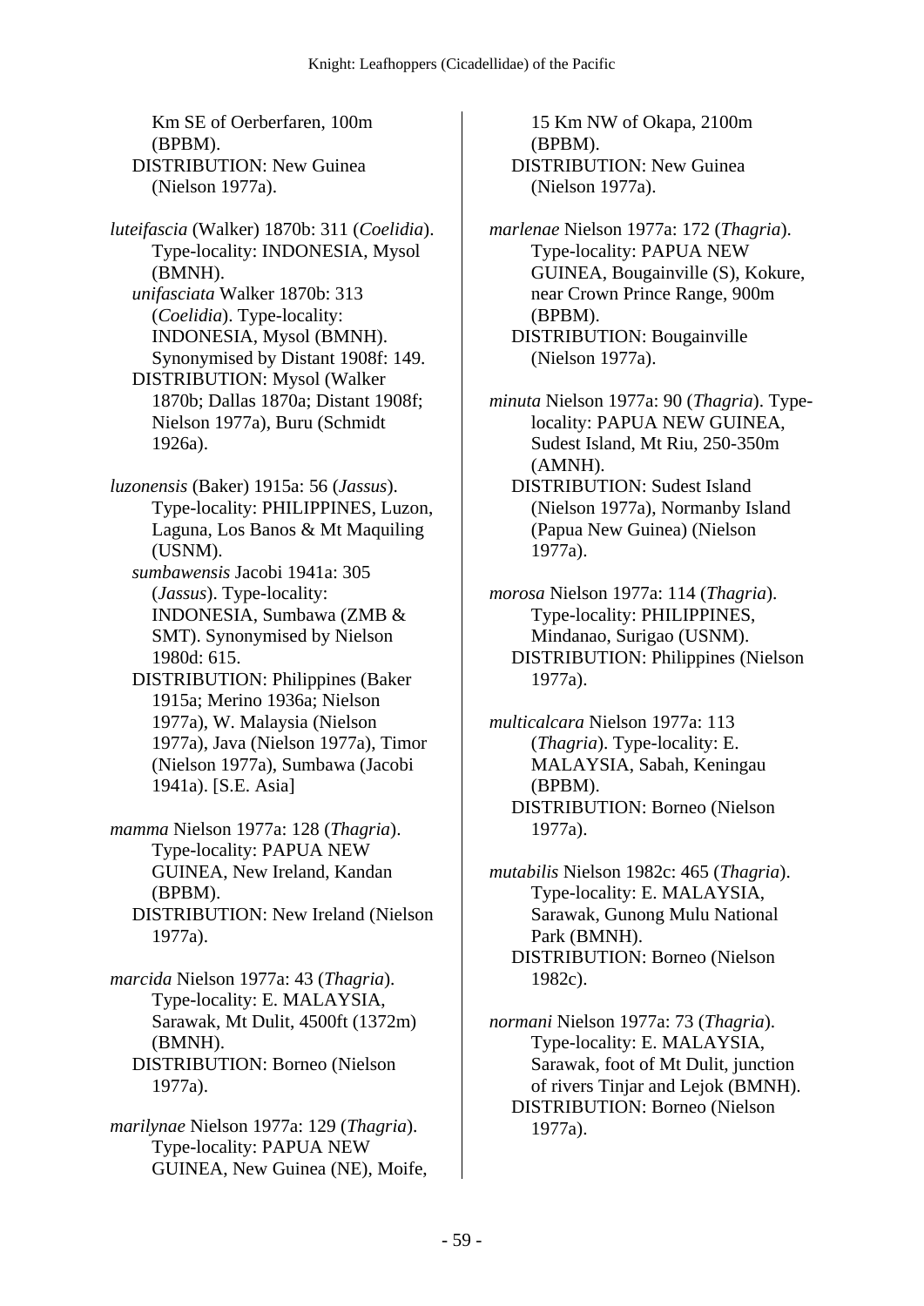Km SE of Oerberfaren, 100m (BPBM).
DISTRIBUTION: New Guinea (Nielson 1977a).

*luteifascia* (Walker) 1870b: 311 (*Coelidia*). Type-locality: INDONESIA, Mysol (BMNH).
*unifasciata* Walker 1870b: 313 (*Coelidia*). Type-locality: INDONESIA, Mysol (BMNH). Synonymised by Distant 1908f: 149.
DISTRIBUTION: Mysol (Walker 1870b; Dallas 1870a; Distant 1908f; Nielson 1977a), Buru (Schmidt 1926a).

*luzonensis* (Baker) 1915a: 56 (*Jassus*). Type-locality: PHILIPPINES, Luzon, Laguna, Los Banos & Mt Maquiling (USNM).
*sumbawensis* Jacobi 1941a: 305 (*Jassus*). Type-locality: INDONESIA, Sumbawa (ZMB & SMT). Synonymised by Nielson 1980d: 615.
DISTRIBUTION: Philippines (Baker 1915a; Merino 1936a; Nielson 1977a), W. Malaysia (Nielson 1977a), Java (Nielson 1977a), Timor (Nielson 1977a), Sumbawa (Jacobi 1941a). [S.E. Asia]

*mamma* Nielson 1977a: 128 (*Thagria*). Type-locality: PAPUA NEW GUINEA, New Ireland, Kandan (BPBM).
DISTRIBUTION: New Ireland (Nielson 1977a).

*marcida* Nielson 1977a: 43 (*Thagria*). Type-locality: E. MALAYSIA, Sarawak, Mt Dulit, 4500ft (1372m) (BMNH).
DISTRIBUTION: Borneo (Nielson 1977a).

*marilynae* Nielson 1977a: 129 (*Thagria*). Type-locality: PAPUA NEW GUINEA, New Guinea (NE), Moife, 15 Km NW of Okapa, 2100m (BPBM).
DISTRIBUTION: New Guinea (Nielson 1977a).

*marlenae* Nielson 1977a: 172 (*Thagria*). Type-locality: PAPUA NEW GUINEA, Bougainville (S), Kokure, near Crown Prince Range, 900m (BPBM).
DISTRIBUTION: Bougainville (Nielson 1977a).

*minuta* Nielson 1977a: 90 (*Thagria*). Type-locality: PAPUA NEW GUINEA, Sudest Island, Mt Riu, 250-350m (AMNH).
DISTRIBUTION: Sudest Island (Nielson 1977a), Normanby Island (Papua New Guinea) (Nielson 1977a).

*morosa* Nielson 1977a: 114 (*Thagria*). Type-locality: PHILIPPINES, Mindanao, Surigao (USNM).
DISTRIBUTION: Philippines (Nielson 1977a).

*multicalcara* Nielson 1977a: 113 (*Thagria*). Type-locality: E. MALAYSIA, Sabah, Keningau (BPBM).
DISTRIBUTION: Borneo (Nielson 1977a).

*mutabilis* Nielson 1982c: 465 (*Thagria*). Type-locality: E. MALAYSIA, Sarawak, Gunong Mulu National Park (BMNH).
DISTRIBUTION: Borneo (Nielson 1982c).

*normani* Nielson 1977a: 73 (*Thagria*). Type-locality: E. MALAYSIA, Sarawak, foot of Mt Dulit, junction of rivers Tinjar and Lejok (BMNH).
DISTRIBUTION: Borneo (Nielson 1977a).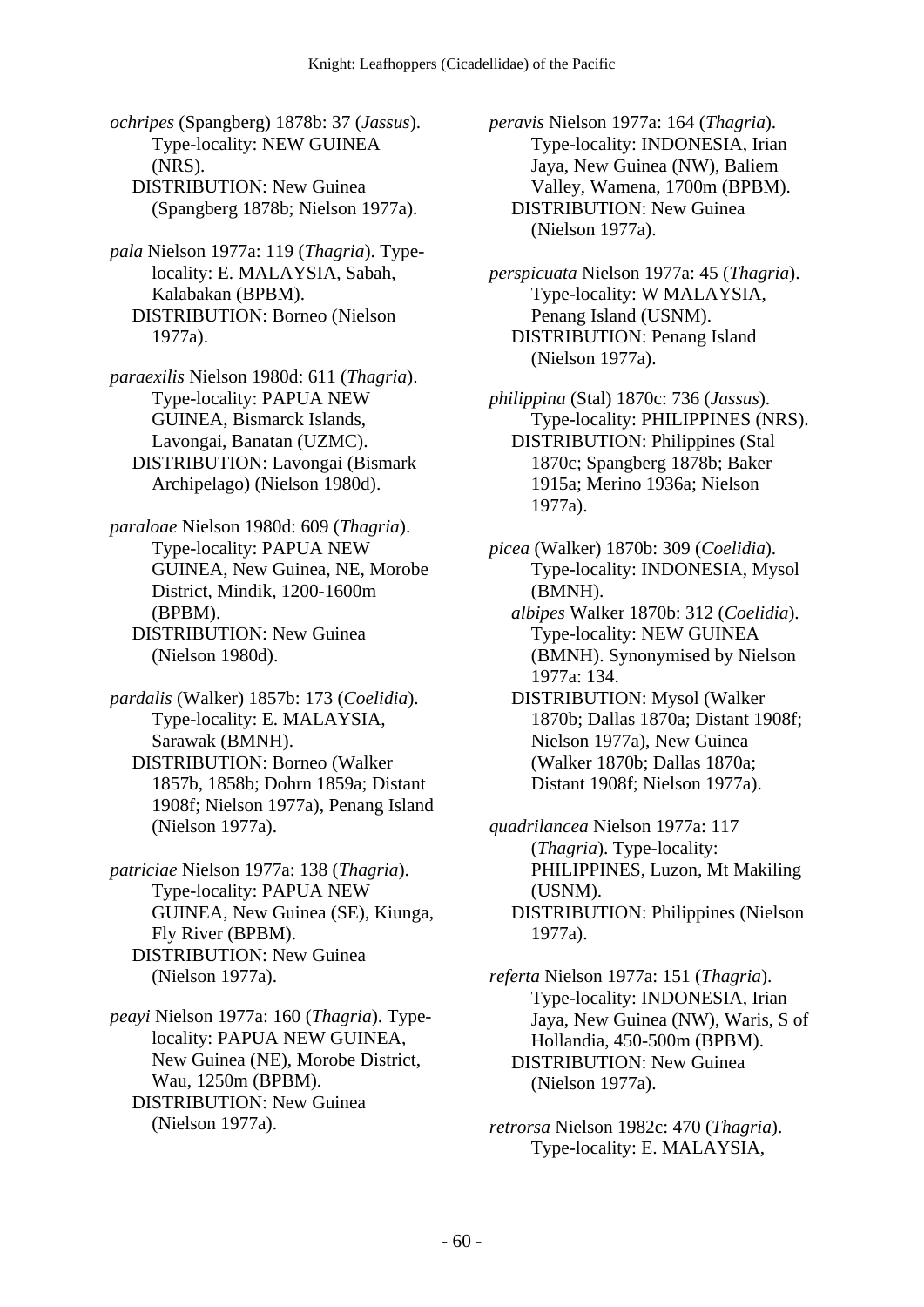*ochripes* (Spangberg) 1878b: 37 (*Jassus*). Type-locality: NEW GUINEA (NRS).
DISTRIBUTION: New Guinea (Spangberg 1878b; Nielson 1977a).

*pala* Nielson 1977a: 119 (*Thagria*). Type-locality: E. MALAYSIA, Sabah, Kalabakan (BPBM).
DISTRIBUTION: Borneo (Nielson 1977a).

*paraexilis* Nielson 1980d: 611 (*Thagria*). Type-locality: PAPUA NEW GUINEA, Bismarck Islands, Lavongai, Banatan (UZMC).
DISTRIBUTION: Lavongai (Bismark Archipelago) (Nielson 1980d).

*paraloae* Nielson 1980d: 609 (*Thagria*). Type-locality: PAPUA NEW GUINEA, New Guinea, NE, Morobe District, Mindik, 1200-1600m (BPBM).
DISTRIBUTION: New Guinea (Nielson 1980d).

*pardalis* (Walker) 1857b: 173 (*Coelidia*). Type-locality: E. MALAYSIA, Sarawak (BMNH).
DISTRIBUTION: Borneo (Walker 1857b, 1858b; Dohrn 1859a; Distant 1908f; Nielson 1977a), Penang Island (Nielson 1977a).

*patriciae* Nielson 1977a: 138 (*Thagria*). Type-locality: PAPUA NEW GUINEA, New Guinea (SE), Kiunga, Fly River (BPBM).
DISTRIBUTION: New Guinea (Nielson 1977a).

*peayi* Nielson 1977a: 160 (*Thagria*). Type-locality: PAPUA NEW GUINEA, New Guinea (NE), Morobe District, Wau, 1250m (BPBM).
DISTRIBUTION: New Guinea (Nielson 1977a).

*peravis* Nielson 1977a: 164 (*Thagria*). Type-locality: INDONESIA, Irian Jaya, New Guinea (NW), Baliem Valley, Wamena, 1700m (BPBM).
DISTRIBUTION: New Guinea (Nielson 1977a).

*perspicuata* Nielson 1977a: 45 (*Thagria*). Type-locality: W MALAYSIA, Penang Island (USNM).
DISTRIBUTION: Penang Island (Nielson 1977a).

*philippina* (Stal) 1870c: 736 (*Jassus*). Type-locality: PHILIPPINES (NRS).
DISTRIBUTION: Philippines (Stal 1870c; Spangberg 1878b; Baker 1915a; Merino 1936a; Nielson 1977a).

*picea* (Walker) 1870b: 309 (*Coelidia*). Type-locality: INDONESIA, Mysol (BMNH).
*albipes* Walker 1870b: 312 (*Coelidia*). Type-locality: NEW GUINEA (BMNH). Synonymised by Nielson 1977a: 134.
DISTRIBUTION: Mysol (Walker 1870b; Dallas 1870a; Distant 1908f; Nielson 1977a), New Guinea (Walker 1870b; Dallas 1870a; Distant 1908f; Nielson 1977a).

*quadrilancea* Nielson 1977a: 117 (*Thagria*). Type-locality: PHILIPPINES, Luzon, Mt Makiling (USNM).
DISTRIBUTION: Philippines (Nielson 1977a).

*referta* Nielson 1977a: 151 (*Thagria*). Type-locality: INDONESIA, Irian Jaya, New Guinea (NW), Waris, S of Hollandia, 450-500m (BPBM).
DISTRIBUTION: New Guinea (Nielson 1977a).

*retrorsa* Nielson 1982c: 470 (*Thagria*). Type-locality: E. MALAYSIA,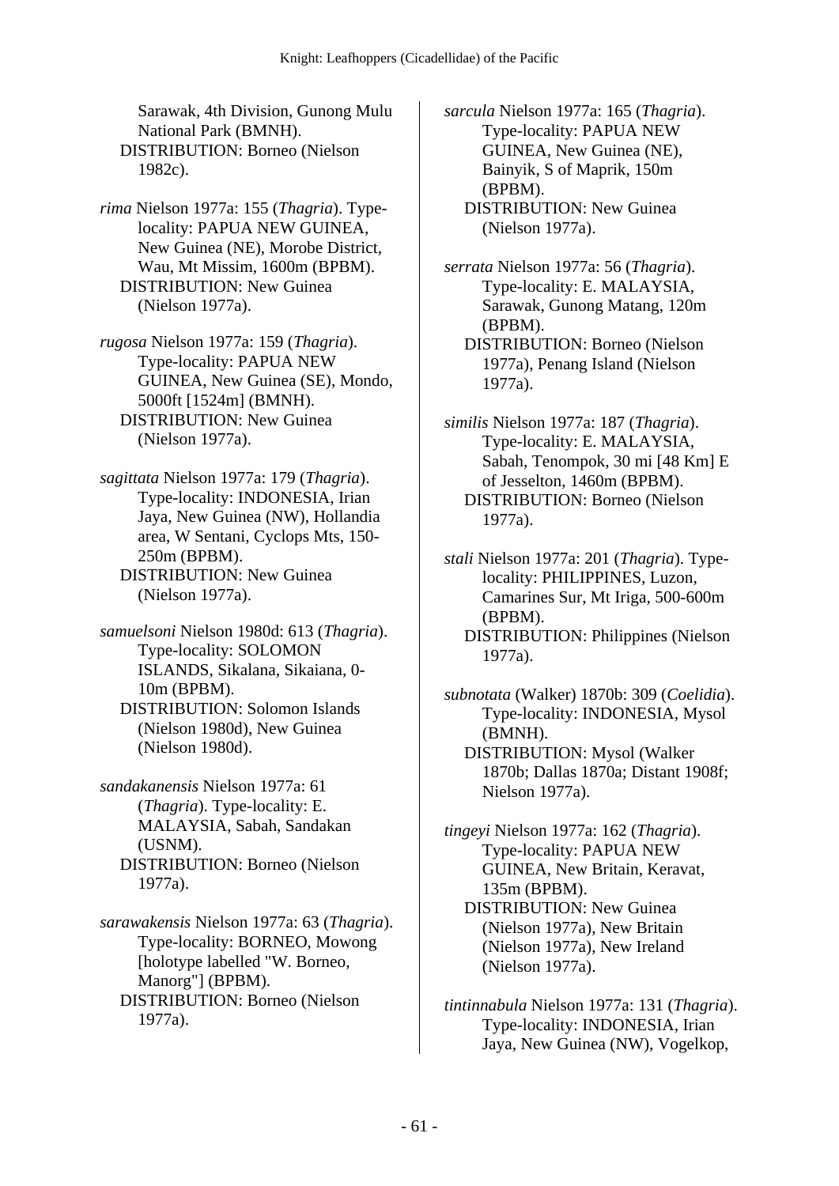Sarawak, 4th Division, Gunong Mulu National Park (BMNH).
DISTRIBUTION: Borneo (Nielson 1982c).

*rima* Nielson 1977a: 155 (*Thagria*). Type-locality: PAPUA NEW GUINEA, New Guinea (NE), Morobe District, Wau, Mt Missim, 1600m (BPBM).
DISTRIBUTION: New Guinea (Nielson 1977a).

*rugosa* Nielson 1977a: 159 (*Thagria*). Type-locality: PAPUA NEW GUINEA, New Guinea (SE), Mondo, 5000ft [1524m] (BMNH).
DISTRIBUTION: New Guinea (Nielson 1977a).

*sagittata* Nielson 1977a: 179 (*Thagria*). Type-locality: INDONESIA, Irian Jaya, New Guinea (NW), Hollandia area, W Sentani, Cyclops Mts, 150-250m (BPBM).
DISTRIBUTION: New Guinea (Nielson 1977a).

*samuelsoni* Nielson 1980d: 613 (*Thagria*). Type-locality: SOLOMON ISLANDS, Sikalana, Sikaiana, 0-10m (BPBM).
DISTRIBUTION: Solomon Islands (Nielson 1980d), New Guinea (Nielson 1980d).

*sandakanensis* Nielson 1977a: 61 (*Thagria*). Type-locality: E. MALAYSIA, Sabah, Sandakan (USNM).
DISTRIBUTION: Borneo (Nielson 1977a).

*sarawakensis* Nielson 1977a: 63 (*Thagria*). Type-locality: BORNEO, Mowong [holotype labelled "W. Borneo, Manorg"] (BPBM).
DISTRIBUTION: Borneo (Nielson 1977a).

*sarcula* Nielson 1977a: 165 (*Thagria*). Type-locality: PAPUA NEW GUINEA, New Guinea (NE), Bainyik, S of Maprik, 150m (BPBM).
DISTRIBUTION: New Guinea (Nielson 1977a).

*serrata* Nielson 1977a: 56 (*Thagria*). Type-locality: E. MALAYSIA, Sarawak, Gunong Matang, 120m (BPBM).
DISTRIBUTION: Borneo (Nielson 1977a), Penang Island (Nielson 1977a).

*similis* Nielson 1977a: 187 (*Thagria*). Type-locality: E. MALAYSIA, Sabah, Tenompok, 30 mi [48 Km] E of Jesselton, 1460m (BPBM).
DISTRIBUTION: Borneo (Nielson 1977a).

*stali* Nielson 1977a: 201 (*Thagria*). Type-locality: PHILIPPINES, Luzon, Camarines Sur, Mt Iriga, 500-600m (BPBM).
DISTRIBUTION: Philippines (Nielson 1977a).

*subnotata* (Walker) 1870b: 309 (*Coelidia*). Type-locality: INDONESIA, Mysol (BMNH).
DISTRIBUTION: Mysol (Walker 1870b; Dallas 1870a; Distant 1908f; Nielson 1977a).

*tingeyi* Nielson 1977a: 162 (*Thagria*). Type-locality: PAPUA NEW GUINEA, New Britain, Keravat, 135m (BPBM).
DISTRIBUTION: New Guinea (Nielson 1977a), New Britain (Nielson 1977a), New Ireland (Nielson 1977a).

*tintinnabula* Nielson 1977a: 131 (*Thagria*). Type-locality: INDONESIA, Irian Jaya, New Guinea (NW), Vogelkop,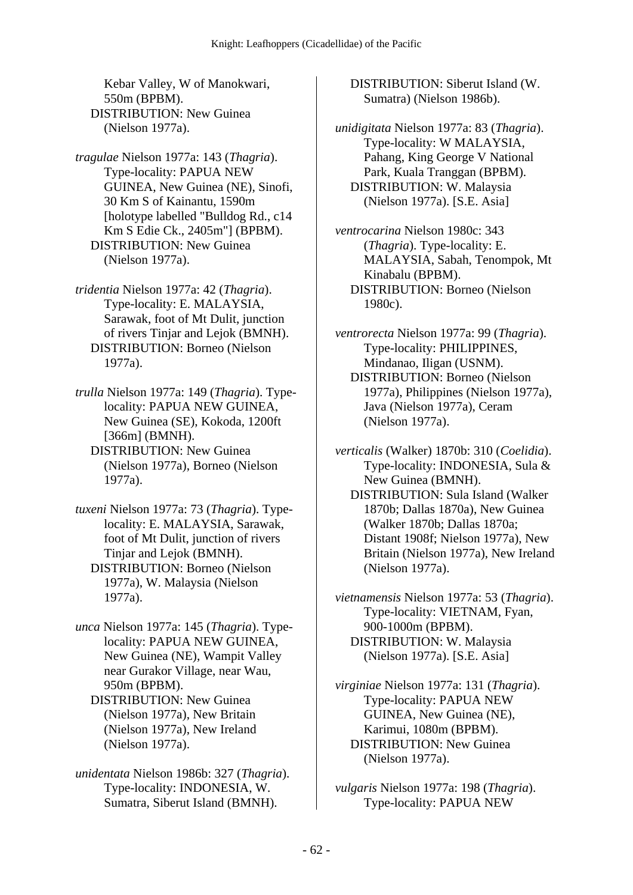Kebar Valley, W of Manokwari, 550m (BPBM).
DISTRIBUTION: New Guinea (Nielson 1977a).

*tragulae* Nielson 1977a: 143 (*Thagria*). Type-locality: PAPUA NEW GUINEA, New Guinea (NE), Sinofi, 30 Km S of Kainantu, 1590m [holotype labelled "Bulldog Rd., c14 Km S Edie Ck., 2405m"] (BPBM).
DISTRIBUTION: New Guinea (Nielson 1977a).

*tridentia* Nielson 1977a: 42 (*Thagria*). Type-locality: E. MALAYSIA, Sarawak, foot of Mt Dulit, junction of rivers Tinjar and Lejok (BMNH).
DISTRIBUTION: Borneo (Nielson 1977a).

*trulla* Nielson 1977a: 149 (*Thagria*). Type-locality: PAPUA NEW GUINEA, New Guinea (SE), Kokoda, 1200ft [366m] (BMNH).
DISTRIBUTION: New Guinea (Nielson 1977a), Borneo (Nielson 1977a).

*tuxeni* Nielson 1977a: 73 (*Thagria*). Type-locality: E. MALAYSIA, Sarawak, foot of Mt Dulit, junction of rivers Tinjar and Lejok (BMNH).
DISTRIBUTION: Borneo (Nielson 1977a), W. Malaysia (Nielson 1977a).

*unca* Nielson 1977a: 145 (*Thagria*). Type-locality: PAPUA NEW GUINEA, New Guinea (NE), Wampit Valley near Gurakor Village, near Wau, 950m (BPBM).
DISTRIBUTION: New Guinea (Nielson 1977a), New Britain (Nielson 1977a), New Ireland (Nielson 1977a).

*unidentata* Nielson 1986b: 327 (*Thagria*). Type-locality: INDONESIA, W. Sumatra, Siberut Island (BMNH).
DISTRIBUTION: Siberut Island (W. Sumatra) (Nielson 1986b).

*unidigitata* Nielson 1977a: 83 (*Thagria*). Type-locality: W MALAYSIA, Pahang, King George V National Park, Kuala Tranggan (BPBM).
DISTRIBUTION: W. Malaysia (Nielson 1977a). [S.E. Asia]

*ventrocarina* Nielson 1980c: 343 (*Thagria*). Type-locality: E. MALAYSIA, Sabah, Tenompok, Mt Kinabalu (BPBM).
DISTRIBUTION: Borneo (Nielson 1980c).

*ventrorecta* Nielson 1977a: 99 (*Thagria*). Type-locality: PHILIPPINES, Mindanao, Iligan (USNM).
DISTRIBUTION: Borneo (Nielson 1977a), Philippines (Nielson 1977a), Java (Nielson 1977a), Ceram (Nielson 1977a).

*verticalis* (Walker) 1870b: 310 (*Coelidia*). Type-locality: INDONESIA, Sula & New Guinea (BMNH).
DISTRIBUTION: Sula Island (Walker 1870b; Dallas 1870a), New Guinea (Walker 1870b; Dallas 1870a; Distant 1908f; Nielson 1977a), New Britain (Nielson 1977a), New Ireland (Nielson 1977a).

*vietnamensis* Nielson 1977a: 53 (*Thagria*). Type-locality: VIETNAM, Fyan, 900-1000m (BPBM).
DISTRIBUTION: W. Malaysia (Nielson 1977a). [S.E. Asia]

*virginiae* Nielson 1977a: 131 (*Thagria*). Type-locality: PAPUA NEW GUINEA, New Guinea (NE), Karimui, 1080m (BPBM).
DISTRIBUTION: New Guinea (Nielson 1977a).

*vulgaris* Nielson 1977a: 198 (*Thagria*). Type-locality: PAPUA NEW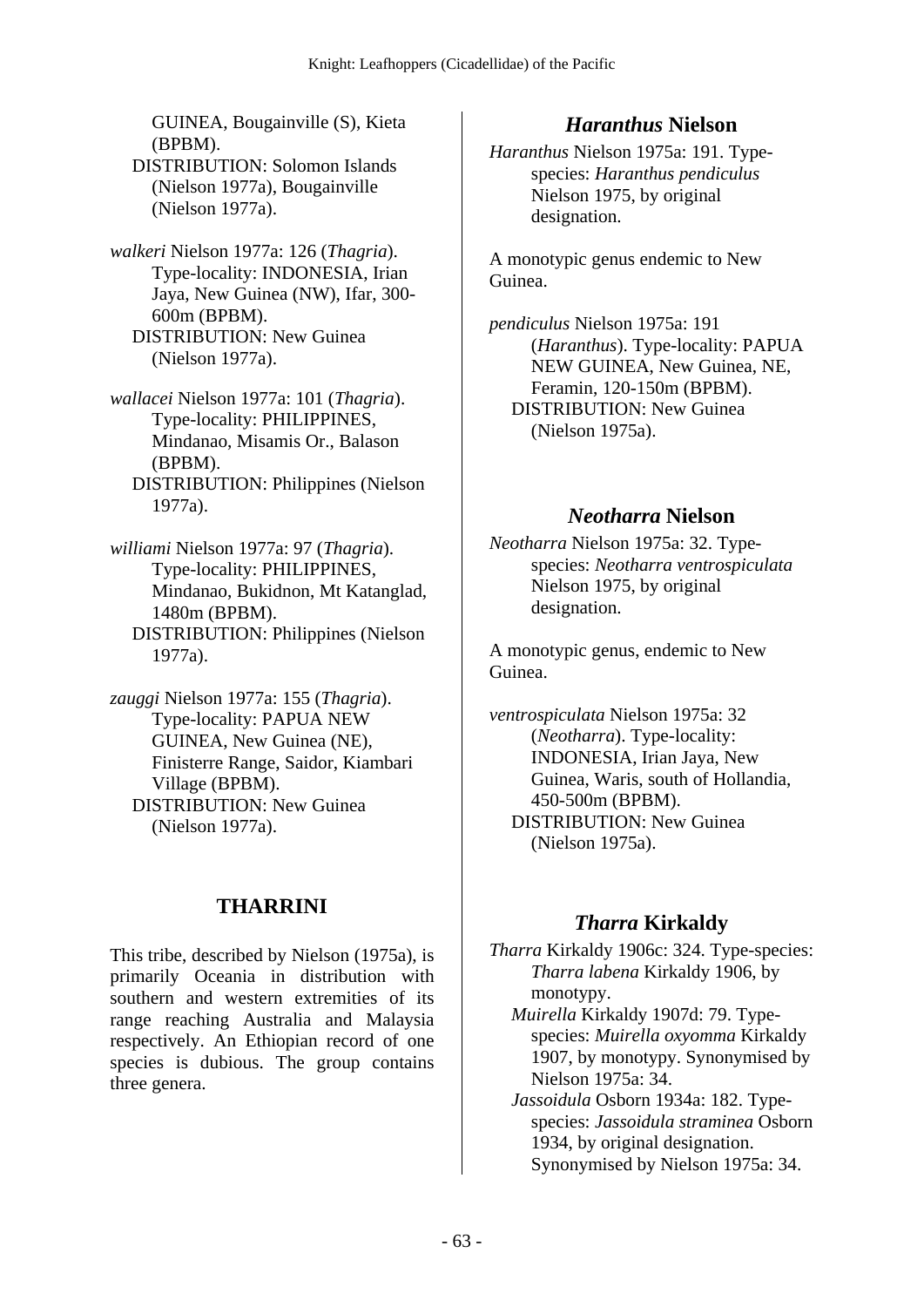GUINEA, Bougainville (S), Kieta (BPBM).
DISTRIBUTION: Solomon Islands (Nielson 1977a), Bougainville (Nielson 1977a).

*walkeri* Nielson 1977a: 126 (*Thagria*). Type-locality: INDONESIA, Irian Jaya, New Guinea (NW), Ifar, 300-600m (BPBM).
DISTRIBUTION: New Guinea (Nielson 1977a).

*wallacei* Nielson 1977a: 101 (*Thagria*). Type-locality: PHILIPPINES, Mindanao, Misamis Or., Balason (BPBM).
DISTRIBUTION: Philippines (Nielson 1977a).

*williami* Nielson 1977a: 97 (*Thagria*). Type-locality: PHILIPPINES, Mindanao, Bukidnon, Mt Katanglad, 1480m (BPBM).
DISTRIBUTION: Philippines (Nielson 1977a).

*zauggi* Nielson 1977a: 155 (*Thagria*). Type-locality: PAPUA NEW GUINEA, New Guinea (NE), Finisterre Range, Saidor, Kiambari Village (BPBM).
DISTRIBUTION: New Guinea (Nielson 1977a).

## THARRINI

This tribe, described by Nielson (1975a), is primarily Oceania in distribution with southern and western extremities of its range reaching Australia and Malaysia respectively. An Ethiopian record of one species is dubious. The group contains three genera.

### *Haranthus* Nielson

*Haranthus* Nielson 1975a: 191. Type-species: *Haranthus pendiculus* Nielson 1975, by original designation.

A monotypic genus endemic to New Guinea.

*pendiculus* Nielson 1975a: 191 (*Haranthus*). Type-locality: PAPUA NEW GUINEA, New Guinea, NE, Feramin, 120-150m (BPBM).
DISTRIBUTION: New Guinea (Nielson 1975a).

### *Neotharra* Nielson

*Neotharra* Nielson 1975a: 32. Type-species: *Neotharra ventrospiculata* Nielson 1975, by original designation.

A monotypic genus, endemic to New Guinea.

*ventrospiculata* Nielson 1975a: 32 (*Neotharra*). Type-locality: INDONESIA, Irian Jaya, New Guinea, Waris, south of Hollandia, 450-500m (BPBM).
DISTRIBUTION: New Guinea (Nielson 1975a).

### *Tharra* Kirkaldy

*Tharra* Kirkaldy 1906c: 324. Type-species: *Tharra labena* Kirkaldy 1906, by monotypy.
*Muirella* Kirkaldy 1907d: 79. Type-species: *Muirella oxyomma* Kirkaldy 1907, by monotypy. Synonymised by Nielson 1975a: 34.
*Jassoidula* Osborn 1934a: 182. Type-species: *Jassoidula straminea* Osborn 1934, by original designation. Synonymised by Nielson 1975a: 34.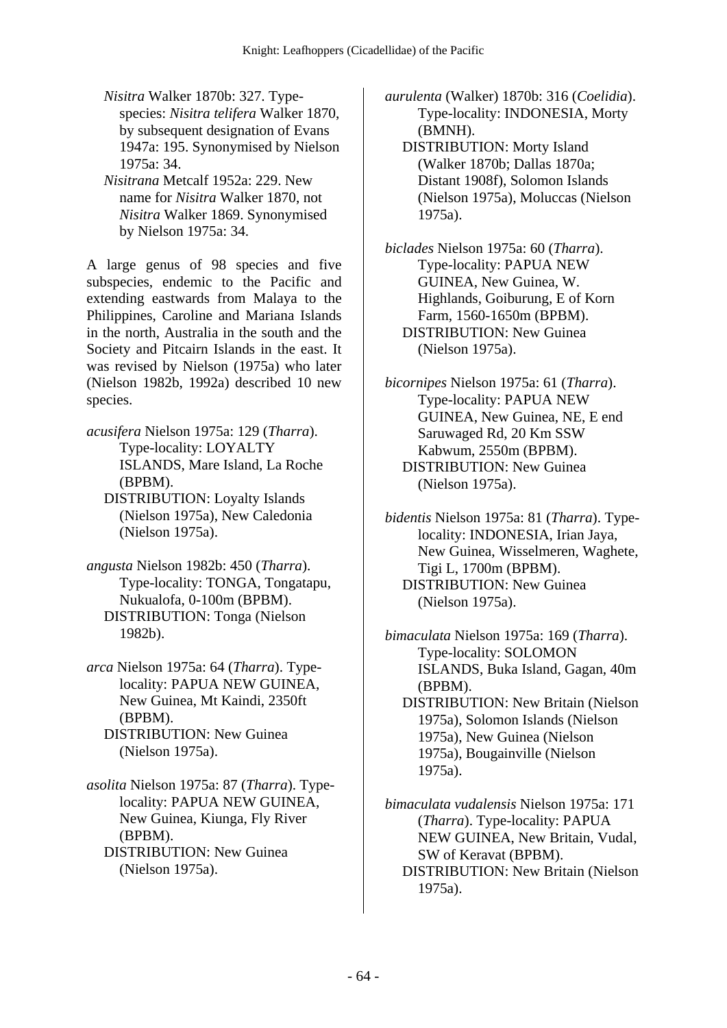*Nisitra* Walker 1870b: 327. Type-species: *Nisitra telifera* Walker 1870, by subsequent designation of Evans 1947a: 195. Synonymised by Nielson 1975a: 34.

*Nisitrana* Metcalf 1952a: 229. New name for *Nisitra* Walker 1870, not *Nisitra* Walker 1869. Synonymised by Nielson 1975a: 34.

A large genus of 98 species and five subspecies, endemic to the Pacific and extending eastwards from Malaya to the Philippines, Caroline and Mariana Islands in the north, Australia in the south and the Society and Pitcairn Islands in the east. It was revised by Nielson (1975a) who later (Nielson 1982b, 1992a) described 10 new species.

*acusifera* Nielson 1975a: 129 (*Tharra*). Type-locality: LOYALTY ISLANDS, Mare Island, La Roche (BPBM).
DISTRIBUTION: Loyalty Islands (Nielson 1975a), New Caledonia (Nielson 1975a).

*angusta* Nielson 1982b: 450 (*Tharra*). Type-locality: TONGA, Tongatapu, Nukualofa, 0-100m (BPBM).
DISTRIBUTION: Tonga (Nielson 1982b).

*arca* Nielson 1975a: 64 (*Tharra*). Type-locality: PAPUA NEW GUINEA, New Guinea, Mt Kaindi, 2350ft (BPBM).
DISTRIBUTION: New Guinea (Nielson 1975a).

*asolita* Nielson 1975a: 87 (*Tharra*). Type-locality: PAPUA NEW GUINEA, New Guinea, Kiunga, Fly River (BPBM).
DISTRIBUTION: New Guinea (Nielson 1975a).

*aurulenta* (Walker) 1870b: 316 (*Coelidia*). Type-locality: INDONESIA, Morty (BMNH).
DISTRIBUTION: Morty Island (Walker 1870b; Dallas 1870a; Distant 1908f), Solomon Islands (Nielson 1975a), Moluccas (Nielson 1975a).

*biclades* Nielson 1975a: 60 (*Tharra*). Type-locality: PAPUA NEW GUINEA, New Guinea, W. Highlands, Goiburung, E of Korn Farm, 1560-1650m (BPBM).
DISTRIBUTION: New Guinea (Nielson 1975a).

*bicornipes* Nielson 1975a: 61 (*Tharra*). Type-locality: PAPUA NEW GUINEA, New Guinea, NE, E end Saruwaged Rd, 20 Km SSW Kabwum, 2550m (BPBM).
DISTRIBUTION: New Guinea (Nielson 1975a).

*bidentis* Nielson 1975a: 81 (*Tharra*). Type-locality: INDONESIA, Irian Jaya, New Guinea, Wisselmeren, Waghete, Tigi L, 1700m (BPBM).
DISTRIBUTION: New Guinea (Nielson 1975a).

*bimaculata* Nielson 1975a: 169 (*Tharra*). Type-locality: SOLOMON ISLANDS, Buka Island, Gagan, 40m (BPBM).
DISTRIBUTION: New Britain (Nielson 1975a), Solomon Islands (Nielson 1975a), New Guinea (Nielson 1975a), Bougainville (Nielson 1975a).

*bimaculata vudalensis* Nielson 1975a: 171 (*Tharra*). Type-locality: PAPUA NEW GUINEA, New Britain, Vudal, SW of Keravat (BPBM).
DISTRIBUTION: New Britain (Nielson 1975a).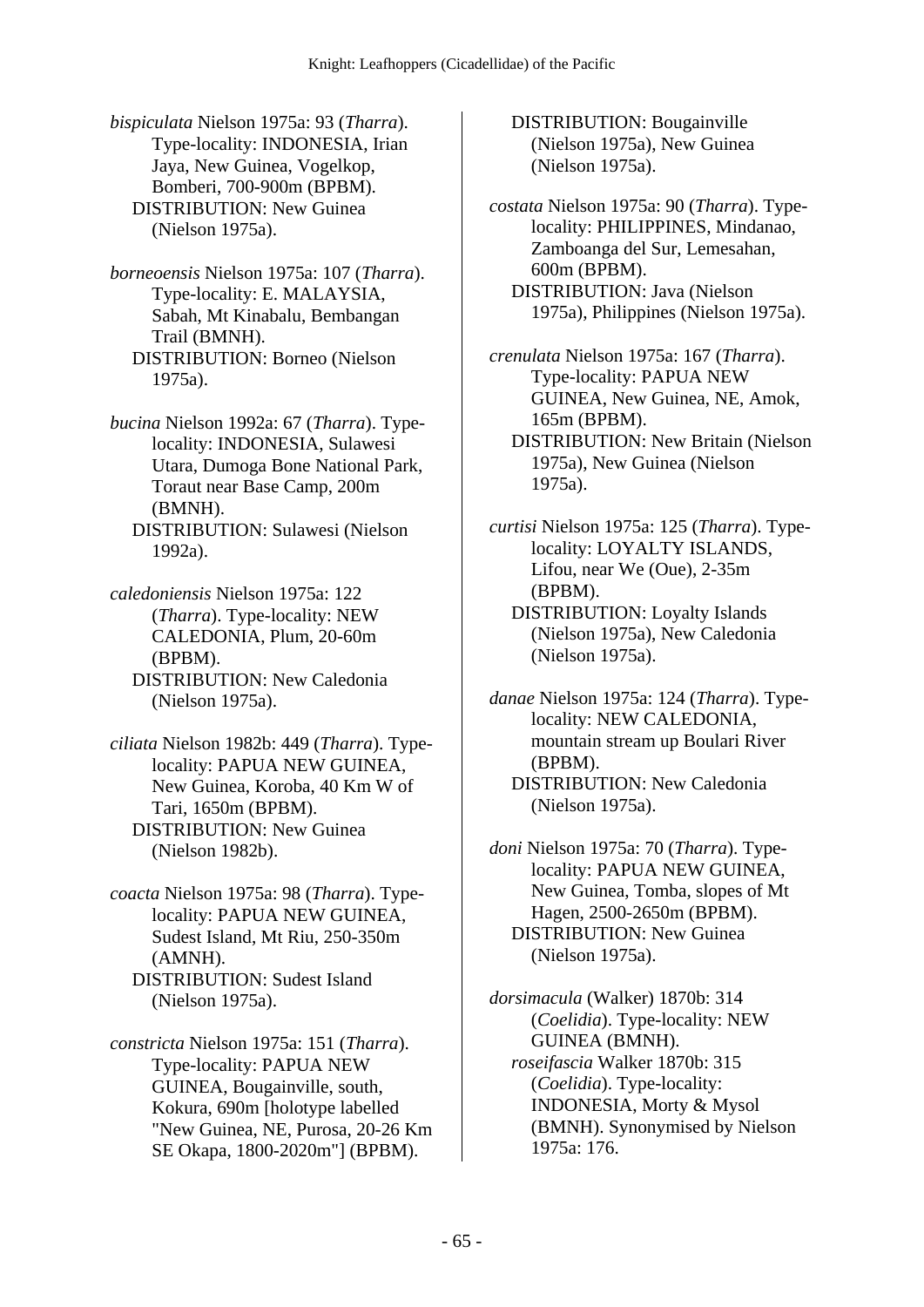*bispiculata* Nielson 1975a: 93 (*Tharra*). Type-locality: INDONESIA, Irian Jaya, New Guinea, Vogelkop, Bomberi, 700-900m (BPBM).
DISTRIBUTION: New Guinea (Nielson 1975a).

*borneoensis* Nielson 1975a: 107 (*Tharra*). Type-locality: E. MALAYSIA, Sabah, Mt Kinabalu, Bembangan Trail (BMNH).
DISTRIBUTION: Borneo (Nielson 1975a).

*bucina* Nielson 1992a: 67 (*Tharra*). Type-locality: INDONESIA, Sulawesi Utara, Dumoga Bone National Park, Toraut near Base Camp, 200m (BMNH).
DISTRIBUTION: Sulawesi (Nielson 1992a).

*caledoniensis* Nielson 1975a: 122 (*Tharra*). Type-locality: NEW CALEDONIA, Plum, 20-60m (BPBM).
DISTRIBUTION: New Caledonia (Nielson 1975a).

*ciliata* Nielson 1982b: 449 (*Tharra*). Type-locality: PAPUA NEW GUINEA, New Guinea, Koroba, 40 Km W of Tari, 1650m (BPBM).
DISTRIBUTION: New Guinea (Nielson 1982b).

*coacta* Nielson 1975a: 98 (*Tharra*). Type-locality: PAPUA NEW GUINEA, Sudest Island, Mt Riu, 250-350m (AMNH).
DISTRIBUTION: Sudest Island (Nielson 1975a).

*constricta* Nielson 1975a: 151 (*Tharra*). Type-locality: PAPUA NEW GUINEA, Bougainville, south, Kokura, 690m [holotype labelled "New Guinea, NE, Purosa, 20-26 Km SE Okapa, 1800-2020m"] (BPBM).
DISTRIBUTION: Bougainville (Nielson 1975a), New Guinea (Nielson 1975a).

*costata* Nielson 1975a: 90 (*Tharra*). Type-locality: PHILIPPINES, Mindanao, Zamboanga del Sur, Lemesahan, 600m (BPBM).
DISTRIBUTION: Java (Nielson 1975a), Philippines (Nielson 1975a).

*crenulata* Nielson 1975a: 167 (*Tharra*). Type-locality: PAPUA NEW GUINEA, New Guinea, NE, Amok, 165m (BPBM).
DISTRIBUTION: New Britain (Nielson 1975a), New Guinea (Nielson 1975a).

*curtisi* Nielson 1975a: 125 (*Tharra*). Type-locality: LOYALTY ISLANDS, Lifou, near We (Oue), 2-35m (BPBM).
DISTRIBUTION: Loyalty Islands (Nielson 1975a), New Caledonia (Nielson 1975a).

*danae* Nielson 1975a: 124 (*Tharra*). Type-locality: NEW CALEDONIA, mountain stream up Boulari River (BPBM).
DISTRIBUTION: New Caledonia (Nielson 1975a).

*doni* Nielson 1975a: 70 (*Tharra*). Type-locality: PAPUA NEW GUINEA, New Guinea, Tomba, slopes of Mt Hagen, 2500-2650m (BPBM).
DISTRIBUTION: New Guinea (Nielson 1975a).

*dorsimacula* (Walker) 1870b: 314 (*Coelidia*). Type-locality: NEW GUINEA (BMNH).
*roseifascia* Walker 1870b: 315 (*Coelidia*). Type-locality: INDONESIA, Morty & Mysol (BMNH). Synonymised by Nielson 1975a: 176.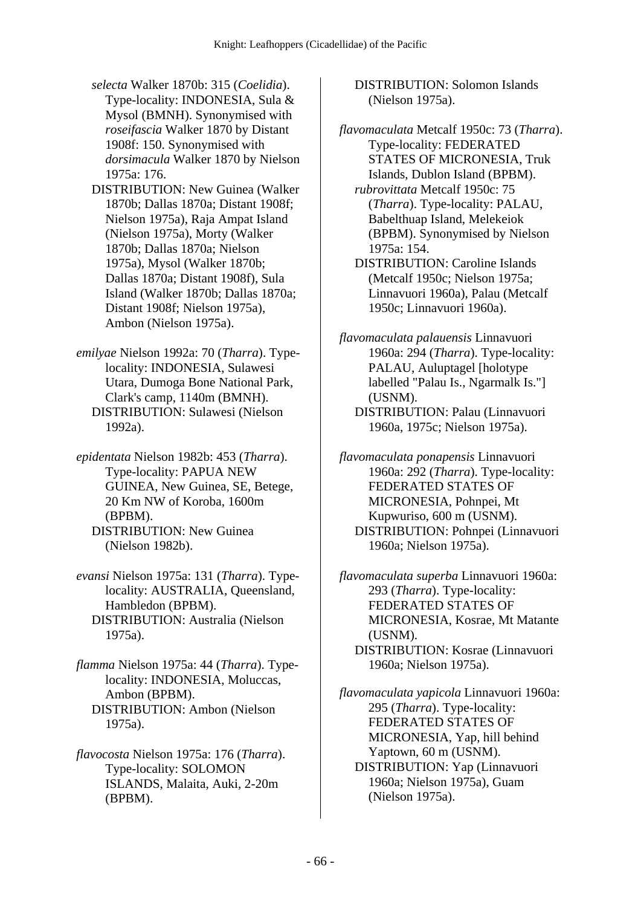*selecta* Walker 1870b: 315 (*Coelidia*). Type-locality: INDONESIA, Sula & Mysol (BMNH). Synonymised with *roseifascia* Walker 1870 by Distant 1908f: 150. Synonymised with *dorsimacula* Walker 1870 by Nielson 1975a: 176.
DISTRIBUTION: New Guinea (Walker 1870b; Dallas 1870a; Distant 1908f; Nielson 1975a), Raja Ampat Island (Nielson 1975a), Morty (Walker 1870b; Dallas 1870a; Nielson 1975a), Mysol (Walker 1870b; Dallas 1870a; Distant 1908f), Sula Island (Walker 1870b; Dallas 1870a; Distant 1908f; Nielson 1975a), Ambon (Nielson 1975a).

*emilyae* Nielson 1992a: 70 (*Tharra*). Type-locality: INDONESIA, Sulawesi Utara, Dumoga Bone National Park, Clark's camp, 1140m (BMNH).
DISTRIBUTION: Sulawesi (Nielson 1992a).

*epidentata* Nielson 1982b: 453 (*Tharra*). Type-locality: PAPUA NEW GUINEA, New Guinea, SE, Betege, 20 Km NW of Koroba, 1600m (BPBM).
DISTRIBUTION: New Guinea (Nielson 1982b).

*evansi* Nielson 1975a: 131 (*Tharra*). Type-locality: AUSTRALIA, Queensland, Hambledon (BPBM).
DISTRIBUTION: Australia (Nielson 1975a).

*flamma* Nielson 1975a: 44 (*Tharra*). Type-locality: INDONESIA, Moluccas, Ambon (BPBM).
DISTRIBUTION: Ambon (Nielson 1975a).

*flavocosta* Nielson 1975a: 176 (*Tharra*). Type-locality: SOLOMON ISLANDS, Malaita, Auki, 2-20m (BPBM).
DISTRIBUTION: Solomon Islands (Nielson 1975a).

*flavomaculata* Metcalf 1950c: 73 (*Tharra*). Type-locality: FEDERATED STATES OF MICRONESIA, Truk Islands, Dublon Island (BPBM).
*rubrovittata* Metcalf 1950c: 75 (*Tharra*). Type-locality: PALAU, Babelthuap Island, Melekeiok (BPBM). Synonymised by Nielson 1975a: 154.
DISTRIBUTION: Caroline Islands (Metcalf 1950c; Nielson 1975a; Linnavuori 1960a), Palau (Metcalf 1950c; Linnavuori 1960a).

*flavomaculata palauensis* Linnavuori 1960a: 294 (*Tharra*). Type-locality: PALAU, Auluptagel [holotype labelled "Palau Is., Ngarmalk Is."] (USNM).
DISTRIBUTION: Palau (Linnavuori 1960a, 1975c; Nielson 1975a).

*flavomaculata ponapensis* Linnavuori 1960a: 292 (*Tharra*). Type-locality: FEDERATED STATES OF MICRONESIA, Pohnpei, Mt Kupwuriso, 600 m (USNM).
DISTRIBUTION: Pohnpei (Linnavuori 1960a; Nielson 1975a).

*flavomaculata superba* Linnavuori 1960a: 293 (*Tharra*). Type-locality: FEDERATED STATES OF MICRONESIA, Kosrae, Mt Matante (USNM).
DISTRIBUTION: Kosrae (Linnavuori 1960a; Nielson 1975a).

*flavomaculata yapicola* Linnavuori 1960a: 295 (*Tharra*). Type-locality: FEDERATED STATES OF MICRONESIA, Yap, hill behind Yaptown, 60 m (USNM).
DISTRIBUTION: Yap (Linnavuori 1960a; Nielson 1975a), Guam (Nielson 1975a).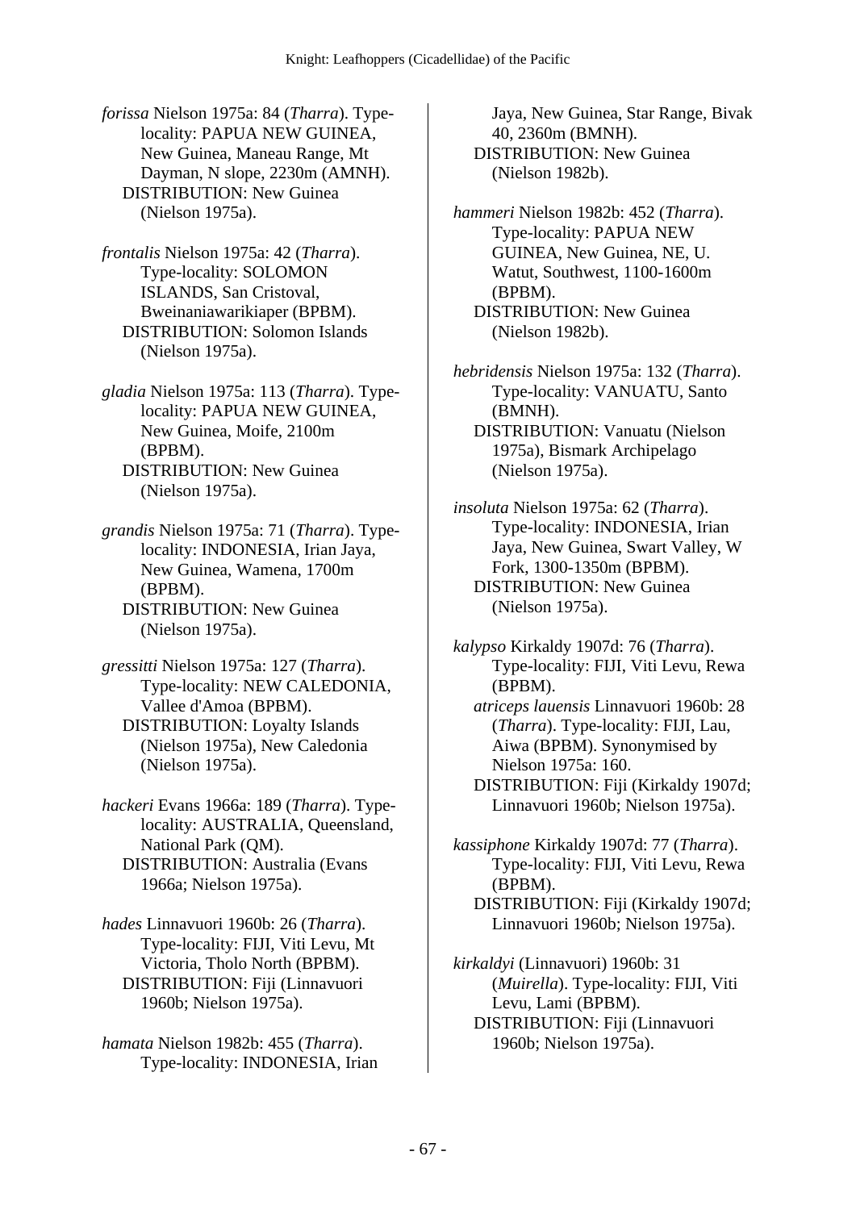*forissa* Nielson 1975a: 84 (*Tharra*). Type-locality: PAPUA NEW GUINEA, New Guinea, Maneau Range, Mt Dayman, N slope, 2230m (AMNH).
DISTRIBUTION: New Guinea (Nielson 1975a).

*frontalis* Nielson 1975a: 42 (*Tharra*). Type-locality: SOLOMON ISLANDS, San Cristoval, Bweinaniawarikiaper (BPBM).
DISTRIBUTION: Solomon Islands (Nielson 1975a).

*gladia* Nielson 1975a: 113 (*Tharra*). Type-locality: PAPUA NEW GUINEA, New Guinea, Moife, 2100m (BPBM).
DISTRIBUTION: New Guinea (Nielson 1975a).

*grandis* Nielson 1975a: 71 (*Tharra*). Type-locality: INDONESIA, Irian Jaya, New Guinea, Wamena, 1700m (BPBM).
DISTRIBUTION: New Guinea (Nielson 1975a).

*gressitti* Nielson 1975a: 127 (*Tharra*). Type-locality: NEW CALEDONIA, Vallee d'Amoa (BPBM).
DISTRIBUTION: Loyalty Islands (Nielson 1975a), New Caledonia (Nielson 1975a).

*hackeri* Evans 1966a: 189 (*Tharra*). Type-locality: AUSTRALIA, Queensland, National Park (QM).
DISTRIBUTION: Australia (Evans 1966a; Nielson 1975a).

*hades* Linnavuori 1960b: 26 (*Tharra*). Type-locality: FIJI, Viti Levu, Mt Victoria, Tholo North (BPBM).
DISTRIBUTION: Fiji (Linnavuori 1960b; Nielson 1975a).

*hamata* Nielson 1982b: 455 (*Tharra*). Type-locality: INDONESIA, Irian Jaya, New Guinea, Star Range, Bivak 40, 2360m (BMNH).
DISTRIBUTION: New Guinea (Nielson 1982b).

*hammeri* Nielson 1982b: 452 (*Tharra*). Type-locality: PAPUA NEW GUINEA, New Guinea, NE, U. Watut, Southwest, 1100-1600m (BPBM).
DISTRIBUTION: New Guinea (Nielson 1982b).

*hebridensis* Nielson 1975a: 132 (*Tharra*). Type-locality: VANUATU, Santo (BMNH).
DISTRIBUTION: Vanuatu (Nielson 1975a), Bismark Archipelago (Nielson 1975a).

*insoluta* Nielson 1975a: 62 (*Tharra*). Type-locality: INDONESIA, Irian Jaya, New Guinea, Swart Valley, W Fork, 1300-1350m (BPBM).
DISTRIBUTION: New Guinea (Nielson 1975a).

*kalypso* Kirkaldy 1907d: 76 (*Tharra*). Type-locality: FIJI, Viti Levu, Rewa (BPBM).
*atriceps lauensis* Linnavuori 1960b: 28 (*Tharra*). Type-locality: FIJI, Lau, Aiwa (BPBM). Synonymised by Nielson 1975a: 160.
DISTRIBUTION: Fiji (Kirkaldy 1907d; Linnavuori 1960b; Nielson 1975a).

*kassiphone* Kirkaldy 1907d: 77 (*Tharra*). Type-locality: FIJI, Viti Levu, Rewa (BPBM).
DISTRIBUTION: Fiji (Kirkaldy 1907d; Linnavuori 1960b; Nielson 1975a).

*kirkaldyi* (Linnavuori) 1960b: 31 (*Muirella*). Type-locality: FIJI, Viti Levu, Lami (BPBM).
DISTRIBUTION: Fiji (Linnavuori 1960b; Nielson 1975a).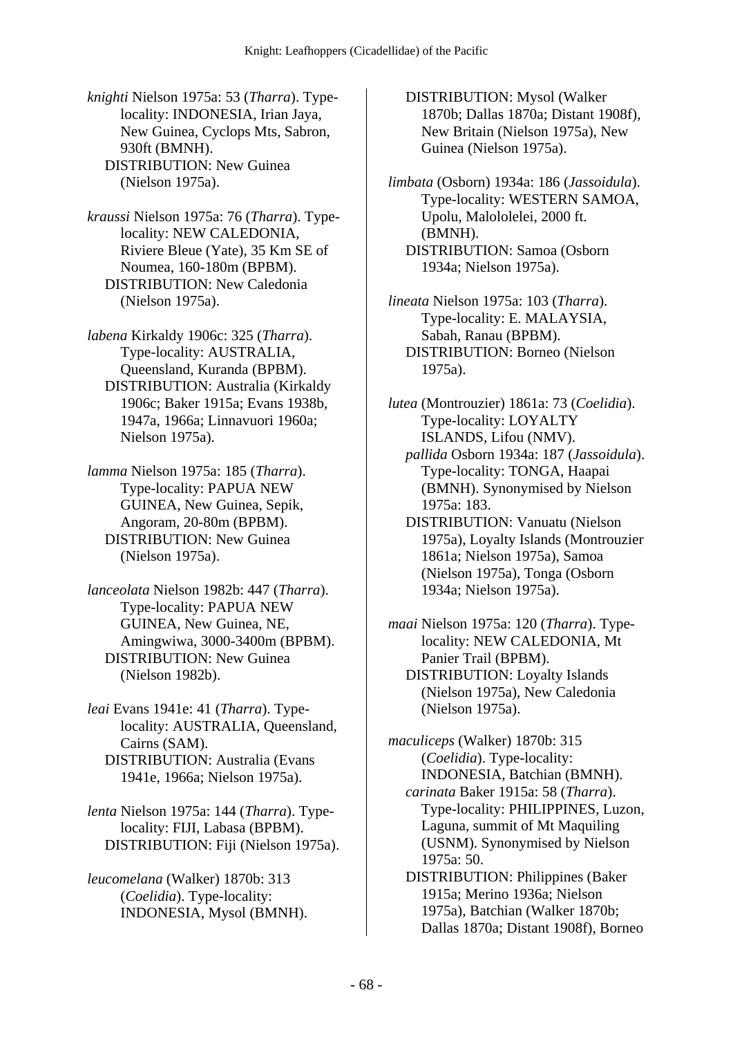*knighti* Nielson 1975a: 53 (*Tharra*). Type-locality: INDONESIA, Irian Jaya, New Guinea, Cyclops Mts, Sabron, 930ft (BMNH).
DISTRIBUTION: New Guinea (Nielson 1975a).

*kraussi* Nielson 1975a: 76 (*Tharra*). Type-locality: NEW CALEDONIA, Riviere Bleue (Yate), 35 Km SE of Noumea, 160-180m (BPBM).
DISTRIBUTION: New Caledonia (Nielson 1975a).

*labena* Kirkaldy 1906c: 325 (*Tharra*). Type-locality: AUSTRALIA, Queensland, Kuranda (BPBM).
DISTRIBUTION: Australia (Kirkaldy 1906c; Baker 1915a; Evans 1938b, 1947a, 1966a; Linnavuori 1960a; Nielson 1975a).

*lamma* Nielson 1975a: 185 (*Tharra*). Type-locality: PAPUA NEW GUINEA, New Guinea, Sepik, Angoram, 20-80m (BPBM).
DISTRIBUTION: New Guinea (Nielson 1975a).

*lanceolata* Nielson 1982b: 447 (*Tharra*). Type-locality: PAPUA NEW GUINEA, New Guinea, NE, Amingwiwa, 3000-3400m (BPBM).
DISTRIBUTION: New Guinea (Nielson 1982b).

*leai* Evans 1941e: 41 (*Tharra*). Type-locality: AUSTRALIA, Queensland, Cairns (SAM).
DISTRIBUTION: Australia (Evans 1941e, 1966a; Nielson 1975a).

*lenta* Nielson 1975a: 144 (*Tharra*). Type-locality: FIJI, Labasa (BPBM).
DISTRIBUTION: Fiji (Nielson 1975a).

*leucomelana* (Walker) 1870b: 313 (*Coelidia*). Type-locality: INDONESIA, Mysol (BMNH).
DISTRIBUTION: Mysol (Walker 1870b; Dallas 1870a; Distant 1908f), New Britain (Nielson 1975a), New Guinea (Nielson 1975a).

*limbata* (Osborn) 1934a: 186 (*Jassoidula*). Type-locality: WESTERN SAMOA, Upolu, Malololelei, 2000 ft. (BMNH).
DISTRIBUTION: Samoa (Osborn 1934a; Nielson 1975a).

*lineata* Nielson 1975a: 103 (*Tharra*). Type-locality: E. MALAYSIA, Sabah, Ranau (BPBM).
DISTRIBUTION: Borneo (Nielson 1975a).

*lutea* (Montrouzier) 1861a: 73 (*Coelidia*). Type-locality: LOYALTY ISLANDS, Lifou (NMV).
*pallida* Osborn 1934a: 187 (*Jassoidula*). Type-locality: TONGA, Haapai (BMNH). Synonymised by Nielson 1975a: 183.
DISTRIBUTION: Vanuatu (Nielson 1975a), Loyalty Islands (Montrouzier 1861a; Nielson 1975a), Samoa (Nielson 1975a), Tonga (Osborn 1934a; Nielson 1975a).

*maai* Nielson 1975a: 120 (*Tharra*). Type-locality: NEW CALEDONIA, Mt Panier Trail (BPBM).
DISTRIBUTION: Loyalty Islands (Nielson 1975a), New Caledonia (Nielson 1975a).

*maculiceps* (Walker) 1870b: 315 (*Coelidia*). Type-locality: INDONESIA, Batchian (BMNH).
*carinata* Baker 1915a: 58 (*Tharra*). Type-locality: PHILIPPINES, Luzon, Laguna, summit of Mt Maquiling (USNM). Synonymised by Nielson 1975a: 50.
DISTRIBUTION: Philippines (Baker 1915a; Merino 1936a; Nielson 1975a), Batchian (Walker 1870b; Dallas 1870a; Distant 1908f), Borneo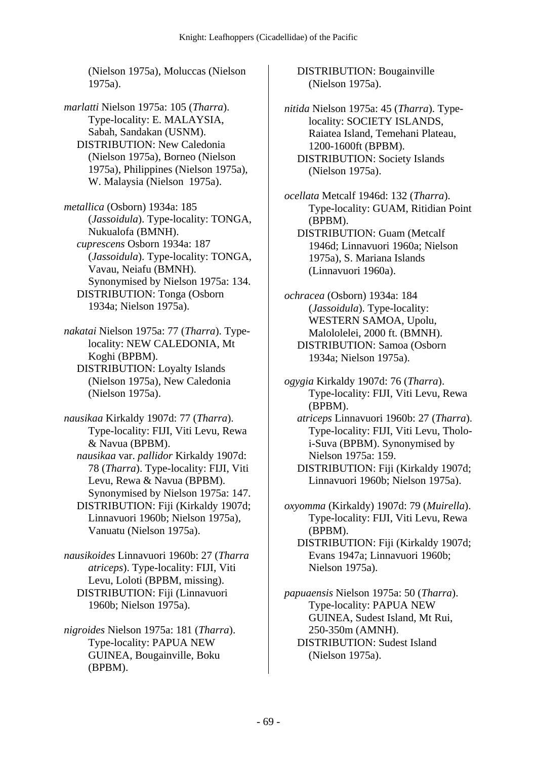(Nielson 1975a), Moluccas (Nielson 1975a).

*marlatti* Nielson 1975a: 105 (*Tharra*). Type-locality: E. MALAYSIA, Sabah, Sandakan (USNM).
DISTRIBUTION: New Caledonia (Nielson 1975a), Borneo (Nielson 1975a), Philippines (Nielson 1975a), W. Malaysia (Nielson 1975a).

*metallica* (Osborn) 1934a: 185 (*Jassoidula*). Type-locality: TONGA, Nukualofa (BMNH).
*cuprescens* Osborn 1934a: 187 (*Jassoidula*). Type-locality: TONGA, Vavau, Neiafu (BMNH). Synonymised by Nielson 1975a: 134.
DISTRIBUTION: Tonga (Osborn 1934a; Nielson 1975a).

*nakatai* Nielson 1975a: 77 (*Tharra*). Type-locality: NEW CALEDONIA, Mt Koghi (BPBM).
DISTRIBUTION: Loyalty Islands (Nielson 1975a), New Caledonia (Nielson 1975a).

*nausikaa* Kirkaldy 1907d: 77 (*Tharra*). Type-locality: FIJI, Viti Levu, Rewa & Navua (BPBM).
*nausikaa* var. *pallidor* Kirkaldy 1907d: 78 (*Tharra*). Type-locality: FIJI, Viti Levu, Rewa & Navua (BPBM). Synonymised by Nielson 1975a: 147.
DISTRIBUTION: Fiji (Kirkaldy 1907d; Linnavuori 1960b; Nielson 1975a), Vanuatu (Nielson 1975a).

*nausikoides* Linnavuori 1960b: 27 (*Tharra atriceps*). Type-locality: FIJI, Viti Levu, Loloti (BPBM, missing).
DISTRIBUTION: Fiji (Linnavuori 1960b; Nielson 1975a).

*nigroides* Nielson 1975a: 181 (*Tharra*). Type-locality: PAPUA NEW GUINEA, Bougainville, Boku (BPBM).
DISTRIBUTION: Bougainville (Nielson 1975a).

*nitida* Nielson 1975a: 45 (*Tharra*). Type-locality: SOCIETY ISLANDS, Raiatea Island, Temehani Plateau, 1200-1600ft (BPBM).
DISTRIBUTION: Society Islands (Nielson 1975a).

*ocellata* Metcalf 1946d: 132 (*Tharra*). Type-locality: GUAM, Ritidian Point (BPBM).
DISTRIBUTION: Guam (Metcalf 1946d; Linnavuori 1960a; Nielson 1975a), S. Mariana Islands (Linnavuori 1960a).

*ochracea* (Osborn) 1934a: 184 (*Jassoidula*). Type-locality: WESTERN SAMOA, Upolu, Malololelei, 2000 ft. (BMNH).
DISTRIBUTION: Samoa (Osborn 1934a; Nielson 1975a).

*ogygia* Kirkaldy 1907d: 76 (*Tharra*). Type-locality: FIJI, Viti Levu, Rewa (BPBM).
*atriceps* Linnavuori 1960b: 27 (*Tharra*). Type-locality: FIJI, Viti Levu, Tholo-i-Suva (BPBM). Synonymised by Nielson 1975a: 159.
DISTRIBUTION: Fiji (Kirkaldy 1907d; Linnavuori 1960b; Nielson 1975a).

*oxyomma* (Kirkaldy) 1907d: 79 (*Muirella*). Type-locality: FIJI, Viti Levu, Rewa (BPBM).
DISTRIBUTION: Fiji (Kirkaldy 1907d; Evans 1947a; Linnavuori 1960b; Nielson 1975a).

*papuaensis* Nielson 1975a: 50 (*Tharra*). Type-locality: PAPUA NEW GUINEA, Sudest Island, Mt Rui, 250-350m (AMNH).
DISTRIBUTION: Sudest Island (Nielson 1975a).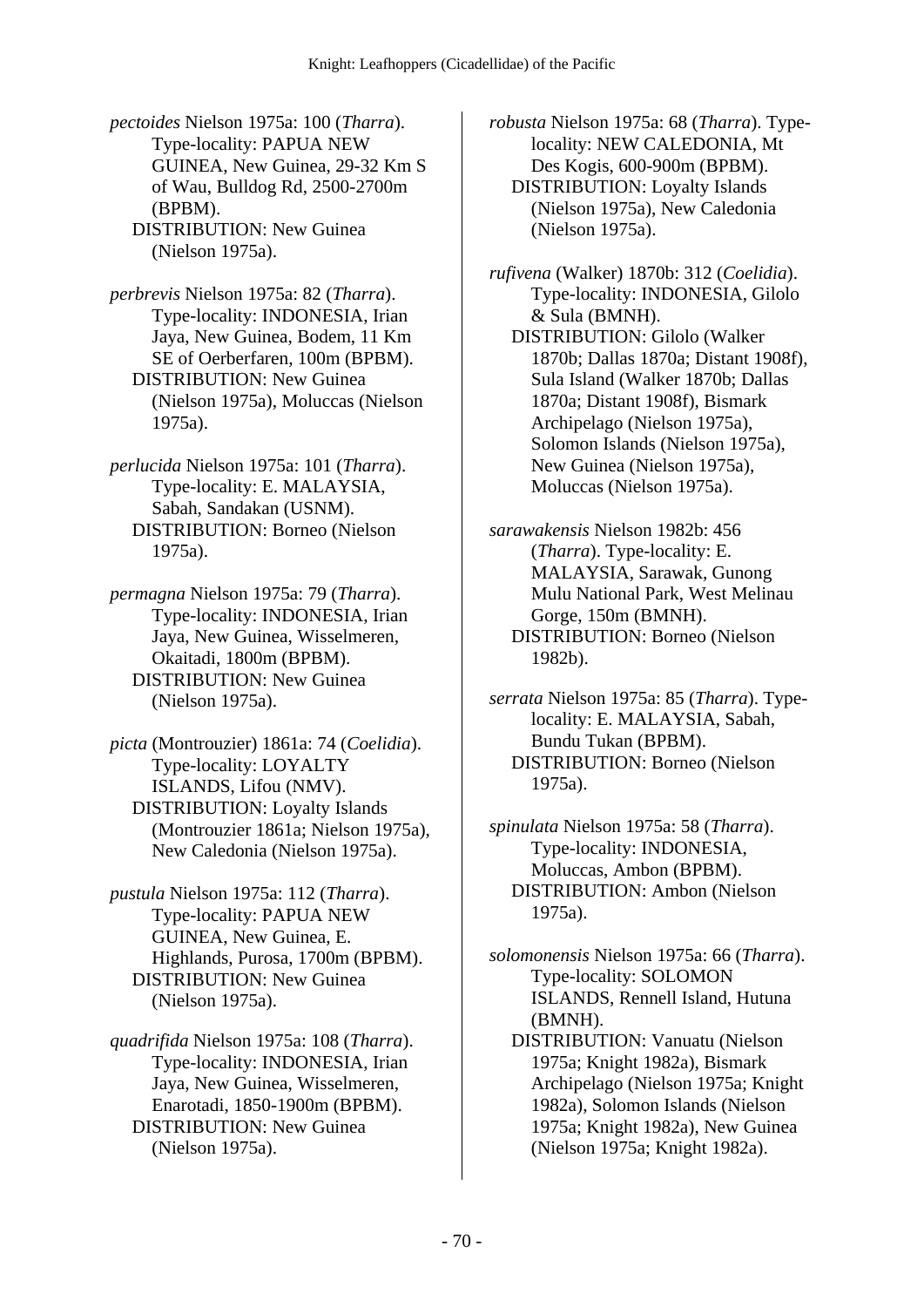*pectoides* Nielson 1975a: 100 (*Tharra*). Type-locality: PAPUA NEW GUINEA, New Guinea, 29-32 Km S of Wau, Bulldog Rd, 2500-2700m (BPBM).
DISTRIBUTION: New Guinea (Nielson 1975a).

*perbrevis* Nielson 1975a: 82 (*Tharra*). Type-locality: INDONESIA, Irian Jaya, New Guinea, Bodem, 11 Km SE of Oerberfaren, 100m (BPBM).
DISTRIBUTION: New Guinea (Nielson 1975a), Moluccas (Nielson 1975a).

*perlucida* Nielson 1975a: 101 (*Tharra*). Type-locality: E. MALAYSIA, Sabah, Sandakan (USNM).
DISTRIBUTION: Borneo (Nielson 1975a).

*permagna* Nielson 1975a: 79 (*Tharra*). Type-locality: INDONESIA, Irian Jaya, New Guinea, Wisselmeren, Okaitadi, 1800m (BPBM).
DISTRIBUTION: New Guinea (Nielson 1975a).

*picta* (Montrouzier) 1861a: 74 (*Coelidia*). Type-locality: LOYALTY ISLANDS, Lifou (NMV).
DISTRIBUTION: Loyalty Islands (Montrouzier 1861a; Nielson 1975a), New Caledonia (Nielson 1975a).

*pustula* Nielson 1975a: 112 (*Tharra*). Type-locality: PAPUA NEW GUINEA, New Guinea, E. Highlands, Purosa, 1700m (BPBM).
DISTRIBUTION: New Guinea (Nielson 1975a).

*quadrifida* Nielson 1975a: 108 (*Tharra*). Type-locality: INDONESIA, Irian Jaya, New Guinea, Wisselmeren, Enarotadi, 1850-1900m (BPBM).
DISTRIBUTION: New Guinea (Nielson 1975a).

*robusta* Nielson 1975a: 68 (*Tharra*). Type-locality: NEW CALEDONIA, Mt Des Kogis, 600-900m (BPBM).
DISTRIBUTION: Loyalty Islands (Nielson 1975a), New Caledonia (Nielson 1975a).

*rufivena* (Walker) 1870b: 312 (*Coelidia*). Type-locality: INDONESIA, Gilolo & Sula (BMNH).
DISTRIBUTION: Gilolo (Walker 1870b; Dallas 1870a; Distant 1908f), Sula Island (Walker 1870b; Dallas 1870a; Distant 1908f), Bismark Archipelago (Nielson 1975a), Solomon Islands (Nielson 1975a), New Guinea (Nielson 1975a), Moluccas (Nielson 1975a).

*sarawakensis* Nielson 1982b: 456 (*Tharra*). Type-locality: E. MALAYSIA, Sarawak, Gunong Mulu National Park, West Melinau Gorge, 150m (BMNH).
DISTRIBUTION: Borneo (Nielson 1982b).

*serrata* Nielson 1975a: 85 (*Tharra*). Type-locality: E. MALAYSIA, Sabah, Bundu Tukan (BPBM).
DISTRIBUTION: Borneo (Nielson 1975a).

*spinulata* Nielson 1975a: 58 (*Tharra*). Type-locality: INDONESIA, Moluccas, Ambon (BPBM).
DISTRIBUTION: Ambon (Nielson 1975a).

*solomonensis* Nielson 1975a: 66 (*Tharra*). Type-locality: SOLOMON ISLANDS, Rennell Island, Hutuna (BMNH).
DISTRIBUTION: Vanuatu (Nielson 1975a; Knight 1982a), Bismark Archipelago (Nielson 1975a; Knight 1982a), Solomon Islands (Nielson 1975a; Knight 1982a), New Guinea (Nielson 1975a; Knight 1982a).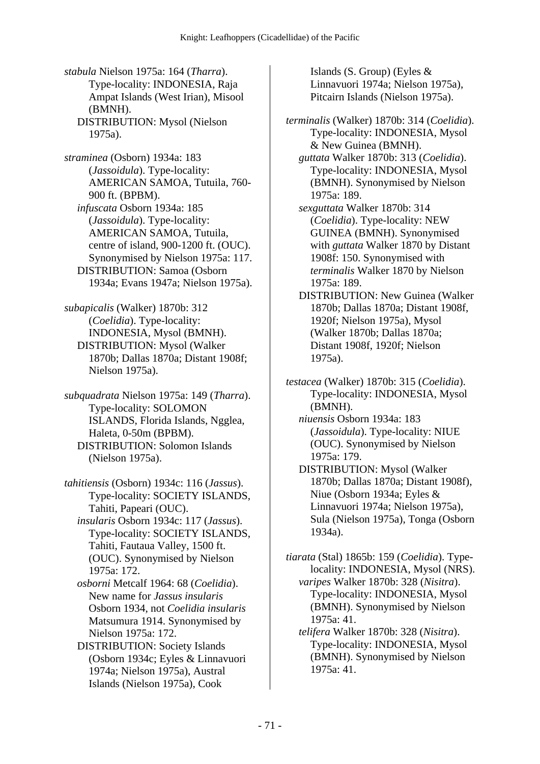*stabula* Nielson 1975a: 164 (*Tharra*). Type-locality: INDONESIA, Raja Ampat Islands (West Irian), Misool (BMNH).
DISTRIBUTION: Mysol (Nielson 1975a).

*straminea* (Osborn) 1934a: 183 (*Jassoidula*). Type-locality: AMERICAN SAMOA, Tutuila, 760-900 ft. (BPBM).
*infuscata* Osborn 1934a: 185 (*Jassoidula*). Type-locality: AMERICAN SAMOA, Tutuila, centre of island, 900-1200 ft. (OUC). Synonymised by Nielson 1975a: 117.
DISTRIBUTION: Samoa (Osborn 1934a; Evans 1947a; Nielson 1975a).

*subapicalis* (Walker) 1870b: 312 (*Coelidia*). Type-locality: INDONESIA, Mysol (BMNH).
DISTRIBUTION: Mysol (Walker 1870b; Dallas 1870a; Distant 1908f; Nielson 1975a).

*subquadrata* Nielson 1975a: 149 (*Tharra*). Type-locality: SOLOMON ISLANDS, Florida Islands, Ngglea, Haleta, 0-50m (BPBM).
DISTRIBUTION: Solomon Islands (Nielson 1975a).

*tahitiensis* (Osborn) 1934c: 116 (*Jassus*). Type-locality: SOCIETY ISLANDS, Tahiti, Papeari (OUC).
*insularis* Osborn 1934c: 117 (*Jassus*). Type-locality: SOCIETY ISLANDS, Tahiti, Fautaua Valley, 1500 ft. (OUC). Synonymised by Nielson 1975a: 172.
*osborni* Metcalf 1964: 68 (*Coelidia*). New name for *Jassus insularis* Osborn 1934, not *Coelidia insularis* Matsumura 1914. Synonymised by Nielson 1975a: 172.
DISTRIBUTION: Society Islands (Osborn 1934c; Eyles & Linnavuori 1974a; Nielson 1975a), Austral Islands (Nielson 1975a), Cook Islands (S. Group) (Eyles & Linnavuori 1974a; Nielson 1975a), Pitcairn Islands (Nielson 1975a).

*terminalis* (Walker) 1870b: 314 (*Coelidia*). Type-locality: INDONESIA, Mysol & New Guinea (BMNH).
*guttata* Walker 1870b: 313 (*Coelidia*). Type-locality: INDONESIA, Mysol (BMNH). Synonymised by Nielson 1975a: 189.
*sexguttata* Walker 1870b: 314 (*Coelidia*). Type-locality: NEW GUINEA (BMNH). Synonymised with *guttata* Walker 1870 by Distant 1908f: 150. Synonymised with *terminalis* Walker 1870 by Nielson 1975a: 189.
DISTRIBUTION: New Guinea (Walker 1870b; Dallas 1870a; Distant 1908f, 1920f; Nielson 1975a), Mysol (Walker 1870b; Dallas 1870a; Distant 1908f, 1920f; Nielson 1975a).

*testacea* (Walker) 1870b: 315 (*Coelidia*). Type-locality: INDONESIA, Mysol (BMNH).
*niuensis* Osborn 1934a: 183 (*Jassoidula*). Type-locality: NIUE (OUC). Synonymised by Nielson 1975a: 179.
DISTRIBUTION: Mysol (Walker 1870b; Dallas 1870a; Distant 1908f), Niue (Osborn 1934a; Eyles & Linnavuori 1974a; Nielson 1975a), Sula (Nielson 1975a), Tonga (Osborn 1934a).

*tiarata* (Stal) 1865b: 159 (*Coelidia*). Type-locality: INDONESIA, Mysol (NRS).
*varipes* Walker 1870b: 328 (*Nisitra*). Type-locality: INDONESIA, Mysol (BMNH). Synonymised by Nielson 1975a: 41.
*telifera* Walker 1870b: 328 (*Nisitra*). Type-locality: INDONESIA, Mysol (BMNH). Synonymised by Nielson 1975a: 41.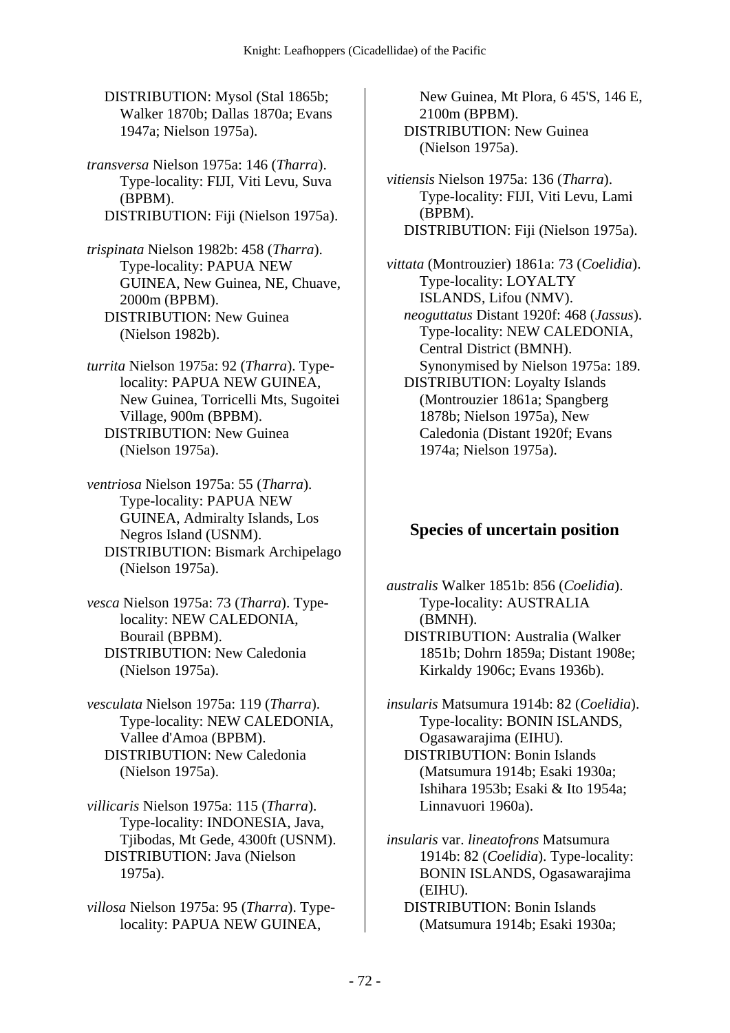DISTRIBUTION: Mysol (Stal 1865b; Walker 1870b; Dallas 1870a; Evans 1947a; Nielson 1975a).

*transversa* Nielson 1975a: 146 (*Tharra*). Type-locality: FIJI, Viti Levu, Suva (BPBM).
DISTRIBUTION: Fiji (Nielson 1975a).

*trispinata* Nielson 1982b: 458 (*Tharra*). Type-locality: PAPUA NEW GUINEA, New Guinea, NE, Chuave, 2000m (BPBM).
DISTRIBUTION: New Guinea (Nielson 1982b).

*turrita* Nielson 1975a: 92 (*Tharra*). Type-locality: PAPUA NEW GUINEA, New Guinea, Torricelli Mts, Sugoitei Village, 900m (BPBM).
DISTRIBUTION: New Guinea (Nielson 1975a).

*ventriosa* Nielson 1975a: 55 (*Tharra*). Type-locality: PAPUA NEW GUINEA, Admiralty Islands, Los Negros Island (USNM).
DISTRIBUTION: Bismark Archipelago (Nielson 1975a).

*vesca* Nielson 1975a: 73 (*Tharra*). Type-locality: NEW CALEDONIA, Bourail (BPBM).
DISTRIBUTION: New Caledonia (Nielson 1975a).

*vesculata* Nielson 1975a: 119 (*Tharra*). Type-locality: NEW CALEDONIA, Vallee d'Amoa (BPBM).
DISTRIBUTION: New Caledonia (Nielson 1975a).

*villicaris* Nielson 1975a: 115 (*Tharra*). Type-locality: INDONESIA, Java, Tjibodas, Mt Gede, 4300ft (USNM).
DISTRIBUTION: Java (Nielson 1975a).

*villosa* Nielson 1975a: 95 (*Tharra*). Type-locality: PAPUA NEW GUINEA, New Guinea, Mt Plora, 6 45'S, 146 E, 2100m (BPBM).
DISTRIBUTION: New Guinea (Nielson 1975a).

*vitiensis* Nielson 1975a: 136 (*Tharra*). Type-locality: FIJI, Viti Levu, Lami (BPBM).
DISTRIBUTION: Fiji (Nielson 1975a).

*vittata* (Montrouzier) 1861a: 73 (*Coelidia*). Type-locality: LOYALTY ISLANDS, Lifou (NMV).
*neoguttatus* Distant 1920f: 468 (*Jassus*). Type-locality: NEW CALEDONIA, Central District (BMNH). Synonymised by Nielson 1975a: 189.
DISTRIBUTION: Loyalty Islands (Montrouzier 1861a; Spangberg 1878b; Nielson 1975a), New Caledonia (Distant 1920f; Evans 1974a; Nielson 1975a).

## Species of uncertain position

*australis* Walker 1851b: 856 (*Coelidia*). Type-locality: AUSTRALIA (BMNH).
DISTRIBUTION: Australia (Walker 1851b; Dohrn 1859a; Distant 1908e; Kirkaldy 1906c; Evans 1936b).

*insularis* Matsumura 1914b: 82 (*Coelidia*). Type-locality: BONIN ISLANDS, Ogasawarajima (EIHU).
DISTRIBUTION: Bonin Islands (Matsumura 1914b; Esaki 1930a; Ishihara 1953b; Esaki & Ito 1954a; Linnavuori 1960a).

*insularis* var. *lineatofrons* Matsumura 1914b: 82 (*Coelidia*). Type-locality: BONIN ISLANDS, Ogasawarajima (EIHU).
DISTRIBUTION: Bonin Islands (Matsumura 1914b; Esaki 1930a;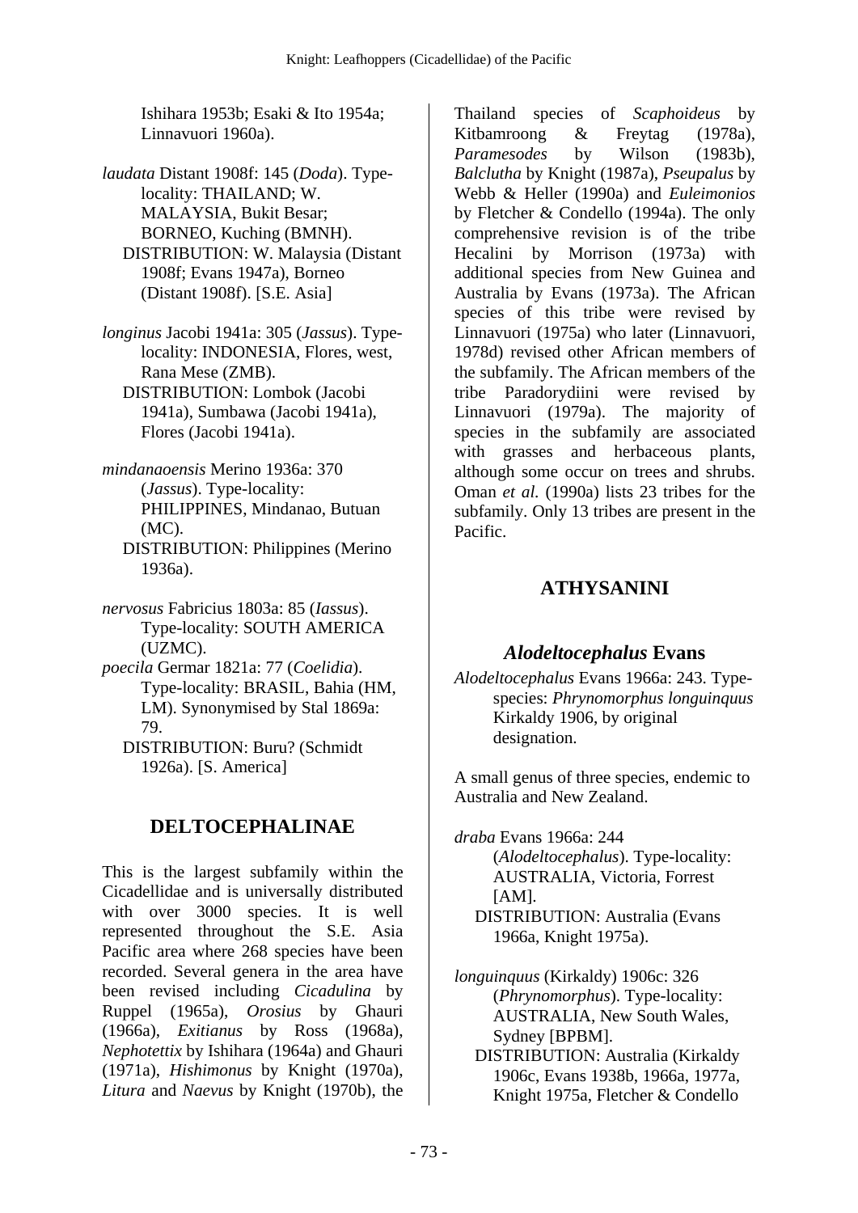Ishihara 1953b; Esaki & Ito 1954a; Linnavuori 1960a).

*laudata* Distant 1908f: 145 (*Doda*). Type-locality: THAILAND; W. MALAYSIA, Bukit Besar; BORNEO, Kuching (BMNH).
DISTRIBUTION: W. Malaysia (Distant 1908f; Evans 1947a), Borneo (Distant 1908f). [S.E. Asia]

*longinus* Jacobi 1941a: 305 (*Jassus*). Type-locality: INDONESIA, Flores, west, Rana Mese (ZMB).
DISTRIBUTION: Lombok (Jacobi 1941a), Sumbawa (Jacobi 1941a), Flores (Jacobi 1941a).

*mindanaoensis* Merino 1936a: 370 (*Jassus*). Type-locality: PHILIPPINES, Mindanao, Butuan (MC).
DISTRIBUTION: Philippines (Merino 1936a).

*nervosus* Fabricius 1803a: 85 (*Iassus*). Type-locality: SOUTH AMERICA (UZMC).
*poecila* Germar 1821a: 77 (*Coelidia*). Type-locality: BRASIL, Bahia (HM, LM). Synonymised by Stal 1869a: 79.
DISTRIBUTION: Buru? (Schmidt 1926a). [S. America]

## DELTOCEPHALINAE

This is the largest subfamily within the Cicadellidae and is universally distributed with over 3000 species. It is well represented throughout the S.E. Asia Pacific area where 268 species have been recorded. Several genera in the area have been revised including *Cicadulina* by Ruppel (1965a), *Orosius* by Ghauri (1966a), *Exitianus* by Ross (1968a), *Nephotettix* by Ishihara (1964a) and Ghauri (1971a), *Hishimonus* by Knight (1970a), *Litura* and *Naevus* by Knight (1970b), the Thailand species of *Scaphoideus* by Kitbamroong & Freytag (1978a), *Paramesodes* by Wilson (1983b), *Balclutha* by Knight (1987a), *Pseupalus* by Webb & Heller (1990a) and *Euleimonios* by Fletcher & Condello (1994a). The only comprehensive revision is of the tribe Hecalini by Morrison (1973a) with additional species from New Guinea and Australia by Evans (1973a). The African species of this tribe were revised by Linnavuori (1975a) who later (Linnavuori, 1978d) revised other African members of the subfamily. The African members of the tribe Paradorydiini were revised by Linnavuori (1979a). The majority of species in the subfamily are associated with grasses and herbaceous plants, although some occur on trees and shrubs. Oman *et al.* (1990a) lists 23 tribes for the subfamily. Only 13 tribes are present in the Pacific.

## ATHYSANINI

### *Alodeltocephalus* Evans

*Alodeltocephalus* Evans 1966a: 243. Type-species: *Phrynomorphus longuinquus* Kirkaldy 1906, by original designation.

A small genus of three species, endemic to Australia and New Zealand.

*draba* Evans 1966a: 244 (*Alodeltocephalus*). Type-locality: AUSTRALIA, Victoria, Forrest [AM].
DISTRIBUTION: Australia (Evans 1966a, Knight 1975a).

*longuinquus* (Kirkaldy) 1906c: 326 (*Phrynomorphus*). Type-locality: AUSTRALIA, New South Wales, Sydney [BPBM].
DISTRIBUTION: Australia (Kirkaldy 1906c, Evans 1938b, 1966a, 1977a, Knight 1975a, Fletcher & Condello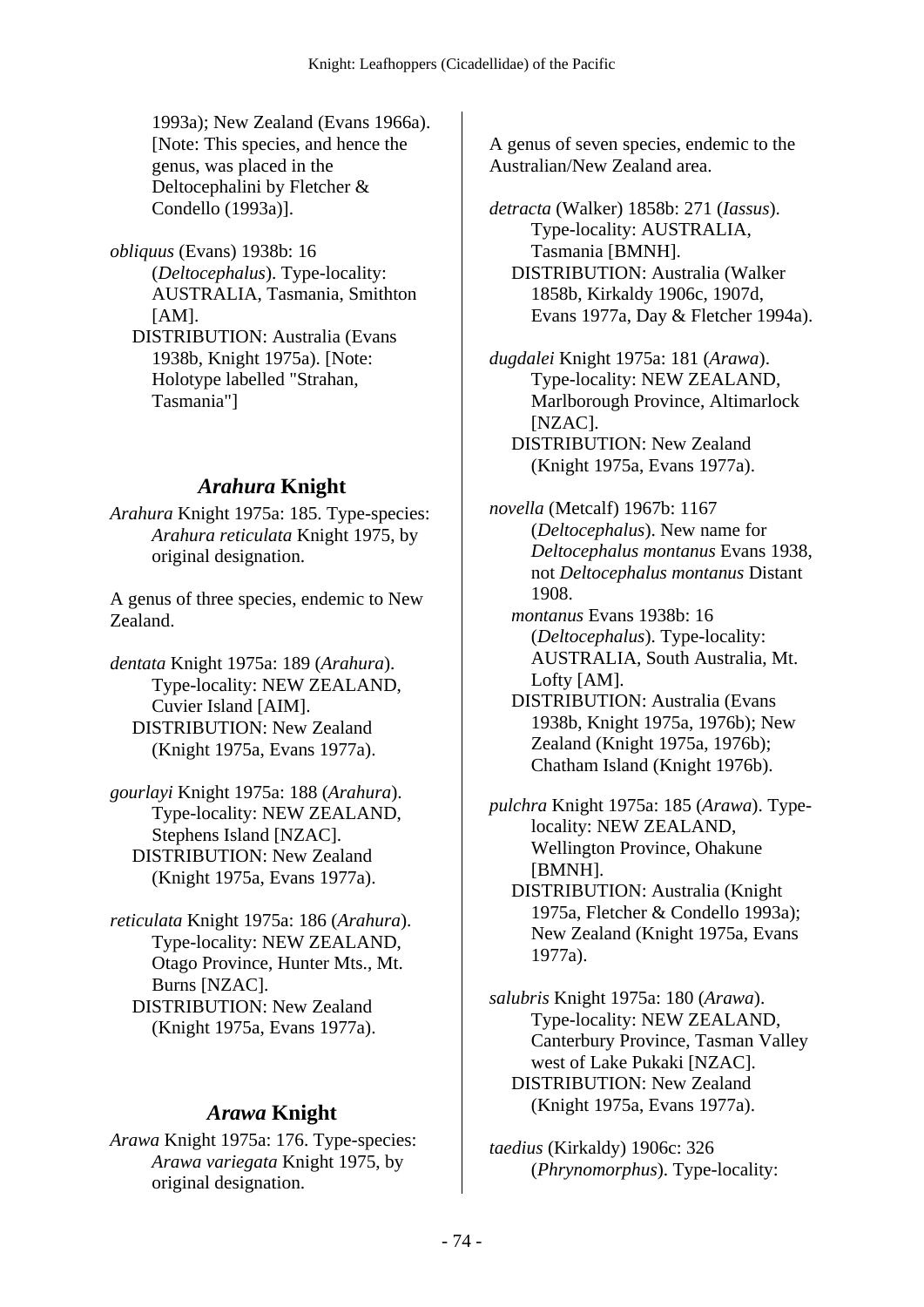1993a); New Zealand (Evans 1966a). [Note: This species, and hence the genus, was placed in the Deltocephalini by Fletcher & Condello (1993a)].

*obliquus* (Evans) 1938b: 16 (*Deltocephalus*). Type-locality: AUSTRALIA, Tasmania, Smithton [AM].
DISTRIBUTION: Australia (Evans 1938b, Knight 1975a). [Note: Holotype labelled "Strahan, Tasmania"]

## *Arahura* Knight

*Arahura* Knight 1975a: 185. Type-species: *Arahura reticulata* Knight 1975, by original designation.

A genus of three species, endemic to New Zealand.

*dentata* Knight 1975a: 189 (*Arahura*). Type-locality: NEW ZEALAND, Cuvier Island [AIM].
DISTRIBUTION: New Zealand (Knight 1975a, Evans 1977a).

*gourlayi* Knight 1975a: 188 (*Arahura*). Type-locality: NEW ZEALAND, Stephens Island [NZAC].
DISTRIBUTION: New Zealand (Knight 1975a, Evans 1977a).

*reticulata* Knight 1975a: 186 (*Arahura*). Type-locality: NEW ZEALAND, Otago Province, Hunter Mts., Mt. Burns [NZAC].
DISTRIBUTION: New Zealand (Knight 1975a, Evans 1977a).

## *Arawa* Knight

*Arawa* Knight 1975a: 176. Type-species: *Arawa variegata* Knight 1975, by original designation.

A genus of seven species, endemic to the Australian/New Zealand area.

*detracta* (Walker) 1858b: 271 (*Iassus*). Type-locality: AUSTRALIA, Tasmania [BMNH].
DISTRIBUTION: Australia (Walker 1858b, Kirkaldy 1906c, 1907d, Evans 1977a, Day & Fletcher 1994a).

*dugdalei* Knight 1975a: 181 (*Arawa*). Type-locality: NEW ZEALAND, Marlborough Province, Altimarlock [NZAC].
DISTRIBUTION: New Zealand (Knight 1975a, Evans 1977a).

*novella* (Metcalf) 1967b: 1167 (*Deltocephalus*). New name for *Deltocephalus montanus* Evans 1938, not *Deltocephalus montanus* Distant 1908.
*montanus* Evans 1938b: 16 (*Deltocephalus*). Type-locality: AUSTRALIA, South Australia, Mt. Lofty [AM].
DISTRIBUTION: Australia (Evans 1938b, Knight 1975a, 1976b); New Zealand (Knight 1975a, 1976b); Chatham Island (Knight 1976b).

*pulchra* Knight 1975a: 185 (*Arawa*). Type-locality: NEW ZEALAND, Wellington Province, Ohakune [BMNH].
DISTRIBUTION: Australia (Knight 1975a, Fletcher & Condello 1993a); New Zealand (Knight 1975a, Evans 1977a).

*salubris* Knight 1975a: 180 (*Arawa*). Type-locality: NEW ZEALAND, Canterbury Province, Tasman Valley west of Lake Pukaki [NZAC].
DISTRIBUTION: New Zealand (Knight 1975a, Evans 1977a).

*taedius* (Kirkaldy) 1906c: 326 (*Phrynomorphus*). Type-locality: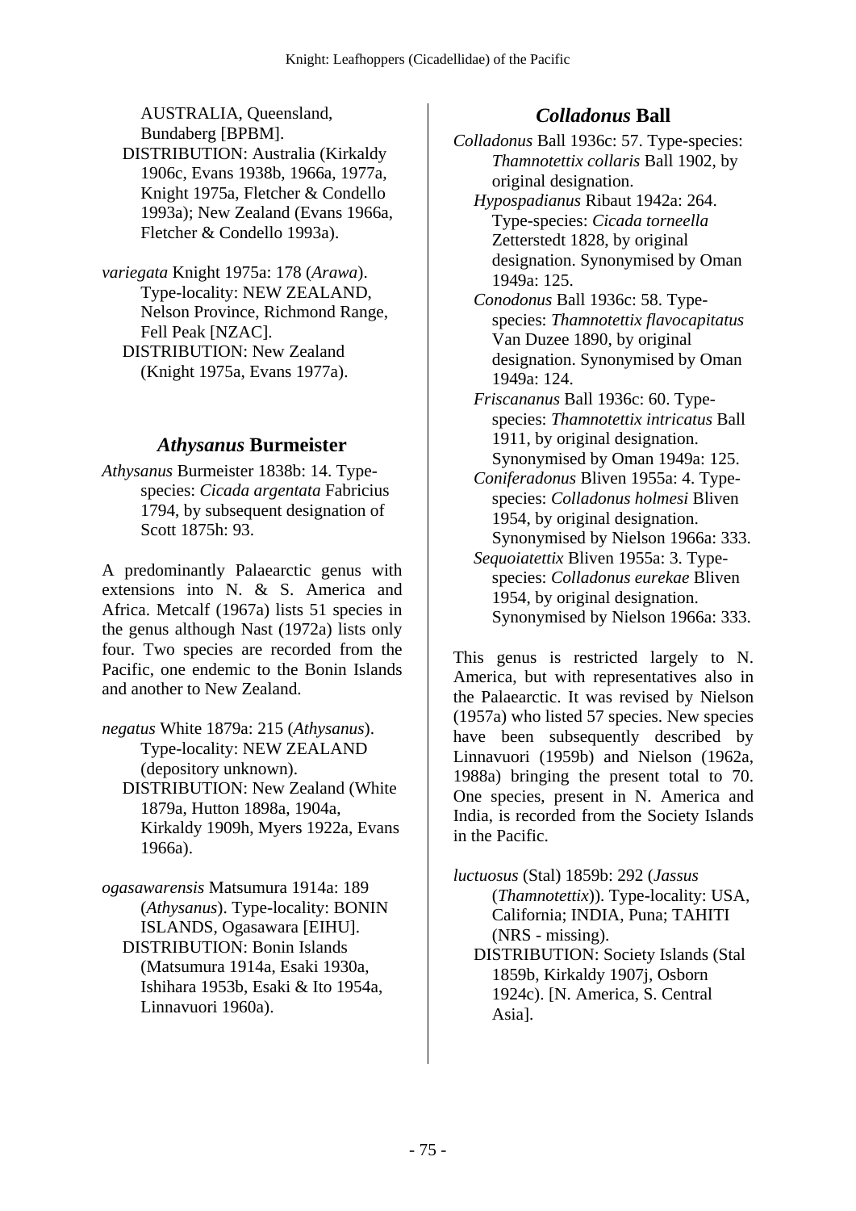AUSTRALIA, Queensland, Bundaberg [BPBM].

DISTRIBUTION: Australia (Kirkaldy 1906c, Evans 1938b, 1966a, 1977a, Knight 1975a, Fletcher & Condello 1993a); New Zealand (Evans 1966a, Fletcher & Condello 1993a).

*variegata* Knight 1975a: 178 (*Arawa*). Type-locality: NEW ZEALAND, Nelson Province, Richmond Range, Fell Peak [NZAC].

DISTRIBUTION: New Zealand (Knight 1975a, Evans 1977a).

## *Athysanus* Burmeister

*Athysanus* Burmeister 1838b: 14. Type-species: *Cicada argentata* Fabricius 1794, by subsequent designation of Scott 1875h: 93.

A predominantly Palaearctic genus with extensions into N. & S. America and Africa. Metcalf (1967a) lists 51 species in the genus although Nast (1972a) lists only four. Two species are recorded from the Pacific, one endemic to the Bonin Islands and another to New Zealand.

*negatus* White 1879a: 215 (*Athysanus*). Type-locality: NEW ZEALAND (depository unknown).

DISTRIBUTION: New Zealand (White 1879a, Hutton 1898a, 1904a, Kirkaldy 1909h, Myers 1922a, Evans 1966a).

*ogasawarensis* Matsumura 1914a: 189 (*Athysanus*). Type-locality: BONIN ISLANDS, Ogasawara [EIHU].

DISTRIBUTION: Bonin Islands (Matsumura 1914a, Esaki 1930a, Ishihara 1953b, Esaki & Ito 1954a, Linnavuori 1960a).

## *Colladonus* Ball

*Colladonus* Ball 1936c: 57. Type-species: *Thamnotettix collaris* Ball 1902, by original designation.

*Hypospadianus* Ribaut 1942a: 264. Type-species: *Cicada torneella* Zetterstedt 1828, by original designation. Synonymised by Oman 1949a: 125.

*Conodonus* Ball 1936c: 58. Type-species: *Thamnotettix flavocapitatus* Van Duzee 1890, by original designation. Synonymised by Oman 1949a: 124.

*Friscananus* Ball 1936c: 60. Type-species: *Thamnotettix intricatus* Ball 1911, by original designation. Synonymised by Oman 1949a: 125.

*Coniferadonus* Bliven 1955a: 4. Type-species: *Colladonus holmesi* Bliven 1954, by original designation. Synonymised by Nielson 1966a: 333.

*Sequoiatettix* Bliven 1955a: 3. Type-species: *Colladonus eurekae* Bliven 1954, by original designation. Synonymised by Nielson 1966a: 333.

This genus is restricted largely to N. America, but with representatives also in the Palaearctic. It was revised by Nielson (1957a) who listed 57 species. New species have been subsequently described by Linnavuori (1959b) and Nielson (1962a, 1988a) bringing the present total to 70. One species, present in N. America and India, is recorded from the Society Islands in the Pacific.

*luctuosus* (Stal) 1859b: 292 (*Jassus* (*Thamnotettix*)). Type-locality: USA, California; INDIA, Puna; TAHITI (NRS - missing).

DISTRIBUTION: Society Islands (Stal 1859b, Kirkaldy 1907j, Osborn 1924c). [N. America, S. Central Asia].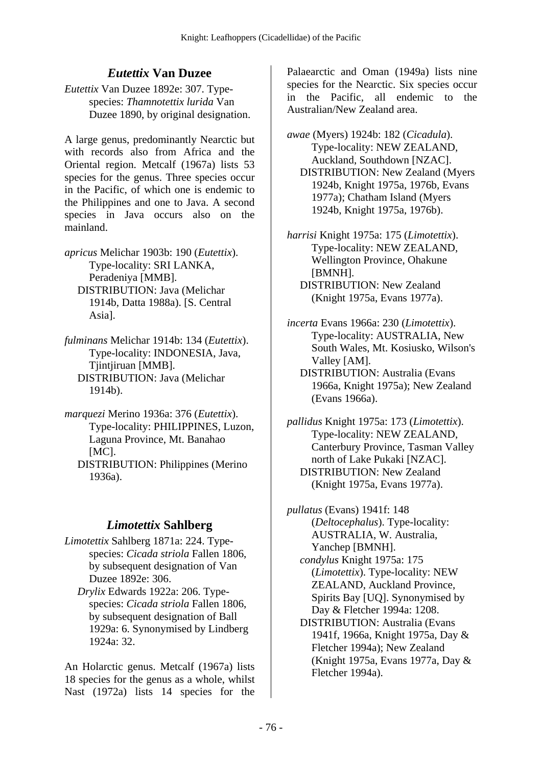## *Eutettix* Van Duzee

*Eutettix* Van Duzee 1892e: 307. Type-species: *Thamnotettix lurida* Van Duzee 1890, by original designation.

A large genus, predominantly Nearctic but with records also from Africa and the Oriental region. Metcalf (1967a) lists 53 species for the genus. Three species occur in the Pacific, of which one is endemic to the Philippines and one to Java. A second species in Java occurs also on the mainland.

*apricus* Melichar 1903b: 190 (*Eutettix*). Type-locality: SRI LANKA, Peradeniya [MMB].
DISTRIBUTION: Java (Melichar 1914b, Datta 1988a). [S. Central Asia].

*fulminans* Melichar 1914b: 134 (*Eutettix*). Type-locality: INDONESIA, Java, Tjintjiruan [MMB].
DISTRIBUTION: Java (Melichar 1914b).

*marquezi* Merino 1936a: 376 (*Eutettix*). Type-locality: PHILIPPINES, Luzon, Laguna Province, Mt. Banahao [MC].
DISTRIBUTION: Philippines (Merino 1936a).

## *Limotettix* Sahlberg

*Limotettix* Sahlberg 1871a: 224. Type-species: *Cicada striola* Fallen 1806, by subsequent designation of Van Duzee 1892e: 306.
*Drylix* Edwards 1922a: 206. Type-species: *Cicada striola* Fallen 1806, by subsequent designation of Ball 1929a: 6. Synonymised by Lindberg 1924a: 32.

An Holarctic genus. Metcalf (1967a) lists 18 species for the genus as a whole, whilst Nast (1972a) lists 14 species for the Palaearctic and Oman (1949a) lists nine species for the Nearctic. Six species occur in the Pacific, all endemic to the Australian/New Zealand area.

*awae* (Myers) 1924b: 182 (*Cicadula*). Type-locality: NEW ZEALAND, Auckland, Southdown [NZAC].
DISTRIBUTION: New Zealand (Myers 1924b, Knight 1975a, 1976b, Evans 1977a); Chatham Island (Myers 1924b, Knight 1975a, 1976b).

*harrisi* Knight 1975a: 175 (*Limotettix*). Type-locality: NEW ZEALAND, Wellington Province, Ohakune [BMNH].
DISTRIBUTION: New Zealand (Knight 1975a, Evans 1977a).

*incerta* Evans 1966a: 230 (*Limotettix*). Type-locality: AUSTRALIA, New South Wales, Mt. Kosiusko, Wilson's Valley [AM].
DISTRIBUTION: Australia (Evans 1966a, Knight 1975a); New Zealand (Evans 1966a).

*pallidus* Knight 1975a: 173 (*Limotettix*). Type-locality: NEW ZEALAND, Canterbury Province, Tasman Valley north of Lake Pukaki [NZAC].
DISTRIBUTION: New Zealand (Knight 1975a, Evans 1977a).

*pullatus* (Evans) 1941f: 148 (*Deltocephalus*). Type-locality: AUSTRALIA, W. Australia, Yanchep [BMNH].
*condylus* Knight 1975a: 175 (*Limotettix*). Type-locality: NEW ZEALAND, Auckland Province, Spirits Bay [UQ]. Synonymised by Day & Fletcher 1994a: 1208.
DISTRIBUTION: Australia (Evans 1941f, 1966a, Knight 1975a, Day & Fletcher 1994a); New Zealand (Knight 1975a, Evans 1977a, Day & Fletcher 1994a).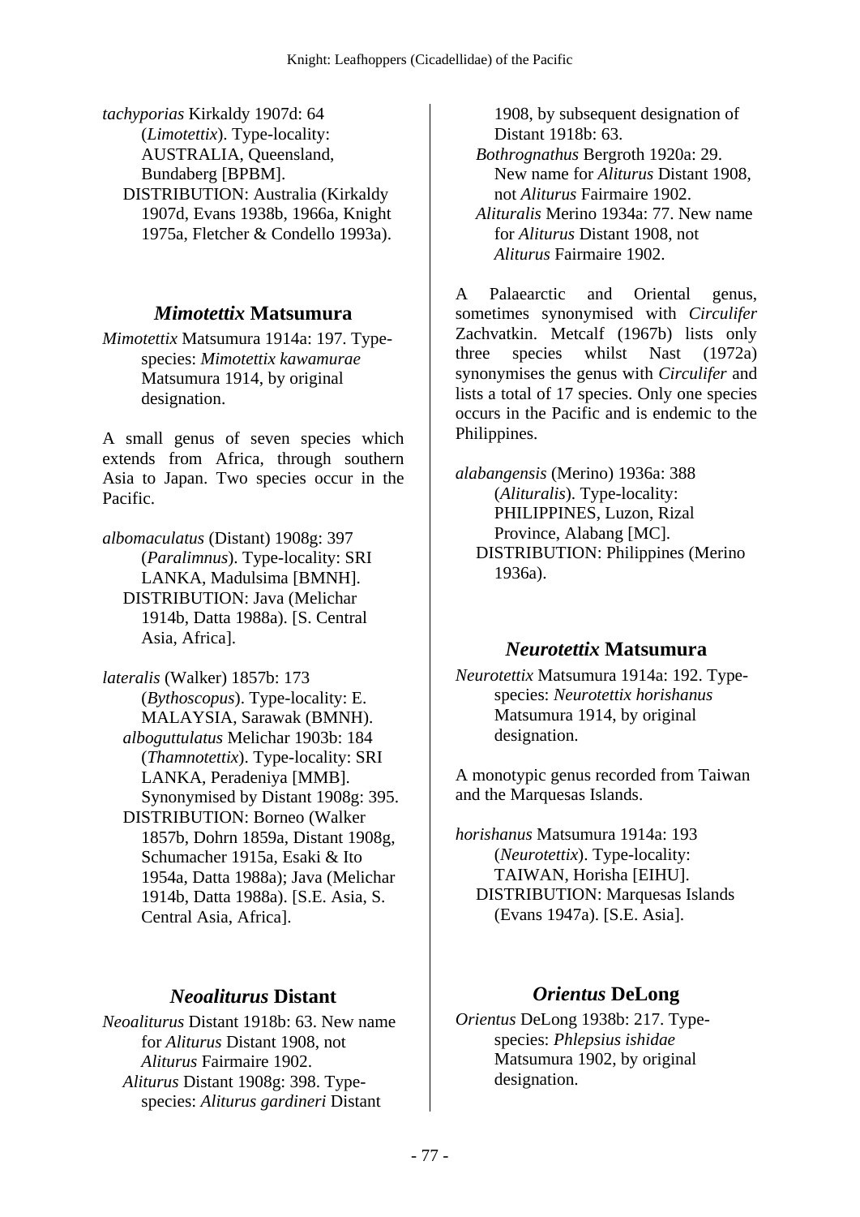*tachyporias* Kirkaldy 1907d: 64 (*Limotettix*). Type-locality: AUSTRALIA, Queensland, Bundaberg [BPBM].
DISTRIBUTION: Australia (Kirkaldy 1907d, Evans 1938b, 1966a, Knight 1975a, Fletcher & Condello 1993a).

## *Mimotettix* Matsumura

*Mimotettix* Matsumura 1914a: 197. Type-species: *Mimotettix kawamurae* Matsumura 1914, by original designation.

A small genus of seven species which extends from Africa, through southern Asia to Japan. Two species occur in the Pacific.

*albomaculatus* (Distant) 1908g: 397 (*Paralimnus*). Type-locality: SRI LANKA, Madulsima [BMNH].
DISTRIBUTION: Java (Melichar 1914b, Datta 1988a). [S. Central Asia, Africa].

*lateralis* (Walker) 1857b: 173 (*Bythoscopus*). Type-locality: E. MALAYSIA, Sarawak (BMNH).
*alboguttulatus* Melichar 1903b: 184 (*Thamnotettix*). Type-locality: SRI LANKA, Peradeniya [MMB]. Synonymised by Distant 1908g: 395.
DISTRIBUTION: Borneo (Walker 1857b, Dohrn 1859a, Distant 1908g, Schumacher 1915a, Esaki & Ito 1954a, Datta 1988a); Java (Melichar 1914b, Datta 1988a). [S.E. Asia, S. Central Asia, Africa].

## *Neoaliturus* Distant

*Neoaliturus* Distant 1918b: 63. New name for *Aliturus* Distant 1908, not *Aliturus* Fairmaire 1902.
*Aliturus* Distant 1908g: 398. Type-species: *Aliturus gardineri* Distant 1908, by subsequent designation of Distant 1918b: 63.
*Bothrognathus* Bergroth 1920a: 29. New name for *Aliturus* Distant 1908, not *Aliturus* Fairmaire 1902.
*Alituralis* Merino 1934a: 77. New name for *Aliturus* Distant 1908, not *Aliturus* Fairmaire 1902.

A Palaearctic and Oriental genus, sometimes synonymised with *Circulifer* Zachvatkin. Metcalf (1967b) lists only three species whilst Nast (1972a) synonymises the genus with *Circulifer* and lists a total of 17 species. Only one species occurs in the Pacific and is endemic to the Philippines.

*alabangensis* (Merino) 1936a: 388 (*Alituralis*). Type-locality: PHILIPPINES, Luzon, Rizal Province, Alabang [MC].
DISTRIBUTION: Philippines (Merino 1936a).

## *Neurotettix* Matsumura

*Neurotettix* Matsumura 1914a: 192. Type-species: *Neurotettix horishanus* Matsumura 1914, by original designation.

A monotypic genus recorded from Taiwan and the Marquesas Islands.

*horishanus* Matsumura 1914a: 193 (*Neurotettix*). Type-locality: TAIWAN, Horisha [EIHU].
DISTRIBUTION: Marquesas Islands (Evans 1947a). [S.E. Asia].

## *Orientus* DeLong

*Orientus* DeLong 1938b: 217. Type-species: *Phlepsius ishidae* Matsumura 1902, by original designation.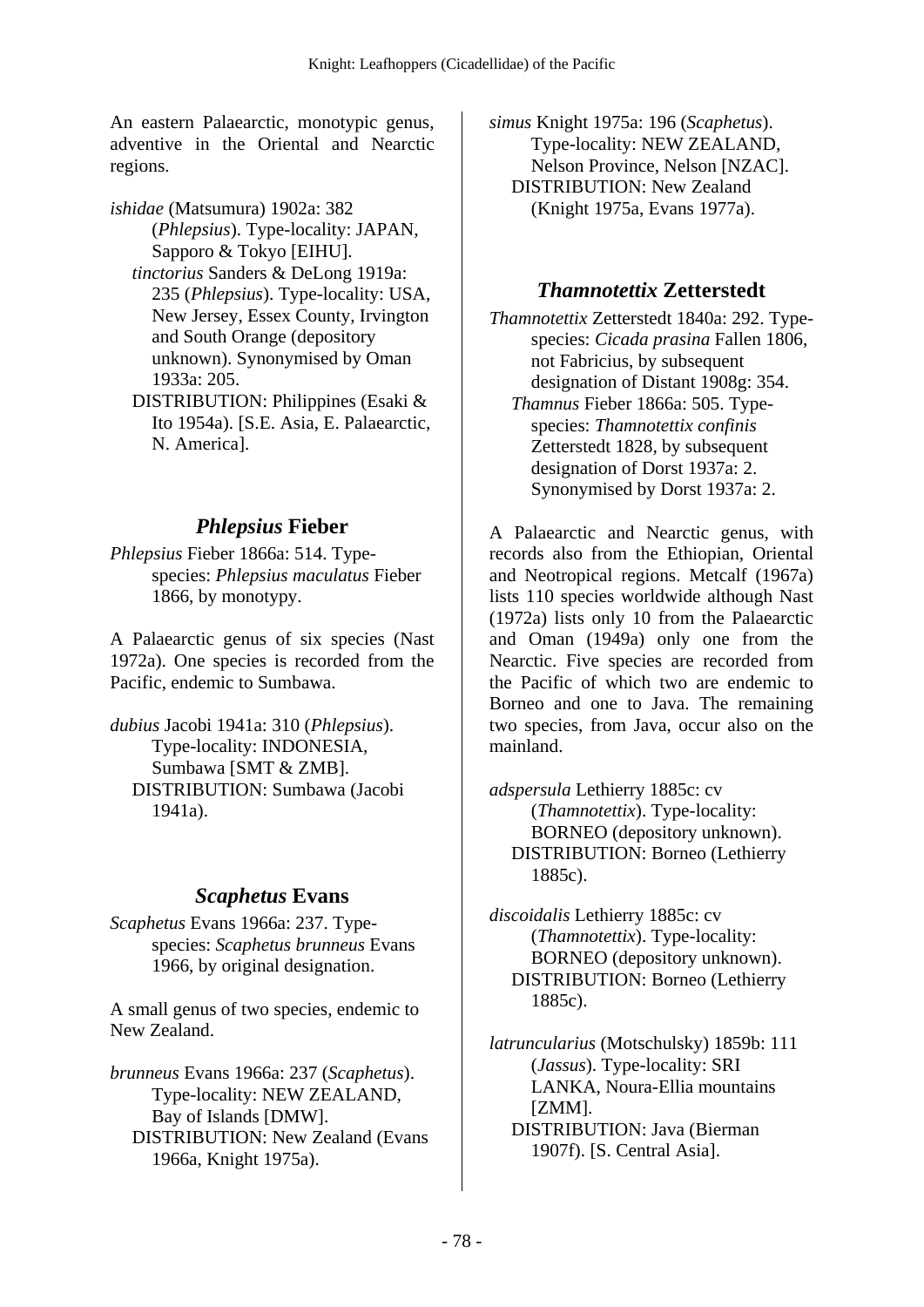An eastern Palaearctic, monotypic genus, adventive in the Oriental and Nearctic regions.

*ishidae* (Matsumura) 1902a: 382 (*Phlepsius*). Type-locality: JAPAN, Sapporo & Tokyo [EIHU].
*tinctorius* Sanders & DeLong 1919a: 235 (*Phlepsius*). Type-locality: USA, New Jersey, Essex County, Irvington and South Orange (depository unknown). Synonymised by Oman 1933a: 205.
DISTRIBUTION: Philippines (Esaki & Ito 1954a). [S.E. Asia, E. Palaearctic, N. America].

## *Phlepsius* Fieber

*Phlepsius* Fieber 1866a: 514. Type-species: *Phlepsius maculatus* Fieber 1866, by monotypy.

A Palaearctic genus of six species (Nast 1972a). One species is recorded from the Pacific, endemic to Sumbawa.

*dubius* Jacobi 1941a: 310 (*Phlepsius*). Type-locality: INDONESIA, Sumbawa [SMT & ZMB].
DISTRIBUTION: Sumbawa (Jacobi 1941a).

## *Scaphetus* Evans

*Scaphetus* Evans 1966a: 237. Type-species: *Scaphetus brunneus* Evans 1966, by original designation.

A small genus of two species, endemic to New Zealand.

*brunneus* Evans 1966a: 237 (*Scaphetus*). Type-locality: NEW ZEALAND, Bay of Islands [DMW].
DISTRIBUTION: New Zealand (Evans 1966a, Knight 1975a).

*simus* Knight 1975a: 196 (*Scaphetus*). Type-locality: NEW ZEALAND, Nelson Province, Nelson [NZAC].
DISTRIBUTION: New Zealand (Knight 1975a, Evans 1977a).

## *Thamnotettix* Zetterstedt

*Thamnotettix* Zetterstedt 1840a: 292. Type-species: *Cicada prasina* Fallen 1806, not Fabricius, by subsequent designation of Distant 1908g: 354.
*Thamnus* Fieber 1866a: 505. Type-species: *Thamnotettix confinis* Zetterstedt 1828, by subsequent designation of Dorst 1937a: 2. Synonymised by Dorst 1937a: 2.

A Palaearctic and Nearctic genus, with records also from the Ethiopian, Oriental and Neotropical regions. Metcalf (1967a) lists 110 species worldwide although Nast (1972a) lists only 10 from the Palaearctic and Oman (1949a) only one from the Nearctic. Five species are recorded from the Pacific of which two are endemic to Borneo and one to Java. The remaining two species, from Java, occur also on the mainland.

*adspersula* Lethierry 1885c: cv (*Thamnotettix*). Type-locality: BORNEO (depository unknown).
DISTRIBUTION: Borneo (Lethierry 1885c).

*discoidalis* Lethierry 1885c: cv (*Thamnotettix*). Type-locality: BORNEO (depository unknown).
DISTRIBUTION: Borneo (Lethierry 1885c).

*latruncularius* (Motschulsky) 1859b: 111 (*Jassus*). Type-locality: SRI LANKA, Noura-Ellia mountains [ZMM].
DISTRIBUTION: Java (Bierman 1907f). [S. Central Asia].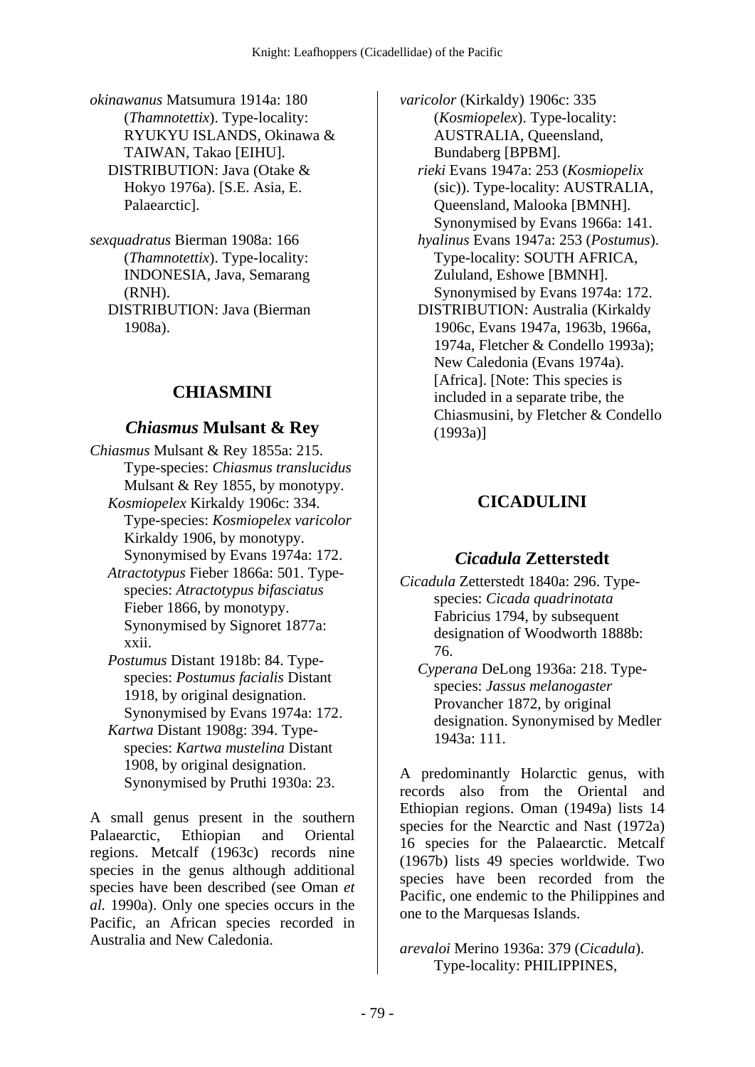*okinawanus* Matsumura 1914a: 180 (*Thamnotettix*). Type-locality: RYUKYU ISLANDS, Okinawa & TAIWAN, Takao [EIHU].
DISTRIBUTION: Java (Otake & Hokyo 1976a). [S.E. Asia, E. Palaearctic].

*sexquadratus* Bierman 1908a: 166 (*Thamnotettix*). Type-locality: INDONESIA, Java, Semarang (RNH).
DISTRIBUTION: Java (Bierman 1908a).

## CHIASMINI

### *Chiasmus* Mulsant & Rey

*Chiasmus* Mulsant & Rey 1855a: 215. Type-species: *Chiasmus translucidus* Mulsant & Rey 1855, by monotypy.
*Kosmiopelex* Kirkaldy 1906c: 334. Type-species: *Kosmiopelex varicolor* Kirkaldy 1906, by monotypy. Synonymised by Evans 1974a: 172.
*Atractotypus* Fieber 1866a: 501. Type-species: *Atractotypus bifasciatus* Fieber 1866, by monotypy. Synonymised by Signoret 1877a: xxii.
*Postumus* Distant 1918b: 84. Type-species: *Postumus facialis* Distant 1918, by original designation. Synonymised by Evans 1974a: 172.
*Kartwa* Distant 1908g: 394. Type-species: *Kartwa mustelina* Distant 1908, by original designation. Synonymised by Pruthi 1930a: 23.

A small genus present in the southern Palaearctic, Ethiopian and Oriental regions. Metcalf (1963c) records nine species in the genus although additional species have been described (see Oman *et al.* 1990a). Only one species occurs in the Pacific, an African species recorded in Australia and New Caledonia.

*varicolor* (Kirkaldy) 1906c: 335 (*Kosmiopelex*). Type-locality: AUSTRALIA, Queensland, Bundaberg [BPBM].
*rieki* Evans 1947a: 253 (*Kosmiopelix* (sic)). Type-locality: AUSTRALIA, Queensland, Malooka [BMNH]. Synonymised by Evans 1966a: 141.
*hyalinus* Evans 1947a: 253 (*Postumus*). Type-locality: SOUTH AFRICA, Zululand, Eshowe [BMNH]. Synonymised by Evans 1974a: 172.
DISTRIBUTION: Australia (Kirkaldy 1906c, Evans 1947a, 1963b, 1966a, 1974a, Fletcher & Condello 1993a); New Caledonia (Evans 1974a). [Africa]. [Note: This species is included in a separate tribe, the Chiasmusini, by Fletcher & Condello (1993a)]

## CICADULINI

### *Cicadula* Zetterstedt

*Cicadula* Zetterstedt 1840a: 296. Type-species: *Cicada quadrinotata* Fabricius 1794, by subsequent designation of Woodworth 1888b: 76.
*Cyperana* DeLong 1936a: 218. Type-species: *Jassus melanogaster* Provancher 1872, by original designation. Synonymised by Medler 1943a: 111.

A predominantly Holarctic genus, with records also from the Oriental and Ethiopian regions. Oman (1949a) lists 14 species for the Nearctic and Nast (1972a) 16 species for the Palaearctic. Metcalf (1967b) lists 49 species worldwide. Two species have been recorded from the Pacific, one endemic to the Philippines and one to the Marquesas Islands.

*arevaloi* Merino 1936a: 379 (*Cicadula*). Type-locality: PHILIPPINES,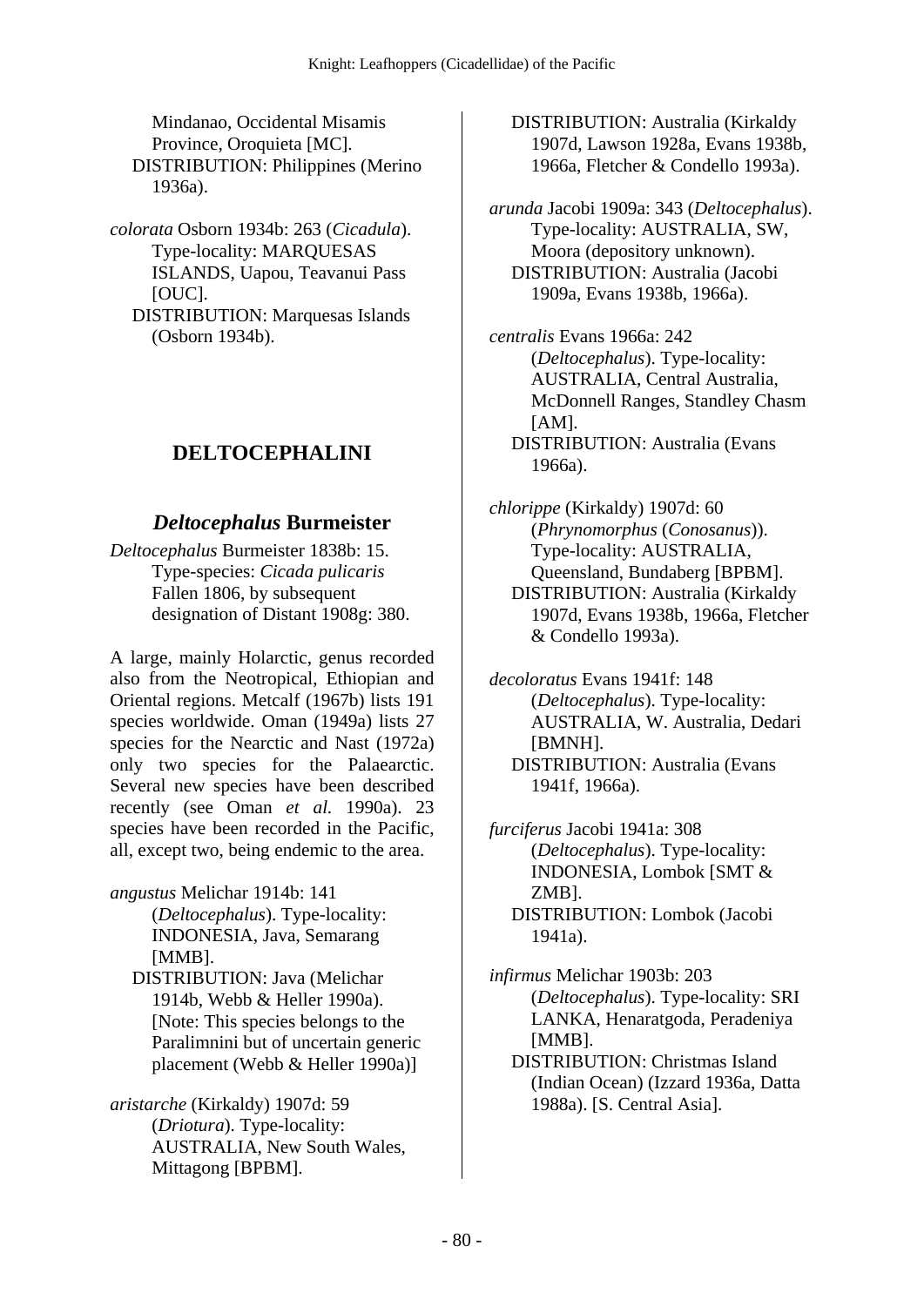Mindanao, Occidental Misamis Province, Oroquieta [MC].
DISTRIBUTION: Philippines (Merino 1936a).

*colorata* Osborn 1934b: 263 (*Cicadula*). Type-locality: MARQUESAS ISLANDS, Uapou, Teavanui Pass [OUC].
DISTRIBUTION: Marquesas Islands (Osborn 1934b).

## DELTOCEPHALINI

### *Deltocephalus* Burmeister

*Deltocephalus* Burmeister 1838b: 15. Type-species: *Cicada pulicaris* Fallen 1806, by subsequent designation of Distant 1908g: 380.

A large, mainly Holarctic, genus recorded also from the Neotropical, Ethiopian and Oriental regions. Metcalf (1967b) lists 191 species worldwide. Oman (1949a) lists 27 species for the Nearctic and Nast (1972a) only two species for the Palaearctic. Several new species have been described recently (see Oman *et al.* 1990a). 23 species have been recorded in the Pacific, all, except two, being endemic to the area.

*angustus* Melichar 1914b: 141 (*Deltocephalus*). Type-locality: INDONESIA, Java, Semarang [MMB].
DISTRIBUTION: Java (Melichar 1914b, Webb & Heller 1990a). [Note: This species belongs to the Paralimnini but of uncertain generic placement (Webb & Heller 1990a)]

*aristarche* (Kirkaldy) 1907d: 59 (*Driotura*). Type-locality: AUSTRALIA, New South Wales, Mittagong [BPBM].
DISTRIBUTION: Australia (Kirkaldy 1907d, Lawson 1928a, Evans 1938b, 1966a, Fletcher & Condello 1993a).

*arunda* Jacobi 1909a: 343 (*Deltocephalus*). Type-locality: AUSTRALIA, SW, Moora (depository unknown).
DISTRIBUTION: Australia (Jacobi 1909a, Evans 1938b, 1966a).

*centralis* Evans 1966a: 242 (*Deltocephalus*). Type-locality: AUSTRALIA, Central Australia, McDonnell Ranges, Standley Chasm [AM].
DISTRIBUTION: Australia (Evans 1966a).

*chlorippe* (Kirkaldy) 1907d: 60 (*Phrynomorphus* (*Conosanus*)). Type-locality: AUSTRALIA, Queensland, Bundaberg [BPBM].
DISTRIBUTION: Australia (Kirkaldy 1907d, Evans 1938b, 1966a, Fletcher & Condello 1993a).

*decoloratus* Evans 1941f: 148 (*Deltocephalus*). Type-locality: AUSTRALIA, W. Australia, Dedari [BMNH].
DISTRIBUTION: Australia (Evans 1941f, 1966a).

*furciferus* Jacobi 1941a: 308 (*Deltocephalus*). Type-locality: INDONESIA, Lombok [SMT & ZMB].
DISTRIBUTION: Lombok (Jacobi 1941a).

*infirmus* Melichar 1903b: 203 (*Deltocephalus*). Type-locality: SRI LANKA, Henaratgoda, Peradeniya [MMB].
DISTRIBUTION: Christmas Island (Indian Ocean) (Izzard 1936a, Datta 1988a). [S. Central Asia].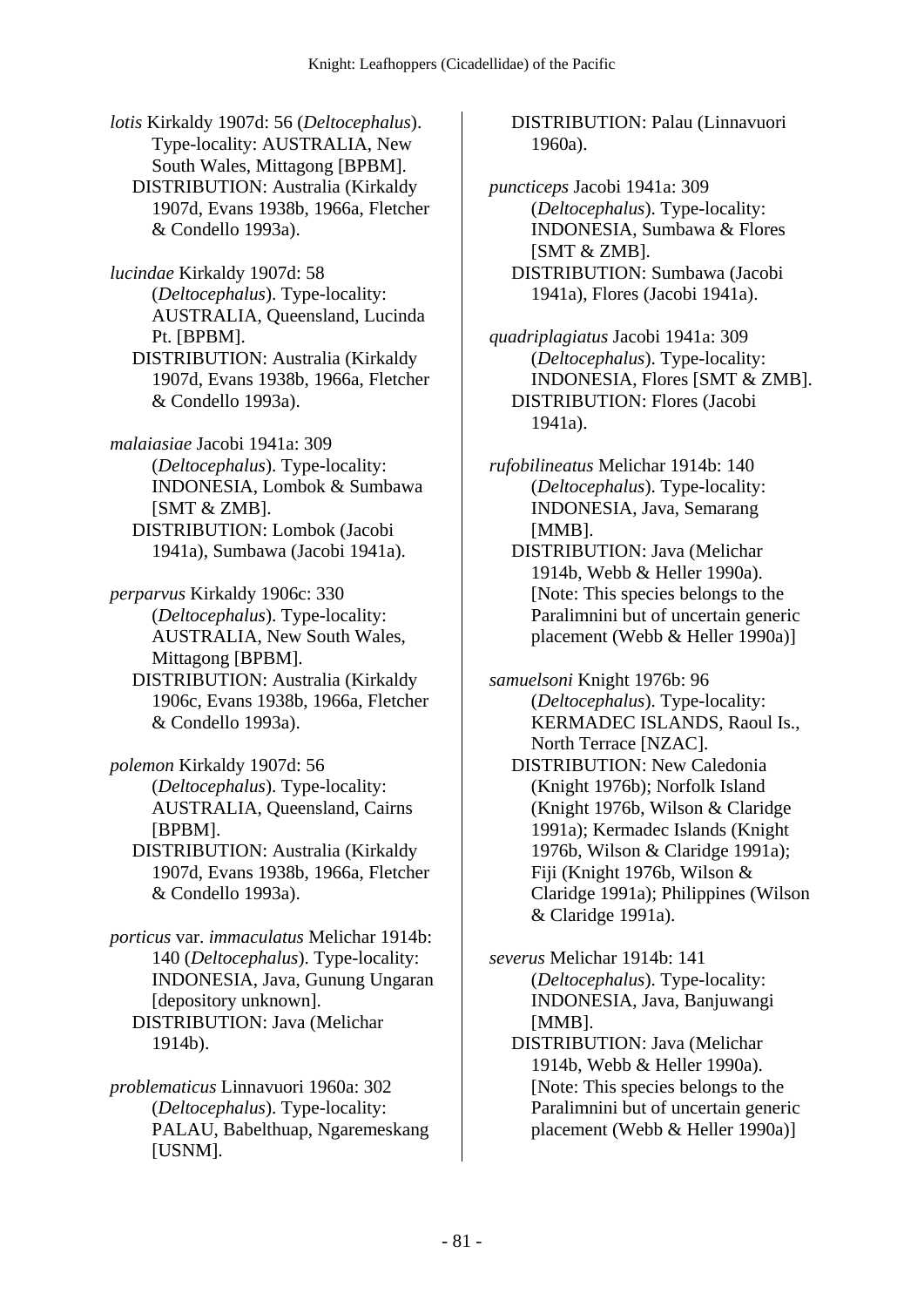*lotis* Kirkaldy 1907d: 56 (*Deltocephalus*). Type-locality: AUSTRALIA, New South Wales, Mittagong [BPBM].
DISTRIBUTION: Australia (Kirkaldy 1907d, Evans 1938b, 1966a, Fletcher & Condello 1993a).

*lucindae* Kirkaldy 1907d: 58 (*Deltocephalus*). Type-locality: AUSTRALIA, Queensland, Lucinda Pt. [BPBM].
DISTRIBUTION: Australia (Kirkaldy 1907d, Evans 1938b, 1966a, Fletcher & Condello 1993a).

*malaiasiae* Jacobi 1941a: 309 (*Deltocephalus*). Type-locality: INDONESIA, Lombok & Sumbawa [SMT & ZMB].
DISTRIBUTION: Lombok (Jacobi 1941a), Sumbawa (Jacobi 1941a).

*perparvus* Kirkaldy 1906c: 330 (*Deltocephalus*). Type-locality: AUSTRALIA, New South Wales, Mittagong [BPBM].
DISTRIBUTION: Australia (Kirkaldy 1906c, Evans 1938b, 1966a, Fletcher & Condello 1993a).

*polemon* Kirkaldy 1907d: 56 (*Deltocephalus*). Type-locality: AUSTRALIA, Queensland, Cairns [BPBM].
DISTRIBUTION: Australia (Kirkaldy 1907d, Evans 1938b, 1966a, Fletcher & Condello 1993a).

*porticus* var. *immaculatus* Melichar 1914b: 140 (*Deltocephalus*). Type-locality: INDONESIA, Java, Gunung Ungaran [depository unknown].
DISTRIBUTION: Java (Melichar 1914b).

*problematicus* Linnavuori 1960a: 302 (*Deltocephalus*). Type-locality: PALAU, Babelthuap, Ngaremeskang [USNM].
DISTRIBUTION: Palau (Linnavuori 1960a).

*puncticeps* Jacobi 1941a: 309 (*Deltocephalus*). Type-locality: INDONESIA, Sumbawa & Flores [SMT & ZMB].
DISTRIBUTION: Sumbawa (Jacobi 1941a), Flores (Jacobi 1941a).

*quadriplagiatus* Jacobi 1941a: 309 (*Deltocephalus*). Type-locality: INDONESIA, Flores [SMT & ZMB].
DISTRIBUTION: Flores (Jacobi 1941a).

*rufobilineatus* Melichar 1914b: 140 (*Deltocephalus*). Type-locality: INDONESIA, Java, Semarang [MMB].
DISTRIBUTION: Java (Melichar 1914b, Webb & Heller 1990a). [Note: This species belongs to the Paralimnini but of uncertain generic placement (Webb & Heller 1990a)]

*samuelsoni* Knight 1976b: 96 (*Deltocephalus*). Type-locality: KERMADEC ISLANDS, Raoul Is., North Terrace [NZAC].
DISTRIBUTION: New Caledonia (Knight 1976b); Norfolk Island (Knight 1976b, Wilson & Claridge 1991a); Kermadec Islands (Knight 1976b, Wilson & Claridge 1991a); Fiji (Knight 1976b, Wilson & Claridge 1991a); Philippines (Wilson & Claridge 1991a).

*severus* Melichar 1914b: 141 (*Deltocephalus*). Type-locality: INDONESIA, Java, Banjuwangi [MMB].
DISTRIBUTION: Java (Melichar 1914b, Webb & Heller 1990a). [Note: This species belongs to the Paralimnini but of uncertain generic placement (Webb & Heller 1990a)]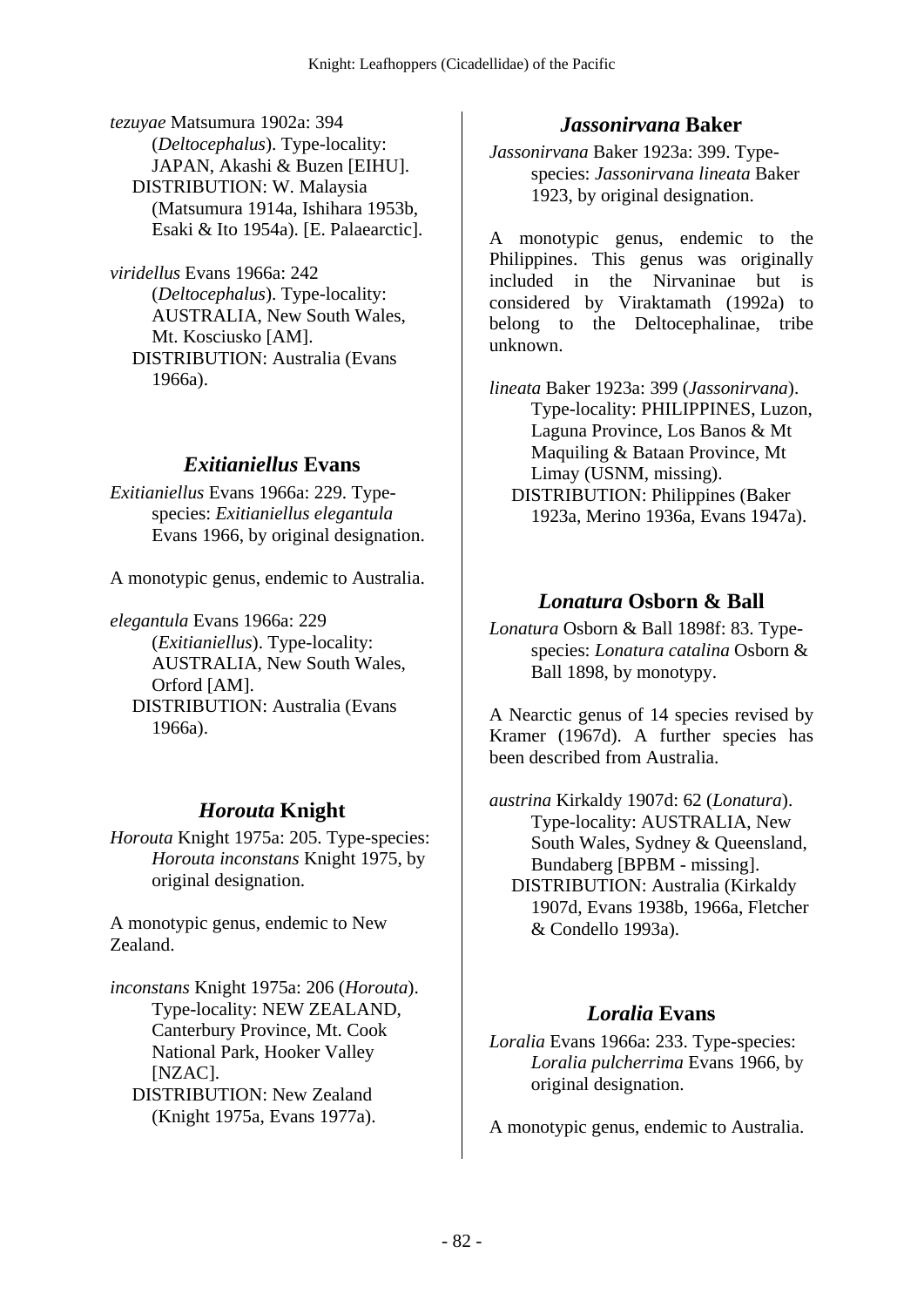*tezuyae* Matsumura 1902a: 394 (*Deltocephalus*). Type-locality: JAPAN, Akashi & Buzen [EIHU].
DISTRIBUTION: W. Malaysia (Matsumura 1914a, Ishihara 1953b, Esaki & Ito 1954a). [E. Palaearctic].

*viridellus* Evans 1966a: 242 (*Deltocephalus*). Type-locality: AUSTRALIA, New South Wales, Mt. Kosciusko [AM].
DISTRIBUTION: Australia (Evans 1966a).

## *Exitianiellus* Evans

*Exitianiellus* Evans 1966a: 229. Type-species: *Exitianiellus elegantula* Evans 1966, by original designation.

A monotypic genus, endemic to Australia.

*elegantula* Evans 1966a: 229 (*Exitianiellus*). Type-locality: AUSTRALIA, New South Wales, Orford [AM].
DISTRIBUTION: Australia (Evans 1966a).

## *Horouta* Knight

*Horouta* Knight 1975a: 205. Type-species: *Horouta inconstans* Knight 1975, by original designation.

A monotypic genus, endemic to New Zealand.

*inconstans* Knight 1975a: 206 (*Horouta*). Type-locality: NEW ZEALAND, Canterbury Province, Mt. Cook National Park, Hooker Valley [NZAC].
DISTRIBUTION: New Zealand (Knight 1975a, Evans 1977a).

## *Jassonirvana* Baker

*Jassonirvana* Baker 1923a: 399. Type-species: *Jassonirvana lineata* Baker 1923, by original designation.

A monotypic genus, endemic to the Philippines. This genus was originally included in the Nirvaninae but is considered by Viraktamath (1992a) to belong to the Deltocephalinae, tribe unknown.

*lineata* Baker 1923a: 399 (*Jassonirvana*). Type-locality: PHILIPPINES, Luzon, Laguna Province, Los Banos & Mt Maquiling & Bataan Province, Mt Limay (USNM, missing).
DISTRIBUTION: Philippines (Baker 1923a, Merino 1936a, Evans 1947a).

## *Lonatura* Osborn & Ball

*Lonatura* Osborn & Ball 1898f: 83. Type-species: *Lonatura catalina* Osborn & Ball 1898, by monotypy.

A Nearctic genus of 14 species revised by Kramer (1967d). A further species has been described from Australia.

*austrina* Kirkaldy 1907d: 62 (*Lonatura*). Type-locality: AUSTRALIA, New South Wales, Sydney & Queensland, Bundaberg [BPBM - missing].
DISTRIBUTION: Australia (Kirkaldy 1907d, Evans 1938b, 1966a, Fletcher & Condello 1993a).

## *Loralia* Evans

*Loralia* Evans 1966a: 233. Type-species: *Loralia pulcherrima* Evans 1966, by original designation.

A monotypic genus, endemic to Australia.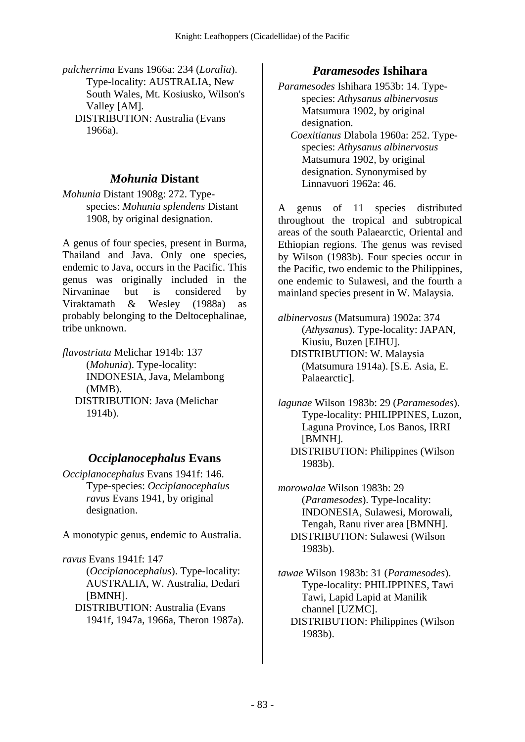*pulcherrima* Evans 1966a: 234 (*Loralia*). Type-locality: AUSTRALIA, New South Wales, Mt. Kosiusko, Wilson's Valley [AM].
DISTRIBUTION: Australia (Evans 1966a).

## *Mohunia* Distant

*Mohunia* Distant 1908g: 272. Type-species: *Mohunia splendens* Distant 1908, by original designation.

A genus of four species, present in Burma, Thailand and Java. Only one species, endemic to Java, occurs in the Pacific. This genus was originally included in the Nirvaninae but is considered by Viraktamath & Wesley (1988a) as probably belonging to the Deltocephalinae, tribe unknown.

*flavostriata* Melichar 1914b: 137 (*Mohunia*). Type-locality: INDONESIA, Java, Melambong (MMB).
DISTRIBUTION: Java (Melichar 1914b).

## *Occiplanocephalus* Evans

*Occiplanocephalus* Evans 1941f: 146. Type-species: *Occiplanocephalus ravus* Evans 1941, by original designation.

A monotypic genus, endemic to Australia.

*ravus* Evans 1941f: 147 (*Occiplanocephalus*). Type-locality: AUSTRALIA, W. Australia, Dedari [BMNH].
DISTRIBUTION: Australia (Evans 1941f, 1947a, 1966a, Theron 1987a).

## *Paramesodes* Ishihara

*Paramesodes* Ishihara 1953b: 14. Type-species: *Athysanus albinervosus* Matsumura 1902, by original designation.
*Coexitianus* Dlabola 1960a: 252. Type-species: *Athysanus albinervosus* Matsumura 1902, by original designation. Synonymised by Linnavuori 1962a: 46.

A genus of 11 species distributed throughout the tropical and subtropical areas of the south Palaearctic, Oriental and Ethiopian regions. The genus was revised by Wilson (1983b). Four species occur in the Pacific, two endemic to the Philippines, one endemic to Sulawesi, and the fourth a mainland species present in W. Malaysia.

*albinervosus* (Matsumura) 1902a: 374 (*Athysanus*). Type-locality: JAPAN, Kiusiu, Buzen [EIHU].
DISTRIBUTION: W. Malaysia (Matsumura 1914a). [S.E. Asia, E. Palaearctic].

*lagunae* Wilson 1983b: 29 (*Paramesodes*). Type-locality: PHILIPPINES, Luzon, Laguna Province, Los Banos, IRRI [BMNH].
DISTRIBUTION: Philippines (Wilson 1983b).

*morowalae* Wilson 1983b: 29 (*Paramesodes*). Type-locality: INDONESIA, Sulawesi, Morowali, Tengah, Ranu river area [BMNH].
DISTRIBUTION: Sulawesi (Wilson 1983b).

*tawae* Wilson 1983b: 31 (*Paramesodes*). Type-locality: PHILIPPINES, Tawi Tawi, Lapid Lapid at Manilik channel [UZMC].
DISTRIBUTION: Philippines (Wilson 1983b).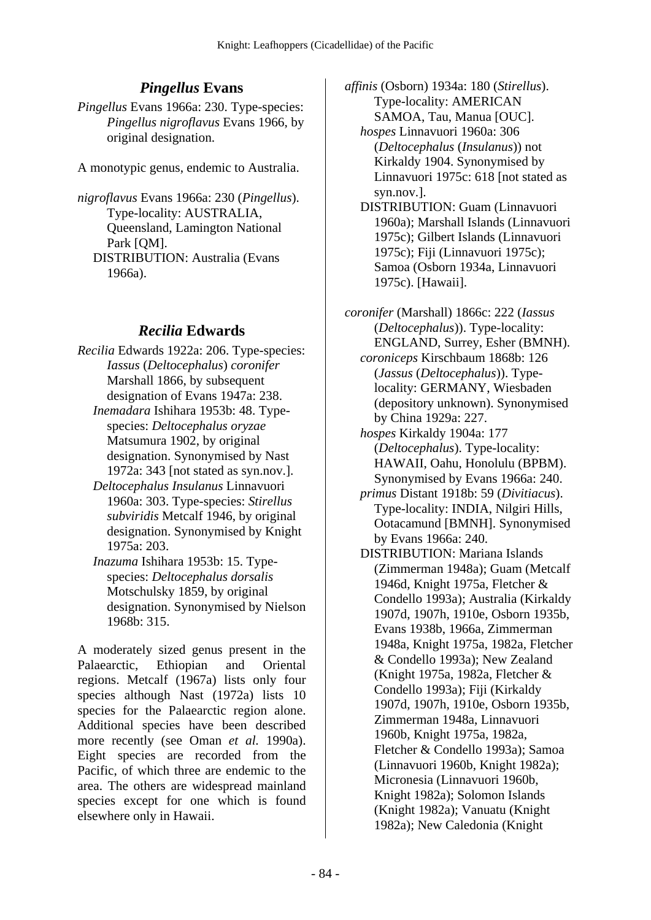## *Pingellus* Evans

*Pingellus* Evans 1966a: 230. Type-species: *Pingellus nigroflavus* Evans 1966, by original designation.

A monotypic genus, endemic to Australia.

*nigroflavus* Evans 1966a: 230 (*Pingellus*). Type-locality: AUSTRALIA, Queensland, Lamington National Park [QM].
DISTRIBUTION: Australia (Evans 1966a).

## *Recilia* Edwards

*Recilia* Edwards 1922a: 206. Type-species: *Iassus* (*Deltocephalus*) *coronifer* Marshall 1866, by subsequent designation of Evans 1947a: 238.
*Inemadara* Ishihara 1953b: 48. Type-species: *Deltocephalus oryzae* Matsumura 1902, by original designation. Synonymised by Nast 1972a: 343 [not stated as syn.nov.].
*Deltocephalus Insulanus* Linnavuori 1960a: 303. Type-species: *Stirellus subviridis* Metcalf 1946, by original designation. Synonymised by Knight 1975a: 203.
*Inazuma* Ishihara 1953b: 15. Type-species: *Deltocephalus dorsalis* Motschulsky 1859, by original designation. Synonymised by Nielson 1968b: 315.

A moderately sized genus present in the Palaearctic, Ethiopian and Oriental regions. Metcalf (1967a) lists only four species although Nast (1972a) lists 10 species for the Palaearctic region alone. Additional species have been described more recently (see Oman *et al.* 1990a). Eight species are recorded from the Pacific, of which three are endemic to the area. The others are widespread mainland species except for one which is found elsewhere only in Hawaii.

*affinis* (Osborn) 1934a: 180 (*Stirellus*). Type-locality: AMERICAN SAMOA, Tau, Manua [OUC].
*hospes* Linnavuori 1960a: 306 (*Deltocephalus* (*Insulanus*)) not Kirkaldy 1904. Synonymised by Linnavuori 1975c: 618 [not stated as syn.nov.].
DISTRIBUTION: Guam (Linnavuori 1960a); Marshall Islands (Linnavuori 1975c); Gilbert Islands (Linnavuori 1975c); Fiji (Linnavuori 1975c); Samoa (Osborn 1934a, Linnavuori 1975c). [Hawaii].

*coronifer* (Marshall) 1866c: 222 (*Iassus* (*Deltocephalus*)). Type-locality: ENGLAND, Surrey, Esher (BMNH).
*coroniceps* Kirschbaum 1868b: 126 (*Jassus* (*Deltocephalus*)). Type-locality: GERMANY, Wiesbaden (depository unknown). Synonymised by China 1929a: 227.
*hospes* Kirkaldy 1904a: 177 (*Deltocephalus*). Type-locality: HAWAII, Oahu, Honolulu (BPBM). Synonymised by Evans 1966a: 240.
*primus* Distant 1918b: 59 (*Divitiacus*). Type-locality: INDIA, Nilgiri Hills, Ootacamund [BMNH]. Synonymised by Evans 1966a: 240.
DISTRIBUTION: Mariana Islands (Zimmerman 1948a); Guam (Metcalf 1946d, Knight 1975a, Fletcher & Condello 1993a); Australia (Kirkaldy 1907d, 1907h, 1910e, Osborn 1935b, Evans 1938b, 1966a, Zimmerman 1948a, Knight 1975a, 1982a, Fletcher & Condello 1993a); New Zealand (Knight 1975a, 1982a, Fletcher & Condello 1993a); Fiji (Kirkaldy 1907d, 1907h, 1910e, Osborn 1935b, Zimmerman 1948a, Linnavuori 1960b, Knight 1975a, 1982a, Fletcher & Condello 1993a); Samoa (Linnavuori 1960b, Knight 1982a); Micronesia (Linnavuori 1960b, Knight 1982a); Solomon Islands (Knight 1982a); Vanuatu (Knight 1982a); New Caledonia (Knight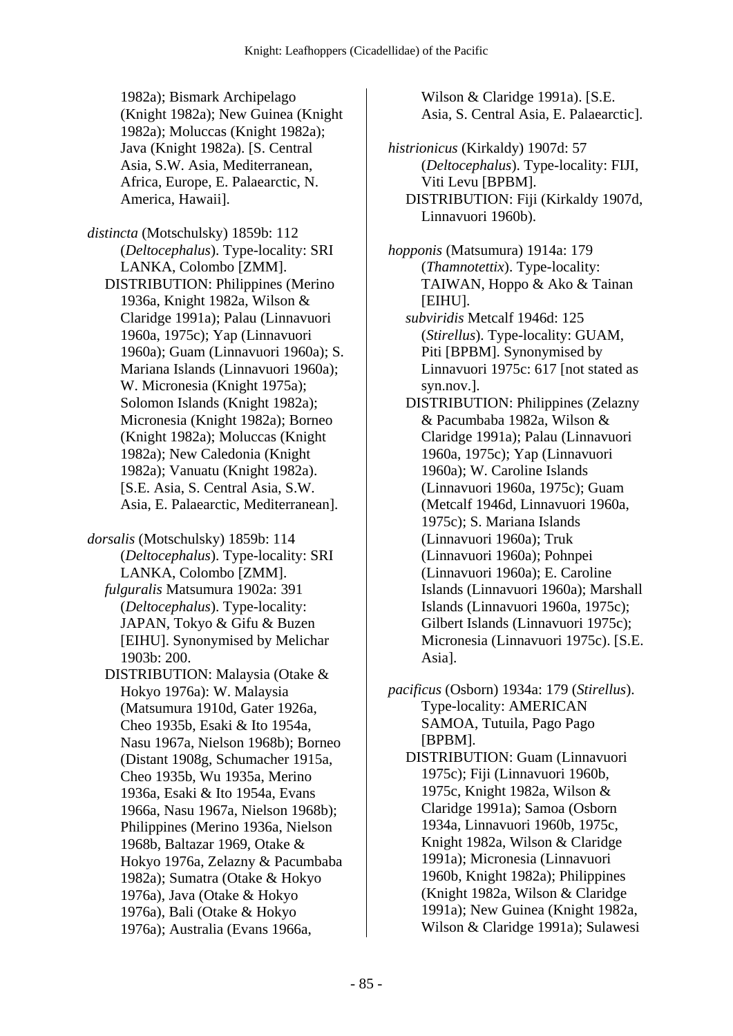1982a); Bismark Archipelago (Knight 1982a); New Guinea (Knight 1982a); Moluccas (Knight 1982a); Java (Knight 1982a). [S. Central Asia, S.W. Asia, Mediterranean, Africa, Europe, E. Palaearctic, N. America, Hawaii].

*distincta* (Motschulsky) 1859b: 112 (*Deltocephalus*). Type-locality: SRI LANKA, Colombo [ZMM].
DISTRIBUTION: Philippines (Merino 1936a, Knight 1982a, Wilson & Claridge 1991a); Palau (Linnavuori 1960a, 1975c); Yap (Linnavuori 1960a); Guam (Linnavuori 1960a); S. Mariana Islands (Linnavuori 1960a); W. Micronesia (Knight 1975a); Solomon Islands (Knight 1982a); Micronesia (Knight 1982a); Borneo (Knight 1982a); Moluccas (Knight 1982a); New Caledonia (Knight 1982a); Vanuatu (Knight 1982a). [S.E. Asia, S. Central Asia, S.W. Asia, E. Palaearctic, Mediterranean].

*dorsalis* (Motschulsky) 1859b: 114 (*Deltocephalus*). Type-locality: SRI LANKA, Colombo [ZMM].
*fulguralis* Matsumura 1902a: 391 (*Deltocephalus*). Type-locality: JAPAN, Tokyo & Gifu & Buzen [EIHU]. Synonymised by Melichar 1903b: 200.
DISTRIBUTION: Malaysia (Otake & Hokyo 1976a): W. Malaysia (Matsumura 1910d, Gater 1926a, Cheo 1935b, Esaki & Ito 1954a, Nasu 1967a, Nielson 1968b); Borneo (Distant 1908g, Schumacher 1915a, Cheo 1935b, Wu 1935a, Merino 1936a, Esaki & Ito 1954a, Evans 1966a, Nasu 1967a, Nielson 1968b); Philippines (Merino 1936a, Nielson 1968b, Baltazar 1969, Otake & Hokyo 1976a, Zelazny & Pacumbaba 1982a); Sumatra (Otake & Hokyo 1976a), Java (Otake & Hokyo 1976a), Bali (Otake & Hokyo 1976a); Australia (Evans 1966a, Wilson & Claridge 1991a). [S.E. Asia, S. Central Asia, E. Palaearctic].

*histrionicus* (Kirkaldy) 1907d: 57 (*Deltocephalus*). Type-locality: FIJI, Viti Levu [BPBM].
DISTRIBUTION: Fiji (Kirkaldy 1907d, Linnavuori 1960b).

*hopponis* (Matsumura) 1914a: 179 (*Thamnotettix*). Type-locality: TAIWAN, Hoppo & Ako & Tainan [EIHU].
*subviridis* Metcalf 1946d: 125 (*Stirellus*). Type-locality: GUAM, Piti [BPBM]. Synonymised by Linnavuori 1975c: 617 [not stated as syn.nov.].
DISTRIBUTION: Philippines (Zelazny & Pacumbaba 1982a, Wilson & Claridge 1991a); Palau (Linnavuori 1960a, 1975c); Yap (Linnavuori 1960a); W. Caroline Islands (Linnavuori 1960a, 1975c); Guam (Metcalf 1946d, Linnavuori 1960a, 1975c); S. Mariana Islands (Linnavuori 1960a); Truk (Linnavuori 1960a); Pohnpei (Linnavuori 1960a); E. Caroline Islands (Linnavuori 1960a); Marshall Islands (Linnavuori 1960a, 1975c); Gilbert Islands (Linnavuori 1975c); Micronesia (Linnavuori 1975c). [S.E. Asia].

*pacificus* (Osborn) 1934a: 179 (*Stirellus*). Type-locality: AMERICAN SAMOA, Tutuila, Pago Pago [BPBM].
DISTRIBUTION: Guam (Linnavuori 1975c); Fiji (Linnavuori 1960b, 1975c, Knight 1982a, Wilson & Claridge 1991a); Samoa (Osborn 1934a, Linnavuori 1960b, 1975c, Knight 1982a, Wilson & Claridge 1991a); Micronesia (Linnavuori 1960b, Knight 1982a); Philippines (Knight 1982a, Wilson & Claridge 1991a); New Guinea (Knight 1982a, Wilson & Claridge 1991a); Sulawesi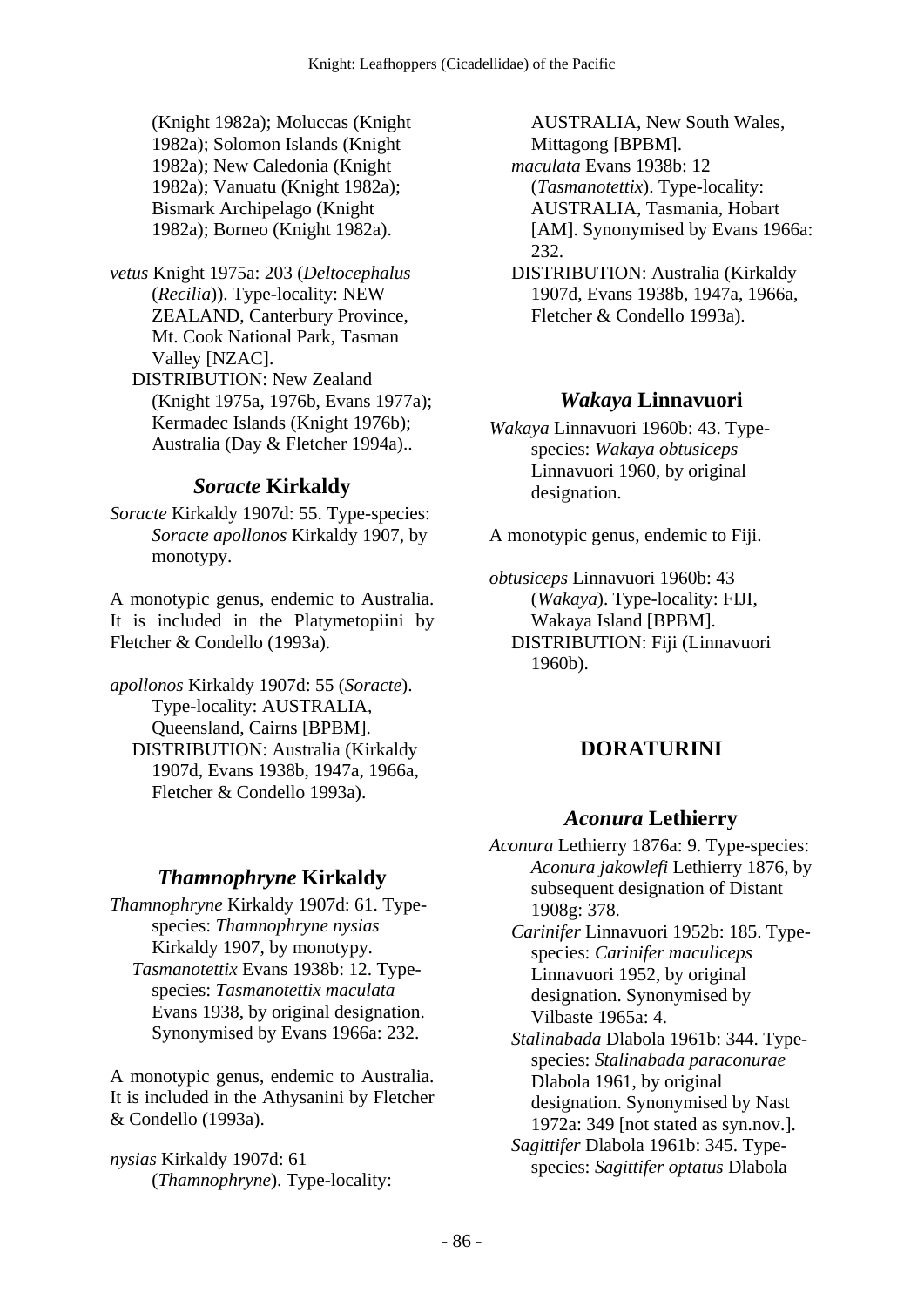(Knight 1982a); Moluccas (Knight 1982a); Solomon Islands (Knight 1982a); New Caledonia (Knight 1982a); Vanuatu (Knight 1982a); Bismark Archipelago (Knight 1982a); Borneo (Knight 1982a).

*vetus* Knight 1975a: 203 (*Deltocephalus* (*Recilia*)). Type-locality: NEW ZEALAND, Canterbury Province, Mt. Cook National Park, Tasman Valley [NZAC].
DISTRIBUTION: New Zealand (Knight 1975a, 1976b, Evans 1977a); Kermadec Islands (Knight 1976b); Australia (Day & Fletcher 1994a)..

### *Soracte* Kirkaldy

*Soracte* Kirkaldy 1907d: 55. Type-species: *Soracte apollonos* Kirkaldy 1907, by monotypy.

A monotypic genus, endemic to Australia. It is included in the Platymetopiini by Fletcher & Condello (1993a).

*apollonos* Kirkaldy 1907d: 55 (*Soracte*). Type-locality: AUSTRALIA, Queensland, Cairns [BPBM].
DISTRIBUTION: Australia (Kirkaldy 1907d, Evans 1938b, 1947a, 1966a, Fletcher & Condello 1993a).

### *Thamnophryne* Kirkaldy

*Thamnophryne* Kirkaldy 1907d: 61. Type-species: *Thamnophryne nysias* Kirkaldy 1907, by monotypy.
*Tasmanotettix* Evans 1938b: 12. Type-species: *Tasmanotettix maculata* Evans 1938, by original designation. Synonymised by Evans 1966a: 232.

A monotypic genus, endemic to Australia. It is included in the Athysanini by Fletcher & Condello (1993a).

*nysias* Kirkaldy 1907d: 61 (*Thamnophryne*). Type-locality: AUSTRALIA, New South Wales, Mittagong [BPBM].
*maculata* Evans 1938b: 12 (*Tasmanotettix*). Type-locality: AUSTRALIA, Tasmania, Hobart [AM]. Synonymised by Evans 1966a: 232.
DISTRIBUTION: Australia (Kirkaldy 1907d, Evans 1938b, 1947a, 1966a, Fletcher & Condello 1993a).

### *Wakaya* Linnavuori

*Wakaya* Linnavuori 1960b: 43. Type-species: *Wakaya obtusiceps* Linnavuori 1960, by original designation.

A monotypic genus, endemic to Fiji.

*obtusiceps* Linnavuori 1960b: 43 (*Wakaya*). Type-locality: FIJI, Wakaya Island [BPBM].
DISTRIBUTION: Fiji (Linnavuori 1960b).

## DORATURINI

### *Aconura* Lethierry

*Aconura* Lethierry 1876a: 9. Type-species: *Aconura jakowlefi* Lethierry 1876, by subsequent designation of Distant 1908g: 378.
*Carinifer* Linnavuori 1952b: 185. Type-species: *Carinifer maculiceps* Linnavuori 1952, by original designation. Synonymised by Vilbaste 1965a: 4.
*Stalinabada* Dlabola 1961b: 344. Type-species: *Stalinabada paraconurae* Dlabola 1961, by original designation. Synonymised by Nast 1972a: 349 [not stated as syn.nov.].
*Sagittifer* Dlabola 1961b: 345. Type-species: *Sagittifer optatus* Dlabola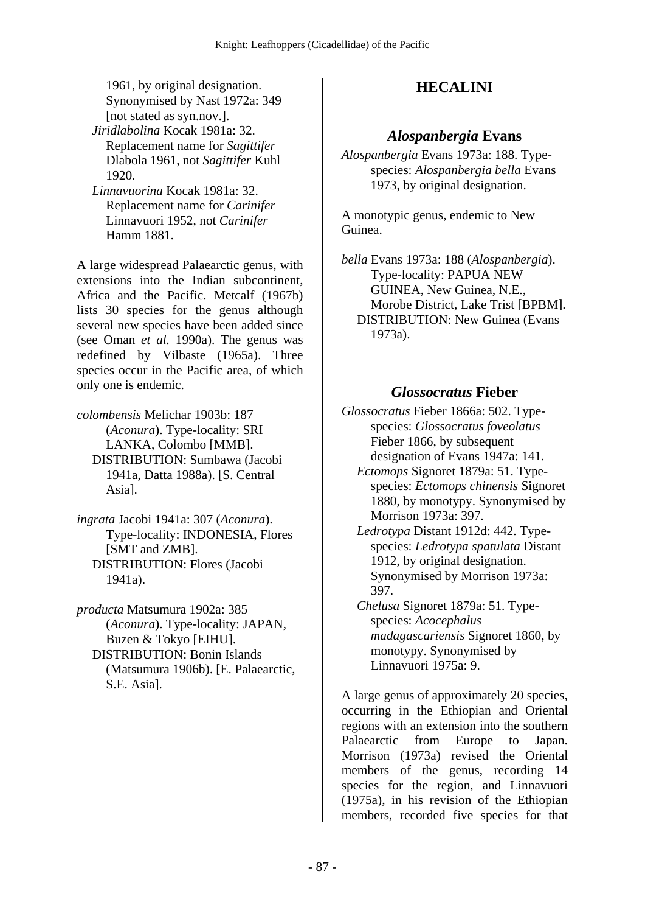1961, by original designation. Synonymised by Nast 1972a: 349 [not stated as syn.nov.].

*Jiridlabolina* Kocak 1981a: 32. Replacement name for *Sagittifer* Dlabola 1961, not *Sagittifer* Kuhl 1920.

*Linnavuorina* Kocak 1981a: 32. Replacement name for *Carinifer* Linnavuori 1952, not *Carinifer* Hamm 1881.

A large widespread Palaearctic genus, with extensions into the Indian subcontinent, Africa and the Pacific. Metcalf (1967b) lists 30 species for the genus although several new species have been added since (see Oman *et al.* 1990a). The genus was redefined by Vilbaste (1965a). Three species occur in the Pacific area, of which only one is endemic.

*colombensis* Melichar 1903b: 187 (*Aconura*). Type-locality: SRI LANKA, Colombo [MMB].
DISTRIBUTION: Sumbawa (Jacobi 1941a, Datta 1988a). [S. Central Asia].

*ingrata* Jacobi 1941a: 307 (*Aconura*). Type-locality: INDONESIA, Flores [SMT and ZMB].
DISTRIBUTION: Flores (Jacobi 1941a).

*producta* Matsumura 1902a: 385 (*Aconura*). Type-locality: JAPAN, Buzen & Tokyo [EIHU].
DISTRIBUTION: Bonin Islands (Matsumura 1906b). [E. Palaearctic, S.E. Asia].

## HECALINI

### *Alospanbergia* Evans

*Alospanbergia* Evans 1973a: 188. Type-species: *Alospanbergia bella* Evans 1973, by original designation.

A monotypic genus, endemic to New Guinea.

*bella* Evans 1973a: 188 (*Alospanbergia*). Type-locality: PAPUA NEW GUINEA, New Guinea, N.E., Morobe District, Lake Trist [BPBM].
DISTRIBUTION: New Guinea (Evans 1973a).

### *Glossocratus* Fieber

*Glossocratus* Fieber 1866a: 502. Type-species: *Glossocratus foveolatus* Fieber 1866, by subsequent designation of Evans 1947a: 141.

*Ectomops* Signoret 1879a: 51. Type-species: *Ectomops chinensis* Signoret 1880, by monotypy. Synonymised by Morrison 1973a: 397.

*Ledrotypa* Distant 1912d: 442. Type-species: *Ledrotypa spatulata* Distant 1912, by original designation. Synonymised by Morrison 1973a: 397.

*Chelusa* Signoret 1879a: 51. Type-species: *Acocephalus madagascariensis* Signoret 1860, by monotypy. Synonymised by Linnavuori 1975a: 9.

A large genus of approximately 20 species, occurring in the Ethiopian and Oriental regions with an extension into the southern Palaearctic from Europe to Japan. Morrison (1973a) revised the Oriental members of the genus, recording 14 species for the region, and Linnavuori (1975a), in his revision of the Ethiopian members, recorded five species for that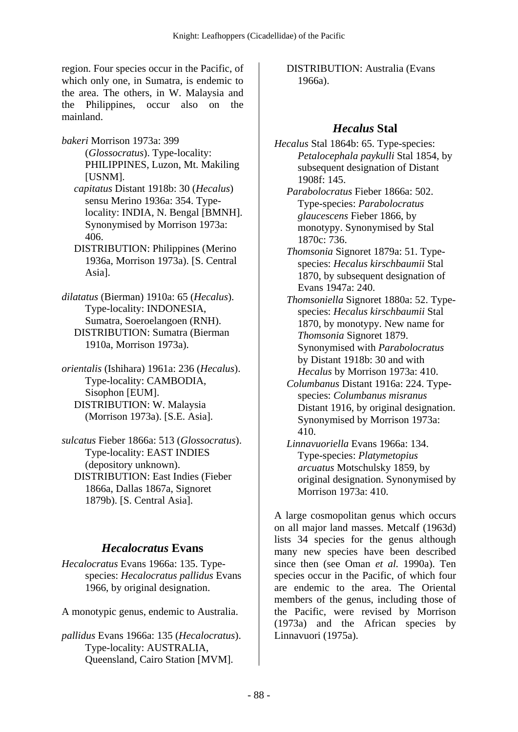region. Four species occur in the Pacific, of which only one, in Sumatra, is endemic to the area. The others, in W. Malaysia and the Philippines, occur also on the mainland.

*bakeri* Morrison 1973a: 399 (*Glossocratus*). Type-locality: PHILIPPINES, Luzon, Mt. Makiling [USNM].
*capitatus* Distant 1918b: 30 (*Hecalus*) sensu Merino 1936a: 354. Type-locality: INDIA, N. Bengal [BMNH]. Synonymised by Morrison 1973a: 406.
DISTRIBUTION: Philippines (Merino 1936a, Morrison 1973a). [S. Central Asia].

*dilatatus* (Bierman) 1910a: 65 (*Hecalus*). Type-locality: INDONESIA, Sumatra, Soeroelangoen (RNH).
DISTRIBUTION: Sumatra (Bierman 1910a, Morrison 1973a).

*orientalis* (Ishihara) 1961a: 236 (*Hecalus*). Type-locality: CAMBODIA, Sisophon [EUM].
DISTRIBUTION: W. Malaysia (Morrison 1973a). [S.E. Asia].

*sulcatus* Fieber 1866a: 513 (*Glossocratus*). Type-locality: EAST INDIES (depository unknown).
DISTRIBUTION: East Indies (Fieber 1866a, Dallas 1867a, Signoret 1879b). [S. Central Asia].

## *Hecalocratus* Evans

*Hecalocratus* Evans 1966a: 135. Type-species: *Hecalocratus pallidus* Evans 1966, by original designation.

A monotypic genus, endemic to Australia.

*pallidus* Evans 1966a: 135 (*Hecalocratus*). Type-locality: AUSTRALIA, Queensland, Cairo Station [MVM].
DISTRIBUTION: Australia (Evans 1966a).

## *Hecalus* Stal

*Hecalus* Stal 1864b: 65. Type-species: *Petalocephala paykulli* Stal 1854, by subsequent designation of Distant 1908f: 145.
*Parabolocratus* Fieber 1866a: 502. Type-species: *Parabolocratus glaucescens* Fieber 1866, by monotypy. Synonymised by Stal 1870c: 736.
*Thomsonia* Signoret 1879a: 51. Type-species: *Hecalus kirschbaumii* Stal 1870, by subsequent designation of Evans 1947a: 240.
*Thomsoniella* Signoret 1880a: 52. Type-species: *Hecalus kirschbaumii* Stal 1870, by monotypy. New name for *Thomsonia* Signoret 1879. Synonymised with *Parabolocratus* by Distant 1918b: 30 and with *Hecalus* by Morrison 1973a: 410.
*Columbanus* Distant 1916a: 224. Type-species: *Columbanus misranus* Distant 1916, by original designation. Synonymised by Morrison 1973a: 410.
*Linnavuoriella* Evans 1966a: 134. Type-species: *Platymetopius arcuatus* Motschulsky 1859, by original designation. Synonymised by Morrison 1973a: 410.

A large cosmopolitan genus which occurs on all major land masses. Metcalf (1963d) lists 34 species for the genus although many new species have been described since then (see Oman *et al.* 1990a). Ten species occur in the Pacific, of which four are endemic to the area. The Oriental members of the genus, including those of the Pacific, were revised by Morrison (1973a) and the African species by Linnavuori (1975a).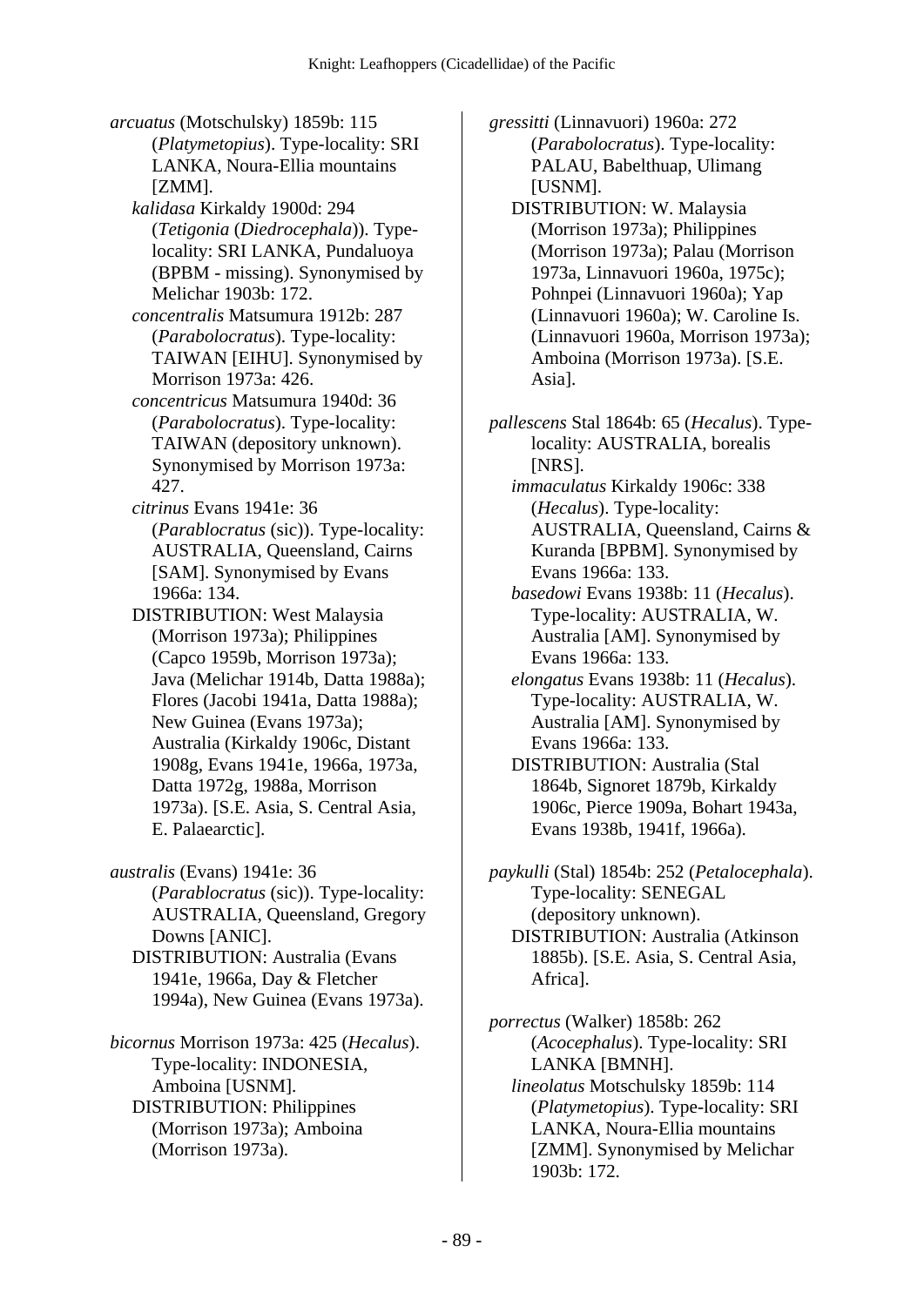*arcuatus* (Motschulsky) 1859b: 115 (*Platymetopius*). Type-locality: SRI LANKA, Noura-Ellia mountains [ZMM].

*kalidasa* Kirkaldy 1900d: 294 (*Tetigonia* (*Diedrocephala*)). Type-locality: SRI LANKA, Pundaluoya (BPBM - missing). Synonymised by Melichar 1903b: 172.

*concentralis* Matsumura 1912b: 287 (*Parabolocratus*). Type-locality: TAIWAN [EIHU]. Synonymised by Morrison 1973a: 426.

*concentricus* Matsumura 1940d: 36 (*Parabolocratus*). Type-locality: TAIWAN (depository unknown). Synonymised by Morrison 1973a: 427.

*citrinus* Evans 1941e: 36 (*Parablocratus* (sic)). Type-locality: AUSTRALIA, Queensland, Cairns [SAM]. Synonymised by Evans 1966a: 134.

DISTRIBUTION: West Malaysia (Morrison 1973a); Philippines (Capco 1959b, Morrison 1973a); Java (Melichar 1914b, Datta 1988a); Flores (Jacobi 1941a, Datta 1988a); New Guinea (Evans 1973a); Australia (Kirkaldy 1906c, Distant 1908g, Evans 1941e, 1966a, 1973a, Datta 1972g, 1988a, Morrison 1973a). [S.E. Asia, S. Central Asia, E. Palaearctic].

*australis* (Evans) 1941e: 36 (*Parablocratus* (sic)). Type-locality: AUSTRALIA, Queensland, Gregory Downs [ANIC].

DISTRIBUTION: Australia (Evans 1941e, 1966a, Day & Fletcher 1994a), New Guinea (Evans 1973a).

*bicornus* Morrison 1973a: 425 (*Hecalus*). Type-locality: INDONESIA, Amboina [USNM].

DISTRIBUTION: Philippines (Morrison 1973a); Amboina (Morrison 1973a).

*gressitti* (Linnavuori) 1960a: 272 (*Parabolocratus*). Type-locality: PALAU, Babelthuap, Ulimang [USNM].

DISTRIBUTION: W. Malaysia (Morrison 1973a); Philippines (Morrison 1973a); Palau (Morrison 1973a, Linnavuori 1960a, 1975c); Pohnpei (Linnavuori 1960a); Yap (Linnavuori 1960a); W. Caroline Is. (Linnavuori 1960a, Morrison 1973a); Amboina (Morrison 1973a). [S.E. Asia].

*pallescens* Stal 1864b: 65 (*Hecalus*). Type-locality: AUSTRALIA, borealis [NRS].

*immaculatus* Kirkaldy 1906c: 338 (*Hecalus*). Type-locality: AUSTRALIA, Queensland, Cairns & Kuranda [BPBM]. Synonymised by Evans 1966a: 133.

*basedowi* Evans 1938b: 11 (*Hecalus*). Type-locality: AUSTRALIA, W. Australia [AM]. Synonymised by Evans 1966a: 133.

*elongatus* Evans 1938b: 11 (*Hecalus*). Type-locality: AUSTRALIA, W. Australia [AM]. Synonymised by Evans 1966a: 133.

DISTRIBUTION: Australia (Stal 1864b, Signoret 1879b, Kirkaldy 1906c, Pierce 1909a, Bohart 1943a, Evans 1938b, 1941f, 1966a).

*paykulli* (Stal) 1854b: 252 (*Petalocephala*). Type-locality: SENEGAL (depository unknown).

DISTRIBUTION: Australia (Atkinson 1885b). [S.E. Asia, S. Central Asia, Africa].

*porrectus* (Walker) 1858b: 262 (*Acocephalus*). Type-locality: SRI LANKA [BMNH].

*lineolatus* Motschulsky 1859b: 114 (*Platymetopius*). Type-locality: SRI LANKA, Noura-Ellia mountains [ZMM]. Synonymised by Melichar 1903b: 172.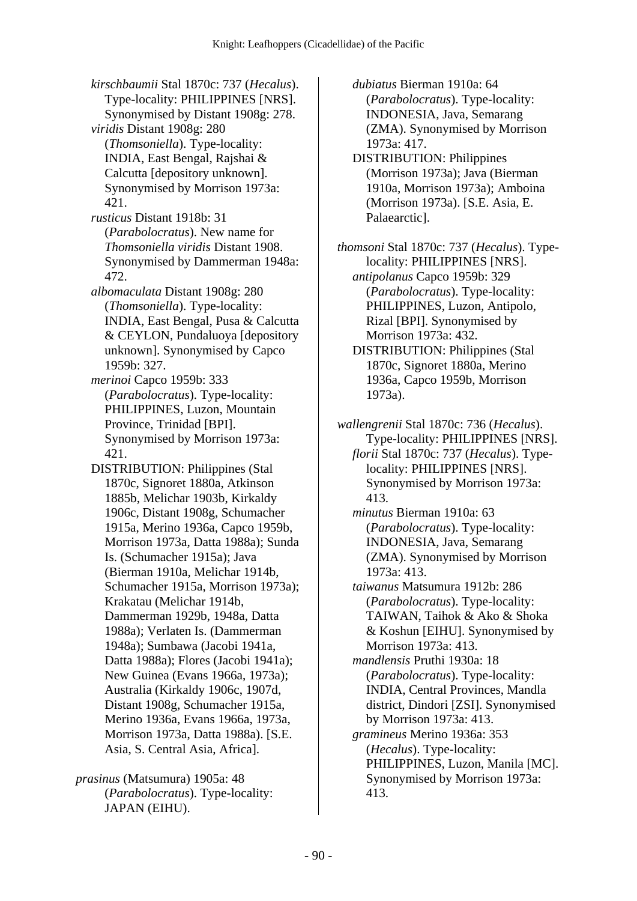*kirschbaumii* Stal 1870c: 737 (*Hecalus*). Type-locality: PHILIPPINES [NRS]. Synonymised by Distant 1908g: 278.

*viridis* Distant 1908g: 280 (*Thomsoniella*). Type-locality: INDIA, East Bengal, Rajshai & Calcutta [depository unknown]. Synonymised by Morrison 1973a: 421.

*rusticus* Distant 1918b: 31 (*Parabolocratus*). New name for *Thomsoniella viridis* Distant 1908. Synonymised by Dammerman 1948a: 472.

*albomaculata* Distant 1908g: 280 (*Thomsoniella*). Type-locality: INDIA, East Bengal, Pusa & Calcutta & CEYLON, Pundaluoya [depository unknown]. Synonymised by Capco 1959b: 327.

*merinoi* Capco 1959b: 333 (*Parabolocratus*). Type-locality: PHILIPPINES, Luzon, Mountain Province, Trinidad [BPI]. Synonymised by Morrison 1973a: 421.

DISTRIBUTION: Philippines (Stal 1870c, Signoret 1880a, Atkinson 1885b, Melichar 1903b, Kirkaldy 1906c, Distant 1908g, Schumacher 1915a, Merino 1936a, Capco 1959b, Morrison 1973a, Datta 1988a); Sunda Is. (Schumacher 1915a); Java (Bierman 1910a, Melichar 1914b, Schumacher 1915a, Morrison 1973a); Krakatau (Melichar 1914b, Dammerman 1929b, 1948a, Datta 1988a); Verlaten Is. (Dammerman 1948a); Sumbawa (Jacobi 1941a, Datta 1988a); Flores (Jacobi 1941a); New Guinea (Evans 1966a, 1973a); Australia (Kirkaldy 1906c, 1907d, Distant 1908g, Schumacher 1915a, Merino 1936a, Evans 1966a, 1973a, Morrison 1973a, Datta 1988a). [S.E. Asia, S. Central Asia, Africa].

*prasinus* (Matsumura) 1905a: 48 (*Parabolocratus*). Type-locality: JAPAN (EIHU).

*dubiatus* Bierman 1910a: 64 (*Parabolocratus*). Type-locality: INDONESIA, Java, Semarang (ZMA). Synonymised by Morrison 1973a: 417.

DISTRIBUTION: Philippines (Morrison 1973a); Java (Bierman 1910a, Morrison 1973a); Amboina (Morrison 1973a). [S.E. Asia, E. Palaearctic].

*thomsoni* Stal 1870c: 737 (*Hecalus*). Type-locality: PHILIPPINES [NRS].

*antipolanus* Capco 1959b: 329 (*Parabolocratus*). Type-locality: PHILIPPINES, Luzon, Antipolo, Rizal [BPI]. Synonymised by Morrison 1973a: 432.

DISTRIBUTION: Philippines (Stal 1870c, Signoret 1880a, Merino 1936a, Capco 1959b, Morrison 1973a).

*wallengrenii* Stal 1870c: 736 (*Hecalus*). Type-locality: PHILIPPINES [NRS].

*florii* Stal 1870c: 737 (*Hecalus*). Type-locality: PHILIPPINES [NRS]. Synonymised by Morrison 1973a: 413.

*minutus* Bierman 1910a: 63 (*Parabolocratus*). Type-locality: INDONESIA, Java, Semarang (ZMA). Synonymised by Morrison 1973a: 413.

*taiwanus* Matsumura 1912b: 286 (*Parabolocratus*). Type-locality: TAIWAN, Taihok & Ako & Shoka & Koshun [EIHU]. Synonymised by Morrison 1973a: 413.

*mandlensis* Pruthi 1930a: 18 (*Parabolocratus*). Type-locality: INDIA, Central Provinces, Mandla district, Dindori [ZSI]. Synonymised by Morrison 1973a: 413.

*gramineus* Merino 1936a: 353 (*Hecalus*). Type-locality: PHILIPPINES, Luzon, Manila [MC]. Synonymised by Morrison 1973a: 413.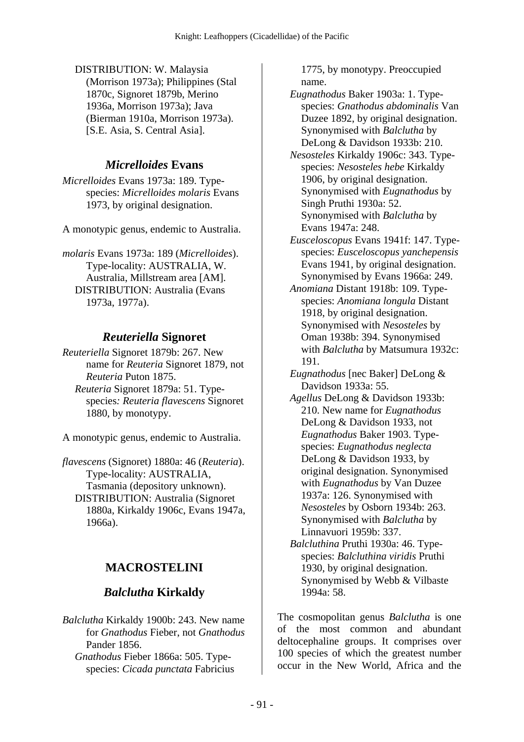DISTRIBUTION: W. Malaysia (Morrison 1973a); Philippines (Stal 1870c, Signoret 1879b, Merino 1936a, Morrison 1973a); Java (Bierman 1910a, Morrison 1973a). [S.E. Asia, S. Central Asia].

## *Micrelloides* Evans

*Micrelloides* Evans 1973a: 189. Type-species: *Micrelloides molaris* Evans 1973, by original designation.

A monotypic genus, endemic to Australia.

*molaris* Evans 1973a: 189 (*Micrelloides*). Type-locality: AUSTRALIA, W. Australia, Millstream area [AM].
DISTRIBUTION: Australia (Evans 1973a, 1977a).

## *Reuteriella* Signoret

*Reuteriella* Signoret 1879b: 267. New name for *Reuteria* Signoret 1879, not *Reuteria* Puton 1875.
*Reuteria* Signoret 1879a: 51. Type-species*: Reuteria flavescens* Signoret 1880, by monotypy.

A monotypic genus, endemic to Australia.

*flavescens* (Signoret) 1880a: 46 (*Reuteria*). Type-locality: AUSTRALIA, Tasmania (depository unknown).
DISTRIBUTION: Australia (Signoret 1880a, Kirkaldy 1906c, Evans 1947a, 1966a).

# MACROSTELINI

## *Balclutha* Kirkaldy

*Balclutha* Kirkaldy 1900b: 243. New name for *Gnathodus* Fieber, not *Gnathodus* Pander 1856.
*Gnathodus* Fieber 1866a: 505. Type-species: *Cicada punctata* Fabricius 1775, by monotypy. Preoccupied name.
*Eugnathodus* Baker 1903a: 1. Type-species: *Gnathodus abdominalis* Van Duzee 1892, by original designation. Synonymised with *Balclutha* by DeLong & Davidson 1933b: 210.
*Nesosteles* Kirkaldy 1906c: 343. Type-species: *Nesosteles hebe* Kirkaldy 1906, by original designation. Synonymised with *Eugnathodus* by Singh Pruthi 1930a: 52. Synonymised with *Balclutha* by Evans 1947a: 248.
*Eusceloscopus* Evans 1941f: 147. Type-species: *Eusceloscopus yanchepensis* Evans 1941, by original designation. Synonymised by Evans 1966a: 249.
*Anomiana* Distant 1918b: 109. Type-species: *Anomiana longula* Distant 1918, by original designation. Synonymised with *Nesosteles* by Oman 1938b: 394. Synonymised with *Balclutha* by Matsumura 1932c: 191.
*Eugnathodus* [nec Baker] DeLong & Davidson 1933a: 55.
*Agellus* DeLong & Davidson 1933b: 210. New name for *Eugnathodus* DeLong & Davidson 1933, not *Eugnathodus* Baker 1903. Type-species: *Eugnathodus neglecta* DeLong & Davidson 1933, by original designation. Synonymised with *Eugnathodus* by Van Duzee 1937a: 126. Synonymised with *Nesosteles* by Osborn 1934b: 263. Synonymised with *Balclutha* by Linnavuori 1959b: 337.
*Balcluthina* Pruthi 1930a: 46. Type-species: *Balcluthina viridis* Pruthi 1930, by original designation. Synonymised by Webb & Vilbaste 1994a: 58.

The cosmopolitan genus *Balclutha* is one of the most common and abundant deltocephaline groups. It comprises over 100 species of which the greatest number occur in the New World, Africa and the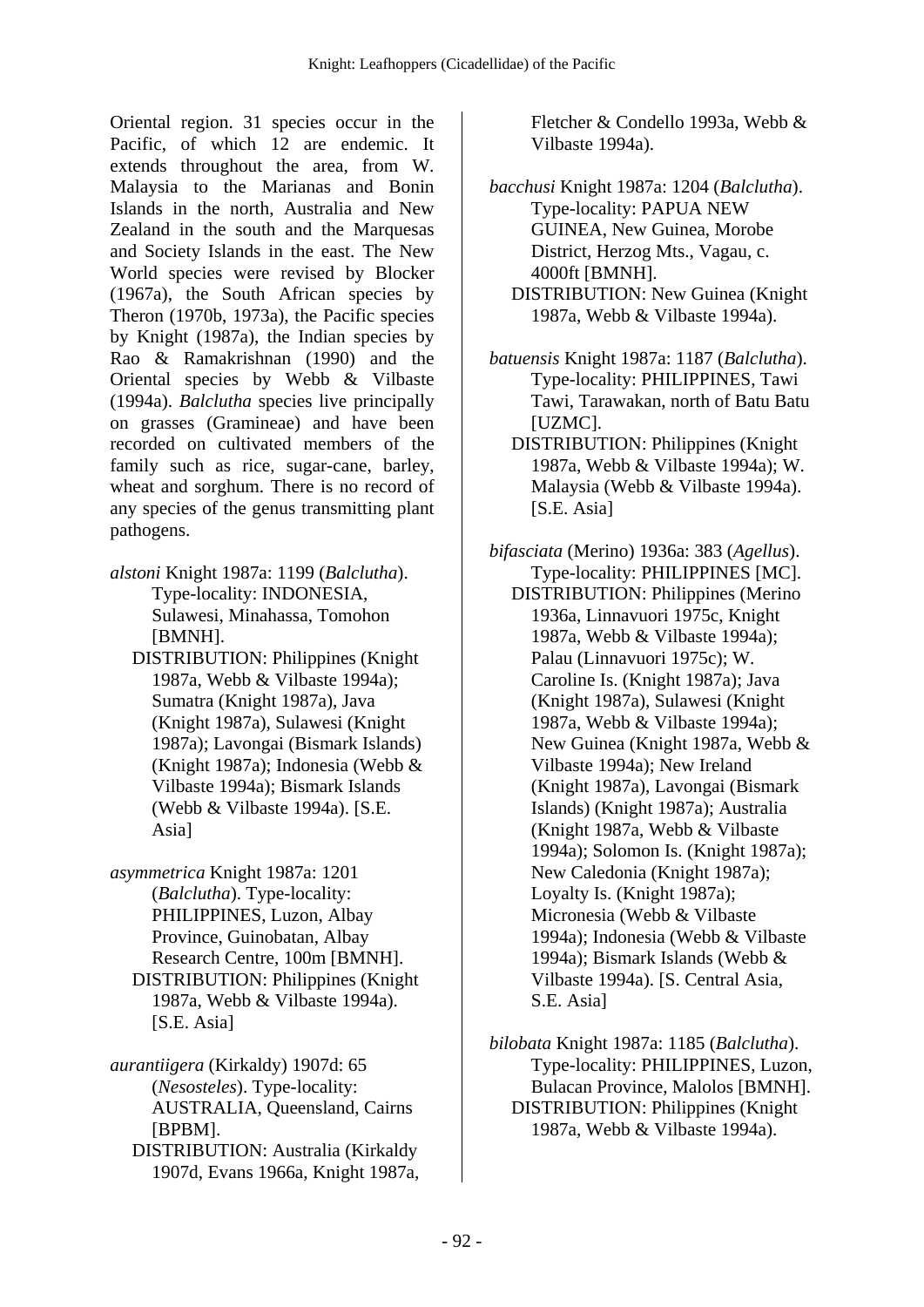Oriental region. 31 species occur in the Pacific, of which 12 are endemic. It extends throughout the area, from W. Malaysia to the Marianas and Bonin Islands in the north, Australia and New Zealand in the south and the Marquesas and Society Islands in the east. The New World species were revised by Blocker (1967a), the South African species by Theron (1970b, 1973a), the Pacific species by Knight (1987a), the Indian species by Rao & Ramakrishnan (1990) and the Oriental species by Webb & Vilbaste (1994a). *Balclutha* species live principally on grasses (Gramineae) and have been recorded on cultivated members of the family such as rice, sugar-cane, barley, wheat and sorghum. There is no record of any species of the genus transmitting plant pathogens.

*alstoni* Knight 1987a: 1199 (*Balclutha*). Type-locality: INDONESIA, Sulawesi, Minahassa, Tomohon [BMNH].
DISTRIBUTION: Philippines (Knight 1987a, Webb & Vilbaste 1994a); Sumatra (Knight 1987a), Java (Knight 1987a), Sulawesi (Knight 1987a); Lavongai (Bismark Islands) (Knight 1987a); Indonesia (Webb & Vilbaste 1994a); Bismark Islands (Webb & Vilbaste 1994a). [S.E. Asia]

*asymmetrica* Knight 1987a: 1201 (*Balclutha*). Type-locality: PHILIPPINES, Luzon, Albay Province, Guinobatan, Albay Research Centre, 100m [BMNH].
DISTRIBUTION: Philippines (Knight 1987a, Webb & Vilbaste 1994a). [S.E. Asia]

*aurantiigera* (Kirkaldy) 1907d: 65 (*Nesosteles*). Type-locality: AUSTRALIA, Queensland, Cairns [BPBM].
DISTRIBUTION: Australia (Kirkaldy 1907d, Evans 1966a, Knight 1987a, Fletcher & Condello 1993a, Webb & Vilbaste 1994a).

*bacchusi* Knight 1987a: 1204 (*Balclutha*). Type-locality: PAPUA NEW GUINEA, New Guinea, Morobe District, Herzog Mts., Vagau, c. 4000ft [BMNH].
DISTRIBUTION: New Guinea (Knight 1987a, Webb & Vilbaste 1994a).

*batuensis* Knight 1987a: 1187 (*Balclutha*). Type-locality: PHILIPPINES, Tawi Tawi, Tarawakan, north of Batu Batu [UZMC].
DISTRIBUTION: Philippines (Knight 1987a, Webb & Vilbaste 1994a); W. Malaysia (Webb & Vilbaste 1994a). [S.E. Asia]

*bifasciata* (Merino) 1936a: 383 (*Agellus*). Type-locality: PHILIPPINES [MC].
DISTRIBUTION: Philippines (Merino 1936a, Linnavuori 1975c, Knight 1987a, Webb & Vilbaste 1994a); Palau (Linnavuori 1975c); W. Caroline Is. (Knight 1987a); Java (Knight 1987a), Sulawesi (Knight 1987a, Webb & Vilbaste 1994a); New Guinea (Knight 1987a, Webb & Vilbaste 1994a); New Ireland (Knight 1987a), Lavongai (Bismark Islands) (Knight 1987a); Australia (Knight 1987a, Webb & Vilbaste 1994a); Solomon Is. (Knight 1987a); New Caledonia (Knight 1987a); Loyalty Is. (Knight 1987a); Micronesia (Webb & Vilbaste 1994a); Indonesia (Webb & Vilbaste 1994a); Bismark Islands (Webb & Vilbaste 1994a). [S. Central Asia, S.E. Asia]

*bilobata* Knight 1987a: 1185 (*Balclutha*). Type-locality: PHILIPPINES, Luzon, Bulacan Province, Malolos [BMNH].
DISTRIBUTION: Philippines (Knight 1987a, Webb & Vilbaste 1994a).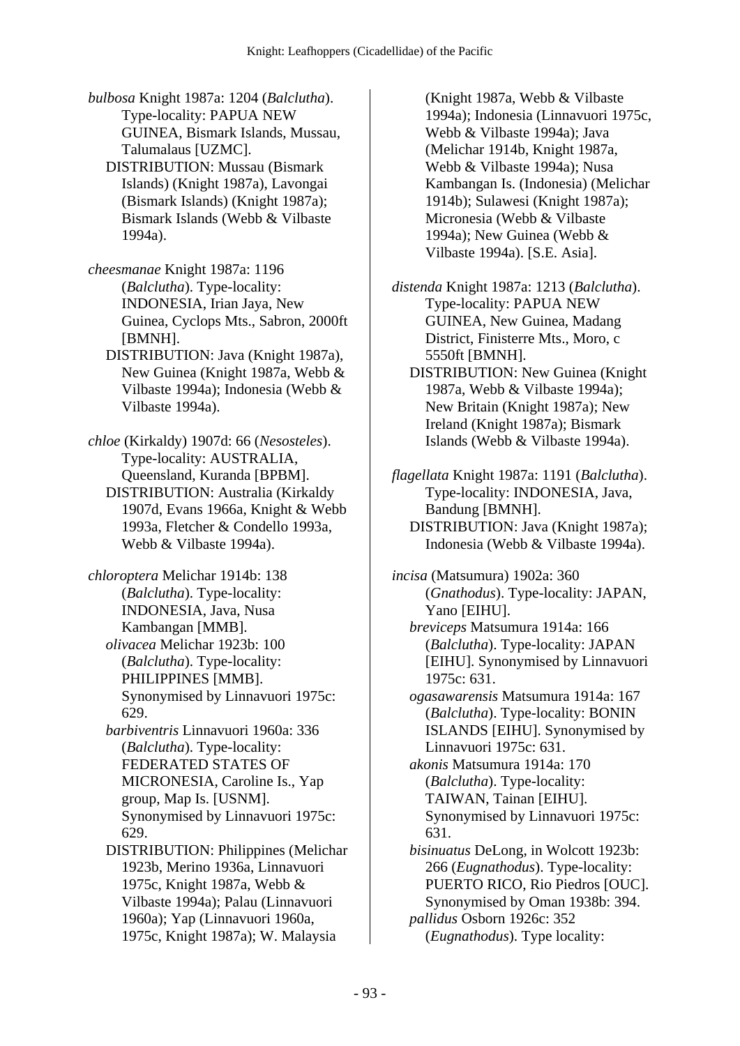*bulbosa* Knight 1987a: 1204 (*Balclutha*). Type-locality: PAPUA NEW GUINEA, Bismark Islands, Mussau, Talumalaus [UZMC].
DISTRIBUTION: Mussau (Bismark Islands) (Knight 1987a), Lavongai (Bismark Islands) (Knight 1987a); Bismark Islands (Webb & Vilbaste 1994a).

*cheesmanae* Knight 1987a: 1196 (*Balclutha*). Type-locality: INDONESIA, Irian Jaya, New Guinea, Cyclops Mts., Sabron, 2000ft [BMNH].
DISTRIBUTION: Java (Knight 1987a), New Guinea (Knight 1987a, Webb & Vilbaste 1994a); Indonesia (Webb & Vilbaste 1994a).

*chloe* (Kirkaldy) 1907d: 66 (*Nesosteles*). Type-locality: AUSTRALIA, Queensland, Kuranda [BPBM].
DISTRIBUTION: Australia (Kirkaldy 1907d, Evans 1966a, Knight & Webb 1993a, Fletcher & Condello 1993a, Webb & Vilbaste 1994a).

*chloroptera* Melichar 1914b: 138 (*Balclutha*). Type-locality: INDONESIA, Java, Nusa Kambangan [MMB].
*olivacea* Melichar 1923b: 100 (*Balclutha*). Type-locality: PHILIPPINES [MMB]. Synonymised by Linnavuori 1975c: 629.
*barbiventris* Linnavuori 1960a: 336 (*Balclutha*). Type-locality: FEDERATED STATES OF MICRONESIA, Caroline Is., Yap group, Map Is. [USNM]. Synonymised by Linnavuori 1975c: 629.
DISTRIBUTION: Philippines (Melichar 1923b, Merino 1936a, Linnavuori 1975c, Knight 1987a, Webb & Vilbaste 1994a); Palau (Linnavuori 1960a); Yap (Linnavuori 1960a, 1975c, Knight 1987a); W. Malaysia (Knight 1987a, Webb & Vilbaste 1994a); Indonesia (Linnavuori 1975c, Webb & Vilbaste 1994a); Java (Melichar 1914b, Knight 1987a, Webb & Vilbaste 1994a); Nusa Kambangan Is. (Indonesia) (Melichar 1914b); Sulawesi (Knight 1987a); Micronesia (Webb & Vilbaste 1994a); New Guinea (Webb & Vilbaste 1994a). [S.E. Asia].

*distenda* Knight 1987a: 1213 (*Balclutha*). Type-locality: PAPUA NEW GUINEA, New Guinea, Madang District, Finisterre Mts., Moro, c 5550ft [BMNH].
DISTRIBUTION: New Guinea (Knight 1987a, Webb & Vilbaste 1994a); New Britain (Knight 1987a); New Ireland (Knight 1987a); Bismark Islands (Webb & Vilbaste 1994a).

*flagellata* Knight 1987a: 1191 (*Balclutha*). Type-locality: INDONESIA, Java, Bandung [BMNH].
DISTRIBUTION: Java (Knight 1987a); Indonesia (Webb & Vilbaste 1994a).

*incisa* (Matsumura) 1902a: 360 (*Gnathodus*). Type-locality: JAPAN, Yano [EIHU].
*breviceps* Matsumura 1914a: 166 (*Balclutha*). Type-locality: JAPAN [EIHU]. Synonymised by Linnavuori 1975c: 631.
*ogasawarensis* Matsumura 1914a: 167 (*Balclutha*). Type-locality: BONIN ISLANDS [EIHU]. Synonymised by Linnavuori 1975c: 631.
*akonis* Matsumura 1914a: 170 (*Balclutha*). Type-locality: TAIWAN, Tainan [EIHU]. Synonymised by Linnavuori 1975c: 631.
*bisinuatus* DeLong, in Wolcott 1923b: 266 (*Eugnathodus*). Type-locality: PUERTO RICO, Rio Piedros [OUC]. Synonymised by Oman 1938b: 394.
*pallidus* Osborn 1926c: 352 (*Eugnathodus*). Type locality: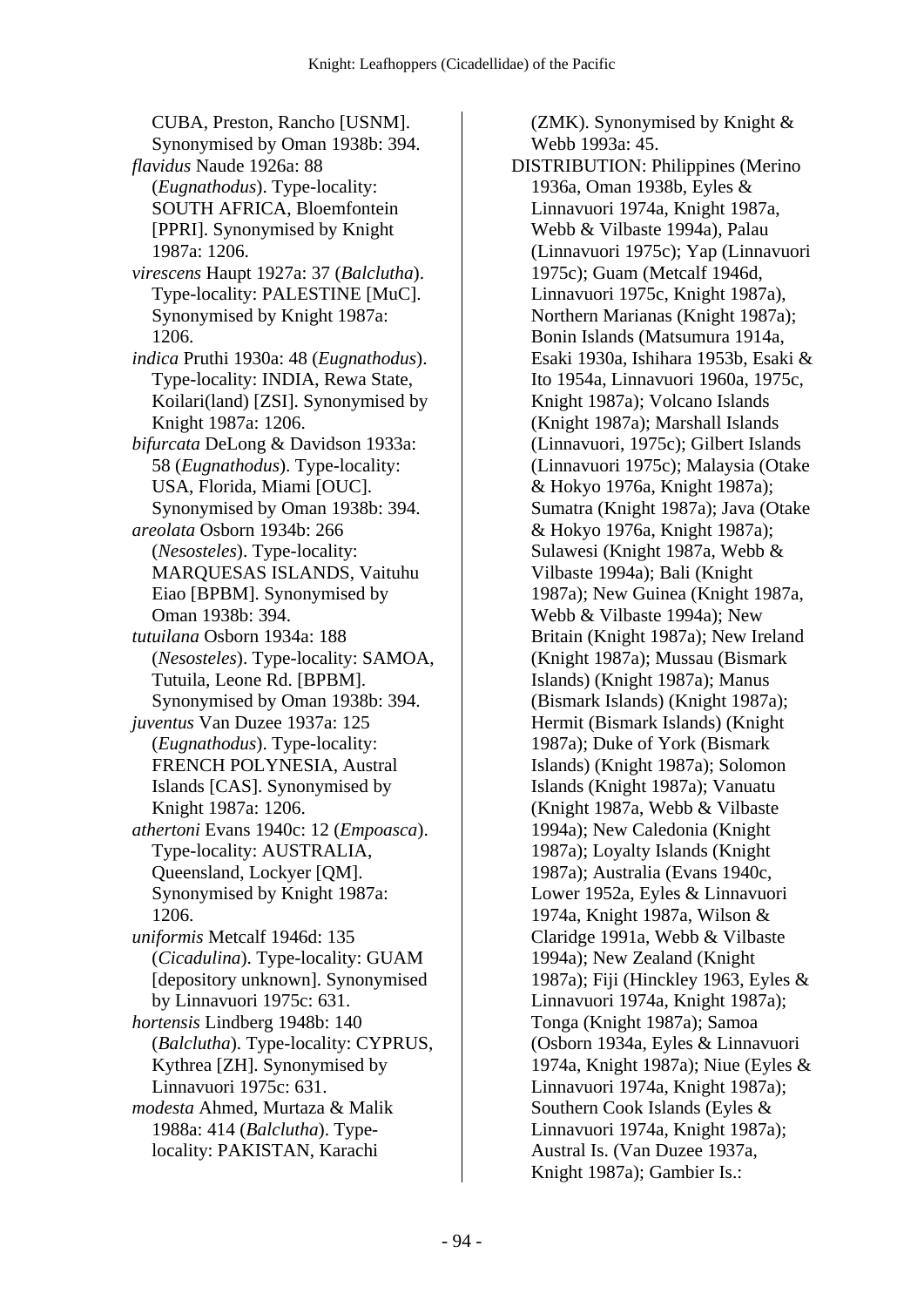CUBA, Preston, Rancho [USNM]. Synonymised by Oman 1938b: 394.

*flavidus* Naude 1926a: 88 (*Eugnathodus*). Type-locality: SOUTH AFRICA, Bloemfontein [PPRI]. Synonymised by Knight 1987a: 1206.

*virescens* Haupt 1927a: 37 (*Balclutha*). Type-locality: PALESTINE [MuC]. Synonymised by Knight 1987a: 1206.

*indica* Pruthi 1930a: 48 (*Eugnathodus*). Type-locality: INDIA, Rewa State, Koilari(land) [ZSI]. Synonymised by Knight 1987a: 1206.

*bifurcata* DeLong & Davidson 1933a: 58 (*Eugnathodus*). Type-locality: USA, Florida, Miami [OUC]. Synonymised by Oman 1938b: 394.

*areolata* Osborn 1934b: 266 (*Nesosteles*). Type-locality: MARQUESAS ISLANDS, Vaituhu Eiao [BPBM]. Synonymised by Oman 1938b: 394.

*tutuilana* Osborn 1934a: 188 (*Nesosteles*). Type-locality: SAMOA, Tutuila, Leone Rd. [BPBM]. Synonymised by Oman 1938b: 394.

*juventus* Van Duzee 1937a: 125 (*Eugnathodus*). Type-locality: FRENCH POLYNESIA, Austral Islands [CAS]. Synonymised by Knight 1987a: 1206.

*athertoni* Evans 1940c: 12 (*Empoasca*). Type-locality: AUSTRALIA, Queensland, Lockyer [QM]. Synonymised by Knight 1987a: 1206.

*uniformis* Metcalf 1946d: 135 (*Cicadulina*). Type-locality: GUAM [depository unknown]. Synonymised by Linnavuori 1975c: 631.

*hortensis* Lindberg 1948b: 140 (*Balclutha*). Type-locality: CYPRUS, Kythrea [ZH]. Synonymised by Linnavuori 1975c: 631.

*modesta* Ahmed, Murtaza & Malik 1988a: 414 (*Balclutha*). Type-locality: PAKISTAN, Karachi (ZMK). Synonymised by Knight & Webb 1993a: 45.

DISTRIBUTION: Philippines (Merino 1936a, Oman 1938b, Eyles & Linnavuori 1974a, Knight 1987a, Webb & Vilbaste 1994a), Palau (Linnavuori 1975c); Yap (Linnavuori 1975c); Guam (Metcalf 1946d, Linnavuori 1975c, Knight 1987a), Northern Marianas (Knight 1987a); Bonin Islands (Matsumura 1914a, Esaki 1930a, Ishihara 1953b, Esaki & Ito 1954a, Linnavuori 1960a, 1975c, Knight 1987a); Volcano Islands (Knight 1987a); Marshall Islands (Linnavuori, 1975c); Gilbert Islands (Linnavuori 1975c); Malaysia (Otake & Hokyo 1976a, Knight 1987a); Sumatra (Knight 1987a); Java (Otake & Hokyo 1976a, Knight 1987a); Sulawesi (Knight 1987a, Webb & Vilbaste 1994a); Bali (Knight 1987a); New Guinea (Knight 1987a, Webb & Vilbaste 1994a); New Britain (Knight 1987a); New Ireland (Knight 1987a); Mussau (Bismark Islands) (Knight 1987a); Manus (Bismark Islands) (Knight 1987a); Hermit (Bismark Islands) (Knight 1987a); Duke of York (Bismark Islands) (Knight 1987a); Solomon Islands (Knight 1987a); Vanuatu (Knight 1987a, Webb & Vilbaste 1994a); New Caledonia (Knight 1987a); Loyalty Islands (Knight 1987a); Australia (Evans 1940c, Lower 1952a, Eyles & Linnavuori 1974a, Knight 1987a, Wilson & Claridge 1991a, Webb & Vilbaste 1994a); New Zealand (Knight 1987a); Fiji (Hinckley 1963, Eyles & Linnavuori 1974a, Knight 1987a); Tonga (Knight 1987a); Samoa (Osborn 1934a, Eyles & Linnavuori 1974a, Knight 1987a); Niue (Eyles & Linnavuori 1974a, Knight 1987a); Southern Cook Islands (Eyles & Linnavuori 1974a, Knight 1987a); Austral Is. (Van Duzee 1937a, Knight 1987a); Gambier Is.: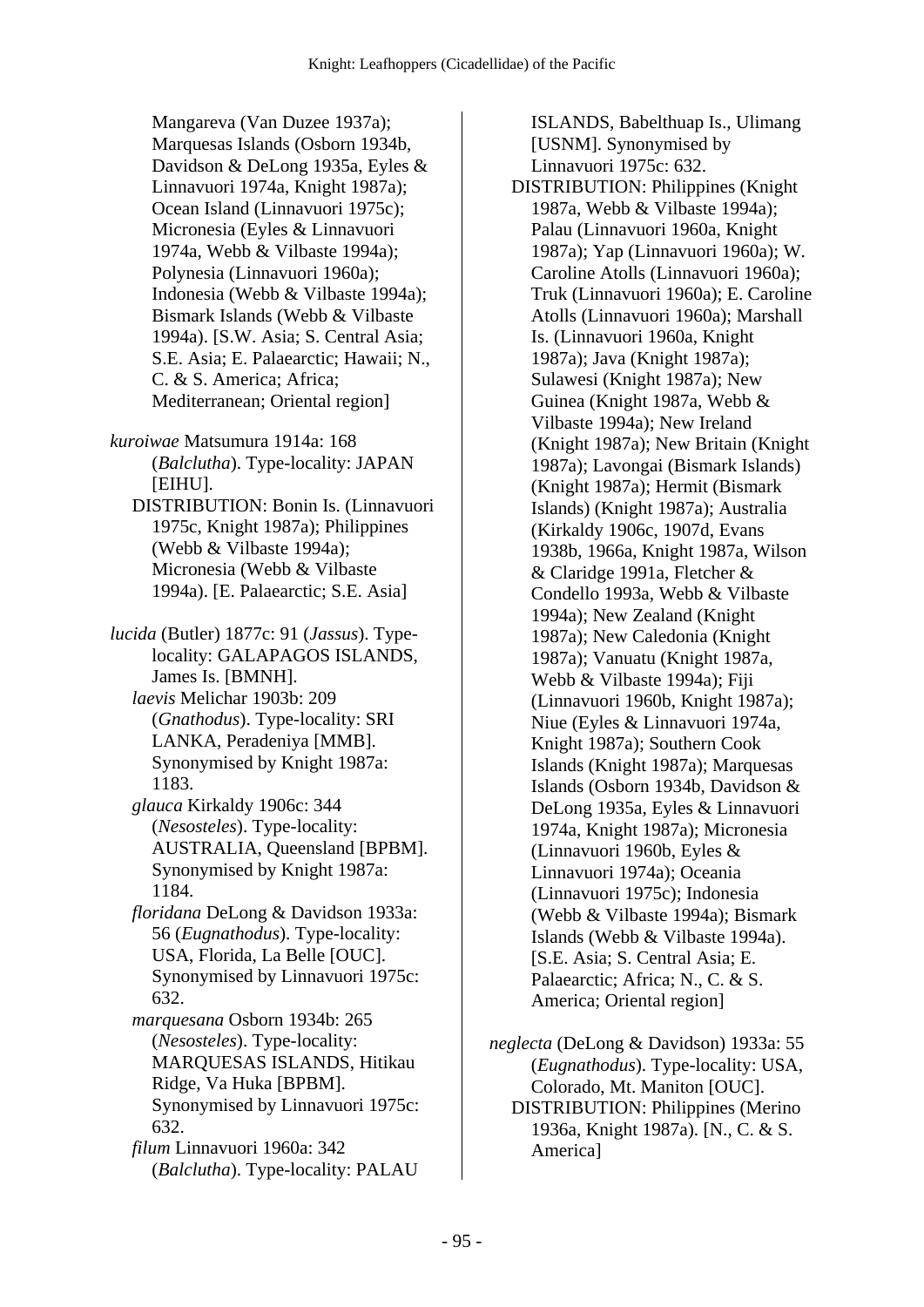Mangareva (Van Duzee 1937a); Marquesas Islands (Osborn 1934b, Davidson & DeLong 1935a, Eyles & Linnavuori 1974a, Knight 1987a); Ocean Island (Linnavuori 1975c); Micronesia (Eyles & Linnavuori 1974a, Webb & Vilbaste 1994a); Polynesia (Linnavuori 1960a); Indonesia (Webb & Vilbaste 1994a); Bismark Islands (Webb & Vilbaste 1994a). [S.W. Asia; S. Central Asia; S.E. Asia; E. Palaearctic; Hawaii; N., C. & S. America; Africa; Mediterranean; Oriental region]

*kuroiwae* Matsumura 1914a: 168 (*Balclutha*). Type-locality: JAPAN [EIHU].
DISTRIBUTION: Bonin Is. (Linnavuori 1975c, Knight 1987a); Philippines (Webb & Vilbaste 1994a); Micronesia (Webb & Vilbaste 1994a). [E. Palaearctic; S.E. Asia]

*lucida* (Butler) 1877c: 91 (*Jassus*). Type-locality: GALAPAGOS ISLANDS, James Is. [BMNH].
*laevis* Melichar 1903b: 209 (*Gnathodus*). Type-locality: SRI LANKA, Peradeniya [MMB]. Synonymised by Knight 1987a: 1183.
*glauca* Kirkaldy 1906c: 344 (*Nesosteles*). Type-locality: AUSTRALIA, Queensland [BPBM]. Synonymised by Knight 1987a: 1184.
*floridana* DeLong & Davidson 1933a: 56 (*Eugnathodus*). Type-locality: USA, Florida, La Belle [OUC]. Synonymised by Linnavuori 1975c: 632.
*marquesana* Osborn 1934b: 265 (*Nesosteles*). Type-locality: MARQUESAS ISLANDS, Hitikau Ridge, Va Huka [BPBM]. Synonymised by Linnavuori 1975c: 632.
*filum* Linnavuori 1960a: 342 (*Balclutha*). Type-locality: PALAU ISLANDS, Babelthuap Is., Ulimang [USNM]. Synonymised by Linnavuori 1975c: 632.
DISTRIBUTION: Philippines (Knight 1987a, Webb & Vilbaste 1994a); Palau (Linnavuori 1960a, Knight 1987a); Yap (Linnavuori 1960a); W. Caroline Atolls (Linnavuori 1960a); Truk (Linnavuori 1960a); E. Caroline Atolls (Linnavuori 1960a); Marshall Is. (Linnavuori 1960a, Knight 1987a); Java (Knight 1987a); Sulawesi (Knight 1987a); New Guinea (Knight 1987a, Webb & Vilbaste 1994a); New Ireland (Knight 1987a); New Britain (Knight 1987a); Lavongai (Bismark Islands) (Knight 1987a); Hermit (Bismark Islands) (Knight 1987a); Australia (Kirkaldy 1906c, 1907d, Evans 1938b, 1966a, Knight 1987a, Wilson & Claridge 1991a, Fletcher & Condello 1993a, Webb & Vilbaste 1994a); New Zealand (Knight 1987a); New Caledonia (Knight 1987a); Vanuatu (Knight 1987a, Webb & Vilbaste 1994a); Fiji (Linnavuori 1960b, Knight 1987a); Niue (Eyles & Linnavuori 1974a, Knight 1987a); Southern Cook Islands (Knight 1987a); Marquesas Islands (Osborn 1934b, Davidson & DeLong 1935a, Eyles & Linnavuori 1974a, Knight 1987a); Micronesia (Linnavuori 1960b, Eyles & Linnavuori 1974a); Oceania (Linnavuori 1975c); Indonesia (Webb & Vilbaste 1994a); Bismark Islands (Webb & Vilbaste 1994a). [S.E. Asia; S. Central Asia; E. Palaearctic; Africa; N., C. & S. America; Oriental region]

*neglecta* (DeLong & Davidson) 1933a: 55 (*Eugnathodus*). Type-locality: USA, Colorado, Mt. Maniton [OUC].
DISTRIBUTION: Philippines (Merino 1936a, Knight 1987a). [N., C. & S. America]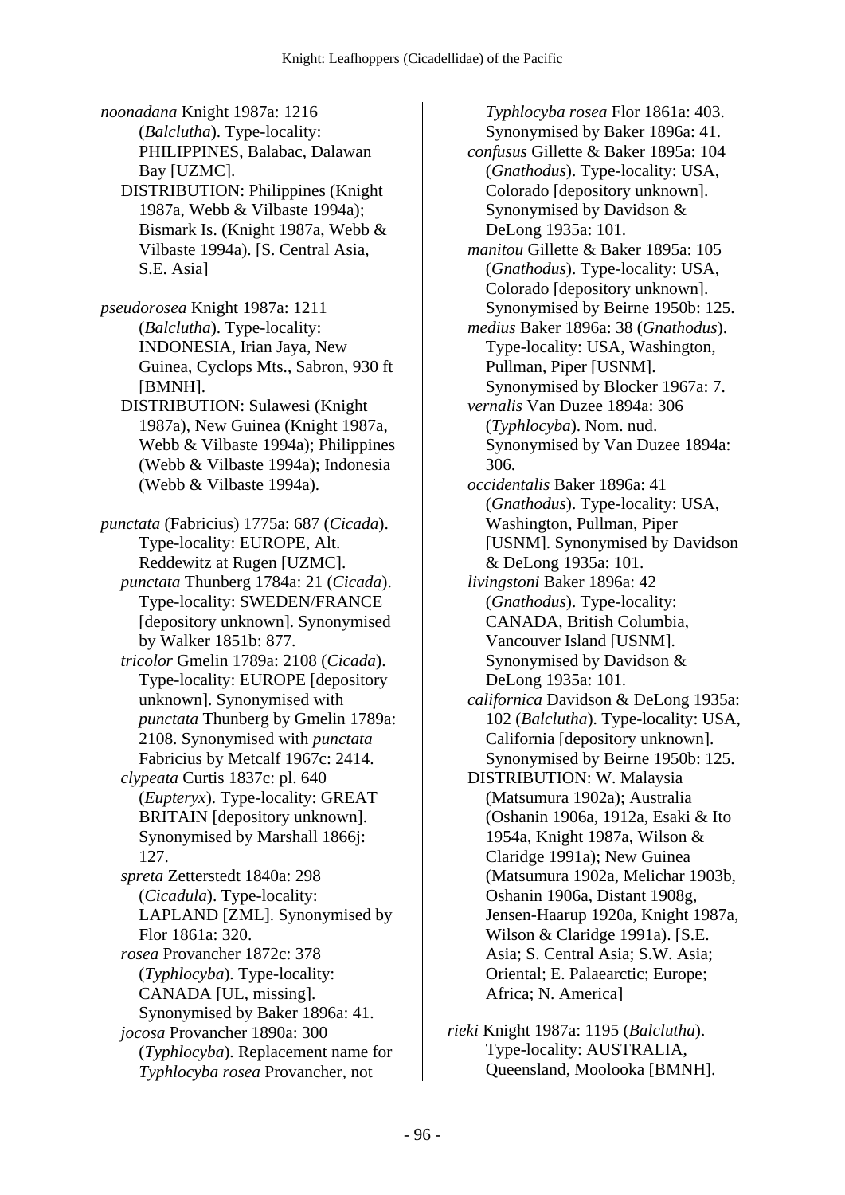*noonadana* Knight 1987a: 1216 (*Balclutha*). Type-locality: PHILIPPINES, Balabac, Dalawan Bay [UZMC].
DISTRIBUTION: Philippines (Knight 1987a, Webb & Vilbaste 1994a); Bismark Is. (Knight 1987a, Webb & Vilbaste 1994a). [S. Central Asia, S.E. Asia]

*pseudorosea* Knight 1987a: 1211 (*Balclutha*). Type-locality: INDONESIA, Irian Jaya, New Guinea, Cyclops Mts., Sabron, 930 ft [BMNH].
DISTRIBUTION: Sulawesi (Knight 1987a), New Guinea (Knight 1987a, Webb & Vilbaste 1994a); Philippines (Webb & Vilbaste 1994a); Indonesia (Webb & Vilbaste 1994a).

*punctata* (Fabricius) 1775a: 687 (*Cicada*). Type-locality: EUROPE, Alt. Reddewitz at Rugen [UZMC].
*punctata* Thunberg 1784a: 21 (*Cicada*). Type-locality: SWEDEN/FRANCE [depository unknown]. Synonymised by Walker 1851b: 877.
*tricolor* Gmelin 1789a: 2108 (*Cicada*). Type-locality: EUROPE [depository unknown]. Synonymised with *punctata* Thunberg by Gmelin 1789a: 2108. Synonymised with *punctata* Fabricius by Metcalf 1967c: 2414.
*clypeata* Curtis 1837c: pl. 640 (*Eupteryx*). Type-locality: GREAT BRITAIN [depository unknown]. Synonymised by Marshall 1866j: 127.
*spreta* Zetterstedt 1840a: 298 (*Cicadula*). Type-locality: LAPLAND [ZML]. Synonymised by Flor 1861a: 320.
*rosea* Provancher 1872c: 378 (*Typhlocyba*). Type-locality: CANADA [UL, missing]. Synonymised by Baker 1896a: 41.
*jocosa* Provancher 1890a: 300 (*Typhlocyba*). Replacement name for *Typhlocyba rosea* Provancher, not *Typhlocyba rosea* Flor 1861a: 403. Synonymised by Baker 1896a: 41.
*confusus* Gillette & Baker 1895a: 104 (*Gnathodus*). Type-locality: USA, Colorado [depository unknown]. Synonymised by Davidson & DeLong 1935a: 101.
*manitou* Gillette & Baker 1895a: 105 (*Gnathodus*). Type-locality: USA, Colorado [depository unknown]. Synonymised by Beirne 1950b: 125.
*medius* Baker 1896a: 38 (*Gnathodus*). Type-locality: USA, Washington, Pullman, Piper [USNM]. Synonymised by Blocker 1967a: 7.
*vernalis* Van Duzee 1894a: 306 (*Typhlocyba*). Nom. nud. Synonymised by Van Duzee 1894a: 306.
*occidentalis* Baker 1896a: 41 (*Gnathodus*). Type-locality: USA, Washington, Pullman, Piper [USNM]. Synonymised by Davidson & DeLong 1935a: 101.
*livingstoni* Baker 1896a: 42 (*Gnathodus*). Type-locality: CANADA, British Columbia, Vancouver Island [USNM]. Synonymised by Davidson & DeLong 1935a: 101.
*californica* Davidson & DeLong 1935a: 102 (*Balclutha*). Type-locality: USA, California [depository unknown]. Synonymised by Beirne 1950b: 125.
DISTRIBUTION: W. Malaysia (Matsumura 1902a); Australia (Oshanin 1906a, 1912a, Esaki & Ito 1954a, Knight 1987a, Wilson & Claridge 1991a); New Guinea (Matsumura 1902a, Melichar 1903b, Oshanin 1906a, Distant 1908g, Jensen-Haarup 1920a, Knight 1987a, Wilson & Claridge 1991a). [S.E. Asia; S. Central Asia; S.W. Asia; Oriental; E. Palaearctic; Europe; Africa; N. America]

*rieki* Knight 1987a: 1195 (*Balclutha*). Type-locality: AUSTRALIA, Queensland, Moolooka [BMNH].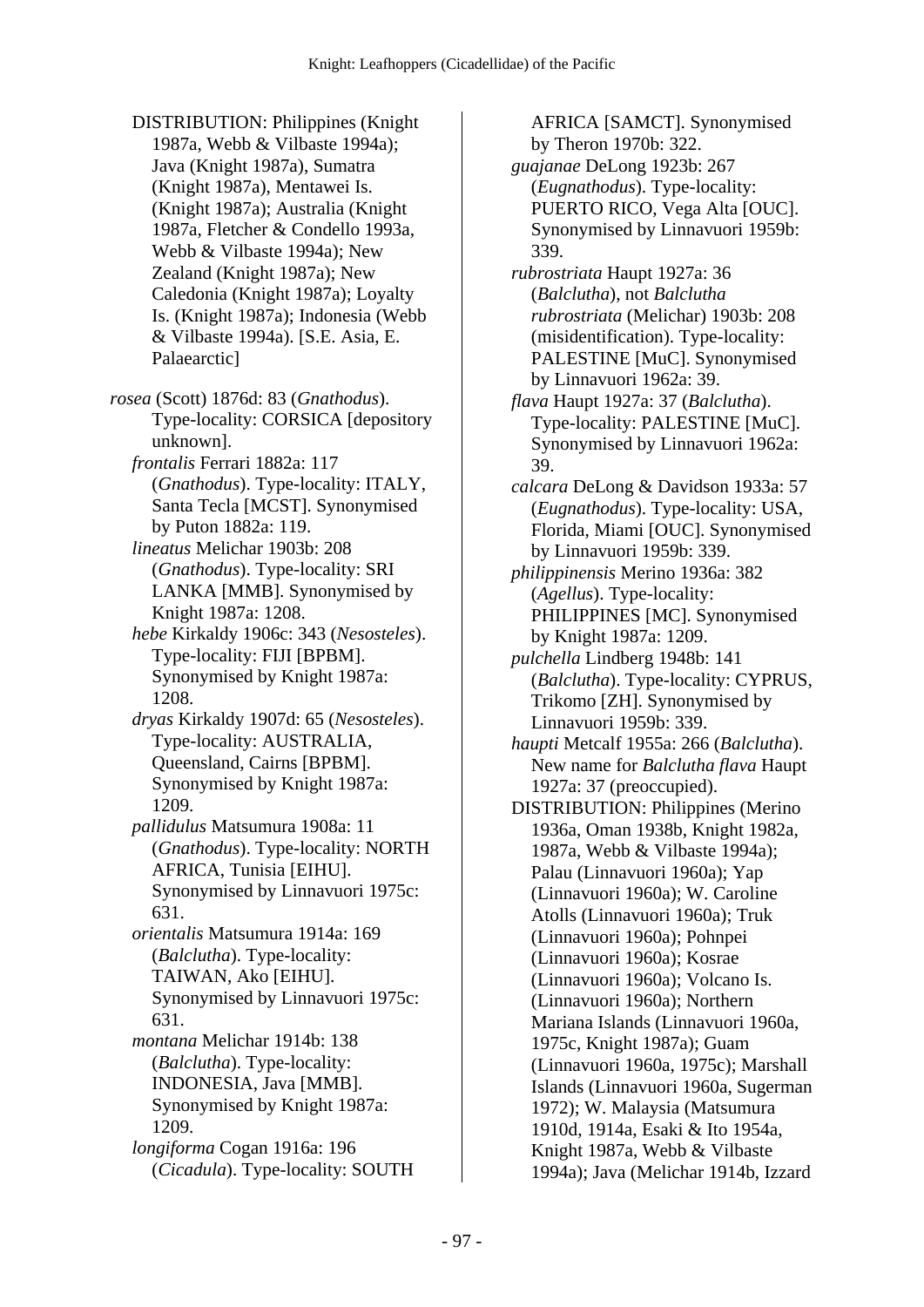DISTRIBUTION: Philippines (Knight 1987a, Webb & Vilbaste 1994a); Java (Knight 1987a), Sumatra (Knight 1987a), Mentawei Is. (Knight 1987a); Australia (Knight 1987a, Fletcher & Condello 1993a, Webb & Vilbaste 1994a); New Zealand (Knight 1987a); New Caledonia (Knight 1987a); Loyalty Is. (Knight 1987a); Indonesia (Webb & Vilbaste 1994a). [S.E. Asia, E. Palaearctic]

*rosea* (Scott) 1876d: 83 (*Gnathodus*). Type-locality: CORSICA [depository unknown].

*frontalis* Ferrari 1882a: 117 (*Gnathodus*). Type-locality: ITALY, Santa Tecla [MCST]. Synonymised by Puton 1882a: 119.

*lineatus* Melichar 1903b: 208 (*Gnathodus*). Type-locality: SRI LANKA [MMB]. Synonymised by Knight 1987a: 1208.

*hebe* Kirkaldy 1906c: 343 (*Nesosteles*). Type-locality: FIJI [BPBM]. Synonymised by Knight 1987a: 1208.

*dryas* Kirkaldy 1907d: 65 (*Nesosteles*). Type-locality: AUSTRALIA, Queensland, Cairns [BPBM]. Synonymised by Knight 1987a: 1209.

*pallidulus* Matsumura 1908a: 11 (*Gnathodus*). Type-locality: NORTH AFRICA, Tunisia [EIHU]. Synonymised by Linnavuori 1975c: 631.

*orientalis* Matsumura 1914a: 169 (*Balclutha*). Type-locality: TAIWAN, Ako [EIHU]. Synonymised by Linnavuori 1975c: 631.

*montana* Melichar 1914b: 138 (*Balclutha*). Type-locality: INDONESIA, Java [MMB]. Synonymised by Knight 1987a: 1209.

*longiforma* Cogan 1916a: 196 (*Cicadula*). Type-locality: SOUTH AFRICA [SAMCT]. Synonymised by Theron 1970b: 322.

*guajanae* DeLong 1923b: 267 (*Eugnathodus*). Type-locality: PUERTO RICO, Vega Alta [OUC]. Synonymised by Linnavuori 1959b: 339.

*rubrostriata* Haupt 1927a: 36 (*Balclutha*), not *Balclutha rubrostriata* (Melichar) 1903b: 208 (misidentification). Type-locality: PALESTINE [MuC]. Synonymised by Linnavuori 1962a: 39.

*flava* Haupt 1927a: 37 (*Balclutha*). Type-locality: PALESTINE [MuC]. Synonymised by Linnavuori 1962a: 39.

*calcara* DeLong & Davidson 1933a: 57 (*Eugnathodus*). Type-locality: USA, Florida, Miami [OUC]. Synonymised by Linnavuori 1959b: 339.

*philippinensis* Merino 1936a: 382 (*Agellus*). Type-locality: PHILIPPINES [MC]. Synonymised by Knight 1987a: 1209.

*pulchella* Lindberg 1948b: 141 (*Balclutha*). Type-locality: CYPRUS, Trikomo [ZH]. Synonymised by Linnavuori 1959b: 339.

*haupti* Metcalf 1955a: 266 (*Balclutha*). New name for *Balclutha flava* Haupt 1927a: 37 (preoccupied).

DISTRIBUTION: Philippines (Merino 1936a, Oman 1938b, Knight 1982a, 1987a, Webb & Vilbaste 1994a); Palau (Linnavuori 1960a); Yap (Linnavuori 1960a); W. Caroline Atolls (Linnavuori 1960a); Truk (Linnavuori 1960a); Pohnpei (Linnavuori 1960a); Kosrae (Linnavuori 1960a); Volcano Is. (Linnavuori 1960a); Northern Mariana Islands (Linnavuori 1960a, 1975c, Knight 1987a); Guam (Linnavuori 1960a, 1975c); Marshall Islands (Linnavuori 1960a, Sugerman 1972); W. Malaysia (Matsumura 1910d, 1914a, Esaki & Ito 1954a, Knight 1987a, Webb & Vilbaste 1994a); Java (Melichar 1914b, Izzard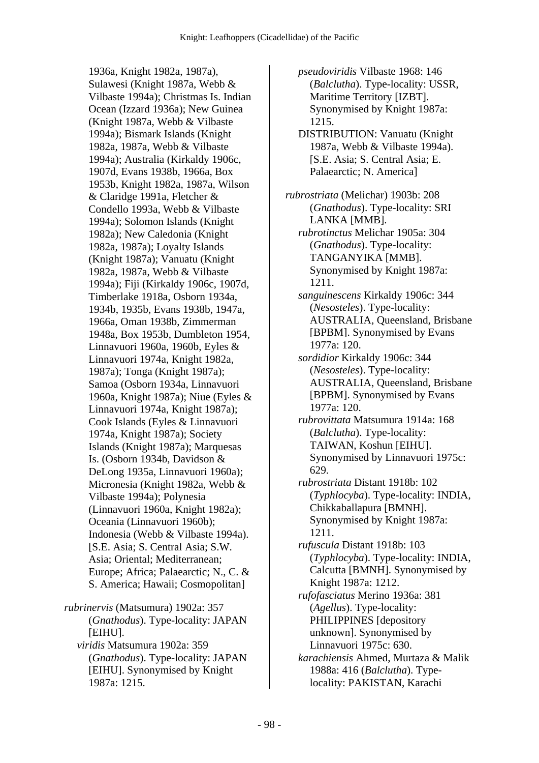1936a, Knight 1982a, 1987a), Sulawesi (Knight 1987a, Webb & Vilbaste 1994a); Christmas Is. Indian Ocean (Izzard 1936a); New Guinea (Knight 1987a, Webb & Vilbaste 1994a); Bismark Islands (Knight 1982a, 1987a, Webb & Vilbaste 1994a); Australia (Kirkaldy 1906c, 1907d, Evans 1938b, 1966a, Box 1953b, Knight 1982a, 1987a, Wilson & Claridge 1991a, Fletcher & Condello 1993a, Webb & Vilbaste 1994a); Solomon Islands (Knight 1982a); New Caledonia (Knight 1982a, 1987a); Loyalty Islands (Knight 1987a); Vanuatu (Knight 1982a, 1987a, Webb & Vilbaste 1994a); Fiji (Kirkaldy 1906c, 1907d, Timberlake 1918a, Osborn 1934a, 1934b, 1935b, Evans 1938b, 1947a, 1966a, Oman 1938b, Zimmerman 1948a, Box 1953b, Dumbleton 1954, Linnavuori 1960a, 1960b, Eyles & Linnavuori 1974a, Knight 1982a, 1987a); Tonga (Knight 1987a); Samoa (Osborn 1934a, Linnavuori 1960a, Knight 1987a); Niue (Eyles & Linnavuori 1974a, Knight 1987a); Cook Islands (Eyles & Linnavuori 1974a, Knight 1987a); Society Islands (Knight 1987a); Marquesas Is. (Osborn 1934b, Davidson & DeLong 1935a, Linnavuori 1960a); Micronesia (Knight 1982a, Webb & Vilbaste 1994a); Polynesia (Linnavuori 1960a, Knight 1982a); Oceania (Linnavuori 1960b); Indonesia (Webb & Vilbaste 1994a). [S.E. Asia; S. Central Asia; S.W. Asia; Oriental; Mediterranean; Europe; Africa; Palaearctic; N., C. & S. America; Hawaii; Cosmopolitan]

*rubrinervis* (Matsumura) 1902a: 357 (*Gnathodus*). Type-locality: JAPAN [EIHU].

*viridis* Matsumura 1902a: 359 (*Gnathodus*). Type-locality: JAPAN [EIHU]. Synonymised by Knight 1987a: 1215.

*pseudoviridis* Vilbaste 1968: 146 (*Balclutha*). Type-locality: USSR, Maritime Territory [IZBT]. Synonymised by Knight 1987a: 1215.

DISTRIBUTION: Vanuatu (Knight 1987a, Webb & Vilbaste 1994a). [S.E. Asia; S. Central Asia; E. Palaearctic; N. America]

*rubrostriata* (Melichar) 1903b: 208 (*Gnathodus*). Type-locality: SRI LANKA [MMB].

*rubrotinctus* Melichar 1905a: 304 (*Gnathodus*). Type-locality: TANGANYIKA [MMB]. Synonymised by Knight 1987a: 1211.

*sanguinescens* Kirkaldy 1906c: 344 (*Nesosteles*). Type-locality: AUSTRALIA, Queensland, Brisbane [BPBM]. Synonymised by Evans 1977a: 120.

*sordidior* Kirkaldy 1906c: 344 (*Nesosteles*). Type-locality: AUSTRALIA, Queensland, Brisbane [BPBM]. Synonymised by Evans 1977a: 120.

*rubrovittata* Matsumura 1914a: 168 (*Balclutha*). Type-locality: TAIWAN, Koshun [EIHU]. Synonymised by Linnavuori 1975c: 629.

*rubrostriata* Distant 1918b: 102 (*Typhlocyba*). Type-locality: INDIA, Chikkaballapura [BMNH]. Synonymised by Knight 1987a: 1211.

*rufuscula* Distant 1918b: 103 (*Typhlocyba*). Type-locality: INDIA, Calcutta [BMNH]. Synonymised by Knight 1987a: 1212.

*rufofasciatus* Merino 1936a: 381 (*Agellus*). Type-locality: PHILIPPINES [depository unknown]. Synonymised by Linnavuori 1975c: 630.

*karachiensis* Ahmed, Murtaza & Malik 1988a: 416 (*Balclutha*). Type-locality: PAKISTAN, Karachi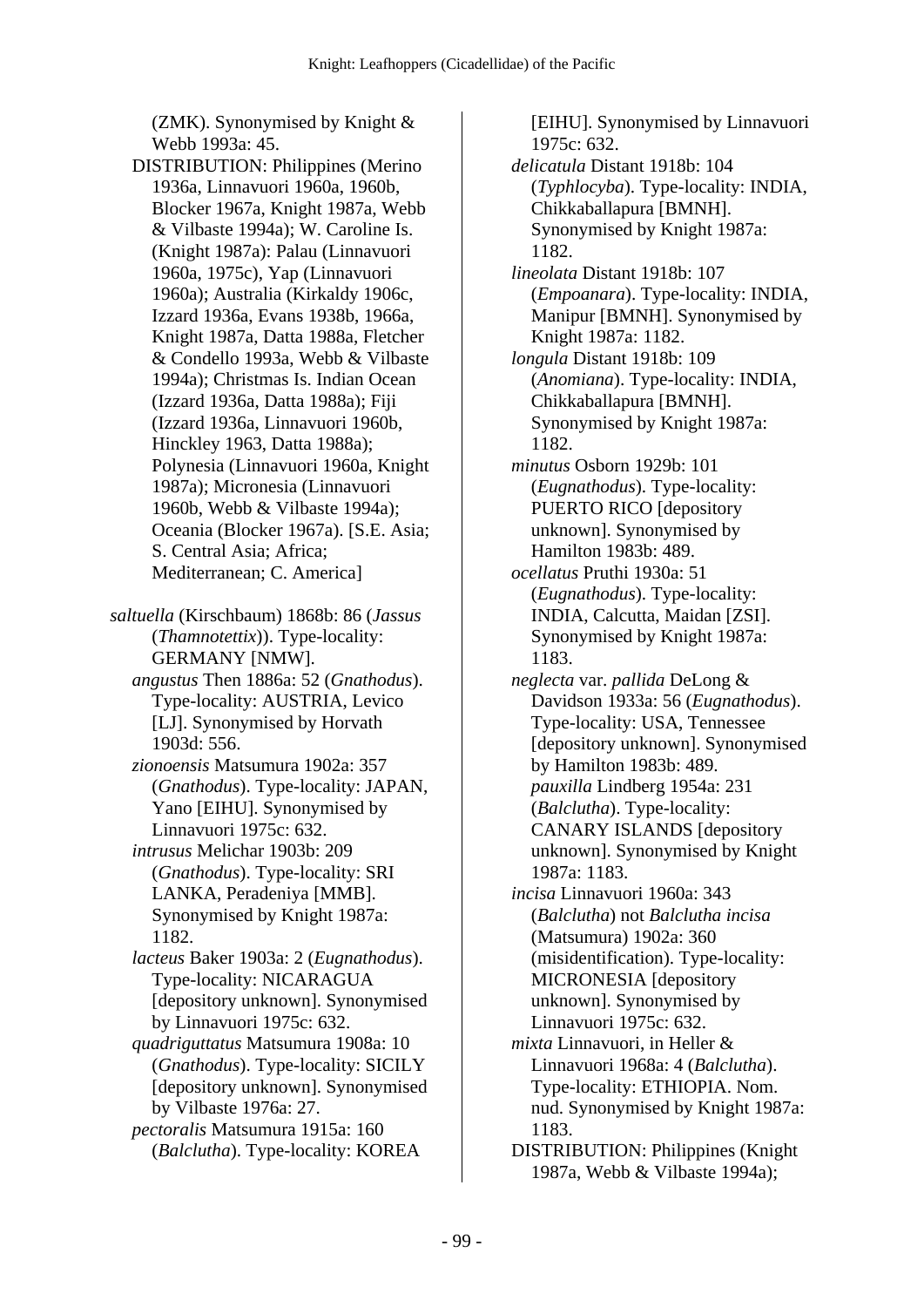(ZMK). Synonymised by Knight & Webb 1993a: 45.

DISTRIBUTION: Philippines (Merino 1936a, Linnavuori 1960a, 1960b, Blocker 1967a, Knight 1987a, Webb & Vilbaste 1994a); W. Caroline Is. (Knight 1987a): Palau (Linnavuori 1960a, 1975c), Yap (Linnavuori 1960a); Australia (Kirkaldy 1906c, Izzard 1936a, Evans 1938b, 1966a, Knight 1987a, Datta 1988a, Fletcher & Condello 1993a, Webb & Vilbaste 1994a); Christmas Is. Indian Ocean (Izzard 1936a, Datta 1988a); Fiji (Izzard 1936a, Linnavuori 1960b, Hinckley 1963, Datta 1988a); Polynesia (Linnavuori 1960a, Knight 1987a); Micronesia (Linnavuori 1960b, Webb & Vilbaste 1994a); Oceania (Blocker 1967a). [S.E. Asia; S. Central Asia; Africa; Mediterranean; C. America]

*saltuella* (Kirschbaum) 1868b: 86 (*Jassus* (*Thamnotettix*)). Type-locality: GERMANY [NMW].

*angustus* Then 1886a: 52 (*Gnathodus*). Type-locality: AUSTRIA, Levico [LJ]. Synonymised by Horvath 1903d: 556.

*zionoensis* Matsumura 1902a: 357 (*Gnathodus*). Type-locality: JAPAN, Yano [EIHU]. Synonymised by Linnavuori 1975c: 632.

*intrusus* Melichar 1903b: 209 (*Gnathodus*). Type-locality: SRI LANKA, Peradeniya [MMB]. Synonymised by Knight 1987a: 1182.

*lacteus* Baker 1903a: 2 (*Eugnathodus*). Type-locality: NICARAGUA [depository unknown]. Synonymised by Linnavuori 1975c: 632.

*quadriguttatus* Matsumura 1908a: 10 (*Gnathodus*). Type-locality: SICILY [depository unknown]. Synonymised by Vilbaste 1976a: 27.

*pectoralis* Matsumura 1915a: 160 (*Balclutha*). Type-locality: KOREA [EIHU]. Synonymised by Linnavuori 1975c: 632.

*delicatula* Distant 1918b: 104 (*Typhlocyba*). Type-locality: INDIA, Chikkaballapura [BMNH]. Synonymised by Knight 1987a: 1182.

*lineolata* Distant 1918b: 107 (*Empoanara*). Type-locality: INDIA, Manipur [BMNH]. Synonymised by Knight 1987a: 1182.

*longula* Distant 1918b: 109 (*Anomiana*). Type-locality: INDIA, Chikkaballapura [BMNH]. Synonymised by Knight 1987a: 1182.

*minutus* Osborn 1929b: 101 (*Eugnathodus*). Type-locality: PUERTO RICO [depository unknown]. Synonymised by Hamilton 1983b: 489.

*ocellatus* Pruthi 1930a: 51 (*Eugnathodus*). Type-locality: INDIA, Calcutta, Maidan [ZSI]. Synonymised by Knight 1987a: 1183.

*neglecta* var. *pallida* DeLong & Davidson 1933a: 56 (*Eugnathodus*). Type-locality: USA, Tennessee [depository unknown]. Synonymised by Hamilton 1983b: 489.

*pauxilla* Lindberg 1954a: 231 (*Balclutha*). Type-locality: CANARY ISLANDS [depository unknown]. Synonymised by Knight 1987a: 1183.

*incisa* Linnavuori 1960a: 343 (*Balclutha*) not *Balclutha incisa* (Matsumura) 1902a: 360 (misidentification). Type-locality: MICRONESIA [depository unknown]. Synonymised by Linnavuori 1975c: 632.

*mixta* Linnavuori, in Heller & Linnavuori 1968a: 4 (*Balclutha*). Type-locality: ETHIOPIA. Nom. nud. Synonymised by Knight 1987a: 1183.

DISTRIBUTION: Philippines (Knight 1987a, Webb & Vilbaste 1994a);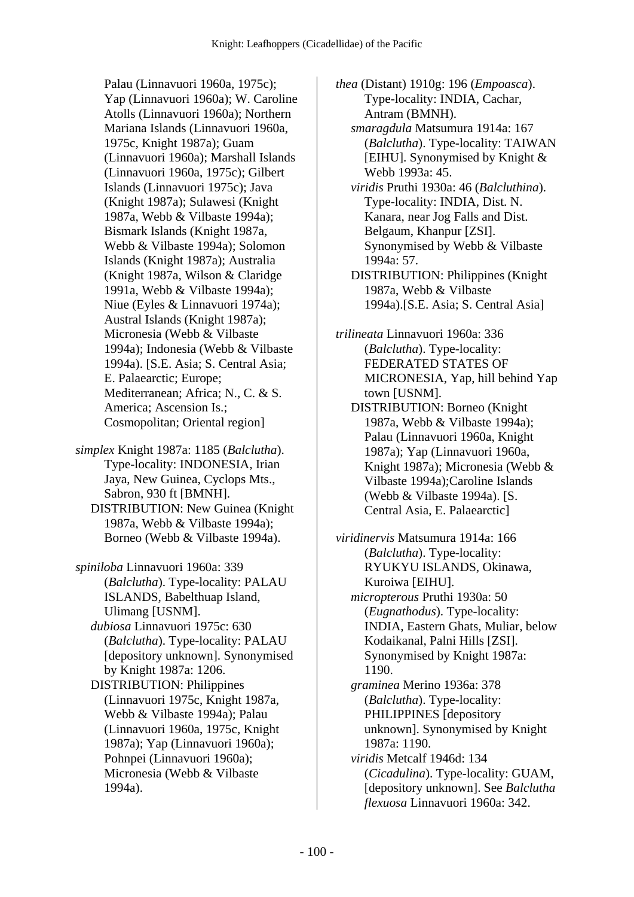Palau (Linnavuori 1960a, 1975c); Yap (Linnavuori 1960a); W. Caroline Atolls (Linnavuori 1960a); Northern Mariana Islands (Linnavuori 1960a, 1975c, Knight 1987a); Guam (Linnavuori 1960a); Marshall Islands (Linnavuori 1960a, 1975c); Gilbert Islands (Linnavuori 1975c); Java (Knight 1987a); Sulawesi (Knight 1987a, Webb & Vilbaste 1994a); Bismark Islands (Knight 1987a, Webb & Vilbaste 1994a); Solomon Islands (Knight 1987a); Australia (Knight 1987a, Wilson & Claridge 1991a, Webb & Vilbaste 1994a); Niue (Eyles & Linnavuori 1974a); Austral Islands (Knight 1987a); Micronesia (Webb & Vilbaste 1994a); Indonesia (Webb & Vilbaste 1994a). [S.E. Asia; S. Central Asia; E. Palaearctic; Europe; Mediterranean; Africa; N., C. & S. America; Ascension Is.; Cosmopolitan; Oriental region]

*simplex* Knight 1987a: 1185 (*Balclutha*). Type-locality: INDONESIA, Irian Jaya, New Guinea, Cyclops Mts., Sabron, 930 ft [BMNH].
DISTRIBUTION: New Guinea (Knight 1987a, Webb & Vilbaste 1994a); Borneo (Webb & Vilbaste 1994a).

*spiniloba* Linnavuori 1960a: 339 (*Balclutha*). Type-locality: PALAU ISLANDS, Babelthuap Island, Ulimang [USNM].
*dubiosa* Linnavuori 1975c: 630 (*Balclutha*). Type-locality: PALAU [depository unknown]. Synonymised by Knight 1987a: 1206.
DISTRIBUTION: Philippines (Linnavuori 1975c, Knight 1987a, Webb & Vilbaste 1994a); Palau (Linnavuori 1960a, 1975c, Knight 1987a); Yap (Linnavuori 1960a); Pohnpei (Linnavuori 1960a); Micronesia (Webb & Vilbaste 1994a).

*thea* (Distant) 1910g: 196 (*Empoasca*). Type-locality: INDIA, Cachar, Antram (BMNH).
*smaragdula* Matsumura 1914a: 167 (*Balclutha*). Type-locality: TAIWAN [EIHU]. Synonymised by Knight & Webb 1993a: 45.
*viridis* Pruthi 1930a: 46 (*Balcluthina*). Type-locality: INDIA, Dist. N. Kanara, near Jog Falls and Dist. Belgaum, Khanpur [ZSI]. Synonymised by Webb & Vilbaste 1994a: 57.
DISTRIBUTION: Philippines (Knight 1987a, Webb & Vilbaste 1994a).[S.E. Asia; S. Central Asia]

*trilineata* Linnavuori 1960a: 336 (*Balclutha*). Type-locality: FEDERATED STATES OF MICRONESIA, Yap, hill behind Yap town [USNM].
DISTRIBUTION: Borneo (Knight 1987a, Webb & Vilbaste 1994a); Palau (Linnavuori 1960a, Knight 1987a); Yap (Linnavuori 1960a, Knight 1987a); Micronesia (Webb & Vilbaste 1994a);Caroline Islands (Webb & Vilbaste 1994a). [S. Central Asia, E. Palaearctic]

*viridinervis* Matsumura 1914a: 166 (*Balclutha*). Type-locality: RYUKYU ISLANDS, Okinawa, Kuroiwa [EIHU].
*micropterous* Pruthi 1930a: 50 (*Eugnathodus*). Type-locality: INDIA, Eastern Ghats, Muliar, below Kodaikanal, Palni Hills [ZSI]. Synonymised by Knight 1987a: 1190.
*graminea* Merino 1936a: 378 (*Balclutha*). Type-locality: PHILIPPINES [depository unknown]. Synonymised by Knight 1987a: 1190.
*viridis* Metcalf 1946d: 134 (*Cicadulina*). Type-locality: GUAM, [depository unknown]. See *Balclutha flexuosa* Linnavuori 1960a: 342.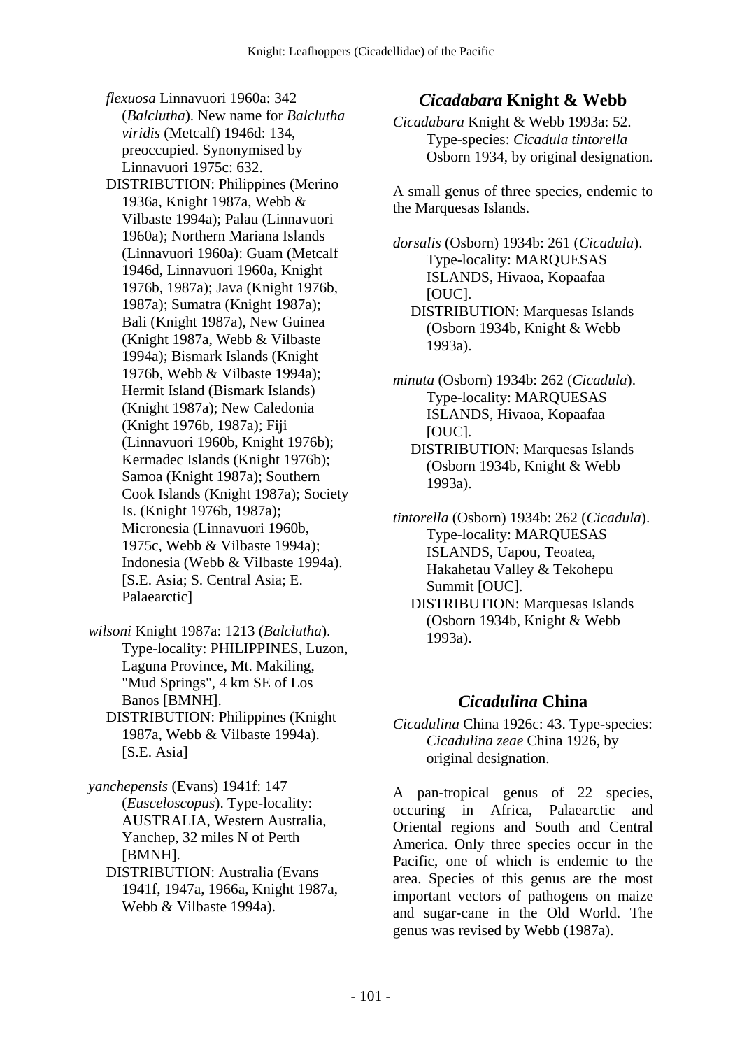*flexuosa* Linnavuori 1960a: 342 (*Balclutha*). New name for *Balclutha viridis* (Metcalf) 1946d: 134, preoccupied. Synonymised by Linnavuori 1975c: 632.

DISTRIBUTION: Philippines (Merino 1936a, Knight 1987a, Webb & Vilbaste 1994a); Palau (Linnavuori 1960a); Northern Mariana Islands (Linnavuori 1960a): Guam (Metcalf 1946d, Linnavuori 1960a, Knight 1976b, 1987a); Java (Knight 1976b, 1987a); Sumatra (Knight 1987a); Bali (Knight 1987a), New Guinea (Knight 1987a, Webb & Vilbaste 1994a); Bismark Islands (Knight 1976b, Webb & Vilbaste 1994a); Hermit Island (Bismark Islands) (Knight 1987a); New Caledonia (Knight 1976b, 1987a); Fiji (Linnavuori 1960b, Knight 1976b); Kermadec Islands (Knight 1976b); Samoa (Knight 1987a); Southern Cook Islands (Knight 1987a); Society Is. (Knight 1976b, 1987a); Micronesia (Linnavuori 1960b, 1975c, Webb & Vilbaste 1994a); Indonesia (Webb & Vilbaste 1994a). [S.E. Asia; S. Central Asia; E. Palaearctic]

*wilsoni* Knight 1987a: 1213 (*Balclutha*). Type-locality: PHILIPPINES, Luzon, Laguna Province, Mt. Makiling, "Mud Springs", 4 km SE of Los Banos [BMNH].

DISTRIBUTION: Philippines (Knight 1987a, Webb & Vilbaste 1994a). [S.E. Asia]

*yanchepensis* (Evans) 1941f: 147 (*Eusceloscopus*). Type-locality: AUSTRALIA, Western Australia, Yanchep, 32 miles N of Perth [BMNH].

DISTRIBUTION: Australia (Evans 1941f, 1947a, 1966a, Knight 1987a, Webb & Vilbaste 1994a).

## *Cicadabara* Knight & Webb

*Cicadabara* Knight & Webb 1993a: 52. Type-species: *Cicadula tintorella* Osborn 1934, by original designation.

A small genus of three species, endemic to the Marquesas Islands.

*dorsalis* (Osborn) 1934b: 261 (*Cicadula*). Type-locality: MARQUESAS ISLANDS, Hivaoa, Kopaafaa [OUC].

DISTRIBUTION: Marquesas Islands (Osborn 1934b, Knight & Webb 1993a).

*minuta* (Osborn) 1934b: 262 (*Cicadula*). Type-locality: MARQUESAS ISLANDS, Hivaoa, Kopaafaa [OUC].

DISTRIBUTION: Marquesas Islands (Osborn 1934b, Knight & Webb 1993a).

*tintorella* (Osborn) 1934b: 262 (*Cicadula*). Type-locality: MARQUESAS ISLANDS, Uapou, Teoatea, Hakahetau Valley & Tekohepu Summit [OUC].

DISTRIBUTION: Marquesas Islands (Osborn 1934b, Knight & Webb 1993a).

## *Cicadulina* China

*Cicadulina* China 1926c: 43. Type-species: *Cicadulina zeae* China 1926, by original designation.

A pan-tropical genus of 22 species, occuring in Africa, Palaearctic and Oriental regions and South and Central America. Only three species occur in the Pacific, one of which is endemic to the area. Species of this genus are the most important vectors of pathogens on maize and sugar-cane in the Old World. The genus was revised by Webb (1987a).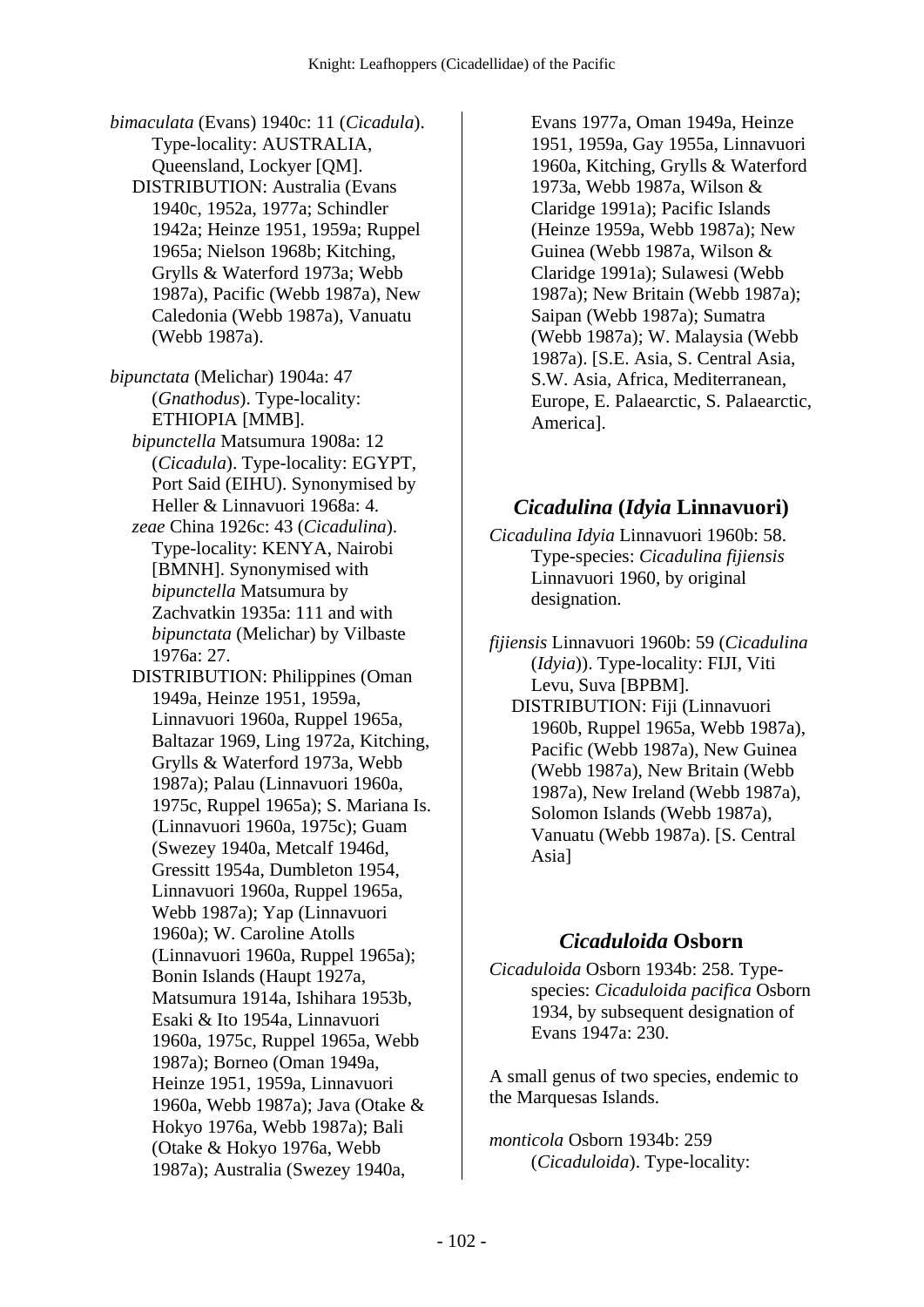*bimaculata* (Evans) 1940c: 11 (*Cicadula*). Type-locality: AUSTRALIA, Queensland, Lockyer [QM].

DISTRIBUTION: Australia (Evans 1940c, 1952a, 1977a; Schindler 1942a; Heinze 1951, 1959a; Ruppel 1965a; Nielson 1968b; Kitching, Grylls & Waterford 1973a; Webb 1987a), Pacific (Webb 1987a), New Caledonia (Webb 1987a), Vanuatu (Webb 1987a).

*bipunctata* (Melichar) 1904a: 47 (*Gnathodus*). Type-locality: ETHIOPIA [MMB].

*bipunctella* Matsumura 1908a: 12 (*Cicadula*). Type-locality: EGYPT, Port Said (EIHU). Synonymised by Heller & Linnavuori 1968a: 4.

*zeae* China 1926c: 43 (*Cicadulina*). Type-locality: KENYA, Nairobi [BMNH]. Synonymised with *bipunctella* Matsumura by Zachvatkin 1935a: 111 and with *bipunctata* (Melichar) by Vilbaste 1976a: 27.

DISTRIBUTION: Philippines (Oman 1949a, Heinze 1951, 1959a, Linnavuori 1960a, Ruppel 1965a, Baltazar 1969, Ling 1972a, Kitching, Grylls & Waterford 1973a, Webb 1987a); Palau (Linnavuori 1960a, 1975c, Ruppel 1965a); S. Mariana Is. (Linnavuori 1960a, 1975c); Guam (Swezey 1940a, Metcalf 1946d, Gressitt 1954a, Dumbleton 1954, Linnavuori 1960a, Ruppel 1965a, Webb 1987a); Yap (Linnavuori 1960a); W. Caroline Atolls (Linnavuori 1960a, Ruppel 1965a); Bonin Islands (Haupt 1927a, Matsumura 1914a, Ishihara 1953b, Esaki & Ito 1954a, Linnavuori 1960a, 1975c, Ruppel 1965a, Webb 1987a); Borneo (Oman 1949a, Heinze 1951, 1959a, Linnavuori 1960a, Webb 1987a); Java (Otake & Hokyo 1976a, Webb 1987a); Bali (Otake & Hokyo 1976a, Webb 1987a); Australia (Swezey 1940a, Evans 1977a, Oman 1949a, Heinze 1951, 1959a, Gay 1955a, Linnavuori 1960a, Kitching, Grylls & Waterford 1973a, Webb 1987a, Wilson & Claridge 1991a); Pacific Islands (Heinze 1959a, Webb 1987a); New Guinea (Webb 1987a, Wilson & Claridge 1991a); Sulawesi (Webb 1987a); New Britain (Webb 1987a); Saipan (Webb 1987a); Sumatra (Webb 1987a); W. Malaysia (Webb 1987a). [S.E. Asia, S. Central Asia, S.W. Asia, Africa, Mediterranean, Europe, E. Palaearctic, S. Palaearctic, America].

## *Cicadulina* (*Idyia* Linnavuori)

*Cicadulina Idyia* Linnavuori 1960b: 58. Type-species: *Cicadulina fijiensis* Linnavuori 1960, by original designation.

*fijiensis* Linnavuori 1960b: 59 (*Cicadulina* (*Idyia*)). Type-locality: FIJI, Viti Levu, Suva [BPBM].

DISTRIBUTION: Fiji (Linnavuori 1960b, Ruppel 1965a, Webb 1987a), Pacific (Webb 1987a), New Guinea (Webb 1987a), New Britain (Webb 1987a), New Ireland (Webb 1987a), Solomon Islands (Webb 1987a), Vanuatu (Webb 1987a). [S. Central Asia]

## *Cicaduloida* Osborn

*Cicaduloida* Osborn 1934b: 258. Type-species: *Cicaduloida pacifica* Osborn 1934, by subsequent designation of Evans 1947a: 230.

A small genus of two species, endemic to the Marquesas Islands.

*monticola* Osborn 1934b: 259 (*Cicaduloida*). Type-locality: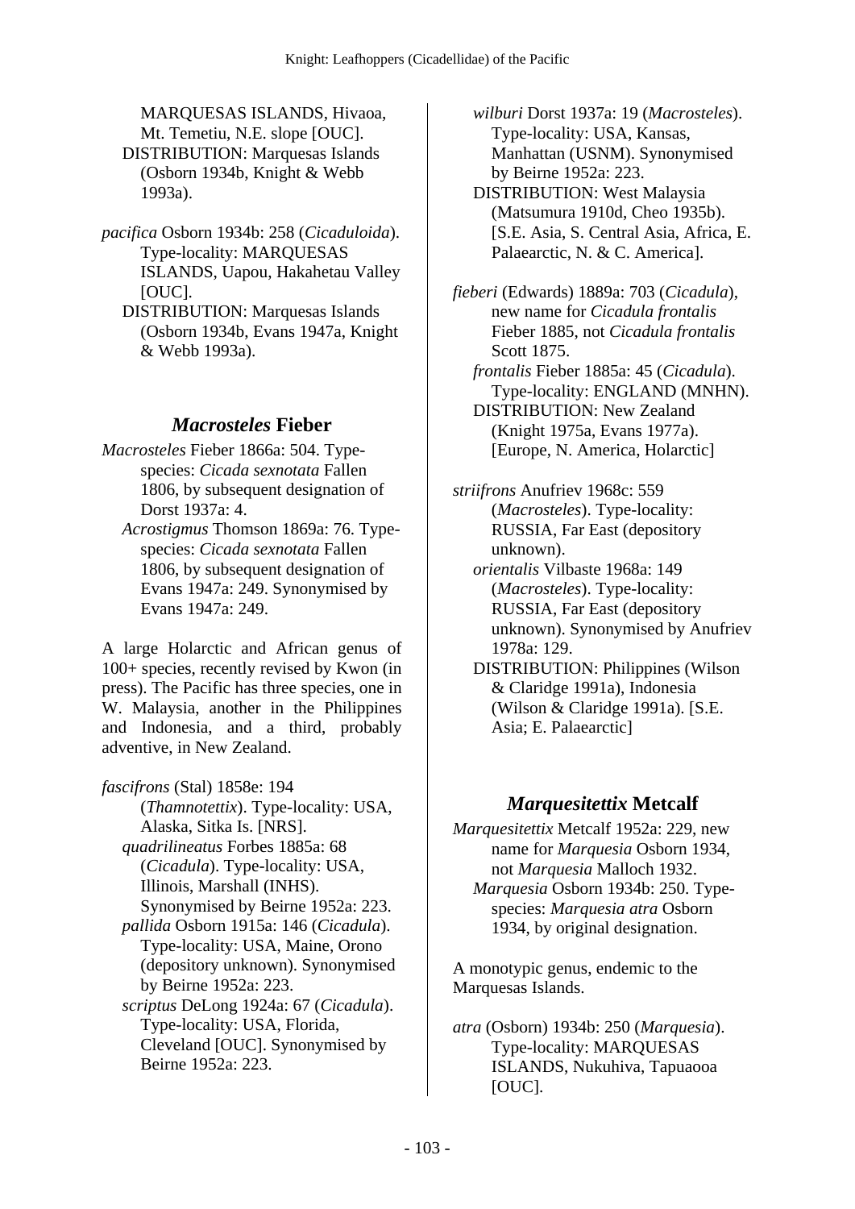MARQUESAS ISLANDS, Hivaoa, Mt. Temetiu, N.E. slope [OUC].
DISTRIBUTION: Marquesas Islands (Osborn 1934b, Knight & Webb 1993a).

*pacifica* Osborn 1934b: 258 (*Cicaduloida*). Type-locality: MARQUESAS ISLANDS, Uapou, Hakahetau Valley [OUC].
DISTRIBUTION: Marquesas Islands (Osborn 1934b, Evans 1947a, Knight & Webb 1993a).

## *Macrosteles* Fieber

*Macrosteles* Fieber 1866a: 504. Type-species: *Cicada sexnotata* Fallen 1806, by subsequent designation of Dorst 1937a: 4.
*Acrostigmus* Thomson 1869a: 76. Type-species: *Cicada sexnotata* Fallen 1806, by subsequent designation of Evans 1947a: 249. Synonymised by Evans 1947a: 249.

A large Holarctic and African genus of 100+ species, recently revised by Kwon (in press). The Pacific has three species, one in W. Malaysia, another in the Philippines and Indonesia, and a third, probably adventive, in New Zealand.

*fascifrons* (Stal) 1858e: 194 (*Thamnotettix*). Type-locality: USA, Alaska, Sitka Is. [NRS].
*quadrilineatus* Forbes 1885a: 68 (*Cicadula*). Type-locality: USA, Illinois, Marshall (INHS). Synonymised by Beirne 1952a: 223.
*pallida* Osborn 1915a: 146 (*Cicadula*). Type-locality: USA, Maine, Orono (depository unknown). Synonymised by Beirne 1952a: 223.
*scriptus* DeLong 1924a: 67 (*Cicadula*). Type-locality: USA, Florida, Cleveland [OUC]. Synonymised by Beirne 1952a: 223.
*wilburi* Dorst 1937a: 19 (*Macrosteles*). Type-locality: USA, Kansas, Manhattan (USNM). Synonymised by Beirne 1952a: 223.
DISTRIBUTION: West Malaysia (Matsumura 1910d, Cheo 1935b). [S.E. Asia, S. Central Asia, Africa, E. Palaearctic, N. & C. America].

*fieberi* (Edwards) 1889a: 703 (*Cicadula*), new name for *Cicadula frontalis* Fieber 1885, not *Cicadula frontalis* Scott 1875.
*frontalis* Fieber 1885a: 45 (*Cicadula*). Type-locality: ENGLAND (MNHN).
DISTRIBUTION: New Zealand (Knight 1975a, Evans 1977a). [Europe, N. America, Holarctic]

*striifrons* Anufriev 1968c: 559 (*Macrosteles*). Type-locality: RUSSIA, Far East (depository unknown).
*orientalis* Vilbaste 1968a: 149 (*Macrosteles*). Type-locality: RUSSIA, Far East (depository unknown). Synonymised by Anufriev 1978a: 129.
DISTRIBUTION: Philippines (Wilson & Claridge 1991a), Indonesia (Wilson & Claridge 1991a). [S.E. Asia; E. Palaearctic]

## *Marquesitettix* Metcalf

*Marquesitettix* Metcalf 1952a: 229, new name for *Marquesia* Osborn 1934, not *Marquesia* Malloch 1932.
*Marquesia* Osborn 1934b: 250. Type-species: *Marquesia atra* Osborn 1934, by original designation.

A monotypic genus, endemic to the Marquesas Islands.

*atra* (Osborn) 1934b: 250 (*Marquesia*). Type-locality: MARQUESAS ISLANDS, Nukuhiva, Tapuaooa [OUC].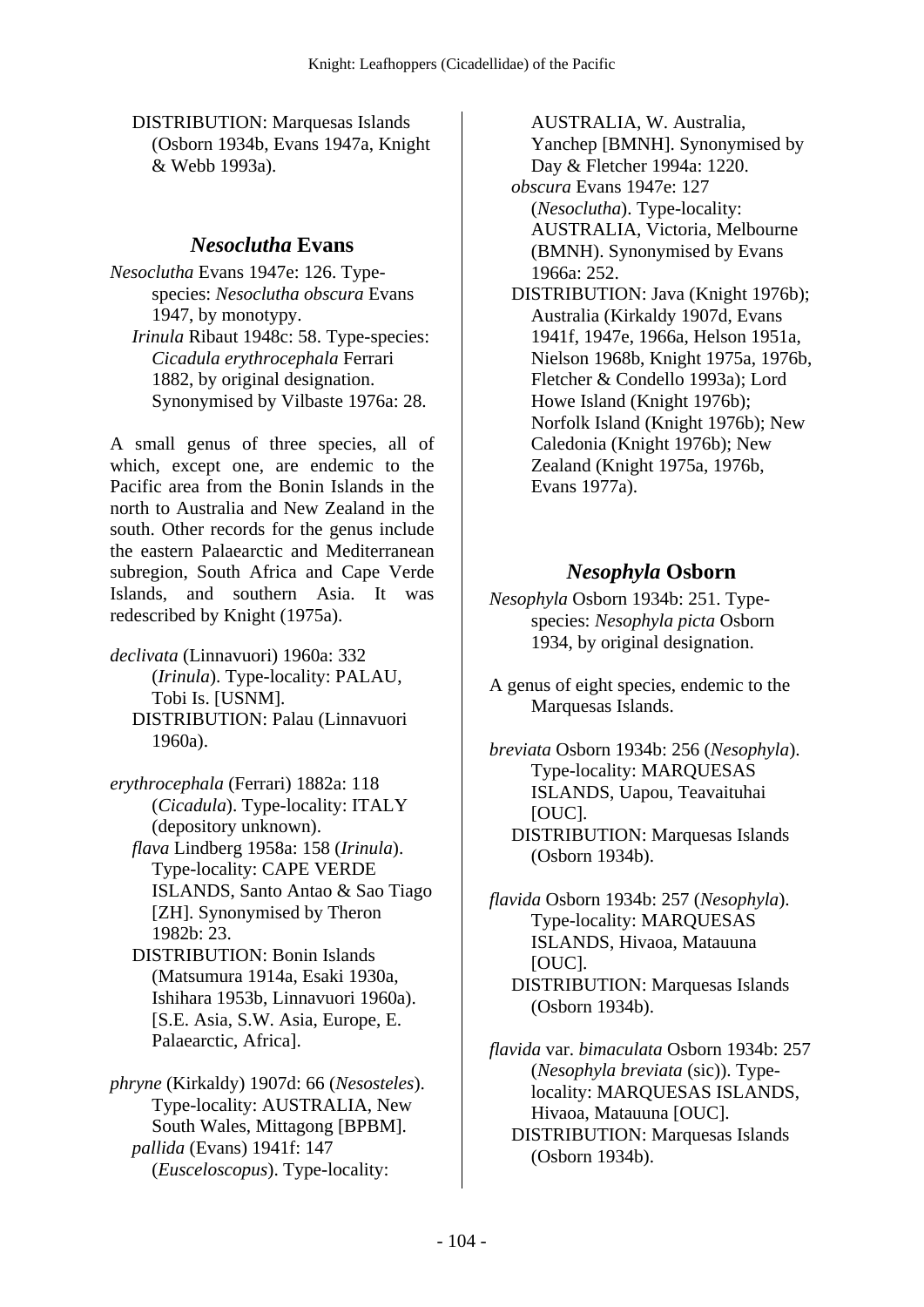DISTRIBUTION: Marquesas Islands (Osborn 1934b, Evans 1947a, Knight & Webb 1993a).

## *Nesoclutha* Evans

*Nesoclutha* Evans 1947e: 126. Type-species: *Nesoclutha obscura* Evans 1947, by monotypy.

*Irinula* Ribaut 1948c: 58. Type-species: *Cicadula erythrocephala* Ferrari 1882, by original designation. Synonymised by Vilbaste 1976a: 28.

A small genus of three species, all of which, except one, are endemic to the Pacific area from the Bonin Islands in the north to Australia and New Zealand in the south. Other records for the genus include the eastern Palaearctic and Mediterranean subregion, South Africa and Cape Verde Islands, and southern Asia. It was redescribed by Knight (1975a).

*declivata* (Linnavuori) 1960a: 332 (*Irinula*). Type-locality: PALAU, Tobi Is. [USNM].
DISTRIBUTION: Palau (Linnavuori 1960a).

*erythrocephala* (Ferrari) 1882a: 118 (*Cicadula*). Type-locality: ITALY (depository unknown).
*flava* Lindberg 1958a: 158 (*Irinula*). Type-locality: CAPE VERDE ISLANDS, Santo Antao & Sao Tiago [ZH]. Synonymised by Theron 1982b: 23.
DISTRIBUTION: Bonin Islands (Matsumura 1914a, Esaki 1930a, Ishihara 1953b, Linnavuori 1960a). [S.E. Asia, S.W. Asia, Europe, E. Palaearctic, Africa].

*phryne* (Kirkaldy) 1907d: 66 (*Nesosteles*). Type-locality: AUSTRALIA, New South Wales, Mittagong [BPBM].
*pallida* (Evans) 1941f: 147 (*Eusceloscopus*). Type-locality: AUSTRALIA, W. Australia, Yanchep [BMNH]. Synonymised by Day & Fletcher 1994a: 1220.
*obscura* Evans 1947e: 127 (*Nesoclutha*). Type-locality: AUSTRALIA, Victoria, Melbourne (BMNH). Synonymised by Evans 1966a: 252.
DISTRIBUTION: Java (Knight 1976b); Australia (Kirkaldy 1907d, Evans 1941f, 1947e, 1966a, Helson 1951a, Nielson 1968b, Knight 1975a, 1976b, Fletcher & Condello 1993a); Lord Howe Island (Knight 1976b); Norfolk Island (Knight 1976b); New Caledonia (Knight 1976b); New Zealand (Knight 1975a, 1976b, Evans 1977a).

## *Nesophyla* Osborn

*Nesophyla* Osborn 1934b: 251. Type-species: *Nesophyla picta* Osborn 1934, by original designation.

A genus of eight species, endemic to the Marquesas Islands.

*breviata* Osborn 1934b: 256 (*Nesophyla*). Type-locality: MARQUESAS ISLANDS, Uapou, Teavaituhai [OUC].
DISTRIBUTION: Marquesas Islands (Osborn 1934b).

*flavida* Osborn 1934b: 257 (*Nesophyla*). Type-locality: MARQUESAS ISLANDS, Hivaoa, Matauuna [OUC].
DISTRIBUTION: Marquesas Islands (Osborn 1934b).

*flavida* var. *bimaculata* Osborn 1934b: 257 (*Nesophyla breviata* (sic)). Type-locality: MARQUESAS ISLANDS, Hivaoa, Matauuna [OUC].
DISTRIBUTION: Marquesas Islands (Osborn 1934b).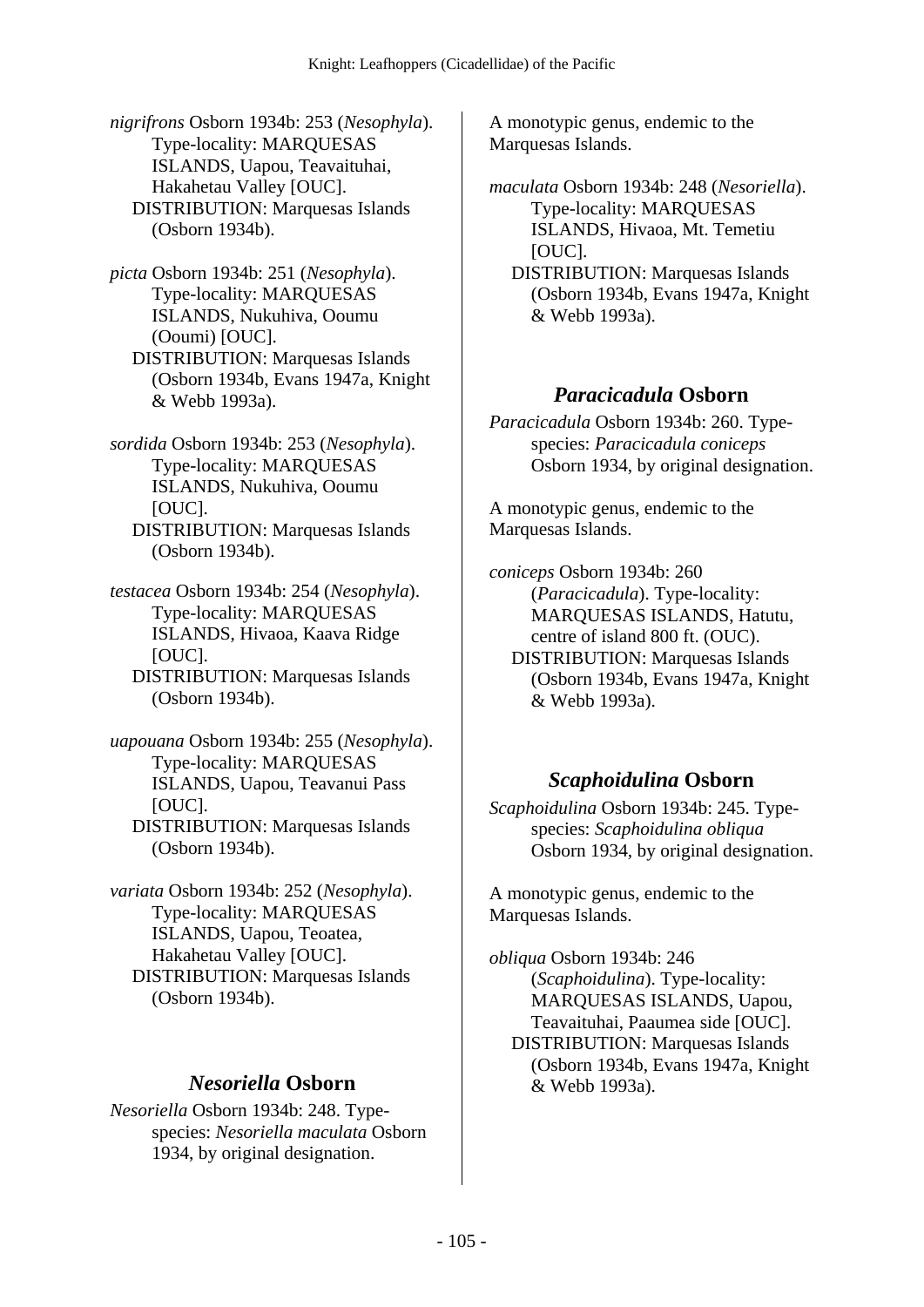*nigrifrons* Osborn 1934b: 253 (*Nesophyla*). Type-locality: MARQUESAS ISLANDS, Uapou, Teavaituhai, Hakahetau Valley [OUC].
DISTRIBUTION: Marquesas Islands (Osborn 1934b).

*picta* Osborn 1934b: 251 (*Nesophyla*). Type-locality: MARQUESAS ISLANDS, Nukuhiva, Ooumu (Ooumi) [OUC].
DISTRIBUTION: Marquesas Islands (Osborn 1934b, Evans 1947a, Knight & Webb 1993a).

*sordida* Osborn 1934b: 253 (*Nesophyla*). Type-locality: MARQUESAS ISLANDS, Nukuhiva, Ooumu [OUC].
DISTRIBUTION: Marquesas Islands (Osborn 1934b).

*testacea* Osborn 1934b: 254 (*Nesophyla*). Type-locality: MARQUESAS ISLANDS, Hivaoa, Kaava Ridge [OUC].
DISTRIBUTION: Marquesas Islands (Osborn 1934b).

*uapouana* Osborn 1934b: 255 (*Nesophyla*). Type-locality: MARQUESAS ISLANDS, Uapou, Teavanui Pass [OUC].
DISTRIBUTION: Marquesas Islands (Osborn 1934b).

*variata* Osborn 1934b: 252 (*Nesophyla*). Type-locality: MARQUESAS ISLANDS, Uapou, Teoatea, Hakahetau Valley [OUC].
DISTRIBUTION: Marquesas Islands (Osborn 1934b).

## *Nesoriella* Osborn

*Nesoriella* Osborn 1934b: 248. Type-species: *Nesoriella maculata* Osborn 1934, by original designation.

A monotypic genus, endemic to the Marquesas Islands.

*maculata* Osborn 1934b: 248 (*Nesoriella*). Type-locality: MARQUESAS ISLANDS, Hivaoa, Mt. Temetiu [OUC].
DISTRIBUTION: Marquesas Islands (Osborn 1934b, Evans 1947a, Knight & Webb 1993a).

## *Paracicadula* Osborn

*Paracicadula* Osborn 1934b: 260. Type-species: *Paracicadula coniceps* Osborn 1934, by original designation.

A monotypic genus, endemic to the Marquesas Islands.

*coniceps* Osborn 1934b: 260 (*Paracicadula*). Type-locality: MARQUESAS ISLANDS, Hatutu, centre of island 800 ft. (OUC).
DISTRIBUTION: Marquesas Islands (Osborn 1934b, Evans 1947a, Knight & Webb 1993a).

## *Scaphoidulina* Osborn

*Scaphoidulina* Osborn 1934b: 245. Type-species: *Scaphoidulina obliqua* Osborn 1934, by original designation.

A monotypic genus, endemic to the Marquesas Islands.

*obliqua* Osborn 1934b: 246 (*Scaphoidulina*). Type-locality: MARQUESAS ISLANDS, Uapou, Teavaituhai, Paaumea side [OUC].
DISTRIBUTION: Marquesas Islands (Osborn 1934b, Evans 1947a, Knight & Webb 1993a).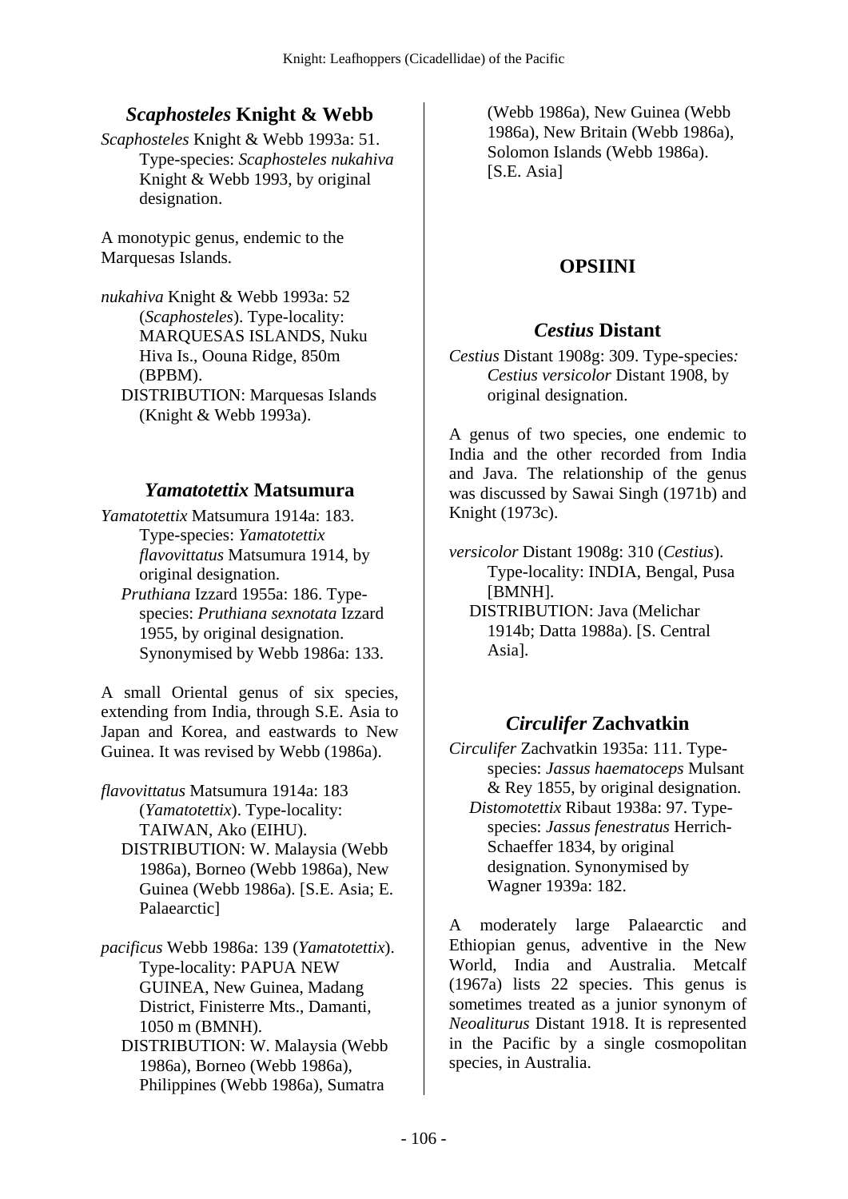## *Scaphosteles* Knight & Webb

*Scaphosteles* Knight & Webb 1993a: 51. Type-species: *Scaphosteles nukahiva* Knight & Webb 1993, by original designation.

A monotypic genus, endemic to the Marquesas Islands.

*nukahiva* Knight & Webb 1993a: 52 (*Scaphosteles*). Type-locality: MARQUESAS ISLANDS, Nuku Hiva Is., Oouna Ridge, 850m (BPBM).
DISTRIBUTION: Marquesas Islands (Knight & Webb 1993a).

## *Yamatotettix* Matsumura

*Yamatotettix* Matsumura 1914a: 183. Type-species: *Yamatotettix flavovittatus* Matsumura 1914, by original designation.
*Pruthiana* Izzard 1955a: 186. Type-species: *Pruthiana sexnotata* Izzard 1955, by original designation. Synonymised by Webb 1986a: 133.

A small Oriental genus of six species, extending from India, through S.E. Asia to Japan and Korea, and eastwards to New Guinea. It was revised by Webb (1986a).

*flavovittatus* Matsumura 1914a: 183 (*Yamatotettix*). Type-locality: TAIWAN, Ako (EIHU).
DISTRIBUTION: W. Malaysia (Webb 1986a), Borneo (Webb 1986a), New Guinea (Webb 1986a). [S.E. Asia; E. Palaearctic]

*pacificus* Webb 1986a: 139 (*Yamatotettix*). Type-locality: PAPUA NEW GUINEA, New Guinea, Madang District, Finisterre Mts., Damanti, 1050 m (BMNH).
DISTRIBUTION: W. Malaysia (Webb 1986a), Borneo (Webb 1986a), Philippines (Webb 1986a), Sumatra (Webb 1986a), New Guinea (Webb 1986a), New Britain (Webb 1986a), Solomon Islands (Webb 1986a). [S.E. Asia]

# OPSIINI

## *Cestius* Distant

*Cestius* Distant 1908g: 309. Type-species: *Cestius versicolor* Distant 1908, by original designation.

A genus of two species, one endemic to India and the other recorded from India and Java. The relationship of the genus was discussed by Sawai Singh (1971b) and Knight (1973c).

*versicolor* Distant 1908g: 310 (*Cestius*). Type-locality: INDIA, Bengal, Pusa [BMNH].
DISTRIBUTION: Java (Melichar 1914b; Datta 1988a). [S. Central Asia].

## *Circulifer* Zachvatkin

*Circulifer* Zachvatkin 1935a: 111. Type-species: *Jassus haematoceps* Mulsant & Rey 1855, by original designation.
*Distomotettix* Ribaut 1938a: 97. Type-species: *Jassus fenestratus* Herrich-Schaeffer 1834, by original designation. Synonymised by Wagner 1939a: 182.

A moderately large Palaearctic and Ethiopian genus, adventive in the New World, India and Australia. Metcalf (1967a) lists 22 species. This genus is sometimes treated as a junior synonym of *Neoaliturus* Distant 1918. It is represented in the Pacific by a single cosmopolitan species, in Australia.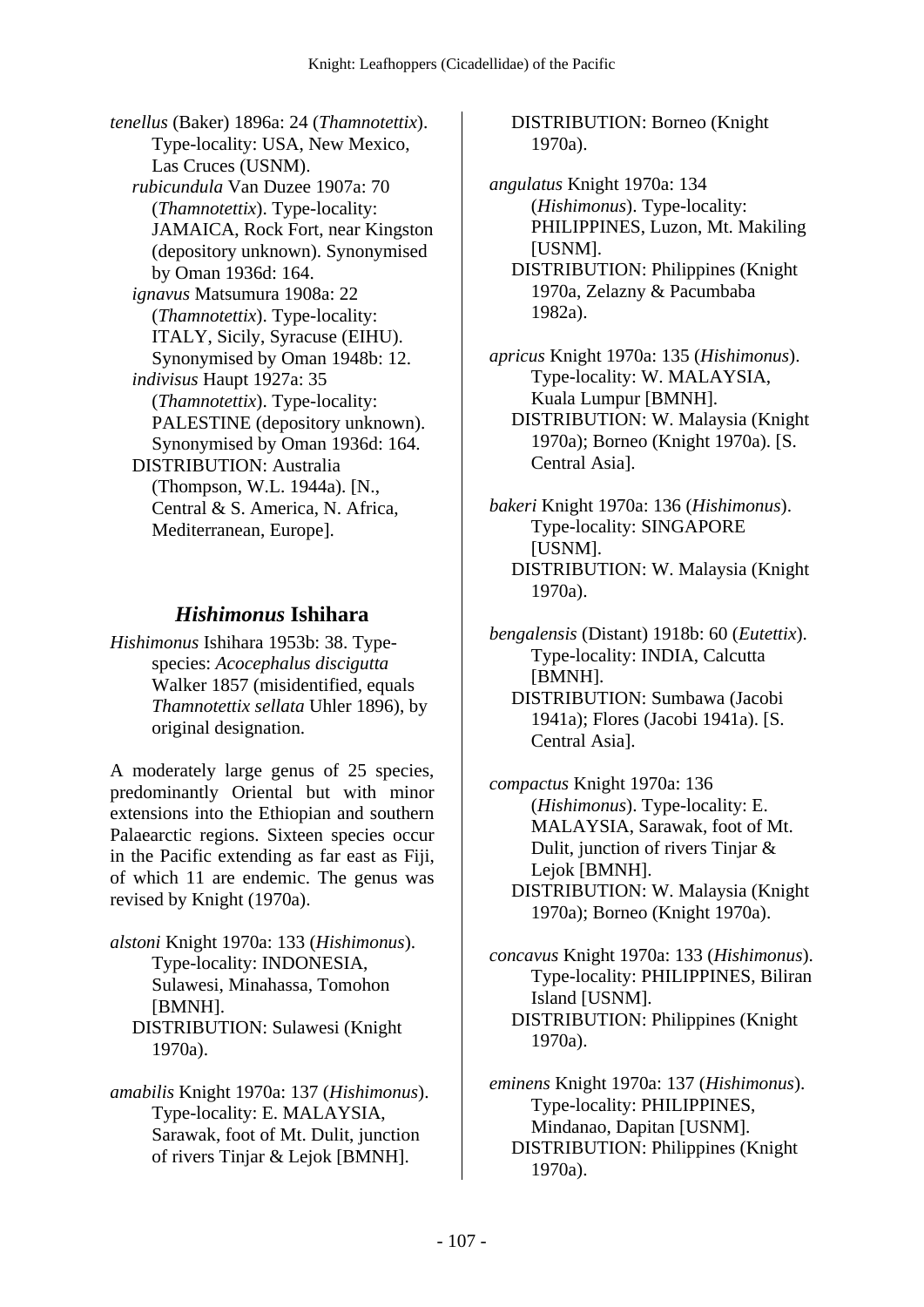*tenellus* (Baker) 1896a: 24 (*Thamnotettix*). Type-locality: USA, New Mexico, Las Cruces (USNM).

*rubicundula* Van Duzee 1907a: 70 (*Thamnotettix*). Type-locality: JAMAICA, Rock Fort, near Kingston (depository unknown). Synonymised by Oman 1936d: 164.

*ignavus* Matsumura 1908a: 22 (*Thamnotettix*). Type-locality: ITALY, Sicily, Syracuse (EIHU). Synonymised by Oman 1948b: 12.

*indivisus* Haupt 1927a: 35 (*Thamnotettix*). Type-locality: PALESTINE (depository unknown). Synonymised by Oman 1936d: 164.

DISTRIBUTION: Australia (Thompson, W.L. 1944a). [N., Central & S. America, N. Africa, Mediterranean, Europe].

## *Hishimonus* Ishihara

*Hishimonus* Ishihara 1953b: 38. Type-species: *Acocephalus discigutta* Walker 1857 (misidentified, equals *Thamnotettix sellata* Uhler 1896), by original designation.

A moderately large genus of 25 species, predominantly Oriental but with minor extensions into the Ethiopian and southern Palaearctic regions. Sixteen species occur in the Pacific extending as far east as Fiji, of which 11 are endemic. The genus was revised by Knight (1970a).

*alstoni* Knight 1970a: 133 (*Hishimonus*). Type-locality: INDONESIA, Sulawesi, Minahassa, Tomohon [BMNH].
DISTRIBUTION: Sulawesi (Knight 1970a).

*amabilis* Knight 1970a: 137 (*Hishimonus*). Type-locality: E. MALAYSIA, Sarawak, foot of Mt. Dulit, junction of rivers Tinjar & Lejok [BMNH].
DISTRIBUTION: Borneo (Knight 1970a).

*angulatus* Knight 1970a: 134 (*Hishimonus*). Type-locality: PHILIPPINES, Luzon, Mt. Makiling [USNM].
DISTRIBUTION: Philippines (Knight 1970a, Zelazny & Pacumbaba 1982a).

*apricus* Knight 1970a: 135 (*Hishimonus*). Type-locality: W. MALAYSIA, Kuala Lumpur [BMNH].
DISTRIBUTION: W. Malaysia (Knight 1970a); Borneo (Knight 1970a). [S. Central Asia].

*bakeri* Knight 1970a: 136 (*Hishimonus*). Type-locality: SINGAPORE [USNM].
DISTRIBUTION: W. Malaysia (Knight 1970a).

*bengalensis* (Distant) 1918b: 60 (*Eutettix*). Type-locality: INDIA, Calcutta [BMNH].
DISTRIBUTION: Sumbawa (Jacobi 1941a); Flores (Jacobi 1941a). [S. Central Asia].

*compactus* Knight 1970a: 136 (*Hishimonus*). Type-locality: E. MALAYSIA, Sarawak, foot of Mt. Dulit, junction of rivers Tinjar & Lejok [BMNH].
DISTRIBUTION: W. Malaysia (Knight 1970a); Borneo (Knight 1970a).

*concavus* Knight 1970a: 133 (*Hishimonus*). Type-locality: PHILIPPINES, Biliran Island [USNM].
DISTRIBUTION: Philippines (Knight 1970a).

*eminens* Knight 1970a: 137 (*Hishimonus*). Type-locality: PHILIPPINES, Mindanao, Dapitan [USNM].
DISTRIBUTION: Philippines (Knight 1970a).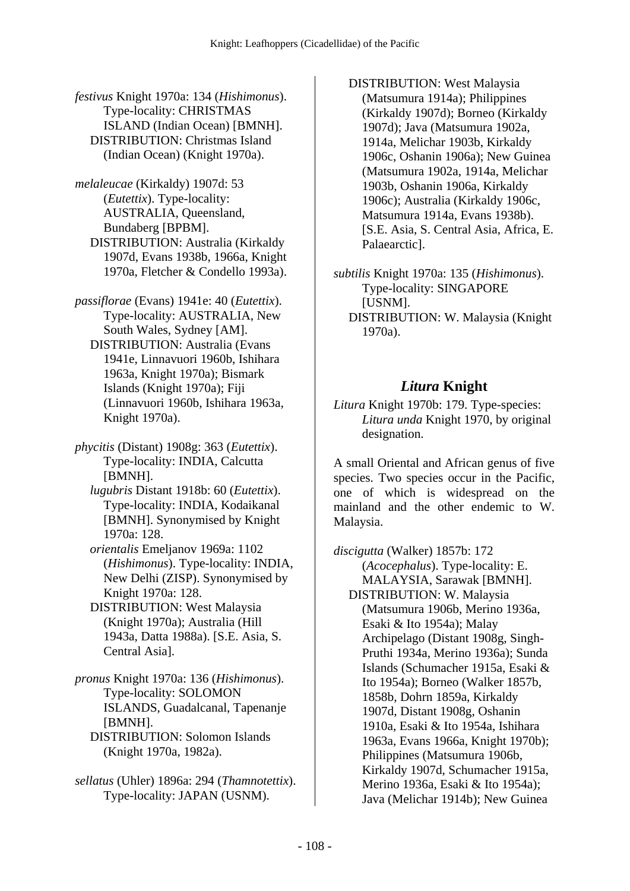*festivus* Knight 1970a: 134 (*Hishimonus*). Type-locality: CHRISTMAS ISLAND (Indian Ocean) [BMNH].
DISTRIBUTION: Christmas Island (Indian Ocean) (Knight 1970a).

*melaleucae* (Kirkaldy) 1907d: 53 (*Eutettix*). Type-locality: AUSTRALIA, Queensland, Bundaberg [BPBM].
DISTRIBUTION: Australia (Kirkaldy 1907d, Evans 1938b, 1966a, Knight 1970a, Fletcher & Condello 1993a).

*passiflorae* (Evans) 1941e: 40 (*Eutettix*). Type-locality: AUSTRALIA, New South Wales, Sydney [AM].
DISTRIBUTION: Australia (Evans 1941e, Linnavuori 1960b, Ishihara 1963a, Knight 1970a); Bismark Islands (Knight 1970a); Fiji (Linnavuori 1960b, Ishihara 1963a, Knight 1970a).

*phycitis* (Distant) 1908g: 363 (*Eutettix*). Type-locality: INDIA, Calcutta [BMNH].
*lugubris* Distant 1918b: 60 (*Eutettix*). Type-locality: INDIA, Kodaikanal [BMNH]. Synonymised by Knight 1970a: 128.
*orientalis* Emeljanov 1969a: 1102 (*Hishimonus*). Type-locality: INDIA, New Delhi (ZISP). Synonymised by Knight 1970a: 128.
DISTRIBUTION: West Malaysia (Knight 1970a); Australia (Hill 1943a, Datta 1988a). [S.E. Asia, S. Central Asia].

*pronus* Knight 1970a: 136 (*Hishimonus*). Type-locality: SOLOMON ISLANDS, Guadalcanal, Tapenanje [BMNH].
DISTRIBUTION: Solomon Islands (Knight 1970a, 1982a).

*sellatus* (Uhler) 1896a: 294 (*Thamnotettix*). Type-locality: JAPAN (USNM).
DISTRIBUTION: West Malaysia (Matsumura 1914a); Philippines (Kirkaldy 1907d); Borneo (Kirkaldy 1907d); Java (Matsumura 1902a, 1914a, Melichar 1903b, Kirkaldy 1906c, Oshanin 1906a); New Guinea (Matsumura 1902a, 1914a, Melichar 1903b, Oshanin 1906a, Kirkaldy 1906c); Australia (Kirkaldy 1906c, Matsumura 1914a, Evans 1938b). [S.E. Asia, S. Central Asia, Africa, E. Palaearctic].

*subtilis* Knight 1970a: 135 (*Hishimonus*). Type-locality: SINGAPORE [USNM].
DISTRIBUTION: W. Malaysia (Knight 1970a).

## *Litura* Knight

*Litura* Knight 1970b: 179. Type-species: *Litura unda* Knight 1970, by original designation.

A small Oriental and African genus of five species. Two species occur in the Pacific, one of which is widespread on the mainland and the other endemic to W. Malaysia.

*discigutta* (Walker) 1857b: 172 (*Acocephalus*). Type-locality: E. MALAYSIA, Sarawak [BMNH].
DISTRIBUTION: W. Malaysia (Matsumura 1906b, Merino 1936a, Esaki & Ito 1954a); Malay Archipelago (Distant 1908g, Singh-Pruthi 1934a, Merino 1936a); Sunda Islands (Schumacher 1915a, Esaki & Ito 1954a); Borneo (Walker 1857b, 1858b, Dohrn 1859a, Kirkaldy 1907d, Distant 1908g, Oshanin 1910a, Esaki & Ito 1954a, Ishihara 1963a, Evans 1966a, Knight 1970b); Philippines (Matsumura 1906b, Kirkaldy 1907d, Schumacher 1915a, Merino 1936a, Esaki & Ito 1954a); Java (Melichar 1914b); New Guinea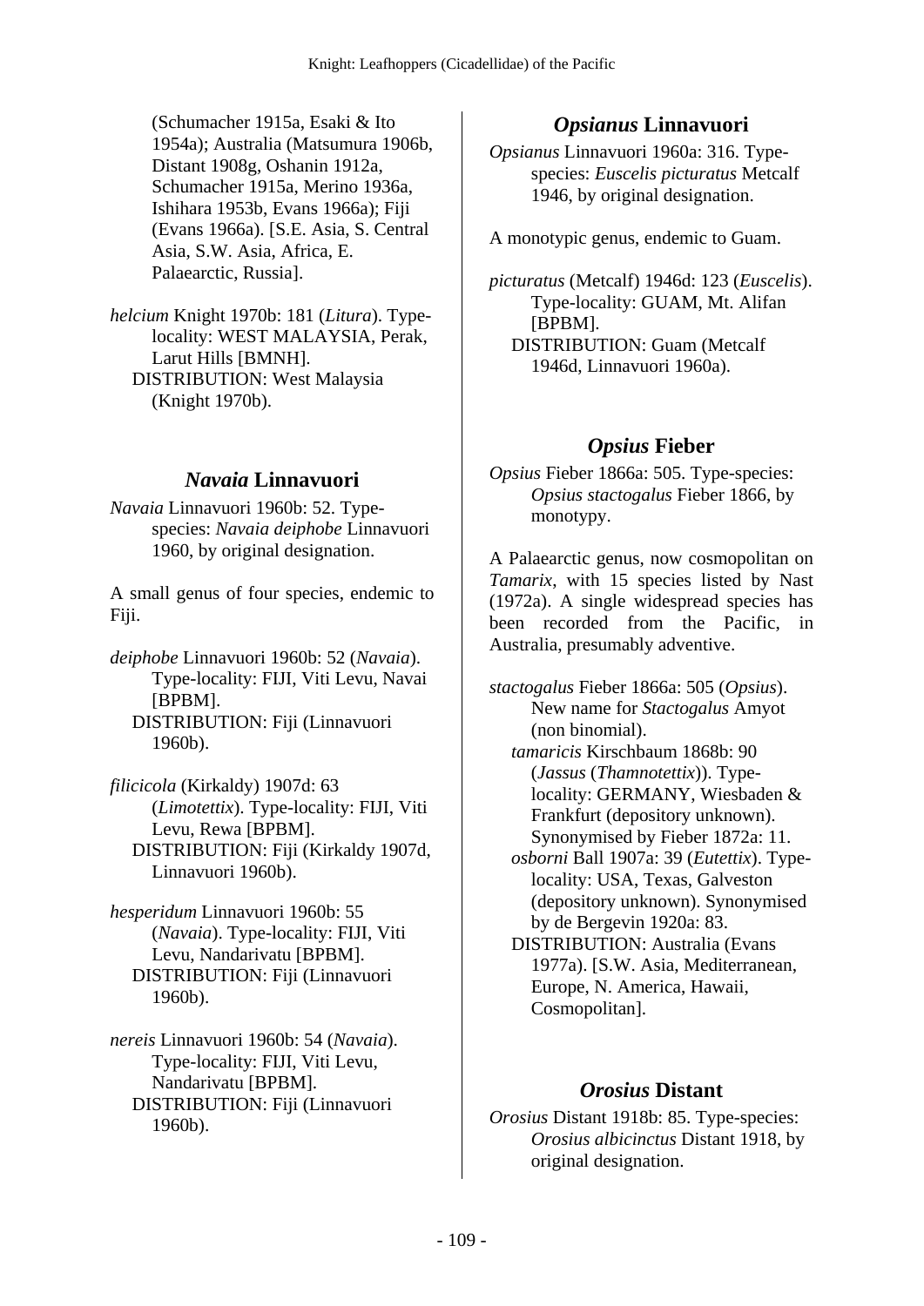(Schumacher 1915a, Esaki & Ito 1954a); Australia (Matsumura 1906b, Distant 1908g, Oshanin 1912a, Schumacher 1915a, Merino 1936a, Ishihara 1953b, Evans 1966a); Fiji (Evans 1966a). [S.E. Asia, S. Central Asia, S.W. Asia, Africa, E. Palaearctic, Russia].

*helcium* Knight 1970b: 181 (*Litura*). Type-locality: WEST MALAYSIA, Perak, Larut Hills [BMNH].
DISTRIBUTION: West Malaysia (Knight 1970b).

## *Navaia* Linnavuori

*Navaia* Linnavuori 1960b: 52. Type-species: *Navaia deiphobe* Linnavuori 1960, by original designation.

A small genus of four species, endemic to Fiji.

*deiphobe* Linnavuori 1960b: 52 (*Navaia*). Type-locality: FIJI, Viti Levu, Navai [BPBM].
DISTRIBUTION: Fiji (Linnavuori 1960b).

*filicicola* (Kirkaldy) 1907d: 63 (*Limotettix*). Type-locality: FIJI, Viti Levu, Rewa [BPBM].
DISTRIBUTION: Fiji (Kirkaldy 1907d, Linnavuori 1960b).

*hesperidum* Linnavuori 1960b: 55 (*Navaia*). Type-locality: FIJI, Viti Levu, Nandarivatu [BPBM].
DISTRIBUTION: Fiji (Linnavuori 1960b).

*nereis* Linnavuori 1960b: 54 (*Navaia*). Type-locality: FIJI, Viti Levu, Nandarivatu [BPBM].
DISTRIBUTION: Fiji (Linnavuori 1960b).

## *Opsianus* Linnavuori

*Opsianus* Linnavuori 1960a: 316. Type-species: *Euscelis picturatus* Metcalf 1946, by original designation.

A monotypic genus, endemic to Guam.

*picturatus* (Metcalf) 1946d: 123 (*Euscelis*). Type-locality: GUAM, Mt. Alifan [BPBM].
DISTRIBUTION: Guam (Metcalf 1946d, Linnavuori 1960a).

## *Opsius* Fieber

*Opsius* Fieber 1866a: 505. Type-species: *Opsius stactogalus* Fieber 1866, by monotypy.

A Palaearctic genus, now cosmopolitan on *Tamarix*, with 15 species listed by Nast (1972a). A single widespread species has been recorded from the Pacific, in Australia, presumably adventive.

*stactogalus* Fieber 1866a: 505 (*Opsius*). New name for *Stactogalus* Amyot (non binomial).
*tamaricis* Kirschbaum 1868b: 90 (*Jassus* (*Thamnotettix*)). Type-locality: GERMANY, Wiesbaden & Frankfurt (depository unknown). Synonymised by Fieber 1872a: 11.
*osborni* Ball 1907a: 39 (*Eutettix*). Type-locality: USA, Texas, Galveston (depository unknown). Synonymised by de Bergevin 1920a: 83.
DISTRIBUTION: Australia (Evans 1977a). [S.W. Asia, Mediterranean, Europe, N. America, Hawaii, Cosmopolitan].

## *Orosius* Distant

*Orosius* Distant 1918b: 85. Type-species: *Orosius albicinctus* Distant 1918, by original designation.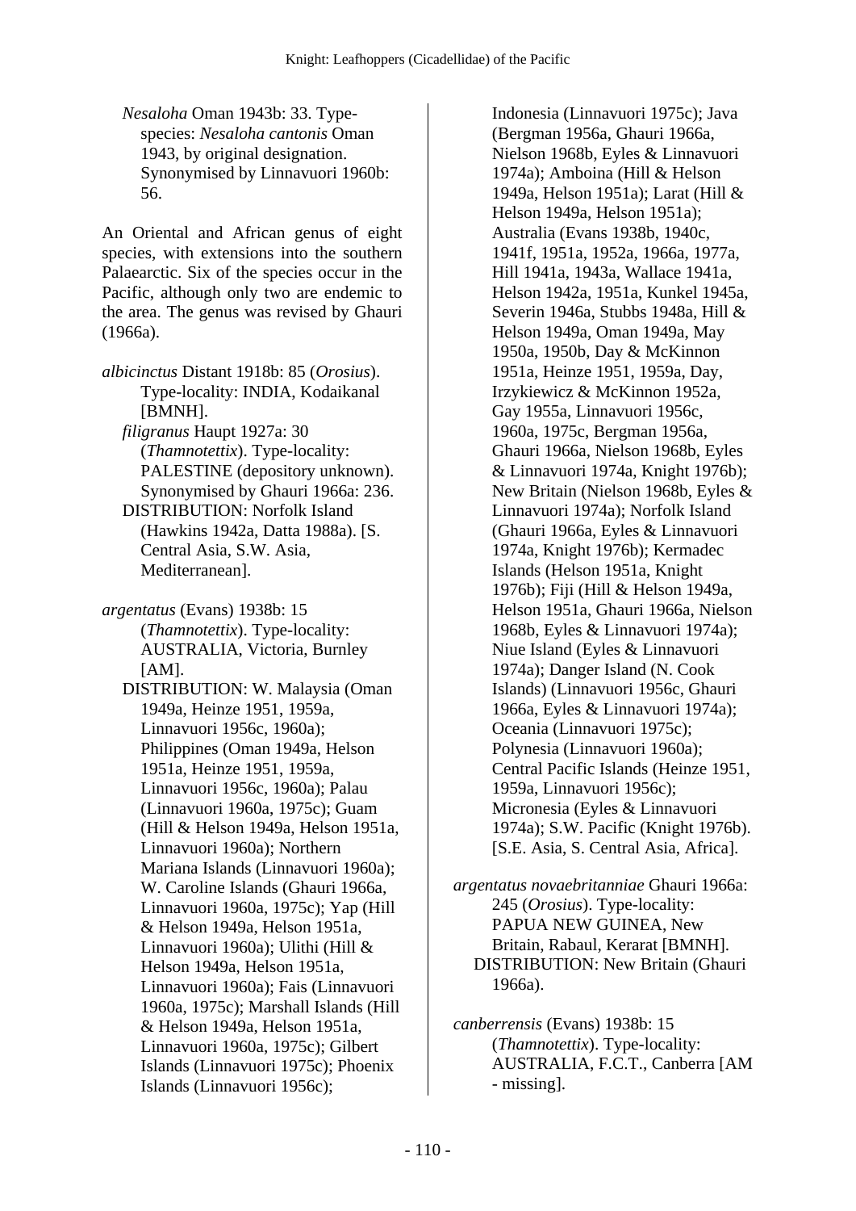*Nesaloha* Oman 1943b: 33. Type-species: *Nesaloha cantonis* Oman 1943, by original designation. Synonymised by Linnavuori 1960b: 56.

An Oriental and African genus of eight species, with extensions into the southern Palaearctic. Six of the species occur in the Pacific, although only two are endemic to the area. The genus was revised by Ghauri (1966a).

*albicinctus* Distant 1918b: 85 (*Orosius*). Type-locality: INDIA, Kodaikanal [BMNH].

*filigranus* Haupt 1927a: 30 (*Thamnotettix*). Type-locality: PALESTINE (depository unknown). Synonymised by Ghauri 1966a: 236.

DISTRIBUTION: Norfolk Island (Hawkins 1942a, Datta 1988a). [S. Central Asia, S.W. Asia, Mediterranean].

*argentatus* (Evans) 1938b: 15 (*Thamnotettix*). Type-locality: AUSTRALIA, Victoria, Burnley [AM].

DISTRIBUTION: W. Malaysia (Oman 1949a, Heinze 1951, 1959a, Linnavuori 1956c, 1960a); Philippines (Oman 1949a, Helson 1951a, Heinze 1951, 1959a, Linnavuori 1956c, 1960a); Palau (Linnavuori 1960a, 1975c); Guam (Hill & Helson 1949a, Helson 1951a, Linnavuori 1960a); Northern Mariana Islands (Linnavuori 1960a); W. Caroline Islands (Ghauri 1966a, Linnavuori 1960a, 1975c); Yap (Hill & Helson 1949a, Helson 1951a, Linnavuori 1960a); Ulithi (Hill & Helson 1949a, Helson 1951a, Linnavuori 1960a); Fais (Linnavuori 1960a, 1975c); Marshall Islands (Hill & Helson 1949a, Helson 1951a, Linnavuori 1960a, 1975c); Gilbert Islands (Linnavuori 1975c); Phoenix Islands (Linnavuori 1956c); Indonesia (Linnavuori 1975c); Java (Bergman 1956a, Ghauri 1966a, Nielson 1968b, Eyles & Linnavuori 1974a); Amboina (Hill & Helson 1949a, Helson 1951a); Larat (Hill & Helson 1949a, Helson 1951a); Australia (Evans 1938b, 1940c, 1941f, 1951a, 1952a, 1966a, 1977a, Hill 1941a, 1943a, Wallace 1941a, Helson 1942a, 1951a, Kunkel 1945a, Severin 1946a, Stubbs 1948a, Hill & Helson 1949a, Oman 1949a, May 1950a, 1950b, Day & McKinnon 1951a, Heinze 1951, 1959a, Day, Irzykiewicz & McKinnon 1952a, Gay 1955a, Linnavuori 1956c, 1960a, 1975c, Bergman 1956a, Ghauri 1966a, Nielson 1968b, Eyles & Linnavuori 1974a, Knight 1976b); New Britain (Nielson 1968b, Eyles & Linnavuori 1974a); Norfolk Island (Ghauri 1966a, Eyles & Linnavuori 1974a, Knight 1976b); Kermadec Islands (Helson 1951a, Knight 1976b); Fiji (Hill & Helson 1949a, Helson 1951a, Ghauri 1966a, Nielson 1968b, Eyles & Linnavuori 1974a); Niue Island (Eyles & Linnavuori 1974a); Danger Island (N. Cook Islands) (Linnavuori 1956c, Ghauri 1966a, Eyles & Linnavuori 1974a); Oceania (Linnavuori 1975c); Polynesia (Linnavuori 1960a); Central Pacific Islands (Heinze 1951, 1959a, Linnavuori 1956c); Micronesia (Eyles & Linnavuori 1974a); S.W. Pacific (Knight 1976b). [S.E. Asia, S. Central Asia, Africa].

*argentatus novaebritanniae* Ghauri 1966a: 245 (*Orosius*). Type-locality: PAPUA NEW GUINEA, New Britain, Rabaul, Kerarat [BMNH].

DISTRIBUTION: New Britain (Ghauri 1966a).

*canberrensis* (Evans) 1938b: 15 (*Thamnotettix*). Type-locality: AUSTRALIA, F.C.T., Canberra [AM - missing].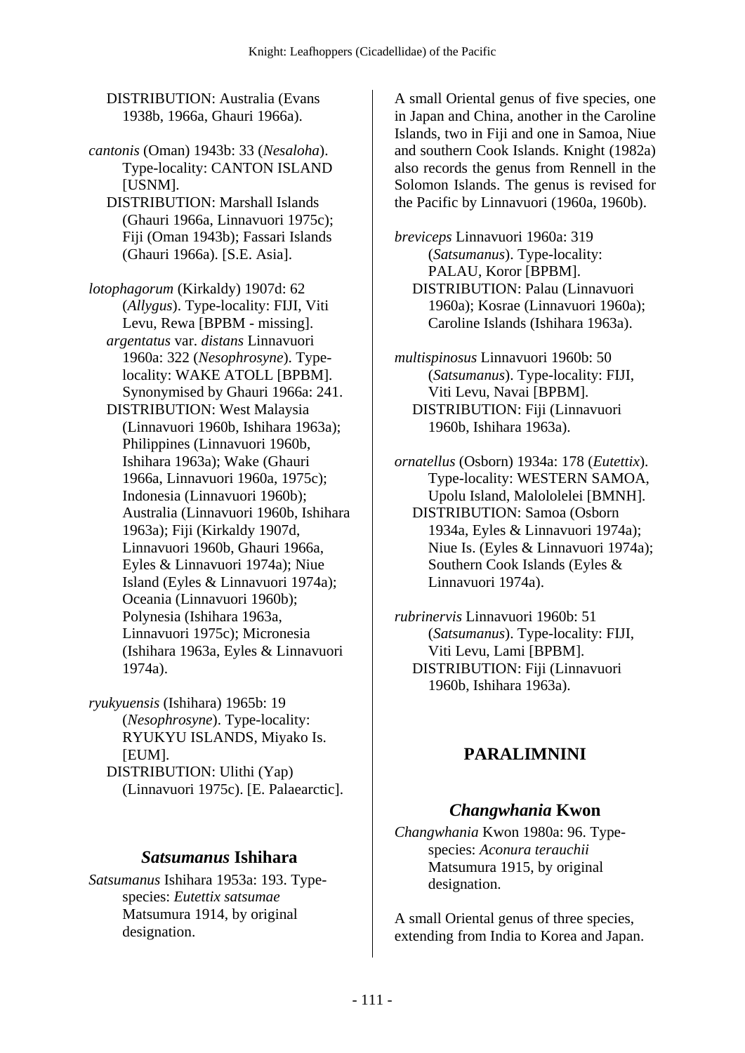DISTRIBUTION: Australia (Evans 1938b, 1966a, Ghauri 1966a).

*cantonis* (Oman) 1943b: 33 (*Nesaloha*). Type-locality: CANTON ISLAND [USNM].
DISTRIBUTION: Marshall Islands (Ghauri 1966a, Linnavuori 1975c); Fiji (Oman 1943b); Fassari Islands (Ghauri 1966a). [S.E. Asia].

*lotophagorum* (Kirkaldy) 1907d: 62 (*Allygus*). Type-locality: FIJI, Viti Levu, Rewa [BPBM - missing].
*argentatus* var. *distans* Linnavuori 1960a: 322 (*Nesophrosyne*). Type-locality: WAKE ATOLL [BPBM]. Synonymised by Ghauri 1966a: 241.
DISTRIBUTION: West Malaysia (Linnavuori 1960b, Ishihara 1963a); Philippines (Linnavuori 1960b, Ishihara 1963a); Wake (Ghauri 1966a, Linnavuori 1960a, 1975c); Indonesia (Linnavuori 1960b); Australia (Linnavuori 1960b, Ishihara 1963a); Fiji (Kirkaldy 1907d, Linnavuori 1960b, Ghauri 1966a, Eyles & Linnavuori 1974a); Niue Island (Eyles & Linnavuori 1974a); Oceania (Linnavuori 1960b); Polynesia (Ishihara 1963a, Linnavuori 1975c); Micronesia (Ishihara 1963a, Eyles & Linnavuori 1974a).

*ryukyuensis* (Ishihara) 1965b: 19 (*Nesophrosyne*). Type-locality: RYUKYU ISLANDS, Miyako Is. [EUM].
DISTRIBUTION: Ulithi (Yap) (Linnavuori 1975c). [E. Palaearctic].

### *Satsumanus* Ishihara

*Satsumanus* Ishihara 1953a: 193. Type-species: *Eutettix satsumae* Matsumura 1914, by original designation.

A small Oriental genus of five species, one in Japan and China, another in the Caroline Islands, two in Fiji and one in Samoa, Niue and southern Cook Islands. Knight (1982a) also records the genus from Rennell in the Solomon Islands. The genus is revised for the Pacific by Linnavuori (1960a, 1960b).

*breviceps* Linnavuori 1960a: 319 (*Satsumanus*). Type-locality: PALAU, Koror [BPBM].
DISTRIBUTION: Palau (Linnavuori 1960a); Kosrae (Linnavuori 1960a); Caroline Islands (Ishihara 1963a).

*multispinosus* Linnavuori 1960b: 50 (*Satsumanus*). Type-locality: FIJI, Viti Levu, Navai [BPBM].
DISTRIBUTION: Fiji (Linnavuori 1960b, Ishihara 1963a).

*ornatellus* (Osborn) 1934a: 178 (*Eutettix*). Type-locality: WESTERN SAMOA, Upolu Island, Malololelei [BMNH].
DISTRIBUTION: Samoa (Osborn 1934a, Eyles & Linnavuori 1974a); Niue Is. (Eyles & Linnavuori 1974a); Southern Cook Islands (Eyles & Linnavuori 1974a).

*rubrinervis* Linnavuori 1960b: 51 (*Satsumanus*). Type-locality: FIJI, Viti Levu, Lami [BPBM].
DISTRIBUTION: Fiji (Linnavuori 1960b, Ishihara 1963a).

## PARALIMNINI

### *Changwhania* Kwon

*Changwhania* Kwon 1980a: 96. Type-species: *Aconura terauchii* Matsumura 1915, by original designation.

A small Oriental genus of three species, extending from India to Korea and Japan.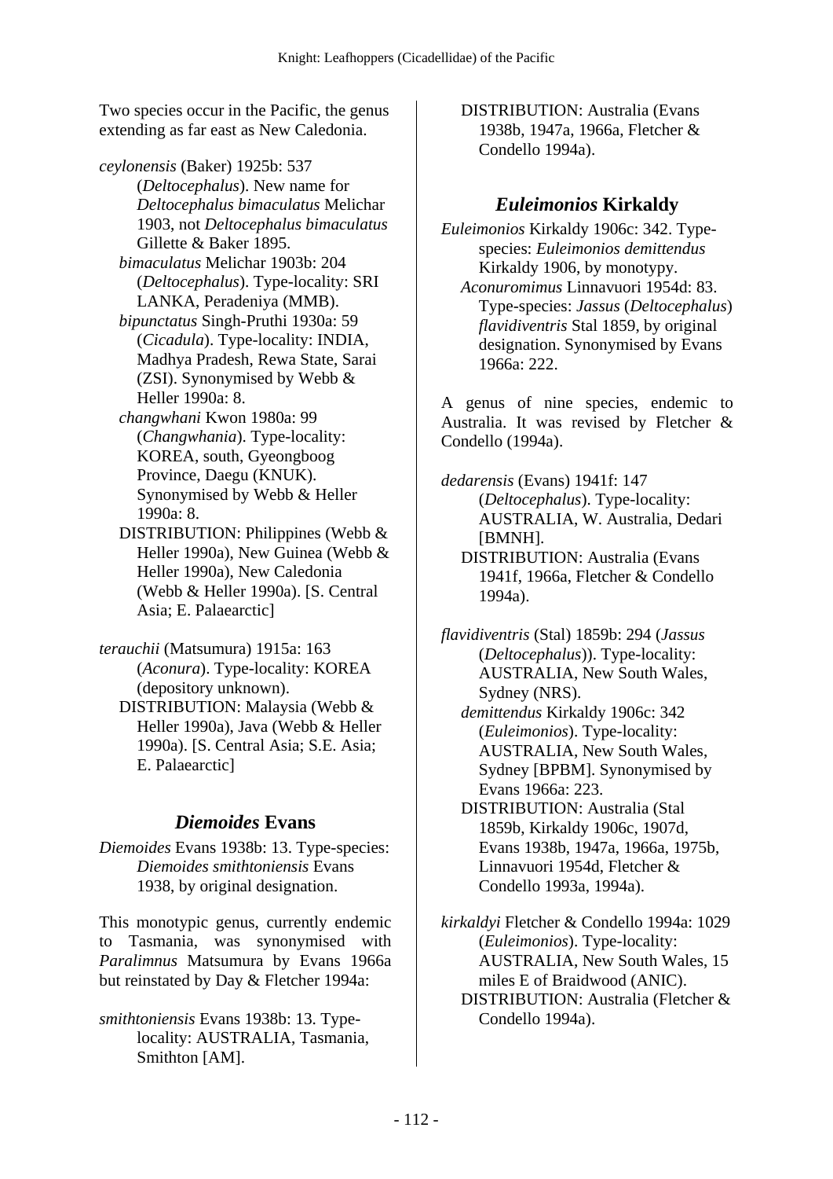Two species occur in the Pacific, the genus extending as far east as New Caledonia.

*ceylonensis* (Baker) 1925b: 537 (*Deltocephalus*). New name for *Deltocephalus bimaculatus* Melichar 1903, not *Deltocephalus bimaculatus* Gillette & Baker 1895.

*bimaculatus* Melichar 1903b: 204 (*Deltocephalus*). Type-locality: SRI LANKA, Peradeniya (MMB).

*bipunctatus* Singh-Pruthi 1930a: 59 (*Cicadula*). Type-locality: INDIA, Madhya Pradesh, Rewa State, Sarai (ZSI). Synonymised by Webb & Heller 1990a: 8.

*changwhani* Kwon 1980a: 99 (*Changwhania*). Type-locality: KOREA, south, Gyeongboog Province, Daegu (KNUK). Synonymised by Webb & Heller 1990a: 8.

DISTRIBUTION: Philippines (Webb & Heller 1990a), New Guinea (Webb & Heller 1990a), New Caledonia (Webb & Heller 1990a). [S. Central Asia; E. Palaearctic]

*terauchii* (Matsumura) 1915a: 163 (*Aconura*). Type-locality: KOREA (depository unknown).

DISTRIBUTION: Malaysia (Webb & Heller 1990a), Java (Webb & Heller 1990a). [S. Central Asia; S.E. Asia; E. Palaearctic]

## *Diemoides* Evans

*Diemoides* Evans 1938b: 13. Type-species: *Diemoides smithtoniensis* Evans 1938, by original designation.

This monotypic genus, currently endemic to Tasmania, was synonymised with *Paralimnus* Matsumura by Evans 1966a but reinstated by Day & Fletcher 1994a:

*smithtoniensis* Evans 1938b: 13. Type-locality: AUSTRALIA, Tasmania, Smithton [AM].

DISTRIBUTION: Australia (Evans 1938b, 1947a, 1966a, Fletcher & Condello 1994a).

## *Euleimonios* Kirkaldy

*Euleimonios* Kirkaldy 1906c: 342. Type-species: *Euleimonios demittendus* Kirkaldy 1906, by monotypy.

*Aconuromimus* Linnavuori 1954d: 83. Type-species: *Jassus* (*Deltocephalus*) *flavidiventris* Stal 1859, by original designation. Synonymised by Evans 1966a: 222.

A genus of nine species, endemic to Australia. It was revised by Fletcher & Condello (1994a).

*dedarensis* (Evans) 1941f: 147 (*Deltocephalus*). Type-locality: AUSTRALIA, W. Australia, Dedari [BMNH].

DISTRIBUTION: Australia (Evans 1941f, 1966a, Fletcher & Condello 1994a).

*flavidiventris* (Stal) 1859b: 294 (*Jassus* (*Deltocephalus*)). Type-locality: AUSTRALIA, New South Wales, Sydney (NRS).

*demittendus* Kirkaldy 1906c: 342 (*Euleimonios*). Type-locality: AUSTRALIA, New South Wales, Sydney [BPBM]. Synonymised by Evans 1966a: 223.

DISTRIBUTION: Australia (Stal 1859b, Kirkaldy 1906c, 1907d, Evans 1938b, 1947a, 1966a, 1975b, Linnavuori 1954d, Fletcher & Condello 1993a, 1994a).

*kirkaldyi* Fletcher & Condello 1994a: 1029 (*Euleimonios*). Type-locality: AUSTRALIA, New South Wales, 15 miles E of Braidwood (ANIC).

DISTRIBUTION: Australia (Fletcher & Condello 1994a).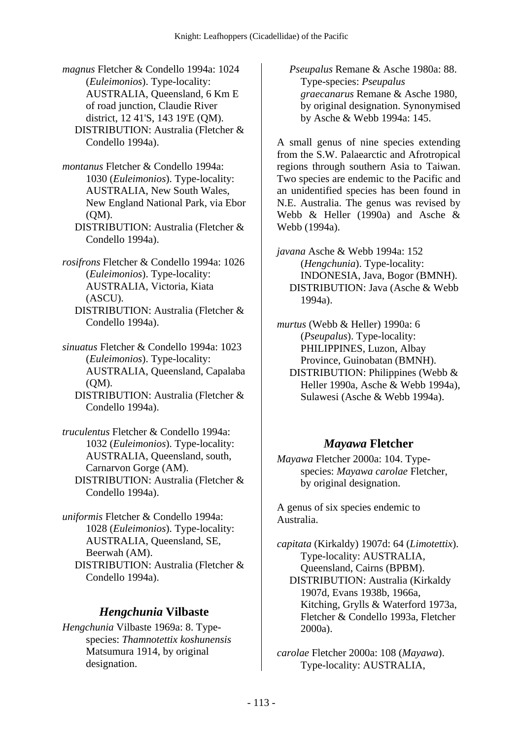*magnus* Fletcher & Condello 1994a: 1024 (*Euleimonios*). Type-locality: AUSTRALIA, Queensland, 6 Km E of road junction, Claudie River district, 12 41'S, 143 19'E (QM).
DISTRIBUTION: Australia (Fletcher & Condello 1994a).

*montanus* Fletcher & Condello 1994a: 1030 (*Euleimonios*). Type-locality: AUSTRALIA, New South Wales, New England National Park, via Ebor (QM).
DISTRIBUTION: Australia (Fletcher & Condello 1994a).

*rosifrons* Fletcher & Condello 1994a: 1026 (*Euleimonios*). Type-locality: AUSTRALIA, Victoria, Kiata (ASCU).
DISTRIBUTION: Australia (Fletcher & Condello 1994a).

*sinuatus* Fletcher & Condello 1994a: 1023 (*Euleimonios*). Type-locality: AUSTRALIA, Queensland, Capalaba (QM).
DISTRIBUTION: Australia (Fletcher & Condello 1994a).

*truculentus* Fletcher & Condello 1994a: 1032 (*Euleimonios*). Type-locality: AUSTRALIA, Queensland, south, Carnarvon Gorge (AM).
DISTRIBUTION: Australia (Fletcher & Condello 1994a).

*uniformis* Fletcher & Condello 1994a: 1028 (*Euleimonios*). Type-locality: AUSTRALIA, Queensland, SE, Beerwah (AM).
DISTRIBUTION: Australia (Fletcher & Condello 1994a).

## *Hengchunia* Vilbaste

*Hengchunia* Vilbaste 1969a: 8. Type-species: *Thamnotettix koshunensis* Matsumura 1914, by original designation.

*Pseupalus* Remane & Asche 1980a: 88. Type-species: *Pseupalus graecanarus* Remane & Asche 1980, by original designation. Synonymised by Asche & Webb 1994a: 145.

A small genus of nine species extending from the S.W. Palaearctic and Afrotropical regions through southern Asia to Taiwan. Two species are endemic to the Pacific and an unidentified species has been found in N.E. Australia. The genus was revised by Webb & Heller (1990a) and Asche & Webb (1994a).

*javana* Asche & Webb 1994a: 152 (*Hengchunia*). Type-locality: INDONESIA, Java, Bogor (BMNH).
DISTRIBUTION: Java (Asche & Webb 1994a).

*murtus* (Webb & Heller) 1990a: 6 (*Pseupalus*). Type-locality: PHILIPPINES, Luzon, Albay Province, Guinobatan (BMNH).
DISTRIBUTION: Philippines (Webb & Heller 1990a, Asche & Webb 1994a), Sulawesi (Asche & Webb 1994a).

## *Mayawa* Fletcher

*Mayawa* Fletcher 2000a: 104. Type-species: *Mayawa carolae* Fletcher, by original designation.

A genus of six species endemic to Australia.

*capitata* (Kirkaldy) 1907d: 64 (*Limotettix*). Type-locality: AUSTRALIA, Queensland, Cairns (BPBM).
DISTRIBUTION: Australia (Kirkaldy 1907d, Evans 1938b, 1966a, Kitching, Grylls & Waterford 1973a, Fletcher & Condello 1993a, Fletcher 2000a).

*carolae* Fletcher 2000a: 108 (*Mayawa*). Type-locality: AUSTRALIA,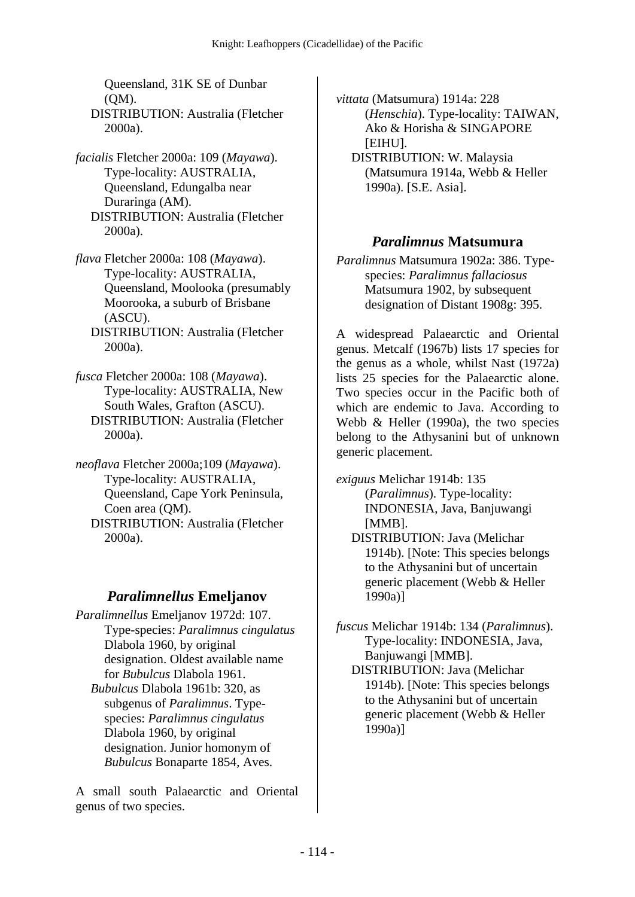Queensland, 31K SE of Dunbar (QM).
DISTRIBUTION: Australia (Fletcher 2000a).

*facialis* Fletcher 2000a: 109 (*Mayawa*). Type-locality: AUSTRALIA, Queensland, Edungalba near Duraringa (AM).
DISTRIBUTION: Australia (Fletcher 2000a).

*flava* Fletcher 2000a: 108 (*Mayawa*). Type-locality: AUSTRALIA, Queensland, Moolooka (presumably Moorooka, a suburb of Brisbane (ASCU).
DISTRIBUTION: Australia (Fletcher 2000a).

*fusca* Fletcher 2000a: 108 (*Mayawa*). Type-locality: AUSTRALIA, New South Wales, Grafton (ASCU).
DISTRIBUTION: Australia (Fletcher 2000a).

*neoflava* Fletcher 2000a;109 (*Mayawa*). Type-locality: AUSTRALIA, Queensland, Cape York Peninsula, Coen area (QM).
DISTRIBUTION: Australia (Fletcher 2000a).

## *Paralimnellus* Emeljanov

*Paralimnellus* Emeljanov 1972d: 107. Type-species: *Paralimnus cingulatus* Dlabola 1960, by original designation. Oldest available name for *Bubulcus* Dlabola 1961.
*Bubulcus* Dlabola 1961b: 320, as subgenus of *Paralimnus*. Type-species: *Paralimnus cingulatus* Dlabola 1960, by original designation. Junior homonym of *Bubulcus* Bonaparte 1854, Aves.

A small south Palaearctic and Oriental genus of two species.

*vittata* (Matsumura) 1914a: 228 (*Henschia*). Type-locality: TAIWAN, Ako & Horisha & SINGAPORE [EIHU].
DISTRIBUTION: W. Malaysia (Matsumura 1914a, Webb & Heller 1990a). [S.E. Asia].

## *Paralimnus* Matsumura

*Paralimnus* Matsumura 1902a: 386. Type-species: *Paralimnus fallaciosus* Matsumura 1902, by subsequent designation of Distant 1908g: 395.

A widespread Palaearctic and Oriental genus. Metcalf (1967b) lists 17 species for the genus as a whole, whilst Nast (1972a) lists 25 species for the Palaearctic alone. Two species occur in the Pacific both of which are endemic to Java. According to Webb & Heller (1990a), the two species belong to the Athysanini but of unknown generic placement.

*exiguus* Melichar 1914b: 135 (*Paralimnus*). Type-locality: INDONESIA, Java, Banjuwangi [MMB].
DISTRIBUTION: Java (Melichar 1914b). [Note: This species belongs to the Athysanini but of uncertain generic placement (Webb & Heller 1990a)]

*fuscus* Melichar 1914b: 134 (*Paralimnus*). Type-locality: INDONESIA, Java, Banjuwangi [MMB].
DISTRIBUTION: Java (Melichar 1914b). [Note: This species belongs to the Athysanini but of uncertain generic placement (Webb & Heller 1990a)]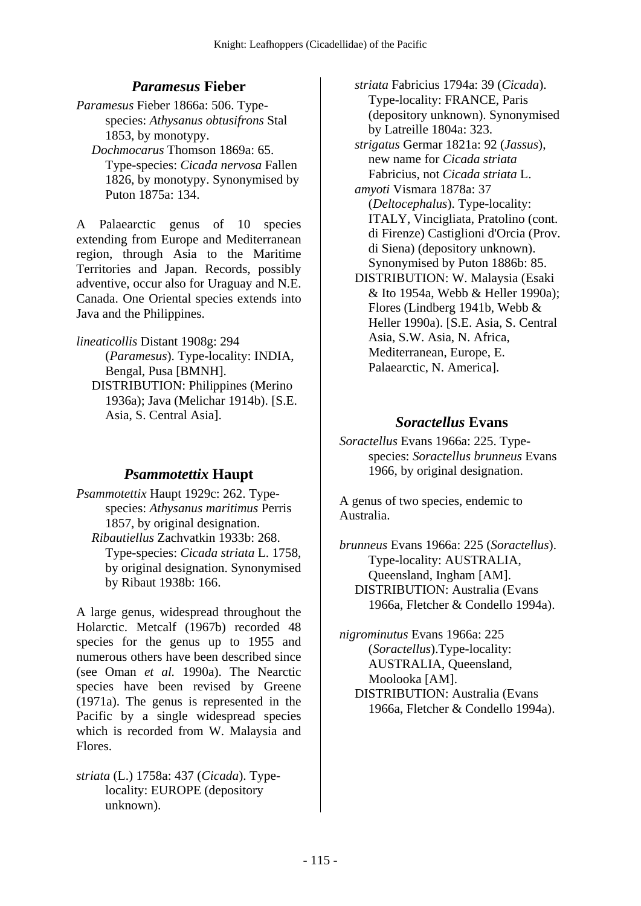## *Paramesus* Fieber

*Paramesus* Fieber 1866a: 506. Type-species: *Athysanus obtusifrons* Stal 1853, by monotypy.
*Dochmocarus* Thomson 1869a: 65. Type-species: *Cicada nervosa* Fallen 1826, by monotypy. Synonymised by Puton 1875a: 134.

A Palaearctic genus of 10 species extending from Europe and Mediterranean region, through Asia to the Maritime Territories and Japan. Records, possibly adventive, occur also for Uruguay and N.E. Canada. One Oriental species extends into Java and the Philippines.

*lineaticollis* Distant 1908g: 294 (*Paramesus*). Type-locality: INDIA, Bengal, Pusa [BMNH].
DISTRIBUTION: Philippines (Merino 1936a); Java (Melichar 1914b). [S.E. Asia, S. Central Asia].

## *Psammotettix* Haupt

*Psammotettix* Haupt 1929c: 262. Type-species: *Athysanus maritimus* Perris 1857, by original designation.
*Ribautiellus* Zachvatkin 1933b: 268. Type-species: *Cicada striata* L. 1758, by original designation. Synonymised by Ribaut 1938b: 166.

A large genus, widespread throughout the Holarctic. Metcalf (1967b) recorded 48 species for the genus up to 1955 and numerous others have been described since (see Oman *et al.* 1990a). The Nearctic species have been revised by Greene (1971a). The genus is represented in the Pacific by a single widespread species which is recorded from W. Malaysia and Flores.

*striata* (L.) 1758a: 437 (*Cicada*). Type-locality: EUROPE (depository unknown).
*striata* Fabricius 1794a: 39 (*Cicada*). Type-locality: FRANCE, Paris (depository unknown). Synonymised by Latreille 1804a: 323.
*strigatus* Germar 1821a: 92 (*Jassus*), new name for *Cicada striata* Fabricius, not *Cicada striata* L.
*amyoti* Vismara 1878a: 37 (*Deltocephalus*). Type-locality: ITALY, Vincigliata, Pratolino (cont. di Firenze) Castiglioni d'Orcia (Prov. di Siena) (depository unknown). Synonymised by Puton 1886b: 85.
DISTRIBUTION: W. Malaysia (Esaki & Ito 1954a, Webb & Heller 1990a); Flores (Lindberg 1941b, Webb & Heller 1990a). [S.E. Asia, S. Central Asia, S.W. Asia, N. Africa, Mediterranean, Europe, E. Palaearctic, N. America].

## *Soractellus* Evans

*Soractellus* Evans 1966a: 225. Type-species: *Soractellus brunneus* Evans 1966, by original designation.

A genus of two species, endemic to Australia.

*brunneus* Evans 1966a: 225 (*Soractellus*). Type-locality: AUSTRALIA, Queensland, Ingham [AM].
DISTRIBUTION: Australia (Evans 1966a, Fletcher & Condello 1994a).

*nigrominutus* Evans 1966a: 225 (*Soractellus*).Type-locality: AUSTRALIA, Queensland, Moolooka [AM].
DISTRIBUTION: Australia (Evans 1966a, Fletcher & Condello 1994a).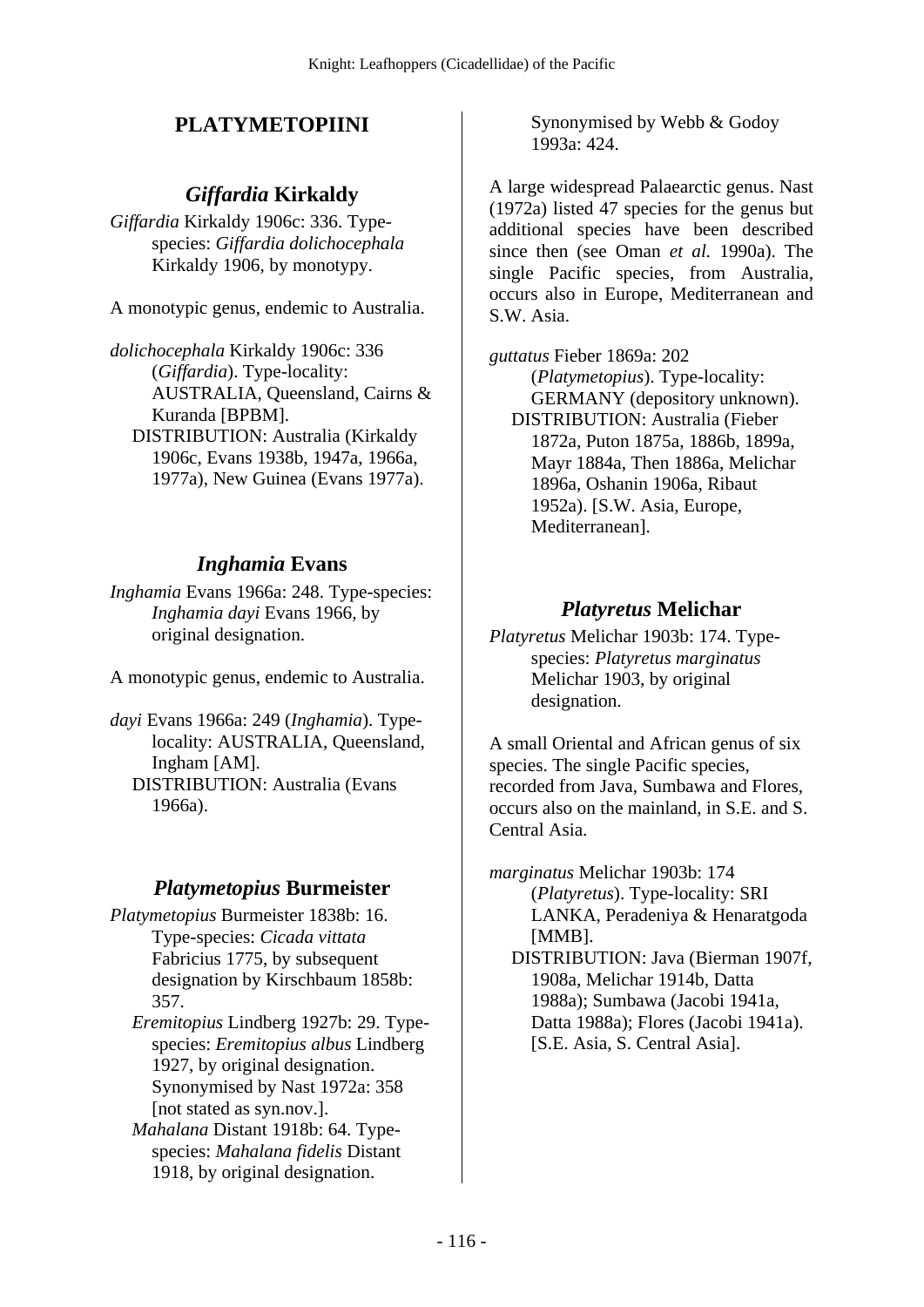## PLATYMETOPIINI

### *Giffardia* Kirkaldy

*Giffardia* Kirkaldy 1906c: 336. Type-species: *Giffardia dolichocephala* Kirkaldy 1906, by monotypy.

A monotypic genus, endemic to Australia.

*dolichocephala* Kirkaldy 1906c: 336 (*Giffardia*). Type-locality: AUSTRALIA, Queensland, Cairns & Kuranda [BPBM].
DISTRIBUTION: Australia (Kirkaldy 1906c, Evans 1938b, 1947a, 1966a, 1977a), New Guinea (Evans 1977a).

### *Inghamia* Evans

*Inghamia* Evans 1966a: 248. Type-species: *Inghamia dayi* Evans 1966, by original designation.

A monotypic genus, endemic to Australia.

*dayi* Evans 1966a: 249 (*Inghamia*). Type-locality: AUSTRALIA, Queensland, Ingham [AM].
DISTRIBUTION: Australia (Evans 1966a).

### *Platymetopius* Burmeister

*Platymetopius* Burmeister 1838b: 16. Type-species: *Cicada vittata* Fabricius 1775, by subsequent designation by Kirschbaum 1858b: 357.
*Eremitopius* Lindberg 1927b: 29. Type-species: *Eremitopius albus* Lindberg 1927, by original designation. Synonymised by Nast 1972a: 358 [not stated as syn.nov.].
*Mahalana* Distant 1918b: 64. Type-species: *Mahalana fidelis* Distant 1918, by original designation. Synonymised by Webb & Godoy 1993a: 424.

A large widespread Palaearctic genus. Nast (1972a) listed 47 species for the genus but additional species have been described since then (see Oman *et al.* 1990a). The single Pacific species, from Australia, occurs also in Europe, Mediterranean and S.W. Asia.

*guttatus* Fieber 1869a: 202 (*Platymetopius*). Type-locality: GERMANY (depository unknown).
DISTRIBUTION: Australia (Fieber 1872a, Puton 1875a, 1886b, 1899a, Mayr 1884a, Then 1886a, Melichar 1896a, Oshanin 1906a, Ribaut 1952a). [S.W. Asia, Europe, Mediterranean].

### *Platyretus* Melichar

*Platyretus* Melichar 1903b: 174. Type-species: *Platyretus marginatus* Melichar 1903, by original designation.

A small Oriental and African genus of six species. The single Pacific species, recorded from Java, Sumbawa and Flores, occurs also on the mainland, in S.E. and S. Central Asia.

*marginatus* Melichar 1903b: 174 (*Platyretus*). Type-locality: SRI LANKA, Peradeniya & Henaratgoda [MMB].
DISTRIBUTION: Java (Bierman 1907f, 1908a, Melichar 1914b, Datta 1988a); Sumbawa (Jacobi 1941a, Datta 1988a); Flores (Jacobi 1941a). [S.E. Asia, S. Central Asia].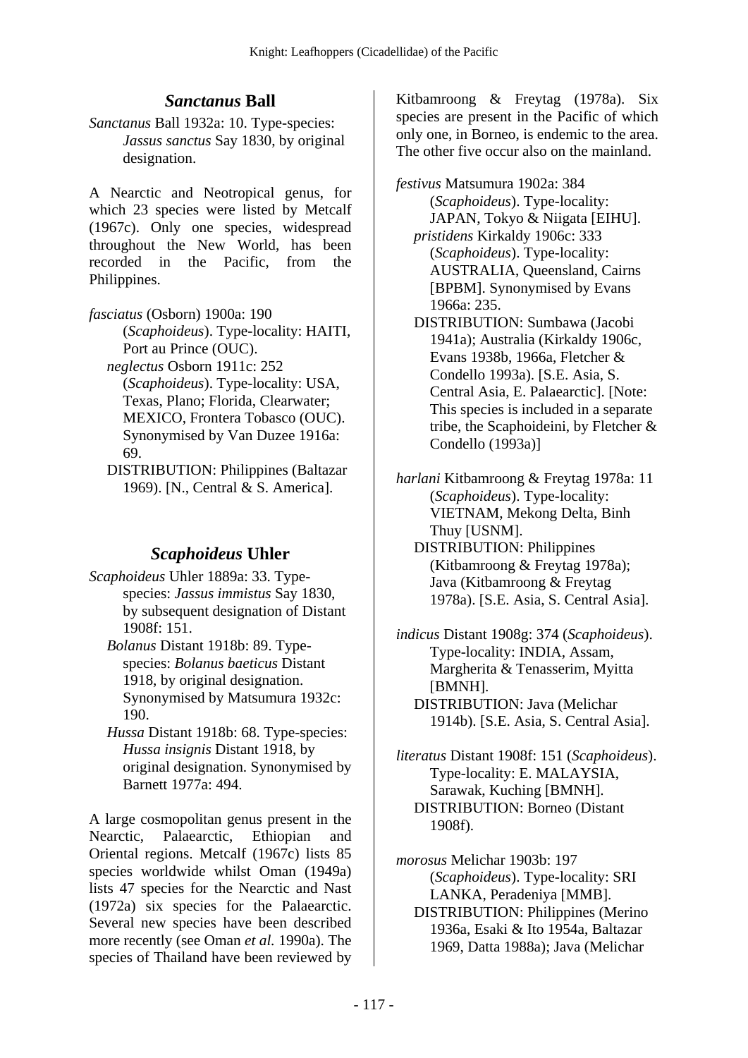## *Sanctanus* Ball

*Sanctanus* Ball 1932a: 10. Type-species: *Jassus sanctus* Say 1830, by original designation.

A Nearctic and Neotropical genus, for which 23 species were listed by Metcalf (1967c). Only one species, widespread throughout the New World, has been recorded in the Pacific, from the Philippines.

*fasciatus* (Osborn) 1900a: 190 (*Scaphoideus*). Type-locality: HAITI, Port au Prince (OUC).
*neglectus* Osborn 1911c: 252 (*Scaphoideus*). Type-locality: USA, Texas, Plano; Florida, Clearwater; MEXICO, Frontera Tobasco (OUC). Synonymised by Van Duzee 1916a: 69.
DISTRIBUTION: Philippines (Baltazar 1969). [N., Central & S. America].

## *Scaphoideus* Uhler

*Scaphoideus* Uhler 1889a: 33. Type-species: *Jassus immistus* Say 1830, by subsequent designation of Distant 1908f: 151.
*Bolanus* Distant 1918b: 89. Type-species: *Bolanus baeticus* Distant 1918, by original designation. Synonymised by Matsumura 1932c: 190.
*Hussa* Distant 1918b: 68. Type-species: *Hussa insignis* Distant 1918, by original designation. Synonymised by Barnett 1977a: 494.

A large cosmopolitan genus present in the Nearctic, Palaearctic, Ethiopian and Oriental regions. Metcalf (1967c) lists 85 species worldwide whilst Oman (1949a) lists 47 species for the Nearctic and Nast (1972a) six species for the Palaearctic. Several new species have been described more recently (see Oman *et al.* 1990a). The species of Thailand have been reviewed by Kitbamroong & Freytag (1978a). Six species are present in the Pacific of which only one, in Borneo, is endemic to the area. The other five occur also on the mainland.

*festivus* Matsumura 1902a: 384 (*Scaphoideus*). Type-locality: JAPAN, Tokyo & Niigata [EIHU].
*pristidens* Kirkaldy 1906c: 333 (*Scaphoideus*). Type-locality: AUSTRALIA, Queensland, Cairns [BPBM]. Synonymised by Evans 1966a: 235.
DISTRIBUTION: Sumbawa (Jacobi 1941a); Australia (Kirkaldy 1906c, Evans 1938b, 1966a, Fletcher & Condello 1993a). [S.E. Asia, S. Central Asia, E. Palaearctic]. [Note: This species is included in a separate tribe, the Scaphoideini, by Fletcher & Condello (1993a)]

*harlani* Kitbamroong & Freytag 1978a: 11 (*Scaphoideus*). Type-locality: VIETNAM, Mekong Delta, Binh Thuy [USNM].
DISTRIBUTION: Philippines (Kitbamroong & Freytag 1978a); Java (Kitbamroong & Freytag 1978a). [S.E. Asia, S. Central Asia].

*indicus* Distant 1908g: 374 (*Scaphoideus*). Type-locality: INDIA, Assam, Margherita & Tenasserim, Myitta [BMNH].
DISTRIBUTION: Java (Melichar 1914b). [S.E. Asia, S. Central Asia].

*literatus* Distant 1908f: 151 (*Scaphoideus*). Type-locality: E. MALAYSIA, Sarawak, Kuching [BMNH].
DISTRIBUTION: Borneo (Distant 1908f).

*morosus* Melichar 1903b: 197 (*Scaphoideus*). Type-locality: SRI LANKA, Peradeniya [MMB].
DISTRIBUTION: Philippines (Merino 1936a, Esaki & Ito 1954a, Baltazar 1969, Datta 1988a); Java (Melichar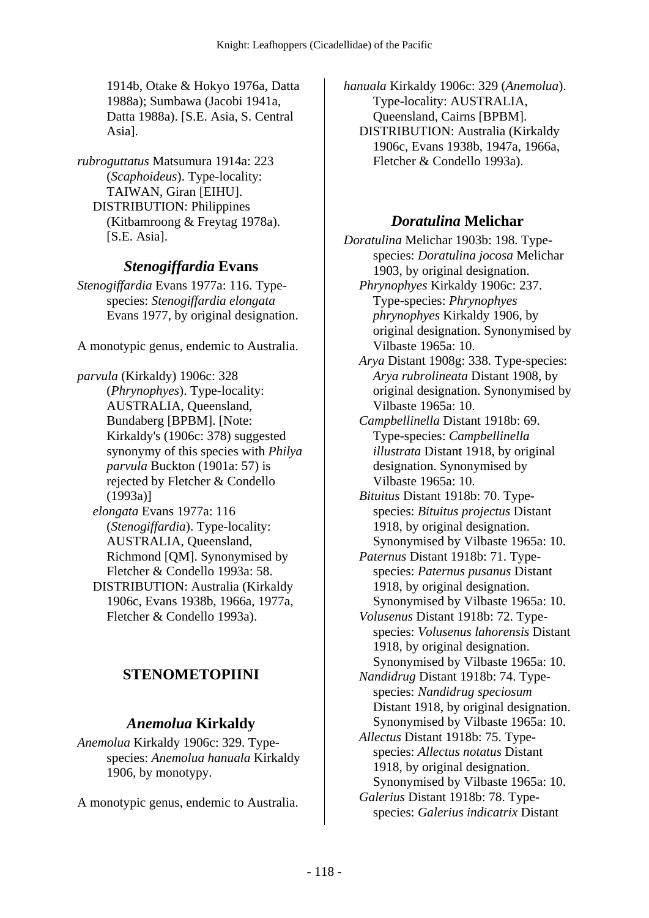1914b, Otake & Hokyo 1976a, Datta 1988a); Sumbawa (Jacobi 1941a, Datta 1988a). [S.E. Asia, S. Central Asia].

*rubroguttatus* Matsumura 1914a: 223 (*Scaphoideus*). Type-locality: TAIWAN, Giran [EIHU].
DISTRIBUTION: Philippines (Kitbamroong & Freytag 1978a). [S.E. Asia].

### *Stenogiffardia* Evans

*Stenogiffardia* Evans 1977a: 116. Type-species: *Stenogiffardia elongata* Evans 1977, by original designation.

A monotypic genus, endemic to Australia.

*parvula* (Kirkaldy) 1906c: 328 (*Phrynophyes*). Type-locality: AUSTRALIA, Queensland, Bundaberg [BPBM]. [Note: Kirkaldy's (1906c: 378) suggested synonymy of this species with *Philya parvula* Buckton (1901a: 57) is rejected by Fletcher & Condello (1993a)]
*elongata* Evans 1977a: 116 (*Stenogiffardia*). Type-locality: AUSTRALIA, Queensland, Richmond [QM]. Synonymised by Fletcher & Condello 1993a: 58.
DISTRIBUTION: Australia (Kirkaldy 1906c, Evans 1938b, 1966a, 1977a, Fletcher & Condello 1993a).

## STENOMETOPIINI

### *Anemolua* Kirkaldy

*Anemolua* Kirkaldy 1906c: 329. Type-species: *Anemolua hanuala* Kirkaldy 1906, by monotypy.

A monotypic genus, endemic to Australia.

*hanuala* Kirkaldy 1906c: 329 (*Anemolua*). Type-locality: AUSTRALIA, Queensland, Cairns [BPBM].
DISTRIBUTION: Australia (Kirkaldy 1906c, Evans 1938b, 1947a, 1966a, Fletcher & Condello 1993a).

### *Doratulina* Melichar

*Doratulina* Melichar 1903b: 198. Type-species: *Doratulina jocosa* Melichar 1903, by original designation.
*Phrynophyes* Kirkaldy 1906c: 237. Type-species: *Phrynophyes phrynophyes* Kirkaldy 1906, by original designation. Synonymised by Vilbaste 1965a: 10.
*Arya* Distant 1908g: 338. Type-species: *Arya rubrolineata* Distant 1908, by original designation. Synonymised by Vilbaste 1965a: 10.
*Campbellinella* Distant 1918b: 69. Type-species: *Campbellinella illustrata* Distant 1918, by original designation. Synonymised by Vilbaste 1965a: 10.
*Bituitus* Distant 1918b: 70. Type-species: *Bituitus projectus* Distant 1918, by original designation. Synonymised by Vilbaste 1965a: 10.
*Paternus* Distant 1918b: 71. Type-species: *Paternus pusanus* Distant 1918, by original designation. Synonymised by Vilbaste 1965a: 10.
*Volusenus* Distant 1918b: 72. Type-species: *Volusenus lahorensis* Distant 1918, by original designation. Synonymised by Vilbaste 1965a: 10.
*Nandidrug* Distant 1918b: 74. Type-species: *Nandidrug speciosum* Distant 1918, by original designation. Synonymised by Vilbaste 1965a: 10.
*Allectus* Distant 1918b: 75. Type-species: *Allectus notatus* Distant 1918, by original designation. Synonymised by Vilbaste 1965a: 10.
*Galerius* Distant 1918b: 78. Type-species: *Galerius indicatrix* Distant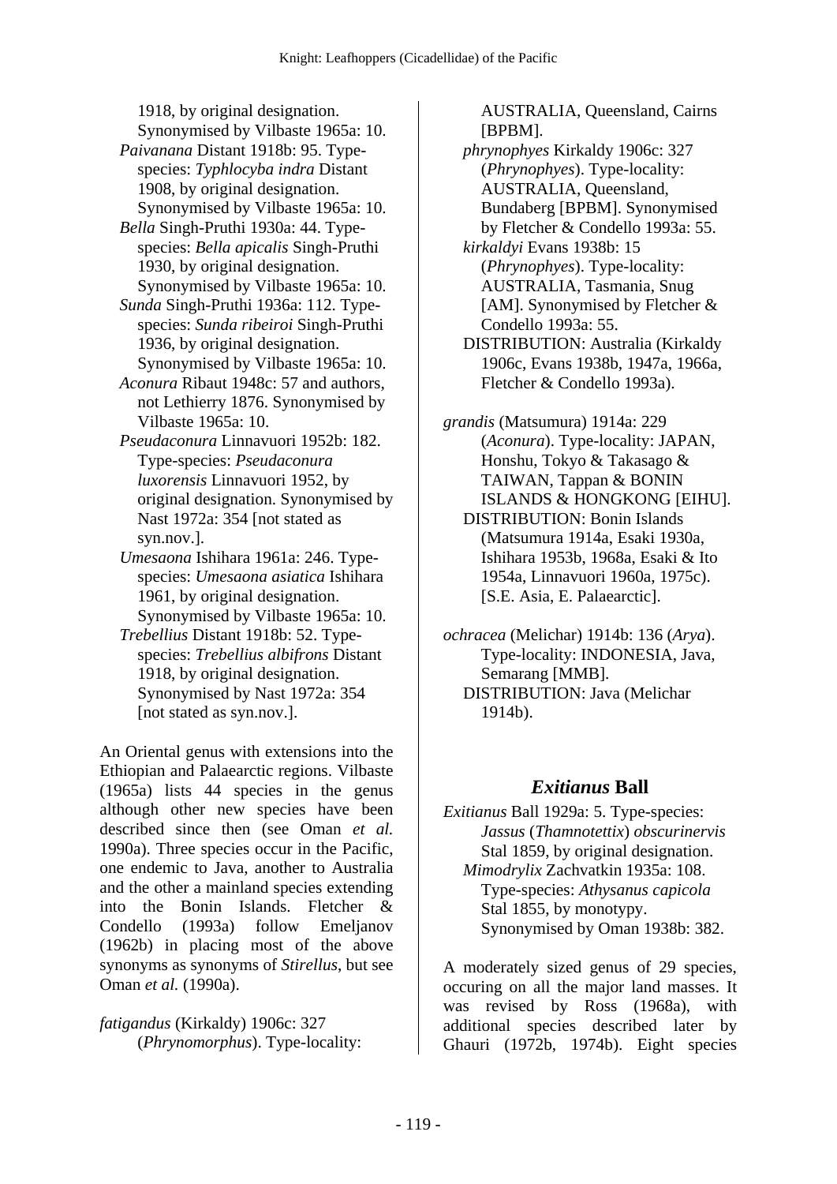1918, by original designation. Synonymised by Vilbaste 1965a: 10.

*Paivanana* Distant 1918b: 95. Type-species: *Typhlocyba indra* Distant 1908, by original designation. Synonymised by Vilbaste 1965a: 10.

*Bella* Singh-Pruthi 1930a: 44. Type-species: *Bella apicalis* Singh-Pruthi 1930, by original designation. Synonymised by Vilbaste 1965a: 10.

*Sunda* Singh-Pruthi 1936a: 112. Type-species: *Sunda ribeiroi* Singh-Pruthi 1936, by original designation. Synonymised by Vilbaste 1965a: 10.

*Aconura* Ribaut 1948c: 57 and authors, not Lethierry 1876. Synonymised by Vilbaste 1965a: 10.

*Pseudaconura* Linnavuori 1952b: 182. Type-species: *Pseudaconura luxorensis* Linnavuori 1952, by original designation. Synonymised by Nast 1972a: 354 [not stated as syn.nov.].

*Umesaona* Ishihara 1961a: 246. Type-species: *Umesaona asiatica* Ishihara 1961, by original designation. Synonymised by Vilbaste 1965a: 10.

*Trebellius* Distant 1918b: 52. Type-species: *Trebellius albifrons* Distant 1918, by original designation. Synonymised by Nast 1972a: 354 [not stated as syn.nov.].

An Oriental genus with extensions into the Ethiopian and Palaearctic regions. Vilbaste (1965a) lists 44 species in the genus although other new species have been described since then (see Oman *et al.* 1990a). Three species occur in the Pacific, one endemic to Java, another to Australia and the other a mainland species extending into the Bonin Islands. Fletcher & Condello (1993a) follow Emeljanov (1962b) in placing most of the above synonyms as synonyms of *Stirellus*, but see Oman *et al.* (1990a).

*fatigandus* (Kirkaldy) 1906c: 327 (*Phrynomorphus*). Type-locality: AUSTRALIA, Queensland, Cairns [BPBM].

*phrynophyes* Kirkaldy 1906c: 327 (*Phrynophyes*). Type-locality: AUSTRALIA, Queensland, Bundaberg [BPBM]. Synonymised by Fletcher & Condello 1993a: 55.

*kirkaldyi* Evans 1938b: 15 (*Phrynophyes*). Type-locality: AUSTRALIA, Tasmania, Snug [AM]. Synonymised by Fletcher & Condello 1993a: 55.

DISTRIBUTION: Australia (Kirkaldy 1906c, Evans 1938b, 1947a, 1966a, Fletcher & Condello 1993a).

*grandis* (Matsumura) 1914a: 229 (*Aconura*). Type-locality: JAPAN, Honshu, Tokyo & Takasago & TAIWAN, Tappan & BONIN ISLANDS & HONGKONG [EIHU].

DISTRIBUTION: Bonin Islands (Matsumura 1914a, Esaki 1930a, Ishihara 1953b, 1968a, Esaki & Ito 1954a, Linnavuori 1960a, 1975c). [S.E. Asia, E. Palaearctic].

*ochracea* (Melichar) 1914b: 136 (*Arya*). Type-locality: INDONESIA, Java, Semarang [MMB].

DISTRIBUTION: Java (Melichar 1914b).

## *Exitianus* Ball

*Exitianus* Ball 1929a: 5. Type-species: *Jassus* (*Thamnotettix*) *obscurinervis* Stal 1859, by original designation.

*Mimodrylix* Zachvatkin 1935a: 108. Type-species: *Athysanus capicola* Stal 1855, by monotypy. Synonymised by Oman 1938b: 382.

A moderately sized genus of 29 species, occuring on all the major land masses. It was revised by Ross (1968a), with additional species described later by Ghauri (1972b, 1974b). Eight species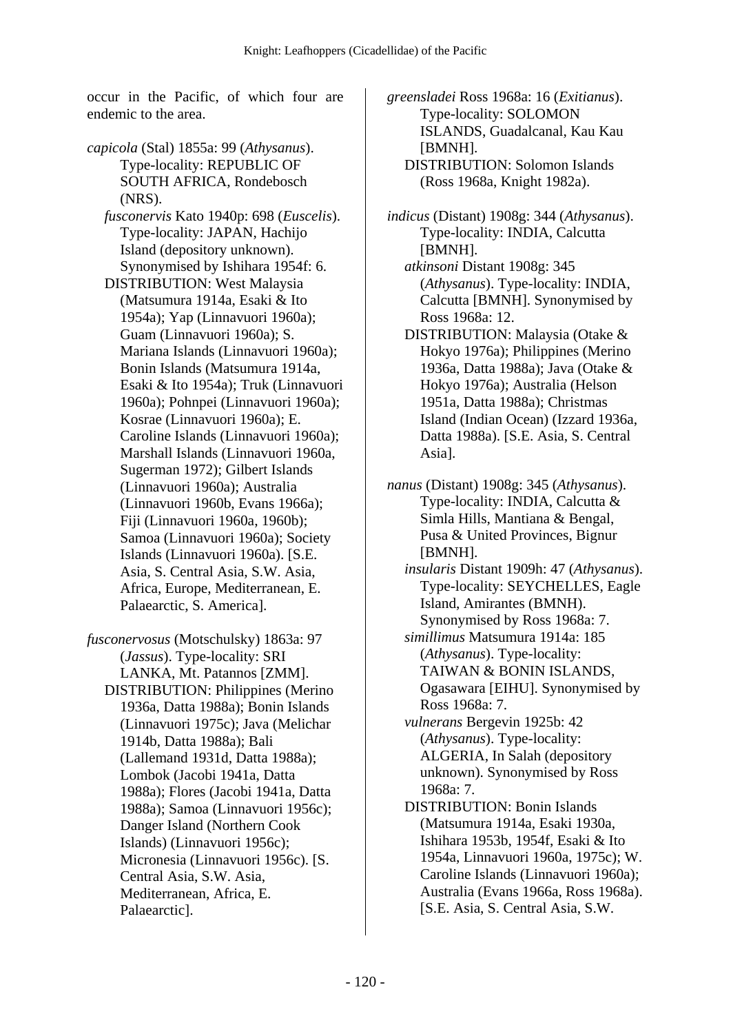occur in the Pacific, of which four are endemic to the area.

*capicola* (Stal) 1855a: 99 (*Athysanus*). Type-locality: REPUBLIC OF SOUTH AFRICA, Rondebosch (NRS).

*fusconervis* Kato 1940p: 698 (*Euscelis*). Type-locality: JAPAN, Hachijo Island (depository unknown). Synonymised by Ishihara 1954f: 6.

DISTRIBUTION: West Malaysia (Matsumura 1914a, Esaki & Ito 1954a); Yap (Linnavuori 1960a); Guam (Linnavuori 1960a); S. Mariana Islands (Linnavuori 1960a); Bonin Islands (Matsumura 1914a, Esaki & Ito 1954a); Truk (Linnavuori 1960a); Pohnpei (Linnavuori 1960a); Kosrae (Linnavuori 1960a); E. Caroline Islands (Linnavuori 1960a); Marshall Islands (Linnavuori 1960a, Sugerman 1972); Gilbert Islands (Linnavuori 1960a); Australia (Linnavuori 1960b, Evans 1966a); Fiji (Linnavuori 1960a, 1960b); Samoa (Linnavuori 1960a); Society Islands (Linnavuori 1960a). [S.E. Asia, S. Central Asia, S.W. Asia, Africa, Europe, Mediterranean, E. Palaearctic, S. America].

*fusconervosus* (Motschulsky) 1863a: 97 (*Jassus*). Type-locality: SRI LANKA, Mt. Patannos [ZMM].

DISTRIBUTION: Philippines (Merino 1936a, Datta 1988a); Bonin Islands (Linnavuori 1975c); Java (Melichar 1914b, Datta 1988a); Bali (Lallemand 1931d, Datta 1988a); Lombok (Jacobi 1941a, Datta 1988a); Flores (Jacobi 1941a, Datta 1988a); Samoa (Linnavuori 1956c); Danger Island (Northern Cook Islands) (Linnavuori 1956c); Micronesia (Linnavuori 1956c). [S. Central Asia, S.W. Asia, Mediterranean, Africa, E. Palaearctic].

*greensladei* Ross 1968a: 16 (*Exitianus*). Type-locality: SOLOMON ISLANDS, Guadalcanal, Kau Kau [BMNH].

DISTRIBUTION: Solomon Islands (Ross 1968a, Knight 1982a).

*indicus* (Distant) 1908g: 344 (*Athysanus*). Type-locality: INDIA, Calcutta [BMNH].

*atkinsoni* Distant 1908g: 345 (*Athysanus*). Type-locality: INDIA, Calcutta [BMNH]. Synonymised by Ross 1968a: 12.

DISTRIBUTION: Malaysia (Otake & Hokyo 1976a); Philippines (Merino 1936a, Datta 1988a); Java (Otake & Hokyo 1976a); Australia (Helson 1951a, Datta 1988a); Christmas Island (Indian Ocean) (Izzard 1936a, Datta 1988a). [S.E. Asia, S. Central Asia].

*nanus* (Distant) 1908g: 345 (*Athysanus*). Type-locality: INDIA, Calcutta & Simla Hills, Mantiana & Bengal, Pusa & United Provinces, Bignur [BMNH].

*insularis* Distant 1909h: 47 (*Athysanus*). Type-locality: SEYCHELLES, Eagle Island, Amirantes (BMNH). Synonymised by Ross 1968a: 7.

*simillimus* Matsumura 1914a: 185 (*Athysanus*). Type-locality: TAIWAN & BONIN ISLANDS, Ogasawara [EIHU]. Synonymised by Ross 1968a: 7.

*vulnerans* Bergevin 1925b: 42 (*Athysanus*). Type-locality: ALGERIA, In Salah (depository unknown). Synonymised by Ross 1968a: 7.

DISTRIBUTION: Bonin Islands (Matsumura 1914a, Esaki 1930a, Ishihara 1953b, 1954f, Esaki & Ito 1954a, Linnavuori 1960a, 1975c); W. Caroline Islands (Linnavuori 1960a); Australia (Evans 1966a, Ross 1968a). [S.E. Asia, S. Central Asia, S.W.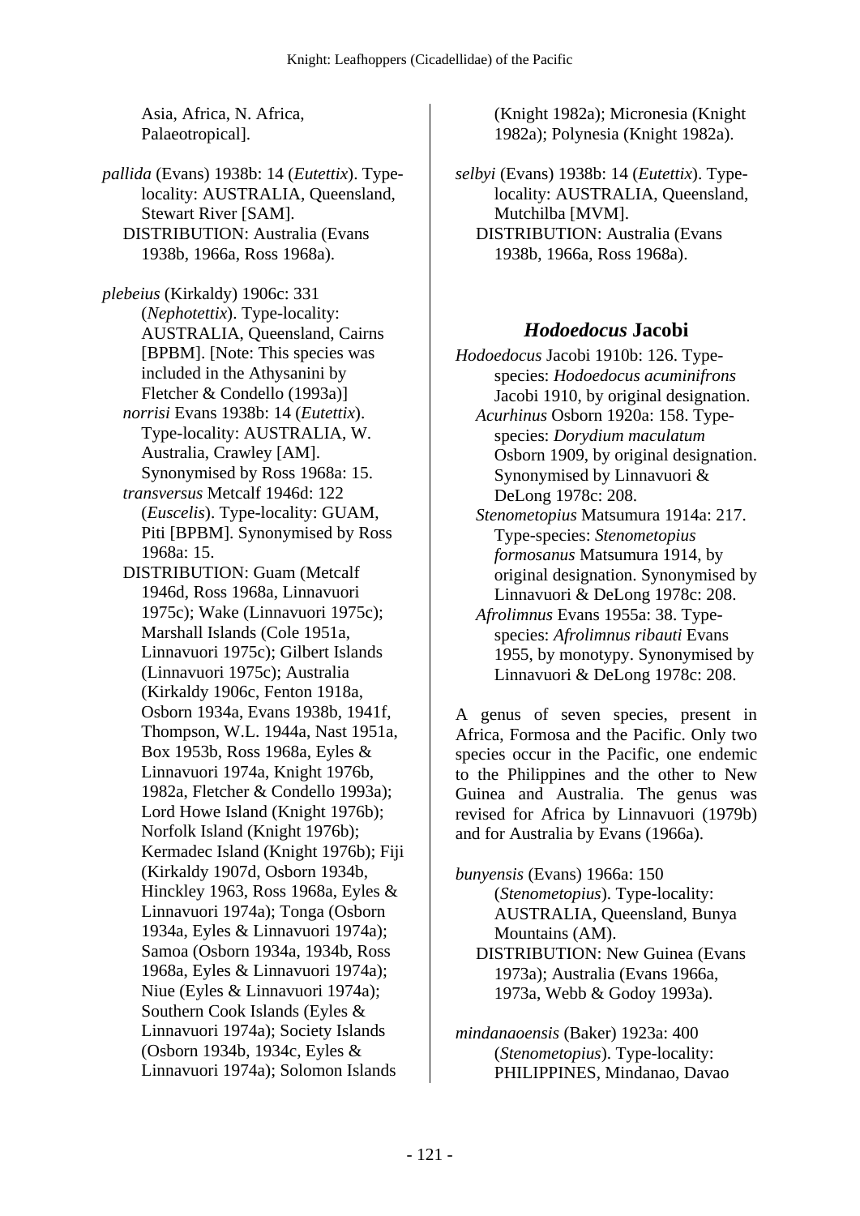Asia, Africa, N. Africa, Palaeotropical].

*pallida* (Evans) 1938b: 14 (*Eutettix*). Type-locality: AUSTRALIA, Queensland, Stewart River [SAM].
DISTRIBUTION: Australia (Evans 1938b, 1966a, Ross 1968a).

*plebeius* (Kirkaldy) 1906c: 331 (*Nephotettix*). Type-locality: AUSTRALIA, Queensland, Cairns [BPBM]. [Note: This species was included in the Athysanini by Fletcher & Condello (1993a)]
*norrisi* Evans 1938b: 14 (*Eutettix*). Type-locality: AUSTRALIA, W. Australia, Crawley [AM]. Synonymised by Ross 1968a: 15.
*transversus* Metcalf 1946d: 122 (*Euscelis*). Type-locality: GUAM, Piti [BPBM]. Synonymised by Ross 1968a: 15.
DISTRIBUTION: Guam (Metcalf 1946d, Ross 1968a, Linnavuori 1975c); Wake (Linnavuori 1975c); Marshall Islands (Cole 1951a, Linnavuori 1975c); Gilbert Islands (Linnavuori 1975c); Australia (Kirkaldy 1906c, Fenton 1918a, Osborn 1934a, Evans 1938b, 1941f, Thompson, W.L. 1944a, Nast 1951a, Box 1953b, Ross 1968a, Eyles & Linnavuori 1974a, Knight 1976b, 1982a, Fletcher & Condello 1993a); Lord Howe Island (Knight 1976b); Norfolk Island (Knight 1976b); Kermadec Island (Knight 1976b); Fiji (Kirkaldy 1907d, Osborn 1934b, Hinckley 1963, Ross 1968a, Eyles & Linnavuori 1974a); Tonga (Osborn 1934a, Eyles & Linnavuori 1974a); Samoa (Osborn 1934a, 1934b, Ross 1968a, Eyles & Linnavuori 1974a); Niue (Eyles & Linnavuori 1974a); Southern Cook Islands (Eyles & Linnavuori 1974a); Society Islands (Osborn 1934b, 1934c, Eyles & Linnavuori 1974a); Solomon Islands (Knight 1982a); Micronesia (Knight 1982a); Polynesia (Knight 1982a).

*selbyi* (Evans) 1938b: 14 (*Eutettix*). Type-locality: AUSTRALIA, Queensland, Mutchilba [MVM].
DISTRIBUTION: Australia (Evans 1938b, 1966a, Ross 1968a).

## *Hodoedocus* Jacobi

*Hodoedocus* Jacobi 1910b: 126. Type-species: *Hodoedocus acuminifrons* Jacobi 1910, by original designation.
*Acurhinus* Osborn 1920a: 158. Type-species: *Dorydium maculatum* Osborn 1909, by original designation. Synonymised by Linnavuori & DeLong 1978c: 208.
*Stenometopius* Matsumura 1914a: 217. Type-species: *Stenometopius formosanus* Matsumura 1914, by original designation. Synonymised by Linnavuori & DeLong 1978c: 208.
*Afrolimnus* Evans 1955a: 38. Type-species: *Afrolimnus ribauti* Evans 1955, by monotypy. Synonymised by Linnavuori & DeLong 1978c: 208.

A genus of seven species, present in Africa, Formosa and the Pacific. Only two species occur in the Pacific, one endemic to the Philippines and the other to New Guinea and Australia. The genus was revised for Africa by Linnavuori (1979b) and for Australia by Evans (1966a).

*bunyensis* (Evans) 1966a: 150 (*Stenometopius*). Type-locality: AUSTRALIA, Queensland, Bunya Mountains (AM).
DISTRIBUTION: New Guinea (Evans 1973a); Australia (Evans 1966a, 1973a, Webb & Godoy 1993a).

*mindanaoensis* (Baker) 1923a: 400 (*Stenometopius*). Type-locality: PHILIPPINES, Mindanao, Davao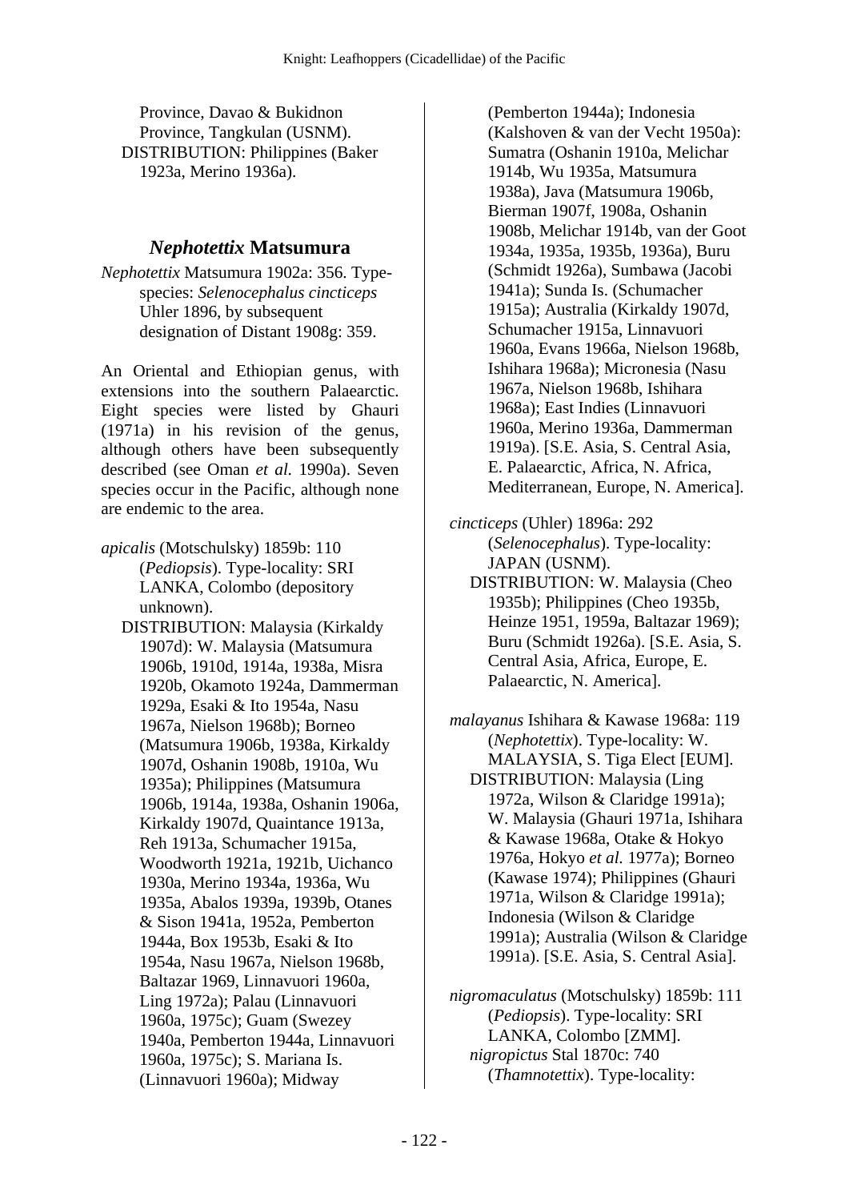Province, Davao & Bukidnon Province, Tangkulan (USNM).

DISTRIBUTION: Philippines (Baker 1923a, Merino 1936a).

## *Nephotettix* Matsumura

*Nephotettix* Matsumura 1902a: 356. Type-species: *Selenocephalus cincticeps* Uhler 1896, by subsequent designation of Distant 1908g: 359.

An Oriental and Ethiopian genus, with extensions into the southern Palaearctic. Eight species were listed by Ghauri (1971a) in his revision of the genus, although others have been subsequently described (see Oman *et al.* 1990a). Seven species occur in the Pacific, although none are endemic to the area.

*apicalis* (Motschulsky) 1859b: 110 (*Pediopsis*). Type-locality: SRI LANKA, Colombo (depository unknown).

DISTRIBUTION: Malaysia (Kirkaldy 1907d): W. Malaysia (Matsumura 1906b, 1910d, 1914a, 1938a, Misra 1920b, Okamoto 1924a, Dammerman 1929a, Esaki & Ito 1954a, Nasu 1967a, Nielson 1968b); Borneo (Matsumura 1906b, 1938a, Kirkaldy 1907d, Oshanin 1908b, 1910a, Wu 1935a); Philippines (Matsumura 1906b, 1914a, 1938a, Oshanin 1906a, Kirkaldy 1907d, Quaintance 1913a, Reh 1913a, Schumacher 1915a, Woodworth 1921a, 1921b, Uichanco 1930a, Merino 1934a, 1936a, Wu 1935a, Abalos 1939a, 1939b, Otanes & Sison 1941a, 1952a, Pemberton 1944a, Box 1953b, Esaki & Ito 1954a, Nasu 1967a, Nielson 1968b, Baltazar 1969, Linnavuori 1960a, Ling 1972a); Palau (Linnavuori 1960a, 1975c); Guam (Swezey 1940a, Pemberton 1944a, Linnavuori 1960a, 1975c); S. Mariana Is. (Linnavuori 1960a); Midway (Pemberton 1944a); Indonesia (Kalshoven & van der Vecht 1950a): Sumatra (Oshanin 1910a, Melichar 1914b, Wu 1935a, Matsumura 1938a), Java (Matsumura 1906b, Bierman 1907f, 1908a, Oshanin 1908b, Melichar 1914b, van der Goot 1934a, 1935a, 1935b, 1936a), Buru (Schmidt 1926a), Sumbawa (Jacobi 1941a); Sunda Is. (Schumacher 1915a); Australia (Kirkaldy 1907d, Schumacher 1915a, Linnavuori 1960a, Evans 1966a, Nielson 1968b, Ishihara 1968a); Micronesia (Nasu 1967a, Nielson 1968b, Ishihara 1968a); East Indies (Linnavuori 1960a, Merino 1936a, Dammerman 1919a). [S.E. Asia, S. Central Asia, E. Palaearctic, Africa, N. Africa, Mediterranean, Europe, N. America].

*cincticeps* (Uhler) 1896a: 292 (*Selenocephalus*). Type-locality: JAPAN (USNM).

DISTRIBUTION: W. Malaysia (Cheo 1935b); Philippines (Cheo 1935b, Heinze 1951, 1959a, Baltazar 1969); Buru (Schmidt 1926a). [S.E. Asia, S. Central Asia, Africa, Europe, E. Palaearctic, N. America].

*malayanus* Ishihara & Kawase 1968a: 119 (*Nephotettix*). Type-locality: W. MALAYSIA, S. Tiga Elect [EUM].

DISTRIBUTION: Malaysia (Ling 1972a, Wilson & Claridge 1991a); W. Malaysia (Ghauri 1971a, Ishihara & Kawase 1968a, Otake & Hokyo 1976a, Hokyo *et al.* 1977a); Borneo (Kawase 1974); Philippines (Ghauri 1971a, Wilson & Claridge 1991a); Indonesia (Wilson & Claridge 1991a); Australia (Wilson & Claridge 1991a). [S.E. Asia, S. Central Asia].

*nigromaculatus* (Motschulsky) 1859b: 111 (*Pediopsis*). Type-locality: SRI LANKA, Colombo [ZMM].

*nigropictus* Stal 1870c: 740 (*Thamnotettix*). Type-locality: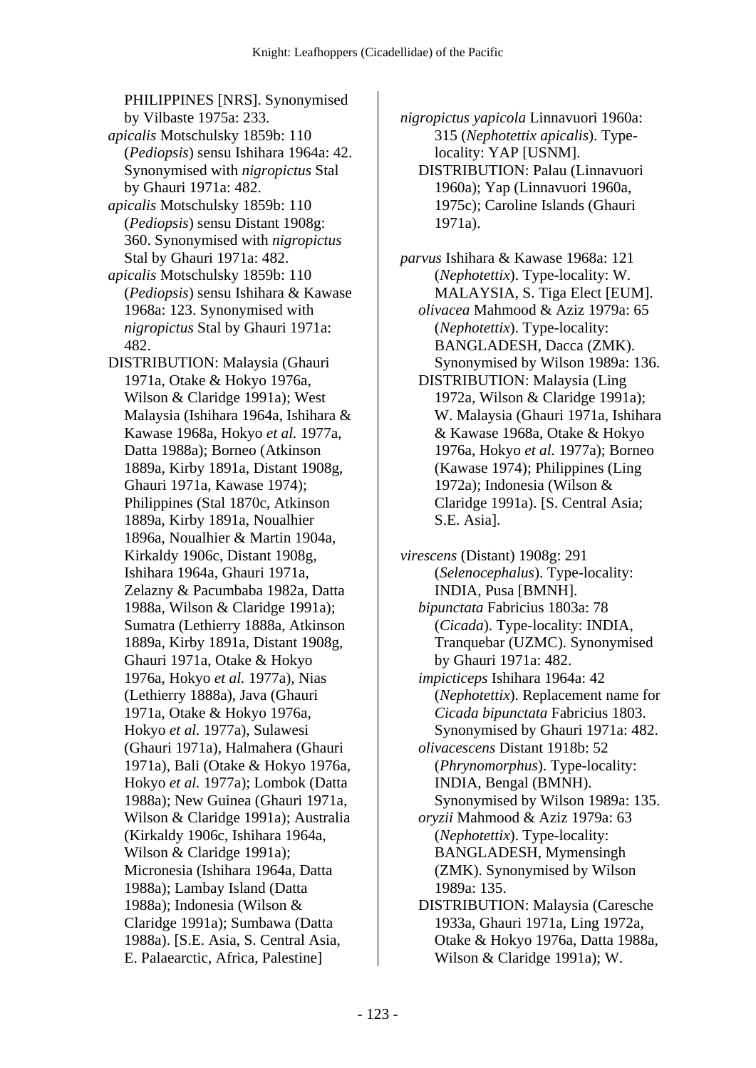PHILIPPINES [NRS]. Synonymised by Vilbaste 1975a: 233.

*apicalis* Motschulsky 1859b: 110 (*Pediopsis*) sensu Ishihara 1964a: 42. Synonymised with *nigropictus* Stal by Ghauri 1971a: 482.

*apicalis* Motschulsky 1859b: 110 (*Pediopsis*) sensu Distant 1908g: 360. Synonymised with *nigropictus* Stal by Ghauri 1971a: 482.

*apicalis* Motschulsky 1859b: 110 (*Pediopsis*) sensu Ishihara & Kawase 1968a: 123. Synonymised with *nigropictus* Stal by Ghauri 1971a: 482.

DISTRIBUTION: Malaysia (Ghauri 1971a, Otake & Hokyo 1976a, Wilson & Claridge 1991a); West Malaysia (Ishihara 1964a, Ishihara & Kawase 1968a, Hokyo *et al.* 1977a, Datta 1988a); Borneo (Atkinson 1889a, Kirby 1891a, Distant 1908g, Ghauri 1971a, Kawase 1974); Philippines (Stal 1870c, Atkinson 1889a, Kirby 1891a, Noualhier 1896a, Noualhier & Martin 1904a, Kirkaldy 1906c, Distant 1908g, Ishihara 1964a, Ghauri 1971a, Zelazny & Pacumbaba 1982a, Datta 1988a, Wilson & Claridge 1991a); Sumatra (Lethierry 1888a, Atkinson 1889a, Kirby 1891a, Distant 1908g, Ghauri 1971a, Otake & Hokyo 1976a, Hokyo *et al.* 1977a), Nias (Lethierry 1888a), Java (Ghauri 1971a, Otake & Hokyo 1976a, Hokyo *et al.* 1977a), Sulawesi (Ghauri 1971a), Halmahera (Ghauri 1971a), Bali (Otake & Hokyo 1976a, Hokyo *et al.* 1977a); Lombok (Datta 1988a); New Guinea (Ghauri 1971a, Wilson & Claridge 1991a); Australia (Kirkaldy 1906c, Ishihara 1964a, Wilson & Claridge 1991a); Micronesia (Ishihara 1964a, Datta 1988a); Lambay Island (Datta 1988a); Indonesia (Wilson & Claridge 1991a); Sumbawa (Datta 1988a). [S.E. Asia, S. Central Asia, E. Palaearctic, Africa, Palestine]

*nigropictus yapicola* Linnavuori 1960a: 315 (*Nephotettix apicalis*). Type-locality: YAP [USNM].

DISTRIBUTION: Palau (Linnavuori 1960a); Yap (Linnavuori 1960a, 1975c); Caroline Islands (Ghauri 1971a).

*parvus* Ishihara & Kawase 1968a: 121 (*Nephotettix*). Type-locality: W. MALAYSIA, S. Tiga Elect [EUM].

*olivacea* Mahmood & Aziz 1979a: 65 (*Nephotettix*). Type-locality: BANGLADESH, Dacca (ZMK). Synonymised by Wilson 1989a: 136.

DISTRIBUTION: Malaysia (Ling 1972a, Wilson & Claridge 1991a); W. Malaysia (Ghauri 1971a, Ishihara & Kawase 1968a, Otake & Hokyo 1976a, Hokyo *et al.* 1977a); Borneo (Kawase 1974); Philippines (Ling 1972a); Indonesia (Wilson & Claridge 1991a). [S. Central Asia; S.E. Asia].

*virescens* (Distant) 1908g: 291 (*Selenocephalus*). Type-locality: INDIA, Pusa [BMNH].

*bipunctata* Fabricius 1803a: 78 (*Cicada*). Type-locality: INDIA, Tranquebar (UZMC). Synonymised by Ghauri 1971a: 482.

*impicticeps* Ishihara 1964a: 42 (*Nephotettix*). Replacement name for *Cicada bipunctata* Fabricius 1803. Synonymised by Ghauri 1971a: 482.

*olivacescens* Distant 1918b: 52 (*Phrynomorphus*). Type-locality: INDIA, Bengal (BMNH). Synonymised by Wilson 1989a: 135.

*oryzii* Mahmood & Aziz 1979a: 63 (*Nephotettix*). Type-locality: BANGLADESH, Mymensingh (ZMK). Synonymised by Wilson 1989a: 135.

DISTRIBUTION: Malaysia (Caresche 1933a, Ghauri 1971a, Ling 1972a, Otake & Hokyo 1976a, Datta 1988a, Wilson & Claridge 1991a); W.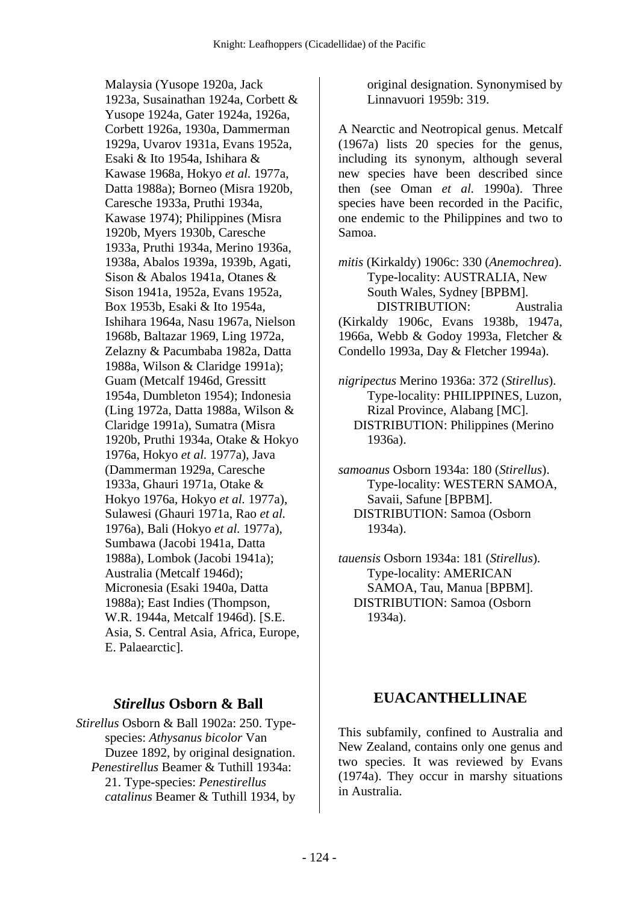Malaysia (Yusope 1920a, Jack 1923a, Susainathan 1924a, Corbett & Yusope 1924a, Gater 1924a, 1926a, Corbett 1926a, 1930a, Dammerman 1929a, Uvarov 1931a, Evans 1952a, Esaki & Ito 1954a, Ishihara & Kawase 1968a, Hokyo *et al.* 1977a, Datta 1988a); Borneo (Misra 1920b, Caresche 1933a, Pruthi 1934a, Kawase 1974); Philippines (Misra 1920b, Myers 1930b, Caresche 1933a, Pruthi 1934a, Merino 1936a, 1938a, Abalos 1939a, 1939b, Agati, Sison & Abalos 1941a, Otanes & Sison 1941a, 1952a, Evans 1952a, Box 1953b, Esaki & Ito 1954a, Ishihara 1964a, Nasu 1967a, Nielson 1968b, Baltazar 1969, Ling 1972a, Zelazny & Pacumbaba 1982a, Datta 1988a, Wilson & Claridge 1991a); Guam (Metcalf 1946d, Gressitt 1954a, Dumbleton 1954); Indonesia (Ling 1972a, Datta 1988a, Wilson & Claridge 1991a), Sumatra (Misra 1920b, Pruthi 1934a, Otake & Hokyo 1976a, Hokyo *et al.* 1977a), Java (Dammerman 1929a, Caresche 1933a, Ghauri 1971a, Otake & Hokyo 1976a, Hokyo *et al.* 1977a), Sulawesi (Ghauri 1971a, Rao *et al.* 1976a), Bali (Hokyo *et al.* 1977a), Sumbawa (Jacobi 1941a, Datta 1988a), Lombok (Jacobi 1941a); Australia (Metcalf 1946d); Micronesia (Esaki 1940a, Datta 1988a); East Indies (Thompson, W.R. 1944a, Metcalf 1946d). [S.E. Asia, S. Central Asia, Africa, Europe, E. Palaearctic].

## *Stirellus* Osborn & Ball

*Stirellus* Osborn & Ball 1902a: 250. Type-species: *Athysanus bicolor* Van Duzee 1892, by original designation.
*Penestirellus* Beamer & Tuthill 1934a: 21. Type-species: *Penestirellus catalinus* Beamer & Tuthill 1934, by original designation. Synonymised by Linnavuori 1959b: 319.

A Nearctic and Neotropical genus. Metcalf (1967a) lists 20 species for the genus, including its synonym, although several new species have been described since then (see Oman *et al.* 1990a). Three species have been recorded in the Pacific, one endemic to the Philippines and two to Samoa.

*mitis* (Kirkaldy) 1906c: 330 (*Anemochrea*). Type-locality: AUSTRALIA, New South Wales, Sydney [BPBM].
DISTRIBUTION: Australia (Kirkaldy 1906c, Evans 1938b, 1947a, 1966a, Webb & Godoy 1993a, Fletcher & Condello 1993a, Day & Fletcher 1994a).

*nigripectus* Merino 1936a: 372 (*Stirellus*). Type-locality: PHILIPPINES, Luzon, Rizal Province, Alabang [MC].
DISTRIBUTION: Philippines (Merino 1936a).

*samoanus* Osborn 1934a: 180 (*Stirellus*). Type-locality: WESTERN SAMOA, Savaii, Safune [BPBM].
DISTRIBUTION: Samoa (Osborn 1934a).

*tauensis* Osborn 1934a: 181 (*Stirellus*). Type-locality: AMERICAN SAMOA, Tau, Manua [BPBM].
DISTRIBUTION: Samoa (Osborn 1934a).

## EUACANTHELLINAE

This subfamily, confined to Australia and New Zealand, contains only one genus and two species. It was reviewed by Evans (1974a). They occur in marshy situations in Australia.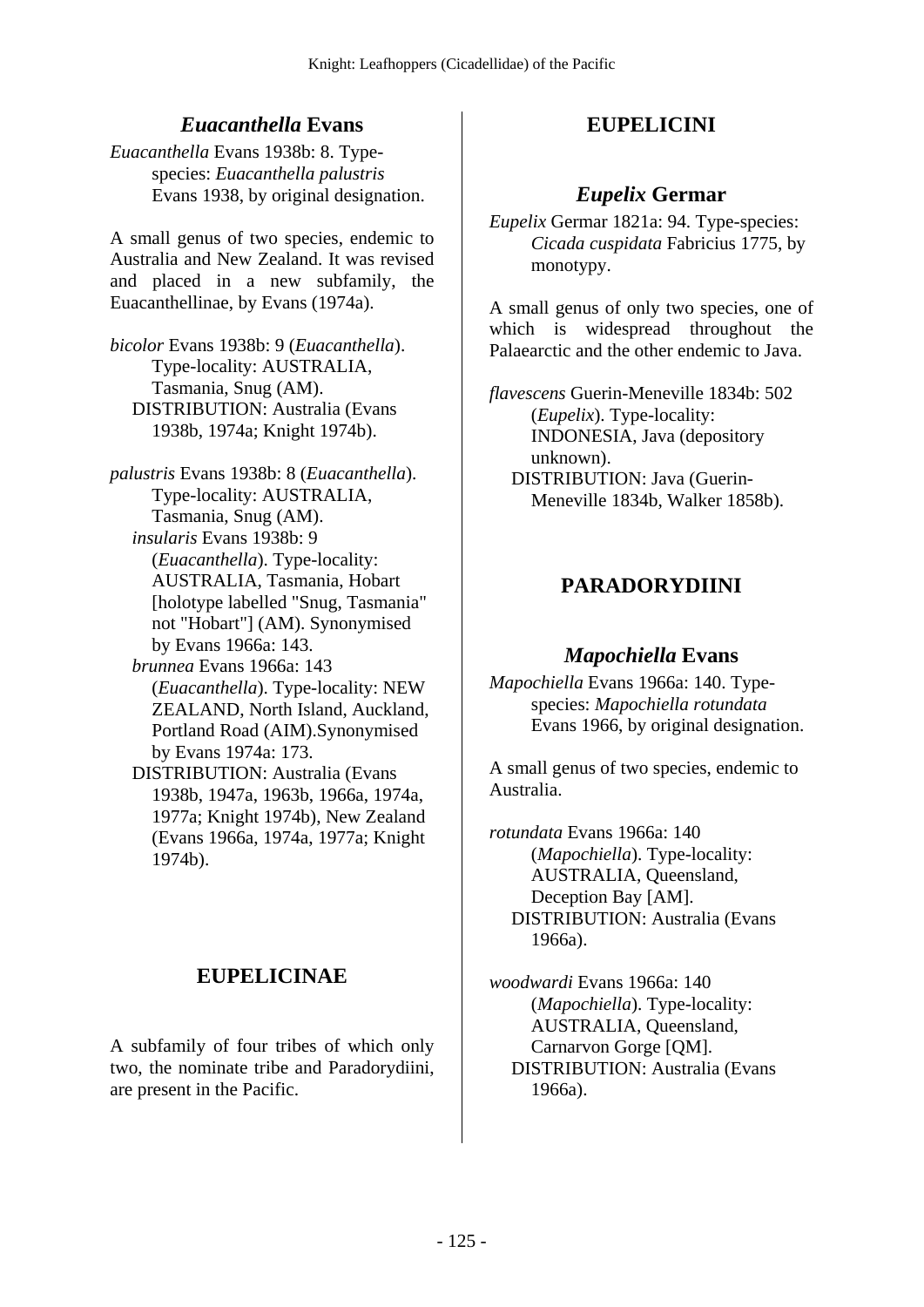### *Euacanthella* Evans

*Euacanthella* Evans 1938b: 8. Type-species: *Euacanthella palustris* Evans 1938, by original designation.

A small genus of two species, endemic to Australia and New Zealand. It was revised and placed in a new subfamily, the Euacanthellinae, by Evans (1974a).

*bicolor* Evans 1938b: 9 (*Euacanthella*). Type-locality: AUSTRALIA, Tasmania, Snug (AM).
DISTRIBUTION: Australia (Evans 1938b, 1974a; Knight 1974b).

*palustris* Evans 1938b: 8 (*Euacanthella*). Type-locality: AUSTRALIA, Tasmania, Snug (AM).
*insularis* Evans 1938b: 9 (*Euacanthella*). Type-locality: AUSTRALIA, Tasmania, Hobart [holotype labelled "Snug, Tasmania" not "Hobart"] (AM). Synonymised by Evans 1966a: 143.
*brunnea* Evans 1966a: 143 (*Euacanthella*). Type-locality: NEW ZEALAND, North Island, Auckland, Portland Road (AIM).Synonymised by Evans 1974a: 173.
DISTRIBUTION: Australia (Evans 1938b, 1947a, 1963b, 1966a, 1974a, 1977a; Knight 1974b), New Zealand (Evans 1966a, 1974a, 1977a; Knight 1974b).

## EUPELICINAE

A subfamily of four tribes of which only two, the nominate tribe and Paradorydiini, are present in the Pacific.

## EUPELICINI

### *Eupelix* Germar

*Eupelix* Germar 1821a: 94. Type-species: *Cicada cuspidata* Fabricius 1775, by monotypy.

A small genus of only two species, one of which is widespread throughout the Palaearctic and the other endemic to Java.

*flavescens* Guerin-Meneville 1834b: 502 (*Eupelix*). Type-locality: INDONESIA, Java (depository unknown).
DISTRIBUTION: Java (Guerin-Meneville 1834b, Walker 1858b).

## PARADORYDIINI

### *Mapochiella* Evans

*Mapochiella* Evans 1966a: 140. Type-species: *Mapochiella rotundata* Evans 1966, by original designation.

A small genus of two species, endemic to Australia.

*rotundata* Evans 1966a: 140 (*Mapochiella*). Type-locality: AUSTRALIA, Queensland, Deception Bay [AM].
DISTRIBUTION: Australia (Evans 1966a).

*woodwardi* Evans 1966a: 140 (*Mapochiella*). Type-locality: AUSTRALIA, Queensland, Carnarvon Gorge [QM].
DISTRIBUTION: Australia (Evans 1966a).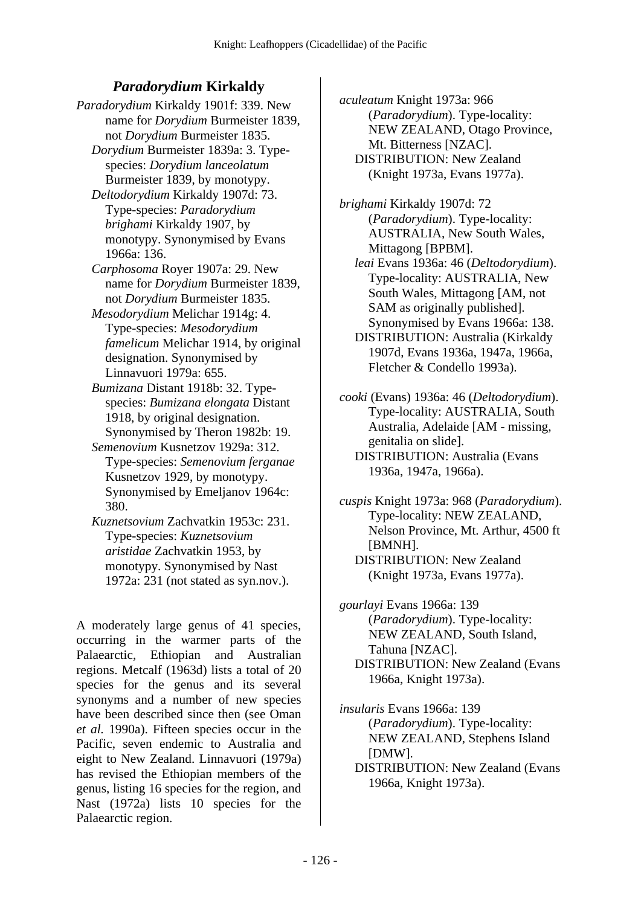## *Paradorydium* Kirkaldy

*Paradorydium* Kirkaldy 1901f: 339. New name for *Dorydium* Burmeister 1839, not *Dorydium* Burmeister 1835.

*Dorydium* Burmeister 1839a: 3. Type-species: *Dorydium lanceolatum* Burmeister 1839, by monotypy.

*Deltodorydium* Kirkaldy 1907d: 73. Type-species: *Paradorydium brighami* Kirkaldy 1907, by monotypy. Synonymised by Evans 1966a: 136.

*Carphosoma* Royer 1907a: 29. New name for *Dorydium* Burmeister 1839, not *Dorydium* Burmeister 1835.

*Mesodorydium* Melichar 1914g: 4. Type-species: *Mesodorydium famelicum* Melichar 1914, by original designation. Synonymised by Linnavuori 1979a: 655.

*Bumizana* Distant 1918b: 32. Type-species: *Bumizana elongata* Distant 1918, by original designation. Synonymised by Theron 1982b: 19.

*Semenovium* Kusnetzov 1929a: 312. Type-species: *Semenovium ferganae* Kusnetzov 1929, by monotypy. Synonymised by Emeljanov 1964c: 380.

*Kuznetsovium* Zachvatkin 1953c: 231. Type-species: *Kuznetsovium aristidae* Zachvatkin 1953, by monotypy. Synonymised by Nast 1972a: 231 (not stated as syn.nov.).

A moderately large genus of 41 species, occurring in the warmer parts of the Palaearctic, Ethiopian and Australian regions. Metcalf (1963d) lists a total of 20 species for the genus and its several synonyms and a number of new species have been described since then (see Oman *et al.* 1990a). Fifteen species occur in the Pacific, seven endemic to Australia and eight to New Zealand. Linnavuori (1979a) has revised the Ethiopian members of the genus, listing 16 species for the region, and Nast (1972a) lists 10 species for the Palaearctic region.

*aculeatum* Knight 1973a: 966 (*Paradorydium*). Type-locality: NEW ZEALAND, Otago Province, Mt. Bitterness [NZAC].
DISTRIBUTION: New Zealand (Knight 1973a, Evans 1977a).

*brighami* Kirkaldy 1907d: 72 (*Paradorydium*). Type-locality: AUSTRALIA, New South Wales, Mittagong [BPBM].
*leai* Evans 1936a: 46 (*Deltodorydium*). Type-locality: AUSTRALIA, New South Wales, Mittagong [AM, not SAM as originally published]. Synonymised by Evans 1966a: 138.
DISTRIBUTION: Australia (Kirkaldy 1907d, Evans 1936a, 1947a, 1966a, Fletcher & Condello 1993a).

*cooki* (Evans) 1936a: 46 (*Deltodorydium*). Type-locality: AUSTRALIA, South Australia, Adelaide [AM - missing, genitalia on slide].
DISTRIBUTION: Australia (Evans 1936a, 1947a, 1966a).

*cuspis* Knight 1973a: 968 (*Paradorydium*). Type-locality: NEW ZEALAND, Nelson Province, Mt. Arthur, 4500 ft [BMNH].
DISTRIBUTION: New Zealand (Knight 1973a, Evans 1977a).

*gourlayi* Evans 1966a: 139 (*Paradorydium*). Type-locality: NEW ZEALAND, South Island, Tahuna [NZAC].
DISTRIBUTION: New Zealand (Evans 1966a, Knight 1973a).

*insularis* Evans 1966a: 139 (*Paradorydium*). Type-locality: NEW ZEALAND, Stephens Island [DMW].
DISTRIBUTION: New Zealand (Evans 1966a, Knight 1973a).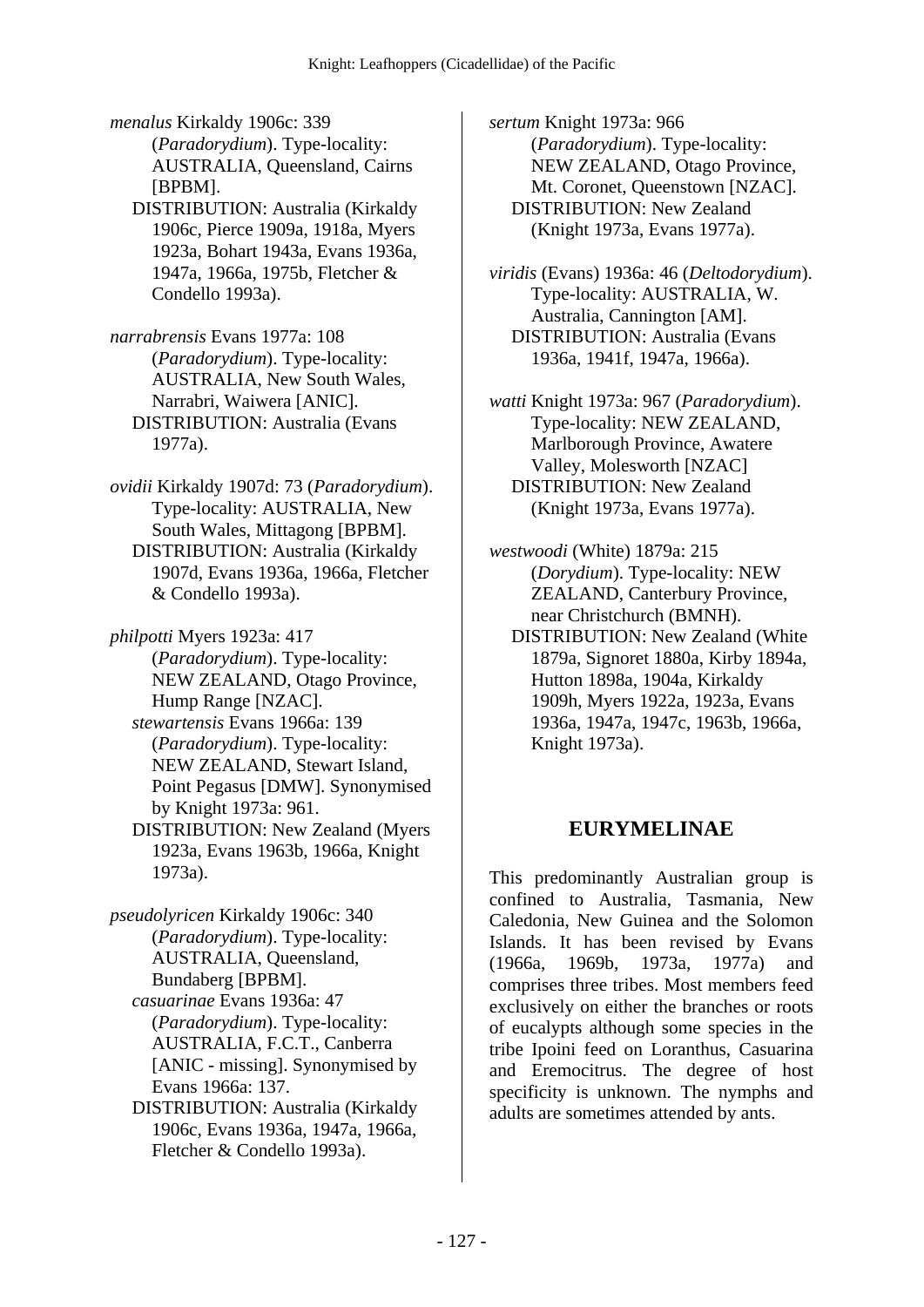*menalus* Kirkaldy 1906c: 339 (*Paradorydium*). Type-locality: AUSTRALIA, Queensland, Cairns [BPBM].
DISTRIBUTION: Australia (Kirkaldy 1906c, Pierce 1909a, 1918a, Myers 1923a, Bohart 1943a, Evans 1936a, 1947a, 1966a, 1975b, Fletcher & Condello 1993a).

*narrabrensis* Evans 1977a: 108 (*Paradorydium*). Type-locality: AUSTRALIA, New South Wales, Narrabri, Waiwera [ANIC].
DISTRIBUTION: Australia (Evans 1977a).

*ovidii* Kirkaldy 1907d: 73 (*Paradorydium*). Type-locality: AUSTRALIA, New South Wales, Mittagong [BPBM].
DISTRIBUTION: Australia (Kirkaldy 1907d, Evans 1936a, 1966a, Fletcher & Condello 1993a).

*philpotti* Myers 1923a: 417 (*Paradorydium*). Type-locality: NEW ZEALAND, Otago Province, Hump Range [NZAC].
*stewartensis* Evans 1966a: 139 (*Paradorydium*). Type-locality: NEW ZEALAND, Stewart Island, Point Pegasus [DMW]. Synonymised by Knight 1973a: 961.
DISTRIBUTION: New Zealand (Myers 1923a, Evans 1963b, 1966a, Knight 1973a).

*pseudolyricen* Kirkaldy 1906c: 340 (*Paradorydium*). Type-locality: AUSTRALIA, Queensland, Bundaberg [BPBM].
*casuarinae* Evans 1936a: 47 (*Paradorydium*). Type-locality: AUSTRALIA, F.C.T., Canberra [ANIC - missing]. Synonymised by Evans 1966a: 137.
DISTRIBUTION: Australia (Kirkaldy 1906c, Evans 1936a, 1947a, 1966a, Fletcher & Condello 1993a).

*sertum* Knight 1973a: 966 (*Paradorydium*). Type-locality: NEW ZEALAND, Otago Province, Mt. Coronet, Queenstown [NZAC].
DISTRIBUTION: New Zealand (Knight 1973a, Evans 1977a).

*viridis* (Evans) 1936a: 46 (*Deltodorydium*). Type-locality: AUSTRALIA, W. Australia, Cannington [AM].
DISTRIBUTION: Australia (Evans 1936a, 1941f, 1947a, 1966a).

*watti* Knight 1973a: 967 (*Paradorydium*). Type-locality: NEW ZEALAND, Marlborough Province, Awatere Valley, Molesworth [NZAC]
DISTRIBUTION: New Zealand (Knight 1973a, Evans 1977a).

*westwoodi* (White) 1879a: 215 (*Dorydium*). Type-locality: NEW ZEALAND, Canterbury Province, near Christchurch (BMNH).
DISTRIBUTION: New Zealand (White 1879a, Signoret 1880a, Kirby 1894a, Hutton 1898a, 1904a, Kirkaldy 1909h, Myers 1922a, 1923a, Evans 1936a, 1947a, 1947c, 1963b, 1966a, Knight 1973a).

## EURYMELINAE

This predominantly Australian group is confined to Australia, Tasmania, New Caledonia, New Guinea and the Solomon Islands. It has been revised by Evans (1966a, 1969b, 1973a, 1977a) and comprises three tribes. Most members feed exclusively on either the branches or roots of eucalypts although some species in the tribe Ipoini feed on Loranthus, Casuarina and Eremocitrus. The degree of host specificity is unknown. The nymphs and adults are sometimes attended by ants.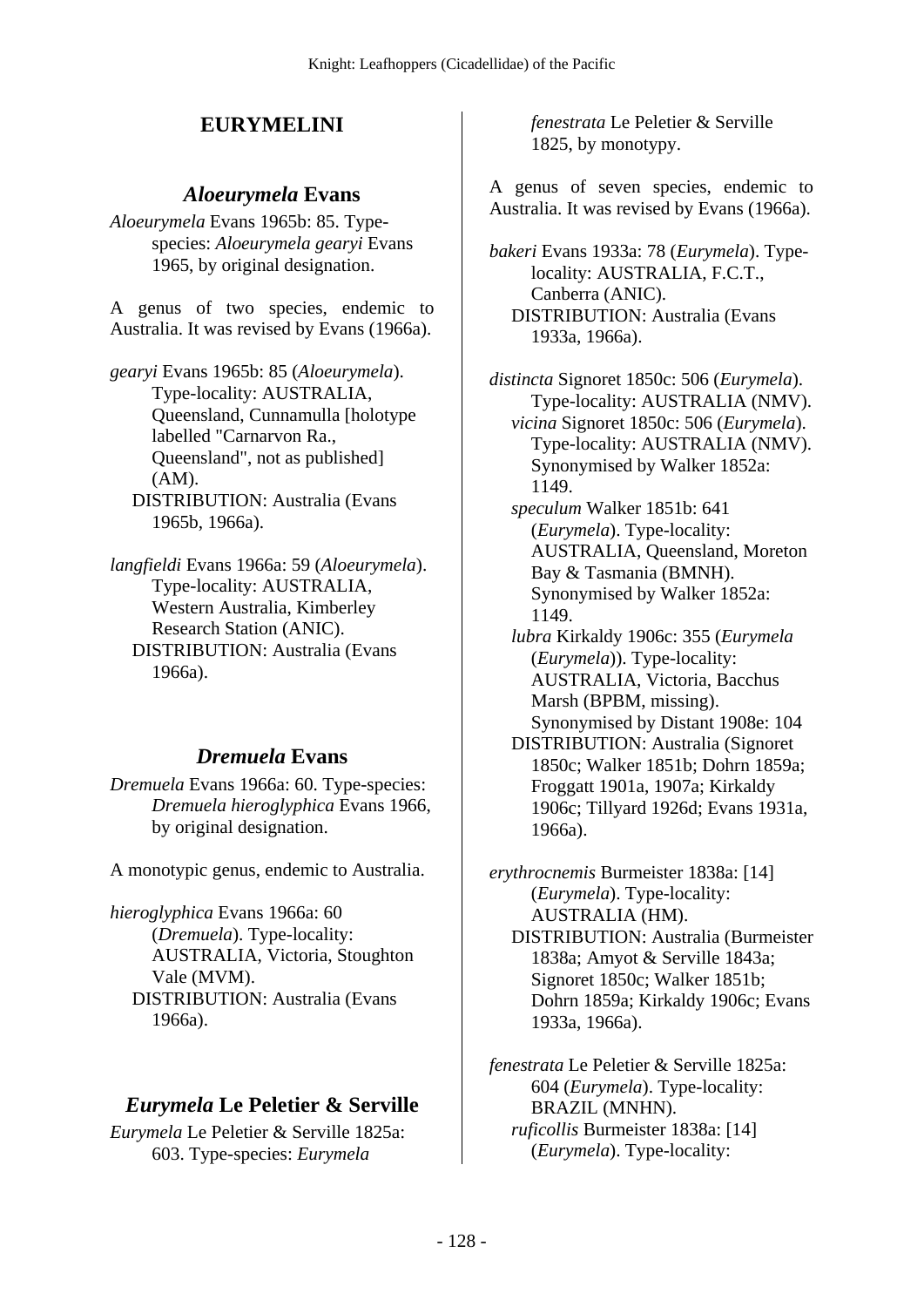## EURYMELINI

### *Aloeurymela* Evans

*Aloeurymela* Evans 1965b: 85. Type-species: *Aloeurymela gearyi* Evans 1965, by original designation.

A genus of two species, endemic to Australia. It was revised by Evans (1966a).

*gearyi* Evans 1965b: 85 (*Aloeurymela*). Type-locality: AUSTRALIA, Queensland, Cunnamulla [holotype labelled "Carnarvon Ra., Queensland", not as published] (AM).
DISTRIBUTION: Australia (Evans 1965b, 1966a).

*langfieldi* Evans 1966a: 59 (*Aloeurymela*). Type-locality: AUSTRALIA, Western Australia, Kimberley Research Station (ANIC).
DISTRIBUTION: Australia (Evans 1966a).

### *Dremuela* Evans

*Dremuela* Evans 1966a: 60. Type-species: *Dremuela hieroglyphica* Evans 1966, by original designation.

A monotypic genus, endemic to Australia.

*hieroglyphica* Evans 1966a: 60 (*Dremuela*). Type-locality: AUSTRALIA, Victoria, Stoughton Vale (MVM).
DISTRIBUTION: Australia (Evans 1966a).

### *Eurymela* Le Peletier & Serville

*Eurymela* Le Peletier & Serville 1825a: 603. Type-species: *Eurymela fenestrata* Le Peletier & Serville 1825, by monotypy.

A genus of seven species, endemic to Australia. It was revised by Evans (1966a).

*bakeri* Evans 1933a: 78 (*Eurymela*). Type-locality: AUSTRALIA, F.C.T., Canberra (ANIC).
DISTRIBUTION: Australia (Evans 1933a, 1966a).

*distincta* Signoret 1850c: 506 (*Eurymela*). Type-locality: AUSTRALIA (NMV).
*vicina* Signoret 1850c: 506 (*Eurymela*). Type-locality: AUSTRALIA (NMV). Synonymised by Walker 1852a: 1149.
*speculum* Walker 1851b: 641 (*Eurymela*). Type-locality: AUSTRALIA, Queensland, Moreton Bay & Tasmania (BMNH). Synonymised by Walker 1852a: 1149.
*lubra* Kirkaldy 1906c: 355 (*Eurymela* (*Eurymela*)). Type-locality: AUSTRALIA, Victoria, Bacchus Marsh (BPBM, missing). Synonymised by Distant 1908e: 104
DISTRIBUTION: Australia (Signoret 1850c; Walker 1851b; Dohrn 1859a; Froggatt 1901a, 1907a; Kirkaldy 1906c; Tillyard 1926d; Evans 1931a, 1966a).

*erythrocnemis* Burmeister 1838a: [14] (*Eurymela*). Type-locality: AUSTRALIA (HM).
DISTRIBUTION: Australia (Burmeister 1838a; Amyot & Serville 1843a; Signoret 1850c; Walker 1851b; Dohrn 1859a; Kirkaldy 1906c; Evans 1933a, 1966a).

*fenestrata* Le Peletier & Serville 1825a: 604 (*Eurymela*). Type-locality: BRAZIL (MNHN).
*ruficollis* Burmeister 1838a: [14] (*Eurymela*). Type-locality: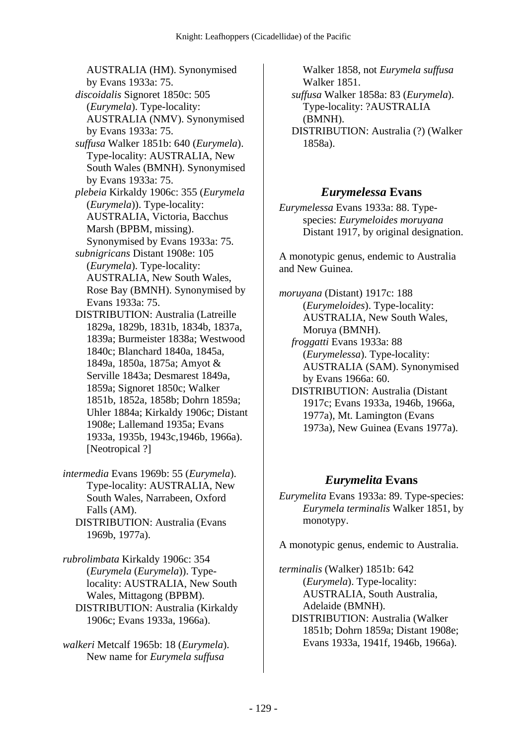AUSTRALIA (HM). Synonymised by Evans 1933a: 75.

*discoidalis* Signoret 1850c: 505 (*Eurymela*). Type-locality: AUSTRALIA (NMV). Synonymised by Evans 1933a: 75.

*suffusa* Walker 1851b: 640 (*Eurymela*). Type-locality: AUSTRALIA, New South Wales (BMNH). Synonymised by Evans 1933a: 75.

*plebeia* Kirkaldy 1906c: 355 (*Eurymela* (*Eurymela*)). Type-locality: AUSTRALIA, Victoria, Bacchus Marsh (BPBM, missing). Synonymised by Evans 1933a: 75.

*subnigricans* Distant 1908e: 105 (*Eurymela*). Type-locality: AUSTRALIA, New South Wales, Rose Bay (BMNH). Synonymised by Evans 1933a: 75.

DISTRIBUTION: Australia (Latreille 1829a, 1829b, 1831b, 1834b, 1837a, 1839a; Burmeister 1838a; Westwood 1840c; Blanchard 1840a, 1845a, 1849a, 1850a, 1875a; Amyot & Serville 1843a; Desmarest 1849a, 1859a; Signoret 1850c; Walker 1851b, 1852a, 1858b; Dohrn 1859a; Uhler 1884a; Kirkaldy 1906c; Distant 1908e; Lallemand 1935a; Evans 1933a, 1935b, 1943c,1946b, 1966a). [Neotropical ?]

*intermedia* Evans 1969b: 55 (*Eurymela*). Type-locality: AUSTRALIA, New South Wales, Narrabeen, Oxford Falls (AM).

DISTRIBUTION: Australia (Evans 1969b, 1977a).

*rubrolimbata* Kirkaldy 1906c: 354 (*Eurymela* (*Eurymela*)). Type-locality: AUSTRALIA, New South Wales, Mittagong (BPBM).

DISTRIBUTION: Australia (Kirkaldy 1906c; Evans 1933a, 1966a).

*walkeri* Metcalf 1965b: 18 (*Eurymela*). New name for *Eurymela suffusa* Walker 1858, not *Eurymela suffusa* Walker 1851.

*suffusa* Walker 1858a: 83 (*Eurymela*). Type-locality: ?AUSTRALIA (BMNH).

DISTRIBUTION: Australia (?) (Walker 1858a).

## *Eurymelessa* Evans

*Eurymelessa* Evans 1933a: 88. Type-species: *Eurymeloides moruyana* Distant 1917, by original designation.

A monotypic genus, endemic to Australia and New Guinea.

*moruyana* (Distant) 1917c: 188 (*Eurymeloides*). Type-locality: AUSTRALIA, New South Wales, Moruya (BMNH).

*froggatti* Evans 1933a: 88 (*Eurymelessa*). Type-locality: AUSTRALIA (SAM). Synonymised by Evans 1966a: 60.

DISTRIBUTION: Australia (Distant 1917c; Evans 1933a, 1946b, 1966a, 1977a), Mt. Lamington (Evans 1973a), New Guinea (Evans 1977a).

## *Eurymelita* Evans

*Eurymelita* Evans 1933a: 89. Type-species: *Eurymela terminalis* Walker 1851, by monotypy.

A monotypic genus, endemic to Australia.

*terminalis* (Walker) 1851b: 642 (*Eurymela*). Type-locality: AUSTRALIA, South Australia, Adelaide (BMNH).

DISTRIBUTION: Australia (Walker 1851b; Dohrn 1859a; Distant 1908e; Evans 1933a, 1941f, 1946b, 1966a).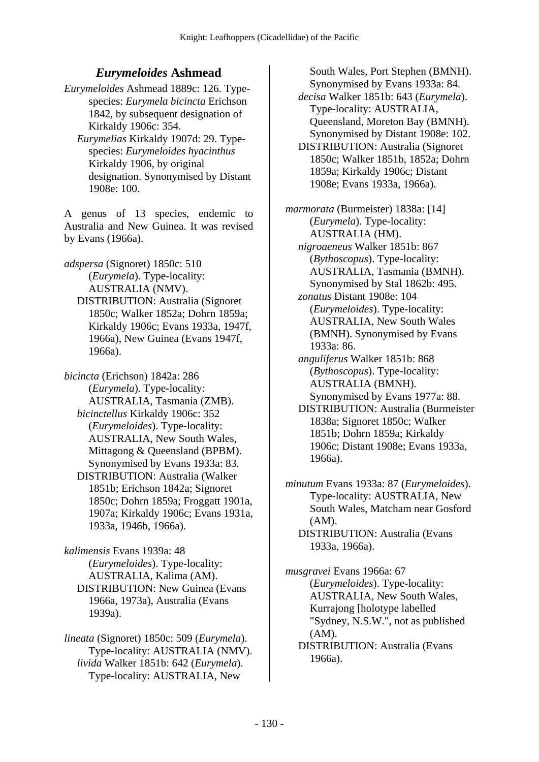## *Eurymeloides* Ashmead

*Eurymeloides* Ashmead 1889c: 126. Type-species: *Eurymela bicincta* Erichson 1842, by subsequent designation of Kirkaldy 1906c: 354.
*Eurymelias* Kirkaldy 1907d: 29. Type-species: *Eurymeloides hyacinthus* Kirkaldy 1906, by original designation. Synonymised by Distant 1908e: 100.

A genus of 13 species, endemic to Australia and New Guinea. It was revised by Evans (1966a).

*adspersa* (Signoret) 1850c: 510 (*Eurymela*). Type-locality: AUSTRALIA (NMV).
DISTRIBUTION: Australia (Signoret 1850c; Walker 1852a; Dohrn 1859a; Kirkaldy 1906c; Evans 1933a, 1947f, 1966a), New Guinea (Evans 1947f, 1966a).

*bicincta* (Erichson) 1842a: 286 (*Eurymela*). Type-locality: AUSTRALIA, Tasmania (ZMB).
*bicinctellus* Kirkaldy 1906c: 352 (*Eurymeloides*). Type-locality: AUSTRALIA, New South Wales, Mittagong & Queensland (BPBM). Synonymised by Evans 1933a: 83.
DISTRIBUTION: Australia (Walker 1851b; Erichson 1842a; Signoret 1850c; Dohrn 1859a; Froggatt 1901a, 1907a; Kirkaldy 1906c; Evans 1931a, 1933a, 1946b, 1966a).

*kalimensis* Evans 1939a: 48 (*Eurymeloides*). Type-locality: AUSTRALIA, Kalima (AM).
DISTRIBUTION: New Guinea (Evans 1966a, 1973a), Australia (Evans 1939a).

*lineata* (Signoret) 1850c: 509 (*Eurymela*). Type-locality: AUSTRALIA (NMV).
*livida* Walker 1851b: 642 (*Eurymela*). Type-locality: AUSTRALIA, New South Wales, Port Stephen (BMNH). Synonymised by Evans 1933a: 84.
*decisa* Walker 1851b: 643 (*Eurymela*). Type-locality: AUSTRALIA, Queensland, Moreton Bay (BMNH). Synonymised by Distant 1908e: 102.
DISTRIBUTION: Australia (Signoret 1850c; Walker 1851b, 1852a; Dohrn 1859a; Kirkaldy 1906c; Distant 1908e; Evans 1933a, 1966a).

*marmorata* (Burmeister) 1838a: [14] (*Eurymela*). Type-locality: AUSTRALIA (HM).
*nigroaeneus* Walker 1851b: 867 (*Bythoscopus*). Type-locality: AUSTRALIA, Tasmania (BMNH). Synonymised by Stal 1862b: 495.
*zonatus* Distant 1908e: 104 (*Eurymeloides*). Type-locality: AUSTRALIA, New South Wales (BMNH). Synonymised by Evans 1933a: 86.
*anguliferus* Walker 1851b: 868 (*Bythoscopus*). Type-locality: AUSTRALIA (BMNH). Synonymised by Evans 1977a: 88.
DISTRIBUTION: Australia (Burmeister 1838a; Signoret 1850c; Walker 1851b; Dohrn 1859a; Kirkaldy 1906c; Distant 1908e; Evans 1933a, 1966a).

*minutum* Evans 1933a: 87 (*Eurymeloides*). Type-locality: AUSTRALIA, New South Wales, Matcham near Gosford (AM).
DISTRIBUTION: Australia (Evans 1933a, 1966a).

*musgravei* Evans 1966a: 67 (*Eurymeloides*). Type-locality: AUSTRALIA, New South Wales, Kurrajong [holotype labelled "Sydney, N.S.W.", not as published (AM).
DISTRIBUTION: Australia (Evans 1966a).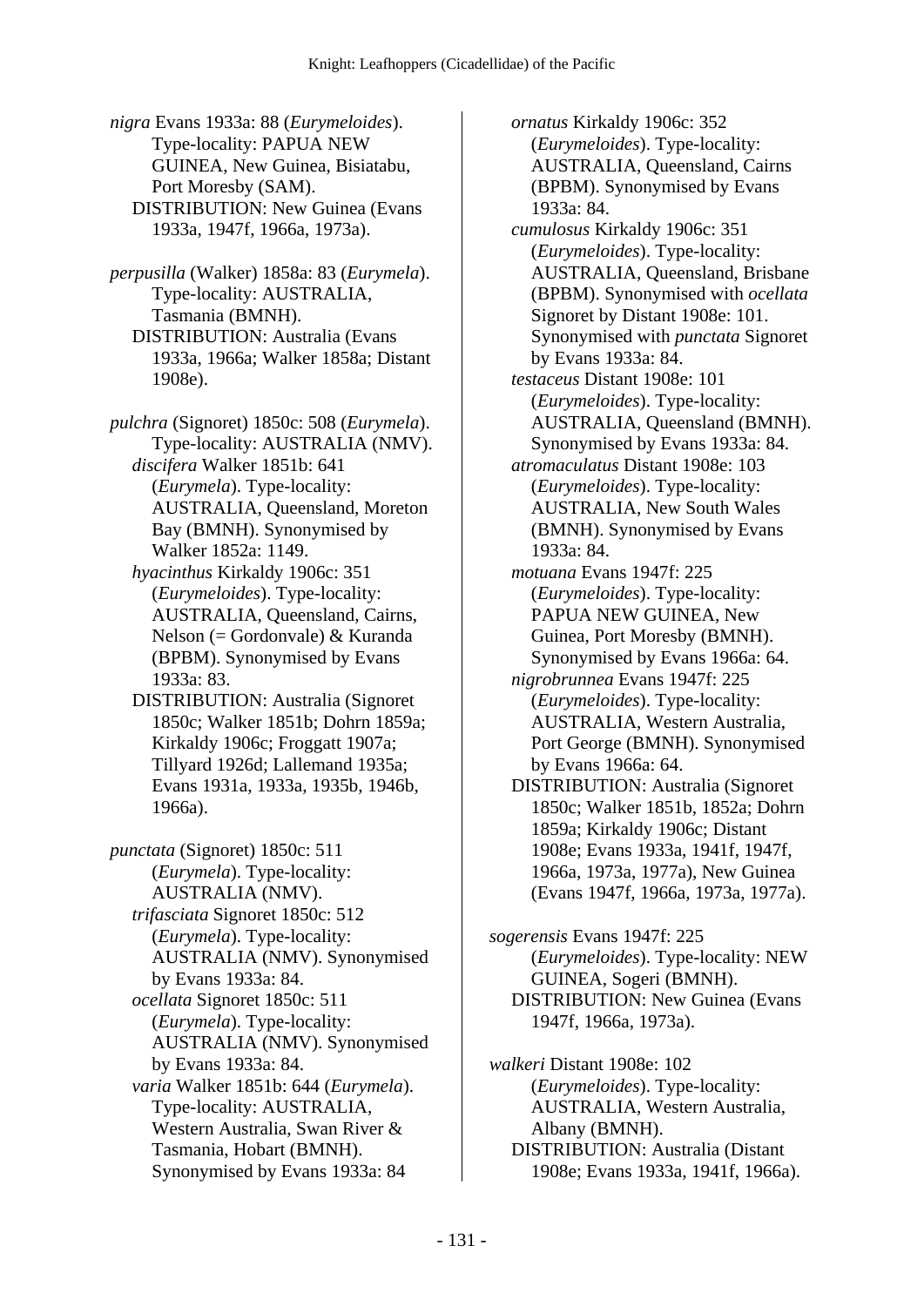*nigra* Evans 1933a: 88 (*Eurymeloides*). Type-locality: PAPUA NEW GUINEA, New Guinea, Bisiatabu, Port Moresby (SAM).
DISTRIBUTION: New Guinea (Evans 1933a, 1947f, 1966a, 1973a).

*perpusilla* (Walker) 1858a: 83 (*Eurymela*). Type-locality: AUSTRALIA, Tasmania (BMNH).
DISTRIBUTION: Australia (Evans 1933a, 1966a; Walker 1858a; Distant 1908e).

*pulchra* (Signoret) 1850c: 508 (*Eurymela*). Type-locality: AUSTRALIA (NMV).
*discifera* Walker 1851b: 641 (*Eurymela*). Type-locality: AUSTRALIA, Queensland, Moreton Bay (BMNH). Synonymised by Walker 1852a: 1149.
*hyacinthus* Kirkaldy 1906c: 351 (*Eurymeloides*). Type-locality: AUSTRALIA, Queensland, Cairns, Nelson (= Gordonvale) & Kuranda (BPBM). Synonymised by Evans 1933a: 83.
DISTRIBUTION: Australia (Signoret 1850c; Walker 1851b; Dohrn 1859a; Kirkaldy 1906c; Froggatt 1907a; Tillyard 1926d; Lallemand 1935a; Evans 1931a, 1933a, 1935b, 1946b, 1966a).

*punctata* (Signoret) 1850c: 511 (*Eurymela*). Type-locality: AUSTRALIA (NMV).
*trifasciata* Signoret 1850c: 512 (*Eurymela*). Type-locality: AUSTRALIA (NMV). Synonymised by Evans 1933a: 84.
*ocellata* Signoret 1850c: 511 (*Eurymela*). Type-locality: AUSTRALIA (NMV). Synonymised by Evans 1933a: 84.
*varia* Walker 1851b: 644 (*Eurymela*). Type-locality: AUSTRALIA, Western Australia, Swan River & Tasmania, Hobart (BMNH). Synonymised by Evans 1933a: 84
*ornatus* Kirkaldy 1906c: 352 (*Eurymeloides*). Type-locality: AUSTRALIA, Queensland, Cairns (BPBM). Synonymised by Evans 1933a: 84.
*cumulosus* Kirkaldy 1906c: 351 (*Eurymeloides*). Type-locality: AUSTRALIA, Queensland, Brisbane (BPBM). Synonymised with *ocellata* Signoret by Distant 1908e: 101. Synonymised with *punctata* Signoret by Evans 1933a: 84.
*testaceus* Distant 1908e: 101 (*Eurymeloides*). Type-locality: AUSTRALIA, Queensland (BMNH). Synonymised by Evans 1933a: 84.
*atromaculatus* Distant 1908e: 103 (*Eurymeloides*). Type-locality: AUSTRALIA, New South Wales (BMNH). Synonymised by Evans 1933a: 84.
*motuana* Evans 1947f: 225 (*Eurymeloides*). Type-locality: PAPUA NEW GUINEA, New Guinea, Port Moresby (BMNH). Synonymised by Evans 1966a: 64.
*nigrobrunnea* Evans 1947f: 225 (*Eurymeloides*). Type-locality: AUSTRALIA, Western Australia, Port George (BMNH). Synonymised by Evans 1966a: 64.
DISTRIBUTION: Australia (Signoret 1850c; Walker 1851b, 1852a; Dohrn 1859a; Kirkaldy 1906c; Distant 1908e; Evans 1933a, 1941f, 1947f, 1966a, 1973a, 1977a), New Guinea (Evans 1947f, 1966a, 1973a, 1977a).

*sogerensis* Evans 1947f: 225 (*Eurymeloides*). Type-locality: NEW GUINEA, Sogeri (BMNH).
DISTRIBUTION: New Guinea (Evans 1947f, 1966a, 1973a).

*walkeri* Distant 1908e: 102 (*Eurymeloides*). Type-locality: AUSTRALIA, Western Australia, Albany (BMNH).
DISTRIBUTION: Australia (Distant 1908e; Evans 1933a, 1941f, 1966a).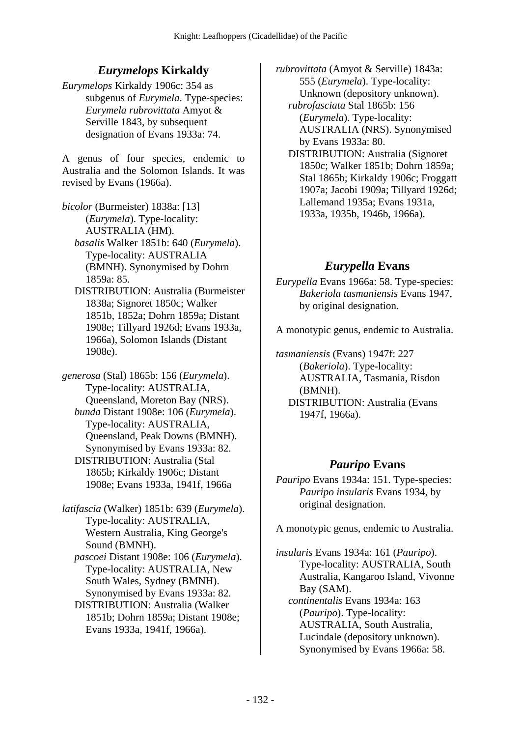## *Eurymelops* **Kirkaldy**

*Eurymelops* Kirkaldy 1906c: 354 as subgenus of *Eurymela*. Type-species: *Eurymela rubrovittata* Amyot & Serville 1843, by subsequent designation of Evans 1933a: 74.

A genus of four species, endemic to Australia and the Solomon Islands. It was revised by Evans (1966a).

*bicolor* (Burmeister) 1838a: [13] (*Eurymela*). Type-locality: AUSTRALIA (HM).
*basalis* Walker 1851b: 640 (*Eurymela*). Type-locality: AUSTRALIA (BMNH). Synonymised by Dohrn 1859a: 85.
DISTRIBUTION: Australia (Burmeister 1838a; Signoret 1850c; Walker 1851b, 1852a; Dohrn 1859a; Distant 1908e; Tillyard 1926d; Evans 1933a, 1966a), Solomon Islands (Distant 1908e).

*generosa* (Stal) 1865b: 156 (*Eurymela*). Type-locality: AUSTRALIA, Queensland, Moreton Bay (NRS).
*bunda* Distant 1908e: 106 (*Eurymela*). Type-locality: AUSTRALIA, Queensland, Peak Downs (BMNH). Synonymised by Evans 1933a: 82.
DISTRIBUTION: Australia (Stal 1865b; Kirkaldy 1906c; Distant 1908e; Evans 1933a, 1941f, 1966a

*latifascia* (Walker) 1851b: 639 (*Eurymela*). Type-locality: AUSTRALIA, Western Australia, King George's Sound (BMNH).
*pascoei* Distant 1908e: 106 (*Eurymela*). Type-locality: AUSTRALIA, New South Wales, Sydney (BMNH). Synonymised by Evans 1933a: 82.
DISTRIBUTION: Australia (Walker 1851b; Dohrn 1859a; Distant 1908e; Evans 1933a, 1941f, 1966a).

*rubrovittata* (Amyot & Serville) 1843a: 555 (*Eurymela*). Type-locality: Unknown (depository unknown).
*rubrofasciata* Stal 1865b: 156 (*Eurymela*). Type-locality: AUSTRALIA (NRS). Synonymised by Evans 1933a: 80.
DISTRIBUTION: Australia (Signoret 1850c; Walker 1851b; Dohrn 1859a; Stal 1865b; Kirkaldy 1906c; Froggatt 1907a; Jacobi 1909a; Tillyard 1926d; Lallemand 1935a; Evans 1931a, 1933a, 1935b, 1946b, 1966a).

## *Eurypella* **Evans**

*Eurypella* Evans 1966a: 58. Type-species: *Bakeriola tasmaniensis* Evans 1947, by original designation.

A monotypic genus, endemic to Australia.

*tasmaniensis* (Evans) 1947f: 227 (*Bakeriola*). Type-locality: AUSTRALIA, Tasmania, Risdon (BMNH).
DISTRIBUTION: Australia (Evans 1947f, 1966a).

## *Pauripo* **Evans**

*Pauripo* Evans 1934a: 151. Type-species: *Pauripo insularis* Evans 1934, by original designation.

A monotypic genus, endemic to Australia.

*insularis* Evans 1934a: 161 (*Pauripo*). Type-locality: AUSTRALIA, South Australia, Kangaroo Island, Vivonne Bay (SAM).
*continentalis* Evans 1934a: 163 (*Pauripo*). Type-locality: AUSTRALIA, South Australia, Lucindale (depository unknown). Synonymised by Evans 1966a: 58.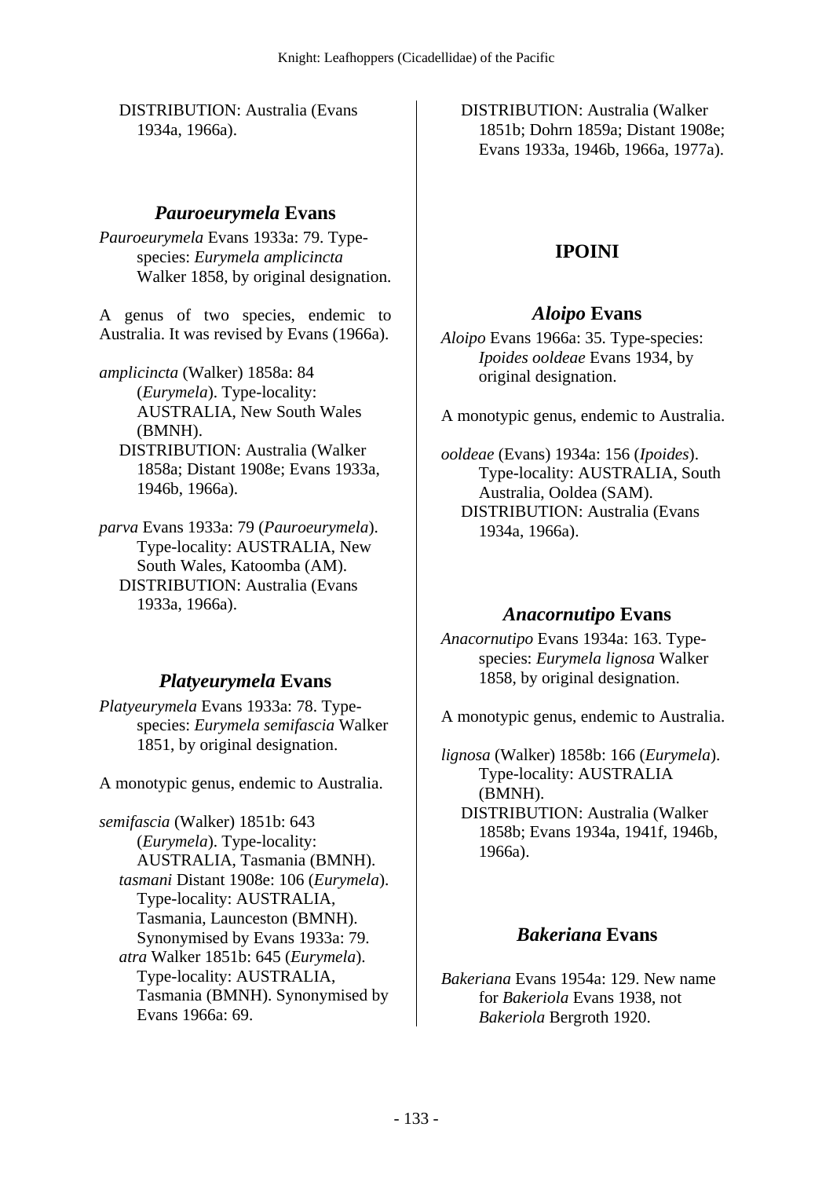DISTRIBUTION: Australia (Evans 1934a, 1966a).

## *Pauroeurymela* Evans

*Pauroeurymela* Evans 1933a: 79. Type-species: *Eurymela amplicincta* Walker 1858, by original designation.

A genus of two species, endemic to Australia. It was revised by Evans (1966a).

*amplicincta* (Walker) 1858a: 84 (*Eurymela*). Type-locality: AUSTRALIA, New South Wales (BMNH).
DISTRIBUTION: Australia (Walker 1858a; Distant 1908e; Evans 1933a, 1946b, 1966a).

*parva* Evans 1933a: 79 (*Pauroeurymela*). Type-locality: AUSTRALIA, New South Wales, Katoomba (AM).
DISTRIBUTION: Australia (Evans 1933a, 1966a).

## *Platyeurymela* Evans

*Platyeurymela* Evans 1933a: 78. Type-species: *Eurymela semifascia* Walker 1851, by original designation.

A monotypic genus, endemic to Australia.

*semifascia* (Walker) 1851b: 643 (*Eurymela*). Type-locality: AUSTRALIA, Tasmania (BMNH).
*tasmani* Distant 1908e: 106 (*Eurymela*). Type-locality: AUSTRALIA, Tasmania, Launceston (BMNH). Synonymised by Evans 1933a: 79.
*atra* Walker 1851b: 645 (*Eurymela*). Type-locality: AUSTRALIA, Tasmania (BMNH). Synonymised by Evans 1966a: 69.
DISTRIBUTION: Australia (Walker 1851b; Dohrn 1859a; Distant 1908e; Evans 1933a, 1946b, 1966a, 1977a).

# IPOINI

## *Aloipo* Evans

*Aloipo* Evans 1966a: 35. Type-species: *Ipoides ooldeae* Evans 1934, by original designation.

A monotypic genus, endemic to Australia.

*ooldeae* (Evans) 1934a: 156 (*Ipoides*). Type-locality: AUSTRALIA, South Australia, Ooldea (SAM).
DISTRIBUTION: Australia (Evans 1934a, 1966a).

## *Anacornutipo* Evans

*Anacornutipo* Evans 1934a: 163. Type-species: *Eurymela lignosa* Walker 1858, by original designation.

A monotypic genus, endemic to Australia.

*lignosa* (Walker) 1858b: 166 (*Eurymela*). Type-locality: AUSTRALIA (BMNH).
DISTRIBUTION: Australia (Walker 1858b; Evans 1934a, 1941f, 1946b, 1966a).

## *Bakeriana* Evans

*Bakeriana* Evans 1954a: 129. New name for *Bakeriola* Evans 1938, not *Bakeriola* Bergroth 1920.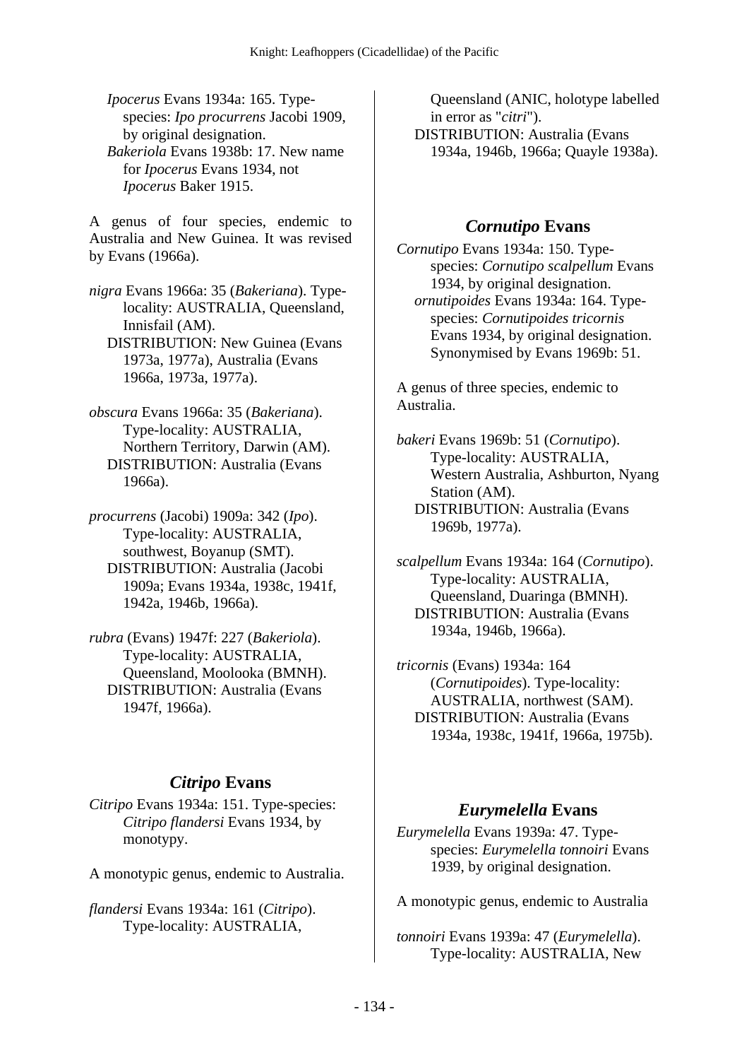*Ipocerus* Evans 1934a: 165. Type-species: *Ipo procurrens* Jacobi 1909, by original designation.
*Bakeriola* Evans 1938b: 17. New name for *Ipocerus* Evans 1934, not *Ipocerus* Baker 1915.

A genus of four species, endemic to Australia and New Guinea. It was revised by Evans (1966a).

*nigra* Evans 1966a: 35 (*Bakeriana*). Type-locality: AUSTRALIA, Queensland, Innisfail (AM).
DISTRIBUTION: New Guinea (Evans 1973a, 1977a), Australia (Evans 1966a, 1973a, 1977a).

*obscura* Evans 1966a: 35 (*Bakeriana*). Type-locality: AUSTRALIA, Northern Territory, Darwin (AM).
DISTRIBUTION: Australia (Evans 1966a).

*procurrens* (Jacobi) 1909a: 342 (*Ipo*). Type-locality: AUSTRALIA, southwest, Boyanup (SMT).
DISTRIBUTION: Australia (Jacobi 1909a; Evans 1934a, 1938c, 1941f, 1942a, 1946b, 1966a).

*rubra* (Evans) 1947f: 227 (*Bakeriola*). Type-locality: AUSTRALIA, Queensland, Moolooka (BMNH).
DISTRIBUTION: Australia (Evans 1947f, 1966a).

## *Citripo* Evans

*Citripo* Evans 1934a: 151. Type-species: *Citripo flandersi* Evans 1934, by monotypy.

A monotypic genus, endemic to Australia.

*flandersi* Evans 1934a: 161 (*Citripo*). Type-locality: AUSTRALIA, Queensland (ANIC, holotype labelled in error as "*citri*").
DISTRIBUTION: Australia (Evans 1934a, 1946b, 1966a; Quayle 1938a).

## *Cornutipo* Evans

*Cornutipo* Evans 1934a: 150. Type-species: *Cornutipo scalpellum* Evans 1934, by original designation.
*ornutipoides* Evans 1934a: 164. Type-species: *Cornutipoides tricornis* Evans 1934, by original designation. Synonymised by Evans 1969b: 51.

A genus of three species, endemic to Australia.

*bakeri* Evans 1969b: 51 (*Cornutipo*). Type-locality: AUSTRALIA, Western Australia, Ashburton, Nyang Station (AM).
DISTRIBUTION: Australia (Evans 1969b, 1977a).

*scalpellum* Evans 1934a: 164 (*Cornutipo*). Type-locality: AUSTRALIA, Queensland, Duaringa (BMNH).
DISTRIBUTION: Australia (Evans 1934a, 1946b, 1966a).

*tricornis* (Evans) 1934a: 164 (*Cornutipoides*). Type-locality: AUSTRALIA, northwest (SAM).
DISTRIBUTION: Australia (Evans 1934a, 1938c, 1941f, 1966a, 1975b).

## *Eurymelella* Evans

*Eurymelella* Evans 1939a: 47. Type-species: *Eurymelella tonnoiri* Evans 1939, by original designation.

A monotypic genus, endemic to Australia

*tonnoiri* Evans 1939a: 47 (*Eurymelella*). Type-locality: AUSTRALIA, New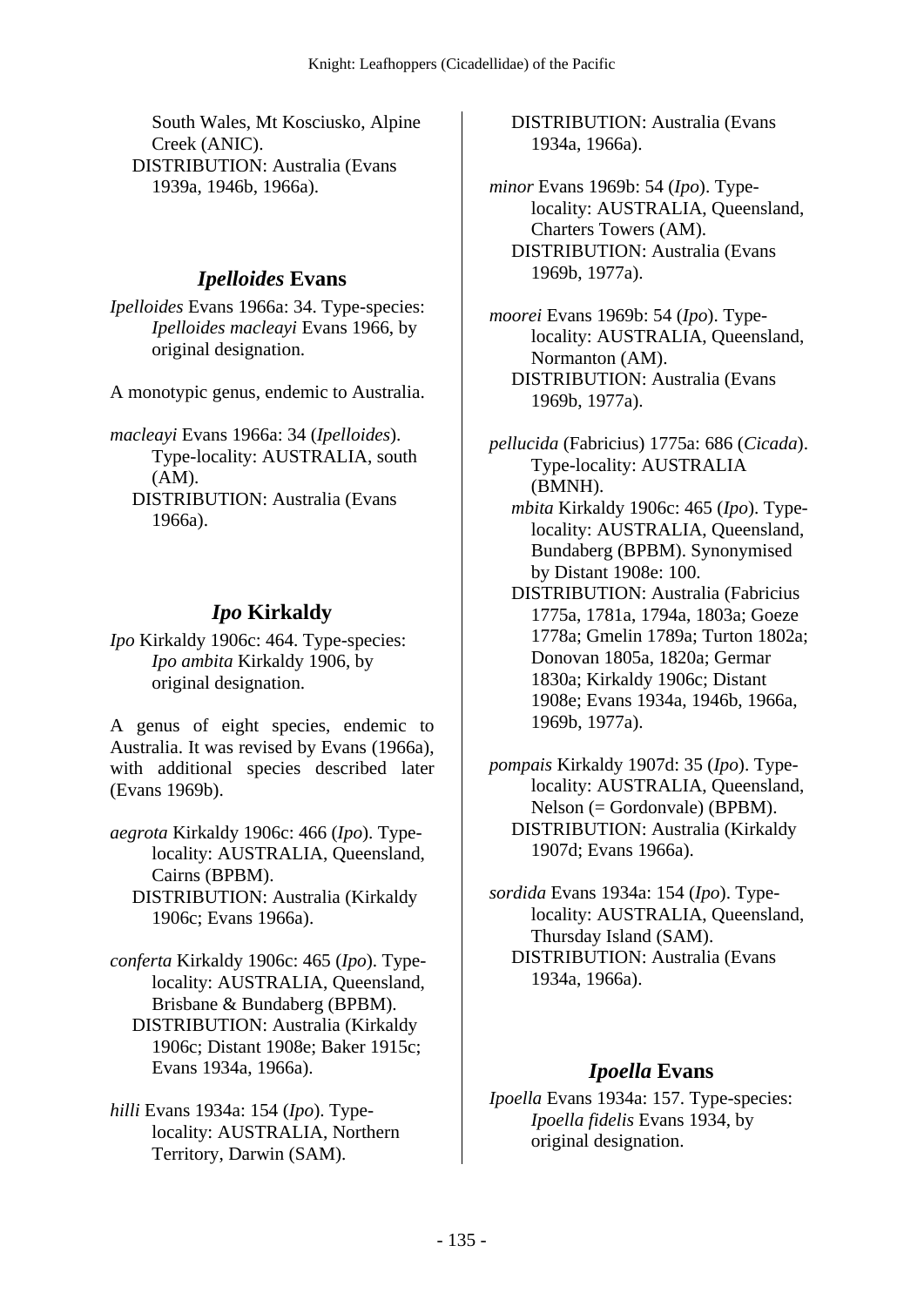South Wales, Mt Kosciusko, Alpine Creek (ANIC).
DISTRIBUTION: Australia (Evans 1939a, 1946b, 1966a).

## *Ipelloides* Evans

*Ipelloides* Evans 1966a: 34. Type-species: *Ipelloides macleayi* Evans 1966, by original designation.

A monotypic genus, endemic to Australia.

*macleayi* Evans 1966a: 34 (*Ipelloides*). Type-locality: AUSTRALIA, south (AM).
DISTRIBUTION: Australia (Evans 1966a).

## *Ipo* Kirkaldy

*Ipo* Kirkaldy 1906c: 464. Type-species: *Ipo ambita* Kirkaldy 1906, by original designation.

A genus of eight species, endemic to Australia. It was revised by Evans (1966a), with additional species described later (Evans 1969b).

*aegrota* Kirkaldy 1906c: 466 (*Ipo*). Type-locality: AUSTRALIA, Queensland, Cairns (BPBM).
DISTRIBUTION: Australia (Kirkaldy 1906c; Evans 1966a).

*conferta* Kirkaldy 1906c: 465 (*Ipo*). Type-locality: AUSTRALIA, Queensland, Brisbane & Bundaberg (BPBM).
DISTRIBUTION: Australia (Kirkaldy 1906c; Distant 1908e; Baker 1915c; Evans 1934a, 1966a).

*hilli* Evans 1934a: 154 (*Ipo*). Type-locality: AUSTRALIA, Northern Territory, Darwin (SAM).
DISTRIBUTION: Australia (Evans 1934a, 1966a).

*minor* Evans 1969b: 54 (*Ipo*). Type-locality: AUSTRALIA, Queensland, Charters Towers (AM).
DISTRIBUTION: Australia (Evans 1969b, 1977a).

*moorei* Evans 1969b: 54 (*Ipo*). Type-locality: AUSTRALIA, Queensland, Normanton (AM).
DISTRIBUTION: Australia (Evans 1969b, 1977a).

*pellucida* (Fabricius) 1775a: 686 (*Cicada*). Type-locality: AUSTRALIA (BMNH).
*mbita* Kirkaldy 1906c: 465 (*Ipo*). Type-locality: AUSTRALIA, Queensland, Bundaberg (BPBM). Synonymised by Distant 1908e: 100.
DISTRIBUTION: Australia (Fabricius 1775a, 1781a, 1794a, 1803a; Goeze 1778a; Gmelin 1789a; Turton 1802a; Donovan 1805a, 1820a; Germar 1830a; Kirkaldy 1906c; Distant 1908e; Evans 1934a, 1946b, 1966a, 1969b, 1977a).

*pompais* Kirkaldy 1907d: 35 (*Ipo*). Type-locality: AUSTRALIA, Queensland, Nelson (= Gordonvale) (BPBM).
DISTRIBUTION: Australia (Kirkaldy 1907d; Evans 1966a).

*sordida* Evans 1934a: 154 (*Ipo*). Type-locality: AUSTRALIA, Queensland, Thursday Island (SAM).
DISTRIBUTION: Australia (Evans 1934a, 1966a).

## *Ipoella* Evans

*Ipoella* Evans 1934a: 157. Type-species: *Ipoella fidelis* Evans 1934, by original designation.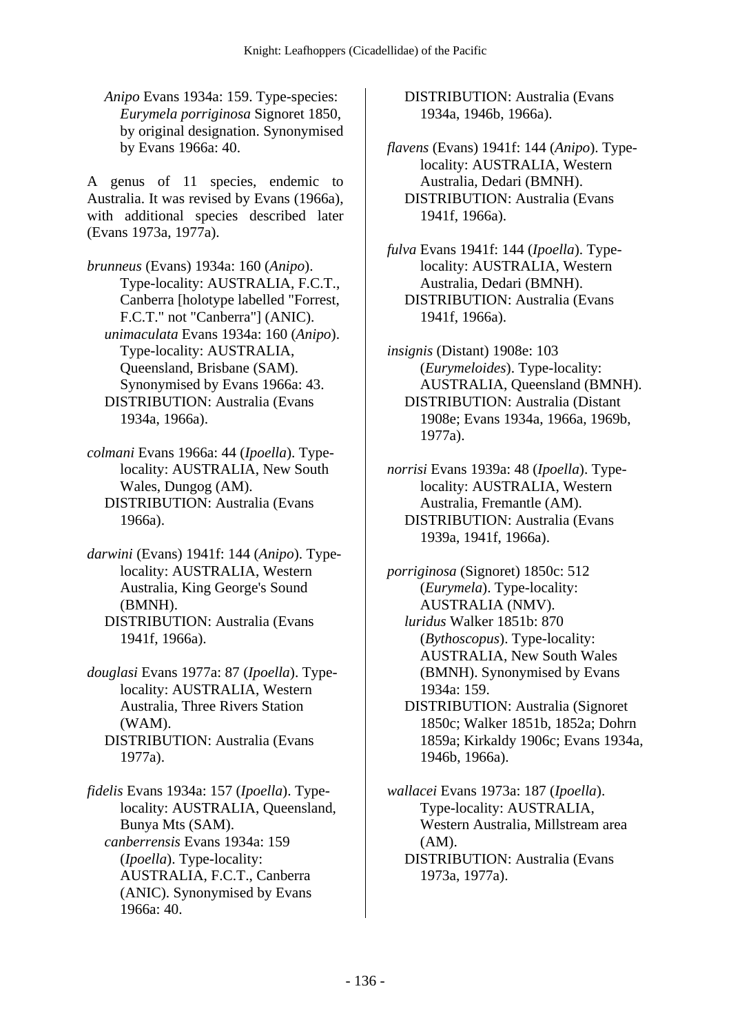*Anipo* Evans 1934a: 159. Type-species: *Eurymela porriginosa* Signoret 1850, by original designation. Synonymised by Evans 1966a: 40.

A genus of 11 species, endemic to Australia. It was revised by Evans (1966a), with additional species described later (Evans 1973a, 1977a).

*brunneus* (Evans) 1934a: 160 (*Anipo*). Type-locality: AUSTRALIA, F.C.T., Canberra [holotype labelled "Forrest, F.C.T." not "Canberra"] (ANIC).
*unimaculata* Evans 1934a: 160 (*Anipo*). Type-locality: AUSTRALIA, Queensland, Brisbane (SAM). Synonymised by Evans 1966a: 43.
DISTRIBUTION: Australia (Evans 1934a, 1966a).

*colmani* Evans 1966a: 44 (*Ipoella*). Type-locality: AUSTRALIA, New South Wales, Dungog (AM).
DISTRIBUTION: Australia (Evans 1966a).

*darwini* (Evans) 1941f: 144 (*Anipo*). Type-locality: AUSTRALIA, Western Australia, King George's Sound (BMNH).
DISTRIBUTION: Australia (Evans 1941f, 1966a).

*douglasi* Evans 1977a: 87 (*Ipoella*). Type-locality: AUSTRALIA, Western Australia, Three Rivers Station (WAM).
DISTRIBUTION: Australia (Evans 1977a).

*fidelis* Evans 1934a: 157 (*Ipoella*). Type-locality: AUSTRALIA, Queensland, Bunya Mts (SAM).
*canberrensis* Evans 1934a: 159 (*Ipoella*). Type-locality: AUSTRALIA, F.C.T., Canberra (ANIC). Synonymised by Evans 1966a: 40.
DISTRIBUTION: Australia (Evans 1934a, 1946b, 1966a).

*flavens* (Evans) 1941f: 144 (*Anipo*). Type-locality: AUSTRALIA, Western Australia, Dedari (BMNH).
DISTRIBUTION: Australia (Evans 1941f, 1966a).

*fulva* Evans 1941f: 144 (*Ipoella*). Type-locality: AUSTRALIA, Western Australia, Dedari (BMNH).
DISTRIBUTION: Australia (Evans 1941f, 1966a).

*insignis* (Distant) 1908e: 103 (*Eurymeloides*). Type-locality: AUSTRALIA, Queensland (BMNH).
DISTRIBUTION: Australia (Distant 1908e; Evans 1934a, 1966a, 1969b, 1977a).

*norrisi* Evans 1939a: 48 (*Ipoella*). Type-locality: AUSTRALIA, Western Australia, Fremantle (AM).
DISTRIBUTION: Australia (Evans 1939a, 1941f, 1966a).

*porriginosa* (Signoret) 1850c: 512 (*Eurymela*). Type-locality: AUSTRALIA (NMV).
*luridus* Walker 1851b: 870 (*Bythoscopus*). Type-locality: AUSTRALIA, New South Wales (BMNH). Synonymised by Evans 1934a: 159.
DISTRIBUTION: Australia (Signoret 1850c; Walker 1851b, 1852a; Dohrn 1859a; Kirkaldy 1906c; Evans 1934a, 1946b, 1966a).

*wallacei* Evans 1973a: 187 (*Ipoella*). Type-locality: AUSTRALIA, Western Australia, Millstream area (AM).
DISTRIBUTION: Australia (Evans 1973a, 1977a).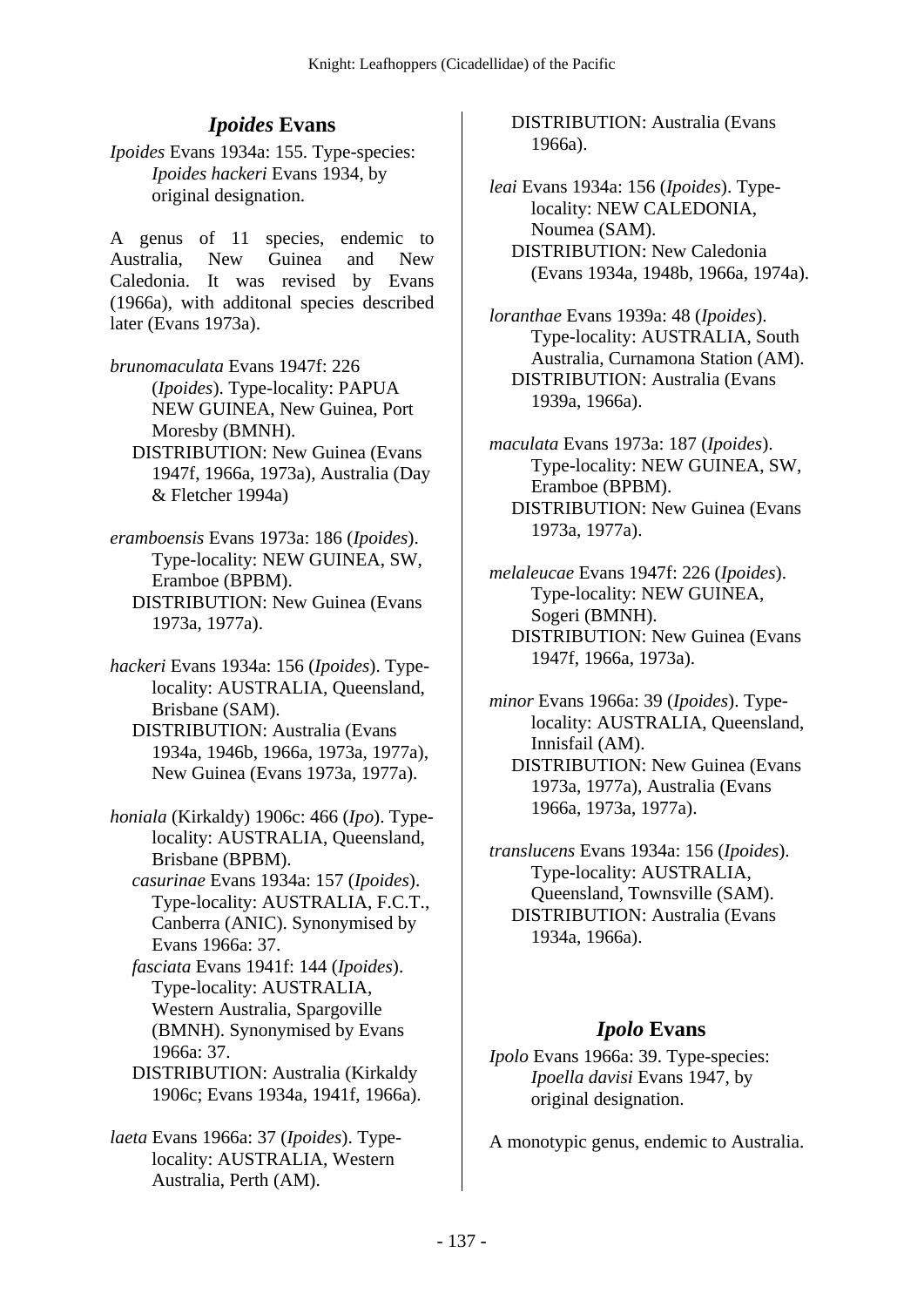## *Ipoides* Evans

*Ipoides* Evans 1934a: 155. Type-species: *Ipoides hackeri* Evans 1934, by original designation.

A genus of 11 species, endemic to Australia, New Guinea and New Caledonia. It was revised by Evans (1966a), with additonal species described later (Evans 1973a).

*brunomaculata* Evans 1947f: 226 (*Ipoides*). Type-locality: PAPUA NEW GUINEA, New Guinea, Port Moresby (BMNH).
DISTRIBUTION: New Guinea (Evans 1947f, 1966a, 1973a), Australia (Day & Fletcher 1994a)

*eramboensis* Evans 1973a: 186 (*Ipoides*). Type-locality: NEW GUINEA, SW, Eramboe (BPBM).
DISTRIBUTION: New Guinea (Evans 1973a, 1977a).

*hackeri* Evans 1934a: 156 (*Ipoides*). Type-locality: AUSTRALIA, Queensland, Brisbane (SAM).
DISTRIBUTION: Australia (Evans 1934a, 1946b, 1966a, 1973a, 1977a), New Guinea (Evans 1973a, 1977a).

*honiala* (Kirkaldy) 1906c: 466 (*Ipo*). Type-locality: AUSTRALIA, Queensland, Brisbane (BPBM).
*casurinae* Evans 1934a: 157 (*Ipoides*). Type-locality: AUSTRALIA, F.C.T., Canberra (ANIC). Synonymised by Evans 1966a: 37.
*fasciata* Evans 1941f: 144 (*Ipoides*). Type-locality: AUSTRALIA, Western Australia, Spargoville (BMNH). Synonymised by Evans 1966a: 37.
DISTRIBUTION: Australia (Kirkaldy 1906c; Evans 1934a, 1941f, 1966a).

*laeta* Evans 1966a: 37 (*Ipoides*). Type-locality: AUSTRALIA, Western Australia, Perth (AM).
DISTRIBUTION: Australia (Evans 1966a).

*leai* Evans 1934a: 156 (*Ipoides*). Type-locality: NEW CALEDONIA, Noumea (SAM).
DISTRIBUTION: New Caledonia (Evans 1934a, 1948b, 1966a, 1974a).

*loranthae* Evans 1939a: 48 (*Ipoides*). Type-locality: AUSTRALIA, South Australia, Curnamona Station (AM).
DISTRIBUTION: Australia (Evans 1939a, 1966a).

*maculata* Evans 1973a: 187 (*Ipoides*). Type-locality: NEW GUINEA, SW, Eramboe (BPBM).
DISTRIBUTION: New Guinea (Evans 1973a, 1977a).

*melaleucae* Evans 1947f: 226 (*Ipoides*). Type-locality: NEW GUINEA, Sogeri (BMNH).
DISTRIBUTION: New Guinea (Evans 1947f, 1966a, 1973a).

*minor* Evans 1966a: 39 (*Ipoides*). Type-locality: AUSTRALIA, Queensland, Innisfail (AM).
DISTRIBUTION: New Guinea (Evans 1973a, 1977a), Australia (Evans 1966a, 1973a, 1977a).

*translucens* Evans 1934a: 156 (*Ipoides*). Type-locality: AUSTRALIA, Queensland, Townsville (SAM).
DISTRIBUTION: Australia (Evans 1934a, 1966a).

## *Ipolo* Evans

*Ipolo* Evans 1966a: 39. Type-species: *Ipoella davisi* Evans 1947, by original designation.

A monotypic genus, endemic to Australia.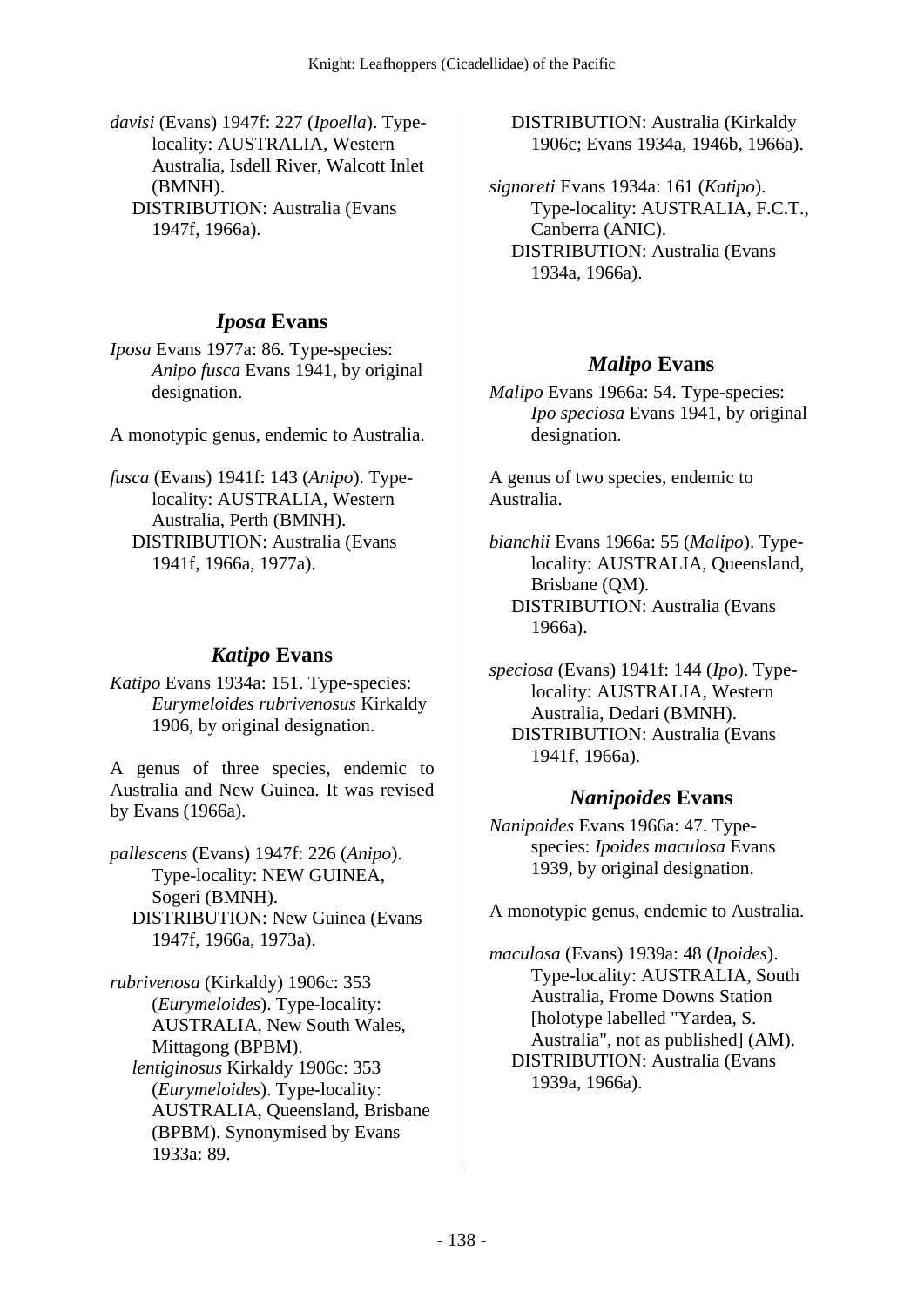*davisi* (Evans) 1947f: 227 (*Ipoella*). Type-locality: AUSTRALIA, Western Australia, Isdell River, Walcott Inlet (BMNH).
DISTRIBUTION: Australia (Evans 1947f, 1966a).

## *Iposa* Evans

*Iposa* Evans 1977a: 86. Type-species: *Anipo fusca* Evans 1941, by original designation.

A monotypic genus, endemic to Australia.

*fusca* (Evans) 1941f: 143 (*Anipo*). Type-locality: AUSTRALIA, Western Australia, Perth (BMNH).
DISTRIBUTION: Australia (Evans 1941f, 1966a, 1977a).

## *Katipo* Evans

*Katipo* Evans 1934a: 151. Type-species: *Eurymeloides rubrivenosus* Kirkaldy 1906, by original designation.

A genus of three species, endemic to Australia and New Guinea. It was revised by Evans (1966a).

*pallescens* (Evans) 1947f: 226 (*Anipo*). Type-locality: NEW GUINEA, Sogeri (BMNH).
DISTRIBUTION: New Guinea (Evans 1947f, 1966a, 1973a).

*rubrivenosa* (Kirkaldy) 1906c: 353 (*Eurymeloides*). Type-locality: AUSTRALIA, New South Wales, Mittagong (BPBM).
*lentiginosus* Kirkaldy 1906c: 353 (*Eurymeloides*). Type-locality: AUSTRALIA, Queensland, Brisbane (BPBM). Synonymised by Evans 1933a: 89.
DISTRIBUTION: Australia (Kirkaldy 1906c; Evans 1934a, 1946b, 1966a).

*signoreti* Evans 1934a: 161 (*Katipo*). Type-locality: AUSTRALIA, F.C.T., Canberra (ANIC).
DISTRIBUTION: Australia (Evans 1934a, 1966a).

## *Malipo* Evans

*Malipo* Evans 1966a: 54. Type-species: *Ipo speciosa* Evans 1941, by original designation.

A genus of two species, endemic to Australia.

*bianchii* Evans 1966a: 55 (*Malipo*). Type-locality: AUSTRALIA, Queensland, Brisbane (QM).
DISTRIBUTION: Australia (Evans 1966a).

*speciosa* (Evans) 1941f: 144 (*Ipo*). Type-locality: AUSTRALIA, Western Australia, Dedari (BMNH).
DISTRIBUTION: Australia (Evans 1941f, 1966a).

## *Nanipoides* Evans

*Nanipoides* Evans 1966a: 47. Type-species: *Ipoides maculosa* Evans 1939, by original designation.

A monotypic genus, endemic to Australia.

*maculosa* (Evans) 1939a: 48 (*Ipoides*). Type-locality: AUSTRALIA, South Australia, Frome Downs Station [holotype labelled "Yardea, S. Australia", not as published] (AM).
DISTRIBUTION: Australia (Evans 1939a, 1966a).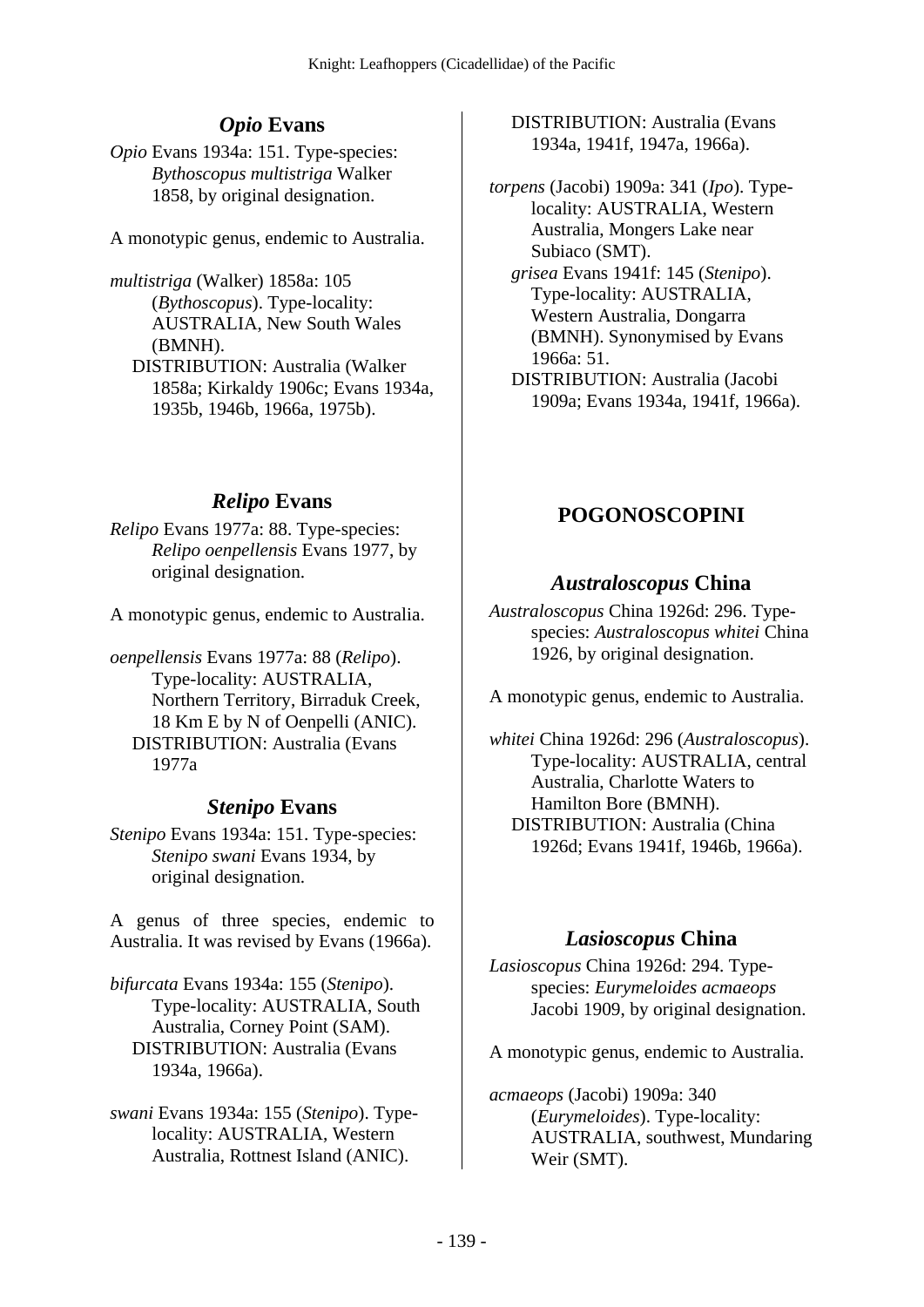### *Opio* Evans

*Opio* Evans 1934a: 151. Type-species: *Bythoscopus multistriga* Walker 1858, by original designation.

A monotypic genus, endemic to Australia.

*multistriga* (Walker) 1858a: 105 (*Bythoscopus*). Type-locality: AUSTRALIA, New South Wales (BMNH).
DISTRIBUTION: Australia (Walker 1858a; Kirkaldy 1906c; Evans 1934a, 1935b, 1946b, 1966a, 1975b).

### *Relipo* Evans

*Relipo* Evans 1977a: 88. Type-species: *Relipo oenpellensis* Evans 1977, by original designation.

A monotypic genus, endemic to Australia.

*oenpellensis* Evans 1977a: 88 (*Relipo*). Type-locality: AUSTRALIA, Northern Territory, Birraduk Creek, 18 Km E by N of Oenpelli (ANIC).
DISTRIBUTION: Australia (Evans 1977a

### *Stenipo* Evans

*Stenipo* Evans 1934a: 151. Type-species: *Stenipo swani* Evans 1934, by original designation.

A genus of three species, endemic to Australia. It was revised by Evans (1966a).

*bifurcata* Evans 1934a: 155 (*Stenipo*). Type-locality: AUSTRALIA, South Australia, Corney Point (SAM).
DISTRIBUTION: Australia (Evans 1934a, 1966a).

*swani* Evans 1934a: 155 (*Stenipo*). Type-locality: AUSTRALIA, Western Australia, Rottnest Island (ANIC).
DISTRIBUTION: Australia (Evans 1934a, 1941f, 1947a, 1966a).

*torpens* (Jacobi) 1909a: 341 (*Ipo*). Type-locality: AUSTRALIA, Western Australia, Mongers Lake near Subiaco (SMT).
*grisea* Evans 1941f: 145 (*Stenipo*). Type-locality: AUSTRALIA, Western Australia, Dongarra (BMNH). Synonymised by Evans 1966a: 51.
DISTRIBUTION: Australia (Jacobi 1909a; Evans 1934a, 1941f, 1966a).

## POGONOSCOPINI

### *Australoscopus* China

*Australoscopus* China 1926d: 296. Type-species: *Australoscopus whitei* China 1926, by original designation.

A monotypic genus, endemic to Australia.

*whitei* China 1926d: 296 (*Australoscopus*). Type-locality: AUSTRALIA, central Australia, Charlotte Waters to Hamilton Bore (BMNH).
DISTRIBUTION: Australia (China 1926d; Evans 1941f, 1946b, 1966a).

### *Lasioscopus* China

*Lasioscopus* China 1926d: 294. Type-species: *Eurymeloides acmaeops* Jacobi 1909, by original designation.

A monotypic genus, endemic to Australia.

*acmaeops* (Jacobi) 1909a: 340 (*Eurymeloides*). Type-locality: AUSTRALIA, southwest, Mundaring Weir (SMT).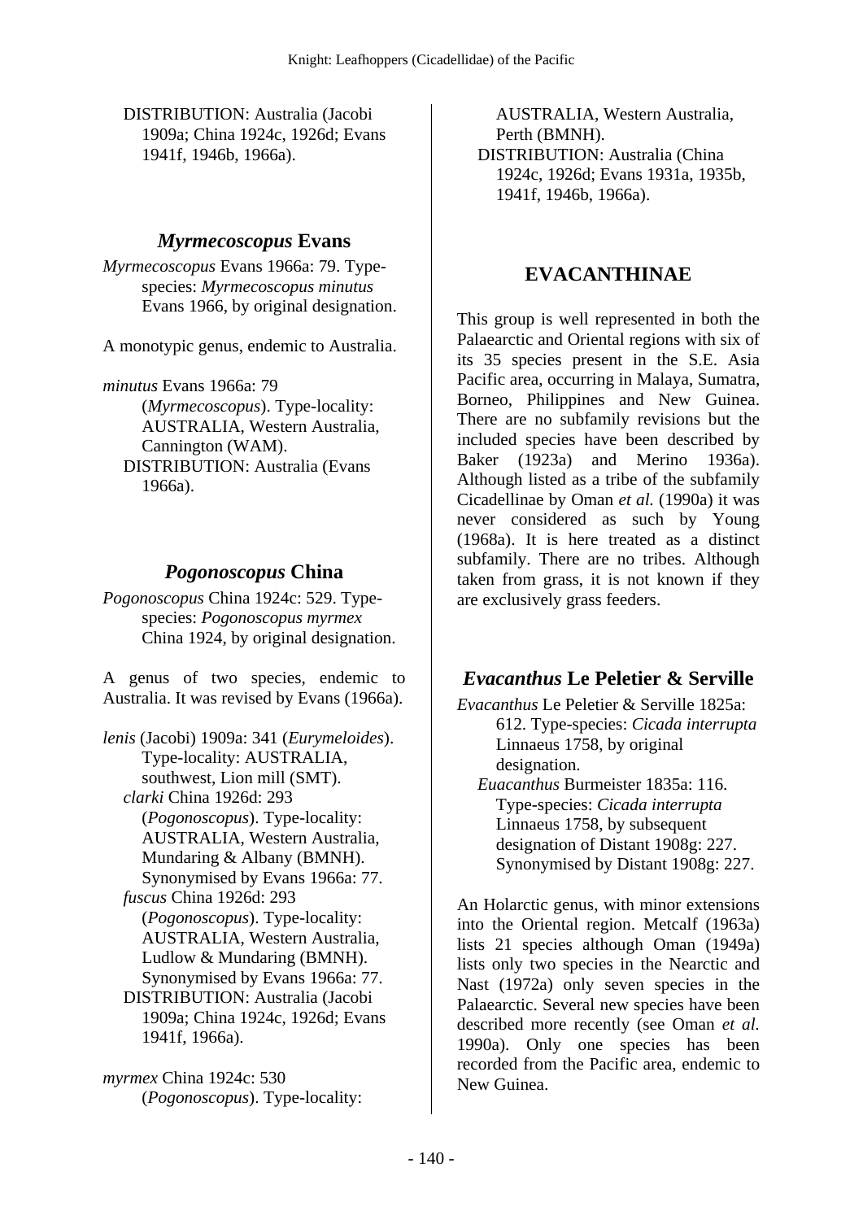DISTRIBUTION: Australia (Jacobi 1909a; China 1924c, 1926d; Evans 1941f, 1946b, 1966a).

### *Myrmecoscopus* Evans

*Myrmecoscopus* Evans 1966a: 79. Type-species: *Myrmecoscopus minutus* Evans 1966, by original designation.

A monotypic genus, endemic to Australia.

*minutus* Evans 1966a: 79 (*Myrmecoscopus*). Type-locality: AUSTRALIA, Western Australia, Cannington (WAM).
DISTRIBUTION: Australia (Evans 1966a).

### *Pogonoscopus* China

*Pogonoscopus* China 1924c: 529. Type-species: *Pogonoscopus myrmex* China 1924, by original designation.

A genus of two species, endemic to Australia. It was revised by Evans (1966a).

*lenis* (Jacobi) 1909a: 341 (*Eurymeloides*). Type-locality: AUSTRALIA, southwest, Lion mill (SMT).
*clarki* China 1926d: 293 (*Pogonoscopus*). Type-locality: AUSTRALIA, Western Australia, Mundaring & Albany (BMNH). Synonymised by Evans 1966a: 77.
*fuscus* China 1926d: 293 (*Pogonoscopus*). Type-locality: AUSTRALIA, Western Australia, Ludlow & Mundaring (BMNH). Synonymised by Evans 1966a: 77.
DISTRIBUTION: Australia (Jacobi 1909a; China 1924c, 1926d; Evans 1941f, 1966a).

*myrmex* China 1924c: 530 (*Pogonoscopus*). Type-locality: AUSTRALIA, Western Australia, Perth (BMNH).
DISTRIBUTION: Australia (China 1924c, 1926d; Evans 1931a, 1935b, 1941f, 1946b, 1966a).

## EVACANTHINAE

This group is well represented in both the Palaearctic and Oriental regions with six of its 35 species present in the S.E. Asia Pacific area, occurring in Malaya, Sumatra, Borneo, Philippines and New Guinea. There are no subfamily revisions but the included species have been described by Baker (1923a) and Merino 1936a). Although listed as a tribe of the subfamily Cicadellinae by Oman *et al.* (1990a) it was never considered as such by Young (1968a). It is here treated as a distinct subfamily. There are no tribes. Although taken from grass, it is not known if they are exclusively grass feeders.

### *Evacanthus* Le Peletier & Serville

*Evacanthus* Le Peletier & Serville 1825a: 612. Type-species: *Cicada interrupta* Linnaeus 1758, by original designation.
*Euacanthus* Burmeister 1835a: 116. Type-species: *Cicada interrupta* Linnaeus 1758, by subsequent designation of Distant 1908g: 227. Synonymised by Distant 1908g: 227.

An Holarctic genus, with minor extensions into the Oriental region. Metcalf (1963a) lists 21 species although Oman (1949a) lists only two species in the Nearctic and Nast (1972a) only seven species in the Palaearctic. Several new species have been described more recently (see Oman *et al.* 1990a). Only one species has been recorded from the Pacific area, endemic to New Guinea.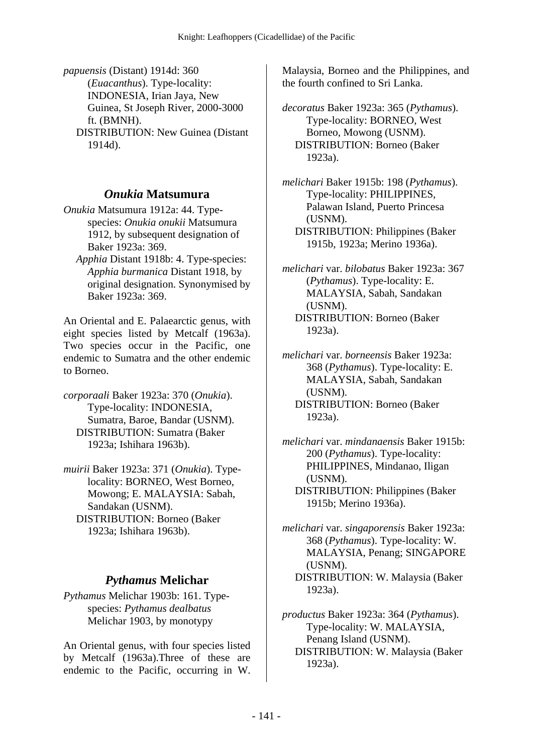*papuensis* (Distant) 1914d: 360 (*Euacanthus*). Type-locality: INDONESIA, Irian Jaya, New Guinea, St Joseph River, 2000-3000 ft. (BMNH).
DISTRIBUTION: New Guinea (Distant 1914d).

## *Onukia* Matsumura

*Onukia* Matsumura 1912a: 44. Type-species: *Onukia onukii* Matsumura 1912, by subsequent designation of Baker 1923a: 369.
*Apphia* Distant 1918b: 4. Type-species: *Apphia burmanica* Distant 1918, by original designation. Synonymised by Baker 1923a: 369.

An Oriental and E. Palaearctic genus, with eight species listed by Metcalf (1963a). Two species occur in the Pacific, one endemic to Sumatra and the other endemic to Borneo.

*corporaali* Baker 1923a: 370 (*Onukia*). Type-locality: INDONESIA, Sumatra, Baroe, Bandar (USNM).
DISTRIBUTION: Sumatra (Baker 1923a; Ishihara 1963b).

*muirii* Baker 1923a: 371 (*Onukia*). Type-locality: BORNEO, West Borneo, Mowong; E. MALAYSIA: Sabah, Sandakan (USNM).
DISTRIBUTION: Borneo (Baker 1923a; Ishihara 1963b).

## *Pythamus* Melichar

*Pythamus* Melichar 1903b: 161. Type-species: *Pythamus dealbatus* Melichar 1903, by monotypy

An Oriental genus, with four species listed by Metcalf (1963a).Three of these are endemic to the Pacific, occurring in W. Malaysia, Borneo and the Philippines, and the fourth confined to Sri Lanka.

*decoratus* Baker 1923a: 365 (*Pythamus*). Type-locality: BORNEO, West Borneo, Mowong (USNM).
DISTRIBUTION: Borneo (Baker 1923a).

*melichari* Baker 1915b: 198 (*Pythamus*). Type-locality: PHILIPPINES, Palawan Island, Puerto Princesa (USNM).
DISTRIBUTION: Philippines (Baker 1915b, 1923a; Merino 1936a).

*melichari* var. *bilobatus* Baker 1923a: 367 (*Pythamus*). Type-locality: E. MALAYSIA, Sabah, Sandakan (USNM).
DISTRIBUTION: Borneo (Baker 1923a).

*melichari* var. *borneensis* Baker 1923a: 368 (*Pythamus*). Type-locality: E. MALAYSIA, Sabah, Sandakan (USNM).
DISTRIBUTION: Borneo (Baker 1923a).

*melichari* var. *mindanaensis* Baker 1915b: 200 (*Pythamus*). Type-locality: PHILIPPINES, Mindanao, Iligan (USNM).
DISTRIBUTION: Philippines (Baker 1915b; Merino 1936a).

*melichari* var. *singaporensis* Baker 1923a: 368 (*Pythamus*). Type-locality: W. MALAYSIA, Penang; SINGAPORE (USNM).
DISTRIBUTION: W. Malaysia (Baker 1923a).

*productus* Baker 1923a: 364 (*Pythamus*). Type-locality: W. MALAYSIA, Penang Island (USNM).
DISTRIBUTION: W. Malaysia (Baker 1923a).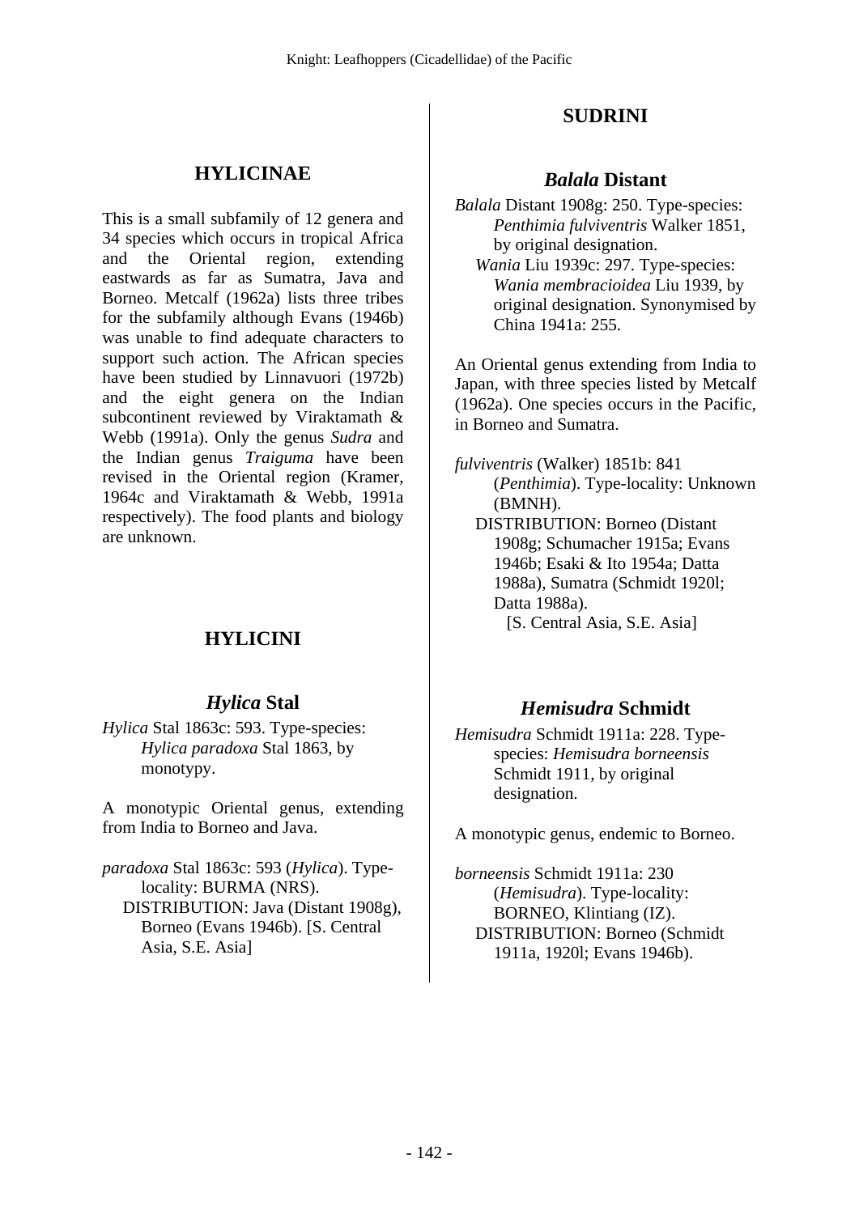## HYLICINAE

This is a small subfamily of 12 genera and 34 species which occurs in tropical Africa and the Oriental region, extending eastwards as far as Sumatra, Java and Borneo. Metcalf (1962a) lists three tribes for the subfamily although Evans (1946b) was unable to find adequate characters to support such action. The African species have been studied by Linnavuori (1972b) and the eight genera on the Indian subcontinent reviewed by Viraktamath & Webb (1991a). Only the genus *Sudra* and the Indian genus *Traiguma* have been revised in the Oriental region (Kramer, 1964c and Viraktamath & Webb, 1991a respectively). The food plants and biology are unknown.

### HYLICINI

#### *Hylica* Stal

*Hylica* Stal 1863c: 593. Type-species: *Hylica paradoxa* Stal 1863, by monotypy.

A monotypic Oriental genus, extending from India to Borneo and Java.

*paradoxa* Stal 1863c: 593 (*Hylica*). Type-locality: BURMA (NRS).
DISTRIBUTION: Java (Distant 1908g), Borneo (Evans 1946b). [S. Central Asia, S.E. Asia]

### SUDRINI

#### *Balala* Distant

*Balala* Distant 1908g: 250. Type-species: *Penthimia fulviventris* Walker 1851, by original designation.
*Wania* Liu 1939c: 297. Type-species: *Wania membracioidea* Liu 1939, by original designation. Synonymised by China 1941a: 255.

An Oriental genus extending from India to Japan, with three species listed by Metcalf (1962a). One species occurs in the Pacific, in Borneo and Sumatra.

*fulviventris* (Walker) 1851b: 841 (*Penthimia*). Type-locality: Unknown (BMNH).
DISTRIBUTION: Borneo (Distant 1908g; Schumacher 1915a; Evans 1946b; Esaki & Ito 1954a; Datta 1988a), Sumatra (Schmidt 1920l; Datta 1988a).
[S. Central Asia, S.E. Asia]

#### *Hemisudra* Schmidt

*Hemisudra* Schmidt 1911a: 228. Type-species: *Hemisudra borneensis* Schmidt 1911, by original designation.

A monotypic genus, endemic to Borneo.

*borneensis* Schmidt 1911a: 230 (*Hemisudra*). Type-locality: BORNEO, Klintiang (IZ).
DISTRIBUTION: Borneo (Schmidt 1911a, 1920l; Evans 1946b).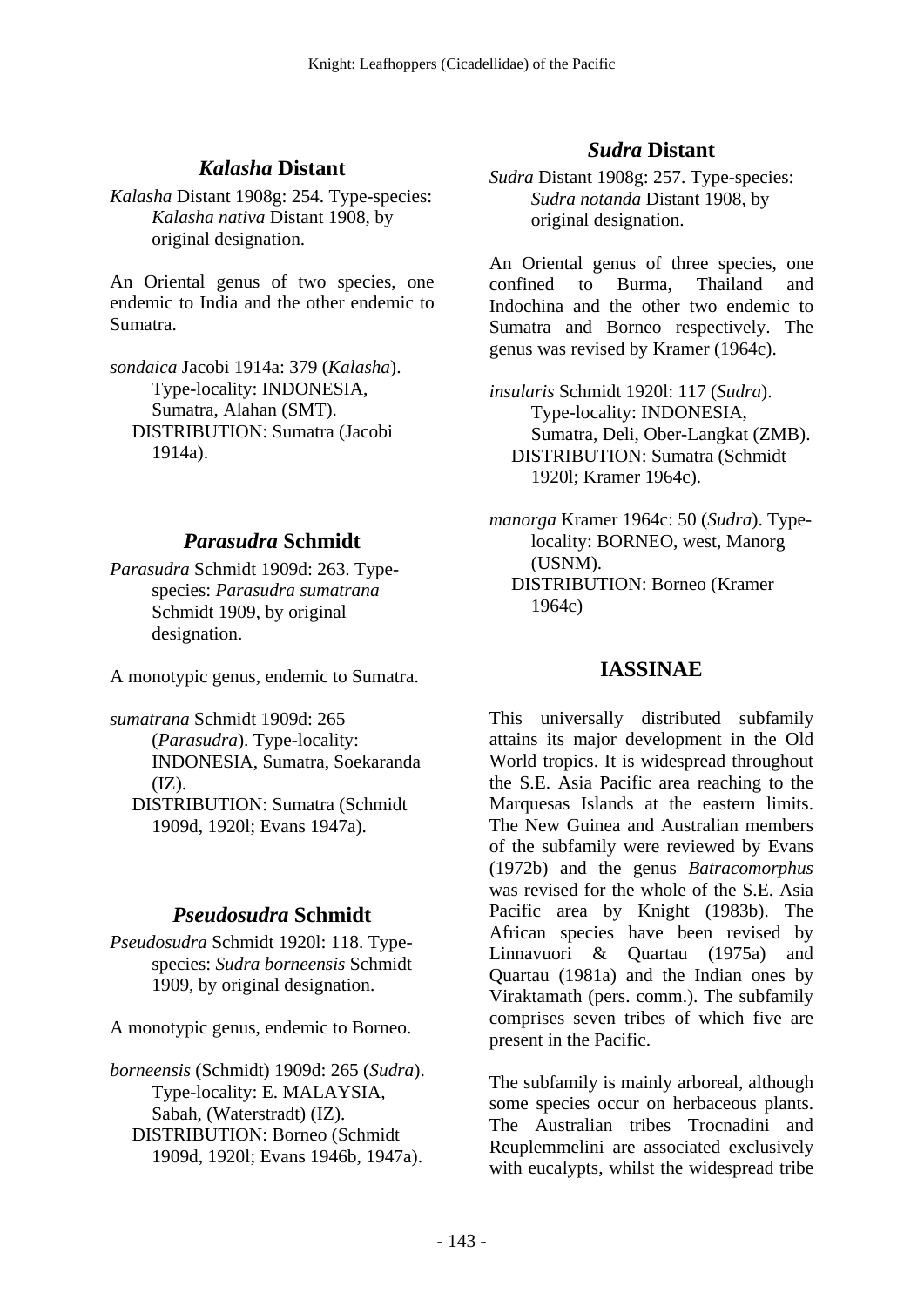## *Kalasha* Distant

*Kalasha* Distant 1908g: 254. Type-species: *Kalasha nativa* Distant 1908, by original designation.

An Oriental genus of two species, one endemic to India and the other endemic to Sumatra.

*sondaica* Jacobi 1914a: 379 (*Kalasha*). Type-locality: INDONESIA, Sumatra, Alahan (SMT).
DISTRIBUTION: Sumatra (Jacobi 1914a).

## *Parasudra* Schmidt

*Parasudra* Schmidt 1909d: 263. Type-species: *Parasudra sumatrana* Schmidt 1909, by original designation.

A monotypic genus, endemic to Sumatra.

*sumatrana* Schmidt 1909d: 265 (*Parasudra*). Type-locality: INDONESIA, Sumatra, Soekaranda (IZ).
DISTRIBUTION: Sumatra (Schmidt 1909d, 1920l; Evans 1947a).

## *Pseudosudra* Schmidt

*Pseudosudra* Schmidt 1920l: 118. Type-species: *Sudra borneensis* Schmidt 1909, by original designation.

A monotypic genus, endemic to Borneo.

*borneensis* (Schmidt) 1909d: 265 (*Sudra*). Type-locality: E. MALAYSIA, Sabah, (Waterstradt) (IZ).
DISTRIBUTION: Borneo (Schmidt 1909d, 1920l; Evans 1946b, 1947a).

## *Sudra* Distant

*Sudra* Distant 1908g: 257. Type-species: *Sudra notanda* Distant 1908, by original designation.

An Oriental genus of three species, one confined to Burma, Thailand and Indochina and the other two endemic to Sumatra and Borneo respectively. The genus was revised by Kramer (1964c).

*insularis* Schmidt 1920l: 117 (*Sudra*). Type-locality: INDONESIA, Sumatra, Deli, Ober-Langkat (ZMB).
DISTRIBUTION: Sumatra (Schmidt 1920l; Kramer 1964c).

*manorga* Kramer 1964c: 50 (*Sudra*). Type-locality: BORNEO, west, Manorg (USNM).
DISTRIBUTION: Borneo (Kramer 1964c)

# IASSINAE

This universally distributed subfamily attains its major development in the Old World tropics. It is widespread throughout the S.E. Asia Pacific area reaching to the Marquesas Islands at the eastern limits. The New Guinea and Australian members of the subfamily were reviewed by Evans (1972b) and the genus *Batracomorphus* was revised for the whole of the S.E. Asia Pacific area by Knight (1983b). The African species have been revised by Linnavuori & Quartau (1975a) and Quartau (1981a) and the Indian ones by Viraktamath (pers. comm.). The subfamily comprises seven tribes of which five are present in the Pacific.

The subfamily is mainly arboreal, although some species occur on herbaceous plants. The Australian tribes Trocnadini and Reuplemmelini are associated exclusively with eucalypts, whilst the widespread tribe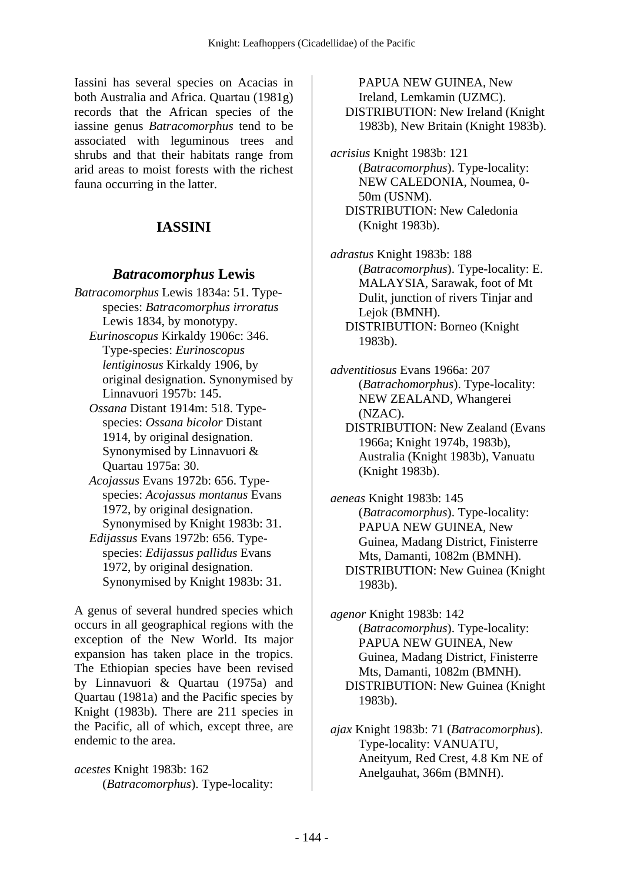Iassini has several species on Acacias in both Australia and Africa. Quartau (1981g) records that the African species of the iassine genus *Batracomorphus* tend to be associated with leguminous trees and shrubs and that their habitats range from arid areas to moist forests with the richest fauna occurring in the latter.

## IASSINI

### *Batracomorphus* Lewis

*Batracomorphus* Lewis 1834a: 51. Type-species: *Batracomorphus irroratus* Lewis 1834, by monotypy.
*Eurinoscopus* Kirkaldy 1906c: 346. Type-species: *Eurinoscopus lentiginosus* Kirkaldy 1906, by original designation. Synonymised by Linnavuori 1957b: 145.
*Ossana* Distant 1914m: 518. Type-species: *Ossana bicolor* Distant 1914, by original designation. Synonymised by Linnavuori & Quartau 1975a: 30.
*Acojassus* Evans 1972b: 656. Type-species: *Acojassus montanus* Evans 1972, by original designation. Synonymised by Knight 1983b: 31.
*Edijassus* Evans 1972b: 656. Type-species: *Edijassus pallidus* Evans 1972, by original designation. Synonymised by Knight 1983b: 31.

A genus of several hundred species which occurs in all geographical regions with the exception of the New World. Its major expansion has taken place in the tropics. The Ethiopian species have been revised by Linnavuori & Quartau (1975a) and Quartau (1981a) and the Pacific species by Knight (1983b). There are 211 species in the Pacific, all of which, except three, are endemic to the area.

*acestes* Knight 1983b: 162 (*Batracomorphus*). Type-locality: PAPUA NEW GUINEA, New Ireland, Lemkamin (UZMC).
DISTRIBUTION: New Ireland (Knight 1983b), New Britain (Knight 1983b).

*acrisius* Knight 1983b: 121 (*Batracomorphus*). Type-locality: NEW CALEDONIA, Noumea, 0-50m (USNM).
DISTRIBUTION: New Caledonia (Knight 1983b).

*adrastus* Knight 1983b: 188 (*Batracomorphus*). Type-locality: E. MALAYSIA, Sarawak, foot of Mt Dulit, junction of rivers Tinjar and Lejok (BMNH).
DISTRIBUTION: Borneo (Knight 1983b).

*adventitiosus* Evans 1966a: 207 (*Batrachomorphus*). Type-locality: NEW ZEALAND, Whangerei (NZAC).
DISTRIBUTION: New Zealand (Evans 1966a; Knight 1974b, 1983b), Australia (Knight 1983b), Vanuatu (Knight 1983b).

*aeneas* Knight 1983b: 145 (*Batracomorphus*). Type-locality: PAPUA NEW GUINEA, New Guinea, Madang District, Finisterre Mts, Damanti, 1082m (BMNH).
DISTRIBUTION: New Guinea (Knight 1983b).

*agenor* Knight 1983b: 142 (*Batracomorphus*). Type-locality: PAPUA NEW GUINEA, New Guinea, Madang District, Finisterre Mts, Damanti, 1082m (BMNH).
DISTRIBUTION: New Guinea (Knight 1983b).

*ajax* Knight 1983b: 71 (*Batracomorphus*). Type-locality: VANUATU, Aneityum, Red Crest, 4.8 Km NE of Anelgauhat, 366m (BMNH).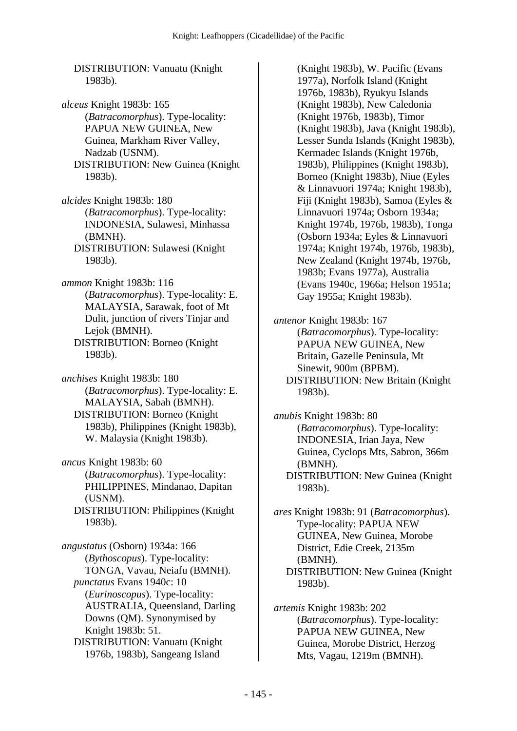DISTRIBUTION: Vanuatu (Knight 1983b).

*alceus* Knight 1983b: 165 (*Batracomorphus*). Type-locality: PAPUA NEW GUINEA, New Guinea, Markham River Valley, Nadzab (USNM).
DISTRIBUTION: New Guinea (Knight 1983b).

*alcides* Knight 1983b: 180 (*Batracomorphus*). Type-locality: INDONESIA, Sulawesi, Minhassa (BMNH).
DISTRIBUTION: Sulawesi (Knight 1983b).

*ammon* Knight 1983b: 116 (*Batracomorphus*). Type-locality: E. MALAYSIA, Sarawak, foot of Mt Dulit, junction of rivers Tinjar and Lejok (BMNH).
DISTRIBUTION: Borneo (Knight 1983b).

*anchises* Knight 1983b: 180 (*Batracomorphus*). Type-locality: E. MALAYSIA, Sabah (BMNH).
DISTRIBUTION: Borneo (Knight 1983b), Philippines (Knight 1983b), W. Malaysia (Knight 1983b).

*ancus* Knight 1983b: 60 (*Batracomorphus*). Type-locality: PHILIPPINES, Mindanao, Dapitan (USNM).
DISTRIBUTION: Philippines (Knight 1983b).

*angustatus* (Osborn) 1934a: 166 (*Bythoscopus*). Type-locality: TONGA, Vavau, Neiafu (BMNH).
*punctatus* Evans 1940c: 10 (*Eurinoscopus*). Type-locality: AUSTRALIA, Queensland, Darling Downs (QM). Synonymised by Knight 1983b: 51.
DISTRIBUTION: Vanuatu (Knight 1976b, 1983b), Sangeang Island (Knight 1983b), W. Pacific (Evans 1977a), Norfolk Island (Knight 1976b, 1983b), Ryukyu Islands (Knight 1983b), New Caledonia (Knight 1976b, 1983b), Timor (Knight 1983b), Java (Knight 1983b), Lesser Sunda Islands (Knight 1983b), Kermadec Islands (Knight 1976b, 1983b), Philippines (Knight 1983b), Borneo (Knight 1983b), Niue (Eyles & Linnavuori 1974a; Knight 1983b), Fiji (Knight 1983b), Samoa (Eyles & Linnavuori 1974a; Osborn 1934a; Knight 1974b, 1976b, 1983b), Tonga (Osborn 1934a; Eyles & Linnavuori 1974a; Knight 1974b, 1976b, 1983b), New Zealand (Knight 1974b, 1976b, 1983b; Evans 1977a), Australia (Evans 1940c, 1966a; Helson 1951a; Gay 1955a; Knight 1983b).

*antenor* Knight 1983b: 167 (*Batracomorphus*). Type-locality: PAPUA NEW GUINEA, New Britain, Gazelle Peninsula, Mt Sinewit, 900m (BPBM).
DISTRIBUTION: New Britain (Knight 1983b).

*anubis* Knight 1983b: 80 (*Batracomorphus*). Type-locality: INDONESIA, Irian Jaya, New Guinea, Cyclops Mts, Sabron, 366m (BMNH).
DISTRIBUTION: New Guinea (Knight 1983b).

*ares* Knight 1983b: 91 (*Batracomorphus*). Type-locality: PAPUA NEW GUINEA, New Guinea, Morobe District, Edie Creek, 2135m (BMNH).
DISTRIBUTION: New Guinea (Knight 1983b).

*artemis* Knight 1983b: 202 (*Batracomorphus*). Type-locality: PAPUA NEW GUINEA, New Guinea, Morobe District, Herzog Mts, Vagau, 1219m (BMNH).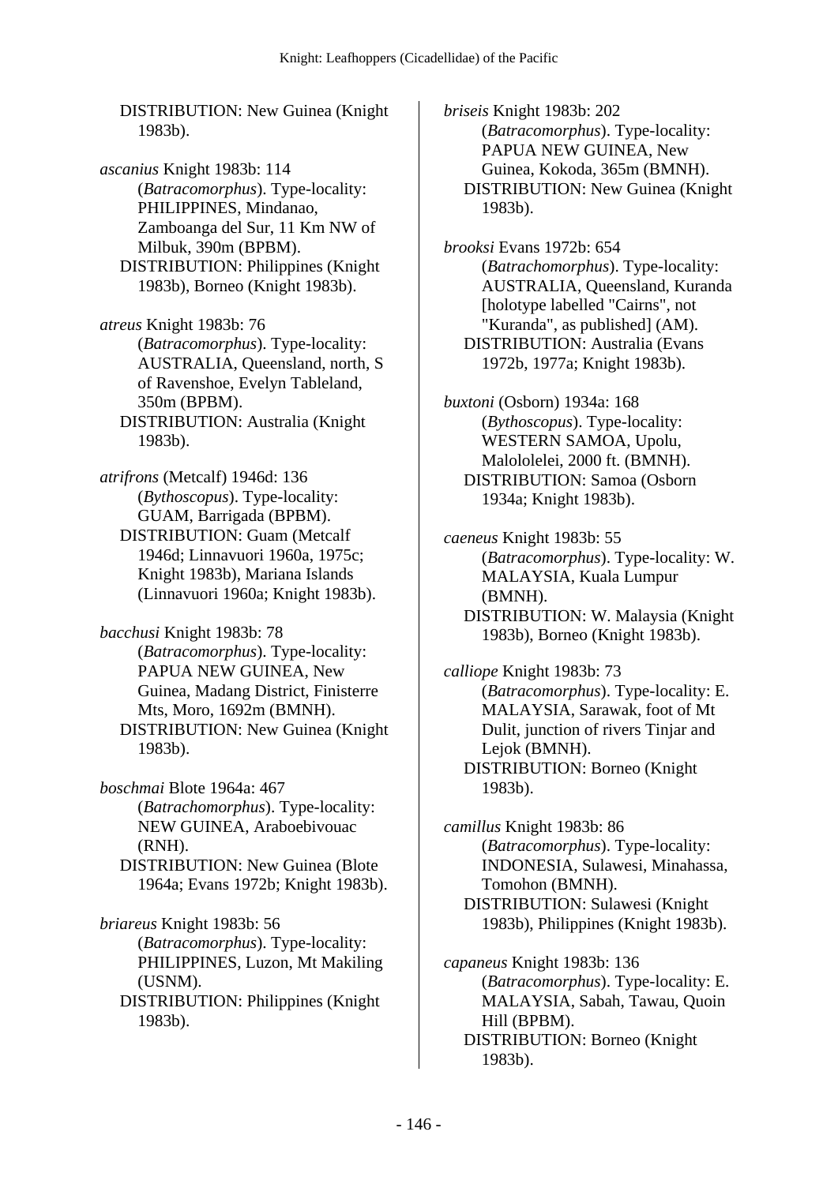DISTRIBUTION: New Guinea (Knight 1983b).

*ascanius* Knight 1983b: 114 (*Batracomorphus*). Type-locality: PHILIPPINES, Mindanao, Zamboanga del Sur, 11 Km NW of Milbuk, 390m (BPBM).
DISTRIBUTION: Philippines (Knight 1983b), Borneo (Knight 1983b).

*atreus* Knight 1983b: 76 (*Batracomorphus*). Type-locality: AUSTRALIA, Queensland, north, S of Ravenshoe, Evelyn Tableland, 350m (BPBM).
DISTRIBUTION: Australia (Knight 1983b).

*atrifrons* (Metcalf) 1946d: 136 (*Bythoscopus*). Type-locality: GUAM, Barrigada (BPBM).
DISTRIBUTION: Guam (Metcalf 1946d; Linnavuori 1960a, 1975c; Knight 1983b), Mariana Islands (Linnavuori 1960a; Knight 1983b).

*bacchusi* Knight 1983b: 78 (*Batracomorphus*). Type-locality: PAPUA NEW GUINEA, New Guinea, Madang District, Finisterre Mts, Moro, 1692m (BMNH).
DISTRIBUTION: New Guinea (Knight 1983b).

*boschmai* Blote 1964a: 467 (*Batrachomorphus*). Type-locality: NEW GUINEA, Araboebivouac (RNH).
DISTRIBUTION: New Guinea (Blote 1964a; Evans 1972b; Knight 1983b).

*briareus* Knight 1983b: 56 (*Batracomorphus*). Type-locality: PHILIPPINES, Luzon, Mt Makiling (USNM).
DISTRIBUTION: Philippines (Knight 1983b).

*briseis* Knight 1983b: 202 (*Batracomorphus*). Type-locality: PAPUA NEW GUINEA, New Guinea, Kokoda, 365m (BMNH).
DISTRIBUTION: New Guinea (Knight 1983b).

*brooksi* Evans 1972b: 654 (*Batrachomorphus*). Type-locality: AUSTRALIA, Queensland, Kuranda [holotype labelled "Cairns", not "Kuranda", as published] (AM).
DISTRIBUTION: Australia (Evans 1972b, 1977a; Knight 1983b).

*buxtoni* (Osborn) 1934a: 168 (*Bythoscopus*). Type-locality: WESTERN SAMOA, Upolu, Malololelei, 2000 ft. (BMNH).
DISTRIBUTION: Samoa (Osborn 1934a; Knight 1983b).

*caeneus* Knight 1983b: 55 (*Batracomorphus*). Type-locality: W. MALAYSIA, Kuala Lumpur (BMNH).
DISTRIBUTION: W. Malaysia (Knight 1983b), Borneo (Knight 1983b).

*calliope* Knight 1983b: 73 (*Batracomorphus*). Type-locality: E. MALAYSIA, Sarawak, foot of Mt Dulit, junction of rivers Tinjar and Lejok (BMNH).
DISTRIBUTION: Borneo (Knight 1983b).

*camillus* Knight 1983b: 86 (*Batracomorphus*). Type-locality: INDONESIA, Sulawesi, Minahassa, Tomohon (BMNH).
DISTRIBUTION: Sulawesi (Knight 1983b), Philippines (Knight 1983b).

*capaneus* Knight 1983b: 136 (*Batracomorphus*). Type-locality: E. MALAYSIA, Sabah, Tawau, Quoin Hill (BPBM).
DISTRIBUTION: Borneo (Knight 1983b).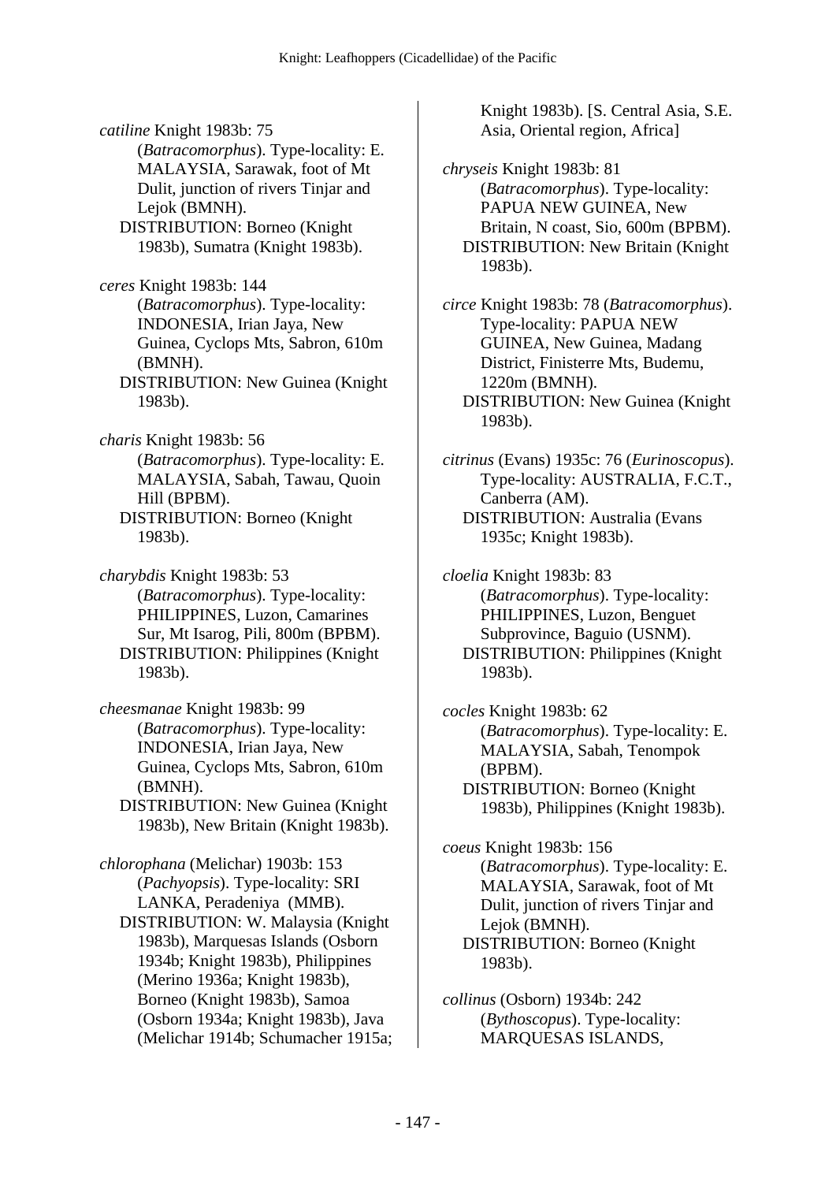*catiline* Knight 1983b: 75 (*Batracomorphus*). Type-locality: E. MALAYSIA, Sarawak, foot of Mt Dulit, junction of rivers Tinjar and Lejok (BMNH).
DISTRIBUTION: Borneo (Knight 1983b), Sumatra (Knight 1983b).

*ceres* Knight 1983b: 144 (*Batracomorphus*). Type-locality: INDONESIA, Irian Jaya, New Guinea, Cyclops Mts, Sabron, 610m (BMNH).
DISTRIBUTION: New Guinea (Knight 1983b).

*charis* Knight 1983b: 56 (*Batracomorphus*). Type-locality: E. MALAYSIA, Sabah, Tawau, Quoin Hill (BPBM).
DISTRIBUTION: Borneo (Knight 1983b).

*charybdis* Knight 1983b: 53 (*Batracomorphus*). Type-locality: PHILIPPINES, Luzon, Camarines Sur, Mt Isarog, Pili, 800m (BPBM).
DISTRIBUTION: Philippines (Knight 1983b).

*cheesmanae* Knight 1983b: 99 (*Batracomorphus*). Type-locality: INDONESIA, Irian Jaya, New Guinea, Cyclops Mts, Sabron, 610m (BMNH).
DISTRIBUTION: New Guinea (Knight 1983b), New Britain (Knight 1983b).

*chlorophana* (Melichar) 1903b: 153 (*Pachyopsis*). Type-locality: SRI LANKA, Peradeniya (MMB).
DISTRIBUTION: W. Malaysia (Knight 1983b), Marquesas Islands (Osborn 1934b; Knight 1983b), Philippines (Merino 1936a; Knight 1983b), Borneo (Knight 1983b), Samoa (Osborn 1934a; Knight 1983b), Java (Melichar 1914b; Schumacher 1915a; Knight 1983b). [S. Central Asia, S.E. Asia, Oriental region, Africa]

*chryseis* Knight 1983b: 81 (*Batracomorphus*). Type-locality: PAPUA NEW GUINEA, New Britain, N coast, Sio, 600m (BPBM).
DISTRIBUTION: New Britain (Knight 1983b).

*circe* Knight 1983b: 78 (*Batracomorphus*). Type-locality: PAPUA NEW GUINEA, New Guinea, Madang District, Finisterre Mts, Budemu, 1220m (BMNH).
DISTRIBUTION: New Guinea (Knight 1983b).

*citrinus* (Evans) 1935c: 76 (*Eurinoscopus*). Type-locality: AUSTRALIA, F.C.T., Canberra (AM).
DISTRIBUTION: Australia (Evans 1935c; Knight 1983b).

*cloelia* Knight 1983b: 83 (*Batracomorphus*). Type-locality: PHILIPPINES, Luzon, Benguet Subprovince, Baguio (USNM).
DISTRIBUTION: Philippines (Knight 1983b).

*cocles* Knight 1983b: 62 (*Batracomorphus*). Type-locality: E. MALAYSIA, Sabah, Tenompok (BPBM).
DISTRIBUTION: Borneo (Knight 1983b), Philippines (Knight 1983b).

*coeus* Knight 1983b: 156 (*Batracomorphus*). Type-locality: E. MALAYSIA, Sarawak, foot of Mt Dulit, junction of rivers Tinjar and Lejok (BMNH).
DISTRIBUTION: Borneo (Knight 1983b).

*collinus* (Osborn) 1934b: 242 (*Bythoscopus*). Type-locality: MARQUESAS ISLANDS,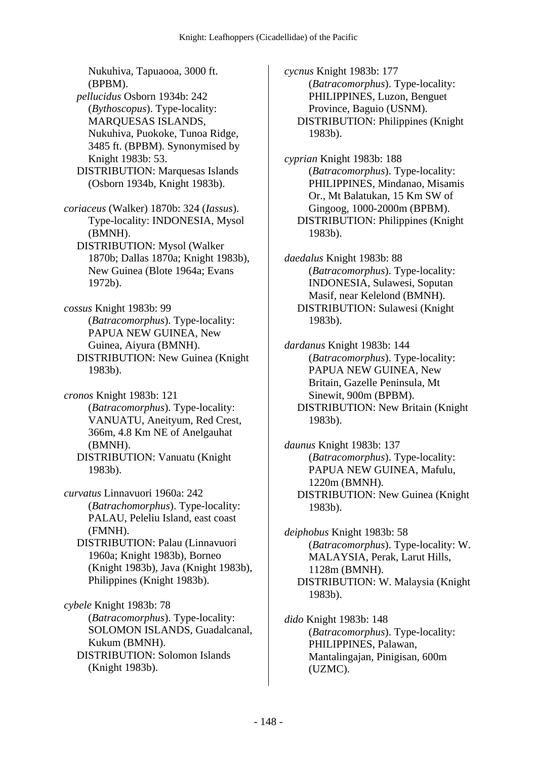Nukuhiva, Tapuaooa, 3000 ft. (BPBM).

*pellucidus* Osborn 1934b: 242 (*Bythoscopus*). Type-locality: MARQUESAS ISLANDS, Nukuhiva, Puokoke, Tunoa Ridge, 3485 ft. (BPBM). Synonymised by Knight 1983b: 53.

DISTRIBUTION: Marquesas Islands (Osborn 1934b, Knight 1983b).

*coriaceus* (Walker) 1870b: 324 (*Iassus*). Type-locality: INDONESIA, Mysol (BMNH).

DISTRIBUTION: Mysol (Walker 1870b; Dallas 1870a; Knight 1983b), New Guinea (Blote 1964a; Evans 1972b).

*cossus* Knight 1983b: 99 (*Batracomorphus*). Type-locality: PAPUA NEW GUINEA, New Guinea, Aiyura (BMNH).

DISTRIBUTION: New Guinea (Knight 1983b).

*cronos* Knight 1983b: 121 (*Batracomorphus*). Type-locality: VANUATU, Aneityum, Red Crest, 366m, 4.8 Km NE of Anelgauhat (BMNH).

DISTRIBUTION: Vanuatu (Knight 1983b).

*curvatus* Linnavuori 1960a: 242 (*Batrachomorphus*). Type-locality: PALAU, Peleliu Island, east coast (FMNH).

DISTRIBUTION: Palau (Linnavuori 1960a; Knight 1983b), Borneo (Knight 1983b), Java (Knight 1983b), Philippines (Knight 1983b).

*cybele* Knight 1983b: 78 (*Batracomorphus*). Type-locality: SOLOMON ISLANDS, Guadalcanal, Kukum (BMNH).

DISTRIBUTION: Solomon Islands (Knight 1983b).

*cycnus* Knight 1983b: 177 (*Batracomorphus*). Type-locality: PHILIPPINES, Luzon, Benguet Province, Baguio (USNM).

DISTRIBUTION: Philippines (Knight 1983b).

*cyprian* Knight 1983b: 188 (*Batracomorphus*). Type-locality: PHILIPPINES, Mindanao, Misamis Or., Mt Balatukan, 15 Km SW of Gingoog, 1000-2000m (BPBM).

DISTRIBUTION: Philippines (Knight 1983b).

*daedalus* Knight 1983b: 88 (*Batracomorphus*). Type-locality: INDONESIA, Sulawesi, Soputan Masif, near Kelelond (BMNH).

DISTRIBUTION: Sulawesi (Knight 1983b).

*dardanus* Knight 1983b: 144 (*Batracomorphus*). Type-locality: PAPUA NEW GUINEA, New Britain, Gazelle Peninsula, Mt Sinewit, 900m (BPBM).

DISTRIBUTION: New Britain (Knight 1983b).

*daunus* Knight 1983b: 137 (*Batracomorphus*). Type-locality: PAPUA NEW GUINEA, Mafulu, 1220m (BMNH).

DISTRIBUTION: New Guinea (Knight 1983b).

*deiphobus* Knight 1983b: 58 (*Batracomorphus*). Type-locality: W. MALAYSIA, Perak, Larut Hills, 1128m (BMNH).

DISTRIBUTION: W. Malaysia (Knight 1983b).

*dido* Knight 1983b: 148 (*Batracomorphus*). Type-locality: PHILIPPINES, Palawan, Mantalingajan, Pinigisan, 600m (UZMC).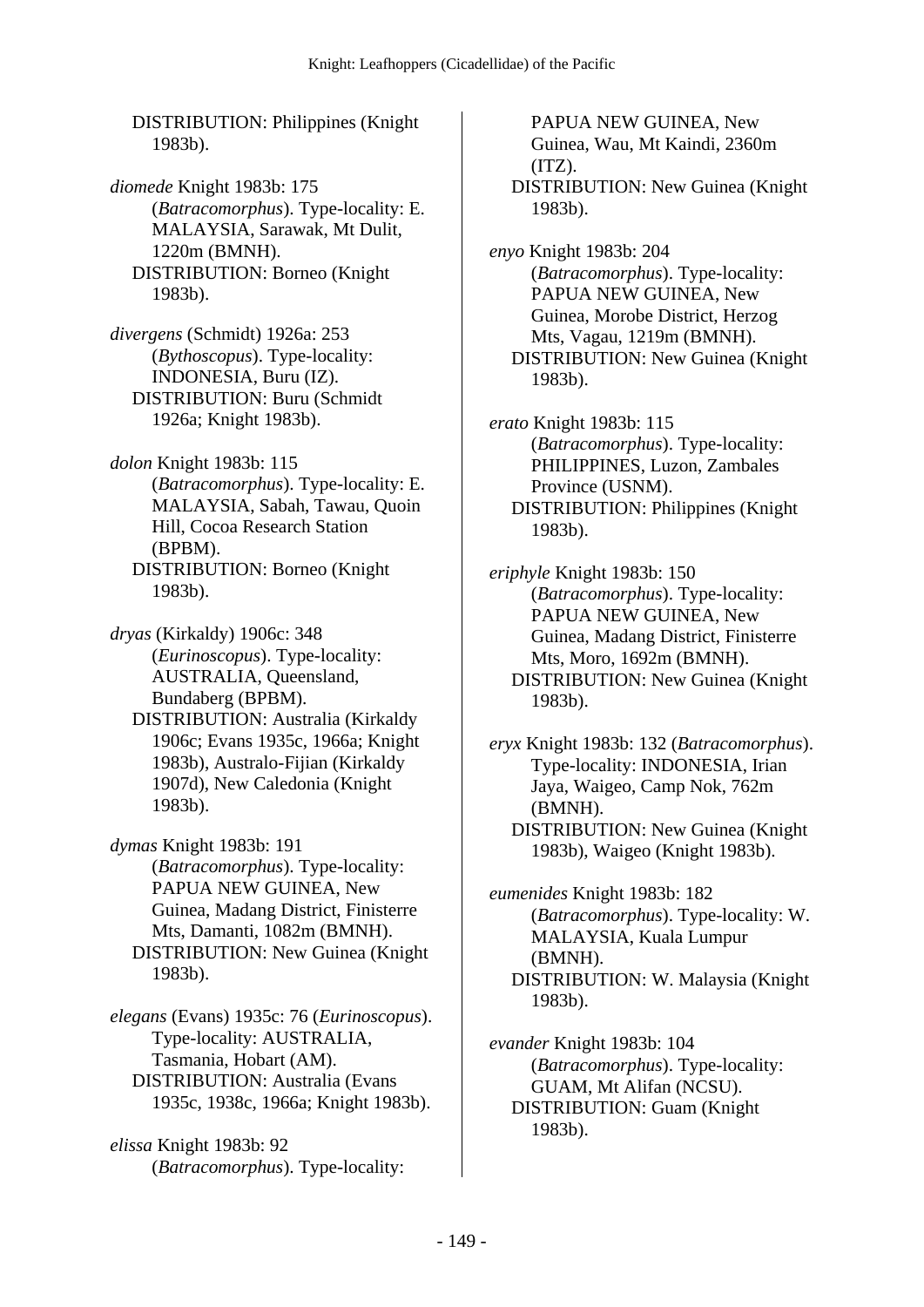DISTRIBUTION: Philippines (Knight 1983b).

*diomede* Knight 1983b: 175 (*Batracomorphus*). Type-locality: E. MALAYSIA, Sarawak, Mt Dulit, 1220m (BMNH).
DISTRIBUTION: Borneo (Knight 1983b).

*divergens* (Schmidt) 1926a: 253 (*Bythoscopus*). Type-locality: INDONESIA, Buru (IZ).
DISTRIBUTION: Buru (Schmidt 1926a; Knight 1983b).

*dolon* Knight 1983b: 115 (*Batracomorphus*). Type-locality: E. MALAYSIA, Sabah, Tawau, Quoin Hill, Cocoa Research Station (BPBM).
DISTRIBUTION: Borneo (Knight 1983b).

*dryas* (Kirkaldy) 1906c: 348 (*Eurinoscopus*). Type-locality: AUSTRALIA, Queensland, Bundaberg (BPBM).
DISTRIBUTION: Australia (Kirkaldy 1906c; Evans 1935c, 1966a; Knight 1983b), Australo-Fijian (Kirkaldy 1907d), New Caledonia (Knight 1983b).

*dymas* Knight 1983b: 191 (*Batracomorphus*). Type-locality: PAPUA NEW GUINEA, New Guinea, Madang District, Finisterre Mts, Damanti, 1082m (BMNH).
DISTRIBUTION: New Guinea (Knight 1983b).

*elegans* (Evans) 1935c: 76 (*Eurinoscopus*). Type-locality: AUSTRALIA, Tasmania, Hobart (AM).
DISTRIBUTION: Australia (Evans 1935c, 1938c, 1966a; Knight 1983b).

*elissa* Knight 1983b: 92 (*Batracomorphus*). Type-locality: PAPUA NEW GUINEA, New Guinea, Wau, Mt Kaindi, 2360m (ITZ).
DISTRIBUTION: New Guinea (Knight 1983b).

*enyo* Knight 1983b: 204 (*Batracomorphus*). Type-locality: PAPUA NEW GUINEA, New Guinea, Morobe District, Herzog Mts, Vagau, 1219m (BMNH).
DISTRIBUTION: New Guinea (Knight 1983b).

*erato* Knight 1983b: 115 (*Batracomorphus*). Type-locality: PHILIPPINES, Luzon, Zambales Province (USNM).
DISTRIBUTION: Philippines (Knight 1983b).

*eriphyle* Knight 1983b: 150 (*Batracomorphus*). Type-locality: PAPUA NEW GUINEA, New Guinea, Madang District, Finisterre Mts, Moro, 1692m (BMNH).
DISTRIBUTION: New Guinea (Knight 1983b).

*eryx* Knight 1983b: 132 (*Batracomorphus*). Type-locality: INDONESIA, Irian Jaya, Waigeo, Camp Nok, 762m (BMNH).
DISTRIBUTION: New Guinea (Knight 1983b), Waigeo (Knight 1983b).

*eumenides* Knight 1983b: 182 (*Batracomorphus*). Type-locality: W. MALAYSIA, Kuala Lumpur (BMNH).
DISTRIBUTION: W. Malaysia (Knight 1983b).

*evander* Knight 1983b: 104 (*Batracomorphus*). Type-locality: GUAM, Mt Alifan (NCSU).
DISTRIBUTION: Guam (Knight 1983b).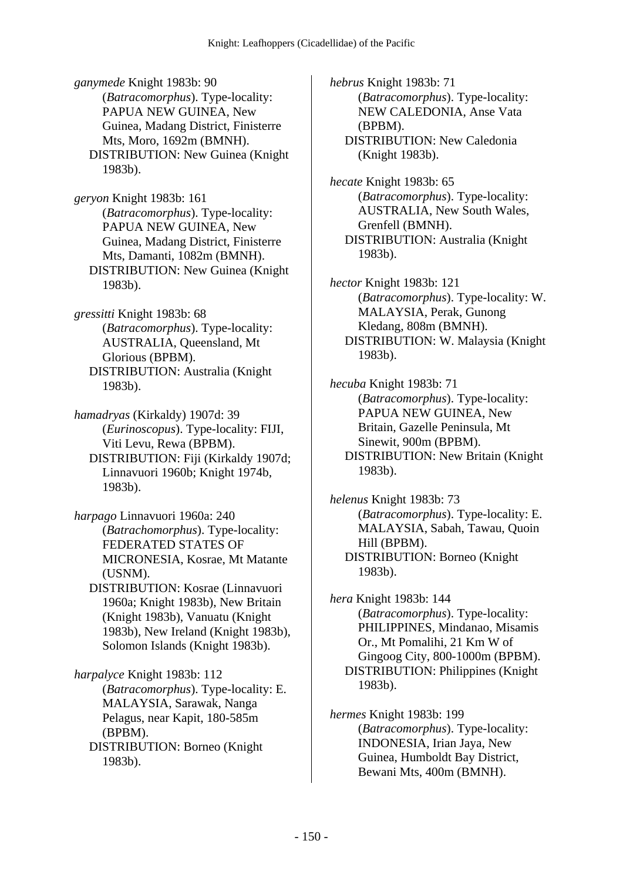*ganymede* Knight 1983b: 90 (*Batracomorphus*). Type-locality: PAPUA NEW GUINEA, New Guinea, Madang District, Finisterre Mts, Moro, 1692m (BMNH).
DISTRIBUTION: New Guinea (Knight 1983b).

*geryon* Knight 1983b: 161 (*Batracomorphus*). Type-locality: PAPUA NEW GUINEA, New Guinea, Madang District, Finisterre Mts, Damanti, 1082m (BMNH).
DISTRIBUTION: New Guinea (Knight 1983b).

*gressitti* Knight 1983b: 68 (*Batracomorphus*). Type-locality: AUSTRALIA, Queensland, Mt Glorious (BPBM).
DISTRIBUTION: Australia (Knight 1983b).

*hamadryas* (Kirkaldy) 1907d: 39 (*Eurinoscopus*). Type-locality: FIJI, Viti Levu, Rewa (BPBM).
DISTRIBUTION: Fiji (Kirkaldy 1907d; Linnavuori 1960b; Knight 1974b, 1983b).

*harpago* Linnavuori 1960a: 240 (*Batrachomorphus*). Type-locality: FEDERATED STATES OF MICRONESIA, Kosrae, Mt Matante (USNM).
DISTRIBUTION: Kosrae (Linnavuori 1960a; Knight 1983b), New Britain (Knight 1983b), Vanuatu (Knight 1983b), New Ireland (Knight 1983b), Solomon Islands (Knight 1983b).

*harpalyce* Knight 1983b: 112 (*Batracomorphus*). Type-locality: E. MALAYSIA, Sarawak, Nanga Pelagus, near Kapit, 180-585m (BPBM).
DISTRIBUTION: Borneo (Knight 1983b).

*hebrus* Knight 1983b: 71 (*Batracomorphus*). Type-locality: NEW CALEDONIA, Anse Vata (BPBM).
DISTRIBUTION: New Caledonia (Knight 1983b).

*hecate* Knight 1983b: 65 (*Batracomorphus*). Type-locality: AUSTRALIA, New South Wales, Grenfell (BMNH).
DISTRIBUTION: Australia (Knight 1983b).

*hector* Knight 1983b: 121 (*Batracomorphus*). Type-locality: W. MALAYSIA, Perak, Gunong Kledang, 808m (BMNH).
DISTRIBUTION: W. Malaysia (Knight 1983b).

*hecuba* Knight 1983b: 71 (*Batracomorphus*). Type-locality: PAPUA NEW GUINEA, New Britain, Gazelle Peninsula, Mt Sinewit, 900m (BPBM).
DISTRIBUTION: New Britain (Knight 1983b).

*helenus* Knight 1983b: 73 (*Batracomorphus*). Type-locality: E. MALAYSIA, Sabah, Tawau, Quoin Hill (BPBM).
DISTRIBUTION: Borneo (Knight 1983b).

*hera* Knight 1983b: 144 (*Batracomorphus*). Type-locality: PHILIPPINES, Mindanao, Misamis Or., Mt Pomalihi, 21 Km W of Gingoog City, 800-1000m (BPBM).
DISTRIBUTION: Philippines (Knight 1983b).

*hermes* Knight 1983b: 199 (*Batracomorphus*). Type-locality: INDONESIA, Irian Jaya, New Guinea, Humboldt Bay District, Bewani Mts, 400m (BMNH).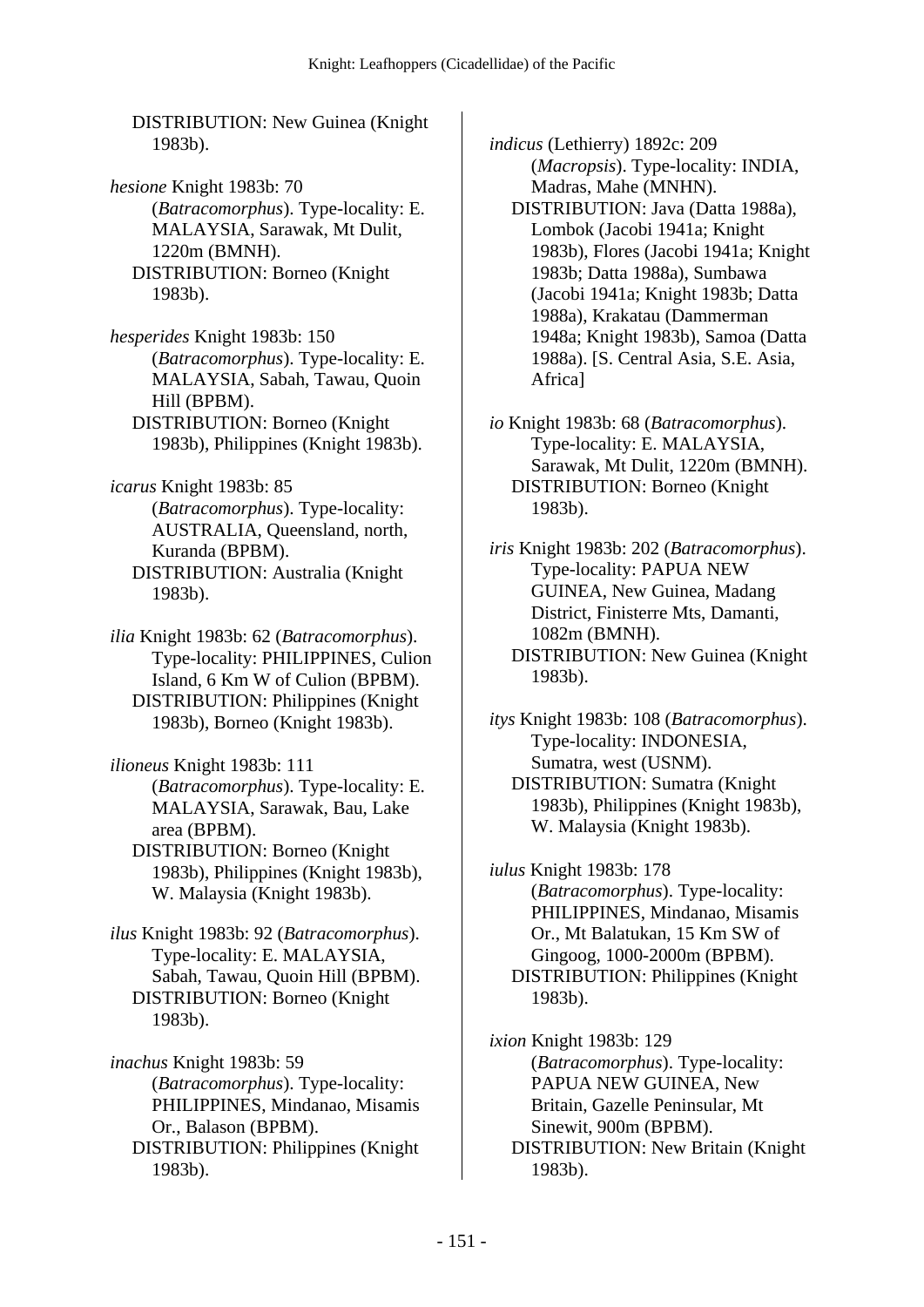DISTRIBUTION: New Guinea (Knight 1983b).

*hesione* Knight 1983b: 70 (*Batracomorphus*). Type-locality: E. MALAYSIA, Sarawak, Mt Dulit, 1220m (BMNH).
DISTRIBUTION: Borneo (Knight 1983b).

*hesperides* Knight 1983b: 150 (*Batracomorphus*). Type-locality: E. MALAYSIA, Sabah, Tawau, Quoin Hill (BPBM).
DISTRIBUTION: Borneo (Knight 1983b), Philippines (Knight 1983b).

*icarus* Knight 1983b: 85 (*Batracomorphus*). Type-locality: AUSTRALIA, Queensland, north, Kuranda (BPBM).
DISTRIBUTION: Australia (Knight 1983b).

*ilia* Knight 1983b: 62 (*Batracomorphus*). Type-locality: PHILIPPINES, Culion Island, 6 Km W of Culion (BPBM).
DISTRIBUTION: Philippines (Knight 1983b), Borneo (Knight 1983b).

*ilioneus* Knight 1983b: 111 (*Batracomorphus*). Type-locality: E. MALAYSIA, Sarawak, Bau, Lake area (BPBM).
DISTRIBUTION: Borneo (Knight 1983b), Philippines (Knight 1983b), W. Malaysia (Knight 1983b).

*ilus* Knight 1983b: 92 (*Batracomorphus*). Type-locality: E. MALAYSIA, Sabah, Tawau, Quoin Hill (BPBM).
DISTRIBUTION: Borneo (Knight 1983b).

*inachus* Knight 1983b: 59 (*Batracomorphus*). Type-locality: PHILIPPINES, Mindanao, Misamis Or., Balason (BPBM).
DISTRIBUTION: Philippines (Knight 1983b).

*indicus* (Lethierry) 1892c: 209 (*Macropsis*). Type-locality: INDIA, Madras, Mahe (MNHN).
DISTRIBUTION: Java (Datta 1988a), Lombok (Jacobi 1941a; Knight 1983b), Flores (Jacobi 1941a; Knight 1983b; Datta 1988a), Sumbawa (Jacobi 1941a; Knight 1983b; Datta 1988a), Krakatau (Dammerman 1948a; Knight 1983b), Samoa (Datta 1988a). [S. Central Asia, S.E. Asia, Africa]

*io* Knight 1983b: 68 (*Batracomorphus*). Type-locality: E. MALAYSIA, Sarawak, Mt Dulit, 1220m (BMNH).
DISTRIBUTION: Borneo (Knight 1983b).

*iris* Knight 1983b: 202 (*Batracomorphus*). Type-locality: PAPUA NEW GUINEA, New Guinea, Madang District, Finisterre Mts, Damanti, 1082m (BMNH).
DISTRIBUTION: New Guinea (Knight 1983b).

*itys* Knight 1983b: 108 (*Batracomorphus*). Type-locality: INDONESIA, Sumatra, west (USNM).
DISTRIBUTION: Sumatra (Knight 1983b), Philippines (Knight 1983b), W. Malaysia (Knight 1983b).

*iulus* Knight 1983b: 178 (*Batracomorphus*). Type-locality: PHILIPPINES, Mindanao, Misamis Or., Mt Balatukan, 15 Km SW of Gingoog, 1000-2000m (BPBM).
DISTRIBUTION: Philippines (Knight 1983b).

*ixion* Knight 1983b: 129 (*Batracomorphus*). Type-locality: PAPUA NEW GUINEA, New Britain, Gazelle Peninsular, Mt Sinewit, 900m (BPBM).
DISTRIBUTION: New Britain (Knight 1983b).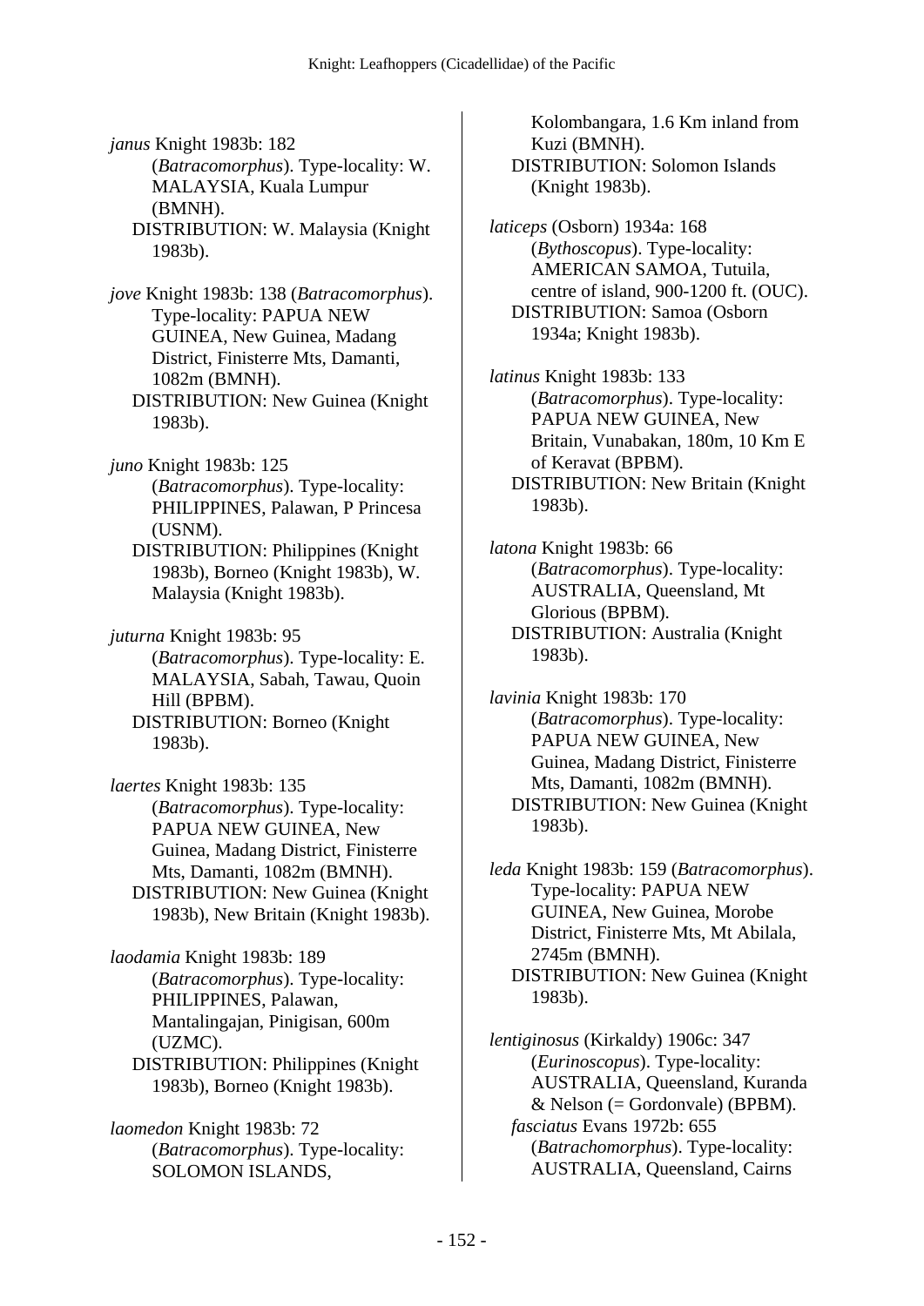*janus* Knight 1983b: 182 (*Batracomorphus*). Type-locality: W. MALAYSIA, Kuala Lumpur (BMNH).
DISTRIBUTION: W. Malaysia (Knight 1983b).

*jove* Knight 1983b: 138 (*Batracomorphus*). Type-locality: PAPUA NEW GUINEA, New Guinea, Madang District, Finisterre Mts, Damanti, 1082m (BMNH).
DISTRIBUTION: New Guinea (Knight 1983b).

*juno* Knight 1983b: 125 (*Batracomorphus*). Type-locality: PHILIPPINES, Palawan, P Princesa (USNM).
DISTRIBUTION: Philippines (Knight 1983b), Borneo (Knight 1983b), W. Malaysia (Knight 1983b).

*juturna* Knight 1983b: 95 (*Batracomorphus*). Type-locality: E. MALAYSIA, Sabah, Tawau, Quoin Hill (BPBM).
DISTRIBUTION: Borneo (Knight 1983b).

*laertes* Knight 1983b: 135 (*Batracomorphus*). Type-locality: PAPUA NEW GUINEA, New Guinea, Madang District, Finisterre Mts, Damanti, 1082m (BMNH).
DISTRIBUTION: New Guinea (Knight 1983b), New Britain (Knight 1983b).

*laodamia* Knight 1983b: 189 (*Batracomorphus*). Type-locality: PHILIPPINES, Palawan, Mantalingajan, Pinigisan, 600m (UZMC).
DISTRIBUTION: Philippines (Knight 1983b), Borneo (Knight 1983b).

*laomedon* Knight 1983b: 72 (*Batracomorphus*). Type-locality: SOLOMON ISLANDS, Kolombangara, 1.6 Km inland from Kuzi (BMNH).
DISTRIBUTION: Solomon Islands (Knight 1983b).

*laticeps* (Osborn) 1934a: 168 (*Bythoscopus*). Type-locality: AMERICAN SAMOA, Tutuila, centre of island, 900-1200 ft. (OUC).
DISTRIBUTION: Samoa (Osborn 1934a; Knight 1983b).

*latinus* Knight 1983b: 133 (*Batracomorphus*). Type-locality: PAPUA NEW GUINEA, New Britain, Vunabakan, 180m, 10 Km E of Keravat (BPBM).
DISTRIBUTION: New Britain (Knight 1983b).

*latona* Knight 1983b: 66 (*Batracomorphus*). Type-locality: AUSTRALIA, Queensland, Mt Glorious (BPBM).
DISTRIBUTION: Australia (Knight 1983b).

*lavinia* Knight 1983b: 170 (*Batracomorphus*). Type-locality: PAPUA NEW GUINEA, New Guinea, Madang District, Finisterre Mts, Damanti, 1082m (BMNH).
DISTRIBUTION: New Guinea (Knight 1983b).

*leda* Knight 1983b: 159 (*Batracomorphus*). Type-locality: PAPUA NEW GUINEA, New Guinea, Morobe District, Finisterre Mts, Mt Abilala, 2745m (BMNH).
DISTRIBUTION: New Guinea (Knight 1983b).

*lentiginosus* (Kirkaldy) 1906c: 347 (*Eurinoscopus*). Type-locality: AUSTRALIA, Queensland, Kuranda & Nelson (= Gordonvale) (BPBM).
*fasciatus* Evans 1972b: 655 (*Batrachomorphus*). Type-locality: AUSTRALIA, Queensland, Cairns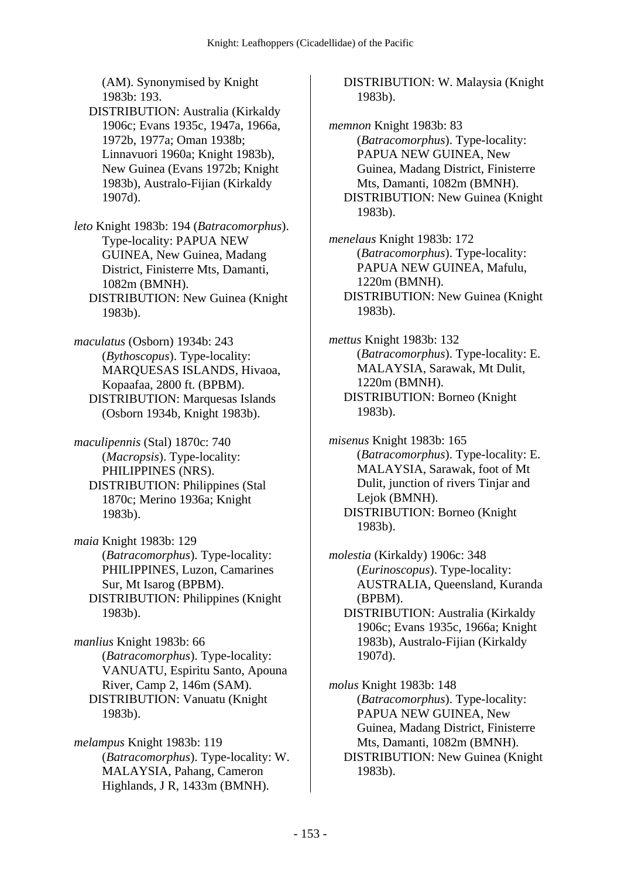(AM). Synonymised by Knight 1983b: 193.
DISTRIBUTION: Australia (Kirkaldy 1906c; Evans 1935c, 1947a, 1966a, 1972b, 1977a; Oman 1938b; Linnavuori 1960a; Knight 1983b), New Guinea (Evans 1972b; Knight 1983b), Australo-Fijian (Kirkaldy 1907d).

*leto* Knight 1983b: 194 (*Batracomorphus*). Type-locality: PAPUA NEW GUINEA, New Guinea, Madang District, Finisterre Mts, Damanti, 1082m (BMNH).
DISTRIBUTION: New Guinea (Knight 1983b).

*maculatus* (Osborn) 1934b: 243 (*Bythoscopus*). Type-locality: MARQUESAS ISLANDS, Hivaoa, Kopaafaa, 2800 ft. (BPBM).
DISTRIBUTION: Marquesas Islands (Osborn 1934b, Knight 1983b).

*maculipennis* (Stal) 1870c: 740 (*Macropsis*). Type-locality: PHILIPPINES (NRS).
DISTRIBUTION: Philippines (Stal 1870c; Merino 1936a; Knight 1983b).

*maia* Knight 1983b: 129 (*Batracomorphus*). Type-locality: PHILIPPINES, Luzon, Camarines Sur, Mt Isarog (BPBM).
DISTRIBUTION: Philippines (Knight 1983b).

*manlius* Knight 1983b: 66 (*Batracomorphus*). Type-locality: VANUATU, Espiritu Santo, Apouna River, Camp 2, 146m (SAM).
DISTRIBUTION: Vanuatu (Knight 1983b).

*melampus* Knight 1983b: 119 (*Batracomorphus*). Type-locality: W. MALAYSIA, Pahang, Cameron Highlands, J R, 1433m (BMNH).
DISTRIBUTION: W. Malaysia (Knight 1983b).

*memnon* Knight 1983b: 83 (*Batracomorphus*). Type-locality: PAPUA NEW GUINEA, New Guinea, Madang District, Finisterre Mts, Damanti, 1082m (BMNH).
DISTRIBUTION: New Guinea (Knight 1983b).

*menelaus* Knight 1983b: 172 (*Batracomorphus*). Type-locality: PAPUA NEW GUINEA, Mafulu, 1220m (BMNH).
DISTRIBUTION: New Guinea (Knight 1983b).

*mettus* Knight 1983b: 132 (*Batracomorphus*). Type-locality: E. MALAYSIA, Sarawak, Mt Dulit, 1220m (BMNH).
DISTRIBUTION: Borneo (Knight 1983b).

*misenus* Knight 1983b: 165 (*Batracomorphus*). Type-locality: E. MALAYSIA, Sarawak, foot of Mt Dulit, junction of rivers Tinjar and Lejok (BMNH).
DISTRIBUTION: Borneo (Knight 1983b).

*molestia* (Kirkaldy) 1906c: 348 (*Eurinoscopus*). Type-locality: AUSTRALIA, Queensland, Kuranda (BPBM).
DISTRIBUTION: Australia (Kirkaldy 1906c; Evans 1935c, 1966a; Knight 1983b), Australo-Fijian (Kirkaldy 1907d).

*molus* Knight 1983b: 148 (*Batracomorphus*). Type-locality: PAPUA NEW GUINEA, New Guinea, Madang District, Finisterre Mts, Damanti, 1082m (BMNH).
DISTRIBUTION: New Guinea (Knight 1983b).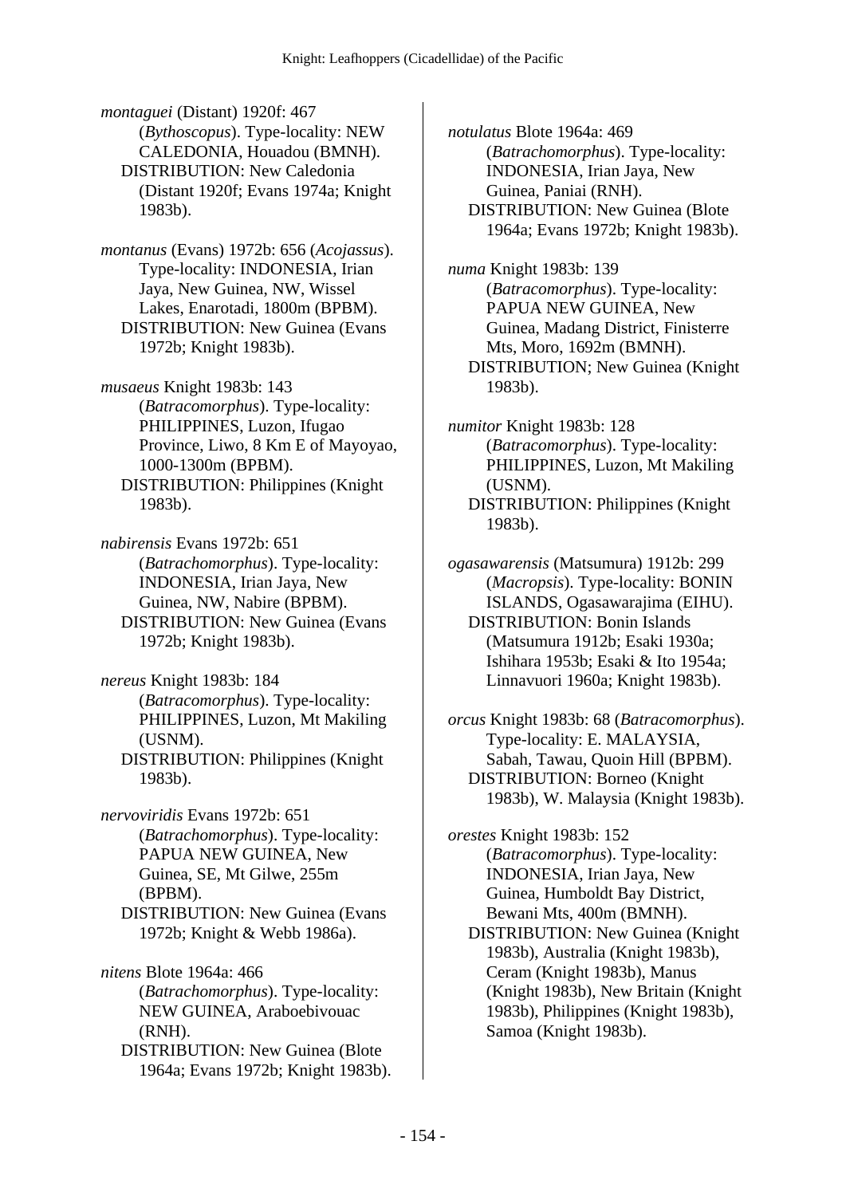*montaguei* (Distant) 1920f: 467 (*Bythoscopus*). Type-locality: NEW CALEDONIA, Houadou (BMNH).
DISTRIBUTION: New Caledonia (Distant 1920f; Evans 1974a; Knight 1983b).

*montanus* (Evans) 1972b: 656 (*Acojassus*). Type-locality: INDONESIA, Irian Jaya, New Guinea, NW, Wissel Lakes, Enarotadi, 1800m (BPBM).
DISTRIBUTION: New Guinea (Evans 1972b; Knight 1983b).

*musaeus* Knight 1983b: 143 (*Batracomorphus*). Type-locality: PHILIPPINES, Luzon, Ifugao Province, Liwo, 8 Km E of Mayoyao, 1000-1300m (BPBM).
DISTRIBUTION: Philippines (Knight 1983b).

*nabirensis* Evans 1972b: 651 (*Batrachomorphus*). Type-locality: INDONESIA, Irian Jaya, New Guinea, NW, Nabire (BPBM).
DISTRIBUTION: New Guinea (Evans 1972b; Knight 1983b).

*nereus* Knight 1983b: 184 (*Batracomorphus*). Type-locality: PHILIPPINES, Luzon, Mt Makiling (USNM).
DISTRIBUTION: Philippines (Knight 1983b).

*nervoviridis* Evans 1972b: 651 (*Batrachomorphus*). Type-locality: PAPUA NEW GUINEA, New Guinea, SE, Mt Gilwe, 255m (BPBM).
DISTRIBUTION: New Guinea (Evans 1972b; Knight & Webb 1986a).

*nitens* Blote 1964a: 466 (*Batrachomorphus*). Type-locality: NEW GUINEA, Araboebivouac (RNH).
DISTRIBUTION: New Guinea (Blote 1964a; Evans 1972b; Knight 1983b).

*notulatus* Blote 1964a: 469 (*Batrachomorphus*). Type-locality: INDONESIA, Irian Jaya, New Guinea, Paniai (RNH).
DISTRIBUTION: New Guinea (Blote 1964a; Evans 1972b; Knight 1983b).

*numa* Knight 1983b: 139 (*Batracomorphus*). Type-locality: PAPUA NEW GUINEA, New Guinea, Madang District, Finisterre Mts, Moro, 1692m (BMNH).
DISTRIBUTION; New Guinea (Knight 1983b).

*numitor* Knight 1983b: 128 (*Batracomorphus*). Type-locality: PHILIPPINES, Luzon, Mt Makiling (USNM).
DISTRIBUTION: Philippines (Knight 1983b).

*ogasawarensis* (Matsumura) 1912b: 299 (*Macropsis*). Type-locality: BONIN ISLANDS, Ogasawarajima (EIHU).
DISTRIBUTION: Bonin Islands (Matsumura 1912b; Esaki 1930a; Ishihara 1953b; Esaki & Ito 1954a; Linnavuori 1960a; Knight 1983b).

*orcus* Knight 1983b: 68 (*Batracomorphus*). Type-locality: E. MALAYSIA, Sabah, Tawau, Quoin Hill (BPBM).
DISTRIBUTION: Borneo (Knight 1983b), W. Malaysia (Knight 1983b).

*orestes* Knight 1983b: 152 (*Batracomorphus*). Type-locality: INDONESIA, Irian Jaya, New Guinea, Humboldt Bay District, Bewani Mts, 400m (BMNH).
DISTRIBUTION: New Guinea (Knight 1983b), Australia (Knight 1983b), Ceram (Knight 1983b), Manus (Knight 1983b), New Britain (Knight 1983b), Philippines (Knight 1983b), Samoa (Knight 1983b).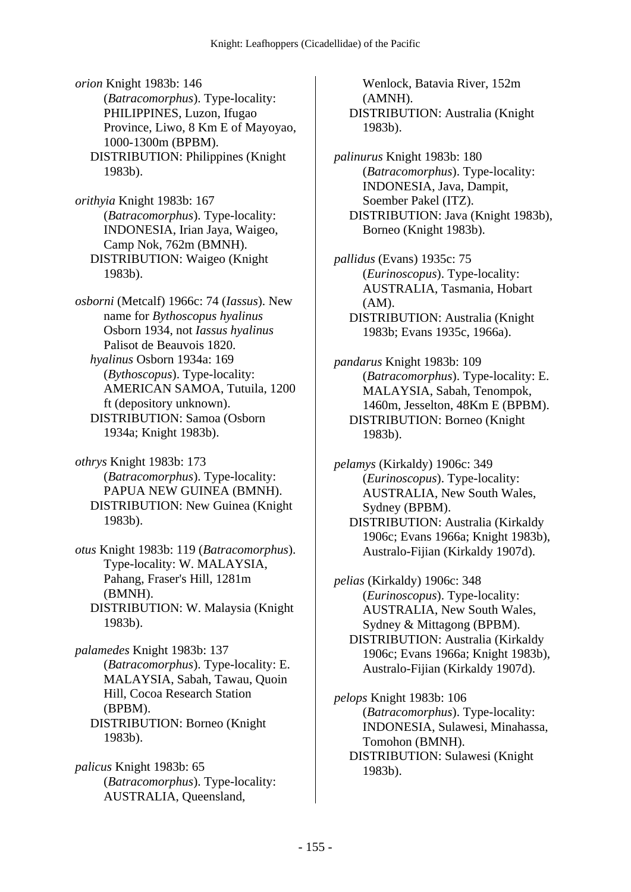*orion* Knight 1983b: 146 (*Batracomorphus*). Type-locality: PHILIPPINES, Luzon, Ifugao Province, Liwo, 8 Km E of Mayoyao, 1000-1300m (BPBM).
DISTRIBUTION: Philippines (Knight 1983b).

*orithyia* Knight 1983b: 167 (*Batracomorphus*). Type-locality: INDONESIA, Irian Jaya, Waigeo, Camp Nok, 762m (BMNH).
DISTRIBUTION: Waigeo (Knight 1983b).

*osborni* (Metcalf) 1966c: 74 (*Iassus*). New name for *Bythoscopus hyalinus* Osborn 1934, not *Iassus hyalinus* Palisot de Beauvois 1820.
*hyalinus* Osborn 1934a: 169 (*Bythoscopus*). Type-locality: AMERICAN SAMOA, Tutuila, 1200 ft (depository unknown).
DISTRIBUTION: Samoa (Osborn 1934a; Knight 1983b).

*othrys* Knight 1983b: 173 (*Batracomorphus*). Type-locality: PAPUA NEW GUINEA (BMNH).
DISTRIBUTION: New Guinea (Knight 1983b).

*otus* Knight 1983b: 119 (*Batracomorphus*). Type-locality: W. MALAYSIA, Pahang, Fraser's Hill, 1281m (BMNH).
DISTRIBUTION: W. Malaysia (Knight 1983b).

*palamedes* Knight 1983b: 137 (*Batracomorphus*). Type-locality: E. MALAYSIA, Sabah, Tawau, Quoin Hill, Cocoa Research Station (BPBM).
DISTRIBUTION: Borneo (Knight 1983b).

*palicus* Knight 1983b: 65 (*Batracomorphus*). Type-locality: AUSTRALIA, Queensland, Wenlock, Batavia River, 152m (AMNH).
DISTRIBUTION: Australia (Knight 1983b).

*palinurus* Knight 1983b: 180 (*Batracomorphus*). Type-locality: INDONESIA, Java, Dampit, Soember Pakel (ITZ).
DISTRIBUTION: Java (Knight 1983b), Borneo (Knight 1983b).

*pallidus* (Evans) 1935c: 75 (*Eurinoscopus*). Type-locality: AUSTRALIA, Tasmania, Hobart (AM).
DISTRIBUTION: Australia (Knight 1983b; Evans 1935c, 1966a).

*pandarus* Knight 1983b: 109 (*Batracomorphus*). Type-locality: E. MALAYSIA, Sabah, Tenompok, 1460m, Jesselton, 48Km E (BPBM).
DISTRIBUTION: Borneo (Knight 1983b).

*pelamys* (Kirkaldy) 1906c: 349 (*Eurinoscopus*). Type-locality: AUSTRALIA, New South Wales, Sydney (BPBM).
DISTRIBUTION: Australia (Kirkaldy 1906c; Evans 1966a; Knight 1983b), Australo-Fijian (Kirkaldy 1907d).

*pelias* (Kirkaldy) 1906c: 348 (*Eurinoscopus*). Type-locality: AUSTRALIA, New South Wales, Sydney & Mittagong (BPBM).
DISTRIBUTION: Australia (Kirkaldy 1906c; Evans 1966a; Knight 1983b), Australo-Fijian (Kirkaldy 1907d).

*pelops* Knight 1983b: 106 (*Batracomorphus*). Type-locality: INDONESIA, Sulawesi, Minahassa, Tomohon (BMNH).
DISTRIBUTION: Sulawesi (Knight 1983b).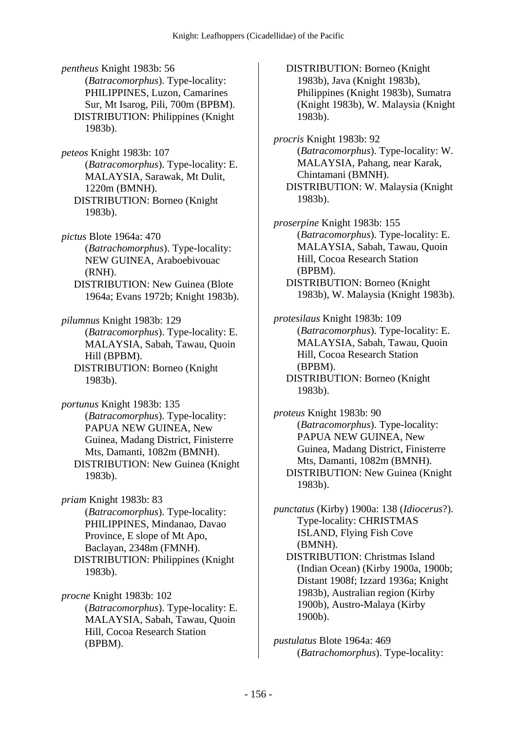*pentheus* Knight 1983b: 56 (*Batracomorphus*). Type-locality: PHILIPPINES, Luzon, Camarines Sur, Mt Isarog, Pili, 700m (BPBM).
DISTRIBUTION: Philippines (Knight 1983b).

*peteos* Knight 1983b: 107 (*Batracomorphus*). Type-locality: E. MALAYSIA, Sarawak, Mt Dulit, 1220m (BMNH).
DISTRIBUTION: Borneo (Knight 1983b).

*pictus* Blote 1964a: 470 (*Batrachomorphus*). Type-locality: NEW GUINEA, Araboebivouac (RNH).
DISTRIBUTION: New Guinea (Blote 1964a; Evans 1972b; Knight 1983b).

*pilumnus* Knight 1983b: 129 (*Batracomorphus*). Type-locality: E. MALAYSIA, Sabah, Tawau, Quoin Hill (BPBM).
DISTRIBUTION: Borneo (Knight 1983b).

*portunus* Knight 1983b: 135 (*Batracomorphus*). Type-locality: PAPUA NEW GUINEA, New Guinea, Madang District, Finisterre Mts, Damanti, 1082m (BMNH).
DISTRIBUTION: New Guinea (Knight 1983b).

*priam* Knight 1983b: 83 (*Batracomorphus*). Type-locality: PHILIPPINES, Mindanao, Davao Province, E slope of Mt Apo, Baclayan, 2348m (FMNH).
DISTRIBUTION: Philippines (Knight 1983b).

*procne* Knight 1983b: 102 (*Batracomorphus*). Type-locality: E. MALAYSIA, Sabah, Tawau, Quoin Hill, Cocoa Research Station (BPBM).
DISTRIBUTION: Borneo (Knight 1983b), Java (Knight 1983b), Philippines (Knight 1983b), Sumatra (Knight 1983b), W. Malaysia (Knight 1983b).

*procris* Knight 1983b: 92 (*Batracomorphus*). Type-locality: W. MALAYSIA, Pahang, near Karak, Chintamani (BMNH).
DISTRIBUTION: W. Malaysia (Knight 1983b).

*proserpine* Knight 1983b: 155 (*Batracomorphus*). Type-locality: E. MALAYSIA, Sabah, Tawau, Quoin Hill, Cocoa Research Station (BPBM).
DISTRIBUTION: Borneo (Knight 1983b), W. Malaysia (Knight 1983b).

*protesilaus* Knight 1983b: 109 (*Batracomorphus*). Type-locality: E. MALAYSIA, Sabah, Tawau, Quoin Hill, Cocoa Research Station (BPBM).
DISTRIBUTION: Borneo (Knight 1983b).

*proteus* Knight 1983b: 90 (*Batracomorphus*). Type-locality: PAPUA NEW GUINEA, New Guinea, Madang District, Finisterre Mts, Damanti, 1082m (BMNH).
DISTRIBUTION: New Guinea (Knight 1983b).

*punctatus* (Kirby) 1900a: 138 (*Idiocerus*?). Type-locality: CHRISTMAS ISLAND, Flying Fish Cove (BMNH).
DISTRIBUTION: Christmas Island (Indian Ocean) (Kirby 1900a, 1900b; Distant 1908f; Izzard 1936a; Knight 1983b), Australian region (Kirby 1900b), Austro-Malaya (Kirby 1900b).

*pustulatus* Blote 1964a: 469 (*Batrachomorphus*). Type-locality: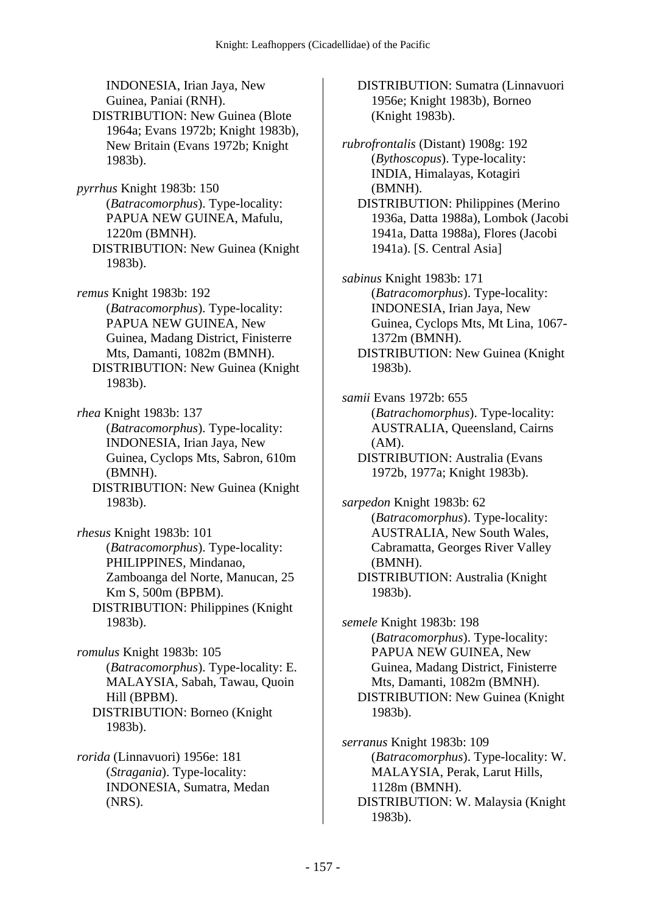INDONESIA, Irian Jaya, New Guinea, Paniai (RNH).
DISTRIBUTION: New Guinea (Blote 1964a; Evans 1972b; Knight 1983b), New Britain (Evans 1972b; Knight 1983b).

*pyrrhus* Knight 1983b: 150 (*Batracomorphus*). Type-locality: PAPUA NEW GUINEA, Mafulu, 1220m (BMNH).
DISTRIBUTION: New Guinea (Knight 1983b).

*remus* Knight 1983b: 192 (*Batracomorphus*). Type-locality: PAPUA NEW GUINEA, New Guinea, Madang District, Finisterre Mts, Damanti, 1082m (BMNH).
DISTRIBUTION: New Guinea (Knight 1983b).

*rhea* Knight 1983b: 137 (*Batracomorphus*). Type-locality: INDONESIA, Irian Jaya, New Guinea, Cyclops Mts, Sabron, 610m (BMNH).
DISTRIBUTION: New Guinea (Knight 1983b).

*rhesus* Knight 1983b: 101 (*Batracomorphus*). Type-locality: PHILIPPINES, Mindanao, Zamboanga del Norte, Manucan, 25 Km S, 500m (BPBM).
DISTRIBUTION: Philippines (Knight 1983b).

*romulus* Knight 1983b: 105 (*Batracomorphus*). Type-locality: E. MALAYSIA, Sabah, Tawau, Quoin Hill (BPBM).
DISTRIBUTION: Borneo (Knight 1983b).

*rorida* (Linnavuori) 1956e: 181 (*Stragania*). Type-locality: INDONESIA, Sumatra, Medan (NRS).
DISTRIBUTION: Sumatra (Linnavuori 1956e; Knight 1983b), Borneo (Knight 1983b).

*rubrofrontalis* (Distant) 1908g: 192 (*Bythoscopus*). Type-locality: INDIA, Himalayas, Kotagiri (BMNH).
DISTRIBUTION: Philippines (Merino 1936a, Datta 1988a), Lombok (Jacobi 1941a, Datta 1988a), Flores (Jacobi 1941a). [S. Central Asia]

*sabinus* Knight 1983b: 171 (*Batracomorphus*). Type-locality: INDONESIA, Irian Jaya, New Guinea, Cyclops Mts, Mt Lina, 1067-1372m (BMNH).
DISTRIBUTION: New Guinea (Knight 1983b).

*samii* Evans 1972b: 655 (*Batrachomorphus*). Type-locality: AUSTRALIA, Queensland, Cairns (AM).
DISTRIBUTION: Australia (Evans 1972b, 1977a; Knight 1983b).

*sarpedon* Knight 1983b: 62 (*Batracomorphus*). Type-locality: AUSTRALIA, New South Wales, Cabramatta, Georges River Valley (BMNH).
DISTRIBUTION: Australia (Knight 1983b).

*semele* Knight 1983b: 198 (*Batracomorphus*). Type-locality: PAPUA NEW GUINEA, New Guinea, Madang District, Finisterre Mts, Damanti, 1082m (BMNH).
DISTRIBUTION: New Guinea (Knight 1983b).

*serranus* Knight 1983b: 109 (*Batracomorphus*). Type-locality: W. MALAYSIA, Perak, Larut Hills, 1128m (BMNH).
DISTRIBUTION: W. Malaysia (Knight 1983b).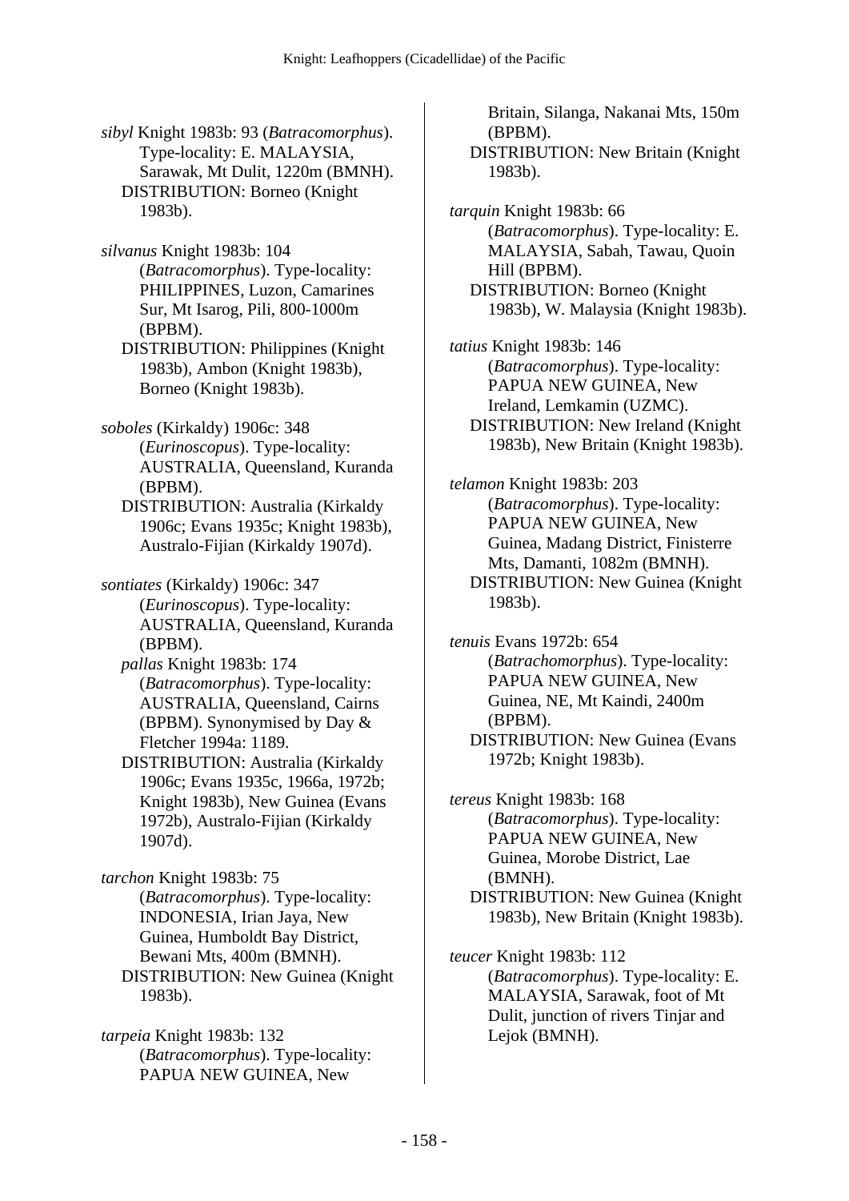*sibyl* Knight 1983b: 93 (*Batracomorphus*). Type-locality: E. MALAYSIA, Sarawak, Mt Dulit, 1220m (BMNH).
DISTRIBUTION: Borneo (Knight 1983b).

*silvanus* Knight 1983b: 104 (*Batracomorphus*). Type-locality: PHILIPPINES, Luzon, Camarines Sur, Mt Isarog, Pili, 800-1000m (BPBM).
DISTRIBUTION: Philippines (Knight 1983b), Ambon (Knight 1983b), Borneo (Knight 1983b).

*soboles* (Kirkaldy) 1906c: 348 (*Eurinoscopus*). Type-locality: AUSTRALIA, Queensland, Kuranda (BPBM).
DISTRIBUTION: Australia (Kirkaldy 1906c; Evans 1935c; Knight 1983b), Australo-Fijian (Kirkaldy 1907d).

*sontiates* (Kirkaldy) 1906c: 347 (*Eurinoscopus*). Type-locality: AUSTRALIA, Queensland, Kuranda (BPBM).
*pallas* Knight 1983b: 174 (*Batracomorphus*). Type-locality: AUSTRALIA, Queensland, Cairns (BPBM). Synonymised by Day & Fletcher 1994a: 1189.
DISTRIBUTION: Australia (Kirkaldy 1906c; Evans 1935c, 1966a, 1972b; Knight 1983b), New Guinea (Evans 1972b), Australo-Fijian (Kirkaldy 1907d).

*tarchon* Knight 1983b: 75 (*Batracomorphus*). Type-locality: INDONESIA, Irian Jaya, New Guinea, Humboldt Bay District, Bewani Mts, 400m (BMNH).
DISTRIBUTION: New Guinea (Knight 1983b).

*tarpeia* Knight 1983b: 132 (*Batracomorphus*). Type-locality: PAPUA NEW GUINEA, New Britain, Silanga, Nakanai Mts, 150m (BPBM).
DISTRIBUTION: New Britain (Knight 1983b).

*tarquin* Knight 1983b: 66 (*Batracomorphus*). Type-locality: E. MALAYSIA, Sabah, Tawau, Quoin Hill (BPBM).
DISTRIBUTION: Borneo (Knight 1983b), W. Malaysia (Knight 1983b).

*tatius* Knight 1983b: 146 (*Batracomorphus*). Type-locality: PAPUA NEW GUINEA, New Ireland, Lemkamin (UZMC).
DISTRIBUTION: New Ireland (Knight 1983b), New Britain (Knight 1983b).

*telamon* Knight 1983b: 203 (*Batracomorphus*). Type-locality: PAPUA NEW GUINEA, New Guinea, Madang District, Finisterre Mts, Damanti, 1082m (BMNH).
DISTRIBUTION: New Guinea (Knight 1983b).

*tenuis* Evans 1972b: 654 (*Batrachomorphus*). Type-locality: PAPUA NEW GUINEA, New Guinea, NE, Mt Kaindi, 2400m (BPBM).
DISTRIBUTION: New Guinea (Evans 1972b; Knight 1983b).

*tereus* Knight 1983b: 168 (*Batracomorphus*). Type-locality: PAPUA NEW GUINEA, New Guinea, Morobe District, Lae (BMNH).
DISTRIBUTION: New Guinea (Knight 1983b), New Britain (Knight 1983b).

*teucer* Knight 1983b: 112 (*Batracomorphus*). Type-locality: E. MALAYSIA, Sarawak, foot of Mt Dulit, junction of rivers Tinjar and Lejok (BMNH).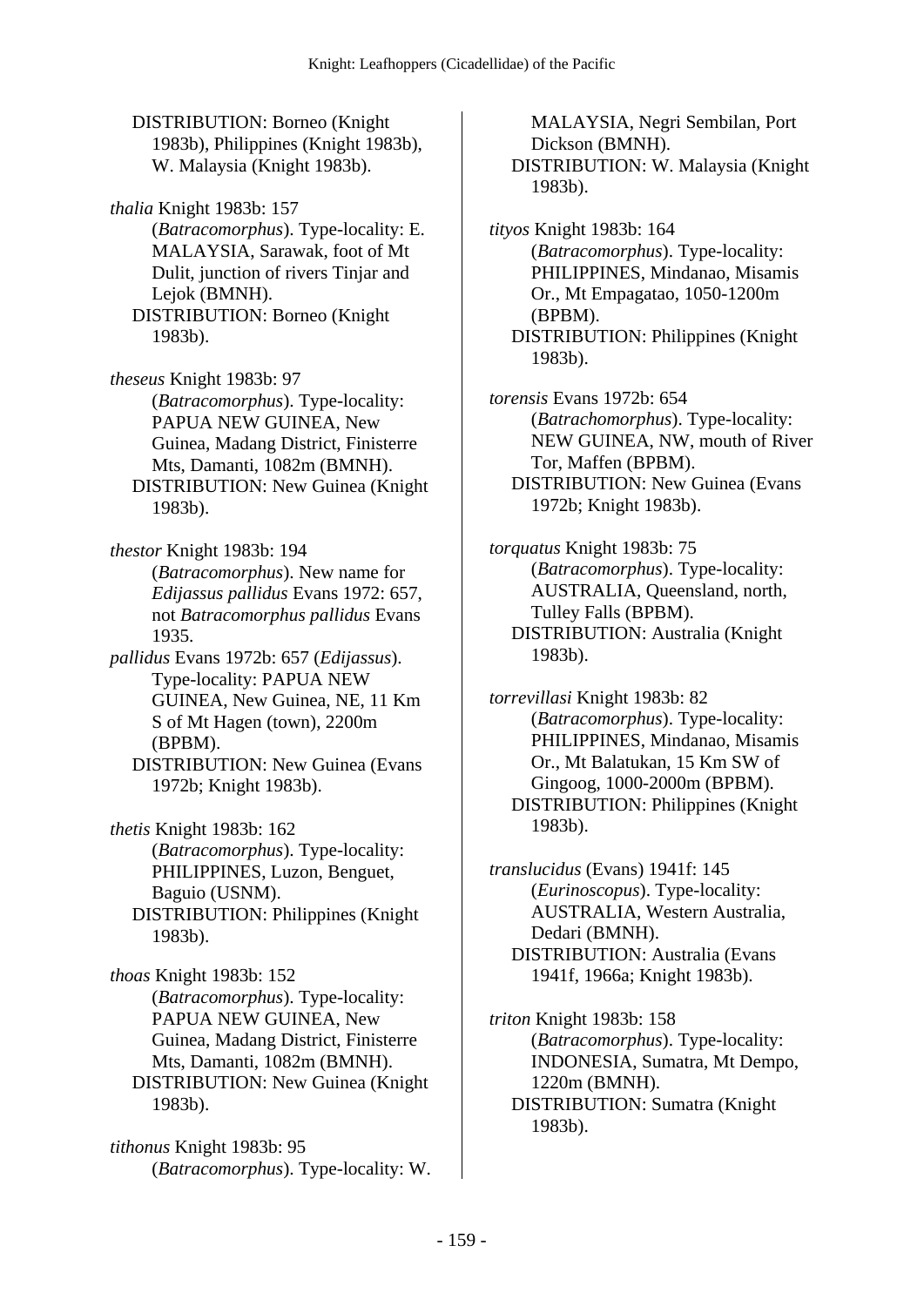DISTRIBUTION: Borneo (Knight 1983b), Philippines (Knight 1983b), W. Malaysia (Knight 1983b).

*thalia* Knight 1983b: 157 (*Batracomorphus*). Type-locality: E. MALAYSIA, Sarawak, foot of Mt Dulit, junction of rivers Tinjar and Lejok (BMNH).
DISTRIBUTION: Borneo (Knight 1983b).

*theseus* Knight 1983b: 97 (*Batracomorphus*). Type-locality: PAPUA NEW GUINEA, New Guinea, Madang District, Finisterre Mts, Damanti, 1082m (BMNH).
DISTRIBUTION: New Guinea (Knight 1983b).

*thestor* Knight 1983b: 194 (*Batracomorphus*). New name for *Edijassus pallidus* Evans 1972: 657, not *Batracomorphus pallidus* Evans 1935.

*pallidus* Evans 1972b: 657 (*Edijassus*). Type-locality: PAPUA NEW GUINEA, New Guinea, NE, 11 Km S of Mt Hagen (town), 2200m (BPBM).
DISTRIBUTION: New Guinea (Evans 1972b; Knight 1983b).

*thetis* Knight 1983b: 162 (*Batracomorphus*). Type-locality: PHILIPPINES, Luzon, Benguet, Baguio (USNM).
DISTRIBUTION: Philippines (Knight 1983b).

*thoas* Knight 1983b: 152 (*Batracomorphus*). Type-locality: PAPUA NEW GUINEA, New Guinea, Madang District, Finisterre Mts, Damanti, 1082m (BMNH).
DISTRIBUTION: New Guinea (Knight 1983b).

*tithonus* Knight 1983b: 95 (*Batracomorphus*). Type-locality: W. MALAYSIA, Negri Sembilan, Port Dickson (BMNH).
DISTRIBUTION: W. Malaysia (Knight 1983b).

*tityos* Knight 1983b: 164 (*Batracomorphus*). Type-locality: PHILIPPINES, Mindanao, Misamis Or., Mt Empagatao, 1050-1200m (BPBM).
DISTRIBUTION: Philippines (Knight 1983b).

*torensis* Evans 1972b: 654 (*Batrachomorphus*). Type-locality: NEW GUINEA, NW, mouth of River Tor, Maffen (BPBM).
DISTRIBUTION: New Guinea (Evans 1972b; Knight 1983b).

*torquatus* Knight 1983b: 75 (*Batracomorphus*). Type-locality: AUSTRALIA, Queensland, north, Tulley Falls (BPBM).
DISTRIBUTION: Australia (Knight 1983b).

*torrevillasi* Knight 1983b: 82 (*Batracomorphus*). Type-locality: PHILIPPINES, Mindanao, Misamis Or., Mt Balatukan, 15 Km SW of Gingoog, 1000-2000m (BPBM).
DISTRIBUTION: Philippines (Knight 1983b).

*translucidus* (Evans) 1941f: 145 (*Eurinoscopus*). Type-locality: AUSTRALIA, Western Australia, Dedari (BMNH).
DISTRIBUTION: Australia (Evans 1941f, 1966a; Knight 1983b).

*triton* Knight 1983b: 158 (*Batracomorphus*). Type-locality: INDONESIA, Sumatra, Mt Dempo, 1220m (BMNH).
DISTRIBUTION: Sumatra (Knight 1983b).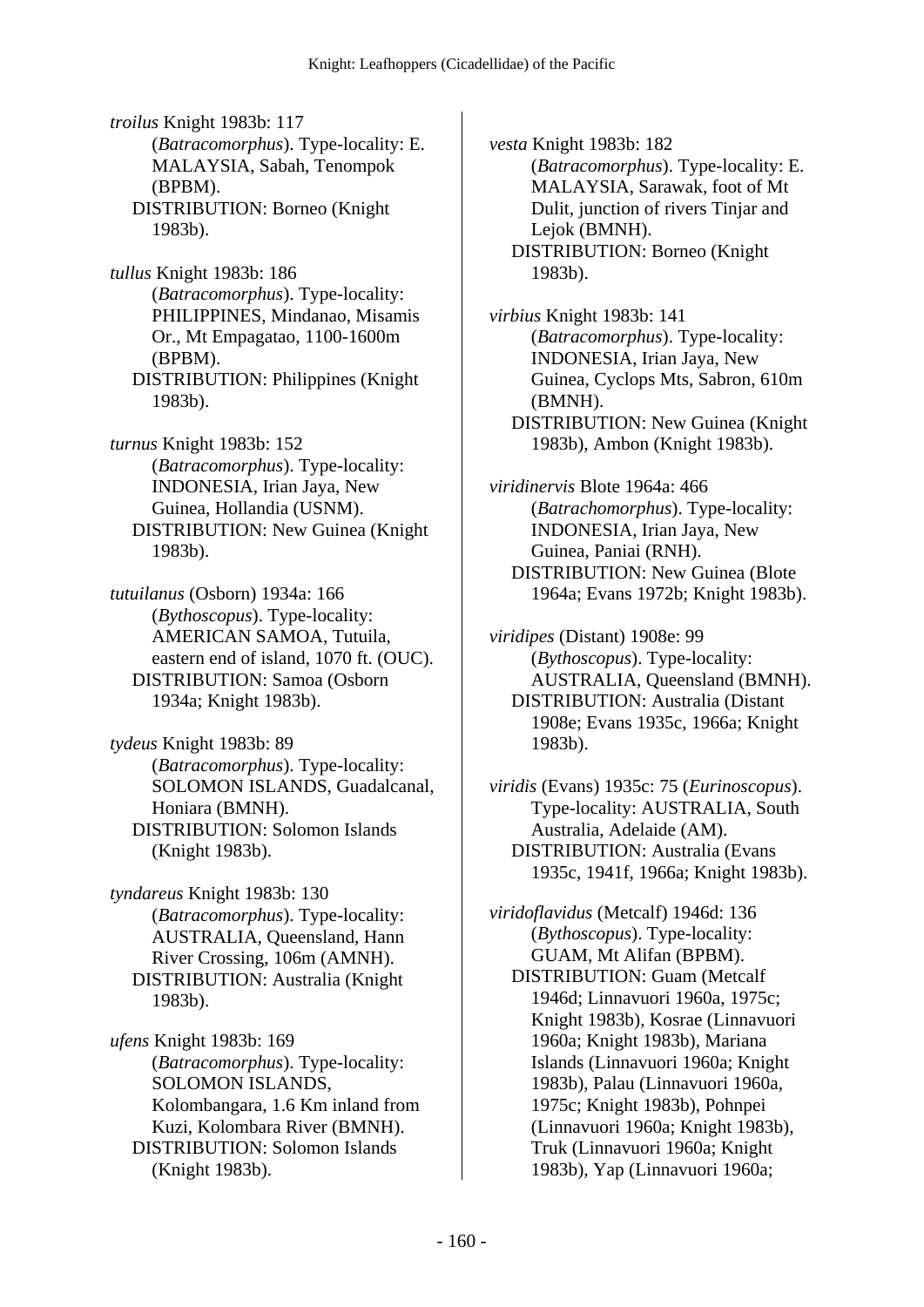*troilus* Knight 1983b: 117 (*Batracomorphus*). Type-locality: E. MALAYSIA, Sabah, Tenompok (BPBM).
DISTRIBUTION: Borneo (Knight 1983b).

*tullus* Knight 1983b: 186 (*Batracomorphus*). Type-locality: PHILIPPINES, Mindanao, Misamis Or., Mt Empagatao, 1100-1600m (BPBM).
DISTRIBUTION: Philippines (Knight 1983b).

*turnus* Knight 1983b: 152 (*Batracomorphus*). Type-locality: INDONESIA, Irian Jaya, New Guinea, Hollandia (USNM).
DISTRIBUTION: New Guinea (Knight 1983b).

*tutuilanus* (Osborn) 1934a: 166 (*Bythoscopus*). Type-locality: AMERICAN SAMOA, Tutuila, eastern end of island, 1070 ft. (OUC).
DISTRIBUTION: Samoa (Osborn 1934a; Knight 1983b).

*tydeus* Knight 1983b: 89 (*Batracomorphus*). Type-locality: SOLOMON ISLANDS, Guadalcanal, Honiara (BMNH).
DISTRIBUTION: Solomon Islands (Knight 1983b).

*tyndareus* Knight 1983b: 130 (*Batracomorphus*). Type-locality: AUSTRALIA, Queensland, Hann River Crossing, 106m (AMNH).
DISTRIBUTION: Australia (Knight 1983b).

*ufens* Knight 1983b: 169 (*Batracomorphus*). Type-locality: SOLOMON ISLANDS, Kolombangara, 1.6 Km inland from Kuzi, Kolombara River (BMNH).
DISTRIBUTION: Solomon Islands (Knight 1983b).

*vesta* Knight 1983b: 182 (*Batracomorphus*). Type-locality: E. MALAYSIA, Sarawak, foot of Mt Dulit, junction of rivers Tinjar and Lejok (BMNH).
DISTRIBUTION: Borneo (Knight 1983b).

*virbius* Knight 1983b: 141 (*Batracomorphus*). Type-locality: INDONESIA, Irian Jaya, New Guinea, Cyclops Mts, Sabron, 610m (BMNH).
DISTRIBUTION: New Guinea (Knight 1983b), Ambon (Knight 1983b).

*viridinervis* Blote 1964a: 466 (*Batrachomorphus*). Type-locality: INDONESIA, Irian Jaya, New Guinea, Paniai (RNH).
DISTRIBUTION: New Guinea (Blote 1964a; Evans 1972b; Knight 1983b).

*viridipes* (Distant) 1908e: 99 (*Bythoscopus*). Type-locality: AUSTRALIA, Queensland (BMNH).
DISTRIBUTION: Australia (Distant 1908e; Evans 1935c, 1966a; Knight 1983b).

*viridis* (Evans) 1935c: 75 (*Eurinoscopus*). Type-locality: AUSTRALIA, South Australia, Adelaide (AM).
DISTRIBUTION: Australia (Evans 1935c, 1941f, 1966a; Knight 1983b).

*viridoflavidus* (Metcalf) 1946d: 136 (*Bythoscopus*). Type-locality: GUAM, Mt Alifan (BPBM).
DISTRIBUTION: Guam (Metcalf 1946d; Linnavuori 1960a, 1975c; Knight 1983b), Kosrae (Linnavuori 1960a; Knight 1983b), Mariana Islands (Linnavuori 1960a; Knight 1983b), Palau (Linnavuori 1960a, 1975c; Knight 1983b), Pohnpei (Linnavuori 1960a; Knight 1983b), Truk (Linnavuori 1960a; Knight 1983b), Yap (Linnavuori 1960a;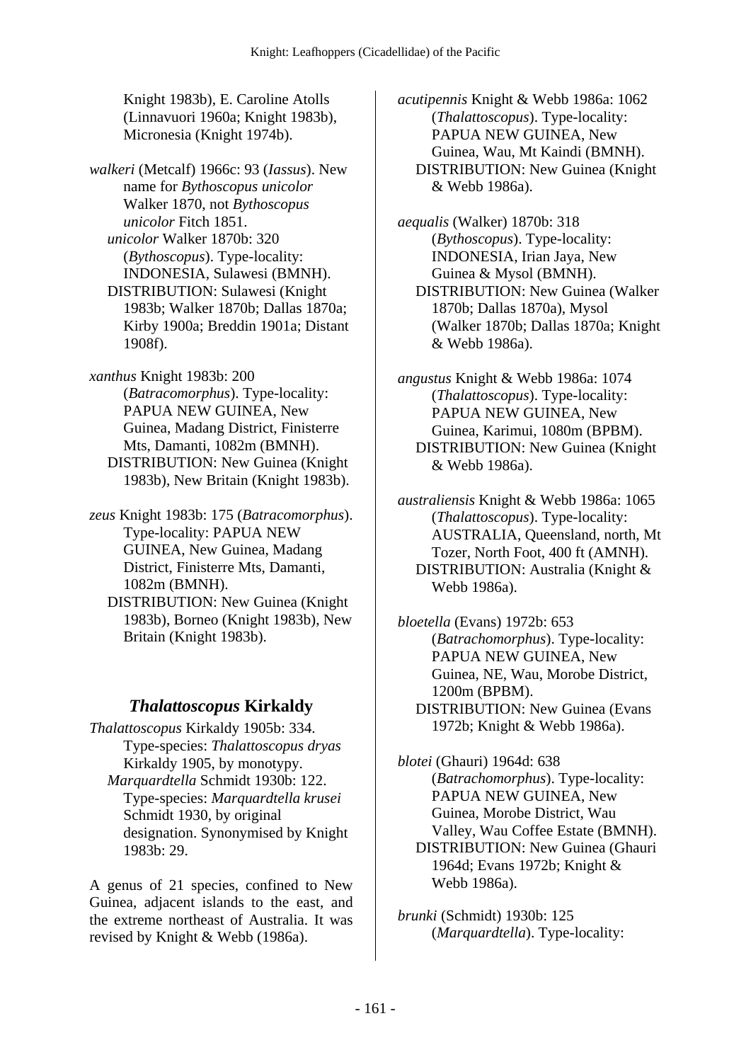Knight 1983b), E. Caroline Atolls (Linnavuori 1960a; Knight 1983b), Micronesia (Knight 1974b).

*walkeri* (Metcalf) 1966c: 93 (*Iassus*). New name for *Bythoscopus unicolor* Walker 1870, not *Bythoscopus unicolor* Fitch 1851.
*unicolor* Walker 1870b: 320 (*Bythoscopus*). Type-locality: INDONESIA, Sulawesi (BMNH).
DISTRIBUTION: Sulawesi (Knight 1983b; Walker 1870b; Dallas 1870a; Kirby 1900a; Breddin 1901a; Distant 1908f).

*xanthus* Knight 1983b: 200 (*Batracomorphus*). Type-locality: PAPUA NEW GUINEA, New Guinea, Madang District, Finisterre Mts, Damanti, 1082m (BMNH).
DISTRIBUTION: New Guinea (Knight 1983b), New Britain (Knight 1983b).

*zeus* Knight 1983b: 175 (*Batracomorphus*). Type-locality: PAPUA NEW GUINEA, New Guinea, Madang District, Finisterre Mts, Damanti, 1082m (BMNH).
DISTRIBUTION: New Guinea (Knight 1983b), Borneo (Knight 1983b), New Britain (Knight 1983b).

## *Thalattoscopus* Kirkaldy

*Thalattoscopus* Kirkaldy 1905b: 334. Type-species: *Thalattoscopus dryas* Kirkaldy 1905, by monotypy.
*Marquardtella* Schmidt 1930b: 122. Type-species: *Marquardtella krusei* Schmidt 1930, by original designation. Synonymised by Knight 1983b: 29.

A genus of 21 species, confined to New Guinea, adjacent islands to the east, and the extreme northeast of Australia. It was revised by Knight & Webb (1986a).

*acutipennis* Knight & Webb 1986a: 1062 (*Thalattoscopus*). Type-locality: PAPUA NEW GUINEA, New Guinea, Wau, Mt Kaindi (BMNH).
DISTRIBUTION: New Guinea (Knight & Webb 1986a).

*aequalis* (Walker) 1870b: 318 (*Bythoscopus*). Type-locality: INDONESIA, Irian Jaya, New Guinea & Mysol (BMNH).
DISTRIBUTION: New Guinea (Walker 1870b; Dallas 1870a), Mysol (Walker 1870b; Dallas 1870a; Knight & Webb 1986a).

*angustus* Knight & Webb 1986a: 1074 (*Thalattoscopus*). Type-locality: PAPUA NEW GUINEA, New Guinea, Karimui, 1080m (BPBM).
DISTRIBUTION: New Guinea (Knight & Webb 1986a).

*australiensis* Knight & Webb 1986a: 1065 (*Thalattoscopus*). Type-locality: AUSTRALIA, Queensland, north, Mt Tozer, North Foot, 400 ft (AMNH).
DISTRIBUTION: Australia (Knight & Webb 1986a).

*bloetella* (Evans) 1972b: 653 (*Batrachomorphus*). Type-locality: PAPUA NEW GUINEA, New Guinea, NE, Wau, Morobe District, 1200m (BPBM).
DISTRIBUTION: New Guinea (Evans 1972b; Knight & Webb 1986a).

*blotei* (Ghauri) 1964d: 638 (*Batrachomorphus*). Type-locality: PAPUA NEW GUINEA, New Guinea, Morobe District, Wau Valley, Wau Coffee Estate (BMNH).
DISTRIBUTION: New Guinea (Ghauri 1964d; Evans 1972b; Knight & Webb 1986a).

*brunki* (Schmidt) 1930b: 125 (*Marquardtella*). Type-locality: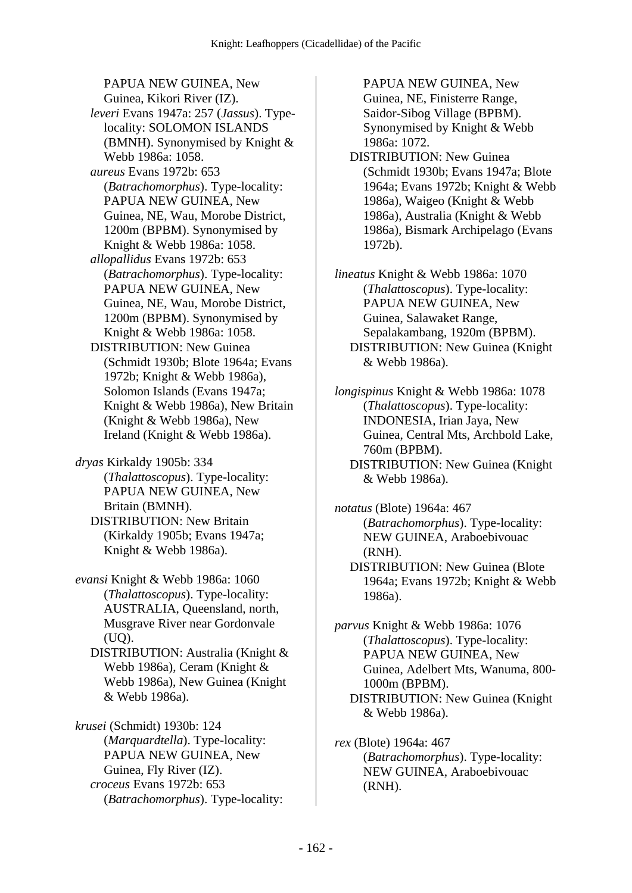PAPUA NEW GUINEA, New Guinea, Kikori River (IZ).

*leveri* Evans 1947a: 257 (*Jassus*). Type-locality: SOLOMON ISLANDS (BMNH). Synonymised by Knight & Webb 1986a: 1058.

*aureus* Evans 1972b: 653 (*Batrachomorphus*). Type-locality: PAPUA NEW GUINEA, New Guinea, NE, Wau, Morobe District, 1200m (BPBM). Synonymised by Knight & Webb 1986a: 1058.

*allopallidus* Evans 1972b: 653 (*Batrachomorphus*). Type-locality: PAPUA NEW GUINEA, New Guinea, NE, Wau, Morobe District, 1200m (BPBM). Synonymised by Knight & Webb 1986a: 1058.

DISTRIBUTION: New Guinea (Schmidt 1930b; Blote 1964a; Evans 1972b; Knight & Webb 1986a), Solomon Islands (Evans 1947a; Knight & Webb 1986a), New Britain (Knight & Webb 1986a), New Ireland (Knight & Webb 1986a).

*dryas* Kirkaldy 1905b: 334 (*Thalattoscopus*). Type-locality: PAPUA NEW GUINEA, New Britain (BMNH).

DISTRIBUTION: New Britain (Kirkaldy 1905b; Evans 1947a; Knight & Webb 1986a).

*evansi* Knight & Webb 1986a: 1060 (*Thalattoscopus*). Type-locality: AUSTRALIA, Queensland, north, Musgrave River near Gordonvale (UQ).

DISTRIBUTION: Australia (Knight & Webb 1986a), Ceram (Knight & Webb 1986a), New Guinea (Knight & Webb 1986a).

*krusei* (Schmidt) 1930b: 124 (*Marquardtella*). Type-locality: PAPUA NEW GUINEA, New Guinea, Fly River (IZ).

*croceus* Evans 1972b: 653 (*Batrachomorphus*). Type-locality: PAPUA NEW GUINEA, New Guinea, NE, Finisterre Range, Saidor-Sibog Village (BPBM). Synonymised by Knight & Webb 1986a: 1072.

DISTRIBUTION: New Guinea (Schmidt 1930b; Evans 1947a; Blote 1964a; Evans 1972b; Knight & Webb 1986a), Waigeo (Knight & Webb 1986a), Australia (Knight & Webb 1986a), Bismark Archipelago (Evans 1972b).

*lineatus* Knight & Webb 1986a: 1070 (*Thalattoscopus*). Type-locality: PAPUA NEW GUINEA, New Guinea, Salawaket Range, Sepalakambang, 1920m (BPBM).

DISTRIBUTION: New Guinea (Knight & Webb 1986a).

*longispinus* Knight & Webb 1986a: 1078 (*Thalattoscopus*). Type-locality: INDONESIA, Irian Jaya, New Guinea, Central Mts, Archbold Lake, 760m (BPBM).

DISTRIBUTION: New Guinea (Knight & Webb 1986a).

*notatus* (Blote) 1964a: 467 (*Batrachomorphus*). Type-locality: NEW GUINEA, Araboebivouac (RNH).

DISTRIBUTION: New Guinea (Blote 1964a; Evans 1972b; Knight & Webb 1986a).

*parvus* Knight & Webb 1986a: 1076 (*Thalattoscopus*). Type-locality: PAPUA NEW GUINEA, New Guinea, Adelbert Mts, Wanuma, 800-1000m (BPBM).

DISTRIBUTION: New Guinea (Knight & Webb 1986a).

*rex* (Blote) 1964a: 467 (*Batrachomorphus*). Type-locality: NEW GUINEA, Araboebivouac (RNH).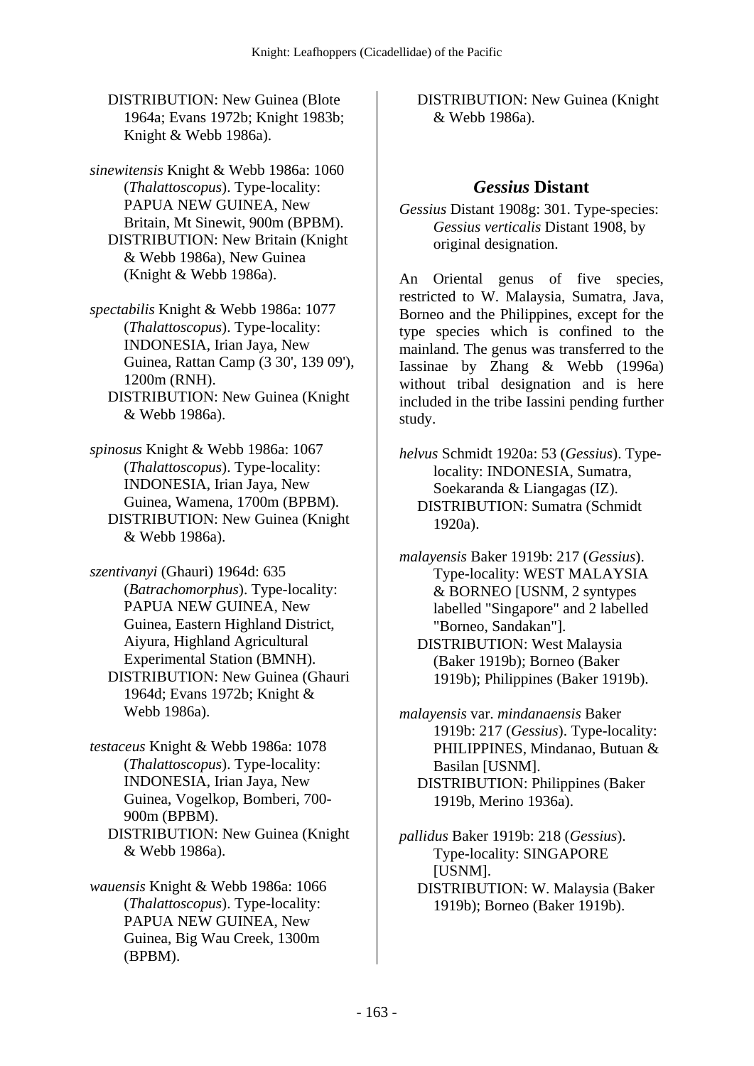DISTRIBUTION: New Guinea (Blote 1964a; Evans 1972b; Knight 1983b; Knight & Webb 1986a).

*sinewitensis* Knight & Webb 1986a: 1060 (*Thalattoscopus*). Type-locality: PAPUA NEW GUINEA, New Britain, Mt Sinewit, 900m (BPBM).
DISTRIBUTION: New Britain (Knight & Webb 1986a), New Guinea (Knight & Webb 1986a).

*spectabilis* Knight & Webb 1986a: 1077 (*Thalattoscopus*). Type-locality: INDONESIA, Irian Jaya, New Guinea, Rattan Camp (3 30', 139 09'), 1200m (RNH).
DISTRIBUTION: New Guinea (Knight & Webb 1986a).

*spinosus* Knight & Webb 1986a: 1067 (*Thalattoscopus*). Type-locality: INDONESIA, Irian Jaya, New Guinea, Wamena, 1700m (BPBM).
DISTRIBUTION: New Guinea (Knight & Webb 1986a).

*szentivanyi* (Ghauri) 1964d: 635 (*Batrachomorphus*). Type-locality: PAPUA NEW GUINEA, New Guinea, Eastern Highland District, Aiyura, Highland Agricultural Experimental Station (BMNH).
DISTRIBUTION: New Guinea (Ghauri 1964d; Evans 1972b; Knight & Webb 1986a).

*testaceus* Knight & Webb 1986a: 1078 (*Thalattoscopus*). Type-locality: INDONESIA, Irian Jaya, New Guinea, Vogelkop, Bomberi, 700-900m (BPBM).
DISTRIBUTION: New Guinea (Knight & Webb 1986a).

*wauensis* Knight & Webb 1986a: 1066 (*Thalattoscopus*). Type-locality: PAPUA NEW GUINEA, New Guinea, Big Wau Creek, 1300m (BPBM).
DISTRIBUTION: New Guinea (Knight & Webb 1986a).

## *Gessius* Distant

*Gessius* Distant 1908g: 301. Type-species: *Gessius verticalis* Distant 1908, by original designation.

An Oriental genus of five species, restricted to W. Malaysia, Sumatra, Java, Borneo and the Philippines, except for the type species which is confined to the mainland. The genus was transferred to the Iassinae by Zhang & Webb (1996a) without tribal designation and is here included in the tribe Iassini pending further study.

*helvus* Schmidt 1920a: 53 (*Gessius*). Type-locality: INDONESIA, Sumatra, Soekaranda & Liangagas (IZ).
DISTRIBUTION: Sumatra (Schmidt 1920a).

*malayensis* Baker 1919b: 217 (*Gessius*). Type-locality: WEST MALAYSIA & BORNEO [USNM, 2 syntypes labelled "Singapore" and 2 labelled "Borneo, Sandakan"].
DISTRIBUTION: West Malaysia (Baker 1919b); Borneo (Baker 1919b); Philippines (Baker 1919b).

*malayensis* var. *mindanaensis* Baker 1919b: 217 (*Gessius*). Type-locality: PHILIPPINES, Mindanao, Butuan & Basilan [USNM].
DISTRIBUTION: Philippines (Baker 1919b, Merino 1936a).

*pallidus* Baker 1919b: 218 (*Gessius*). Type-locality: SINGAPORE [USNM].
DISTRIBUTION: W. Malaysia (Baker 1919b); Borneo (Baker 1919b).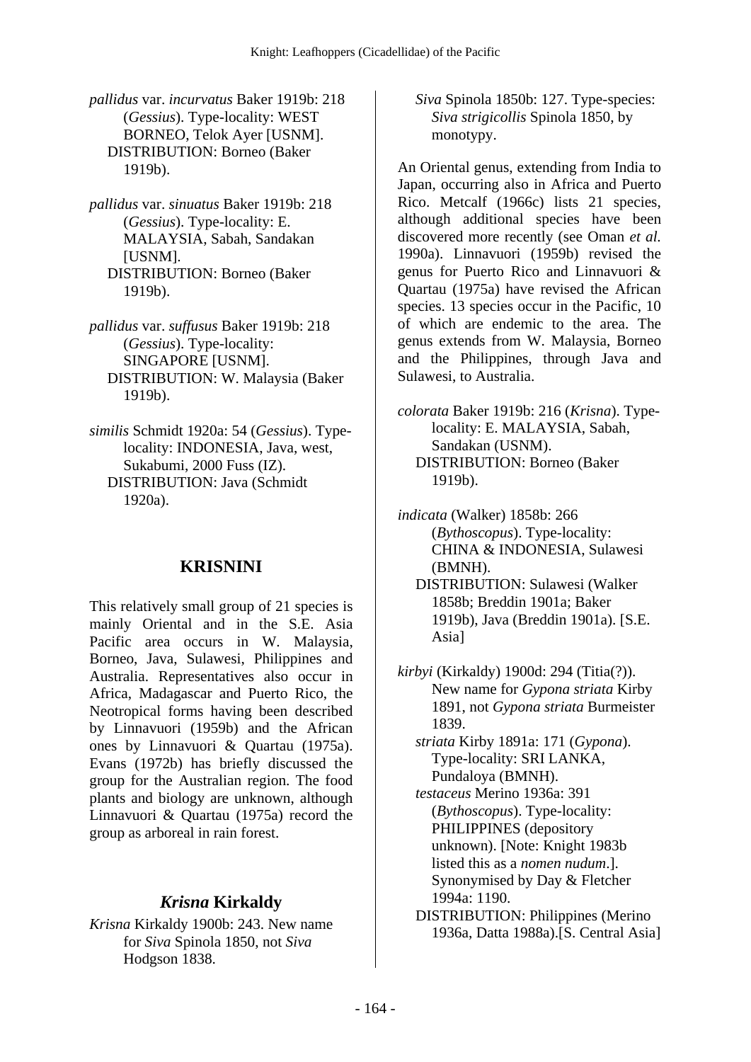*pallidus* var. *incurvatus* Baker 1919b: 218 (*Gessius*). Type-locality: WEST BORNEO, Telok Ayer [USNM].
DISTRIBUTION: Borneo (Baker 1919b).

*pallidus* var. *sinuatus* Baker 1919b: 218 (*Gessius*). Type-locality: E. MALAYSIA, Sabah, Sandakan [USNM].
DISTRIBUTION: Borneo (Baker 1919b).

*pallidus* var. *suffusus* Baker 1919b: 218 (*Gessius*). Type-locality: SINGAPORE [USNM].
DISTRIBUTION: W. Malaysia (Baker 1919b).

*similis* Schmidt 1920a: 54 (*Gessius*). Type-locality: INDONESIA, Java, west, Sukabumi, 2000 Fuss (IZ).
DISTRIBUTION: Java (Schmidt 1920a).

## KRISNINI

This relatively small group of 21 species is mainly Oriental and in the S.E. Asia Pacific area occurs in W. Malaysia, Borneo, Java, Sulawesi, Philippines and Australia. Representatives also occur in Africa, Madagascar and Puerto Rico, the Neotropical forms having been described by Linnavuori (1959b) and the African ones by Linnavuori & Quartau (1975a). Evans (1972b) has briefly discussed the group for the Australian region. The food plants and biology are unknown, although Linnavuori & Quartau (1975a) record the group as arboreal in rain forest.

### *Krisna* Kirkaldy

*Krisna* Kirkaldy 1900b: 243. New name for *Siva* Spinola 1850, not *Siva* Hodgson 1838.

*Siva* Spinola 1850b: 127. Type-species: *Siva strigicollis* Spinola 1850, by monotypy.

An Oriental genus, extending from India to Japan, occurring also in Africa and Puerto Rico. Metcalf (1966c) lists 21 species, although additional species have been discovered more recently (see Oman *et al.* 1990a). Linnavuori (1959b) revised the genus for Puerto Rico and Linnavuori & Quartau (1975a) have revised the African species. 13 species occur in the Pacific, 10 of which are endemic to the area. The genus extends from W. Malaysia, Borneo and the Philippines, through Java and Sulawesi, to Australia.

*colorata* Baker 1919b: 216 (*Krisna*). Type-locality: E. MALAYSIA, Sabah, Sandakan (USNM).
DISTRIBUTION: Borneo (Baker 1919b).

*indicata* (Walker) 1858b: 266 (*Bythoscopus*). Type-locality: CHINA & INDONESIA, Sulawesi (BMNH).
DISTRIBUTION: Sulawesi (Walker 1858b; Breddin 1901a; Baker 1919b), Java (Breddin 1901a). [S.E. Asia]

*kirbyi* (Kirkaldy) 1900d: 294 (Titia(?)). New name for *Gypona striata* Kirby 1891, not *Gypona striata* Burmeister 1839.
*striata* Kirby 1891a: 171 (*Gypona*). Type-locality: SRI LANKA, Pundaloya (BMNH).
*testaceus* Merino 1936a: 391 (*Bythoscopus*). Type-locality: PHILIPPINES (depository unknown). [Note: Knight 1983b listed this as a *nomen nudum*.]. Synonymised by Day & Fletcher 1994a: 1190.
DISTRIBUTION: Philippines (Merino 1936a, Datta 1988a).[S. Central Asia]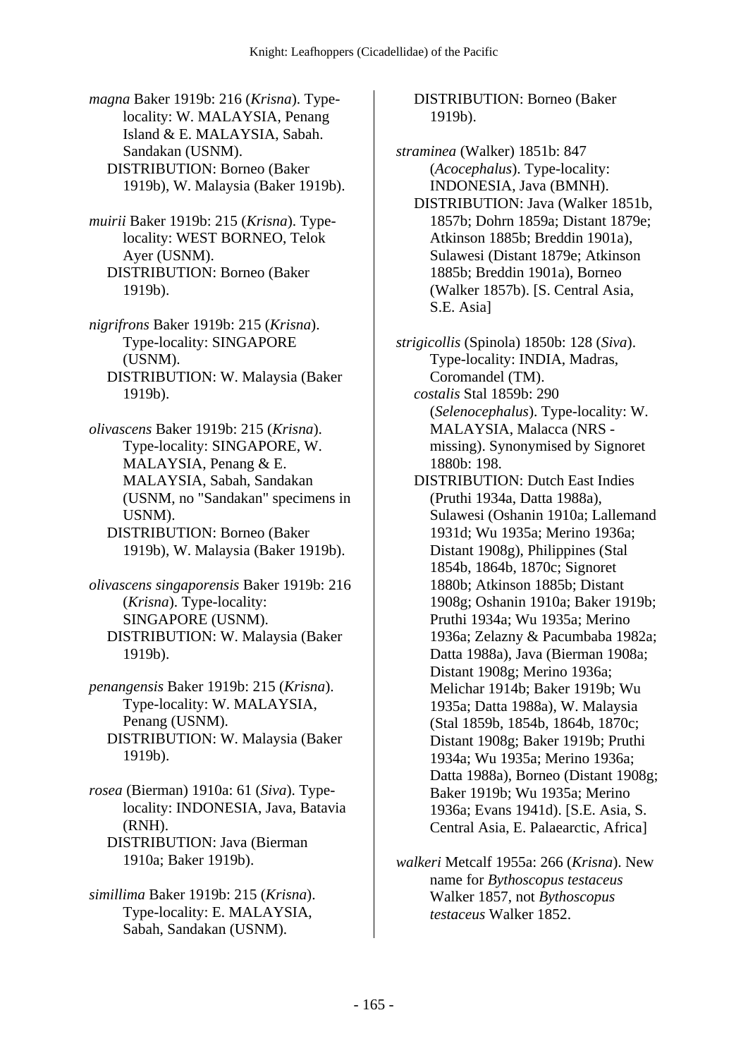*magna* Baker 1919b: 216 (*Krisna*). Type-locality: W. MALAYSIA, Penang Island & E. MALAYSIA, Sabah. Sandakan (USNM).
DISTRIBUTION: Borneo (Baker 1919b), W. Malaysia (Baker 1919b).

*muirii* Baker 1919b: 215 (*Krisna*). Type-locality: WEST BORNEO, Telok Ayer (USNM).
DISTRIBUTION: Borneo (Baker 1919b).

*nigrifrons* Baker 1919b: 215 (*Krisna*). Type-locality: SINGAPORE (USNM).
DISTRIBUTION: W. Malaysia (Baker 1919b).

*olivascens* Baker 1919b: 215 (*Krisna*). Type-locality: SINGAPORE, W. MALAYSIA, Penang & E. MALAYSIA, Sabah, Sandakan (USNM, no "Sandakan" specimens in USNM).
DISTRIBUTION: Borneo (Baker 1919b), W. Malaysia (Baker 1919b).

*olivascens singaporensis* Baker 1919b: 216 (*Krisna*). Type-locality: SINGAPORE (USNM).
DISTRIBUTION: W. Malaysia (Baker 1919b).

*penangensis* Baker 1919b: 215 (*Krisna*). Type-locality: W. MALAYSIA, Penang (USNM).
DISTRIBUTION: W. Malaysia (Baker 1919b).

*rosea* (Bierman) 1910a: 61 (*Siva*). Type-locality: INDONESIA, Java, Batavia (RNH).
DISTRIBUTION: Java (Bierman 1910a; Baker 1919b).

*simillima* Baker 1919b: 215 (*Krisna*). Type-locality: E. MALAYSIA, Sabah, Sandakan (USNM).
DISTRIBUTION: Borneo (Baker 1919b).

*straminea* (Walker) 1851b: 847 (*Acocephalus*). Type-locality: INDONESIA, Java (BMNH).
DISTRIBUTION: Java (Walker 1851b, 1857b; Dohrn 1859a; Distant 1879e; Atkinson 1885b; Breddin 1901a), Sulawesi (Distant 1879e; Atkinson 1885b; Breddin 1901a), Borneo (Walker 1857b). [S. Central Asia, S.E. Asia]

*strigicollis* (Spinola) 1850b: 128 (*Siva*). Type-locality: INDIA, Madras, Coromandel (TM).
*costalis* Stal 1859b: 290 (*Selenocephalus*). Type-locality: W. MALAYSIA, Malacca (NRS - missing). Synonymised by Signoret 1880b: 198.
DISTRIBUTION: Dutch East Indies (Pruthi 1934a, Datta 1988a), Sulawesi (Oshanin 1910a; Lallemand 1931d; Wu 1935a; Merino 1936a; Distant 1908g), Philippines (Stal 1854b, 1864b, 1870c; Signoret 1880b; Atkinson 1885b; Distant 1908g; Oshanin 1910a; Baker 1919b; Pruthi 1934a; Wu 1935a; Merino 1936a; Zelazny & Pacumbaba 1982a; Datta 1988a), Java (Bierman 1908a; Distant 1908g; Merino 1936a; Melichar 1914b; Baker 1919b; Wu 1935a; Datta 1988a), W. Malaysia (Stal 1859b, 1854b, 1864b, 1870c; Distant 1908g; Baker 1919b; Pruthi 1934a; Wu 1935a; Merino 1936a; Datta 1988a), Borneo (Distant 1908g; Baker 1919b; Wu 1935a; Merino 1936a; Evans 1941d). [S.E. Asia, S. Central Asia, E. Palaearctic, Africa]

*walkeri* Metcalf 1955a: 266 (*Krisna*). New name for *Bythoscopus testaceus* Walker 1857, not *Bythoscopus testaceus* Walker 1852.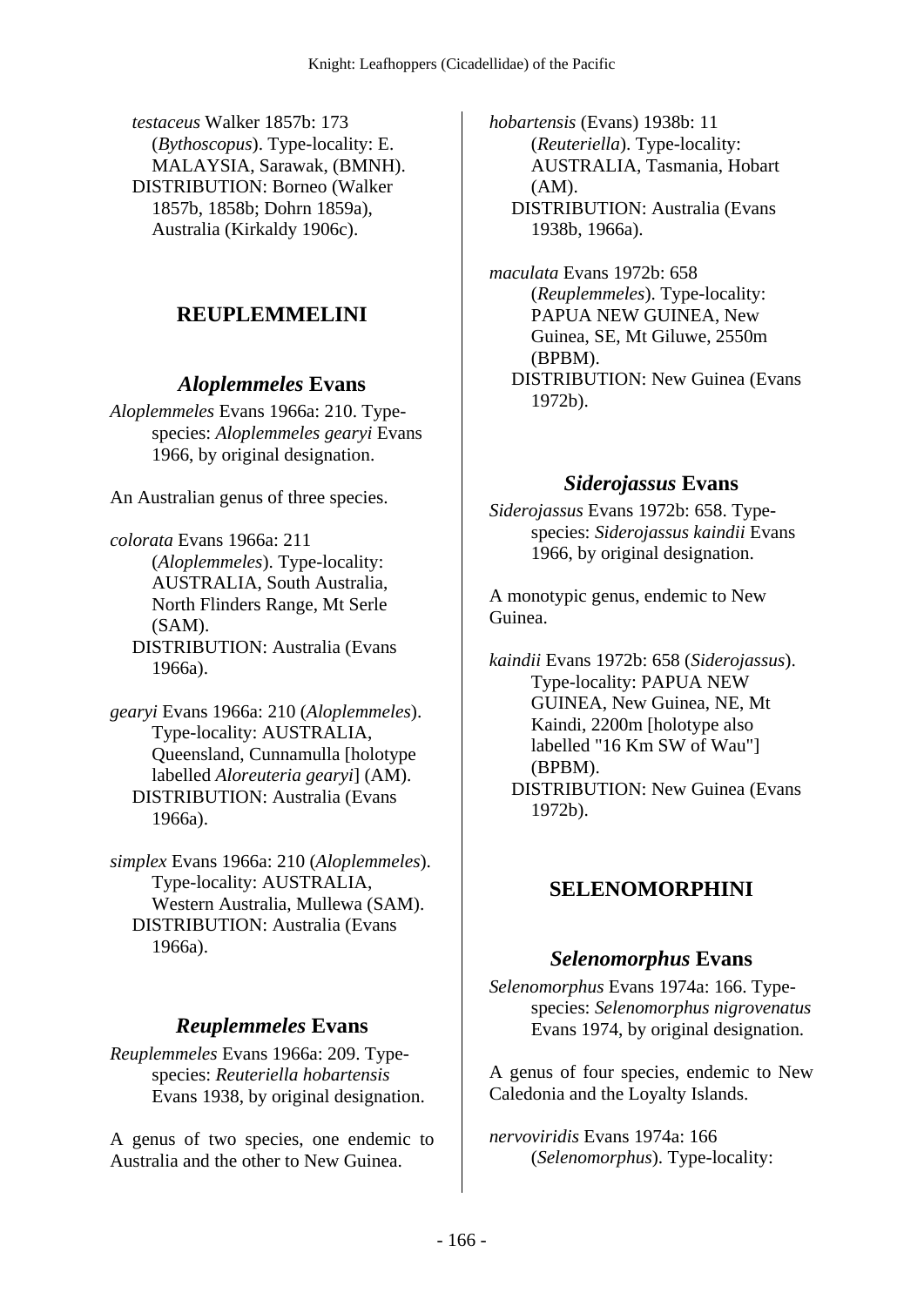*testaceus* Walker 1857b: 173 (*Bythoscopus*). Type-locality: E. MALAYSIA, Sarawak, (BMNH).
DISTRIBUTION: Borneo (Walker 1857b, 1858b; Dohrn 1859a), Australia (Kirkaldy 1906c).

## REUPLEMMELINI

### *Aloplemmeles* Evans

*Aloplemmeles* Evans 1966a: 210. Type-species: *Aloplemmeles gearyi* Evans 1966, by original designation.

An Australian genus of three species.

*colorata* Evans 1966a: 211 (*Aloplemmeles*). Type-locality: AUSTRALIA, South Australia, North Flinders Range, Mt Serle (SAM).
DISTRIBUTION: Australia (Evans 1966a).

*gearyi* Evans 1966a: 210 (*Aloplemmeles*). Type-locality: AUSTRALIA, Queensland, Cunnamulla [holotype labelled *Aloreuteria gearyi*] (AM).
DISTRIBUTION: Australia (Evans 1966a).

*simplex* Evans 1966a: 210 (*Aloplemmeles*). Type-locality: AUSTRALIA, Western Australia, Mullewa (SAM).
DISTRIBUTION: Australia (Evans 1966a).

### *Reuplemmeles* Evans

*Reuplemmeles* Evans 1966a: 209. Type-species: *Reuteriella hobartensis* Evans 1938, by original designation.

A genus of two species, one endemic to Australia and the other to New Guinea.

*hobartensis* (Evans) 1938b: 11 (*Reuteriella*). Type-locality: AUSTRALIA, Tasmania, Hobart (AM).
DISTRIBUTION: Australia (Evans 1938b, 1966a).

*maculata* Evans 1972b: 658 (*Reuplemmeles*). Type-locality: PAPUA NEW GUINEA, New Guinea, SE, Mt Giluwe, 2550m (BPBM).
DISTRIBUTION: New Guinea (Evans 1972b).

### *Siderojassus* Evans

*Siderojassus* Evans 1972b: 658. Type-species: *Siderojassus kaindii* Evans 1966, by original designation.

A monotypic genus, endemic to New Guinea.

*kaindii* Evans 1972b: 658 (*Siderojassus*). Type-locality: PAPUA NEW GUINEA, New Guinea, NE, Mt Kaindi, 2200m [holotype also labelled "16 Km SW of Wau"] (BPBM).
DISTRIBUTION: New Guinea (Evans 1972b).

## SELENOMORPHINI

### *Selenomorphus* Evans

*Selenomorphus* Evans 1974a: 166. Type-species: *Selenomorphus nigrovenatus* Evans 1974, by original designation.

A genus of four species, endemic to New Caledonia and the Loyalty Islands.

*nervoviridis* Evans 1974a: 166 (*Selenomorphus*). Type-locality: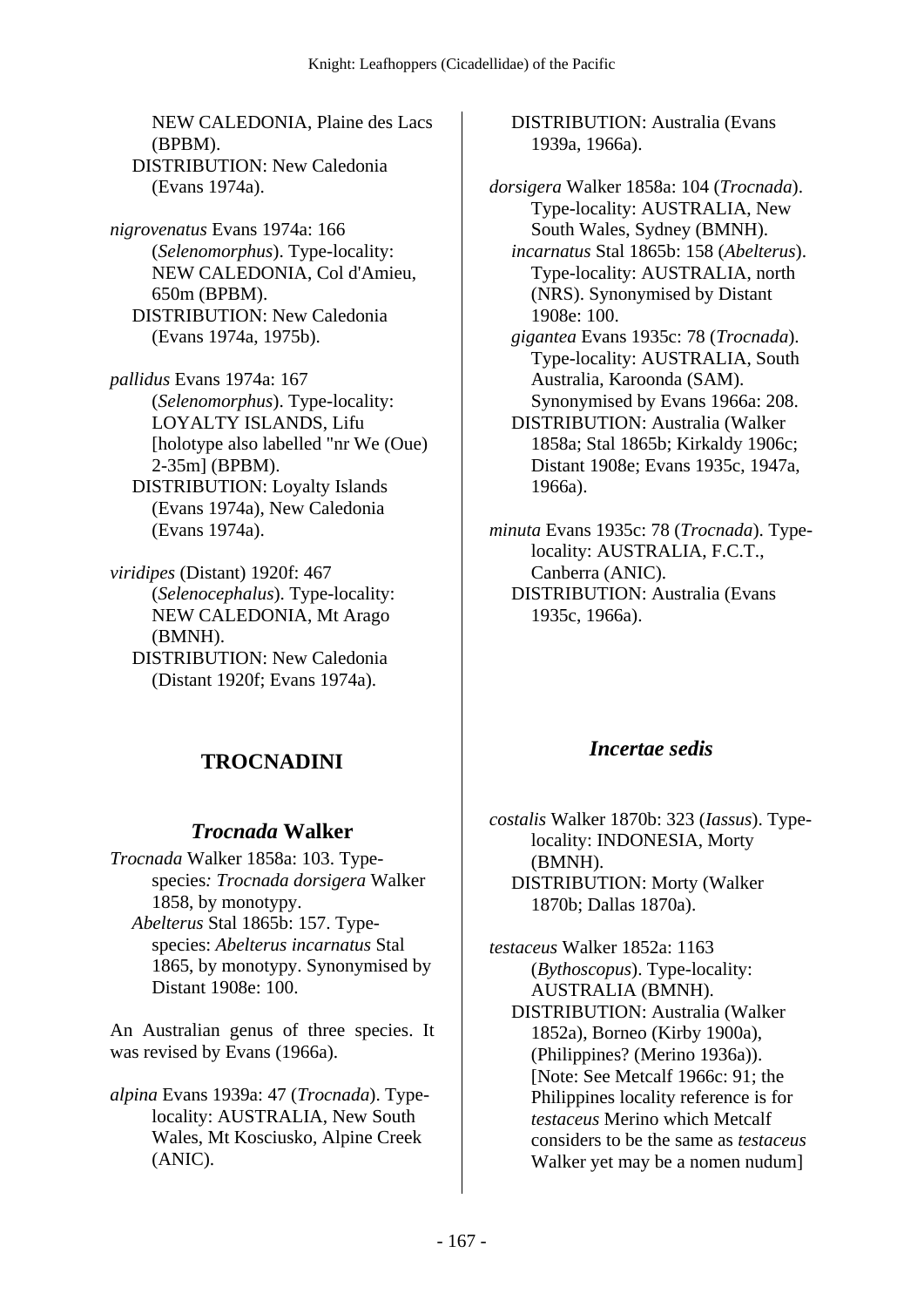NEW CALEDONIA, Plaine des Lacs (BPBM).
DISTRIBUTION: New Caledonia (Evans 1974a).

*nigrovenatus* Evans 1974a: 166 (*Selenomorphus*). Type-locality: NEW CALEDONIA, Col d'Amieu, 650m (BPBM).
DISTRIBUTION: New Caledonia (Evans 1974a, 1975b).

*pallidus* Evans 1974a: 167 (*Selenomorphus*). Type-locality: LOYALTY ISLANDS, Lifu [holotype also labelled "nr We (Oue) 2-35m] (BPBM).
DISTRIBUTION: Loyalty Islands (Evans 1974a), New Caledonia (Evans 1974a).

*viridipes* (Distant) 1920f: 467 (*Selenocephalus*). Type-locality: NEW CALEDONIA, Mt Arago (BMNH).
DISTRIBUTION: New Caledonia (Distant 1920f; Evans 1974a).

## TROCNADINI

### *Trocnada* Walker

*Trocnada* Walker 1858a: 103. Type-species*: Trocnada dorsigera* Walker 1858, by monotypy.
*Abelterus* Stal 1865b: 157. Type-species: *Abelterus incarnatus* Stal 1865, by monotypy. Synonymised by Distant 1908e: 100.

An Australian genus of three species. It was revised by Evans (1966a).

*alpina* Evans 1939a: 47 (*Trocnada*). Type-locality: AUSTRALIA, New South Wales, Mt Kosciusko, Alpine Creek (ANIC).
DISTRIBUTION: Australia (Evans 1939a, 1966a).

*dorsigera* Walker 1858a: 104 (*Trocnada*). Type-locality: AUSTRALIA, New South Wales, Sydney (BMNH).
*incarnatus* Stal 1865b: 158 (*Abelterus*). Type-locality: AUSTRALIA, north (NRS). Synonymised by Distant 1908e: 100.
*gigantea* Evans 1935c: 78 (*Trocnada*). Type-locality: AUSTRALIA, South Australia, Karoonda (SAM). Synonymised by Evans 1966a: 208.
DISTRIBUTION: Australia (Walker 1858a; Stal 1865b; Kirkaldy 1906c; Distant 1908e; Evans 1935c, 1947a, 1966a).

*minuta* Evans 1935c: 78 (*Trocnada*). Type-locality: AUSTRALIA, F.C.T., Canberra (ANIC).
DISTRIBUTION: Australia (Evans 1935c, 1966a).

## *Incertae sedis*

*costalis* Walker 1870b: 323 (*Iassus*). Type-locality: INDONESIA, Morty (BMNH).
DISTRIBUTION: Morty (Walker 1870b; Dallas 1870a).

*testaceus* Walker 1852a: 1163 (*Bythoscopus*). Type-locality: AUSTRALIA (BMNH).
DISTRIBUTION: Australia (Walker 1852a), Borneo (Kirby 1900a), (Philippines? (Merino 1936a)). [Note: See Metcalf 1966c: 91; the Philippines locality reference is for *testaceus* Merino which Metcalf considers to be the same as *testaceus* Walker yet may be a nomen nudum]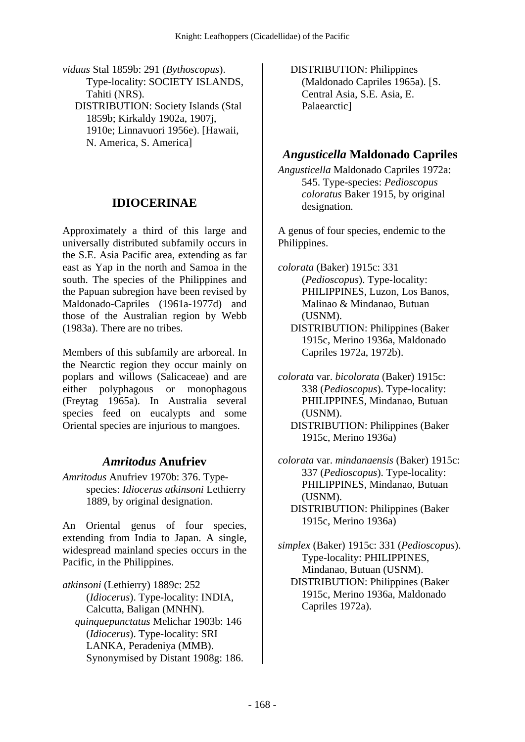*viduus* Stal 1859b: 291 (*Bythoscopus*). Type-locality: SOCIETY ISLANDS, Tahiti (NRS).
DISTRIBUTION: Society Islands (Stal 1859b; Kirkaldy 1902a, 1907j, 1910e; Linnavuori 1956e). [Hawaii, N. America, S. America]

## IDIOCERINAE

Approximately a third of this large and universally distributed subfamily occurs in the S.E. Asia Pacific area, extending as far east as Yap in the north and Samoa in the south. The species of the Philippines and the Papuan subregion have been revised by Maldonado-Capriles (1961a-1977d) and those of the Australian region by Webb (1983a). There are no tribes.

Members of this subfamily are arboreal. In the Nearctic region they occur mainly on poplars and willows (Salicaceae) and are either polyphagous or monophagous (Freytag 1965a). In Australia several species feed on eucalypts and some Oriental species are injurious to mangoes.

### *Amritodus* Anufriev

*Amritodus* Anufriev 1970b: 376. Type-species: *Idiocerus atkinsoni* Lethierry 1889, by original designation.

An Oriental genus of four species, extending from India to Japan. A single, widespread mainland species occurs in the Pacific, in the Philippines.

*atkinsoni* (Lethierry) 1889c: 252 (*Idiocerus*). Type-locality: INDIA, Calcutta, Baligan (MNHN).
*quinquepunctatus* Melichar 1903b: 146 (*Idiocerus*). Type-locality: SRI LANKA, Peradeniya (MMB). Synonymised by Distant 1908g: 186.
DISTRIBUTION: Philippines (Maldonado Capriles 1965a). [S. Central Asia, S.E. Asia, E. Palaearctic]

### *Angusticella* Maldonado Capriles

*Angusticella* Maldonado Capriles 1972a: 545. Type-species: *Pedioscopus coloratus* Baker 1915, by original designation.

A genus of four species, endemic to the Philippines.

*colorata* (Baker) 1915c: 331 (*Pedioscopus*). Type-locality: PHILIPPINES, Luzon, Los Banos, Malinao & Mindanao, Butuan (USNM).
DISTRIBUTION: Philippines (Baker 1915c, Merino 1936a, Maldonado Capriles 1972a, 1972b).

*colorata* var. *bicolorata* (Baker) 1915c: 338 (*Pedioscopus*). Type-locality: PHILIPPINES, Mindanao, Butuan (USNM).
DISTRIBUTION: Philippines (Baker 1915c, Merino 1936a)

*colorata* var. *mindanaensis* (Baker) 1915c: 337 (*Pedioscopus*). Type-locality: PHILIPPINES, Mindanao, Butuan (USNM).
DISTRIBUTION: Philippines (Baker 1915c, Merino 1936a)

*simplex* (Baker) 1915c: 331 (*Pedioscopus*). Type-locality: PHILIPPINES, Mindanao, Butuan (USNM).
DISTRIBUTION: Philippines (Baker 1915c, Merino 1936a, Maldonado Capriles 1972a).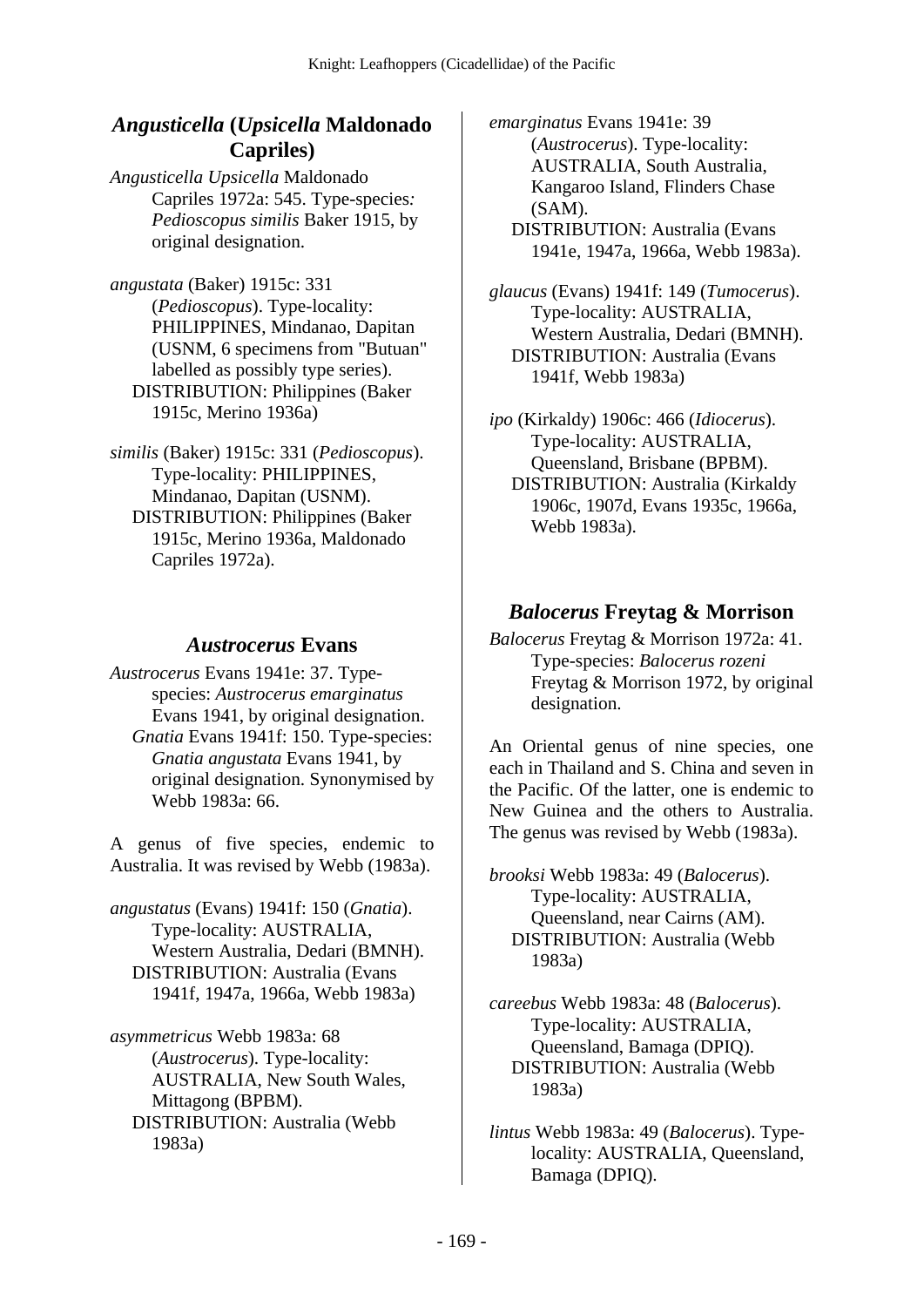## *Angusticella* (*Upsicella* Maldonado Capriles)

*Angusticella Upsicella* Maldonado Capriles 1972a: 545. Type-species*: Pedioscopus similis* Baker 1915, by original designation.

*angustata* (Baker) 1915c: 331 (*Pedioscopus*). Type-locality: PHILIPPINES, Mindanao, Dapitan (USNM, 6 specimens from "Butuan" labelled as possibly type series).
DISTRIBUTION: Philippines (Baker 1915c, Merino 1936a)

*similis* (Baker) 1915c: 331 (*Pedioscopus*). Type-locality: PHILIPPINES, Mindanao, Dapitan (USNM).
DISTRIBUTION: Philippines (Baker 1915c, Merino 1936a, Maldonado Capriles 1972a).

## *Austrocerus* Evans

*Austrocerus* Evans 1941e: 37. Type-species: *Austrocerus emarginatus* Evans 1941, by original designation.
*Gnatia* Evans 1941f: 150. Type-species: *Gnatia angustata* Evans 1941, by original designation. Synonymised by Webb 1983a: 66.

A genus of five species, endemic to Australia. It was revised by Webb (1983a).

*angustatus* (Evans) 1941f: 150 (*Gnatia*). Type-locality: AUSTRALIA, Western Australia, Dedari (BMNH).
DISTRIBUTION: Australia (Evans 1941f, 1947a, 1966a, Webb 1983a)

*asymmetricus* Webb 1983a: 68 (*Austrocerus*). Type-locality: AUSTRALIA, New South Wales, Mittagong (BPBM).
DISTRIBUTION: Australia (Webb 1983a)

*emarginatus* Evans 1941e: 39 (*Austrocerus*). Type-locality: AUSTRALIA, South Australia, Kangaroo Island, Flinders Chase (SAM).
DISTRIBUTION: Australia (Evans 1941e, 1947a, 1966a, Webb 1983a).

*glaucus* (Evans) 1941f: 149 (*Tumocerus*). Type-locality: AUSTRALIA, Western Australia, Dedari (BMNH).
DISTRIBUTION: Australia (Evans 1941f, Webb 1983a)

*ipo* (Kirkaldy) 1906c: 466 (*Idiocerus*). Type-locality: AUSTRALIA, Queensland, Brisbane (BPBM).
DISTRIBUTION: Australia (Kirkaldy 1906c, 1907d, Evans 1935c, 1966a, Webb 1983a).

## *Balocerus* Freytag & Morrison

*Balocerus* Freytag & Morrison 1972a: 41. Type-species: *Balocerus rozeni* Freytag & Morrison 1972, by original designation.

An Oriental genus of nine species, one each in Thailand and S. China and seven in the Pacific. Of the latter, one is endemic to New Guinea and the others to Australia. The genus was revised by Webb (1983a).

*brooksi* Webb 1983a: 49 (*Balocerus*). Type-locality: AUSTRALIA, Queensland, near Cairns (AM).
DISTRIBUTION: Australia (Webb 1983a)

*careebus* Webb 1983a: 48 (*Balocerus*). Type-locality: AUSTRALIA, Queensland, Bamaga (DPIQ).
DISTRIBUTION: Australia (Webb 1983a)

*lintus* Webb 1983a: 49 (*Balocerus*). Type-locality: AUSTRALIA, Queensland, Bamaga (DPIQ).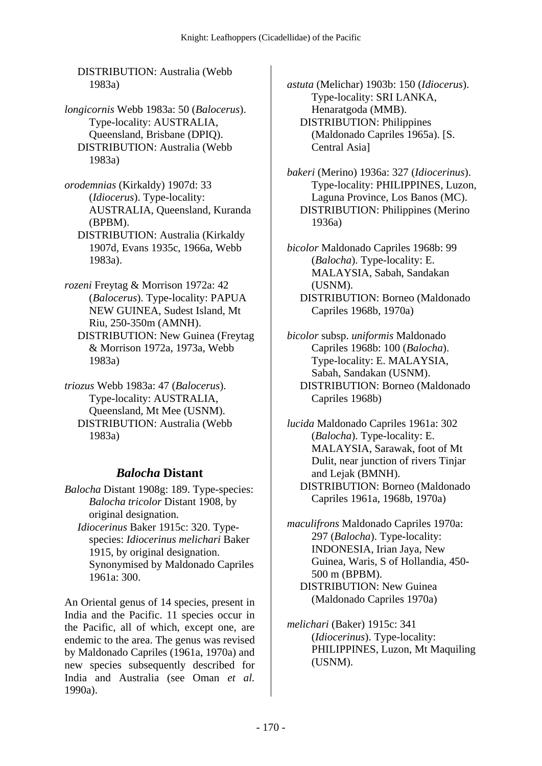DISTRIBUTION: Australia (Webb 1983a)

*longicornis* Webb 1983a: 50 (*Balocerus*). Type-locality: AUSTRALIA, Queensland, Brisbane (DPIQ).
DISTRIBUTION: Australia (Webb 1983a)

*orodemnias* (Kirkaldy) 1907d: 33 (*Idiocerus*). Type-locality: AUSTRALIA, Queensland, Kuranda (BPBM).
DISTRIBUTION: Australia (Kirkaldy 1907d, Evans 1935c, 1966a, Webb 1983a).

*rozeni* Freytag & Morrison 1972a: 42 (*Balocerus*). Type-locality: PAPUA NEW GUINEA, Sudest Island, Mt Riu, 250-350m (AMNH).
DISTRIBUTION: New Guinea (Freytag & Morrison 1972a, 1973a, Webb 1983a)

*triozus* Webb 1983a: 47 (*Balocerus*). Type-locality: AUSTRALIA, Queensland, Mt Mee (USNM).
DISTRIBUTION: Australia (Webb 1983a)

## *Balocha* Distant

*Balocha* Distant 1908g: 189. Type-species: *Balocha tricolor* Distant 1908, by original designation.
*Idiocerinus* Baker 1915c: 320. Type-species: *Idiocerinus melichari* Baker 1915, by original designation. Synonymised by Maldonado Capriles 1961a: 300.

An Oriental genus of 14 species, present in India and the Pacific. 11 species occur in the Pacific, all of which, except one, are endemic to the area. The genus was revised by Maldonado Capriles (1961a, 1970a) and new species subsequently described for India and Australia (see Oman *et al.* 1990a).

*astuta* (Melichar) 1903b: 150 (*Idiocerus*). Type-locality: SRI LANKA, Henaratgoda (MMB).
DISTRIBUTION: Philippines (Maldonado Capriles 1965a). [S. Central Asia]

*bakeri* (Merino) 1936a: 327 (*Idiocerinus*). Type-locality: PHILIPPINES, Luzon, Laguna Province, Los Banos (MC).
DISTRIBUTION: Philippines (Merino 1936a)

*bicolor* Maldonado Capriles 1968b: 99 (*Balocha*). Type-locality: E. MALAYSIA, Sabah, Sandakan (USNM).
DISTRIBUTION: Borneo (Maldonado Capriles 1968b, 1970a)

*bicolor* subsp. *uniformis* Maldonado Capriles 1968b: 100 (*Balocha*). Type-locality: E. MALAYSIA, Sabah, Sandakan (USNM).
DISTRIBUTION: Borneo (Maldonado Capriles 1968b)

*lucida* Maldonado Capriles 1961a: 302 (*Balocha*). Type-locality: E. MALAYSIA, Sarawak, foot of Mt Dulit, near junction of rivers Tinjar and Lejak (BMNH).
DISTRIBUTION: Borneo (Maldonado Capriles 1961a, 1968b, 1970a)

*maculifrons* Maldonado Capriles 1970a: 297 (*Balocha*). Type-locality: INDONESIA, Irian Jaya, New Guinea, Waris, S of Hollandia, 450-500 m (BPBM).
DISTRIBUTION: New Guinea (Maldonado Capriles 1970a)

*melichari* (Baker) 1915c: 341 (*Idiocerinus*). Type-locality: PHILIPPINES, Luzon, Mt Maquiling (USNM).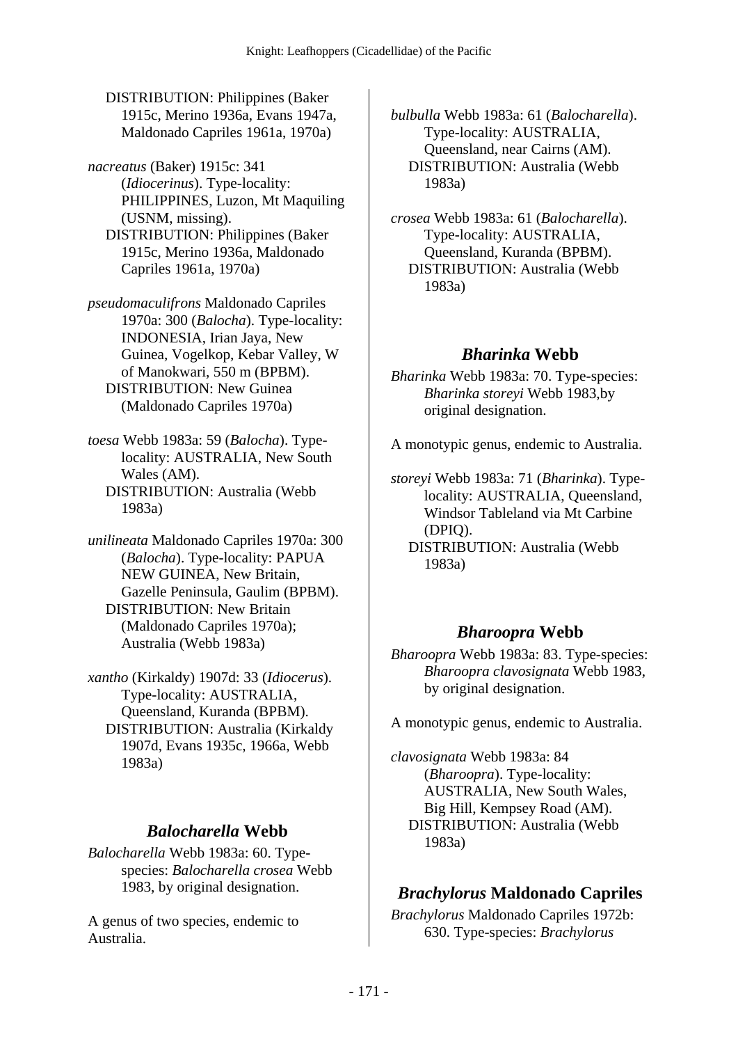DISTRIBUTION: Philippines (Baker 1915c, Merino 1936a, Evans 1947a, Maldonado Capriles 1961a, 1970a)

*nacreatus* (Baker) 1915c: 341 (*Idiocerinus*). Type-locality: PHILIPPINES, Luzon, Mt Maquiling (USNM, missing).
DISTRIBUTION: Philippines (Baker 1915c, Merino 1936a, Maldonado Capriles 1961a, 1970a)

*pseudomaculifrons* Maldonado Capriles 1970a: 300 (*Balocha*). Type-locality: INDONESIA, Irian Jaya, New Guinea, Vogelkop, Kebar Valley, W of Manokwari, 550 m (BPBM).
DISTRIBUTION: New Guinea (Maldonado Capriles 1970a)

*toesa* Webb 1983a: 59 (*Balocha*). Type-locality: AUSTRALIA, New South Wales (AM).
DISTRIBUTION: Australia (Webb 1983a)

*unilineata* Maldonado Capriles 1970a: 300 (*Balocha*). Type-locality: PAPUA NEW GUINEA, New Britain, Gazelle Peninsula, Gaulim (BPBM).
DISTRIBUTION: New Britain (Maldonado Capriles 1970a); Australia (Webb 1983a)

*xantho* (Kirkaldy) 1907d: 33 (*Idiocerus*). Type-locality: AUSTRALIA, Queensland, Kuranda (BPBM).
DISTRIBUTION: Australia (Kirkaldy 1907d, Evans 1935c, 1966a, Webb 1983a)

## *Balocharella* Webb

*Balocharella* Webb 1983a: 60. Type-species: *Balocharella crosea* Webb 1983, by original designation.

A genus of two species, endemic to Australia.

*bulbulla* Webb 1983a: 61 (*Balocharella*). Type-locality: AUSTRALIA, Queensland, near Cairns (AM).
DISTRIBUTION: Australia (Webb 1983a)

*crosea* Webb 1983a: 61 (*Balocharella*). Type-locality: AUSTRALIA, Queensland, Kuranda (BPBM).
DISTRIBUTION: Australia (Webb 1983a)

## *Bharinka* Webb

*Bharinka* Webb 1983a: 70. Type-species: *Bharinka storeyi* Webb 1983,by original designation.

A monotypic genus, endemic to Australia.

*storeyi* Webb 1983a: 71 (*Bharinka*). Type-locality: AUSTRALIA, Queensland, Windsor Tableland via Mt Carbine (DPIQ).
DISTRIBUTION: Australia (Webb 1983a)

## *Bharoopra* Webb

*Bharoopra* Webb 1983a: 83. Type-species: *Bharoopra clavosignata* Webb 1983, by original designation.

A monotypic genus, endemic to Australia.

*clavosignata* Webb 1983a: 84 (*Bharoopra*). Type-locality: AUSTRALIA, New South Wales, Big Hill, Kempsey Road (AM).
DISTRIBUTION: Australia (Webb 1983a)

## *Brachylorus* Maldonado Capriles

*Brachylorus* Maldonado Capriles 1972b: 630. Type-species: *Brachylorus*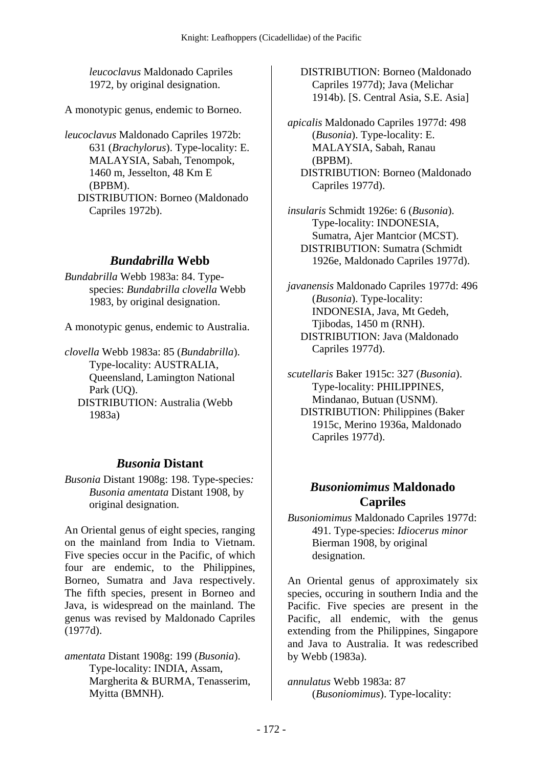*leucoclavus* Maldonado Capriles 1972, by original designation.

A monotypic genus, endemic to Borneo.

*leucoclavus* Maldonado Capriles 1972b: 631 (*Brachylorus*). Type-locality: E. MALAYSIA, Sabah, Tenompok, 1460 m, Jesselton, 48 Km E (BPBM).
DISTRIBUTION: Borneo (Maldonado Capriles 1972b).

## *Bundabrilla* Webb

*Bundabrilla* Webb 1983a: 84. Type-species: *Bundabrilla clovella* Webb 1983, by original designation.

A monotypic genus, endemic to Australia.

*clovella* Webb 1983a: 85 (*Bundabrilla*). Type-locality: AUSTRALIA, Queensland, Lamington National Park (UQ).
DISTRIBUTION: Australia (Webb 1983a)

## *Busonia* Distant

*Busonia* Distant 1908g: 198. Type-species*:* *Busonia amentata* Distant 1908, by original designation.

An Oriental genus of eight species, ranging on the mainland from India to Vietnam. Five species occur in the Pacific, of which four are endemic, to the Philippines, Borneo, Sumatra and Java respectively. The fifth species, present in Borneo and Java, is widespread on the mainland. The genus was revised by Maldonado Capriles (1977d).

*amentata* Distant 1908g: 199 (*Busonia*). Type-locality: INDIA, Assam, Margherita & BURMA, Tenasserim, Myitta (BMNH).
DISTRIBUTION: Borneo (Maldonado Capriles 1977d); Java (Melichar 1914b). [S. Central Asia, S.E. Asia]

*apicalis* Maldonado Capriles 1977d: 498 (*Busonia*). Type-locality: E. MALAYSIA, Sabah, Ranau (BPBM).
DISTRIBUTION: Borneo (Maldonado Capriles 1977d).

*insularis* Schmidt 1926e: 6 (*Busonia*). Type-locality: INDONESIA, Sumatra, Ajer Mantcior (MCST).
DISTRIBUTION: Sumatra (Schmidt 1926e, Maldonado Capriles 1977d).

*javanensis* Maldonado Capriles 1977d: 496 (*Busonia*). Type-locality: INDONESIA, Java, Mt Gedeh, Tjibodas, 1450 m (RNH).
DISTRIBUTION: Java (Maldonado Capriles 1977d).

*scutellaris* Baker 1915c: 327 (*Busonia*). Type-locality: PHILIPPINES, Mindanao, Butuan (USNM).
DISTRIBUTION: Philippines (Baker 1915c, Merino 1936a, Maldonado Capriles 1977d).

## *Busoniomimus* Maldonado Capriles

*Busoniomimus* Maldonado Capriles 1977d: 491. Type-species: *Idiocerus minor* Bierman 1908, by original designation.

An Oriental genus of approximately six species, occuring in southern India and the Pacific. Five species are present in the Pacific, all endemic, with the genus extending from the Philippines, Singapore and Java to Australia. It was redescribed by Webb (1983a).

*annulatus* Webb 1983a: 87 (*Busoniomimus*). Type-locality: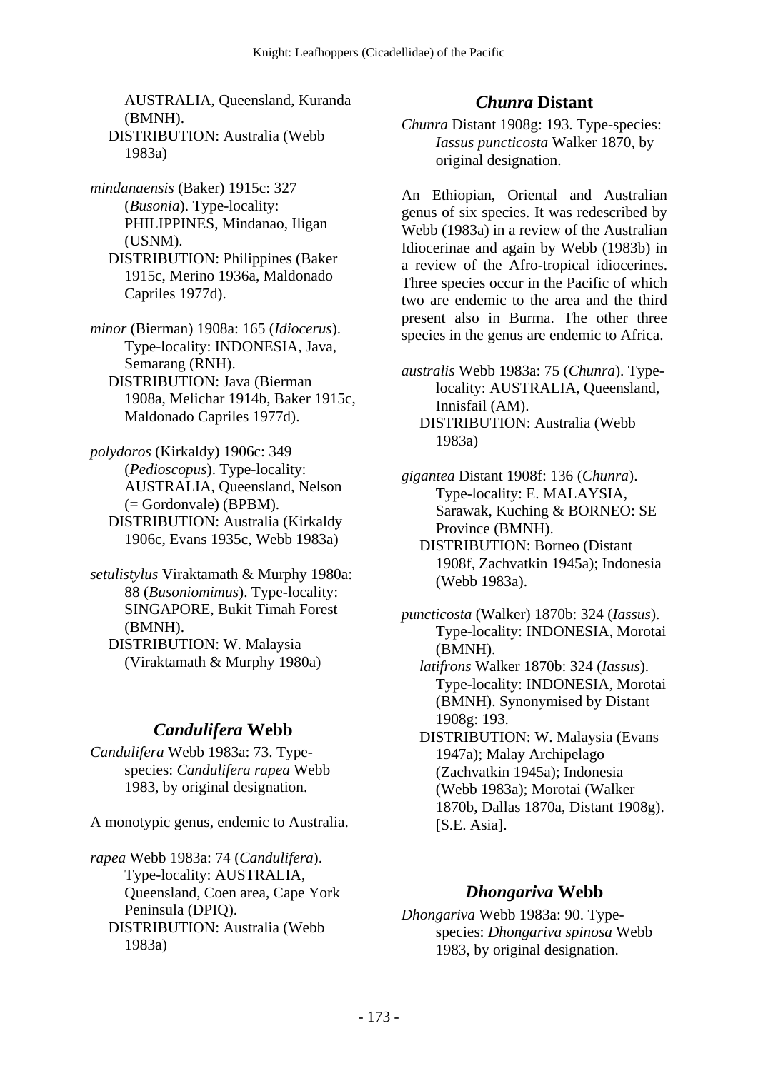AUSTRALIA, Queensland, Kuranda (BMNH).
DISTRIBUTION: Australia (Webb 1983a)

*mindanaensis* (Baker) 1915c: 327 (*Busonia*). Type-locality: PHILIPPINES, Mindanao, Iligan (USNM).
DISTRIBUTION: Philippines (Baker 1915c, Merino 1936a, Maldonado Capriles 1977d).

*minor* (Bierman) 1908a: 165 (*Idiocerus*). Type-locality: INDONESIA, Java, Semarang (RNH).
DISTRIBUTION: Java (Bierman 1908a, Melichar 1914b, Baker 1915c, Maldonado Capriles 1977d).

*polydoros* (Kirkaldy) 1906c: 349 (*Pedioscopus*). Type-locality: AUSTRALIA, Queensland, Nelson (= Gordonvale) (BPBM).
DISTRIBUTION: Australia (Kirkaldy 1906c, Evans 1935c, Webb 1983a)

*setulistylus* Viraktamath & Murphy 1980a: 88 (*Busoniomimus*). Type-locality: SINGAPORE, Bukit Timah Forest (BMNH).
DISTRIBUTION: W. Malaysia (Viraktamath & Murphy 1980a)

## *Candulifera* Webb

*Candulifera* Webb 1983a: 73. Type-species: *Candulifera rapea* Webb 1983, by original designation.

A monotypic genus, endemic to Australia.

*rapea* Webb 1983a: 74 (*Candulifera*). Type-locality: AUSTRALIA, Queensland, Coen area, Cape York Peninsula (DPIQ).
DISTRIBUTION: Australia (Webb 1983a)

## *Chunra* Distant

*Chunra* Distant 1908g: 193. Type-species: *Iassus puncticosta* Walker 1870, by original designation.

An Ethiopian, Oriental and Australian genus of six species. It was redescribed by Webb (1983a) in a review of the Australian Idiocerinae and again by Webb (1983b) in a review of the Afro-tropical idiocerines. Three species occur in the Pacific of which two are endemic to the area and the third present also in Burma. The other three species in the genus are endemic to Africa.

*australis* Webb 1983a: 75 (*Chunra*). Type-locality: AUSTRALIA, Queensland, Innisfail (AM).
DISTRIBUTION: Australia (Webb 1983a)

*gigantea* Distant 1908f: 136 (*Chunra*). Type-locality: E. MALAYSIA, Sarawak, Kuching & BORNEO: SE Province (BMNH).
DISTRIBUTION: Borneo (Distant 1908f, Zachvatkin 1945a); Indonesia (Webb 1983a).

*puncticosta* (Walker) 1870b: 324 (*Iassus*). Type-locality: INDONESIA, Morotai (BMNH).
*latifrons* Walker 1870b: 324 (*Iassus*). Type-locality: INDONESIA, Morotai (BMNH). Synonymised by Distant 1908g: 193.
DISTRIBUTION: W. Malaysia (Evans 1947a); Malay Archipelago (Zachvatkin 1945a); Indonesia (Webb 1983a); Morotai (Walker 1870b, Dallas 1870a, Distant 1908g). [S.E. Asia].

## *Dhongariva* Webb

*Dhongariva* Webb 1983a: 90. Type-species: *Dhongariva spinosa* Webb 1983, by original designation.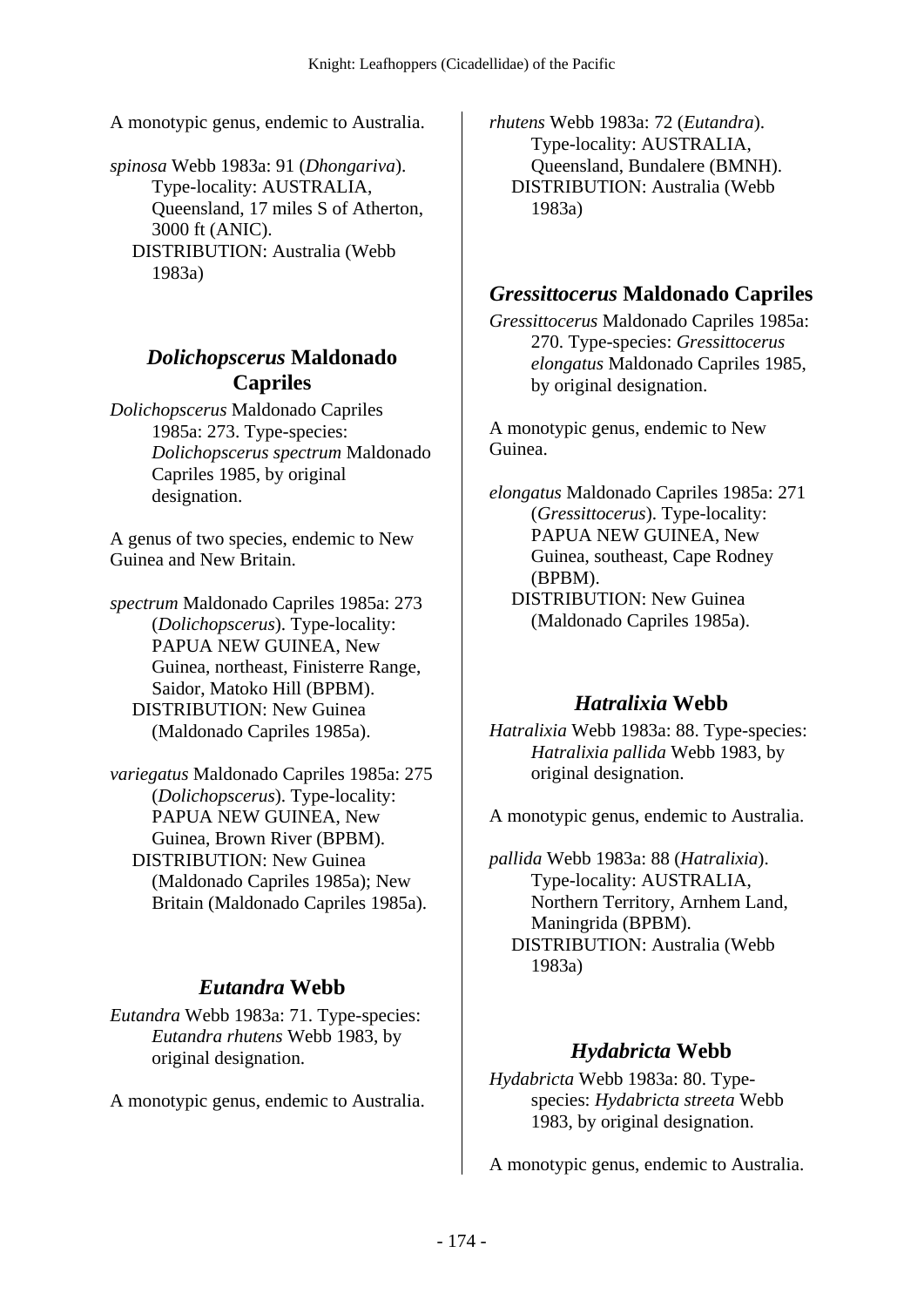A monotypic genus, endemic to Australia.

*spinosa* Webb 1983a: 91 (*Dhongariva*). Type-locality: AUSTRALIA, Queensland, 17 miles S of Atherton, 3000 ft (ANIC).
DISTRIBUTION: Australia (Webb 1983a)

## *Dolichopscerus* Maldonado Capriles

*Dolichopscerus* Maldonado Capriles 1985a: 273. Type-species: *Dolichopscerus spectrum* Maldonado Capriles 1985, by original designation.

A genus of two species, endemic to New Guinea and New Britain.

*spectrum* Maldonado Capriles 1985a: 273 (*Dolichopscerus*). Type-locality: PAPUA NEW GUINEA, New Guinea, northeast, Finisterre Range, Saidor, Matoko Hill (BPBM).
DISTRIBUTION: New Guinea (Maldonado Capriles 1985a).

*variegatus* Maldonado Capriles 1985a: 275 (*Dolichopscerus*). Type-locality: PAPUA NEW GUINEA, New Guinea, Brown River (BPBM).
DISTRIBUTION: New Guinea (Maldonado Capriles 1985a); New Britain (Maldonado Capriles 1985a).

## *Eutandra* Webb

*Eutandra* Webb 1983a: 71. Type-species: *Eutandra rhutens* Webb 1983, by original designation.

A monotypic genus, endemic to Australia.

*rhutens* Webb 1983a: 72 (*Eutandra*). Type-locality: AUSTRALIA, Queensland, Bundalere (BMNH).
DISTRIBUTION: Australia (Webb 1983a)

## *Gressittocerus* Maldonado Capriles

*Gressittocerus* Maldonado Capriles 1985a: 270. Type-species: *Gressittocerus elongatus* Maldonado Capriles 1985, by original designation.

A monotypic genus, endemic to New Guinea.

*elongatus* Maldonado Capriles 1985a: 271 (*Gressittocerus*). Type-locality: PAPUA NEW GUINEA, New Guinea, southeast, Cape Rodney (BPBM).
DISTRIBUTION: New Guinea (Maldonado Capriles 1985a).

## *Hatralixia* Webb

*Hatralixia* Webb 1983a: 88. Type-species: *Hatralixia pallida* Webb 1983, by original designation.

A monotypic genus, endemic to Australia.

*pallida* Webb 1983a: 88 (*Hatralixia*). Type-locality: AUSTRALIA, Northern Territory, Arnhem Land, Maningrida (BPBM).
DISTRIBUTION: Australia (Webb 1983a)

## *Hydabricta* Webb

*Hydabricta* Webb 1983a: 80. Type-species: *Hydabricta streeta* Webb 1983, by original designation.

A monotypic genus, endemic to Australia.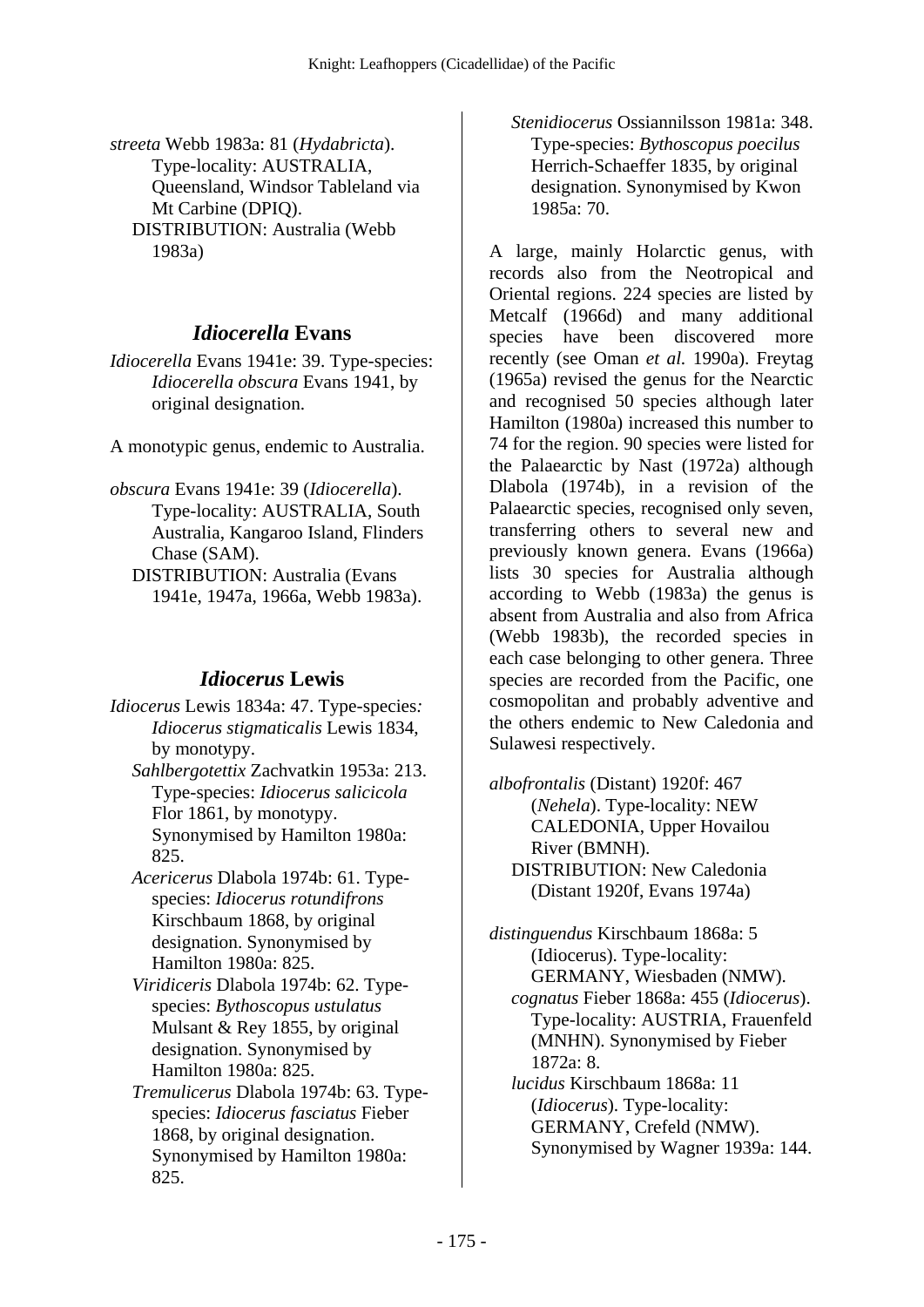*streeta* Webb 1983a: 81 (*Hydabricta*). Type-locality: AUSTRALIA, Queensland, Windsor Tableland via Mt Carbine (DPIQ).
DISTRIBUTION: Australia (Webb 1983a)

## *Idiocerella* Evans

*Idiocerella* Evans 1941e: 39. Type-species: *Idiocerella obscura* Evans 1941, by original designation.

A monotypic genus, endemic to Australia.

*obscura* Evans 1941e: 39 (*Idiocerella*). Type-locality: AUSTRALIA, South Australia, Kangaroo Island, Flinders Chase (SAM).
DISTRIBUTION: Australia (Evans 1941e, 1947a, 1966a, Webb 1983a).

## *Idiocerus* Lewis

*Idiocerus* Lewis 1834a: 47. Type-species*:* *Idiocerus stigmaticalis* Lewis 1834, by monotypy.

*Sahlbergotettix* Zachvatkin 1953a: 213. Type-species: *Idiocerus salicicola* Flor 1861, by monotypy. Synonymised by Hamilton 1980a: 825.

*Acericerus* Dlabola 1974b: 61. Type-species: *Idiocerus rotundifrons* Kirschbaum 1868, by original designation. Synonymised by Hamilton 1980a: 825.

*Viridiceris* Dlabola 1974b: 62. Type-species: *Bythoscopus ustulatus* Mulsant & Rey 1855, by original designation. Synonymised by Hamilton 1980a: 825.

*Tremulicerus* Dlabola 1974b: 63. Type-species: *Idiocerus fasciatus* Fieber 1868, by original designation. Synonymised by Hamilton 1980a: 825.

*Stenidiocerus* Ossiannilsson 1981a: 348. Type-species: *Bythoscopus poecilus* Herrich-Schaeffer 1835, by original designation. Synonymised by Kwon 1985a: 70.

A large, mainly Holarctic genus, with records also from the Neotropical and Oriental regions. 224 species are listed by Metcalf (1966d) and many additional species have been discovered more recently (see Oman *et al.* 1990a). Freytag (1965a) revised the genus for the Nearctic and recognised 50 species although later Hamilton (1980a) increased this number to 74 for the region. 90 species were listed for the Palaearctic by Nast (1972a) although Dlabola (1974b), in a revision of the Palaearctic species, recognised only seven, transferring others to several new and previously known genera. Evans (1966a) lists 30 species for Australia although according to Webb (1983a) the genus is absent from Australia and also from Africa (Webb 1983b), the recorded species in each case belonging to other genera. Three species are recorded from the Pacific, one cosmopolitan and probably adventive and the others endemic to New Caledonia and Sulawesi respectively.

*albofrontalis* (Distant) 1920f: 467 (*Nehela*). Type-locality: NEW CALEDONIA, Upper Hovailou River (BMNH).
DISTRIBUTION: New Caledonia (Distant 1920f, Evans 1974a)

*distinguendus* Kirschbaum 1868a: 5 (Idiocerus). Type-locality: GERMANY, Wiesbaden (NMW).

*cognatus* Fieber 1868a: 455 (*Idiocerus*). Type-locality: AUSTRIA, Frauenfeld (MNHN). Synonymised by Fieber 1872a: 8.

*lucidus* Kirschbaum 1868a: 11 (*Idiocerus*). Type-locality: GERMANY, Crefeld (NMW). Synonymised by Wagner 1939a: 144.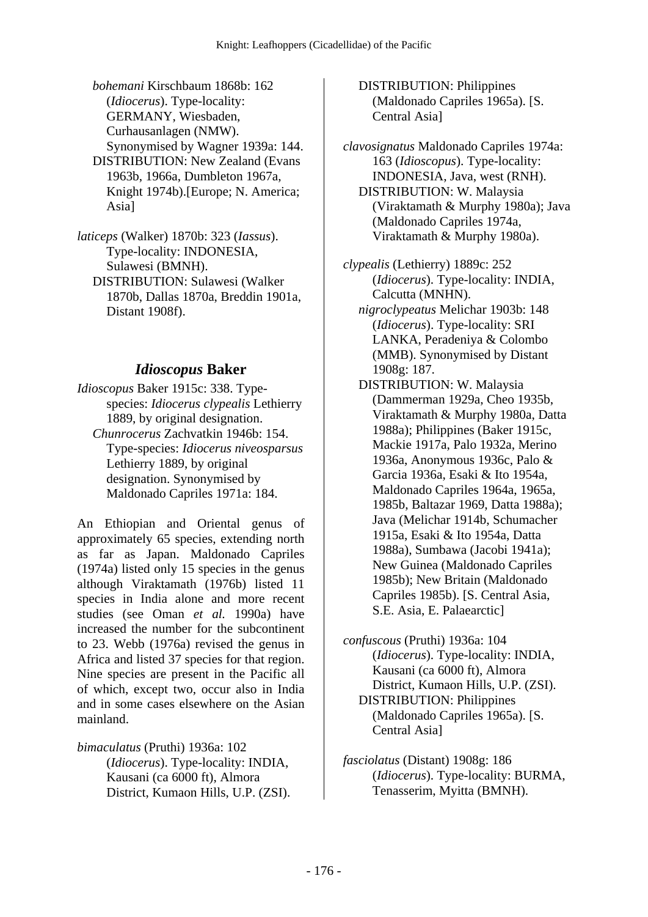*bohemani* Kirschbaum 1868b: 162 (*Idiocerus*). Type-locality: GERMANY, Wiesbaden, Curhausanlagen (NMW). Synonymised by Wagner 1939a: 144.
DISTRIBUTION: New Zealand (Evans 1963b, 1966a, Dumbleton 1967a, Knight 1974b).[Europe; N. America; Asia]

*laticeps* (Walker) 1870b: 323 (*Iassus*). Type-locality: INDONESIA, Sulawesi (BMNH).
DISTRIBUTION: Sulawesi (Walker 1870b, Dallas 1870a, Breddin 1901a, Distant 1908f).

## *Idioscopus* Baker

*Idioscopus* Baker 1915c: 338. Type-species: *Idiocerus clypealis* Lethierry 1889, by original designation.
*Chunrocerus* Zachvatkin 1946b: 154. Type-species: *Idiocerus niveosparsus* Lethierry 1889, by original designation. Synonymised by Maldonado Capriles 1971a: 184.

An Ethiopian and Oriental genus of approximately 65 species, extending north as far as Japan. Maldonado Capriles (1974a) listed only 15 species in the genus although Viraktamath (1976b) listed 11 species in India alone and more recent studies (see Oman *et al.* 1990a) have increased the number for the subcontinent to 23. Webb (1976a) revised the genus in Africa and listed 37 species for that region. Nine species are present in the Pacific all of which, except two, occur also in India and in some cases elsewhere on the Asian mainland.

*bimaculatus* (Pruthi) 1936a: 102 (*Idiocerus*). Type-locality: INDIA, Kausani (ca 6000 ft), Almora District, Kumaon Hills, U.P. (ZSI).
DISTRIBUTION: Philippines (Maldonado Capriles 1965a). [S. Central Asia]

*clavosignatus* Maldonado Capriles 1974a: 163 (*Idioscopus*). Type-locality: INDONESIA, Java, west (RNH).
DISTRIBUTION: W. Malaysia (Viraktamath & Murphy 1980a); Java (Maldonado Capriles 1974a, Viraktamath & Murphy 1980a).

*clypealis* (Lethierry) 1889c: 252 (*Idiocerus*). Type-locality: INDIA, Calcutta (MNHN).
*nigroclypeatus* Melichar 1903b: 148 (*Idiocerus*). Type-locality: SRI LANKA, Peradeniya & Colombo (MMB). Synonymised by Distant 1908g: 187.
DISTRIBUTION: W. Malaysia (Dammerman 1929a, Cheo 1935b, Viraktamath & Murphy 1980a, Datta 1988a); Philippines (Baker 1915c, Mackie 1917a, Palo 1932a, Merino 1936a, Anonymous 1936c, Palo & Garcia 1936a, Esaki & Ito 1954a, Maldonado Capriles 1964a, 1965a, 1985b, Baltazar 1969, Datta 1988a); Java (Melichar 1914b, Schumacher 1915a, Esaki & Ito 1954a, Datta 1988a), Sumbawa (Jacobi 1941a); New Guinea (Maldonado Capriles 1985b); New Britain (Maldonado Capriles 1985b). [S. Central Asia, S.E. Asia, E. Palaearctic]

*confuscous* (Pruthi) 1936a: 104 (*Idiocerus*). Type-locality: INDIA, Kausani (ca 6000 ft), Almora District, Kumaon Hills, U.P. (ZSI).
DISTRIBUTION: Philippines (Maldonado Capriles 1965a). [S. Central Asia]

*fasciolatus* (Distant) 1908g: 186 (*Idiocerus*). Type-locality: BURMA, Tenasserim, Myitta (BMNH).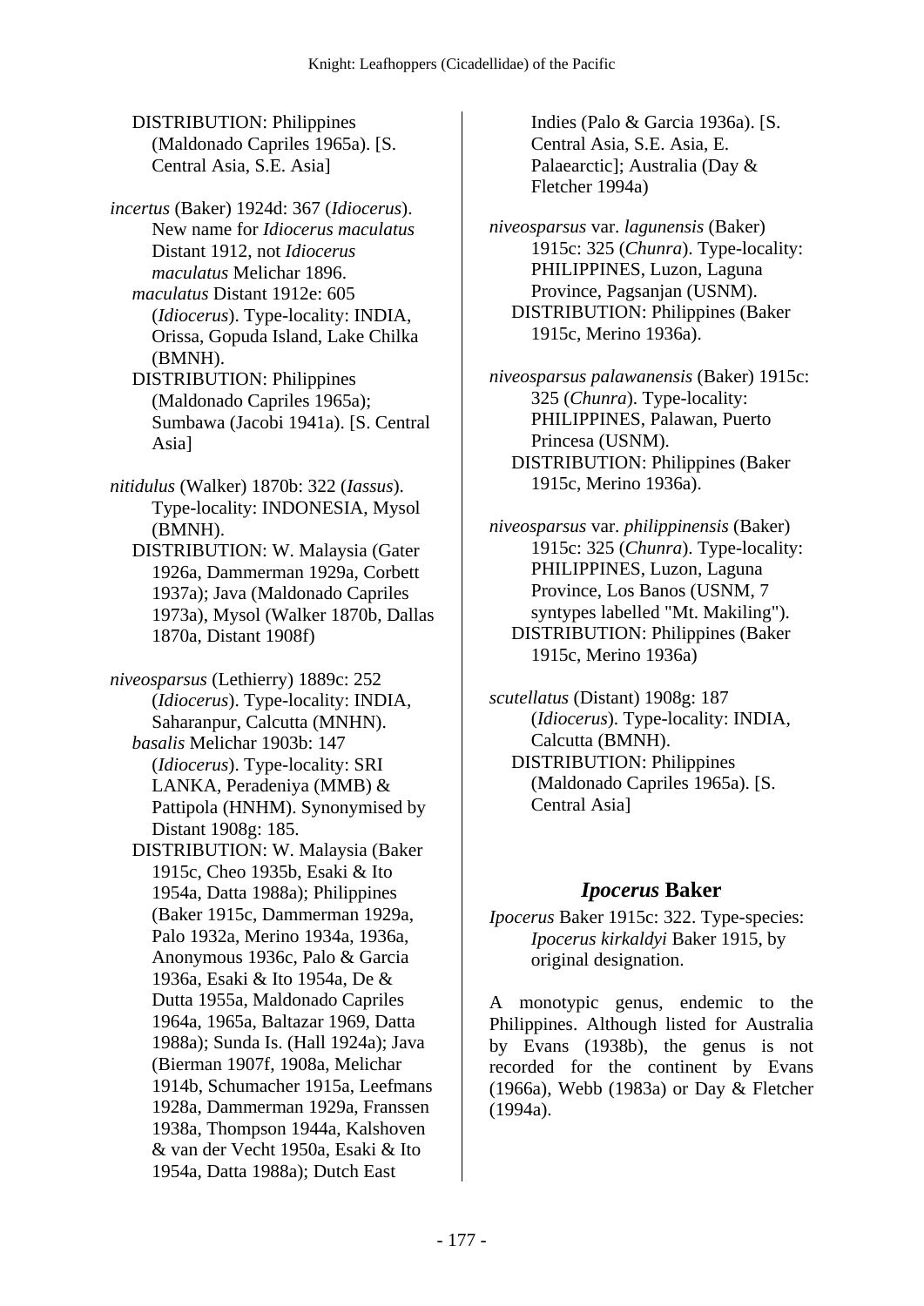DISTRIBUTION: Philippines (Maldonado Capriles 1965a). [S. Central Asia, S.E. Asia]

*incertus* (Baker) 1924d: 367 (*Idiocerus*). New name for *Idiocerus maculatus* Distant 1912, not *Idiocerus maculatus* Melichar 1896.
*maculatus* Distant 1912e: 605 (*Idiocerus*). Type-locality: INDIA, Orissa, Gopuda Island, Lake Chilka (BMNH).
DISTRIBUTION: Philippines (Maldonado Capriles 1965a); Sumbawa (Jacobi 1941a). [S. Central Asia]

*nitidulus* (Walker) 1870b: 322 (*Iassus*). Type-locality: INDONESIA, Mysol (BMNH).
DISTRIBUTION: W. Malaysia (Gater 1926a, Dammerman 1929a, Corbett 1937a); Java (Maldonado Capriles 1973a), Mysol (Walker 1870b, Dallas 1870a, Distant 1908f)

*niveosparsus* (Lethierry) 1889c: 252 (*Idiocerus*). Type-locality: INDIA, Saharanpur, Calcutta (MNHN).
*basalis* Melichar 1903b: 147 (*Idiocerus*). Type-locality: SRI LANKA, Peradeniya (MMB) & Pattipola (HNHM). Synonymised by Distant 1908g: 185.
DISTRIBUTION: W. Malaysia (Baker 1915c, Cheo 1935b, Esaki & Ito 1954a, Datta 1988a); Philippines (Baker 1915c, Dammerman 1929a, Palo 1932a, Merino 1934a, 1936a, Anonymous 1936c, Palo & Garcia 1936a, Esaki & Ito 1954a, De & Dutta 1955a, Maldonado Capriles 1964a, 1965a, Baltazar 1969, Datta 1988a); Sunda Is. (Hall 1924a); Java (Bierman 1907f, 1908a, Melichar 1914b, Schumacher 1915a, Leefmans 1928a, Dammerman 1929a, Franssen 1938a, Thompson 1944a, Kalshoven & van der Vecht 1950a, Esaki & Ito 1954a, Datta 1988a); Dutch East Indies (Palo & Garcia 1936a). [S. Central Asia, S.E. Asia, E. Palaearctic]; Australia (Day & Fletcher 1994a)

*niveosparsus* var. *lagunensis* (Baker) 1915c: 325 (*Chunra*). Type-locality: PHILIPPINES, Luzon, Laguna Province, Pagsanjan (USNM).
DISTRIBUTION: Philippines (Baker 1915c, Merino 1936a).

*niveosparsus palawanensis* (Baker) 1915c: 325 (*Chunra*). Type-locality: PHILIPPINES, Palawan, Puerto Princesa (USNM).
DISTRIBUTION: Philippines (Baker 1915c, Merino 1936a).

*niveosparsus* var. *philippinensis* (Baker) 1915c: 325 (*Chunra*). Type-locality: PHILIPPINES, Luzon, Laguna Province, Los Banos (USNM, 7 syntypes labelled "Mt. Makiling").
DISTRIBUTION: Philippines (Baker 1915c, Merino 1936a)

*scutellatus* (Distant) 1908g: 187 (*Idiocerus*). Type-locality: INDIA, Calcutta (BMNH).
DISTRIBUTION: Philippines (Maldonado Capriles 1965a). [S. Central Asia]

## *Ipocerus* Baker

*Ipocerus* Baker 1915c: 322. Type-species: *Ipocerus kirkaldyi* Baker 1915, by original designation.

A monotypic genus, endemic to the Philippines. Although listed for Australia by Evans (1938b), the genus is not recorded for the continent by Evans (1966a), Webb (1983a) or Day & Fletcher (1994a).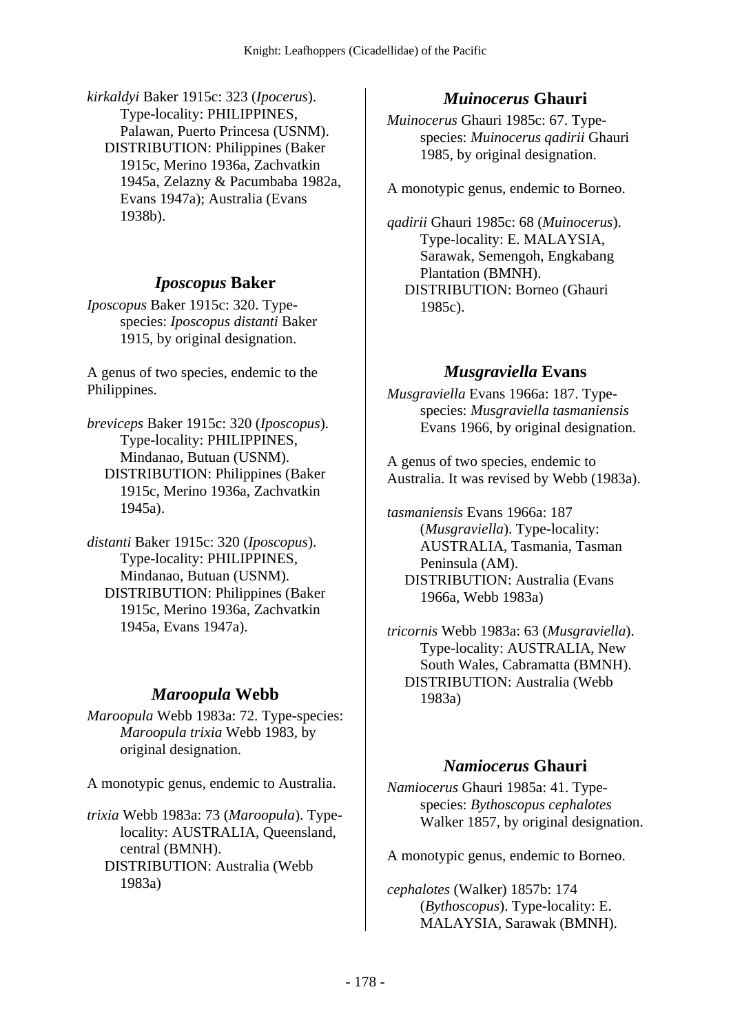*kirkaldyi* Baker 1915c: 323 (*Ipocerus*). Type-locality: PHILIPPINES, Palawan, Puerto Princesa (USNM).
DISTRIBUTION: Philippines (Baker 1915c, Merino 1936a, Zachvatkin 1945a, Zelazny & Pacumbaba 1982a, Evans 1947a); Australia (Evans 1938b).

## *Iposcopus* Baker

*Iposcopus* Baker 1915c: 320. Type-species: *Iposcopus distanti* Baker 1915, by original designation.

A genus of two species, endemic to the Philippines.

*breviceps* Baker 1915c: 320 (*Iposcopus*). Type-locality: PHILIPPINES, Mindanao, Butuan (USNM).
DISTRIBUTION: Philippines (Baker 1915c, Merino 1936a, Zachvatkin 1945a).

*distanti* Baker 1915c: 320 (*Iposcopus*). Type-locality: PHILIPPINES, Mindanao, Butuan (USNM).
DISTRIBUTION: Philippines (Baker 1915c, Merino 1936a, Zachvatkin 1945a, Evans 1947a).

## *Maroopula* Webb

*Maroopula* Webb 1983a: 72. Type-species: *Maroopula trixia* Webb 1983, by original designation.

A monotypic genus, endemic to Australia.

*trixia* Webb 1983a: 73 (*Maroopula*). Type-locality: AUSTRALIA, Queensland, central (BMNH).
DISTRIBUTION: Australia (Webb 1983a)

## *Muinocerus* Ghauri

*Muinocerus* Ghauri 1985c: 67. Type-species: *Muinocerus qadirii* Ghauri 1985, by original designation.

A monotypic genus, endemic to Borneo.

*qadirii* Ghauri 1985c: 68 (*Muinocerus*). Type-locality: E. MALAYSIA, Sarawak, Semengoh, Engkabang Plantation (BMNH).
DISTRIBUTION: Borneo (Ghauri 1985c).

## *Musgraviella* Evans

*Musgraviella* Evans 1966a: 187. Type-species: *Musgraviella tasmaniensis* Evans 1966, by original designation.

A genus of two species, endemic to Australia. It was revised by Webb (1983a).

*tasmaniensis* Evans 1966a: 187 (*Musgraviella*). Type-locality: AUSTRALIA, Tasmania, Tasman Peninsula (AM).
DISTRIBUTION: Australia (Evans 1966a, Webb 1983a)

*tricornis* Webb 1983a: 63 (*Musgraviella*). Type-locality: AUSTRALIA, New South Wales, Cabramatta (BMNH).
DISTRIBUTION: Australia (Webb 1983a)

## *Namiocerus* Ghauri

*Namiocerus* Ghauri 1985a: 41. Type-species: *Bythoscopus cephalotes* Walker 1857, by original designation.

A monotypic genus, endemic to Borneo.

*cephalotes* (Walker) 1857b: 174 (*Bythoscopus*). Type-locality: E. MALAYSIA, Sarawak (BMNH).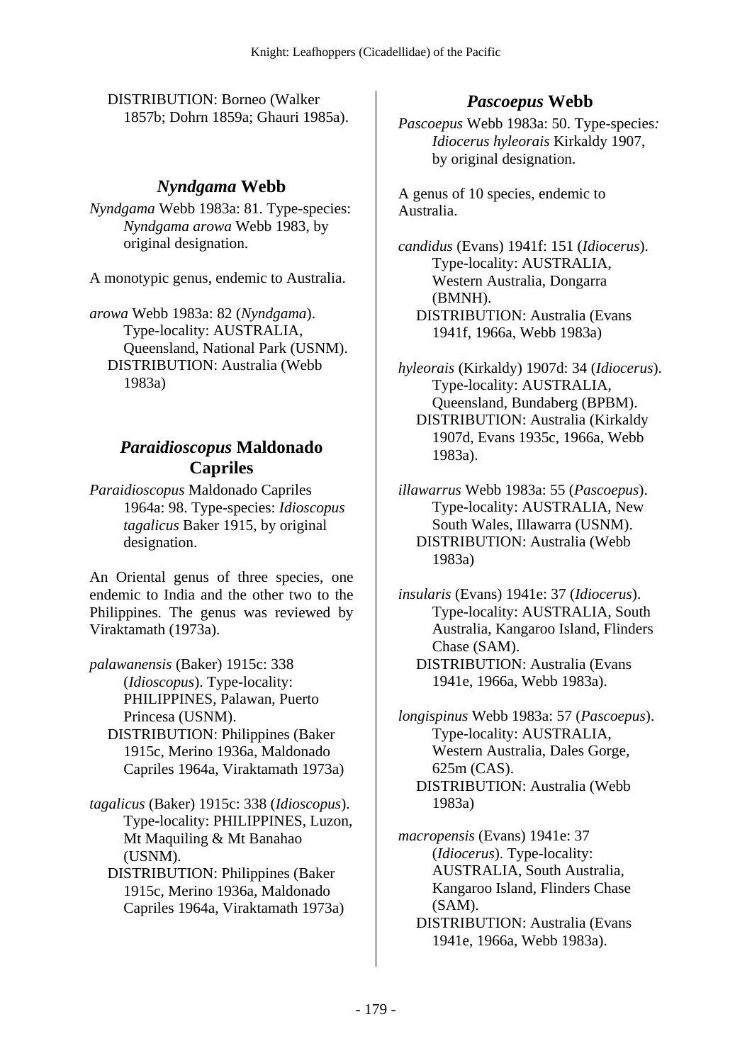DISTRIBUTION: Borneo (Walker 1857b; Dohrn 1859a; Ghauri 1985a).

## *Nyndgama* Webb

*Nyndgama* Webb 1983a: 81. Type-species: *Nyndgama arowa* Webb 1983, by original designation.

A monotypic genus, endemic to Australia.

*arowa* Webb 1983a: 82 (*Nyndgama*). Type-locality: AUSTRALIA, Queensland, National Park (USNM).
DISTRIBUTION: Australia (Webb 1983a)

## *Paraidioscopus* Maldonado Capriles

*Paraidioscopus* Maldonado Capriles 1964a: 98. Type-species: *Idioscopus tagalicus* Baker 1915, by original designation.

An Oriental genus of three species, one endemic to India and the other two to the Philippines. The genus was reviewed by Viraktamath (1973a).

*palawanensis* (Baker) 1915c: 338 (*Idioscopus*). Type-locality: PHILIPPINES, Palawan, Puerto Princesa (USNM).
DISTRIBUTION: Philippines (Baker 1915c, Merino 1936a, Maldonado Capriles 1964a, Viraktamath 1973a)

*tagalicus* (Baker) 1915c: 338 (*Idioscopus*). Type-locality: PHILIPPINES, Luzon, Mt Maquiling & Mt Banahao (USNM).
DISTRIBUTION: Philippines (Baker 1915c, Merino 1936a, Maldonado Capriles 1964a, Viraktamath 1973a)

## *Pascoepus* Webb

*Pascoepus* Webb 1983a: 50. Type-species*:* *Idiocerus hyleorais* Kirkaldy 1907, by original designation.

A genus of 10 species, endemic to Australia.

*candidus* (Evans) 1941f: 151 (*Idiocerus*). Type-locality: AUSTRALIA, Western Australia, Dongarra (BMNH).
DISTRIBUTION: Australia (Evans 1941f, 1966a, Webb 1983a)

*hyleorais* (Kirkaldy) 1907d: 34 (*Idiocerus*). Type-locality: AUSTRALIA, Queensland, Bundaberg (BPBM).
DISTRIBUTION: Australia (Kirkaldy 1907d, Evans 1935c, 1966a, Webb 1983a).

*illawarrus* Webb 1983a: 55 (*Pascoepus*). Type-locality: AUSTRALIA, New South Wales, Illawarra (USNM).
DISTRIBUTION: Australia (Webb 1983a)

*insularis* (Evans) 1941e: 37 (*Idiocerus*). Type-locality: AUSTRALIA, South Australia, Kangaroo Island, Flinders Chase (SAM).
DISTRIBUTION: Australia (Evans 1941e, 1966a, Webb 1983a).

*longispinus* Webb 1983a: 57 (*Pascoepus*). Type-locality: AUSTRALIA, Western Australia, Dales Gorge, 625m (CAS).
DISTRIBUTION: Australia (Webb 1983a)

*macropensis* (Evans) 1941e: 37 (*Idiocerus*). Type-locality: AUSTRALIA, South Australia, Kangaroo Island, Flinders Chase (SAM).
DISTRIBUTION: Australia (Evans 1941e, 1966a, Webb 1983a).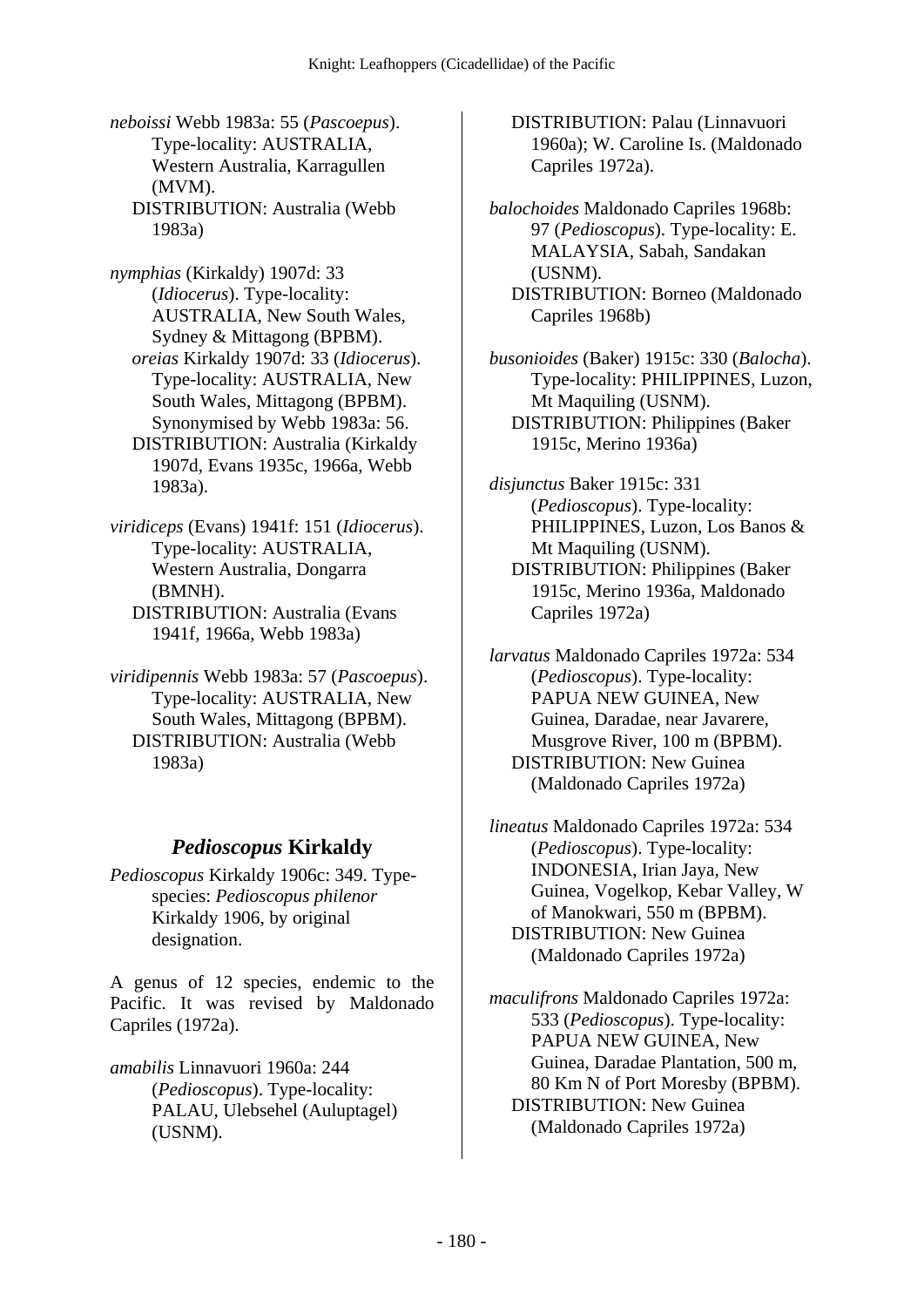*neboissi* Webb 1983a: 55 (*Pascoepus*). Type-locality: AUSTRALIA, Western Australia, Karragullen (MVM).
DISTRIBUTION: Australia (Webb 1983a)

*nymphias* (Kirkaldy) 1907d: 33 (*Idiocerus*). Type-locality: AUSTRALIA, New South Wales, Sydney & Mittagong (BPBM).
*oreias* Kirkaldy 1907d: 33 (*Idiocerus*). Type-locality: AUSTRALIA, New South Wales, Mittagong (BPBM). Synonymised by Webb 1983a: 56.
DISTRIBUTION: Australia (Kirkaldy 1907d, Evans 1935c, 1966a, Webb 1983a).

*viridiceps* (Evans) 1941f: 151 (*Idiocerus*). Type-locality: AUSTRALIA, Western Australia, Dongarra (BMNH).
DISTRIBUTION: Australia (Evans 1941f, 1966a, Webb 1983a)

*viridipennis* Webb 1983a: 57 (*Pascoepus*). Type-locality: AUSTRALIA, New South Wales, Mittagong (BPBM).
DISTRIBUTION: Australia (Webb 1983a)

## *Pedioscopus* Kirkaldy

*Pedioscopus* Kirkaldy 1906c: 349. Type-species: *Pedioscopus philenor* Kirkaldy 1906, by original designation.

A genus of 12 species, endemic to the Pacific. It was revised by Maldonado Capriles (1972a).

*amabilis* Linnavuori 1960a: 244 (*Pedioscopus*). Type-locality: PALAU, Ulebsehel (Auluptagel) (USNM).
DISTRIBUTION: Palau (Linnavuori 1960a); W. Caroline Is. (Maldonado Capriles 1972a).

*balochoides* Maldonado Capriles 1968b: 97 (*Pedioscopus*). Type-locality: E. MALAYSIA, Sabah, Sandakan (USNM).
DISTRIBUTION: Borneo (Maldonado Capriles 1968b)

*busonioides* (Baker) 1915c: 330 (*Balocha*). Type-locality: PHILIPPINES, Luzon, Mt Maquiling (USNM).
DISTRIBUTION: Philippines (Baker 1915c, Merino 1936a)

*disjunctus* Baker 1915c: 331 (*Pedioscopus*). Type-locality: PHILIPPINES, Luzon, Los Banos & Mt Maquiling (USNM).
DISTRIBUTION: Philippines (Baker 1915c, Merino 1936a, Maldonado Capriles 1972a)

*larvatus* Maldonado Capriles 1972a: 534 (*Pedioscopus*). Type-locality: PAPUA NEW GUINEA, New Guinea, Daradae, near Javarere, Musgrove River, 100 m (BPBM).
DISTRIBUTION: New Guinea (Maldonado Capriles 1972a)

*lineatus* Maldonado Capriles 1972a: 534 (*Pedioscopus*). Type-locality: INDONESIA, Irian Jaya, New Guinea, Vogelkop, Kebar Valley, W of Manokwari, 550 m (BPBM).
DISTRIBUTION: New Guinea (Maldonado Capriles 1972a)

*maculifrons* Maldonado Capriles 1972a: 533 (*Pedioscopus*). Type-locality: PAPUA NEW GUINEA, New Guinea, Daradae Plantation, 500 m, 80 Km N of Port Moresby (BPBM).
DISTRIBUTION: New Guinea (Maldonado Capriles 1972a)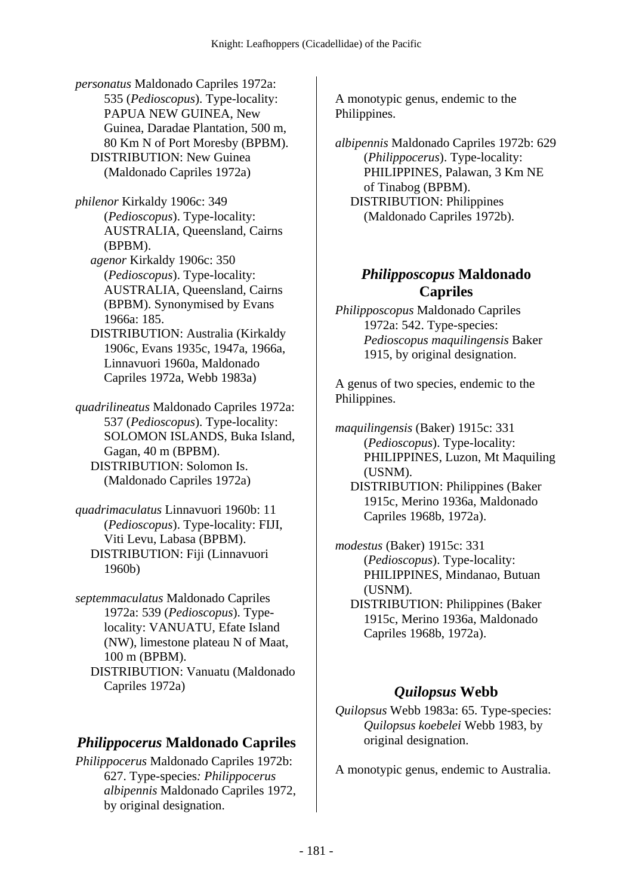*personatus* Maldonado Capriles 1972a: 535 (*Pedioscopus*). Type-locality: PAPUA NEW GUINEA, New Guinea, Daradae Plantation, 500 m, 80 Km N of Port Moresby (BPBM).
DISTRIBUTION: New Guinea (Maldonado Capriles 1972a)

*philenor* Kirkaldy 1906c: 349 (*Pedioscopus*). Type-locality: AUSTRALIA, Queensland, Cairns (BPBM).
*agenor* Kirkaldy 1906c: 350 (*Pedioscopus*). Type-locality: AUSTRALIA, Queensland, Cairns (BPBM). Synonymised by Evans 1966a: 185.
DISTRIBUTION: Australia (Kirkaldy 1906c, Evans 1935c, 1947a, 1966a, Linnavuori 1960a, Maldonado Capriles 1972a, Webb 1983a)

*quadrilineatus* Maldonado Capriles 1972a: 537 (*Pedioscopus*). Type-locality: SOLOMON ISLANDS, Buka Island, Gagan, 40 m (BPBM).
DISTRIBUTION: Solomon Is. (Maldonado Capriles 1972a)

*quadrimaculatus* Linnavuori 1960b: 11 (*Pedioscopus*). Type-locality: FIJI, Viti Levu, Labasa (BPBM).
DISTRIBUTION: Fiji (Linnavuori 1960b)

*septemmaculatus* Maldonado Capriles 1972a: 539 (*Pedioscopus*). Type-locality: VANUATU, Efate Island (NW), limestone plateau N of Maat, 100 m (BPBM).
DISTRIBUTION: Vanuatu (Maldonado Capriles 1972a)

## *Philippocerus* Maldonado Capriles

*Philippocerus* Maldonado Capriles 1972b: 627. Type-species: *Philippocerus albipennis* Maldonado Capriles 1972, by original designation.

A monotypic genus, endemic to the Philippines.

*albipennis* Maldonado Capriles 1972b: 629 (*Philippocerus*). Type-locality: PHILIPPINES, Palawan, 3 Km NE of Tinabog (BPBM).
DISTRIBUTION: Philippines (Maldonado Capriles 1972b).

## *Philipposcopus* Maldonado Capriles

*Philipposcopus* Maldonado Capriles 1972a: 542. Type-species: *Pedioscopus maquilingensis* Baker 1915, by original designation.

A genus of two species, endemic to the Philippines.

*maquilingensis* (Baker) 1915c: 331 (*Pedioscopus*). Type-locality: PHILIPPINES, Luzon, Mt Maquiling (USNM).
DISTRIBUTION: Philippines (Baker 1915c, Merino 1936a, Maldonado Capriles 1968b, 1972a).

*modestus* (Baker) 1915c: 331 (*Pedioscopus*). Type-locality: PHILIPPINES, Mindanao, Butuan (USNM).
DISTRIBUTION: Philippines (Baker 1915c, Merino 1936a, Maldonado Capriles 1968b, 1972a).

## *Quilopsus* Webb

*Quilopsus* Webb 1983a: 65. Type-species: *Quilopsus koebelei* Webb 1983, by original designation.

A monotypic genus, endemic to Australia.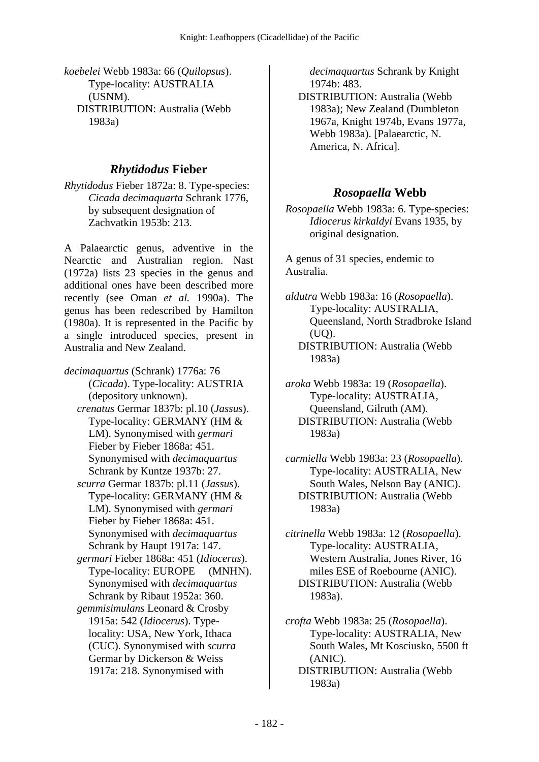*koebelei* Webb 1983a: 66 (*Quilopsus*). Type-locality: AUSTRALIA (USNM).
DISTRIBUTION: Australia (Webb 1983a)

## *Rhytidodus* Fieber

*Rhytidodus* Fieber 1872a: 8. Type-species: *Cicada decimaquarta* Schrank 1776, by subsequent designation of Zachvatkin 1953b: 213.

A Palaearctic genus, adventive in the Nearctic and Australian region. Nast (1972a) lists 23 species in the genus and additional ones have been described more recently (see Oman *et al.* 1990a). The genus has been redescribed by Hamilton (1980a). It is represented in the Pacific by a single introduced species, present in Australia and New Zealand.

*decimaquartus* (Schrank) 1776a: 76 (*Cicada*). Type-locality: AUSTRIA (depository unknown).
*crenatus* Germar 1837b: pl.10 (*Jassus*). Type-locality: GERMANY (HM & LM). Synonymised with *germari* Fieber by Fieber 1868a: 451. Synonymised with *decimaquartus* Schrank by Kuntze 1937b: 27.
*scurra* Germar 1837b: pl.11 (*Jassus*). Type-locality: GERMANY (HM & LM). Synonymised with *germari* Fieber by Fieber 1868a: 451. Synonymised with *decimaquartus* Schrank by Haupt 1917a: 147.
*germari* Fieber 1868a: 451 (*Idiocerus*). Type-locality: EUROPE (MNHN). Synonymised with *decimaquartus* Schrank by Ribaut 1952a: 360.
*gemmisimulans* Leonard & Crosby 1915a: 542 (*Idiocerus*). Type-locality: USA, New York, Ithaca (CUC). Synonymised with *scurra* Germar by Dickerson & Weiss 1917a: 218. Synonymised with *decimaquartus* Schrank by Knight 1974b: 483.
DISTRIBUTION: Australia (Webb 1983a); New Zealand (Dumbleton 1967a, Knight 1974b, Evans 1977a, Webb 1983a). [Palaearctic, N. America, N. Africa].

## *Rosopaella* Webb

*Rosopaella* Webb 1983a: 6. Type-species: *Idiocerus kirkaldyi* Evans 1935, by original designation.

A genus of 31 species, endemic to Australia.

*aldutra* Webb 1983a: 16 (*Rosopaella*). Type-locality: AUSTRALIA, Queensland, North Stradbroke Island (UQ).
DISTRIBUTION: Australia (Webb 1983a)

*aroka* Webb 1983a: 19 (*Rosopaella*). Type-locality: AUSTRALIA, Queensland, Gilruth (AM).
DISTRIBUTION: Australia (Webb 1983a)

*carmiella* Webb 1983a: 23 (*Rosopaella*). Type-locality: AUSTRALIA, New South Wales, Nelson Bay (ANIC).
DISTRIBUTION: Australia (Webb 1983a)

*citrinella* Webb 1983a: 12 (*Rosopaella*). Type-locality: AUSTRALIA, Western Australia, Jones River, 16 miles ESE of Roebourne (ANIC).
DISTRIBUTION: Australia (Webb 1983a).

*crofta* Webb 1983a: 25 (*Rosopaella*). Type-locality: AUSTRALIA, New South Wales, Mt Kosciusko, 5500 ft (ANIC).
DISTRIBUTION: Australia (Webb 1983a)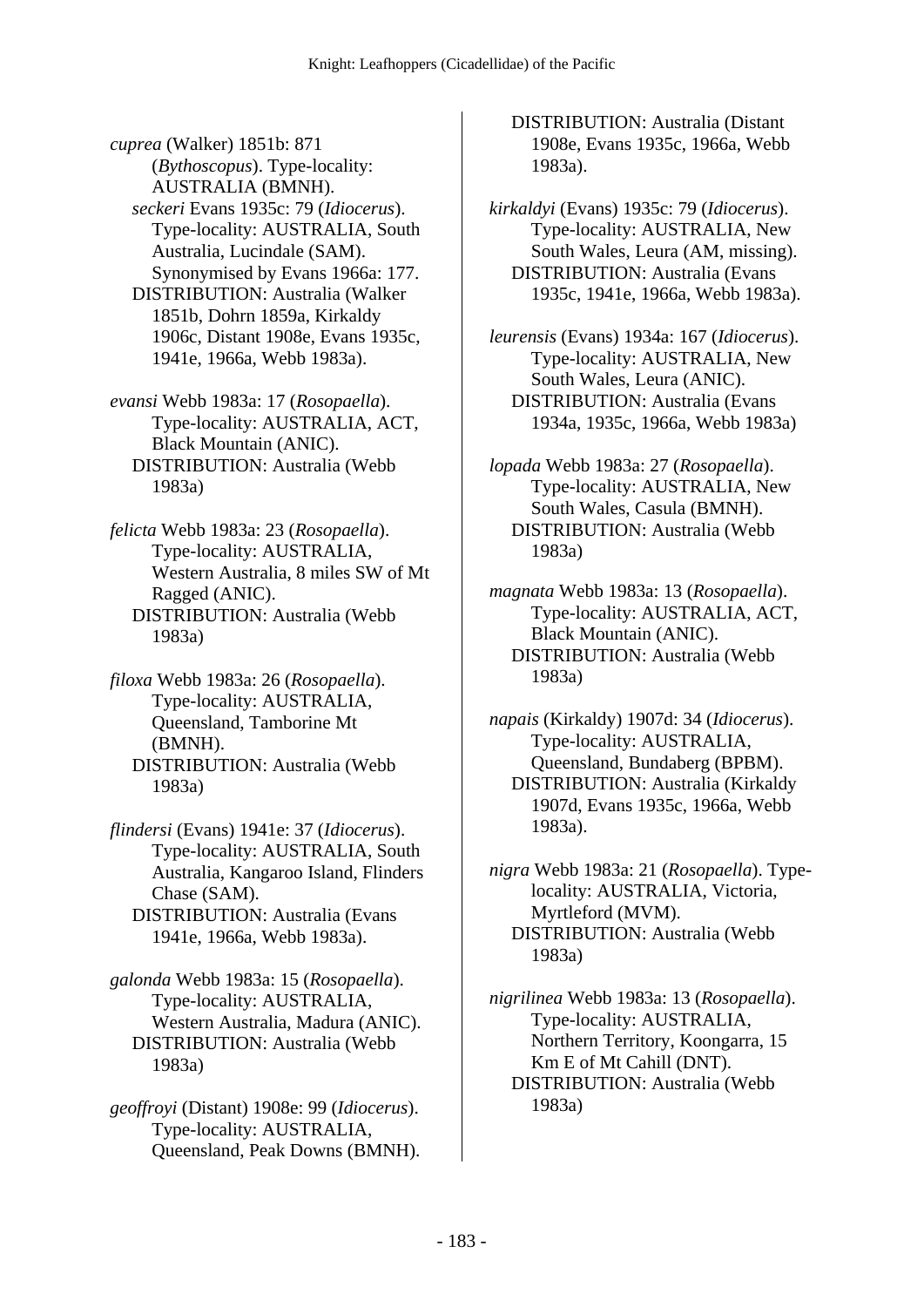*cuprea* (Walker) 1851b: 871 (*Bythoscopus*). Type-locality: AUSTRALIA (BMNH).
*seckeri* Evans 1935c: 79 (*Idiocerus*). Type-locality: AUSTRALIA, South Australia, Lucindale (SAM). Synonymised by Evans 1966a: 177.
DISTRIBUTION: Australia (Walker 1851b, Dohrn 1859a, Kirkaldy 1906c, Distant 1908e, Evans 1935c, 1941e, 1966a, Webb 1983a).

*evansi* Webb 1983a: 17 (*Rosopaella*). Type-locality: AUSTRALIA, ACT, Black Mountain (ANIC).
DISTRIBUTION: Australia (Webb 1983a)

*felicta* Webb 1983a: 23 (*Rosopaella*). Type-locality: AUSTRALIA, Western Australia, 8 miles SW of Mt Ragged (ANIC).
DISTRIBUTION: Australia (Webb 1983a)

*filoxa* Webb 1983a: 26 (*Rosopaella*). Type-locality: AUSTRALIA, Queensland, Tamborine Mt (BMNH).
DISTRIBUTION: Australia (Webb 1983a)

*flindersi* (Evans) 1941e: 37 (*Idiocerus*). Type-locality: AUSTRALIA, South Australia, Kangaroo Island, Flinders Chase (SAM).
DISTRIBUTION: Australia (Evans 1941e, 1966a, Webb 1983a).

*galonda* Webb 1983a: 15 (*Rosopaella*). Type-locality: AUSTRALIA, Western Australia, Madura (ANIC).
DISTRIBUTION: Australia (Webb 1983a)

*geoffroyi* (Distant) 1908e: 99 (*Idiocerus*). Type-locality: AUSTRALIA, Queensland, Peak Downs (BMNH).
DISTRIBUTION: Australia (Distant 1908e, Evans 1935c, 1966a, Webb 1983a).

*kirkaldyi* (Evans) 1935c: 79 (*Idiocerus*). Type-locality: AUSTRALIA, New South Wales, Leura (AM, missing).
DISTRIBUTION: Australia (Evans 1935c, 1941e, 1966a, Webb 1983a).

*leurensis* (Evans) 1934a: 167 (*Idiocerus*). Type-locality: AUSTRALIA, New South Wales, Leura (ANIC).
DISTRIBUTION: Australia (Evans 1934a, 1935c, 1966a, Webb 1983a)

*lopada* Webb 1983a: 27 (*Rosopaella*). Type-locality: AUSTRALIA, New South Wales, Casula (BMNH).
DISTRIBUTION: Australia (Webb 1983a)

*magnata* Webb 1983a: 13 (*Rosopaella*). Type-locality: AUSTRALIA, ACT, Black Mountain (ANIC).
DISTRIBUTION: Australia (Webb 1983a)

*napais* (Kirkaldy) 1907d: 34 (*Idiocerus*). Type-locality: AUSTRALIA, Queensland, Bundaberg (BPBM).
DISTRIBUTION: Australia (Kirkaldy 1907d, Evans 1935c, 1966a, Webb 1983a).

*nigra* Webb 1983a: 21 (*Rosopaella*). Type-locality: AUSTRALIA, Victoria, Myrtleford (MVM).
DISTRIBUTION: Australia (Webb 1983a)

*nigrilinea* Webb 1983a: 13 (*Rosopaella*). Type-locality: AUSTRALIA, Northern Territory, Koongarra, 15 Km E of Mt Cahill (DNT).
DISTRIBUTION: Australia (Webb 1983a)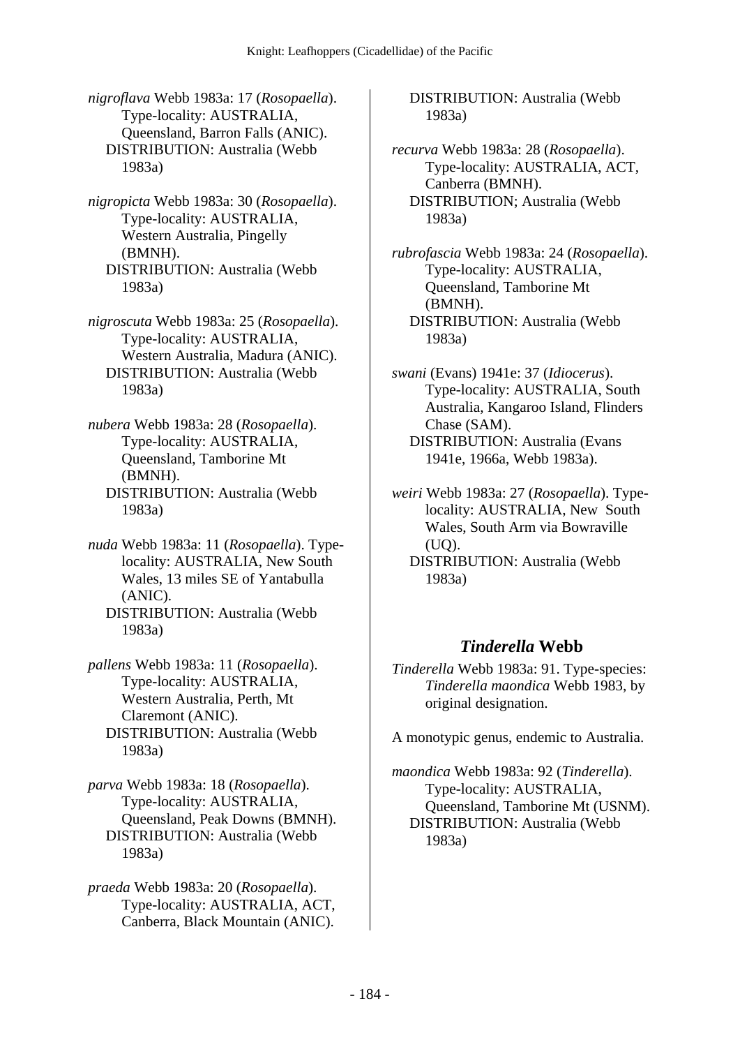*nigroflava* Webb 1983a: 17 (*Rosopaella*). Type-locality: AUSTRALIA, Queensland, Barron Falls (ANIC).
DISTRIBUTION: Australia (Webb 1983a)

*nigropicta* Webb 1983a: 30 (*Rosopaella*). Type-locality: AUSTRALIA, Western Australia, Pingelly (BMNH).
DISTRIBUTION: Australia (Webb 1983a)

*nigroscuta* Webb 1983a: 25 (*Rosopaella*). Type-locality: AUSTRALIA, Western Australia, Madura (ANIC).
DISTRIBUTION: Australia (Webb 1983a)

*nubera* Webb 1983a: 28 (*Rosopaella*). Type-locality: AUSTRALIA, Queensland, Tamborine Mt (BMNH).
DISTRIBUTION: Australia (Webb 1983a)

*nuda* Webb 1983a: 11 (*Rosopaella*). Type-locality: AUSTRALIA, New South Wales, 13 miles SE of Yantabulla (ANIC).
DISTRIBUTION: Australia (Webb 1983a)

*pallens* Webb 1983a: 11 (*Rosopaella*). Type-locality: AUSTRALIA, Western Australia, Perth, Mt Claremont (ANIC).
DISTRIBUTION: Australia (Webb 1983a)

*parva* Webb 1983a: 18 (*Rosopaella*). Type-locality: AUSTRALIA, Queensland, Peak Downs (BMNH).
DISTRIBUTION: Australia (Webb 1983a)

*praeda* Webb 1983a: 20 (*Rosopaella*). Type-locality: AUSTRALIA, ACT, Canberra, Black Mountain (ANIC).
DISTRIBUTION: Australia (Webb 1983a)

*recurva* Webb 1983a: 28 (*Rosopaella*). Type-locality: AUSTRALIA, ACT, Canberra (BMNH).
DISTRIBUTION; Australia (Webb 1983a)

*rubrofascia* Webb 1983a: 24 (*Rosopaella*). Type-locality: AUSTRALIA, Queensland, Tamborine Mt (BMNH).
DISTRIBUTION: Australia (Webb 1983a)

*swani* (Evans) 1941e: 37 (*Idiocerus*). Type-locality: AUSTRALIA, South Australia, Kangaroo Island, Flinders Chase (SAM).
DISTRIBUTION: Australia (Evans 1941e, 1966a, Webb 1983a).

*weiri* Webb 1983a: 27 (*Rosopaella*). Type-locality: AUSTRALIA, New South Wales, South Arm via Bowraville (UQ).
DISTRIBUTION: Australia (Webb 1983a)

## *Tinderella* Webb

*Tinderella* Webb 1983a: 91. Type-species: *Tinderella maondica* Webb 1983, by original designation.

A monotypic genus, endemic to Australia.

*maondica* Webb 1983a: 92 (*Tinderella*). Type-locality: AUSTRALIA, Queensland, Tamborine Mt (USNM).
DISTRIBUTION: Australia (Webb 1983a)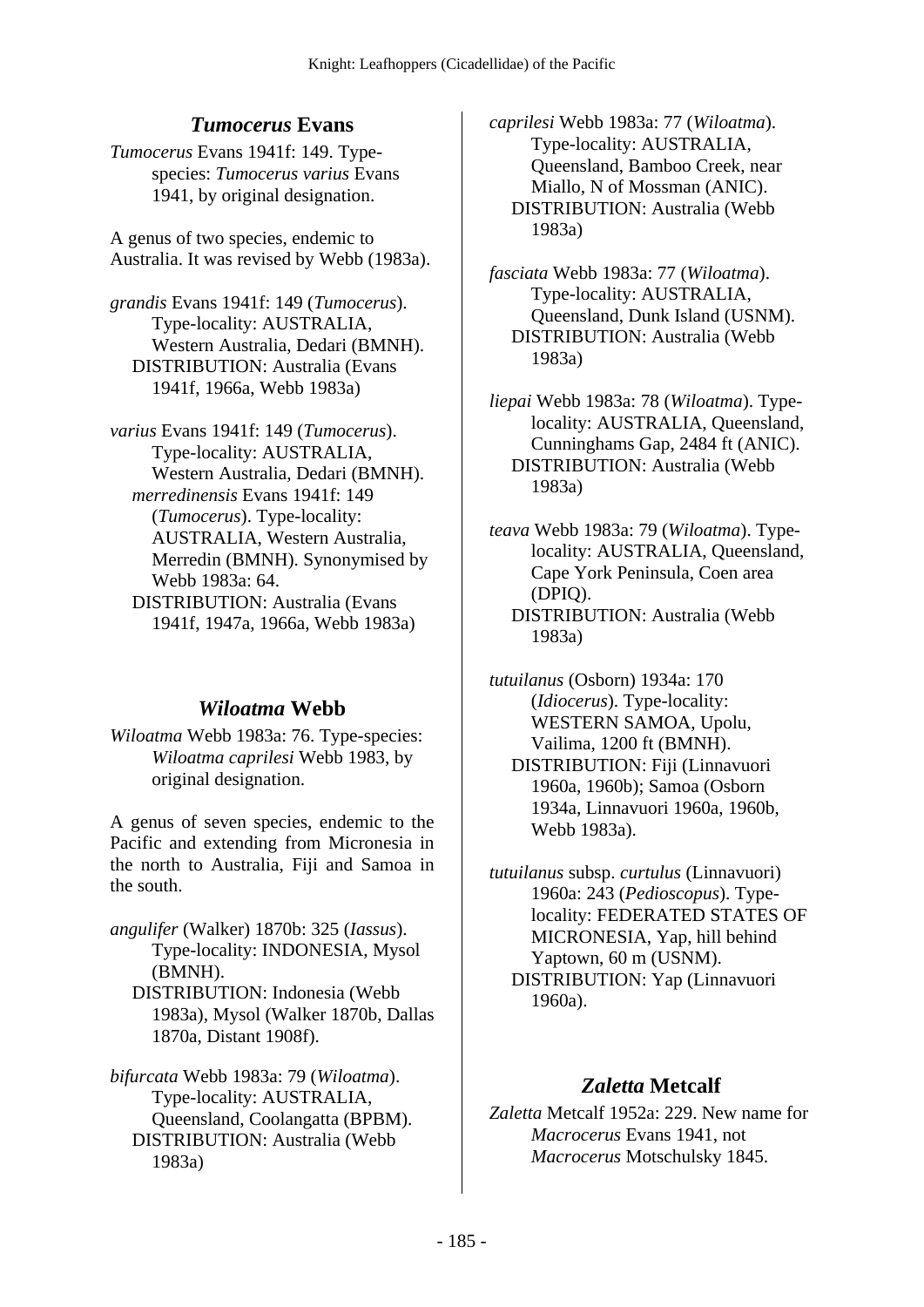## *Tumocerus* Evans

*Tumocerus* Evans 1941f: 149. Type-species: *Tumocerus varius* Evans 1941, by original designation.

A genus of two species, endemic to Australia. It was revised by Webb (1983a).

*grandis* Evans 1941f: 149 (*Tumocerus*). Type-locality: AUSTRALIA, Western Australia, Dedari (BMNH).
DISTRIBUTION: Australia (Evans 1941f, 1966a, Webb 1983a)

*varius* Evans 1941f: 149 (*Tumocerus*). Type-locality: AUSTRALIA, Western Australia, Dedari (BMNH).
*merredinensis* Evans 1941f: 149 (*Tumocerus*). Type-locality: AUSTRALIA, Western Australia, Merredin (BMNH). Synonymised by Webb 1983a: 64.
DISTRIBUTION: Australia (Evans 1941f, 1947a, 1966a, Webb 1983a)

## *Wiloatma* Webb

*Wiloatma* Webb 1983a: 76. Type-species: *Wiloatma caprilesi* Webb 1983, by original designation.

A genus of seven species, endemic to the Pacific and extending from Micronesia in the north to Australia, Fiji and Samoa in the south.

*angulifer* (Walker) 1870b: 325 (*Iassus*). Type-locality: INDONESIA, Mysol (BMNH).
DISTRIBUTION: Indonesia (Webb 1983a), Mysol (Walker 1870b, Dallas 1870a, Distant 1908f).

*bifurcata* Webb 1983a: 79 (*Wiloatma*). Type-locality: AUSTRALIA, Queensland, Coolangatta (BPBM).
DISTRIBUTION: Australia (Webb 1983a)

*caprilesi* Webb 1983a: 77 (*Wiloatma*). Type-locality: AUSTRALIA, Queensland, Bamboo Creek, near Miallo, N of Mossman (ANIC).
DISTRIBUTION: Australia (Webb 1983a)

*fasciata* Webb 1983a: 77 (*Wiloatma*). Type-locality: AUSTRALIA, Queensland, Dunk Island (USNM).
DISTRIBUTION: Australia (Webb 1983a)

*liepai* Webb 1983a: 78 (*Wiloatma*). Type-locality: AUSTRALIA, Queensland, Cunninghams Gap, 2484 ft (ANIC).
DISTRIBUTION: Australia (Webb 1983a)

*teava* Webb 1983a: 79 (*Wiloatma*). Type-locality: AUSTRALIA, Queensland, Cape York Peninsula, Coen area (DPIQ).
DISTRIBUTION: Australia (Webb 1983a)

*tutuilanus* (Osborn) 1934a: 170 (*Idiocerus*). Type-locality: WESTERN SAMOA, Upolu, Vailima, 1200 ft (BMNH).
DISTRIBUTION: Fiji (Linnavuori 1960a, 1960b); Samoa (Osborn 1934a, Linnavuori 1960a, 1960b, Webb 1983a).

*tutuilanus* subsp. *curtulus* (Linnavuori) 1960a: 243 (*Pedioscopus*). Type-locality: FEDERATED STATES OF MICRONESIA, Yap, hill behind Yaptown, 60 m (USNM).
DISTRIBUTION: Yap (Linnavuori 1960a).

## *Zaletta* Metcalf

*Zaletta* Metcalf 1952a: 229. New name for *Macrocerus* Evans 1941, not *Macrocerus* Motschulsky 1845.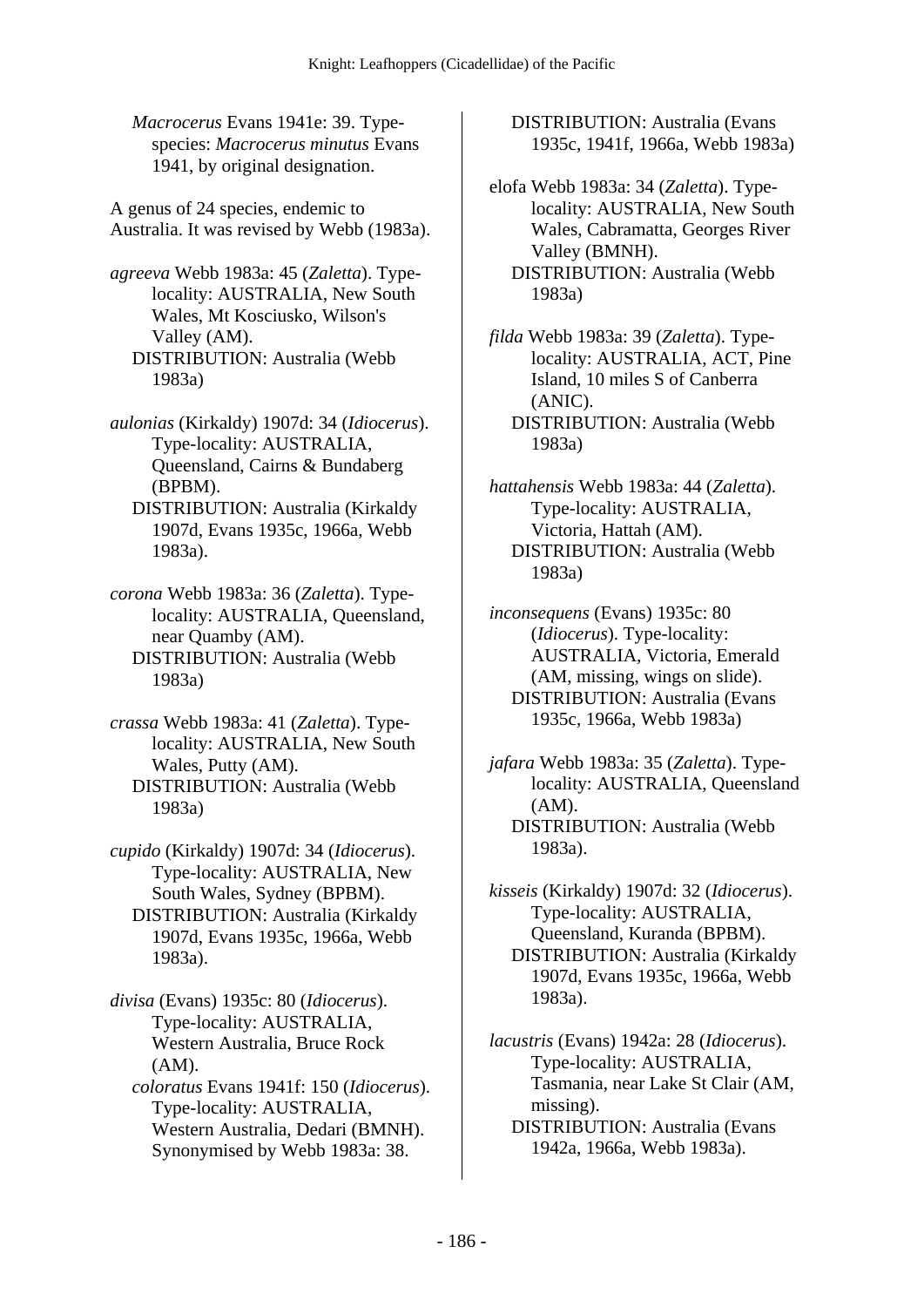*Macrocerus* Evans 1941e: 39. Type-species: *Macrocerus minutus* Evans 1941, by original designation.

A genus of 24 species, endemic to Australia. It was revised by Webb (1983a).

*agreeva* Webb 1983a: 45 (*Zaletta*). Type-locality: AUSTRALIA, New South Wales, Mt Kosciusko, Wilson's Valley (AM).
DISTRIBUTION: Australia (Webb 1983a)

*aulonias* (Kirkaldy) 1907d: 34 (*Idiocerus*). Type-locality: AUSTRALIA, Queensland, Cairns & Bundaberg (BPBM).
DISTRIBUTION: Australia (Kirkaldy 1907d, Evans 1935c, 1966a, Webb 1983a).

*corona* Webb 1983a: 36 (*Zaletta*). Type-locality: AUSTRALIA, Queensland, near Quamby (AM).
DISTRIBUTION: Australia (Webb 1983a)

*crassa* Webb 1983a: 41 (*Zaletta*). Type-locality: AUSTRALIA, New South Wales, Putty (AM).
DISTRIBUTION: Australia (Webb 1983a)

*cupido* (Kirkaldy) 1907d: 34 (*Idiocerus*). Type-locality: AUSTRALIA, New South Wales, Sydney (BPBM).
DISTRIBUTION: Australia (Kirkaldy 1907d, Evans 1935c, 1966a, Webb 1983a).

*divisa* (Evans) 1935c: 80 (*Idiocerus*). Type-locality: AUSTRALIA, Western Australia, Bruce Rock (AM).
*coloratus* Evans 1941f: 150 (*Idiocerus*). Type-locality: AUSTRALIA, Western Australia, Dedari (BMNH). Synonymised by Webb 1983a: 38.
DISTRIBUTION: Australia (Evans 1935c, 1941f, 1966a, Webb 1983a)

elofa Webb 1983a: 34 (*Zaletta*). Type-locality: AUSTRALIA, New South Wales, Cabramatta, Georges River Valley (BMNH).
DISTRIBUTION: Australia (Webb 1983a)

*filda* Webb 1983a: 39 (*Zaletta*). Type-locality: AUSTRALIA, ACT, Pine Island, 10 miles S of Canberra (ANIC).
DISTRIBUTION: Australia (Webb 1983a)

*hattahensis* Webb 1983a: 44 (*Zaletta*). Type-locality: AUSTRALIA, Victoria, Hattah (AM).
DISTRIBUTION: Australia (Webb 1983a)

*inconsequens* (Evans) 1935c: 80 (*Idiocerus*). Type-locality: AUSTRALIA, Victoria, Emerald (AM, missing, wings on slide).
DISTRIBUTION: Australia (Evans 1935c, 1966a, Webb 1983a)

*jafara* Webb 1983a: 35 (*Zaletta*). Type-locality: AUSTRALIA, Queensland (AM).
DISTRIBUTION: Australia (Webb 1983a).

*kisseis* (Kirkaldy) 1907d: 32 (*Idiocerus*). Type-locality: AUSTRALIA, Queensland, Kuranda (BPBM).
DISTRIBUTION: Australia (Kirkaldy 1907d, Evans 1935c, 1966a, Webb 1983a).

*lacustris* (Evans) 1942a: 28 (*Idiocerus*). Type-locality: AUSTRALIA, Tasmania, near Lake St Clair (AM, missing).
DISTRIBUTION: Australia (Evans 1942a, 1966a, Webb 1983a).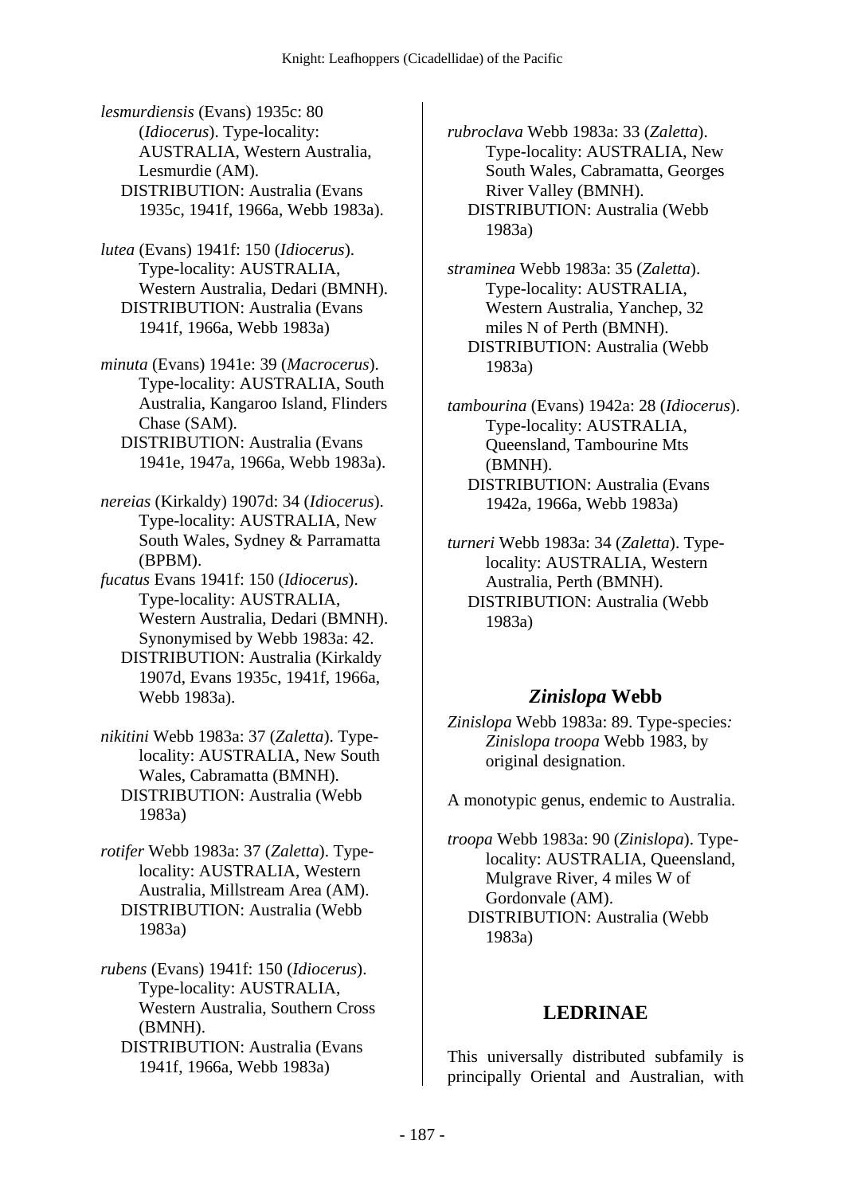*lesmurdiensis* (Evans) 1935c: 80 (*Idiocerus*). Type-locality: AUSTRALIA, Western Australia, Lesmurdie (AM).
DISTRIBUTION: Australia (Evans 1935c, 1941f, 1966a, Webb 1983a).

*lutea* (Evans) 1941f: 150 (*Idiocerus*). Type-locality: AUSTRALIA, Western Australia, Dedari (BMNH).
DISTRIBUTION: Australia (Evans 1941f, 1966a, Webb 1983a)

*minuta* (Evans) 1941e: 39 (*Macrocerus*). Type-locality: AUSTRALIA, South Australia, Kangaroo Island, Flinders Chase (SAM).
DISTRIBUTION: Australia (Evans 1941e, 1947a, 1966a, Webb 1983a).

*nereias* (Kirkaldy) 1907d: 34 (*Idiocerus*). Type-locality: AUSTRALIA, New South Wales, Sydney & Parramatta (BPBM).
*fucatus* Evans 1941f: 150 (*Idiocerus*). Type-locality: AUSTRALIA, Western Australia, Dedari (BMNH). Synonymised by Webb 1983a: 42.
DISTRIBUTION: Australia (Kirkaldy 1907d, Evans 1935c, 1941f, 1966a, Webb 1983a).

*nikitini* Webb 1983a: 37 (*Zaletta*). Type-locality: AUSTRALIA, New South Wales, Cabramatta (BMNH).
DISTRIBUTION: Australia (Webb 1983a)

*rotifer* Webb 1983a: 37 (*Zaletta*). Type-locality: AUSTRALIA, Western Australia, Millstream Area (AM).
DISTRIBUTION: Australia (Webb 1983a)

*rubens* (Evans) 1941f: 150 (*Idiocerus*). Type-locality: AUSTRALIA, Western Australia, Southern Cross (BMNH).
DISTRIBUTION: Australia (Evans 1941f, 1966a, Webb 1983a)

*rubroclava* Webb 1983a: 33 (*Zaletta*). Type-locality: AUSTRALIA, New South Wales, Cabramatta, Georges River Valley (BMNH).
DISTRIBUTION: Australia (Webb 1983a)

*straminea* Webb 1983a: 35 (*Zaletta*). Type-locality: AUSTRALIA, Western Australia, Yanchep, 32 miles N of Perth (BMNH).
DISTRIBUTION: Australia (Webb 1983a)

*tambourina* (Evans) 1942a: 28 (*Idiocerus*). Type-locality: AUSTRALIA, Queensland, Tambourine Mts (BMNH).
DISTRIBUTION: Australia (Evans 1942a, 1966a, Webb 1983a)

*turneri* Webb 1983a: 34 (*Zaletta*). Type-locality: AUSTRALIA, Western Australia, Perth (BMNH).
DISTRIBUTION: Australia (Webb 1983a)

## *Zinislopa* Webb

*Zinislopa* Webb 1983a: 89. Type-species: *Zinislopa troopa* Webb 1983, by original designation.

A monotypic genus, endemic to Australia.

*troopa* Webb 1983a: 90 (*Zinislopa*). Type-locality: AUSTRALIA, Queensland, Mulgrave River, 4 miles W of Gordonvale (AM).
DISTRIBUTION: Australia (Webb 1983a)

## LEDRINAE

This universally distributed subfamily is principally Oriental and Australian, with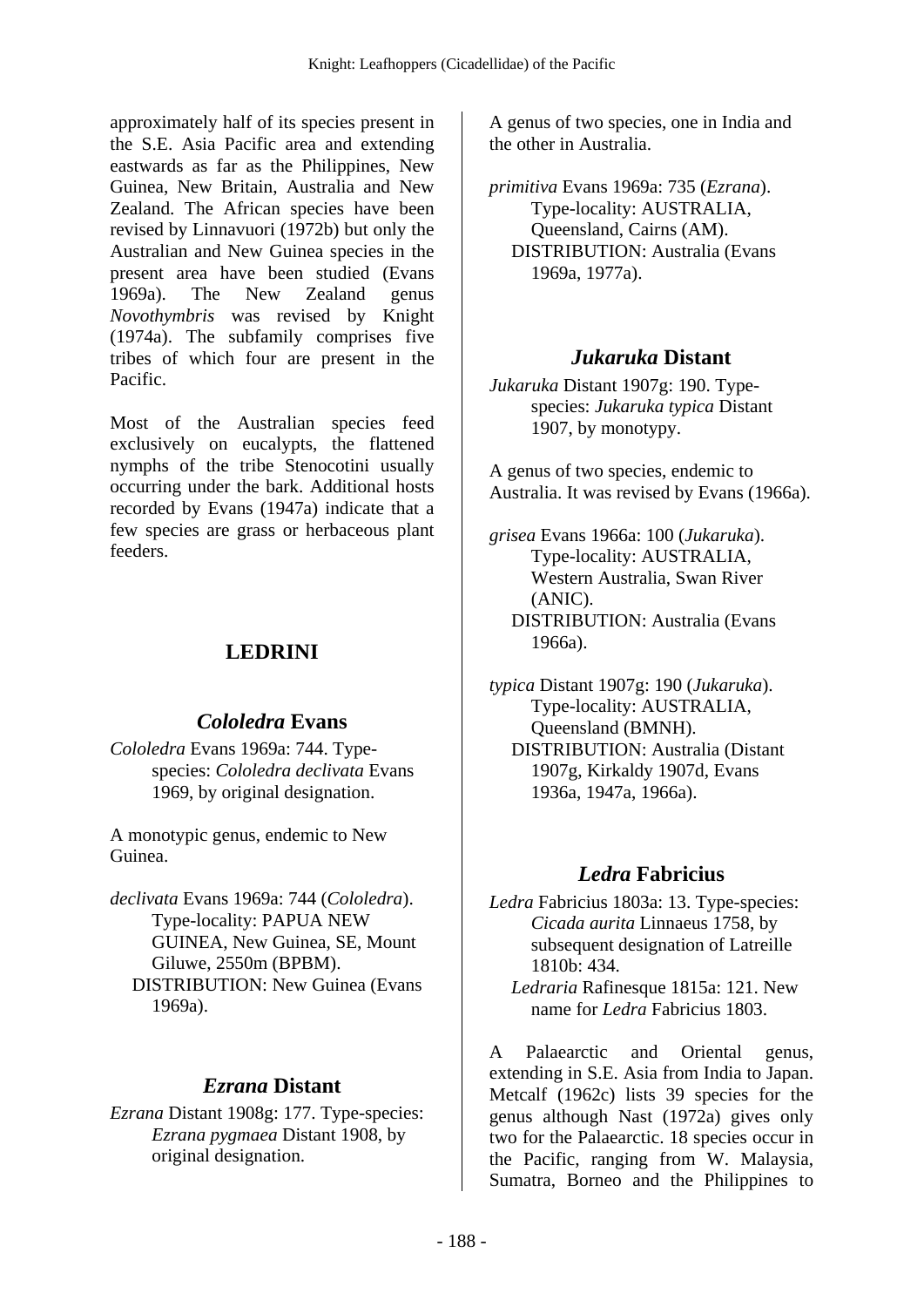approximately half of its species present in the S.E. Asia Pacific area and extending eastwards as far as the Philippines, New Guinea, New Britain, Australia and New Zealand. The African species have been revised by Linnavuori (1972b) but only the Australian and New Guinea species in the present area have been studied (Evans 1969a). The New Zealand genus *Novothymbris* was revised by Knight (1974a). The subfamily comprises five tribes of which four are present in the Pacific.

Most of the Australian species feed exclusively on eucalypts, the flattened nymphs of the tribe Stenocotini usually occurring under the bark. Additional hosts recorded by Evans (1947a) indicate that a few species are grass or herbaceous plant feeders.

## LEDRINI

### *Cololedra* Evans

*Cololedra* Evans 1969a: 744. Type-species: *Cololedra declivata* Evans 1969, by original designation.

A monotypic genus, endemic to New Guinea.

*declivata* Evans 1969a: 744 (*Cololedra*). Type-locality: PAPUA NEW GUINEA, New Guinea, SE, Mount Giluwe, 2550m (BPBM).
DISTRIBUTION: New Guinea (Evans 1969a).

### *Ezrana* Distant

*Ezrana* Distant 1908g: 177. Type-species: *Ezrana pygmaea* Distant 1908, by original designation.

A genus of two species, one in India and the other in Australia.

*primitiva* Evans 1969a: 735 (*Ezrana*). Type-locality: AUSTRALIA, Queensland, Cairns (AM).
DISTRIBUTION: Australia (Evans 1969a, 1977a).

### *Jukaruka* Distant

*Jukaruka* Distant 1907g: 190. Type-species: *Jukaruka typica* Distant 1907, by monotypy.

A genus of two species, endemic to Australia. It was revised by Evans (1966a).

*grisea* Evans 1966a: 100 (*Jukaruka*). Type-locality: AUSTRALIA, Western Australia, Swan River (ANIC).
DISTRIBUTION: Australia (Evans 1966a).

*typica* Distant 1907g: 190 (*Jukaruka*). Type-locality: AUSTRALIA, Queensland (BMNH).
DISTRIBUTION: Australia (Distant 1907g, Kirkaldy 1907d, Evans 1936a, 1947a, 1966a).

### *Ledra* Fabricius

*Ledra* Fabricius 1803a: 13. Type-species: *Cicada aurita* Linnaeus 1758, by subsequent designation of Latreille 1810b: 434.
*Ledraria* Rafinesque 1815a: 121. New name for *Ledra* Fabricius 1803.

A Palaearctic and Oriental genus, extending in S.E. Asia from India to Japan. Metcalf (1962c) lists 39 species for the genus although Nast (1972a) gives only two for the Palaearctic. 18 species occur in the Pacific, ranging from W. Malaysia, Sumatra, Borneo and the Philippines to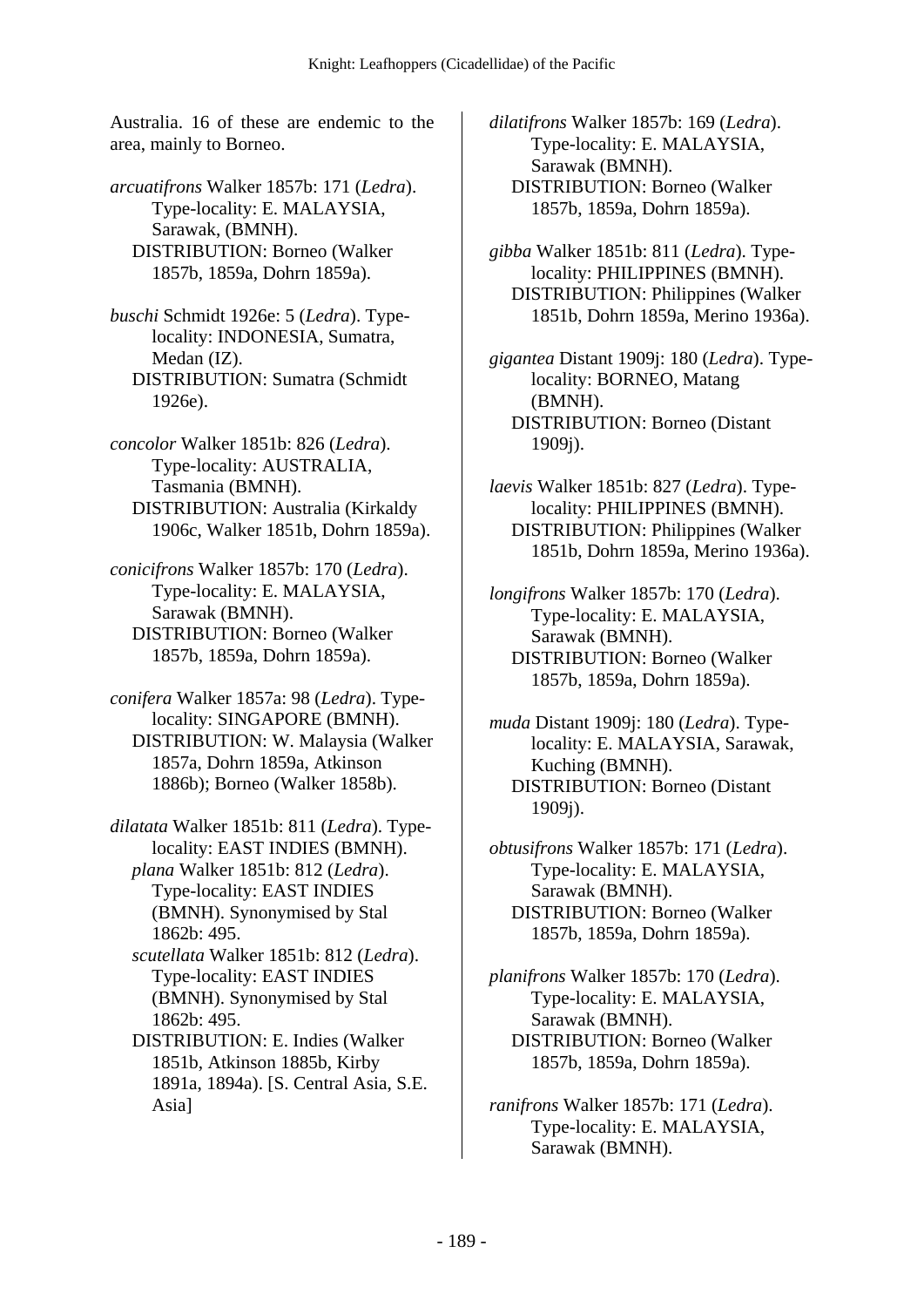Australia. 16 of these are endemic to the area, mainly to Borneo.

*arcuatifrons* Walker 1857b: 171 (*Ledra*). Type-locality: E. MALAYSIA, Sarawak, (BMNH).
DISTRIBUTION: Borneo (Walker 1857b, 1859a, Dohrn 1859a).

*buschi* Schmidt 1926e: 5 (*Ledra*). Type-locality: INDONESIA, Sumatra, Medan (IZ).
DISTRIBUTION: Sumatra (Schmidt 1926e).

*concolor* Walker 1851b: 826 (*Ledra*). Type-locality: AUSTRALIA, Tasmania (BMNH).
DISTRIBUTION: Australia (Kirkaldy 1906c, Walker 1851b, Dohrn 1859a).

*conicifrons* Walker 1857b: 170 (*Ledra*). Type-locality: E. MALAYSIA, Sarawak (BMNH).
DISTRIBUTION: Borneo (Walker 1857b, 1859a, Dohrn 1859a).

*conifera* Walker 1857a: 98 (*Ledra*). Type-locality: SINGAPORE (BMNH).
DISTRIBUTION: W. Malaysia (Walker 1857a, Dohrn 1859a, Atkinson 1886b); Borneo (Walker 1858b).

*dilatata* Walker 1851b: 811 (*Ledra*). Type-locality: EAST INDIES (BMNH).
*plana* Walker 1851b: 812 (*Ledra*). Type-locality: EAST INDIES (BMNH). Synonymised by Stal 1862b: 495.
*scutellata* Walker 1851b: 812 (*Ledra*). Type-locality: EAST INDIES (BMNH). Synonymised by Stal 1862b: 495.
DISTRIBUTION: E. Indies (Walker 1851b, Atkinson 1885b, Kirby 1891a, 1894a). [S. Central Asia, S.E. Asia]

*dilatifrons* Walker 1857b: 169 (*Ledra*). Type-locality: E. MALAYSIA, Sarawak (BMNH).
DISTRIBUTION: Borneo (Walker 1857b, 1859a, Dohrn 1859a).

*gibba* Walker 1851b: 811 (*Ledra*). Type-locality: PHILIPPINES (BMNH).
DISTRIBUTION: Philippines (Walker 1851b, Dohrn 1859a, Merino 1936a).

*gigantea* Distant 1909j: 180 (*Ledra*). Type-locality: BORNEO, Matang (BMNH).
DISTRIBUTION: Borneo (Distant 1909j).

*laevis* Walker 1851b: 827 (*Ledra*). Type-locality: PHILIPPINES (BMNH).
DISTRIBUTION: Philippines (Walker 1851b, Dohrn 1859a, Merino 1936a).

*longifrons* Walker 1857b: 170 (*Ledra*). Type-locality: E. MALAYSIA, Sarawak (BMNH).
DISTRIBUTION: Borneo (Walker 1857b, 1859a, Dohrn 1859a).

*muda* Distant 1909j: 180 (*Ledra*). Type-locality: E. MALAYSIA, Sarawak, Kuching (BMNH).
DISTRIBUTION: Borneo (Distant 1909j).

*obtusifrons* Walker 1857b: 171 (*Ledra*). Type-locality: E. MALAYSIA, Sarawak (BMNH).
DISTRIBUTION: Borneo (Walker 1857b, 1859a, Dohrn 1859a).

*planifrons* Walker 1857b: 170 (*Ledra*). Type-locality: E. MALAYSIA, Sarawak (BMNH).
DISTRIBUTION: Borneo (Walker 1857b, 1859a, Dohrn 1859a).

*ranifrons* Walker 1857b: 171 (*Ledra*). Type-locality: E. MALAYSIA, Sarawak (BMNH).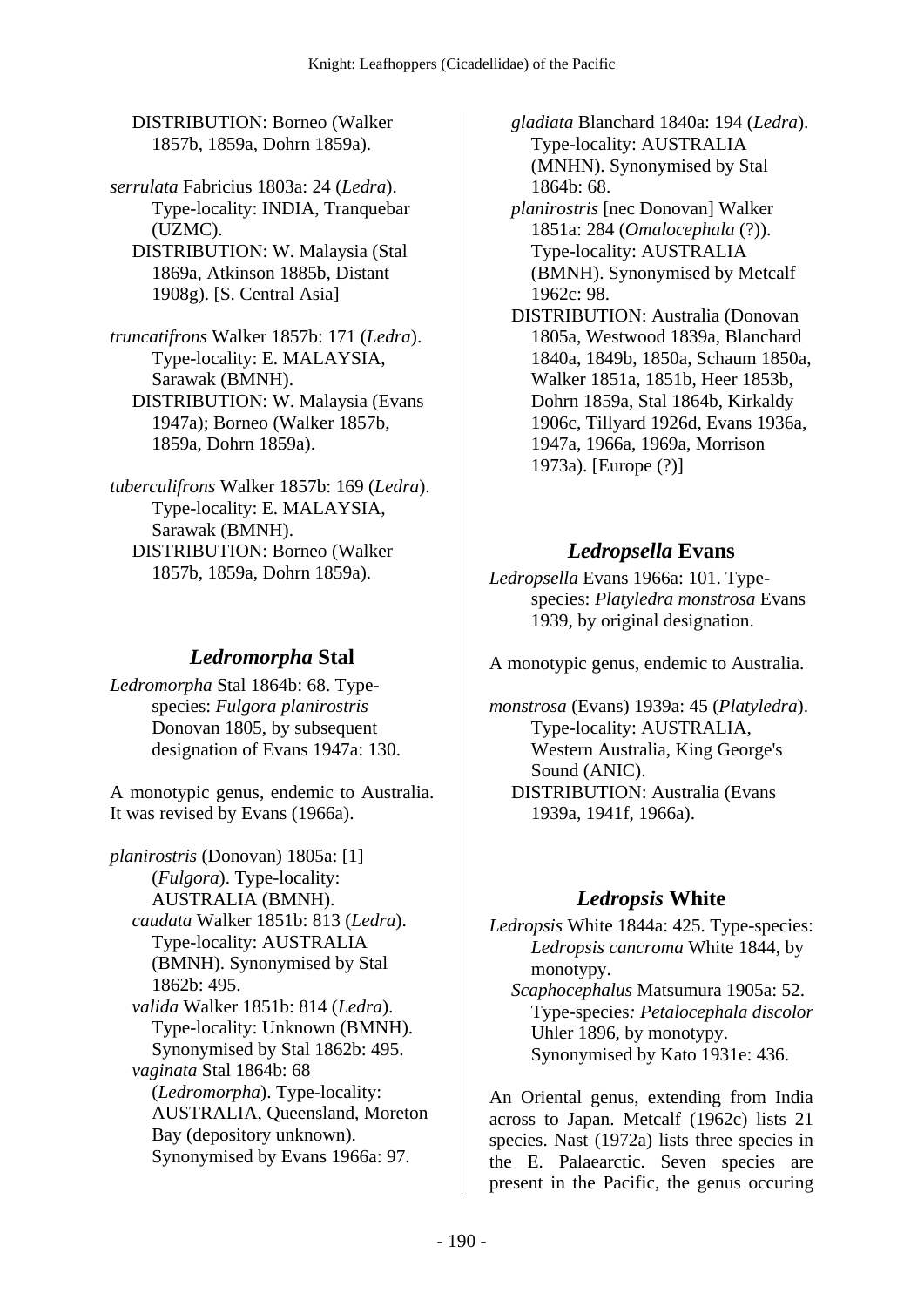DISTRIBUTION: Borneo (Walker 1857b, 1859a, Dohrn 1859a).

*serrulata* Fabricius 1803a: 24 (*Ledra*). Type-locality: INDIA, Tranquebar (UZMC).
DISTRIBUTION: W. Malaysia (Stal 1869a, Atkinson 1885b, Distant 1908g). [S. Central Asia]

*truncatifrons* Walker 1857b: 171 (*Ledra*). Type-locality: E. MALAYSIA, Sarawak (BMNH).
DISTRIBUTION: W. Malaysia (Evans 1947a); Borneo (Walker 1857b, 1859a, Dohrn 1859a).

*tuberculifrons* Walker 1857b: 169 (*Ledra*). Type-locality: E. MALAYSIA, Sarawak (BMNH).
DISTRIBUTION: Borneo (Walker 1857b, 1859a, Dohrn 1859a).

## *Ledromorpha* Stal

*Ledromorpha* Stal 1864b: 68. Type-species: *Fulgora planirostris* Donovan 1805, by subsequent designation of Evans 1947a: 130.

A monotypic genus, endemic to Australia. It was revised by Evans (1966a).

*planirostris* (Donovan) 1805a: [1] (*Fulgora*). Type-locality: AUSTRALIA (BMNH).
*caudata* Walker 1851b: 813 (*Ledra*). Type-locality: AUSTRALIA (BMNH). Synonymised by Stal 1862b: 495.
*valida* Walker 1851b: 814 (*Ledra*). Type-locality: Unknown (BMNH). Synonymised by Stal 1862b: 495.
*vaginata* Stal 1864b: 68 (*Ledromorpha*). Type-locality: AUSTRALIA, Queensland, Moreton Bay (depository unknown). Synonymised by Evans 1966a: 97.
*gladiata* Blanchard 1840a: 194 (*Ledra*). Type-locality: AUSTRALIA (MNHN). Synonymised by Stal 1864b: 68.
*planirostris* [nec Donovan] Walker 1851a: 284 (*Omalocephala* (?)). Type-locality: AUSTRALIA (BMNH). Synonymised by Metcalf 1962c: 98.
DISTRIBUTION: Australia (Donovan 1805a, Westwood 1839a, Blanchard 1840a, 1849b, 1850a, Schaum 1850a, Walker 1851a, 1851b, Heer 1853b, Dohrn 1859a, Stal 1864b, Kirkaldy 1906c, Tillyard 1926d, Evans 1936a, 1947a, 1966a, 1969a, Morrison 1973a). [Europe (?)]

## *Ledropsella* Evans

*Ledropsella* Evans 1966a: 101. Type-species: *Platyledra monstrosa* Evans 1939, by original designation.

A monotypic genus, endemic to Australia.

*monstrosa* (Evans) 1939a: 45 (*Platyledra*). Type-locality: AUSTRALIA, Western Australia, King George's Sound (ANIC).
DISTRIBUTION: Australia (Evans 1939a, 1941f, 1966a).

## *Ledropsis* White

*Ledropsis* White 1844a: 425. Type-species: *Ledropsis cancroma* White 1844, by monotypy.
*Scaphocephalus* Matsumura 1905a: 52. Type-species: *Petalocephala discolor* Uhler 1896, by monotypy. Synonymised by Kato 1931e: 436.

An Oriental genus, extending from India across to Japan. Metcalf (1962c) lists 21 species. Nast (1972a) lists three species in the E. Palaearctic. Seven species are present in the Pacific, the genus occuring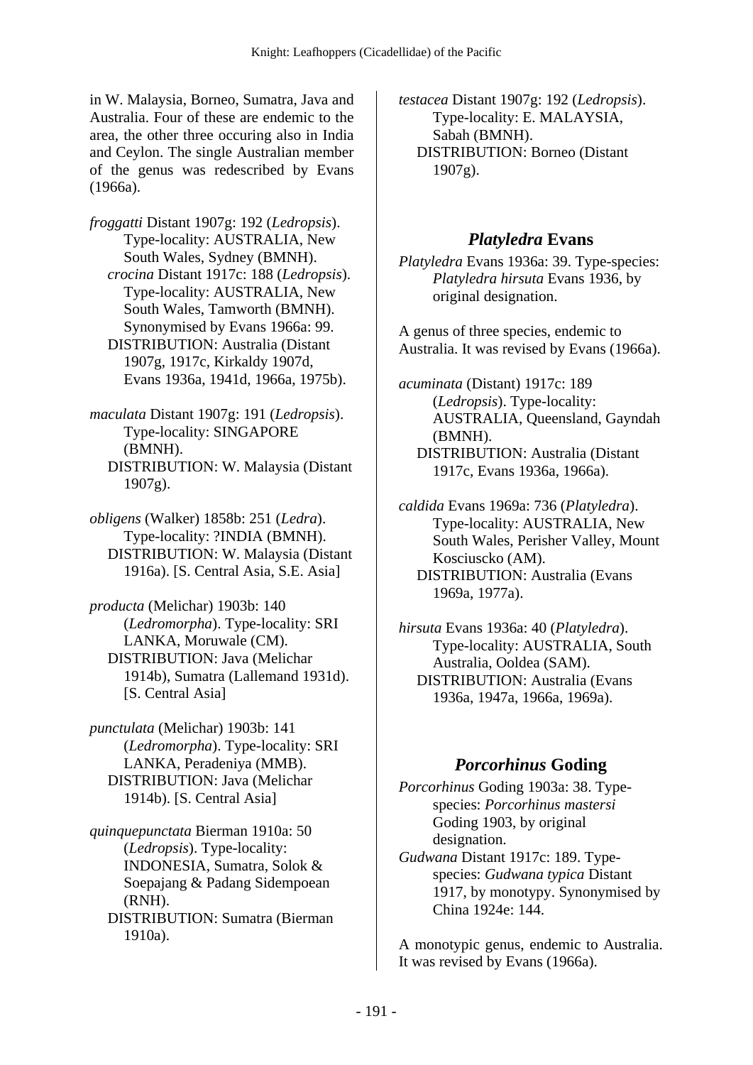in W. Malaysia, Borneo, Sumatra, Java and Australia. Four of these are endemic to the area, the other three occuring also in India and Ceylon. The single Australian member of the genus was redescribed by Evans (1966a).

*froggatti* Distant 1907g: 192 (*Ledropsis*). Type-locality: AUSTRALIA, New South Wales, Sydney (BMNH).
*crocina* Distant 1917c: 188 (*Ledropsis*). Type-locality: AUSTRALIA, New South Wales, Tamworth (BMNH). Synonymised by Evans 1966a: 99.
DISTRIBUTION: Australia (Distant 1907g, 1917c, Kirkaldy 1907d, Evans 1936a, 1941d, 1966a, 1975b).

*maculata* Distant 1907g: 191 (*Ledropsis*). Type-locality: SINGAPORE (BMNH).
DISTRIBUTION: W. Malaysia (Distant 1907g).

*obligens* (Walker) 1858b: 251 (*Ledra*). Type-locality: ?INDIA (BMNH).
DISTRIBUTION: W. Malaysia (Distant 1916a). [S. Central Asia, S.E. Asia]

*producta* (Melichar) 1903b: 140 (*Ledromorpha*). Type-locality: SRI LANKA, Moruwale (CM).
DISTRIBUTION: Java (Melichar 1914b), Sumatra (Lallemand 1931d). [S. Central Asia]

*punctulata* (Melichar) 1903b: 141 (*Ledromorpha*). Type-locality: SRI LANKA, Peradeniya (MMB).
DISTRIBUTION: Java (Melichar 1914b). [S. Central Asia]

*quinquepunctata* Bierman 1910a: 50 (*Ledropsis*). Type-locality: INDONESIA, Sumatra, Solok & Soepajang & Padang Sidempoean (RNH).
DISTRIBUTION: Sumatra (Bierman 1910a).

*testacea* Distant 1907g: 192 (*Ledropsis*). Type-locality: E. MALAYSIA, Sabah (BMNH).
DISTRIBUTION: Borneo (Distant 1907g).

## *Platyledra* Evans

*Platyledra* Evans 1936a: 39. Type-species: *Platyledra hirsuta* Evans 1936, by original designation.

A genus of three species, endemic to Australia. It was revised by Evans (1966a).

*acuminata* (Distant) 1917c: 189 (*Ledropsis*). Type-locality: AUSTRALIA, Queensland, Gayndah (BMNH).
DISTRIBUTION: Australia (Distant 1917c, Evans 1936a, 1966a).

*caldida* Evans 1969a: 736 (*Platyledra*). Type-locality: AUSTRALIA, New South Wales, Perisher Valley, Mount Kosciuscko (AM).
DISTRIBUTION: Australia (Evans 1969a, 1977a).

*hirsuta* Evans 1936a: 40 (*Platyledra*). Type-locality: AUSTRALIA, South Australia, Ooldea (SAM).
DISTRIBUTION: Australia (Evans 1936a, 1947a, 1966a, 1969a).

## *Porcorhinus* Goding

*Porcorhinus* Goding 1903a: 38. Type-species: *Porcorhinus mastersi* Goding 1903, by original designation.
*Gudwana* Distant 1917c: 189. Type-species: *Gudwana typica* Distant 1917, by monotypy. Synonymised by China 1924e: 144.

A monotypic genus, endemic to Australia. It was revised by Evans (1966a).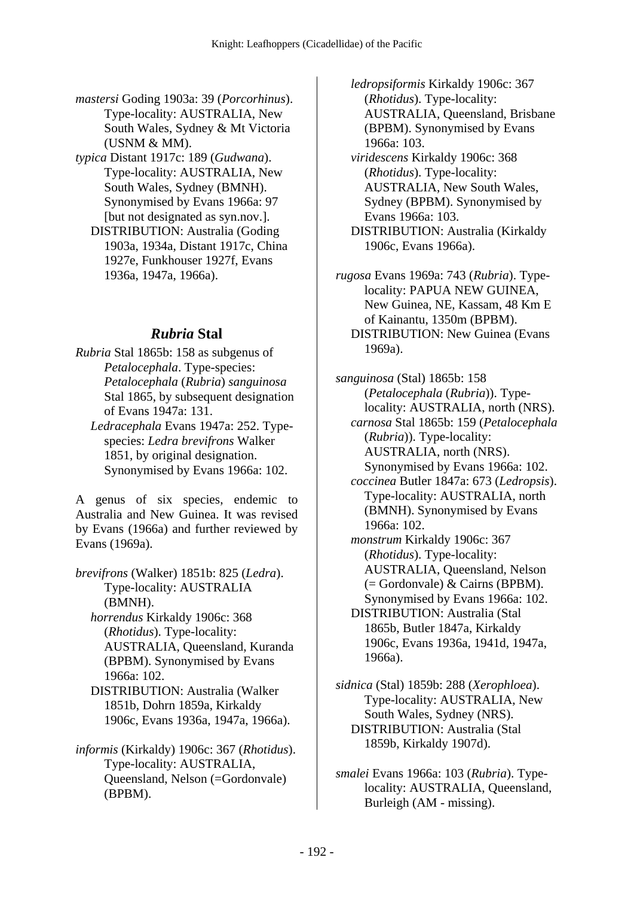*mastersi* Goding 1903a: 39 (*Porcorhinus*). Type-locality: AUSTRALIA, New South Wales, Sydney & Mt Victoria (USNM & MM).

*typica* Distant 1917c: 189 (*Gudwana*). Type-locality: AUSTRALIA, New South Wales, Sydney (BMNH). Synonymised by Evans 1966a: 97 [but not designated as syn.nov.].

DISTRIBUTION: Australia (Goding 1903a, 1934a, Distant 1917c, China 1927e, Funkhouser 1927f, Evans 1936a, 1947a, 1966a).

## *Rubria* Stal

*Rubria* Stal 1865b: 158 as subgenus of *Petalocephala*. Type-species: *Petalocephala* (*Rubria*) *sanguinosa* Stal 1865, by subsequent designation of Evans 1947a: 131.

*Ledracephala* Evans 1947a: 252. Type-species: *Ledra brevifrons* Walker 1851, by original designation. Synonymised by Evans 1966a: 102.

A genus of six species, endemic to Australia and New Guinea. It was revised by Evans (1966a) and further reviewed by Evans (1969a).

*brevifrons* (Walker) 1851b: 825 (*Ledra*). Type-locality: AUSTRALIA (BMNH).

*horrendus* Kirkaldy 1906c: 368 (*Rhotidus*). Type-locality: AUSTRALIA, Queensland, Kuranda (BPBM). Synonymised by Evans 1966a: 102.

DISTRIBUTION: Australia (Walker 1851b, Dohrn 1859a, Kirkaldy 1906c, Evans 1936a, 1947a, 1966a).

*informis* (Kirkaldy) 1906c: 367 (*Rhotidus*). Type-locality: AUSTRALIA, Queensland, Nelson (=Gordonvale) (BPBM).

*ledropsiformis* Kirkaldy 1906c: 367 (*Rhotidus*). Type-locality: AUSTRALIA, Queensland, Brisbane (BPBM). Synonymised by Evans 1966a: 103.

*viridescens* Kirkaldy 1906c: 368 (*Rhotidus*). Type-locality: AUSTRALIA, New South Wales, Sydney (BPBM). Synonymised by Evans 1966a: 103.

DISTRIBUTION: Australia (Kirkaldy 1906c, Evans 1966a).

*rugosa* Evans 1969a: 743 (*Rubria*). Type-locality: PAPUA NEW GUINEA, New Guinea, NE, Kassam, 48 Km E of Kainantu, 1350m (BPBM).

DISTRIBUTION: New Guinea (Evans 1969a).

*sanguinosa* (Stal) 1865b: 158 (*Petalocephala* (*Rubria*)). Type-locality: AUSTRALIA, north (NRS).

*carnosa* Stal 1865b: 159 (*Petalocephala* (*Rubria*)). Type-locality: AUSTRALIA, north (NRS). Synonymised by Evans 1966a: 102.

*coccinea* Butler 1847a: 673 (*Ledropsis*). Type-locality: AUSTRALIA, north (BMNH). Synonymised by Evans 1966a: 102.

*monstrum* Kirkaldy 1906c: 367 (*Rhotidus*). Type-locality: AUSTRALIA, Queensland, Nelson (= Gordonvale) & Cairns (BPBM). Synonymised by Evans 1966a: 102.

DISTRIBUTION: Australia (Stal 1865b, Butler 1847a, Kirkaldy 1906c, Evans 1936a, 1941d, 1947a, 1966a).

*sidnica* (Stal) 1859b: 288 (*Xerophloea*). Type-locality: AUSTRALIA, New South Wales, Sydney (NRS).

DISTRIBUTION: Australia (Stal 1859b, Kirkaldy 1907d).

*smalei* Evans 1966a: 103 (*Rubria*). Type-locality: AUSTRALIA, Queensland, Burleigh (AM - missing).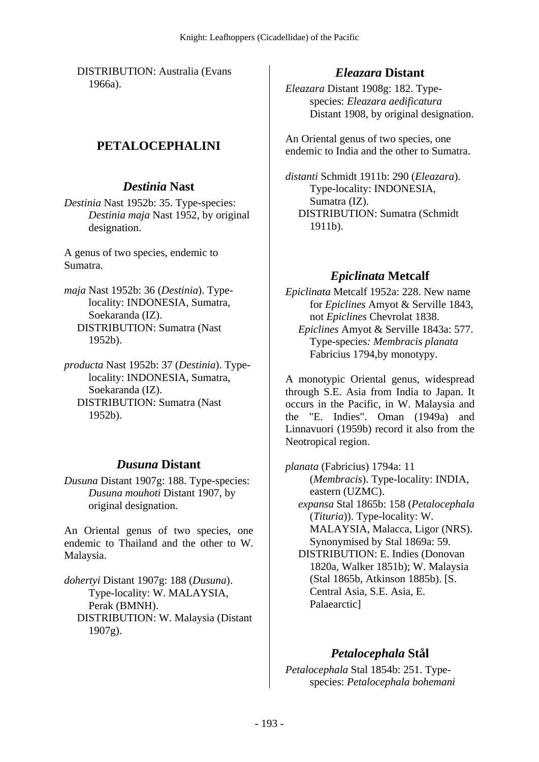DISTRIBUTION: Australia (Evans 1966a).

## PETALOCEPHALINI

### *Destinia* Nast

*Destinia* Nast 1952b: 35. Type-species: *Destinia maja* Nast 1952, by original designation.

A genus of two species, endemic to Sumatra.

*maja* Nast 1952b: 36 (*Destinia*). Type-locality: INDONESIA, Sumatra, Soekaranda (IZ).
DISTRIBUTION: Sumatra (Nast 1952b).

*producta* Nast 1952b: 37 (*Destinia*). Type-locality: INDONESIA, Sumatra, Soekaranda (IZ).
DISTRIBUTION: Sumatra (Nast 1952b).

### *Dusuna* Distant

*Dusuna* Distant 1907g: 188. Type-species: *Dusuna mouhoti* Distant 1907, by original designation.

An Oriental genus of two species, one endemic to Thailand and the other to W. Malaysia.

*dohertyi* Distant 1907g: 188 (*Dusuna*). Type-locality: W. MALAYSIA, Perak (BMNH).
DISTRIBUTION: W. Malaysia (Distant 1907g).

### *Eleazara* Distant

*Eleazara* Distant 1908g: 182. Type-species: *Eleazara aedificatura* Distant 1908, by original designation.

An Oriental genus of two species, one endemic to India and the other to Sumatra.

*distanti* Schmidt 1911b: 290 (*Eleazara*). Type-locality: INDONESIA, Sumatra (IZ).
DISTRIBUTION: Sumatra (Schmidt 1911b).

### *Epiclinata* Metcalf

*Epiclinata* Metcalf 1952a: 228. New name for *Epiclines* Amyot & Serville 1843, not *Epiclines* Chevrolat 1838.
*Epiclines* Amyot & Serville 1843a: 577. Type-species*: Membracis planata* Fabricius 1794,by monotypy.

A monotypic Oriental genus, widespread through S.E. Asia from India to Japan. It occurs in the Pacific, in W. Malaysia and the "E. Indies". Oman (1949a) and Linnavuori (1959b) record it also from the Neotropical region.

*planata* (Fabricius) 1794a: 11 (*Membracis*). Type-locality: INDIA, eastern (UZMC).
*expansa* Stal 1865b: 158 (*Petalocephala* (*Tituria*)). Type-locality: W. MALAYSIA, Malacca, Ligor (NRS). Synonymised by Stal 1869a: 59.
DISTRIBUTION: E. Indies (Donovan 1820a, Walker 1851b); W. Malaysia (Stal 1865b, Atkinson 1885b). [S. Central Asia, S.E. Asia, E. Palaearctic]

### *Petalocephala* Stål

*Petalocephala* Stal 1854b: 251. Type-species: *Petalocephala bohemani*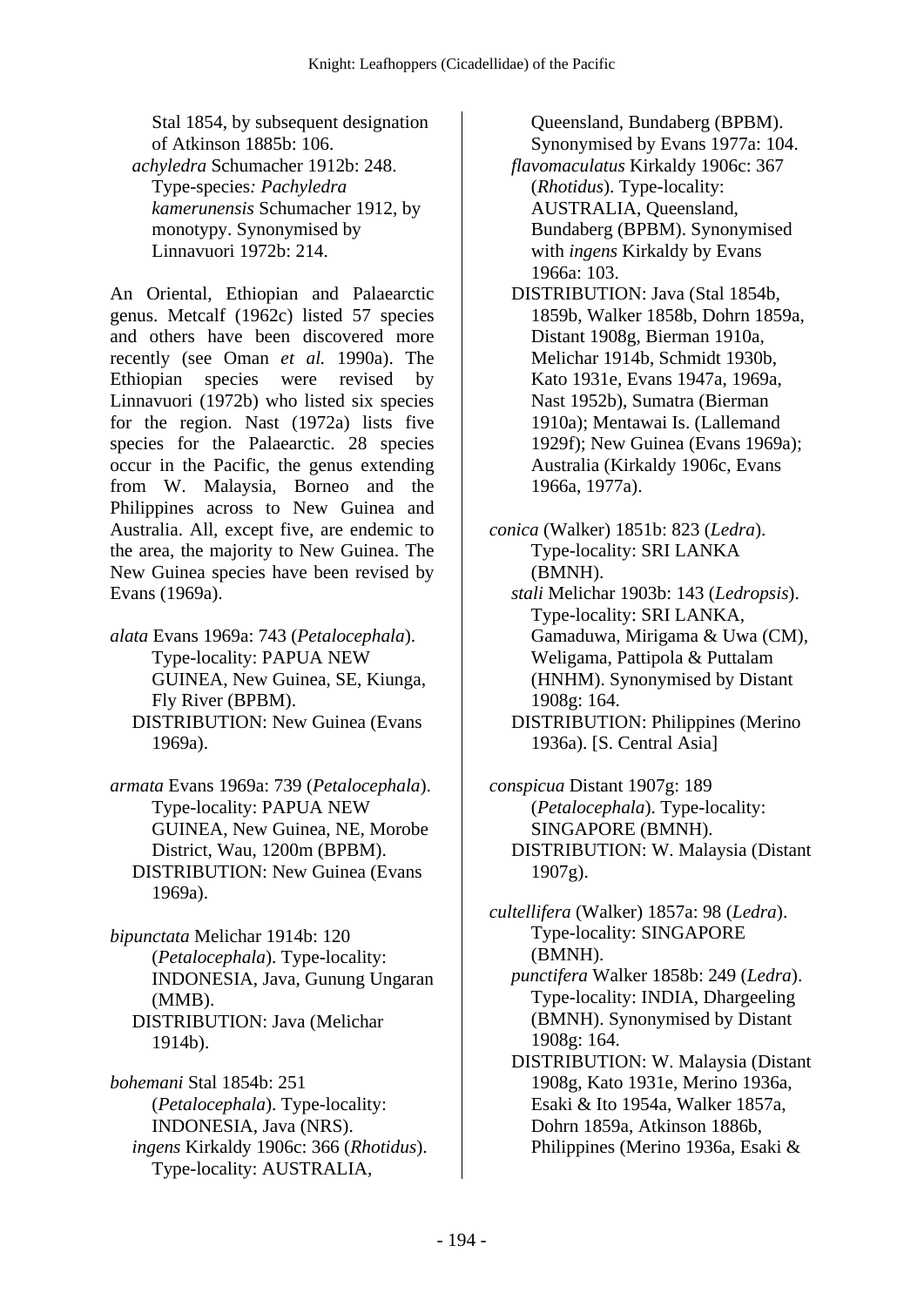Stal 1854, by subsequent designation of Atkinson 1885b: 106.

*achyledra* Schumacher 1912b: 248. Type-species*: Pachyledra kamerunensis* Schumacher 1912, by monotypy. Synonymised by Linnavuori 1972b: 214.

An Oriental, Ethiopian and Palaearctic genus. Metcalf (1962c) listed 57 species and others have been discovered more recently (see Oman *et al.* 1990a). The Ethiopian species were revised by Linnavuori (1972b) who listed six species for the region. Nast (1972a) lists five species for the Palaearctic. 28 species occur in the Pacific, the genus extending from W. Malaysia, Borneo and the Philippines across to New Guinea and Australia. All, except five, are endemic to the area, the majority to New Guinea. The New Guinea species have been revised by Evans (1969a).

*alata* Evans 1969a: 743 (*Petalocephala*). Type-locality: PAPUA NEW GUINEA, New Guinea, SE, Kiunga, Fly River (BPBM).
DISTRIBUTION: New Guinea (Evans 1969a).

*armata* Evans 1969a: 739 (*Petalocephala*). Type-locality: PAPUA NEW GUINEA, New Guinea, NE, Morobe District, Wau, 1200m (BPBM).
DISTRIBUTION: New Guinea (Evans 1969a).

*bipunctata* Melichar 1914b: 120 (*Petalocephala*). Type-locality: INDONESIA, Java, Gunung Ungaran (MMB).
DISTRIBUTION: Java (Melichar 1914b).

*bohemani* Stal 1854b: 251 (*Petalocephala*). Type-locality: INDONESIA, Java (NRS).
*ingens* Kirkaldy 1906c: 366 (*Rhotidus*). Type-locality: AUSTRALIA, Queensland, Bundaberg (BPBM). Synonymised by Evans 1977a: 104.
*flavomaculatus* Kirkaldy 1906c: 367 (*Rhotidus*). Type-locality: AUSTRALIA, Queensland, Bundaberg (BPBM). Synonymised with *ingens* Kirkaldy by Evans 1966a: 103.
DISTRIBUTION: Java (Stal 1854b, 1859b, Walker 1858b, Dohrn 1859a, Distant 1908g, Bierman 1910a, Melichar 1914b, Schmidt 1930b, Kato 1931e, Evans 1947a, 1969a, Nast 1952b), Sumatra (Bierman 1910a); Mentawai Is. (Lallemand 1929f); New Guinea (Evans 1969a); Australia (Kirkaldy 1906c, Evans 1966a, 1977a).

*conica* (Walker) 1851b: 823 (*Ledra*). Type-locality: SRI LANKA (BMNH).
*stali* Melichar 1903b: 143 (*Ledropsis*). Type-locality: SRI LANKA, Gamaduwa, Mirigama & Uwa (CM), Weligama, Pattipola & Puttalam (HNHM). Synonymised by Distant 1908g: 164.
DISTRIBUTION: Philippines (Merino 1936a). [S. Central Asia]

*conspicua* Distant 1907g: 189 (*Petalocephala*). Type-locality: SINGAPORE (BMNH).
DISTRIBUTION: W. Malaysia (Distant 1907g).

*cultellifera* (Walker) 1857a: 98 (*Ledra*). Type-locality: SINGAPORE (BMNH).
*punctifera* Walker 1858b: 249 (*Ledra*). Type-locality: INDIA, Dhargeeling (BMNH). Synonymised by Distant 1908g: 164.
DISTRIBUTION: W. Malaysia (Distant 1908g, Kato 1931e, Merino 1936a, Esaki & Ito 1954a, Walker 1857a, Dohrn 1859a, Atkinson 1886b, Philippines (Merino 1936a, Esaki &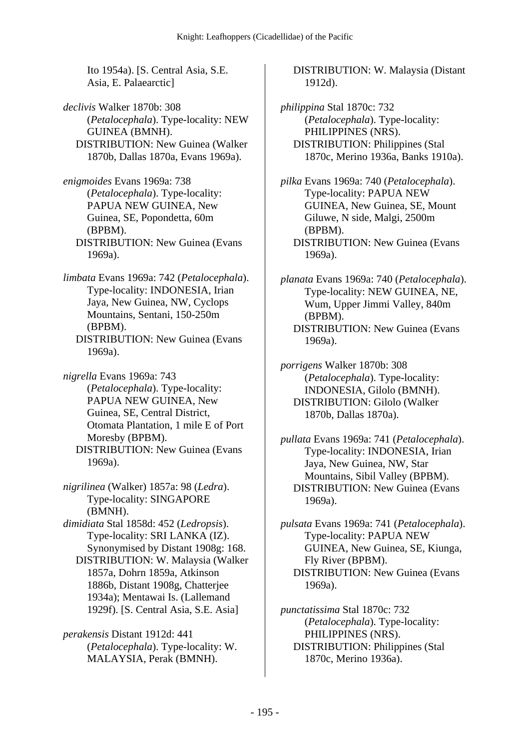Ito 1954a). [S. Central Asia, S.E. Asia, E. Palaearctic]

*declivis* Walker 1870b: 308 (*Petalocephala*). Type-locality: NEW GUINEA (BMNH).
DISTRIBUTION: New Guinea (Walker 1870b, Dallas 1870a, Evans 1969a).

*enigmoides* Evans 1969a: 738 (*Petalocephala*). Type-locality: PAPUA NEW GUINEA, New Guinea, SE, Popondetta, 60m (BPBM).
DISTRIBUTION: New Guinea (Evans 1969a).

*limbata* Evans 1969a: 742 (*Petalocephala*). Type-locality: INDONESIA, Irian Jaya, New Guinea, NW, Cyclops Mountains, Sentani, 150-250m (BPBM).
DISTRIBUTION: New Guinea (Evans 1969a).

*nigrella* Evans 1969a: 743 (*Petalocephala*). Type-locality: PAPUA NEW GUINEA, New Guinea, SE, Central District, Otomata Plantation, 1 mile E of Port Moresby (BPBM).
DISTRIBUTION: New Guinea (Evans 1969a).

*nigrilinea* (Walker) 1857a: 98 (*Ledra*). Type-locality: SINGAPORE (BMNH).
*dimidiata* Stal 1858d: 452 (*Ledropsis*). Type-locality: SRI LANKA (IZ). Synonymised by Distant 1908g: 168.
DISTRIBUTION: W. Malaysia (Walker 1857a, Dohrn 1859a, Atkinson 1886b, Distant 1908g, Chatterjee 1934a); Mentawai Is. (Lallemand 1929f). [S. Central Asia, S.E. Asia]

*perakensis* Distant 1912d: 441 (*Petalocephala*). Type-locality: W. MALAYSIA, Perak (BMNH).
DISTRIBUTION: W. Malaysia (Distant 1912d).

*philippina* Stal 1870c: 732 (*Petalocephala*). Type-locality: PHILIPPINES (NRS).
DISTRIBUTION: Philippines (Stal 1870c, Merino 1936a, Banks 1910a).

*pilka* Evans 1969a: 740 (*Petalocephala*). Type-locality: PAPUA NEW GUINEA, New Guinea, SE, Mount Giluwe, N side, Malgi, 2500m (BPBM).
DISTRIBUTION: New Guinea (Evans 1969a).

*planata* Evans 1969a: 740 (*Petalocephala*). Type-locality: NEW GUINEA, NE, Wum, Upper Jimmi Valley, 840m (BPBM).
DISTRIBUTION: New Guinea (Evans 1969a).

*porrigens* Walker 1870b: 308 (*Petalocephala*). Type-locality: INDONESIA, Gilolo (BMNH).
DISTRIBUTION: Gilolo (Walker 1870b, Dallas 1870a).

*pullata* Evans 1969a: 741 (*Petalocephala*). Type-locality: INDONESIA, Irian Jaya, New Guinea, NW, Star Mountains, Sibil Valley (BPBM).
DISTRIBUTION: New Guinea (Evans 1969a).

*pulsata* Evans 1969a: 741 (*Petalocephala*). Type-locality: PAPUA NEW GUINEA, New Guinea, SE, Kiunga, Fly River (BPBM).
DISTRIBUTION: New Guinea (Evans 1969a).

*punctatissima* Stal 1870c: 732 (*Petalocephala*). Type-locality: PHILIPPINES (NRS).
DISTRIBUTION: Philippines (Stal 1870c, Merino 1936a).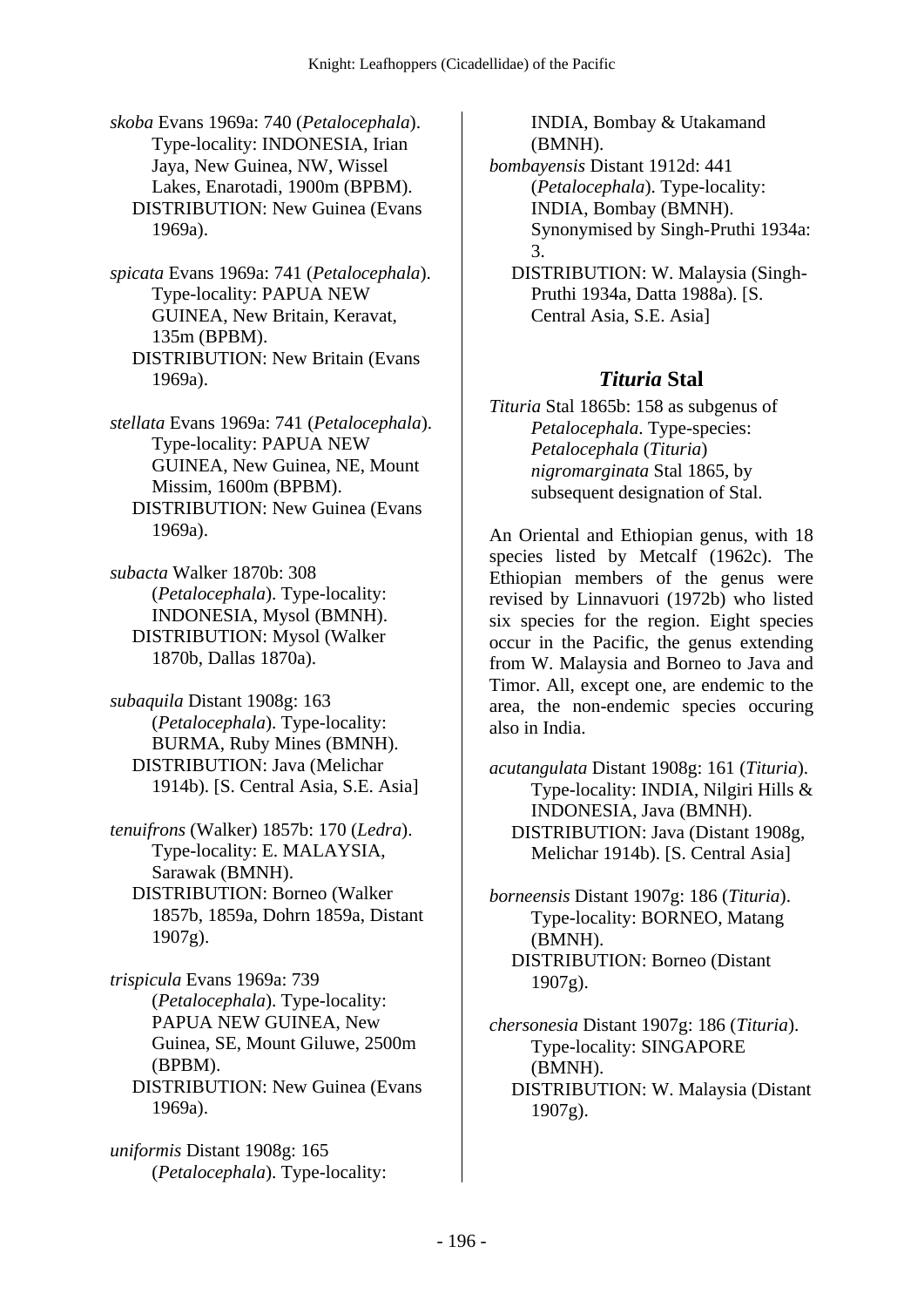*skoba* Evans 1969a: 740 (*Petalocephala*). Type-locality: INDONESIA, Irian Jaya, New Guinea, NW, Wissel Lakes, Enarotadi, 1900m (BPBM).
DISTRIBUTION: New Guinea (Evans 1969a).

*spicata* Evans 1969a: 741 (*Petalocephala*). Type-locality: PAPUA NEW GUINEA, New Britain, Keravat, 135m (BPBM).
DISTRIBUTION: New Britain (Evans 1969a).

*stellata* Evans 1969a: 741 (*Petalocephala*). Type-locality: PAPUA NEW GUINEA, New Guinea, NE, Mount Missim, 1600m (BPBM).
DISTRIBUTION: New Guinea (Evans 1969a).

*subacta* Walker 1870b: 308 (*Petalocephala*). Type-locality: INDONESIA, Mysol (BMNH).
DISTRIBUTION: Mysol (Walker 1870b, Dallas 1870a).

*subaquila* Distant 1908g: 163 (*Petalocephala*). Type-locality: BURMA, Ruby Mines (BMNH).
DISTRIBUTION: Java (Melichar 1914b). [S. Central Asia, S.E. Asia]

*tenuifrons* (Walker) 1857b: 170 (*Ledra*). Type-locality: E. MALAYSIA, Sarawak (BMNH).
DISTRIBUTION: Borneo (Walker 1857b, 1859a, Dohrn 1859a, Distant 1907g).

*trispicula* Evans 1969a: 739 (*Petalocephala*). Type-locality: PAPUA NEW GUINEA, New Guinea, SE, Mount Giluwe, 2500m (BPBM).
DISTRIBUTION: New Guinea (Evans 1969a).

*uniformis* Distant 1908g: 165 (*Petalocephala*). Type-locality: INDIA, Bombay & Utakamand (BMNH).
*bombayensis* Distant 1912d: 441 (*Petalocephala*). Type-locality: INDIA, Bombay (BMNH). Synonymised by Singh-Pruthi 1934a: 3.
DISTRIBUTION: W. Malaysia (Singh-Pruthi 1934a, Datta 1988a). [S. Central Asia, S.E. Asia]

## *Tituria* Stal

*Tituria* Stal 1865b: 158 as subgenus of *Petalocephala*. Type-species: *Petalocephala* (*Tituria*) *nigromarginata* Stal 1865, by subsequent designation of Stal.

An Oriental and Ethiopian genus, with 18 species listed by Metcalf (1962c). The Ethiopian members of the genus were revised by Linnavuori (1972b) who listed six species for the region. Eight species occur in the Pacific, the genus extending from W. Malaysia and Borneo to Java and Timor. All, except one, are endemic to the area, the non-endemic species occuring also in India.

*acutangulata* Distant 1908g: 161 (*Tituria*). Type-locality: INDIA, Nilgiri Hills & INDONESIA, Java (BMNH).
DISTRIBUTION: Java (Distant 1908g, Melichar 1914b). [S. Central Asia]

*borneensis* Distant 1907g: 186 (*Tituria*). Type-locality: BORNEO, Matang (BMNH).
DISTRIBUTION: Borneo (Distant 1907g).

*chersonesia* Distant 1907g: 186 (*Tituria*). Type-locality: SINGAPORE (BMNH).
DISTRIBUTION: W. Malaysia (Distant 1907g).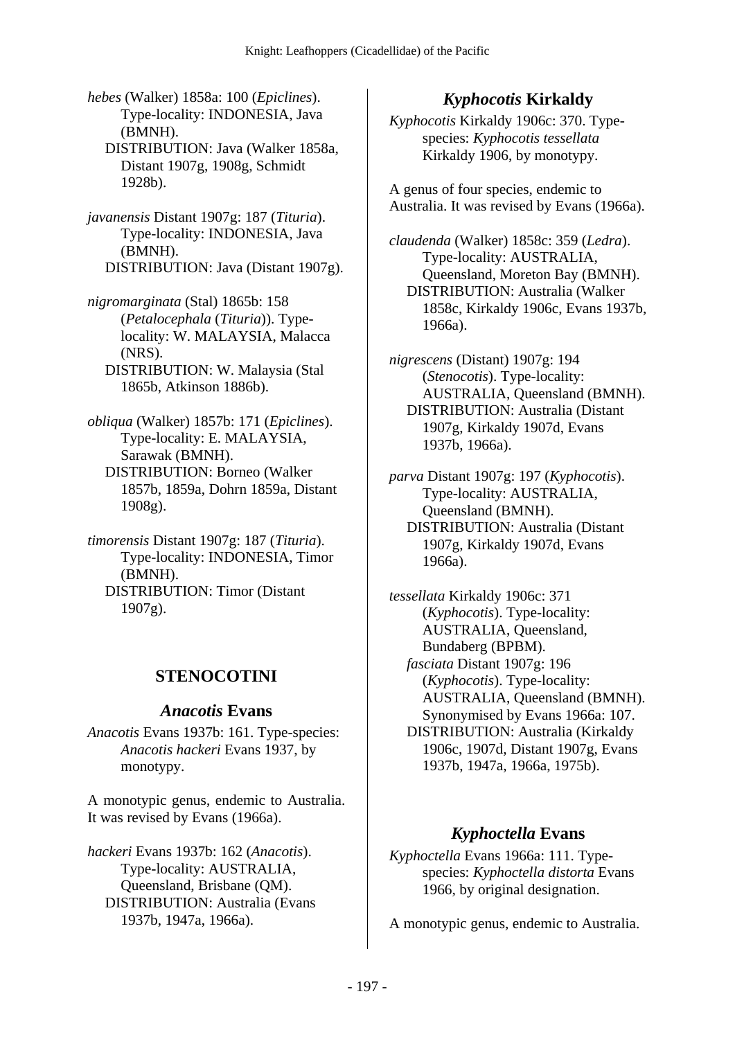*hebes* (Walker) 1858a: 100 (*Epiclines*). Type-locality: INDONESIA, Java (BMNH).
DISTRIBUTION: Java (Walker 1858a, Distant 1907g, 1908g, Schmidt 1928b).

*javanensis* Distant 1907g: 187 (*Tituria*). Type-locality: INDONESIA, Java (BMNH).
DISTRIBUTION: Java (Distant 1907g).

*nigromarginata* (Stal) 1865b: 158 (*Petalocephala* (*Tituria*)). Type-locality: W. MALAYSIA, Malacca (NRS).
DISTRIBUTION: W. Malaysia (Stal 1865b, Atkinson 1886b).

*obliqua* (Walker) 1857b: 171 (*Epiclines*). Type-locality: E. MALAYSIA, Sarawak (BMNH).
DISTRIBUTION: Borneo (Walker 1857b, 1859a, Dohrn 1859a, Distant 1908g).

*timorensis* Distant 1907g: 187 (*Tituria*). Type-locality: INDONESIA, Timor (BMNH).
DISTRIBUTION: Timor (Distant 1907g).

## STENOCOTINI

### *Anacotis* Evans

*Anacotis* Evans 1937b: 161. Type-species: *Anacotis hackeri* Evans 1937, by monotypy.

A monotypic genus, endemic to Australia. It was revised by Evans (1966a).

*hackeri* Evans 1937b: 162 (*Anacotis*). Type-locality: AUSTRALIA, Queensland, Brisbane (QM).
DISTRIBUTION: Australia (Evans 1937b, 1947a, 1966a).

### *Kyphocotis* Kirkaldy

*Kyphocotis* Kirkaldy 1906c: 370. Type-species: *Kyphocotis tessellata* Kirkaldy 1906, by monotypy.

A genus of four species, endemic to Australia. It was revised by Evans (1966a).

*claudenda* (Walker) 1858c: 359 (*Ledra*). Type-locality: AUSTRALIA, Queensland, Moreton Bay (BMNH).
DISTRIBUTION: Australia (Walker 1858c, Kirkaldy 1906c, Evans 1937b, 1966a).

*nigrescens* (Distant) 1907g: 194 (*Stenocotis*). Type-locality: AUSTRALIA, Queensland (BMNH).
DISTRIBUTION: Australia (Distant 1907g, Kirkaldy 1907d, Evans 1937b, 1966a).

*parva* Distant 1907g: 197 (*Kyphocotis*). Type-locality: AUSTRALIA, Queensland (BMNH).
DISTRIBUTION: Australia (Distant 1907g, Kirkaldy 1907d, Evans 1966a).

*tessellata* Kirkaldy 1906c: 371 (*Kyphocotis*). Type-locality: AUSTRALIA, Queensland, Bundaberg (BPBM).
*fasciata* Distant 1907g: 196 (*Kyphocotis*). Type-locality: AUSTRALIA, Queensland (BMNH). Synonymised by Evans 1966a: 107.
DISTRIBUTION: Australia (Kirkaldy 1906c, 1907d, Distant 1907g, Evans 1937b, 1947a, 1966a, 1975b).

### *Kyphoctella* Evans

*Kyphoctella* Evans 1966a: 111. Type-species: *Kyphoctella distorta* Evans 1966, by original designation.

A monotypic genus, endemic to Australia.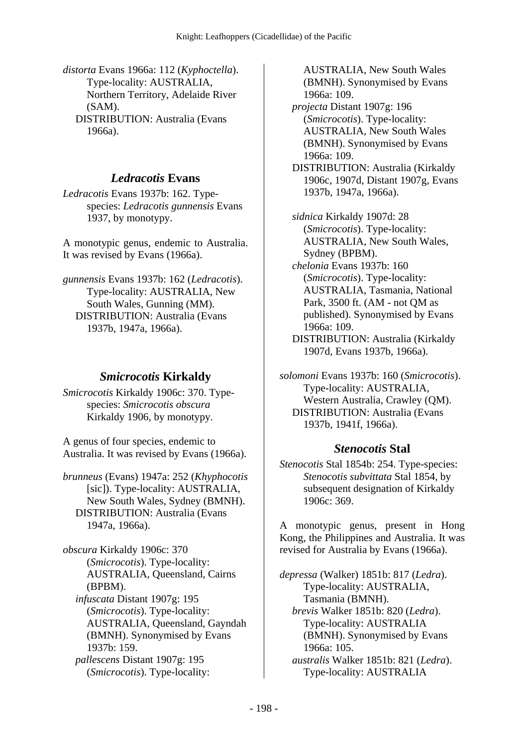*distorta* Evans 1966a: 112 (*Kyphoctella*). Type-locality: AUSTRALIA, Northern Territory, Adelaide River (SAM).
DISTRIBUTION: Australia (Evans 1966a).

## *Ledracotis* Evans

*Ledracotis* Evans 1937b: 162. Type-species: *Ledracotis gunnensis* Evans 1937, by monotypy.

A monotypic genus, endemic to Australia. It was revised by Evans (1966a).

*gunnensis* Evans 1937b: 162 (*Ledracotis*). Type-locality: AUSTRALIA, New South Wales, Gunning (MM).
DISTRIBUTION: Australia (Evans 1937b, 1947a, 1966a).

## *Smicrocotis* Kirkaldy

*Smicrocotis* Kirkaldy 1906c: 370. Type-species: *Smicrocotis obscura* Kirkaldy 1906, by monotypy.

A genus of four species, endemic to Australia. It was revised by Evans (1966a).

*brunneus* (Evans) 1947a: 252 (*Khyphocotis* [sic]). Type-locality: AUSTRALIA, New South Wales, Sydney (BMNH).
DISTRIBUTION: Australia (Evans 1947a, 1966a).

*obscura* Kirkaldy 1906c: 370 (*Smicrocotis*). Type-locality: AUSTRALIA, Queensland, Cairns (BPBM).
*infuscata* Distant 1907g: 195 (*Smicrocotis*). Type-locality: AUSTRALIA, Queensland, Gayndah (BMNH). Synonymised by Evans 1937b: 159.
*pallescens* Distant 1907g: 195 (*Smicrocotis*). Type-locality: AUSTRALIA, New South Wales (BMNH). Synonymised by Evans 1966a: 109.
*projecta* Distant 1907g: 196 (*Smicrocotis*). Type-locality: AUSTRALIA, New South Wales (BMNH). Synonymised by Evans 1966a: 109.
DISTRIBUTION: Australia (Kirkaldy 1906c, 1907d, Distant 1907g, Evans 1937b, 1947a, 1966a).

*sidnica* Kirkaldy 1907d: 28 (*Smicrocotis*). Type-locality: AUSTRALIA, New South Wales, Sydney (BPBM).
*chelonia* Evans 1937b: 160 (*Smicrocotis*). Type-locality: AUSTRALIA, Tasmania, National Park, 3500 ft. (AM - not QM as published). Synonymised by Evans 1966a: 109.
DISTRIBUTION: Australia (Kirkaldy 1907d, Evans 1937b, 1966a).

*solomoni* Evans 1937b: 160 (*Smicrocotis*). Type-locality: AUSTRALIA, Western Australia, Crawley (QM).
DISTRIBUTION: Australia (Evans 1937b, 1941f, 1966a).

## *Stenocotis* Stal

*Stenocotis* Stal 1854b: 254. Type-species: *Stenocotis subvittata* Stal 1854, by subsequent designation of Kirkaldy 1906c: 369.

A monotypic genus, present in Hong Kong, the Philippines and Australia. It was revised for Australia by Evans (1966a).

*depressa* (Walker) 1851b: 817 (*Ledra*). Type-locality: AUSTRALIA, Tasmania (BMNH).
*brevis* Walker 1851b: 820 (*Ledra*). Type-locality: AUSTRALIA (BMNH). Synonymised by Evans 1966a: 105.
*australis* Walker 1851b: 821 (*Ledra*). Type-locality: AUSTRALIA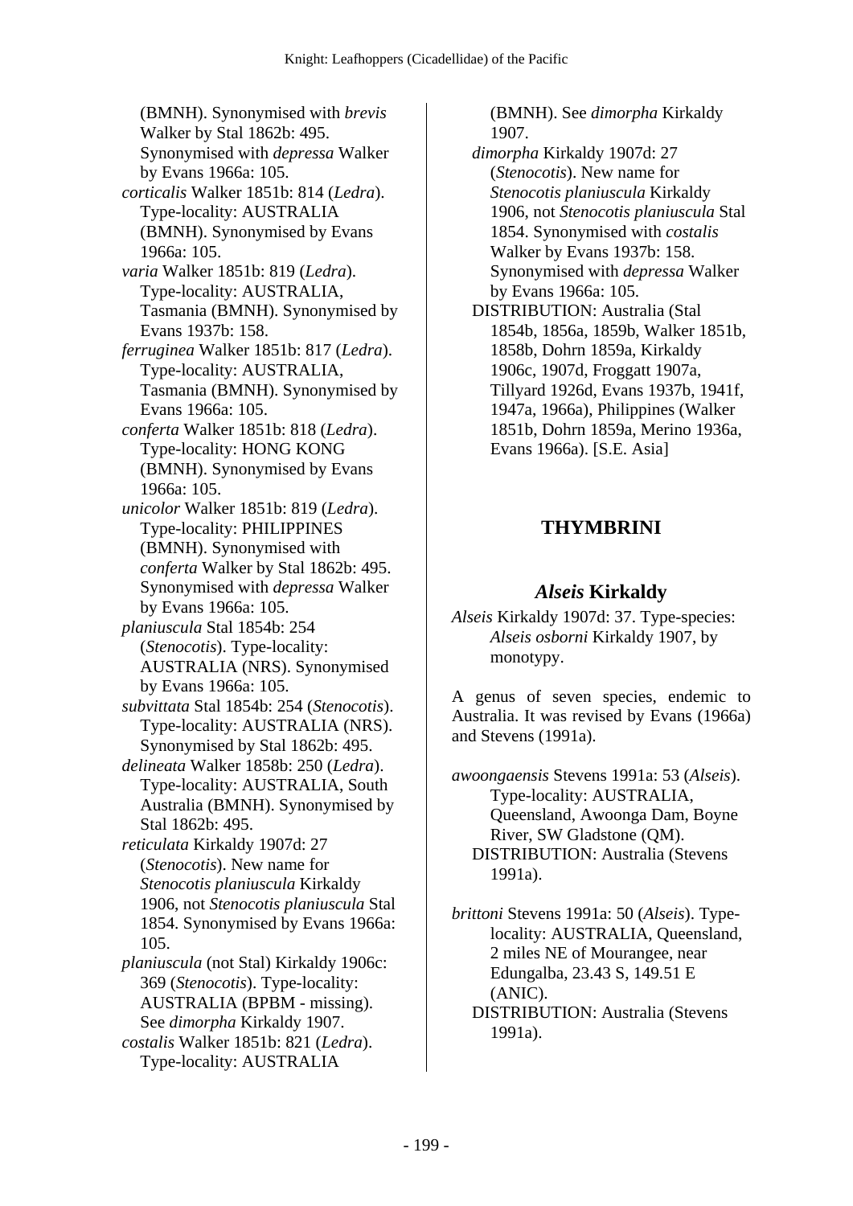(BMNH). Synonymised with *brevis* Walker by Stal 1862b: 495. Synonymised with *depressa* Walker by Evans 1966a: 105.

*corticalis* Walker 1851b: 814 (*Ledra*). Type-locality: AUSTRALIA (BMNH). Synonymised by Evans 1966a: 105.

*varia* Walker 1851b: 819 (*Ledra*). Type-locality: AUSTRALIA, Tasmania (BMNH). Synonymised by Evans 1937b: 158.

*ferruginea* Walker 1851b: 817 (*Ledra*). Type-locality: AUSTRALIA, Tasmania (BMNH). Synonymised by Evans 1966a: 105.

*conferta* Walker 1851b: 818 (*Ledra*). Type-locality: HONG KONG (BMNH). Synonymised by Evans 1966a: 105.

*unicolor* Walker 1851b: 819 (*Ledra*). Type-locality: PHILIPPINES (BMNH). Synonymised with *conferta* Walker by Stal 1862b: 495. Synonymised with *depressa* Walker by Evans 1966a: 105.

*planiuscula* Stal 1854b: 254 (*Stenocotis*). Type-locality: AUSTRALIA (NRS). Synonymised by Evans 1966a: 105.

*subvittata* Stal 1854b: 254 (*Stenocotis*). Type-locality: AUSTRALIA (NRS). Synonymised by Stal 1862b: 495.

*delineata* Walker 1858b: 250 (*Ledra*). Type-locality: AUSTRALIA, South Australia (BMNH). Synonymised by Stal 1862b: 495.

*reticulata* Kirkaldy 1907d: 27 (*Stenocotis*). New name for *Stenocotis planiuscula* Kirkaldy 1906, not *Stenocotis planiuscula* Stal 1854. Synonymised by Evans 1966a: 105.

*planiuscula* (not Stal) Kirkaldy 1906c: 369 (*Stenocotis*). Type-locality: AUSTRALIA (BPBM - missing). See *dimorpha* Kirkaldy 1907.

*costalis* Walker 1851b: 821 (*Ledra*). Type-locality: AUSTRALIA (BMNH). See *dimorpha* Kirkaldy 1907.

*dimorpha* Kirkaldy 1907d: 27 (*Stenocotis*). New name for *Stenocotis planiuscula* Kirkaldy 1906, not *Stenocotis planiuscula* Stal 1854. Synonymised with *costalis* Walker by Evans 1937b: 158. Synonymised with *depressa* Walker by Evans 1966a: 105.

DISTRIBUTION: Australia (Stal 1854b, 1856a, 1859b, Walker 1851b, 1858b, Dohrn 1859a, Kirkaldy 1906c, 1907d, Froggatt 1907a, Tillyard 1926d, Evans 1937b, 1941f, 1947a, 1966a), Philippines (Walker 1851b, Dohrn 1859a, Merino 1936a, Evans 1966a). [S.E. Asia]

## THYMBRINI

### *Alseis* Kirkaldy

*Alseis* Kirkaldy 1907d: 37. Type-species: *Alseis osborni* Kirkaldy 1907, by monotypy.

A genus of seven species, endemic to Australia. It was revised by Evans (1966a) and Stevens (1991a).

*awoongaensis* Stevens 1991a: 53 (*Alseis*). Type-locality: AUSTRALIA, Queensland, Awoonga Dam, Boyne River, SW Gladstone (QM).

DISTRIBUTION: Australia (Stevens 1991a).

*brittoni* Stevens 1991a: 50 (*Alseis*). Type-locality: AUSTRALIA, Queensland, 2 miles NE of Mourangee, near Edungalba, 23.43 S, 149.51 E (ANIC).

DISTRIBUTION: Australia (Stevens 1991a).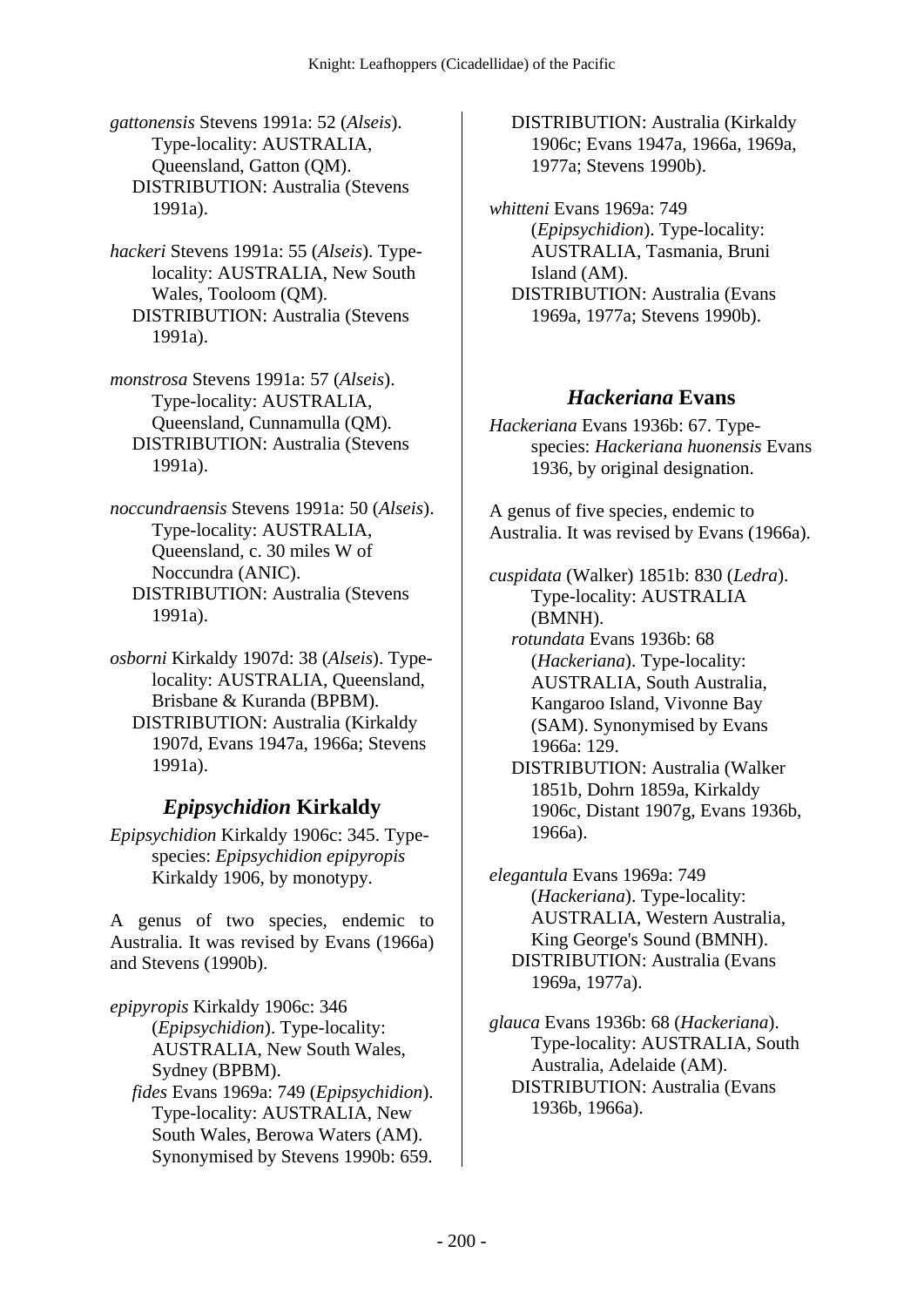*gattonensis* Stevens 1991a: 52 (*Alseis*). Type-locality: AUSTRALIA, Queensland, Gatton (QM).
DISTRIBUTION: Australia (Stevens 1991a).

*hackeri* Stevens 1991a: 55 (*Alseis*). Type-locality: AUSTRALIA, New South Wales, Tooloom (QM).
DISTRIBUTION: Australia (Stevens 1991a).

*monstrosa* Stevens 1991a: 57 (*Alseis*). Type-locality: AUSTRALIA, Queensland, Cunnamulla (QM).
DISTRIBUTION: Australia (Stevens 1991a).

*noccundraensis* Stevens 1991a: 50 (*Alseis*). Type-locality: AUSTRALIA, Queensland, c. 30 miles W of Noccundra (ANIC).
DISTRIBUTION: Australia (Stevens 1991a).

*osborni* Kirkaldy 1907d: 38 (*Alseis*). Type-locality: AUSTRALIA, Queensland, Brisbane & Kuranda (BPBM).
DISTRIBUTION: Australia (Kirkaldy 1907d, Evans 1947a, 1966a; Stevens 1991a).

## *Epipsychidion* Kirkaldy

*Epipsychidion* Kirkaldy 1906c: 345. Type-species: *Epipsychidion epipyropis* Kirkaldy 1906, by monotypy.

A genus of two species, endemic to Australia. It was revised by Evans (1966a) and Stevens (1990b).

*epipyropis* Kirkaldy 1906c: 346 (*Epipsychidion*). Type-locality: AUSTRALIA, New South Wales, Sydney (BPBM).
*fides* Evans 1969a: 749 (*Epipsychidion*). Type-locality: AUSTRALIA, New South Wales, Berowa Waters (AM). Synonymised by Stevens 1990b: 659.
DISTRIBUTION: Australia (Kirkaldy 1906c; Evans 1947a, 1966a, 1969a, 1977a; Stevens 1990b).

*whitteni* Evans 1969a: 749 (*Epipsychidion*). Type-locality: AUSTRALIA, Tasmania, Bruni Island (AM).
DISTRIBUTION: Australia (Evans 1969a, 1977a; Stevens 1990b).

## *Hackeriana* Evans

*Hackeriana* Evans 1936b: 67. Type-species: *Hackeriana huonensis* Evans 1936, by original designation.

A genus of five species, endemic to Australia. It was revised by Evans (1966a).

*cuspidata* (Walker) 1851b: 830 (*Ledra*). Type-locality: AUSTRALIA (BMNH).
*rotundata* Evans 1936b: 68 (*Hackeriana*). Type-locality: AUSTRALIA, South Australia, Kangaroo Island, Vivonne Bay (SAM). Synonymised by Evans 1966a: 129.
DISTRIBUTION: Australia (Walker 1851b, Dohrn 1859a, Kirkaldy 1906c, Distant 1907g, Evans 1936b, 1966a).

*elegantula* Evans 1969a: 749 (*Hackeriana*). Type-locality: AUSTRALIA, Western Australia, King George's Sound (BMNH).
DISTRIBUTION: Australia (Evans 1969a, 1977a).

*glauca* Evans 1936b: 68 (*Hackeriana*). Type-locality: AUSTRALIA, South Australia, Adelaide (AM).
DISTRIBUTION: Australia (Evans 1936b, 1966a).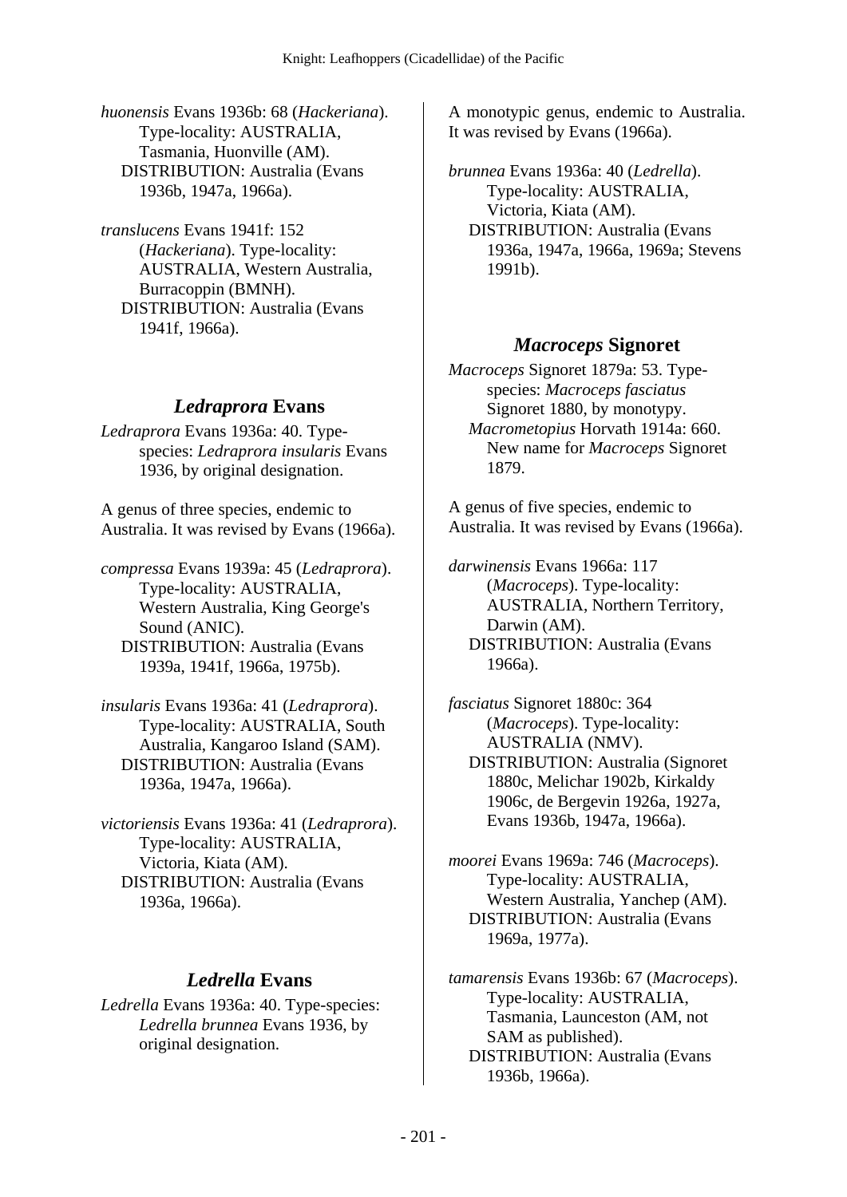*huonensis* Evans 1936b: 68 (*Hackeriana*). Type-locality: AUSTRALIA, Tasmania, Huonville (AM).
DISTRIBUTION: Australia (Evans 1936b, 1947a, 1966a).

*translucens* Evans 1941f: 152 (*Hackeriana*). Type-locality: AUSTRALIA, Western Australia, Burracoppin (BMNH).
DISTRIBUTION: Australia (Evans 1941f, 1966a).

## *Ledraprora* Evans

*Ledraprora* Evans 1936a: 40. Type-species: *Ledraprora insularis* Evans 1936, by original designation.

A genus of three species, endemic to Australia. It was revised by Evans (1966a).

*compressa* Evans 1939a: 45 (*Ledraprora*). Type-locality: AUSTRALIA, Western Australia, King George's Sound (ANIC).
DISTRIBUTION: Australia (Evans 1939a, 1941f, 1966a, 1975b).

*insularis* Evans 1936a: 41 (*Ledraprora*). Type-locality: AUSTRALIA, South Australia, Kangaroo Island (SAM).
DISTRIBUTION: Australia (Evans 1936a, 1947a, 1966a).

*victoriensis* Evans 1936a: 41 (*Ledraprora*). Type-locality: AUSTRALIA, Victoria, Kiata (AM).
DISTRIBUTION: Australia (Evans 1936a, 1966a).

## *Ledrella* Evans

*Ledrella* Evans 1936a: 40. Type-species: *Ledrella brunnea* Evans 1936, by original designation.

A monotypic genus, endemic to Australia. It was revised by Evans (1966a).

*brunnea* Evans 1936a: 40 (*Ledrella*). Type-locality: AUSTRALIA, Victoria, Kiata (AM).
DISTRIBUTION: Australia (Evans 1936a, 1947a, 1966a, 1969a; Stevens 1991b).

## *Macroceps* Signoret

*Macroceps* Signoret 1879a: 53. Type-species: *Macroceps fasciatus* Signoret 1880, by monotypy.
*Macrometopius* Horvath 1914a: 660. New name for *Macroceps* Signoret 1879.

A genus of five species, endemic to Australia. It was revised by Evans (1966a).

*darwinensis* Evans 1966a: 117 (*Macroceps*). Type-locality: AUSTRALIA, Northern Territory, Darwin (AM).
DISTRIBUTION: Australia (Evans 1966a).

*fasciatus* Signoret 1880c: 364 (*Macroceps*). Type-locality: AUSTRALIA (NMV).
DISTRIBUTION: Australia (Signoret 1880c, Melichar 1902b, Kirkaldy 1906c, de Bergevin 1926a, 1927a, Evans 1936b, 1947a, 1966a).

*moorei* Evans 1969a: 746 (*Macroceps*). Type-locality: AUSTRALIA, Western Australia, Yanchep (AM).
DISTRIBUTION: Australia (Evans 1969a, 1977a).

*tamarensis* Evans 1936b: 67 (*Macroceps*). Type-locality: AUSTRALIA, Tasmania, Launceston (AM, not SAM as published).
DISTRIBUTION: Australia (Evans 1936b, 1966a).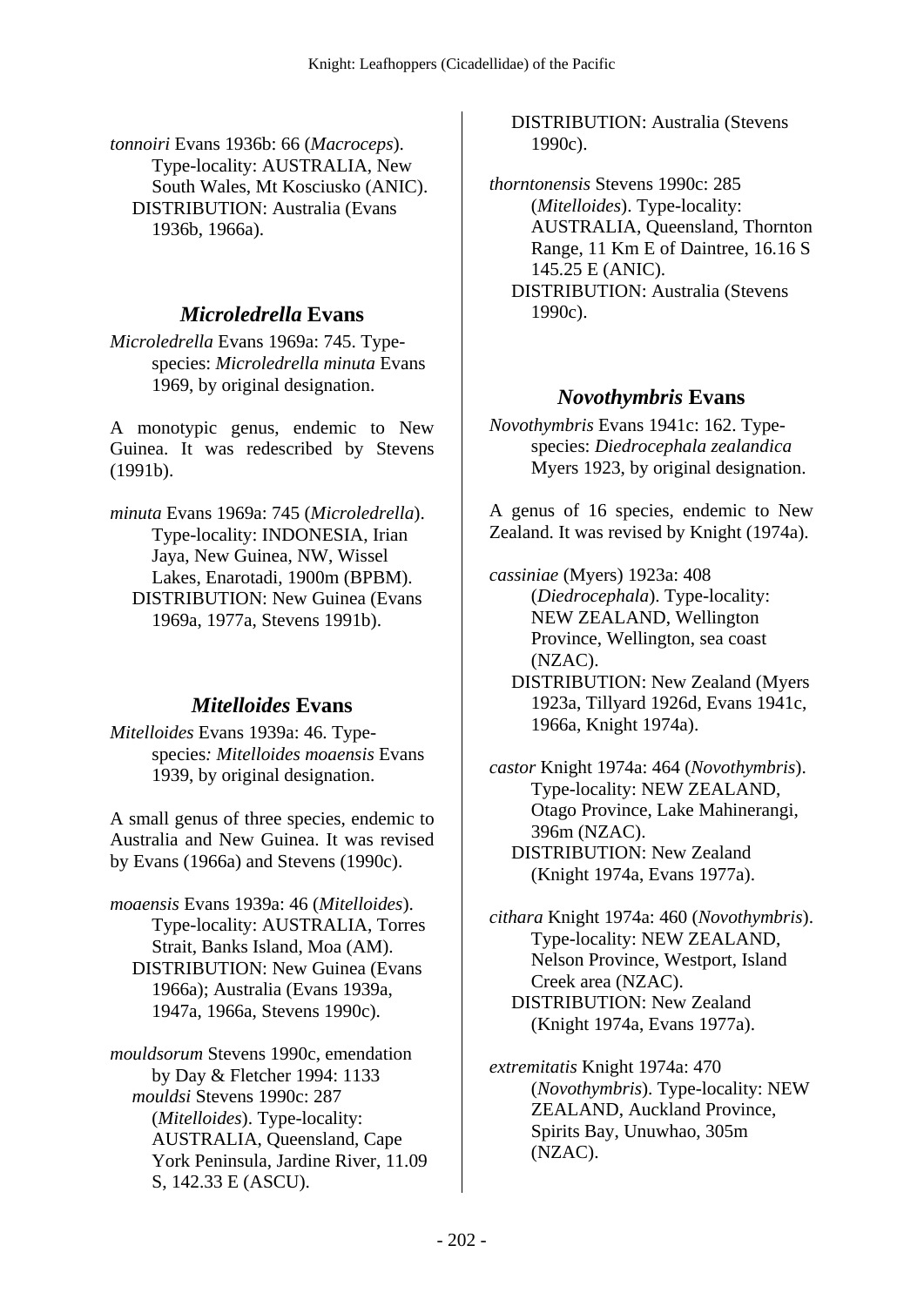*tonnoiri* Evans 1936b: 66 (*Macroceps*). Type-locality: AUSTRALIA, New South Wales, Mt Kosciusko (ANIC).
DISTRIBUTION: Australia (Evans 1936b, 1966a).

## *Microledrella* Evans

*Microledrella* Evans 1969a: 745. Type-species: *Microledrella minuta* Evans 1969, by original designation.

A monotypic genus, endemic to New Guinea. It was redescribed by Stevens (1991b).

*minuta* Evans 1969a: 745 (*Microledrella*). Type-locality: INDONESIA, Irian Jaya, New Guinea, NW, Wissel Lakes, Enarotadi, 1900m (BPBM).
DISTRIBUTION: New Guinea (Evans 1969a, 1977a, Stevens 1991b).

## *Mitelloides* Evans

*Mitelloides* Evans 1939a: 46. Type-species*: Mitelloides moaensis* Evans 1939, by original designation.

A small genus of three species, endemic to Australia and New Guinea. It was revised by Evans (1966a) and Stevens (1990c).

*moaensis* Evans 1939a: 46 (*Mitelloides*). Type-locality: AUSTRALIA, Torres Strait, Banks Island, Moa (AM).
DISTRIBUTION: New Guinea (Evans 1966a); Australia (Evans 1939a, 1947a, 1966a, Stevens 1990c).

*mouldsorum* Stevens 1990c, emendation by Day & Fletcher 1994: 1133
*mouldsi* Stevens 1990c: 287 (*Mitelloides*). Type-locality: AUSTRALIA, Queensland, Cape York Peninsula, Jardine River, 11.09 S, 142.33 E (ASCU).
DISTRIBUTION: Australia (Stevens 1990c).

*thorntonensis* Stevens 1990c: 285 (*Mitelloides*). Type-locality: AUSTRALIA, Queensland, Thornton Range, 11 Km E of Daintree, 16.16 S 145.25 E (ANIC).
DISTRIBUTION: Australia (Stevens 1990c).

## *Novothymbris* Evans

*Novothymbris* Evans 1941c: 162. Type-species: *Diedrocephala zealandica* Myers 1923, by original designation.

A genus of 16 species, endemic to New Zealand. It was revised by Knight (1974a).

*cassiniae* (Myers) 1923a: 408 (*Diedrocephala*). Type-locality: NEW ZEALAND, Wellington Province, Wellington, sea coast (NZAC).
DISTRIBUTION: New Zealand (Myers 1923a, Tillyard 1926d, Evans 1941c, 1966a, Knight 1974a).

*castor* Knight 1974a: 464 (*Novothymbris*). Type-locality: NEW ZEALAND, Otago Province, Lake Mahinerangi, 396m (NZAC).
DISTRIBUTION: New Zealand (Knight 1974a, Evans 1977a).

*cithara* Knight 1974a: 460 (*Novothymbris*). Type-locality: NEW ZEALAND, Nelson Province, Westport, Island Creek area (NZAC).
DISTRIBUTION: New Zealand (Knight 1974a, Evans 1977a).

*extremitatis* Knight 1974a: 470 (*Novothymbris*). Type-locality: NEW ZEALAND, Auckland Province, Spirits Bay, Unuwhao, 305m (NZAC).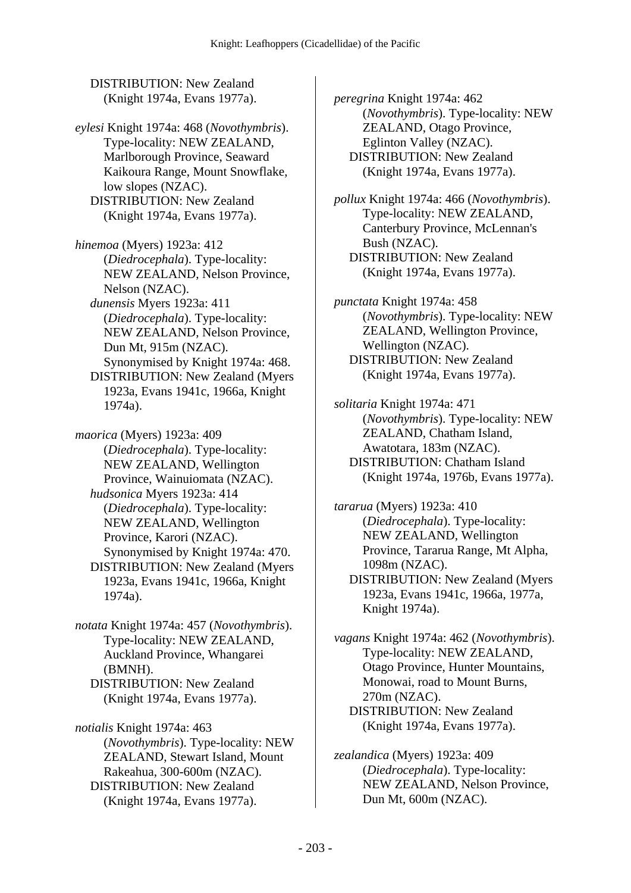DISTRIBUTION: New Zealand (Knight 1974a, Evans 1977a).

*eylesi* Knight 1974a: 468 (*Novothymbris*). Type-locality: NEW ZEALAND, Marlborough Province, Seaward Kaikoura Range, Mount Snowflake, low slopes (NZAC).
DISTRIBUTION: New Zealand (Knight 1974a, Evans 1977a).

*hinemoa* (Myers) 1923a: 412 (*Diedrocephala*). Type-locality: NEW ZEALAND, Nelson Province, Nelson (NZAC).
*dunensis* Myers 1923a: 411 (*Diedrocephala*). Type-locality: NEW ZEALAND, Nelson Province, Dun Mt, 915m (NZAC). Synonymised by Knight 1974a: 468.
DISTRIBUTION: New Zealand (Myers 1923a, Evans 1941c, 1966a, Knight 1974a).

*maorica* (Myers) 1923a: 409 (*Diedrocephala*). Type-locality: NEW ZEALAND, Wellington Province, Wainuiomata (NZAC).
*hudsonica* Myers 1923a: 414 (*Diedrocephala*). Type-locality: NEW ZEALAND, Wellington Province, Karori (NZAC). Synonymised by Knight 1974a: 470.
DISTRIBUTION: New Zealand (Myers 1923a, Evans 1941c, 1966a, Knight 1974a).

*notata* Knight 1974a: 457 (*Novothymbris*). Type-locality: NEW ZEALAND, Auckland Province, Whangarei (BMNH).
DISTRIBUTION: New Zealand (Knight 1974a, Evans 1977a).

*notialis* Knight 1974a: 463 (*Novothymbris*). Type-locality: NEW ZEALAND, Stewart Island, Mount Rakeahua, 300-600m (NZAC).
DISTRIBUTION: New Zealand (Knight 1974a, Evans 1977a).

*peregrina* Knight 1974a: 462 (*Novothymbris*). Type-locality: NEW ZEALAND, Otago Province, Eglinton Valley (NZAC).
DISTRIBUTION: New Zealand (Knight 1974a, Evans 1977a).

*pollux* Knight 1974a: 466 (*Novothymbris*). Type-locality: NEW ZEALAND, Canterbury Province, McLennan's Bush (NZAC).
DISTRIBUTION: New Zealand (Knight 1974a, Evans 1977a).

*punctata* Knight 1974a: 458 (*Novothymbris*). Type-locality: NEW ZEALAND, Wellington Province, Wellington (NZAC).
DISTRIBUTION: New Zealand (Knight 1974a, Evans 1977a).

*solitaria* Knight 1974a: 471 (*Novothymbris*). Type-locality: NEW ZEALAND, Chatham Island, Awatotara, 183m (NZAC).
DISTRIBUTION: Chatham Island (Knight 1974a, 1976b, Evans 1977a).

*tararua* (Myers) 1923a: 410 (*Diedrocephala*). Type-locality: NEW ZEALAND, Wellington Province, Tararua Range, Mt Alpha, 1098m (NZAC).
DISTRIBUTION: New Zealand (Myers 1923a, Evans 1941c, 1966a, 1977a, Knight 1974a).

*vagans* Knight 1974a: 462 (*Novothymbris*). Type-locality: NEW ZEALAND, Otago Province, Hunter Mountains, Monowai, road to Mount Burns, 270m (NZAC).
DISTRIBUTION: New Zealand (Knight 1974a, Evans 1977a).

*zealandica* (Myers) 1923a: 409 (*Diedrocephala*). Type-locality: NEW ZEALAND, Nelson Province, Dun Mt, 600m (NZAC).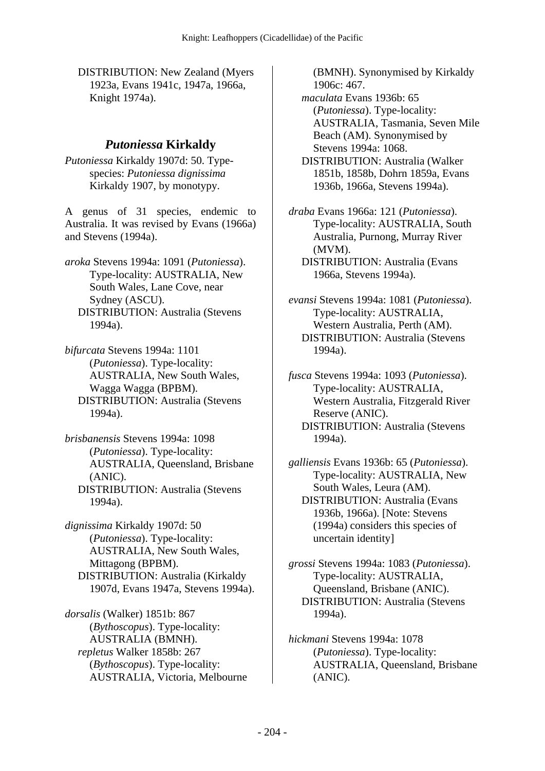DISTRIBUTION: New Zealand (Myers 1923a, Evans 1941c, 1947a, 1966a, Knight 1974a).

## *Putoniessa* Kirkaldy

*Putoniessa* Kirkaldy 1907d: 50. Type-species: *Putoniessa dignissima* Kirkaldy 1907, by monotypy.

A genus of 31 species, endemic to Australia. It was revised by Evans (1966a) and Stevens (1994a).

*aroka* Stevens 1994a: 1091 (*Putoniessa*). Type-locality: AUSTRALIA, New South Wales, Lane Cove, near Sydney (ASCU).
DISTRIBUTION: Australia (Stevens 1994a).

*bifurcata* Stevens 1994a: 1101 (*Putoniessa*). Type-locality: AUSTRALIA, New South Wales, Wagga Wagga (BPBM).
DISTRIBUTION: Australia (Stevens 1994a).

*brisbanensis* Stevens 1994a: 1098 (*Putoniessa*). Type-locality: AUSTRALIA, Queensland, Brisbane (ANIC).
DISTRIBUTION: Australia (Stevens 1994a).

*dignissima* Kirkaldy 1907d: 50 (*Putoniessa*). Type-locality: AUSTRALIA, New South Wales, Mittagong (BPBM).
DISTRIBUTION: Australia (Kirkaldy 1907d, Evans 1947a, Stevens 1994a).

*dorsalis* (Walker) 1851b: 867 (*Bythoscopus*). Type-locality: AUSTRALIA (BMNH).
*repletus* Walker 1858b: 267 (*Bythoscopus*). Type-locality: AUSTRALIA, Victoria, Melbourne (BMNH). Synonymised by Kirkaldy 1906c: 467.
*maculata* Evans 1936b: 65 (*Putoniessa*). Type-locality: AUSTRALIA, Tasmania, Seven Mile Beach (AM). Synonymised by Stevens 1994a: 1068.
DISTRIBUTION: Australia (Walker 1851b, 1858b, Dohrn 1859a, Evans 1936b, 1966a, Stevens 1994a).

*draba* Evans 1966a: 121 (*Putoniessa*). Type-locality: AUSTRALIA, South Australia, Purnong, Murray River (MVM).
DISTRIBUTION: Australia (Evans 1966a, Stevens 1994a).

*evansi* Stevens 1994a: 1081 (*Putoniessa*). Type-locality: AUSTRALIA, Western Australia, Perth (AM).
DISTRIBUTION: Australia (Stevens 1994a).

*fusca* Stevens 1994a: 1093 (*Putoniessa*). Type-locality: AUSTRALIA, Western Australia, Fitzgerald River Reserve (ANIC).
DISTRIBUTION: Australia (Stevens 1994a).

*galliensis* Evans 1936b: 65 (*Putoniessa*). Type-locality: AUSTRALIA, New South Wales, Leura (AM).
DISTRIBUTION: Australia (Evans 1936b, 1966a). [Note: Stevens (1994a) considers this species of uncertain identity]

*grossi* Stevens 1994a: 1083 (*Putoniessa*). Type-locality: AUSTRALIA, Queensland, Brisbane (ANIC).
DISTRIBUTION: Australia (Stevens 1994a).

*hickmani* Stevens 1994a: 1078 (*Putoniessa*). Type-locality: AUSTRALIA, Queensland, Brisbane (ANIC).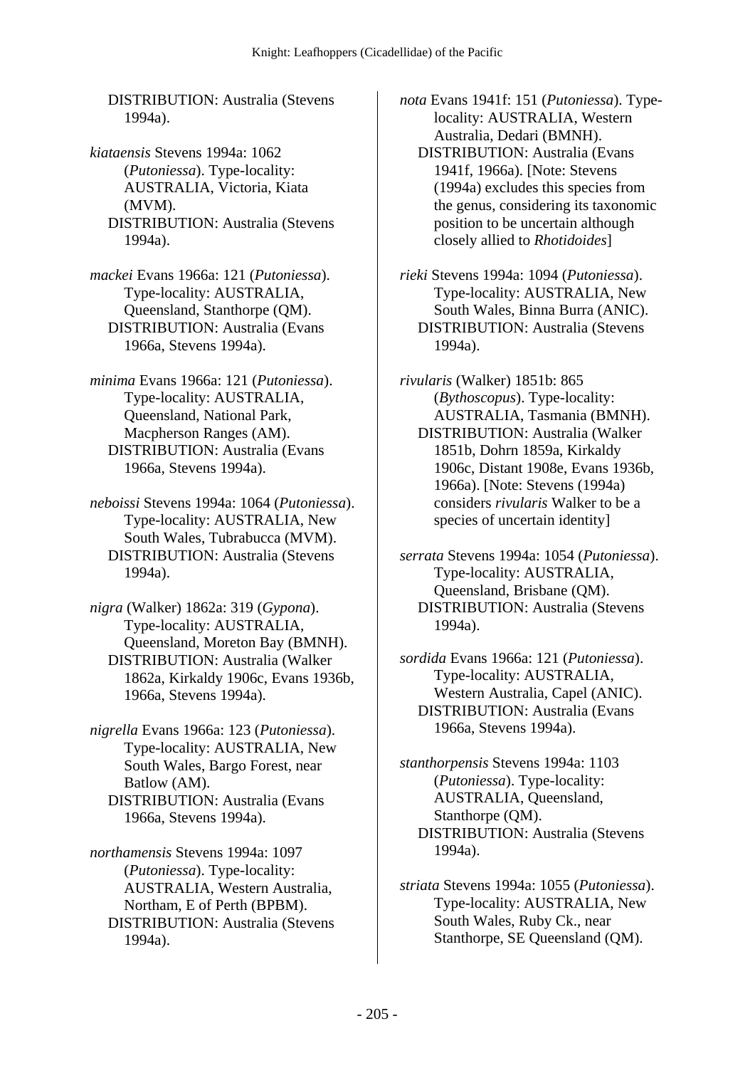DISTRIBUTION: Australia (Stevens 1994a).

*kiataensis* Stevens 1994a: 1062 (*Putoniessa*). Type-locality: AUSTRALIA, Victoria, Kiata (MVM).
DISTRIBUTION: Australia (Stevens 1994a).

*mackei* Evans 1966a: 121 (*Putoniessa*). Type-locality: AUSTRALIA, Queensland, Stanthorpe (QM).
DISTRIBUTION: Australia (Evans 1966a, Stevens 1994a).

*minima* Evans 1966a: 121 (*Putoniessa*). Type-locality: AUSTRALIA, Queensland, National Park, Macpherson Ranges (AM).
DISTRIBUTION: Australia (Evans 1966a, Stevens 1994a).

*neboissi* Stevens 1994a: 1064 (*Putoniessa*). Type-locality: AUSTRALIA, New South Wales, Tubrabucca (MVM).
DISTRIBUTION: Australia (Stevens 1994a).

*nigra* (Walker) 1862a: 319 (*Gypona*). Type-locality: AUSTRALIA, Queensland, Moreton Bay (BMNH).
DISTRIBUTION: Australia (Walker 1862a, Kirkaldy 1906c, Evans 1936b, 1966a, Stevens 1994a).

*nigrella* Evans 1966a: 123 (*Putoniessa*). Type-locality: AUSTRALIA, New South Wales, Bargo Forest, near Batlow (AM).
DISTRIBUTION: Australia (Evans 1966a, Stevens 1994a).

*northamensis* Stevens 1994a: 1097 (*Putoniessa*). Type-locality: AUSTRALIA, Western Australia, Northam, E of Perth (BPBM).
DISTRIBUTION: Australia (Stevens 1994a).

*nota* Evans 1941f: 151 (*Putoniessa*). Type-locality: AUSTRALIA, Western Australia, Dedari (BMNH).
DISTRIBUTION: Australia (Evans 1941f, 1966a). [Note: Stevens (1994a) excludes this species from the genus, considering its taxonomic position to be uncertain although closely allied to *Rhotidoides*]

*rieki* Stevens 1994a: 1094 (*Putoniessa*). Type-locality: AUSTRALIA, New South Wales, Binna Burra (ANIC).
DISTRIBUTION: Australia (Stevens 1994a).

*rivularis* (Walker) 1851b: 865 (*Bythoscopus*). Type-locality: AUSTRALIA, Tasmania (BMNH).
DISTRIBUTION: Australia (Walker 1851b, Dohrn 1859a, Kirkaldy 1906c, Distant 1908e, Evans 1936b, 1966a). [Note: Stevens (1994a) considers *rivularis* Walker to be a species of uncertain identity]

*serrata* Stevens 1994a: 1054 (*Putoniessa*). Type-locality: AUSTRALIA, Queensland, Brisbane (QM).
DISTRIBUTION: Australia (Stevens 1994a).

*sordida* Evans 1966a: 121 (*Putoniessa*). Type-locality: AUSTRALIA, Western Australia, Capel (ANIC).
DISTRIBUTION: Australia (Evans 1966a, Stevens 1994a).

*stanthorpensis* Stevens 1994a: 1103 (*Putoniessa*). Type-locality: AUSTRALIA, Queensland, Stanthorpe (QM).
DISTRIBUTION: Australia (Stevens 1994a).

*striata* Stevens 1994a: 1055 (*Putoniessa*). Type-locality: AUSTRALIA, New South Wales, Ruby Ck., near Stanthorpe, SE Queensland (QM).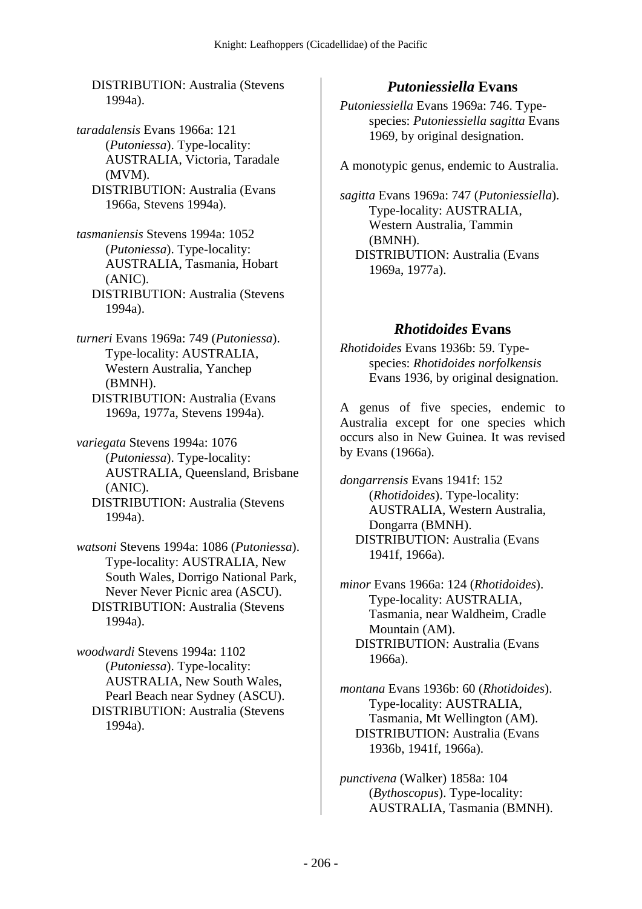DISTRIBUTION: Australia (Stevens 1994a).

*taradalensis* Evans 1966a: 121 (*Putoniessa*). Type-locality: AUSTRALIA, Victoria, Taradale (MVM).
DISTRIBUTION: Australia (Evans 1966a, Stevens 1994a).

*tasmaniensis* Stevens 1994a: 1052 (*Putoniessa*). Type-locality: AUSTRALIA, Tasmania, Hobart (ANIC).
DISTRIBUTION: Australia (Stevens 1994a).

*turneri* Evans 1969a: 749 (*Putoniessa*). Type-locality: AUSTRALIA, Western Australia, Yanchep (BMNH).
DISTRIBUTION: Australia (Evans 1969a, 1977a, Stevens 1994a).

*variegata* Stevens 1994a: 1076 (*Putoniessa*). Type-locality: AUSTRALIA, Queensland, Brisbane (ANIC).
DISTRIBUTION: Australia (Stevens 1994a).

*watsoni* Stevens 1994a: 1086 (*Putoniessa*). Type-locality: AUSTRALIA, New South Wales, Dorrigo National Park, Never Never Picnic area (ASCU).
DISTRIBUTION: Australia (Stevens 1994a).

*woodwardi* Stevens 1994a: 1102 (*Putoniessa*). Type-locality: AUSTRALIA, New South Wales, Pearl Beach near Sydney (ASCU).
DISTRIBUTION: Australia (Stevens 1994a).

## *Putoniessiella* Evans

*Putoniessiella* Evans 1969a: 746. Type-species: *Putoniessiella sagitta* Evans 1969, by original designation.

A monotypic genus, endemic to Australia.

*sagitta* Evans 1969a: 747 (*Putoniessiella*). Type-locality: AUSTRALIA, Western Australia, Tammin (BMNH).
DISTRIBUTION: Australia (Evans 1969a, 1977a).

## *Rhotidoides* Evans

*Rhotidoides* Evans 1936b: 59. Type-species: *Rhotidoides norfolkensis* Evans 1936, by original designation.

A genus of five species, endemic to Australia except for one species which occurs also in New Guinea. It was revised by Evans (1966a).

*dongarrensis* Evans 1941f: 152 (*Rhotidoides*). Type-locality: AUSTRALIA, Western Australia, Dongarra (BMNH).
DISTRIBUTION: Australia (Evans 1941f, 1966a).

*minor* Evans 1966a: 124 (*Rhotidoides*). Type-locality: AUSTRALIA, Tasmania, near Waldheim, Cradle Mountain (AM).
DISTRIBUTION: Australia (Evans 1966a).

*montana* Evans 1936b: 60 (*Rhotidoides*). Type-locality: AUSTRALIA, Tasmania, Mt Wellington (AM).
DISTRIBUTION: Australia (Evans 1936b, 1941f, 1966a).

*punctivena* (Walker) 1858a: 104 (*Bythoscopus*). Type-locality: AUSTRALIA, Tasmania (BMNH).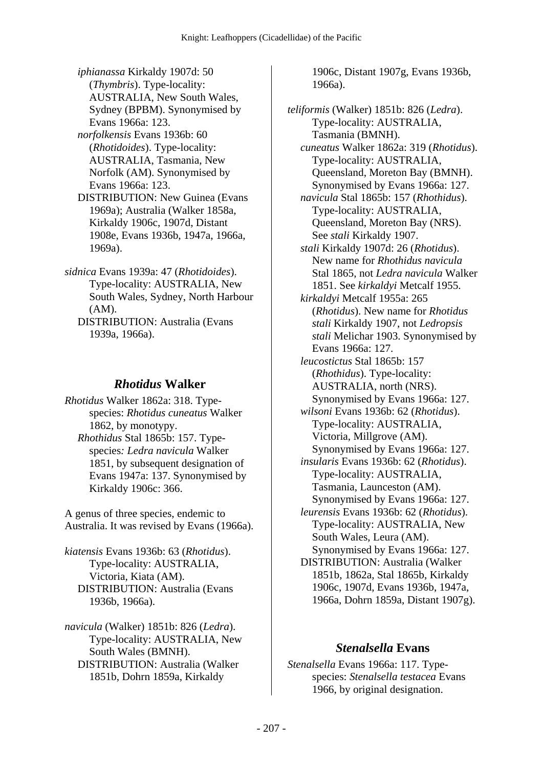*iphianassa* Kirkaldy 1907d: 50 (*Thymbris*). Type-locality: AUSTRALIA, New South Wales, Sydney (BPBM). Synonymised by Evans 1966a: 123.
*norfolkensis* Evans 1936b: 60 (*Rhotidoides*). Type-locality: AUSTRALIA, Tasmania, New Norfolk (AM). Synonymised by Evans 1966a: 123.
DISTRIBUTION: New Guinea (Evans 1969a); Australia (Walker 1858a, Kirkaldy 1906c, 1907d, Distant 1908e, Evans 1936b, 1947a, 1966a, 1969a).

*sidnica* Evans 1939a: 47 (*Rhotidoides*). Type-locality: AUSTRALIA, New South Wales, Sydney, North Harbour (AM).
DISTRIBUTION: Australia (Evans 1939a, 1966a).

## *Rhotidus* Walker

*Rhotidus* Walker 1862a: 318. Type-species: *Rhotidus cuneatus* Walker 1862, by monotypy.
*Rhothidus* Stal 1865b: 157. Type-species*:* *Ledra navicula* Walker 1851, by subsequent designation of Evans 1947a: 137. Synonymised by Kirkaldy 1906c: 366.

A genus of three species, endemic to Australia. It was revised by Evans (1966a).

*kiatensis* Evans 1936b: 63 (*Rhotidus*). Type-locality: AUSTRALIA, Victoria, Kiata (AM).
DISTRIBUTION: Australia (Evans 1936b, 1966a).

*navicula* (Walker) 1851b: 826 (*Ledra*). Type-locality: AUSTRALIA, New South Wales (BMNH).
DISTRIBUTION: Australia (Walker 1851b, Dohrn 1859a, Kirkaldy 1906c, Distant 1907g, Evans 1936b, 1966a).

*teliformis* (Walker) 1851b: 826 (*Ledra*). Type-locality: AUSTRALIA, Tasmania (BMNH).
*cuneatus* Walker 1862a: 319 (*Rhotidus*). Type-locality: AUSTRALIA, Queensland, Moreton Bay (BMNH). Synonymised by Evans 1966a: 127.
*navicula* Stal 1865b: 157 (*Rhothidus*). Type-locality: AUSTRALIA, Queensland, Moreton Bay (NRS). See *stali* Kirkaldy 1907.
*stali* Kirkaldy 1907d: 26 (*Rhotidus*). New name for *Rhothidus navicula* Stal 1865, not *Ledra navicula* Walker 1851. See *kirkaldyi* Metcalf 1955.
*kirkaldyi* Metcalf 1955a: 265 (*Rhotidus*). New name for *Rhotidus stali* Kirkaldy 1907, not *Ledropsis stali* Melichar 1903. Synonymised by Evans 1966a: 127.
*leucostictus* Stal 1865b: 157 (*Rhothidus*). Type-locality: AUSTRALIA, north (NRS). Synonymised by Evans 1966a: 127.
*wilsoni* Evans 1936b: 62 (*Rhotidus*). Type-locality: AUSTRALIA, Victoria, Millgrove (AM). Synonymised by Evans 1966a: 127.
*insularis* Evans 1936b: 62 (*Rhotidus*). Type-locality: AUSTRALIA, Tasmania, Launceston (AM). Synonymised by Evans 1966a: 127.
*leurensis* Evans 1936b: 62 (*Rhotidus*). Type-locality: AUSTRALIA, New South Wales, Leura (AM). Synonymised by Evans 1966a: 127.
DISTRIBUTION: Australia (Walker 1851b, 1862a, Stal 1865b, Kirkaldy 1906c, 1907d, Evans 1936b, 1947a, 1966a, Dohrn 1859a, Distant 1907g).

## *Stenalsella* Evans

*Stenalsella* Evans 1966a: 117. Type-species: *Stenalsella testacea* Evans 1966, by original designation.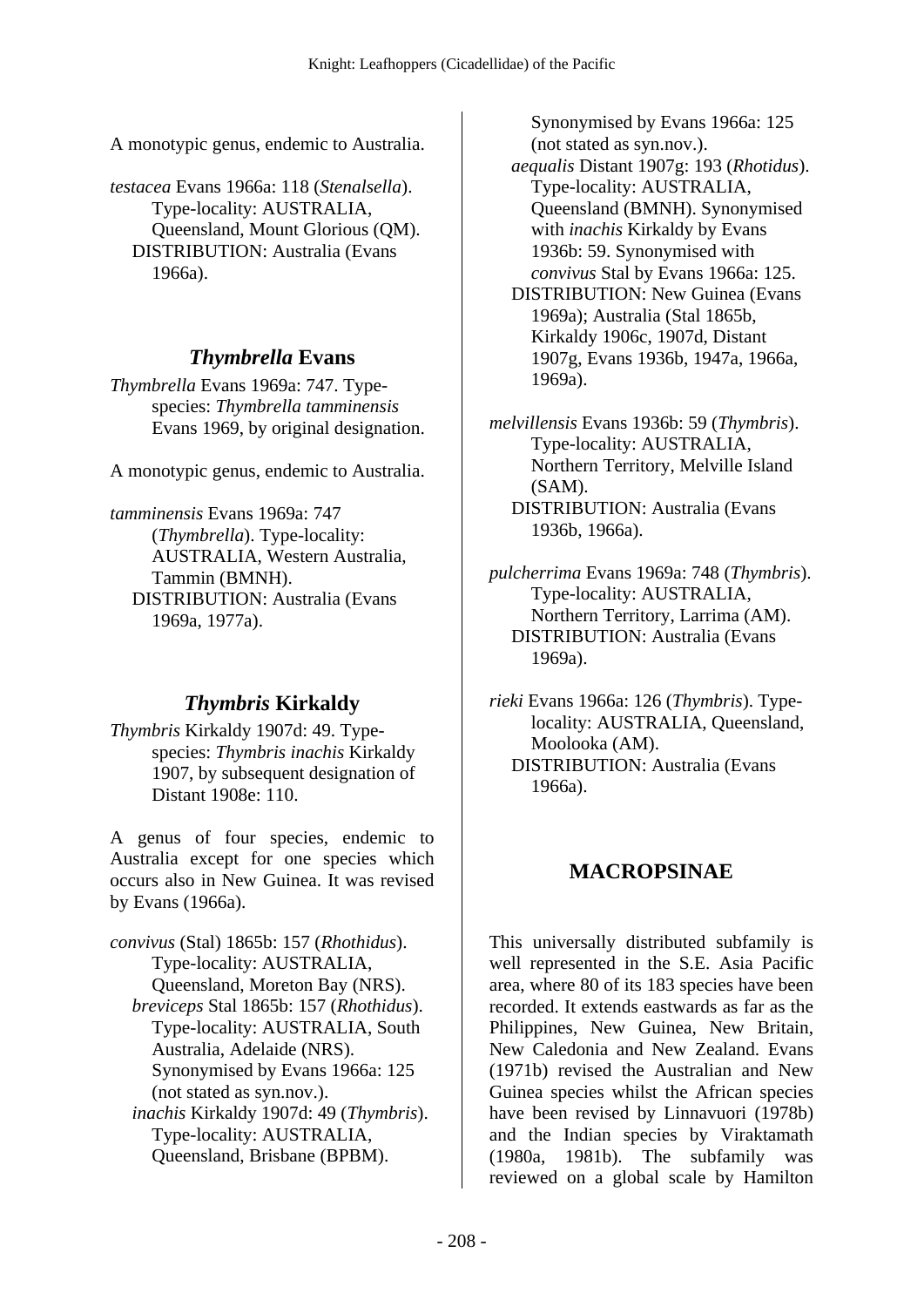A monotypic genus, endemic to Australia.

*testacea* Evans 1966a: 118 (*Stenalsella*). Type-locality: AUSTRALIA, Queensland, Mount Glorious (QM).
DISTRIBUTION: Australia (Evans 1966a).

## *Thymbrella* Evans

*Thymbrella* Evans 1969a: 747. Type-species: *Thymbrella tamminensis* Evans 1969, by original designation.

A monotypic genus, endemic to Australia.

*tamminensis* Evans 1969a: 747 (*Thymbrella*). Type-locality: AUSTRALIA, Western Australia, Tammin (BMNH).
DISTRIBUTION: Australia (Evans 1969a, 1977a).

## *Thymbris* Kirkaldy

*Thymbris* Kirkaldy 1907d: 49. Type-species: *Thymbris inachis* Kirkaldy 1907, by subsequent designation of Distant 1908e: 110.

A genus of four species, endemic to Australia except for one species which occurs also in New Guinea. It was revised by Evans (1966a).

*convivus* (Stal) 1865b: 157 (*Rhothidus*). Type-locality: AUSTRALIA, Queensland, Moreton Bay (NRS).
*breviceps* Stal 1865b: 157 (*Rhothidus*). Type-locality: AUSTRALIA, South Australia, Adelaide (NRS). Synonymised by Evans 1966a: 125 (not stated as syn.nov.).
*inachis* Kirkaldy 1907d: 49 (*Thymbris*). Type-locality: AUSTRALIA, Queensland, Brisbane (BPBM). Synonymised by Evans 1966a: 125 (not stated as syn.nov.).
*aequalis* Distant 1907g: 193 (*Rhotidus*). Type-locality: AUSTRALIA, Queensland (BMNH). Synonymised with *inachis* Kirkaldy by Evans 1936b: 59. Synonymised with *convivus* Stal by Evans 1966a: 125.
DISTRIBUTION: New Guinea (Evans 1969a); Australia (Stal 1865b, Kirkaldy 1906c, 1907d, Distant 1907g, Evans 1936b, 1947a, 1966a, 1969a).

*melvillensis* Evans 1936b: 59 (*Thymbris*). Type-locality: AUSTRALIA, Northern Territory, Melville Island (SAM).
DISTRIBUTION: Australia (Evans 1936b, 1966a).

*pulcherrima* Evans 1969a: 748 (*Thymbris*). Type-locality: AUSTRALIA, Northern Territory, Larrima (AM).
DISTRIBUTION: Australia (Evans 1969a).

*rieki* Evans 1966a: 126 (*Thymbris*). Type-locality: AUSTRALIA, Queensland, Moolooka (AM).
DISTRIBUTION: Australia (Evans 1966a).

# MACROPSINAE

This universally distributed subfamily is well represented in the S.E. Asia Pacific area, where 80 of its 183 species have been recorded. It extends eastwards as far as the Philippines, New Guinea, New Britain, New Caledonia and New Zealand. Evans (1971b) revised the Australian and New Guinea species whilst the African species have been revised by Linnavuori (1978b) and the Indian species by Viraktamath (1980a, 1981b). The subfamily was reviewed on a global scale by Hamilton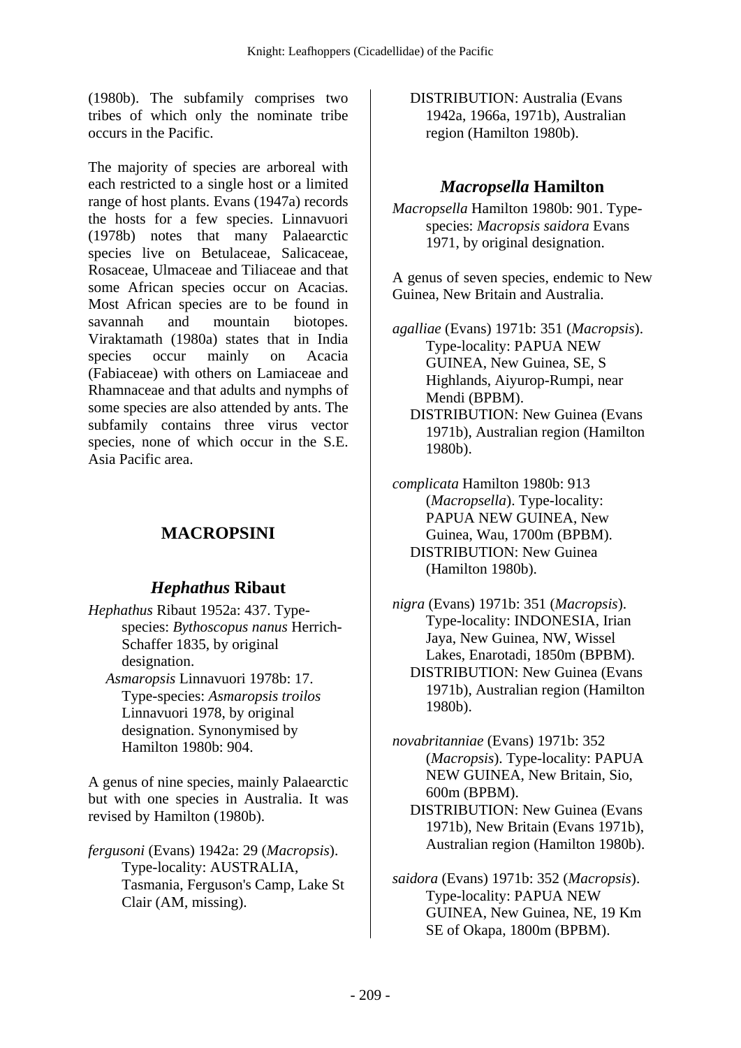(1980b). The subfamily comprises two tribes of which only the nominate tribe occurs in the Pacific.

The majority of species are arboreal with each restricted to a single host or a limited range of host plants. Evans (1947a) records the hosts for a few species. Linnavuori (1978b) notes that many Palaearctic species live on Betulaceae, Salicaceae, Rosaceae, Ulmaceae and Tiliaceae and that some African species occur on Acacias. Most African species are to be found in savannah and mountain biotopes. Viraktamath (1980a) states that in India species occur mainly on Acacia (Fabiaceae) with others on Lamiaceae and Rhamnaceae and that adults and nymphs of some species are also attended by ants. The subfamily contains three virus vector species, none of which occur in the S.E. Asia Pacific area.

## MACROPSINI

### *Hephathus* Ribaut

*Hephathus* Ribaut 1952a: 437. Type-species: *Bythoscopus nanus* Herrich-Schaffer 1835, by original designation.
*Asmaropsis* Linnavuori 1978b: 17. Type-species: *Asmaropsis troilos* Linnavuori 1978, by original designation. Synonymised by Hamilton 1980b: 904.

A genus of nine species, mainly Palaearctic but with one species in Australia. It was revised by Hamilton (1980b).

*fergusoni* (Evans) 1942a: 29 (*Macropsis*). Type-locality: AUSTRALIA, Tasmania, Ferguson's Camp, Lake St Clair (AM, missing).
DISTRIBUTION: Australia (Evans 1942a, 1966a, 1971b), Australian region (Hamilton 1980b).

### *Macropsella* Hamilton

*Macropsella* Hamilton 1980b: 901. Type-species: *Macropsis saidora* Evans 1971, by original designation.

A genus of seven species, endemic to New Guinea, New Britain and Australia.

*agalliae* (Evans) 1971b: 351 (*Macropsis*). Type-locality: PAPUA NEW GUINEA, New Guinea, SE, S Highlands, Aiyurop-Rumpi, near Mendi (BPBM).
DISTRIBUTION: New Guinea (Evans 1971b), Australian region (Hamilton 1980b).

*complicata* Hamilton 1980b: 913 (*Macropsella*). Type-locality: PAPUA NEW GUINEA, New Guinea, Wau, 1700m (BPBM).
DISTRIBUTION: New Guinea (Hamilton 1980b).

*nigra* (Evans) 1971b: 351 (*Macropsis*). Type-locality: INDONESIA, Irian Jaya, New Guinea, NW, Wissel Lakes, Enarotadi, 1850m (BPBM).
DISTRIBUTION: New Guinea (Evans 1971b), Australian region (Hamilton 1980b).

*novabritanniae* (Evans) 1971b: 352 (*Macropsis*). Type-locality: PAPUA NEW GUINEA, New Britain, Sio, 600m (BPBM).
DISTRIBUTION: New Guinea (Evans 1971b), New Britain (Evans 1971b), Australian region (Hamilton 1980b).

*saidora* (Evans) 1971b: 352 (*Macropsis*). Type-locality: PAPUA NEW GUINEA, New Guinea, NE, 19 Km SE of Okapa, 1800m (BPBM).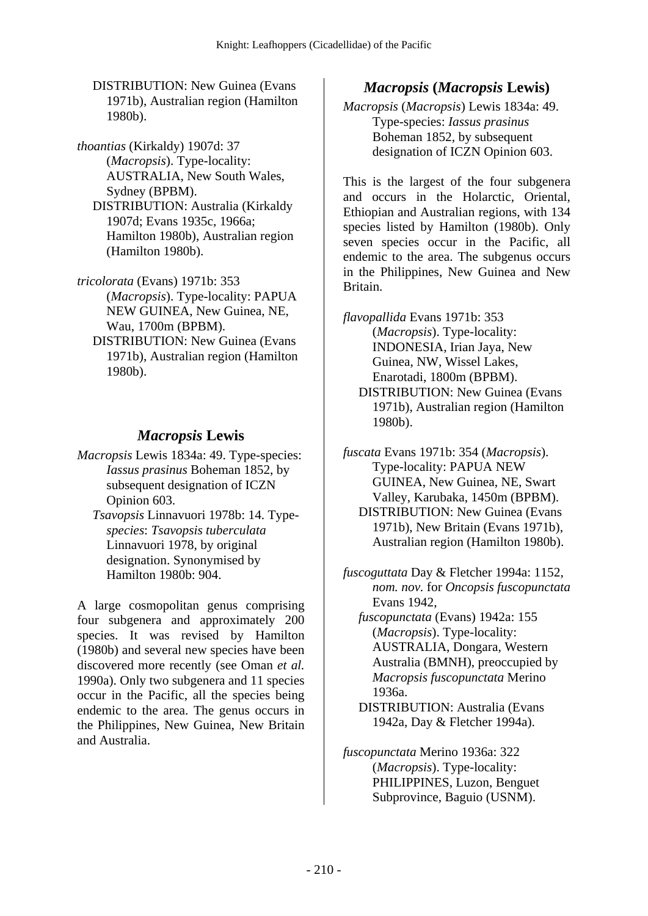DISTRIBUTION: New Guinea (Evans 1971b), Australian region (Hamilton 1980b).

*thoantias* (Kirkaldy) 1907d: 37 (*Macropsis*). Type-locality: AUSTRALIA, New South Wales, Sydney (BPBM).
DISTRIBUTION: Australia (Kirkaldy 1907d; Evans 1935c, 1966a; Hamilton 1980b), Australian region (Hamilton 1980b).

*tricolorata* (Evans) 1971b: 353 (*Macropsis*). Type-locality: PAPUA NEW GUINEA, New Guinea, NE, Wau, 1700m (BPBM).
DISTRIBUTION: New Guinea (Evans 1971b), Australian region (Hamilton 1980b).

## *Macropsis* Lewis

*Macropsis* Lewis 1834a: 49. Type-species: *Iassus prasinus* Boheman 1852, by subsequent designation of ICZN Opinion 603.
*Tsavopsis* Linnavuori 1978b: 14. Type-*species*: *Tsavopsis tuberculata* Linnavuori 1978, by original designation. Synonymised by Hamilton 1980b: 904.

A large cosmopolitan genus comprising four subgenera and approximately 200 species. It was revised by Hamilton (1980b) and several new species have been discovered more recently (see Oman *et al.* 1990a). Only two subgenera and 11 species occur in the Pacific, all the species being endemic to the area. The genus occurs in the Philippines, New Guinea, New Britain and Australia.

## *Macropsis* (*Macropsis* Lewis)

*Macropsis* (*Macropsis*) Lewis 1834a: 49. Type-species: *Iassus prasinus* Boheman 1852, by subsequent designation of ICZN Opinion 603.

This is the largest of the four subgenera and occurs in the Holarctic, Oriental, Ethiopian and Australian regions, with 134 species listed by Hamilton (1980b). Only seven species occur in the Pacific, all endemic to the area. The subgenus occurs in the Philippines, New Guinea and New Britain.

*flavopallida* Evans 1971b: 353 (*Macropsis*). Type-locality: INDONESIA, Irian Jaya, New Guinea, NW, Wissel Lakes, Enarotadi, 1800m (BPBM).
DISTRIBUTION: New Guinea (Evans 1971b), Australian region (Hamilton 1980b).

*fuscata* Evans 1971b: 354 (*Macropsis*). Type-locality: PAPUA NEW GUINEA, New Guinea, NE, Swart Valley, Karubaka, 1450m (BPBM).
DISTRIBUTION: New Guinea (Evans 1971b), New Britain (Evans 1971b), Australian region (Hamilton 1980b).

*fuscoguttata* Day & Fletcher 1994a: 1152, *nom. nov.* for *Oncopsis fuscopunctata* Evans 1942,
*fuscopunctata* (Evans) 1942a: 155 (*Macropsis*). Type-locality: AUSTRALIA, Dongara, Western Australia (BMNH), preoccupied by *Macropsis fuscopunctata* Merino 1936a.
DISTRIBUTION: Australia (Evans 1942a, Day & Fletcher 1994a).

*fuscopunctata* Merino 1936a: 322 (*Macropsis*). Type-locality: PHILIPPINES, Luzon, Benguet Subprovince, Baguio (USNM).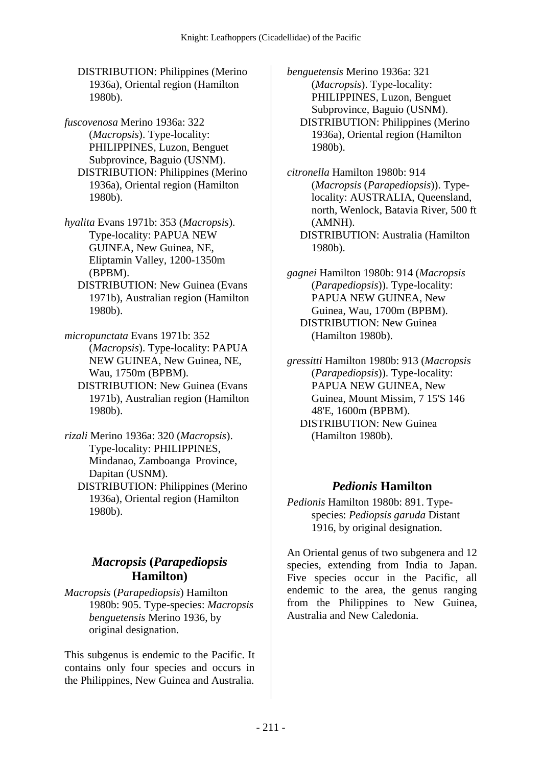DISTRIBUTION: Philippines (Merino 1936a), Oriental region (Hamilton 1980b).

*fuscovenosa* Merino 1936a: 322 (*Macropsis*). Type-locality: PHILIPPINES, Luzon, Benguet Subprovince, Baguio (USNM).
DISTRIBUTION: Philippines (Merino 1936a), Oriental region (Hamilton 1980b).

*hyalita* Evans 1971b: 353 (*Macropsis*). Type-locality: PAPUA NEW GUINEA, New Guinea, NE, Eliptamin Valley, 1200-1350m (BPBM).
DISTRIBUTION: New Guinea (Evans 1971b), Australian region (Hamilton 1980b).

*micropunctata* Evans 1971b: 352 (*Macropsis*). Type-locality: PAPUA NEW GUINEA, New Guinea, NE, Wau, 1750m (BPBM).
DISTRIBUTION: New Guinea (Evans 1971b), Australian region (Hamilton 1980b).

*rizali* Merino 1936a: 320 (*Macropsis*). Type-locality: PHILIPPINES, Mindanao, Zamboanga Province, Dapitan (USNM).
DISTRIBUTION: Philippines (Merino 1936a), Oriental region (Hamilton 1980b).

## *Macropsis* (*Parapediopsis* Hamilton)

*Macropsis* (*Parapediopsis*) Hamilton 1980b: 905. Type-species: *Macropsis benguetensis* Merino 1936, by original designation.

This subgenus is endemic to the Pacific. It contains only four species and occurs in the Philippines, New Guinea and Australia.

*benguetensis* Merino 1936a: 321 (*Macropsis*). Type-locality: PHILIPPINES, Luzon, Benguet Subprovince, Baguio (USNM).
DISTRIBUTION: Philippines (Merino 1936a), Oriental region (Hamilton 1980b).

*citronella* Hamilton 1980b: 914 (*Macropsis* (*Parapediopsis*)). Type-locality: AUSTRALIA, Queensland, north, Wenlock, Batavia River, 500 ft (AMNH).
DISTRIBUTION: Australia (Hamilton 1980b).

*gagnei* Hamilton 1980b: 914 (*Macropsis* (*Parapediopsis*)). Type-locality: PAPUA NEW GUINEA, New Guinea, Wau, 1700m (BPBM).
DISTRIBUTION: New Guinea (Hamilton 1980b).

*gressitti* Hamilton 1980b: 913 (*Macropsis* (*Parapediopsis*)). Type-locality: PAPUA NEW GUINEA, New Guinea, Mount Missim, 7 15'S 146 48'E, 1600m (BPBM).
DISTRIBUTION: New Guinea (Hamilton 1980b).

## *Pedionis* Hamilton

*Pedionis* Hamilton 1980b: 891. Type-species: *Pediopsis garuda* Distant 1916, by original designation.

An Oriental genus of two subgenera and 12 species, extending from India to Japan. Five species occur in the Pacific, all endemic to the area, the genus ranging from the Philippines to New Guinea, Australia and New Caledonia.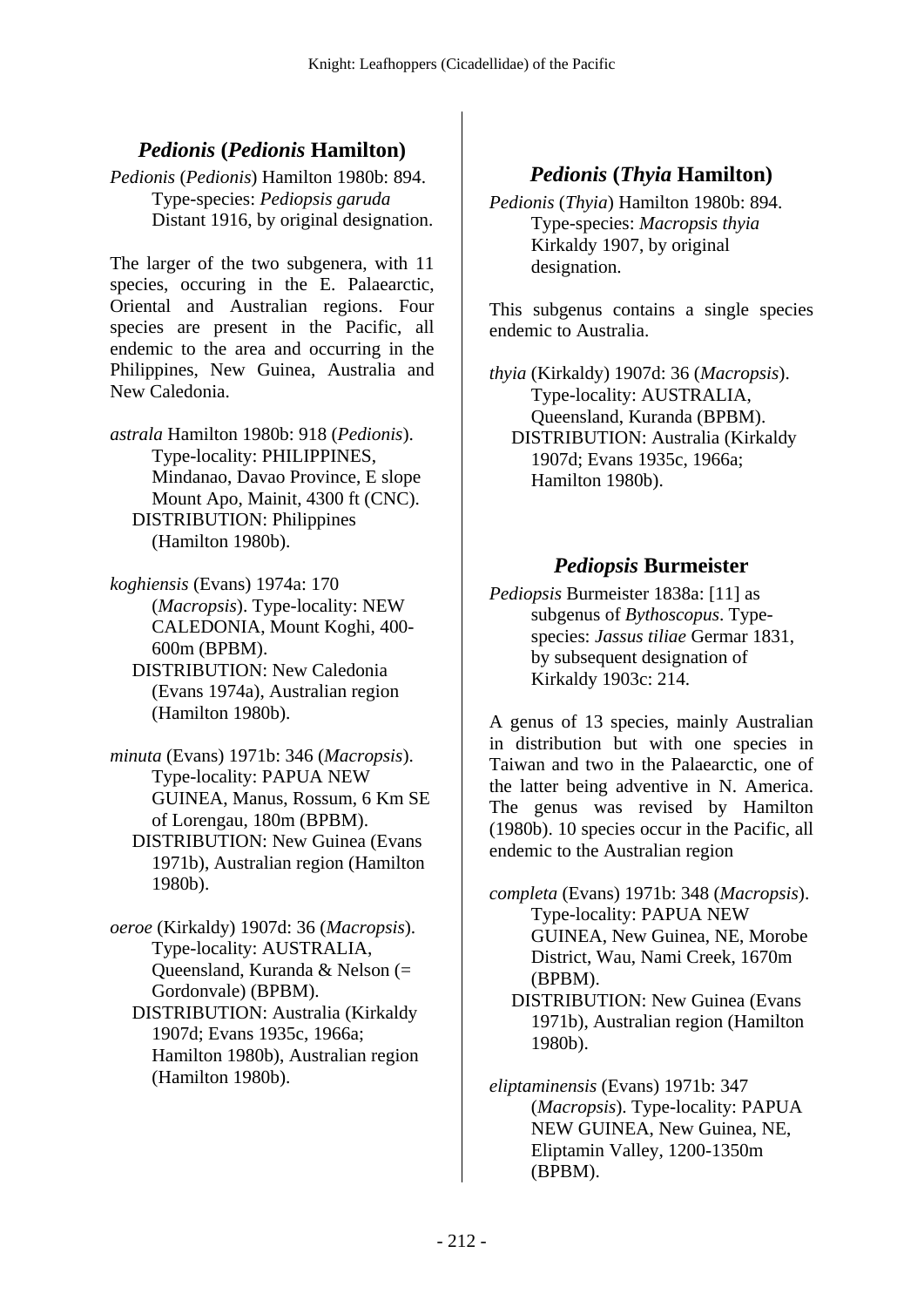## *Pedionis* (*Pedionis* Hamilton)

*Pedionis* (*Pedionis*) Hamilton 1980b: 894. Type-species: *Pediopsis garuda* Distant 1916, by original designation.

The larger of the two subgenera, with 11 species, occuring in the E. Palaearctic, Oriental and Australian regions. Four species are present in the Pacific, all endemic to the area and occurring in the Philippines, New Guinea, Australia and New Caledonia.

*astrala* Hamilton 1980b: 918 (*Pedionis*). Type-locality: PHILIPPINES, Mindanao, Davao Province, E slope Mount Apo, Mainit, 4300 ft (CNC).
DISTRIBUTION: Philippines (Hamilton 1980b).

*koghiensis* (Evans) 1974a: 170 (*Macropsis*). Type-locality: NEW CALEDONIA, Mount Koghi, 400-600m (BPBM).
DISTRIBUTION: New Caledonia (Evans 1974a), Australian region (Hamilton 1980b).

*minuta* (Evans) 1971b: 346 (*Macropsis*). Type-locality: PAPUA NEW GUINEA, Manus, Rossum, 6 Km SE of Lorengau, 180m (BPBM).
DISTRIBUTION: New Guinea (Evans 1971b), Australian region (Hamilton 1980b).

*oeroe* (Kirkaldy) 1907d: 36 (*Macropsis*). Type-locality: AUSTRALIA, Queensland, Kuranda & Nelson (= Gordonvale) (BPBM).
DISTRIBUTION: Australia (Kirkaldy 1907d; Evans 1935c, 1966a; Hamilton 1980b), Australian region (Hamilton 1980b).

## *Pedionis* (*Thyia* Hamilton)

*Pedionis* (*Thyia*) Hamilton 1980b: 894. Type-species: *Macropsis thyia* Kirkaldy 1907, by original designation.

This subgenus contains a single species endemic to Australia.

*thyia* (Kirkaldy) 1907d: 36 (*Macropsis*). Type-locality: AUSTRALIA, Queensland, Kuranda (BPBM).
DISTRIBUTION: Australia (Kirkaldy 1907d; Evans 1935c, 1966a; Hamilton 1980b).

## *Pediopsis* Burmeister

*Pediopsis* Burmeister 1838a: [11] as subgenus of *Bythoscopus*. Type-species: *Jassus tiliae* Germar 1831, by subsequent designation of Kirkaldy 1903c: 214.

A genus of 13 species, mainly Australian in distribution but with one species in Taiwan and two in the Palaearctic, one of the latter being adventive in N. America. The genus was revised by Hamilton (1980b). 10 species occur in the Pacific, all endemic to the Australian region

*completa* (Evans) 1971b: 348 (*Macropsis*). Type-locality: PAPUA NEW GUINEA, New Guinea, NE, Morobe District, Wau, Nami Creek, 1670m (BPBM).
DISTRIBUTION: New Guinea (Evans 1971b), Australian region (Hamilton 1980b).

*eliptaminensis* (Evans) 1971b: 347 (*Macropsis*). Type-locality: PAPUA NEW GUINEA, New Guinea, NE, Eliptamin Valley, 1200-1350m (BPBM).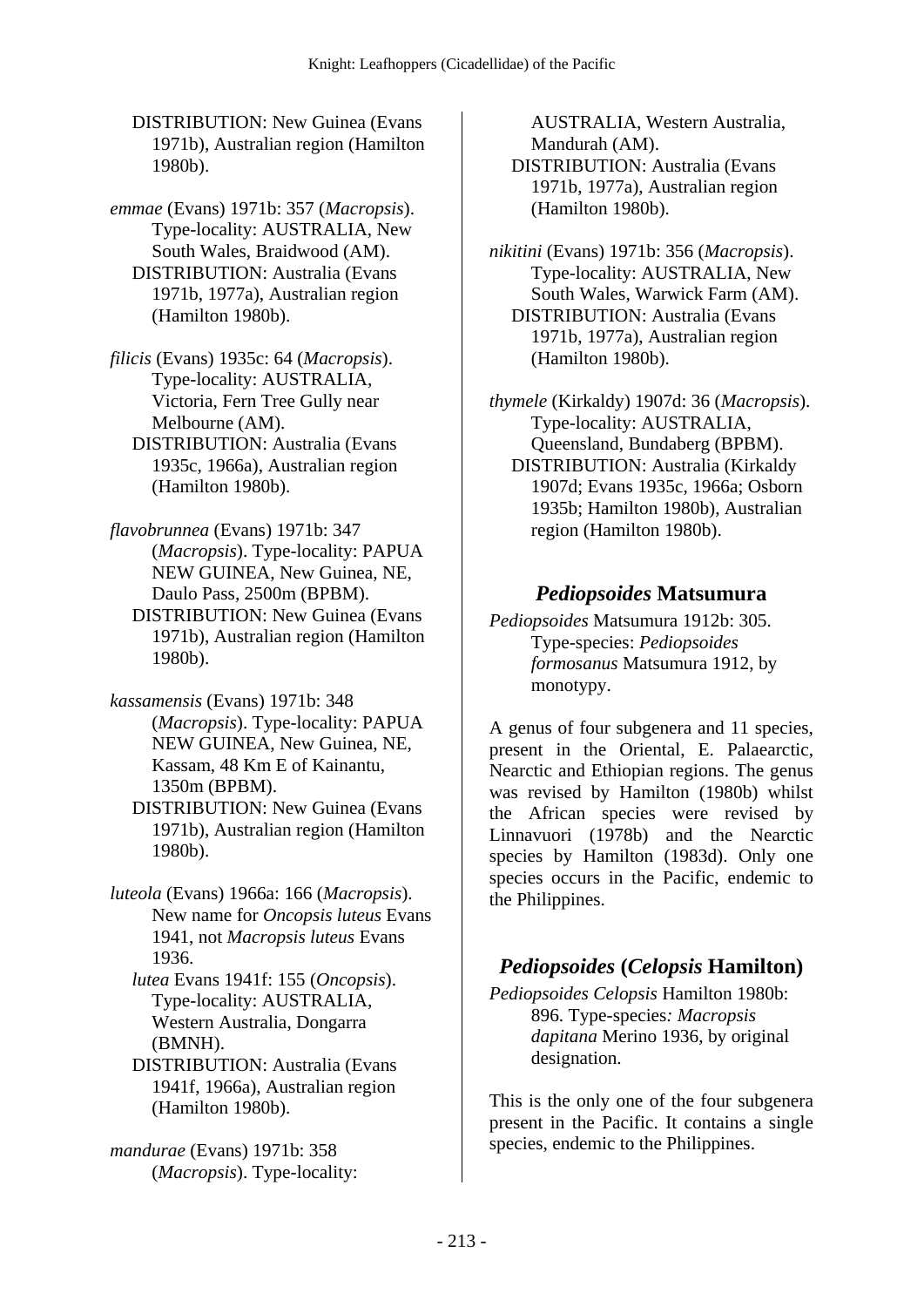DISTRIBUTION: New Guinea (Evans 1971b), Australian region (Hamilton 1980b).

*emmae* (Evans) 1971b: 357 (*Macropsis*). Type-locality: AUSTRALIA, New South Wales, Braidwood (AM).
DISTRIBUTION: Australia (Evans 1971b, 1977a), Australian region (Hamilton 1980b).

*filicis* (Evans) 1935c: 64 (*Macropsis*). Type-locality: AUSTRALIA, Victoria, Fern Tree Gully near Melbourne (AM).
DISTRIBUTION: Australia (Evans 1935c, 1966a), Australian region (Hamilton 1980b).

*flavobrunnea* (Evans) 1971b: 347 (*Macropsis*). Type-locality: PAPUA NEW GUINEA, New Guinea, NE, Daulo Pass, 2500m (BPBM).
DISTRIBUTION: New Guinea (Evans 1971b), Australian region (Hamilton 1980b).

*kassamensis* (Evans) 1971b: 348 (*Macropsis*). Type-locality: PAPUA NEW GUINEA, New Guinea, NE, Kassam, 48 Km E of Kainantu, 1350m (BPBM).
DISTRIBUTION: New Guinea (Evans 1971b), Australian region (Hamilton 1980b).

*luteola* (Evans) 1966a: 166 (*Macropsis*). New name for *Oncopsis luteus* Evans 1941, not *Macropsis luteus* Evans 1936.
*lutea* Evans 1941f: 155 (*Oncopsis*). Type-locality: AUSTRALIA, Western Australia, Dongarra (BMNH).
DISTRIBUTION: Australia (Evans 1941f, 1966a), Australian region (Hamilton 1980b).

*mandurae* (Evans) 1971b: 358 (*Macropsis*). Type-locality: AUSTRALIA, Western Australia, Mandurah (AM).
DISTRIBUTION: Australia (Evans 1971b, 1977a), Australian region (Hamilton 1980b).

*nikitini* (Evans) 1971b: 356 (*Macropsis*). Type-locality: AUSTRALIA, New South Wales, Warwick Farm (AM).
DISTRIBUTION: Australia (Evans 1971b, 1977a), Australian region (Hamilton 1980b).

*thymele* (Kirkaldy) 1907d: 36 (*Macropsis*). Type-locality: AUSTRALIA, Queensland, Bundaberg (BPBM).
DISTRIBUTION: Australia (Kirkaldy 1907d; Evans 1935c, 1966a; Osborn 1935b; Hamilton 1980b), Australian region (Hamilton 1980b).

## *Pediopsoides* Matsumura

*Pediopsoides* Matsumura 1912b: 305. Type-species: *Pediopsoides formosanus* Matsumura 1912, by monotypy.

A genus of four subgenera and 11 species, present in the Oriental, E. Palaearctic, Nearctic and Ethiopian regions. The genus was revised by Hamilton (1980b) whilst the African species were revised by Linnavuori (1978b) and the Nearctic species by Hamilton (1983d). Only one species occurs in the Pacific, endemic to the Philippines.

## *Pediopsoides* (*Celopsis* Hamilton)

*Pediopsoides Celopsis* Hamilton 1980b: 896. Type-species: *Macropsis dapitana* Merino 1936, by original designation.

This is the only one of the four subgenera present in the Pacific. It contains a single species, endemic to the Philippines.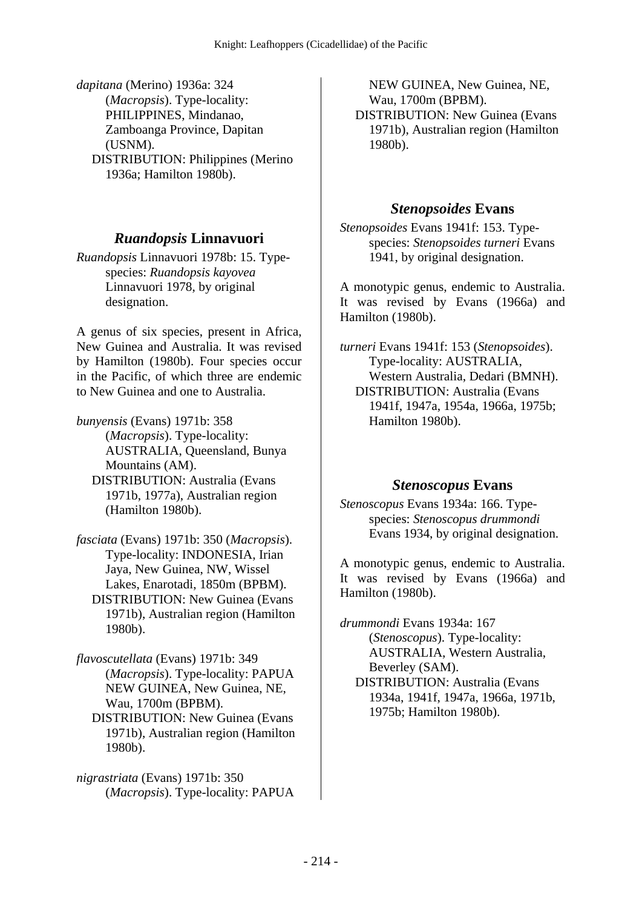*dapitana* (Merino) 1936a: 324 (*Macropsis*). Type-locality: PHILIPPINES, Mindanao, Zamboanga Province, Dapitan (USNM).
DISTRIBUTION: Philippines (Merino 1936a; Hamilton 1980b).

## *Ruandopsis* Linnavuori

*Ruandopsis* Linnavuori 1978b: 15. Type-species: *Ruandopsis kayovea* Linnavuori 1978, by original designation.

A genus of six species, present in Africa, New Guinea and Australia. It was revised by Hamilton (1980b). Four species occur in the Pacific, of which three are endemic to New Guinea and one to Australia.

*bunyensis* (Evans) 1971b: 358 (*Macropsis*). Type-locality: AUSTRALIA, Queensland, Bunya Mountains (AM).
DISTRIBUTION: Australia (Evans 1971b, 1977a), Australian region (Hamilton 1980b).

*fasciata* (Evans) 1971b: 350 (*Macropsis*). Type-locality: INDONESIA, Irian Jaya, New Guinea, NW, Wissel Lakes, Enarotadi, 1850m (BPBM).
DISTRIBUTION: New Guinea (Evans 1971b), Australian region (Hamilton 1980b).

*flavoscutellata* (Evans) 1971b: 349 (*Macropsis*). Type-locality: PAPUA NEW GUINEA, New Guinea, NE, Wau, 1700m (BPBM).
DISTRIBUTION: New Guinea (Evans 1971b), Australian region (Hamilton 1980b).

*nigrastriata* (Evans) 1971b: 350 (*Macropsis*). Type-locality: PAPUA NEW GUINEA, New Guinea, NE, Wau, 1700m (BPBM).
DISTRIBUTION: New Guinea (Evans 1971b), Australian region (Hamilton 1980b).

## *Stenopsoides* Evans

*Stenopsoides* Evans 1941f: 153. Type-species: *Stenopsoides turneri* Evans 1941, by original designation.

A monotypic genus, endemic to Australia. It was revised by Evans (1966a) and Hamilton (1980b).

*turneri* Evans 1941f: 153 (*Stenopsoides*). Type-locality: AUSTRALIA, Western Australia, Dedari (BMNH).
DISTRIBUTION: Australia (Evans 1941f, 1947a, 1954a, 1966a, 1975b; Hamilton 1980b).

## *Stenoscopus* Evans

*Stenoscopus* Evans 1934a: 166. Type-species: *Stenoscopus drummondi* Evans 1934, by original designation.

A monotypic genus, endemic to Australia. It was revised by Evans (1966a) and Hamilton (1980b).

*drummondi* Evans 1934a: 167 (*Stenoscopus*). Type-locality: AUSTRALIA, Western Australia, Beverley (SAM).
DISTRIBUTION: Australia (Evans 1934a, 1941f, 1947a, 1966a, 1971b, 1975b; Hamilton 1980b).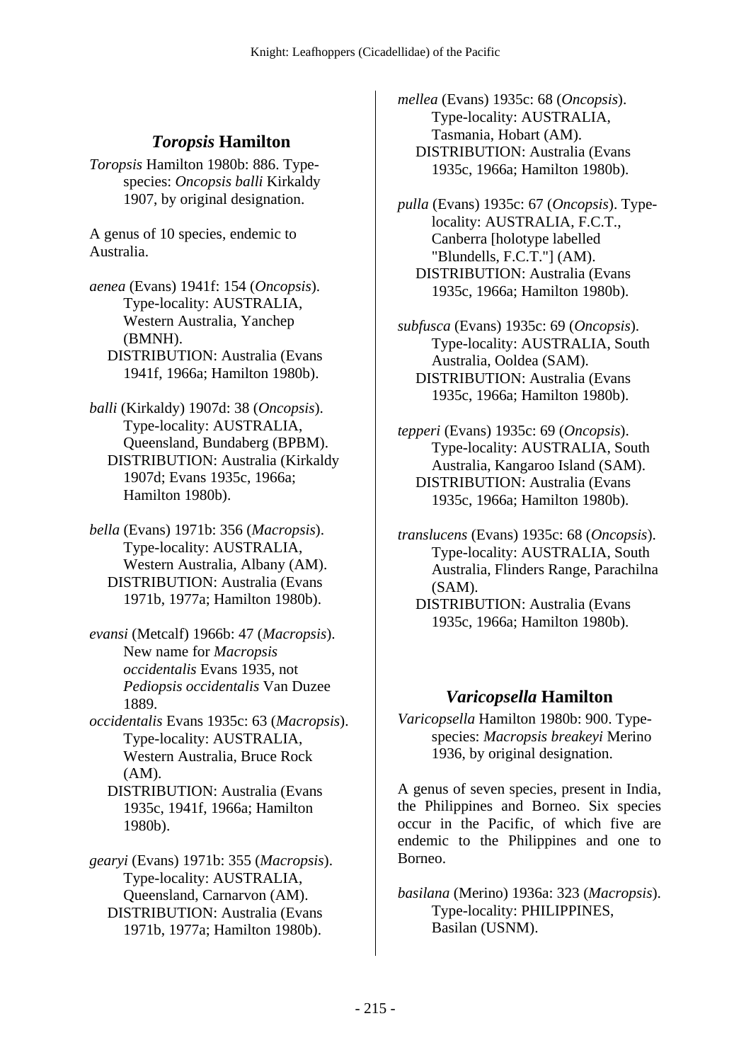## *Toropsis* Hamilton

*Toropsis* Hamilton 1980b: 886. Type-species: *Oncopsis balli* Kirkaldy 1907, by original designation.

A genus of 10 species, endemic to Australia.

*aenea* (Evans) 1941f: 154 (*Oncopsis*). Type-locality: AUSTRALIA, Western Australia, Yanchep (BMNH).
DISTRIBUTION: Australia (Evans 1941f, 1966a; Hamilton 1980b).

*balli* (Kirkaldy) 1907d: 38 (*Oncopsis*). Type-locality: AUSTRALIA, Queensland, Bundaberg (BPBM).
DISTRIBUTION: Australia (Kirkaldy 1907d; Evans 1935c, 1966a; Hamilton 1980b).

*bella* (Evans) 1971b: 356 (*Macropsis*). Type-locality: AUSTRALIA, Western Australia, Albany (AM).
DISTRIBUTION: Australia (Evans 1971b, 1977a; Hamilton 1980b).

*evansi* (Metcalf) 1966b: 47 (*Macropsis*). New name for *Macropsis occidentalis* Evans 1935, not *Pediopsis occidentalis* Van Duzee 1889.

*occidentalis* Evans 1935c: 63 (*Macropsis*). Type-locality: AUSTRALIA, Western Australia, Bruce Rock (AM).
DISTRIBUTION: Australia (Evans 1935c, 1941f, 1966a; Hamilton 1980b).

*gearyi* (Evans) 1971b: 355 (*Macropsis*). Type-locality: AUSTRALIA, Queensland, Carnarvon (AM).
DISTRIBUTION: Australia (Evans 1971b, 1977a; Hamilton 1980b).

*mellea* (Evans) 1935c: 68 (*Oncopsis*). Type-locality: AUSTRALIA, Tasmania, Hobart (AM).
DISTRIBUTION: Australia (Evans 1935c, 1966a; Hamilton 1980b).

*pulla* (Evans) 1935c: 67 (*Oncopsis*). Type-locality: AUSTRALIA, F.C.T., Canberra [holotype labelled "Blundells, F.C.T."] (AM).
DISTRIBUTION: Australia (Evans 1935c, 1966a; Hamilton 1980b).

*subfusca* (Evans) 1935c: 69 (*Oncopsis*). Type-locality: AUSTRALIA, South Australia, Ooldea (SAM).
DISTRIBUTION: Australia (Evans 1935c, 1966a; Hamilton 1980b).

*tepperi* (Evans) 1935c: 69 (*Oncopsis*). Type-locality: AUSTRALIA, South Australia, Kangaroo Island (SAM).
DISTRIBUTION: Australia (Evans 1935c, 1966a; Hamilton 1980b).

*translucens* (Evans) 1935c: 68 (*Oncopsis*). Type-locality: AUSTRALIA, South Australia, Flinders Range, Parachilna (SAM).
DISTRIBUTION: Australia (Evans 1935c, 1966a; Hamilton 1980b).

## *Varicopsella* Hamilton

*Varicopsella* Hamilton 1980b: 900. Type-species: *Macropsis breakeyi* Merino 1936, by original designation.

A genus of seven species, present in India, the Philippines and Borneo. Six species occur in the Pacific, of which five are endemic to the Philippines and one to Borneo.

*basilana* (Merino) 1936a: 323 (*Macropsis*). Type-locality: PHILIPPINES, Basilan (USNM).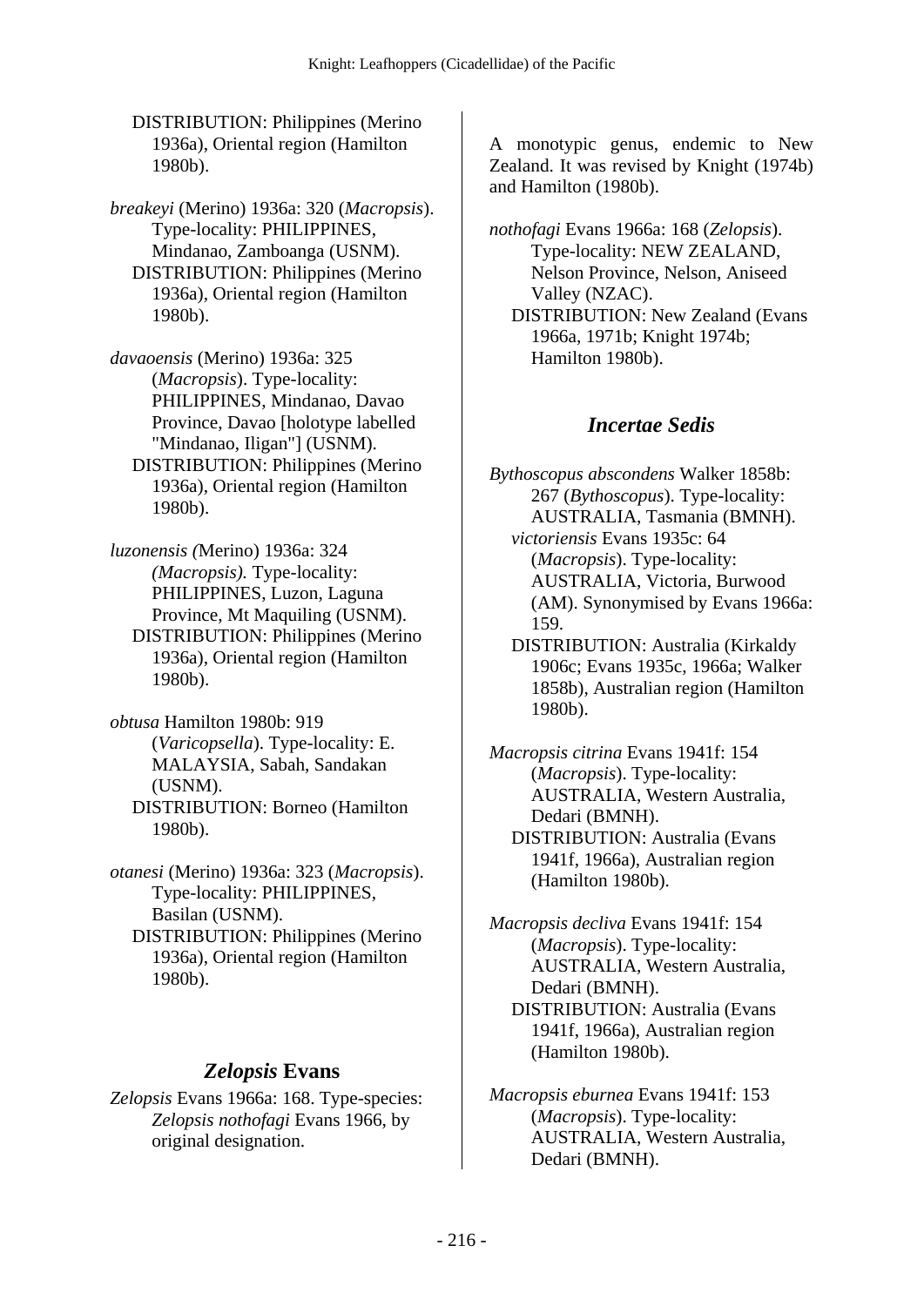DISTRIBUTION: Philippines (Merino 1936a), Oriental region (Hamilton 1980b).

*breakeyi* (Merino) 1936a: 320 (*Macropsis*). Type-locality: PHILIPPINES, Mindanao, Zamboanga (USNM).
DISTRIBUTION: Philippines (Merino 1936a), Oriental region (Hamilton 1980b).

*davaoensis* (Merino) 1936a: 325 (*Macropsis*). Type-locality: PHILIPPINES, Mindanao, Davao Province, Davao [holotype labelled "Mindanao, Iligan"] (USNM).
DISTRIBUTION: Philippines (Merino 1936a), Oriental region (Hamilton 1980b).

*luzonensis (*Merino) 1936a: 324 *(Macropsis).* Type-locality: PHILIPPINES, Luzon, Laguna Province, Mt Maquiling (USNM).
DISTRIBUTION: Philippines (Merino 1936a), Oriental region (Hamilton 1980b).

*obtusa* Hamilton 1980b: 919 (*Varicopsella*). Type-locality: E. MALAYSIA, Sabah, Sandakan (USNM).
DISTRIBUTION: Borneo (Hamilton 1980b).

*otanesi* (Merino) 1936a: 323 (*Macropsis*). Type-locality: PHILIPPINES, Basilan (USNM).
DISTRIBUTION: Philippines (Merino 1936a), Oriental region (Hamilton 1980b).

## *Zelopsis* Evans

*Zelopsis* Evans 1966a: 168. Type-species: *Zelopsis nothofagi* Evans 1966, by original designation.

A monotypic genus, endemic to New Zealand. It was revised by Knight (1974b) and Hamilton (1980b).

*nothofagi* Evans 1966a: 168 (*Zelopsis*). Type-locality: NEW ZEALAND, Nelson Province, Nelson, Aniseed Valley (NZAC).
DISTRIBUTION: New Zealand (Evans 1966a, 1971b; Knight 1974b; Hamilton 1980b).

## *Incertae Sedis*

*Bythoscopus abscondens* Walker 1858b: 267 (*Bythoscopus*). Type-locality: AUSTRALIA, Tasmania (BMNH).
*victoriensis* Evans 1935c: 64 (*Macropsis*). Type-locality: AUSTRALIA, Victoria, Burwood (AM). Synonymised by Evans 1966a: 159.
DISTRIBUTION: Australia (Kirkaldy 1906c; Evans 1935c, 1966a; Walker 1858b), Australian region (Hamilton 1980b).

*Macropsis citrina* Evans 1941f: 154 (*Macropsis*). Type-locality: AUSTRALIA, Western Australia, Dedari (BMNH).
DISTRIBUTION: Australia (Evans 1941f, 1966a), Australian region (Hamilton 1980b).

*Macropsis decliva* Evans 1941f: 154 (*Macropsis*). Type-locality: AUSTRALIA, Western Australia, Dedari (BMNH).
DISTRIBUTION: Australia (Evans 1941f, 1966a), Australian region (Hamilton 1980b).

*Macropsis eburnea* Evans 1941f: 153 (*Macropsis*). Type-locality: AUSTRALIA, Western Australia, Dedari (BMNH).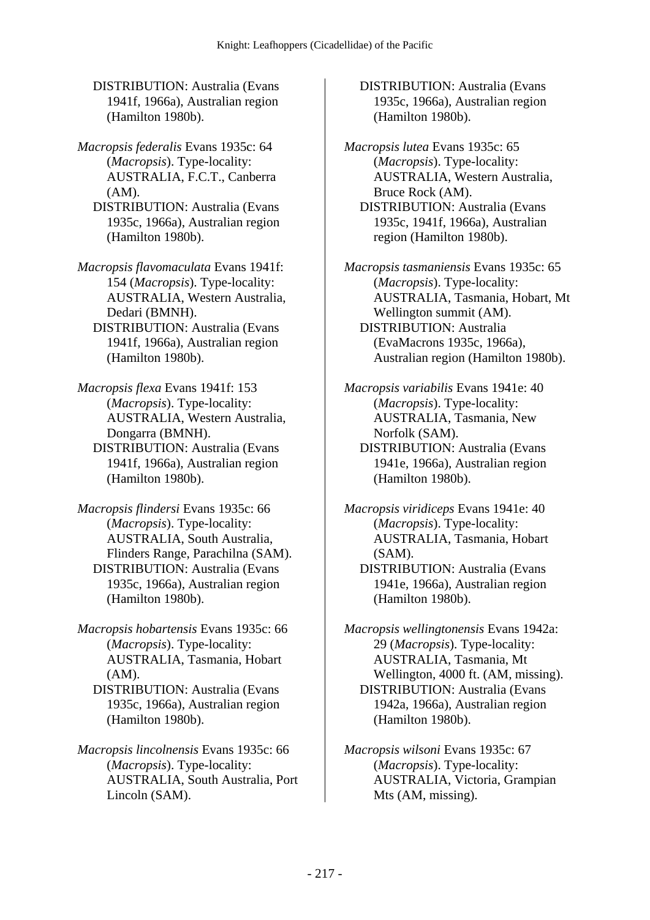DISTRIBUTION: Australia (Evans 1941f, 1966a), Australian region (Hamilton 1980b).

*Macropsis federalis* Evans 1935c: 64 (*Macropsis*). Type-locality: AUSTRALIA, F.C.T., Canberra (AM).
DISTRIBUTION: Australia (Evans 1935c, 1966a), Australian region (Hamilton 1980b).

*Macropsis flavomaculata* Evans 1941f: 154 (*Macropsis*). Type-locality: AUSTRALIA, Western Australia, Dedari (BMNH).
DISTRIBUTION: Australia (Evans 1941f, 1966a), Australian region (Hamilton 1980b).

*Macropsis flexa* Evans 1941f: 153 (*Macropsis*). Type-locality: AUSTRALIA, Western Australia, Dongarra (BMNH).
DISTRIBUTION: Australia (Evans 1941f, 1966a), Australian region (Hamilton 1980b).

*Macropsis flindersi* Evans 1935c: 66 (*Macropsis*). Type-locality: AUSTRALIA, South Australia, Flinders Range, Parachilna (SAM).
DISTRIBUTION: Australia (Evans 1935c, 1966a), Australian region (Hamilton 1980b).

*Macropsis hobartensis* Evans 1935c: 66 (*Macropsis*). Type-locality: AUSTRALIA, Tasmania, Hobart (AM).
DISTRIBUTION: Australia (Evans 1935c, 1966a), Australian region (Hamilton 1980b).

*Macropsis lincolnensis* Evans 1935c: 66 (*Macropsis*). Type-locality: AUSTRALIA, South Australia, Port Lincoln (SAM).
DISTRIBUTION: Australia (Evans 1935c, 1966a), Australian region (Hamilton 1980b).

*Macropsis lutea* Evans 1935c: 65 (*Macropsis*). Type-locality: AUSTRALIA, Western Australia, Bruce Rock (AM).
DISTRIBUTION: Australia (Evans 1935c, 1941f, 1966a), Australian region (Hamilton 1980b).

*Macropsis tasmaniensis* Evans 1935c: 65 (*Macropsis*). Type-locality: AUSTRALIA, Tasmania, Hobart, Mt Wellington summit (AM).
DISTRIBUTION: Australia (EvaMacrons 1935c, 1966a), Australian region (Hamilton 1980b).

*Macropsis variabilis* Evans 1941e: 40 (*Macropsis*). Type-locality: AUSTRALIA, Tasmania, New Norfolk (SAM).
DISTRIBUTION: Australia (Evans 1941e, 1966a), Australian region (Hamilton 1980b).

*Macropsis viridiceps* Evans 1941e: 40 (*Macropsis*). Type-locality: AUSTRALIA, Tasmania, Hobart (SAM).
DISTRIBUTION: Australia (Evans 1941e, 1966a), Australian region (Hamilton 1980b).

*Macropsis wellingtonensis* Evans 1942a: 29 (*Macropsis*). Type-locality: AUSTRALIA, Tasmania, Mt Wellington, 4000 ft. (AM, missing).
DISTRIBUTION: Australia (Evans 1942a, 1966a), Australian region (Hamilton 1980b).

*Macropsis wilsoni* Evans 1935c: 67 (*Macropsis*). Type-locality: AUSTRALIA, Victoria, Grampian Mts (AM, missing).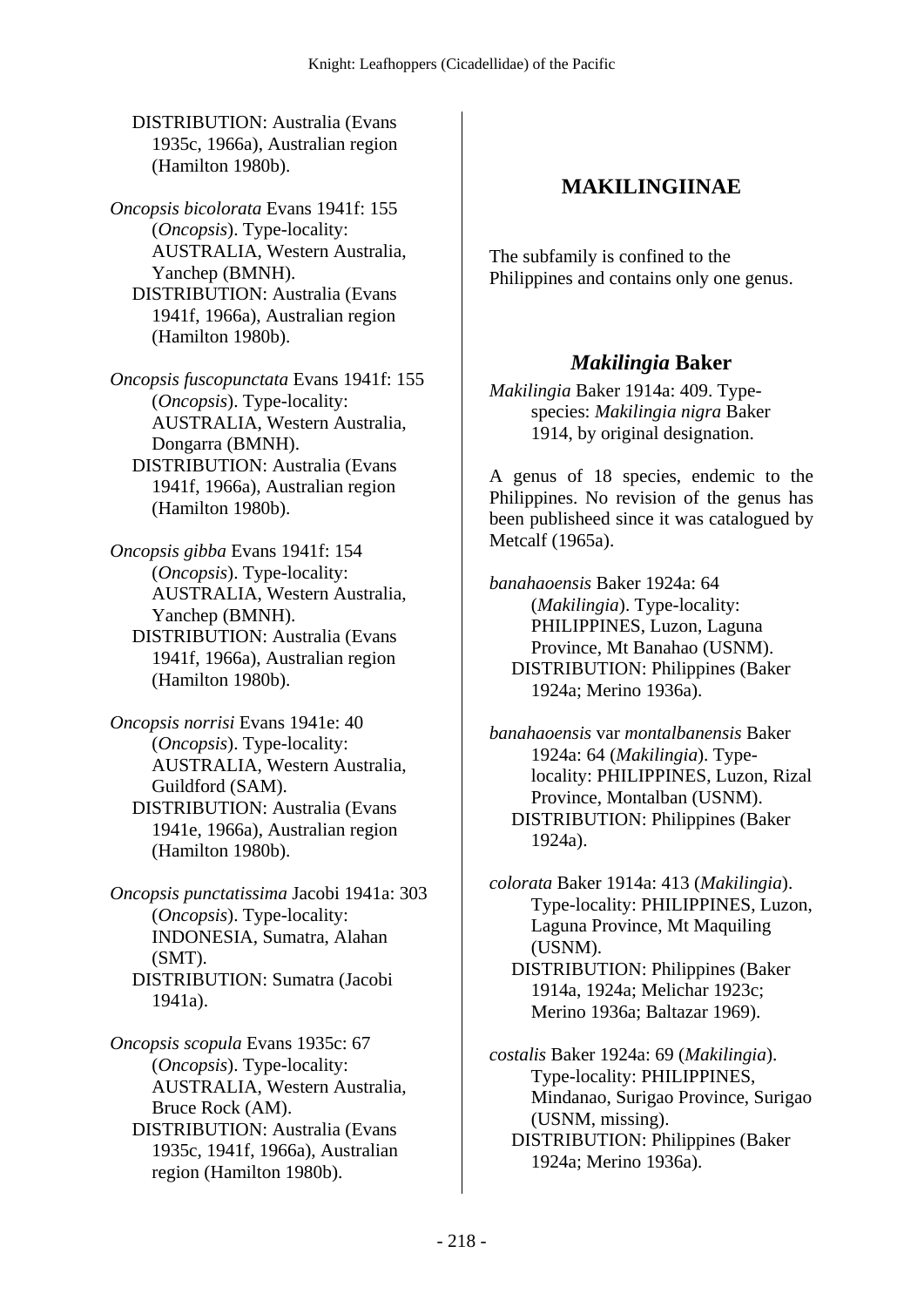DISTRIBUTION: Australia (Evans 1935c, 1966a), Australian region (Hamilton 1980b).

*Oncopsis bicolorata* Evans 1941f: 155 (*Oncopsis*). Type-locality: AUSTRALIA, Western Australia, Yanchep (BMNH).
DISTRIBUTION: Australia (Evans 1941f, 1966a), Australian region (Hamilton 1980b).

*Oncopsis fuscopunctata* Evans 1941f: 155 (*Oncopsis*). Type-locality: AUSTRALIA, Western Australia, Dongarra (BMNH).
DISTRIBUTION: Australia (Evans 1941f, 1966a), Australian region (Hamilton 1980b).

*Oncopsis gibba* Evans 1941f: 154 (*Oncopsis*). Type-locality: AUSTRALIA, Western Australia, Yanchep (BMNH).
DISTRIBUTION: Australia (Evans 1941f, 1966a), Australian region (Hamilton 1980b).

*Oncopsis norrisi* Evans 1941e: 40 (*Oncopsis*). Type-locality: AUSTRALIA, Western Australia, Guildford (SAM).
DISTRIBUTION: Australia (Evans 1941e, 1966a), Australian region (Hamilton 1980b).

*Oncopsis punctatissima* Jacobi 1941a: 303 (*Oncopsis*). Type-locality: INDONESIA, Sumatra, Alahan (SMT).
DISTRIBUTION: Sumatra (Jacobi 1941a).

*Oncopsis scopula* Evans 1935c: 67 (*Oncopsis*). Type-locality: AUSTRALIA, Western Australia, Bruce Rock (AM).
DISTRIBUTION: Australia (Evans 1935c, 1941f, 1966a), Australian region (Hamilton 1980b).

## MAKILINGIINAE

The subfamily is confined to the Philippines and contains only one genus.

### *Makilingia* Baker

*Makilingia* Baker 1914a: 409. Type-species: *Makilingia nigra* Baker 1914, by original designation.

A genus of 18 species, endemic to the Philippines. No revision of the genus has been publisheed since it was catalogued by Metcalf (1965a).

*banahaoensis* Baker 1924a: 64 (*Makilingia*). Type-locality: PHILIPPINES, Luzon, Laguna Province, Mt Banahao (USNM).
DISTRIBUTION: Philippines (Baker 1924a; Merino 1936a).

*banahaoensis* var *montalbanensis* Baker 1924a: 64 (*Makilingia*). Type-locality: PHILIPPINES, Luzon, Rizal Province, Montalban (USNM).
DISTRIBUTION: Philippines (Baker 1924a).

*colorata* Baker 1914a: 413 (*Makilingia*). Type-locality: PHILIPPINES, Luzon, Laguna Province, Mt Maquiling (USNM).
DISTRIBUTION: Philippines (Baker 1914a, 1924a; Melichar 1923c; Merino 1936a; Baltazar 1969).

*costalis* Baker 1924a: 69 (*Makilingia*). Type-locality: PHILIPPINES, Mindanao, Surigao Province, Surigao (USNM, missing).
DISTRIBUTION: Philippines (Baker 1924a; Merino 1936a).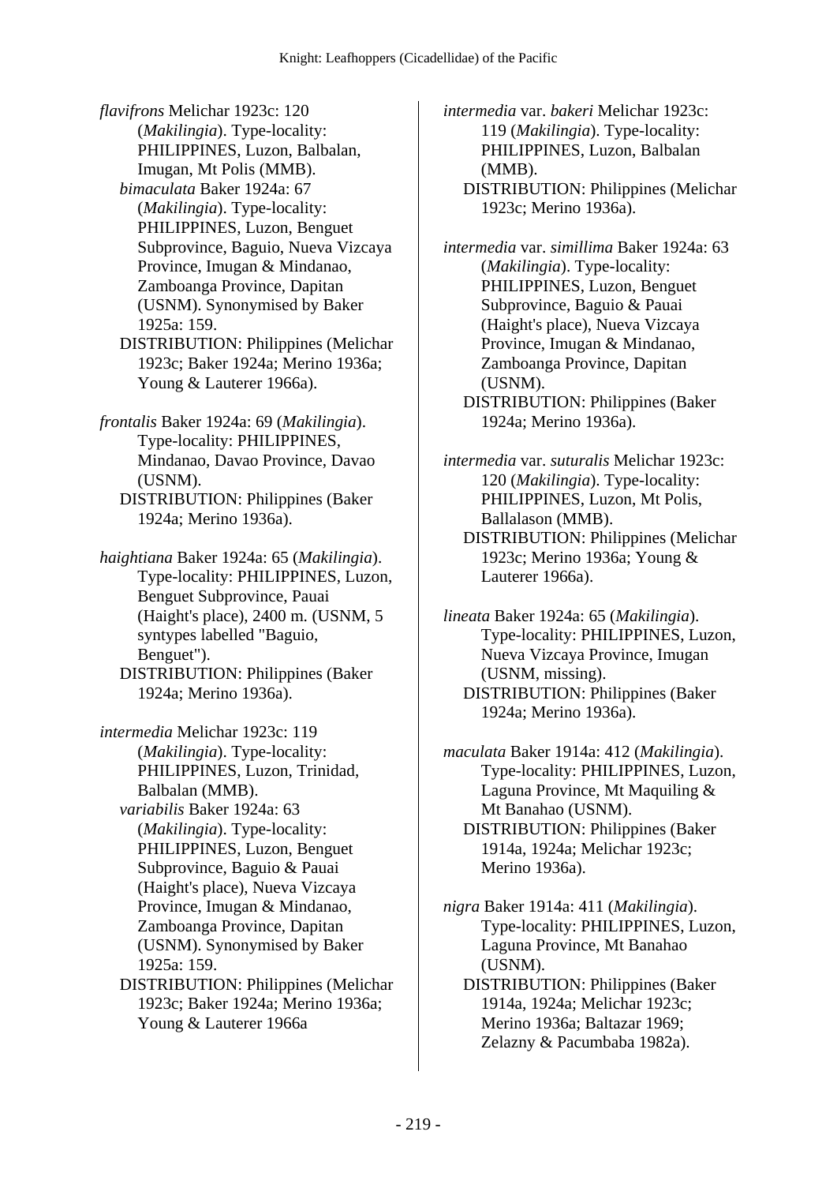*flavifrons* Melichar 1923c: 120 (*Makilingia*). Type-locality: PHILIPPINES, Luzon, Balbalan, Imugan, Mt Polis (MMB).
*bimaculata* Baker 1924a: 67 (*Makilingia*). Type-locality: PHILIPPINES, Luzon, Benguet Subprovince, Baguio, Nueva Vizcaya Province, Imugan & Mindanao, Zamboanga Province, Dapitan (USNM). Synonymised by Baker 1925a: 159.
DISTRIBUTION: Philippines (Melichar 1923c; Baker 1924a; Merino 1936a; Young & Lauterer 1966a).

*frontalis* Baker 1924a: 69 (*Makilingia*). Type-locality: PHILIPPINES, Mindanao, Davao Province, Davao (USNM).
DISTRIBUTION: Philippines (Baker 1924a; Merino 1936a).

*haightiana* Baker 1924a: 65 (*Makilingia*). Type-locality: PHILIPPINES, Luzon, Benguet Subprovince, Pauai (Haight's place), 2400 m. (USNM, 5 syntypes labelled "Baguio, Benguet").
DISTRIBUTION: Philippines (Baker 1924a; Merino 1936a).

*intermedia* Melichar 1923c: 119 (*Makilingia*). Type-locality: PHILIPPINES, Luzon, Trinidad, Balbalan (MMB).
*variabilis* Baker 1924a: 63 (*Makilingia*). Type-locality: PHILIPPINES, Luzon, Benguet Subprovince, Baguio & Pauai (Haight's place), Nueva Vizcaya Province, Imugan & Mindanao, Zamboanga Province, Dapitan (USNM). Synonymised by Baker 1925a: 159.
DISTRIBUTION: Philippines (Melichar 1923c; Baker 1924a; Merino 1936a; Young & Lauterer 1966a

*intermedia* var. *bakeri* Melichar 1923c: 119 (*Makilingia*). Type-locality: PHILIPPINES, Luzon, Balbalan (MMB).
DISTRIBUTION: Philippines (Melichar 1923c; Merino 1936a).

*intermedia* var. *simillima* Baker 1924a: 63 (*Makilingia*). Type-locality: PHILIPPINES, Luzon, Benguet Subprovince, Baguio & Pauai (Haight's place), Nueva Vizcaya Province, Imugan & Mindanao, Zamboanga Province, Dapitan (USNM).
DISTRIBUTION: Philippines (Baker 1924a; Merino 1936a).

*intermedia* var. *suturalis* Melichar 1923c: 120 (*Makilingia*). Type-locality: PHILIPPINES, Luzon, Mt Polis, Ballalason (MMB).
DISTRIBUTION: Philippines (Melichar 1923c; Merino 1936a; Young & Lauterer 1966a).

*lineata* Baker 1924a: 65 (*Makilingia*). Type-locality: PHILIPPINES, Luzon, Nueva Vizcaya Province, Imugan (USNM, missing).
DISTRIBUTION: Philippines (Baker 1924a; Merino 1936a).

*maculata* Baker 1914a: 412 (*Makilingia*). Type-locality: PHILIPPINES, Luzon, Laguna Province, Mt Maquiling & Mt Banahao (USNM).
DISTRIBUTION: Philippines (Baker 1914a, 1924a; Melichar 1923c; Merino 1936a).

*nigra* Baker 1914a: 411 (*Makilingia*). Type-locality: PHILIPPINES, Luzon, Laguna Province, Mt Banahao (USNM).
DISTRIBUTION: Philippines (Baker 1914a, 1924a; Melichar 1923c; Merino 1936a; Baltazar 1969; Zelazny & Pacumbaba 1982a).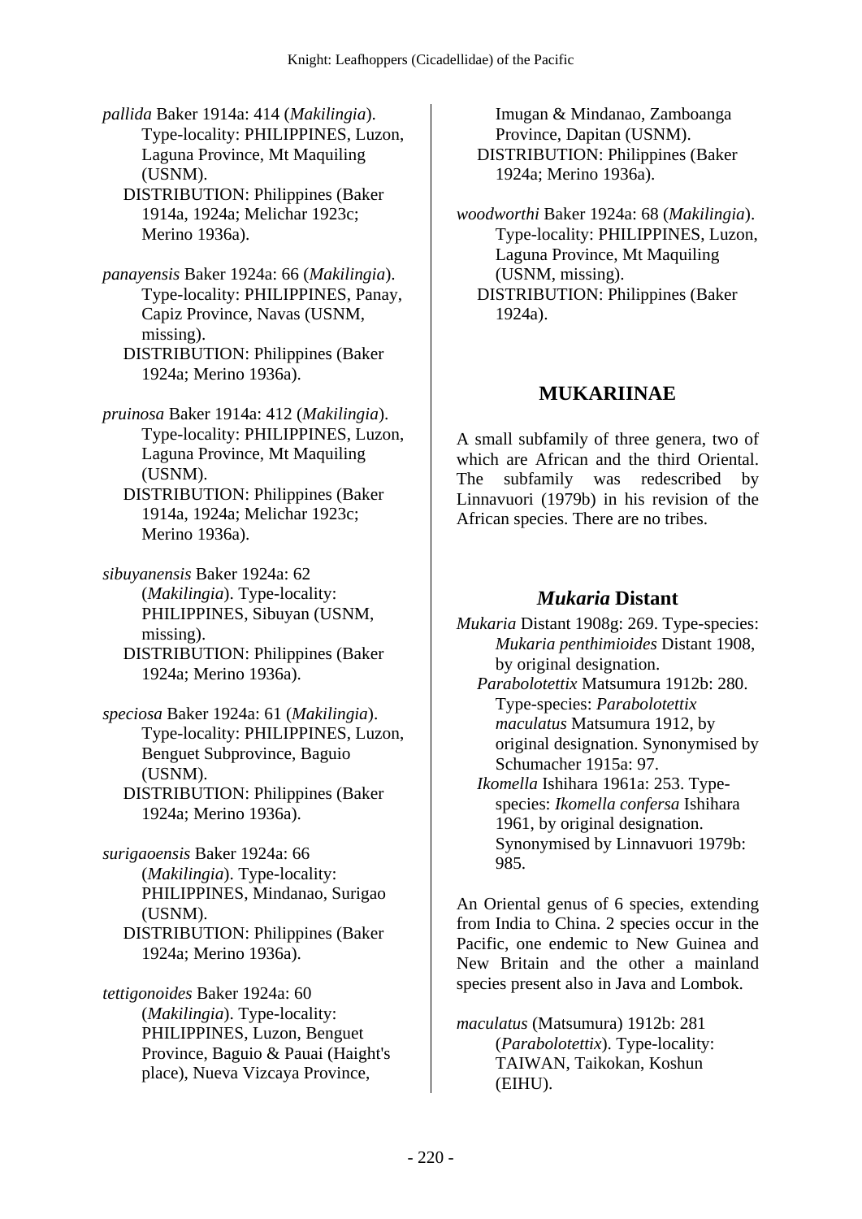*pallida* Baker 1914a: 414 (*Makilingia*). Type-locality: PHILIPPINES, Luzon, Laguna Province, Mt Maquiling (USNM).
DISTRIBUTION: Philippines (Baker 1914a, 1924a; Melichar 1923c; Merino 1936a).

*panayensis* Baker 1924a: 66 (*Makilingia*). Type-locality: PHILIPPINES, Panay, Capiz Province, Navas (USNM, missing).
DISTRIBUTION: Philippines (Baker 1924a; Merino 1936a).

*pruinosa* Baker 1914a: 412 (*Makilingia*). Type-locality: PHILIPPINES, Luzon, Laguna Province, Mt Maquiling (USNM).
DISTRIBUTION: Philippines (Baker 1914a, 1924a; Melichar 1923c; Merino 1936a).

*sibuyanensis* Baker 1924a: 62 (*Makilingia*). Type-locality: PHILIPPINES, Sibuyan (USNM, missing).
DISTRIBUTION: Philippines (Baker 1924a; Merino 1936a).

*speciosa* Baker 1924a: 61 (*Makilingia*). Type-locality: PHILIPPINES, Luzon, Benguet Subprovince, Baguio (USNM).
DISTRIBUTION: Philippines (Baker 1924a; Merino 1936a).

*surigaoensis* Baker 1924a: 66 (*Makilingia*). Type-locality: PHILIPPINES, Mindanao, Surigao (USNM).
DISTRIBUTION: Philippines (Baker 1924a; Merino 1936a).

*tettigonoides* Baker 1924a: 60 (*Makilingia*). Type-locality: PHILIPPINES, Luzon, Benguet Province, Baguio & Pauai (Haight's place), Nueva Vizcaya Province, Imugan & Mindanao, Zamboanga Province, Dapitan (USNM).
DISTRIBUTION: Philippines (Baker 1924a; Merino 1936a).

*woodworthi* Baker 1924a: 68 (*Makilingia*). Type-locality: PHILIPPINES, Luzon, Laguna Province, Mt Maquiling (USNM, missing).
DISTRIBUTION: Philippines (Baker 1924a).

## MUKARIINAE

A small subfamily of three genera, two of which are African and the third Oriental. The subfamily was redescribed by Linnavuori (1979b) in his revision of the African species. There are no tribes.

### *Mukaria* Distant

*Mukaria* Distant 1908g: 269. Type-species: *Mukaria penthimioides* Distant 1908, by original designation.
*Parabolotettix* Matsumura 1912b: 280. Type-species: *Parabolotettix maculatus* Matsumura 1912, by original designation. Synonymised by Schumacher 1915a: 97.
*Ikomella* Ishihara 1961a: 253. Type-species: *Ikomella confersa* Ishihara 1961, by original designation. Synonymised by Linnavuori 1979b: 985.

An Oriental genus of 6 species, extending from India to China. 2 species occur in the Pacific, one endemic to New Guinea and New Britain and the other a mainland species present also in Java and Lombok.

*maculatus* (Matsumura) 1912b: 281 (*Parabolotettix*). Type-locality: TAIWAN, Taikokan, Koshun (EIHU).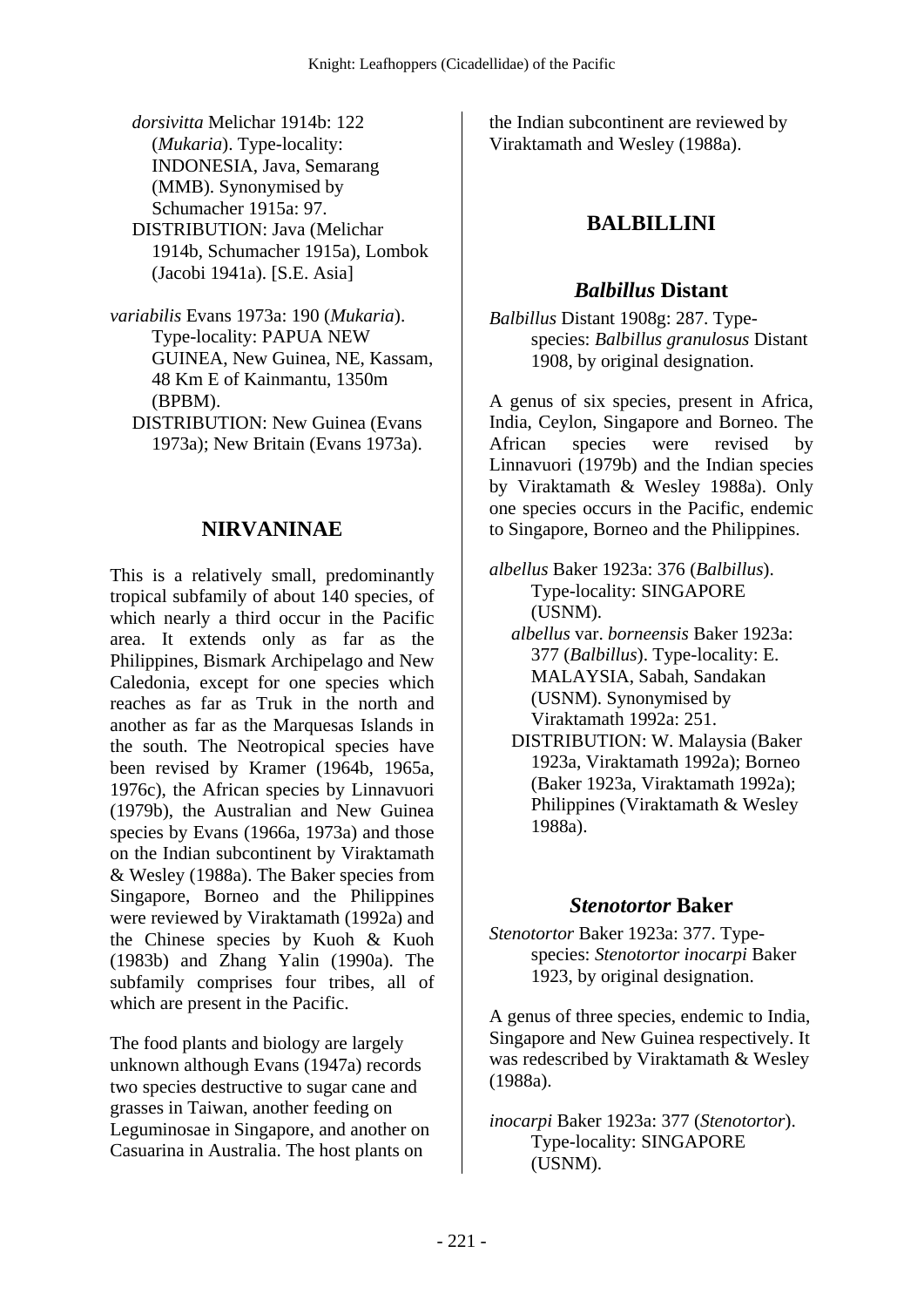*dorsivitta* Melichar 1914b: 122 (*Mukaria*). Type-locality: INDONESIA, Java, Semarang (MMB). Synonymised by Schumacher 1915a: 97.
DISTRIBUTION: Java (Melichar 1914b, Schumacher 1915a), Lombok (Jacobi 1941a). [S.E. Asia]

*variabilis* Evans 1973a: 190 (*Mukaria*). Type-locality: PAPUA NEW GUINEA, New Guinea, NE, Kassam, 48 Km E of Kainmantu, 1350m (BPBM).
DISTRIBUTION: New Guinea (Evans 1973a); New Britain (Evans 1973a).

## NIRVANINAE

This is a relatively small, predominantly tropical subfamily of about 140 species, of which nearly a third occur in the Pacific area. It extends only as far as the Philippines, Bismark Archipelago and New Caledonia, except for one species which reaches as far as Truk in the north and another as far as the Marquesas Islands in the south. The Neotropical species have been revised by Kramer (1964b, 1965a, 1976c), the African species by Linnavuori (1979b), the Australian and New Guinea species by Evans (1966a, 1973a) and those on the Indian subcontinent by Viraktamath & Wesley (1988a). The Baker species from Singapore, Borneo and the Philippines were reviewed by Viraktamath (1992a) and the Chinese species by Kuoh & Kuoh (1983b) and Zhang Yalin (1990a). The subfamily comprises four tribes, all of which are present in the Pacific.

The food plants and biology are largely unknown although Evans (1947a) records two species destructive to sugar cane and grasses in Taiwan, another feeding on Leguminosae in Singapore, and another on Casuarina in Australia. The host plants on the Indian subcontinent are reviewed by Viraktamath and Wesley (1988a).

## BALBILLINI

### *Balbillus* Distant

*Balbillus* Distant 1908g: 287. Type-species: *Balbillus granulosus* Distant 1908, by original designation.

A genus of six species, present in Africa, India, Ceylon, Singapore and Borneo. The African species were revised by Linnavuori (1979b) and the Indian species by Viraktamath & Wesley 1988a). Only one species occurs in the Pacific, endemic to Singapore, Borneo and the Philippines.

*albellus* Baker 1923a: 376 (*Balbillus*). Type-locality: SINGAPORE (USNM).
*albellus* var. *borneensis* Baker 1923a: 377 (*Balbillus*). Type-locality: E. MALAYSIA, Sabah, Sandakan (USNM). Synonymised by Viraktamath 1992a: 251.
DISTRIBUTION: W. Malaysia (Baker 1923a, Viraktamath 1992a); Borneo (Baker 1923a, Viraktamath 1992a); Philippines (Viraktamath & Wesley 1988a).

### *Stenotortor* Baker

*Stenotortor* Baker 1923a: 377. Type-species: *Stenotortor inocarpi* Baker 1923, by original designation.

A genus of three species, endemic to India, Singapore and New Guinea respectively. It was redescribed by Viraktamath & Wesley (1988a).

*inocarpi* Baker 1923a: 377 (*Stenotortor*). Type-locality: SINGAPORE (USNM).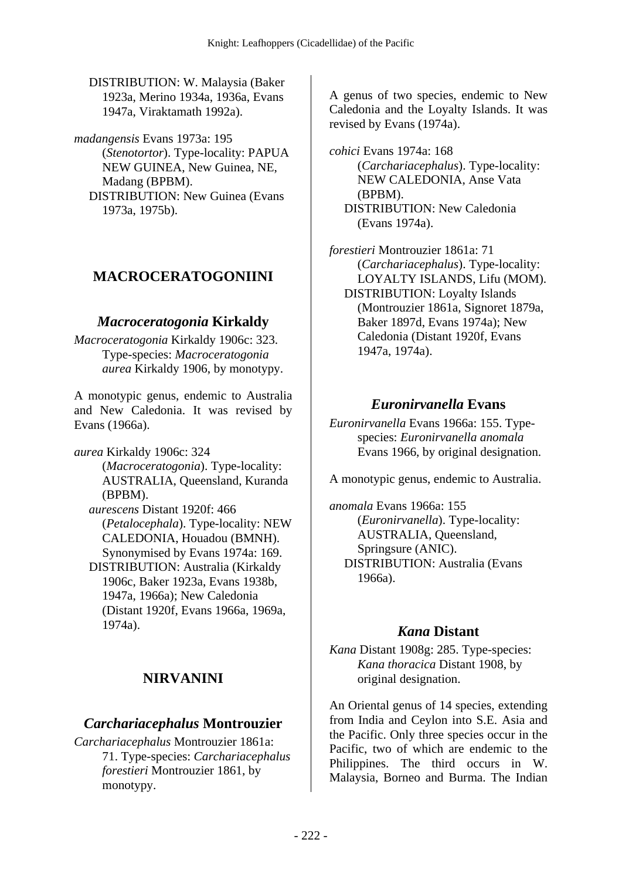DISTRIBUTION: W. Malaysia (Baker 1923a, Merino 1934a, 1936a, Evans 1947a, Viraktamath 1992a).

*madangensis* Evans 1973a: 195 (*Stenotortor*). Type-locality: PAPUA NEW GUINEA, New Guinea, NE, Madang (BPBM).
DISTRIBUTION: New Guinea (Evans 1973a, 1975b).

## MACROCERATOGONIINI

### *Macroceratogonia* Kirkaldy

*Macroceratogonia* Kirkaldy 1906c: 323. Type-species: *Macroceratogonia aurea* Kirkaldy 1906, by monotypy.

A monotypic genus, endemic to Australia and New Caledonia. It was revised by Evans (1966a).

*aurea* Kirkaldy 1906c: 324 (*Macroceratogonia*). Type-locality: AUSTRALIA, Queensland, Kuranda (BPBM).
*aurescens* Distant 1920f: 466 (*Petalocephala*). Type-locality: NEW CALEDONIA, Houadou (BMNH). Synonymised by Evans 1974a: 169.
DISTRIBUTION: Australia (Kirkaldy 1906c, Baker 1923a, Evans 1938b, 1947a, 1966a); New Caledonia (Distant 1920f, Evans 1966a, 1969a, 1974a).

## NIRVANINI

### *Carchariacephalus* Montrouzier

*Carchariacephalus* Montrouzier 1861a: 71. Type-species: *Carchariacephalus forestieri* Montrouzier 1861, by monotypy.

A genus of two species, endemic to New Caledonia and the Loyalty Islands. It was revised by Evans (1974a).

*cohici* Evans 1974a: 168 (*Carchariacephalus*). Type-locality: NEW CALEDONIA, Anse Vata (BPBM).
DISTRIBUTION: New Caledonia (Evans 1974a).

*forestieri* Montrouzier 1861a: 71 (*Carchariacephalus*). Type-locality: LOYALTY ISLANDS, Lifu (MOM).
DISTRIBUTION: Loyalty Islands (Montrouzier 1861a, Signoret 1879a, Baker 1897d, Evans 1974a); New Caledonia (Distant 1920f, Evans 1947a, 1974a).

### *Euronirvanella* Evans

*Euronirvanella* Evans 1966a: 155. Type-species: *Euronirvanella anomala* Evans 1966, by original designation.

A monotypic genus, endemic to Australia.

*anomala* Evans 1966a: 155 (*Euronirvanella*). Type-locality: AUSTRALIA, Queensland, Springsure (ANIC).
DISTRIBUTION: Australia (Evans 1966a).

### *Kana* Distant

*Kana* Distant 1908g: 285. Type-species: *Kana thoracica* Distant 1908, by original designation.

An Oriental genus of 14 species, extending from India and Ceylon into S.E. Asia and the Pacific. Only three species occur in the Pacific, two of which are endemic to the Philippines. The third occurs in W. Malaysia, Borneo and Burma. The Indian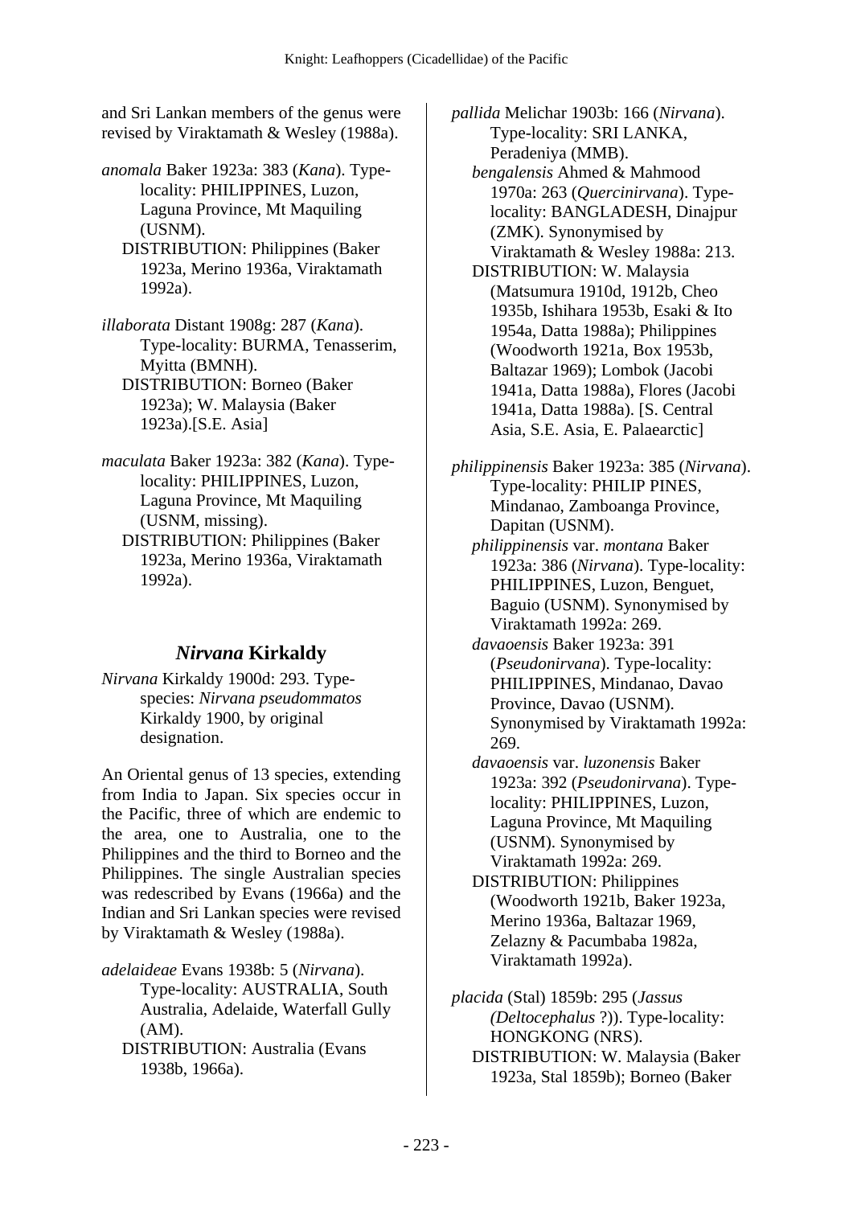and Sri Lankan members of the genus were revised by Viraktamath & Wesley (1988a).

*anomala* Baker 1923a: 383 (*Kana*). Type-locality: PHILIPPINES, Luzon, Laguna Province, Mt Maquiling (USNM).
DISTRIBUTION: Philippines (Baker 1923a, Merino 1936a, Viraktamath 1992a).

*illaborata* Distant 1908g: 287 (*Kana*). Type-locality: BURMA, Tenasserim, Myitta (BMNH).
DISTRIBUTION: Borneo (Baker 1923a); W. Malaysia (Baker 1923a).[S.E. Asia]

*maculata* Baker 1923a: 382 (*Kana*). Type-locality: PHILIPPINES, Luzon, Laguna Province, Mt Maquiling (USNM, missing).
DISTRIBUTION: Philippines (Baker 1923a, Merino 1936a, Viraktamath 1992a).

## *Nirvana* Kirkaldy

*Nirvana* Kirkaldy 1900d: 293. Type-species: *Nirvana pseudommatos* Kirkaldy 1900, by original designation.

An Oriental genus of 13 species, extending from India to Japan. Six species occur in the Pacific, three of which are endemic to the area, one to Australia, one to the Philippines and the third to Borneo and the Philippines. The single Australian species was redescribed by Evans (1966a) and the Indian and Sri Lankan species were revised by Viraktamath & Wesley (1988a).

*adelaideae* Evans 1938b: 5 (*Nirvana*). Type-locality: AUSTRALIA, South Australia, Adelaide, Waterfall Gully (AM).
DISTRIBUTION: Australia (Evans 1938b, 1966a).

*pallida* Melichar 1903b: 166 (*Nirvana*). Type-locality: SRI LANKA, Peradeniya (MMB).
*bengalensis* Ahmed & Mahmood 1970a: 263 (*Quercinirvana*). Type-locality: BANGLADESH, Dinajpur (ZMK). Synonymised by Viraktamath & Wesley 1988a: 213.
DISTRIBUTION: W. Malaysia (Matsumura 1910d, 1912b, Cheo 1935b, Ishihara 1953b, Esaki & Ito 1954a, Datta 1988a); Philippines (Woodworth 1921a, Box 1953b, Baltazar 1969); Lombok (Jacobi 1941a, Datta 1988a), Flores (Jacobi 1941a, Datta 1988a). [S. Central Asia, S.E. Asia, E. Palaearctic]

*philippinensis* Baker 1923a: 385 (*Nirvana*). Type-locality: PHILIP PINES, Mindanao, Zamboanga Province, Dapitan (USNM).
*philippinensis* var. *montana* Baker 1923a: 386 (*Nirvana*). Type-locality: PHILIPPINES, Luzon, Benguet, Baguio (USNM). Synonymised by Viraktamath 1992a: 269.
*davaoensis* Baker 1923a: 391 (*Pseudonirvana*). Type-locality: PHILIPPINES, Mindanao, Davao Province, Davao (USNM). Synonymised by Viraktamath 1992a: 269.
*davaoensis* var. *luzonensis* Baker 1923a: 392 (*Pseudonirvana*). Type-locality: PHILIPPINES, Luzon, Laguna Province, Mt Maquiling (USNM). Synonymised by Viraktamath 1992a: 269.
DISTRIBUTION: Philippines (Woodworth 1921b, Baker 1923a, Merino 1936a, Baltazar 1969, Zelazny & Pacumbaba 1982a, Viraktamath 1992a).

*placida* (Stal) 1859b: 295 (*Jassus (Deltocephalus* ?)). Type-locality: HONGKONG (NRS).
DISTRIBUTION: W. Malaysia (Baker 1923a, Stal 1859b); Borneo (Baker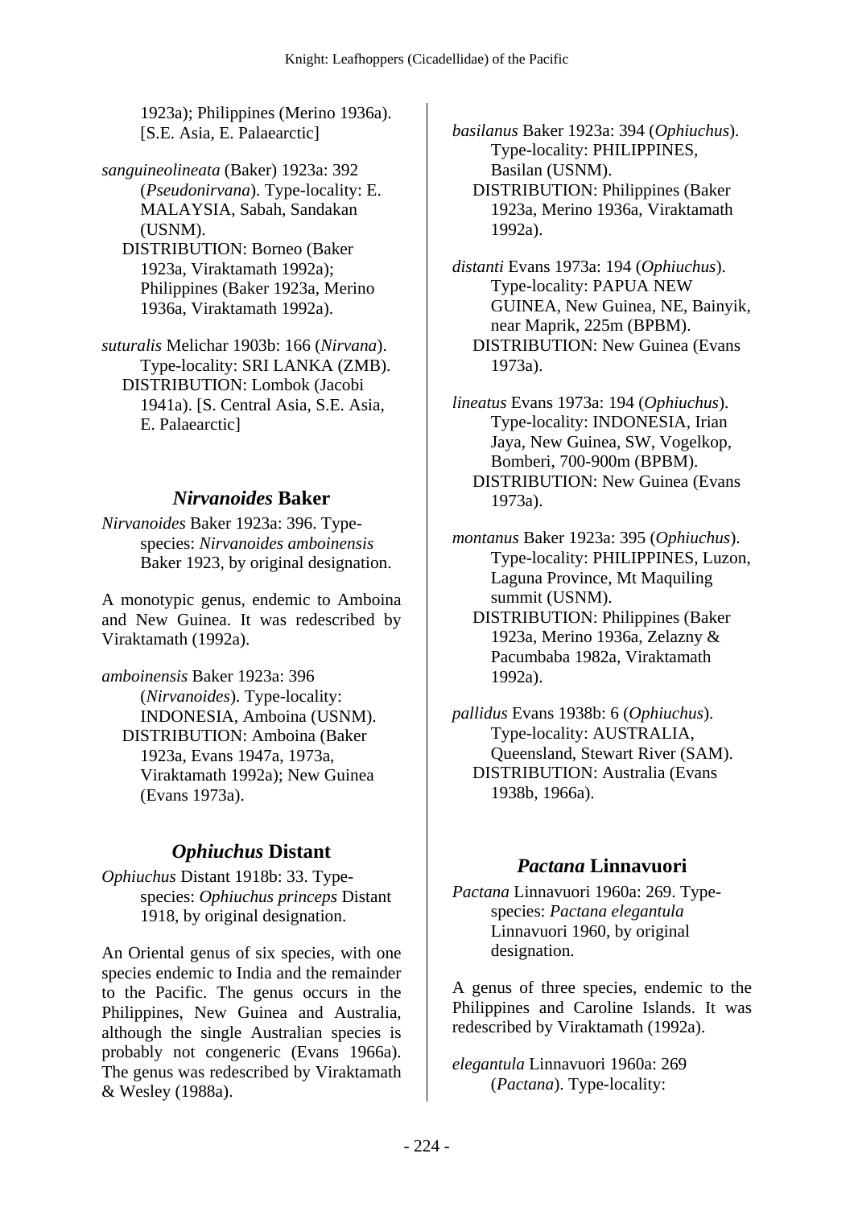1923a); Philippines (Merino 1936a). [S.E. Asia, E. Palaearctic]

*sanguineolineata* (Baker) 1923a: 392 (*Pseudonirvana*). Type-locality: E. MALAYSIA, Sabah, Sandakan (USNM).
DISTRIBUTION: Borneo (Baker 1923a, Viraktamath 1992a); Philippines (Baker 1923a, Merino 1936a, Viraktamath 1992a).

*suturalis* Melichar 1903b: 166 (*Nirvana*). Type-locality: SRI LANKA (ZMB).
DISTRIBUTION: Lombok (Jacobi 1941a). [S. Central Asia, S.E. Asia, E. Palaearctic]

## *Nirvanoides* Baker

*Nirvanoides* Baker 1923a: 396. Type-species: *Nirvanoides amboinensis* Baker 1923, by original designation.

A monotypic genus, endemic to Amboina and New Guinea. It was redescribed by Viraktamath (1992a).

*amboinensis* Baker 1923a: 396 (*Nirvanoides*). Type-locality: INDONESIA, Amboina (USNM).
DISTRIBUTION: Amboina (Baker 1923a, Evans 1947a, 1973a, Viraktamath 1992a); New Guinea (Evans 1973a).

## *Ophiuchus* Distant

*Ophiuchus* Distant 1918b: 33. Type-species: *Ophiuchus princeps* Distant 1918, by original designation.

An Oriental genus of six species, with one species endemic to India and the remainder to the Pacific. The genus occurs in the Philippines, New Guinea and Australia, although the single Australian species is probably not congeneric (Evans 1966a). The genus was redescribed by Viraktamath & Wesley (1988a).

*basilanus* Baker 1923a: 394 (*Ophiuchus*). Type-locality: PHILIPPINES, Basilan (USNM).
DISTRIBUTION: Philippines (Baker 1923a, Merino 1936a, Viraktamath 1992a).

*distanti* Evans 1973a: 194 (*Ophiuchus*). Type-locality: PAPUA NEW GUINEA, New Guinea, NE, Bainyik, near Maprik, 225m (BPBM).
DISTRIBUTION: New Guinea (Evans 1973a).

*lineatus* Evans 1973a: 194 (*Ophiuchus*). Type-locality: INDONESIA, Irian Jaya, New Guinea, SW, Vogelkop, Bomberi, 700-900m (BPBM).
DISTRIBUTION: New Guinea (Evans 1973a).

*montanus* Baker 1923a: 395 (*Ophiuchus*). Type-locality: PHILIPPINES, Luzon, Laguna Province, Mt Maquiling summit (USNM).
DISTRIBUTION: Philippines (Baker 1923a, Merino 1936a, Zelazny & Pacumbaba 1982a, Viraktamath 1992a).

*pallidus* Evans 1938b: 6 (*Ophiuchus*). Type-locality: AUSTRALIA, Queensland, Stewart River (SAM).
DISTRIBUTION: Australia (Evans 1938b, 1966a).

## *Pactana* Linnavuori

*Pactana* Linnavuori 1960a: 269. Type-species: *Pactana elegantula* Linnavuori 1960, by original designation.

A genus of three species, endemic to the Philippines and Caroline Islands. It was redescribed by Viraktamath (1992a).

*elegantula* Linnavuori 1960a: 269 (*Pactana*). Type-locality: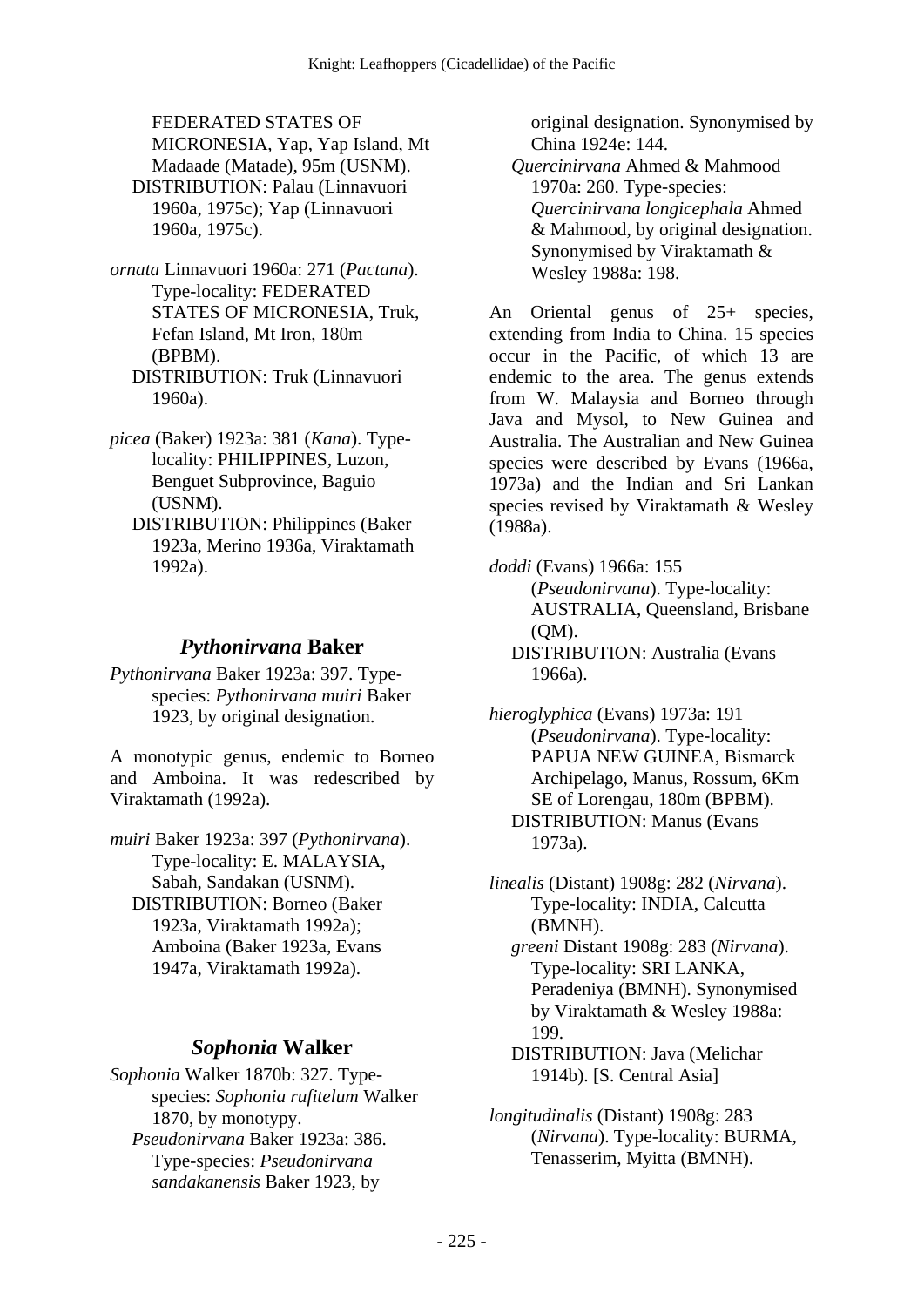FEDERATED STATES OF MICRONESIA, Yap, Yap Island, Mt Madaade (Matade), 95m (USNM).
DISTRIBUTION: Palau (Linnavuori 1960a, 1975c); Yap (Linnavuori 1960a, 1975c).

*ornata* Linnavuori 1960a: 271 (*Pactana*). Type-locality: FEDERATED STATES OF MICRONESIA, Truk, Fefan Island, Mt Iron, 180m (BPBM).
DISTRIBUTION: Truk (Linnavuori 1960a).

*picea* (Baker) 1923a: 381 (*Kana*). Type-locality: PHILIPPINES, Luzon, Benguet Subprovince, Baguio (USNM).
DISTRIBUTION: Philippines (Baker 1923a, Merino 1936a, Viraktamath 1992a).

## *Pythonirvana* Baker

*Pythonirvana* Baker 1923a: 397. Type-species: *Pythonirvana muiri* Baker 1923, by original designation.

A monotypic genus, endemic to Borneo and Amboina. It was redescribed by Viraktamath (1992a).

*muiri* Baker 1923a: 397 (*Pythonirvana*). Type-locality: E. MALAYSIA, Sabah, Sandakan (USNM).
DISTRIBUTION: Borneo (Baker 1923a, Viraktamath 1992a); Amboina (Baker 1923a, Evans 1947a, Viraktamath 1992a).

## *Sophonia* Walker

*Sophonia* Walker 1870b: 327. Type-species: *Sophonia rufitelum* Walker 1870, by monotypy.
*Pseudonirvana* Baker 1923a: 386. Type-species: *Pseudonirvana sandakanensis* Baker 1923, by original designation. Synonymised by China 1924e: 144.
*Quercinirvana* Ahmed & Mahmood 1970a: 260. Type-species: *Quercinirvana longicephala* Ahmed & Mahmood, by original designation. Synonymised by Viraktamath & Wesley 1988a: 198.

An Oriental genus of 25+ species, extending from India to China. 15 species occur in the Pacific, of which 13 are endemic to the area. The genus extends from W. Malaysia and Borneo through Java and Mysol, to New Guinea and Australia. The Australian and New Guinea species were described by Evans (1966a, 1973a) and the Indian and Sri Lankan species revised by Viraktamath & Wesley (1988a).

*doddi* (Evans) 1966a: 155 (*Pseudonirvana*). Type-locality: AUSTRALIA, Queensland, Brisbane (QM).
DISTRIBUTION: Australia (Evans 1966a).

*hieroglyphica* (Evans) 1973a: 191 (*Pseudonirvana*). Type-locality: PAPUA NEW GUINEA, Bismarck Archipelago, Manus, Rossum, 6Km SE of Lorengau, 180m (BPBM).
DISTRIBUTION: Manus (Evans 1973a).

*linealis* (Distant) 1908g: 282 (*Nirvana*). Type-locality: INDIA, Calcutta (BMNH).
*greeni* Distant 1908g: 283 (*Nirvana*). Type-locality: SRI LANKA, Peradeniya (BMNH). Synonymised by Viraktamath & Wesley 1988a: 199.
DISTRIBUTION: Java (Melichar 1914b). [S. Central Asia]

*longitudinalis* (Distant) 1908g: 283 (*Nirvana*). Type-locality: BURMA, Tenasserim, Myitta (BMNH).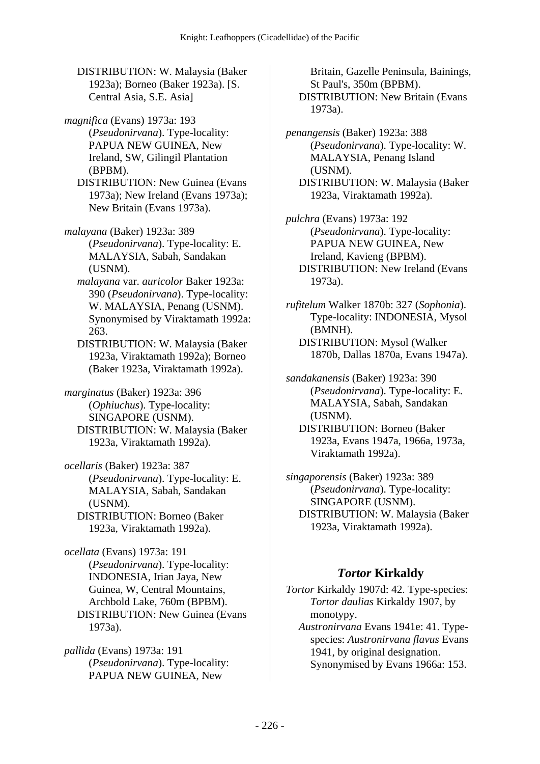DISTRIBUTION: W. Malaysia (Baker 1923a); Borneo (Baker 1923a). [S. Central Asia, S.E. Asia]

*magnifica* (Evans) 1973a: 193 (*Pseudonirvana*). Type-locality: PAPUA NEW GUINEA, New Ireland, SW, Gilingil Plantation (BPBM).
DISTRIBUTION: New Guinea (Evans 1973a); New Ireland (Evans 1973a); New Britain (Evans 1973a).

*malayana* (Baker) 1923a: 389 (*Pseudonirvana*). Type-locality: E. MALAYSIA, Sabah, Sandakan (USNM).
*malayana* var. *auricolor* Baker 1923a: 390 (*Pseudonirvana*). Type-locality: W. MALAYSIA, Penang (USNM). Synonymised by Viraktamath 1992a: 263.
DISTRIBUTION: W. Malaysia (Baker 1923a, Viraktamath 1992a); Borneo (Baker 1923a, Viraktamath 1992a).

*marginatus* (Baker) 1923a: 396 (*Ophiuchus*). Type-locality: SINGAPORE (USNM).
DISTRIBUTION: W. Malaysia (Baker 1923a, Viraktamath 1992a).

*ocellaris* (Baker) 1923a: 387 (*Pseudonirvana*). Type-locality: E. MALAYSIA, Sabah, Sandakan (USNM).
DISTRIBUTION: Borneo (Baker 1923a, Viraktamath 1992a).

*ocellata* (Evans) 1973a: 191 (*Pseudonirvana*). Type-locality: INDONESIA, Irian Jaya, New Guinea, W, Central Mountains, Archbold Lake, 760m (BPBM).
DISTRIBUTION: New Guinea (Evans 1973a).

*pallida* (Evans) 1973a: 191 (*Pseudonirvana*). Type-locality: PAPUA NEW GUINEA, New Britain, Gazelle Peninsula, Bainings, St Paul's, 350m (BPBM).
DISTRIBUTION: New Britain (Evans 1973a).

*penangensis* (Baker) 1923a: 388 (*Pseudonirvana*). Type-locality: W. MALAYSIA, Penang Island (USNM).
DISTRIBUTION: W. Malaysia (Baker 1923a, Viraktamath 1992a).

*pulchra* (Evans) 1973a: 192 (*Pseudonirvana*). Type-locality: PAPUA NEW GUINEA, New Ireland, Kavieng (BPBM).
DISTRIBUTION: New Ireland (Evans 1973a).

*rufitelum* Walker 1870b: 327 (*Sophonia*). Type-locality: INDONESIA, Mysol (BMNH).
DISTRIBUTION: Mysol (Walker 1870b, Dallas 1870a, Evans 1947a).

*sandakanensis* (Baker) 1923a: 390 (*Pseudonirvana*). Type-locality: E. MALAYSIA, Sabah, Sandakan (USNM).
DISTRIBUTION: Borneo (Baker 1923a, Evans 1947a, 1966a, 1973a, Viraktamath 1992a).

*singaporensis* (Baker) 1923a: 389 (*Pseudonirvana*). Type-locality: SINGAPORE (USNM).
DISTRIBUTION: W. Malaysia (Baker 1923a, Viraktamath 1992a).

## *Tortor* Kirkaldy

*Tortor* Kirkaldy 1907d: 42. Type-species: *Tortor daulias* Kirkaldy 1907, by monotypy.
*Austronirvana* Evans 1941e: 41. Type-species: *Austronirvana flavus* Evans 1941, by original designation. Synonymised by Evans 1966a: 153.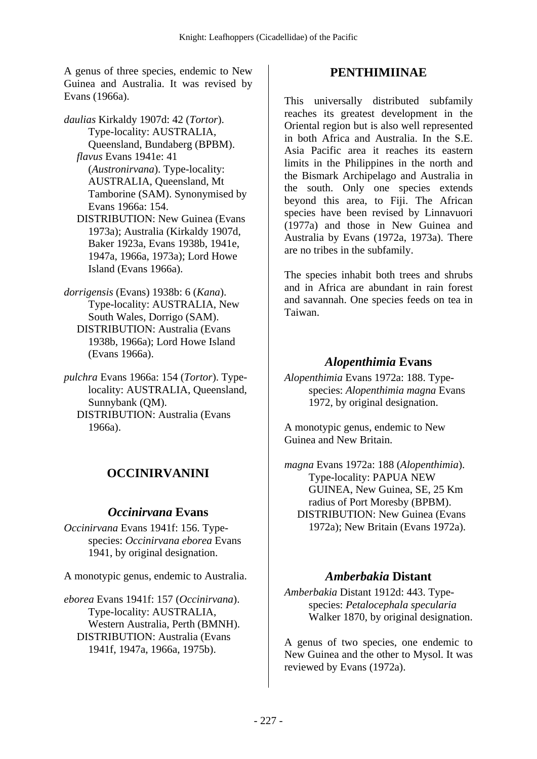A genus of three species, endemic to New Guinea and Australia. It was revised by Evans (1966a).

*daulias* Kirkaldy 1907d: 42 (*Tortor*). Type-locality: AUSTRALIA, Queensland, Bundaberg (BPBM).
*flavus* Evans 1941e: 41 (*Austronirvana*). Type-locality: AUSTRALIA, Queensland, Mt Tamborine (SAM). Synonymised by Evans 1966a: 154.
DISTRIBUTION: New Guinea (Evans 1973a); Australia (Kirkaldy 1907d, Baker 1923a, Evans 1938b, 1941e, 1947a, 1966a, 1973a); Lord Howe Island (Evans 1966a).

*dorrigensis* (Evans) 1938b: 6 (*Kana*). Type-locality: AUSTRALIA, New South Wales, Dorrigo (SAM).
DISTRIBUTION: Australia (Evans 1938b, 1966a); Lord Howe Island (Evans 1966a).

*pulchra* Evans 1966a: 154 (*Tortor*). Type-locality: AUSTRALIA, Queensland, Sunnybank (QM).
DISTRIBUTION: Australia (Evans 1966a).

## OCCINIRVANINI

### *Occinirvana* Evans

*Occinirvana* Evans 1941f: 156. Type-species: *Occinirvana eborea* Evans 1941, by original designation.

A monotypic genus, endemic to Australia.

*eborea* Evans 1941f: 157 (*Occinirvana*). Type-locality: AUSTRALIA, Western Australia, Perth (BMNH).
DISTRIBUTION: Australia (Evans 1941f, 1947a, 1966a, 1975b).

## PENTHIMIINAE

This universally distributed subfamily reaches its greatest development in the Oriental region but is also well represented in both Africa and Australia. In the S.E. Asia Pacific area it reaches its eastern limits in the Philippines in the north and the Bismark Archipelago and Australia in the south. Only one species extends beyond this area, to Fiji. The African species have been revised by Linnavuori (1977a) and those in New Guinea and Australia by Evans (1972a, 1973a). There are no tribes in the subfamily.

The species inhabit both trees and shrubs and in Africa are abundant in rain forest and savannah. One species feeds on tea in Taiwan.

### *Alopenthimia* Evans

*Alopenthimia* Evans 1972a: 188. Type-species: *Alopenthimia magna* Evans 1972, by original designation.

A monotypic genus, endemic to New Guinea and New Britain.

*magna* Evans 1972a: 188 (*Alopenthimia*). Type-locality: PAPUA NEW GUINEA, New Guinea, SE, 25 Km radius of Port Moresby (BPBM).
DISTRIBUTION: New Guinea (Evans 1972a); New Britain (Evans 1972a).

### *Amberbakia* Distant

*Amberbakia* Distant 1912d: 443. Type-species: *Petalocephala specularia* Walker 1870, by original designation.

A genus of two species, one endemic to New Guinea and the other to Mysol. It was reviewed by Evans (1972a).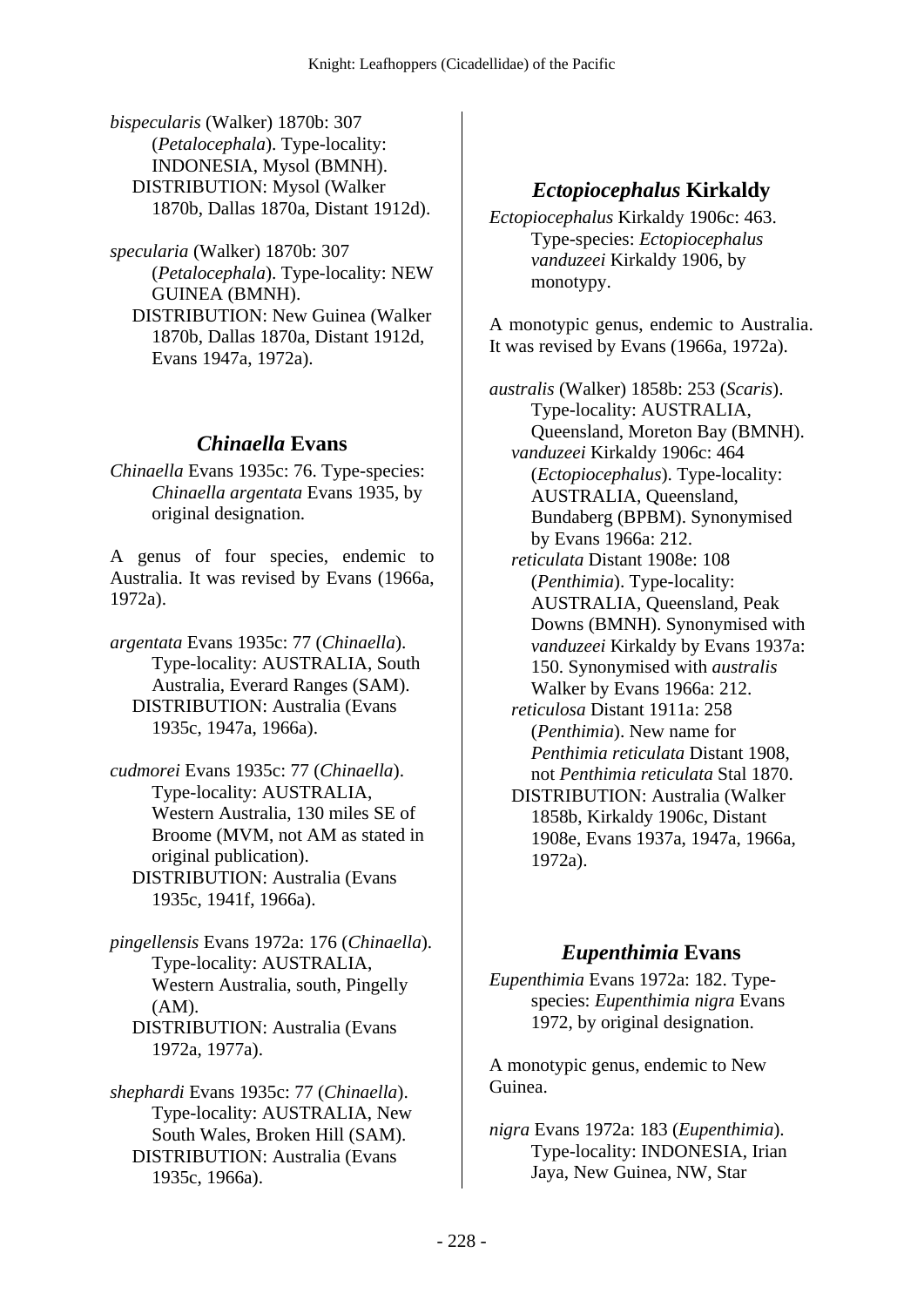*bispecularis* (Walker) 1870b: 307 (*Petalocephala*). Type-locality: INDONESIA, Mysol (BMNH).
DISTRIBUTION: Mysol (Walker 1870b, Dallas 1870a, Distant 1912d).

*specularia* (Walker) 1870b: 307 (*Petalocephala*). Type-locality: NEW GUINEA (BMNH).
DISTRIBUTION: New Guinea (Walker 1870b, Dallas 1870a, Distant 1912d, Evans 1947a, 1972a).

## *Chinaella* Evans

*Chinaella* Evans 1935c: 76. Type-species: *Chinaella argentata* Evans 1935, by original designation.

A genus of four species, endemic to Australia. It was revised by Evans (1966a, 1972a).

*argentata* Evans 1935c: 77 (*Chinaella*). Type-locality: AUSTRALIA, South Australia, Everard Ranges (SAM).
DISTRIBUTION: Australia (Evans 1935c, 1947a, 1966a).

*cudmorei* Evans 1935c: 77 (*Chinaella*). Type-locality: AUSTRALIA, Western Australia, 130 miles SE of Broome (MVM, not AM as stated in original publication).
DISTRIBUTION: Australia (Evans 1935c, 1941f, 1966a).

*pingellensis* Evans 1972a: 176 (*Chinaella*). Type-locality: AUSTRALIA, Western Australia, south, Pingelly (AM).
DISTRIBUTION: Australia (Evans 1972a, 1977a).

*shephardi* Evans 1935c: 77 (*Chinaella*). Type-locality: AUSTRALIA, New South Wales, Broken Hill (SAM).
DISTRIBUTION: Australia (Evans 1935c, 1966a).

## *Ectopiocephalus* Kirkaldy

*Ectopiocephalus* Kirkaldy 1906c: 463. Type-species: *Ectopiocephalus vanduzeei* Kirkaldy 1906, by monotypy.

A monotypic genus, endemic to Australia. It was revised by Evans (1966a, 1972a).

*australis* (Walker) 1858b: 253 (*Scaris*). Type-locality: AUSTRALIA, Queensland, Moreton Bay (BMNH).
*vanduzeei* Kirkaldy 1906c: 464 (*Ectopiocephalus*). Type-locality: AUSTRALIA, Queensland, Bundaberg (BPBM). Synonymised by Evans 1966a: 212.
*reticulata* Distant 1908e: 108 (*Penthimia*). Type-locality: AUSTRALIA, Queensland, Peak Downs (BMNH). Synonymised with *vanduzeei* Kirkaldy by Evans 1937a: 150. Synonymised with *australis* Walker by Evans 1966a: 212.
*reticulosa* Distant 1911a: 258 (*Penthimia*). New name for *Penthimia reticulata* Distant 1908, not *Penthimia reticulata* Stal 1870.
DISTRIBUTION: Australia (Walker 1858b, Kirkaldy 1906c, Distant 1908e, Evans 1937a, 1947a, 1966a, 1972a).

## *Eupenthimia* Evans

*Eupenthimia* Evans 1972a: 182. Type-species: *Eupenthimia nigra* Evans 1972, by original designation.

A monotypic genus, endemic to New Guinea.

*nigra* Evans 1972a: 183 (*Eupenthimia*). Type-locality: INDONESIA, Irian Jaya, New Guinea, NW, Star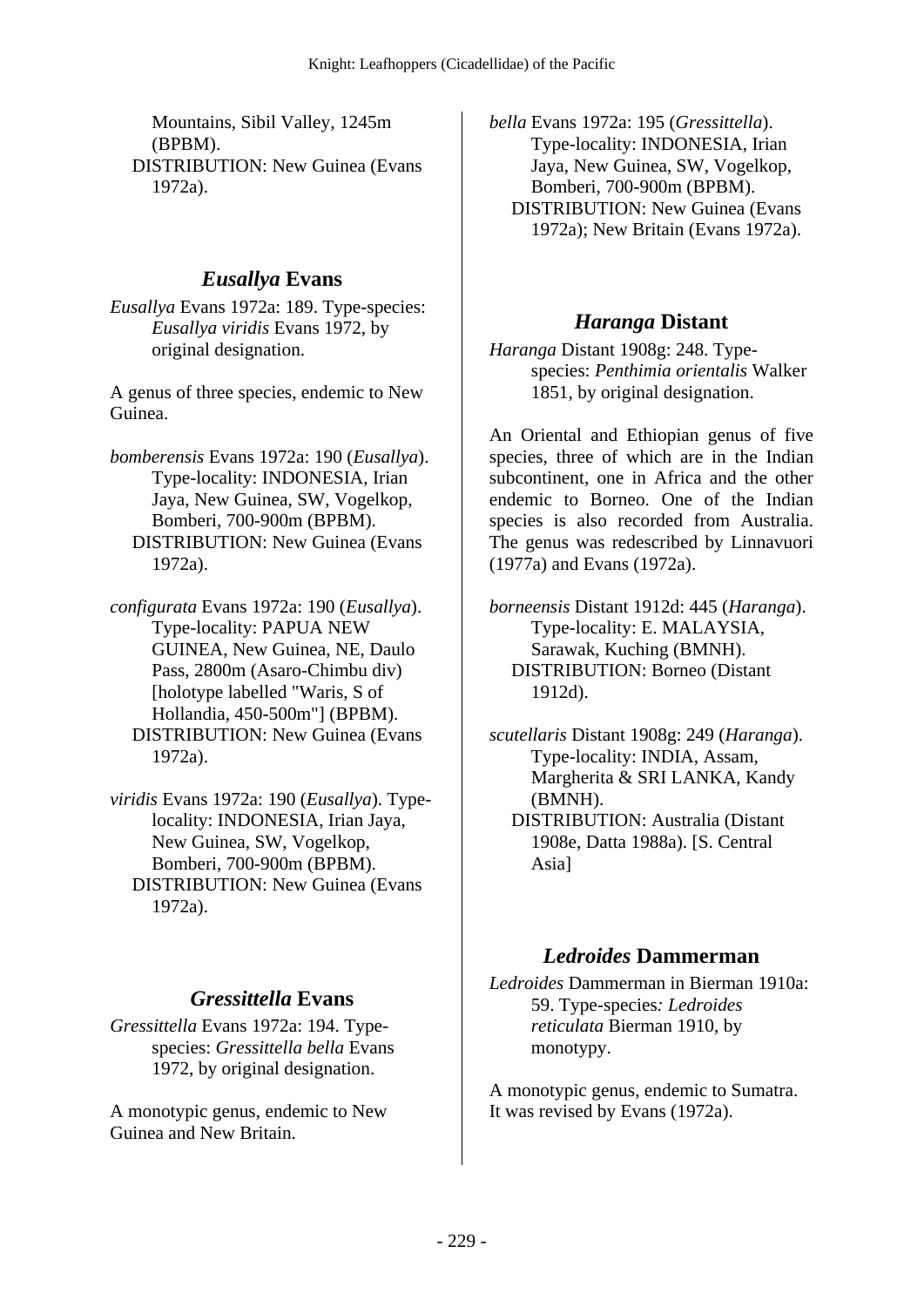Mountains, Sibil Valley, 1245m (BPBM).
DISTRIBUTION: New Guinea (Evans 1972a).

## *Eusallya* Evans

*Eusallya* Evans 1972a: 189. Type-species: *Eusallya viridis* Evans 1972, by original designation.

A genus of three species, endemic to New Guinea.

*bomberensis* Evans 1972a: 190 (*Eusallya*). Type-locality: INDONESIA, Irian Jaya, New Guinea, SW, Vogelkop, Bomberi, 700-900m (BPBM).
DISTRIBUTION: New Guinea (Evans 1972a).

*configurata* Evans 1972a: 190 (*Eusallya*). Type-locality: PAPUA NEW GUINEA, New Guinea, NE, Daulo Pass, 2800m (Asaro-Chimbu div) [holotype labelled "Waris, S of Hollandia, 450-500m"] (BPBM).
DISTRIBUTION: New Guinea (Evans 1972a).

*viridis* Evans 1972a: 190 (*Eusallya*). Type-locality: INDONESIA, Irian Jaya, New Guinea, SW, Vogelkop, Bomberi, 700-900m (BPBM).
DISTRIBUTION: New Guinea (Evans 1972a).

## *Gressittella* Evans

*Gressittella* Evans 1972a: 194. Type-species: *Gressittella bella* Evans 1972, by original designation.

A monotypic genus, endemic to New Guinea and New Britain.

*bella* Evans 1972a: 195 (*Gressittella*). Type-locality: INDONESIA, Irian Jaya, New Guinea, SW, Vogelkop, Bomberi, 700-900m (BPBM).
DISTRIBUTION: New Guinea (Evans 1972a); New Britain (Evans 1972a).

## *Haranga* Distant

*Haranga* Distant 1908g: 248. Type-species: *Penthimia orientalis* Walker 1851, by original designation.

An Oriental and Ethiopian genus of five species, three of which are in the Indian subcontinent, one in Africa and the other endemic to Borneo. One of the Indian species is also recorded from Australia. The genus was redescribed by Linnavuori (1977a) and Evans (1972a).

*borneensis* Distant 1912d: 445 (*Haranga*). Type-locality: E. MALAYSIA, Sarawak, Kuching (BMNH).
DISTRIBUTION: Borneo (Distant 1912d).

*scutellaris* Distant 1908g: 249 (*Haranga*). Type-locality: INDIA, Assam, Margherita & SRI LANKA, Kandy (BMNH).
DISTRIBUTION: Australia (Distant 1908e, Datta 1988a). [S. Central Asia]

## *Ledroides* Dammerman

*Ledroides* Dammerman in Bierman 1910a: 59. Type-species*: Ledroides reticulata* Bierman 1910, by monotypy.

A monotypic genus, endemic to Sumatra. It was revised by Evans (1972a).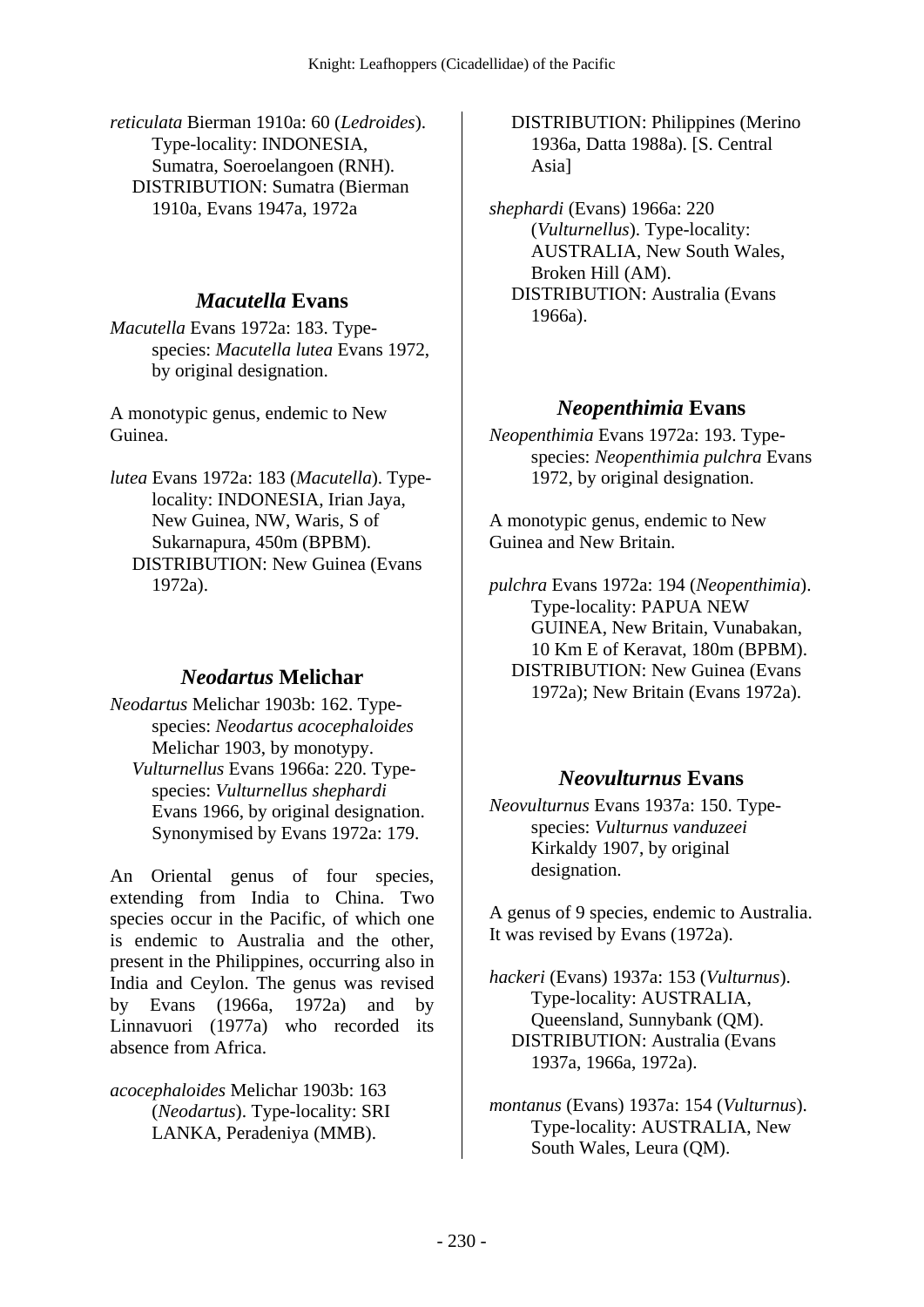*reticulata* Bierman 1910a: 60 (*Ledroides*). Type-locality: INDONESIA, Sumatra, Soeroelangoen (RNH).
DISTRIBUTION: Sumatra (Bierman 1910a, Evans 1947a, 1972a

## *Macutella* Evans

*Macutella* Evans 1972a: 183. Type-species: *Macutella lutea* Evans 1972, by original designation.

A monotypic genus, endemic to New Guinea.

*lutea* Evans 1972a: 183 (*Macutella*). Type-locality: INDONESIA, Irian Jaya, New Guinea, NW, Waris, S of Sukarnapura, 450m (BPBM).
DISTRIBUTION: New Guinea (Evans 1972a).

## *Neodartus* Melichar

*Neodartus* Melichar 1903b: 162. Type-species: *Neodartus acocephaloides* Melichar 1903, by monotypy.
*Vulturnellus* Evans 1966a: 220. Type-species: *Vulturnellus shephardi* Evans 1966, by original designation. Synonymised by Evans 1972a: 179.

An Oriental genus of four species, extending from India to China. Two species occur in the Pacific, of which one is endemic to Australia and the other, present in the Philippines, occurring also in India and Ceylon. The genus was revised by Evans (1966a, 1972a) and by Linnavuori (1977a) who recorded its absence from Africa.

*acocephaloides* Melichar 1903b: 163 (*Neodartus*). Type-locality: SRI LANKA, Peradeniya (MMB).
DISTRIBUTION: Philippines (Merino 1936a, Datta 1988a). [S. Central Asia]

*shephardi* (Evans) 1966a: 220 (*Vulturnellus*). Type-locality: AUSTRALIA, New South Wales, Broken Hill (AM).
DISTRIBUTION: Australia (Evans 1966a).

## *Neopenthimia* Evans

*Neopenthimia* Evans 1972a: 193. Type-species: *Neopenthimia pulchra* Evans 1972, by original designation.

A monotypic genus, endemic to New Guinea and New Britain.

*pulchra* Evans 1972a: 194 (*Neopenthimia*). Type-locality: PAPUA NEW GUINEA, New Britain, Vunabakan, 10 Km E of Keravat, 180m (BPBM).
DISTRIBUTION: New Guinea (Evans 1972a); New Britain (Evans 1972a).

## *Neovulturnus* Evans

*Neovulturnus* Evans 1937a: 150. Type-species: *Vulturnus vanduzeei* Kirkaldy 1907, by original designation.

A genus of 9 species, endemic to Australia. It was revised by Evans (1972a).

*hackeri* (Evans) 1937a: 153 (*Vulturnus*). Type-locality: AUSTRALIA, Queensland, Sunnybank (QM).
DISTRIBUTION: Australia (Evans 1937a, 1966a, 1972a).

*montanus* (Evans) 1937a: 154 (*Vulturnus*). Type-locality: AUSTRALIA, New South Wales, Leura (QM).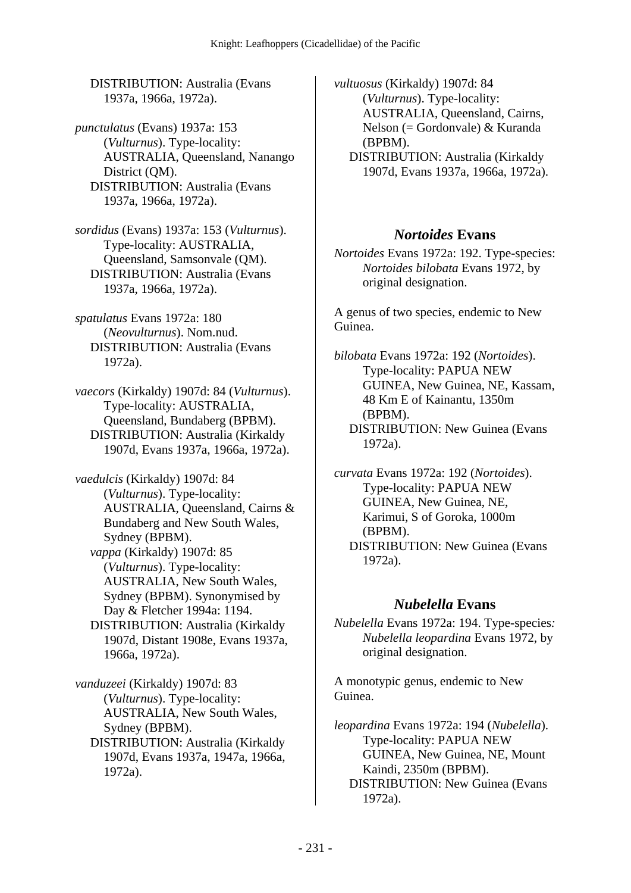DISTRIBUTION: Australia (Evans 1937a, 1966a, 1972a).

*punctulatus* (Evans) 1937a: 153 (*Vulturnus*). Type-locality: AUSTRALIA, Queensland, Nanango District (QM).
DISTRIBUTION: Australia (Evans 1937a, 1966a, 1972a).

*sordidus* (Evans) 1937a: 153 (*Vulturnus*). Type-locality: AUSTRALIA, Queensland, Samsonvale (QM).
DISTRIBUTION: Australia (Evans 1937a, 1966a, 1972a).

*spatulatus* Evans 1972a: 180 (*Neovulturnus*). Nom.nud.
DISTRIBUTION: Australia (Evans 1972a).

*vaecors* (Kirkaldy) 1907d: 84 (*Vulturnus*). Type-locality: AUSTRALIA, Queensland, Bundaberg (BPBM).
DISTRIBUTION: Australia (Kirkaldy 1907d, Evans 1937a, 1966a, 1972a).

*vaedulcis* (Kirkaldy) 1907d: 84 (*Vulturnus*). Type-locality: AUSTRALIA, Queensland, Cairns & Bundaberg and New South Wales, Sydney (BPBM).
*vappa* (Kirkaldy) 1907d: 85 (*Vulturnus*). Type-locality: AUSTRALIA, New South Wales, Sydney (BPBM). Synonymised by Day & Fletcher 1994a: 1194.
DISTRIBUTION: Australia (Kirkaldy 1907d, Distant 1908e, Evans 1937a, 1966a, 1972a).

*vanduzeei* (Kirkaldy) 1907d: 83 (*Vulturnus*). Type-locality: AUSTRALIA, New South Wales, Sydney (BPBM).
DISTRIBUTION: Australia (Kirkaldy 1907d, Evans 1937a, 1947a, 1966a, 1972a).

*vultuosus* (Kirkaldy) 1907d: 84 (*Vulturnus*). Type-locality: AUSTRALIA, Queensland, Cairns, Nelson (= Gordonvale) & Kuranda (BPBM).
DISTRIBUTION: Australia (Kirkaldy 1907d, Evans 1937a, 1966a, 1972a).

## *Nortoides* Evans

*Nortoides* Evans 1972a: 192. Type-species: *Nortoides bilobata* Evans 1972, by original designation.

A genus of two species, endemic to New Guinea.

*bilobata* Evans 1972a: 192 (*Nortoides*). Type-locality: PAPUA NEW GUINEA, New Guinea, NE, Kassam, 48 Km E of Kainantu, 1350m (BPBM).
DISTRIBUTION: New Guinea (Evans 1972a).

*curvata* Evans 1972a: 192 (*Nortoides*). Type-locality: PAPUA NEW GUINEA, New Guinea, NE, Karimui, S of Goroka, 1000m (BPBM).
DISTRIBUTION: New Guinea (Evans 1972a).

## *Nubelella* Evans

*Nubelella* Evans 1972a: 194. Type-species: *Nubelella leopardina* Evans 1972, by original designation.

A monotypic genus, endemic to New Guinea.

*leopardina* Evans 1972a: 194 (*Nubelella*). Type-locality: PAPUA NEW GUINEA, New Guinea, NE, Mount Kaindi, 2350m (BPBM).
DISTRIBUTION: New Guinea (Evans 1972a).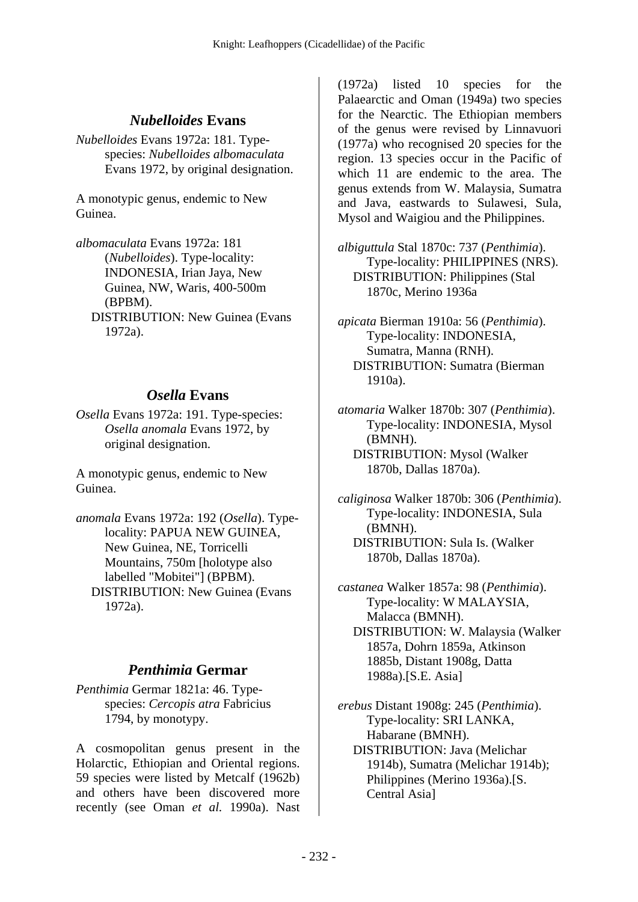## *Nubelloides* Evans

*Nubelloides* Evans 1972a: 181. Type-species: *Nubelloides albomaculata* Evans 1972, by original designation.

A monotypic genus, endemic to New Guinea.

*albomaculata* Evans 1972a: 181 (*Nubelloides*). Type-locality: INDONESIA, Irian Jaya, New Guinea, NW, Waris, 400-500m (BPBM).
DISTRIBUTION: New Guinea (Evans 1972a).

## *Osella* Evans

*Osella* Evans 1972a: 191. Type-species: *Osella anomala* Evans 1972, by original designation.

A monotypic genus, endemic to New Guinea.

*anomala* Evans 1972a: 192 (*Osella*). Type-locality: PAPUA NEW GUINEA, New Guinea, NE, Torricelli Mountains, 750m [holotype also labelled "Mobitei"] (BPBM).
DISTRIBUTION: New Guinea (Evans 1972a).

## *Penthimia* Germar

*Penthimia* Germar 1821a: 46. Type-species: *Cercopis atra* Fabricius 1794, by monotypy.

A cosmopolitan genus present in the Holarctic, Ethiopian and Oriental regions. 59 species were listed by Metcalf (1962b) and others have been discovered more recently (see Oman *et al.* 1990a). Nast (1972a) listed 10 species for the Palaearctic and Oman (1949a) two species for the Nearctic. The Ethiopian members of the genus were revised by Linnavuori (1977a) who recognised 20 species for the region. 13 species occur in the Pacific of which 11 are endemic to the area. The genus extends from W. Malaysia, Sumatra and Java, eastwards to Sulawesi, Sula, Mysol and Waigiou and the Philippines.

*albiguttula* Stal 1870c: 737 (*Penthimia*). Type-locality: PHILIPPINES (NRS).
DISTRIBUTION: Philippines (Stal 1870c, Merino 1936a

*apicata* Bierman 1910a: 56 (*Penthimia*). Type-locality: INDONESIA, Sumatra, Manna (RNH).
DISTRIBUTION: Sumatra (Bierman 1910a).

*atomaria* Walker 1870b: 307 (*Penthimia*). Type-locality: INDONESIA, Mysol (BMNH).
DISTRIBUTION: Mysol (Walker 1870b, Dallas 1870a).

*caliginosa* Walker 1870b: 306 (*Penthimia*). Type-locality: INDONESIA, Sula (BMNH).
DISTRIBUTION: Sula Is. (Walker 1870b, Dallas 1870a).

*castanea* Walker 1857a: 98 (*Penthimia*). Type-locality: W MALAYSIA, Malacca (BMNH).
DISTRIBUTION: W. Malaysia (Walker 1857a, Dohrn 1859a, Atkinson 1885b, Distant 1908g, Datta 1988a).[S.E. Asia]

*erebus* Distant 1908g: 245 (*Penthimia*). Type-locality: SRI LANKA, Habarane (BMNH).
DISTRIBUTION: Java (Melichar 1914b), Sumatra (Melichar 1914b); Philippines (Merino 1936a).[S. Central Asia]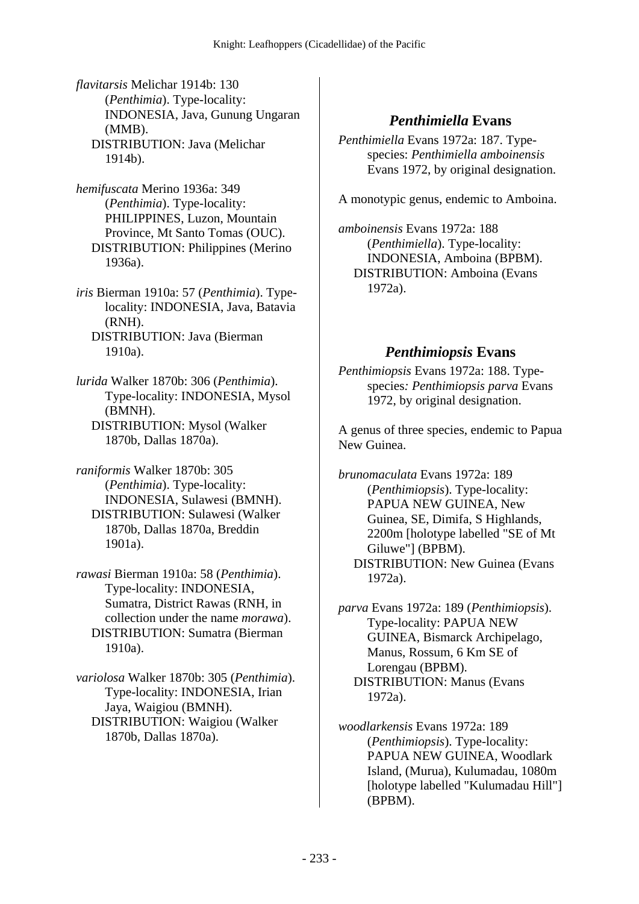*flavitarsis* Melichar 1914b: 130 (*Penthimia*). Type-locality: INDONESIA, Java, Gunung Ungaran (MMB).
DISTRIBUTION: Java (Melichar 1914b).

*hemifuscata* Merino 1936a: 349 (*Penthimia*). Type-locality: PHILIPPINES, Luzon, Mountain Province, Mt Santo Tomas (OUC).
DISTRIBUTION: Philippines (Merino 1936a).

*iris* Bierman 1910a: 57 (*Penthimia*). Type-locality: INDONESIA, Java, Batavia (RNH).
DISTRIBUTION: Java (Bierman 1910a).

*lurida* Walker 1870b: 306 (*Penthimia*). Type-locality: INDONESIA, Mysol (BMNH).
DISTRIBUTION: Mysol (Walker 1870b, Dallas 1870a).

*raniformis* Walker 1870b: 305 (*Penthimia*). Type-locality: INDONESIA, Sulawesi (BMNH).
DISTRIBUTION: Sulawesi (Walker 1870b, Dallas 1870a, Breddin 1901a).

*rawasi* Bierman 1910a: 58 (*Penthimia*). Type-locality: INDONESIA, Sumatra, District Rawas (RNH, in collection under the name *morawa*).
DISTRIBUTION: Sumatra (Bierman 1910a).

*variolosa* Walker 1870b: 305 (*Penthimia*). Type-locality: INDONESIA, Irian Jaya, Waigiou (BMNH).
DISTRIBUTION: Waigiou (Walker 1870b, Dallas 1870a).

## *Penthimiella* Evans

*Penthimiella* Evans 1972a: 187. Type-species: *Penthimiella amboinensis* Evans 1972, by original designation.

A monotypic genus, endemic to Amboina.

*amboinensis* Evans 1972a: 188 (*Penthimiella*). Type-locality: INDONESIA, Amboina (BPBM).
DISTRIBUTION: Amboina (Evans 1972a).

## *Penthimiopsis* Evans

*Penthimiopsis* Evans 1972a: 188. Type-species*: Penthimiopsis parva* Evans 1972, by original designation.

A genus of three species, endemic to Papua New Guinea.

*brunomaculata* Evans 1972a: 189 (*Penthimiopsis*). Type-locality: PAPUA NEW GUINEA, New Guinea, SE, Dimifa, S Highlands, 2200m [holotype labelled "SE of Mt Giluwe"] (BPBM).
DISTRIBUTION: New Guinea (Evans 1972a).

*parva* Evans 1972a: 189 (*Penthimiopsis*). Type-locality: PAPUA NEW GUINEA, Bismarck Archipelago, Manus, Rossum, 6 Km SE of Lorengau (BPBM).
DISTRIBUTION: Manus (Evans 1972a).

*woodlarkensis* Evans 1972a: 189 (*Penthimiopsis*). Type-locality: PAPUA NEW GUINEA, Woodlark Island, (Murua), Kulumadau, 1080m [holotype labelled "Kulumadau Hill"] (BPBM).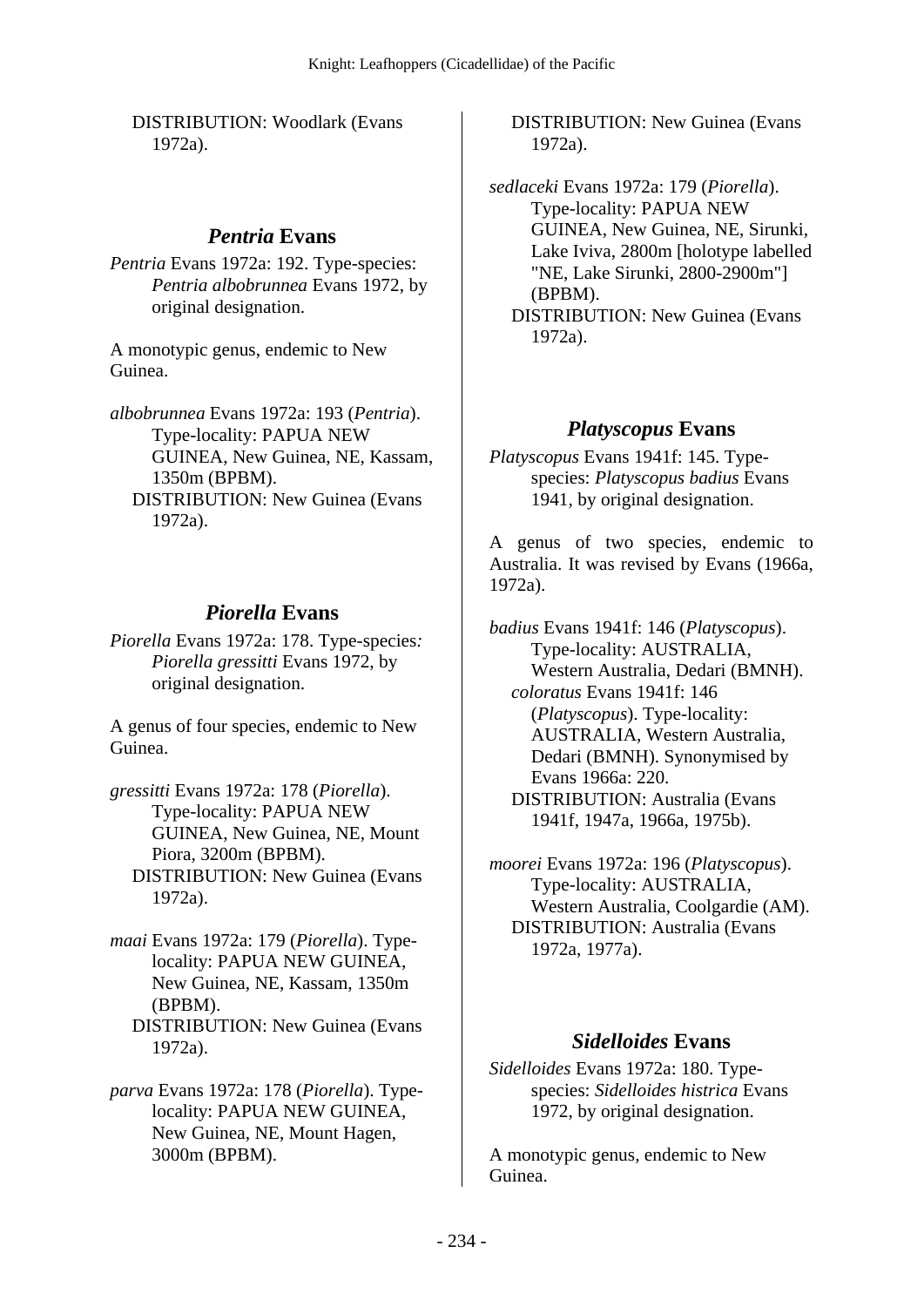DISTRIBUTION: Woodlark (Evans 1972a).

## *Pentria* Evans

*Pentria* Evans 1972a: 192. Type-species: *Pentria albobrunnea* Evans 1972, by original designation.

A monotypic genus, endemic to New Guinea.

*albobrunnea* Evans 1972a: 193 (*Pentria*). Type-locality: PAPUA NEW GUINEA, New Guinea, NE, Kassam, 1350m (BPBM).
DISTRIBUTION: New Guinea (Evans 1972a).

## *Piorella* Evans

*Piorella* Evans 1972a: 178. Type-species*: Piorella gressitti* Evans 1972, by original designation.

A genus of four species, endemic to New Guinea.

*gressitti* Evans 1972a: 178 (*Piorella*). Type-locality: PAPUA NEW GUINEA, New Guinea, NE, Mount Piora, 3200m (BPBM).
DISTRIBUTION: New Guinea (Evans 1972a).

*maai* Evans 1972a: 179 (*Piorella*). Type-locality: PAPUA NEW GUINEA, New Guinea, NE, Kassam, 1350m (BPBM).
DISTRIBUTION: New Guinea (Evans 1972a).

*parva* Evans 1972a: 178 (*Piorella*). Type-locality: PAPUA NEW GUINEA, New Guinea, NE, Mount Hagen, 3000m (BPBM).
DISTRIBUTION: New Guinea (Evans 1972a).

*sedlaceki* Evans 1972a: 179 (*Piorella*). Type-locality: PAPUA NEW GUINEA, New Guinea, NE, Sirunki, Lake Iviva, 2800m [holotype labelled "NE, Lake Sirunki, 2800-2900m"] (BPBM).
DISTRIBUTION: New Guinea (Evans 1972a).

## *Platyscopus* Evans

*Platyscopus* Evans 1941f: 145. Type-species: *Platyscopus badius* Evans 1941, by original designation.

A genus of two species, endemic to Australia. It was revised by Evans (1966a, 1972a).

*badius* Evans 1941f: 146 (*Platyscopus*). Type-locality: AUSTRALIA, Western Australia, Dedari (BMNH).
*coloratus* Evans 1941f: 146 (*Platyscopus*). Type-locality: AUSTRALIA, Western Australia, Dedari (BMNH). Synonymised by Evans 1966a: 220.
DISTRIBUTION: Australia (Evans 1941f, 1947a, 1966a, 1975b).

*moorei* Evans 1972a: 196 (*Platyscopus*). Type-locality: AUSTRALIA, Western Australia, Coolgardie (AM).
DISTRIBUTION: Australia (Evans 1972a, 1977a).

## *Sidelloides* Evans

*Sidelloides* Evans 1972a: 180. Type-species: *Sidelloides histrica* Evans 1972, by original designation.

A monotypic genus, endemic to New Guinea.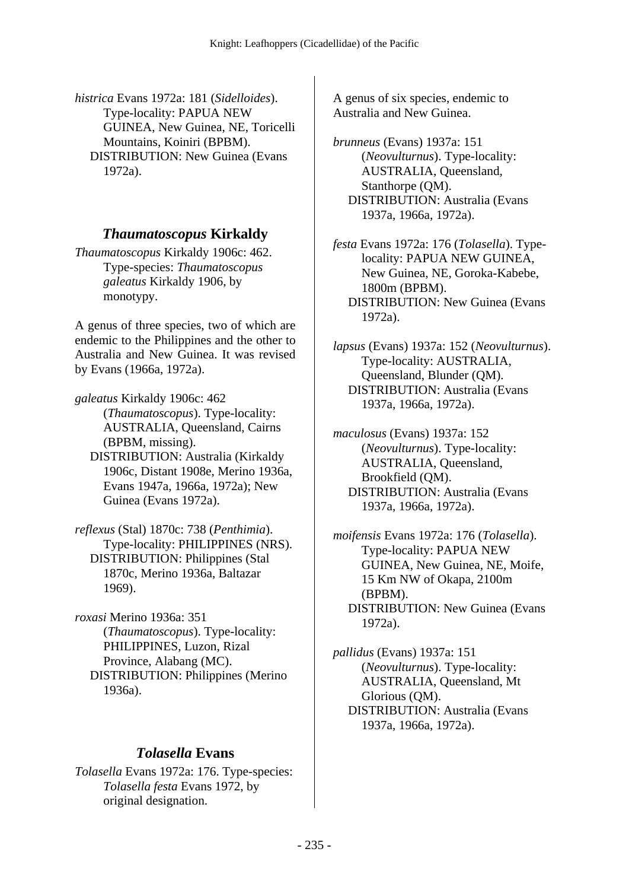*histrica* Evans 1972a: 181 (*Sidelloides*). Type-locality: PAPUA NEW GUINEA, New Guinea, NE, Toricelli Mountains, Koiniri (BPBM).
DISTRIBUTION: New Guinea (Evans 1972a).

## *Thaumatoscopus* Kirkaldy

*Thaumatoscopus* Kirkaldy 1906c: 462. Type-species: *Thaumatoscopus galeatus* Kirkaldy 1906, by monotypy.

A genus of three species, two of which are endemic to the Philippines and the other to Australia and New Guinea. It was revised by Evans (1966a, 1972a).

*galeatus* Kirkaldy 1906c: 462 (*Thaumatoscopus*). Type-locality: AUSTRALIA, Queensland, Cairns (BPBM, missing).
DISTRIBUTION: Australia (Kirkaldy 1906c, Distant 1908e, Merino 1936a, Evans 1947a, 1966a, 1972a); New Guinea (Evans 1972a).

*reflexus* (Stal) 1870c: 738 (*Penthimia*). Type-locality: PHILIPPINES (NRS).
DISTRIBUTION: Philippines (Stal 1870c, Merino 1936a, Baltazar 1969).

*roxasi* Merino 1936a: 351 (*Thaumatoscopus*). Type-locality: PHILIPPINES, Luzon, Rizal Province, Alabang (MC).
DISTRIBUTION: Philippines (Merino 1936a).

## *Tolasella* Evans

*Tolasella* Evans 1972a: 176. Type-species: *Tolasella festa* Evans 1972, by original designation.

A genus of six species, endemic to Australia and New Guinea.

*brunneus* (Evans) 1937a: 151 (*Neovulturnus*). Type-locality: AUSTRALIA, Queensland, Stanthorpe (QM).
DISTRIBUTION: Australia (Evans 1937a, 1966a, 1972a).

*festa* Evans 1972a: 176 (*Tolasella*). Type-locality: PAPUA NEW GUINEA, New Guinea, NE, Goroka-Kabebe, 1800m (BPBM).
DISTRIBUTION: New Guinea (Evans 1972a).

*lapsus* (Evans) 1937a: 152 (*Neovulturnus*). Type-locality: AUSTRALIA, Queensland, Blunder (QM).
DISTRIBUTION: Australia (Evans 1937a, 1966a, 1972a).

*maculosus* (Evans) 1937a: 152 (*Neovulturnus*). Type-locality: AUSTRALIA, Queensland, Brookfield (QM).
DISTRIBUTION: Australia (Evans 1937a, 1966a, 1972a).

*moifensis* Evans 1972a: 176 (*Tolasella*). Type-locality: PAPUA NEW GUINEA, New Guinea, NE, Moife, 15 Km NW of Okapa, 2100m (BPBM).
DISTRIBUTION: New Guinea (Evans 1972a).

*pallidus* (Evans) 1937a: 151 (*Neovulturnus*). Type-locality: AUSTRALIA, Queensland, Mt Glorious (QM).
DISTRIBUTION: Australia (Evans 1937a, 1966a, 1972a).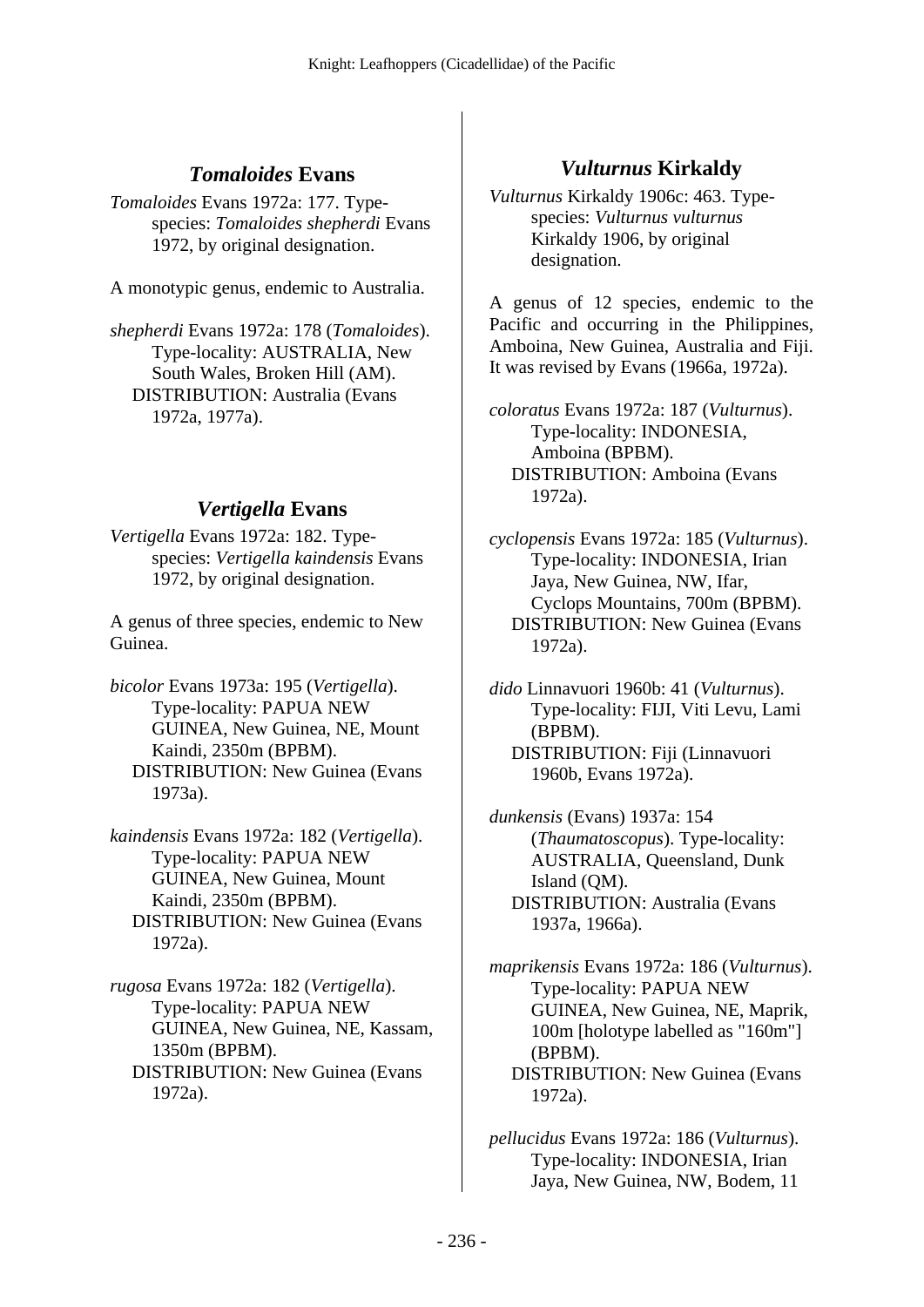## *Tomaloides* Evans

*Tomaloides* Evans 1972a: 177. Type-species: *Tomaloides shepherdi* Evans 1972, by original designation.

A monotypic genus, endemic to Australia.

*shepherdi* Evans 1972a: 178 (*Tomaloides*). Type-locality: AUSTRALIA, New South Wales, Broken Hill (AM).
DISTRIBUTION: Australia (Evans 1972a, 1977a).

## *Vertigella* Evans

*Vertigella* Evans 1972a: 182. Type-species: *Vertigella kaindensis* Evans 1972, by original designation.

A genus of three species, endemic to New Guinea.

*bicolor* Evans 1973a: 195 (*Vertigella*). Type-locality: PAPUA NEW GUINEA, New Guinea, NE, Mount Kaindi, 2350m (BPBM).
DISTRIBUTION: New Guinea (Evans 1973a).

*kaindensis* Evans 1972a: 182 (*Vertigella*). Type-locality: PAPUA NEW GUINEA, New Guinea, Mount Kaindi, 2350m (BPBM).
DISTRIBUTION: New Guinea (Evans 1972a).

*rugosa* Evans 1972a: 182 (*Vertigella*). Type-locality: PAPUA NEW GUINEA, New Guinea, NE, Kassam, 1350m (BPBM).
DISTRIBUTION: New Guinea (Evans 1972a).

## *Vulturnus* Kirkaldy

*Vulturnus* Kirkaldy 1906c: 463. Type-species: *Vulturnus vulturnus* Kirkaldy 1906, by original designation.

A genus of 12 species, endemic to the Pacific and occurring in the Philippines, Amboina, New Guinea, Australia and Fiji. It was revised by Evans (1966a, 1972a).

*coloratus* Evans 1972a: 187 (*Vulturnus*). Type-locality: INDONESIA, Amboina (BPBM).
DISTRIBUTION: Amboina (Evans 1972a).

*cyclopensis* Evans 1972a: 185 (*Vulturnus*). Type-locality: INDONESIA, Irian Jaya, New Guinea, NW, Ifar, Cyclops Mountains, 700m (BPBM).
DISTRIBUTION: New Guinea (Evans 1972a).

*dido* Linnavuori 1960b: 41 (*Vulturnus*). Type-locality: FIJI, Viti Levu, Lami (BPBM).
DISTRIBUTION: Fiji (Linnavuori 1960b, Evans 1972a).

*dunkensis* (Evans) 1937a: 154 (*Thaumatoscopus*). Type-locality: AUSTRALIA, Queensland, Dunk Island (QM).
DISTRIBUTION: Australia (Evans 1937a, 1966a).

*maprikensis* Evans 1972a: 186 (*Vulturnus*). Type-locality: PAPUA NEW GUINEA, New Guinea, NE, Maprik, 100m [holotype labelled as "160m"] (BPBM).
DISTRIBUTION: New Guinea (Evans 1972a).

*pellucidus* Evans 1972a: 186 (*Vulturnus*). Type-locality: INDONESIA, Irian Jaya, New Guinea, NW, Bodem, 11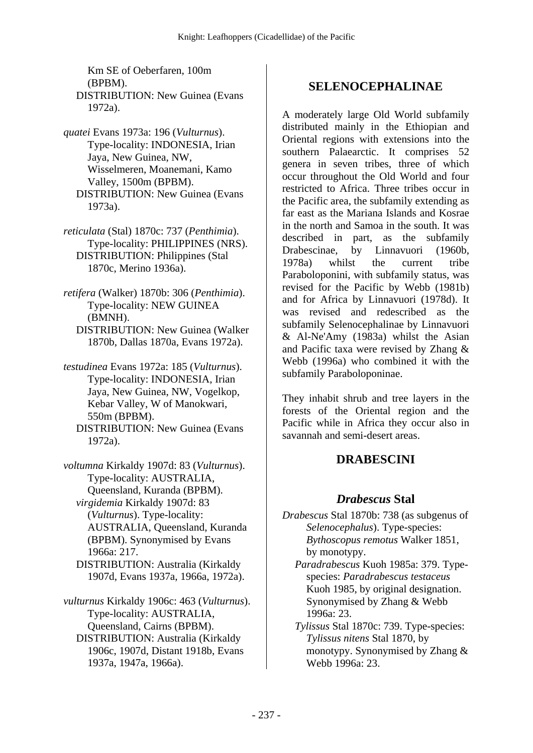Km SE of Oeberfaren, 100m (BPBM).
DISTRIBUTION: New Guinea (Evans 1972a).

*quatei* Evans 1973a: 196 (*Vulturnus*). Type-locality: INDONESIA, Irian Jaya, New Guinea, NW, Wisselmeren, Moanemani, Kamo Valley, 1500m (BPBM).
DISTRIBUTION: New Guinea (Evans 1973a).

*reticulata* (Stal) 1870c: 737 (*Penthimia*). Type-locality: PHILIPPINES (NRS).
DISTRIBUTION: Philippines (Stal 1870c, Merino 1936a).

*retifera* (Walker) 1870b: 306 (*Penthimia*). Type-locality: NEW GUINEA (BMNH).
DISTRIBUTION: New Guinea (Walker 1870b, Dallas 1870a, Evans 1972a).

*testudinea* Evans 1972a: 185 (*Vulturnus*). Type-locality: INDONESIA, Irian Jaya, New Guinea, NW, Vogelkop, Kebar Valley, W of Manokwari, 550m (BPBM).
DISTRIBUTION: New Guinea (Evans 1972a).

*voltumna* Kirkaldy 1907d: 83 (*Vulturnus*). Type-locality: AUSTRALIA, Queensland, Kuranda (BPBM).
*virgidemia* Kirkaldy 1907d: 83 (*Vulturnus*). Type-locality: AUSTRALIA, Queensland, Kuranda (BPBM). Synonymised by Evans 1966a: 217.
DISTRIBUTION: Australia (Kirkaldy 1907d, Evans 1937a, 1966a, 1972a).

*vulturnus* Kirkaldy 1906c: 463 (*Vulturnus*). Type-locality: AUSTRALIA, Queensland, Cairns (BPBM).
DISTRIBUTION: Australia (Kirkaldy 1906c, 1907d, Distant 1918b, Evans 1937a, 1947a, 1966a).

## SELENOCEPHALINAE

A moderately large Old World subfamily distributed mainly in the Ethiopian and Oriental regions with extensions into the southern Palaearctic. It comprises 52 genera in seven tribes, three of which occur throughout the Old World and four restricted to Africa. Three tribes occur in the Pacific area, the subfamily extending as far east as the Mariana Islands and Kosrae in the north and Samoa in the south. It was described in part, as the subfamily Drabescinae, by Linnavuori (1960b, 1978a) whilst the current tribe Paraboloponini, with subfamily status, was revised for the Pacific by Webb (1981b) and for Africa by Linnavuori (1978d). It was revised and redescribed as the subfamily Selenocephalinae by Linnavuori & Al-Ne'Amy (1983a) whilst the Asian and Pacific taxa were revised by Zhang & Webb (1996a) who combined it with the subfamily Paraboloponinae.

They inhabit shrub and tree layers in the forests of the Oriental region and the Pacific while in Africa they occur also in savannah and semi-desert areas.

## DRABESCINI

### *Drabescus* Stal

*Drabescus* Stal 1870b: 738 (as subgenus of *Selenocephalus*). Type-species: *Bythoscopus remotus* Walker 1851, by monotypy.
*Paradrabescus* Kuoh 1985a: 379. Type-species: *Paradrabescus testaceus* Kuoh 1985, by original designation. Synonymised by Zhang & Webb 1996a: 23.
*Tylissus* Stal 1870c: 739. Type-species: *Tylissus nitens* Stal 1870, by monotypy. Synonymised by Zhang & Webb 1996a: 23.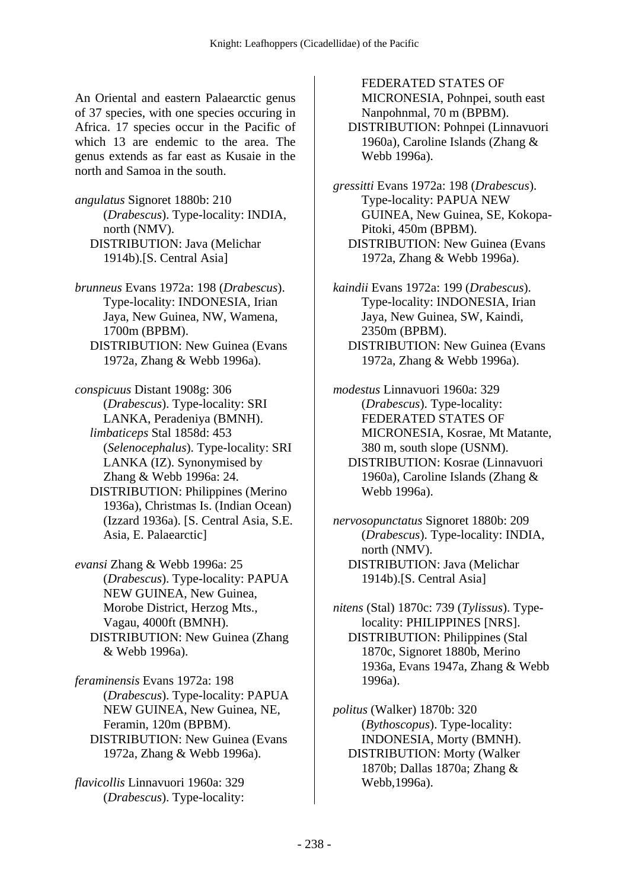An Oriental and eastern Palaearctic genus of 37 species, with one species occuring in Africa. 17 species occur in the Pacific of which 13 are endemic to the area. The genus extends as far east as Kusaie in the north and Samoa in the south.

*angulatus* Signoret 1880b: 210 (*Drabescus*). Type-locality: INDIA, north (NMV).
DISTRIBUTION: Java (Melichar 1914b).[S. Central Asia]

*brunneus* Evans 1972a: 198 (*Drabescus*). Type-locality: INDONESIA, Irian Jaya, New Guinea, NW, Wamena, 1700m (BPBM).
DISTRIBUTION: New Guinea (Evans 1972a, Zhang & Webb 1996a).

*conspicuus* Distant 1908g: 306 (*Drabescus*). Type-locality: SRI LANKA, Peradeniya (BMNH).
*limbaticeps* Stal 1858d: 453 (*Selenocephalus*). Type-locality: SRI LANKA (IZ). Synonymised by Zhang & Webb 1996a: 24.
DISTRIBUTION: Philippines (Merino 1936a), Christmas Is. (Indian Ocean) (Izzard 1936a). [S. Central Asia, S.E. Asia, E. Palaearctic]

*evansi* Zhang & Webb 1996a: 25 (*Drabescus*). Type-locality: PAPUA NEW GUINEA, New Guinea, Morobe District, Herzog Mts., Vagau, 4000ft (BMNH).
DISTRIBUTION: New Guinea (Zhang & Webb 1996a).

*feraminensis* Evans 1972a: 198 (*Drabescus*). Type-locality: PAPUA NEW GUINEA, New Guinea, NE, Feramin, 120m (BPBM).
DISTRIBUTION: New Guinea (Evans 1972a, Zhang & Webb 1996a).

*flavicollis* Linnavuori 1960a: 329 (*Drabescus*). Type-locality: FEDERATED STATES OF MICRONESIA, Pohnpei, south east Nanpohnmal, 70 m (BPBM).
DISTRIBUTION: Pohnpei (Linnavuori 1960a), Caroline Islands (Zhang & Webb 1996a).

*gressitti* Evans 1972a: 198 (*Drabescus*). Type-locality: PAPUA NEW GUINEA, New Guinea, SE, Kokopa-Pitoki, 450m (BPBM).
DISTRIBUTION: New Guinea (Evans 1972a, Zhang & Webb 1996a).

*kaindii* Evans 1972a: 199 (*Drabescus*). Type-locality: INDONESIA, Irian Jaya, New Guinea, SW, Kaindi, 2350m (BPBM).
DISTRIBUTION: New Guinea (Evans 1972a, Zhang & Webb 1996a).

*modestus* Linnavuori 1960a: 329 (*Drabescus*). Type-locality: FEDERATED STATES OF MICRONESIA, Kosrae, Mt Matante, 380 m, south slope (USNM).
DISTRIBUTION: Kosrae (Linnavuori 1960a), Caroline Islands (Zhang & Webb 1996a).

*nervosopunctatus* Signoret 1880b: 209 (*Drabescus*). Type-locality: INDIA, north (NMV).
DISTRIBUTION: Java (Melichar 1914b).[S. Central Asia]

*nitens* (Stal) 1870c: 739 (*Tylissus*). Type-locality: PHILIPPINES [NRS].
DISTRIBUTION: Philippines (Stal 1870c, Signoret 1880b, Merino 1936a, Evans 1947a, Zhang & Webb 1996a).

*politus* (Walker) 1870b: 320 (*Bythoscopus*). Type-locality: INDONESIA, Morty (BMNH).
DISTRIBUTION: Morty (Walker 1870b; Dallas 1870a; Zhang & Webb,1996a).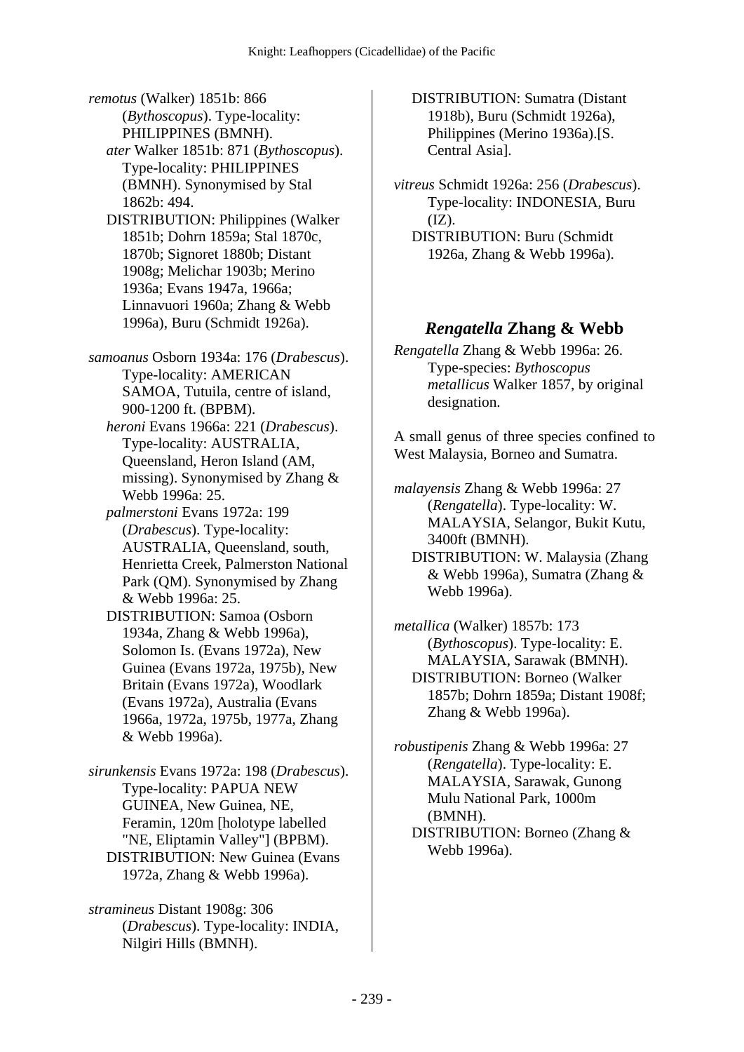*remotus* (Walker) 1851b: 866 (*Bythoscopus*). Type-locality: PHILIPPINES (BMNH).
  *ater* Walker 1851b: 871 (*Bythoscopus*). Type-locality: PHILIPPINES (BMNH). Synonymised by Stal 1862b: 494.
  DISTRIBUTION: Philippines (Walker 1851b; Dohrn 1859a; Stal 1870c, 1870b; Signoret 1880b; Distant 1908g; Melichar 1903b; Merino 1936a; Evans 1947a, 1966a; Linnavuori 1960a; Zhang & Webb 1996a), Buru (Schmidt 1926a).

*samoanus* Osborn 1934a: 176 (*Drabescus*). Type-locality: AMERICAN SAMOA, Tutuila, centre of island, 900-1200 ft. (BPBM).
  *heroni* Evans 1966a: 221 (*Drabescus*). Type-locality: AUSTRALIA, Queensland, Heron Island (AM, missing). Synonymised by Zhang & Webb 1996a: 25.
  *palmerstoni* Evans 1972a: 199 (*Drabescus*). Type-locality: AUSTRALIA, Queensland, south, Henrietta Creek, Palmerston National Park (QM). Synonymised by Zhang & Webb 1996a: 25.
  DISTRIBUTION: Samoa (Osborn 1934a, Zhang & Webb 1996a), Solomon Is. (Evans 1972a), New Guinea (Evans 1972a, 1975b), New Britain (Evans 1972a), Woodlark (Evans 1972a), Australia (Evans 1966a, 1972a, 1975b, 1977a, Zhang & Webb 1996a).

*sirunkensis* Evans 1972a: 198 (*Drabescus*). Type-locality: PAPUA NEW GUINEA, New Guinea, NE, Feramin, 120m [holotype labelled "NE, Eliptamin Valley"] (BPBM).
  DISTRIBUTION: New Guinea (Evans 1972a, Zhang & Webb 1996a).

*stramineus* Distant 1908g: 306 (*Drabescus*). Type-locality: INDIA, Nilgiri Hills (BMNH).
  DISTRIBUTION: Sumatra (Distant 1918b), Buru (Schmidt 1926a), Philippines (Merino 1936a).[S. Central Asia].

*vitreus* Schmidt 1926a: 256 (*Drabescus*). Type-locality: INDONESIA, Buru (IZ).
  DISTRIBUTION: Buru (Schmidt 1926a, Zhang & Webb 1996a).

## *Rengatella* Zhang & Webb

*Rengatella* Zhang & Webb 1996a: 26. Type-species: *Bythoscopus metallicus* Walker 1857, by original designation.

A small genus of three species confined to West Malaysia, Borneo and Sumatra.

*malayensis* Zhang & Webb 1996a: 27 (*Rengatella*). Type-locality: W. MALAYSIA, Selangor, Bukit Kutu, 3400ft (BMNH).
  DISTRIBUTION: W. Malaysia (Zhang & Webb 1996a), Sumatra (Zhang & Webb 1996a).

*metallica* (Walker) 1857b: 173 (*Bythoscopus*). Type-locality: E. MALAYSIA, Sarawak (BMNH).
  DISTRIBUTION: Borneo (Walker 1857b; Dohrn 1859a; Distant 1908f; Zhang & Webb 1996a).

*robustipenis* Zhang & Webb 1996a: 27 (*Rengatella*). Type-locality: E. MALAYSIA, Sarawak, Gunong Mulu National Park, 1000m (BMNH).
  DISTRIBUTION: Borneo (Zhang & Webb 1996a).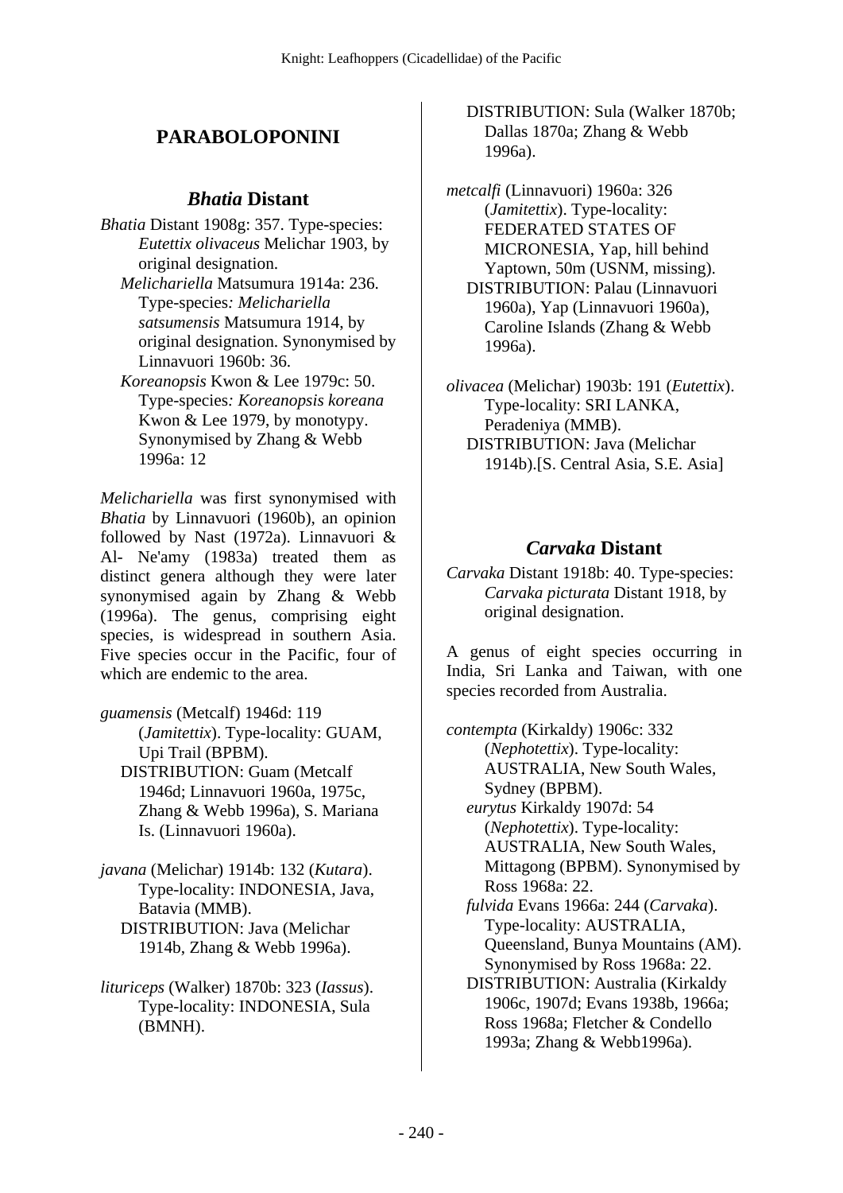## PARABOLOPONINI

### *Bhatia* Distant

*Bhatia* Distant 1908g: 357. Type-species: *Eutettix olivaceus* Melichar 1903, by original designation.
*Melichariella* Matsumura 1914a: 236. Type-species*: Melichariella satsumensis* Matsumura 1914, by original designation. Synonymised by Linnavuori 1960b: 36.
*Koreanopsis* Kwon & Lee 1979c: 50. Type-species*: Koreanopsis koreana* Kwon & Lee 1979, by monotypy. Synonymised by Zhang & Webb 1996a: 12

*Melichariella* was first synonymised with *Bhatia* by Linnavuori (1960b), an opinion followed by Nast (1972a). Linnavuori & Al- Ne'amy (1983a) treated them as distinct genera although they were later synonymised again by Zhang & Webb (1996a). The genus, comprising eight species, is widespread in southern Asia. Five species occur in the Pacific, four of which are endemic to the area.

*guamensis* (Metcalf) 1946d: 119 (*Jamitettix*). Type-locality: GUAM, Upi Trail (BPBM).
DISTRIBUTION: Guam (Metcalf 1946d; Linnavuori 1960a, 1975c, Zhang & Webb 1996a), S. Mariana Is. (Linnavuori 1960a).

*javana* (Melichar) 1914b: 132 (*Kutara*). Type-locality: INDONESIA, Java, Batavia (MMB).
DISTRIBUTION: Java (Melichar 1914b, Zhang & Webb 1996a).

*lituriceps* (Walker) 1870b: 323 (*Iassus*). Type-locality: INDONESIA, Sula (BMNH).
DISTRIBUTION: Sula (Walker 1870b; Dallas 1870a; Zhang & Webb 1996a).

*metcalfi* (Linnavuori) 1960a: 326 (*Jamitettix*). Type-locality: FEDERATED STATES OF MICRONESIA, Yap, hill behind Yaptown, 50m (USNM, missing).
DISTRIBUTION: Palau (Linnavuori 1960a), Yap (Linnavuori 1960a), Caroline Islands (Zhang & Webb 1996a).

*olivacea* (Melichar) 1903b: 191 (*Eutettix*). Type-locality: SRI LANKA, Peradeniya (MMB).
DISTRIBUTION: Java (Melichar 1914b).[S. Central Asia, S.E. Asia]

### *Carvaka* Distant

*Carvaka* Distant 1918b: 40. Type-species: *Carvaka picturata* Distant 1918, by original designation.

A genus of eight species occurring in India, Sri Lanka and Taiwan, with one species recorded from Australia.

*contempta* (Kirkaldy) 1906c: 332 (*Nephotettix*). Type-locality: AUSTRALIA, New South Wales, Sydney (BPBM).
*eurytus* Kirkaldy 1907d: 54 (*Nephotettix*). Type-locality: AUSTRALIA, New South Wales, Mittagong (BPBM). Synonymised by Ross 1968a: 22.
*fulvida* Evans 1966a: 244 (*Carvaka*). Type-locality: AUSTRALIA, Queensland, Bunya Mountains (AM). Synonymised by Ross 1968a: 22.
DISTRIBUTION: Australia (Kirkaldy 1906c, 1907d; Evans 1938b, 1966a; Ross 1968a; Fletcher & Condello 1993a; Zhang & Webb1996a).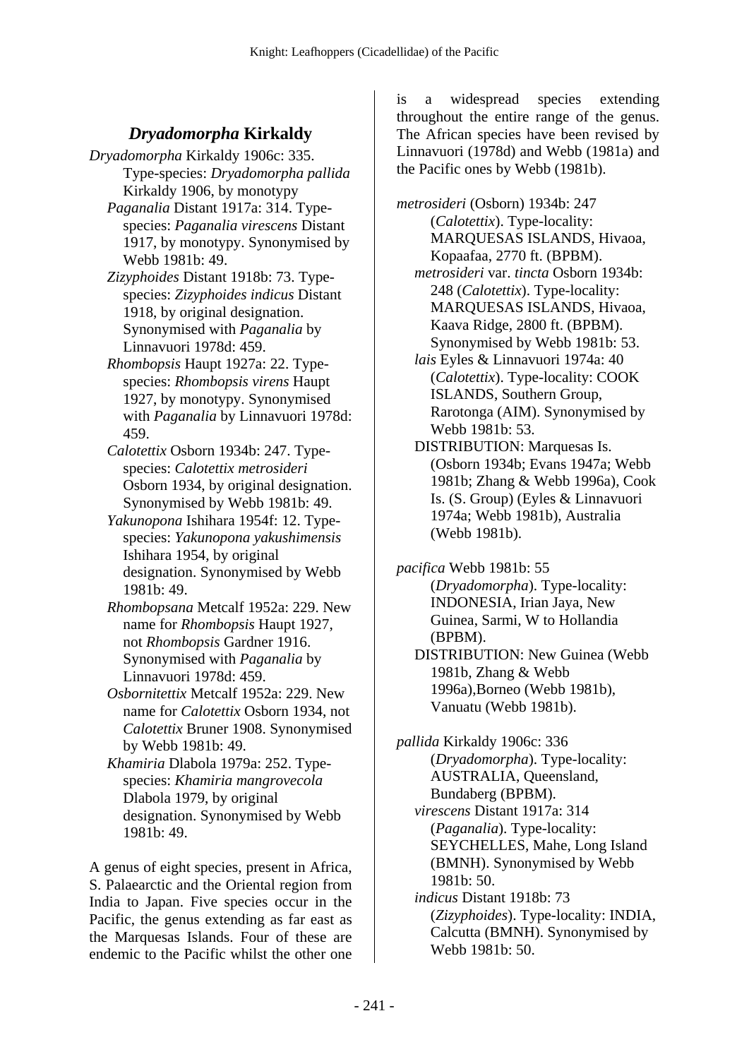## *Dryadomorpha* Kirkaldy

*Dryadomorpha* Kirkaldy 1906c: 335. Type-species: *Dryadomorpha pallida* Kirkaldy 1906, by monotypy

*Paganalia* Distant 1917a: 314. Type-species: *Paganalia virescens* Distant 1917, by monotypy. Synonymised by Webb 1981b: 49.

*Zizyphoides* Distant 1918b: 73. Type-species: *Zizyphoides indicus* Distant 1918, by original designation. Synonymised with *Paganalia* by Linnavuori 1978d: 459.

*Rhombopsis* Haupt 1927a: 22. Type-species: *Rhombopsis virens* Haupt 1927, by monotypy. Synonymised with *Paganalia* by Linnavuori 1978d: 459.

*Calotettix* Osborn 1934b: 247. Type-species: *Calotettix metrosideri* Osborn 1934, by original designation. Synonymised by Webb 1981b: 49.

*Yakunopona* Ishihara 1954f: 12. Type-species: *Yakunopona yakushimensis* Ishihara 1954, by original designation. Synonymised by Webb 1981b: 49.

*Rhombopsana* Metcalf 1952a: 229. New name for *Rhombopsis* Haupt 1927, not *Rhombopsis* Gardner 1916. Synonymised with *Paganalia* by Linnavuori 1978d: 459.

*Osbornitettix* Metcalf 1952a: 229. New name for *Calotettix* Osborn 1934, not *Calotettix* Bruner 1908. Synonymised by Webb 1981b: 49.

*Khamiria* Dlabola 1979a: 252. Type-species: *Khamiria mangrovecola* Dlabola 1979, by original designation. Synonymised by Webb 1981b: 49.

A genus of eight species, present in Africa, S. Palaearctic and the Oriental region from India to Japan. Five species occur in the Pacific, the genus extending as far east as the Marquesas Islands. Four of these are endemic to the Pacific whilst the other one is a widespread species extending throughout the entire range of the genus. The African species have been revised by Linnavuori (1978d) and Webb (1981a) and the Pacific ones by Webb (1981b).

*metrosideri* (Osborn) 1934b: 247 (*Calotettix*). Type-locality: MARQUESAS ISLANDS, Hivaoa, Kopaafaa, 2770 ft. (BPBM).

*metrosideri* var. *tincta* Osborn 1934b: 248 (*Calotettix*). Type-locality: MARQUESAS ISLANDS, Hivaoa, Kaava Ridge, 2800 ft. (BPBM). Synonymised by Webb 1981b: 53.

*lais* Eyles & Linnavuori 1974a: 40 (*Calotettix*). Type-locality: COOK ISLANDS, Southern Group, Rarotonga (AIM). Synonymised by Webb 1981b: 53.

DISTRIBUTION: Marquesas Is. (Osborn 1934b; Evans 1947a; Webb 1981b; Zhang & Webb 1996a), Cook Is. (S. Group) (Eyles & Linnavuori 1974a; Webb 1981b), Australia (Webb 1981b).

*pacifica* Webb 1981b: 55 (*Dryadomorpha*). Type-locality: INDONESIA, Irian Jaya, New Guinea, Sarmi, W to Hollandia (BPBM).

DISTRIBUTION: New Guinea (Webb 1981b, Zhang & Webb 1996a),Borneo (Webb 1981b), Vanuatu (Webb 1981b).

*pallida* Kirkaldy 1906c: 336 (*Dryadomorpha*). Type-locality: AUSTRALIA, Queensland, Bundaberg (BPBM).

*virescens* Distant 1917a: 314 (*Paganalia*). Type-locality: SEYCHELLES, Mahe, Long Island (BMNH). Synonymised by Webb 1981b: 50.

*indicus* Distant 1918b: 73 (*Zizyphoides*). Type-locality: INDIA, Calcutta (BMNH). Synonymised by Webb 1981b: 50.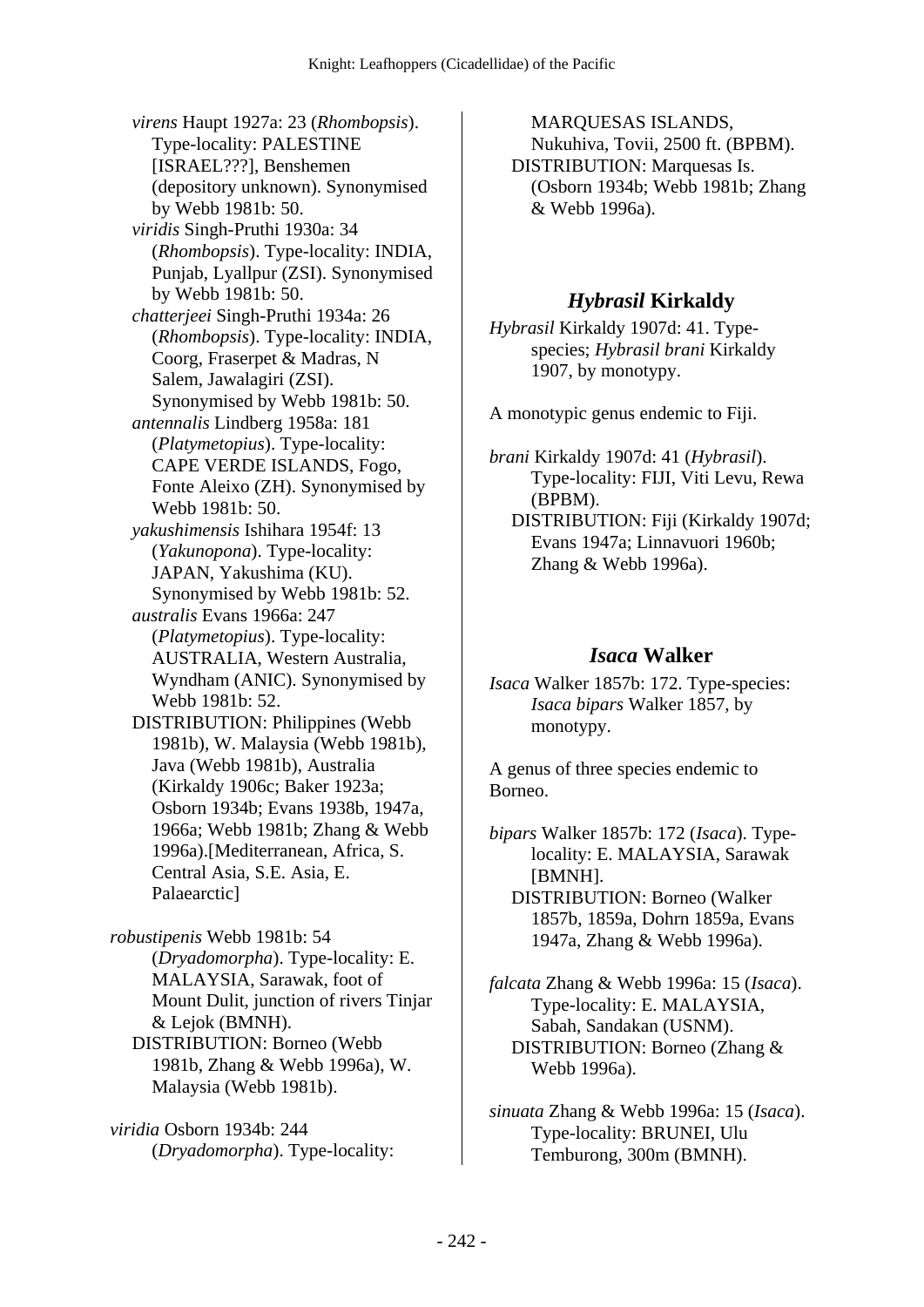*virens* Haupt 1927a: 23 (*Rhombopsis*). Type-locality: PALESTINE [ISRAEL???], Benshemen (depository unknown). Synonymised by Webb 1981b: 50.

*viridis* Singh-Pruthi 1930a: 34 (*Rhombopsis*). Type-locality: INDIA, Punjab, Lyallpur (ZSI). Synonymised by Webb 1981b: 50.

*chatterjeei* Singh-Pruthi 1934a: 26 (*Rhombopsis*). Type-locality: INDIA, Coorg, Fraserpet & Madras, N Salem, Jawalagiri (ZSI). Synonymised by Webb 1981b: 50.

*antennalis* Lindberg 1958a: 181 (*Platymetopius*). Type-locality: CAPE VERDE ISLANDS, Fogo, Fonte Aleixo (ZH). Synonymised by Webb 1981b: 50.

*yakushimensis* Ishihara 1954f: 13 (*Yakunopona*). Type-locality: JAPAN, Yakushima (KU). Synonymised by Webb 1981b: 52.

*australis* Evans 1966a: 247 (*Platymetopius*). Type-locality: AUSTRALIA, Western Australia, Wyndham (ANIC). Synonymised by Webb 1981b: 52.

DISTRIBUTION: Philippines (Webb 1981b), W. Malaysia (Webb 1981b), Java (Webb 1981b), Australia (Kirkaldy 1906c; Baker 1923a; Osborn 1934b; Evans 1938b, 1947a, 1966a; Webb 1981b; Zhang & Webb 1996a).[Mediterranean, Africa, S. Central Asia, S.E. Asia, E. Palaearctic]

*robustipenis* Webb 1981b: 54 (*Dryadomorpha*). Type-locality: E. MALAYSIA, Sarawak, foot of Mount Dulit, junction of rivers Tinjar & Lejok (BMNH).
DISTRIBUTION: Borneo (Webb 1981b, Zhang & Webb 1996a), W. Malaysia (Webb 1981b).

*viridia* Osborn 1934b: 244 (*Dryadomorpha*). Type-locality: MARQUESAS ISLANDS, Nukuhiva, Tovii, 2500 ft. (BPBM).
DISTRIBUTION: Marquesas Is. (Osborn 1934b; Webb 1981b; Zhang & Webb 1996a).

## *Hybrasil* Kirkaldy

*Hybrasil* Kirkaldy 1907d: 41. Type-species; *Hybrasil brani* Kirkaldy 1907, by monotypy.

A monotypic genus endemic to Fiji.

*brani* Kirkaldy 1907d: 41 (*Hybrasil*). Type-locality: FIJI, Viti Levu, Rewa (BPBM).
DISTRIBUTION: Fiji (Kirkaldy 1907d; Evans 1947a; Linnavuori 1960b; Zhang & Webb 1996a).

## *Isaca* Walker

*Isaca* Walker 1857b: 172. Type-species: *Isaca bipars* Walker 1857, by monotypy.

A genus of three species endemic to Borneo.

*bipars* Walker 1857b: 172 (*Isaca*). Type-locality: E. MALAYSIA, Sarawak [BMNH].
DISTRIBUTION: Borneo (Walker 1857b, 1859a, Dohrn 1859a, Evans 1947a, Zhang & Webb 1996a).

*falcata* Zhang & Webb 1996a: 15 (*Isaca*). Type-locality: E. MALAYSIA, Sabah, Sandakan (USNM).
DISTRIBUTION: Borneo (Zhang & Webb 1996a).

*sinuata* Zhang & Webb 1996a: 15 (*Isaca*). Type-locality: BRUNEI, Ulu Temburong, 300m (BMNH).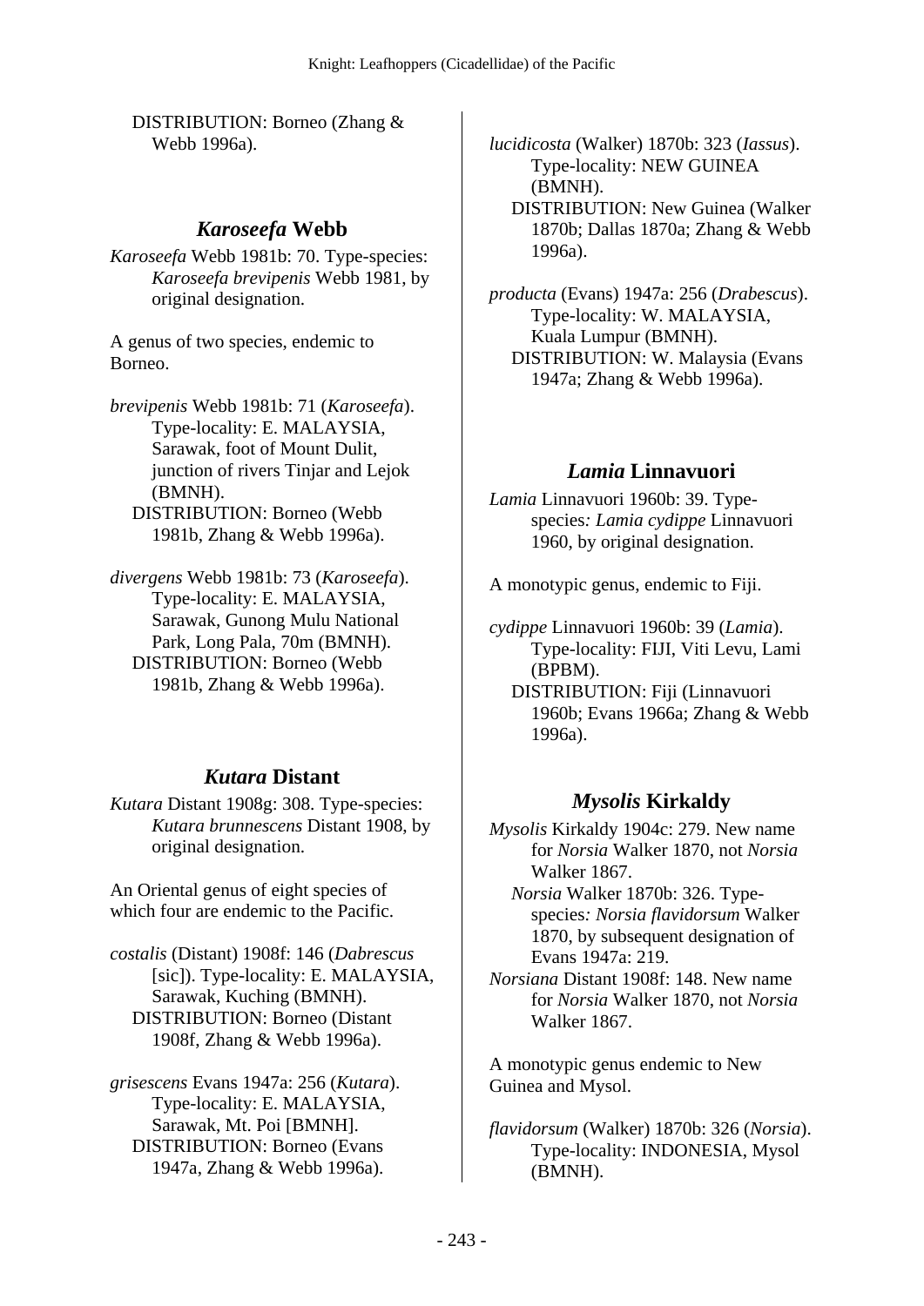DISTRIBUTION: Borneo (Zhang & Webb 1996a).

## *Karoseefa* Webb

*Karoseefa* Webb 1981b: 70. Type-species: *Karoseefa brevipenis* Webb 1981, by original designation.

A genus of two species, endemic to Borneo.

*brevipenis* Webb 1981b: 71 (*Karoseefa*). Type-locality: E. MALAYSIA, Sarawak, foot of Mount Dulit, junction of rivers Tinjar and Lejok (BMNH).
DISTRIBUTION: Borneo (Webb 1981b, Zhang & Webb 1996a).

*divergens* Webb 1981b: 73 (*Karoseefa*). Type-locality: E. MALAYSIA, Sarawak, Gunong Mulu National Park, Long Pala, 70m (BMNH).
DISTRIBUTION: Borneo (Webb 1981b, Zhang & Webb 1996a).

## *Kutara* Distant

*Kutara* Distant 1908g: 308. Type-species: *Kutara brunnescens* Distant 1908, by original designation.

An Oriental genus of eight species of which four are endemic to the Pacific.

*costalis* (Distant) 1908f: 146 (*Dabrescus* [sic]). Type-locality: E. MALAYSIA, Sarawak, Kuching (BMNH).
DISTRIBUTION: Borneo (Distant 1908f, Zhang & Webb 1996a).

*grisescens* Evans 1947a: 256 (*Kutara*). Type-locality: E. MALAYSIA, Sarawak, Mt. Poi [BMNH].
DISTRIBUTION: Borneo (Evans 1947a, Zhang & Webb 1996a).

*lucidicosta* (Walker) 1870b: 323 (*Iassus*). Type-locality: NEW GUINEA (BMNH).
DISTRIBUTION: New Guinea (Walker 1870b; Dallas 1870a; Zhang & Webb 1996a).

*producta* (Evans) 1947a: 256 (*Drabescus*). Type-locality: W. MALAYSIA, Kuala Lumpur (BMNH).
DISTRIBUTION: W. Malaysia (Evans 1947a; Zhang & Webb 1996a).

## *Lamia* Linnavuori

*Lamia* Linnavuori 1960b: 39. Type-species*: Lamia cydippe* Linnavuori 1960, by original designation.

A monotypic genus, endemic to Fiji.

*cydippe* Linnavuori 1960b: 39 (*Lamia*). Type-locality: FIJI, Viti Levu, Lami (BPBM).
DISTRIBUTION: Fiji (Linnavuori 1960b; Evans 1966a; Zhang & Webb 1996a).

## *Mysolis* Kirkaldy

*Mysolis* Kirkaldy 1904c: 279. New name for *Norsia* Walker 1870, not *Norsia* Walker 1867.
*Norsia* Walker 1870b: 326. Type-species*: Norsia flavidorsum* Walker 1870, by subsequent designation of Evans 1947a: 219.
*Norsiana* Distant 1908f: 148. New name for *Norsia* Walker 1870, not *Norsia* Walker 1867.

A monotypic genus endemic to New Guinea and Mysol.

*flavidorsum* (Walker) 1870b: 326 (*Norsia*). Type-locality: INDONESIA, Mysol (BMNH).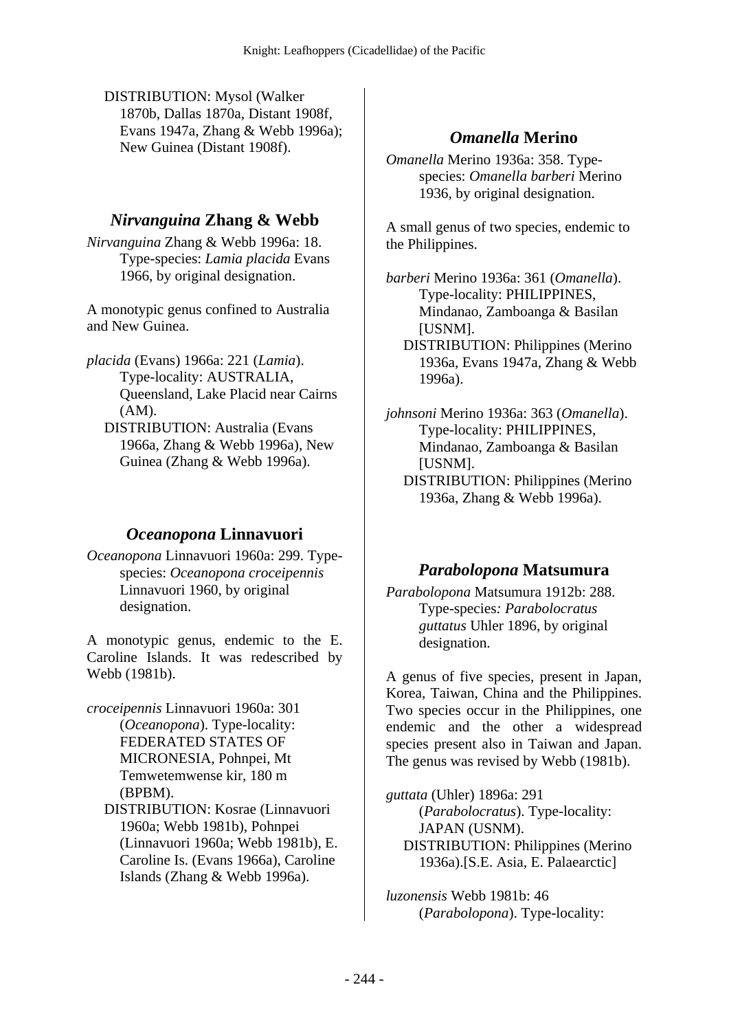DISTRIBUTION: Mysol (Walker 1870b, Dallas 1870a, Distant 1908f, Evans 1947a, Zhang & Webb 1996a); New Guinea (Distant 1908f).

## *Nirvanguina* Zhang & Webb

*Nirvanguina* Zhang & Webb 1996a: 18. Type-species: *Lamia placida* Evans 1966, by original designation.

A monotypic genus confined to Australia and New Guinea.

*placida* (Evans) 1966a: 221 (*Lamia*). Type-locality: AUSTRALIA, Queensland, Lake Placid near Cairns (AM).
DISTRIBUTION: Australia (Evans 1966a, Zhang & Webb 1996a), New Guinea (Zhang & Webb 1996a).

## *Oceanopona* Linnavuori

*Oceanopona* Linnavuori 1960a: 299. Type-species: *Oceanopona croceipennis* Linnavuori 1960, by original designation.

A monotypic genus, endemic to the E. Caroline Islands. It was redescribed by Webb (1981b).

*croceipennis* Linnavuori 1960a: 301 (*Oceanopona*). Type-locality: FEDERATED STATES OF MICRONESIA, Pohnpei, Mt Temwetemwense kir, 180 m (BPBM).
DISTRIBUTION: Kosrae (Linnavuori 1960a; Webb 1981b), Pohnpei (Linnavuori 1960a; Webb 1981b), E. Caroline Is. (Evans 1966a), Caroline Islands (Zhang & Webb 1996a).

## *Omanella* Merino

*Omanella* Merino 1936a: 358. Type-species: *Omanella barberi* Merino 1936, by original designation.

A small genus of two species, endemic to the Philippines.

*barberi* Merino 1936a: 361 (*Omanella*). Type-locality: PHILIPPINES, Mindanao, Zamboanga & Basilan [USNM].
DISTRIBUTION: Philippines (Merino 1936a, Evans 1947a, Zhang & Webb 1996a).

*johnsoni* Merino 1936a: 363 (*Omanella*). Type-locality: PHILIPPINES, Mindanao, Zamboanga & Basilan [USNM].
DISTRIBUTION: Philippines (Merino 1936a, Zhang & Webb 1996a).

## *Parabolopona* Matsumura

*Parabolopona* Matsumura 1912b: 288. Type-species: *Parabolocratus guttatus* Uhler 1896, by original designation.

A genus of five species, present in Japan, Korea, Taiwan, China and the Philippines. Two species occur in the Philippines, one endemic and the other a widespread species present also in Taiwan and Japan. The genus was revised by Webb (1981b).

*guttata* (Uhler) 1896a: 291 (*Parabolocratus*). Type-locality: JAPAN (USNM).
DISTRIBUTION: Philippines (Merino 1936a).[S.E. Asia, E. Palaearctic]

*luzonensis* Webb 1981b: 46 (*Parabolopona*). Type-locality: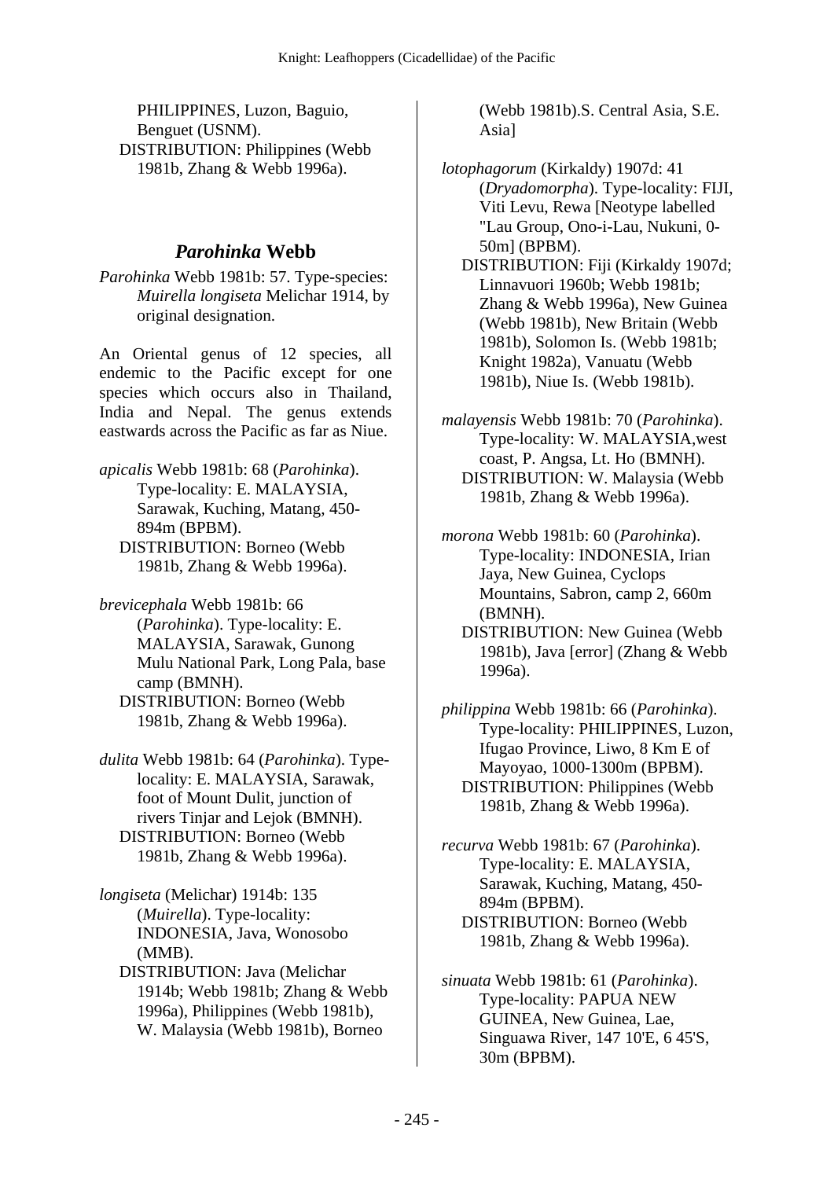PHILIPPINES, Luzon, Baguio, Benguet (USNM).
DISTRIBUTION: Philippines (Webb 1981b, Zhang & Webb 1996a).

## *Parohinka* Webb

*Parohinka* Webb 1981b: 57. Type-species: *Muirella longiseta* Melichar 1914, by original designation.

An Oriental genus of 12 species, all endemic to the Pacific except for one species which occurs also in Thailand, India and Nepal. The genus extends eastwards across the Pacific as far as Niue.

*apicalis* Webb 1981b: 68 (*Parohinka*). Type-locality: E. MALAYSIA, Sarawak, Kuching, Matang, 450-894m (BPBM).
DISTRIBUTION: Borneo (Webb 1981b, Zhang & Webb 1996a).

*brevicephala* Webb 1981b: 66 (*Parohinka*). Type-locality: E. MALAYSIA, Sarawak, Gunong Mulu National Park, Long Pala, base camp (BMNH).
DISTRIBUTION: Borneo (Webb 1981b, Zhang & Webb 1996a).

*dulita* Webb 1981b: 64 (*Parohinka*). Type-locality: E. MALAYSIA, Sarawak, foot of Mount Dulit, junction of rivers Tinjar and Lejok (BMNH).
DISTRIBUTION: Borneo (Webb 1981b, Zhang & Webb 1996a).

*longiseta* (Melichar) 1914b: 135 (*Muirella*). Type-locality: INDONESIA, Java, Wonosobo (MMB).
DISTRIBUTION: Java (Melichar 1914b; Webb 1981b; Zhang & Webb 1996a), Philippines (Webb 1981b), W. Malaysia (Webb 1981b), Borneo (Webb 1981b).S. Central Asia, S.E. Asia]

*lotophagorum* (Kirkaldy) 1907d: 41 (*Dryadomorpha*). Type-locality: FIJI, Viti Levu, Rewa [Neotype labelled "Lau Group, Ono-i-Lau, Nukuni, 0-50m] (BPBM).
DISTRIBUTION: Fiji (Kirkaldy 1907d; Linnavuori 1960b; Webb 1981b; Zhang & Webb 1996a), New Guinea (Webb 1981b), New Britain (Webb 1981b), Solomon Is. (Webb 1981b; Knight 1982a), Vanuatu (Webb 1981b), Niue Is. (Webb 1981b).

*malayensis* Webb 1981b: 70 (*Parohinka*). Type-locality: W. MALAYSIA,west coast, P. Angsa, Lt. Ho (BMNH).
DISTRIBUTION: W. Malaysia (Webb 1981b, Zhang & Webb 1996a).

*morona* Webb 1981b: 60 (*Parohinka*). Type-locality: INDONESIA, Irian Jaya, New Guinea, Cyclops Mountains, Sabron, camp 2, 660m (BMNH).
DISTRIBUTION: New Guinea (Webb 1981b), Java [error] (Zhang & Webb 1996a).

*philippina* Webb 1981b: 66 (*Parohinka*). Type-locality: PHILIPPINES, Luzon, Ifugao Province, Liwo, 8 Km E of Mayoyao, 1000-1300m (BPBM).
DISTRIBUTION: Philippines (Webb 1981b, Zhang & Webb 1996a).

*recurva* Webb 1981b: 67 (*Parohinka*). Type-locality: E. MALAYSIA, Sarawak, Kuching, Matang, 450-894m (BPBM).
DISTRIBUTION: Borneo (Webb 1981b, Zhang & Webb 1996a).

*sinuata* Webb 1981b: 61 (*Parohinka*). Type-locality: PAPUA NEW GUINEA, New Guinea, Lae, Singuawa River, 147 10'E, 6 45'S, 30m (BPBM).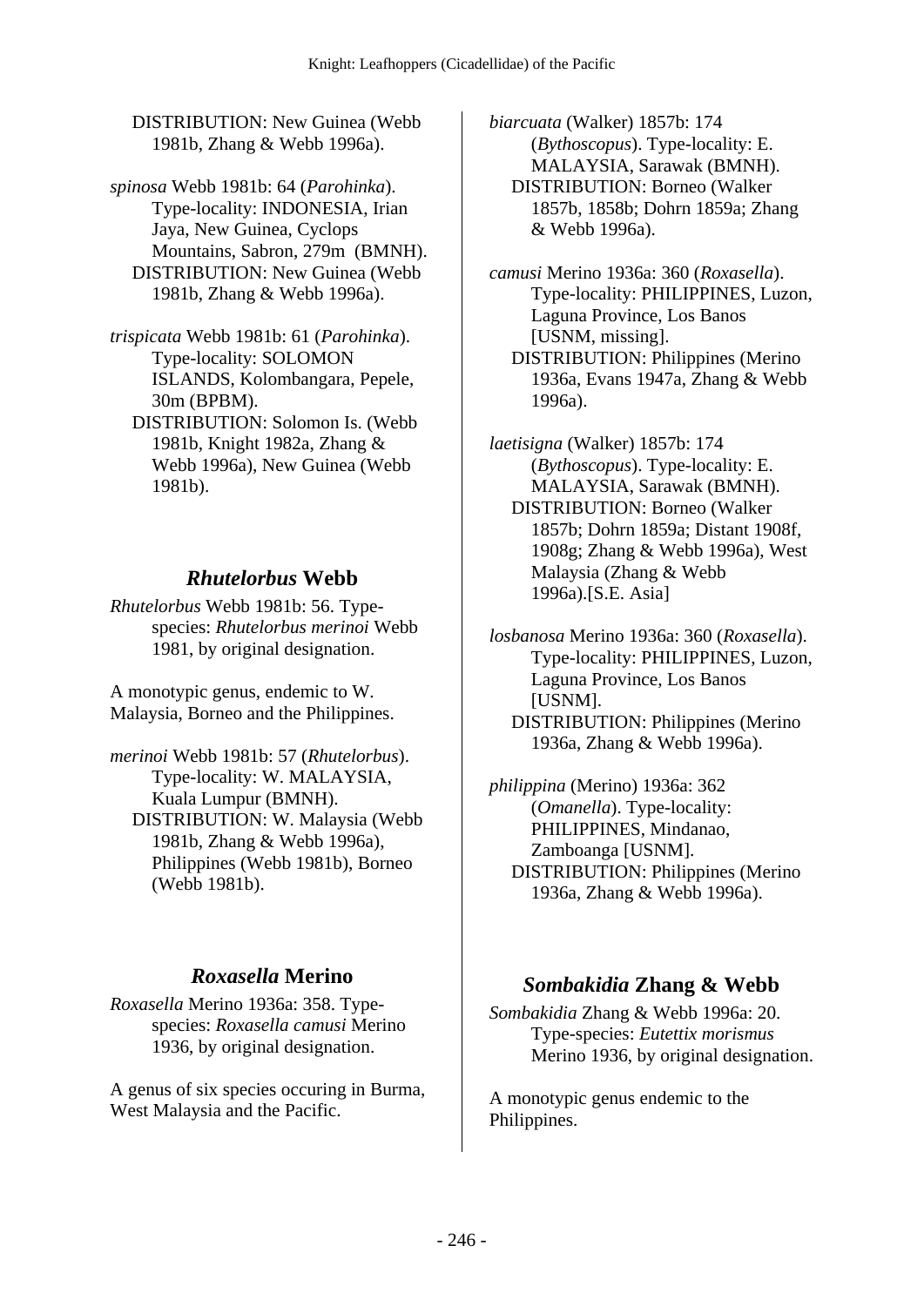DISTRIBUTION: New Guinea (Webb 1981b, Zhang & Webb 1996a).

*spinosa* Webb 1981b: 64 (*Parohinka*). Type-locality: INDONESIA, Irian Jaya, New Guinea, Cyclops Mountains, Sabron, 279m (BMNH).
DISTRIBUTION: New Guinea (Webb 1981b, Zhang & Webb 1996a).

*trispicata* Webb 1981b: 61 (*Parohinka*). Type-locality: SOLOMON ISLANDS, Kolombangara, Pepele, 30m (BPBM).
DISTRIBUTION: Solomon Is. (Webb 1981b, Knight 1982a, Zhang & Webb 1996a), New Guinea (Webb 1981b).

## *Rhutelorbus* Webb

*Rhutelorbus* Webb 1981b: 56. Type-species: *Rhutelorbus merinoi* Webb 1981, by original designation.

A monotypic genus, endemic to W. Malaysia, Borneo and the Philippines.

*merinoi* Webb 1981b: 57 (*Rhutelorbus*). Type-locality: W. MALAYSIA, Kuala Lumpur (BMNH).
DISTRIBUTION: W. Malaysia (Webb 1981b, Zhang & Webb 1996a), Philippines (Webb 1981b), Borneo (Webb 1981b).

## *Roxasella* Merino

*Roxasella* Merino 1936a: 358. Type-species: *Roxasella camusi* Merino 1936, by original designation.

A genus of six species occuring in Burma, West Malaysia and the Pacific.

*biarcuata* (Walker) 1857b: 174 (*Bythoscopus*). Type-locality: E. MALAYSIA, Sarawak (BMNH).
DISTRIBUTION: Borneo (Walker 1857b, 1858b; Dohrn 1859a; Zhang & Webb 1996a).

*camusi* Merino 1936a: 360 (*Roxasella*). Type-locality: PHILIPPINES, Luzon, Laguna Province, Los Banos [USNM, missing].
DISTRIBUTION: Philippines (Merino 1936a, Evans 1947a, Zhang & Webb 1996a).

*laetisigna* (Walker) 1857b: 174 (*Bythoscopus*). Type-locality: E. MALAYSIA, Sarawak (BMNH).
DISTRIBUTION: Borneo (Walker 1857b; Dohrn 1859a; Distant 1908f, 1908g; Zhang & Webb 1996a), West Malaysia (Zhang & Webb 1996a).[S.E. Asia]

*losbanosa* Merino 1936a: 360 (*Roxasella*). Type-locality: PHILIPPINES, Luzon, Laguna Province, Los Banos [USNM].
DISTRIBUTION: Philippines (Merino 1936a, Zhang & Webb 1996a).

*philippina* (Merino) 1936a: 362 (*Omanella*). Type-locality: PHILIPPINES, Mindanao, Zamboanga [USNM].
DISTRIBUTION: Philippines (Merino 1936a, Zhang & Webb 1996a).

## *Sombakidia* Zhang & Webb

*Sombakidia* Zhang & Webb 1996a: 20. Type-species: *Eutettix morismus* Merino 1936, by original designation.

A monotypic genus endemic to the Philippines.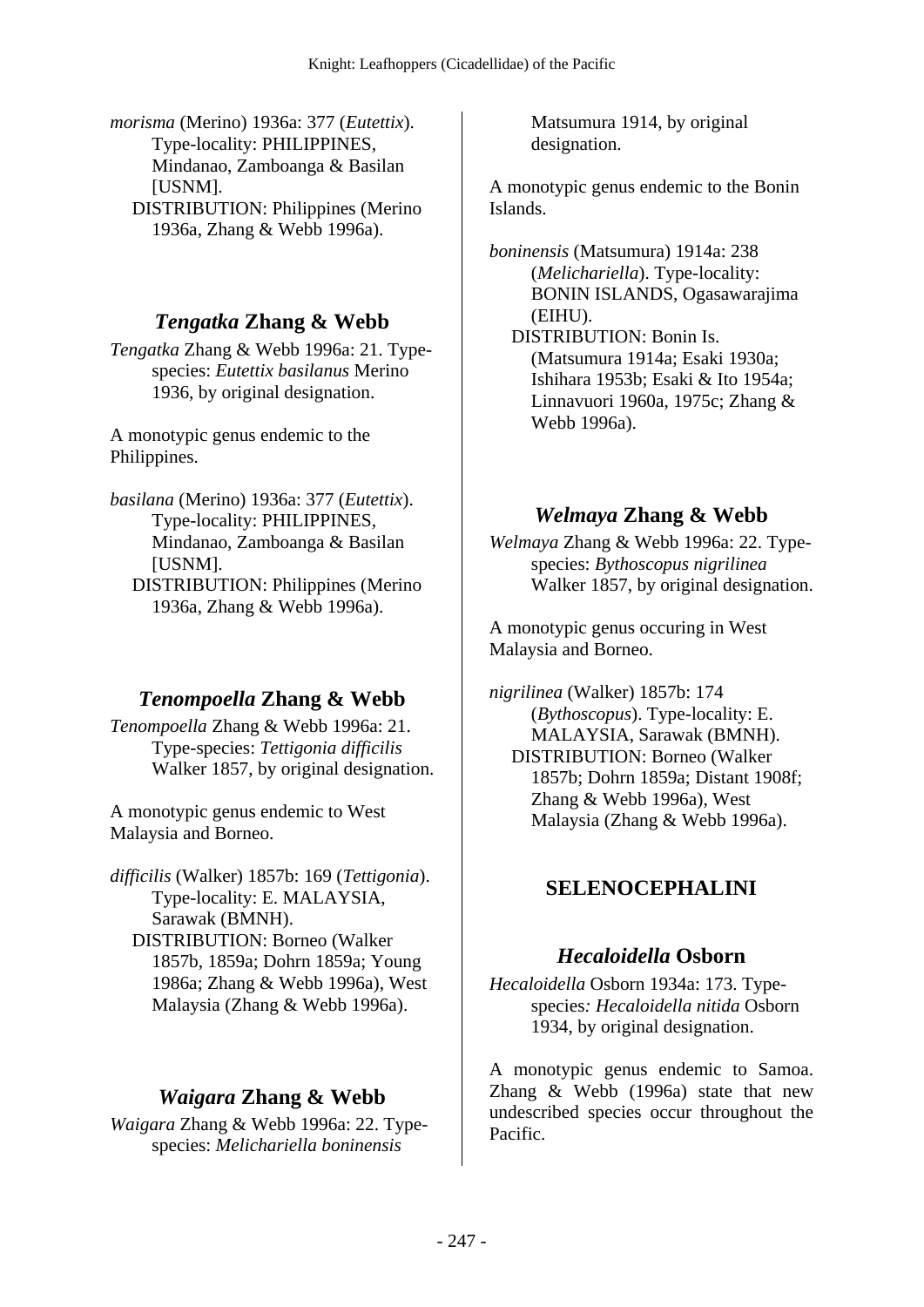*morisma* (Merino) 1936a: 377 (*Eutettix*). Type-locality: PHILIPPINES, Mindanao, Zamboanga & Basilan [USNM].
DISTRIBUTION: Philippines (Merino 1936a, Zhang & Webb 1996a).

### *Tengatka* Zhang & Webb

*Tengatka* Zhang & Webb 1996a: 21. Type-species: *Eutettix basilanus* Merino 1936, by original designation.

A monotypic genus endemic to the Philippines.

*basilana* (Merino) 1936a: 377 (*Eutettix*). Type-locality: PHILIPPINES, Mindanao, Zamboanga & Basilan [USNM].
DISTRIBUTION: Philippines (Merino 1936a, Zhang & Webb 1996a).

### *Tenompoella* Zhang & Webb

*Tenompoella* Zhang & Webb 1996a: 21. Type-species: *Tettigonia difficilis* Walker 1857, by original designation.

A monotypic genus endemic to West Malaysia and Borneo.

*difficilis* (Walker) 1857b: 169 (*Tettigonia*). Type-locality: E. MALAYSIA, Sarawak (BMNH).
DISTRIBUTION: Borneo (Walker 1857b, 1859a; Dohrn 1859a; Young 1986a; Zhang & Webb 1996a), West Malaysia (Zhang & Webb 1996a).

### *Waigara* Zhang & Webb

*Waigara* Zhang & Webb 1996a: 22. Type-species: *Melichariella boninensis* Matsumura 1914, by original designation.

A monotypic genus endemic to the Bonin Islands.

*boninensis* (Matsumura) 1914a: 238 (*Melichariella*). Type-locality: BONIN ISLANDS, Ogasawarajima (EIHU).
DISTRIBUTION: Bonin Is. (Matsumura 1914a; Esaki 1930a; Ishihara 1953b; Esaki & Ito 1954a; Linnavuori 1960a, 1975c; Zhang & Webb 1996a).

### *Welmaya* Zhang & Webb

*Welmaya* Zhang & Webb 1996a: 22. Type-species: *Bythoscopus nigrilinea* Walker 1857, by original designation.

A monotypic genus occuring in West Malaysia and Borneo.

*nigrilinea* (Walker) 1857b: 174 (*Bythoscopus*). Type-locality: E. MALAYSIA, Sarawak (BMNH).
DISTRIBUTION: Borneo (Walker 1857b; Dohrn 1859a; Distant 1908f; Zhang & Webb 1996a), West Malaysia (Zhang & Webb 1996a).

## SELENOCEPHALINI

### *Hecaloidella* Osborn

*Hecaloidella* Osborn 1934a: 173. Type-species: *Hecaloidella nitida* Osborn 1934, by original designation.

A monotypic genus endemic to Samoa. Zhang & Webb (1996a) state that new undescribed species occur throughout the Pacific.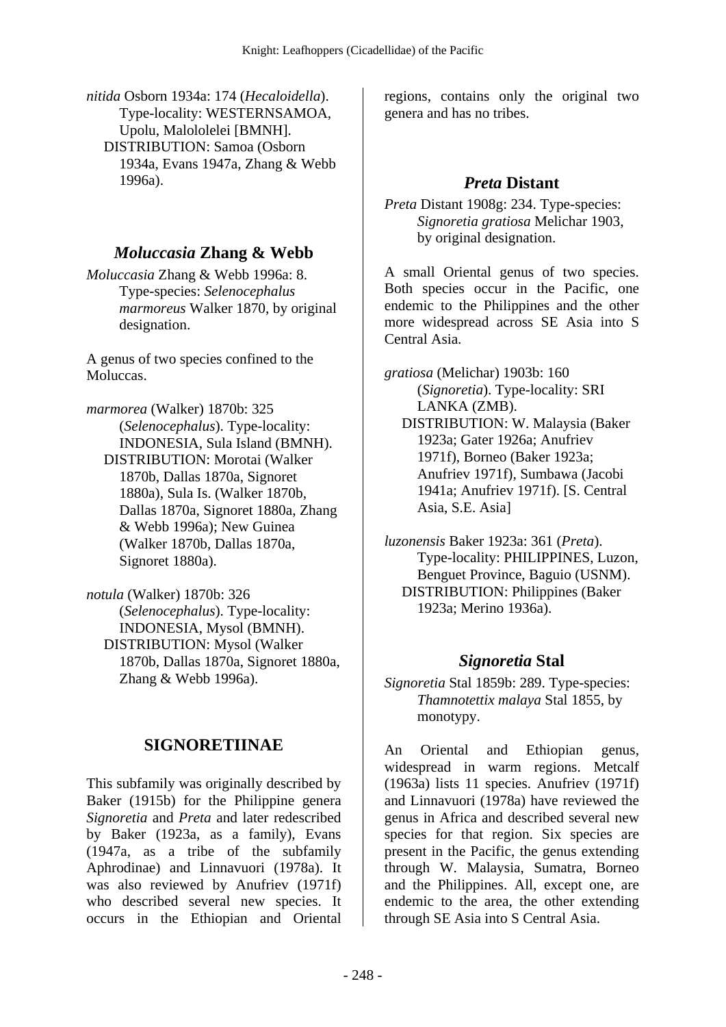*nitida* Osborn 1934a: 174 (*Hecaloidella*). Type-locality: WESTERNSAMOA, Upolu, Malololelei [BMNH].
DISTRIBUTION: Samoa (Osborn 1934a, Evans 1947a, Zhang & Webb 1996a).

## *Moluccasia* Zhang & Webb

*Moluccasia* Zhang & Webb 1996a: 8. Type-species: *Selenocephalus marmoreus* Walker 1870, by original designation.

A genus of two species confined to the Moluccas.

*marmorea* (Walker) 1870b: 325 (*Selenocephalus*). Type-locality: INDONESIA, Sula Island (BMNH).
DISTRIBUTION: Morotai (Walker 1870b, Dallas 1870a, Signoret 1880a), Sula Is. (Walker 1870b, Dallas 1870a, Signoret 1880a, Zhang & Webb 1996a); New Guinea (Walker 1870b, Dallas 1870a, Signoret 1880a).

*notula* (Walker) 1870b: 326 (*Selenocephalus*). Type-locality: INDONESIA, Mysol (BMNH).
DISTRIBUTION: Mysol (Walker 1870b, Dallas 1870a, Signoret 1880a, Zhang & Webb 1996a).

# SIGNORETIINAE

This subfamily was originally described by Baker (1915b) for the Philippine genera *Signoretia* and *Preta* and later redescribed by Baker (1923a, as a family), Evans (1947a, as a tribe of the subfamily Aphrodinae) and Linnavuori (1978a). It was also reviewed by Anufriev (1971f) who described several new species. It occurs in the Ethiopian and Oriental regions, contains only the original two genera and has no tribes.

## *Preta* Distant

*Preta* Distant 1908g: 234. Type-species: *Signoretia gratiosa* Melichar 1903, by original designation.

A small Oriental genus of two species. Both species occur in the Pacific, one endemic to the Philippines and the other more widespread across SE Asia into S Central Asia.

*gratiosa* (Melichar) 1903b: 160 (*Signoretia*). Type-locality: SRI LANKA (ZMB).
DISTRIBUTION: W. Malaysia (Baker 1923a; Gater 1926a; Anufriev 1971f), Borneo (Baker 1923a; Anufriev 1971f), Sumbawa (Jacobi 1941a; Anufriev 1971f). [S. Central Asia, S.E. Asia]

*luzonensis* Baker 1923a: 361 (*Preta*). Type-locality: PHILIPPINES, Luzon, Benguet Province, Baguio (USNM).
DISTRIBUTION: Philippines (Baker 1923a; Merino 1936a).

## *Signoretia* Stal

*Signoretia* Stal 1859b: 289. Type-species: *Thamnotettix malaya* Stal 1855, by monotypy.

An Oriental and Ethiopian genus, widespread in warm regions. Metcalf (1963a) lists 11 species. Anufriev (1971f) and Linnavuori (1978a) have reviewed the genus in Africa and described several new species for that region. Six species are present in the Pacific, the genus extending through W. Malaysia, Sumatra, Borneo and the Philippines. All, except one, are endemic to the area, the other extending through SE Asia into S Central Asia.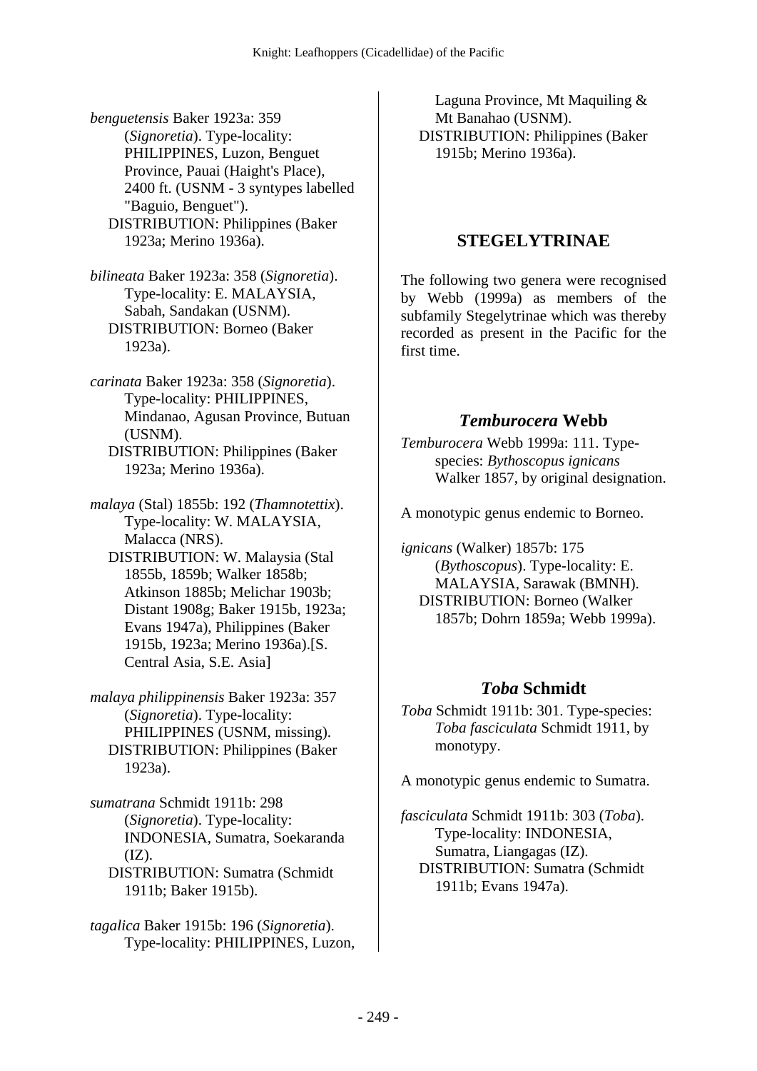*benguetensis* Baker 1923a: 359 (*Signoretia*). Type-locality: PHILIPPINES, Luzon, Benguet Province, Pauai (Haight's Place), 2400 ft. (USNM - 3 syntypes labelled "Baguio, Benguet").
DISTRIBUTION: Philippines (Baker 1923a; Merino 1936a).

*bilineata* Baker 1923a: 358 (*Signoretia*). Type-locality: E. MALAYSIA, Sabah, Sandakan (USNM).
DISTRIBUTION: Borneo (Baker 1923a).

*carinata* Baker 1923a: 358 (*Signoretia*). Type-locality: PHILIPPINES, Mindanao, Agusan Province, Butuan (USNM).
DISTRIBUTION: Philippines (Baker 1923a; Merino 1936a).

*malaya* (Stal) 1855b: 192 (*Thamnotettix*). Type-locality: W. MALAYSIA, Malacca (NRS).
DISTRIBUTION: W. Malaysia (Stal 1855b, 1859b; Walker 1858b; Atkinson 1885b; Melichar 1903b; Distant 1908g; Baker 1915b, 1923a; Evans 1947a), Philippines (Baker 1915b, 1923a; Merino 1936a).[S. Central Asia, S.E. Asia]

*malaya philippinensis* Baker 1923a: 357 (*Signoretia*). Type-locality: PHILIPPINES (USNM, missing).
DISTRIBUTION: Philippines (Baker 1923a).

*sumatrana* Schmidt 1911b: 298 (*Signoretia*). Type-locality: INDONESIA, Sumatra, Soekaranda (IZ).
DISTRIBUTION: Sumatra (Schmidt 1911b; Baker 1915b).

*tagalica* Baker 1915b: 196 (*Signoretia*). Type-locality: PHILIPPINES, Luzon, Laguna Province, Mt Maquiling & Mt Banahao (USNM).
DISTRIBUTION: Philippines (Baker 1915b; Merino 1936a).

## STEGELYTRINAE

The following two genera were recognised by Webb (1999a) as members of the subfamily Stegelytrinae which was thereby recorded as present in the Pacific for the first time.

### *Temburocera* Webb

*Temburocera* Webb 1999a: 111. Type-species: *Bythoscopus ignicans* Walker 1857, by original designation.

A monotypic genus endemic to Borneo.

*ignicans* (Walker) 1857b: 175 (*Bythoscopus*). Type-locality: E. MALAYSIA, Sarawak (BMNH).
DISTRIBUTION: Borneo (Walker 1857b; Dohrn 1859a; Webb 1999a).

### *Toba* Schmidt

*Toba* Schmidt 1911b: 301. Type-species: *Toba fasciculata* Schmidt 1911, by monotypy.

A monotypic genus endemic to Sumatra.

*fasciculata* Schmidt 1911b: 303 (*Toba*). Type-locality: INDONESIA, Sumatra, Liangagas (IZ).
DISTRIBUTION: Sumatra (Schmidt 1911b; Evans 1947a).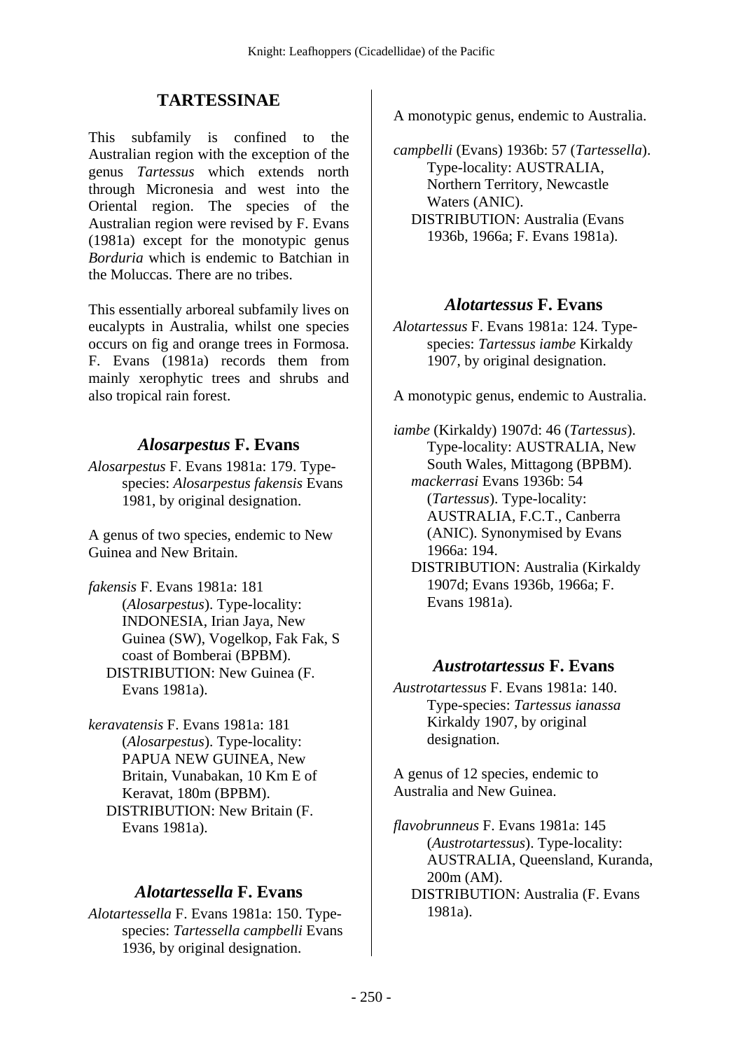## TARTESSINAE

This subfamily is confined to the Australian region with the exception of the genus *Tartessus* which extends north through Micronesia and west into the Oriental region. The species of the Australian region were revised by F. Evans (1981a) except for the monotypic genus *Borduria* which is endemic to Batchian in the Moluccas. There are no tribes.

This essentially arboreal subfamily lives on eucalypts in Australia, whilst one species occurs on fig and orange trees in Formosa. F. Evans (1981a) records them from mainly xerophytic trees and shrubs and also tropical rain forest.

### *Alosarpestus* F. Evans

*Alosarpestus* F. Evans 1981a: 179. Type-species: *Alosarpestus fakensis* Evans 1981, by original designation.

A genus of two species, endemic to New Guinea and New Britain.

*fakensis* F. Evans 1981a: 181 (*Alosarpestus*). Type-locality: INDONESIA, Irian Jaya, New Guinea (SW), Vogelkop, Fak Fak, S coast of Bomberai (BPBM).
DISTRIBUTION: New Guinea (F. Evans 1981a).

*keravatensis* F. Evans 1981a: 181 (*Alosarpestus*). Type-locality: PAPUA NEW GUINEA, New Britain, Vunabakan, 10 Km E of Keravat, 180m (BPBM).
DISTRIBUTION: New Britain (F. Evans 1981a).

### *Alotartessella* F. Evans

*Alotartessella* F. Evans 1981a: 150. Type-species: *Tartessella campbelli* Evans 1936, by original designation.

A monotypic genus, endemic to Australia.

*campbelli* (Evans) 1936b: 57 (*Tartessella*). Type-locality: AUSTRALIA, Northern Territory, Newcastle Waters (ANIC).
DISTRIBUTION: Australia (Evans 1936b, 1966a; F. Evans 1981a).

### *Alotartessus* F. Evans

*Alotartessus* F. Evans 1981a: 124. Type-species: *Tartessus iambe* Kirkaldy 1907, by original designation.

A monotypic genus, endemic to Australia.

*iambe* (Kirkaldy) 1907d: 46 (*Tartessus*). Type-locality: AUSTRALIA, New South Wales, Mittagong (BPBM).
*mackerrasi* Evans 1936b: 54 (*Tartessus*). Type-locality: AUSTRALIA, F.C.T., Canberra (ANIC). Synonymised by Evans 1966a: 194.
DISTRIBUTION: Australia (Kirkaldy 1907d; Evans 1936b, 1966a; F. Evans 1981a).

### *Austrotartessus* F. Evans

*Austrotartessus* F. Evans 1981a: 140. Type-species: *Tartessus ianassa* Kirkaldy 1907, by original designation.

A genus of 12 species, endemic to Australia and New Guinea.

*flavobrunneus* F. Evans 1981a: 145 (*Austrotartessus*). Type-locality: AUSTRALIA, Queensland, Kuranda, 200m (AM).
DISTRIBUTION: Australia (F. Evans 1981a).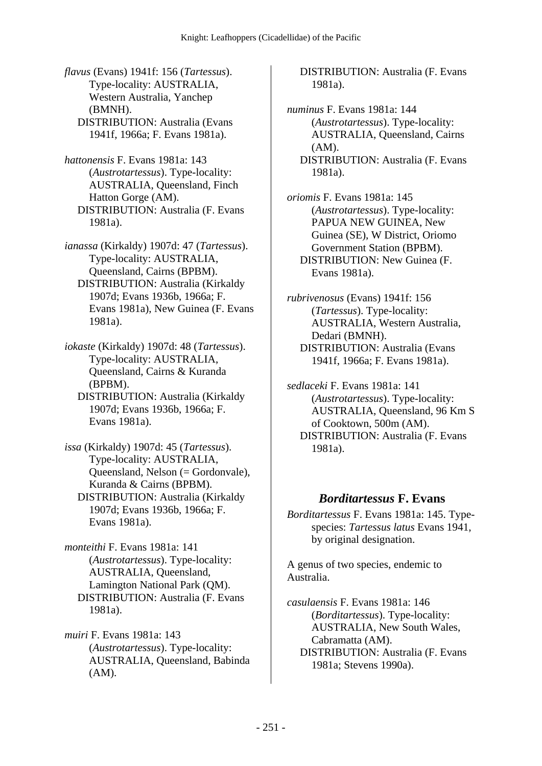*flavus* (Evans) 1941f: 156 (*Tartessus*). Type-locality: AUSTRALIA, Western Australia, Yanchep (BMNH).
DISTRIBUTION: Australia (Evans 1941f, 1966a; F. Evans 1981a).

*hattonensis* F. Evans 1981a: 143 (*Austrotartessus*). Type-locality: AUSTRALIA, Queensland, Finch Hatton Gorge (AM).
DISTRIBUTION: Australia (F. Evans 1981a).

*ianassa* (Kirkaldy) 1907d: 47 (*Tartessus*). Type-locality: AUSTRALIA, Queensland, Cairns (BPBM).
DISTRIBUTION: Australia (Kirkaldy 1907d; Evans 1936b, 1966a; F. Evans 1981a), New Guinea (F. Evans 1981a).

*iokaste* (Kirkaldy) 1907d: 48 (*Tartessus*). Type-locality: AUSTRALIA, Queensland, Cairns & Kuranda (BPBM).
DISTRIBUTION: Australia (Kirkaldy 1907d; Evans 1936b, 1966a; F. Evans 1981a).

*issa* (Kirkaldy) 1907d: 45 (*Tartessus*). Type-locality: AUSTRALIA, Queensland, Nelson (= Gordonvale), Kuranda & Cairns (BPBM).
DISTRIBUTION: Australia (Kirkaldy 1907d; Evans 1936b, 1966a; F. Evans 1981a).

*monteithi* F. Evans 1981a: 141 (*Austrotartessus*). Type-locality: AUSTRALIA, Queensland, Lamington National Park (QM).
DISTRIBUTION: Australia (F. Evans 1981a).

*muiri* F. Evans 1981a: 143 (*Austrotartessus*). Type-locality: AUSTRALIA, Queensland, Babinda (AM).
DISTRIBUTION: Australia (F. Evans 1981a).

*numinus* F. Evans 1981a: 144 (*Austrotartessus*). Type-locality: AUSTRALIA, Queensland, Cairns (AM).
DISTRIBUTION: Australia (F. Evans 1981a).

*oriomis* F. Evans 1981a: 145 (*Austrotartessus*). Type-locality: PAPUA NEW GUINEA, New Guinea (SE), W District, Oriomo Government Station (BPBM).
DISTRIBUTION: New Guinea (F. Evans 1981a).

*rubrivenosus* (Evans) 1941f: 156 (*Tartessus*). Type-locality: AUSTRALIA, Western Australia, Dedari (BMNH).
DISTRIBUTION: Australia (Evans 1941f, 1966a; F. Evans 1981a).

*sedlaceki* F. Evans 1981a: 141 (*Austrotartessus*). Type-locality: AUSTRALIA, Queensland, 96 Km S of Cooktown, 500m (AM).
DISTRIBUTION: Australia (F. Evans 1981a).

## *Borditartessus* F. Evans

*Borditartessus* F. Evans 1981a: 145. Type-species: *Tartessus latus* Evans 1941, by original designation.

A genus of two species, endemic to Australia.

*casulaensis* F. Evans 1981a: 146 (*Borditartessus*). Type-locality: AUSTRALIA, New South Wales, Cabramatta (AM).
DISTRIBUTION: Australia (F. Evans 1981a; Stevens 1990a).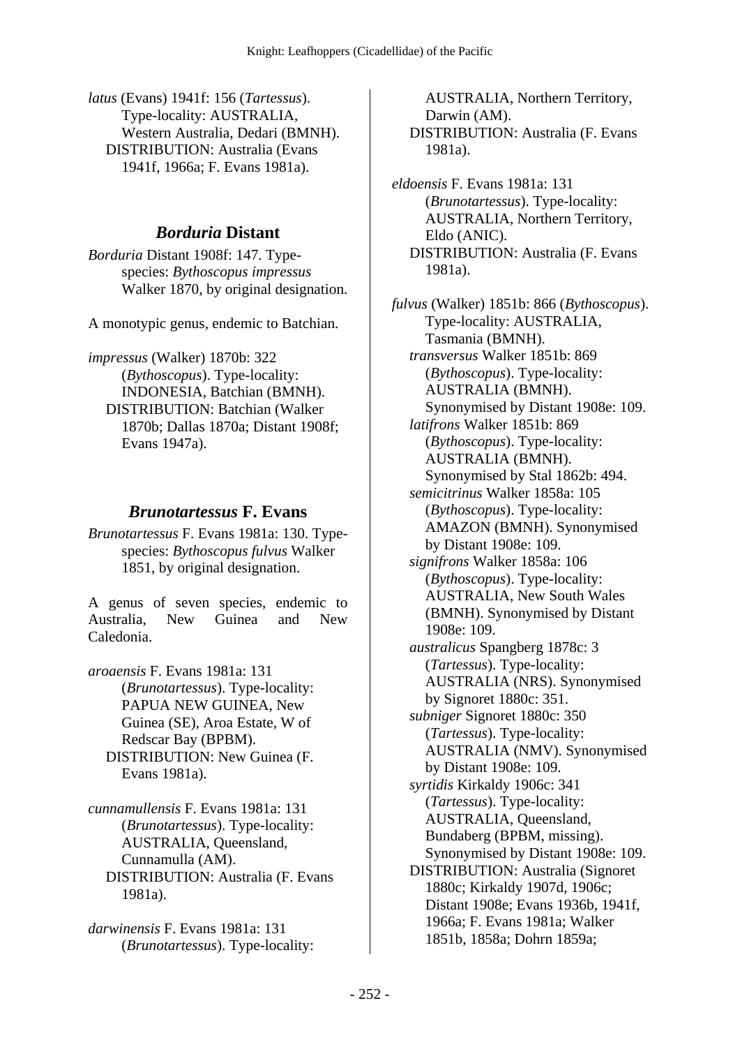*latus* (Evans) 1941f: 156 (*Tartessus*). Type-locality: AUSTRALIA, Western Australia, Dedari (BMNH).
DISTRIBUTION: Australia (Evans 1941f, 1966a; F. Evans 1981a).

## *Borduria* Distant

*Borduria* Distant 1908f: 147. Type-species: *Bythoscopus impressus* Walker 1870, by original designation.

A monotypic genus, endemic to Batchian.

*impressus* (Walker) 1870b: 322 (*Bythoscopus*). Type-locality: INDONESIA, Batchian (BMNH).
DISTRIBUTION: Batchian (Walker 1870b; Dallas 1870a; Distant 1908f; Evans 1947a).

## *Brunotartessus* F. Evans

*Brunotartessus* F. Evans 1981a: 130. Type-species: *Bythoscopus fulvus* Walker 1851, by original designation.

A genus of seven species, endemic to Australia, New Guinea and New Caledonia.

*aroaensis* F. Evans 1981a: 131 (*Brunotartessus*). Type-locality: PAPUA NEW GUINEA, New Guinea (SE), Aroa Estate, W of Redscar Bay (BPBM).
DISTRIBUTION: New Guinea (F. Evans 1981a).

*cunnamullensis* F. Evans 1981a: 131 (*Brunotartessus*). Type-locality: AUSTRALIA, Queensland, Cunnamulla (AM).
DISTRIBUTION: Australia (F. Evans 1981a).

*darwinensis* F. Evans 1981a: 131 (*Brunotartessus*). Type-locality: AUSTRALIA, Northern Territory, Darwin (AM).
DISTRIBUTION: Australia (F. Evans 1981a).

*eldoensis* F. Evans 1981a: 131 (*Brunotartessus*). Type-locality: AUSTRALIA, Northern Territory, Eldo (ANIC).
DISTRIBUTION: Australia (F. Evans 1981a).

*fulvus* (Walker) 1851b: 866 (*Bythoscopus*). Type-locality: AUSTRALIA, Tasmania (BMNH).
*transversus* Walker 1851b: 869 (*Bythoscopus*). Type-locality: AUSTRALIA (BMNH). Synonymised by Distant 1908e: 109.
*latifrons* Walker 1851b: 869 (*Bythoscopus*). Type-locality: AUSTRALIA (BMNH). Synonymised by Stal 1862b: 494.
*semicitrinus* Walker 1858a: 105 (*Bythoscopus*). Type-locality: AMAZON (BMNH). Synonymised by Distant 1908e: 109.
*signifrons* Walker 1858a: 106 (*Bythoscopus*). Type-locality: AUSTRALIA, New South Wales (BMNH). Synonymised by Distant 1908e: 109.
*australicus* Spangberg 1878c: 3 (*Tartessus*). Type-locality: AUSTRALIA (NRS). Synonymised by Signoret 1880c: 351.
*subniger* Signoret 1880c: 350 (*Tartessus*). Type-locality: AUSTRALIA (NMV). Synonymised by Distant 1908e: 109.
*syrtidis* Kirkaldy 1906c: 341 (*Tartessus*). Type-locality: AUSTRALIA, Queensland, Bundaberg (BPBM, missing). Synonymised by Distant 1908e: 109.
DISTRIBUTION: Australia (Signoret 1880c; Kirkaldy 1907d, 1906c; Distant 1908e; Evans 1936b, 1941f, 1966a; F. Evans 1981a; Walker 1851b, 1858a; Dohrn 1859a;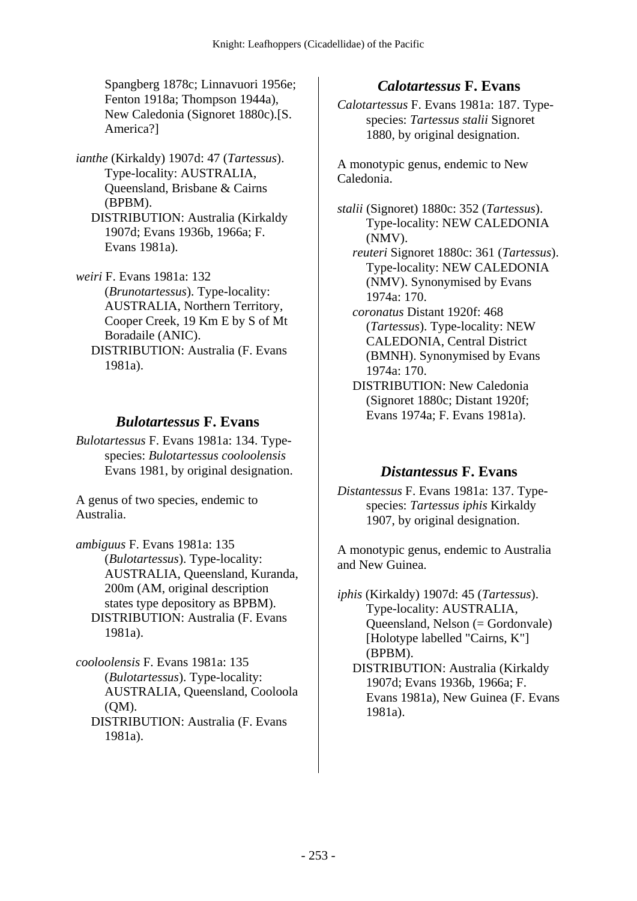Spangberg 1878c; Linnavuori 1956e; Fenton 1918a; Thompson 1944a), New Caledonia (Signoret 1880c).[S. America?]

*ianthe* (Kirkaldy) 1907d: 47 (*Tartessus*). Type-locality: AUSTRALIA, Queensland, Brisbane & Cairns (BPBM).
DISTRIBUTION: Australia (Kirkaldy 1907d; Evans 1936b, 1966a; F. Evans 1981a).

*weiri* F. Evans 1981a: 132 (*Brunotartessus*). Type-locality: AUSTRALIA, Northern Territory, Cooper Creek, 19 Km E by S of Mt Boradaile (ANIC).
DISTRIBUTION: Australia (F. Evans 1981a).

## *Bulotartessus* F. Evans

*Bulotartessus* F. Evans 1981a: 134. Type-species: *Bulotartessus cooloolensis* Evans 1981, by original designation.

A genus of two species, endemic to Australia.

*ambiguus* F. Evans 1981a: 135 (*Bulotartessus*). Type-locality: AUSTRALIA, Queensland, Kuranda, 200m (AM, original description states type depository as BPBM).
DISTRIBUTION: Australia (F. Evans 1981a).

*cooloolensis* F. Evans 1981a: 135 (*Bulotartessus*). Type-locality: AUSTRALIA, Queensland, Cooloola (QM).
DISTRIBUTION: Australia (F. Evans 1981a).

## *Calotartessus* F. Evans

*Calotartessus* F. Evans 1981a: 187. Type-species: *Tartessus stalii* Signoret 1880, by original designation.

A monotypic genus, endemic to New Caledonia.

*stalii* (Signoret) 1880c: 352 (*Tartessus*). Type-locality: NEW CALEDONIA (NMV).
*reuteri* Signoret 1880c: 361 (*Tartessus*). Type-locality: NEW CALEDONIA (NMV). Synonymised by Evans 1974a: 170.
*coronatus* Distant 1920f: 468 (*Tartessus*). Type-locality: NEW CALEDONIA, Central District (BMNH). Synonymised by Evans 1974a: 170.
DISTRIBUTION: New Caledonia (Signoret 1880c; Distant 1920f; Evans 1974a; F. Evans 1981a).

## *Distantessus* F. Evans

*Distantessus* F. Evans 1981a: 137. Type-species: *Tartessus iphis* Kirkaldy 1907, by original designation.

A monotypic genus, endemic to Australia and New Guinea.

*iphis* (Kirkaldy) 1907d: 45 (*Tartessus*). Type-locality: AUSTRALIA, Queensland, Nelson (= Gordonvale) [Holotype labelled "Cairns, K"] (BPBM).
DISTRIBUTION: Australia (Kirkaldy 1907d; Evans 1936b, 1966a; F. Evans 1981a), New Guinea (F. Evans 1981a).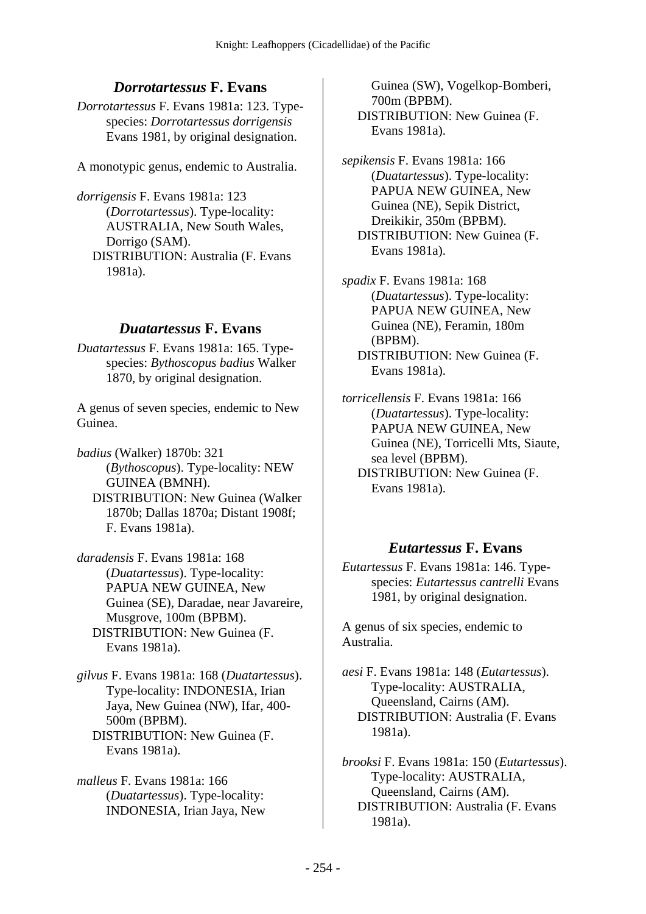## *Dorrotartessus* F. Evans

*Dorrotartessus* F. Evans 1981a: 123. Type-species: *Dorrotartessus dorrigensis* Evans 1981, by original designation.

A monotypic genus, endemic to Australia.

*dorrigensis* F. Evans 1981a: 123 (*Dorrotartessus*). Type-locality: AUSTRALIA, New South Wales, Dorrigo (SAM).
DISTRIBUTION: Australia (F. Evans 1981a).

## *Duatartessus* F. Evans

*Duatartessus* F. Evans 1981a: 165. Type-species: *Bythoscopus badius* Walker 1870, by original designation.

A genus of seven species, endemic to New Guinea.

*badius* (Walker) 1870b: 321 (*Bythoscopus*). Type-locality: NEW GUINEA (BMNH).
DISTRIBUTION: New Guinea (Walker 1870b; Dallas 1870a; Distant 1908f; F. Evans 1981a).

*daradensis* F. Evans 1981a: 168 (*Duatartessus*). Type-locality: PAPUA NEW GUINEA, New Guinea (SE), Daradae, near Javareire, Musgrove, 100m (BPBM).
DISTRIBUTION: New Guinea (F. Evans 1981a).

*gilvus* F. Evans 1981a: 168 (*Duatartessus*). Type-locality: INDONESIA, Irian Jaya, New Guinea (NW), Ifar, 400-500m (BPBM).
DISTRIBUTION: New Guinea (F. Evans 1981a).

*malleus* F. Evans 1981a: 166 (*Duatartessus*). Type-locality: INDONESIA, Irian Jaya, New Guinea (SW), Vogelkop-Bomberi, 700m (BPBM).
DISTRIBUTION: New Guinea (F. Evans 1981a).

*sepikensis* F. Evans 1981a: 166 (*Duatartessus*). Type-locality: PAPUA NEW GUINEA, New Guinea (NE), Sepik District, Dreikikir, 350m (BPBM).
DISTRIBUTION: New Guinea (F. Evans 1981a).

*spadix* F. Evans 1981a: 168 (*Duatartessus*). Type-locality: PAPUA NEW GUINEA, New Guinea (NE), Feramin, 180m (BPBM).
DISTRIBUTION: New Guinea (F. Evans 1981a).

*torricellensis* F. Evans 1981a: 166 (*Duatartessus*). Type-locality: PAPUA NEW GUINEA, New Guinea (NE), Torricelli Mts, Siaute, sea level (BPBM).
DISTRIBUTION: New Guinea (F. Evans 1981a).

## *Eutartessus* F. Evans

*Eutartessus* F. Evans 1981a: 146. Type-species: *Eutartessus cantrelli* Evans 1981, by original designation.

A genus of six species, endemic to Australia.

*aesi* F. Evans 1981a: 148 (*Eutartessus*). Type-locality: AUSTRALIA, Queensland, Cairns (AM).
DISTRIBUTION: Australia (F. Evans 1981a).

*brooksi* F. Evans 1981a: 150 (*Eutartessus*). Type-locality: AUSTRALIA, Queensland, Cairns (AM).
DISTRIBUTION: Australia (F. Evans 1981a).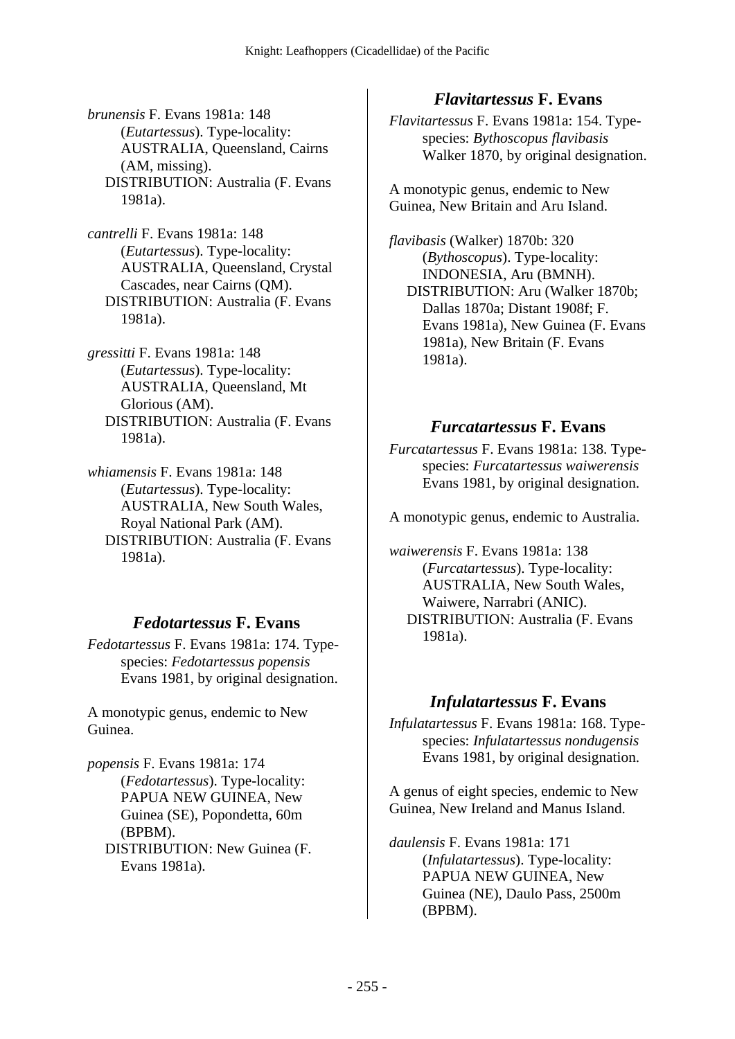*brunensis* F. Evans 1981a: 148 (*Eutartessus*). Type-locality: AUSTRALIA, Queensland, Cairns (AM, missing).
DISTRIBUTION: Australia (F. Evans 1981a).

*cantrelli* F. Evans 1981a: 148 (*Eutartessus*). Type-locality: AUSTRALIA, Queensland, Crystal Cascades, near Cairns (QM).
DISTRIBUTION: Australia (F. Evans 1981a).

*gressitti* F. Evans 1981a: 148 (*Eutartessus*). Type-locality: AUSTRALIA, Queensland, Mt Glorious (AM).
DISTRIBUTION: Australia (F. Evans 1981a).

*whiamensis* F. Evans 1981a: 148 (*Eutartessus*). Type-locality: AUSTRALIA, New South Wales, Royal National Park (AM).
DISTRIBUTION: Australia (F. Evans 1981a).

## *Fedotartessus* F. Evans

*Fedotartessus* F. Evans 1981a: 174. Type-species: *Fedotartessus popensis* Evans 1981, by original designation.

A monotypic genus, endemic to New Guinea.

*popensis* F. Evans 1981a: 174 (*Fedotartessus*). Type-locality: PAPUA NEW GUINEA, New Guinea (SE), Popondetta, 60m (BPBM).
DISTRIBUTION: New Guinea (F. Evans 1981a).

## *Flavitartessus* F. Evans

*Flavitartessus* F. Evans 1981a: 154. Type-species: *Bythoscopus flavibasis* Walker 1870, by original designation.

A monotypic genus, endemic to New Guinea, New Britain and Aru Island.

*flavibasis* (Walker) 1870b: 320 (*Bythoscopus*). Type-locality: INDONESIA, Aru (BMNH).
DISTRIBUTION: Aru (Walker 1870b; Dallas 1870a; Distant 1908f; F. Evans 1981a), New Guinea (F. Evans 1981a), New Britain (F. Evans 1981a).

## *Furcatartessus* F. Evans

*Furcatartessus* F. Evans 1981a: 138. Type-species: *Furcatartessus waiwerensis* Evans 1981, by original designation.

A monotypic genus, endemic to Australia.

*waiwerensis* F. Evans 1981a: 138 (*Furcatartessus*). Type-locality: AUSTRALIA, New South Wales, Waiwere, Narrabri (ANIC).
DISTRIBUTION: Australia (F. Evans 1981a).

## *Infulatartessus* F. Evans

*Infulatartessus* F. Evans 1981a: 168. Type-species: *Infulatartessus nondugensis* Evans 1981, by original designation.

A genus of eight species, endemic to New Guinea, New Ireland and Manus Island.

*daulensis* F. Evans 1981a: 171 (*Infulatartessus*). Type-locality: PAPUA NEW GUINEA, New Guinea (NE), Daulo Pass, 2500m (BPBM).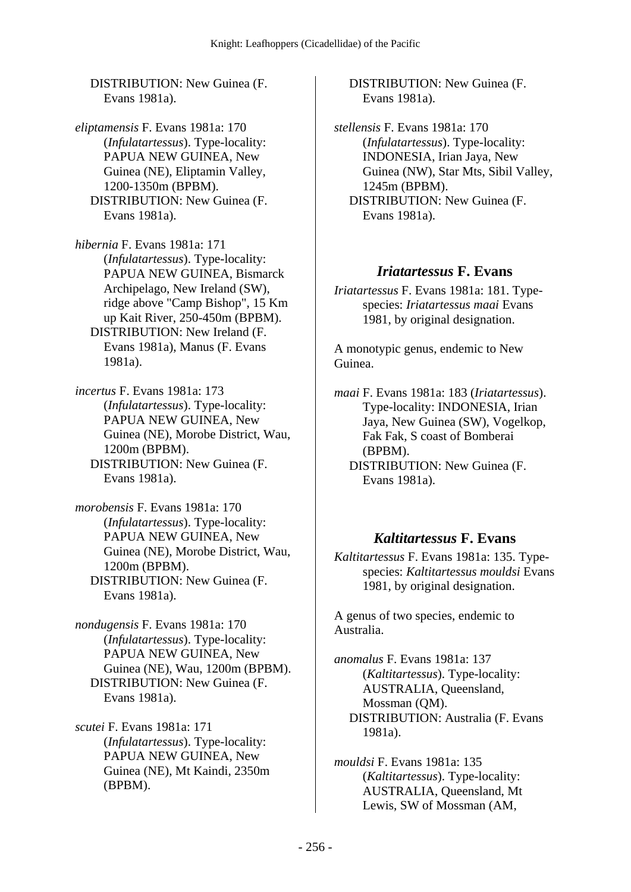DISTRIBUTION: New Guinea (F. Evans 1981a).

*eliptamensis* F. Evans 1981a: 170 (*Infulatartessus*). Type-locality: PAPUA NEW GUINEA, New Guinea (NE), Eliptamin Valley, 1200-1350m (BPBM).
DISTRIBUTION: New Guinea (F. Evans 1981a).

*hibernia* F. Evans 1981a: 171 (*Infulatartessus*). Type-locality: PAPUA NEW GUINEA, Bismarck Archipelago, New Ireland (SW), ridge above "Camp Bishop", 15 Km up Kait River, 250-450m (BPBM).
DISTRIBUTION: New Ireland (F. Evans 1981a), Manus (F. Evans 1981a).

*incertus* F. Evans 1981a: 173 (*Infulatartessus*). Type-locality: PAPUA NEW GUINEA, New Guinea (NE), Morobe District, Wau, 1200m (BPBM).
DISTRIBUTION: New Guinea (F. Evans 1981a).

*morobensis* F. Evans 1981a: 170 (*Infulatartessus*). Type-locality: PAPUA NEW GUINEA, New Guinea (NE), Morobe District, Wau, 1200m (BPBM).
DISTRIBUTION: New Guinea (F. Evans 1981a).

*nondugensis* F. Evans 1981a: 170 (*Infulatartessus*). Type-locality: PAPUA NEW GUINEA, New Guinea (NE), Wau, 1200m (BPBM).
DISTRIBUTION: New Guinea (F. Evans 1981a).

*scutei* F. Evans 1981a: 171 (*Infulatartessus*). Type-locality: PAPUA NEW GUINEA, New Guinea (NE), Mt Kaindi, 2350m (BPBM).
DISTRIBUTION: New Guinea (F. Evans 1981a).

*stellensis* F. Evans 1981a: 170 (*Infulatartessus*). Type-locality: INDONESIA, Irian Jaya, New Guinea (NW), Star Mts, Sibil Valley, 1245m (BPBM).
DISTRIBUTION: New Guinea (F. Evans 1981a).

## *Iriatartessus* F. Evans

*Iriatartessus* F. Evans 1981a: 181. Type-species: *Iriatartessus maai* Evans 1981, by original designation.

A monotypic genus, endemic to New Guinea.

*maai* F. Evans 1981a: 183 (*Iriatartessus*). Type-locality: INDONESIA, Irian Jaya, New Guinea (SW), Vogelkop, Fak Fak, S coast of Bomberai (BPBM).
DISTRIBUTION: New Guinea (F. Evans 1981a).

## *Kaltitartessus* F. Evans

*Kaltitartessus* F. Evans 1981a: 135. Type-species: *Kaltitartessus mouldsi* Evans 1981, by original designation.

A genus of two species, endemic to Australia.

*anomalus* F. Evans 1981a: 137 (*Kaltitartessus*). Type-locality: AUSTRALIA, Queensland, Mossman (QM).
DISTRIBUTION: Australia (F. Evans 1981a).

*mouldsi* F. Evans 1981a: 135 (*Kaltitartessus*). Type-locality: AUSTRALIA, Queensland, Mt Lewis, SW of Mossman (AM,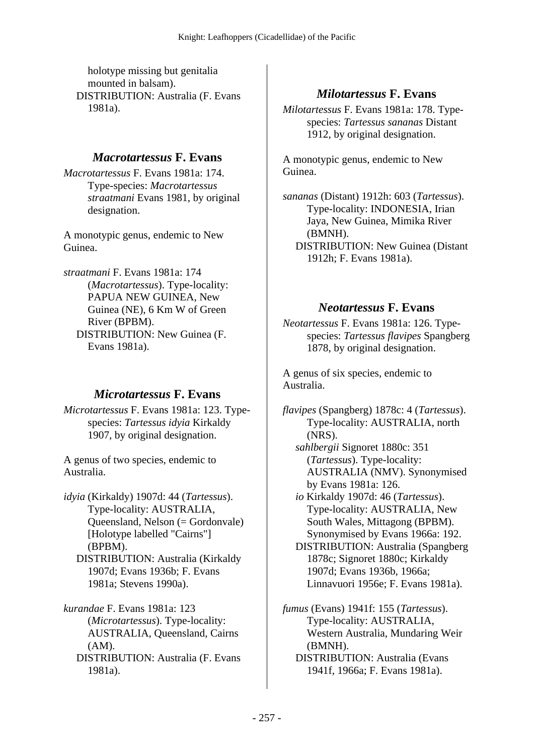holotype missing but genitalia mounted in balsam).
DISTRIBUTION: Australia (F. Evans 1981a).

## *Macrotartessus* F. Evans

*Macrotartessus* F. Evans 1981a: 174. Type-species: *Macrotartessus straatmani* Evans 1981, by original designation.

A monotypic genus, endemic to New Guinea.

*straatmani* F. Evans 1981a: 174 (*Macrotartessus*). Type-locality: PAPUA NEW GUINEA, New Guinea (NE), 6 Km W of Green River (BPBM).
DISTRIBUTION: New Guinea (F. Evans 1981a).

## *Microtartessus* F. Evans

*Microtartessus* F. Evans 1981a: 123. Type-species: *Tartessus idyia* Kirkaldy 1907, by original designation.

A genus of two species, endemic to Australia.

*idyia* (Kirkaldy) 1907d: 44 (*Tartessus*). Type-locality: AUSTRALIA, Queensland, Nelson (= Gordonvale) [Holotype labelled "Cairns"] (BPBM).
DISTRIBUTION: Australia (Kirkaldy 1907d; Evans 1936b; F. Evans 1981a; Stevens 1990a).

*kurandae* F. Evans 1981a: 123 (*Microtartessus*). Type-locality: AUSTRALIA, Queensland, Cairns (AM).
DISTRIBUTION: Australia (F. Evans 1981a).

## *Milotartessus* F. Evans

*Milotartessus* F. Evans 1981a: 178. Type-species: *Tartessus sananas* Distant 1912, by original designation.

A monotypic genus, endemic to New Guinea.

*sananas* (Distant) 1912h: 603 (*Tartessus*). Type-locality: INDONESIA, Irian Jaya, New Guinea, Mimika River (BMNH).
DISTRIBUTION: New Guinea (Distant 1912h; F. Evans 1981a).

## *Neotartessus* F. Evans

*Neotartessus* F. Evans 1981a: 126. Type-species: *Tartessus flavipes* Spangberg 1878, by original designation.

A genus of six species, endemic to Australia.

*flavipes* (Spangberg) 1878c: 4 (*Tartessus*). Type-locality: AUSTRALIA, north (NRS).
*sahlbergii* Signoret 1880c: 351 (*Tartessus*). Type-locality: AUSTRALIA (NMV). Synonymised by Evans 1981a: 126.
*io* Kirkaldy 1907d: 46 (*Tartessus*). Type-locality: AUSTRALIA, New South Wales, Mittagong (BPBM). Synonymised by Evans 1966a: 192.
DISTRIBUTION: Australia (Spangberg 1878c; Signoret 1880c; Kirkaldy 1907d; Evans 1936b, 1966a; Linnavuori 1956e; F. Evans 1981a).

*fumus* (Evans) 1941f: 155 (*Tartessus*). Type-locality: AUSTRALIA, Western Australia, Mundaring Weir (BMNH).
DISTRIBUTION: Australia (Evans 1941f, 1966a; F. Evans 1981a).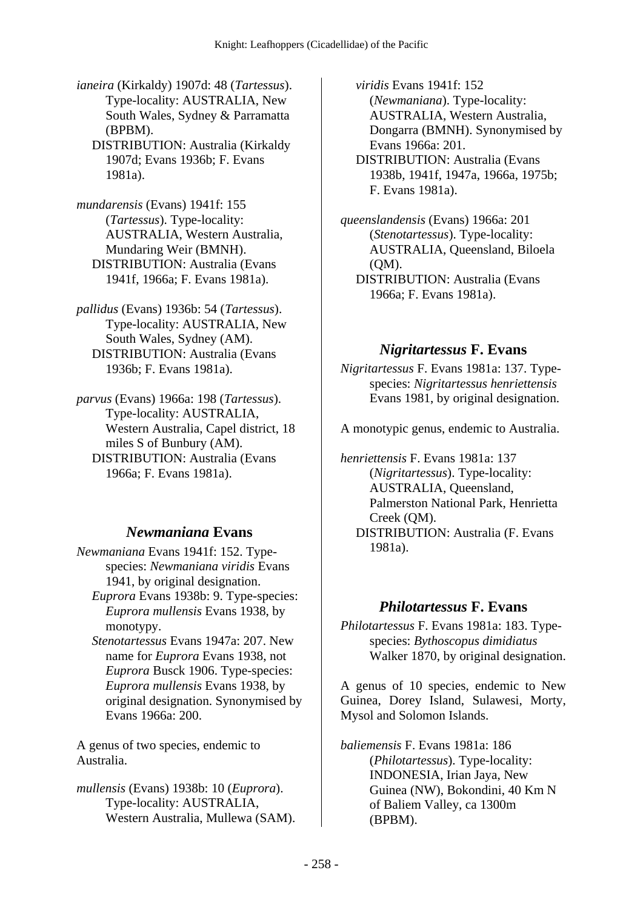*ianeira* (Kirkaldy) 1907d: 48 (*Tartessus*). Type-locality: AUSTRALIA, New South Wales, Sydney & Parramatta (BPBM).
DISTRIBUTION: Australia (Kirkaldy 1907d; Evans 1936b; F. Evans 1981a).

*mundarensis* (Evans) 1941f: 155 (*Tartessus*). Type-locality: AUSTRALIA, Western Australia, Mundaring Weir (BMNH).
DISTRIBUTION: Australia (Evans 1941f, 1966a; F. Evans 1981a).

*pallidus* (Evans) 1936b: 54 (*Tartessus*). Type-locality: AUSTRALIA, New South Wales, Sydney (AM).
DISTRIBUTION: Australia (Evans 1936b; F. Evans 1981a).

*parvus* (Evans) 1966a: 198 (*Tartessus*). Type-locality: AUSTRALIA, Western Australia, Capel district, 18 miles S of Bunbury (AM).
DISTRIBUTION: Australia (Evans 1966a; F. Evans 1981a).

## *Newmaniana* Evans

*Newmaniana* Evans 1941f: 152. Type-species: *Newmaniana viridis* Evans 1941, by original designation.
*Euprora* Evans 1938b: 9. Type-species: *Euprora mullensis* Evans 1938, by monotypy.
*Stenotartessus* Evans 1947a: 207. New name for *Euprora* Evans 1938, not *Euprora* Busck 1906. Type-species: *Euprora mullensis* Evans 1938, by original designation. Synonymised by Evans 1966a: 200.

A genus of two species, endemic to Australia.

*mullensis* (Evans) 1938b: 10 (*Euprora*). Type-locality: AUSTRALIA, Western Australia, Mullewa (SAM).
*viridis* Evans 1941f: 152 (*Newmaniana*). Type-locality: AUSTRALIA, Western Australia, Dongarra (BMNH). Synonymised by Evans 1966a: 201.
DISTRIBUTION: Australia (Evans 1938b, 1941f, 1947a, 1966a, 1975b; F. Evans 1981a).

*queenslandensis* (Evans) 1966a: 201 (*Stenotartessus*). Type-locality: AUSTRALIA, Queensland, Biloela (QM).
DISTRIBUTION: Australia (Evans 1966a; F. Evans 1981a).

## *Nigritartessus* F. Evans

*Nigritartessus* F. Evans 1981a: 137. Type-species: *Nigritartessus henriettensis* Evans 1981, by original designation.

A monotypic genus, endemic to Australia.

*henriettensis* F. Evans 1981a: 137 (*Nigritartessus*). Type-locality: AUSTRALIA, Queensland, Palmerston National Park, Henrietta Creek (QM).
DISTRIBUTION: Australia (F. Evans 1981a).

## *Philotartessus* F. Evans

*Philotartessus* F. Evans 1981a: 183. Type-species: *Bythoscopus dimidiatus* Walker 1870, by original designation.

A genus of 10 species, endemic to New Guinea, Dorey Island, Sulawesi, Morty, Mysol and Solomon Islands.

*baliemensis* F. Evans 1981a: 186 (*Philotartessus*). Type-locality: INDONESIA, Irian Jaya, New Guinea (NW), Bokondini, 40 Km N of Baliem Valley, ca 1300m (BPBM).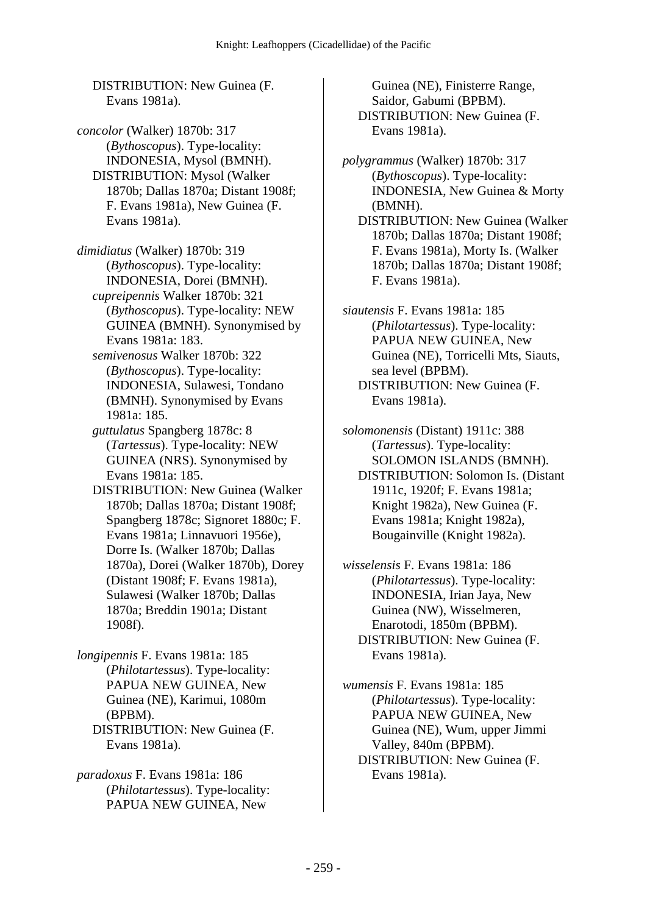DISTRIBUTION: New Guinea (F. Evans 1981a).

*concolor* (Walker) 1870b: 317 (*Bythoscopus*). Type-locality: INDONESIA, Mysol (BMNH).
DISTRIBUTION: Mysol (Walker 1870b; Dallas 1870a; Distant 1908f; F. Evans 1981a), New Guinea (F. Evans 1981a).

*dimidiatus* (Walker) 1870b: 319 (*Bythoscopus*). Type-locality: INDONESIA, Dorei (BMNH).
*cupreipennis* Walker 1870b: 321 (*Bythoscopus*). Type-locality: NEW GUINEA (BMNH). Synonymised by Evans 1981a: 183.
*semivenosus* Walker 1870b: 322 (*Bythoscopus*). Type-locality: INDONESIA, Sulawesi, Tondano (BMNH). Synonymised by Evans 1981a: 185.
*guttulatus* Spangberg 1878c: 8 (*Tartessus*). Type-locality: NEW GUINEA (NRS). Synonymised by Evans 1981a: 185.
DISTRIBUTION: New Guinea (Walker 1870b; Dallas 1870a; Distant 1908f; Spangberg 1878c; Signoret 1880c; F. Evans 1981a; Linnavuori 1956e), Dorre Is. (Walker 1870b; Dallas 1870a), Dorei (Walker 1870b), Dorey (Distant 1908f; F. Evans 1981a), Sulawesi (Walker 1870b; Dallas 1870a; Breddin 1901a; Distant 1908f).

*longipennis* F. Evans 1981a: 185 (*Philotartessus*). Type-locality: PAPUA NEW GUINEA, New Guinea (NE), Karimui, 1080m (BPBM).
DISTRIBUTION: New Guinea (F. Evans 1981a).

*paradoxus* F. Evans 1981a: 186 (*Philotartessus*). Type-locality: PAPUA NEW GUINEA, New Guinea (NE), Finisterre Range, Saidor, Gabumi (BPBM).
DISTRIBUTION: New Guinea (F. Evans 1981a).

*polygrammus* (Walker) 1870b: 317 (*Bythoscopus*). Type-locality: INDONESIA, New Guinea & Morty (BMNH).
DISTRIBUTION: New Guinea (Walker 1870b; Dallas 1870a; Distant 1908f; F. Evans 1981a), Morty Is. (Walker 1870b; Dallas 1870a; Distant 1908f; F. Evans 1981a).

*siautensis* F. Evans 1981a: 185 (*Philotartessus*). Type-locality: PAPUA NEW GUINEA, New Guinea (NE), Torricelli Mts, Siauts, sea level (BPBM).
DISTRIBUTION: New Guinea (F. Evans 1981a).

*solomonensis* (Distant) 1911c: 388 (*Tartessus*). Type-locality: SOLOMON ISLANDS (BMNH).
DISTRIBUTION: Solomon Is. (Distant 1911c, 1920f; F. Evans 1981a; Knight 1982a), New Guinea (F. Evans 1981a; Knight 1982a), Bougainville (Knight 1982a).

*wisselensis* F. Evans 1981a: 186 (*Philotartessus*). Type-locality: INDONESIA, Irian Jaya, New Guinea (NW), Wisselmeren, Enarotodi, 1850m (BPBM).
DISTRIBUTION: New Guinea (F. Evans 1981a).

*wumensis* F. Evans 1981a: 185 (*Philotartessus*). Type-locality: PAPUA NEW GUINEA, New Guinea (NE), Wum, upper Jimmi Valley, 840m (BPBM).
DISTRIBUTION: New Guinea (F. Evans 1981a).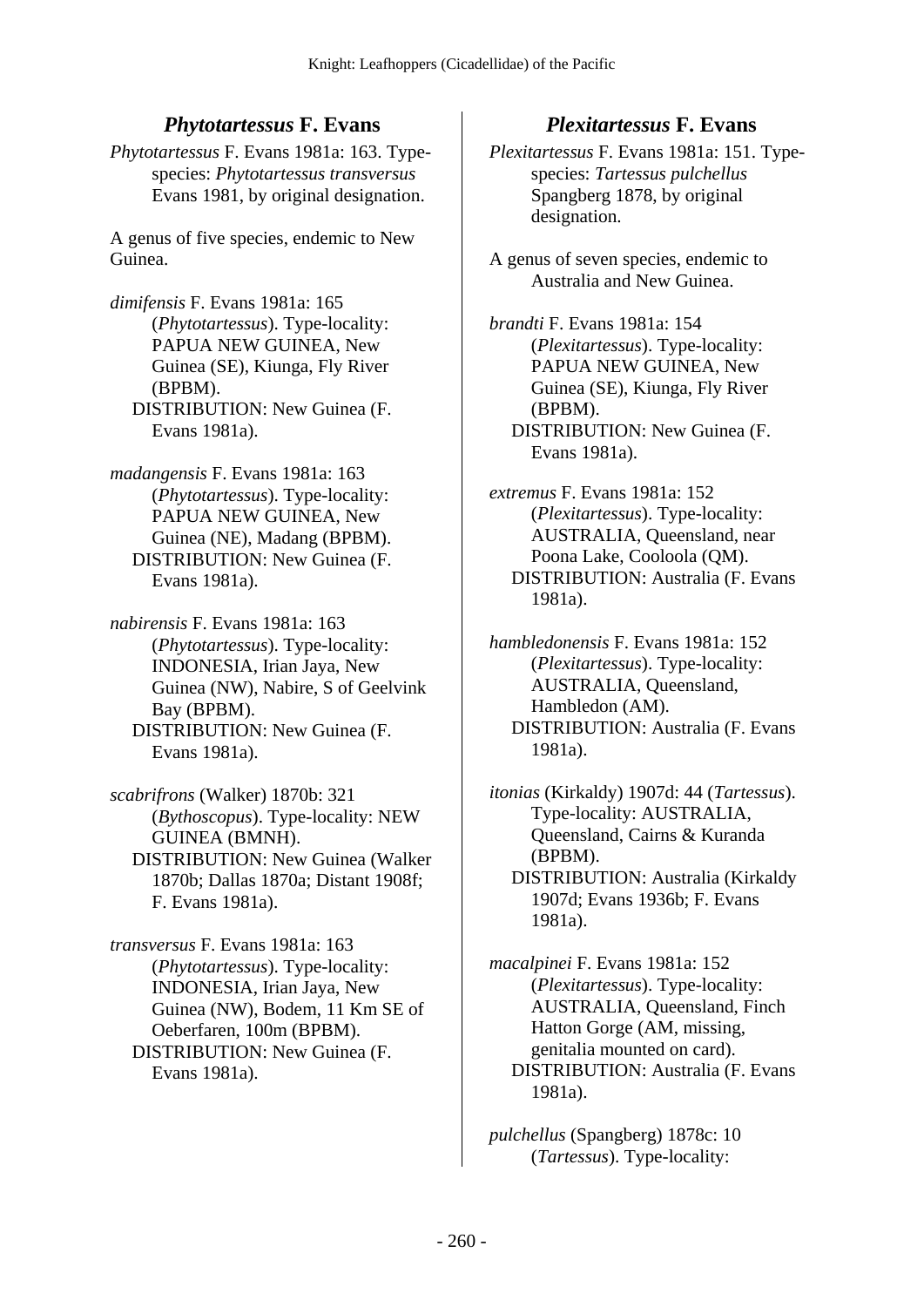## *Phytotartessus* F. Evans

*Phytotartessus* F. Evans 1981a: 163. Type-species: *Phytotartessus transversus* Evans 1981, by original designation.

A genus of five species, endemic to New Guinea.

*dimifensis* F. Evans 1981a: 165 (*Phytotartessus*). Type-locality: PAPUA NEW GUINEA, New Guinea (SE), Kiunga, Fly River (BPBM).
DISTRIBUTION: New Guinea (F. Evans 1981a).

*madangensis* F. Evans 1981a: 163 (*Phytotartessus*). Type-locality: PAPUA NEW GUINEA, New Guinea (NE), Madang (BPBM).
DISTRIBUTION: New Guinea (F. Evans 1981a).

*nabirensis* F. Evans 1981a: 163 (*Phytotartessus*). Type-locality: INDONESIA, Irian Jaya, New Guinea (NW), Nabire, S of Geelvink Bay (BPBM).
DISTRIBUTION: New Guinea (F. Evans 1981a).

*scabrifrons* (Walker) 1870b: 321 (*Bythoscopus*). Type-locality: NEW GUINEA (BMNH).
DISTRIBUTION: New Guinea (Walker 1870b; Dallas 1870a; Distant 1908f; F. Evans 1981a).

*transversus* F. Evans 1981a: 163 (*Phytotartessus*). Type-locality: INDONESIA, Irian Jaya, New Guinea (NW), Bodem, 11 Km SE of Oeberfaren, 100m (BPBM).
DISTRIBUTION: New Guinea (F. Evans 1981a).

## *Plexitartessus* F. Evans

*Plexitartessus* F. Evans 1981a: 151. Type-species: *Tartessus pulchellus* Spangberg 1878, by original designation.

A genus of seven species, endemic to Australia and New Guinea.

*brandti* F. Evans 1981a: 154 (*Plexitartessus*). Type-locality: PAPUA NEW GUINEA, New Guinea (SE), Kiunga, Fly River (BPBM).
DISTRIBUTION: New Guinea (F. Evans 1981a).

*extremus* F. Evans 1981a: 152 (*Plexitartessus*). Type-locality: AUSTRALIA, Queensland, near Poona Lake, Cooloola (QM).
DISTRIBUTION: Australia (F. Evans 1981a).

*hambledonensis* F. Evans 1981a: 152 (*Plexitartessus*). Type-locality: AUSTRALIA, Queensland, Hambledon (AM).
DISTRIBUTION: Australia (F. Evans 1981a).

*itonias* (Kirkaldy) 1907d: 44 (*Tartessus*). Type-locality: AUSTRALIA, Queensland, Cairns & Kuranda (BPBM).
DISTRIBUTION: Australia (Kirkaldy 1907d; Evans 1936b; F. Evans 1981a).

*macalpinei* F. Evans 1981a: 152 (*Plexitartessus*). Type-locality: AUSTRALIA, Queensland, Finch Hatton Gorge (AM, missing, genitalia mounted on card).
DISTRIBUTION: Australia (F. Evans 1981a).

*pulchellus* (Spangberg) 1878c: 10 (*Tartessus*). Type-locality: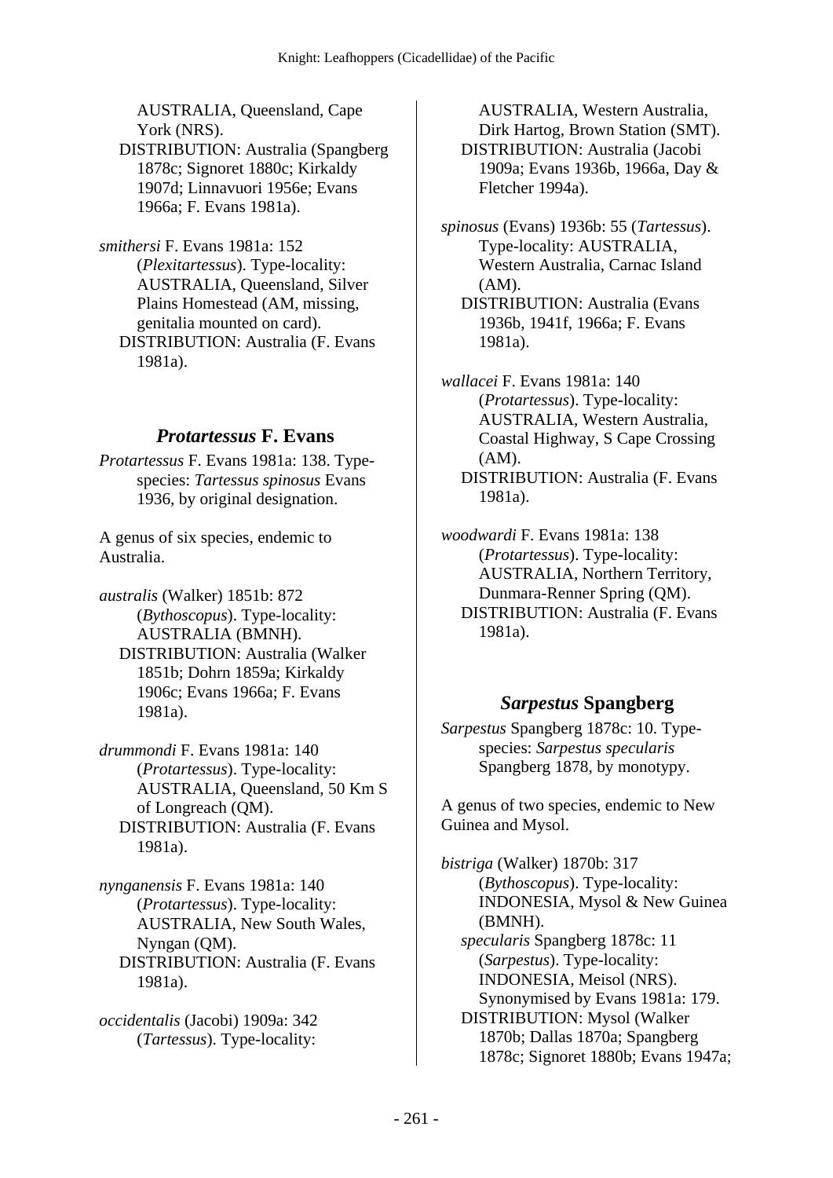AUSTRALIA, Queensland, Cape York (NRS).
DISTRIBUTION: Australia (Spangberg 1878c; Signoret 1880c; Kirkaldy 1907d; Linnavuori 1956e; Evans 1966a; F. Evans 1981a).

*smithersi* F. Evans 1981a: 152 (*Plexitartessus*). Type-locality: AUSTRALIA, Queensland, Silver Plains Homestead (AM, missing, genitalia mounted on card).
DISTRIBUTION: Australia (F. Evans 1981a).

## *Protartessus* F. Evans

*Protartessus* F. Evans 1981a: 138. Type-species: *Tartessus spinosus* Evans 1936, by original designation.

A genus of six species, endemic to Australia.

*australis* (Walker) 1851b: 872 (*Bythoscopus*). Type-locality: AUSTRALIA (BMNH).
DISTRIBUTION: Australia (Walker 1851b; Dohrn 1859a; Kirkaldy 1906c; Evans 1966a; F. Evans 1981a).

*drummondi* F. Evans 1981a: 140 (*Protartessus*). Type-locality: AUSTRALIA, Queensland, 50 Km S of Longreach (QM).
DISTRIBUTION: Australia (F. Evans 1981a).

*nynganensis* F. Evans 1981a: 140 (*Protartessus*). Type-locality: AUSTRALIA, New South Wales, Nyngan (QM).
DISTRIBUTION: Australia (F. Evans 1981a).

*occidentalis* (Jacobi) 1909a: 342 (*Tartessus*). Type-locality: AUSTRALIA, Western Australia, Dirk Hartog, Brown Station (SMT).
DISTRIBUTION: Australia (Jacobi 1909a; Evans 1936b, 1966a, Day & Fletcher 1994a).

*spinosus* (Evans) 1936b: 55 (*Tartessus*). Type-locality: AUSTRALIA, Western Australia, Carnac Island (AM).
DISTRIBUTION: Australia (Evans 1936b, 1941f, 1966a; F. Evans 1981a).

*wallacei* F. Evans 1981a: 140 (*Protartessus*). Type-locality: AUSTRALIA, Western Australia, Coastal Highway, S Cape Crossing (AM).
DISTRIBUTION: Australia (F. Evans 1981a).

*woodwardi* F. Evans 1981a: 138 (*Protartessus*). Type-locality: AUSTRALIA, Northern Territory, Dunmara-Renner Spring (QM).
DISTRIBUTION: Australia (F. Evans 1981a).

## *Sarpestus* Spangberg

*Sarpestus* Spangberg 1878c: 10. Type-species: *Sarpestus specularis* Spangberg 1878, by monotypy.

A genus of two species, endemic to New Guinea and Mysol.

*bistriga* (Walker) 1870b: 317 (*Bythoscopus*). Type-locality: INDONESIA, Mysol & New Guinea (BMNH).
*specularis* Spangberg 1878c: 11 (*Sarpestus*). Type-locality: INDONESIA, Meisol (NRS). Synonymised by Evans 1981a: 179.
DISTRIBUTION: Mysol (Walker 1870b; Dallas 1870a; Spangberg 1878c; Signoret 1880b; Evans 1947a;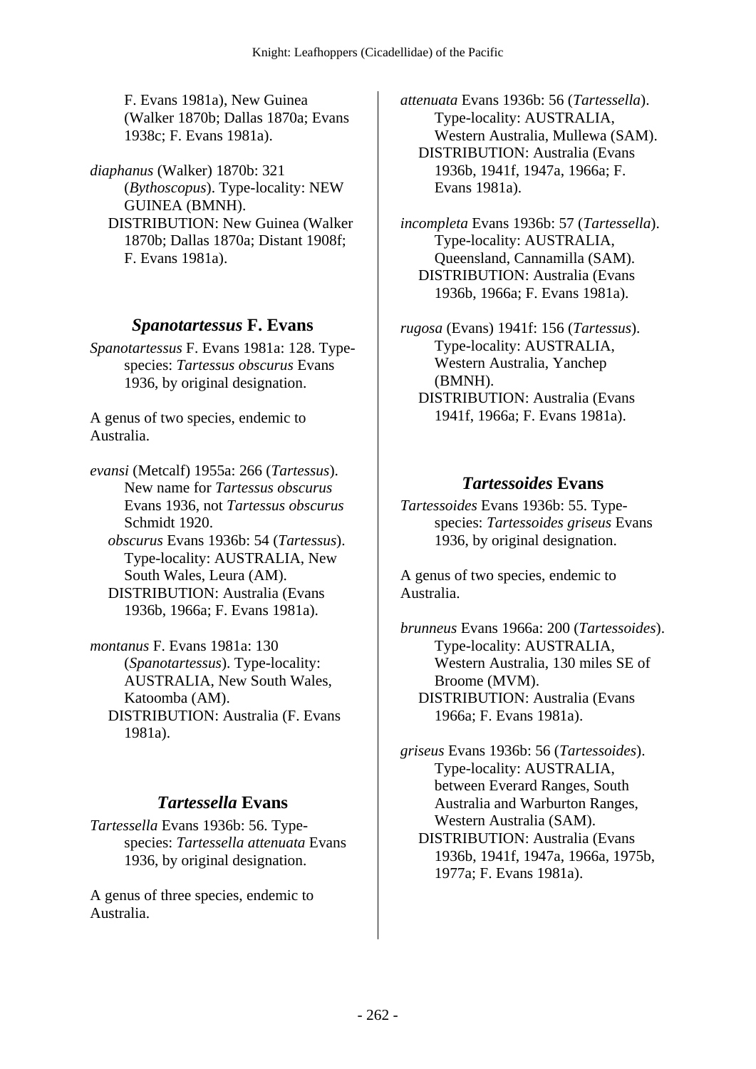F. Evans 1981a), New Guinea (Walker 1870b; Dallas 1870a; Evans 1938c; F. Evans 1981a).

*diaphanus* (Walker) 1870b: 321 (*Bythoscopus*). Type-locality: NEW GUINEA (BMNH).
DISTRIBUTION: New Guinea (Walker 1870b; Dallas 1870a; Distant 1908f; F. Evans 1981a).

## *Spanotartessus* F. Evans

*Spanotartessus* F. Evans 1981a: 128. Type-species: *Tartessus obscurus* Evans 1936, by original designation.

A genus of two species, endemic to Australia.

*evansi* (Metcalf) 1955a: 266 (*Tartessus*). New name for *Tartessus obscurus* Evans 1936, not *Tartessus obscurus* Schmidt 1920.
*obscurus* Evans 1936b: 54 (*Tartessus*). Type-locality: AUSTRALIA, New South Wales, Leura (AM).
DISTRIBUTION: Australia (Evans 1936b, 1966a; F. Evans 1981a).

*montanus* F. Evans 1981a: 130 (*Spanotartessus*). Type-locality: AUSTRALIA, New South Wales, Katoomba (AM).
DISTRIBUTION: Australia (F. Evans 1981a).

## *Tartessella* Evans

*Tartessella* Evans 1936b: 56. Type-species: *Tartessella attenuata* Evans 1936, by original designation.

A genus of three species, endemic to Australia.

*attenuata* Evans 1936b: 56 (*Tartessella*). Type-locality: AUSTRALIA, Western Australia, Mullewa (SAM).
DISTRIBUTION: Australia (Evans 1936b, 1941f, 1947a, 1966a; F. Evans 1981a).

*incompleta* Evans 1936b: 57 (*Tartessella*). Type-locality: AUSTRALIA, Queensland, Cannamilla (SAM).
DISTRIBUTION: Australia (Evans 1936b, 1966a; F. Evans 1981a).

*rugosa* (Evans) 1941f: 156 (*Tartessus*). Type-locality: AUSTRALIA, Western Australia, Yanchep (BMNH).
DISTRIBUTION: Australia (Evans 1941f, 1966a; F. Evans 1981a).

## *Tartessoides* Evans

*Tartessoides* Evans 1936b: 55. Type-species: *Tartessoides griseus* Evans 1936, by original designation.

A genus of two species, endemic to Australia.

*brunneus* Evans 1966a: 200 (*Tartessoides*). Type-locality: AUSTRALIA, Western Australia, 130 miles SE of Broome (MVM).
DISTRIBUTION: Australia (Evans 1966a; F. Evans 1981a).

*griseus* Evans 1936b: 56 (*Tartessoides*). Type-locality: AUSTRALIA, between Everard Ranges, South Australia and Warburton Ranges, Western Australia (SAM).
DISTRIBUTION: Australia (Evans 1936b, 1941f, 1947a, 1966a, 1975b, 1977a; F. Evans 1981a).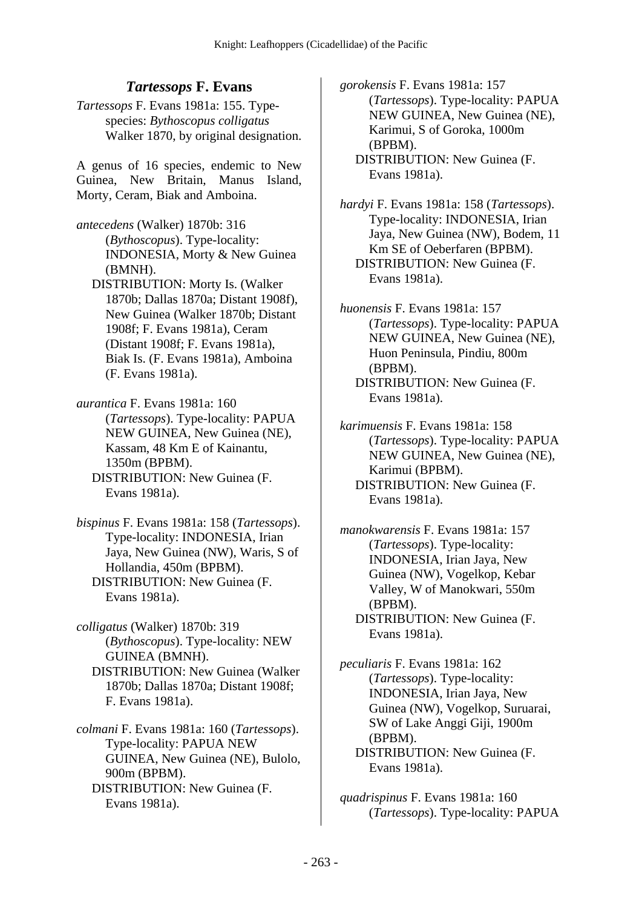## *Tartessops* F. Evans

*Tartessops* F. Evans 1981a: 155. Type-species: *Bythoscopus colligatus* Walker 1870, by original designation.

A genus of 16 species, endemic to New Guinea, New Britain, Manus Island, Morty, Ceram, Biak and Amboina.

*antecedens* (Walker) 1870b: 316 (*Bythoscopus*). Type-locality: INDONESIA, Morty & New Guinea (BMNH).
DISTRIBUTION: Morty Is. (Walker 1870b; Dallas 1870a; Distant 1908f), New Guinea (Walker 1870b; Distant 1908f; F. Evans 1981a), Ceram (Distant 1908f; F. Evans 1981a), Biak Is. (F. Evans 1981a), Amboina (F. Evans 1981a).

*aurantica* F. Evans 1981a: 160 (*Tartessops*). Type-locality: PAPUA NEW GUINEA, New Guinea (NE), Kassam, 48 Km E of Kainantu, 1350m (BPBM).
DISTRIBUTION: New Guinea (F. Evans 1981a).

*bispinus* F. Evans 1981a: 158 (*Tartessops*). Type-locality: INDONESIA, Irian Jaya, New Guinea (NW), Waris, S of Hollandia, 450m (BPBM).
DISTRIBUTION: New Guinea (F. Evans 1981a).

*colligatus* (Walker) 1870b: 319 (*Bythoscopus*). Type-locality: NEW GUINEA (BMNH).
DISTRIBUTION: New Guinea (Walker 1870b; Dallas 1870a; Distant 1908f; F. Evans 1981a).

*colmani* F. Evans 1981a: 160 (*Tartessops*). Type-locality: PAPUA NEW GUINEA, New Guinea (NE), Bulolo, 900m (BPBM).
DISTRIBUTION: New Guinea (F. Evans 1981a).

*gorokensis* F. Evans 1981a: 157 (*Tartessops*). Type-locality: PAPUA NEW GUINEA, New Guinea (NE), Karimui, S of Goroka, 1000m (BPBM).
DISTRIBUTION: New Guinea (F. Evans 1981a).

*hardyi* F. Evans 1981a: 158 (*Tartessops*). Type-locality: INDONESIA, Irian Jaya, New Guinea (NW), Bodem, 11 Km SE of Oeberfaren (BPBM).
DISTRIBUTION: New Guinea (F. Evans 1981a).

*huonensis* F. Evans 1981a: 157 (*Tartessops*). Type-locality: PAPUA NEW GUINEA, New Guinea (NE), Huon Peninsula, Pindiu, 800m (BPBM).
DISTRIBUTION: New Guinea (F. Evans 1981a).

*karimuensis* F. Evans 1981a: 158 (*Tartessops*). Type-locality: PAPUA NEW GUINEA, New Guinea (NE), Karimui (BPBM).
DISTRIBUTION: New Guinea (F. Evans 1981a).

*manokwarensis* F. Evans 1981a: 157 (*Tartessops*). Type-locality: INDONESIA, Irian Jaya, New Guinea (NW), Vogelkop, Kebar Valley, W of Manokwari, 550m (BPBM).
DISTRIBUTION: New Guinea (F. Evans 1981a).

*peculiaris* F. Evans 1981a: 162 (*Tartessops*). Type-locality: INDONESIA, Irian Jaya, New Guinea (NW), Vogelkop, Suruarai, SW of Lake Anggi Giji, 1900m (BPBM).
DISTRIBUTION: New Guinea (F. Evans 1981a).

*quadrispinus* F. Evans 1981a: 160 (*Tartessops*). Type-locality: PAPUA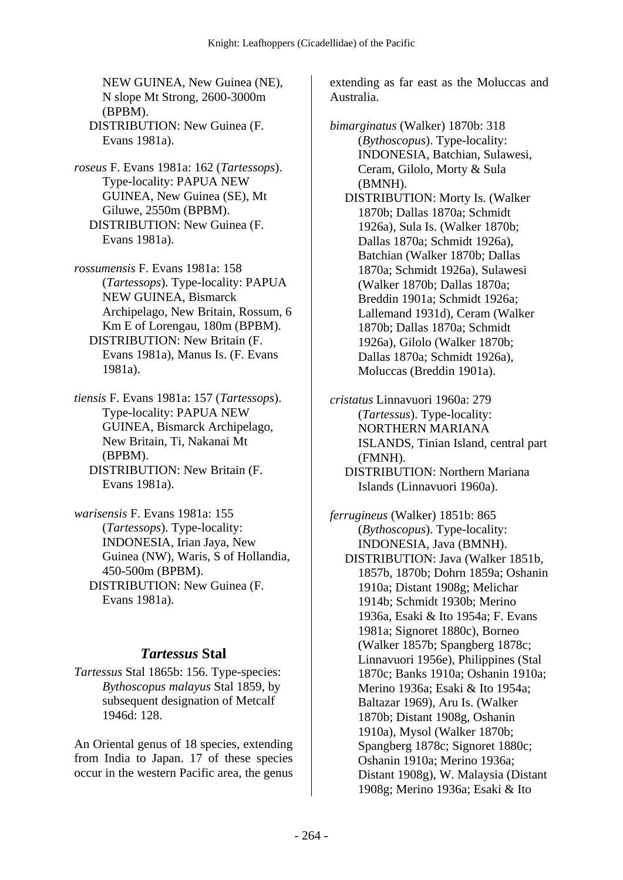NEW GUINEA, New Guinea (NE), N slope Mt Strong, 2600-3000m (BPBM).
DISTRIBUTION: New Guinea (F. Evans 1981a).

*roseus* F. Evans 1981a: 162 (*Tartessops*). Type-locality: PAPUA NEW GUINEA, New Guinea (SE), Mt Giluwe, 2550m (BPBM).
DISTRIBUTION: New Guinea (F. Evans 1981a).

*rossumensis* F. Evans 1981a: 158 (*Tartessops*). Type-locality: PAPUA NEW GUINEA, Bismarck Archipelago, New Britain, Rossum, 6 Km E of Lorengau, 180m (BPBM).
DISTRIBUTION: New Britain (F. Evans 1981a), Manus Is. (F. Evans 1981a).

*tiensis* F. Evans 1981a: 157 (*Tartessops*). Type-locality: PAPUA NEW GUINEA, Bismarck Archipelago, New Britain, Ti, Nakanai Mt (BPBM).
DISTRIBUTION: New Britain (F. Evans 1981a).

*warisensis* F. Evans 1981a: 155 (*Tartessops*). Type-locality: INDONESIA, Irian Jaya, New Guinea (NW), Waris, S of Hollandia, 450-500m (BPBM).
DISTRIBUTION: New Guinea (F. Evans 1981a).

## *Tartessus* Stal

*Tartessus* Stal 1865b: 156. Type-species: *Bythoscopus malayus* Stal 1859, by subsequent designation of Metcalf 1946d: 128.

An Oriental genus of 18 species, extending from India to Japan. 17 of these species occur in the western Pacific area, the genus extending as far east as the Moluccas and Australia.

*bimarginatus* (Walker) 1870b: 318 (*Bythoscopus*). Type-locality: INDONESIA, Batchian, Sulawesi, Ceram, Gilolo, Morty & Sula (BMNH).
DISTRIBUTION: Morty Is. (Walker 1870b; Dallas 1870a; Schmidt 1926a), Sula Is. (Walker 1870b; Dallas 1870a; Schmidt 1926a), Batchian (Walker 1870b; Dallas 1870a; Schmidt 1926a), Sulawesi (Walker 1870b; Dallas 1870a; Breddin 1901a; Schmidt 1926a; Lallemand 1931d), Ceram (Walker 1870b; Dallas 1870a; Schmidt 1926a), Gilolo (Walker 1870b; Dallas 1870a; Schmidt 1926a), Moluccas (Breddin 1901a).

*cristatus* Linnavuori 1960a: 279 (*Tartessus*). Type-locality: NORTHERN MARIANA ISLANDS, Tinian Island, central part (FMNH).
DISTRIBUTION: Northern Mariana Islands (Linnavuori 1960a).

*ferrugineus* (Walker) 1851b: 865 (*Bythoscopus*). Type-locality: INDONESIA, Java (BMNH).
DISTRIBUTION: Java (Walker 1851b, 1857b, 1870b; Dohrn 1859a; Oshanin 1910a; Distant 1908g; Melichar 1914b; Schmidt 1930b; Merino 1936a, Esaki & Ito 1954a; F. Evans 1981a; Signoret 1880c), Borneo (Walker 1857b; Spangberg 1878c; Linnavuori 1956e), Philippines (Stal 1870c; Banks 1910a; Oshanin 1910a; Merino 1936a; Esaki & Ito 1954a; Baltazar 1969), Aru Is. (Walker 1870b; Distant 1908g, Oshanin 1910a), Mysol (Walker 1870b; Spangberg 1878c; Signoret 1880c; Oshanin 1910a; Merino 1936a; Distant 1908g), W. Malaysia (Distant 1908g; Merino 1936a; Esaki & Ito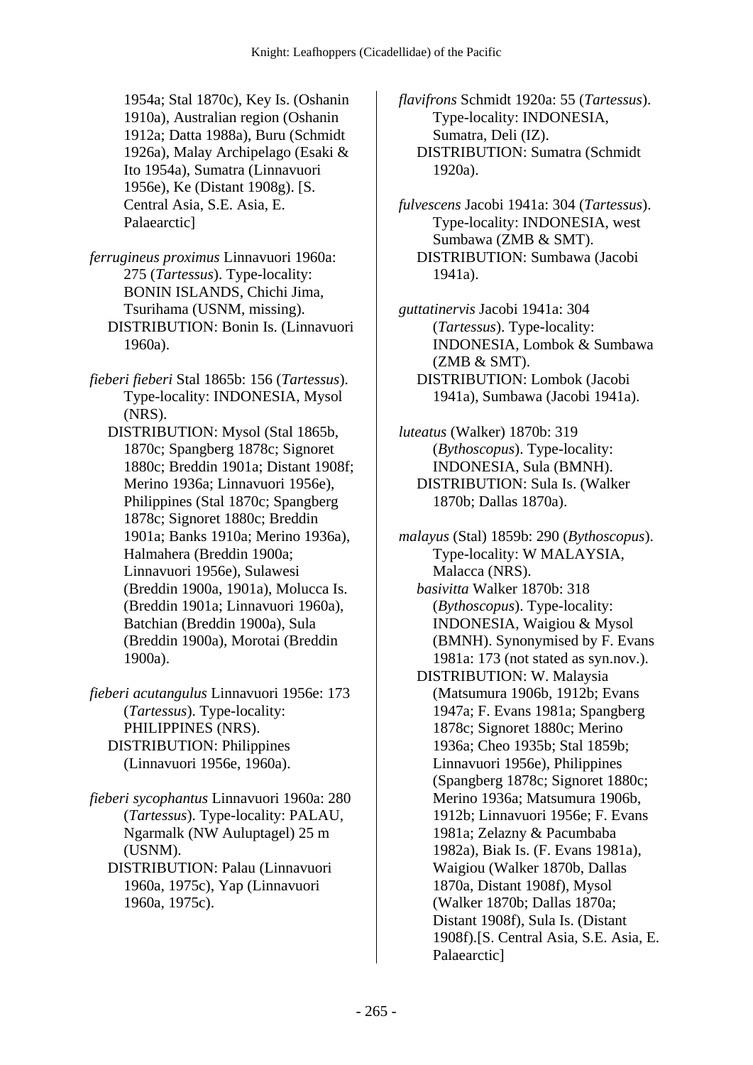1954a; Stal 1870c), Key Is. (Oshanin 1910a), Australian region (Oshanin 1912a; Datta 1988a), Buru (Schmidt 1926a), Malay Archipelago (Esaki & Ito 1954a), Sumatra (Linnavuori 1956e), Ke (Distant 1908g). [S. Central Asia, S.E. Asia, E. Palaearctic]

*ferrugineus proximus* Linnavuori 1960a: 275 (*Tartessus*). Type-locality: BONIN ISLANDS, Chichi Jima, Tsurihama (USNM, missing).
DISTRIBUTION: Bonin Is. (Linnavuori 1960a).

*fieberi fieberi* Stal 1865b: 156 (*Tartessus*). Type-locality: INDONESIA, Mysol (NRS).
DISTRIBUTION: Mysol (Stal 1865b, 1870c; Spangberg 1878c; Signoret 1880c; Breddin 1901a; Distant 1908f; Merino 1936a; Linnavuori 1956e), Philippines (Stal 1870c; Spangberg 1878c; Signoret 1880c; Breddin 1901a; Banks 1910a; Merino 1936a), Halmahera (Breddin 1900a; Linnavuori 1956e), Sulawesi (Breddin 1900a, 1901a), Molucca Is. (Breddin 1901a; Linnavuori 1960a), Batchian (Breddin 1900a), Sula (Breddin 1900a), Morotai (Breddin 1900a).

*fieberi acutangulus* Linnavuori 1956e: 173 (*Tartessus*). Type-locality: PHILIPPINES (NRS).
DISTRIBUTION: Philippines (Linnavuori 1956e, 1960a).

*fieberi sycophantus* Linnavuori 1960a: 280 (*Tartessus*). Type-locality: PALAU, Ngarmalk (NW Auluptagel) 25 m (USNM).
DISTRIBUTION: Palau (Linnavuori 1960a, 1975c), Yap (Linnavuori 1960a, 1975c).

*flavifrons* Schmidt 1920a: 55 (*Tartessus*). Type-locality: INDONESIA, Sumatra, Deli (IZ).
DISTRIBUTION: Sumatra (Schmidt 1920a).

*fulvescens* Jacobi 1941a: 304 (*Tartessus*). Type-locality: INDONESIA, west Sumbawa (ZMB & SMT).
DISTRIBUTION: Sumbawa (Jacobi 1941a).

*guttatinervis* Jacobi 1941a: 304 (*Tartessus*). Type-locality: INDONESIA, Lombok & Sumbawa (ZMB & SMT).
DISTRIBUTION: Lombok (Jacobi 1941a), Sumbawa (Jacobi 1941a).

*luteatus* (Walker) 1870b: 319 (*Bythoscopus*). Type-locality: INDONESIA, Sula (BMNH).
DISTRIBUTION: Sula Is. (Walker 1870b; Dallas 1870a).

*malayus* (Stal) 1859b: 290 (*Bythoscopus*). Type-locality: W MALAYSIA, Malacca (NRS).
*basivitta* Walker 1870b: 318 (*Bythoscopus*). Type-locality: INDONESIA, Waigiou & Mysol (BMNH). Synonymised by F. Evans 1981a: 173 (not stated as syn.nov.).
DISTRIBUTION: W. Malaysia (Matsumura 1906b, 1912b; Evans 1947a; F. Evans 1981a; Spangberg 1878c; Signoret 1880c; Merino 1936a; Cheo 1935b; Stal 1859b; Linnavuori 1956e), Philippines (Spangberg 1878c; Signoret 1880c; Merino 1936a; Matsumura 1906b, 1912b; Linnavuori 1956e; F. Evans 1981a; Zelazny & Pacumbaba 1982a), Biak Is. (F. Evans 1981a), Waigiou (Walker 1870b, Dallas 1870a, Distant 1908f), Mysol (Walker 1870b; Dallas 1870a; Distant 1908f), Sula Is. (Distant 1908f).[S. Central Asia, S.E. Asia, E. Palaearctic]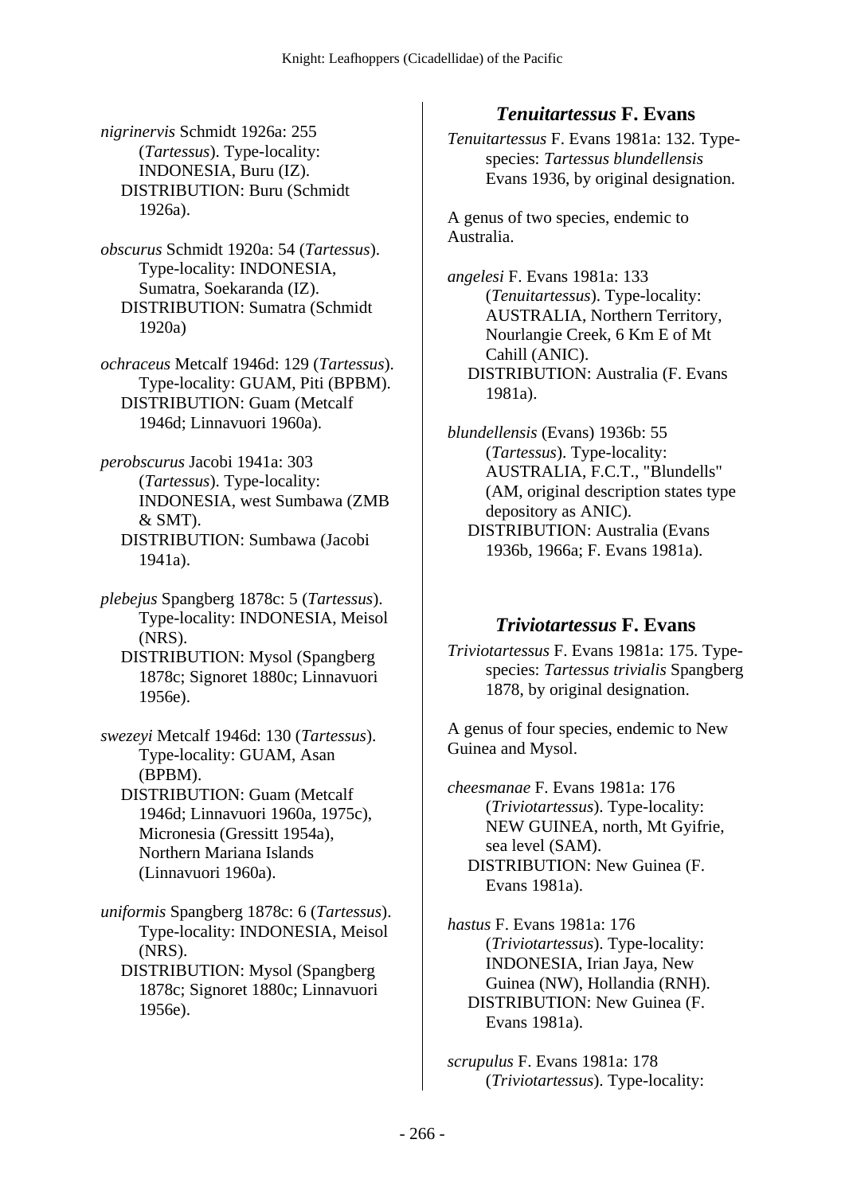*nigrinervis* Schmidt 1926a: 255 (*Tartessus*). Type-locality: INDONESIA, Buru (IZ).
DISTRIBUTION: Buru (Schmidt 1926a).

*obscurus* Schmidt 1920a: 54 (*Tartessus*). Type-locality: INDONESIA, Sumatra, Soekaranda (IZ).
DISTRIBUTION: Sumatra (Schmidt 1920a)

*ochraceus* Metcalf 1946d: 129 (*Tartessus*). Type-locality: GUAM, Piti (BPBM).
DISTRIBUTION: Guam (Metcalf 1946d; Linnavuori 1960a).

*perobscurus* Jacobi 1941a: 303 (*Tartessus*). Type-locality: INDONESIA, west Sumbawa (ZMB & SMT).
DISTRIBUTION: Sumbawa (Jacobi 1941a).

*plebejus* Spangberg 1878c: 5 (*Tartessus*). Type-locality: INDONESIA, Meisol (NRS).
DISTRIBUTION: Mysol (Spangberg 1878c; Signoret 1880c; Linnavuori 1956e).

*swezeyi* Metcalf 1946d: 130 (*Tartessus*). Type-locality: GUAM, Asan (BPBM).
DISTRIBUTION: Guam (Metcalf 1946d; Linnavuori 1960a, 1975c), Micronesia (Gressitt 1954a), Northern Mariana Islands (Linnavuori 1960a).

*uniformis* Spangberg 1878c: 6 (*Tartessus*). Type-locality: INDONESIA, Meisol (NRS).
DISTRIBUTION: Mysol (Spangberg 1878c; Signoret 1880c; Linnavuori 1956e).

## *Tenuitartessus* F. Evans

*Tenuitartessus* F. Evans 1981a: 132. Type-species: *Tartessus blundellensis* Evans 1936, by original designation.

A genus of two species, endemic to Australia.

*angelesi* F. Evans 1981a: 133 (*Tenuitartessus*). Type-locality: AUSTRALIA, Northern Territory, Nourlangie Creek, 6 Km E of Mt Cahill (ANIC).
DISTRIBUTION: Australia (F. Evans 1981a).

*blundellensis* (Evans) 1936b: 55 (*Tartessus*). Type-locality: AUSTRALIA, F.C.T., "Blundells" (AM, original description states type depository as ANIC).
DISTRIBUTION: Australia (Evans 1936b, 1966a; F. Evans 1981a).

## *Triviotartessus* F. Evans

*Triviotartessus* F. Evans 1981a: 175. Type-species: *Tartessus trivialis* Spangberg 1878, by original designation.

A genus of four species, endemic to New Guinea and Mysol.

*cheesmanae* F. Evans 1981a: 176 (*Triviotartessus*). Type-locality: NEW GUINEA, north, Mt Gyifrie, sea level (SAM).
DISTRIBUTION: New Guinea (F. Evans 1981a).

*hastus* F. Evans 1981a: 176 (*Triviotartessus*). Type-locality: INDONESIA, Irian Jaya, New Guinea (NW), Hollandia (RNH).
DISTRIBUTION: New Guinea (F. Evans 1981a).

*scrupulus* F. Evans 1981a: 178 (*Triviotartessus*). Type-locality: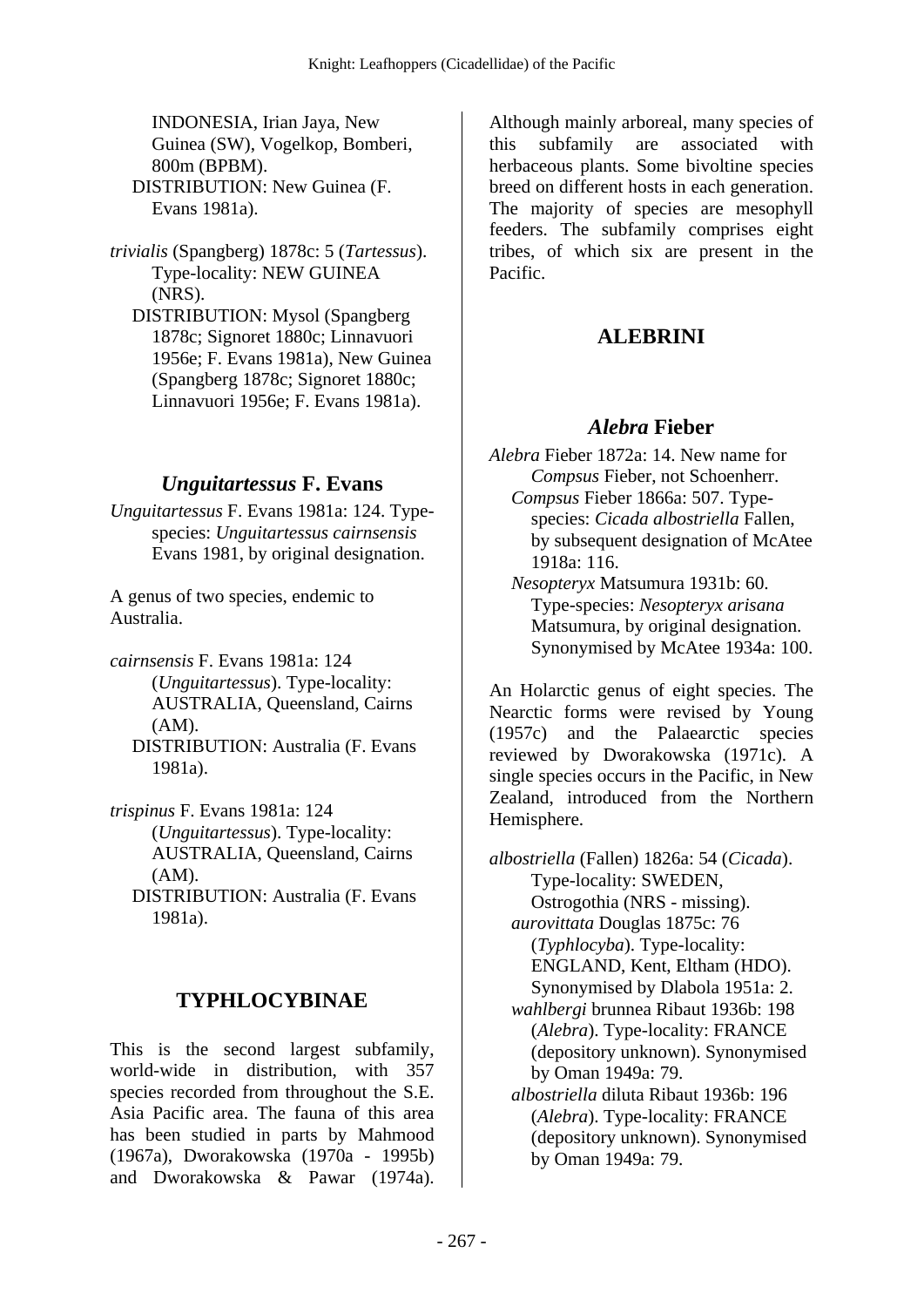INDONESIA, Irian Jaya, New Guinea (SW), Vogelkop, Bomberi, 800m (BPBM).
DISTRIBUTION: New Guinea (F. Evans 1981a).

*trivialis* (Spangberg) 1878c: 5 (*Tartessus*). Type-locality: NEW GUINEA (NRS).
DISTRIBUTION: Mysol (Spangberg 1878c; Signoret 1880c; Linnavuori 1956e; F. Evans 1981a), New Guinea (Spangberg 1878c; Signoret 1880c; Linnavuori 1956e; F. Evans 1981a).

### *Unguitartessus* F. Evans

*Unguitartessus* F. Evans 1981a: 124. Type-species: *Unguitartessus cairnsensis* Evans 1981, by original designation.

A genus of two species, endemic to Australia.

*cairnsensis* F. Evans 1981a: 124 (*Unguitartessus*). Type-locality: AUSTRALIA, Queensland, Cairns (AM).
DISTRIBUTION: Australia (F. Evans 1981a).

*trispinus* F. Evans 1981a: 124 (*Unguitartessus*). Type-locality: AUSTRALIA, Queensland, Cairns (AM).
DISTRIBUTION: Australia (F. Evans 1981a).

## TYPHLOCYBINAE

This is the second largest subfamily, world-wide in distribution, with 357 species recorded from throughout the S.E. Asia Pacific area. The fauna of this area has been studied in parts by Mahmood (1967a), Dworakowska (1970a - 1995b) and Dworakowska & Pawar (1974a). Although mainly arboreal, many species of this subfamily are associated with herbaceous plants. Some bivoltine species breed on different hosts in each generation. The majority of species are mesophyll feeders. The subfamily comprises eight tribes, of which six are present in the Pacific.

## ALEBRINI

### *Alebra* Fieber

*Alebra* Fieber 1872a: 14. New name for *Compsus* Fieber, not Schoenherr.
*Compsus* Fieber 1866a: 507. Type-species: *Cicada albostriella* Fallen, by subsequent designation of McAtee 1918a: 116.
*Nesopteryx* Matsumura 1931b: 60. Type-species: *Nesopteryx arisana* Matsumura, by original designation. Synonymised by McAtee 1934a: 100.

An Holarctic genus of eight species. The Nearctic forms were revised by Young (1957c) and the Palaearctic species reviewed by Dworakowska (1971c). A single species occurs in the Pacific, in New Zealand, introduced from the Northern Hemisphere.

*albostriella* (Fallen) 1826a: 54 (*Cicada*). Type-locality: SWEDEN, Ostrogothia (NRS - missing).
*aurovittata* Douglas 1875c: 76 (*Typhlocyba*). Type-locality: ENGLAND, Kent, Eltham (HDO). Synonymised by Dlabola 1951a: 2.
*wahlbergi* brunnea Ribaut 1936b: 198 (*Alebra*). Type-locality: FRANCE (depository unknown). Synonymised by Oman 1949a: 79.
*albostriella* diluta Ribaut 1936b: 196 (*Alebra*). Type-locality: FRANCE (depository unknown). Synonymised by Oman 1949a: 79.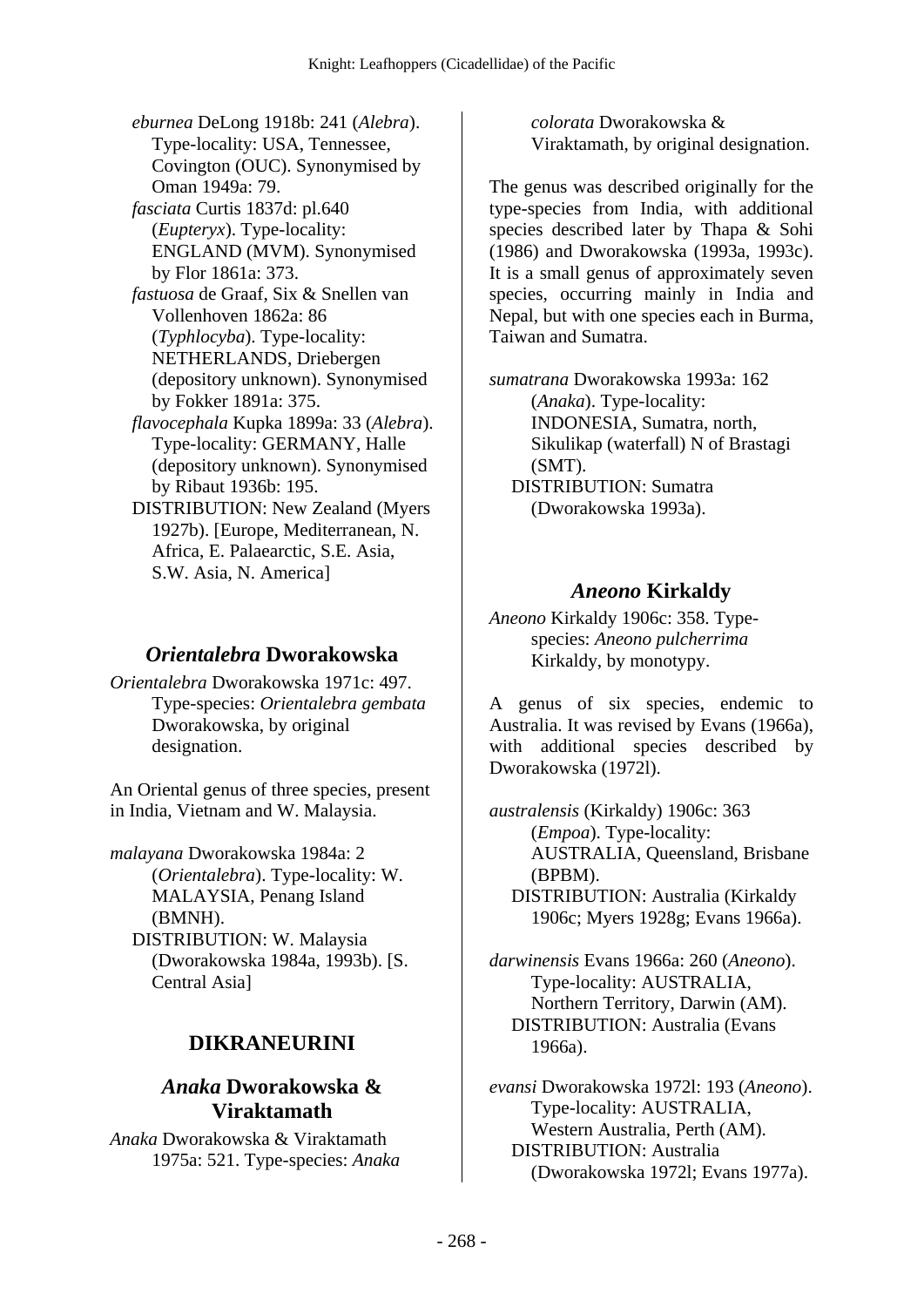*eburnea* DeLong 1918b: 241 (*Alebra*). Type-locality: USA, Tennessee, Covington (OUC). Synonymised by Oman 1949a: 79.

*fasciata* Curtis 1837d: pl.640 (*Eupteryx*). Type-locality: ENGLAND (MVM). Synonymised by Flor 1861a: 373.

*fastuosa* de Graaf, Six & Snellen van Vollenhoven 1862a: 86 (*Typhlocyba*). Type-locality: NETHERLANDS, Driebergen (depository unknown). Synonymised by Fokker 1891a: 375.

*flavocephala* Kupka 1899a: 33 (*Alebra*). Type-locality: GERMANY, Halle (depository unknown). Synonymised by Ribaut 1936b: 195.

DISTRIBUTION: New Zealand (Myers 1927b). [Europe, Mediterranean, N. Africa, E. Palaearctic, S.E. Asia, S.W. Asia, N. America]

## *Orientalebra* Dworakowska

*Orientalebra* Dworakowska 1971c: 497. Type-species: *Orientalebra gembata* Dworakowska, by original designation.

An Oriental genus of three species, present in India, Vietnam and W. Malaysia.

*malayana* Dworakowska 1984a: 2 (*Orientalebra*). Type-locality: W. MALAYSIA, Penang Island (BMNH).
DISTRIBUTION: W. Malaysia (Dworakowska 1984a, 1993b). [S. Central Asia]

# DIKRANEURINI

## *Anaka* Dworakowska & Viraktamath

*Anaka* Dworakowska & Viraktamath 1975a: 521. Type-species: *Anaka colorata* Dworakowska & Viraktamath, by original designation.

The genus was described originally for the type-species from India, with additional species described later by Thapa & Sohi (1986) and Dworakowska (1993a, 1993c). It is a small genus of approximately seven species, occurring mainly in India and Nepal, but with one species each in Burma, Taiwan and Sumatra.

*sumatrana* Dworakowska 1993a: 162 (*Anaka*). Type-locality: INDONESIA, Sumatra, north, Sikulikap (waterfall) N of Brastagi (SMT).
DISTRIBUTION: Sumatra (Dworakowska 1993a).

## *Aneono* Kirkaldy

*Aneono* Kirkaldy 1906c: 358. Type-species: *Aneono pulcherrima* Kirkaldy, by monotypy.

A genus of six species, endemic to Australia. It was revised by Evans (1966a), with additional species described by Dworakowska (1972l).

*australensis* (Kirkaldy) 1906c: 363 (*Empoa*). Type-locality: AUSTRALIA, Queensland, Brisbane (BPBM).
DISTRIBUTION: Australia (Kirkaldy 1906c; Myers 1928g; Evans 1966a).

*darwinensis* Evans 1966a: 260 (*Aneono*). Type-locality: AUSTRALIA, Northern Territory, Darwin (AM).
DISTRIBUTION: Australia (Evans 1966a).

*evansi* Dworakowska 1972l: 193 (*Aneono*). Type-locality: AUSTRALIA, Western Australia, Perth (AM).
DISTRIBUTION: Australia (Dworakowska 1972l; Evans 1977a).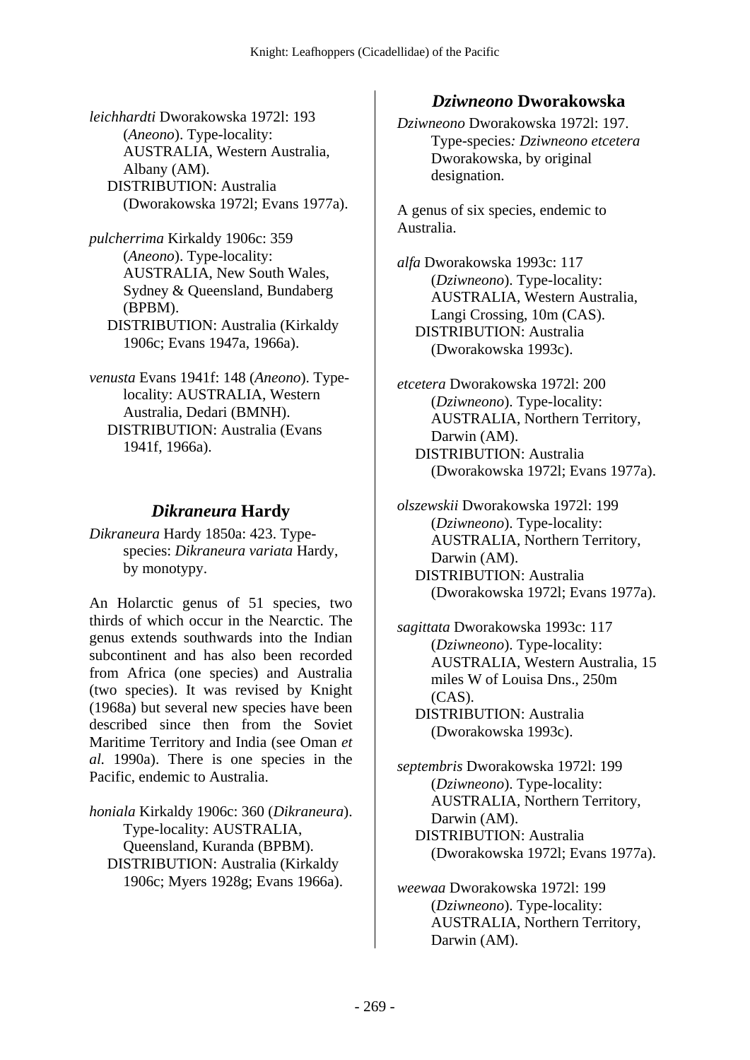*leichhardti* Dworakowska 1972l: 193 (*Aneono*). Type-locality: AUSTRALIA, Western Australia, Albany (AM).
DISTRIBUTION: Australia (Dworakowska 1972l; Evans 1977a).

*pulcherrima* Kirkaldy 1906c: 359 (*Aneono*). Type-locality: AUSTRALIA, New South Wales, Sydney & Queensland, Bundaberg (BPBM).
DISTRIBUTION: Australia (Kirkaldy 1906c; Evans 1947a, 1966a).

*venusta* Evans 1941f: 148 (*Aneono*). Type-locality: AUSTRALIA, Western Australia, Dedari (BMNH).
DISTRIBUTION: Australia (Evans 1941f, 1966a).

## *Dikraneura* Hardy

*Dikraneura* Hardy 1850a: 423. Type-species: *Dikraneura variata* Hardy, by monotypy.

An Holarctic genus of 51 species, two thirds of which occur in the Nearctic. The genus extends southwards into the Indian subcontinent and has also been recorded from Africa (one species) and Australia (two species). It was revised by Knight (1968a) but several new species have been described since then from the Soviet Maritime Territory and India (see Oman *et al.* 1990a). There is one species in the Pacific, endemic to Australia.

*honiala* Kirkaldy 1906c: 360 (*Dikraneura*). Type-locality: AUSTRALIA, Queensland, Kuranda (BPBM).
DISTRIBUTION: Australia (Kirkaldy 1906c; Myers 1928g; Evans 1966a).

## *Dziwneono* Dworakowska

*Dziwneono* Dworakowska 1972l: 197. Type-species: *Dziwneono etcetera* Dworakowska, by original designation.

A genus of six species, endemic to Australia.

*alfa* Dworakowska 1993c: 117 (*Dziwneono*). Type-locality: AUSTRALIA, Western Australia, Langi Crossing, 10m (CAS).
DISTRIBUTION: Australia (Dworakowska 1993c).

*etcetera* Dworakowska 1972l: 200 (*Dziwneono*). Type-locality: AUSTRALIA, Northern Territory, Darwin (AM).
DISTRIBUTION: Australia (Dworakowska 1972l; Evans 1977a).

*olszewskii* Dworakowska 1972l: 199 (*Dziwneono*). Type-locality: AUSTRALIA, Northern Territory, Darwin (AM).
DISTRIBUTION: Australia (Dworakowska 1972l; Evans 1977a).

*sagittata* Dworakowska 1993c: 117 (*Dziwneono*). Type-locality: AUSTRALIA, Western Australia, 15 miles W of Louisa Dns., 250m (CAS).
DISTRIBUTION: Australia (Dworakowska 1993c).

*septembris* Dworakowska 1972l: 199 (*Dziwneono*). Type-locality: AUSTRALIA, Northern Territory, Darwin (AM).
DISTRIBUTION: Australia (Dworakowska 1972l; Evans 1977a).

*weewaa* Dworakowska 1972l: 199 (*Dziwneono*). Type-locality: AUSTRALIA, Northern Territory, Darwin (AM).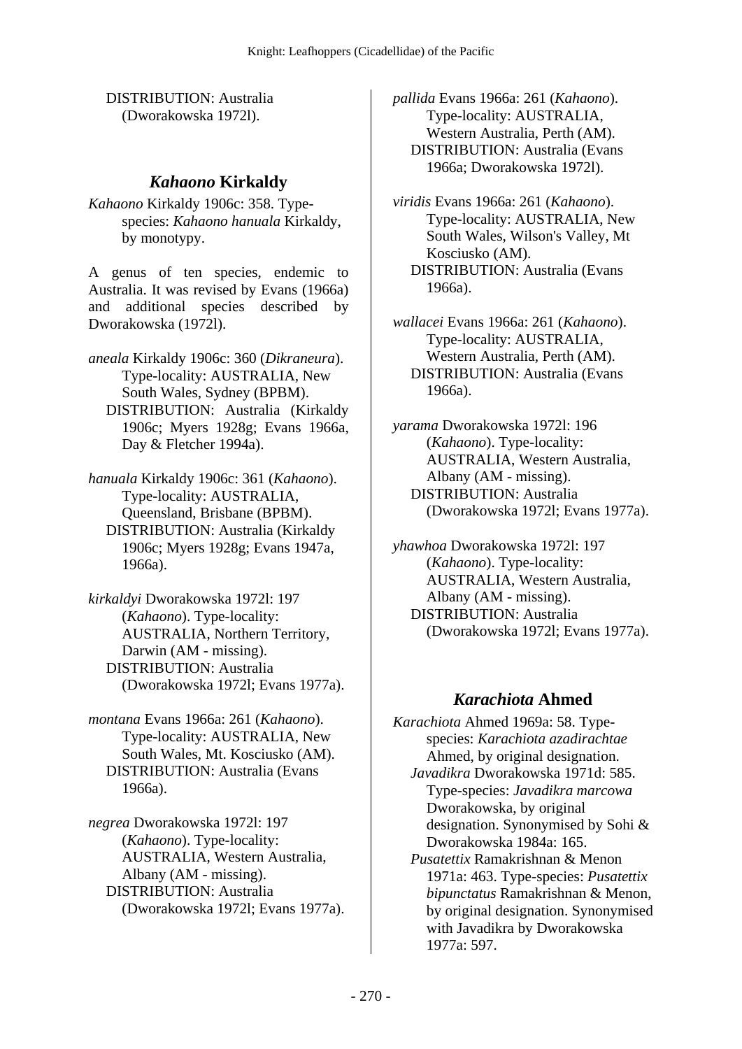DISTRIBUTION: Australia (Dworakowska 1972l).

## *Kahaono* Kirkaldy

*Kahaono* Kirkaldy 1906c: 358. Type-species: *Kahaono hanuala* Kirkaldy, by monotypy.

A genus of ten species, endemic to Australia. It was revised by Evans (1966a) and additional species described by Dworakowska (1972l).

*aneala* Kirkaldy 1906c: 360 (*Dikraneura*). Type-locality: AUSTRALIA, New South Wales, Sydney (BPBM).
DISTRIBUTION: Australia (Kirkaldy 1906c; Myers 1928g; Evans 1966a, Day & Fletcher 1994a).

*hanuala* Kirkaldy 1906c: 361 (*Kahaono*). Type-locality: AUSTRALIA, Queensland, Brisbane (BPBM).
DISTRIBUTION: Australia (Kirkaldy 1906c; Myers 1928g; Evans 1947a, 1966a).

*kirkaldyi* Dworakowska 1972l: 197 (*Kahaono*). Type-locality: AUSTRALIA, Northern Territory, Darwin (AM - missing).
DISTRIBUTION: Australia (Dworakowska 1972l; Evans 1977a).

*montana* Evans 1966a: 261 (*Kahaono*). Type-locality: AUSTRALIA, New South Wales, Mt. Kosciusko (AM).
DISTRIBUTION: Australia (Evans 1966a).

*negrea* Dworakowska 1972l: 197 (*Kahaono*). Type-locality: AUSTRALIA, Western Australia, Albany (AM - missing).
DISTRIBUTION: Australia (Dworakowska 1972l; Evans 1977a).

*pallida* Evans 1966a: 261 (*Kahaono*). Type-locality: AUSTRALIA, Western Australia, Perth (AM).
DISTRIBUTION: Australia (Evans 1966a; Dworakowska 1972l).

*viridis* Evans 1966a: 261 (*Kahaono*). Type-locality: AUSTRALIA, New South Wales, Wilson's Valley, Mt Kosciusko (AM).
DISTRIBUTION: Australia (Evans 1966a).

*wallacei* Evans 1966a: 261 (*Kahaono*). Type-locality: AUSTRALIA, Western Australia, Perth (AM).
DISTRIBUTION: Australia (Evans 1966a).

*yarama* Dworakowska 1972l: 196 (*Kahaono*). Type-locality: AUSTRALIA, Western Australia, Albany (AM - missing).
DISTRIBUTION: Australia (Dworakowska 1972l; Evans 1977a).

*yhawhoa* Dworakowska 1972l: 197 (*Kahaono*). Type-locality: AUSTRALIA, Western Australia, Albany (AM - missing).
DISTRIBUTION: Australia (Dworakowska 1972l; Evans 1977a).

## *Karachiota* Ahmed

*Karachiota* Ahmed 1969a: 58. Type-species: *Karachiota azadirachtae* Ahmed, by original designation.
*Javadikra* Dworakowska 1971d: 585. Type-species: *Javadikra marcowa* Dworakowska, by original designation. Synonymised by Sohi & Dworakowska 1984a: 165.
*Pusatettix* Ramakrishnan & Menon 1971a: 463. Type-species: *Pusatettix bipunctatus* Ramakrishnan & Menon, by original designation. Synonymised with Javadikra by Dworakowska 1977a: 597.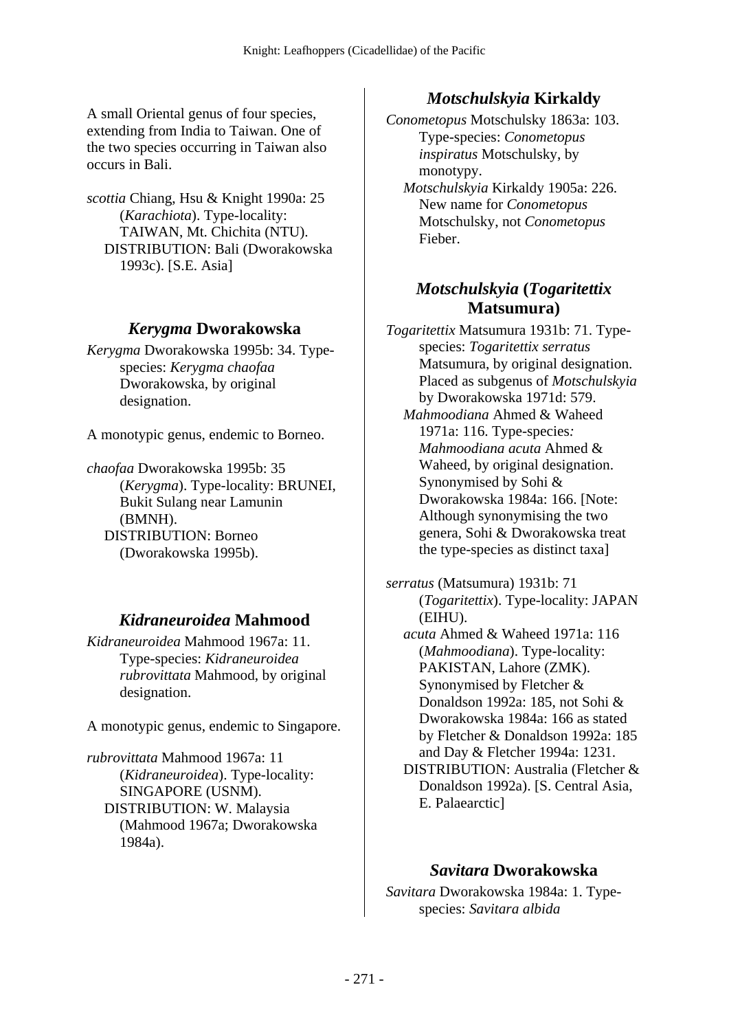A small Oriental genus of four species, extending from India to Taiwan. One of the two species occurring in Taiwan also occurs in Bali.

*scottia* Chiang, Hsu & Knight 1990a: 25 (*Karachiota*). Type-locality: TAIWAN, Mt. Chichita (NTU).
DISTRIBUTION: Bali (Dworakowska 1993c). [S.E. Asia]

## *Kerygma* Dworakowska

*Kerygma* Dworakowska 1995b: 34. Type-species: *Kerygma chaofaa* Dworakowska, by original designation.

A monotypic genus, endemic to Borneo.

*chaofaa* Dworakowska 1995b: 35 (*Kerygma*). Type-locality: BRUNEI, Bukit Sulang near Lamunin (BMNH).
DISTRIBUTION: Borneo (Dworakowska 1995b).

## *Kidraneuroidea* Mahmood

*Kidraneuroidea* Mahmood 1967a: 11. Type-species: *Kidraneuroidea rubrovittata* Mahmood, by original designation.

A monotypic genus, endemic to Singapore.

*rubrovittata* Mahmood 1967a: 11 (*Kidraneuroidea*). Type-locality: SINGAPORE (USNM).
DISTRIBUTION: W. Malaysia (Mahmood 1967a; Dworakowska 1984a).

## *Motschulskyia* Kirkaldy

*Conometopus* Motschulsky 1863a: 103. Type-species: *Conometopus inspiratus* Motschulsky, by monotypy.
*Motschulskyia* Kirkaldy 1905a: 226. New name for *Conometopus* Motschulsky, not *Conometopus* Fieber.

## *Motschulskyia* (*Togaritettix* Matsumura)

*Togaritettix* Matsumura 1931b: 71. Type-species: *Togaritettix serratus* Matsumura, by original designation. Placed as subgenus of *Motschulskyia* by Dworakowska 1971d: 579.
*Mahmoodiana* Ahmed & Waheed 1971a: 116. Type-species*: Mahmoodiana acuta* Ahmed & Waheed, by original designation. Synonymised by Sohi & Dworakowska 1984a: 166. [Note: Although synonymising the two genera, Sohi & Dworakowska treat the type-species as distinct taxa]

*serratus* (Matsumura) 1931b: 71 (*Togaritettix*). Type-locality: JAPAN (EIHU).
*acuta* Ahmed & Waheed 1971a: 116 (*Mahmoodiana*). Type-locality: PAKISTAN, Lahore (ZMK). Synonymised by Fletcher & Donaldson 1992a: 185, not Sohi & Dworakowska 1984a: 166 as stated by Fletcher & Donaldson 1992a: 185 and Day & Fletcher 1994a: 1231.
DISTRIBUTION: Australia (Fletcher & Donaldson 1992a). [S. Central Asia, E. Palaearctic]

## *Savitara* Dworakowska

*Savitara* Dworakowska 1984a: 1. Type-species: *Savitara albida*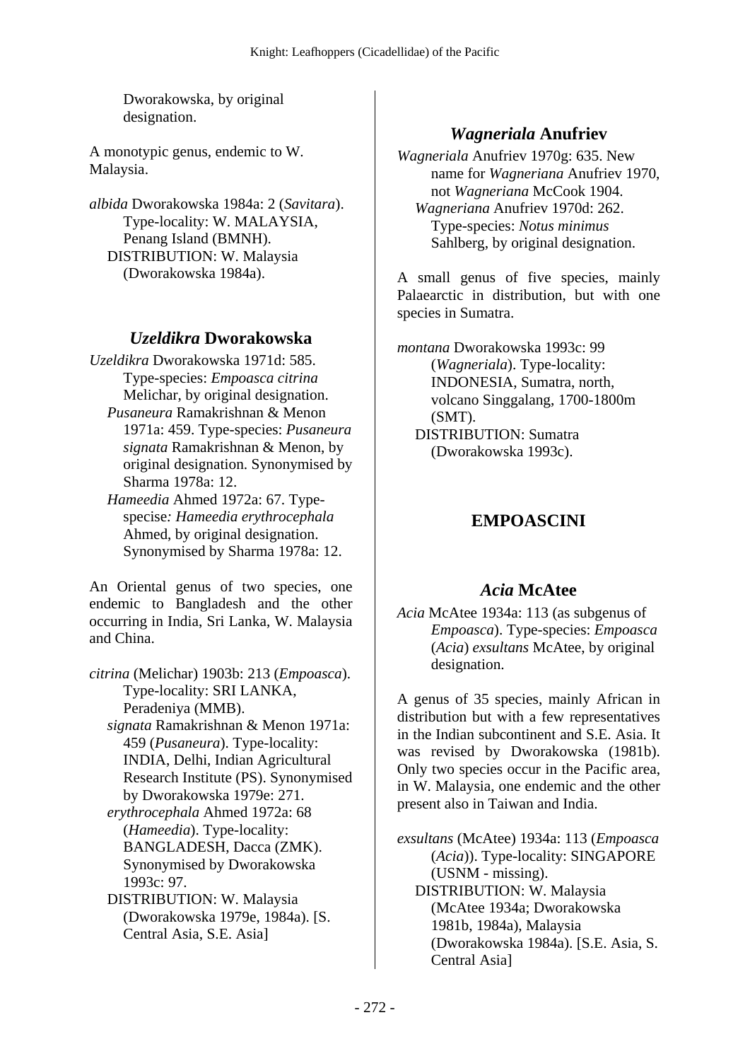Dworakowska, by original designation.

A monotypic genus, endemic to W. Malaysia.

*albida* Dworakowska 1984a: 2 (*Savitara*). Type-locality: W. MALAYSIA, Penang Island (BMNH).
DISTRIBUTION: W. Malaysia (Dworakowska 1984a).

## *Uzeldikra* Dworakowska

*Uzeldikra* Dworakowska 1971d: 585. Type-species: *Empoasca citrina* Melichar, by original designation.
*Pusaneura* Ramakrishnan & Menon 1971a: 459. Type-species: *Pusaneura signata* Ramakrishnan & Menon, by original designation. Synonymised by Sharma 1978a: 12.
*Hameedia* Ahmed 1972a: 67. Type-specise*: Hameedia erythrocephala* Ahmed, by original designation. Synonymised by Sharma 1978a: 12.

An Oriental genus of two species, one endemic to Bangladesh and the other occurring in India, Sri Lanka, W. Malaysia and China.

*citrina* (Melichar) 1903b: 213 (*Empoasca*). Type-locality: SRI LANKA, Peradeniya (MMB).
*signata* Ramakrishnan & Menon 1971a: 459 (*Pusaneura*). Type-locality: INDIA, Delhi, Indian Agricultural Research Institute (PS). Synonymised by Dworakowska 1979e: 271.
*erythrocephala* Ahmed 1972a: 68 (*Hameedia*). Type-locality: BANGLADESH, Dacca (ZMK). Synonymised by Dworakowska 1993c: 97.
DISTRIBUTION: W. Malaysia (Dworakowska 1979e, 1984a). [S. Central Asia, S.E. Asia]

## *Wagneriala* Anufriev

*Wagneriala* Anufriev 1970g: 635. New name for *Wagneriana* Anufriev 1970, not *Wagneriana* McCook 1904.
*Wagneriana* Anufriev 1970d: 262. Type-species: *Notus minimus* Sahlberg, by original designation.

A small genus of five species, mainly Palaearctic in distribution, but with one species in Sumatra.

*montana* Dworakowska 1993c: 99 (*Wagneriala*). Type-locality: INDONESIA, Sumatra, north, volcano Singgalang, 1700-1800m (SMT).
DISTRIBUTION: Sumatra (Dworakowska 1993c).

# EMPOASCINI

## *Acia* McAtee

*Acia* McAtee 1934a: 113 (as subgenus of *Empoasca*). Type-species: *Empoasca* (*Acia*) *exsultans* McAtee, by original designation.

A genus of 35 species, mainly African in distribution but with a few representatives in the Indian subcontinent and S.E. Asia. It was revised by Dworakowska (1981b). Only two species occur in the Pacific area, in W. Malaysia, one endemic and the other present also in Taiwan and India.

*exsultans* (McAtee) 1934a: 113 (*Empoasca* (*Acia*)). Type-locality: SINGAPORE (USNM - missing).
DISTRIBUTION: W. Malaysia (McAtee 1934a; Dworakowska 1981b, 1984a), Malaysia (Dworakowska 1984a). [S.E. Asia, S. Central Asia]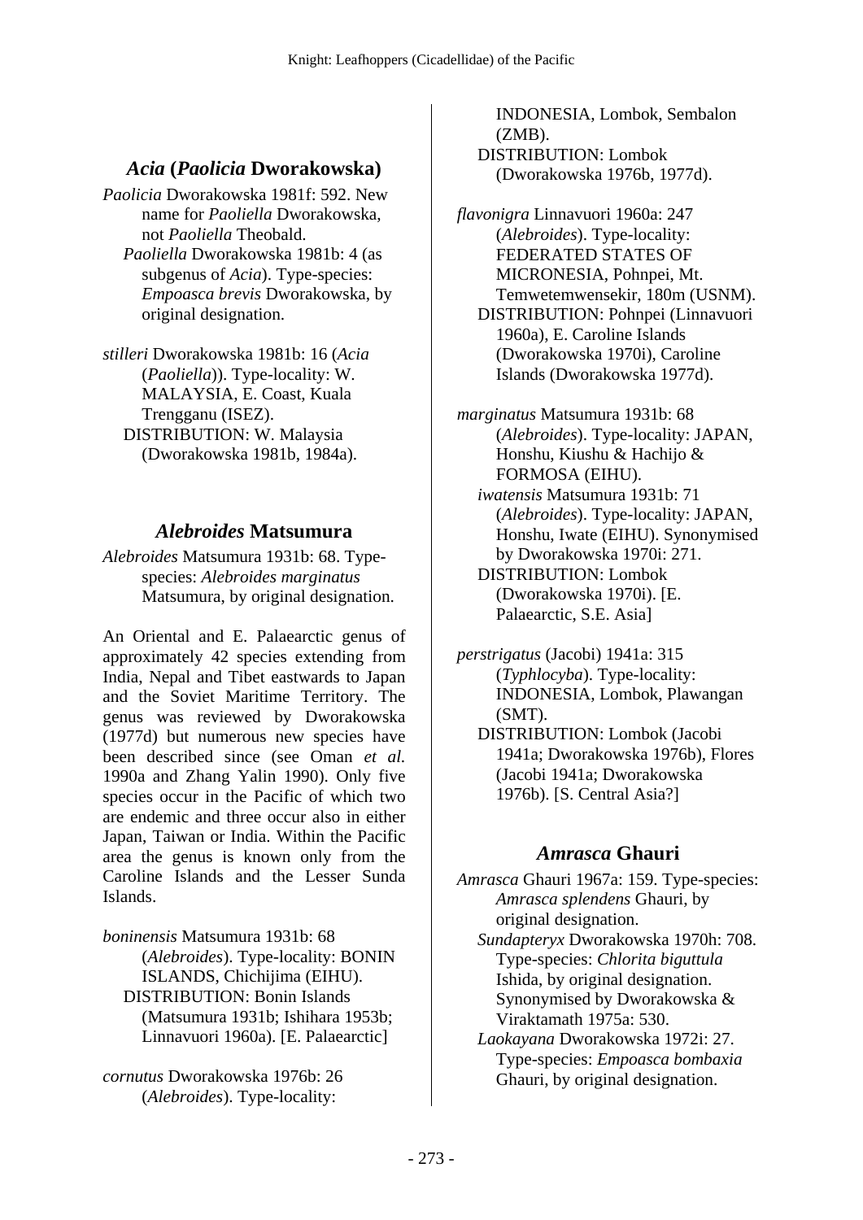## *Acia* (*Paolicia* Dworakowska)

*Paolicia* Dworakowska 1981f: 592. New name for *Paoliella* Dworakowska, not *Paoliella* Theobald.
*Paoliella* Dworakowska 1981b: 4 (as subgenus of *Acia*). Type-species: *Empoasca brevis* Dworakowska, by original designation.

*stilleri* Dworakowska 1981b: 16 (*Acia* (*Paoliella*)). Type-locality: W. MALAYSIA, E. Coast, Kuala Trengganu (ISEZ).
DISTRIBUTION: W. Malaysia (Dworakowska 1981b, 1984a).

## *Alebroides* Matsumura

*Alebroides* Matsumura 1931b: 68. Type-species: *Alebroides marginatus* Matsumura, by original designation.

An Oriental and E. Palaearctic genus of approximately 42 species extending from India, Nepal and Tibet eastwards to Japan and the Soviet Maritime Territory. The genus was reviewed by Dworakowska (1977d) but numerous new species have been described since (see Oman *et al.* 1990a and Zhang Yalin 1990). Only five species occur in the Pacific of which two are endemic and three occur also in either Japan, Taiwan or India. Within the Pacific area the genus is known only from the Caroline Islands and the Lesser Sunda Islands.

*boninensis* Matsumura 1931b: 68 (*Alebroides*). Type-locality: BONIN ISLANDS, Chichijima (EIHU).
DISTRIBUTION: Bonin Islands (Matsumura 1931b; Ishihara 1953b; Linnavuori 1960a). [E. Palaearctic]

*cornutus* Dworakowska 1976b: 26 (*Alebroides*). Type-locality: INDONESIA, Lombok, Sembalon (ZMB).
DISTRIBUTION: Lombok (Dworakowska 1976b, 1977d).

*flavonigra* Linnavuori 1960a: 247 (*Alebroides*). Type-locality: FEDERATED STATES OF MICRONESIA, Pohnpei, Mt. Temwetemwensekir, 180m (USNM).
DISTRIBUTION: Pohnpei (Linnavuori 1960a), E. Caroline Islands (Dworakowska 1970i), Caroline Islands (Dworakowska 1977d).

*marginatus* Matsumura 1931b: 68 (*Alebroides*). Type-locality: JAPAN, Honshu, Kiushu & Hachijo & FORMOSA (EIHU).
*iwatensis* Matsumura 1931b: 71 (*Alebroides*). Type-locality: JAPAN, Honshu, Iwate (EIHU). Synonymised by Dworakowska 1970i: 271.
DISTRIBUTION: Lombok (Dworakowska 1970i). [E. Palaearctic, S.E. Asia]

*perstrigatus* (Jacobi) 1941a: 315 (*Typhlocyba*). Type-locality: INDONESIA, Lombok, Plawangan (SMT).
DISTRIBUTION: Lombok (Jacobi 1941a; Dworakowska 1976b), Flores (Jacobi 1941a; Dworakowska 1976b). [S. Central Asia?]

## *Amrasca* Ghauri

*Amrasca* Ghauri 1967a: 159. Type-species: *Amrasca splendens* Ghauri, by original designation.
*Sundapteryx* Dworakowska 1970h: 708. Type-species: *Chlorita biguttula* Ishida, by original designation. Synonymised by Dworakowska & Viraktamath 1975a: 530.
*Laokayana* Dworakowska 1972i: 27. Type-species: *Empoasca bombaxia* Ghauri, by original designation.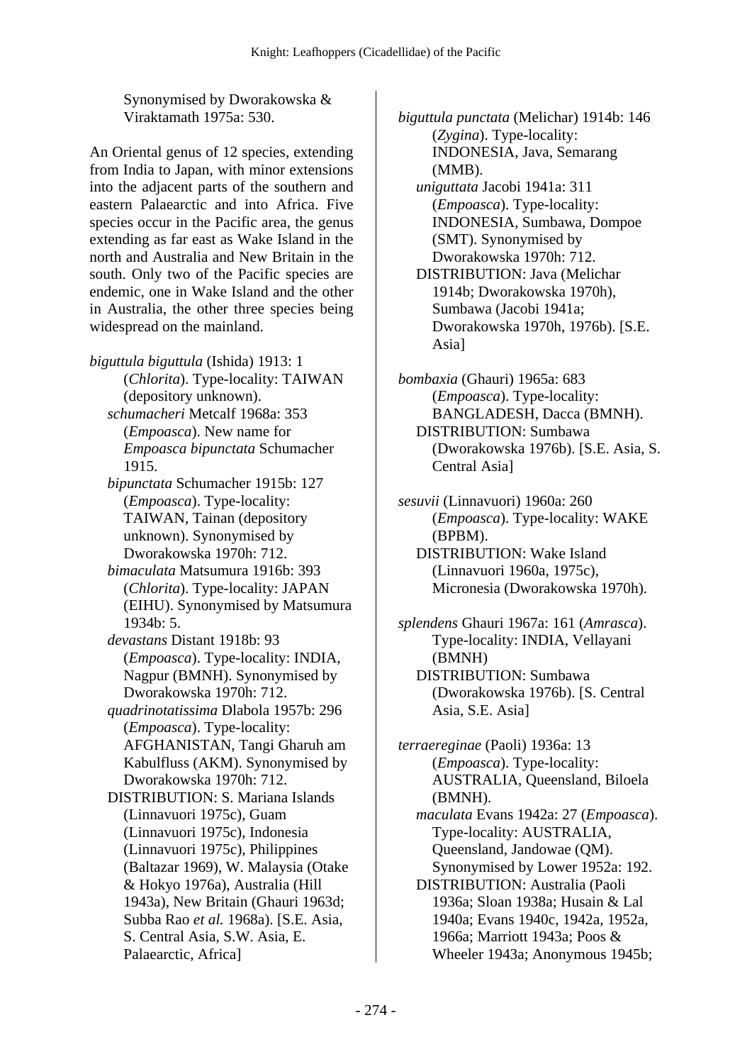Synonymised by Dworakowska & Viraktamath 1975a: 530.

An Oriental genus of 12 species, extending from India to Japan, with minor extensions into the adjacent parts of the southern and eastern Palaearctic and into Africa. Five species occur in the Pacific area, the genus extending as far east as Wake Island in the north and Australia and New Britain in the south. Only two of the Pacific species are endemic, one in Wake Island and the other in Australia, the other three species being widespread on the mainland.

*biguttula biguttula* (Ishida) 1913: 1 (*Chlorita*). Type-locality: TAIWAN (depository unknown).
*schumacheri* Metcalf 1968a: 353 (*Empoasca*). New name for *Empoasca bipunctata* Schumacher 1915.
*bipunctata* Schumacher 1915b: 127 (*Empoasca*). Type-locality: TAIWAN, Tainan (depository unknown). Synonymised by Dworakowska 1970h: 712.
*bimaculata* Matsumura 1916b: 393 (*Chlorita*). Type-locality: JAPAN (EIHU). Synonymised by Matsumura 1934b: 5.
*devastans* Distant 1918b: 93 (*Empoasca*). Type-locality: INDIA, Nagpur (BMNH). Synonymised by Dworakowska 1970h: 712.
*quadrinotatissima* Dlabola 1957b: 296 (*Empoasca*). Type-locality: AFGHANISTAN, Tangi Gharuh am Kabulfluss (AKM). Synonymised by Dworakowska 1970h: 712.
DISTRIBUTION: S. Mariana Islands (Linnavuori 1975c), Guam (Linnavuori 1975c), Indonesia (Linnavuori 1975c), Philippines (Baltazar 1969), W. Malaysia (Otake & Hokyo 1976a), Australia (Hill 1943a), New Britain (Ghauri 1963d; Subba Rao *et al.* 1968a). [S.E. Asia, S. Central Asia, S.W. Asia, E. Palaearctic, Africa]

*biguttula punctata* (Melichar) 1914b: 146 (*Zygina*). Type-locality: INDONESIA, Java, Semarang (MMB).
*uniguttata* Jacobi 1941a: 311 (*Empoasca*). Type-locality: INDONESIA, Sumbawa, Dompoe (SMT). Synonymised by Dworakowska 1970h: 712.
DISTRIBUTION: Java (Melichar 1914b; Dworakowska 1970h), Sumbawa (Jacobi 1941a; Dworakowska 1970h, 1976b). [S.E. Asia]

*bombaxia* (Ghauri) 1965a: 683 (*Empoasca*). Type-locality: BANGLADESH, Dacca (BMNH).
DISTRIBUTION: Sumbawa (Dworakowska 1976b). [S.E. Asia, S. Central Asia]

*sesuvii* (Linnavuori) 1960a: 260 (*Empoasca*). Type-locality: WAKE (BPBM).
DISTRIBUTION: Wake Island (Linnavuori 1960a, 1975c), Micronesia (Dworakowska 1970h).

*splendens* Ghauri 1967a: 161 (*Amrasca*). Type-locality: INDIA, Vellayani (BMNH)
DISTRIBUTION: Sumbawa (Dworakowska 1976b). [S. Central Asia, S.E. Asia]

*terraereginae* (Paoli) 1936a: 13 (*Empoasca*). Type-locality: AUSTRALIA, Queensland, Biloela (BMNH).
*maculata* Evans 1942a: 27 (*Empoasca*). Type-locality: AUSTRALIA, Queensland, Jandowae (QM). Synonymised by Lower 1952a: 192.
DISTRIBUTION: Australia (Paoli 1936a; Sloan 1938a; Husain & Lal 1940a; Evans 1940c, 1942a, 1952a, 1966a; Marriott 1943a; Poos & Wheeler 1943a; Anonymous 1945b;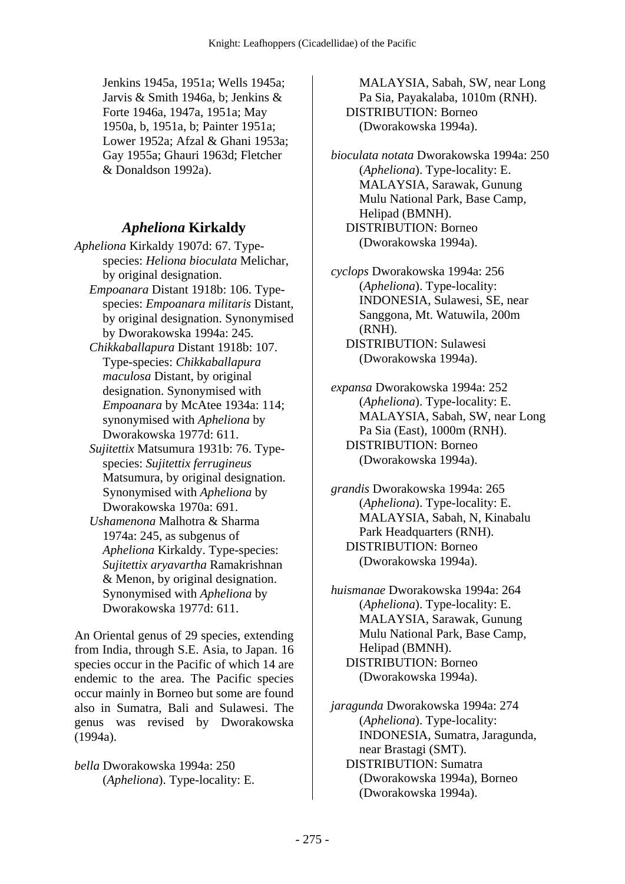Jenkins 1945a, 1951a; Wells 1945a; Jarvis & Smith 1946a, b; Jenkins & Forte 1946a, 1947a, 1951a; May 1950a, b, 1951a, b; Painter 1951a; Lower 1952a; Afzal & Ghani 1953a; Gay 1955a; Ghauri 1963d; Fletcher & Donaldson 1992a).

## *Apheliona* Kirkaldy

*Apheliona* Kirkaldy 1907d: 67. Type-species: *Heliona bioculata* Melichar, by original designation.

*Empoanara* Distant 1918b: 106. Type-species: *Empoanara militaris* Distant, by original designation. Synonymised by Dworakowska 1994a: 245.

*Chikkaballapura* Distant 1918b: 107. Type-species: *Chikkaballapura maculosa* Distant, by original designation. Synonymised with *Empoanara* by McAtee 1934a: 114; synonymised with *Apheliona* by Dworakowska 1977d: 611.

*Sujitettix* Matsumura 1931b: 76. Type-species: *Sujitettix ferrugineus* Matsumura, by original designation. Synonymised with *Apheliona* by Dworakowska 1970a: 691.

*Ushamenona* Malhotra & Sharma 1974a: 245, as subgenus of *Apheliona* Kirkaldy. Type-species: *Sujitettix aryavartha* Ramakrishnan & Menon, by original designation. Synonymised with *Apheliona* by Dworakowska 1977d: 611.

An Oriental genus of 29 species, extending from India, through S.E. Asia, to Japan. 16 species occur in the Pacific of which 14 are endemic to the area. The Pacific species occur mainly in Borneo but some are found also in Sumatra, Bali and Sulawesi. The genus was revised by Dworakowska (1994a).

*bella* Dworakowska 1994a: 250 (*Apheliona*). Type-locality: E. MALAYSIA, Sabah, SW, near Long Pa Sia, Payakalaba, 1010m (RNH).
DISTRIBUTION: Borneo (Dworakowska 1994a).

*bioculata notata* Dworakowska 1994a: 250 (*Apheliona*). Type-locality: E. MALAYSIA, Sarawak, Gunung Mulu National Park, Base Camp, Helipad (BMNH).
DISTRIBUTION: Borneo (Dworakowska 1994a).

*cyclops* Dworakowska 1994a: 256 (*Apheliona*). Type-locality: INDONESIA, Sulawesi, SE, near Sanggona, Mt. Watuwila, 200m (RNH).
DISTRIBUTION: Sulawesi (Dworakowska 1994a).

*expansa* Dworakowska 1994a: 252 (*Apheliona*). Type-locality: E. MALAYSIA, Sabah, SW, near Long Pa Sia (East), 1000m (RNH).
DISTRIBUTION: Borneo (Dworakowska 1994a).

*grandis* Dworakowska 1994a: 265 (*Apheliona*). Type-locality: E. MALAYSIA, Sabah, N, Kinabalu Park Headquarters (RNH).
DISTRIBUTION: Borneo (Dworakowska 1994a).

*huismanae* Dworakowska 1994a: 264 (*Apheliona*). Type-locality: E. MALAYSIA, Sarawak, Gunung Mulu National Park, Base Camp, Helipad (BMNH).
DISTRIBUTION: Borneo (Dworakowska 1994a).

*jaragunda* Dworakowska 1994a: 274 (*Apheliona*). Type-locality: INDONESIA, Sumatra, Jaragunda, near Brastagi (SMT).
DISTRIBUTION: Sumatra (Dworakowska 1994a), Borneo (Dworakowska 1994a).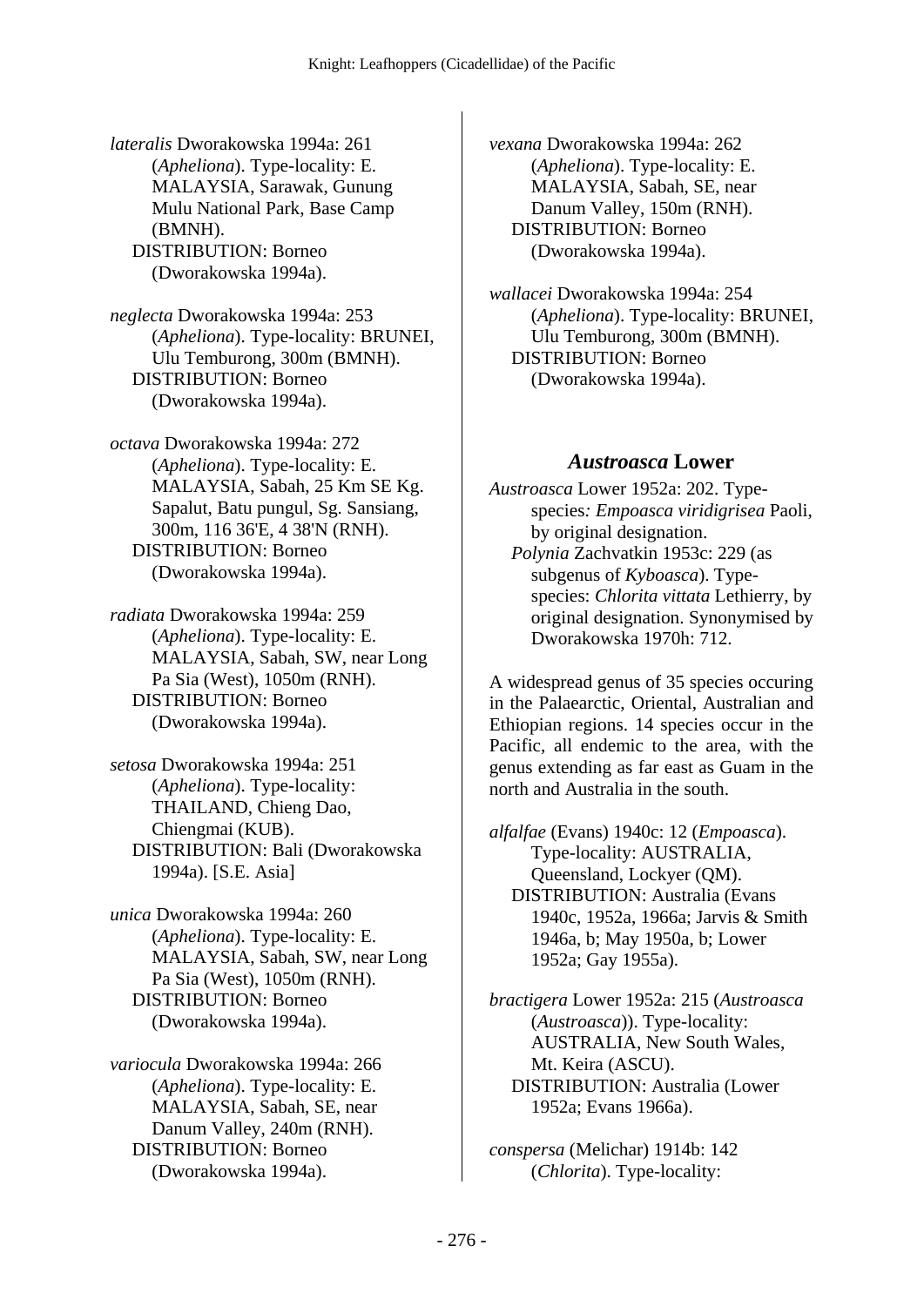*lateralis* Dworakowska 1994a: 261 (*Apheliona*). Type-locality: E. MALAYSIA, Sarawak, Gunung Mulu National Park, Base Camp (BMNH).
DISTRIBUTION: Borneo (Dworakowska 1994a).

*neglecta* Dworakowska 1994a: 253 (*Apheliona*). Type-locality: BRUNEI, Ulu Temburong, 300m (BMNH).
DISTRIBUTION: Borneo (Dworakowska 1994a).

*octava* Dworakowska 1994a: 272 (*Apheliona*). Type-locality: E. MALAYSIA, Sabah, 25 Km SE Kg. Sapalut, Batu pungul, Sg. Sansiang, 300m, 116 36'E, 4 38'N (RNH).
DISTRIBUTION: Borneo (Dworakowska 1994a).

*radiata* Dworakowska 1994a: 259 (*Apheliona*). Type-locality: E. MALAYSIA, Sabah, SW, near Long Pa Sia (West), 1050m (RNH).
DISTRIBUTION: Borneo (Dworakowska 1994a).

*setosa* Dworakowska 1994a: 251 (*Apheliona*). Type-locality: THAILAND, Chieng Dao, Chiengmai (KUB).
DISTRIBUTION: Bali (Dworakowska 1994a). [S.E. Asia]

*unica* Dworakowska 1994a: 260 (*Apheliona*). Type-locality: E. MALAYSIA, Sabah, SW, near Long Pa Sia (West), 1050m (RNH).
DISTRIBUTION: Borneo (Dworakowska 1994a).

*variocula* Dworakowska 1994a: 266 (*Apheliona*). Type-locality: E. MALAYSIA, Sabah, SE, near Danum Valley, 240m (RNH).
DISTRIBUTION: Borneo (Dworakowska 1994a).

*vexana* Dworakowska 1994a: 262 (*Apheliona*). Type-locality: E. MALAYSIA, Sabah, SE, near Danum Valley, 150m (RNH).
DISTRIBUTION: Borneo (Dworakowska 1994a).

*wallacei* Dworakowska 1994a: 254 (*Apheliona*). Type-locality: BRUNEI, Ulu Temburong, 300m (BMNH).
DISTRIBUTION: Borneo (Dworakowska 1994a).

## *Austroasca* Lower

*Austroasca* Lower 1952a: 202. Type-species*: Empoasca viridigrisea* Paoli, by original designation.
*Polynia* Zachvatkin 1953c: 229 (as subgenus of *Kyboasca*). Type-species: *Chlorita vittata* Lethierry, by original designation. Synonymised by Dworakowska 1970h: 712.

A widespread genus of 35 species occuring in the Palaearctic, Oriental, Australian and Ethiopian regions. 14 species occur in the Pacific, all endemic to the area, with the genus extending as far east as Guam in the north and Australia in the south.

*alfalfae* (Evans) 1940c: 12 (*Empoasca*). Type-locality: AUSTRALIA, Queensland, Lockyer (QM).
DISTRIBUTION: Australia (Evans 1940c, 1952a, 1966a; Jarvis & Smith 1946a, b; May 1950a, b; Lower 1952a; Gay 1955a).

*bractigera* Lower 1952a: 215 (*Austroasca* (*Austroasca*)). Type-locality: AUSTRALIA, New South Wales, Mt. Keira (ASCU).
DISTRIBUTION: Australia (Lower 1952a; Evans 1966a).

*conspersa* (Melichar) 1914b: 142 (*Chlorita*). Type-locality: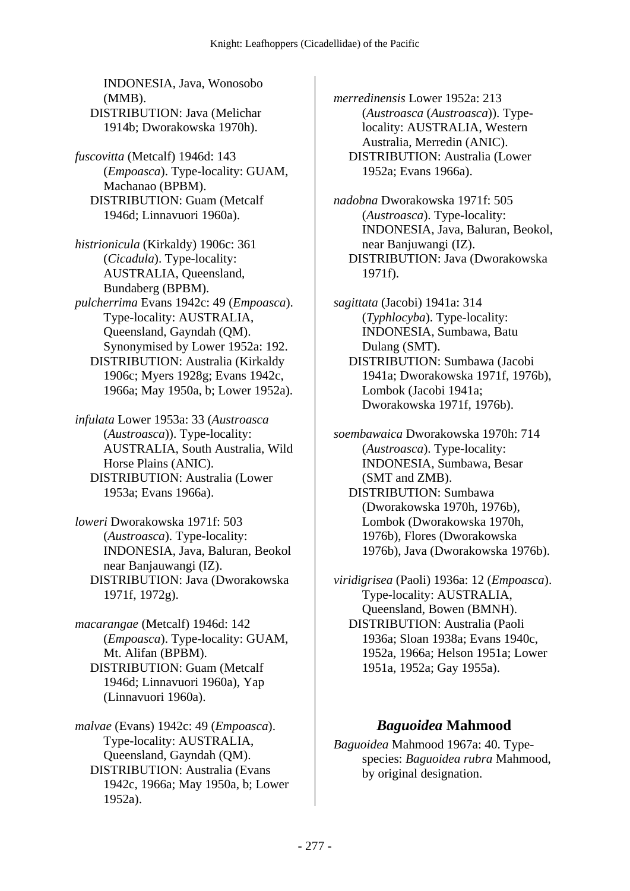INDONESIA, Java, Wonosobo (MMB).
DISTRIBUTION: Java (Melichar 1914b; Dworakowska 1970h).

*fuscovitta* (Metcalf) 1946d: 143 (*Empoasca*). Type-locality: GUAM, Machanao (BPBM).
DISTRIBUTION: Guam (Metcalf 1946d; Linnavuori 1960a).

*histrionicula* (Kirkaldy) 1906c: 361 (*Cicadula*). Type-locality: AUSTRALIA, Queensland, Bundaberg (BPBM).
*pulcherrima* Evans 1942c: 49 (*Empoasca*). Type-locality: AUSTRALIA, Queensland, Gayndah (QM). Synonymised by Lower 1952a: 192.
DISTRIBUTION: Australia (Kirkaldy 1906c; Myers 1928g; Evans 1942c, 1966a; May 1950a, b; Lower 1952a).

*infulata* Lower 1953a: 33 (*Austroasca* (*Austroasca*)). Type-locality: AUSTRALIA, South Australia, Wild Horse Plains (ANIC).
DISTRIBUTION: Australia (Lower 1953a; Evans 1966a).

*loweri* Dworakowska 1971f: 503 (*Austroasca*). Type-locality: INDONESIA, Java, Baluran, Beokol near Banjauwangi (IZ).
DISTRIBUTION: Java (Dworakowska 1971f, 1972g).

*macarangae* (Metcalf) 1946d: 142 (*Empoasca*). Type-locality: GUAM, Mt. Alifan (BPBM).
DISTRIBUTION: Guam (Metcalf 1946d; Linnavuori 1960a), Yap (Linnavuori 1960a).

*malvae* (Evans) 1942c: 49 (*Empoasca*). Type-locality: AUSTRALIA, Queensland, Gayndah (QM).
DISTRIBUTION: Australia (Evans 1942c, 1966a; May 1950a, b; Lower 1952a).

*merredinensis* Lower 1952a: 213 (*Austroasca* (*Austroasca*)). Type-locality: AUSTRALIA, Western Australia, Merredin (ANIC).
DISTRIBUTION: Australia (Lower 1952a; Evans 1966a).

*nadobna* Dworakowska 1971f: 505 (*Austroasca*). Type-locality: INDONESIA, Java, Baluran, Beokol, near Banjuwangi (IZ).
DISTRIBUTION: Java (Dworakowska 1971f).

*sagittata* (Jacobi) 1941a: 314 (*Typhlocyba*). Type-locality: INDONESIA, Sumbawa, Batu Dulang (SMT).
DISTRIBUTION: Sumbawa (Jacobi 1941a; Dworakowska 1971f, 1976b), Lombok (Jacobi 1941a; Dworakowska 1971f, 1976b).

*soembawaica* Dworakowska 1970h: 714 (*Austroasca*). Type-locality: INDONESIA, Sumbawa, Besar (SMT and ZMB).
DISTRIBUTION: Sumbawa (Dworakowska 1970h, 1976b), Lombok (Dworakowska 1970h, 1976b), Flores (Dworakowska 1976b), Java (Dworakowska 1976b).

*viridigrisea* (Paoli) 1936a: 12 (*Empoasca*). Type-locality: AUSTRALIA, Queensland, Bowen (BMNH).
DISTRIBUTION: Australia (Paoli 1936a; Sloan 1938a; Evans 1940c, 1952a, 1966a; Helson 1951a; Lower 1951a, 1952a; Gay 1955a).

## *Baguoidea* Mahmood

*Baguoidea* Mahmood 1967a: 40. Type-species: *Baguoidea rubra* Mahmood, by original designation.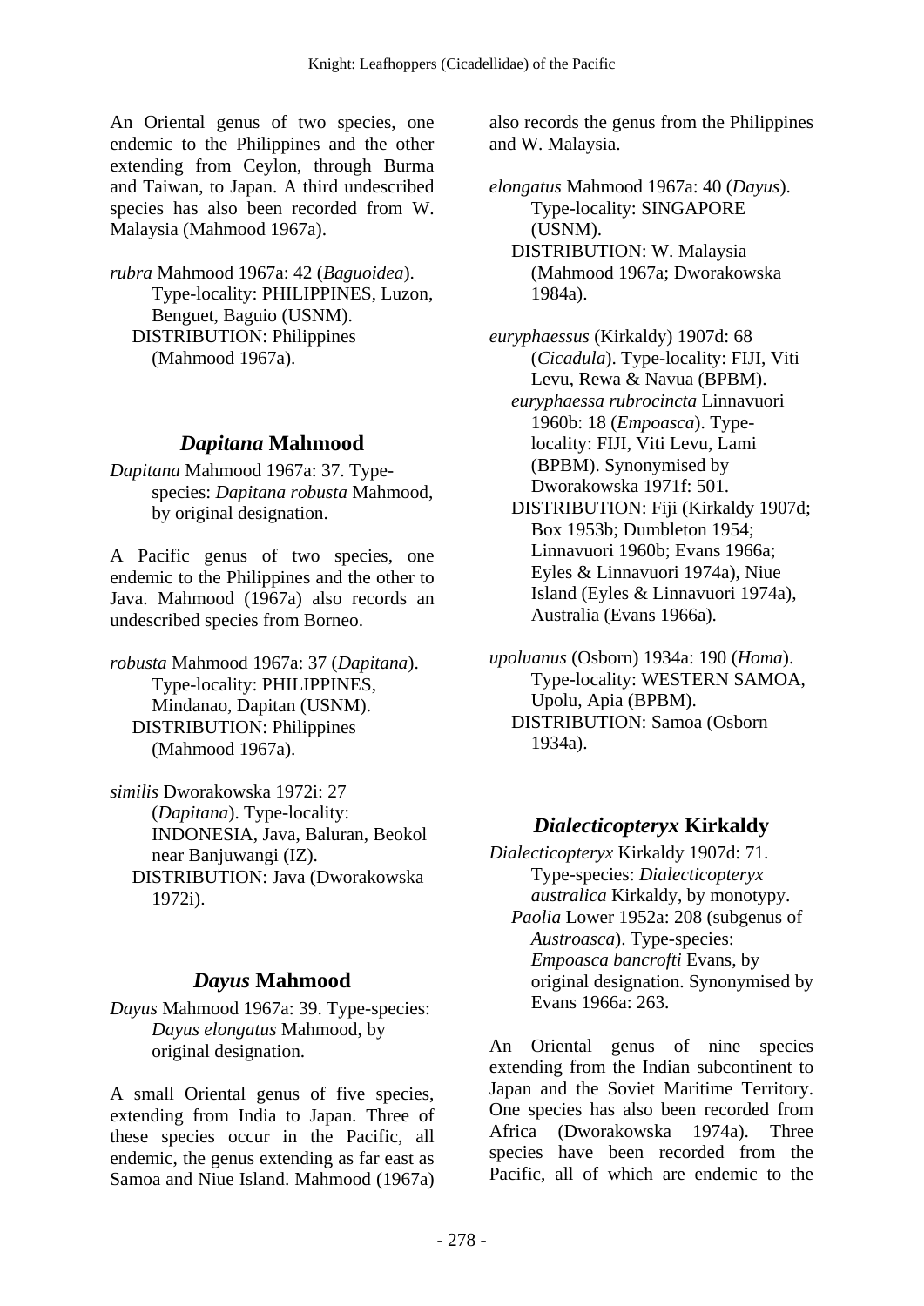An Oriental genus of two species, one endemic to the Philippines and the other extending from Ceylon, through Burma and Taiwan, to Japan. A third undescribed species has also been recorded from W. Malaysia (Mahmood 1967a).

*rubra* Mahmood 1967a: 42 (*Baguoidea*). Type-locality: PHILIPPINES, Luzon, Benguet, Baguio (USNM).
DISTRIBUTION: Philippines (Mahmood 1967a).

## *Dapitana* Mahmood

*Dapitana* Mahmood 1967a: 37. Type-species: *Dapitana robusta* Mahmood, by original designation.

A Pacific genus of two species, one endemic to the Philippines and the other to Java. Mahmood (1967a) also records an undescribed species from Borneo.

*robusta* Mahmood 1967a: 37 (*Dapitana*). Type-locality: PHILIPPINES, Mindanao, Dapitan (USNM).
DISTRIBUTION: Philippines (Mahmood 1967a).

*similis* Dworakowska 1972i: 27 (*Dapitana*). Type-locality: INDONESIA, Java, Baluran, Beokol near Banjuwangi (IZ).
DISTRIBUTION: Java (Dworakowska 1972i).

## *Dayus* Mahmood

*Dayus* Mahmood 1967a: 39. Type-species: *Dayus elongatus* Mahmood, by original designation.

A small Oriental genus of five species, extending from India to Japan. Three of these species occur in the Pacific, all endemic, the genus extending as far east as Samoa and Niue Island. Mahmood (1967a) also records the genus from the Philippines and W. Malaysia.

*elongatus* Mahmood 1967a: 40 (*Dayus*). Type-locality: SINGAPORE (USNM).
DISTRIBUTION: W. Malaysia (Mahmood 1967a; Dworakowska 1984a).

*euryphaessus* (Kirkaldy) 1907d: 68 (*Cicadula*). Type-locality: FIJI, Viti Levu, Rewa & Navua (BPBM).
*euryphaessa rubrocincta* Linnavuori 1960b: 18 (*Empoasca*). Type-locality: FIJI, Viti Levu, Lami (BPBM). Synonymised by Dworakowska 1971f: 501.
DISTRIBUTION: Fiji (Kirkaldy 1907d; Box 1953b; Dumbleton 1954; Linnavuori 1960b; Evans 1966a; Eyles & Linnavuori 1974a), Niue Island (Eyles & Linnavuori 1974a), Australia (Evans 1966a).

*upoluanus* (Osborn) 1934a: 190 (*Homa*). Type-locality: WESTERN SAMOA, Upolu, Apia (BPBM).
DISTRIBUTION: Samoa (Osborn 1934a).

## *Dialecticopteryx* Kirkaldy

*Dialecticopteryx* Kirkaldy 1907d: 71. Type-species: *Dialecticopteryx australica* Kirkaldy, by monotypy.
*Paolia* Lower 1952a: 208 (subgenus of *Austroasca*). Type-species: *Empoasca bancrofti* Evans, by original designation. Synonymised by Evans 1966a: 263.

An Oriental genus of nine species extending from the Indian subcontinent to Japan and the Soviet Maritime Territory. One species has also been recorded from Africa (Dworakowska 1974a). Three species have been recorded from the Pacific, all of which are endemic to the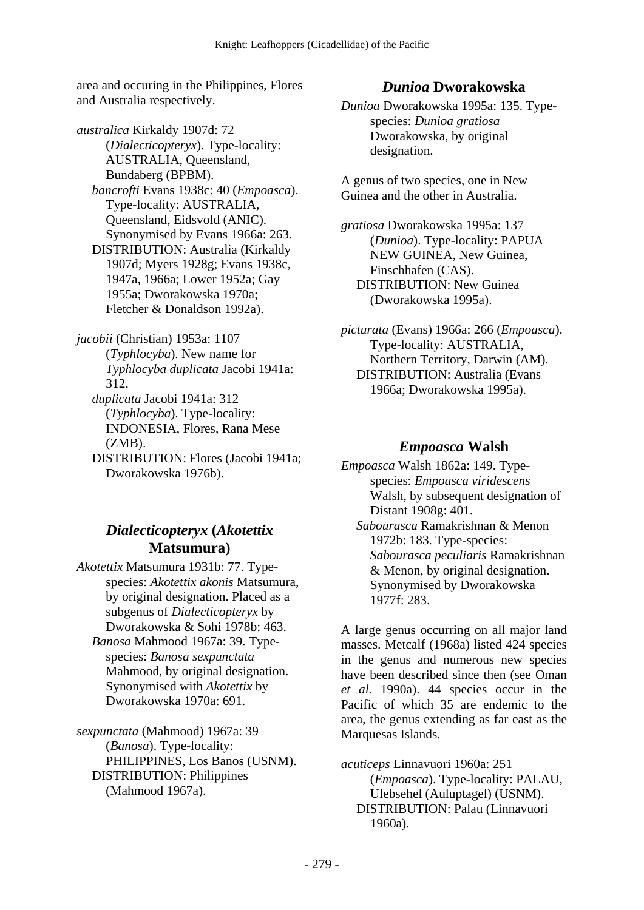area and occuring in the Philippines, Flores and Australia respectively.

*australica* Kirkaldy 1907d: 72 (*Dialecticopteryx*). Type-locality: AUSTRALIA, Queensland, Bundaberg (BPBM).
*bancrofti* Evans 1938c: 40 (*Empoasca*). Type-locality: AUSTRALIA, Queensland, Eidsvold (ANIC). Synonymised by Evans 1966a: 263.
DISTRIBUTION: Australia (Kirkaldy 1907d; Myers 1928g; Evans 1938c, 1947a, 1966a; Lower 1952a; Gay 1955a; Dworakowska 1970a; Fletcher & Donaldson 1992a).

*jacobii* (Christian) 1953a: 1107 (*Typhlocyba*). New name for *Typhlocyba duplicata* Jacobi 1941a: 312.
*duplicata* Jacobi 1941a: 312 (*Typhlocyba*). Type-locality: INDONESIA, Flores, Rana Mese (ZMB).
DISTRIBUTION: Flores (Jacobi 1941a; Dworakowska 1976b).

## *Dialecticopteryx* (*Akotettix* Matsumura)

*Akotettix* Matsumura 1931b: 77. Type-species: *Akotettix akonis* Matsumura, by original designation. Placed as a subgenus of *Dialecticopteryx* by Dworakowska & Sohi 1978b: 463.
*Banosa* Mahmood 1967a: 39. Type-species: *Banosa sexpunctata* Mahmood, by original designation. Synonymised with *Akotettix* by Dworakowska 1970a: 691.

*sexpunctata* (Mahmood) 1967a: 39 (*Banosa*). Type-locality: PHILIPPINES, Los Banos (USNM).
DISTRIBUTION: Philippines (Mahmood 1967a).

## *Dunioa* Dworakowska

*Dunioa* Dworakowska 1995a: 135. Type-species: *Dunioa gratiosa* Dworakowska, by original designation.

A genus of two species, one in New Guinea and the other in Australia.

*gratiosa* Dworakowska 1995a: 137 (*Dunioa*). Type-locality: PAPUA NEW GUINEA, New Guinea, Finschhafen (CAS).
DISTRIBUTION: New Guinea (Dworakowska 1995a).

*picturata* (Evans) 1966a: 266 (*Empoasca*). Type-locality: AUSTRALIA, Northern Territory, Darwin (AM).
DISTRIBUTION: Australia (Evans 1966a; Dworakowska 1995a).

## *Empoasca* Walsh

*Empoasca* Walsh 1862a: 149. Type-species: *Empoasca viridescens* Walsh, by subsequent designation of Distant 1908g: 401.
*Sabourasca* Ramakrishnan & Menon 1972b: 183. Type-species: *Sabourasca peculiaris* Ramakrishnan & Menon, by original designation. Synonymised by Dworakowska 1977f: 283.

A large genus occurring on all major land masses. Metcalf (1968a) listed 424 species in the genus and numerous new species have been described since then (see Oman *et al.* 1990a). 44 species occur in the Pacific of which 35 are endemic to the area, the genus extending as far east as the Marquesas Islands.

*acuticeps* Linnavuori 1960a: 251 (*Empoasca*). Type-locality: PALAU, Ulebsehel (Auluptagel) (USNM).
DISTRIBUTION: Palau (Linnavuori 1960a).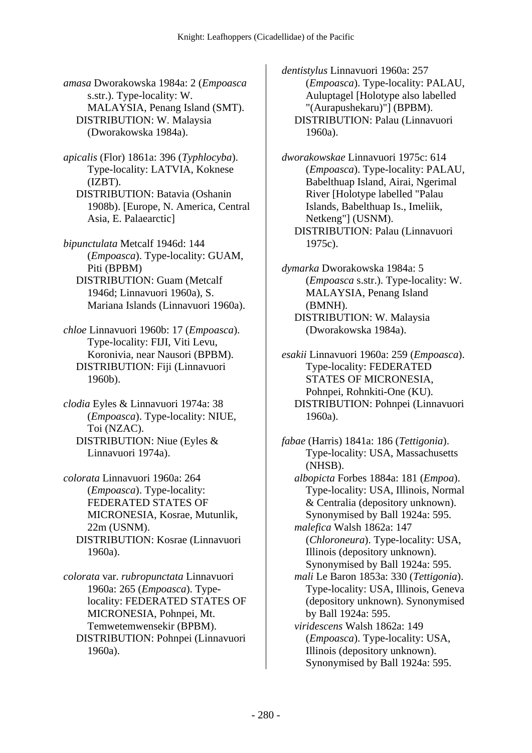*amasa* Dworakowska 1984a: 2 (*Empoasca* s.str.). Type-locality: W. MALAYSIA, Penang Island (SMT).
DISTRIBUTION: W. Malaysia (Dworakowska 1984a).

*apicalis* (Flor) 1861a: 396 (*Typhlocyba*). Type-locality: LATVIA, Koknese (IZBT).
DISTRIBUTION: Batavia (Oshanin 1908b). [Europe, N. America, Central Asia, E. Palaearctic]

*bipunctulata* Metcalf 1946d: 144 (*Empoasca*). Type-locality: GUAM, Piti (BPBM)
DISTRIBUTION: Guam (Metcalf 1946d; Linnavuori 1960a), S. Mariana Islands (Linnavuori 1960a).

*chloe* Linnavuori 1960b: 17 (*Empoasca*). Type-locality: FIJI, Viti Levu, Koronivia, near Nausori (BPBM).
DISTRIBUTION: Fiji (Linnavuori 1960b).

*clodia* Eyles & Linnavuori 1974a: 38 (*Empoasca*). Type-locality: NIUE, Toi (NZAC).
DISTRIBUTION: Niue (Eyles & Linnavuori 1974a).

*colorata* Linnavuori 1960a: 264 (*Empoasca*). Type-locality: FEDERATED STATES OF MICRONESIA, Kosrae, Mutunlik, 22m (USNM).
DISTRIBUTION: Kosrae (Linnavuori 1960a).

*colorata* var. *rubropunctata* Linnavuori 1960a: 265 (*Empoasca*). Type-locality: FEDERATED STATES OF MICRONESIA, Pohnpei, Mt. Temwetemwensekir (BPBM).
DISTRIBUTION: Pohnpei (Linnavuori 1960a).

*dentistylus* Linnavuori 1960a: 257 (*Empoasca*). Type-locality: PALAU, Auluptagel [Holotype also labelled "(Aurapushekaru)"] (BPBM).
DISTRIBUTION: Palau (Linnavuori 1960a).

*dworakowskae* Linnavuori 1975c: 614 (*Empoasca*). Type-locality: PALAU, Babelthuap Island, Airai, Ngerimal River [Holotype labelled "Palau Islands, Babelthuap Is., Imeliik, Netkeng"] (USNM).
DISTRIBUTION: Palau (Linnavuori 1975c).

*dymarka* Dworakowska 1984a: 5 (*Empoasca* s.str.). Type-locality: W. MALAYSIA, Penang Island (BMNH).
DISTRIBUTION: W. Malaysia (Dworakowska 1984a).

*esakii* Linnavuori 1960a: 259 (*Empoasca*). Type-locality: FEDERATED STATES OF MICRONESIA, Pohnpei, Rohnkiti-One (KU).
DISTRIBUTION: Pohnpei (Linnavuori 1960a).

*fabae* (Harris) 1841a: 186 (*Tettigonia*). Type-locality: USA, Massachusetts (NHSB).
*albopicta* Forbes 1884a: 181 (*Empoa*). Type-locality: USA, Illinois, Normal & Centralia (depository unknown). Synonymised by Ball 1924a: 595.
*malefica* Walsh 1862a: 147 (*Chloroneura*). Type-locality: USA, Illinois (depository unknown). Synonymised by Ball 1924a: 595.
*mali* Le Baron 1853a: 330 (*Tettigonia*). Type-locality: USA, Illinois, Geneva (depository unknown). Synonymised by Ball 1924a: 595.
*viridescens* Walsh 1862a: 149 (*Empoasca*). Type-locality: USA, Illinois (depository unknown). Synonymised by Ball 1924a: 595.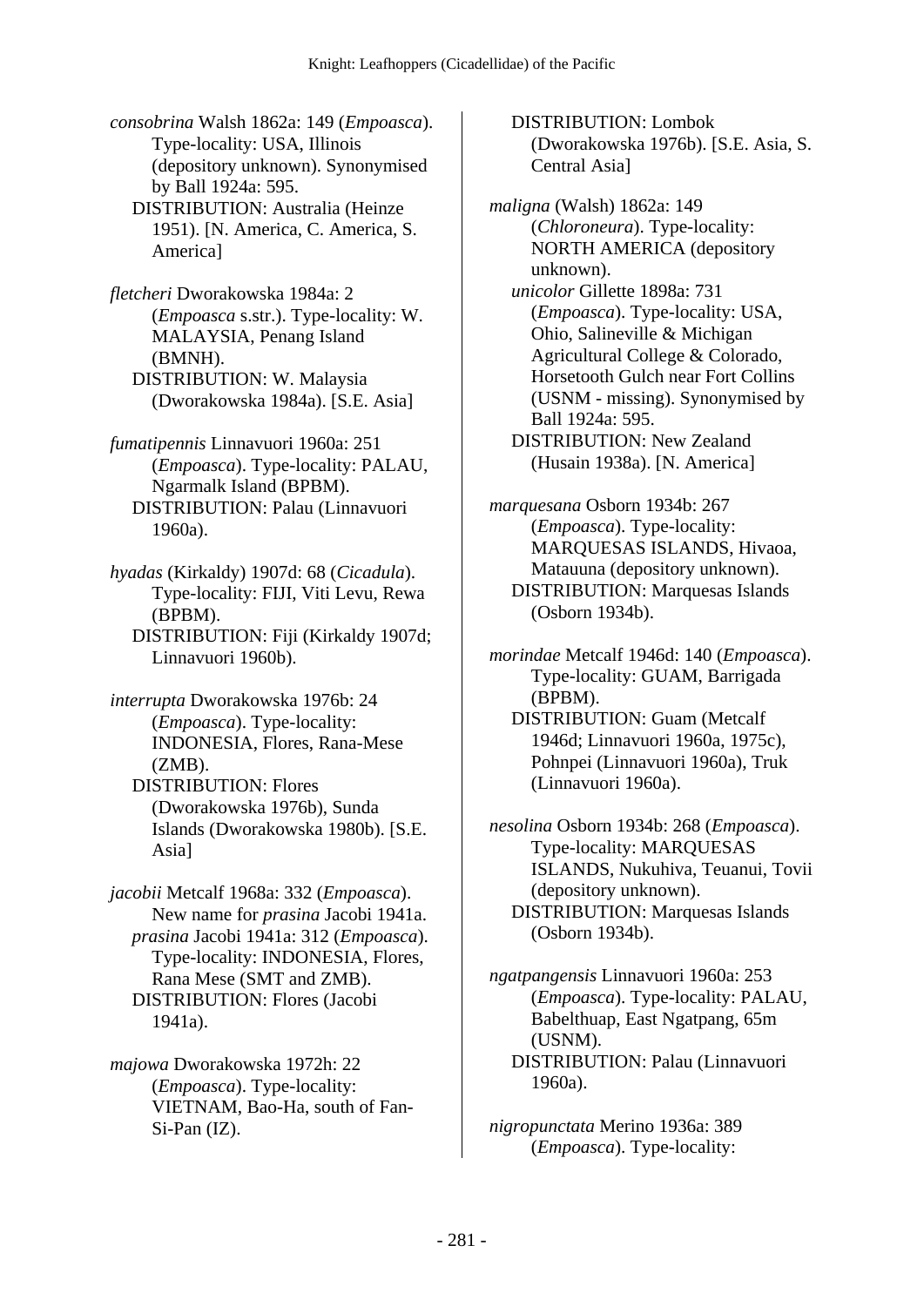*consobrina* Walsh 1862a: 149 (*Empoasca*). Type-locality: USA, Illinois (depository unknown). Synonymised by Ball 1924a: 595.
DISTRIBUTION: Australia (Heinze 1951). [N. America, C. America, S. America]

*fletcheri* Dworakowska 1984a: 2 (*Empoasca* s.str.). Type-locality: W. MALAYSIA, Penang Island (BMNH).
DISTRIBUTION: W. Malaysia (Dworakowska 1984a). [S.E. Asia]

*fumatipennis* Linnavuori 1960a: 251 (*Empoasca*). Type-locality: PALAU, Ngarmalk Island (BPBM).
DISTRIBUTION: Palau (Linnavuori 1960a).

*hyadas* (Kirkaldy) 1907d: 68 (*Cicadula*). Type-locality: FIJI, Viti Levu, Rewa (BPBM).
DISTRIBUTION: Fiji (Kirkaldy 1907d; Linnavuori 1960b).

*interrupta* Dworakowska 1976b: 24 (*Empoasca*). Type-locality: INDONESIA, Flores, Rana-Mese (ZMB).
DISTRIBUTION: Flores (Dworakowska 1976b), Sunda Islands (Dworakowska 1980b). [S.E. Asia]

*jacobii* Metcalf 1968a: 332 (*Empoasca*). New name for *prasina* Jacobi 1941a.
*prasina* Jacobi 1941a: 312 (*Empoasca*). Type-locality: INDONESIA, Flores, Rana Mese (SMT and ZMB).
DISTRIBUTION: Flores (Jacobi 1941a).

*majowa* Dworakowska 1972h: 22 (*Empoasca*). Type-locality: VIETNAM, Bao-Ha, south of Fan-Si-Pan (IZ).
DISTRIBUTION: Lombok (Dworakowska 1976b). [S.E. Asia, S. Central Asia]

*maligna* (Walsh) 1862a: 149 (*Chloroneura*). Type-locality: NORTH AMERICA (depository unknown).
*unicolor* Gillette 1898a: 731 (*Empoasca*). Type-locality: USA, Ohio, Salineville & Michigan Agricultural College & Colorado, Horsetooth Gulch near Fort Collins (USNM - missing). Synonymised by Ball 1924a: 595.
DISTRIBUTION: New Zealand (Husain 1938a). [N. America]

*marquesana* Osborn 1934b: 267 (*Empoasca*). Type-locality: MARQUESAS ISLANDS, Hivaoa, Matauuna (depository unknown).
DISTRIBUTION: Marquesas Islands (Osborn 1934b).

*morindae* Metcalf 1946d: 140 (*Empoasca*). Type-locality: GUAM, Barrigada (BPBM).
DISTRIBUTION: Guam (Metcalf 1946d; Linnavuori 1960a, 1975c), Pohnpei (Linnavuori 1960a), Truk (Linnavuori 1960a).

*nesolina* Osborn 1934b: 268 (*Empoasca*). Type-locality: MARQUESAS ISLANDS, Nukuhiva, Teuanui, Tovii (depository unknown).
DISTRIBUTION: Marquesas Islands (Osborn 1934b).

*ngatpangensis* Linnavuori 1960a: 253 (*Empoasca*). Type-locality: PALAU, Babelthuap, East Ngatpang, 65m (USNM).
DISTRIBUTION: Palau (Linnavuori 1960a).

*nigropunctata* Merino 1936a: 389 (*Empoasca*). Type-locality: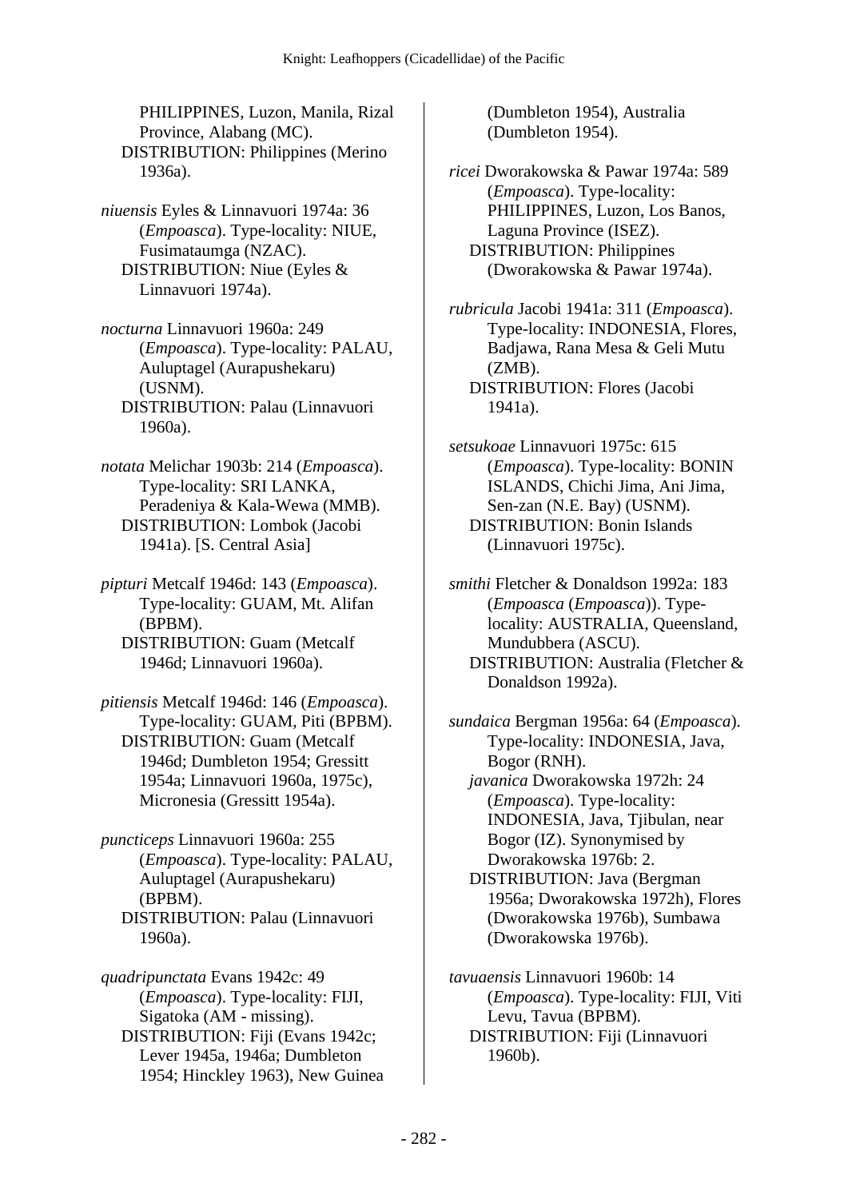PHILIPPINES, Luzon, Manila, Rizal Province, Alabang (MC).
DISTRIBUTION: Philippines (Merino 1936a).

*niuensis* Eyles & Linnavuori 1974a: 36 (*Empoasca*). Type-locality: NIUE, Fusimataumga (NZAC).
DISTRIBUTION: Niue (Eyles & Linnavuori 1974a).

*nocturna* Linnavuori 1960a: 249 (*Empoasca*). Type-locality: PALAU, Auluptagel (Aurapushekaru) (USNM).
DISTRIBUTION: Palau (Linnavuori 1960a).

*notata* Melichar 1903b: 214 (*Empoasca*). Type-locality: SRI LANKA, Peradeniya & Kala-Wewa (MMB).
DISTRIBUTION: Lombok (Jacobi 1941a). [S. Central Asia]

*pipturi* Metcalf 1946d: 143 (*Empoasca*). Type-locality: GUAM, Mt. Alifan (BPBM).
DISTRIBUTION: Guam (Metcalf 1946d; Linnavuori 1960a).

*pitiensis* Metcalf 1946d: 146 (*Empoasca*). Type-locality: GUAM, Piti (BPBM).
DISTRIBUTION: Guam (Metcalf 1946d; Dumbleton 1954; Gressitt 1954a; Linnavuori 1960a, 1975c), Micronesia (Gressitt 1954a).

*puncticeps* Linnavuori 1960a: 255 (*Empoasca*). Type-locality: PALAU, Auluptagel (Aurapushekaru) (BPBM).
DISTRIBUTION: Palau (Linnavuori 1960a).

*quadripunctata* Evans 1942c: 49 (*Empoasca*). Type-locality: FIJI, Sigatoka (AM - missing).
DISTRIBUTION: Fiji (Evans 1942c; Lever 1945a, 1946a; Dumbleton 1954; Hinckley 1963), New Guinea (Dumbleton 1954), Australia (Dumbleton 1954).

*ricei* Dworakowska & Pawar 1974a: 589 (*Empoasca*). Type-locality: PHILIPPINES, Luzon, Los Banos, Laguna Province (ISEZ).
DISTRIBUTION: Philippines (Dworakowska & Pawar 1974a).

*rubricula* Jacobi 1941a: 311 (*Empoasca*). Type-locality: INDONESIA, Flores, Badjawa, Rana Mesa & Geli Mutu (ZMB).
DISTRIBUTION: Flores (Jacobi 1941a).

*setsukoae* Linnavuori 1975c: 615 (*Empoasca*). Type-locality: BONIN ISLANDS, Chichi Jima, Ani Jima, Sen-zan (N.E. Bay) (USNM).
DISTRIBUTION: Bonin Islands (Linnavuori 1975c).

*smithi* Fletcher & Donaldson 1992a: 183 (*Empoasca* (*Empoasca*)). Type-locality: AUSTRALIA, Queensland, Mundubbera (ASCU).
DISTRIBUTION: Australia (Fletcher & Donaldson 1992a).

*sundaica* Bergman 1956a: 64 (*Empoasca*). Type-locality: INDONESIA, Java, Bogor (RNH).
*javanica* Dworakowska 1972h: 24 (*Empoasca*). Type-locality: INDONESIA, Java, Tjibulan, near Bogor (IZ). Synonymised by Dworakowska 1976b: 2.
DISTRIBUTION: Java (Bergman 1956a; Dworakowska 1972h), Flores (Dworakowska 1976b), Sumbawa (Dworakowska 1976b).

*tavuaensis* Linnavuori 1960b: 14 (*Empoasca*). Type-locality: FIJI, Viti Levu, Tavua (BPBM).
DISTRIBUTION: Fiji (Linnavuori 1960b).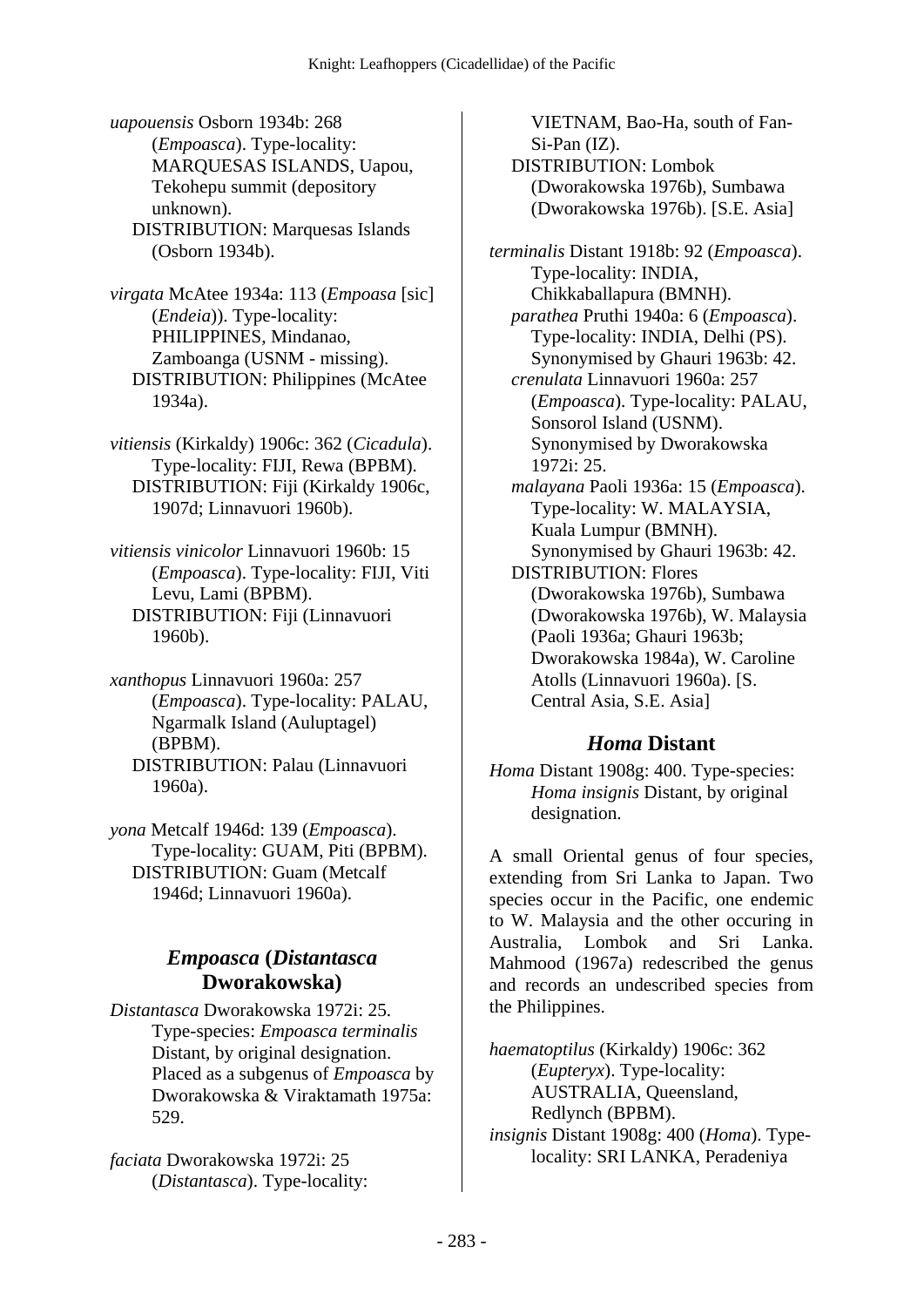*uapouensis* Osborn 1934b: 268 (*Empoasca*). Type-locality: MARQUESAS ISLANDS, Uapou, Tekohepu summit (depository unknown).
DISTRIBUTION: Marquesas Islands (Osborn 1934b).

*virgata* McAtee 1934a: 113 (*Empoasa* [sic] (*Endeia*)). Type-locality: PHILIPPINES, Mindanao, Zamboanga (USNM - missing).
DISTRIBUTION: Philippines (McAtee 1934a).

*vitiensis* (Kirkaldy) 1906c: 362 (*Cicadula*). Type-locality: FIJI, Rewa (BPBM).
DISTRIBUTION: Fiji (Kirkaldy 1906c, 1907d; Linnavuori 1960b).

*vitiensis vinicolor* Linnavuori 1960b: 15 (*Empoasca*). Type-locality: FIJI, Viti Levu, Lami (BPBM).
DISTRIBUTION: Fiji (Linnavuori 1960b).

*xanthopus* Linnavuori 1960a: 257 (*Empoasca*). Type-locality: PALAU, Ngarmalk Island (Auluptagel) (BPBM).
DISTRIBUTION: Palau (Linnavuori 1960a).

*yona* Metcalf 1946d: 139 (*Empoasca*). Type-locality: GUAM, Piti (BPBM).
DISTRIBUTION: Guam (Metcalf 1946d; Linnavuori 1960a).

## *Empoasca* (*Distantasca* Dworakowska)

*Distantasca* Dworakowska 1972i: 25. Type-species: *Empoasca terminalis* Distant, by original designation. Placed as a subgenus of *Empoasca* by Dworakowska & Viraktamath 1975a: 529.

*faciata* Dworakowska 1972i: 25 (*Distantasca*). Type-locality: VIETNAM, Bao-Ha, south of Fan-Si-Pan (IZ).
DISTRIBUTION: Lombok (Dworakowska 1976b), Sumbawa (Dworakowska 1976b). [S.E. Asia]

*terminalis* Distant 1918b: 92 (*Empoasca*). Type-locality: INDIA, Chikkaballapura (BMNH).
*parathea* Pruthi 1940a: 6 (*Empoasca*). Type-locality: INDIA, Delhi (PS). Synonymised by Ghauri 1963b: 42.
*crenulata* Linnavuori 1960a: 257 (*Empoasca*). Type-locality: PALAU, Sonsorol Island (USNM). Synonymised by Dworakowska 1972i: 25.
*malayana* Paoli 1936a: 15 (*Empoasca*). Type-locality: W. MALAYSIA, Kuala Lumpur (BMNH). Synonymised by Ghauri 1963b: 42.
DISTRIBUTION: Flores (Dworakowska 1976b), Sumbawa (Dworakowska 1976b), W. Malaysia (Paoli 1936a; Ghauri 1963b; Dworakowska 1984a), W. Caroline Atolls (Linnavuori 1960a). [S. Central Asia, S.E. Asia]

## *Homa* Distant

*Homa* Distant 1908g: 400. Type-species: *Homa insignis* Distant, by original designation.

A small Oriental genus of four species, extending from Sri Lanka to Japan. Two species occur in the Pacific, one endemic to W. Malaysia and the other occuring in Australia, Lombok and Sri Lanka. Mahmood (1967a) redescribed the genus and records an undescribed species from the Philippines.

*haematoptilus* (Kirkaldy) 1906c: 362 (*Eupteryx*). Type-locality: AUSTRALIA, Queensland, Redlynch (BPBM).
*insignis* Distant 1908g: 400 (*Homa*). Type-locality: SRI LANKA, Peradeniya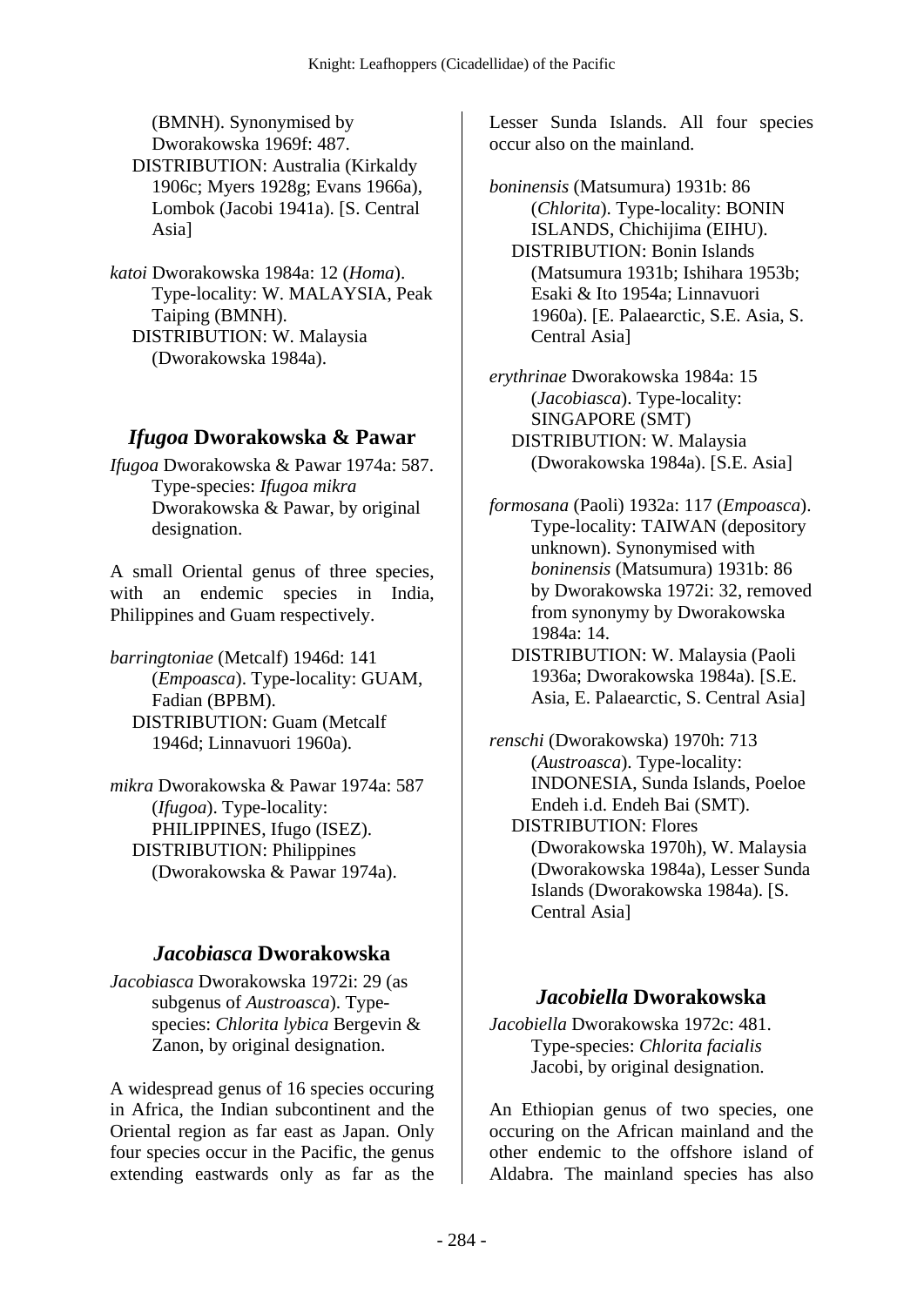(BMNH). Synonymised by Dworakowska 1969f: 487.
DISTRIBUTION: Australia (Kirkaldy 1906c; Myers 1928g; Evans 1966a), Lombok (Jacobi 1941a). [S. Central Asia]

*katoi* Dworakowska 1984a: 12 (*Homa*). Type-locality: W. MALAYSIA, Peak Taiping (BMNH).
DISTRIBUTION: W. Malaysia (Dworakowska 1984a).

## *Ifugoa* Dworakowska & Pawar

*Ifugoa* Dworakowska & Pawar 1974a: 587. Type-species: *Ifugoa mikra* Dworakowska & Pawar, by original designation.

A small Oriental genus of three species, with an endemic species in India, Philippines and Guam respectively.

*barringtoniae* (Metcalf) 1946d: 141 (*Empoasca*). Type-locality: GUAM, Fadian (BPBM).
DISTRIBUTION: Guam (Metcalf 1946d; Linnavuori 1960a).

*mikra* Dworakowska & Pawar 1974a: 587 (*Ifugoa*). Type-locality: PHILIPPINES, Ifugo (ISEZ).
DISTRIBUTION: Philippines (Dworakowska & Pawar 1974a).

## *Jacobiasca* Dworakowska

*Jacobiasca* Dworakowska 1972i: 29 (as subgenus of *Austroasca*). Type-species: *Chlorita lybica* Bergevin & Zanon, by original designation.

A widespread genus of 16 species occuring in Africa, the Indian subcontinent and the Oriental region as far east as Japan. Only four species occur in the Pacific, the genus extending eastwards only as far as the Lesser Sunda Islands. All four species occur also on the mainland.

*boninensis* (Matsumura) 1931b: 86 (*Chlorita*). Type-locality: BONIN ISLANDS, Chichijima (EIHU).
DISTRIBUTION: Bonin Islands (Matsumura 1931b; Ishihara 1953b; Esaki & Ito 1954a; Linnavuori 1960a). [E. Palaearctic, S.E. Asia, S. Central Asia]

*erythrinae* Dworakowska 1984a: 15 (*Jacobiasca*). Type-locality: SINGAPORE (SMT)
DISTRIBUTION: W. Malaysia (Dworakowska 1984a). [S.E. Asia]

*formosana* (Paoli) 1932a: 117 (*Empoasca*). Type-locality: TAIWAN (depository unknown). Synonymised with *boninensis* (Matsumura) 1931b: 86 by Dworakowska 1972i: 32, removed from synonymy by Dworakowska 1984a: 14.
DISTRIBUTION: W. Malaysia (Paoli 1936a; Dworakowska 1984a). [S.E. Asia, E. Palaearctic, S. Central Asia]

*renschi* (Dworakowska) 1970h: 713 (*Austroasca*). Type-locality: INDONESIA, Sunda Islands, Poeloe Endeh i.d. Endeh Bai (SMT).
DISTRIBUTION: Flores (Dworakowska 1970h), W. Malaysia (Dworakowska 1984a), Lesser Sunda Islands (Dworakowska 1984a). [S. Central Asia]

## *Jacobiella* Dworakowska

*Jacobiella* Dworakowska 1972c: 481. Type-species: *Chlorita facialis* Jacobi, by original designation.

An Ethiopian genus of two species, one occuring on the African mainland and the other endemic to the offshore island of Aldabra. The mainland species has also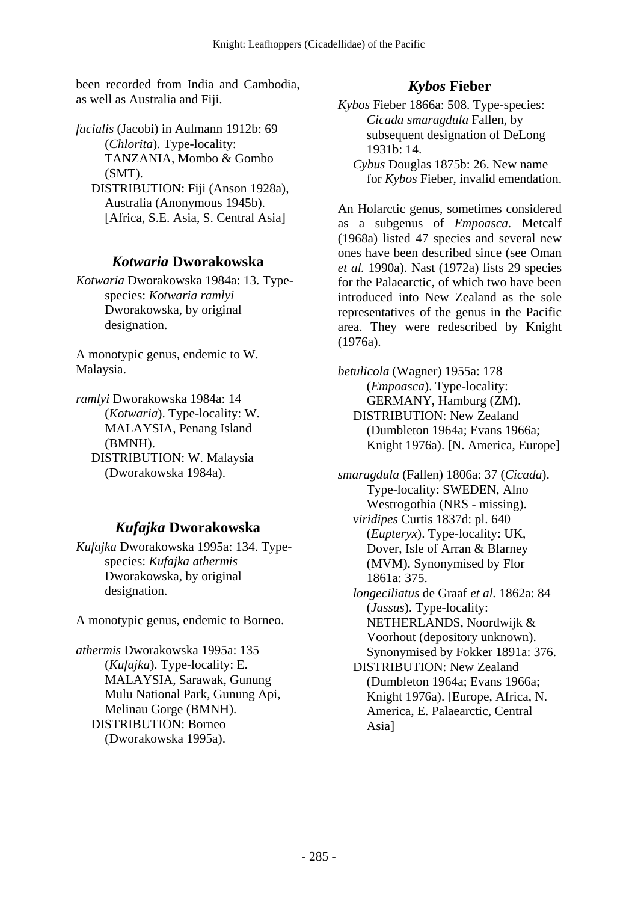been recorded from India and Cambodia, as well as Australia and Fiji.

*facialis* (Jacobi) in Aulmann 1912b: 69 (*Chlorita*). Type-locality: TANZANIA, Mombo & Gombo (SMT).
DISTRIBUTION: Fiji (Anson 1928a), Australia (Anonymous 1945b). [Africa, S.E. Asia, S. Central Asia]

## *Kotwaria* Dworakowska

*Kotwaria* Dworakowska 1984a: 13. Type-species: *Kotwaria ramlyi* Dworakowska, by original designation.

A monotypic genus, endemic to W. Malaysia.

*ramlyi* Dworakowska 1984a: 14 (*Kotwaria*). Type-locality: W. MALAYSIA, Penang Island (BMNH).
DISTRIBUTION: W. Malaysia (Dworakowska 1984a).

## *Kufajka* Dworakowska

*Kufajka* Dworakowska 1995a: 134. Type-species: *Kufajka athermis* Dworakowska, by original designation.

A monotypic genus, endemic to Borneo.

*athermis* Dworakowska 1995a: 135 (*Kufajka*). Type-locality: E. MALAYSIA, Sarawak, Gunung Mulu National Park, Gunung Api, Melinau Gorge (BMNH).
DISTRIBUTION: Borneo (Dworakowska 1995a).

## *Kybos* Fieber

*Kybos* Fieber 1866a: 508. Type-species: *Cicada smaragdula* Fallen, by subsequent designation of DeLong 1931b: 14.
*Cybus* Douglas 1875b: 26. New name for *Kybos* Fieber, invalid emendation.

An Holarctic genus, sometimes considered as a subgenus of *Empoasca*. Metcalf (1968a) listed 47 species and several new ones have been described since (see Oman *et al.* 1990a). Nast (1972a) lists 29 species for the Palaearctic, of which two have been introduced into New Zealand as the sole representatives of the genus in the Pacific area. They were redescribed by Knight (1976a).

*betulicola* (Wagner) 1955a: 178 (*Empoasca*). Type-locality: GERMANY, Hamburg (ZM).
DISTRIBUTION: New Zealand (Dumbleton 1964a; Evans 1966a; Knight 1976a). [N. America, Europe]

*smaragdula* (Fallen) 1806a: 37 (*Cicada*). Type-locality: SWEDEN, Alno Westrogothia (NRS - missing).
*viridipes* Curtis 1837d: pl. 640 (*Eupteryx*). Type-locality: UK, Dover, Isle of Arran & Blarney (MVM). Synonymised by Flor 1861a: 375.
*longeciliatus* de Graaf *et al.* 1862a: 84 (*Jassus*). Type-locality: NETHERLANDS, Noordwijk & Voorhout (depository unknown). Synonymised by Fokker 1891a: 376.
DISTRIBUTION: New Zealand (Dumbleton 1964a; Evans 1966a; Knight 1976a). [Europe, Africa, N. America, E. Palaearctic, Central Asia]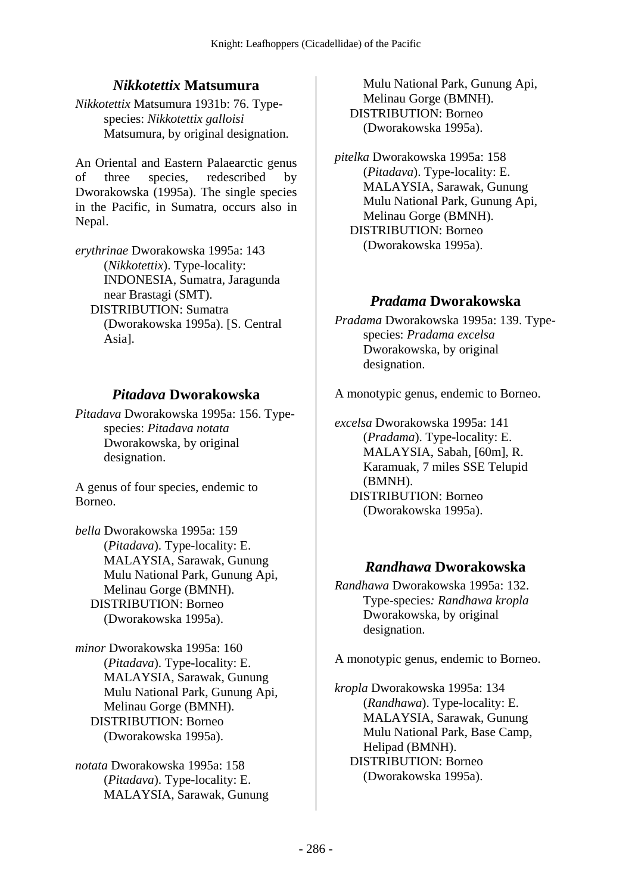## *Nikkotettix* Matsumura

*Nikkotettix* Matsumura 1931b: 76. Type-species: *Nikkotettix galloisi* Matsumura, by original designation.

An Oriental and Eastern Palaearctic genus of three species, redescribed by Dworakowska (1995a). The single species in the Pacific, in Sumatra, occurs also in Nepal.

*erythrinae* Dworakowska 1995a: 143 (*Nikkotettix*). Type-locality: INDONESIA, Sumatra, Jaragunda near Brastagi (SMT).
DISTRIBUTION: Sumatra (Dworakowska 1995a). [S. Central Asia].

## *Pitadava* Dworakowska

*Pitadava* Dworakowska 1995a: 156. Type-species: *Pitadava notata* Dworakowska, by original designation.

A genus of four species, endemic to Borneo.

*bella* Dworakowska 1995a: 159 (*Pitadava*). Type-locality: E. MALAYSIA, Sarawak, Gunung Mulu National Park, Gunung Api, Melinau Gorge (BMNH).
DISTRIBUTION: Borneo (Dworakowska 1995a).

*minor* Dworakowska 1995a: 160 (*Pitadava*). Type-locality: E. MALAYSIA, Sarawak, Gunung Mulu National Park, Gunung Api, Melinau Gorge (BMNH).
DISTRIBUTION: Borneo (Dworakowska 1995a).

*notata* Dworakowska 1995a: 158 (*Pitadava*). Type-locality: E. MALAYSIA, Sarawak, Gunung Mulu National Park, Gunung Api, Melinau Gorge (BMNH).
DISTRIBUTION: Borneo (Dworakowska 1995a).

*pitelka* Dworakowska 1995a: 158 (*Pitadava*). Type-locality: E. MALAYSIA, Sarawak, Gunung Mulu National Park, Gunung Api, Melinau Gorge (BMNH).
DISTRIBUTION: Borneo (Dworakowska 1995a).

## *Pradama* Dworakowska

*Pradama* Dworakowska 1995a: 139. Type-species: *Pradama excelsa* Dworakowska, by original designation.

A monotypic genus, endemic to Borneo.

*excelsa* Dworakowska 1995a: 141 (*Pradama*). Type-locality: E. MALAYSIA, Sabah, [60m], R. Karamuak, 7 miles SSE Telupid (BMNH).
DISTRIBUTION: Borneo (Dworakowska 1995a).

## *Randhawa* Dworakowska

*Randhawa* Dworakowska 1995a: 132. Type-species: *Randhawa kropla* Dworakowska, by original designation.

A monotypic genus, endemic to Borneo.

*kropla* Dworakowska 1995a: 134 (*Randhawa*). Type-locality: E. MALAYSIA, Sarawak, Gunung Mulu National Park, Base Camp, Helipad (BMNH).
DISTRIBUTION: Borneo (Dworakowska 1995a).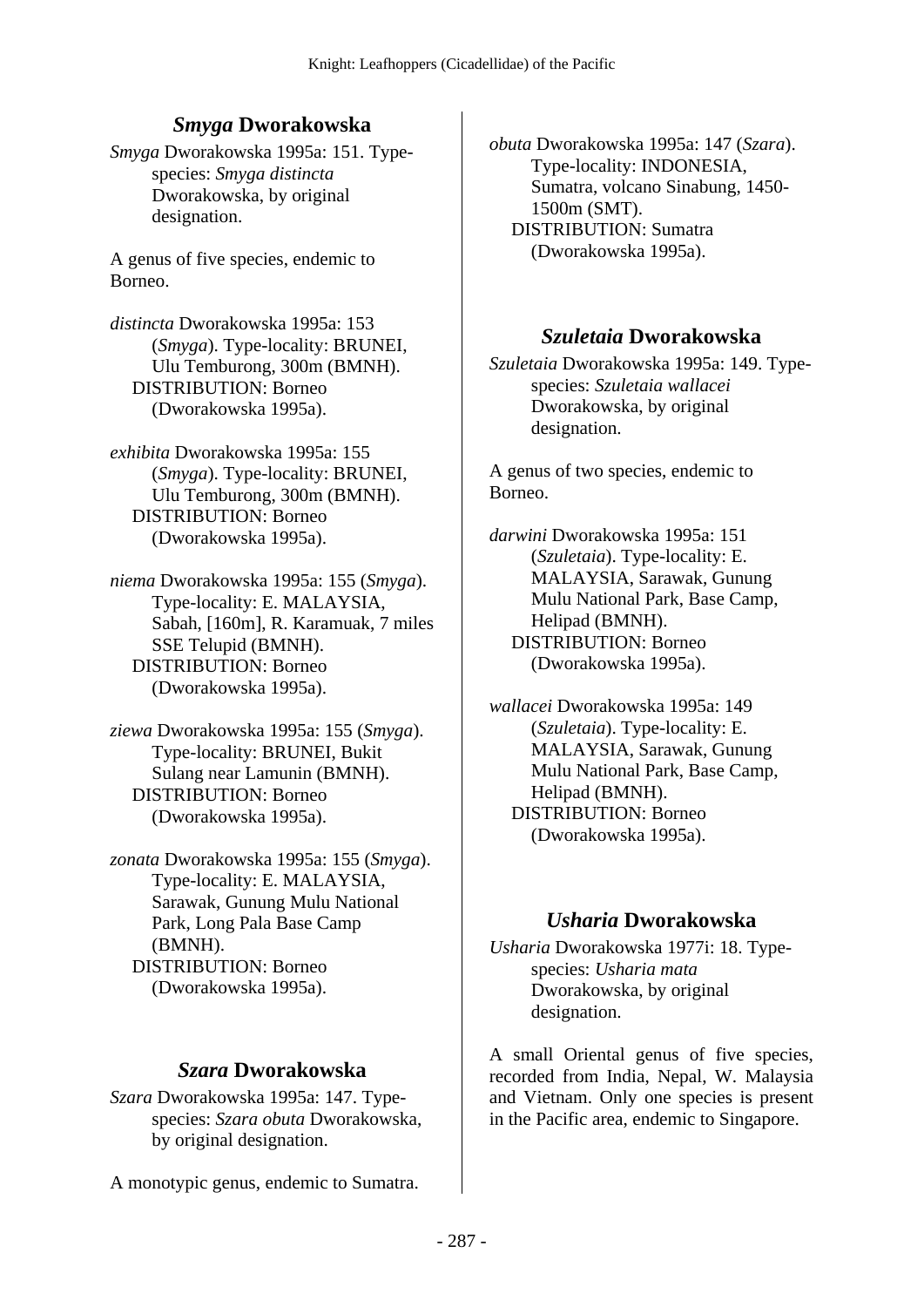## *Smyga* Dworakowska

*Smyga* Dworakowska 1995a: 151. Type-species: *Smyga distincta* Dworakowska, by original designation.

A genus of five species, endemic to Borneo.

*distincta* Dworakowska 1995a: 153 (*Smyga*). Type-locality: BRUNEI, Ulu Temburong, 300m (BMNH).
DISTRIBUTION: Borneo (Dworakowska 1995a).

*exhibita* Dworakowska 1995a: 155 (*Smyga*). Type-locality: BRUNEI, Ulu Temburong, 300m (BMNH).
DISTRIBUTION: Borneo (Dworakowska 1995a).

*niema* Dworakowska 1995a: 155 (*Smyga*). Type-locality: E. MALAYSIA, Sabah, [160m], R. Karamuak, 7 miles SSE Telupid (BMNH).
DISTRIBUTION: Borneo (Dworakowska 1995a).

*ziewa* Dworakowska 1995a: 155 (*Smyga*). Type-locality: BRUNEI, Bukit Sulang near Lamunin (BMNH).
DISTRIBUTION: Borneo (Dworakowska 1995a).

*zonata* Dworakowska 1995a: 155 (*Smyga*). Type-locality: E. MALAYSIA, Sarawak, Gunung Mulu National Park, Long Pala Base Camp (BMNH).
DISTRIBUTION: Borneo (Dworakowska 1995a).

## *Szara* Dworakowska

*Szara* Dworakowska 1995a: 147. Type-species: *Szara obuta* Dworakowska, by original designation.

A monotypic genus, endemic to Sumatra.

*obuta* Dworakowska 1995a: 147 (*Szara*). Type-locality: INDONESIA, Sumatra, volcano Sinabung, 1450-1500m (SMT).
DISTRIBUTION: Sumatra (Dworakowska 1995a).

## *Szuletaia* Dworakowska

*Szuletaia* Dworakowska 1995a: 149. Type-species: *Szuletaia wallacei* Dworakowska, by original designation.

A genus of two species, endemic to Borneo.

*darwini* Dworakowska 1995a: 151 (*Szuletaia*). Type-locality: E. MALAYSIA, Sarawak, Gunung Mulu National Park, Base Camp, Helipad (BMNH).
DISTRIBUTION: Borneo (Dworakowska 1995a).

*wallacei* Dworakowska 1995a: 149 (*Szuletaia*). Type-locality: E. MALAYSIA, Sarawak, Gunung Mulu National Park, Base Camp, Helipad (BMNH).
DISTRIBUTION: Borneo (Dworakowska 1995a).

## *Usharia* Dworakowska

*Usharia* Dworakowska 1977i: 18. Type-species: *Usharia mata* Dworakowska, by original designation.

A small Oriental genus of five species, recorded from India, Nepal, W. Malaysia and Vietnam. Only one species is present in the Pacific area, endemic to Singapore.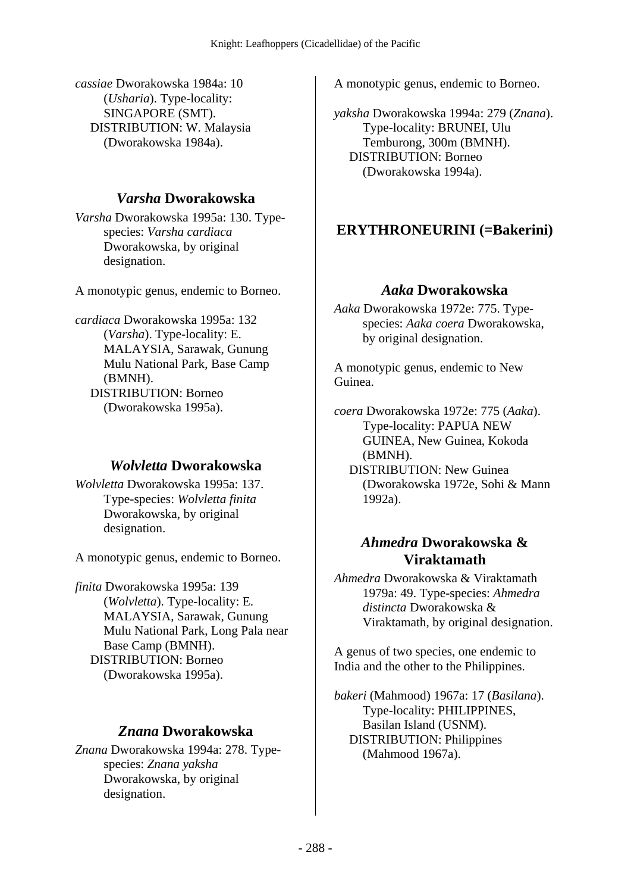*cassiae* Dworakowska 1984a: 10 (*Usharia*). Type-locality: SINGAPORE (SMT).
DISTRIBUTION: W. Malaysia (Dworakowska 1984a).

### *Varsha* Dworakowska

*Varsha* Dworakowska 1995a: 130. Type-species: *Varsha cardiaca* Dworakowska, by original designation.

A monotypic genus, endemic to Borneo.

*cardiaca* Dworakowska 1995a: 132 (*Varsha*). Type-locality: E. MALAYSIA, Sarawak, Gunung Mulu National Park, Base Camp (BMNH).
DISTRIBUTION: Borneo (Dworakowska 1995a).

### *Wolvletta* Dworakowska

*Wolvletta* Dworakowska 1995a: 137. Type-species: *Wolvletta finita* Dworakowska, by original designation.

A monotypic genus, endemic to Borneo.

*finita* Dworakowska 1995a: 139 (*Wolvletta*). Type-locality: E. MALAYSIA, Sarawak, Gunung Mulu National Park, Long Pala near Base Camp (BMNH).
DISTRIBUTION: Borneo (Dworakowska 1995a).

### *Znana* Dworakowska

*Znana* Dworakowska 1994a: 278. Type-species: *Znana yaksha* Dworakowska, by original designation.

A monotypic genus, endemic to Borneo.

*yaksha* Dworakowska 1994a: 279 (*Znana*). Type-locality: BRUNEI, Ulu Temburong, 300m (BMNH).
DISTRIBUTION: Borneo (Dworakowska 1994a).

## ERYTHRONEURINI (=Bakerini)

### *Aaka* Dworakowska

*Aaka* Dworakowska 1972e: 775. Type-species: *Aaka coera* Dworakowska, by original designation.

A monotypic genus, endemic to New Guinea.

*coera* Dworakowska 1972e: 775 (*Aaka*). Type-locality: PAPUA NEW GUINEA, New Guinea, Kokoda (BMNH).
DISTRIBUTION: New Guinea (Dworakowska 1972e, Sohi & Mann 1992a).

### *Ahmedra* Dworakowska & Viraktamath

*Ahmedra* Dworakowska & Viraktamath 1979a: 49. Type-species: *Ahmedra distincta* Dworakowska & Viraktamath, by original designation.

A genus of two species, one endemic to India and the other to the Philippines.

*bakeri* (Mahmood) 1967a: 17 (*Basilana*). Type-locality: PHILIPPINES, Basilan Island (USNM).
DISTRIBUTION: Philippines (Mahmood 1967a).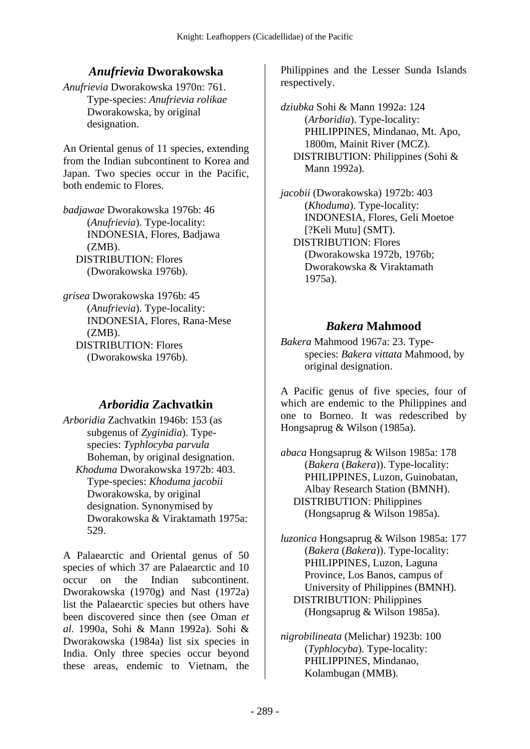## *Anufrievia* Dworakowska

*Anufrievia* Dworakowska 1970n: 761. Type-species: *Anufrievia rolikae* Dworakowska, by original designation.

An Oriental genus of 11 species, extending from the Indian subcontinent to Korea and Japan. Two species occur in the Pacific, both endemic to Flores.

*badjawae* Dworakowska 1976b: 46 (*Anufrievia*). Type-locality: INDONESIA, Flores, Badjawa (ZMB).
DISTRIBUTION: Flores (Dworakowska 1976b).

*grisea* Dworakowska 1976b: 45 (*Anufrievia*). Type-locality: INDONESIA, Flores, Rana-Mese (ZMB).
DISTRIBUTION: Flores (Dworakowska 1976b).

## *Arboridia* Zachvatkin

*Arboridia* Zachvatkin 1946b: 153 (as subgenus of *Zyginidia*). Type-species: *Typhlocyba parvula* Boheman, by original designation.
*Khoduma* Dworakowska 1972b: 403. Type-species: *Khoduma jacobii* Dworakowska, by original designation. Synonymised by Dworakowska & Viraktamath 1975a: 529.

A Palaearctic and Oriental genus of 50 species of which 37 are Palaearctic and 10 occur on the Indian subcontinent. Dworakowska (1970g) and Nast (1972a) list the Palaearctic species but others have been discovered since then (see Oman *et al.* 1990a, Sohi & Mann 1992a). Sohi & Dworakowska (1984a) list six species in India. Only three species occur beyond these areas, endemic to Vietnam, the Philippines and the Lesser Sunda Islands respectively.

*dziubka* Sohi & Mann 1992a: 124 (*Arboridia*). Type-locality: PHILIPPINES, Mindanao, Mt. Apo, 1800m, Mainit River (MCZ).
DISTRIBUTION: Philippines (Sohi & Mann 1992a).

*jacobii* (Dworakowska) 1972b: 403 (*Khoduma*). Type-locality: INDONESIA, Flores, Geli Moetoe [?Keli Mutu] (SMT).
DISTRIBUTION: Flores (Dworakowska 1972b, 1976b; Dworakowska & Viraktamath 1975a).

## *Bakera* Mahmood

*Bakera* Mahmood 1967a: 23. Type-species: *Bakera vittata* Mahmood, by original designation.

A Pacific genus of five species, four of which are endemic to the Philippines and one to Borneo. It was redescribed by Hongsaprug & Wilson (1985a).

*abaca* Hongsaprug & Wilson 1985a: 178 (*Bakera* (*Bakera*)). Type-locality: PHILIPPINES, Luzon, Guinobatan, Albay Research Station (BMNH).
DISTRIBUTION: Philippines (Hongsaprug & Wilson 1985a).

*luzonica* Hongsaprug & Wilson 1985a: 177 (*Bakera* (*Bakera*)). Type-locality: PHILIPPINES, Luzon, Laguna Province, Los Banos, campus of University of Philippines (BMNH).
DISTRIBUTION: Philippines (Hongsaprug & Wilson 1985a).

*nigrobilineata* (Melichar) 1923b: 100 (*Typhlocyba*). Type-locality: PHILIPPINES, Mindanao, Kolambugan (MMB).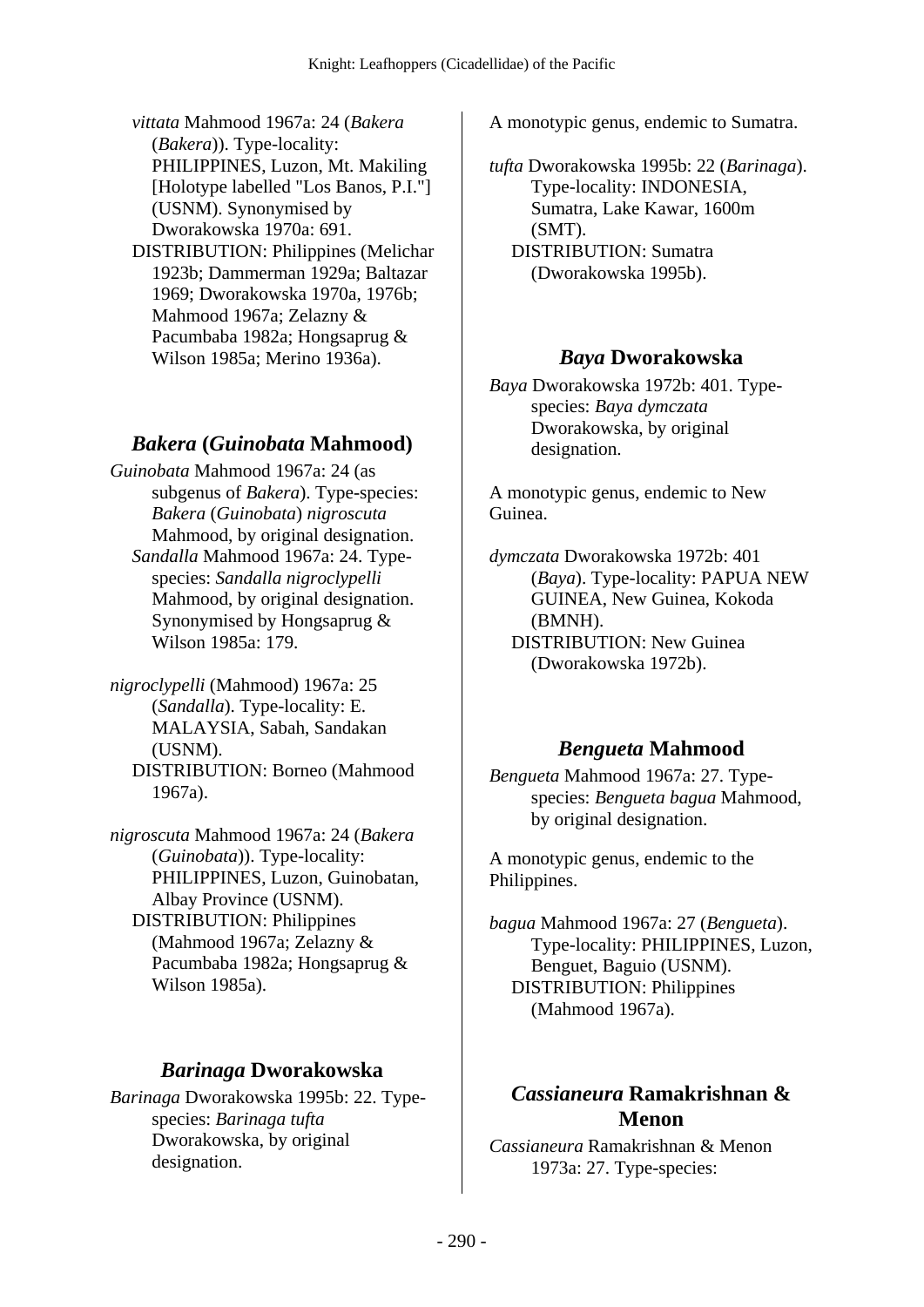*vittata* Mahmood 1967a: 24 (*Bakera* (*Bakera*)). Type-locality: PHILIPPINES, Luzon, Mt. Makiling [Holotype labelled "Los Banos, P.I."] (USNM). Synonymised by Dworakowska 1970a: 691.
DISTRIBUTION: Philippines (Melichar 1923b; Dammerman 1929a; Baltazar 1969; Dworakowska 1970a, 1976b; Mahmood 1967a; Zelazny & Pacumbaba 1982a; Hongsaprug & Wilson 1985a; Merino 1936a).

## *Bakera* (*Guinobata* Mahmood)

*Guinobata* Mahmood 1967a: 24 (as subgenus of *Bakera*). Type-species: *Bakera* (*Guinobata*) *nigroscuta* Mahmood, by original designation.
*Sandalla* Mahmood 1967a: 24. Type-species: *Sandalla nigroclypelli* Mahmood, by original designation. Synonymised by Hongsaprug & Wilson 1985a: 179.

*nigroclypelli* (Mahmood) 1967a: 25 (*Sandalla*). Type-locality: E. MALAYSIA, Sabah, Sandakan (USNM).
DISTRIBUTION: Borneo (Mahmood 1967a).

*nigroscuta* Mahmood 1967a: 24 (*Bakera* (*Guinobata*)). Type-locality: PHILIPPINES, Luzon, Guinobatan, Albay Province (USNM).
DISTRIBUTION: Philippines (Mahmood 1967a; Zelazny & Pacumbaba 1982a; Hongsaprug & Wilson 1985a).

## *Barinaga* Dworakowska

*Barinaga* Dworakowska 1995b: 22. Type-species: *Barinaga tufta* Dworakowska, by original designation.

A monotypic genus, endemic to Sumatra.

*tufta* Dworakowska 1995b: 22 (*Barinaga*). Type-locality: INDONESIA, Sumatra, Lake Kawar, 1600m (SMT).
DISTRIBUTION: Sumatra (Dworakowska 1995b).

## *Baya* Dworakowska

*Baya* Dworakowska 1972b: 401. Type-species: *Baya dymczata* Dworakowska, by original designation.

A monotypic genus, endemic to New Guinea.

*dymczata* Dworakowska 1972b: 401 (*Baya*). Type-locality: PAPUA NEW GUINEA, New Guinea, Kokoda (BMNH).
DISTRIBUTION: New Guinea (Dworakowska 1972b).

## *Bengueta* Mahmood

*Bengueta* Mahmood 1967a: 27. Type-species: *Bengueta bagua* Mahmood, by original designation.

A monotypic genus, endemic to the Philippines.

*bagua* Mahmood 1967a: 27 (*Bengueta*). Type-locality: PHILIPPINES, Luzon, Benguet, Baguio (USNM).
DISTRIBUTION: Philippines (Mahmood 1967a).

## *Cassianeura* Ramakrishnan & Menon

*Cassianeura* Ramakrishnan & Menon 1973a: 27. Type-species: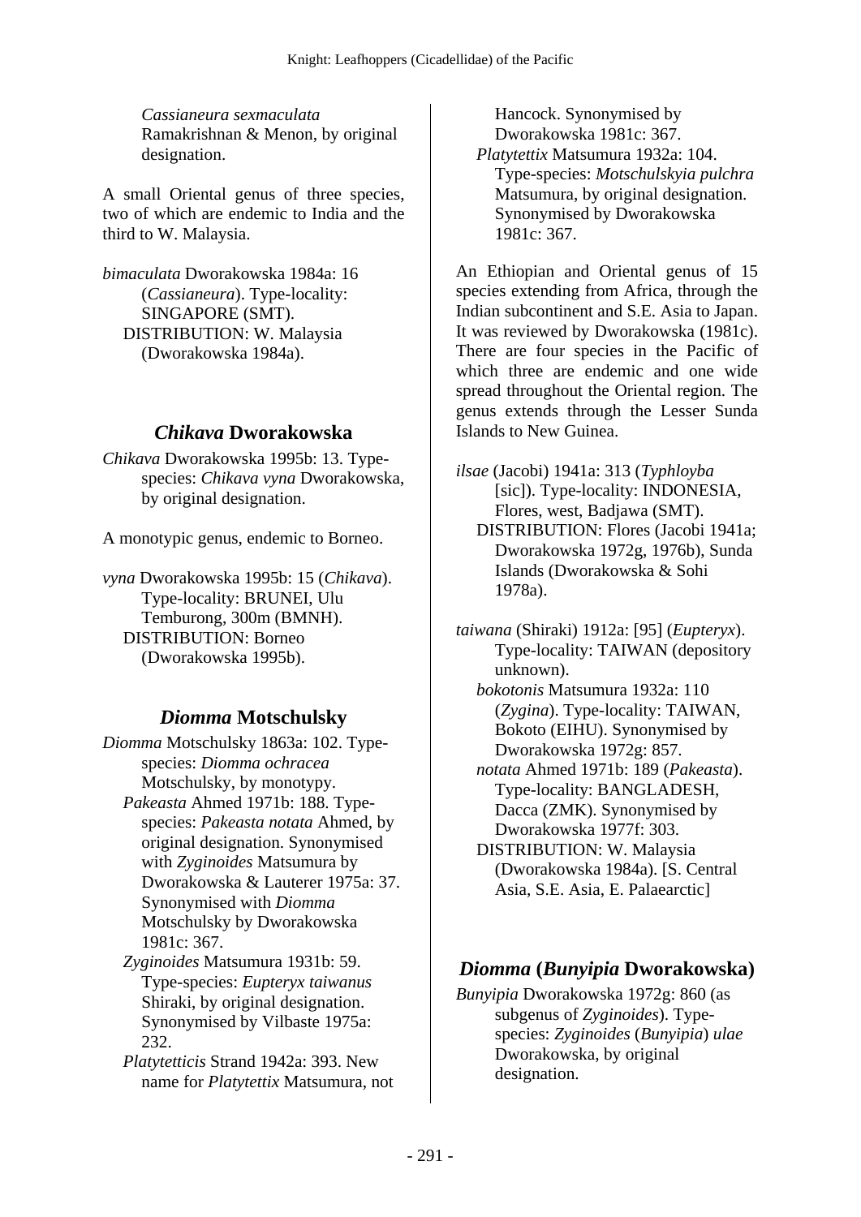*Cassianeura sexmaculata* Ramakrishnan & Menon, by original designation.

A small Oriental genus of three species, two of which are endemic to India and the third to W. Malaysia.

*bimaculata* Dworakowska 1984a: 16 (*Cassianeura*). Type-locality: SINGAPORE (SMT).
DISTRIBUTION: W. Malaysia (Dworakowska 1984a).

## *Chikava* Dworakowska

*Chikava* Dworakowska 1995b: 13. Type-species: *Chikava vyna* Dworakowska, by original designation.

A monotypic genus, endemic to Borneo.

*vyna* Dworakowska 1995b: 15 (*Chikava*). Type-locality: BRUNEI, Ulu Temburong, 300m (BMNH).
DISTRIBUTION: Borneo (Dworakowska 1995b).

## *Diomma* Motschulsky

*Diomma* Motschulsky 1863a: 102. Type-species: *Diomma ochracea* Motschulsky, by monotypy.
*Pakeasta* Ahmed 1971b: 188. Type-species: *Pakeasta notata* Ahmed, by original designation. Synonymised with *Zyginoides* Matsumura by Dworakowska & Lauterer 1975a: 37. Synonymised with *Diomma* Motschulsky by Dworakowska 1981c: 367.
*Zyginoides* Matsumura 1931b: 59. Type-species: *Eupteryx taiwanus* Shiraki, by original designation. Synonymised by Vilbaste 1975a: 232.
*Platytetticis* Strand 1942a: 393. New name for *Platytettix* Matsumura, not Hancock. Synonymised by Dworakowska 1981c: 367.
*Platytettix* Matsumura 1932a: 104. Type-species: *Motschulskyia pulchra* Matsumura, by original designation. Synonymised by Dworakowska 1981c: 367.

An Ethiopian and Oriental genus of 15 species extending from Africa, through the Indian subcontinent and S.E. Asia to Japan. It was reviewed by Dworakowska (1981c). There are four species in the Pacific of which three are endemic and one wide spread throughout the Oriental region. The genus extends through the Lesser Sunda Islands to New Guinea.

*ilsae* (Jacobi) 1941a: 313 (*Typhloyba* [sic]). Type-locality: INDONESIA, Flores, west, Badjawa (SMT).
DISTRIBUTION: Flores (Jacobi 1941a; Dworakowska 1972g, 1976b), Sunda Islands (Dworakowska & Sohi 1978a).

*taiwana* (Shiraki) 1912a: [95] (*Eupteryx*). Type-locality: TAIWAN (depository unknown).
*bokotonis* Matsumura 1932a: 110 (*Zygina*). Type-locality: TAIWAN, Bokoto (EIHU). Synonymised by Dworakowska 1972g: 857.
*notata* Ahmed 1971b: 189 (*Pakeasta*). Type-locality: BANGLADESH, Dacca (ZMK). Synonymised by Dworakowska 1977f: 303.
DISTRIBUTION: W. Malaysia (Dworakowska 1984a). [S. Central Asia, S.E. Asia, E. Palaearctic]

## *Diomma* (*Bunyipia* Dworakowska)

*Bunyipia* Dworakowska 1972g: 860 (as subgenus of *Zyginoides*). Type-species: *Zyginoides* (*Bunyipia*) *ulae* Dworakowska, by original designation.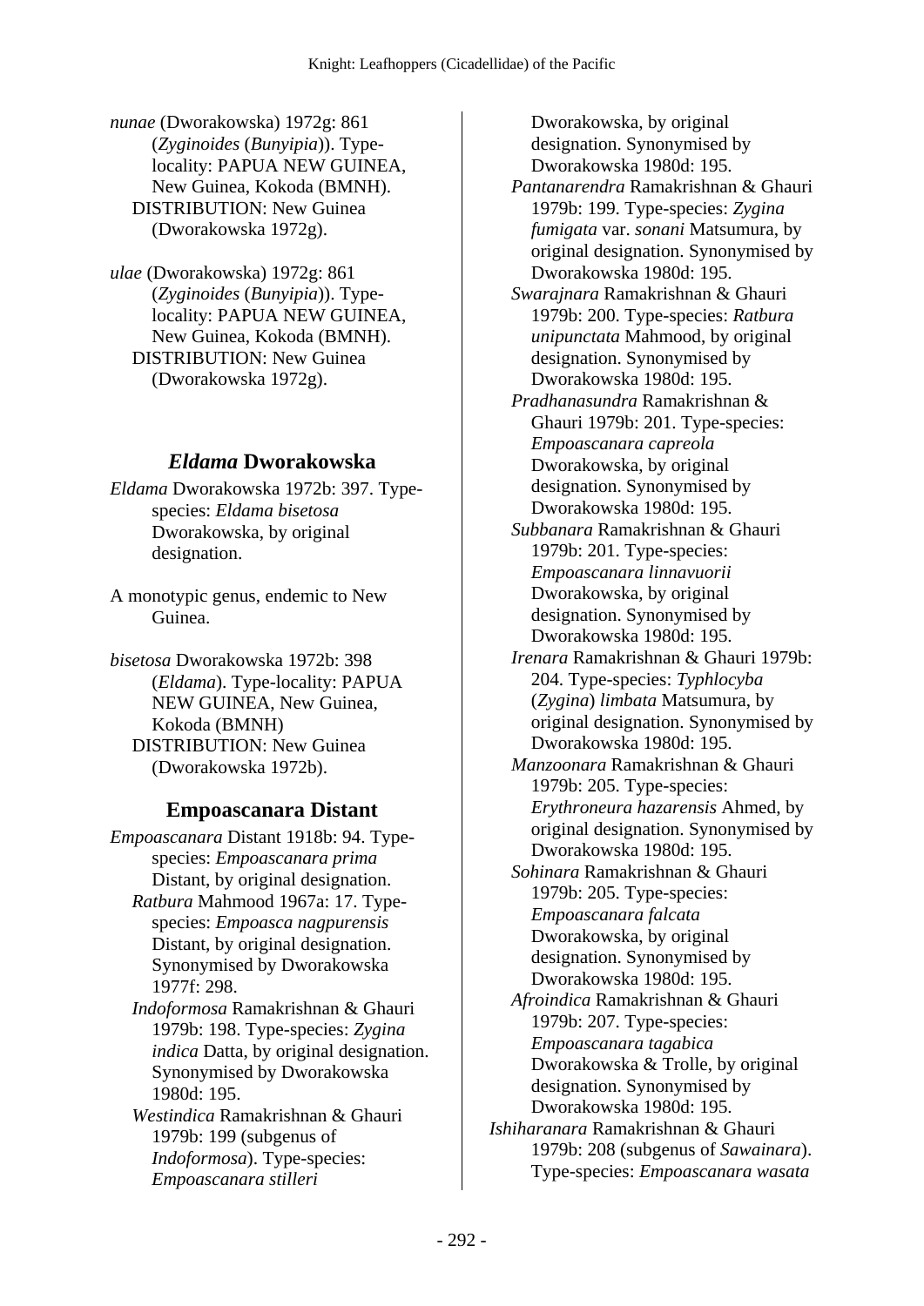*nunae* (Dworakowska) 1972g: 861 (*Zyginoides* (*Bunyipia*)). Type-locality: PAPUA NEW GUINEA, New Guinea, Kokoda (BMNH).
DISTRIBUTION: New Guinea (Dworakowska 1972g).

*ulae* (Dworakowska) 1972g: 861 (*Zyginoides* (*Bunyipia*)). Type-locality: PAPUA NEW GUINEA, New Guinea, Kokoda (BMNH).
DISTRIBUTION: New Guinea (Dworakowska 1972g).

## *Eldama* Dworakowska

*Eldama* Dworakowska 1972b: 397. Type-species: *Eldama bisetosa* Dworakowska, by original designation.

A monotypic genus, endemic to New Guinea.

*bisetosa* Dworakowska 1972b: 398 (*Eldama*). Type-locality: PAPUA NEW GUINEA, New Guinea, Kokoda (BMNH)
DISTRIBUTION: New Guinea (Dworakowska 1972b).

## Empoascanara Distant

*Empoascanara* Distant 1918b: 94. Type-species: *Empoascanara prima* Distant, by original designation.

*Ratbura* Mahmood 1967a: 17. Type-species: *Empoasca nagpurensis* Distant, by original designation. Synonymised by Dworakowska 1977f: 298.

*Indoformosa* Ramakrishnan & Ghauri 1979b: 198. Type-species: *Zygina indica* Datta, by original designation. Synonymised by Dworakowska 1980d: 195.

*Westindica* Ramakrishnan & Ghauri 1979b: 199 (subgenus of *Indoformosa*). Type-species: *Empoascanara stilleri* Dworakowska, by original designation. Synonymised by Dworakowska 1980d: 195.

*Pantanarendra* Ramakrishnan & Ghauri 1979b: 199. Type-species: *Zygina fumigata* var. *sonani* Matsumura, by original designation. Synonymised by Dworakowska 1980d: 195.

*Swarajnara* Ramakrishnan & Ghauri 1979b: 200. Type-species: *Ratbura unipunctata* Mahmood, by original designation. Synonymised by Dworakowska 1980d: 195.

*Pradhanasundra* Ramakrishnan & Ghauri 1979b: 201. Type-species: *Empoascanara capreola* Dworakowska, by original designation. Synonymised by Dworakowska 1980d: 195.

*Subbanara* Ramakrishnan & Ghauri 1979b: 201. Type-species: *Empoascanara linnavuorii* Dworakowska, by original designation. Synonymised by Dworakowska 1980d: 195.

*Irenara* Ramakrishnan & Ghauri 1979b: 204. Type-species: *Typhlocyba* (*Zygina*) *limbata* Matsumura, by original designation. Synonymised by Dworakowska 1980d: 195.

*Manzoonara* Ramakrishnan & Ghauri 1979b: 205. Type-species: *Erythroneura hazarensis* Ahmed, by original designation. Synonymised by Dworakowska 1980d: 195.

*Sohinara* Ramakrishnan & Ghauri 1979b: 205. Type-species: *Empoascanara falcata* Dworakowska, by original designation. Synonymised by Dworakowska 1980d: 195.

*Afroindica* Ramakrishnan & Ghauri 1979b: 207. Type-species: *Empoascanara tagabica* Dworakowska & Trolle, by original designation. Synonymised by Dworakowska 1980d: 195.

*Ishiharanara* Ramakrishnan & Ghauri 1979b: 208 (subgenus of *Sawainara*). Type-species: *Empoascanara wasata*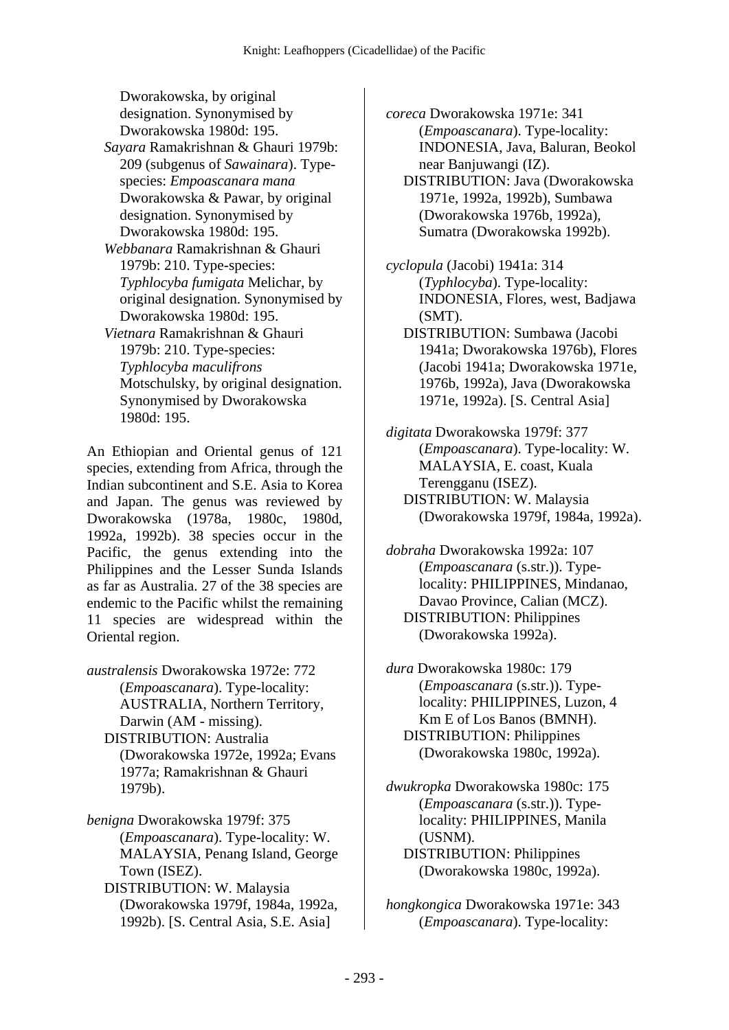Dworakowska, by original designation. Synonymised by Dworakowska 1980d: 195.

*Sayara* Ramakrishnan & Ghauri 1979b: 209 (subgenus of *Sawainara*). Type-species: *Empoascanara mana* Dworakowska & Pawar, by original designation. Synonymised by Dworakowska 1980d: 195.

*Webbanara* Ramakrishnan & Ghauri 1979b: 210. Type-species: *Typhlocyba fumigata* Melichar, by original designation. Synonymised by Dworakowska 1980d: 195.

*Vietnara* Ramakrishnan & Ghauri 1979b: 210. Type-species: *Typhlocyba maculifrons* Motschulsky, by original designation. Synonymised by Dworakowska 1980d: 195.

An Ethiopian and Oriental genus of 121 species, extending from Africa, through the Indian subcontinent and S.E. Asia to Korea and Japan. The genus was reviewed by Dworakowska (1978a, 1980c, 1980d, 1992a, 1992b). 38 species occur in the Pacific, the genus extending into the Philippines and the Lesser Sunda Islands as far as Australia. 27 of the 38 species are endemic to the Pacific whilst the remaining 11 species are widespread within the Oriental region.

*australensis* Dworakowska 1972e: 772 (*Empoascanara*). Type-locality: AUSTRALIA, Northern Territory, Darwin (AM - missing).
DISTRIBUTION: Australia (Dworakowska 1972e, 1992a; Evans 1977a; Ramakrishnan & Ghauri 1979b).

*benigna* Dworakowska 1979f: 375 (*Empoascanara*). Type-locality: W. MALAYSIA, Penang Island, George Town (ISEZ).
DISTRIBUTION: W. Malaysia (Dworakowska 1979f, 1984a, 1992a, 1992b). [S. Central Asia, S.E. Asia]

*coreca* Dworakowska 1971e: 341 (*Empoascanara*). Type-locality: INDONESIA, Java, Baluran, Beokol near Banjuwangi (IZ).
DISTRIBUTION: Java (Dworakowska 1971e, 1992a, 1992b), Sumbawa (Dworakowska 1976b, 1992a), Sumatra (Dworakowska 1992b).

*cyclopula* (Jacobi) 1941a: 314 (*Typhlocyba*). Type-locality: INDONESIA, Flores, west, Badjawa (SMT).
DISTRIBUTION: Sumbawa (Jacobi 1941a; Dworakowska 1976b), Flores (Jacobi 1941a; Dworakowska 1971e, 1976b, 1992a), Java (Dworakowska 1971e, 1992a). [S. Central Asia]

*digitata* Dworakowska 1979f: 377 (*Empoascanara*). Type-locality: W. MALAYSIA, E. coast, Kuala Terengganu (ISEZ).
DISTRIBUTION: W. Malaysia (Dworakowska 1979f, 1984a, 1992a).

*dobraha* Dworakowska 1992a: 107 (*Empoascanara* (s.str.)). Type-locality: PHILIPPINES, Mindanao, Davao Province, Calian (MCZ).
DISTRIBUTION: Philippines (Dworakowska 1992a).

*dura* Dworakowska 1980c: 179 (*Empoascanara* (s.str.)). Type-locality: PHILIPPINES, Luzon, 4 Km E of Los Banos (BMNH).
DISTRIBUTION: Philippines (Dworakowska 1980c, 1992a).

*dwukropka* Dworakowska 1980c: 175 (*Empoascanara* (s.str.)). Type-locality: PHILIPPINES, Manila (USNM).
DISTRIBUTION: Philippines (Dworakowska 1980c, 1992a).

*hongkongica* Dworakowska 1971e: 343 (*Empoascanara*). Type-locality: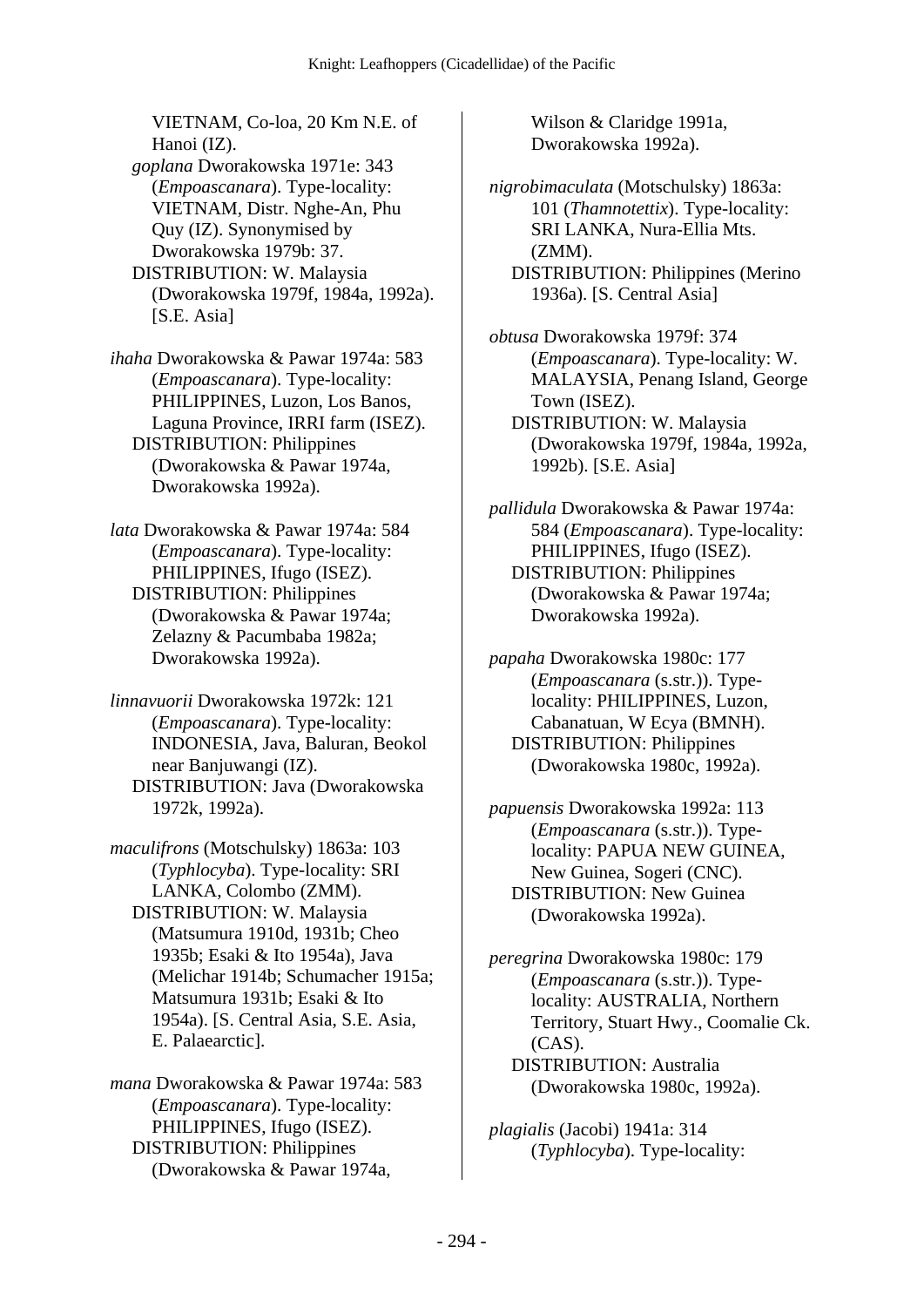VIETNAM, Co-loa, 20 Km N.E. of Hanoi (IZ).
*goplana* Dworakowska 1971e: 343 (*Empoascanara*). Type-locality: VIETNAM, Distr. Nghe-An, Phu Quy (IZ). Synonymised by Dworakowska 1979b: 37.
DISTRIBUTION: W. Malaysia (Dworakowska 1979f, 1984a, 1992a). [S.E. Asia]

*ihaha* Dworakowska & Pawar 1974a: 583 (*Empoascanara*). Type-locality: PHILIPPINES, Luzon, Los Banos, Laguna Province, IRRI farm (ISEZ).
DISTRIBUTION: Philippines (Dworakowska & Pawar 1974a, Dworakowska 1992a).

*lata* Dworakowska & Pawar 1974a: 584 (*Empoascanara*). Type-locality: PHILIPPINES, Ifugo (ISEZ).
DISTRIBUTION: Philippines (Dworakowska & Pawar 1974a; Zelazny & Pacumbaba 1982a; Dworakowska 1992a).

*linnavuorii* Dworakowska 1972k: 121 (*Empoascanara*). Type-locality: INDONESIA, Java, Baluran, Beokol near Banjuwangi (IZ).
DISTRIBUTION: Java (Dworakowska 1972k, 1992a).

*maculifrons* (Motschulsky) 1863a: 103 (*Typhlocyba*). Type-locality: SRI LANKA, Colombo (ZMM).
DISTRIBUTION: W. Malaysia (Matsumura 1910d, 1931b; Cheo 1935b; Esaki & Ito 1954a), Java (Melichar 1914b; Schumacher 1915a; Matsumura 1931b; Esaki & Ito 1954a). [S. Central Asia, S.E. Asia, E. Palaearctic].

*mana* Dworakowska & Pawar 1974a: 583 (*Empoascanara*). Type-locality: PHILIPPINES, Ifugo (ISEZ).
DISTRIBUTION: Philippines (Dworakowska & Pawar 1974a, Wilson & Claridge 1991a, Dworakowska 1992a).

*nigrobimaculata* (Motschulsky) 1863a: 101 (*Thamnotettix*). Type-locality: SRI LANKA, Nura-Ellia Mts. (ZMM).
DISTRIBUTION: Philippines (Merino 1936a). [S. Central Asia]

*obtusa* Dworakowska 1979f: 374 (*Empoascanara*). Type-locality: W. MALAYSIA, Penang Island, George Town (ISEZ).
DISTRIBUTION: W. Malaysia (Dworakowska 1979f, 1984a, 1992a, 1992b). [S.E. Asia]

*pallidula* Dworakowska & Pawar 1974a: 584 (*Empoascanara*). Type-locality: PHILIPPINES, Ifugo (ISEZ).
DISTRIBUTION: Philippines (Dworakowska & Pawar 1974a; Dworakowska 1992a).

*papaha* Dworakowska 1980c: 177 (*Empoascanara* (s.str.)). Type-locality: PHILIPPINES, Luzon, Cabanatuan, W Ecya (BMNH).
DISTRIBUTION: Philippines (Dworakowska 1980c, 1992a).

*papuensis* Dworakowska 1992a: 113 (*Empoascanara* (s.str.)). Type-locality: PAPUA NEW GUINEA, New Guinea, Sogeri (CNC).
DISTRIBUTION: New Guinea (Dworakowska 1992a).

*peregrina* Dworakowska 1980c: 179 (*Empoascanara* (s.str.)). Type-locality: AUSTRALIA, Northern Territory, Stuart Hwy., Coomalie Ck. (CAS).
DISTRIBUTION: Australia (Dworakowska 1980c, 1992a).

*plagialis* (Jacobi) 1941a: 314 (*Typhlocyba*). Type-locality: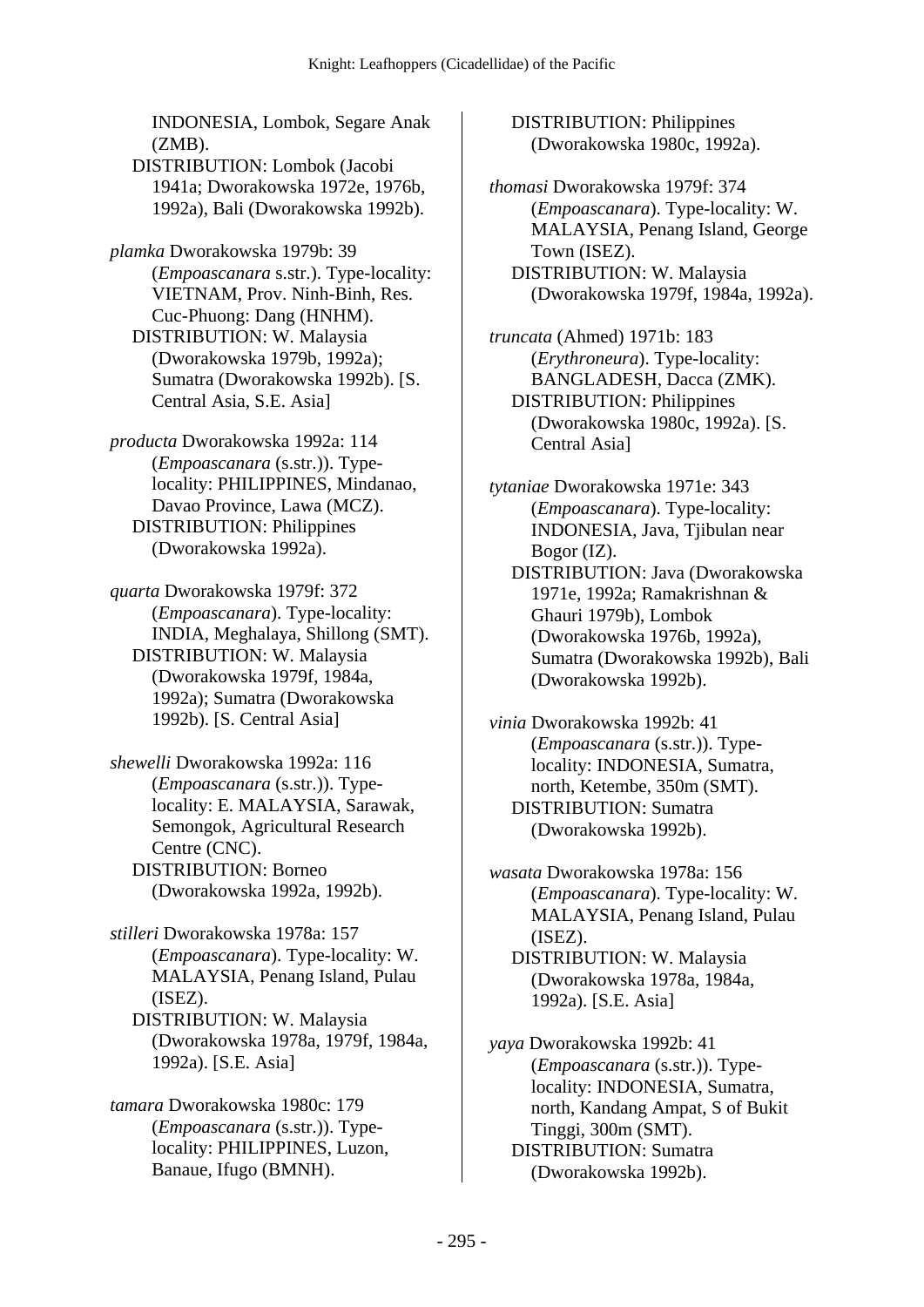INDONESIA, Lombok, Segare Anak (ZMB).
DISTRIBUTION: Lombok (Jacobi 1941a; Dworakowska 1972e, 1976b, 1992a), Bali (Dworakowska 1992b).

*plamka* Dworakowska 1979b: 39 (*Empoascanara* s.str.). Type-locality: VIETNAM, Prov. Ninh-Binh, Res. Cuc-Phuong: Dang (HNHM).
DISTRIBUTION: W. Malaysia (Dworakowska 1979b, 1992a); Sumatra (Dworakowska 1992b). [S. Central Asia, S.E. Asia]

*producta* Dworakowska 1992a: 114 (*Empoascanara* (s.str.)). Type-locality: PHILIPPINES, Mindanao, Davao Province, Lawa (MCZ).
DISTRIBUTION: Philippines (Dworakowska 1992a).

*quarta* Dworakowska 1979f: 372 (*Empoascanara*). Type-locality: INDIA, Meghalaya, Shillong (SMT).
DISTRIBUTION: W. Malaysia (Dworakowska 1979f, 1984a, 1992a); Sumatra (Dworakowska 1992b). [S. Central Asia]

*shewelli* Dworakowska 1992a: 116 (*Empoascanara* (s.str.)). Type-locality: E. MALAYSIA, Sarawak, Semongok, Agricultural Research Centre (CNC).
DISTRIBUTION: Borneo (Dworakowska 1992a, 1992b).

*stilleri* Dworakowska 1978a: 157 (*Empoascanara*). Type-locality: W. MALAYSIA, Penang Island, Pulau (ISEZ).
DISTRIBUTION: W. Malaysia (Dworakowska 1978a, 1979f, 1984a, 1992a). [S.E. Asia]

*tamara* Dworakowska 1980c: 179 (*Empoascanara* (s.str.)). Type-locality: PHILIPPINES, Luzon, Banaue, Ifugo (BMNH).
DISTRIBUTION: Philippines (Dworakowska 1980c, 1992a).

*thomasi* Dworakowska 1979f: 374 (*Empoascanara*). Type-locality: W. MALAYSIA, Penang Island, George Town (ISEZ).
DISTRIBUTION: W. Malaysia (Dworakowska 1979f, 1984a, 1992a).

*truncata* (Ahmed) 1971b: 183 (*Erythroneura*). Type-locality: BANGLADESH, Dacca (ZMK).
DISTRIBUTION: Philippines (Dworakowska 1980c, 1992a). [S. Central Asia]

*tytaniae* Dworakowska 1971e: 343 (*Empoascanara*). Type-locality: INDONESIA, Java, Tjibulan near Bogor (IZ).
DISTRIBUTION: Java (Dworakowska 1971e, 1992a; Ramakrishnan & Ghauri 1979b), Lombok (Dworakowska 1976b, 1992a), Sumatra (Dworakowska 1992b), Bali (Dworakowska 1992b).

*vinia* Dworakowska 1992b: 41 (*Empoascanara* (s.str.)). Type-locality: INDONESIA, Sumatra, north, Ketembe, 350m (SMT).
DISTRIBUTION: Sumatra (Dworakowska 1992b).

*wasata* Dworakowska 1978a: 156 (*Empoascanara*). Type-locality: W. MALAYSIA, Penang Island, Pulau (ISEZ).
DISTRIBUTION: W. Malaysia (Dworakowska 1978a, 1984a, 1992a). [S.E. Asia]

*yaya* Dworakowska 1992b: 41 (*Empoascanara* (s.str.)). Type-locality: INDONESIA, Sumatra, north, Kandang Ampat, S of Bukit Tinggi, 300m (SMT).
DISTRIBUTION: Sumatra (Dworakowska 1992b).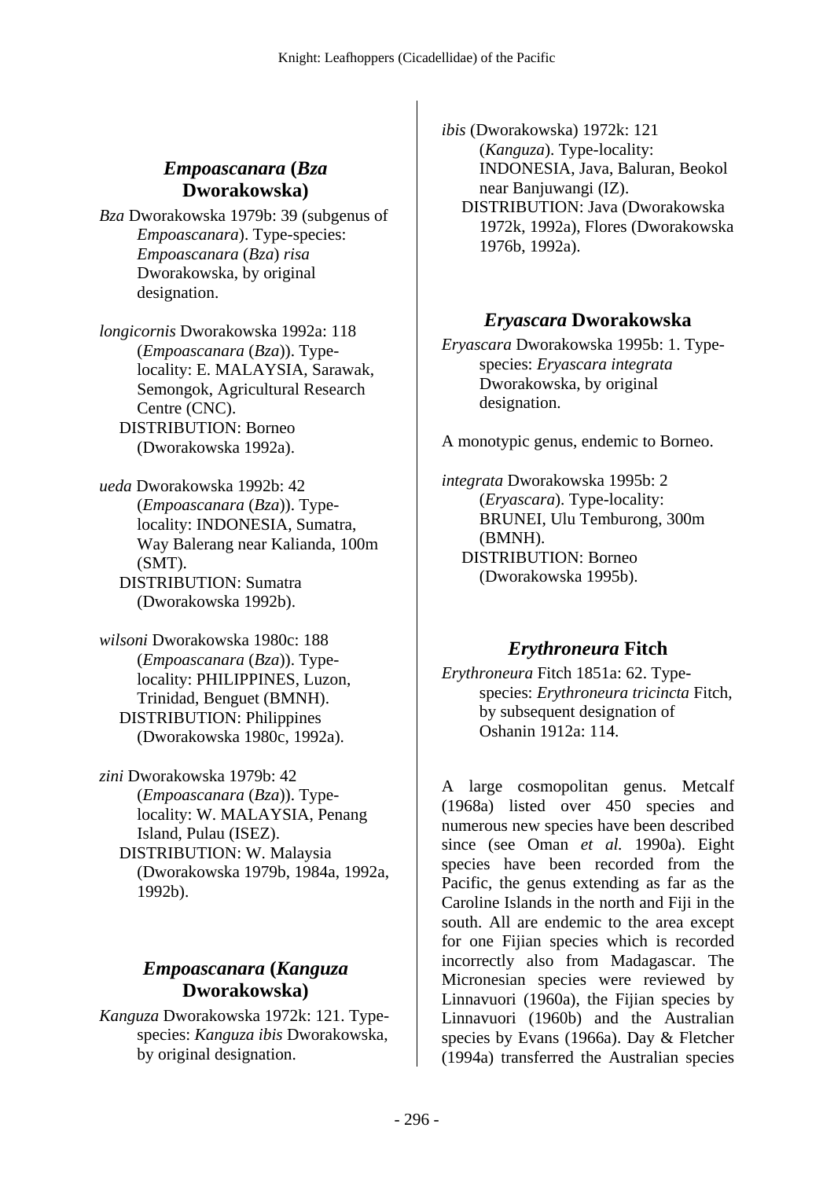## *Empoascanara* (*Bza* Dworakowska)

*Bza* Dworakowska 1979b: 39 (subgenus of *Empoascanara*). Type-species: *Empoascanara* (*Bza*) *risa* Dworakowska, by original designation.

*longicornis* Dworakowska 1992a: 118 (*Empoascanara* (*Bza*)). Type-locality: E. MALAYSIA, Sarawak, Semongok, Agricultural Research Centre (CNC).
DISTRIBUTION: Borneo (Dworakowska 1992a).

*ueda* Dworakowska 1992b: 42 (*Empoascanara* (*Bza*)). Type-locality: INDONESIA, Sumatra, Way Balerang near Kalianda, 100m (SMT).
DISTRIBUTION: Sumatra (Dworakowska 1992b).

*wilsoni* Dworakowska 1980c: 188 (*Empoascanara* (*Bza*)). Type-locality: PHILIPPINES, Luzon, Trinidad, Benguet (BMNH).
DISTRIBUTION: Philippines (Dworakowska 1980c, 1992a).

*zini* Dworakowska 1979b: 42 (*Empoascanara* (*Bza*)). Type-locality: W. MALAYSIA, Penang Island, Pulau (ISEZ).
DISTRIBUTION: W. Malaysia (Dworakowska 1979b, 1984a, 1992a, 1992b).

## *Empoascanara* (*Kanguza* Dworakowska)

*Kanguza* Dworakowska 1972k: 121. Type-species: *Kanguza ibis* Dworakowska, by original designation.

*ibis* (Dworakowska) 1972k: 121 (*Kanguza*). Type-locality: INDONESIA, Java, Baluran, Beokol near Banjuwangi (IZ).
DISTRIBUTION: Java (Dworakowska 1972k, 1992a), Flores (Dworakowska 1976b, 1992a).

## *Eryascara* Dworakowska

*Eryascara* Dworakowska 1995b: 1. Type-species: *Eryascara integrata* Dworakowska, by original designation.

A monotypic genus, endemic to Borneo.

*integrata* Dworakowska 1995b: 2 (*Eryascara*). Type-locality: BRUNEI, Ulu Temburong, 300m (BMNH).
DISTRIBUTION: Borneo (Dworakowska 1995b).

## *Erythroneura* Fitch

*Erythroneura* Fitch 1851a: 62. Type-species: *Erythroneura tricincta* Fitch, by subsequent designation of Oshanin 1912a: 114.

A large cosmopolitan genus. Metcalf (1968a) listed over 450 species and numerous new species have been described since (see Oman *et al.* 1990a). Eight species have been recorded from the Pacific, the genus extending as far as the Caroline Islands in the north and Fiji in the south. All are endemic to the area except for one Fijian species which is recorded incorrectly also from Madagascar. The Micronesian species were reviewed by Linnavuori (1960a), the Fijian species by Linnavuori (1960b) and the Australian species by Evans (1966a). Day & Fletcher (1994a) transferred the Australian species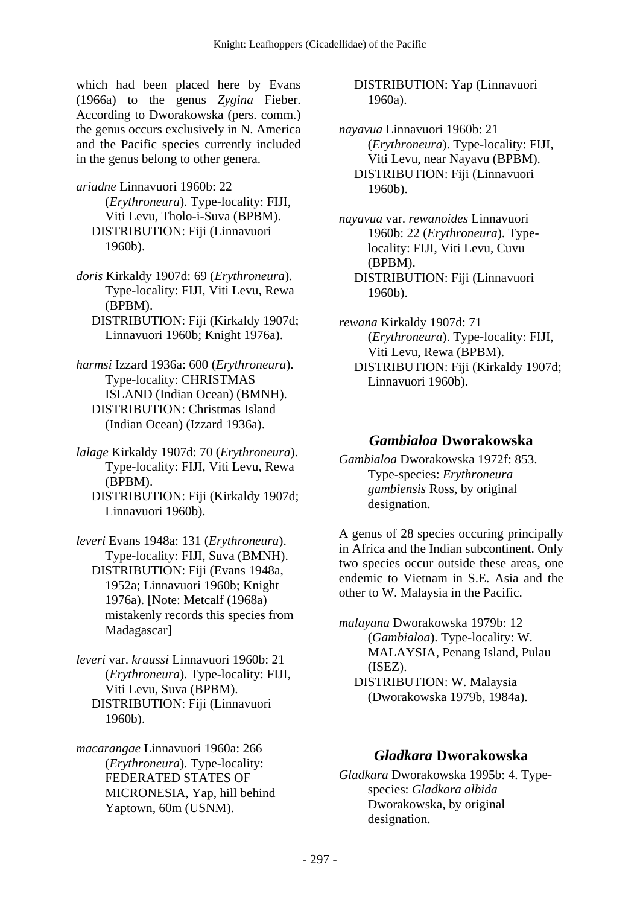which had been placed here by Evans (1966a) to the genus *Zygina* Fieber. According to Dworakowska (pers. comm.) the genus occurs exclusively in N. America and the Pacific species currently included in the genus belong to other genera.

*ariadne* Linnavuori 1960b: 22 (*Erythroneura*). Type-locality: FIJI, Viti Levu, Tholo-i-Suva (BPBM).
DISTRIBUTION: Fiji (Linnavuori 1960b).

*doris* Kirkaldy 1907d: 69 (*Erythroneura*). Type-locality: FIJI, Viti Levu, Rewa (BPBM).
DISTRIBUTION: Fiji (Kirkaldy 1907d; Linnavuori 1960b; Knight 1976a).

*harmsi* Izzard 1936a: 600 (*Erythroneura*). Type-locality: CHRISTMAS ISLAND (Indian Ocean) (BMNH).
DISTRIBUTION: Christmas Island (Indian Ocean) (Izzard 1936a).

*lalage* Kirkaldy 1907d: 70 (*Erythroneura*). Type-locality: FIJI, Viti Levu, Rewa (BPBM).
DISTRIBUTION: Fiji (Kirkaldy 1907d; Linnavuori 1960b).

*leveri* Evans 1948a: 131 (*Erythroneura*). Type-locality: FIJI, Suva (BMNH).
DISTRIBUTION: Fiji (Evans 1948a, 1952a; Linnavuori 1960b; Knight 1976a). [Note: Metcalf (1968a) mistakenly records this species from Madagascar]

*leveri* var. *kraussi* Linnavuori 1960b: 21 (*Erythroneura*). Type-locality: FIJI, Viti Levu, Suva (BPBM).
DISTRIBUTION: Fiji (Linnavuori 1960b).

*macarangae* Linnavuori 1960a: 266 (*Erythroneura*). Type-locality: FEDERATED STATES OF MICRONESIA, Yap, hill behind Yaptown, 60m (USNM).
DISTRIBUTION: Yap (Linnavuori 1960a).

*nayavua* Linnavuori 1960b: 21 (*Erythroneura*). Type-locality: FIJI, Viti Levu, near Nayavu (BPBM).
DISTRIBUTION: Fiji (Linnavuori 1960b).

*nayavua* var. *rewanoides* Linnavuori 1960b: 22 (*Erythroneura*). Type-locality: FIJI, Viti Levu, Cuvu (BPBM).
DISTRIBUTION: Fiji (Linnavuori 1960b).

*rewana* Kirkaldy 1907d: 71 (*Erythroneura*). Type-locality: FIJI, Viti Levu, Rewa (BPBM).
DISTRIBUTION: Fiji (Kirkaldy 1907d; Linnavuori 1960b).

## *Gambialoa* Dworakowska

*Gambialoa* Dworakowska 1972f: 853. Type-species: *Erythroneura gambiensis* Ross, by original designation.

A genus of 28 species occuring principally in Africa and the Indian subcontinent. Only two species occur outside these areas, one endemic to Vietnam in S.E. Asia and the other to W. Malaysia in the Pacific.

*malayana* Dworakowska 1979b: 12 (*Gambialoa*). Type-locality: W. MALAYSIA, Penang Island, Pulau (ISEZ).
DISTRIBUTION: W. Malaysia (Dworakowska 1979b, 1984a).

## *Gladkara* Dworakowska

*Gladkara* Dworakowska 1995b: 4. Type-species: *Gladkara albida* Dworakowska, by original designation.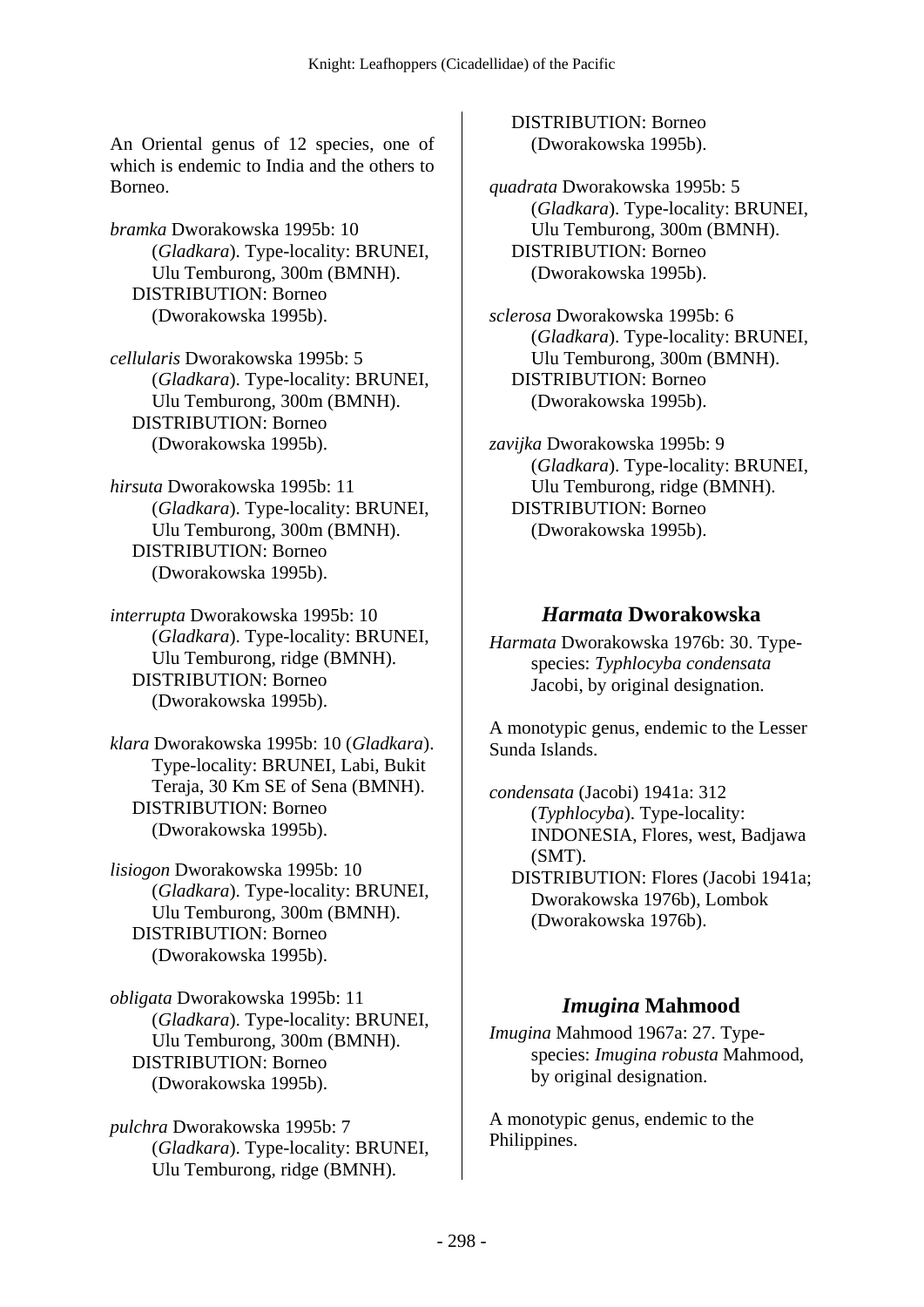An Oriental genus of 12 species, one of which is endemic to India and the others to Borneo.

*bramka* Dworakowska 1995b: 10 (*Gladkara*). Type-locality: BRUNEI, Ulu Temburong, 300m (BMNH).
DISTRIBUTION: Borneo (Dworakowska 1995b).

*cellularis* Dworakowska 1995b: 5 (*Gladkara*). Type-locality: BRUNEI, Ulu Temburong, 300m (BMNH).
DISTRIBUTION: Borneo (Dworakowska 1995b).

*hirsuta* Dworakowska 1995b: 11 (*Gladkara*). Type-locality: BRUNEI, Ulu Temburong, 300m (BMNH).
DISTRIBUTION: Borneo (Dworakowska 1995b).

*interrupta* Dworakowska 1995b: 10 (*Gladkara*). Type-locality: BRUNEI, Ulu Temburong, ridge (BMNH).
DISTRIBUTION: Borneo (Dworakowska 1995b).

*klara* Dworakowska 1995b: 10 (*Gladkara*). Type-locality: BRUNEI, Labi, Bukit Teraja, 30 Km SE of Sena (BMNH).
DISTRIBUTION: Borneo (Dworakowska 1995b).

*lisiogon* Dworakowska 1995b: 10 (*Gladkara*). Type-locality: BRUNEI, Ulu Temburong, 300m (BMNH).
DISTRIBUTION: Borneo (Dworakowska 1995b).

*obligata* Dworakowska 1995b: 11 (*Gladkara*). Type-locality: BRUNEI, Ulu Temburong, 300m (BMNH).
DISTRIBUTION: Borneo (Dworakowska 1995b).

*pulchra* Dworakowska 1995b: 7 (*Gladkara*). Type-locality: BRUNEI, Ulu Temburong, ridge (BMNH).
DISTRIBUTION: Borneo (Dworakowska 1995b).

*quadrata* Dworakowska 1995b: 5 (*Gladkara*). Type-locality: BRUNEI, Ulu Temburong, 300m (BMNH).
DISTRIBUTION: Borneo (Dworakowska 1995b).

*sclerosa* Dworakowska 1995b: 6 (*Gladkara*). Type-locality: BRUNEI, Ulu Temburong, 300m (BMNH).
DISTRIBUTION: Borneo (Dworakowska 1995b).

*zavijka* Dworakowska 1995b: 9 (*Gladkara*). Type-locality: BRUNEI, Ulu Temburong, ridge (BMNH).
DISTRIBUTION: Borneo (Dworakowska 1995b).

## *Harmata* Dworakowska

*Harmata* Dworakowska 1976b: 30. Type-species: *Typhlocyba condensata* Jacobi, by original designation.

A monotypic genus, endemic to the Lesser Sunda Islands.

*condensata* (Jacobi) 1941a: 312 (*Typhlocyba*). Type-locality: INDONESIA, Flores, west, Badjawa (SMT).
DISTRIBUTION: Flores (Jacobi 1941a; Dworakowska 1976b), Lombok (Dworakowska 1976b).

## *Imugina* Mahmood

*Imugina* Mahmood 1967a: 27. Type-species: *Imugina robusta* Mahmood, by original designation.

A monotypic genus, endemic to the Philippines.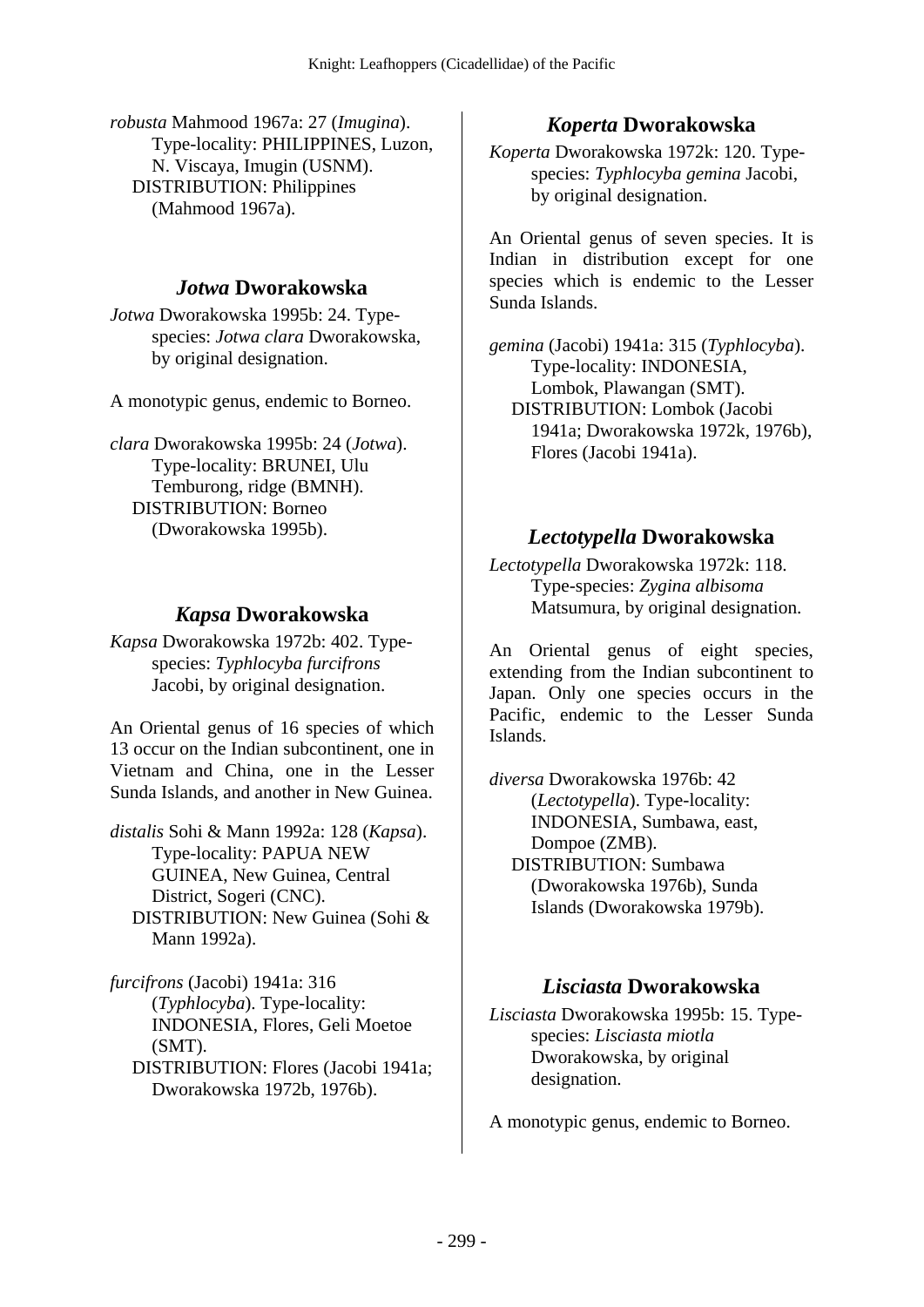*robusta* Mahmood 1967a: 27 (*Imugina*). Type-locality: PHILIPPINES, Luzon, N. Viscaya, Imugin (USNM).
DISTRIBUTION: Philippines (Mahmood 1967a).

## *Jotwa* Dworakowska

*Jotwa* Dworakowska 1995b: 24. Type-species: *Jotwa clara* Dworakowska, by original designation.

A monotypic genus, endemic to Borneo.

*clara* Dworakowska 1995b: 24 (*Jotwa*). Type-locality: BRUNEI, Ulu Temburong, ridge (BMNH).
DISTRIBUTION: Borneo (Dworakowska 1995b).

## *Kapsa* Dworakowska

*Kapsa* Dworakowska 1972b: 402. Type-species: *Typhlocyba furcifrons* Jacobi, by original designation.

An Oriental genus of 16 species of which 13 occur on the Indian subcontinent, one in Vietnam and China, one in the Lesser Sunda Islands, and another in New Guinea.

*distalis* Sohi & Mann 1992a: 128 (*Kapsa*). Type-locality: PAPUA NEW GUINEA, New Guinea, Central District, Sogeri (CNC).
DISTRIBUTION: New Guinea (Sohi & Mann 1992a).

*furcifrons* (Jacobi) 1941a: 316 (*Typhlocyba*). Type-locality: INDONESIA, Flores, Geli Moetoe (SMT).
DISTRIBUTION: Flores (Jacobi 1941a; Dworakowska 1972b, 1976b).

## *Koperta* Dworakowska

*Koperta* Dworakowska 1972k: 120. Type-species: *Typhlocyba gemina* Jacobi, by original designation.

An Oriental genus of seven species. It is Indian in distribution except for one species which is endemic to the Lesser Sunda Islands.

*gemina* (Jacobi) 1941a: 315 (*Typhlocyba*). Type-locality: INDONESIA, Lombok, Plawangan (SMT).
DISTRIBUTION: Lombok (Jacobi 1941a; Dworakowska 1972k, 1976b), Flores (Jacobi 1941a).

## *Lectotypella* Dworakowska

*Lectotypella* Dworakowska 1972k: 118. Type-species: *Zygina albisoma* Matsumura, by original designation.

An Oriental genus of eight species, extending from the Indian subcontinent to Japan. Only one species occurs in the Pacific, endemic to the Lesser Sunda Islands.

*diversa* Dworakowska 1976b: 42 (*Lectotypella*). Type-locality: INDONESIA, Sumbawa, east, Dompoe (ZMB).
DISTRIBUTION: Sumbawa (Dworakowska 1976b), Sunda Islands (Dworakowska 1979b).

## *Lisciasta* Dworakowska

*Lisciasta* Dworakowska 1995b: 15. Type-species: *Lisciasta miotla* Dworakowska, by original designation.

A monotypic genus, endemic to Borneo.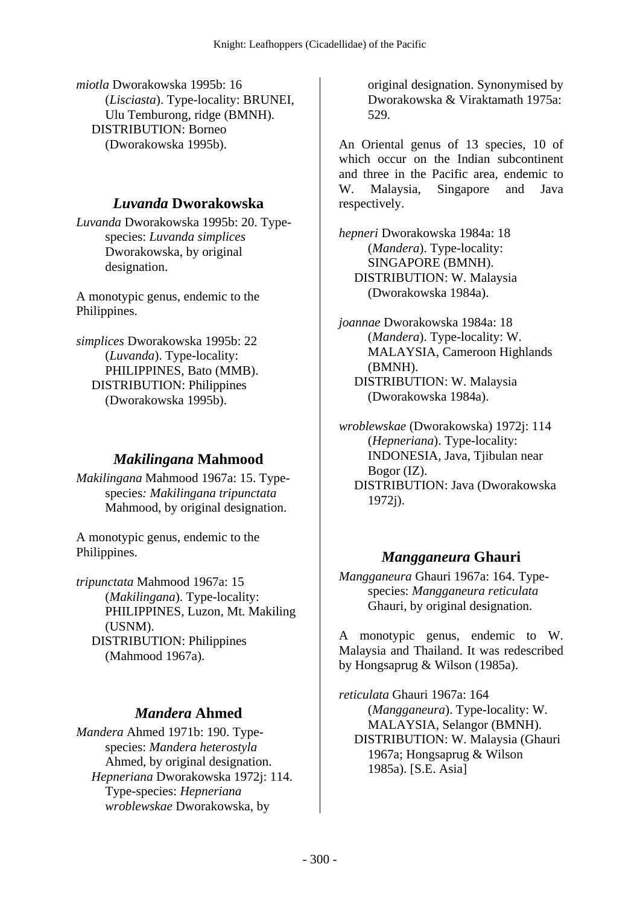*miotla* Dworakowska 1995b: 16 (*Lisciasta*). Type-locality: BRUNEI, Ulu Temburong, ridge (BMNH).
DISTRIBUTION: Borneo (Dworakowska 1995b).

## *Luvanda* Dworakowska

*Luvanda* Dworakowska 1995b: 20. Type-species: *Luvanda simplices* Dworakowska, by original designation.

A monotypic genus, endemic to the Philippines.

*simplices* Dworakowska 1995b: 22 (*Luvanda*). Type-locality: PHILIPPINES, Bato (MMB).
DISTRIBUTION: Philippines (Dworakowska 1995b).

## *Makilingana* Mahmood

*Makilingana* Mahmood 1967a: 15. Type-species*: Makilingana tripunctata* Mahmood, by original designation.

A monotypic genus, endemic to the Philippines.

*tripunctata* Mahmood 1967a: 15 (*Makilingana*). Type-locality: PHILIPPINES, Luzon, Mt. Makiling (USNM).
DISTRIBUTION: Philippines (Mahmood 1967a).

## *Mandera* Ahmed

*Mandera* Ahmed 1971b: 190. Type-species: *Mandera heterostyla* Ahmed, by original designation.
*Hepneriana* Dworakowska 1972j: 114. Type-species: *Hepneriana wroblewskae* Dworakowska, by original designation. Synonymised by Dworakowska & Viraktamath 1975a: 529.

An Oriental genus of 13 species, 10 of which occur on the Indian subcontinent and three in the Pacific area, endemic to W. Malaysia, Singapore and Java respectively.

*hepneri* Dworakowska 1984a: 18 (*Mandera*). Type-locality: SINGAPORE (BMNH).
DISTRIBUTION: W. Malaysia (Dworakowska 1984a).

*joannae* Dworakowska 1984a: 18 (*Mandera*). Type-locality: W. MALAYSIA, Cameroon Highlands (BMNH).
DISTRIBUTION: W. Malaysia (Dworakowska 1984a).

*wroblewskae* (Dworakowska) 1972j: 114 (*Hepneriana*). Type-locality: INDONESIA, Java, Tjibulan near Bogor (IZ).
DISTRIBUTION: Java (Dworakowska 1972j).

## *Mangganeura* Ghauri

*Mangganeura* Ghauri 1967a: 164. Type-species: *Mangganeura reticulata* Ghauri, by original designation.

A monotypic genus, endemic to W. Malaysia and Thailand. It was redescribed by Hongsaprug & Wilson (1985a).

*reticulata* Ghauri 1967a: 164 (*Mangganeura*). Type-locality: W. MALAYSIA, Selangor (BMNH).
DISTRIBUTION: W. Malaysia (Ghauri 1967a; Hongsaprug & Wilson 1985a). [S.E. Asia]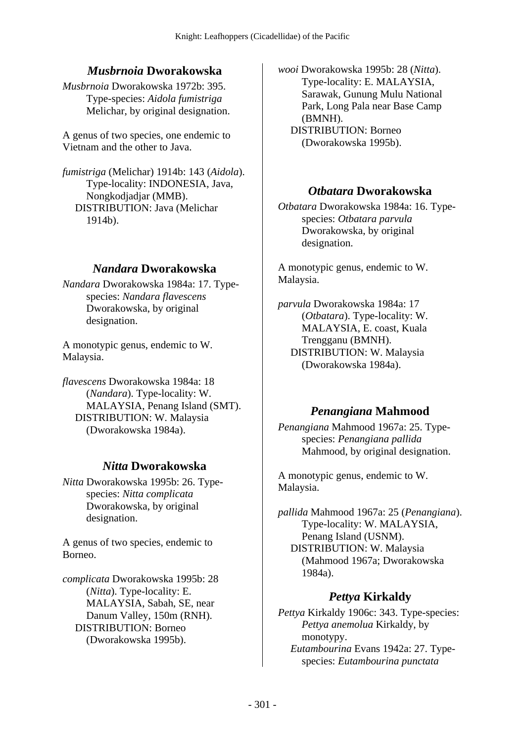## *Musbrnoia* Dworakowska

*Musbrnoia* Dworakowska 1972b: 395. Type-species: *Aidola fumistriga* Melichar, by original designation.

A genus of two species, one endemic to Vietnam and the other to Java.

*fumistriga* (Melichar) 1914b: 143 (*Aidola*). Type-locality: INDONESIA, Java, Nongkodjadjar (MMB).
DISTRIBUTION: Java (Melichar 1914b).

## *Nandara* Dworakowska

*Nandara* Dworakowska 1984a: 17. Type-species: *Nandara flavescens* Dworakowska, by original designation.

A monotypic genus, endemic to W. Malaysia.

*flavescens* Dworakowska 1984a: 18 (*Nandara*). Type-locality: W. MALAYSIA, Penang Island (SMT).
DISTRIBUTION: W. Malaysia (Dworakowska 1984a).

## *Nitta* Dworakowska

*Nitta* Dworakowska 1995b: 26. Type-species: *Nitta complicata* Dworakowska, by original designation.

A genus of two species, endemic to Borneo.

*complicata* Dworakowska 1995b: 28 (*Nitta*). Type-locality: E. MALAYSIA, Sabah, SE, near Danum Valley, 150m (RNH).
DISTRIBUTION: Borneo (Dworakowska 1995b).

*wooi* Dworakowska 1995b: 28 (*Nitta*). Type-locality: E. MALAYSIA, Sarawak, Gunung Mulu National Park, Long Pala near Base Camp (BMNH).
DISTRIBUTION: Borneo (Dworakowska 1995b).

## *Otbatara* Dworakowska

*Otbatara* Dworakowska 1984a: 16. Type-species: *Otbatara parvula* Dworakowska, by original designation.

A monotypic genus, endemic to W. Malaysia.

*parvula* Dworakowska 1984a: 17 (*Otbatara*). Type-locality: W. MALAYSIA, E. coast, Kuala Trengganu (BMNH).
DISTRIBUTION: W. Malaysia (Dworakowska 1984a).

## *Penangiana* Mahmood

*Penangiana* Mahmood 1967a: 25. Type-species: *Penangiana pallida* Mahmood, by original designation.

A monotypic genus, endemic to W. Malaysia.

*pallida* Mahmood 1967a: 25 (*Penangiana*). Type-locality: W. MALAYSIA, Penang Island (USNM).
DISTRIBUTION: W. Malaysia (Mahmood 1967a; Dworakowska 1984a).

## *Pettya* Kirkaldy

*Pettya* Kirkaldy 1906c: 343. Type-species: *Pettya anemolua* Kirkaldy, by monotypy.
*Eutambourina* Evans 1942a: 27. Type-species: *Eutambourina punctata*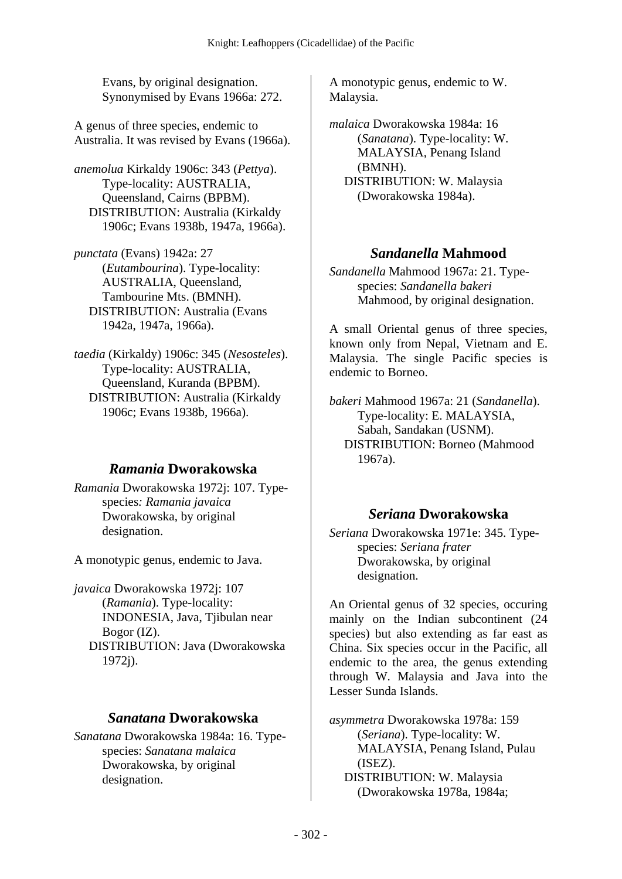Evans, by original designation. Synonymised by Evans 1966a: 272.

A genus of three species, endemic to Australia. It was revised by Evans (1966a).

*anemolua* Kirkaldy 1906c: 343 (*Pettya*). Type-locality: AUSTRALIA, Queensland, Cairns (BPBM).
DISTRIBUTION: Australia (Kirkaldy 1906c; Evans 1938b, 1947a, 1966a).

*punctata* (Evans) 1942a: 27 (*Eutambourina*). Type-locality: AUSTRALIA, Queensland, Tambourine Mts. (BMNH).
DISTRIBUTION: Australia (Evans 1942a, 1947a, 1966a).

*taedia* (Kirkaldy) 1906c: 345 (*Nesosteles*). Type-locality: AUSTRALIA, Queensland, Kuranda (BPBM).
DISTRIBUTION: Australia (Kirkaldy 1906c; Evans 1938b, 1966a).

## *Ramania* Dworakowska

*Ramania* Dworakowska 1972j: 107. Type-species: *Ramania javaica* Dworakowska, by original designation.

A monotypic genus, endemic to Java.

*javaica* Dworakowska 1972j: 107 (*Ramania*). Type-locality: INDONESIA, Java, Tjibulan near Bogor (IZ).
DISTRIBUTION: Java (Dworakowska 1972j).

## *Sanatana* Dworakowska

*Sanatana* Dworakowska 1984a: 16. Type-species: *Sanatana malaica* Dworakowska, by original designation.

A monotypic genus, endemic to W. Malaysia.

*malaica* Dworakowska 1984a: 16 (*Sanatana*). Type-locality: W. MALAYSIA, Penang Island (BMNH).
DISTRIBUTION: W. Malaysia (Dworakowska 1984a).

## *Sandanella* Mahmood

*Sandanella* Mahmood 1967a: 21. Type-species: *Sandanella bakeri* Mahmood, by original designation.

A small Oriental genus of three species, known only from Nepal, Vietnam and E. Malaysia. The single Pacific species is endemic to Borneo.

*bakeri* Mahmood 1967a: 21 (*Sandanella*). Type-locality: E. MALAYSIA, Sabah, Sandakan (USNM).
DISTRIBUTION: Borneo (Mahmood 1967a).

## *Seriana* Dworakowska

*Seriana* Dworakowska 1971e: 345. Type-species: *Seriana frater* Dworakowska, by original designation.

An Oriental genus of 32 species, occuring mainly on the Indian subcontinent (24 species) but also extending as far east as China. Six species occur in the Pacific, all endemic to the area, the genus extending through W. Malaysia and Java into the Lesser Sunda Islands.

*asymmetra* Dworakowska 1978a: 159 (*Seriana*). Type-locality: W. MALAYSIA, Penang Island, Pulau (ISEZ).
DISTRIBUTION: W. Malaysia (Dworakowska 1978a, 1984a;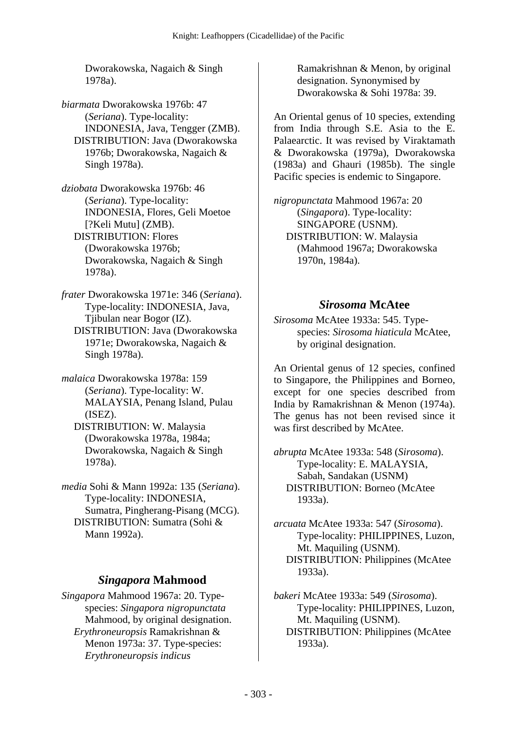Dworakowska, Nagaich & Singh 1978a).

*biarmata* Dworakowska 1976b: 47 (*Seriana*). Type-locality: INDONESIA, Java, Tengger (ZMB).
DISTRIBUTION: Java (Dworakowska 1976b; Dworakowska, Nagaich & Singh 1978a).

*dziobata* Dworakowska 1976b: 46 (*Seriana*). Type-locality: INDONESIA, Flores, Geli Moetoe [?Keli Mutu] (ZMB).
DISTRIBUTION: Flores (Dworakowska 1976b; Dworakowska, Nagaich & Singh 1978a).

*frater* Dworakowska 1971e: 346 (*Seriana*). Type-locality: INDONESIA, Java, Tjibulan near Bogor (IZ).
DISTRIBUTION: Java (Dworakowska 1971e; Dworakowska, Nagaich & Singh 1978a).

*malaica* Dworakowska 1978a: 159 (*Seriana*). Type-locality: W. MALAYSIA, Penang Island, Pulau (ISEZ).
DISTRIBUTION: W. Malaysia (Dworakowska 1978a, 1984a; Dworakowska, Nagaich & Singh 1978a).

*media* Sohi & Mann 1992a: 135 (*Seriana*). Type-locality: INDONESIA, Sumatra, Pingherang-Pisang (MCG).
DISTRIBUTION: Sumatra (Sohi & Mann 1992a).

## *Singapora* Mahmood

*Singapora* Mahmood 1967a: 20. Type-species: *Singapora nigropunctata* Mahmood, by original designation.
*Erythroneuropsis* Ramakrishnan & Menon 1973a: 37. Type-species: *Erythroneuropsis indicus* Ramakrishnan & Menon, by original designation. Synonymised by Dworakowska & Sohi 1978a: 39.

An Oriental genus of 10 species, extending from India through S.E. Asia to the E. Palaearctic. It was revised by Viraktamath & Dworakowska (1979a), Dworakowska (1983a) and Ghauri (1985b). The single Pacific species is endemic to Singapore.

*nigropunctata* Mahmood 1967a: 20 (*Singapora*). Type-locality: SINGAPORE (USNM).
DISTRIBUTION: W. Malaysia (Mahmood 1967a; Dworakowska 1970n, 1984a).

## *Sirosoma* McAtee

*Sirosoma* McAtee 1933a: 545. Type-species: *Sirosoma hiaticula* McAtee, by original designation.

An Oriental genus of 12 species, confined to Singapore, the Philippines and Borneo, except for one species described from India by Ramakrishnan & Menon (1974a). The genus has not been revised since it was first described by McAtee.

*abrupta* McAtee 1933a: 548 (*Sirosoma*). Type-locality: E. MALAYSIA, Sabah, Sandakan (USNM)
DISTRIBUTION: Borneo (McAtee 1933a).

*arcuata* McAtee 1933a: 547 (*Sirosoma*). Type-locality: PHILIPPINES, Luzon, Mt. Maquiling (USNM).
DISTRIBUTION: Philippines (McAtee 1933a).

*bakeri* McAtee 1933a: 549 (*Sirosoma*). Type-locality: PHILIPPINES, Luzon, Mt. Maquiling (USNM).
DISTRIBUTION: Philippines (McAtee 1933a).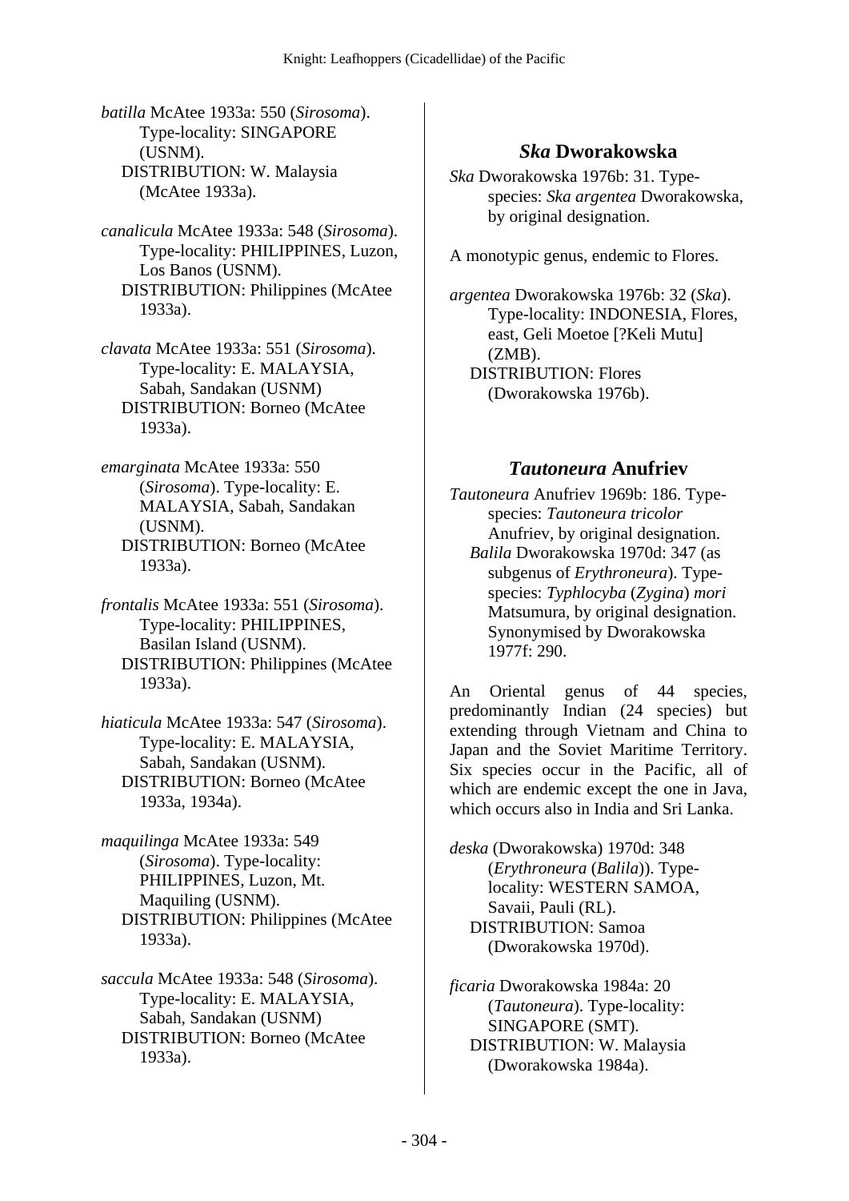*batilla* McAtee 1933a: 550 (*Sirosoma*). Type-locality: SINGAPORE (USNM).
DISTRIBUTION: W. Malaysia (McAtee 1933a).

*canalicula* McAtee 1933a: 548 (*Sirosoma*). Type-locality: PHILIPPINES, Luzon, Los Banos (USNM).
DISTRIBUTION: Philippines (McAtee 1933a).

*clavata* McAtee 1933a: 551 (*Sirosoma*). Type-locality: E. MALAYSIA, Sabah, Sandakan (USNM)
DISTRIBUTION: Borneo (McAtee 1933a).

*emarginata* McAtee 1933a: 550 (*Sirosoma*). Type-locality: E. MALAYSIA, Sabah, Sandakan (USNM).
DISTRIBUTION: Borneo (McAtee 1933a).

*frontalis* McAtee 1933a: 551 (*Sirosoma*). Type-locality: PHILIPPINES, Basilan Island (USNM).
DISTRIBUTION: Philippines (McAtee 1933a).

*hiaticula* McAtee 1933a: 547 (*Sirosoma*). Type-locality: E. MALAYSIA, Sabah, Sandakan (USNM).
DISTRIBUTION: Borneo (McAtee 1933a, 1934a).

*maquilinga* McAtee 1933a: 549 (*Sirosoma*). Type-locality: PHILIPPINES, Luzon, Mt. Maquiling (USNM).
DISTRIBUTION: Philippines (McAtee 1933a).

*saccula* McAtee 1933a: 548 (*Sirosoma*). Type-locality: E. MALAYSIA, Sabah, Sandakan (USNM)
DISTRIBUTION: Borneo (McAtee 1933a).

## *Ska* Dworakowska

*Ska* Dworakowska 1976b: 31. Type-species: *Ska argentea* Dworakowska, by original designation.

A monotypic genus, endemic to Flores.

*argentea* Dworakowska 1976b: 32 (*Ska*). Type-locality: INDONESIA, Flores, east, Geli Moetoe [?Keli Mutu] (ZMB).
DISTRIBUTION: Flores (Dworakowska 1976b).

## *Tautoneura* Anufriev

*Tautoneura* Anufriev 1969b: 186. Type-species: *Tautoneura tricolor* Anufriev, by original designation.
*Balila* Dworakowska 1970d: 347 (as subgenus of *Erythroneura*). Type-species: *Typhlocyba* (*Zygina*) *mori* Matsumura, by original designation. Synonymised by Dworakowska 1977f: 290.

An Oriental genus of 44 species, predominantly Indian (24 species) but extending through Vietnam and China to Japan and the Soviet Maritime Territory. Six species occur in the Pacific, all of which are endemic except the one in Java, which occurs also in India and Sri Lanka.

*deska* (Dworakowska) 1970d: 348 (*Erythroneura* (*Balila*)). Type-locality: WESTERN SAMOA, Savaii, Pauli (RL).
DISTRIBUTION: Samoa (Dworakowska 1970d).

*ficaria* Dworakowska 1984a: 20 (*Tautoneura*). Type-locality: SINGAPORE (SMT).
DISTRIBUTION: W. Malaysia (Dworakowska 1984a).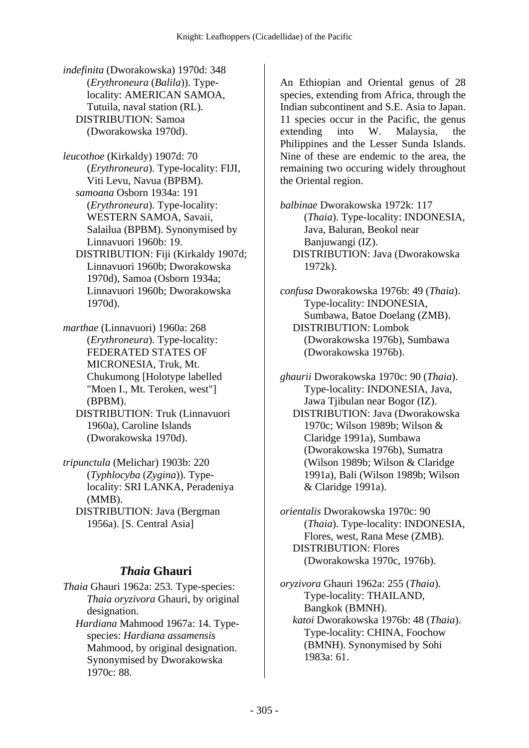*indefinita* (Dworakowska) 1970d: 348 (*Erythroneura* (*Balila*)). Type-locality: AMERICAN SAMOA, Tutuila, naval station (RL).
DISTRIBUTION: Samoa (Dworakowska 1970d).

*leucothoe* (Kirkaldy) 1907d: 70 (*Erythroneura*). Type-locality: FIJI, Viti Levu, Navua (BPBM).
*samoana* Osborn 1934a: 191 (*Erythroneura*). Type-locality: WESTERN SAMOA, Savaii, Salailua (BPBM). Synonymised by Linnavuori 1960b: 19.
DISTRIBUTION: Fiji (Kirkaldy 1907d; Linnavuori 1960b; Dworakowska 1970d), Samoa (Osborn 1934a; Linnavuori 1960b; Dworakowska 1970d).

*marthae* (Linnavuori) 1960a: 268 (*Erythroneura*). Type-locality: FEDERATED STATES OF MICRONESIA, Truk, Mt. Chukumong [Holotype labelled "Moen I., Mt. Teroken, west"] (BPBM).
DISTRIBUTION: Truk (Linnavuori 1960a), Caroline Islands (Dworakowska 1970d).

*tripunctula* (Melichar) 1903b: 220 (*Typhlocyba* (*Zygina*)). Type-locality: SRI LANKA, Peradeniya (MMB).
DISTRIBUTION: Java (Bergman 1956a). [S. Central Asia]

## *Thaia* Ghauri

*Thaia* Ghauri 1962a: 253. Type-species: *Thaia oryzivora* Ghauri, by original designation.
*Hardiana* Mahmood 1967a: 14. Type-species: *Hardiana assamensis* Mahmood, by original designation. Synonymised by Dworakowska 1970c: 88.

An Ethiopian and Oriental genus of 28 species, extending from Africa, through the Indian subcontinent and S.E. Asia to Japan. 11 species occur in the Pacific, the genus extending into W. Malaysia, the Philippines and the Lesser Sunda Islands. Nine of these are endemic to the area, the remaining two occuring widely throughout the Oriental region.

*balbinae* Dworakowska 1972k: 117 (*Thaia*). Type-locality: INDONESIA, Java, Baluran, Beokol near Banjuwangi (IZ).
DISTRIBUTION: Java (Dworakowska 1972k).

*confusa* Dworakowska 1976b: 49 (*Thaia*). Type-locality: INDONESIA, Sumbawa, Batoe Doelang (ZMB).
DISTRIBUTION: Lombok (Dworakowska 1976b), Sumbawa (Dworakowska 1976b).

*ghaurii* Dworakowska 1970c: 90 (*Thaia*). Type-locality: INDONESIA, Java, Jawa Tjibulan near Bogor (IZ).
DISTRIBUTION: Java (Dworakowska 1970c; Wilson 1989b; Wilson & Claridge 1991a), Sumbawa (Dworakowska 1976b), Sumatra (Wilson 1989b; Wilson & Claridge 1991a), Bali (Wilson 1989b; Wilson & Claridge 1991a).

*orientalis* Dworakowska 1970c: 90 (*Thaia*). Type-locality: INDONESIA, Flores, west, Rana Mese (ZMB).
DISTRIBUTION: Flores (Dworakowska 1970c, 1976b).

*oryzivora* Ghauri 1962a: 255 (*Thaia*). Type-locality: THAILAND, Bangkok (BMNH).
*katoi* Dworakowska 1976b: 48 (*Thaia*). Type-locality: CHINA, Foochow (BMNH). Synonymised by Sohi 1983a: 61.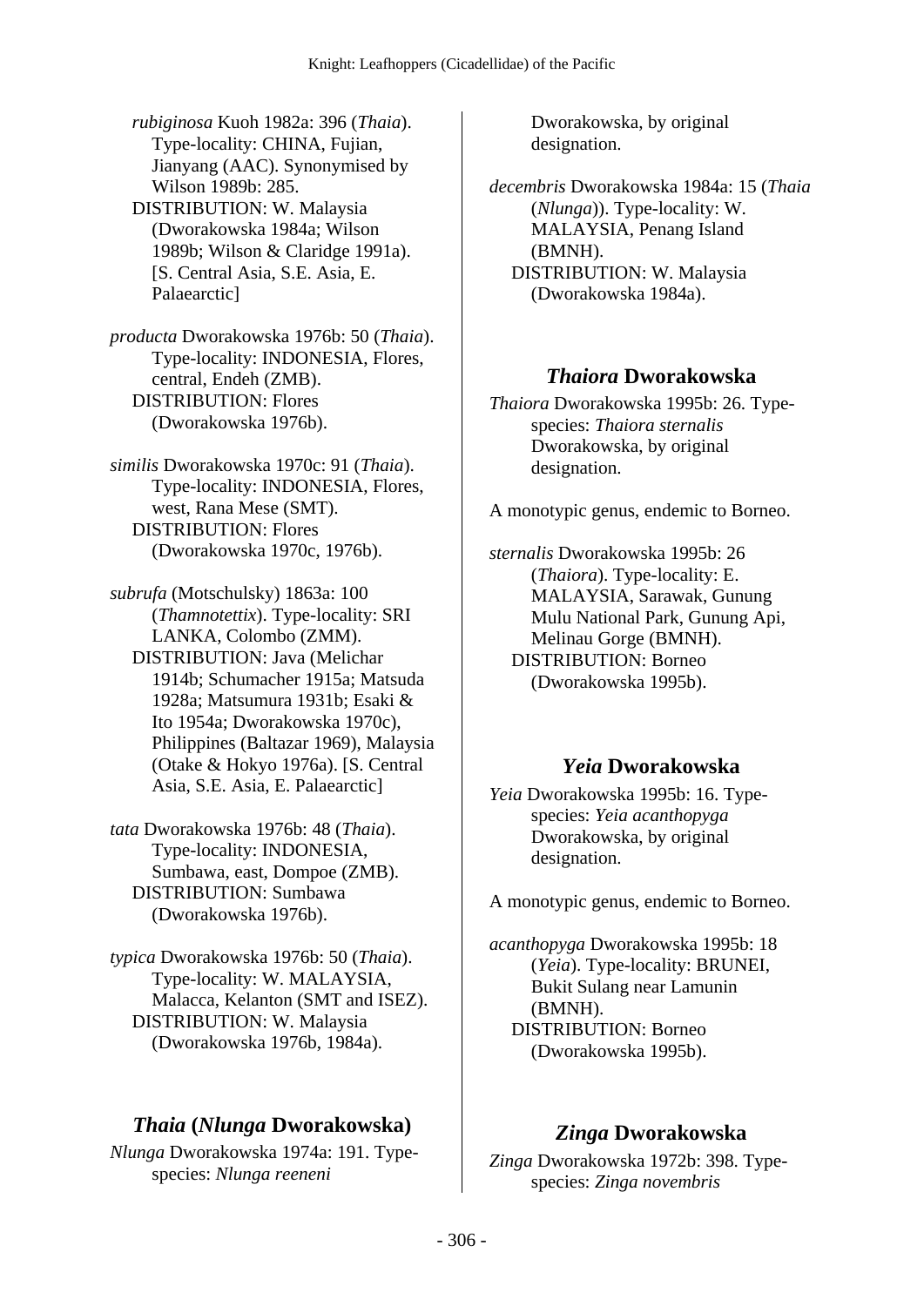*rubiginosa* Kuoh 1982a: 396 (*Thaia*). Type-locality: CHINA, Fujian, Jianyang (AAC). Synonymised by Wilson 1989b: 285.
DISTRIBUTION: W. Malaysia (Dworakowska 1984a; Wilson 1989b; Wilson & Claridge 1991a). [S. Central Asia, S.E. Asia, E. Palaearctic]

*producta* Dworakowska 1976b: 50 (*Thaia*). Type-locality: INDONESIA, Flores, central, Endeh (ZMB).
DISTRIBUTION: Flores (Dworakowska 1976b).

*similis* Dworakowska 1970c: 91 (*Thaia*). Type-locality: INDONESIA, Flores, west, Rana Mese (SMT).
DISTRIBUTION: Flores (Dworakowska 1970c, 1976b).

*subrufa* (Motschulsky) 1863a: 100 (*Thamnotettix*). Type-locality: SRI LANKA, Colombo (ZMM).
DISTRIBUTION: Java (Melichar 1914b; Schumacher 1915a; Matsuda 1928a; Matsumura 1931b; Esaki & Ito 1954a; Dworakowska 1970c), Philippines (Baltazar 1969), Malaysia (Otake & Hokyo 1976a). [S. Central Asia, S.E. Asia, E. Palaearctic]

*tata* Dworakowska 1976b: 48 (*Thaia*). Type-locality: INDONESIA, Sumbawa, east, Dompoe (ZMB).
DISTRIBUTION: Sumbawa (Dworakowska 1976b).

*typica* Dworakowska 1976b: 50 (*Thaia*). Type-locality: W. MALAYSIA, Malacca, Kelanton (SMT and ISEZ).
DISTRIBUTION: W. Malaysia (Dworakowska 1976b, 1984a).

## *Thaia* (*Nlunga* Dworakowska)

*Nlunga* Dworakowska 1974a: 191. Type-species: *Nlunga reeneni* Dworakowska, by original designation.

*decembris* Dworakowska 1984a: 15 (*Thaia* (*Nlunga*)). Type-locality: W. MALAYSIA, Penang Island (BMNH).
DISTRIBUTION: W. Malaysia (Dworakowska 1984a).

## *Thaiora* Dworakowska

*Thaiora* Dworakowska 1995b: 26. Type-species: *Thaiora sternalis* Dworakowska, by original designation.

A monotypic genus, endemic to Borneo.

*sternalis* Dworakowska 1995b: 26 (*Thaiora*). Type-locality: E. MALAYSIA, Sarawak, Gunung Mulu National Park, Gunung Api, Melinau Gorge (BMNH).
DISTRIBUTION: Borneo (Dworakowska 1995b).

## *Yeia* Dworakowska

*Yeia* Dworakowska 1995b: 16. Type-species: *Yeia acanthopyga* Dworakowska, by original designation.

A monotypic genus, endemic to Borneo.

*acanthopyga* Dworakowska 1995b: 18 (*Yeia*). Type-locality: BRUNEI, Bukit Sulang near Lamunin (BMNH).
DISTRIBUTION: Borneo (Dworakowska 1995b).

## *Zinga* Dworakowska

*Zinga* Dworakowska 1972b: 398. Type-species: *Zinga novembris*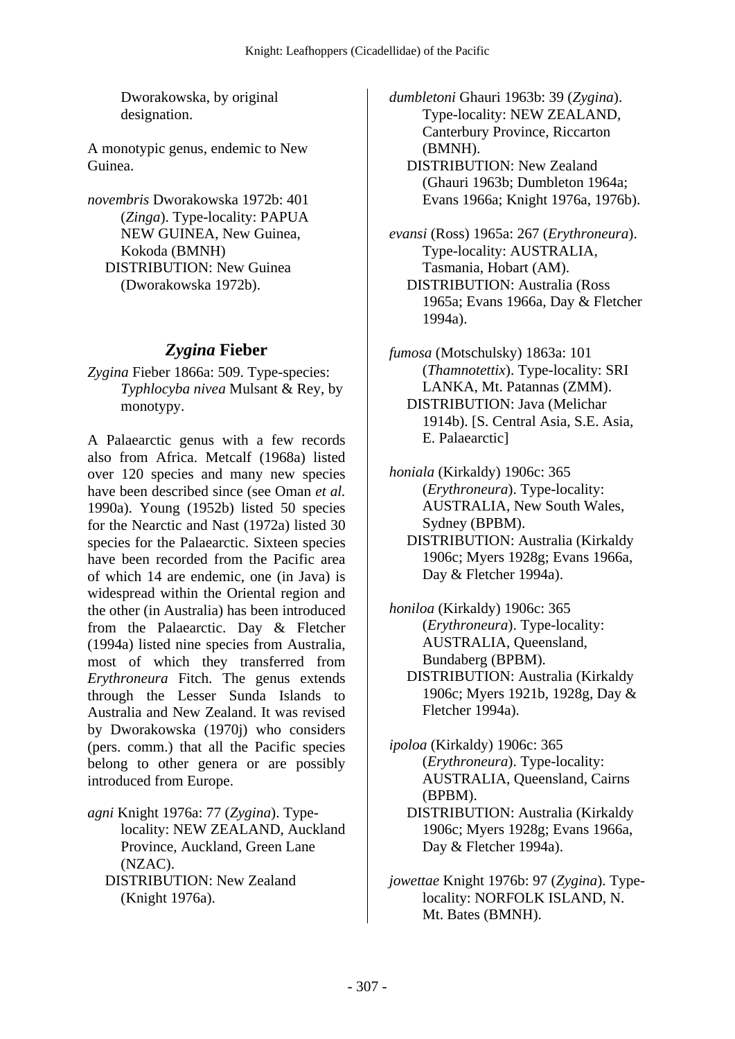Dworakowska, by original designation.

A monotypic genus, endemic to New Guinea.

*novembris* Dworakowska 1972b: 401 (*Zinga*). Type-locality: PAPUA NEW GUINEA, New Guinea, Kokoda (BMNH)
DISTRIBUTION: New Guinea (Dworakowska 1972b).

## *Zygina* Fieber

*Zygina* Fieber 1866a: 509. Type-species: *Typhlocyba nivea* Mulsant & Rey, by monotypy.

A Palaearctic genus with a few records also from Africa. Metcalf (1968a) listed over 120 species and many new species have been described since (see Oman *et al.* 1990a). Young (1952b) listed 50 species for the Nearctic and Nast (1972a) listed 30 species for the Palaearctic. Sixteen species have been recorded from the Pacific area of which 14 are endemic, one (in Java) is widespread within the Oriental region and the other (in Australia) has been introduced from the Palaearctic. Day & Fletcher (1994a) listed nine species from Australia, most of which they transferred from *Erythroneura* Fitch. The genus extends through the Lesser Sunda Islands to Australia and New Zealand. It was revised by Dworakowska (1970j) who considers (pers. comm.) that all the Pacific species belong to other genera or are possibly introduced from Europe.

*agni* Knight 1976a: 77 (*Zygina*). Type-locality: NEW ZEALAND, Auckland Province, Auckland, Green Lane (NZAC).
DISTRIBUTION: New Zealand (Knight 1976a).

*dumbletoni* Ghauri 1963b: 39 (*Zygina*). Type-locality: NEW ZEALAND, Canterbury Province, Riccarton (BMNH).
DISTRIBUTION: New Zealand (Ghauri 1963b; Dumbleton 1964a; Evans 1966a; Knight 1976a, 1976b).

*evansi* (Ross) 1965a: 267 (*Erythroneura*). Type-locality: AUSTRALIA, Tasmania, Hobart (AM).
DISTRIBUTION: Australia (Ross 1965a; Evans 1966a, Day & Fletcher 1994a).

*fumosa* (Motschulsky) 1863a: 101 (*Thamnotettix*). Type-locality: SRI LANKA, Mt. Patannas (ZMM).
DISTRIBUTION: Java (Melichar 1914b). [S. Central Asia, S.E. Asia, E. Palaearctic]

*honiala* (Kirkaldy) 1906c: 365 (*Erythroneura*). Type-locality: AUSTRALIA, New South Wales, Sydney (BPBM).
DISTRIBUTION: Australia (Kirkaldy 1906c; Myers 1928g; Evans 1966a, Day & Fletcher 1994a).

*honiloa* (Kirkaldy) 1906c: 365 (*Erythroneura*). Type-locality: AUSTRALIA, Queensland, Bundaberg (BPBM).
DISTRIBUTION: Australia (Kirkaldy 1906c; Myers 1921b, 1928g, Day & Fletcher 1994a).

*ipoloa* (Kirkaldy) 1906c: 365 (*Erythroneura*). Type-locality: AUSTRALIA, Queensland, Cairns (BPBM).
DISTRIBUTION: Australia (Kirkaldy 1906c; Myers 1928g; Evans 1966a, Day & Fletcher 1994a).

*jowettae* Knight 1976b: 97 (*Zygina*). Type-locality: NORFOLK ISLAND, N. Mt. Bates (BMNH).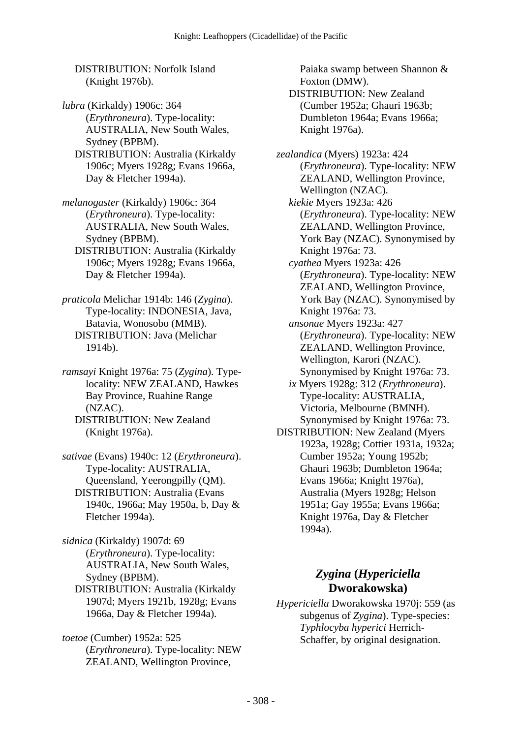DISTRIBUTION: Norfolk Island (Knight 1976b).

*lubra* (Kirkaldy) 1906c: 364 (*Erythroneura*). Type-locality: AUSTRALIA, New South Wales, Sydney (BPBM).
DISTRIBUTION: Australia (Kirkaldy 1906c; Myers 1928g; Evans 1966a, Day & Fletcher 1994a).

*melanogaster* (Kirkaldy) 1906c: 364 (*Erythroneura*). Type-locality: AUSTRALIA, New South Wales, Sydney (BPBM).
DISTRIBUTION: Australia (Kirkaldy 1906c; Myers 1928g; Evans 1966a, Day & Fletcher 1994a).

*praticola* Melichar 1914b: 146 (*Zygina*). Type-locality: INDONESIA, Java, Batavia, Wonosobo (MMB).
DISTRIBUTION: Java (Melichar 1914b).

*ramsayi* Knight 1976a: 75 (*Zygina*). Type-locality: NEW ZEALAND, Hawkes Bay Province, Ruahine Range (NZAC).
DISTRIBUTION: New Zealand (Knight 1976a).

*sativae* (Evans) 1940c: 12 (*Erythroneura*). Type-locality: AUSTRALIA, Queensland, Yeerongpilly (QM).
DISTRIBUTION: Australia (Evans 1940c, 1966a; May 1950a, b, Day & Fletcher 1994a).

*sidnica* (Kirkaldy) 1907d: 69 (*Erythroneura*). Type-locality: AUSTRALIA, New South Wales, Sydney (BPBM).
DISTRIBUTION: Australia (Kirkaldy 1907d; Myers 1921b, 1928g; Evans 1966a, Day & Fletcher 1994a).

*toetoe* (Cumber) 1952a: 525 (*Erythroneura*). Type-locality: NEW ZEALAND, Wellington Province, Paiaka swamp between Shannon & Foxton (DMW).
DISTRIBUTION: New Zealand (Cumber 1952a; Ghauri 1963b; Dumbleton 1964a; Evans 1966a; Knight 1976a).

*zealandica* (Myers) 1923a: 424 (*Erythroneura*). Type-locality: NEW ZEALAND, Wellington Province, Wellington (NZAC).
*kiekie* Myers 1923a: 426 (*Erythroneura*). Type-locality: NEW ZEALAND, Wellington Province, York Bay (NZAC). Synonymised by Knight 1976a: 73.
*cyathea* Myers 1923a: 426 (*Erythroneura*). Type-locality: NEW ZEALAND, Wellington Province, York Bay (NZAC). Synonymised by Knight 1976a: 73.
*ansonae* Myers 1923a: 427 (*Erythroneura*). Type-locality: NEW ZEALAND, Wellington Province, Wellington, Karori (NZAC). Synonymised by Knight 1976a: 73.
*ix* Myers 1928g: 312 (*Erythroneura*). Type-locality: AUSTRALIA, Victoria, Melbourne (BMNH). Synonymised by Knight 1976a: 73.
DISTRIBUTION: New Zealand (Myers 1923a, 1928g; Cottier 1931a, 1932a; Cumber 1952a; Young 1952b; Ghauri 1963b; Dumbleton 1964a; Evans 1966a; Knight 1976a), Australia (Myers 1928g; Helson 1951a; Gay 1955a; Evans 1966a; Knight 1976a, Day & Fletcher 1994a).

## *Zygina* (*Hypericiella* Dworakowska)

*Hypericiella* Dworakowska 1970j: 559 (as subgenus of *Zygina*). Type-species: *Typhlocyba hyperici* Herrich-Schaffer, by original designation.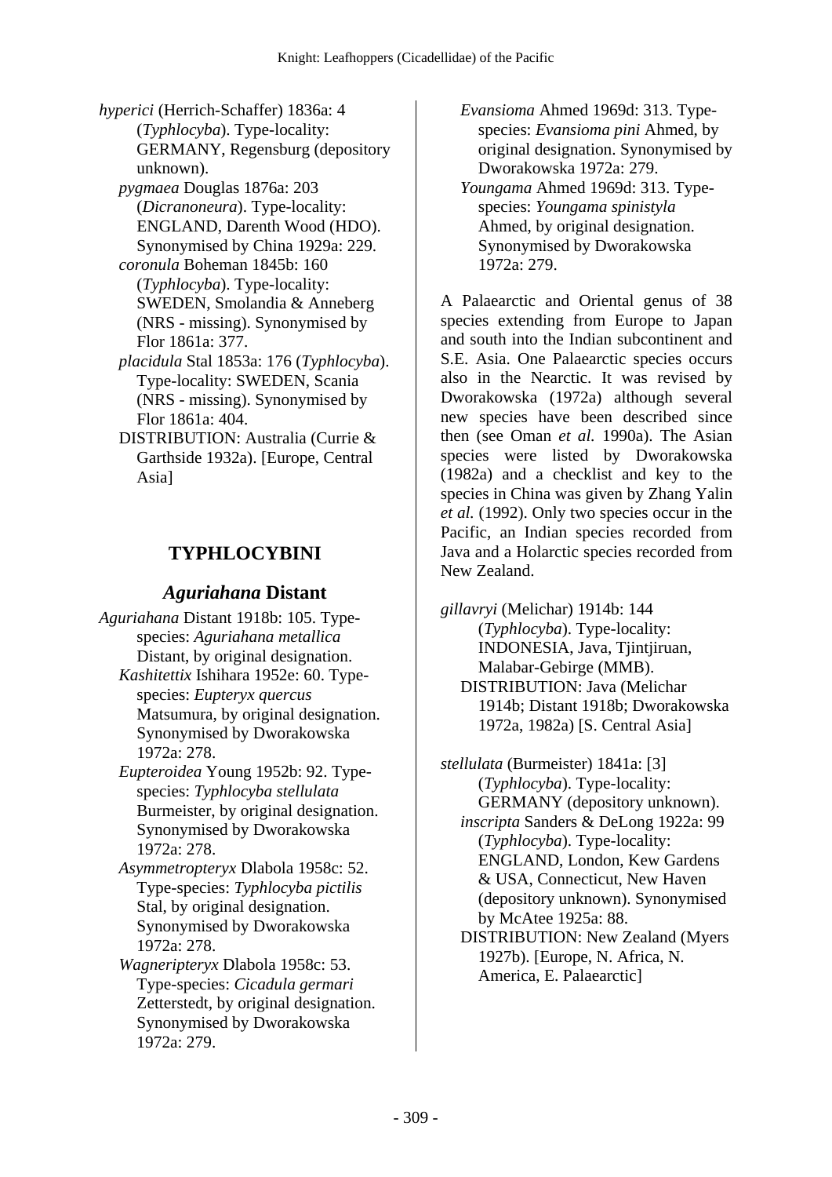*hyperici* (Herrich-Schaffer) 1836a: 4 (*Typhlocyba*). Type-locality: GERMANY, Regensburg (depository unknown).

*pygmaea* Douglas 1876a: 203 (*Dicranoneura*). Type-locality: ENGLAND, Darenth Wood (HDO). Synonymised by China 1929a: 229.

*coronula* Boheman 1845b: 160 (*Typhlocyba*). Type-locality: SWEDEN, Smolandia & Anneberg (NRS - missing). Synonymised by Flor 1861a: 377.

*placidula* Stal 1853a: 176 (*Typhlocyba*). Type-locality: SWEDEN, Scania (NRS - missing). Synonymised by Flor 1861a: 404.

DISTRIBUTION: Australia (Currie & Garthside 1932a). [Europe, Central Asia]

## TYPHLOCYBINI

### *Aguriahana* Distant

*Aguriahana* Distant 1918b: 105. Type-species: *Aguriahana metallica* Distant, by original designation.

*Kashitettix* Ishihara 1952e: 60. Type-species: *Eupteryx quercus* Matsumura, by original designation. Synonymised by Dworakowska 1972a: 278.

*Eupteroidea* Young 1952b: 92. Type-species: *Typhlocyba stellulata* Burmeister, by original designation. Synonymised by Dworakowska 1972a: 278.

*Asymmetropteryx* Dlabola 1958c: 52. Type-species: *Typhlocyba pictilis* Stal, by original designation. Synonymised by Dworakowska 1972a: 278.

*Wagneripteryx* Dlabola 1958c: 53. Type-species: *Cicadula germari* Zetterstedt, by original designation. Synonymised by Dworakowska 1972a: 279.

*Evansioma* Ahmed 1969d: 313. Type-species: *Evansioma pini* Ahmed, by original designation. Synonymised by Dworakowska 1972a: 279.

*Youngama* Ahmed 1969d: 313. Type-species: *Youngama spinistyla* Ahmed, by original designation. Synonymised by Dworakowska 1972a: 279.

A Palaearctic and Oriental genus of 38 species extending from Europe to Japan and south into the Indian subcontinent and S.E. Asia. One Palaearctic species occurs also in the Nearctic. It was revised by Dworakowska (1972a) although several new species have been described since then (see Oman *et al.* 1990a). The Asian species were listed by Dworakowska (1982a) and a checklist and key to the species in China was given by Zhang Yalin *et al.* (1992). Only two species occur in the Pacific, an Indian species recorded from Java and a Holarctic species recorded from New Zealand.

*gillavryi* (Melichar) 1914b: 144 (*Typhlocyba*). Type-locality: INDONESIA, Java, Tjintjiruan, Malabar-Gebirge (MMB).

DISTRIBUTION: Java (Melichar 1914b; Distant 1918b; Dworakowska 1972a, 1982a) [S. Central Asia]

*stellulata* (Burmeister) 1841a: [3] (*Typhlocyba*). Type-locality: GERMANY (depository unknown).

*inscripta* Sanders & DeLong 1922a: 99 (*Typhlocyba*). Type-locality: ENGLAND, London, Kew Gardens & USA, Connecticut, New Haven (depository unknown). Synonymised by McAtee 1925a: 88.

DISTRIBUTION: New Zealand (Myers 1927b). [Europe, N. Africa, N. America, E. Palaearctic]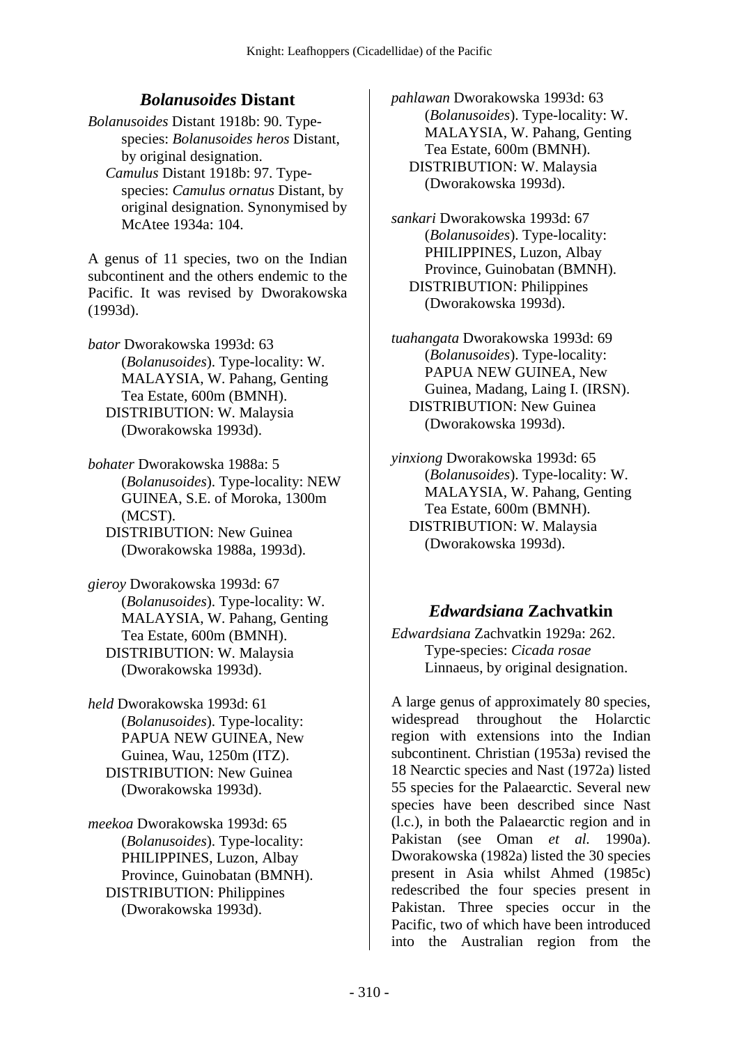## *Bolanusoides* Distant

*Bolanusoides* Distant 1918b: 90. Type-species: *Bolanusoides heros* Distant, by original designation.
 *Camulus* Distant 1918b: 97. Type-species: *Camulus ornatus* Distant, by original designation. Synonymised by McAtee 1934a: 104.

A genus of 11 species, two on the Indian subcontinent and the others endemic to the Pacific. It was revised by Dworakowska (1993d).

*bator* Dworakowska 1993d: 63 (*Bolanusoides*). Type-locality: W. MALAYSIA, W. Pahang, Genting Tea Estate, 600m (BMNH).
 DISTRIBUTION: W. Malaysia (Dworakowska 1993d).

*bohater* Dworakowska 1988a: 5 (*Bolanusoides*). Type-locality: NEW GUINEA, S.E. of Moroka, 1300m (MCST).
 DISTRIBUTION: New Guinea (Dworakowska 1988a, 1993d).

*gieroy* Dworakowska 1993d: 67 (*Bolanusoides*). Type-locality: W. MALAYSIA, W. Pahang, Genting Tea Estate, 600m (BMNH).
 DISTRIBUTION: W. Malaysia (Dworakowska 1993d).

*held* Dworakowska 1993d: 61 (*Bolanusoides*). Type-locality: PAPUA NEW GUINEA, New Guinea, Wau, 1250m (ITZ).
 DISTRIBUTION: New Guinea (Dworakowska 1993d).

*meekoa* Dworakowska 1993d: 65 (*Bolanusoides*). Type-locality: PHILIPPINES, Luzon, Albay Province, Guinobatan (BMNH).
 DISTRIBUTION: Philippines (Dworakowska 1993d).

*pahlawan* Dworakowska 1993d: 63 (*Bolanusoides*). Type-locality: W. MALAYSIA, W. Pahang, Genting Tea Estate, 600m (BMNH).
 DISTRIBUTION: W. Malaysia (Dworakowska 1993d).

*sankari* Dworakowska 1993d: 67 (*Bolanusoides*). Type-locality: PHILIPPINES, Luzon, Albay Province, Guinobatan (BMNH).
 DISTRIBUTION: Philippines (Dworakowska 1993d).

*tuahangata* Dworakowska 1993d: 69 (*Bolanusoides*). Type-locality: PAPUA NEW GUINEA, New Guinea, Madang, Laing I. (IRSN).
 DISTRIBUTION: New Guinea (Dworakowska 1993d).

*yinxiong* Dworakowska 1993d: 65 (*Bolanusoides*). Type-locality: W. MALAYSIA, W. Pahang, Genting Tea Estate, 600m (BMNH).
 DISTRIBUTION: W. Malaysia (Dworakowska 1993d).

## *Edwardsiana* Zachvatkin

*Edwardsiana* Zachvatkin 1929a: 262. Type-species: *Cicada rosae* Linnaeus, by original designation.

A large genus of approximately 80 species, widespread throughout the Holarctic region with extensions into the Indian subcontinent. Christian (1953a) revised the 18 Nearctic species and Nast (1972a) listed 55 species for the Palaearctic. Several new species have been described since Nast (l.c.), in both the Palaearctic region and in Pakistan (see Oman *et al.* 1990a). Dworakowska (1982a) listed the 30 species present in Asia whilst Ahmed (1985c) redescribed the four species present in Pakistan. Three species occur in the Pacific, two of which have been introduced into the Australian region from the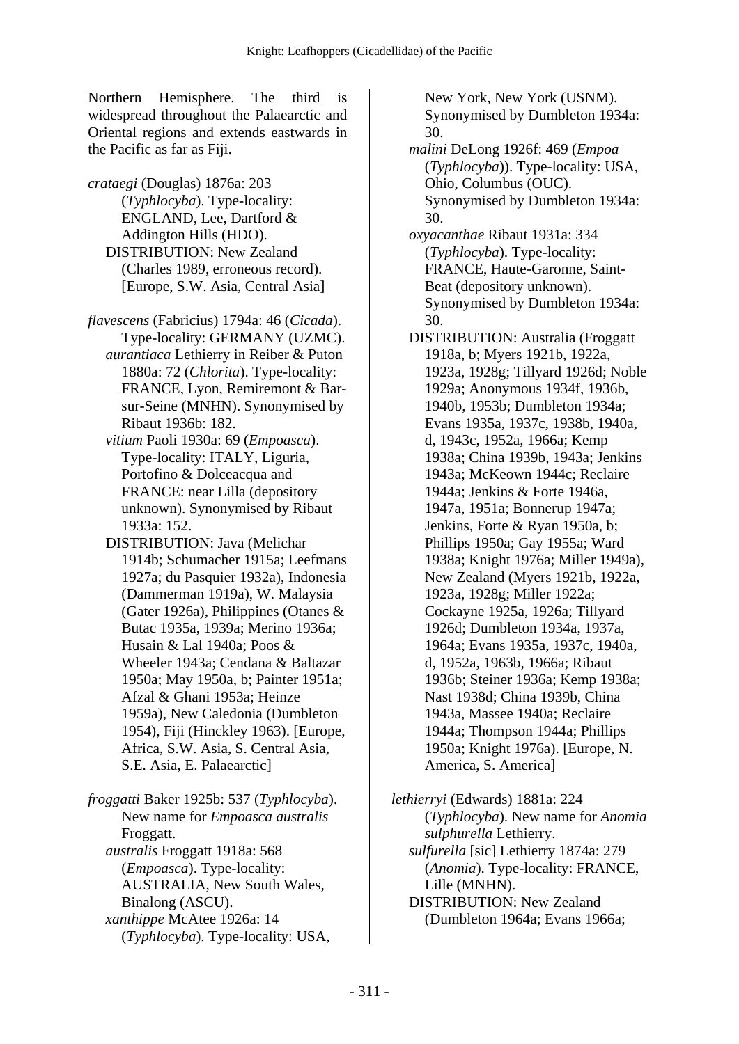Northern Hemisphere. The third is widespread throughout the Palaearctic and Oriental regions and extends eastwards in the Pacific as far as Fiji.

*crataegi* (Douglas) 1876a: 203 (*Typhlocyba*). Type-locality: ENGLAND, Lee, Dartford & Addington Hills (HDO).
DISTRIBUTION: New Zealand (Charles 1989, erroneous record). [Europe, S.W. Asia, Central Asia]

*flavescens* (Fabricius) 1794a: 46 (*Cicada*). Type-locality: GERMANY (UZMC).
*aurantiaca* Lethierry in Reiber & Puton 1880a: 72 (*Chlorita*). Type-locality: FRANCE, Lyon, Remiremont & Bar-sur-Seine (MNHN). Synonymised by Ribaut 1936b: 182.
*vitium* Paoli 1930a: 69 (*Empoasca*). Type-locality: ITALY, Liguria, Portofino & Dolceacqua and FRANCE: near Lilla (depository unknown). Synonymised by Ribaut 1933a: 152.
DISTRIBUTION: Java (Melichar 1914b; Schumacher 1915a; Leefmans 1927a; du Pasquier 1932a), Indonesia (Dammerman 1919a), W. Malaysia (Gater 1926a), Philippines (Otanes & Butac 1935a, 1939a; Merino 1936a; Husain & Lal 1940a; Poos & Wheeler 1943a; Cendana & Baltazar 1950a; May 1950a, b; Painter 1951a; Afzal & Ghani 1953a; Heinze 1959a), New Caledonia (Dumbleton 1954), Fiji (Hinckley 1963). [Europe, Africa, S.W. Asia, S. Central Asia, S.E. Asia, E. Palaearctic]

*froggatti* Baker 1925b: 537 (*Typhlocyba*). New name for *Empoasca australis* Froggatt.
*australis* Froggatt 1918a: 568 (*Empoasca*). Type-locality: AUSTRALIA, New South Wales, Binalong (ASCU).
*xanthippe* McAtee 1926a: 14 (*Typhlocyba*). Type-locality: USA, New York, New York (USNM). Synonymised by Dumbleton 1934a: 30.
*malini* DeLong 1926f: 469 (*Empoa* (*Typhlocyba*)). Type-locality: USA, Ohio, Columbus (OUC). Synonymised by Dumbleton 1934a: 30.
*oxyacanthae* Ribaut 1931a: 334 (*Typhlocyba*). Type-locality: FRANCE, Haute-Garonne, Saint-Beat (depository unknown). Synonymised by Dumbleton 1934a: 30.
DISTRIBUTION: Australia (Froggatt 1918a, b; Myers 1921b, 1922a, 1923a, 1928g; Tillyard 1926d; Noble 1929a; Anonymous 1934f, 1936b, 1940b, 1953b; Dumbleton 1934a; Evans 1935a, 1937c, 1938b, 1940a, d, 1943c, 1952a, 1966a; Kemp 1938a; China 1939b, 1943a; Jenkins 1943a; McKeown 1944c; Reclaire 1944a; Jenkins & Forte 1946a, 1947a, 1951a; Bonnerup 1947a; Jenkins, Forte & Ryan 1950a, b; Phillips 1950a; Gay 1955a; Ward 1938a; Knight 1976a; Miller 1949a), New Zealand (Myers 1921b, 1922a, 1923a, 1928g; Miller 1922a; Cockayne 1925a, 1926a; Tillyard 1926d; Dumbleton 1934a, 1937a, 1964a; Evans 1935a, 1937c, 1940a, d, 1952a, 1963b, 1966a; Ribaut 1936b; Steiner 1936a; Kemp 1938a; Nast 1938d; China 1939b, China 1943a, Massee 1940a; Reclaire 1944a; Thompson 1944a; Phillips 1950a; Knight 1976a). [Europe, N. America, S. America]

*lethierryi* (Edwards) 1881a: 224 (*Typhlocyba*). New name for *Anomia sulphurella* Lethierry.
*sulfurella* [sic] Lethierry 1874a: 279 (*Anomia*). Type-locality: FRANCE, Lille (MNHN).
DISTRIBUTION: New Zealand (Dumbleton 1964a; Evans 1966a;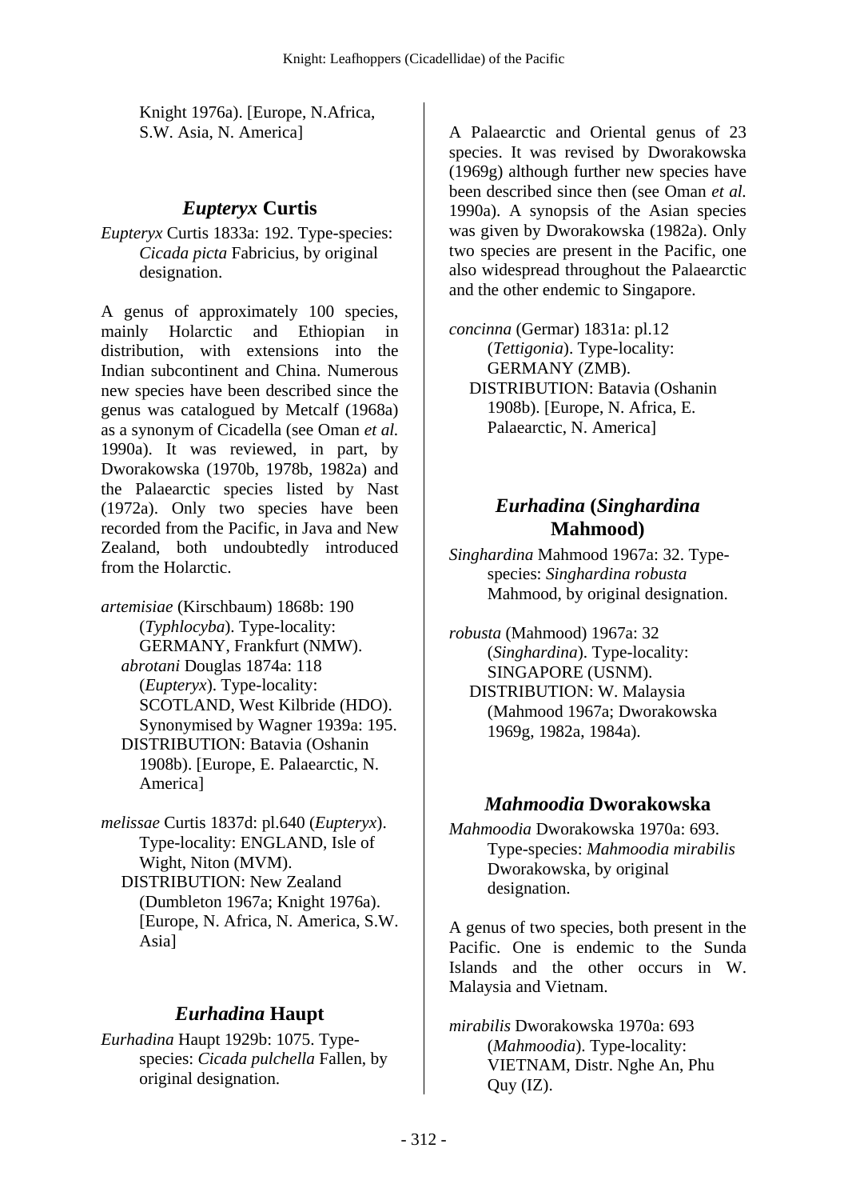Knight 1976a). [Europe, N.Africa, S.W. Asia, N. America]

## *Eupteryx* Curtis

*Eupteryx* Curtis 1833a: 192. Type-species: *Cicada picta* Fabricius, by original designation.

A genus of approximately 100 species, mainly Holarctic and Ethiopian in distribution, with extensions into the Indian subcontinent and China. Numerous new species have been described since the genus was catalogued by Metcalf (1968a) as a synonym of Cicadella (see Oman *et al.* 1990a). It was reviewed, in part, by Dworakowska (1970b, 1978b, 1982a) and the Palaearctic species listed by Nast (1972a). Only two species have been recorded from the Pacific, in Java and New Zealand, both undoubtedly introduced from the Holarctic.

*artemisiae* (Kirschbaum) 1868b: 190 (*Typhlocyba*). Type-locality: GERMANY, Frankfurt (NMW).
*abrotani* Douglas 1874a: 118 (*Eupteryx*). Type-locality: SCOTLAND, West Kilbride (HDO). Synonymised by Wagner 1939a: 195.
DISTRIBUTION: Batavia (Oshanin 1908b). [Europe, E. Palaearctic, N. America]

*melissae* Curtis 1837d: pl.640 (*Eupteryx*). Type-locality: ENGLAND, Isle of Wight, Niton (MVM).
DISTRIBUTION: New Zealand (Dumbleton 1967a; Knight 1976a). [Europe, N. Africa, N. America, S.W. Asia]

## *Eurhadina* Haupt

*Eurhadina* Haupt 1929b: 1075. Type-species: *Cicada pulchella* Fallen, by original designation.

A Palaearctic and Oriental genus of 23 species. It was revised by Dworakowska (1969g) although further new species have been described since then (see Oman *et al.* 1990a). A synopsis of the Asian species was given by Dworakowska (1982a). Only two species are present in the Pacific, one also widespread throughout the Palaearctic and the other endemic to Singapore.

*concinna* (Germar) 1831a: pl.12 (*Tettigonia*). Type-locality: GERMANY (ZMB).
DISTRIBUTION: Batavia (Oshanin 1908b). [Europe, N. Africa, E. Palaearctic, N. America]

## *Eurhadina* (*Singhardina* Mahmood)

*Singhardina* Mahmood 1967a: 32. Type-species: *Singhardina robusta* Mahmood, by original designation.

*robusta* (Mahmood) 1967a: 32 (*Singhardina*). Type-locality: SINGAPORE (USNM).
DISTRIBUTION: W. Malaysia (Mahmood 1967a; Dworakowska 1969g, 1982a, 1984a).

## *Mahmoodia* Dworakowska

*Mahmoodia* Dworakowska 1970a: 693. Type-species: *Mahmoodia mirabilis* Dworakowska, by original designation.

A genus of two species, both present in the Pacific. One is endemic to the Sunda Islands and the other occurs in W. Malaysia and Vietnam.

*mirabilis* Dworakowska 1970a: 693 (*Mahmoodia*). Type-locality: VIETNAM, Distr. Nghe An, Phu Quy (IZ).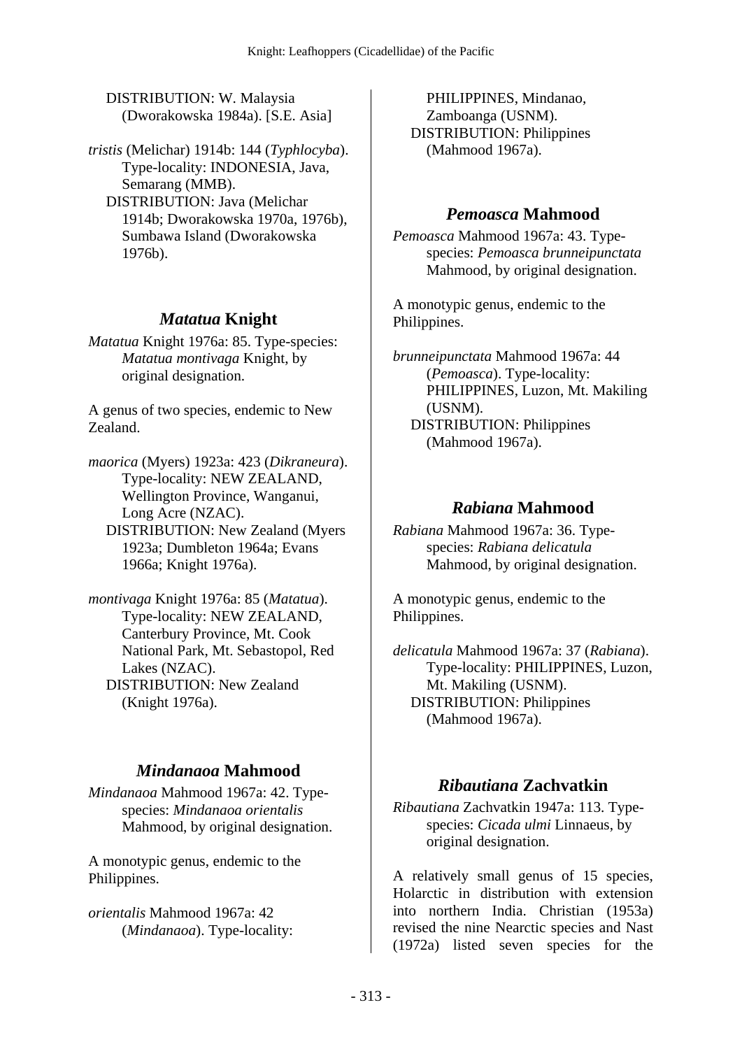DISTRIBUTION: W. Malaysia (Dworakowska 1984a). [S.E. Asia]

*tristis* (Melichar) 1914b: 144 (*Typhlocyba*). Type-locality: INDONESIA, Java, Semarang (MMB).
DISTRIBUTION: Java (Melichar 1914b; Dworakowska 1970a, 1976b), Sumbawa Island (Dworakowska 1976b).

## *Matatua* Knight

*Matatua* Knight 1976a: 85. Type-species: *Matatua montivaga* Knight, by original designation.

A genus of two species, endemic to New Zealand.

*maorica* (Myers) 1923a: 423 (*Dikraneura*). Type-locality: NEW ZEALAND, Wellington Province, Wanganui, Long Acre (NZAC).
DISTRIBUTION: New Zealand (Myers 1923a; Dumbleton 1964a; Evans 1966a; Knight 1976a).

*montivaga* Knight 1976a: 85 (*Matatua*). Type-locality: NEW ZEALAND, Canterbury Province, Mt. Cook National Park, Mt. Sebastopol, Red Lakes (NZAC).
DISTRIBUTION: New Zealand (Knight 1976a).

## *Mindanaoa* Mahmood

*Mindanaoa* Mahmood 1967a: 42. Type-species: *Mindanaoa orientalis* Mahmood, by original designation.

A monotypic genus, endemic to the Philippines.

*orientalis* Mahmood 1967a: 42 (*Mindanaoa*). Type-locality: PHILIPPINES, Mindanao, Zamboanga (USNM).
DISTRIBUTION: Philippines (Mahmood 1967a).

## *Pemoasca* Mahmood

*Pemoasca* Mahmood 1967a: 43. Type-species: *Pemoasca brunneipunctata* Mahmood, by original designation.

A monotypic genus, endemic to the Philippines.

*brunneipunctata* Mahmood 1967a: 44 (*Pemoasca*). Type-locality: PHILIPPINES, Luzon, Mt. Makiling (USNM).
DISTRIBUTION: Philippines (Mahmood 1967a).

## *Rabiana* Mahmood

*Rabiana* Mahmood 1967a: 36. Type-species: *Rabiana delicatula* Mahmood, by original designation.

A monotypic genus, endemic to the Philippines.

*delicatula* Mahmood 1967a: 37 (*Rabiana*). Type-locality: PHILIPPINES, Luzon, Mt. Makiling (USNM).
DISTRIBUTION: Philippines (Mahmood 1967a).

## *Ribautiana* Zachvatkin

*Ribautiana* Zachvatkin 1947a: 113. Type-species: *Cicada ulmi* Linnaeus, by original designation.

A relatively small genus of 15 species, Holarctic in distribution with extension into northern India. Christian (1953a) revised the nine Nearctic species and Nast (1972a) listed seven species for the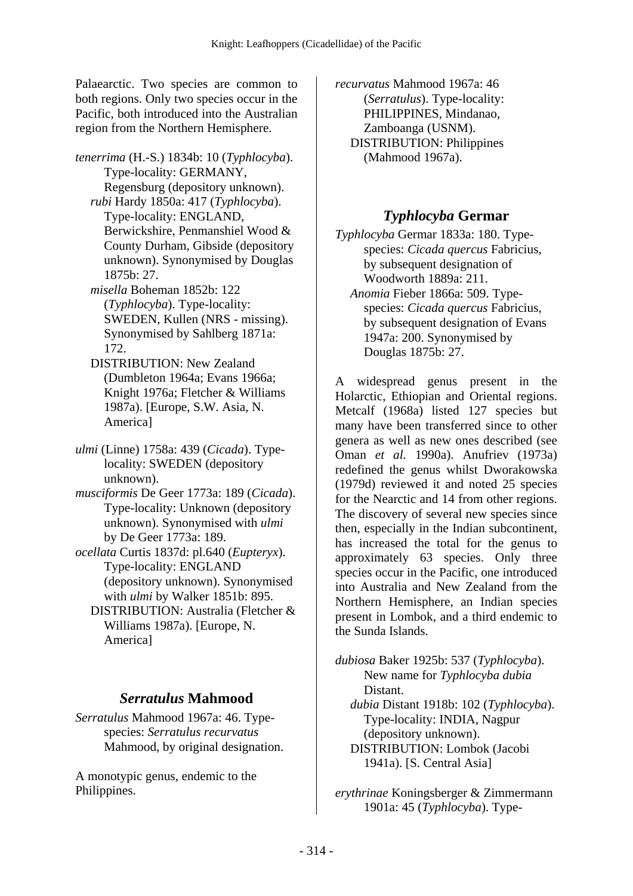Palaearctic. Two species are common to both regions. Only two species occur in the Pacific, both introduced into the Australian region from the Northern Hemisphere.

*tenerrima* (H.-S.) 1834b: 10 (*Typhlocyba*). Type-locality: GERMANY, Regensburg (depository unknown).
  *rubi* Hardy 1850a: 417 (*Typhlocyba*). Type-locality: ENGLAND, Berwickshire, Penmanshiel Wood & County Durham, Gibside (depository unknown). Synonymised by Douglas 1875b: 27.
  *misella* Boheman 1852b: 122 (*Typhlocyba*). Type-locality: SWEDEN, Kullen (NRS - missing). Synonymised by Sahlberg 1871a: 172.
  DISTRIBUTION: New Zealand (Dumbleton 1964a; Evans 1966a; Knight 1976a; Fletcher & Williams 1987a). [Europe, S.W. Asia, N. America]

*ulmi* (Linne) 1758a: 439 (*Cicada*). Type-locality: SWEDEN (depository unknown).
*musciformis* De Geer 1773a: 189 (*Cicada*). Type-locality: Unknown (depository unknown). Synonymised with *ulmi* by De Geer 1773a: 189.
*ocellata* Curtis 1837d: pl.640 (*Eupteryx*). Type-locality: ENGLAND (depository unknown). Synonymised with *ulmi* by Walker 1851b: 895.
  DISTRIBUTION: Australia (Fletcher & Williams 1987a). [Europe, N. America]

## *Serratulus* Mahmood

*Serratulus* Mahmood 1967a: 46. Type-species: *Serratulus recurvatus* Mahmood, by original designation.

A monotypic genus, endemic to the Philippines.

*recurvatus* Mahmood 1967a: 46 (*Serratulus*). Type-locality: PHILIPPINES, Mindanao, Zamboanga (USNM).
  DISTRIBUTION: Philippines (Mahmood 1967a).

## *Typhlocyba* Germar

*Typhlocyba* Germar 1833a: 180. Type-species: *Cicada quercus* Fabricius, by subsequent designation of Woodworth 1889a: 211.
  *Anomia* Fieber 1866a: 509. Type-species: *Cicada quercus* Fabricius, by subsequent designation of Evans 1947a: 200. Synonymised by Douglas 1875b: 27.

A widespread genus present in the Holarctic, Ethiopian and Oriental regions. Metcalf (1968a) listed 127 species but many have been transferred since to other genera as well as new ones described (see Oman *et al.* 1990a). Anufriev (1973a) redefined the genus whilst Dworakowska (1979d) reviewed it and noted 25 species for the Nearctic and 14 from other regions. The discovery of several new species since then, especially in the Indian subcontinent, has increased the total for the genus to approximately 63 species. Only three species occur in the Pacific, one introduced into Australia and New Zealand from the Northern Hemisphere, an Indian species present in Lombok, and a third endemic to the Sunda Islands.

*dubiosa* Baker 1925b: 537 (*Typhlocyba*). New name for *Typhlocyba dubia* Distant.
  *dubia* Distant 1918b: 102 (*Typhlocyba*). Type-locality: INDIA, Nagpur (depository unknown).
  DISTRIBUTION: Lombok (Jacobi 1941a). [S. Central Asia]

*erythrinae* Koningsberger & Zimmermann 1901a: 45 (*Typhlocyba*). Type-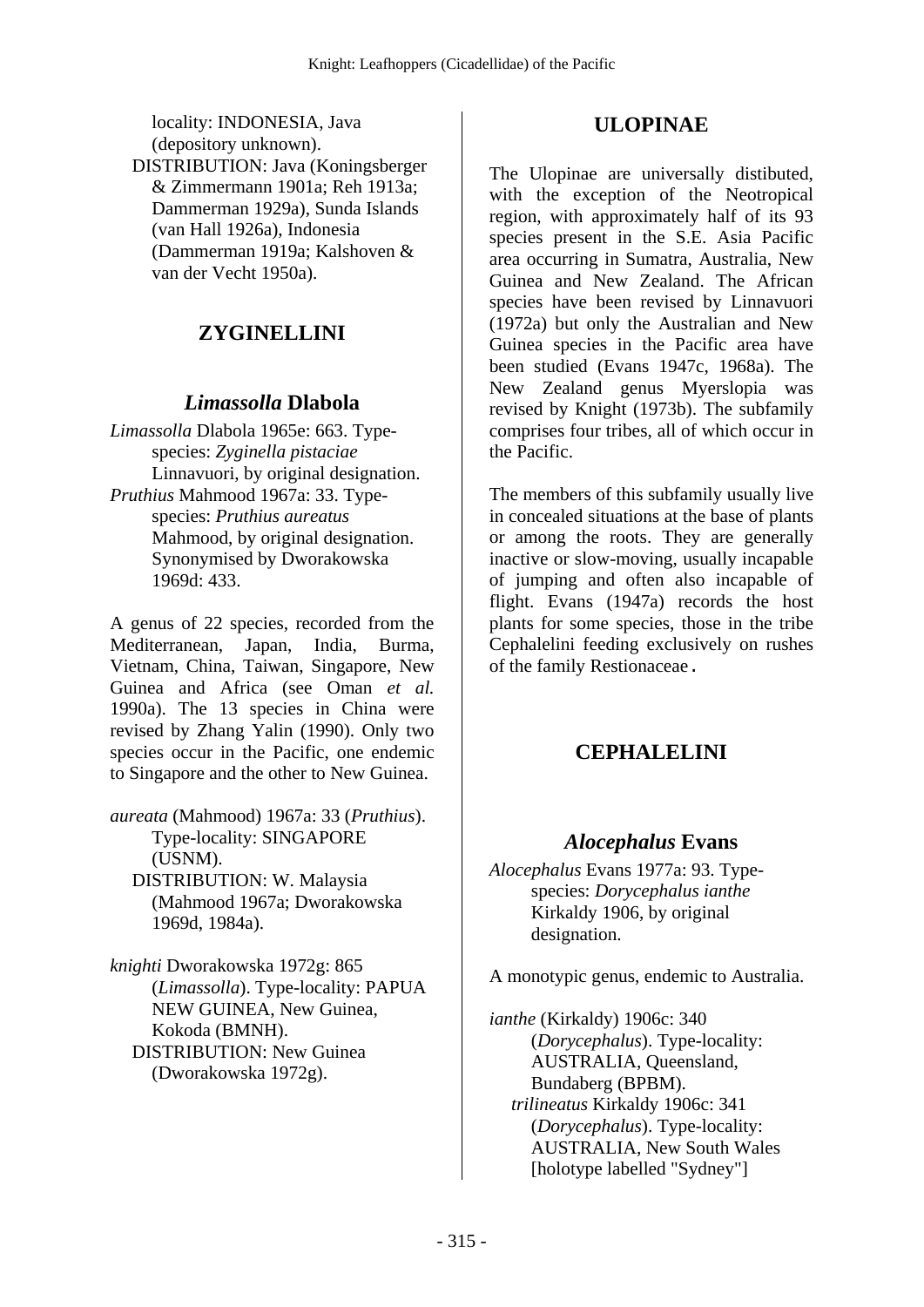locality: INDONESIA, Java (depository unknown).
DISTRIBUTION: Java (Koningsberger & Zimmermann 1901a; Reh 1913a; Dammerman 1929a), Sunda Islands (van Hall 1926a), Indonesia (Dammerman 1919a; Kalshoven & van der Vecht 1950a).

## ZYGINELLINI

### *Limassolla* Dlabola

*Limassolla* Dlabola 1965e: 663. Type-species: *Zyginella pistaciae* Linnavuori, by original designation.
*Pruthius* Mahmood 1967a: 33. Type-species: *Pruthius aureatus* Mahmood, by original designation. Synonymised by Dworakowska 1969d: 433.

A genus of 22 species, recorded from the Mediterranean, Japan, India, Burma, Vietnam, China, Taiwan, Singapore, New Guinea and Africa (see Oman *et al.* 1990a). The 13 species in China were revised by Zhang Yalin (1990). Only two species occur in the Pacific, one endemic to Singapore and the other to New Guinea.

*aureata* (Mahmood) 1967a: 33 (*Pruthius*). Type-locality: SINGAPORE (USNM).
DISTRIBUTION: W. Malaysia (Mahmood 1967a; Dworakowska 1969d, 1984a).

*knighti* Dworakowska 1972g: 865 (*Limassolla*). Type-locality: PAPUA NEW GUINEA, New Guinea, Kokoda (BMNH).
DISTRIBUTION: New Guinea (Dworakowska 1972g).

## ULOPINAE

The Ulopinae are universally distibuted, with the exception of the Neotropical region, with approximately half of its 93 species present in the S.E. Asia Pacific area occurring in Sumatra, Australia, New Guinea and New Zealand. The African species have been revised by Linnavuori (1972a) but only the Australian and New Guinea species in the Pacific area have been studied (Evans 1947c, 1968a). The New Zealand genus Myerslopia was revised by Knight (1973b). The subfamily comprises four tribes, all of which occur in the Pacific.

The members of this subfamily usually live in concealed situations at the base of plants or among the roots. They are generally inactive or slow-moving, usually incapable of jumping and often also incapable of flight. Evans (1947a) records the host plants for some species, those in the tribe Cephalelini feeding exclusively on rushes of the family Restionaceae.

## CEPHALELINI

### *Alocephalus* Evans

*Alocephalus* Evans 1977a: 93. Type-species: *Dorycephalus ianthe* Kirkaldy 1906, by original designation.

A monotypic genus, endemic to Australia.

*ianthe* (Kirkaldy) 1906c: 340 (*Dorycephalus*). Type-locality: AUSTRALIA, Queensland, Bundaberg (BPBM).
*trilineatus* Kirkaldy 1906c: 341 (*Dorycephalus*). Type-locality: AUSTRALIA, New South Wales [holotype labelled "Sydney"]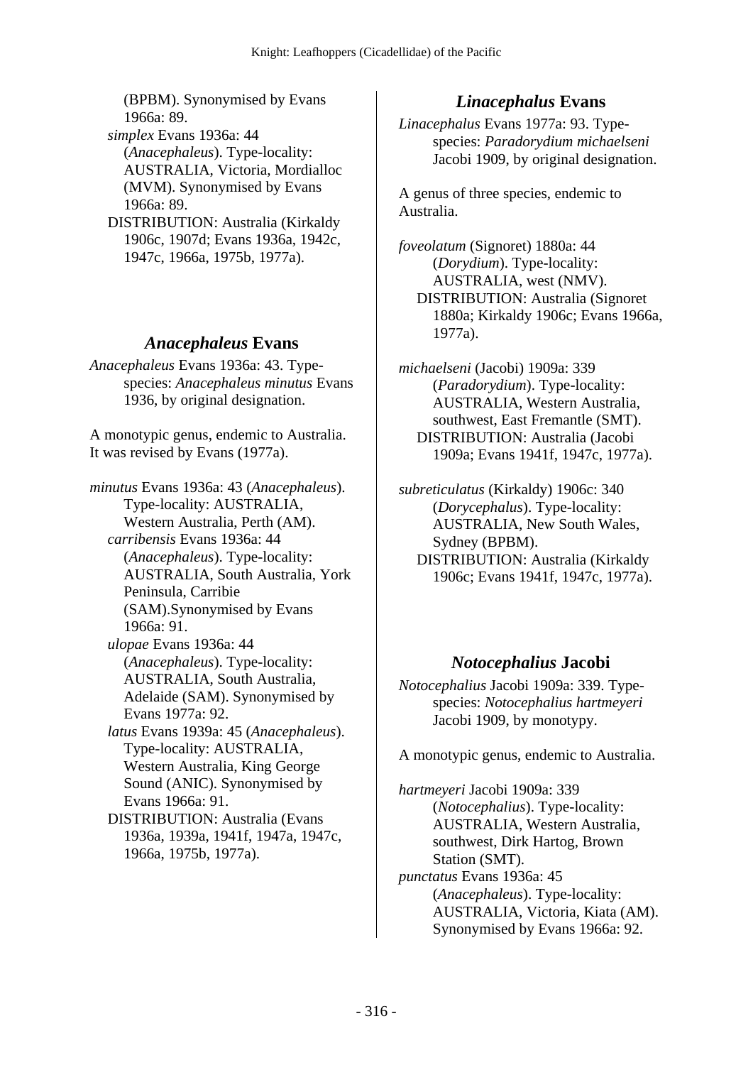(BPBM). Synonymised by Evans 1966a: 89.

*simplex* Evans 1936a: 44 (*Anacephaleus*). Type-locality: AUSTRALIA, Victoria, Mordialloc (MVM). Synonymised by Evans 1966a: 89.

DISTRIBUTION: Australia (Kirkaldy 1906c, 1907d; Evans 1936a, 1942c, 1947c, 1966a, 1975b, 1977a).

## *Anacephaleus* Evans

*Anacephaleus* Evans 1936a: 43. Type-species: *Anacephaleus minutus* Evans 1936, by original designation.

A monotypic genus, endemic to Australia. It was revised by Evans (1977a).

*minutus* Evans 1936a: 43 (*Anacephaleus*). Type-locality: AUSTRALIA, Western Australia, Perth (AM).

*carribensis* Evans 1936a: 44 (*Anacephaleus*). Type-locality: AUSTRALIA, South Australia, York Peninsula, Carribie (SAM).Synonymised by Evans 1966a: 91.

*ulopae* Evans 1936a: 44 (*Anacephaleus*). Type-locality: AUSTRALIA, South Australia, Adelaide (SAM). Synonymised by Evans 1977a: 92.

*latus* Evans 1939a: 45 (*Anacephaleus*). Type-locality: AUSTRALIA, Western Australia, King George Sound (ANIC). Synonymised by Evans 1966a: 91.

DISTRIBUTION: Australia (Evans 1936a, 1939a, 1941f, 1947a, 1947c, 1966a, 1975b, 1977a).

## *Linacephalus* Evans

*Linacephalus* Evans 1977a: 93. Type-species: *Paradorydium michaelseni* Jacobi 1909, by original designation.

A genus of three species, endemic to Australia.

*foveolatum* (Signoret) 1880a: 44 (*Dorydium*). Type-locality: AUSTRALIA, west (NMV).

DISTRIBUTION: Australia (Signoret 1880a; Kirkaldy 1906c; Evans 1966a, 1977a).

*michaelseni* (Jacobi) 1909a: 339 (*Paradorydium*). Type-locality: AUSTRALIA, Western Australia, southwest, East Fremantle (SMT).

DISTRIBUTION: Australia (Jacobi 1909a; Evans 1941f, 1947c, 1977a).

*subreticulatus* (Kirkaldy) 1906c: 340 (*Dorycephalus*). Type-locality: AUSTRALIA, New South Wales, Sydney (BPBM).

DISTRIBUTION: Australia (Kirkaldy 1906c; Evans 1941f, 1947c, 1977a).

## *Notocephalius* Jacobi

*Notocephalius* Jacobi 1909a: 339. Type-species: *Notocephalius hartmeyeri* Jacobi 1909, by monotypy.

A monotypic genus, endemic to Australia.

*hartmeyeri* Jacobi 1909a: 339 (*Notocephalius*). Type-locality: AUSTRALIA, Western Australia, southwest, Dirk Hartog, Brown Station (SMT).

*punctatus* Evans 1936a: 45 (*Anacephaleus*). Type-locality: AUSTRALIA, Victoria, Kiata (AM). Synonymised by Evans 1966a: 92.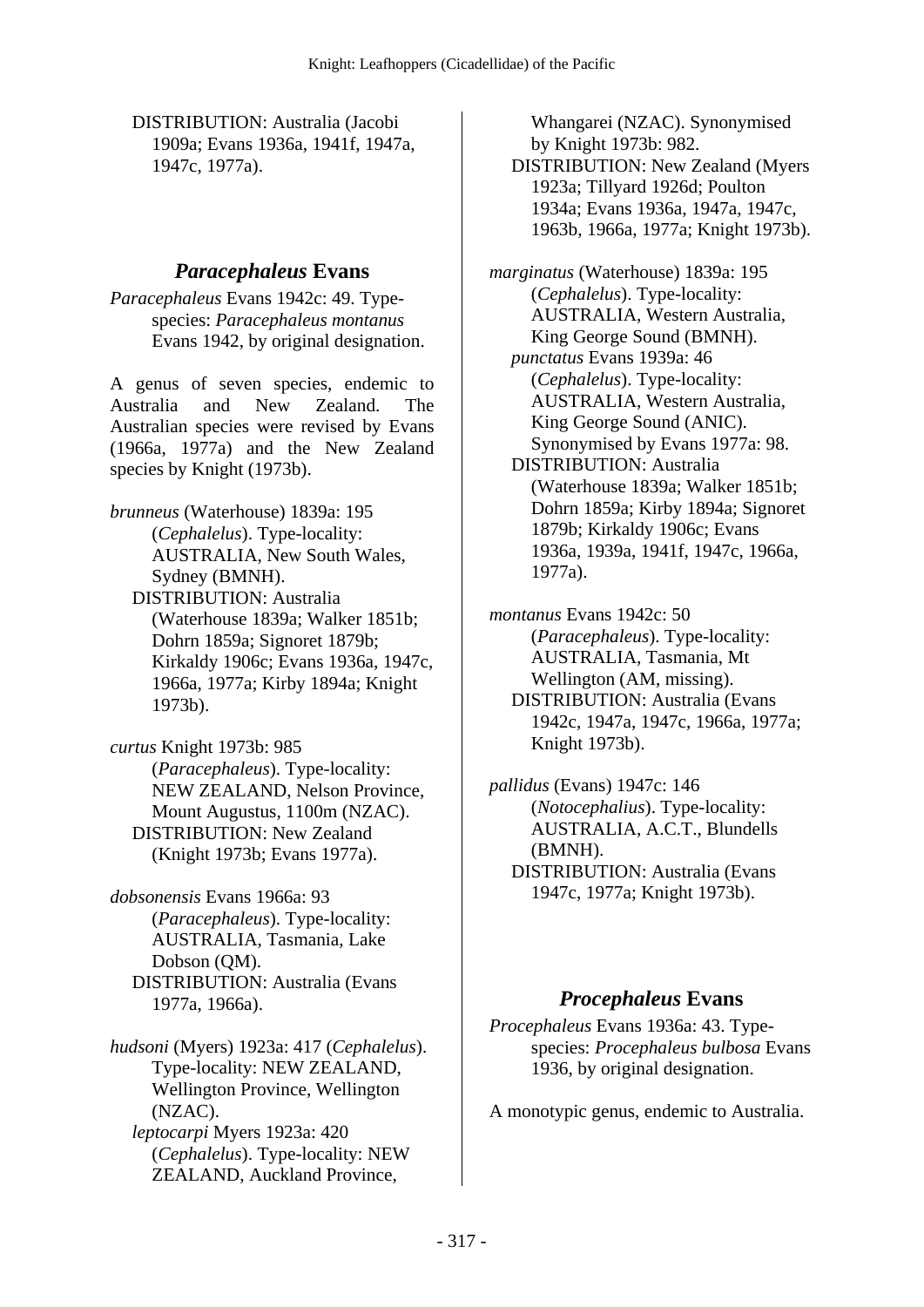DISTRIBUTION: Australia (Jacobi 1909a; Evans 1936a, 1941f, 1947a, 1947c, 1977a).

## *Paracephaleus* Evans

*Paracephaleus* Evans 1942c: 49. Type-species: *Paracephaleus montanus* Evans 1942, by original designation.

A genus of seven species, endemic to Australia and New Zealand. The Australian species were revised by Evans (1966a, 1977a) and the New Zealand species by Knight (1973b).

*brunneus* (Waterhouse) 1839a: 195 (*Cephalelus*). Type-locality: AUSTRALIA, New South Wales, Sydney (BMNH).
DISTRIBUTION: Australia (Waterhouse 1839a; Walker 1851b; Dohrn 1859a; Signoret 1879b; Kirkaldy 1906c; Evans 1936a, 1947c, 1966a, 1977a; Kirby 1894a; Knight 1973b).

*curtus* Knight 1973b: 985 (*Paracephaleus*). Type-locality: NEW ZEALAND, Nelson Province, Mount Augustus, 1100m (NZAC).
DISTRIBUTION: New Zealand (Knight 1973b; Evans 1977a).

*dobsonensis* Evans 1966a: 93 (*Paracephaleus*). Type-locality: AUSTRALIA, Tasmania, Lake Dobson (QM).
DISTRIBUTION: Australia (Evans 1977a, 1966a).

*hudsoni* (Myers) 1923a: 417 (*Cephalelus*). Type-locality: NEW ZEALAND, Wellington Province, Wellington (NZAC).
*leptocarpi* Myers 1923a: 420 (*Cephalelus*). Type-locality: NEW ZEALAND, Auckland Province, Whangarei (NZAC). Synonymised by Knight 1973b: 982.
DISTRIBUTION: New Zealand (Myers 1923a; Tillyard 1926d; Poulton 1934a; Evans 1936a, 1947a, 1947c, 1963b, 1966a, 1977a; Knight 1973b).

*marginatus* (Waterhouse) 1839a: 195 (*Cephalelus*). Type-locality: AUSTRALIA, Western Australia, King George Sound (BMNH).
*punctatus* Evans 1939a: 46 (*Cephalelus*). Type-locality: AUSTRALIA, Western Australia, King George Sound (ANIC). Synonymised by Evans 1977a: 98.
DISTRIBUTION: Australia (Waterhouse 1839a; Walker 1851b; Dohrn 1859a; Kirby 1894a; Signoret 1879b; Kirkaldy 1906c; Evans 1936a, 1939a, 1941f, 1947c, 1966a, 1977a).

*montanus* Evans 1942c: 50 (*Paracephaleus*). Type-locality: AUSTRALIA, Tasmania, Mt Wellington (AM, missing).
DISTRIBUTION: Australia (Evans 1942c, 1947a, 1947c, 1966a, 1977a; Knight 1973b).

*pallidus* (Evans) 1947c: 146 (*Notocephalius*). Type-locality: AUSTRALIA, A.C.T., Blundells (BMNH).
DISTRIBUTION: Australia (Evans 1947c, 1977a; Knight 1973b).

## *Procephaleus* Evans

*Procephaleus* Evans 1936a: 43. Type-species: *Procephaleus bulbosa* Evans 1936, by original designation.

A monotypic genus, endemic to Australia.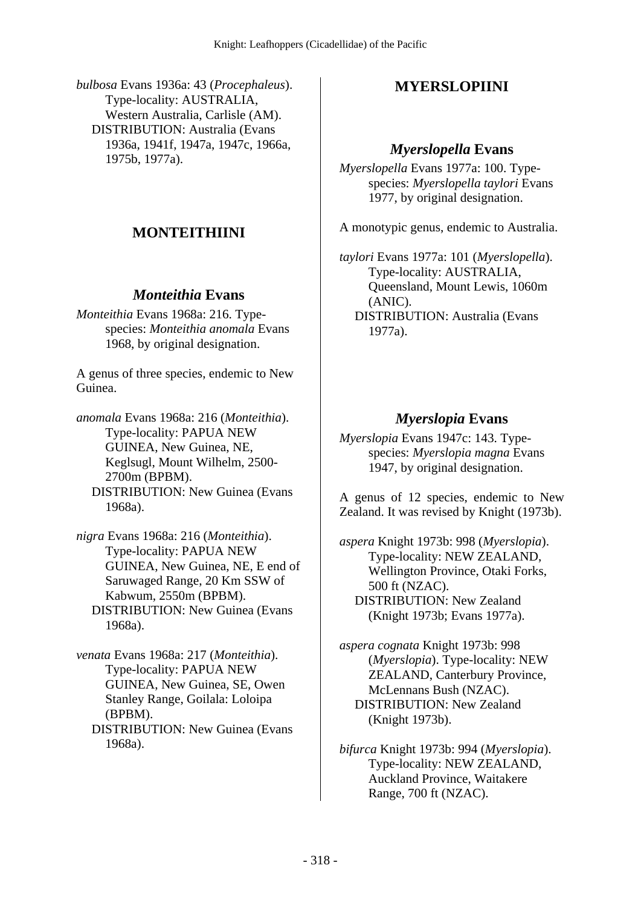*bulbosa* Evans 1936a: 43 (*Procephaleus*). Type-locality: AUSTRALIA, Western Australia, Carlisle (AM).
DISTRIBUTION: Australia (Evans 1936a, 1941f, 1947a, 1947c, 1966a, 1975b, 1977a).

## MONTEITHIINI

### *Monteithia* Evans

*Monteithia* Evans 1968a: 216. Type-species: *Monteithia anomala* Evans 1968, by original designation.

A genus of three species, endemic to New Guinea.

*anomala* Evans 1968a: 216 (*Monteithia*). Type-locality: PAPUA NEW GUINEA, New Guinea, NE, Keglsugl, Mount Wilhelm, 2500-2700m (BPBM).
DISTRIBUTION: New Guinea (Evans 1968a).

*nigra* Evans 1968a: 216 (*Monteithia*). Type-locality: PAPUA NEW GUINEA, New Guinea, NE, E end of Saruwaged Range, 20 Km SSW of Kabwum, 2550m (BPBM).
DISTRIBUTION: New Guinea (Evans 1968a).

*venata* Evans 1968a: 217 (*Monteithia*). Type-locality: PAPUA NEW GUINEA, New Guinea, SE, Owen Stanley Range, Goilala: Loloipa (BPBM).
DISTRIBUTION: New Guinea (Evans 1968a).

## MYERSLOPIINI

### *Myerslopella* Evans

*Myerslopella* Evans 1977a: 100. Type-species: *Myerslopella taylori* Evans 1977, by original designation.

A monotypic genus, endemic to Australia.

*taylori* Evans 1977a: 101 (*Myerslopella*). Type-locality: AUSTRALIA, Queensland, Mount Lewis, 1060m (ANIC).
DISTRIBUTION: Australia (Evans 1977a).

### *Myerslopia* Evans

*Myerslopia* Evans 1947c: 143. Type-species: *Myerslopia magna* Evans 1947, by original designation.

A genus of 12 species, endemic to New Zealand. It was revised by Knight (1973b).

*aspera* Knight 1973b: 998 (*Myerslopia*). Type-locality: NEW ZEALAND, Wellington Province, Otaki Forks, 500 ft (NZAC).
DISTRIBUTION: New Zealand (Knight 1973b; Evans 1977a).

*aspera cognata* Knight 1973b: 998 (*Myerslopia*). Type-locality: NEW ZEALAND, Canterbury Province, McLennans Bush (NZAC).
DISTRIBUTION: New Zealand (Knight 1973b).

*bifurca* Knight 1973b: 994 (*Myerslopia*). Type-locality: NEW ZEALAND, Auckland Province, Waitakere Range, 700 ft (NZAC).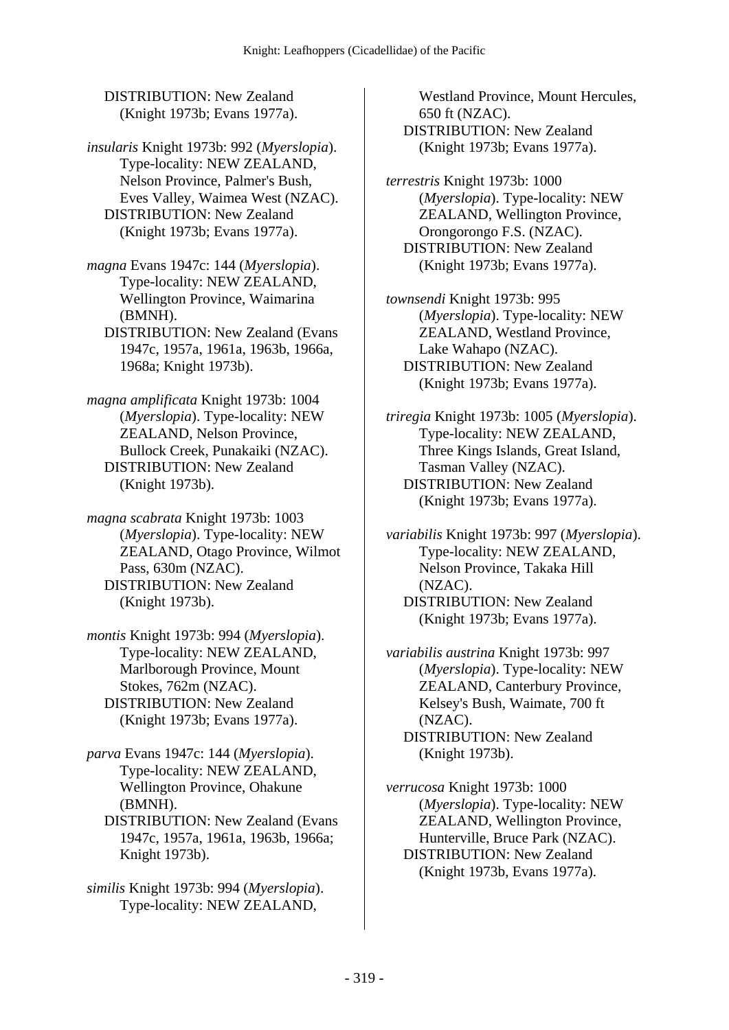DISTRIBUTION: New Zealand (Knight 1973b; Evans 1977a).

*insularis* Knight 1973b: 992 (*Myerslopia*). Type-locality: NEW ZEALAND, Nelson Province, Palmer's Bush, Eves Valley, Waimea West (NZAC).
DISTRIBUTION: New Zealand (Knight 1973b; Evans 1977a).

*magna* Evans 1947c: 144 (*Myerslopia*). Type-locality: NEW ZEALAND, Wellington Province, Waimarina (BMNH).
DISTRIBUTION: New Zealand (Evans 1947c, 1957a, 1961a, 1963b, 1966a, 1968a; Knight 1973b).

*magna amplificata* Knight 1973b: 1004 (*Myerslopia*). Type-locality: NEW ZEALAND, Nelson Province, Bullock Creek, Punakaiki (NZAC).
DISTRIBUTION: New Zealand (Knight 1973b).

*magna scabrata* Knight 1973b: 1003 (*Myerslopia*). Type-locality: NEW ZEALAND, Otago Province, Wilmot Pass, 630m (NZAC).
DISTRIBUTION: New Zealand (Knight 1973b).

*montis* Knight 1973b: 994 (*Myerslopia*). Type-locality: NEW ZEALAND, Marlborough Province, Mount Stokes, 762m (NZAC).
DISTRIBUTION: New Zealand (Knight 1973b; Evans 1977a).

*parva* Evans 1947c: 144 (*Myerslopia*). Type-locality: NEW ZEALAND, Wellington Province, Ohakune (BMNH).
DISTRIBUTION: New Zealand (Evans 1947c, 1957a, 1961a, 1963b, 1966a; Knight 1973b).

*similis* Knight 1973b: 994 (*Myerslopia*). Type-locality: NEW ZEALAND, Westland Province, Mount Hercules, 650 ft (NZAC).
DISTRIBUTION: New Zealand (Knight 1973b; Evans 1977a).

*terrestris* Knight 1973b: 1000 (*Myerslopia*). Type-locality: NEW ZEALAND, Wellington Province, Orongorongo F.S. (NZAC).
DISTRIBUTION: New Zealand (Knight 1973b; Evans 1977a).

*townsendi* Knight 1973b: 995 (*Myerslopia*). Type-locality: NEW ZEALAND, Westland Province, Lake Wahapo (NZAC).
DISTRIBUTION: New Zealand (Knight 1973b; Evans 1977a).

*triregia* Knight 1973b: 1005 (*Myerslopia*). Type-locality: NEW ZEALAND, Three Kings Islands, Great Island, Tasman Valley (NZAC).
DISTRIBUTION: New Zealand (Knight 1973b; Evans 1977a).

*variabilis* Knight 1973b: 997 (*Myerslopia*). Type-locality: NEW ZEALAND, Nelson Province, Takaka Hill (NZAC).
DISTRIBUTION: New Zealand (Knight 1973b; Evans 1977a).

*variabilis austrina* Knight 1973b: 997 (*Myerslopia*). Type-locality: NEW ZEALAND, Canterbury Province, Kelsey's Bush, Waimate, 700 ft (NZAC).
DISTRIBUTION: New Zealand (Knight 1973b).

*verrucosa* Knight 1973b: 1000 (*Myerslopia*). Type-locality: NEW ZEALAND, Wellington Province, Hunterville, Bruce Park (NZAC).
DISTRIBUTION: New Zealand (Knight 1973b, Evans 1977a).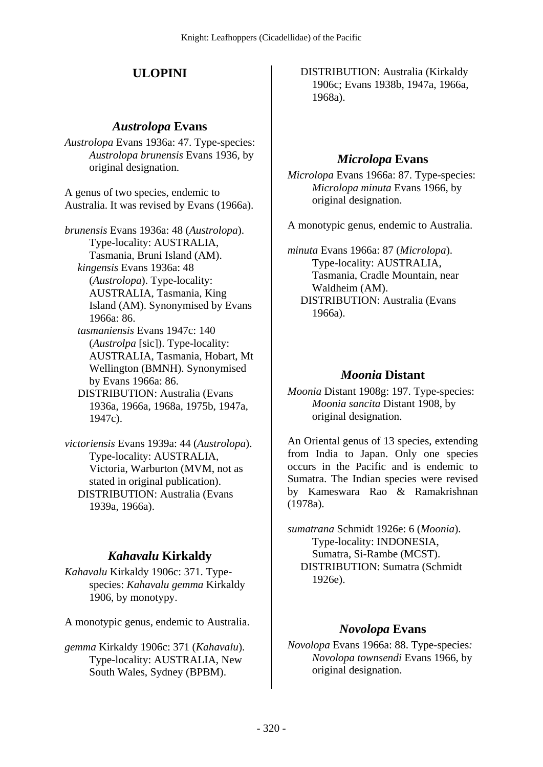## ULOPINI

### *Austrolopa* Evans

*Austrolopa* Evans 1936a: 47. Type-species: *Austrolopa brunensis* Evans 1936, by original designation.

A genus of two species, endemic to Australia. It was revised by Evans (1966a).

*brunensis* Evans 1936a: 48 (*Austrolopa*). Type-locality: AUSTRALIA, Tasmania, Bruni Island (AM).
*kingensis* Evans 1936a: 48 (*Austrolopa*). Type-locality: AUSTRALIA, Tasmania, King Island (AM). Synonymised by Evans 1966a: 86.
*tasmaniensis* Evans 1947c: 140 (*Austrolpa* [sic]). Type-locality: AUSTRALIA, Tasmania, Hobart, Mt Wellington (BMNH). Synonymised by Evans 1966a: 86.
DISTRIBUTION: Australia (Evans 1936a, 1966a, 1968a, 1975b, 1947a, 1947c).

*victoriensis* Evans 1939a: 44 (*Austrolopa*). Type-locality: AUSTRALIA, Victoria, Warburton (MVM, not as stated in original publication).
DISTRIBUTION: Australia (Evans 1939a, 1966a).

### *Kahavalu* Kirkaldy

*Kahavalu* Kirkaldy 1906c: 371. Type-species: *Kahavalu gemma* Kirkaldy 1906, by monotypy.

A monotypic genus, endemic to Australia.

*gemma* Kirkaldy 1906c: 371 (*Kahavalu*). Type-locality: AUSTRALIA, New South Wales, Sydney (BPBM).
DISTRIBUTION: Australia (Kirkaldy 1906c; Evans 1938b, 1947a, 1966a, 1968a).

### *Microlopa* Evans

*Microlopa* Evans 1966a: 87. Type-species: *Microlopa minuta* Evans 1966, by original designation.

A monotypic genus, endemic to Australia.

*minuta* Evans 1966a: 87 (*Microlopa*). Type-locality: AUSTRALIA, Tasmania, Cradle Mountain, near Waldheim (AM).
DISTRIBUTION: Australia (Evans 1966a).

### *Moonia* Distant

*Moonia* Distant 1908g: 197. Type-species: *Moonia sancita* Distant 1908, by original designation.

An Oriental genus of 13 species, extending from India to Japan. Only one species occurs in the Pacific and is endemic to Sumatra. The Indian species were revised by Kameswara Rao & Ramakrishnan (1978a).

*sumatrana* Schmidt 1926e: 6 (*Moonia*). Type-locality: INDONESIA, Sumatra, Si-Rambe (MCST).
DISTRIBUTION: Sumatra (Schmidt 1926e).

### *Novolopa* Evans

*Novolopa* Evans 1966a: 88. Type-species: *Novolopa townsendi* Evans 1966, by original designation.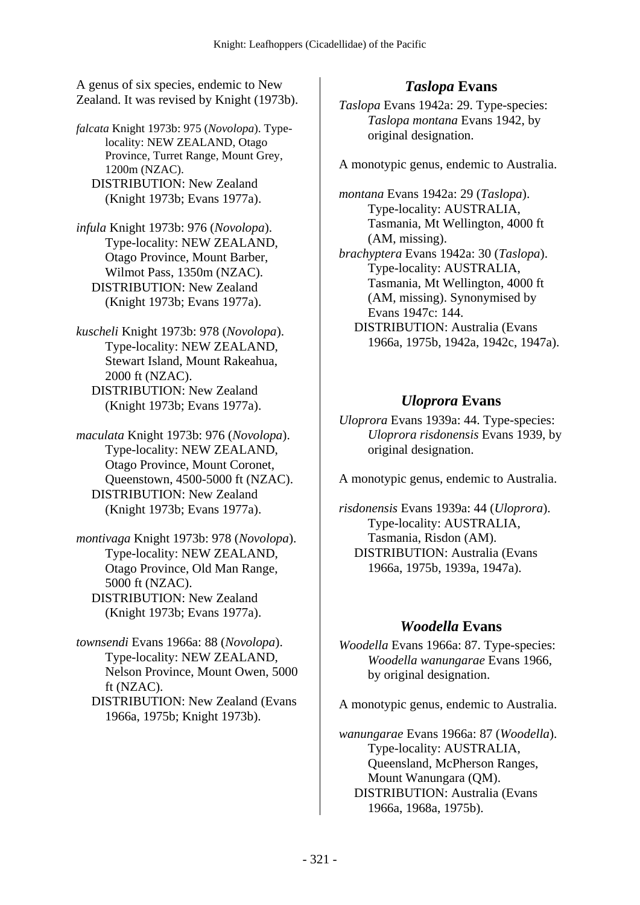A genus of six species, endemic to New Zealand. It was revised by Knight (1973b).

*falcata* Knight 1973b: 975 (*Novolopa*). Type-locality: NEW ZEALAND, Otago Province, Turret Range, Mount Grey, 1200m (NZAC).
DISTRIBUTION: New Zealand (Knight 1973b; Evans 1977a).

*infula* Knight 1973b: 976 (*Novolopa*). Type-locality: NEW ZEALAND, Otago Province, Mount Barber, Wilmot Pass, 1350m (NZAC).
DISTRIBUTION: New Zealand (Knight 1973b; Evans 1977a).

*kuscheli* Knight 1973b: 978 (*Novolopa*). Type-locality: NEW ZEALAND, Stewart Island, Mount Rakeahua, 2000 ft (NZAC).
DISTRIBUTION: New Zealand (Knight 1973b; Evans 1977a).

*maculata* Knight 1973b: 976 (*Novolopa*). Type-locality: NEW ZEALAND, Otago Province, Mount Coronet, Queenstown, 4500-5000 ft (NZAC).
DISTRIBUTION: New Zealand (Knight 1973b; Evans 1977a).

*montivaga* Knight 1973b: 978 (*Novolopa*). Type-locality: NEW ZEALAND, Otago Province, Old Man Range, 5000 ft (NZAC).
DISTRIBUTION: New Zealand (Knight 1973b; Evans 1977a).

*townsendi* Evans 1966a: 88 (*Novolopa*). Type-locality: NEW ZEALAND, Nelson Province, Mount Owen, 5000 ft (NZAC).
DISTRIBUTION: New Zealand (Evans 1966a, 1975b; Knight 1973b).

## *Taslopa* Evans

*Taslopa* Evans 1942a: 29. Type-species: *Taslopa montana* Evans 1942, by original designation.

A monotypic genus, endemic to Australia.

*montana* Evans 1942a: 29 (*Taslopa*). Type-locality: AUSTRALIA, Tasmania, Mt Wellington, 4000 ft (AM, missing).
*brachyptera* Evans 1942a: 30 (*Taslopa*). Type-locality: AUSTRALIA, Tasmania, Mt Wellington, 4000 ft (AM, missing). Synonymised by Evans 1947c: 144.
DISTRIBUTION: Australia (Evans 1966a, 1975b, 1942a, 1942c, 1947a).

## *Uloprora* Evans

*Uloprora* Evans 1939a: 44. Type-species: *Uloprora risdonensis* Evans 1939, by original designation.

A monotypic genus, endemic to Australia.

*risdonensis* Evans 1939a: 44 (*Uloprora*). Type-locality: AUSTRALIA, Tasmania, Risdon (AM).
DISTRIBUTION: Australia (Evans 1966a, 1975b, 1939a, 1947a).

## *Woodella* Evans

*Woodella* Evans 1966a: 87. Type-species: *Woodella wanungarae* Evans 1966, by original designation.

A monotypic genus, endemic to Australia.

*wanungarae* Evans 1966a: 87 (*Woodella*). Type-locality: AUSTRALIA, Queensland, McPherson Ranges, Mount Wanungara (QM).
DISTRIBUTION: Australia (Evans 1966a, 1968a, 1975b).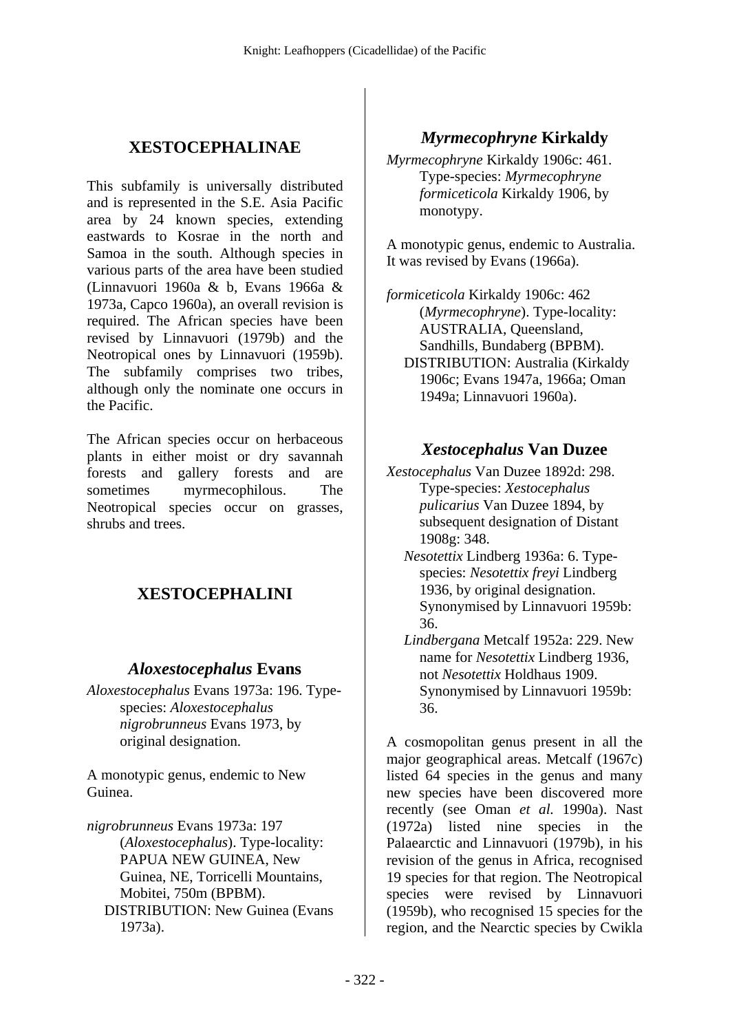## XESTOCEPHALINAE

This subfamily is universally distributed and is represented in the S.E. Asia Pacific area by 24 known species, extending eastwards to Kosrae in the north and Samoa in the south. Although species in various parts of the area have been studied (Linnavuori 1960a & b, Evans 1966a & 1973a, Capco 1960a), an overall revision is required. The African species have been revised by Linnavuori (1979b) and the Neotropical ones by Linnavuori (1959b). The subfamily comprises two tribes, although only the nominate one occurs in the Pacific.

The African species occur on herbaceous plants in either moist or dry savannah forests and gallery forests and are sometimes myrmecophilous. The Neotropical species occur on grasses, shrubs and trees.

## XESTOCEPHALINI

### *Aloxestocephalus* Evans

*Aloxestocephalus* Evans 1973a: 196. Type-species: *Aloxestocephalus nigrobrunneus* Evans 1973, by original designation.

A monotypic genus, endemic to New Guinea.

*nigrobrunneus* Evans 1973a: 197 (*Aloxestocephalus*). Type-locality: PAPUA NEW GUINEA, New Guinea, NE, Torricelli Mountains, Mobitei, 750m (BPBM).
DISTRIBUTION: New Guinea (Evans 1973a).

### *Myrmecophryne* Kirkaldy

*Myrmecophryne* Kirkaldy 1906c: 461. Type-species: *Myrmecophryne formiceticola* Kirkaldy 1906, by monotypy.

A monotypic genus, endemic to Australia. It was revised by Evans (1966a).

*formiceticola* Kirkaldy 1906c: 462 (*Myrmecophryne*). Type-locality: AUSTRALIA, Queensland, Sandhills, Bundaberg (BPBM).
DISTRIBUTION: Australia (Kirkaldy 1906c; Evans 1947a, 1966a; Oman 1949a; Linnavuori 1960a).

### *Xestocephalus* Van Duzee

*Xestocephalus* Van Duzee 1892d: 298. Type-species: *Xestocephalus pulicarius* Van Duzee 1894, by subsequent designation of Distant 1908g: 348.
*Nesotettix* Lindberg 1936a: 6. Type-species: *Nesotettix freyi* Lindberg 1936, by original designation. Synonymised by Linnavuori 1959b: 36.
*Lindbergana* Metcalf 1952a: 229. New name for *Nesotettix* Lindberg 1936, not *Nesotettix* Holdhaus 1909. Synonymised by Linnavuori 1959b: 36.

A cosmopolitan genus present in all the major geographical areas. Metcalf (1967c) listed 64 species in the genus and many new species have been discovered more recently (see Oman *et al.* 1990a). Nast (1972a) listed nine species in the Palaearctic and Linnavuori (1979b), in his revision of the genus in Africa, recognised 19 species for that region. The Neotropical species were revised by Linnavuori (1959b), who recognised 15 species for the region, and the Nearctic species by Cwikla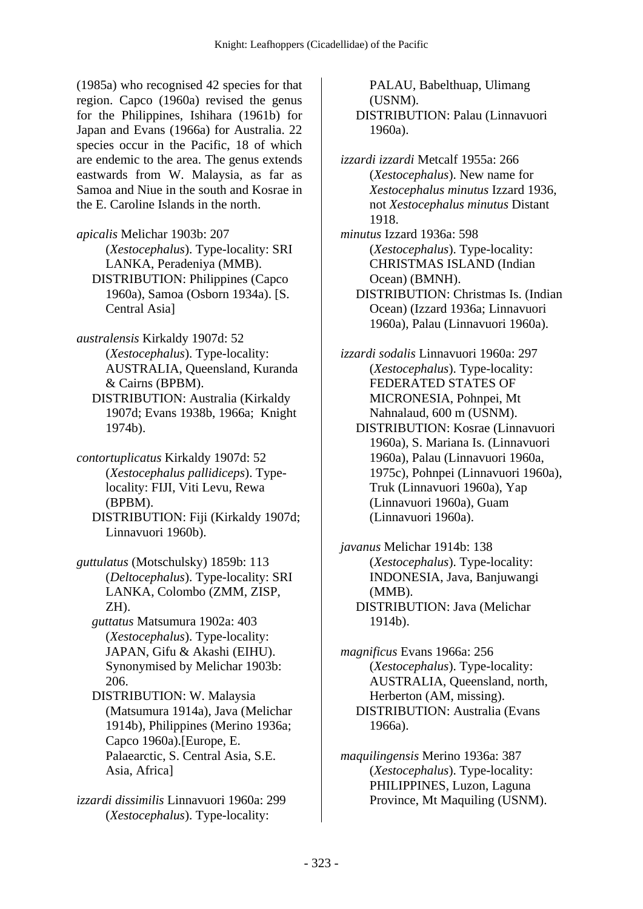(1985a) who recognised 42 species for that region. Capco (1960a) revised the genus for the Philippines, Ishihara (1961b) for Japan and Evans (1966a) for Australia. 22 species occur in the Pacific, 18 of which are endemic to the area. The genus extends eastwards from W. Malaysia, as far as Samoa and Niue in the south and Kosrae in the E. Caroline Islands in the north.

*apicalis* Melichar 1903b: 207 (*Xestocephalus*). Type-locality: SRI LANKA, Peradeniya (MMB).
DISTRIBUTION: Philippines (Capco 1960a), Samoa (Osborn 1934a). [S. Central Asia]

*australensis* Kirkaldy 1907d: 52 (*Xestocephalus*). Type-locality: AUSTRALIA, Queensland, Kuranda & Cairns (BPBM).
DISTRIBUTION: Australia (Kirkaldy 1907d; Evans 1938b, 1966a; Knight 1974b).

*contortuplicatus* Kirkaldy 1907d: 52 (*Xestocephalus pallidiceps*). Type-locality: FIJI, Viti Levu, Rewa (BPBM).
DISTRIBUTION: Fiji (Kirkaldy 1907d; Linnavuori 1960b).

*guttulatus* (Motschulsky) 1859b: 113 (*Deltocephalus*). Type-locality: SRI LANKA, Colombo (ZMM, ZISP, ZH).
*guttatus* Matsumura 1902a: 403 (*Xestocephalus*). Type-locality: JAPAN, Gifu & Akashi (EIHU). Synonymised by Melichar 1903b: 206.
DISTRIBUTION: W. Malaysia (Matsumura 1914a), Java (Melichar 1914b), Philippines (Merino 1936a; Capco 1960a).[Europe, E. Palaearctic, S. Central Asia, S.E. Asia, Africa]

*izzardi dissimilis* Linnavuori 1960a: 299 (*Xestocephalus*). Type-locality: PALAU, Babelthuap, Ulimang (USNM).
DISTRIBUTION: Palau (Linnavuori 1960a).

*izzardi izzardi* Metcalf 1955a: 266 (*Xestocephalus*). New name for *Xestocephalus minutus* Izzard 1936, not *Xestocephalus minutus* Distant 1918.
*minutus* Izzard 1936a: 598 (*Xestocephalus*). Type-locality: CHRISTMAS ISLAND (Indian Ocean) (BMNH).
DISTRIBUTION: Christmas Is. (Indian Ocean) (Izzard 1936a; Linnavuori 1960a), Palau (Linnavuori 1960a).

*izzardi sodalis* Linnavuori 1960a: 297 (*Xestocephalus*). Type-locality: FEDERATED STATES OF MICRONESIA, Pohnpei, Mt Nahnalaud, 600 m (USNM).
DISTRIBUTION: Kosrae (Linnavuori 1960a), S. Mariana Is. (Linnavuori 1960a), Palau (Linnavuori 1960a, 1975c), Pohnpei (Linnavuori 1960a), Truk (Linnavuori 1960a), Yap (Linnavuori 1960a), Guam (Linnavuori 1960a).

*javanus* Melichar 1914b: 138 (*Xestocephalus*). Type-locality: INDONESIA, Java, Banjuwangi (MMB).
DISTRIBUTION: Java (Melichar 1914b).

*magnificus* Evans 1966a: 256 (*Xestocephalus*). Type-locality: AUSTRALIA, Queensland, north, Herberton (AM, missing).
DISTRIBUTION: Australia (Evans 1966a).

*maquilingensis* Merino 1936a: 387 (*Xestocephalus*). Type-locality: PHILIPPINES, Luzon, Laguna Province, Mt Maquiling (USNM).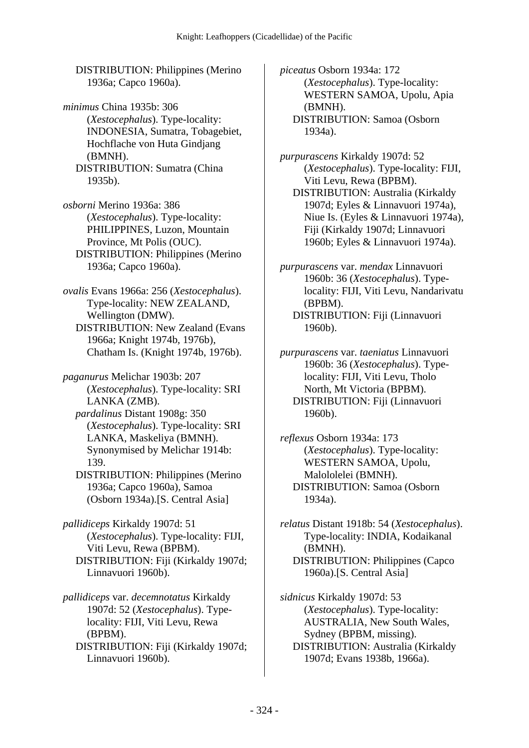DISTRIBUTION: Philippines (Merino 1936a; Capco 1960a).

*minimus* China 1935b: 306 (*Xestocephalus*). Type-locality: INDONESIA, Sumatra, Tobagebiet, Hochflache von Huta Gindjang (BMNH).
DISTRIBUTION: Sumatra (China 1935b).

*osborni* Merino 1936a: 386 (*Xestocephalus*). Type-locality: PHILIPPINES, Luzon, Mountain Province, Mt Polis (OUC).
DISTRIBUTION: Philippines (Merino 1936a; Capco 1960a).

*ovalis* Evans 1966a: 256 (*Xestocephalus*). Type-locality: NEW ZEALAND, Wellington (DMW).
DISTRIBUTION: New Zealand (Evans 1966a; Knight 1974b, 1976b), Chatham Is. (Knight 1974b, 1976b).

*paganurus* Melichar 1903b: 207 (*Xestocephalus*). Type-locality: SRI LANKA (ZMB).
*pardalinus* Distant 1908g: 350 (*Xestocephalus*). Type-locality: SRI LANKA, Maskeliya (BMNH). Synonymised by Melichar 1914b: 139.
DISTRIBUTION: Philippines (Merino 1936a; Capco 1960a), Samoa (Osborn 1934a).[S. Central Asia]

*pallidiceps* Kirkaldy 1907d: 51 (*Xestocephalus*). Type-locality: FIJI, Viti Levu, Rewa (BPBM).
DISTRIBUTION: Fiji (Kirkaldy 1907d; Linnavuori 1960b).

*pallidiceps* var. *decemnotatus* Kirkaldy 1907d: 52 (*Xestocephalus*). Type-locality: FIJI, Viti Levu, Rewa (BPBM).
DISTRIBUTION: Fiji (Kirkaldy 1907d; Linnavuori 1960b).

*piceatus* Osborn 1934a: 172 (*Xestocephalus*). Type-locality: WESTERN SAMOA, Upolu, Apia (BMNH).
DISTRIBUTION: Samoa (Osborn 1934a).

*purpurascens* Kirkaldy 1907d: 52 (*Xestocephalus*). Type-locality: FIJI, Viti Levu, Rewa (BPBM).
DISTRIBUTION: Australia (Kirkaldy 1907d; Eyles & Linnavuori 1974a), Niue Is. (Eyles & Linnavuori 1974a), Fiji (Kirkaldy 1907d; Linnavuori 1960b; Eyles & Linnavuori 1974a).

*purpurascens* var. *mendax* Linnavuori 1960b: 36 (*Xestocephalus*). Type-locality: FIJI, Viti Levu, Nandarivatu (BPBM).
DISTRIBUTION: Fiji (Linnavuori 1960b).

*purpurascens* var. *taeniatus* Linnavuori 1960b: 36 (*Xestocephalus*). Type-locality: FIJI, Viti Levu, Tholo North, Mt Victoria (BPBM).
DISTRIBUTION: Fiji (Linnavuori 1960b).

*reflexus* Osborn 1934a: 173 (*Xestocephalus*). Type-locality: WESTERN SAMOA, Upolu, Malololelei (BMNH).
DISTRIBUTION: Samoa (Osborn 1934a).

*relatus* Distant 1918b: 54 (*Xestocephalus*). Type-locality: INDIA, Kodaikanal (BMNH).
DISTRIBUTION: Philippines (Capco 1960a).[S. Central Asia]

*sidnicus* Kirkaldy 1907d: 53 (*Xestocephalus*). Type-locality: AUSTRALIA, New South Wales, Sydney (BPBM, missing).
DISTRIBUTION: Australia (Kirkaldy 1907d; Evans 1938b, 1966a).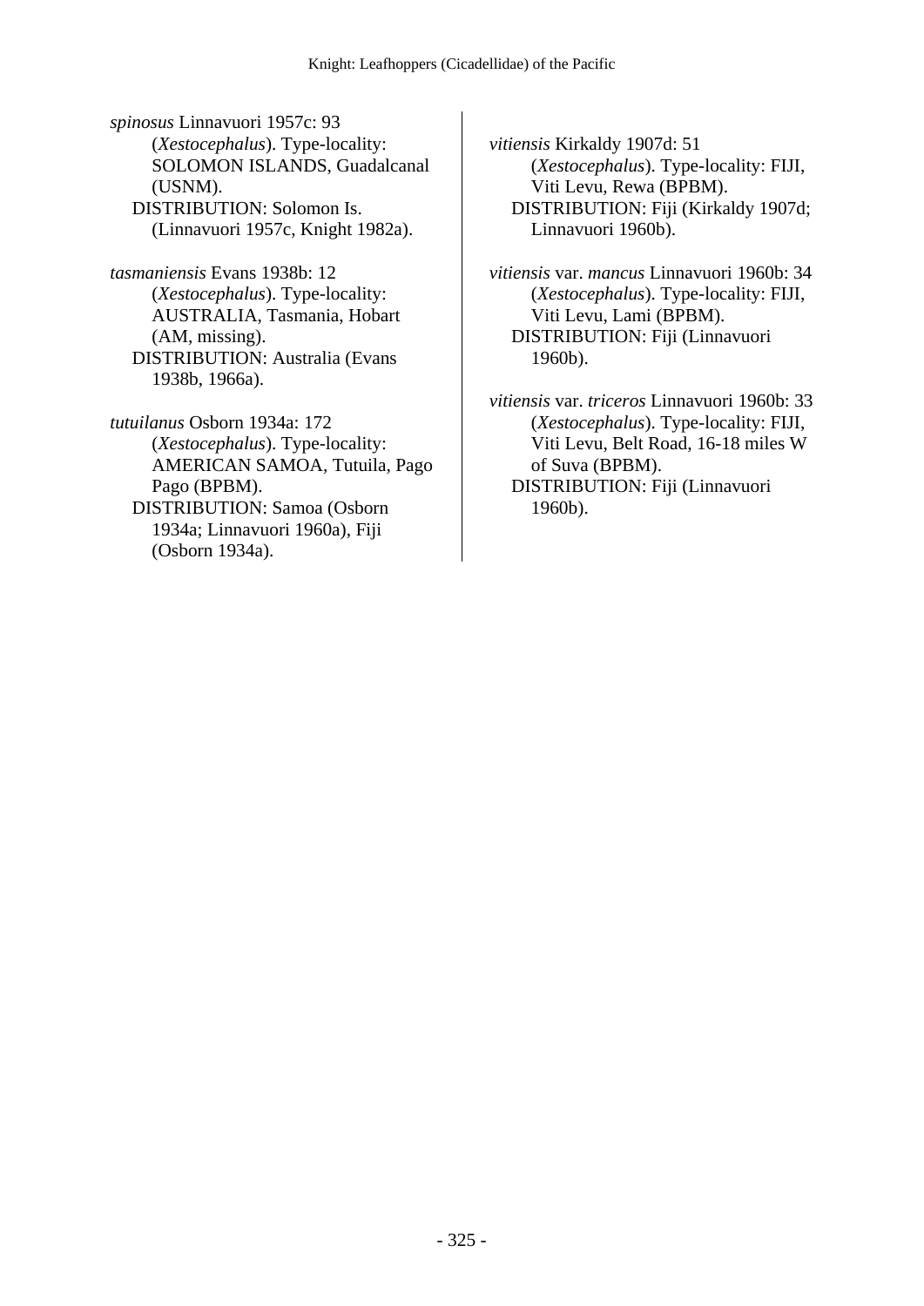*spinosus* Linnavuori 1957c: 93 (*Xestocephalus*). Type-locality: SOLOMON ISLANDS, Guadalcanal (USNM).
DISTRIBUTION: Solomon Is. (Linnavuori 1957c, Knight 1982a).

*tasmaniensis* Evans 1938b: 12 (*Xestocephalus*). Type-locality: AUSTRALIA, Tasmania, Hobart (AM, missing).
DISTRIBUTION: Australia (Evans 1938b, 1966a).

*tutuilanus* Osborn 1934a: 172 (*Xestocephalus*). Type-locality: AMERICAN SAMOA, Tutuila, Pago Pago (BPBM).
DISTRIBUTION: Samoa (Osborn 1934a; Linnavuori 1960a), Fiji (Osborn 1934a).

*vitiensis* Kirkaldy 1907d: 51 (*Xestocephalus*). Type-locality: FIJI, Viti Levu, Rewa (BPBM).
DISTRIBUTION: Fiji (Kirkaldy 1907d; Linnavuori 1960b).

*vitiensis* var. *mancus* Linnavuori 1960b: 34 (*Xestocephalus*). Type-locality: FIJI, Viti Levu, Lami (BPBM).
DISTRIBUTION: Fiji (Linnavuori 1960b).

*vitiensis* var. *triceros* Linnavuori 1960b: 33 (*Xestocephalus*). Type-locality: FIJI, Viti Levu, Belt Road, 16-18 miles W of Suva (BPBM).
DISTRIBUTION: Fiji (Linnavuori 1960b).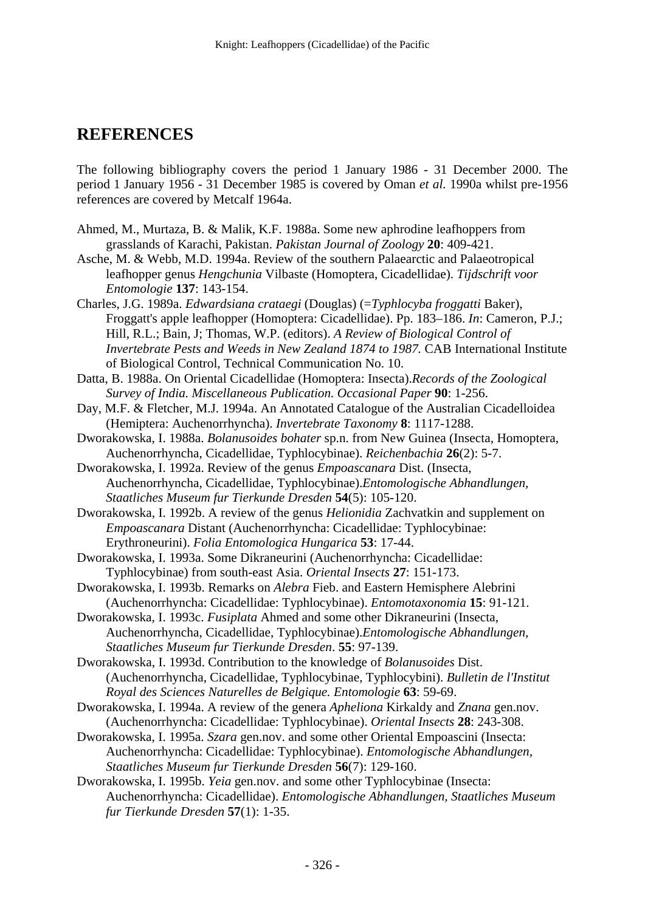## REFERENCES

The following bibliography covers the period 1 January 1986 - 31 December 2000. The period 1 January 1956 - 31 December 1985 is covered by Oman *et al.* 1990a whilst pre-1956 references are covered by Metcalf 1964a.

Ahmed, M., Murtaza, B. & Malik, K.F. 1988a. Some new aphrodine leafhoppers from grasslands of Karachi, Pakistan. *Pakistan Journal of Zoology* **20**: 409-421.

Asche, M. & Webb, M.D. 1994a. Review of the southern Palaearctic and Palaeotropical leafhopper genus *Hengchunia* Vilbaste (Homoptera, Cicadellidae). *Tijdschrift voor Entomologie* **137**: 143-154.

Charles, J.G. 1989a. *Edwardsiana crataegi* (Douglas) (=*Typhlocyba froggatti* Baker), Froggatt's apple leafhopper (Homoptera: Cicadellidae). Pp. 183–186. *In*: Cameron, P.J.; Hill, R.L.; Bain, J; Thomas, W.P. (editors). *A Review of Biological Control of Invertebrate Pests and Weeds in New Zealand 1874 to 1987.* CAB International Institute of Biological Control, Technical Communication No. 10.

Datta, B. 1988a. On Oriental Cicadellidae (Homoptera: Insecta).*Records of the Zoological Survey of India. Miscellaneous Publication. Occasional Paper* **90**: 1-256.

Day, M.F. & Fletcher, M.J. 1994a. An Annotated Catalogue of the Australian Cicadelloidea (Hemiptera: Auchenorrhyncha). *Invertebrate Taxonomy* **8**: 1117-1288.

Dworakowska, I. 1988a. *Bolanusoides bohater* sp.n. from New Guinea (Insecta, Homoptera, Auchenorrhyncha, Cicadellidae, Typhlocybinae). *Reichenbachia* **26**(2): 5-7.

Dworakowska, I. 1992a. Review of the genus *Empoascanara* Dist. (Insecta, Auchenorrhyncha, Cicadellidae, Typhlocybinae).*Entomologische Abhandlungen, Staatliches Museum fur Tierkunde Dresden* **54**(5): 105-120.

Dworakowska, I. 1992b. A review of the genus *Helionidia* Zachvatkin and supplement on *Empoascanara* Distant (Auchenorrhyncha: Cicadellidae: Typhlocybinae: Erythroneurini). *Folia Entomologica Hungarica* **53**: 17-44.

Dworakowska, I. 1993a. Some Dikraneurini (Auchenorrhyncha: Cicadellidae: Typhlocybinae) from south-east Asia. *Oriental Insects* **27**: 151-173.

Dworakowska, I. 1993b. Remarks on *Alebra* Fieb. and Eastern Hemisphere Alebrini (Auchenorrhyncha: Cicadellidae: Typhlocybinae). *Entomotaxonomia* **15**: 91-121.

Dworakowska, I. 1993c. *Fusiplata* Ahmed and some other Dikraneurini (Insecta, Auchenorrhyncha, Cicadellidae, Typhlocybinae).*Entomologische Abhandlungen, Staatliches Museum fur Tierkunde Dresden*. **55**: 97-139.

Dworakowska, I. 1993d. Contribution to the knowledge of *Bolanusoides* Dist. (Auchenorrhyncha, Cicadellidae, Typhlocybinae, Typhlocybini). *Bulletin de l'Institut Royal des Sciences Naturelles de Belgique. Entomologie* **63**: 59-69.

Dworakowska, I. 1994a. A review of the genera *Apheliona* Kirkaldy and *Znana* gen.nov. (Auchenorrhyncha: Cicadellidae: Typhlocybinae). *Oriental Insects* **28**: 243-308.

Dworakowska, I. 1995a. *Szara* gen.nov. and some other Oriental Empoascini (Insecta: Auchenorrhyncha: Cicadellidae: Typhlocybinae). *Entomologische Abhandlungen, Staatliches Museum fur Tierkunde Dresden* **56**(7): 129-160.

Dworakowska, I. 1995b. *Yeia* gen.nov. and some other Typhlocybinae (Insecta: Auchenorrhyncha: Cicadellidae). *Entomologische Abhandlungen, Staatliches Museum fur Tierkunde Dresden* **57**(1): 1-35.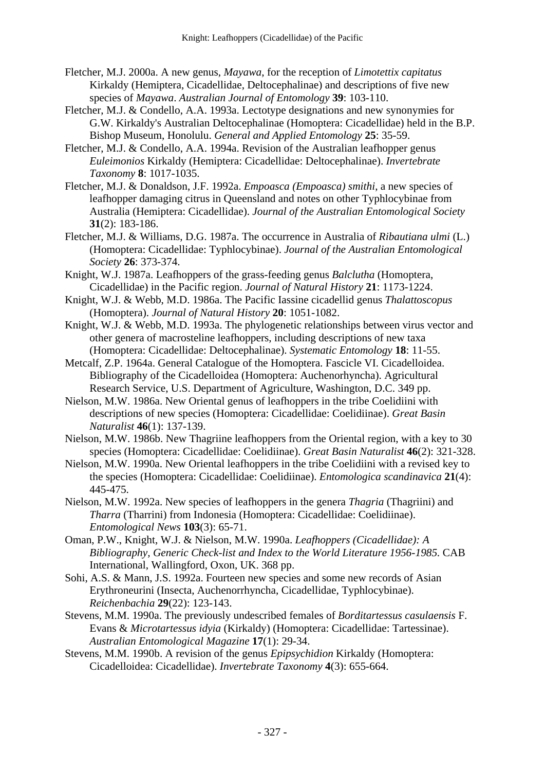Fletcher, M.J. 2000a. A new genus, *Mayawa*, for the reception of *Limotettix capitatus* Kirkaldy (Hemiptera, Cicadellidae, Deltocephalinae) and descriptions of five new species of *Mayawa*. *Australian Journal of Entomology* **39**: 103-110.

Fletcher, M.J. & Condello, A.A. 1993a. Lectotype designations and new synonymies for G.W. Kirkaldy's Australian Deltocephalinae (Homoptera: Cicadellidae) held in the B.P. Bishop Museum, Honolulu. *General and Applied Entomology* **25**: 35-59.

Fletcher, M.J. & Condello, A.A. 1994a. Revision of the Australian leafhopper genus *Euleimonios* Kirkaldy (Hemiptera: Cicadellidae: Deltocephalinae). *Invertebrate Taxonomy* **8**: 1017-1035.

Fletcher, M.J. & Donaldson, J.F. 1992a. *Empoasca (Empoasca) smithi*, a new species of leafhopper damaging citrus in Queensland and notes on other Typhlocybinae from Australia (Hemiptera: Cicadellidae). *Journal of the Australian Entomological Society* **31**(2): 183-186.

Fletcher, M.J. & Williams, D.G. 1987a. The occurrence in Australia of *Ribautiana ulmi* (L.) (Homoptera: Cicadellidae: Typhlocybinae). *Journal of the Australian Entomological Society* **26**: 373-374.

Knight, W.J. 1987a. Leafhoppers of the grass-feeding genus *Balclutha* (Homoptera, Cicadellidae) in the Pacific region. *Journal of Natural History* **21**: 1173-1224.

Knight, W.J. & Webb, M.D. 1986a. The Pacific Iassine cicadellid genus *Thalattoscopus* (Homoptera). *Journal of Natural History* **20**: 1051-1082.

Knight, W.J. & Webb, M.D. 1993a. The phylogenetic relationships between virus vector and other genera of macrosteline leafhoppers, including descriptions of new taxa (Homoptera: Cicadellidae: Deltocephalinae). *Systematic Entomology* **18**: 11-55.

Metcalf, Z.P. 1964a. General Catalogue of the Homoptera. Fascicle VI. Cicadelloidea. Bibliography of the Cicadelloidea (Homoptera: Auchenorhyncha). Agricultural Research Service, U.S. Department of Agriculture, Washington, D.C. 349 pp.

Nielson, M.W. 1986a. New Oriental genus of leafhoppers in the tribe Coelidiini with descriptions of new species (Homoptera: Cicadellidae: Coelidiinae). *Great Basin Naturalist* **46**(1): 137-139.

Nielson, M.W. 1986b. New Thagriine leafhoppers from the Oriental region, with a key to 30 species (Homoptera: Cicadellidae: Coelidiinae). *Great Basin Naturalist* **46**(2): 321-328.

Nielson, M.W. 1990a. New Oriental leafhoppers in the tribe Coelidiini with a revised key to the species (Homoptera: Cicadellidae: Coelidiinae). *Entomologica scandinavica* **21**(4): 445-475.

Nielson, M.W. 1992a. New species of leafhoppers in the genera *Thagria* (Thagriini) and *Tharra* (Tharrini) from Indonesia (Homoptera: Cicadellidae: Coelidiinae). *Entomological News* **103**(3): 65-71.

Oman, P.W., Knight, W.J. & Nielson, M.W. 1990a. *Leafhoppers (Cicadellidae): A Bibliography, Generic Check-list and Index to the World Literature 1956-1985.* CAB International, Wallingford, Oxon, UK. 368 pp.

Sohi, A.S. & Mann, J.S. 1992a. Fourteen new species and some new records of Asian Erythroneurini (Insecta, Auchenorrhyncha, Cicadellidae, Typhlocybinae). *Reichenbachia* **29**(22): 123-143.

Stevens, M.M. 1990a. The previously undescribed females of *Borditartessus casulaensis* F. Evans & *Microtartessus idyia* (Kirkaldy) (Homoptera: Cicadellidae: Tartessinae). *Australian Entomological Magazine* **17**(1): 29-34.

Stevens, M.M. 1990b. A revision of the genus *Epipsychidion* Kirkaldy (Homoptera: Cicadelloidea: Cicadellidae). *Invertebrate Taxonomy* **4**(3): 655-664.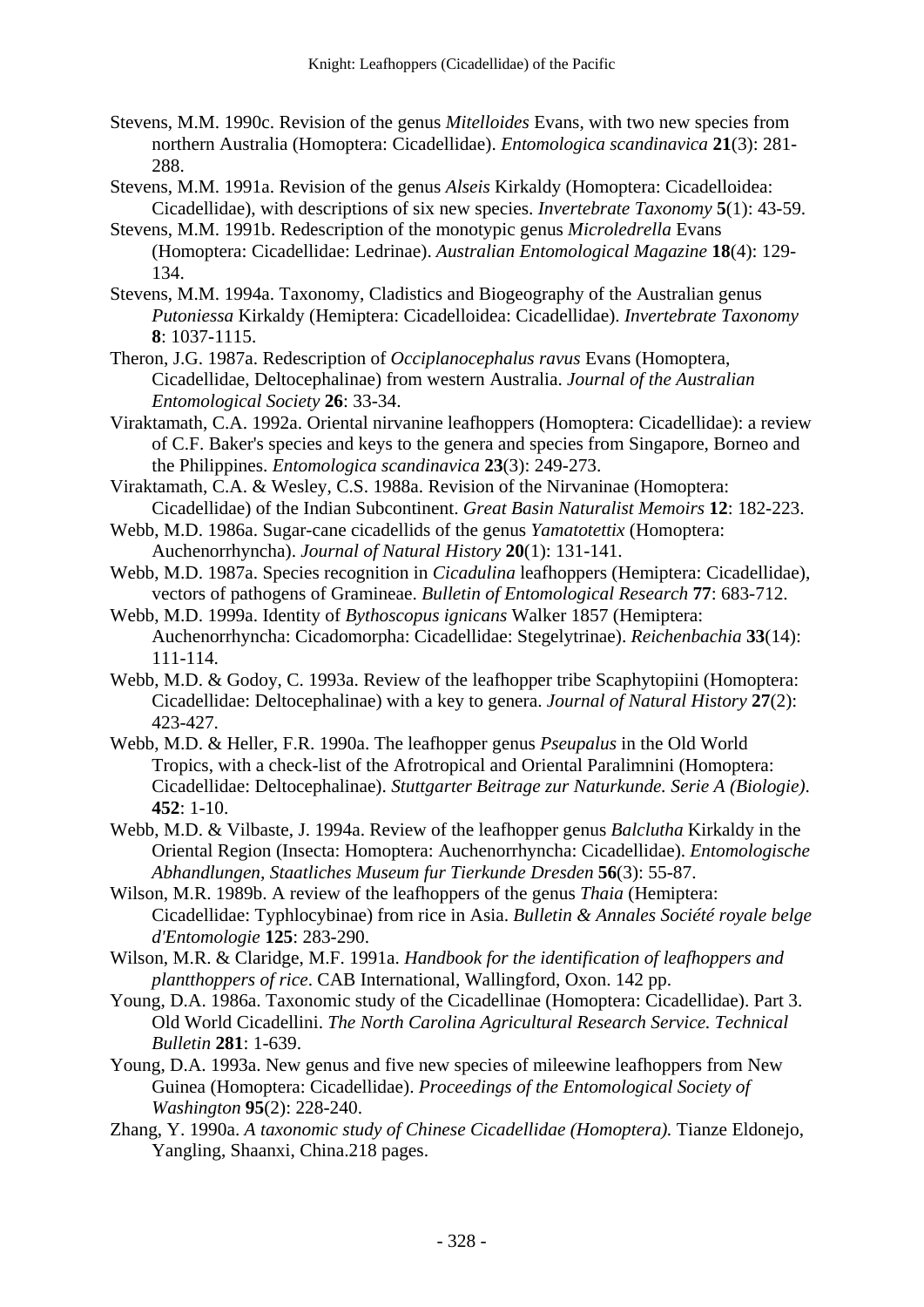Stevens, M.M. 1990c. Revision of the genus *Mitelloides* Evans, with two new species from northern Australia (Homoptera: Cicadellidae). *Entomologica scandinavica* **21**(3): 281-288.

Stevens, M.M. 1991a. Revision of the genus *Alseis* Kirkaldy (Homoptera: Cicadelloidea: Cicadellidae), with descriptions of six new species. *Invertebrate Taxonomy* **5**(1): 43-59.

Stevens, M.M. 1991b. Redescription of the monotypic genus *Microledrella* Evans (Homoptera: Cicadellidae: Ledrinae). *Australian Entomological Magazine* **18**(4): 129-134.

Stevens, M.M. 1994a. Taxonomy, Cladistics and Biogeography of the Australian genus *Putoniessa* Kirkaldy (Hemiptera: Cicadelloidea: Cicadellidae). *Invertebrate Taxonomy* **8**: 1037-1115.

Theron, J.G. 1987a. Redescription of *Occiplanocephalus ravus* Evans (Homoptera, Cicadellidae, Deltocephalinae) from western Australia. *Journal of the Australian Entomological Society* **26**: 33-34.

Viraktamath, C.A. 1992a. Oriental nirvanine leafhoppers (Homoptera: Cicadellidae): a review of C.F. Baker's species and keys to the genera and species from Singapore, Borneo and the Philippines. *Entomologica scandinavica* **23**(3): 249-273.

Viraktamath, C.A. & Wesley, C.S. 1988a. Revision of the Nirvaninae (Homoptera: Cicadellidae) of the Indian Subcontinent. *Great Basin Naturalist Memoirs* **12**: 182-223.

Webb, M.D. 1986a. Sugar-cane cicadellids of the genus *Yamatotettix* (Homoptera: Auchenorrhyncha). *Journal of Natural History* **20**(1): 131-141.

Webb, M.D. 1987a. Species recognition in *Cicadulina* leafhoppers (Hemiptera: Cicadellidae), vectors of pathogens of Gramineae. *Bulletin of Entomological Research* **77**: 683-712.

Webb, M.D. 1999a. Identity of *Bythoscopus ignicans* Walker 1857 (Hemiptera: Auchenorrhyncha: Cicadomorpha: Cicadellidae: Stegelytrinae). *Reichenbachia* **33**(14): 111-114.

Webb, M.D. & Godoy, C. 1993a. Review of the leafhopper tribe Scaphytopiini (Homoptera: Cicadellidae: Deltocephalinae) with a key to genera. *Journal of Natural History* **27**(2): 423-427.

Webb, M.D. & Heller, F.R. 1990a. The leafhopper genus *Pseupalus* in the Old World Tropics, with a check-list of the Afrotropical and Oriental Paralimnini (Homoptera: Cicadellidae: Deltocephalinae). *Stuttgarter Beitrage zur Naturkunde. Serie A (Biologie)*. **452**: 1-10.

Webb, M.D. & Vilbaste, J. 1994a. Review of the leafhopper genus *Balclutha* Kirkaldy in the Oriental Region (Insecta: Homoptera: Auchenorrhyncha: Cicadellidae). *Entomologische Abhandlungen, Staatliches Museum fur Tierkunde Dresden* **56**(3): 55-87.

Wilson, M.R. 1989b. A review of the leafhoppers of the genus *Thaia* (Hemiptera: Cicadellidae: Typhlocybinae) from rice in Asia. *Bulletin & Annales Société royale belge d'Entomologie* **125**: 283-290.

Wilson, M.R. & Claridge, M.F. 1991a. *Handbook for the identification of leafhoppers and plantthoppers of rice*. CAB International, Wallingford, Oxon. 142 pp.

Young, D.A. 1986a. Taxonomic study of the Cicadellinae (Homoptera: Cicadellidae). Part 3. Old World Cicadellini. *The North Carolina Agricultural Research Service. Technical Bulletin* **281**: 1-639.

Young, D.A. 1993a. New genus and five new species of mileewine leafhoppers from New Guinea (Homoptera: Cicadellidae). *Proceedings of the Entomological Society of Washington* **95**(2): 228-240.

Zhang, Y. 1990a. *A taxonomic study of Chinese Cicadellidae (Homoptera).* Tianze Eldonejo, Yangling, Shaanxi, China.218 pages.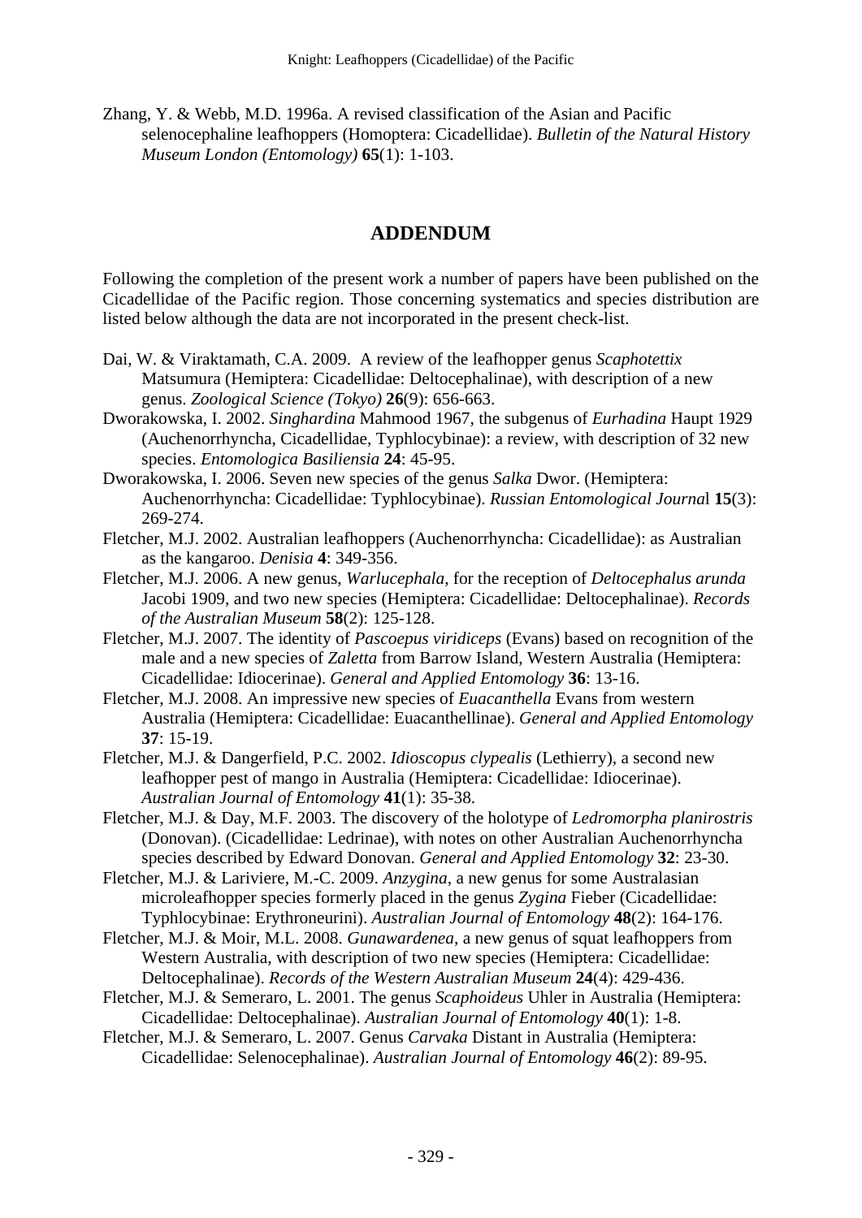Zhang, Y. & Webb, M.D. 1996a. A revised classification of the Asian and Pacific selenocephaline leafhoppers (Homoptera: Cicadellidae). *Bulletin of the Natural History Museum London (Entomology)* **65**(1): 1-103.

## ADDENDUM

Following the completion of the present work a number of papers have been published on the Cicadellidae of the Pacific region. Those concerning systematics and species distribution are listed below although the data are not incorporated in the present check-list.

Dai, W. & Viraktamath, C.A. 2009. A review of the leafhopper genus *Scaphotettix* Matsumura (Hemiptera: Cicadellidae: Deltocephalinae), with description of a new genus. *Zoological Science (Tokyo)* **26**(9): 656-663.

Dworakowska, I. 2002. *Singhardina* Mahmood 1967, the subgenus of *Eurhadina* Haupt 1929 (Auchenorrhyncha, Cicadellidae, Typhlocybinae): a review, with description of 32 new species. *Entomologica Basiliensia* **24**: 45-95.

Dworakowska, I. 2006. Seven new species of the genus *Salka* Dwor. (Hemiptera: Auchenorrhyncha: Cicadellidae: Typhlocybinae). *Russian Entomological Journa*l **15**(3): 269-274.

Fletcher, M.J. 2002. Australian leafhoppers (Auchenorrhyncha: Cicadellidae): as Australian as the kangaroo. *Denisia* **4**: 349-356.

Fletcher, M.J. 2006. A new genus, *Warlucephala*, for the reception of *Deltocephalus arunda* Jacobi 1909, and two new species (Hemiptera: Cicadellidae: Deltocephalinae). *Records of the Australian Museum* **58**(2): 125-128.

Fletcher, M.J. 2007. The identity of *Pascoepus viridiceps* (Evans) based on recognition of the male and a new species of *Zaletta* from Barrow Island, Western Australia (Hemiptera: Cicadellidae: Idiocerinae). *General and Applied Entomology* **36**: 13-16.

Fletcher, M.J. 2008. An impressive new species of *Euacanthella* Evans from western Australia (Hemiptera: Cicadellidae: Euacanthellinae). *General and Applied Entomology* **37**: 15-19.

Fletcher, M.J. & Dangerfield, P.C. 2002. *Idioscopus clypealis* (Lethierry), a second new leafhopper pest of mango in Australia (Hemiptera: Cicadellidae: Idiocerinae). *Australian Journal of Entomology* **41**(1): 35-38.

Fletcher, M.J. & Day, M.F. 2003. The discovery of the holotype of *Ledromorpha planirostris* (Donovan). (Cicadellidae: Ledrinae), with notes on other Australian Auchenorrhyncha species described by Edward Donovan. *General and Applied Entomology* **32**: 23-30.

Fletcher, M.J. & Lariviere, M.-C. 2009. *Anzygina*, a new genus for some Australasian microleafhopper species formerly placed in the genus *Zygina* Fieber (Cicadellidae: Typhlocybinae: Erythroneurini). *Australian Journal of Entomology* **48**(2): 164-176.

Fletcher, M.J. & Moir, M.L. 2008. *Gunawardenea*, a new genus of squat leafhoppers from Western Australia, with description of two new species (Hemiptera: Cicadellidae: Deltocephalinae). *Records of the Western Australian Museum* **24**(4): 429-436.

Fletcher, M.J. & Semeraro, L. 2001. The genus *Scaphoideus* Uhler in Australia (Hemiptera: Cicadellidae: Deltocephalinae). *Australian Journal of Entomology* **40**(1): 1-8.

Fletcher, M.J. & Semeraro, L. 2007. Genus *Carvaka* Distant in Australia (Hemiptera: Cicadellidae: Selenocephalinae). *Australian Journal of Entomology* **46**(2): 89-95.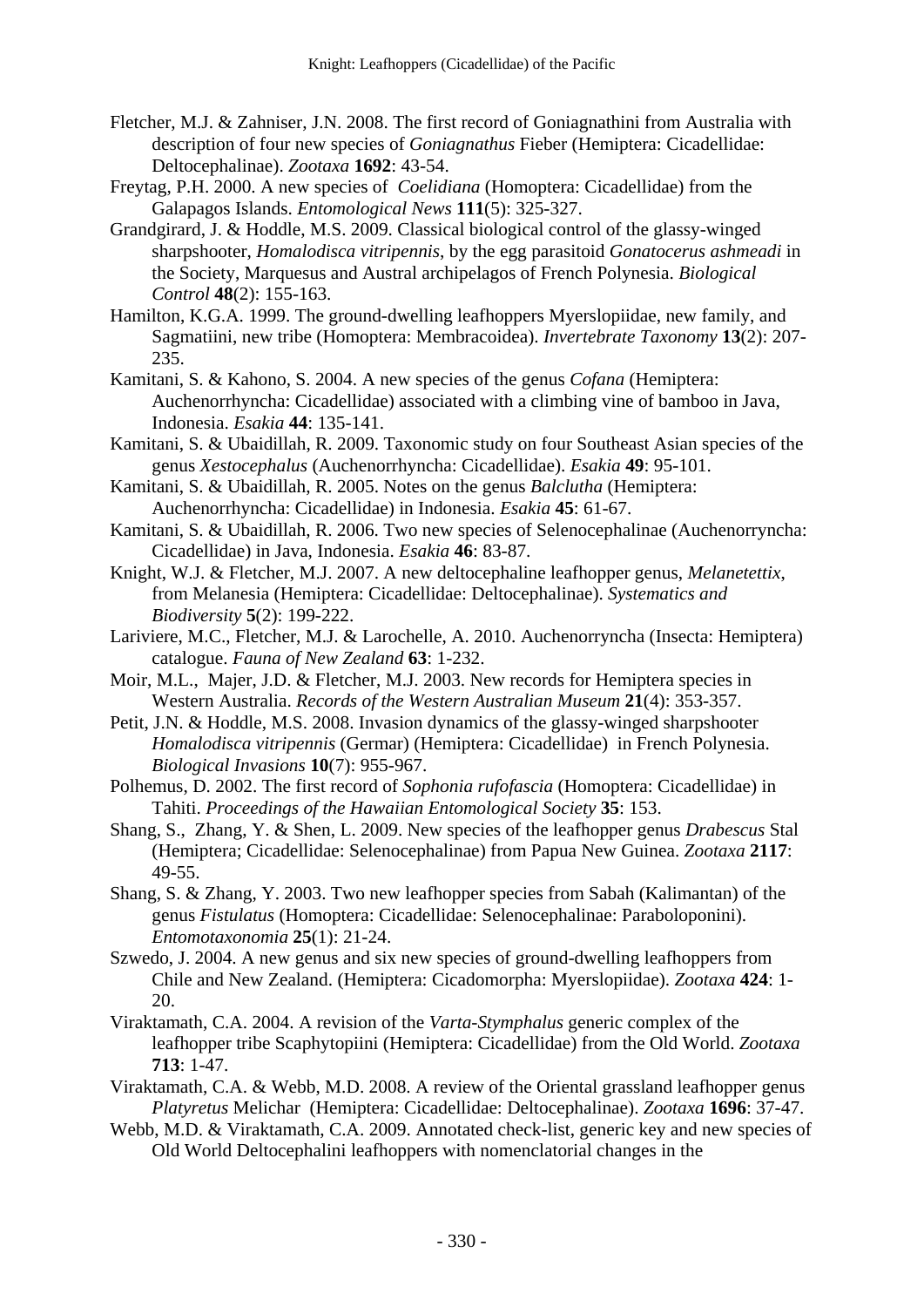Fletcher, M.J. & Zahniser, J.N. 2008. The first record of Goniagnathini from Australia with description of four new species of *Goniagnathus* Fieber (Hemiptera: Cicadellidae: Deltocephalinae). *Zootaxa* **1692**: 43-54.

Freytag, P.H. 2000. A new species of *Coelidiana* (Homoptera: Cicadellidae) from the Galapagos Islands. *Entomological News* **111**(5): 325-327.

Grandgirard, J. & Hoddle, M.S. 2009. Classical biological control of the glassy-winged sharpshooter, *Homalodisca vitripennis*, by the egg parasitoid *Gonatocerus ashmeadi* in the Society, Marquesus and Austral archipelagos of French Polynesia. *Biological Control* **48**(2): 155-163.

Hamilton, K.G.A. 1999. The ground-dwelling leafhoppers Myerslopiidae, new family, and Sagmatiini, new tribe (Homoptera: Membracoidea). *Invertebrate Taxonomy* **13**(2): 207-235.

Kamitani, S. & Kahono, S. 2004. A new species of the genus *Cofana* (Hemiptera: Auchenorrhyncha: Cicadellidae) associated with a climbing vine of bamboo in Java, Indonesia. *Esakia* **44**: 135-141.

Kamitani, S. & Ubaidillah, R. 2009. Taxonomic study on four Southeast Asian species of the genus *Xestocephalus* (Auchenorrhyncha: Cicadellidae). *Esakia* **49**: 95-101.

Kamitani, S. & Ubaidillah, R. 2005. Notes on the genus *Balclutha* (Hemiptera: Auchenorrhyncha: Cicadellidae) in Indonesia. *Esakia* **45**: 61-67.

Kamitani, S. & Ubaidillah, R. 2006. Two new species of Selenocephalinae (Auchenorryncha: Cicadellidae) in Java, Indonesia. *Esakia* **46**: 83-87.

Knight, W.J. & Fletcher, M.J. 2007. A new deltocephaline leafhopper genus, *Melanetettix*, from Melanesia (Hemiptera: Cicadellidae: Deltocephalinae). *Systematics and Biodiversity* **5**(2): 199-222.

Lariviere, M.C., Fletcher, M.J. & Larochelle, A. 2010. Auchenorryncha (Insecta: Hemiptera) catalogue. *Fauna of New Zealand* **63**: 1-232.

Moir, M.L., Majer, J.D. & Fletcher, M.J. 2003. New records for Hemiptera species in Western Australia. *Records of the Western Australian Museum* **21**(4): 353-357.

Petit, J.N. & Hoddle, M.S. 2008. Invasion dynamics of the glassy-winged sharpshooter *Homalodisca vitripennis* (Germar) (Hemiptera: Cicadellidae) in French Polynesia. *Biological Invasions* **10**(7): 955-967.

Polhemus, D. 2002. The first record of *Sophonia rufofascia* (Homoptera: Cicadellidae) in Tahiti. *Proceedings of the Hawaiian Entomological Society* **35**: 153.

Shang, S., Zhang, Y. & Shen, L. 2009. New species of the leafhopper genus *Drabescus* Stal (Hemiptera; Cicadellidae: Selenocephalinae) from Papua New Guinea. *Zootaxa* **2117**: 49-55.

Shang, S. & Zhang, Y. 2003. Two new leafhopper species from Sabah (Kalimantan) of the genus *Fistulatus* (Homoptera: Cicadellidae: Selenocephalinae: Paraboloponini). *Entomotaxonomia* **25**(1): 21-24.

Szwedo, J. 2004. A new genus and six new species of ground-dwelling leafhoppers from Chile and New Zealand. (Hemiptera: Cicadomorpha: Myerslopiidae). *Zootaxa* **424**: 1-20.

Viraktamath, C.A. 2004. A revision of the *Varta-Stymphalus* generic complex of the leafhopper tribe Scaphytopiini (Hemiptera: Cicadellidae) from the Old World. *Zootaxa* **713**: 1-47.

Viraktamath, C.A. & Webb, M.D. 2008. A review of the Oriental grassland leafhopper genus *Platyretus* Melichar (Hemiptera: Cicadellidae: Deltocephalinae). *Zootaxa* **1696**: 37-47.

Webb, M.D. & Viraktamath, C.A. 2009. Annotated check-list, generic key and new species of Old World Deltocephalini leafhoppers with nomenclatorial changes in the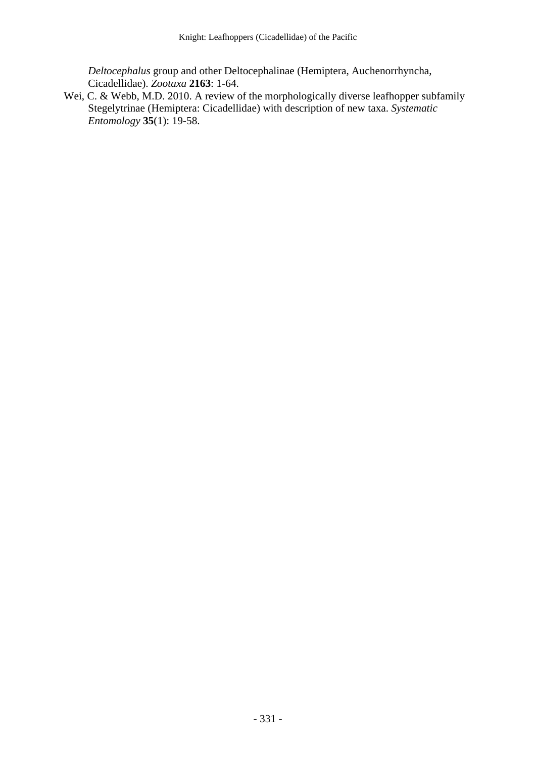*Deltocephalus* group and other Deltocephalinae (Hemiptera, Auchenorrhyncha, Cicadellidae). *Zootaxa* **2163**: 1-64.

Wei, C. & Webb, M.D. 2010. A review of the morphologically diverse leafhopper subfamily Stegelytrinae (Hemiptera: Cicadellidae) with description of new taxa. *Systematic Entomology* **35**(1): 19-58.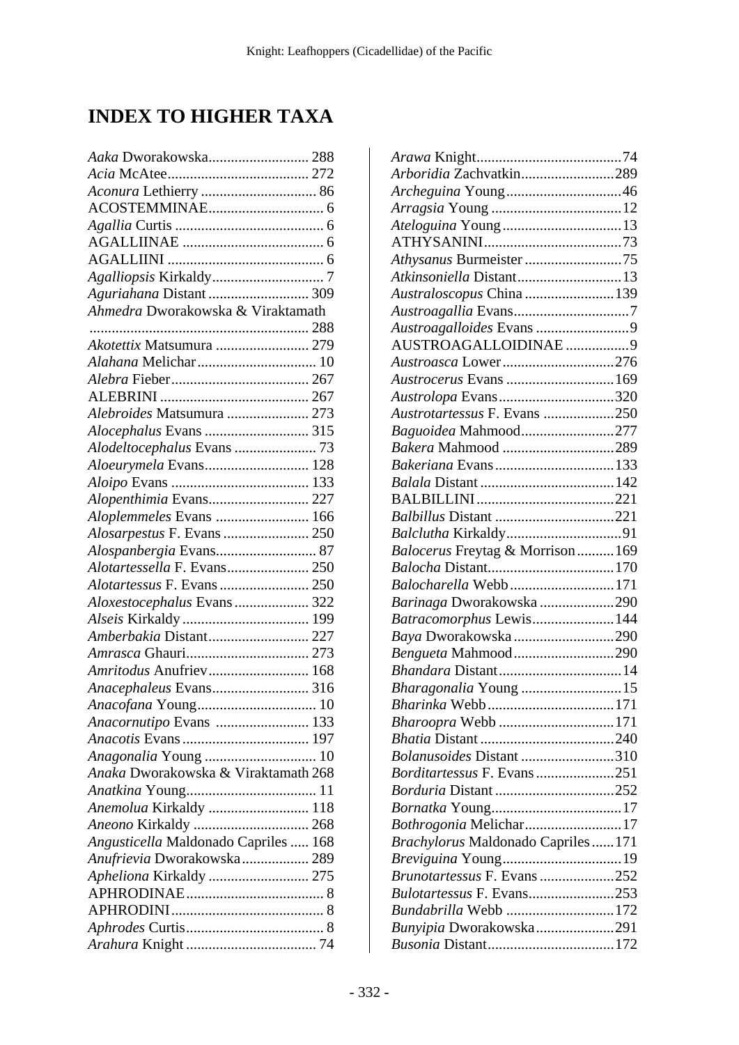# INDEX TO HIGHER TAXA

*Aaka* Dworakowska........................... 288
*Acia* McAtee...................................... 272
*Aconura* Lethierry ............................... 86
ACOSTEMMINAE............................... 6
*Agallia* Curtis ........................................ 6
AGALLIINAE ...................................... 6
AGALLIINI .......................................... 6
*Agalliopsis* Kirkaldy.............................. 7
*Aguriahana* Distant ........................... 309
*Ahmedra* Dworakowska & Viraktamath .......................................................... 288
*Akotettix* Matsumura ......................... 279
*Alahana* Melichar................................ 10
*Alebra* Fieber..................................... 267
ALEBRINI ........................................ 267
*Alebroides* Matsumura ...................... 273
*Alocephalus* Evans ............................ 315
*Alodeltocephalus* Evans ...................... 73
*Aloeurymela* Evans............................ 128
*Aloipo* Evans ..................................... 133
*Alopenthimia* Evans........................... 227
*Aloplemmeles* Evans ......................... 166
*Alosarpestus* F. Evans ....................... 250
*Alospanbergia* Evans........................... 87
*Alotartessella* F. Evans...................... 250
*Alotartessus* F. Evans ........................ 250
*Aloxestocephalus* Evans .................... 322
*Alseis* Kirkaldy .................................. 199
*Amberbakia* Distant........................... 227
*Amrasca* Ghauri................................. 273
*Amritodus* Anufriev........................... 168
*Anacephaleus* Evans.......................... 316
*Anacofana* Young................................ 10
*Anacornutipo* Evans ......................... 133
*Anacotis* Evans .................................. 197
*Anagonalia* Young .............................. 10
*Anaka* Dworakowska & Viraktamath 268
*Anatkina* Young.................................. 11
*Anemolua* Kirkaldy ........................... 118
*Aneono* Kirkaldy ............................... 268
*Angusticella* Maldonado Capriles ..... 168
*Anufrievia* Dworakowska.................. 289
*Apheliona* Kirkaldy ........................... 275
APHRODINAE..................................... 8
APHRODINI......................................... 8
*Aphrodes* Curtis..................................... 8
*Arahura* Knight ................................... 74
*Arawa* Knight....................................... 74
*Arboridia* Zachvatkin......................... 289
*Archeguina* Young............................... 46
*Arragsia* Young ................................... 12
*Ateloguina* Young................................ 13
ATHYSANINI...................................... 73
*Athysanus* Burmeister .......................... 75
*Atkinsoniella* Distant............................ 13
*Australoscopus* China ........................ 139
*Austroagallia* Evans............................... 7
*Austroagalloides* Evans ......................... 9
AUSTROAGALLOIDINAE ................. 9
*Austroasca* Lower.............................. 276
*Austrocerus* Evans ............................. 169
*Austrolopa* Evans............................... 320
*Austrotartessus* F. Evans ................... 250
*Baguoidea* Mahmood......................... 277
*Bakera* Mahmood .............................. 289
*Bakeriana* Evans................................ 133
*Balala* Distant .................................... 142
BALBILLINI..................................... 221
*Balbillus* Distant ................................ 221
*Balclutha* Kirkaldy............................... 91
*Balocerus* Freytag & Morrison.......... 169
*Balocha* Distant.................................. 170
*Balocharella* Webb............................ 171
*Barinaga* Dworakowska .................... 290
*Batracomorphus* Lewis...................... 144
*Baya* Dworakowska ........................... 290
*Bengueta* Mahmood........................... 290
*Bhandara* Distant................................. 14
*Bharagonalia* Young ........................... 15
*Bharinka* Webb.................................. 171
*Bharoopra* Webb ............................... 171
*Bhatia* Distant .................................... 240
*Bolanusoides* Distant ......................... 310
*Borditartessus* F. Evans ..................... 251
*Borduria* Distant ................................ 252
*Bornatka* Young................................... 17
*Bothrogonia* Melichar.......................... 17
*Brachylorus* Maldonado Capriles...... 171
*Breviguina* Young................................ 19
*Brunotartessus* F. Evans .................... 252
*Bulotartessus* F. Evans....................... 253
*Bundabrilla* Webb ............................. 172
*Bunyipia* Dworakowska..................... 291
*Busonia* Distant.................................. 172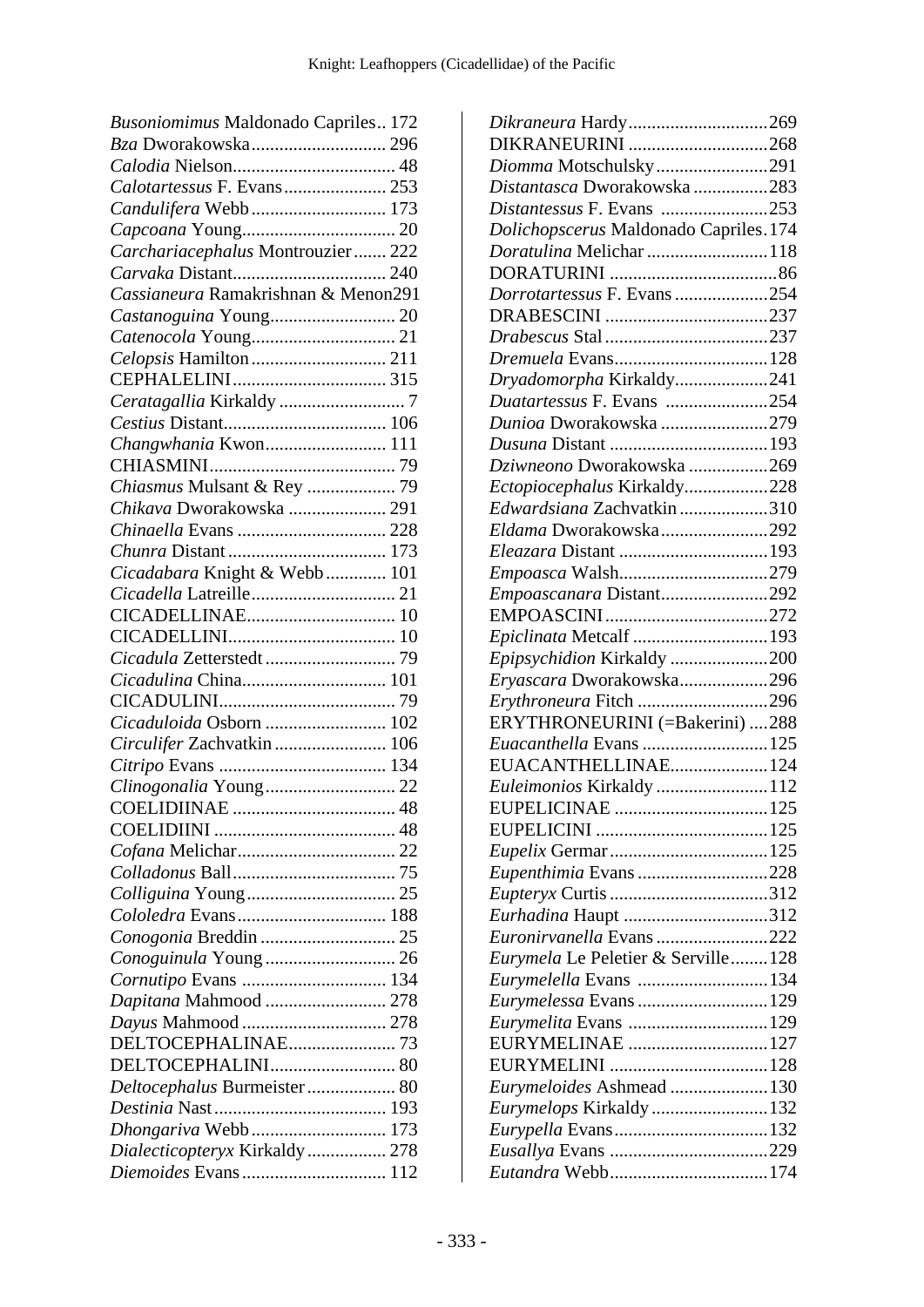*Busoniomimus* Maldonado Capriles.. 172
*Bza* Dworakowska............................ 296
*Calodia* Nielson.................................. 48
*Calotartessus* F. Evans...................... 253
*Candulifera* Webb............................ 173
*Capcoana* Young................................ 20
*Carchariacephalus* Montrouzier....... 222
*Carvaka* Distant................................ 240
*Cassianeura* Ramakrishnan & Menon291
*Castanoguina* Young.......................... 20
*Catenocola* Young.............................. 21
*Celopsis* Hamilton............................ 211
CEPHALELINI................................ 315
*Ceratagallia* Kirkaldy .......................... 7
*Cestius* Distant.................................. 106
*Changwhania* Kwon.......................... 111
CHIASMINI....................................... 79
*Chiasmus* Mulsant & Rey .................. 79
*Chikava* Dworakowska ..................... 291
*Chinaella* Evans ................................ 228
*Chunra* Distant ................................. 173
*Cicadabara* Knight & Webb............. 101
*Cicadella* Latreille.............................. 21
CICADELLINAE................................ 10
CICADELLINI.................................... 10
*Cicadula* Zetterstedt ........................... 79
*Cicadulina* China.............................. 101
CICADULINI...................................... 79
*Cicaduloida* Osborn ......................... 102
*Circulifer* Zachvatkin ....................... 106
*Citripo* Evans ................................... 134
*Clinogonalia* Young............................ 22
COELIDIINAE ................................... 48
COELIDIINI ....................................... 48
*Cofana* Melichar.................................. 22
*Colladonus* Ball................................... 75
*Colliguina* Young................................ 25
*Cololedra* Evans................................ 188
*Conogonia* Breddin ............................ 25
*Conoguinula* Young ............................ 26
*Cornutipo* Evans ............................... 134
*Dapitana* Mahmood .......................... 278
*Dayus* Mahmood ............................... 278
DELTOCEPHALINAE....................... 73
DELTOCEPHALINI........................... 80
*Deltocephalus* Burmeister.................. 80
*Destinia* Nast..................................... 193
*Dhongariva* Webb............................. 173
*Dialecticopteryx* Kirkaldy................. 278
*Diemoides* Evans............................... 112
*Dikraneura* Hardy.............................269
DIKRANEURINI .............................268
*Diomma* Motschulsky........................291
*Distantasca* Dworakowska ................283
*Distantessus* F. Evans .......................253
*Dolichopscerus* Maldonado Capriles.174
*Doratulina* Melichar ..........................118
DORATURINI ....................................86
*Dorrotartessus* F. Evans ....................254
DRABESCINI ...................................237
*Drabescus* Stal...................................237
*Dremuela* Evans.................................128
*Dryadomorpha* Kirkaldy....................241
*Duatartessus* F. Evans ......................254
*Dunioa* Dworakowska .......................279
*Dusuna* Distant ..................................193
*Dziwneono* Dworakowska .................269
*Ectopiocephalus* Kirkaldy..................228
*Edwardsiana* Zachvatkin...................310
*Eldama* Dworakowska.......................292
*Eleazara* Distant ................................193
*Empoasca* Walsh................................279
*Empoascanara* Distant.......................292
EMPOASCINI...................................272
*Epiclinata* Metcalf .............................193
*Epipsychidion* Kirkaldy .....................200
*Eryascara* Dworakowska...................296
*Erythroneura* Fitch ............................296
ERYTHRONEURINI (=Bakerini) ....288
*Euacanthella* Evans ...........................125
EUACANTHELLINAE.....................124
*Euleimonios* Kirkaldy ........................112
EUPELICINAE .................................125
EUPELICINI .....................................125
*Eupelix* Germar..................................125
*Eupenthimia* Evans ............................228
*Eupteryx* Curtis ..................................312
*Eurhadina* Haupt ...............................312
*Euronirvanella* Evans ........................222
*Eurymela* Le Peletier & Serville........128
*Eurymelella* Evans ............................134
*Eurymelessa* Evans ............................129
*Eurymelita* Evans ..............................129
EURYMELINAE ..............................127
EURYMELINI ..................................128
*Eurymeloides* Ashmead .....................130
*Eurymelops* Kirkaldy.........................132
*Eurypella* Evans.................................132
*Eusallya* Evans ..................................229
*Eutandra* Webb..................................174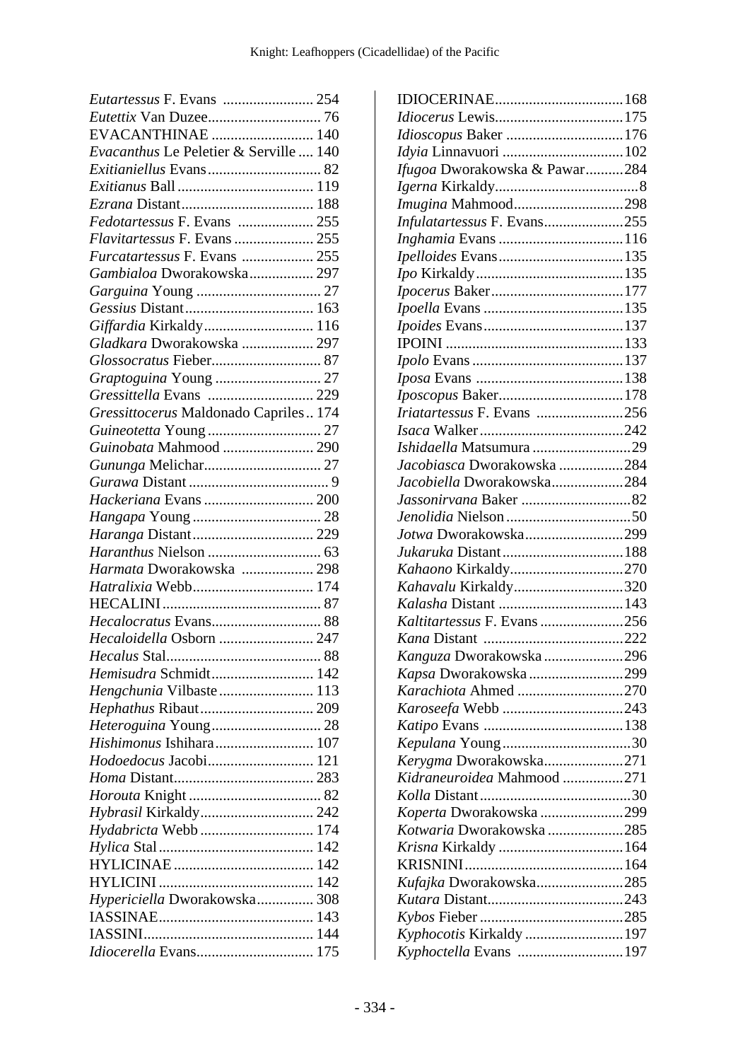*Eutartessus* F. Evans ........................ 254
*Eutettix* Van Duzee............................ 76
EVACANTHINAE .......................... 140
*Evacanthus* Le Peletier & Serville .... 140
*Exitianiellus* Evans............................. 82
*Exitianus* Ball................................... 119
*Ezrana* Distant.................................. 188
*Fedotartessus* F. Evans .................... 255
*Flavitartessus* F. Evans ..................... 255
*Furcatartessus* F. Evans ................... 255
*Gambialoa* Dworakowska................. 297
*Garguina* Young ................................. 27
*Gessius* Distant.................................. 163
*Giffardia* Kirkaldy............................ 116
*Gladkara* Dworakowska ................... 297
*Glossocratus* Fieber............................ 87
*Graptoguina* Young ............................ 27
*Gressittella* Evans ............................ 229
*Gressittocerus* Maldonado Capriles.. 174
*Guineotetta* Young .............................. 27
*Guinobata* Mahmood ........................ 290
*Gununga* Melichar............................... 27
*Gurawa* Distant ..................................... 9
*Hackeriana* Evans ............................. 200
*Hangapa* Young .................................. 28
*Haranga* Distant................................ 229
*Haranthus* Nielson .............................. 63
*Harmata* Dworakowska ................... 298
*Hatralixia* Webb................................ 174
HECALINI ........................................... 87
*Hecalocratus* Evans............................. 88
*Hecaloidella* Osborn ......................... 247
*Hecalus* Stal......................................... 88
*Hemisudra* Schmidt........................... 142
*Hengchunia* Vilbaste ......................... 113
*Hephathus* Ribaut.............................. 209
*Heteroguina* Young............................. 28
*Hishimonus* Ishihara.......................... 107
*Hodoedocus* Jacobi............................ 121
*Homa* Distant..................................... 283
*Horouta* Knight ................................... 82
*Hybrasil* Kirkaldy.............................. 242
*Hydabricta* Webb .............................. 174
*Hylica* Stal......................................... 142
HYLICINAE ..................................... 142
HYLICINI ......................................... 142
*Hypericiella* Dworakowska............... 308
IASSINAE......................................... 143
IASSINI............................................. 144
*Idiocerella* Evans............................... 175
IDIOCERINAE..................................168
*Idiocerus* Lewis..................................175
*Idioscopus* Baker ...............................176
*Idyia* Linnavuori ................................102
*Ifugoa* Dworakowska & Pawar..........284
*Igerna* Kirkaldy......................................8
*Imugina* Mahmood.............................298
*Infulatartessus* F. Evans.....................255
*Inghamia* Evans .................................116
*Ipelloides* Evans.................................135
*Ipo* Kirkaldy.......................................135
*Ipocerus* Baker...................................177
*Ipoella* Evans .....................................135
*Ipoides* Evans.....................................137
IPOINI ................................................133
*Ipolo* Evans ........................................137
*Iposa* Evans .......................................138
*Iposcopus* Baker.................................178
*Iriatartessus* F. Evans .......................256
*Isaca* Walker ......................................242
*Ishidaella* Matsumura ..........................29
*Jacobiasca* Dworakowska .................284
*Jacobiella* Dworakowska...................284
*Jassonirvana* Baker .............................82
*Jenolidia* Nielson .................................50
*Jotwa* Dworakowska..........................299
*Jukaruka* Distant................................188
*Kahaono* Kirkaldy..............................270
*Kahavalu* Kirkaldy.............................320
*Kalasha* Distant .................................143
*Kaltitartessus* F. Evans ......................256
*Kana* Distant .....................................222
*Kanguza* Dworakowska .....................296
*Kapsa* Dworakowska .........................299
*Karachiota* Ahmed ............................270
*Karoseefa* Webb ................................243
*Katipo* Evans .....................................138
*Kepulana* Young ..................................30
*Kerygma* Dworakowska.....................271
*Kidraneuroidea* Mahmood ................271
*Kolla* Distant........................................30
*Koperta* Dworakowska ......................299
*Kotwaria* Dworakowska ....................285
*Krisna* Kirkaldy .................................164
KRISNINI ..........................................164
*Kufajka* Dworakowska.......................285
*Kutara* Distant....................................243
*Kybos* Fieber ......................................285
*Kyphocotis* Kirkaldy ..........................197
*Kyphoctella* Evans ............................197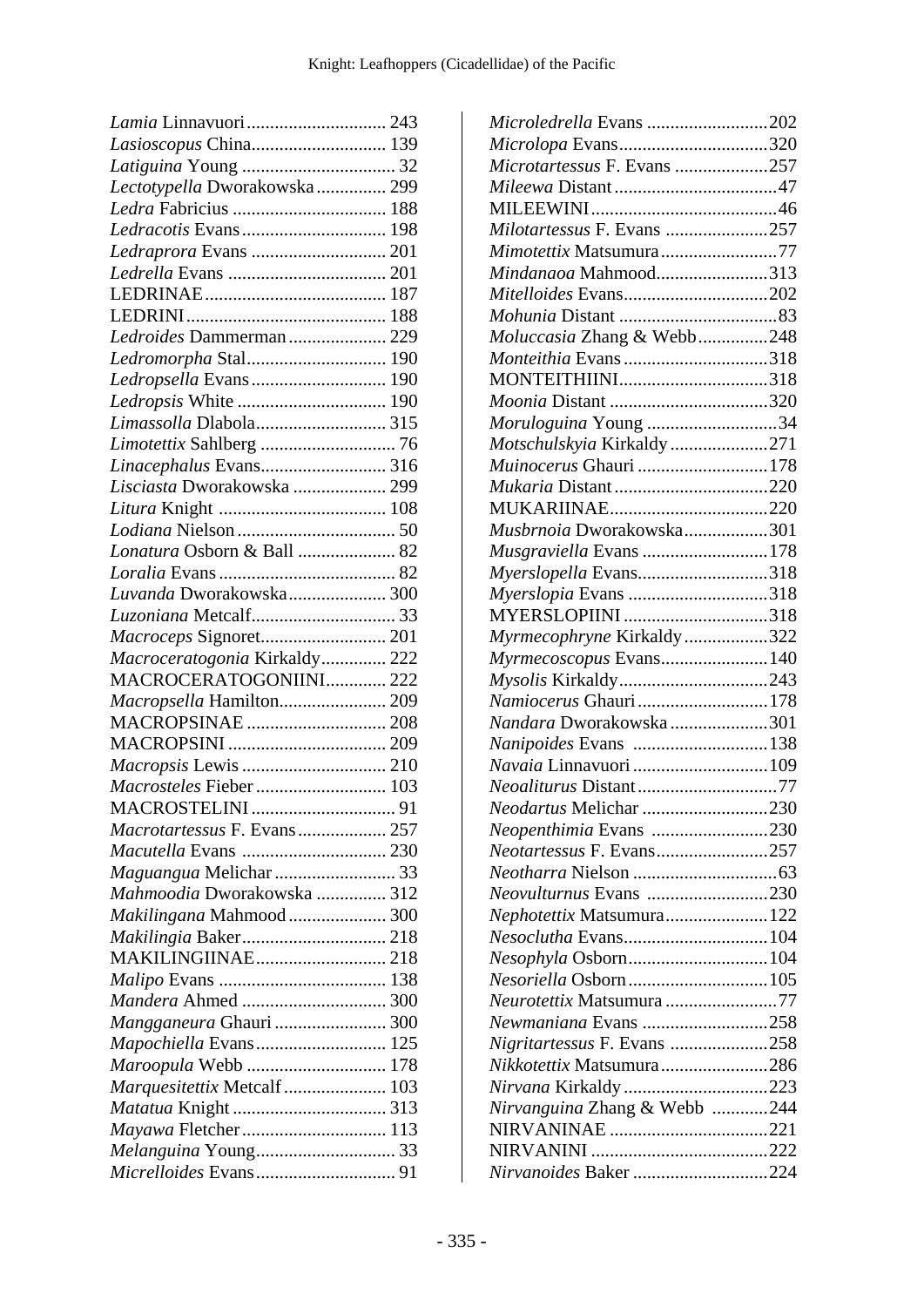*Lamia* Linnavuori .............................. 243
*Lasioscopus* China............................. 139
*Latiguina* Young ................................. 32
*Lectotypella* Dworakowska ............... 299
*Ledra* Fabricius ................................. 188
*Ledracotis* Evans............................... 198
*Ledraprora* Evans ............................. 201
*Ledrella* Evans .................................. 201
LEDRINAE....................................... 187
LEDRINI........................................... 188
*Ledroides* Dammerman ..................... 229
*Ledromorpha* Stal.............................. 190
*Ledropsella* Evans............................. 190
*Ledropsis* White ................................ 190
*Limassolla* Dlabola............................ 315
*Limotettix* Sahlberg ............................. 76
*Linacephalus* Evans........................... 316
*Lisciasta* Dworakowska .................... 299
*Litura* Knight .................................... 108
*Lodiana* Nielson .................................. 50
*Lonatura* Osborn & Ball ..................... 82
*Loralia* Evans...................................... 82
*Luvanda* Dworakowska..................... 300
*Luzoniana* Metcalf............................... 33
*Macroceps* Signoret........................... 201
*Macroceratogonia* Kirkaldy.............. 222
MACROCERATOGONIINI............. 222
*Macropsella* Hamilton....................... 209
MACROPSINAE .............................. 208
MACROPSINI .................................. 209
*Macropsis* Lewis ............................... 210
*Macrosteles* Fieber ............................ 103
MACROSTELINI ............................... 91
*Macrotartessus* F. Evans................... 257
*Macutella* Evans ............................... 230
*Maguangua* Melichar .......................... 33
*Mahmoodia* Dworakowska ............... 312
*Makilingana* Mahmood ..................... 300
*Makilingia* Baker............................... 218
MAKILINGIINAE............................ 218
*Malipo* Evans .................................... 138
*Mandera* Ahmed ............................... 300
*Mangganeura* Ghauri ........................ 300
*Mapochiella* Evans............................ 125
*Maroopula* Webb .............................. 178
*Marquesitettix* Metcalf ...................... 103
*Matatua* Knight ................................. 313
*Mayawa* Fletcher............................... 113
*Melanguina* Young.............................. 33
*Micrelloides* Evans.............................. 91
*Microledrella* Evans ..........................202
*Microlopa* Evans................................320
*Microtartessus* F. Evans ....................257
*Mileewa* Distant...................................47
MILEEWINI........................................46
*Milotartessus* F. Evans ......................257
*Mimotettix* Matsumura.........................77
*Mindanaoa* Mahmood........................313
*Mitelloides* Evans...............................202
*Mohunia* Distant ..................................83
*Moluccasia* Zhang & Webb...............248
*Monteithia* Evans...............................318
MONTEITHIINI................................318
*Moonia* Distant ..................................320
*Moruloguina* Young ............................34
*Motschulskyia* Kirkaldy.....................271
*Muinocerus* Ghauri ............................178
*Mukaria* Distant.................................220
MUKARIINAE..................................220
*Musbrnoia* Dworakowska..................301
*Musgraviella* Evans ...........................178
*Myerslopella* Evans............................318
*Myerslopia* Evans ..............................318
MYERSLOPIINI ...............................318
*Myrmecophryne* Kirkaldy..................322
*Myrmecoscopus* Evans.......................140
*Mysolis* Kirkaldy................................243
*Namiocerus* Ghauri............................178
*Nandara* Dworakowska .....................301
*Nanipoides* Evans .............................138
*Navaia* Linnavuori .............................109
*Neoaliturus* Distant..............................77
*Neodartus* Melichar ...........................230
*Neopenthimia* Evans .........................230
*Neotartessus* F. Evans........................257
*Neotharra* Nielson ...............................63
*Neovulturnus* Evans ..........................230
*Nephotettix* Matsumura......................122
*Nesoclutha* Evans...............................104
*Nesophyla* Osborn..............................104
*Nesoriella* Osborn..............................105
*Neurotettix* Matsumura ........................77
*Newmaniana* Evans ...........................258
*Nigritartessus* F. Evans .....................258
*Nikkotettix* Matsumura.......................286
*Nirvana* Kirkaldy...............................223
*Nirvanguina* Zhang & Webb ............244
NIRVANINAE ..................................221
NIRVANINI ......................................222
*Nirvanoides* Baker .............................224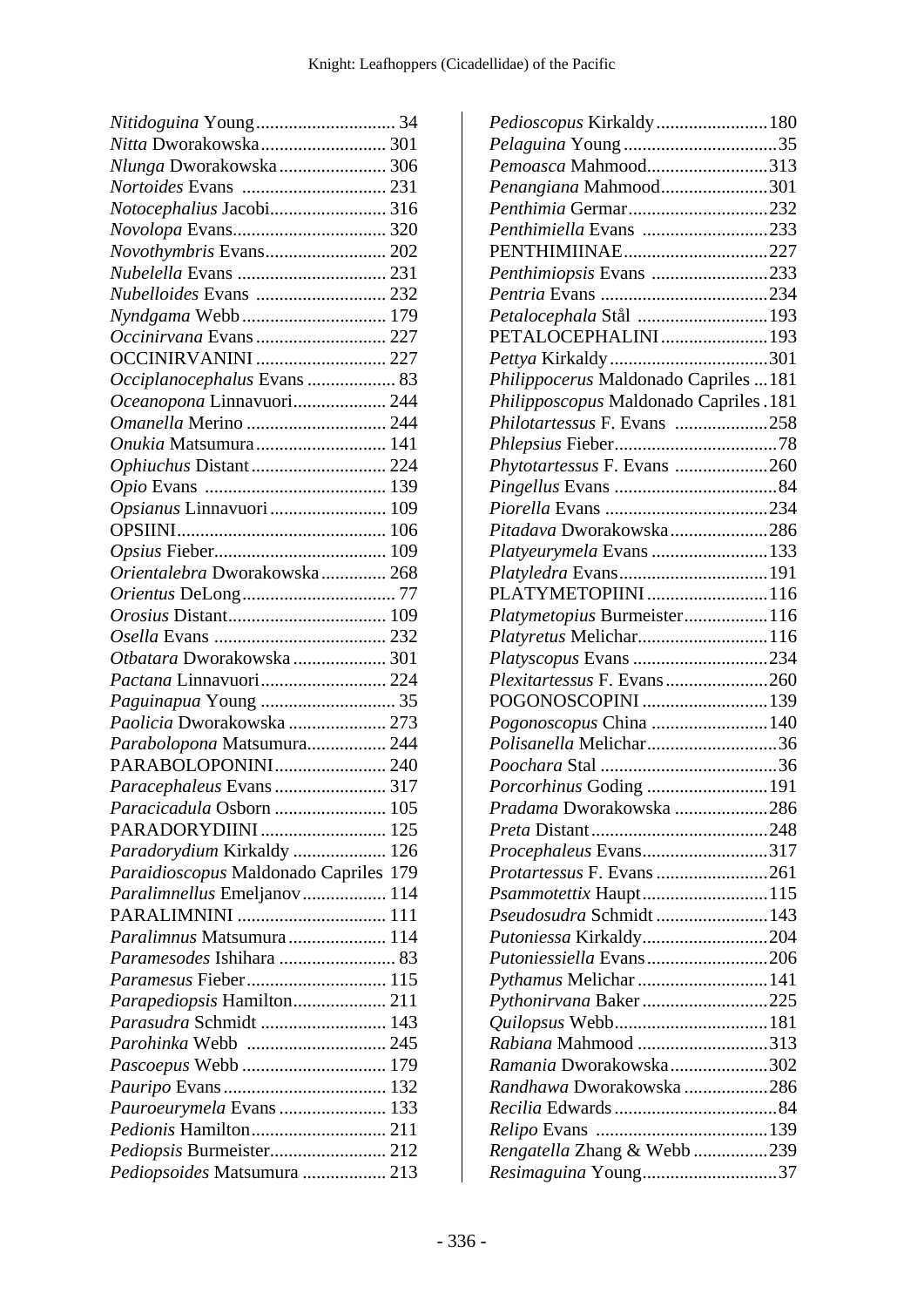*Nitidoguina* Young............................. 34
*Nitta* Dworakowska........................... 301
*Nlunga* Dworakowska....................... 306
*Nortoides* Evans ............................... 231
*Notocephalius* Jacobi......................... 316
*Novolopa* Evans................................. 320
*Novothymbris* Evans.......................... 202
*Nubelella* Evans ................................ 231
*Nubelloides* Evans ............................ 232
*Nyndgama* Webb ............................... 179
*Occinirvana* Evans ............................ 227
OCCINIRVANINI ............................ 227
*Occiplanocephalus* Evans ................... 83
*Oceanopona* Linnavuori.................... 244
*Omanella* Merino .............................. 244
*Onukia* Matsumura ............................ 141
*Ophiuchus* Distant ............................. 224
*Opio* Evans ....................................... 139
*Opsianus* Linnavuori ......................... 109
OPSIINI............................................. 106
*Opsius* Fieber..................................... 109
*Orientalebra* Dworakowska.............. 268
*Orientus* DeLong................................. 77
*Orosius* Distant.................................. 109
*Osella* Evans ..................................... 232
*Otbatara* Dworakowska .................... 301
*Pactana* Linnavuori........................... 224
*Paguinapua* Young ............................. 35
*Paolicia* Dworakowska ..................... 273
*Parabolopona* Matsumura................. 244
PARABOLOPONINI........................ 240
*Paracephaleus* Evans ........................ 317
*Paracicadula* Osborn ........................ 105
PARADORYDIINI ........................... 125
*Paradorydium* Kirkaldy .................... 126
*Paraidioscopus* Maldonado Capriles 179
*Paralimnellus* Emeljanov.................. 114
PARALIMNINI ............................... 111
*Paralimnus* Matsumura ..................... 114
*Paramesodes* Ishihara ......................... 83
*Paramesus* Fieber.............................. 115
*Parapediopsis* Hamilton.................... 211
*Parasudra* Schmidt ........................... 143
*Parohinka* Webb .............................. 245
*Pascoepus* Webb ............................... 179
*Pauripo* Evans................................... 132
*Pauroeurymela* Evans ....................... 133
*Pedionis* Hamilton............................. 211
*Pediopsis* Burmeister......................... 212
*Pediopsoides* Matsumura .................. 213
*Pedioscopus* Kirkaldy........................180
*Pelaguina* Young.................................35
*Pemoasca* Mahmood..........................313
*Penangiana* Mahmood.......................301
*Penthimia* Germar.............................232
*Penthimiella* Evans ..........................233
PENTHIMIINAE...............................227
*Penthimiopsis* Evans .........................233
*Pentria* Evans ....................................234
*Petalocephala* Stål ............................193
PETALOCEPHALINI.......................193
*Pettya* Kirkaldy..................................301
*Philippocerus* Maldonado Capriles ...181
*Philipposcopus* Maldonado Capriles .181
*Philotartessus* F. Evans ....................258
*Phlepsius* Fieber...................................78
*Phytotartessus* F. Evans ....................260
*Pingellus* Evans ...................................84
*Piorella* Evans ...................................234
*Pitadava* Dworakowska.....................286
*Platyeurymela* Evans .........................133
*Platyledra* Evans................................191
PLATYMETOPIINI..........................116
*Platymetopius* Burmeister..................116
*Platyretus* Melichar............................116
*Platyscopus* Evans .............................234
*Plexitartessus* F. Evans......................260
POGONOSCOPINI ...........................139
*Pogonoscopus* China .........................140
*Polisanella* Melichar............................36
*Poochara* Stal ......................................36
*Porcorhinus* Goding ..........................191
*Pradama* Dworakowska ....................286
*Preta* Distant......................................248
*Procephaleus* Evans...........................317
*Protartessus* F. Evans ........................261
*Psammotettix* Haupt...........................115
*Pseudosudra* Schmidt ........................143
*Putoniessa* Kirkaldy...........................204
*Putoniessiella* Evans..........................206
*Pythamus* Melichar ............................141
*Pythonirvana* Baker ...........................225
*Quilopsus* Webb.................................181
*Rabiana* Mahmood ............................313
*Ramania* Dworakowska.....................302
*Randhawa* Dworakowska ..................286
*Recilia* Edwards...................................84
*Relipo* Evans .....................................139
*Rengatella* Zhang & Webb ................239
*Resimaguina* Young.............................37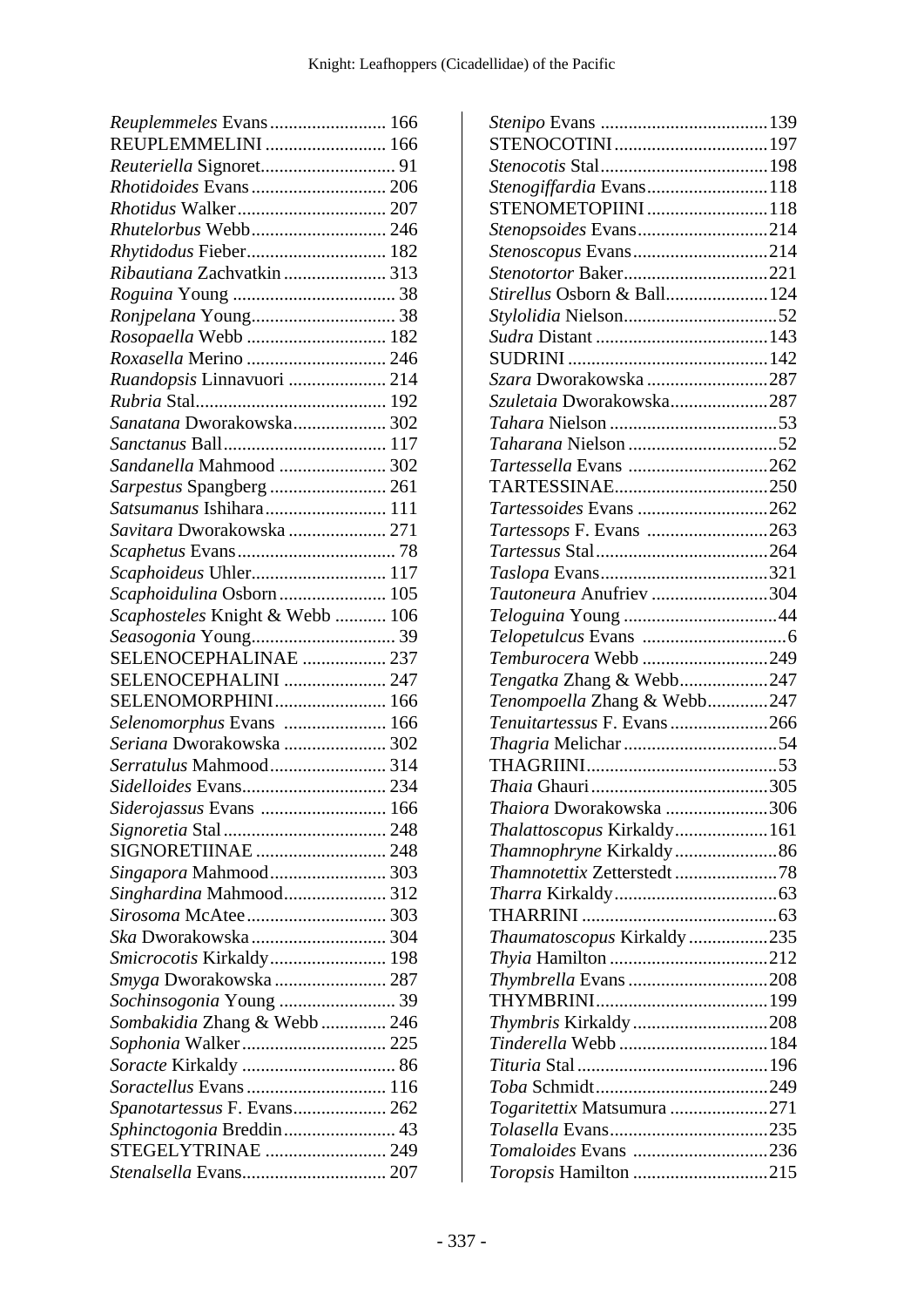*Reuplemmeles* Evans........................ 166
REUPLEMMELINI ......................... 166
*Reuteriella* Signoret............................ 91
*Rhotidoides* Evans............................ 206
*Rhotidus* Walker................................ 207
*Rhutelorbus* Webb............................ 246
*Rhytidodus* Fieber............................. 182
*Ribautiana* Zachvatkin...................... 313
*Roguina* Young .................................. 38
*Ronjpelana* Young.............................. 38
*Rosopaella* Webb ............................. 182
*Roxasella* Merino ............................. 246
*Ruandopsis* Linnavuori ..................... 214
*Rubria* Stal......................................... 192
*Sanatana* Dworakowska.................... 302
*Sanctanus* Ball................................... 117
*Sandanella* Mahmood ....................... 302
*Sarpestus* Spangberg ......................... 261
*Satsumanus* Ishihara.......................... 111
*Savitara* Dworakowska ..................... 271
*Scaphetus* Evans.................................. 78
*Scaphoideus* Uhler............................. 117
*Scaphoidulina* Osborn....................... 105
*Scaphosteles* Knight & Webb ........... 106
*Seasogonia* Young............................... 39
SELENOCEPHALINAE .................. 237
SELENOCEPHALINI ...................... 247
SELENOMORPHINI........................ 166
*Selenomorphus* Evans ...................... 166
*Seriana* Dworakowska ...................... 302
*Serratulus* Mahmood......................... 314
*Sidelloides* Evans............................... 234
*Siderojassus* Evans ........................... 166
*Signoretia* Stal................................... 248
SIGNORETIINAE ............................ 248
*Singapora* Mahmood......................... 303
*Singhardina* Mahmood...................... 312
*Sirosoma* McAtee.............................. 303
*Ska* Dworakowska............................. 304
*Smicrocotis* Kirkaldy......................... 198
*Smyga* Dworakowska ........................ 287
*Sochinsogonia* Young ......................... 39
*Sombakidia* Zhang & Webb .............. 246
*Sophonia* Walker............................... 225
*Soracte* Kirkaldy ................................. 86
*Soractellus* Evans.............................. 116
*Spanotartessus* F. Evans.................... 262
*Sphinctogonia* Breddin........................ 43
STEGELYTRINAE .......................... 249
*Stenalsella* Evans............................... 207
*Stenipo* Evans ....................................139
STENOCOTINI.................................197
*Stenocotis* Stal....................................198
*Stenogiffardia* Evans..........................118
STENOMETOPIINI..........................118
*Stenopsoides* Evans............................214
*Stenoscopus* Evans.............................214
*Stenotortor* Baker...............................221
*Stirellus* Osborn & Ball......................124
*Stylolidia* Nielson.................................52
*Sudra* Distant .....................................143
SUDRINI ...........................................142
*Szara* Dworakowska ..........................287
*Szuletaia* Dworakowska.....................287
*Tahara* Nielson ....................................53
*Taharana* Nielson ................................52
*Tartessella* Evans ..............................262
TARTESSINAE.................................250
*Tartessoides* Evans ............................262
*Tartessops* F. Evans ..........................263
*Tartessus* Stal.....................................264
*Taslopa* Evans....................................321
*Tautoneura* Anufriev .........................304
*Teloguina* Young .................................44
*Telopetulcus* Evans ...............................6
*Temburocera* Webb ...........................249
*Tengatka* Zhang & Webb...................247
*Tenompoella* Zhang & Webb.............247
*Tenuitartessus* F. Evans.....................266
*Thagria* Melichar .................................54
THAGRIINI.........................................53
*Thaia* Ghauri ......................................305
*Thaiora* Dworakowska ......................306
*Thalattoscopus* Kirkaldy....................161
*Thamnophryne* Kirkaldy......................86
*Thamnotettix* Zetterstedt ......................78
*Tharra* Kirkaldy...................................63
THARRINI ..........................................63
*Thaumatoscopus* Kirkaldy .................235
*Thyia* Hamilton ..................................212
*Thymbrella* Evans ..............................208
THYMBRINI.....................................199
*Thymbris* Kirkaldy.............................208
*Tinderella* Webb ................................184
*Tituria* Stal.........................................196
*Toba* Schmidt.....................................249
*Togaritettix* Matsumura .....................271
*Tolasella* Evans..................................235
*Tomaloides* Evans .............................236
*Toropsis* Hamilton .............................215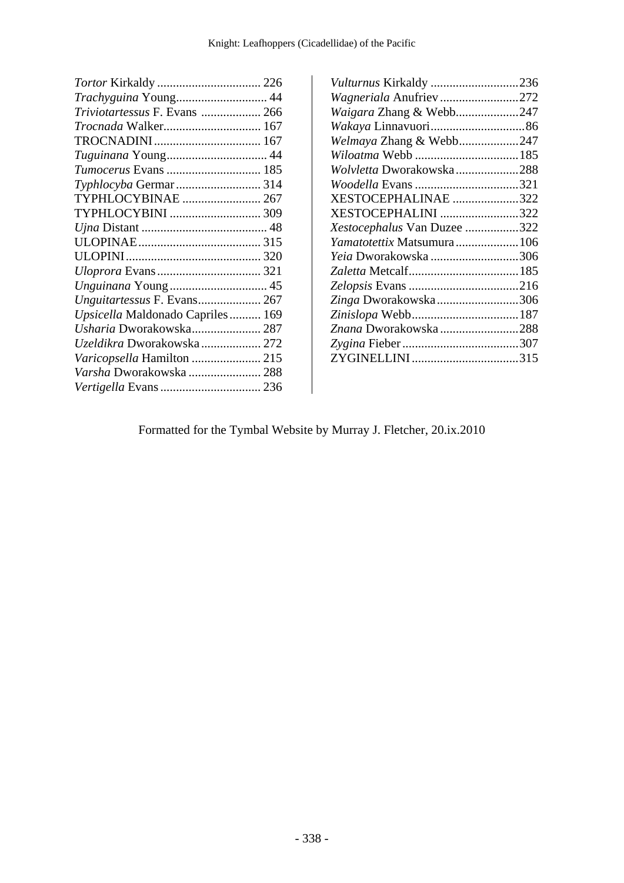*Tortor* Kirkaldy ................................ 226
*Trachyguina* Young............................ 44
*Triviotartessus* F. Evans ................... 266
*Trocnada* Walker............................... 167
TROCNADINI .................................. 167
*Tuguinana* Young................................ 44
*Tumocerus* Evans .............................. 185
*Typhlocyba* Germar........................... 314
TYPHLOCYBINAE ......................... 267
TYPHLOCYBINI ............................. 309
*Ujna* Distant ........................................ 48
ULOPINAE....................................... 315
ULOPINI........................................... 320
*Uloprora* Evans................................. 321
*Unguinana* Young............................... 45
*Unguitartessus* F. Evans.................... 267
*Upsicella* Maldonado Capriles.......... 169
*Usharia* Dworakowska...................... 287
*Uzeldikra* Dworakowska................... 272
*Varicopsella* Hamilton ...................... 215
*Varsha* Dworakowska ....................... 288
*Vertigella* Evans................................ 236
*Vulturnus* Kirkaldy ............................236
*Wagneriala* Anufriev.........................272
*Waigara* Zhang & Webb....................247
*Wakaya* Linnavuori..............................86
*Welmaya* Zhang & Webb...................247
*Wiloatma* Webb .................................185
*Wolvletta* Dworakowska....................288
*Woodella* Evans .................................321
XESTOCEPHALINAE .....................322
XESTOCEPHALINI .........................322
*Xestocephalus* Van Duzee .................322
*Yamatotettix* Matsumura....................106
*Yeia* Dworakowska ............................306
*Zaletta* Metcalf...................................185
*Zelopsis* Evans ...................................216
*Zinga* Dworakowska..........................306
*Zinislopa* Webb..................................187
*Znana* Dworakowska .........................288
*Zygina* Fieber .....................................307
ZYGINELLINI ..................................315

Formatted for the Tymbal Website by Murray J. Fletcher, 20.ix.2010